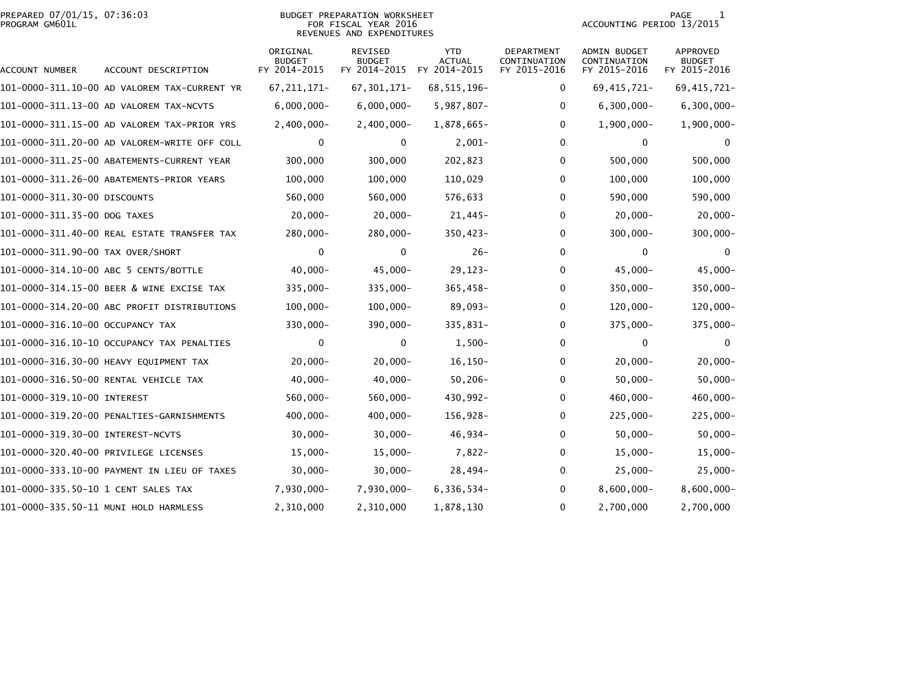PREPARED 07/01/15, 07:36:03
PROGRAM GM601L

# BUDGET PREPARATION WORKSHEET
## FOR FISCAL YEAR 2016
## REVENUES AND EXPENDITURES

ACCOUNTING PERIOD 13/2015

| ACCOUNT NUMBER | ACCOUNT DESCRIPTION | ORIGINAL BUDGET FY 2014-2015 | REVISED BUDGET FY 2014-2015 | YTD ACTUAL FY 2014-2015 | DEPARTMENT CONTINUATION FY 2015-2016 | ADMIN BUDGET CONTINUATION FY 2015-2016 | APPROVED BUDGET FY 2015-2016 |
|---|---|---|---|---|---|---|---|
| 101-0000-311.10-00 | AD VALOREM TAX-CURRENT YR | 67,211,171- | 67,301,171- | 68,515,196- | 0 | 69,415,721- | 69,415,721- |
| 101-0000-311.13-00 | AD VALOREM TAX-NCVTS | 6,000,000- | 6,000,000- | 5,987,807- | 0 | 6,300,000- | 6,300,000- |
| 101-0000-311.15-00 | AD VALOREM TAX-PRIOR YRS | 2,400,000- | 2,400,000- | 1,878,665- | 0 | 1,900,000- | 1,900,000- |
| 101-0000-311.20-00 | AD VALOREM-WRITE OFF COLL | 0 | 0 | 2,001- | 0 | 0 | 0 |
| 101-0000-311.25-00 | ABATEMENTS-CURRENT YEAR | 300,000 | 300,000 | 202,823 | 0 | 500,000 | 500,000 |
| 101-0000-311.26-00 | ABATEMENTS-PRIOR YEARS | 100,000 | 100,000 | 110,029 | 0 | 100,000 | 100,000 |
| 101-0000-311.30-00 | DISCOUNTS | 560,000 | 560,000 | 576,633 | 0 | 590,000 | 590,000 |
| 101-0000-311.35-00 | DOG TAXES | 20,000- | 20,000- | 21,445- | 0 | 20,000- | 20,000- |
| 101-0000-311.40-00 | REAL ESTATE TRANSFER TAX | 280,000- | 280,000- | 350,423- | 0 | 300,000- | 300,000- |
| 101-0000-311.90-00 | TAX OVER/SHORT | 0 | 0 | 26- | 0 | 0 | 0 |
| 101-0000-314.10-00 | ABC 5 CENTS/BOTTLE | 40,000- | 45,000- | 29,123- | 0 | 45,000- | 45,000- |
| 101-0000-314.15-00 | BEER & WINE EXCISE TAX | 335,000- | 335,000- | 365,458- | 0 | 350,000- | 350,000- |
| 101-0000-314.20-00 | ABC PROFIT DISTRIBUTIONS | 100,000- | 100,000- | 89,093- | 0 | 120,000- | 120,000- |
| 101-0000-316.10-00 | OCCUPANCY TAX | 330,000- | 390,000- | 335,831- | 0 | 375,000- | 375,000- |
| 101-0000-316.10-10 | OCCUPANCY TAX PENALTIES | 0 | 0 | 1,500- | 0 | 0 | 0 |
| 101-0000-316.30-00 | HEAVY EQUIPMENT TAX | 20,000- | 20,000- | 16,150- | 0 | 20,000- | 20,000- |
| 101-0000-316.50-00 | RENTAL VEHICLE TAX | 40,000- | 40,000- | 50,206- | 0 | 50,000- | 50,000- |
| 101-0000-319.10-00 | INTEREST | 560,000- | 560,000- | 430,992- | 0 | 460,000- | 460,000- |
| 101-0000-319.20-00 | PENALTIES-GARNISHMENTS | 400,000- | 400,000- | 156,928- | 0 | 225,000- | 225,000- |
| 101-0000-319.30-00 | INTEREST-NCVTS | 30,000- | 30,000- | 46,934- | 0 | 50,000- | 50,000- |
| 101-0000-320.40-00 | PRIVILEGE LICENSES | 15,000- | 15,000- | 7,822- | 0 | 15,000- | 15,000- |
| 101-0000-333.10-00 | PAYMENT IN LIEU OF TAXES | 30,000- | 30,000- | 28,494- | 0 | 25,000- | 25,000- |
| 101-0000-335.50-10 | 1 CENT SALES TAX | 7,930,000- | 7,930,000- | 6,336,534- | 0 | 8,600,000- | 8,600,000- |
| 101-0000-335.50-11 | MUNI HOLD HARMLESS | 2,310,000 | 2,310,000 | 1,878,130 | 0 | 2,700,000 | 2,700,000 |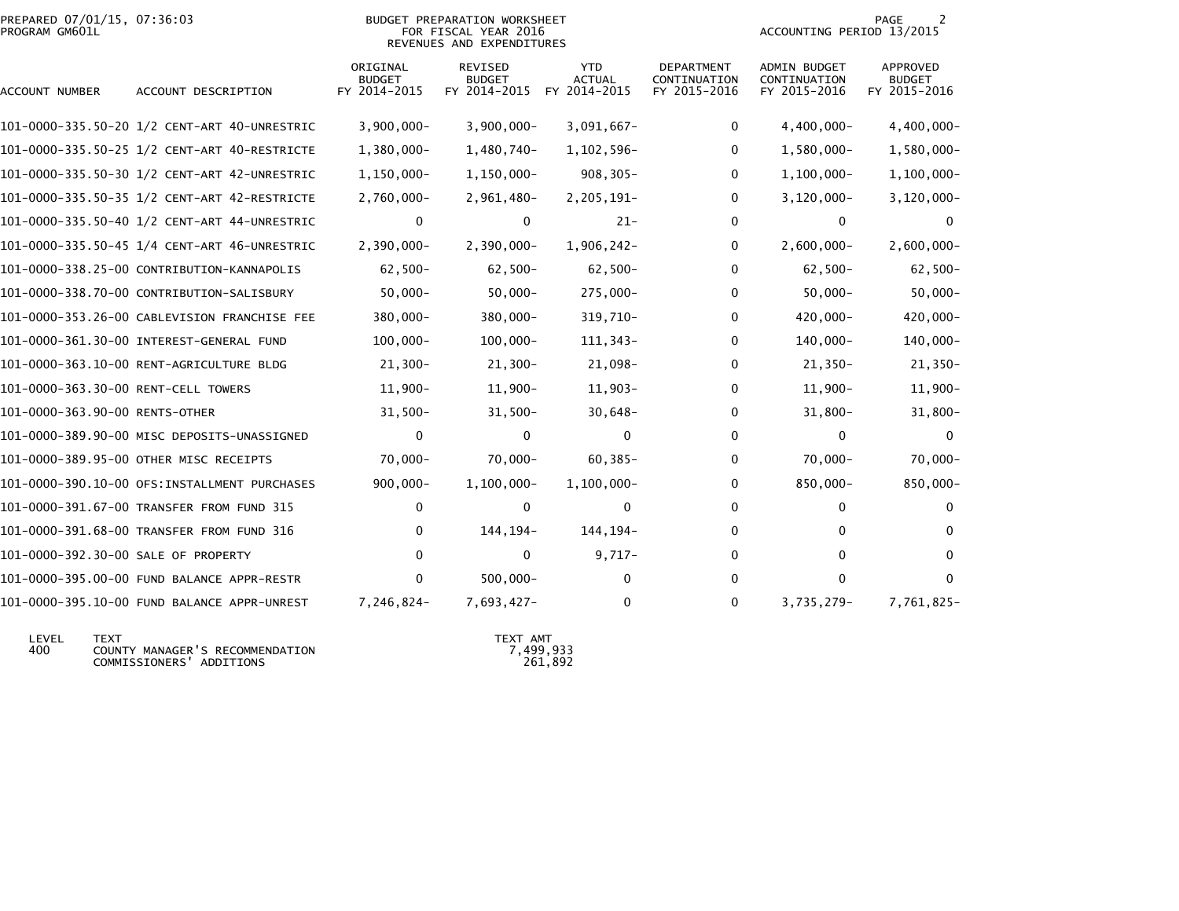BUDGET PREPARATION WORKSHEET
FOR FISCAL YEAR 2016
REVENUES AND EXPENDITURES

PREPARED 07/01/15, 07:36:03
PROGRAM GM601L

ACCOUNTING PERIOD 13/2015

| ACCOUNT NUMBER | ACCOUNT DESCRIPTION | ORIGINAL BUDGET FY 2014-2015 | REVISED BUDGET FY 2014-2015 | YTD ACTUAL FY 2014-2015 | DEPARTMENT CONTINUATION FY 2015-2016 | ADMIN BUDGET CONTINUATION FY 2015-2016 | APPROVED BUDGET FY 2015-2016 |
|---|---|---|---|---|---|---|---|
| 101-0000-335.50-20 | 1/2 CENT-ART 40-UNRESTRIC | 3,900,000- | 3,900,000- | 3,091,667- | 0 | 4,400,000- | 4,400,000- |
| 101-0000-335.50-25 | 1/2 CENT-ART 40-RESTRICTE | 1,380,000- | 1,480,740- | 1,102,596- | 0 | 1,580,000- | 1,580,000- |
| 101-0000-335.50-30 | 1/2 CENT-ART 42-UNRESTRIC | 1,150,000- | 1,150,000- | 908,305- | 0 | 1,100,000- | 1,100,000- |
| 101-0000-335.50-35 | 1/2 CENT-ART 42-RESTRICTE | 2,760,000- | 2,961,480- | 2,205,191- | 0 | 3,120,000- | 3,120,000- |
| 101-0000-335.50-40 | 1/2 CENT-ART 44-UNRESTRIC | 0 | 0 | 21- | 0 | 0 | 0 |
| 101-0000-335.50-45 | 1/4 CENT-ART 46-UNRESTRIC | 2,390,000- | 2,390,000- | 1,906,242- | 0 | 2,600,000- | 2,600,000- |
| 101-0000-338.25-00 | CONTRIBUTION-KANNAPOLIS | 62,500- | 62,500- | 62,500- | 0 | 62,500- | 62,500- |
| 101-0000-338.70-00 | CONTRIBUTION-SALISBURY | 50,000- | 50,000- | 275,000- | 0 | 50,000- | 50,000- |
| 101-0000-353.26-00 | CABLEVISION FRANCHISE FEE | 380,000- | 380,000- | 319,710- | 0 | 420,000- | 420,000- |
| 101-0000-361.30-00 | INTEREST-GENERAL FUND | 100,000- | 100,000- | 111,343- | 0 | 140,000- | 140,000- |
| 101-0000-363.10-00 | RENT-AGRICULTURE BLDG | 21,300- | 21,300- | 21,098- | 0 | 21,350- | 21,350- |
| 101-0000-363.30-00 | RENT-CELL TOWERS | 11,900- | 11,900- | 11,903- | 0 | 11,900- | 11,900- |
| 101-0000-363.90-00 | RENTS-OTHER | 31,500- | 31,500- | 30,648- | 0 | 31,800- | 31,800- |
| 101-0000-389.90-00 | MISC DEPOSITS-UNASSIGNED | 0 | 0 | 0 | 0 | 0 | 0 |
| 101-0000-389.95-00 | OTHER MISC RECEIPTS | 70,000- | 70,000- | 60,385- | 0 | 70,000- | 70,000- |
| 101-0000-390.10-00 | OFS:INSTALLMENT PURCHASES | 900,000- | 1,100,000- | 1,100,000- | 0 | 850,000- | 850,000- |
| 101-0000-391.67-00 | TRANSFER FROM FUND 315 | 0 | 0 | 0 | 0 | 0 | 0 |
| 101-0000-391.68-00 | TRANSFER FROM FUND 316 | 0 | 144,194- | 144,194- | 0 | 0 | 0 |
| 101-0000-392.30-00 | SALE OF PROPERTY | 0 | 0 | 9,717- | 0 | 0 | 0 |
| 101-0000-395.00-00 | FUND BALANCE APPR-RESTR | 0 | 500,000- | 0 | 0 | 0 | 0 |
| 101-0000-395.10-00 | FUND BALANCE APPR-UNREST | 7,246,824- | 7,693,427- | 0 | 0 | 3,735,279- | 7,761,825- |

| LEVEL | TEXT | TEXT AMT |
|---|---|---|
| 400 | COUNTY MANAGER'S RECOMMENDATION | 7,499,933 |
| | COMMISSIONERS' ADDITIONS | 261,892 |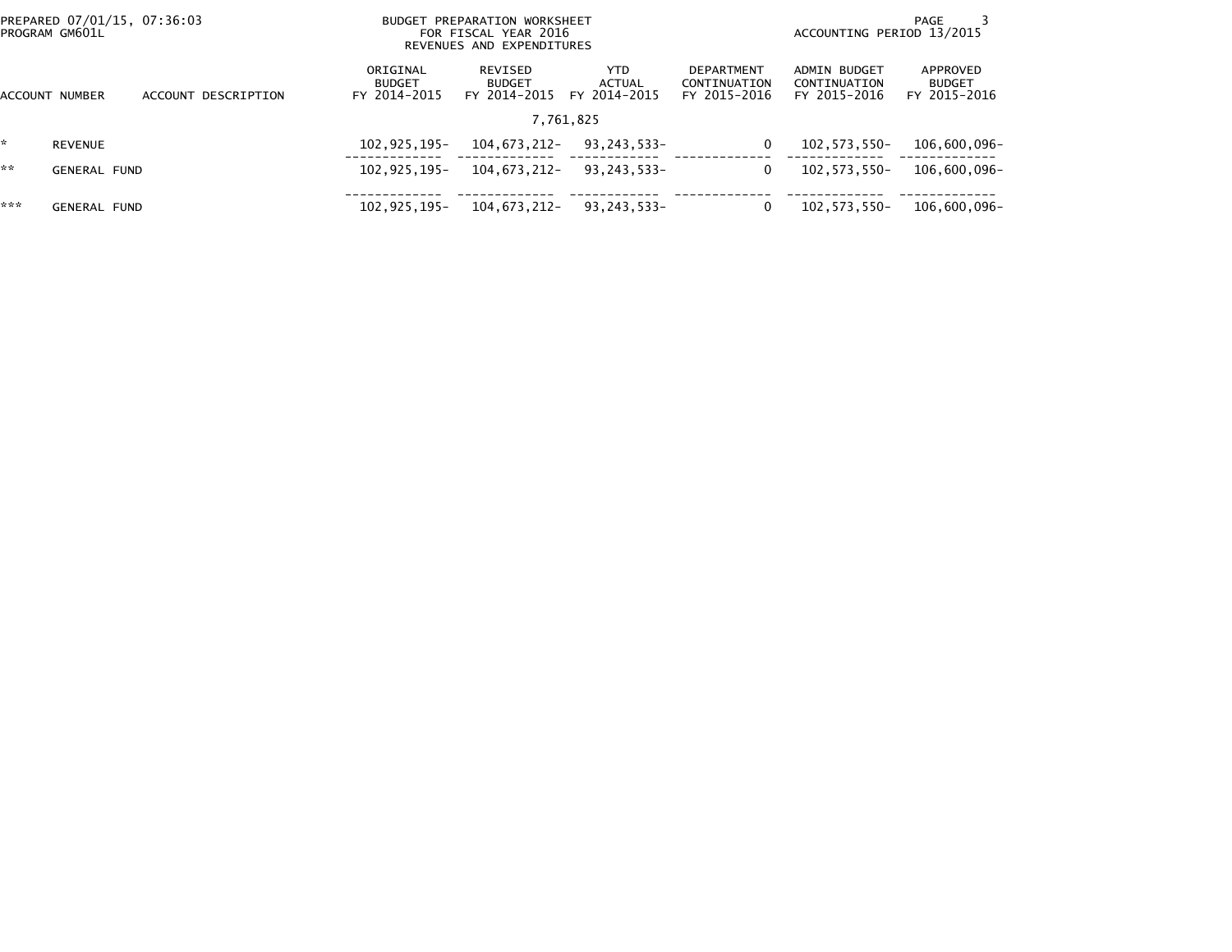BUDGET PREPARATION WORKSHEET
FOR FISCAL YEAR 2016
REVENUES AND EXPENDITURES

PREPARED 07/01/15, 07:36:03
PROGRAM GM601L

ACCOUNTING PERIOD 13/2015

| ACCOUNT NUMBER | ACCOUNT DESCRIPTION | ORIGINAL BUDGET FY 2014-2015 | REVISED BUDGET FY 2014-2015 | YTD ACTUAL FY 2014-2015 | DEPARTMENT CONTINUATION FY 2015-2016 | ADMIN BUDGET CONTINUATION FY 2015-2016 | APPROVED BUDGET FY 2015-2016 |
|---|---|---|---|---|---|---|---|
| | | | | 7,761,825 | | | |
| * | REVENUE | 102,925,195- | 104,673,212- | 93,243,533- | 0 | 102,573,550- | 106,600,096- |
| ** | GENERAL FUND | 102,925,195- | 104,673,212- | 93,243,533- | 0 | 102,573,550- | 106,600,096- |
| *** | GENERAL FUND | 102,925,195- | 104,673,212- | 93,243,533- | 0 | 102,573,550- | 106,600,096- |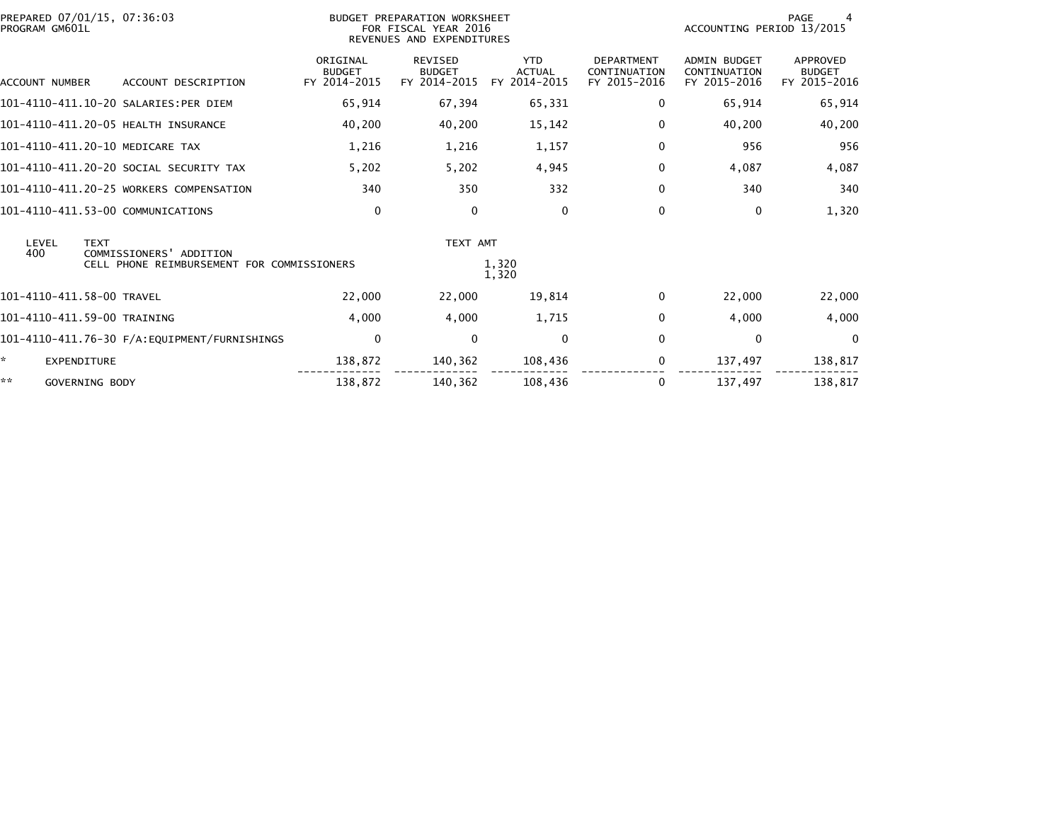PREPARED 07/01/15, 07:36:03
PROGRAM GM601L

BUDGET PREPARATION WORKSHEET
FOR FISCAL YEAR 2016
REVENUES AND EXPENDITURES

ACCOUNTING PERIOD 13/2015

| ACCOUNT NUMBER | ACCOUNT DESCRIPTION | ORIGINAL BUDGET FY 2014-2015 | REVISED BUDGET FY 2014-2015 | YTD ACTUAL FY 2014-2015 | DEPARTMENT CONTINUATION FY 2015-2016 | ADMIN BUDGET CONTINUATION FY 2015-2016 | APPROVED BUDGET FY 2015-2016 |
|---|---|---|---|---|---|---|---|
| 101-4110-411.10-20 | SALARIES:PER DIEM | 65,914 | 67,394 | 65,331 | 0 | 65,914 | 65,914 |
| 101-4110-411.20-05 | HEALTH INSURANCE | 40,200 | 40,200 | 15,142 | 0 | 40,200 | 40,200 |
| 101-4110-411.20-10 | MEDICARE TAX | 1,216 | 1,216 | 1,157 | 0 | 956 | 956 |
| 101-4110-411.20-20 | SOCIAL SECURITY TAX | 5,202 | 5,202 | 4,945 | 0 | 4,087 | 4,087 |
| 101-4110-411.20-25 | WORKERS COMPENSATION | 340 | 350 | 332 | 0 | 340 | 340 |
| 101-4110-411.53-00 | COMMUNICATIONS | 0 | 0 | 0 | 0 | 0 | 1,320 |

| LEVEL | TEXT | TEXT AMT |
|---|---|---|
| 400 | COMMISSIONERS' ADDITION | |
| | CELL PHONE REIMBURSEMENT FOR COMMISSIONERS | 1,320 |
| | | 1,320 |

| ACCOUNT NUMBER | ACCOUNT DESCRIPTION | ORIGINAL BUDGET FY 2014-2015 | REVISED BUDGET FY 2014-2015 | YTD ACTUAL FY 2014-2015 | DEPARTMENT CONTINUATION FY 2015-2016 | ADMIN BUDGET CONTINUATION FY 2015-2016 | APPROVED BUDGET FY 2015-2016 |
|---|---|---|---|---|---|---|---|
| 101-4110-411.58-00 | TRAVEL | 22,000 | 22,000 | 19,814 | 0 | 22,000 | 22,000 |
| 101-4110-411.59-00 | TRAINING | 4,000 | 4,000 | 1,715 | 0 | 4,000 | 4,000 |
| 101-4110-411.76-30 | F/A:EQUIPMENT/FURNISHINGS | 0 | 0 | 0 | 0 | 0 | 0 |
| * | EXPENDITURE | 138,872 | 140,362 | 108,436 | 0 | 137,497 | 138,817 |
| ** | GOVERNING BODY | 138,872 | 140,362 | 108,436 | 0 | 137,497 | 138,817 |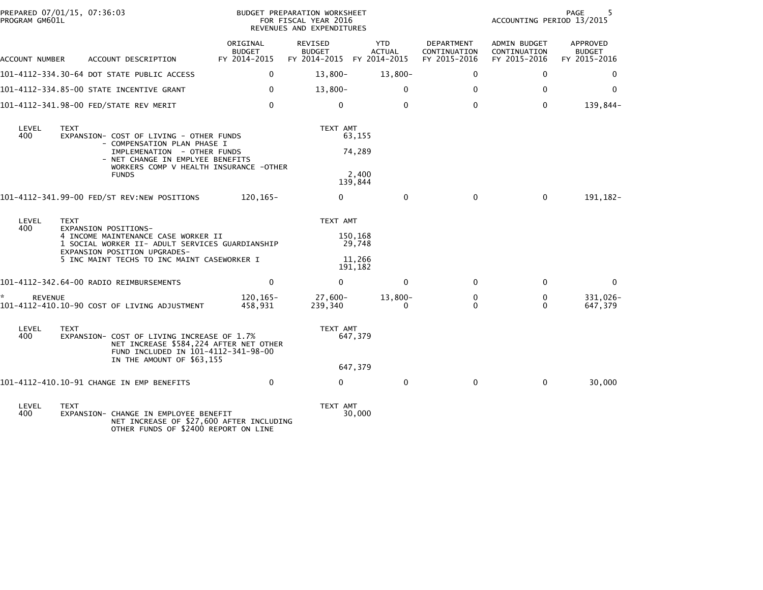PREPARED 07/01/15, 07:36:03
PROGRAM GM601L

BUDGET PREPARATION WORKSHEET
FOR FISCAL YEAR 2016
REVENUES AND EXPENDITURES

ACCOUNTING PERIOD 13/2015

| ACCOUNT NUMBER | ACCOUNT DESCRIPTION | ORIGINAL BUDGET FY 2014-2015 | REVISED BUDGET FY 2014-2015 | YTD ACTUAL FY 2014-2015 | DEPARTMENT CONTINUATION FY 2015-2016 | ADMIN BUDGET CONTINUATION FY 2015-2016 | APPROVED BUDGET FY 2015-2016 |
|---|---|---|---|---|---|---|---|
| 101-4112-334.30-64 | DOT STATE PUBLIC ACCESS | 0 | 13,800- | 13,800- | 0 | 0 | 0 |
| 101-4112-334.85-00 | STATE INCENTIVE GRANT | 0 | 13,800- | 0 | 0 | 0 | 0 |
| 101-4112-341.98-00 | FED/STATE REV MERIT | 0 | 0 | 0 | 0 | 0 | 139,844- |

| LEVEL | TEXT | TEXT AMT |
|---|---|---|
| 400 | EXPANSION- COST OF LIVING - OTHER FUNDS | 63,155 |
| | - COMPENSATION PLAN PHASE I IMPLEMENATION - OTHER FUNDS | 74,289 |
| | - NET CHANGE IN EMPLYEE BENEFITS WORKERS COMP V HEALTH INSURANCE -OTHER FUNDS | 2,400 |
| | | 139,844 |

| ACCOUNT NUMBER | ACCOUNT DESCRIPTION | ORIGINAL BUDGET FY 2014-2015 | REVISED BUDGET FY 2014-2015 | YTD ACTUAL FY 2014-2015 | DEPARTMENT CONTINUATION FY 2015-2016 | ADMIN BUDGET CONTINUATION FY 2015-2016 | APPROVED BUDGET FY 2015-2016 |
|---|---|---|---|---|---|---|---|
| 101-4112-341.99-00 | FED/ST REV:NEW POSITIONS | 120,165- | 0 | 0 | 0 | 0 | 191,182- |

| LEVEL | TEXT | TEXT AMT |
|---|---|---|
| 400 | EXPANSION POSITIONS- | |
| | 4 INCOME MAINTENANCE CASE WORKER II | 150,168 |
| | 1 SOCIAL WORKER II- ADULT SERVICES GUARDIANSHIP | 29,748 |
| | EXPANSION POSITION UPGRADES- | |
| | 5 INC MAINT TECHS TO INC MAINT CASEWORKER I | 11,266 |
| | | 191,182 |

| ACCOUNT NUMBER | ACCOUNT DESCRIPTION | ORIGINAL BUDGET FY 2014-2015 | REVISED BUDGET FY 2014-2015 | YTD ACTUAL FY 2014-2015 | DEPARTMENT CONTINUATION FY 2015-2016 | ADMIN BUDGET CONTINUATION FY 2015-2016 | APPROVED BUDGET FY 2015-2016 |
|---|---|---|---|---|---|---|---|
| 101-4112-342.64-00 | RADIO REIMBURSEMENTS | 0 | 0 | 0 | 0 | 0 | 0 |
| * REVENUE | | 120,165- | 27,600- | 13,800- | 0 | 0 | 331,026- |
| 101-4112-410.10-90 | COST OF LIVING ADJUSTMENT | 458,931 | 239,340 | 0 | 0 | 0 | 647,379 |

| LEVEL | TEXT | TEXT AMT |
|---|---|---|
| 400 | EXPANSION- COST OF LIVING INCREASE OF 1.7% NET INCREASE $584,224 AFTER NET OTHER FUND INCLUDED IN 101-4112-341-98-00 IN THE AMOUNT OF $63,155 | 647,379 |
| | | 647,379 |

| ACCOUNT NUMBER | ACCOUNT DESCRIPTION | ORIGINAL BUDGET FY 2014-2015 | REVISED BUDGET FY 2014-2015 | YTD ACTUAL FY 2014-2015 | DEPARTMENT CONTINUATION FY 2015-2016 | ADMIN BUDGET CONTINUATION FY 2015-2016 | APPROVED BUDGET FY 2015-2016 |
|---|---|---|---|---|---|---|---|
| 101-4112-410.10-91 | CHANGE IN EMP BENEFITS | 0 | 0 | 0 | 0 | 0 | 30,000 |

| LEVEL | TEXT | TEXT AMT |
|---|---|---|
| 400 | EXPANSION- CHANGE IN EMPLOYEE BENEFIT NET INCREASE OF $27,600 AFTER INCLUDING OTHER FUNDS OF $2400 REPORT ON LINE | 30,000 |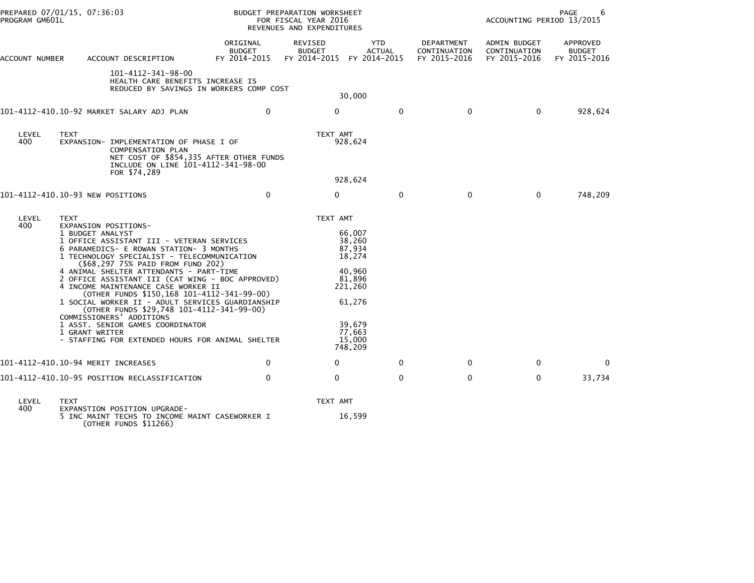BUDGET PREPARATION WORKSHEET
FOR FISCAL YEAR 2016
REVENUES AND EXPENDITURES

PREPARED 07/01/15, 07:36:03
PROGRAM GM601L

ACCOUNTING PERIOD 13/2015

| ACCOUNT NUMBER | ACCOUNT DESCRIPTION | ORIGINAL BUDGET FY 2014-2015 | REVISED BUDGET FY 2014-2015 | YTD ACTUAL FY 2014-2015 | DEPARTMENT CONTINUATION FY 2015-2016 | ADMIN BUDGET CONTINUATION FY 2015-2016 | APPROVED BUDGET FY 2015-2016 |
|---|---|---|---|---|---|---|---|
| | 101-4112-341-98-00<br>HEALTH CARE BENEFITS INCREASE IS<br>REDUCED BY SAVINGS IN WORKERS COMP COST | | 30,000 | | | | |
| 101-4112-410.10-92 | MARKET SALARY ADJ PLAN | 0 | 0 | 0 | 0 | 0 | 928,624 |

| LEVEL | TEXT | TEXT AMT |
|---|---|---|
| 400 | EXPANSION- IMPLEMENTATION OF PHASE I OF COMPENSATION PLAN | 928,624 |
| | NET COST OF $854,335 AFTER OTHER FUNDS INCLUDE ON LINE 101-4112-341-98-00 FOR $74,289 | |
| | | 928,624 |

| ACCOUNT NUMBER | ACCOUNT DESCRIPTION | ORIGINAL BUDGET FY 2014-2015 | REVISED BUDGET FY 2014-2015 | YTD ACTUAL FY 2014-2015 | DEPARTMENT CONTINUATION FY 2015-2016 | ADMIN BUDGET CONTINUATION FY 2015-2016 | APPROVED BUDGET FY 2015-2016 |
|---|---|---|---|---|---|---|---|
| 101-4112-410.10-93 | NEW POSITIONS | 0 | 0 | 0 | 0 | 0 | 748,209 |

| LEVEL | TEXT | TEXT AMT |
|---|---|---|
| 400 | EXPANSION POSITIONS- | |
| | 1 BUDGET ANALYST | 66,007 |
| | 1 OFFICE ASSISTANT III - VETERAN SERVICES | 38,260 |
| | 6 PARAMEDICS- E ROWAN STATION- 3 MONTHS | 87,934 |
| | 1 TECHNOLOGY SPECIALIST - TELECOMMUNICATION ($68,297 75% PAID FROM FUND 202) | 18,274 |
| | 4 ANIMAL SHELTER ATTENDANTS - PART-TIME | 40,960 |
| | 2 OFFICE ASSISTANT III (CAT WING - BOC APPROVED) | 81,896 |
| | 4 INCOME MAINTENANCE CASE WORKER II (OTHER FUNDS $150,168 101-4112-341-99-00) | 221,260 |
| | 1 SOCIAL WORKER II - ADULT SERVICES GUARDIANSHIP (OTHER FUNDS $29,748 101-4112-341-99-00) | 61,276 |
| | COMMISSIONERS' ADDITIONS | |
| | 1 ASST. SENIOR GAMES COORDINATOR | 39,679 |
| | 1 GRANT WRITER | 77,663 |
| | - STAFFING FOR EXTENDED HOURS FOR ANIMAL SHELTER | 15,000 |
| | | 748,209 |

| ACCOUNT NUMBER | ACCOUNT DESCRIPTION | ORIGINAL BUDGET FY 2014-2015 | REVISED BUDGET FY 2014-2015 | YTD ACTUAL FY 2014-2015 | DEPARTMENT CONTINUATION FY 2015-2016 | ADMIN BUDGET CONTINUATION FY 2015-2016 | APPROVED BUDGET FY 2015-2016 |
|---|---|---|---|---|---|---|---|
| 101-4112-410.10-94 | MERIT INCREASES | 0 | 0 | 0 | 0 | 0 | 0 |
| 101-4112-410.10-95 | POSITION RECLASSIFICATION | 0 | 0 | 0 | 0 | 0 | 33,734 |

| LEVEL | TEXT | TEXT AMT |
|---|---|---|
| 400 | EXPANSTION POSITION UPGRADE- | |
| | 5 INC MAINT TECHS TO INCOME MAINT CASEWORKER I (OTHER FUNDS $11266) | 16,599 |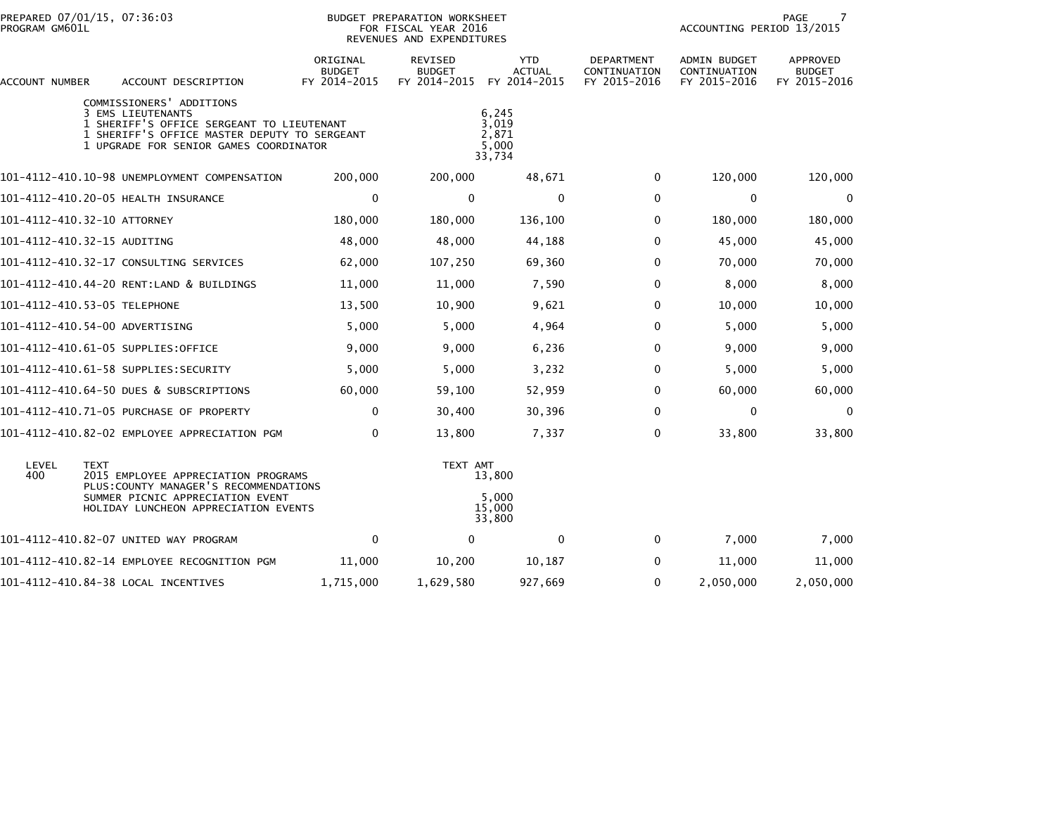PREPARED 07/01/15, 07:36:03
PROGRAM GM601L

BUDGET PREPARATION WORKSHEET
FOR FISCAL YEAR 2016
REVENUES AND EXPENDITURES

ACCOUNTING PERIOD 13/2015

| ACCOUNT NUMBER | ACCOUNT DESCRIPTION | ORIGINAL BUDGET FY 2014-2015 | REVISED BUDGET FY 2014-2015 | YTD ACTUAL FY 2014-2015 | DEPARTMENT CONTINUATION FY 2015-2016 | ADMIN BUDGET CONTINUATION FY 2015-2016 | APPROVED BUDGET FY 2015-2016 |
|---|---|---|---|---|---|---|---|
| | COMMISSIONERS' ADDITIONS | | | | | | |
| | 3 EMS LIEUTENANTS | | | 6,245 | | | |
| | 1 SHERIFF'S OFFICE SERGEANT TO LIEUTENANT | | | 3,019 | | | |
| | 1 SHERIFF'S OFFICE MASTER DEPUTY TO SERGEANT | | | 2,871 | | | |
| | 1 UPGRADE FOR SENIOR GAMES COORDINATOR | | | 5,000 | | | |
| | | | | 33,734 | | | |
| 101-4112-410.10-98 | UNEMPLOYMENT COMPENSATION | 200,000 | 200,000 | 48,671 | 0 | 120,000 | 120,000 |
| 101-4112-410.20-05 | HEALTH INSURANCE | 0 | 0 | 0 | 0 | 0 | 0 |
| 101-4112-410.32-10 | ATTORNEY | 180,000 | 180,000 | 136,100 | 0 | 180,000 | 180,000 |
| 101-4112-410.32-15 | AUDITING | 48,000 | 48,000 | 44,188 | 0 | 45,000 | 45,000 |
| 101-4112-410.32-17 | CONSULTING SERVICES | 62,000 | 107,250 | 69,360 | 0 | 70,000 | 70,000 |
| 101-4112-410.44-20 | RENT:LAND & BUILDINGS | 11,000 | 11,000 | 7,590 | 0 | 8,000 | 8,000 |
| 101-4112-410.53-05 | TELEPHONE | 13,500 | 10,900 | 9,621 | 0 | 10,000 | 10,000 |
| 101-4112-410.54-00 | ADVERTISING | 5,000 | 5,000 | 4,964 | 0 | 5,000 | 5,000 |
| 101-4112-410.61-05 | SUPPLIES:OFFICE | 9,000 | 9,000 | 6,236 | 0 | 9,000 | 9,000 |
| 101-4112-410.61-58 | SUPPLIES:SECURITY | 5,000 | 5,000 | 3,232 | 0 | 5,000 | 5,000 |
| 101-4112-410.64-50 | DUES & SUBSCRIPTIONS | 60,000 | 59,100 | 52,959 | 0 | 60,000 | 60,000 |
| 101-4112-410.71-05 | PURCHASE OF PROPERTY | 0 | 30,400 | 30,396 | 0 | 0 | 0 |
| 101-4112-410.82-02 | EMPLOYEE APPRECIATION PGM | 0 | 13,800 | 7,337 | 0 | 33,800 | 33,800 |

| LEVEL | TEXT | TEXT AMT |
|---|---|---|
| 400 | 2015 EMPLOYEE APPRECIATION PROGRAMS | 13,800 |
| | PLUS:COUNTY MANAGER'S RECOMMENDATIONS | |
| | SUMMER PICNIC APPRECIATION EVENT | 5,000 |
| | HOLIDAY LUNCHEON APPRECIATION EVENTS | 15,000 |
| | | 33,800 |

| ACCOUNT NUMBER | ACCOUNT DESCRIPTION | ORIGINAL BUDGET FY 2014-2015 | REVISED BUDGET FY 2014-2015 | YTD ACTUAL FY 2014-2015 | DEPARTMENT CONTINUATION FY 2015-2016 | ADMIN BUDGET CONTINUATION FY 2015-2016 | APPROVED BUDGET FY 2015-2016 |
|---|---|---|---|---|---|---|---|
| 101-4112-410.82-07 | UNITED WAY PROGRAM | 0 | 0 | 0 | 0 | 7,000 | 7,000 |
| 101-4112-410.82-14 | EMPLOYEE RECOGNITION PGM | 11,000 | 10,200 | 10,187 | 0 | 11,000 | 11,000 |
| 101-4112-410.84-38 | LOCAL INCENTIVES | 1,715,000 | 1,629,580 | 927,669 | 0 | 2,050,000 | 2,050,000 |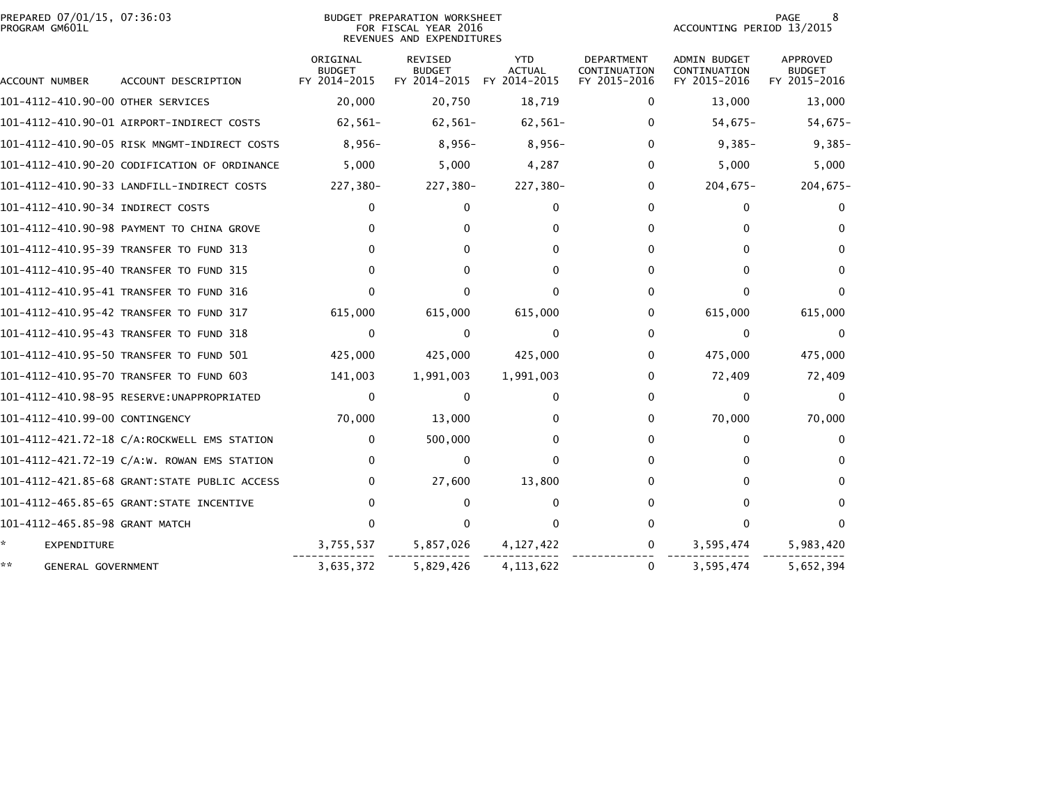PREPARED 07/01/15, 07:36:03
PROGRAM GM601L

BUDGET PREPARATION WORKSHEET
FOR FISCAL YEAR 2016
REVENUES AND EXPENDITURES

ACCOUNTING PERIOD 13/2015

| ACCOUNT NUMBER | ACCOUNT DESCRIPTION | ORIGINAL BUDGET FY 2014-2015 | REVISED BUDGET FY 2014-2015 | YTD ACTUAL FY 2014-2015 | DEPARTMENT CONTINUATION FY 2015-2016 | ADMIN BUDGET CONTINUATION FY 2015-2016 | APPROVED BUDGET FY 2015-2016 |
|---|---|---|---|---|---|---|---|
| 101-4112-410.90-00 | OTHER SERVICES | 20,000 | 20,750 | 18,719 | 0 | 13,000 | 13,000 |
| 101-4112-410.90-01 | AIRPORT-INDIRECT COSTS | 62,561- | 62,561- | 62,561- | 0 | 54,675- | 54,675- |
| 101-4112-410.90-05 | RISK MNGMT-INDIRECT COSTS | 8,956- | 8,956- | 8,956- | 0 | 9,385- | 9,385- |
| 101-4112-410.90-20 | CODIFICATION OF ORDINANCE | 5,000 | 5,000 | 4,287 | 0 | 5,000 | 5,000 |
| 101-4112-410.90-33 | LANDFILL-INDIRECT COSTS | 227,380- | 227,380- | 227,380- | 0 | 204,675- | 204,675- |
| 101-4112-410.90-34 | INDIRECT COSTS | 0 | 0 | 0 | 0 | 0 | 0 |
| 101-4112-410.90-98 | PAYMENT TO CHINA GROVE | 0 | 0 | 0 | 0 | 0 | 0 |
| 101-4112-410.95-39 | TRANSFER TO FUND 313 | 0 | 0 | 0 | 0 | 0 | 0 |
| 101-4112-410.95-40 | TRANSFER TO FUND 315 | 0 | 0 | 0 | 0 | 0 | 0 |
| 101-4112-410.95-41 | TRANSFER TO FUND 316 | 0 | 0 | 0 | 0 | 0 | 0 |
| 101-4112-410.95-42 | TRANSFER TO FUND 317 | 615,000 | 615,000 | 615,000 | 0 | 615,000 | 615,000 |
| 101-4112-410.95-43 | TRANSFER TO FUND 318 | 0 | 0 | 0 | 0 | 0 | 0 |
| 101-4112-410.95-50 | TRANSFER TO FUND 501 | 425,000 | 425,000 | 425,000 | 0 | 475,000 | 475,000 |
| 101-4112-410.95-70 | TRANSFER TO FUND 603 | 141,003 | 1,991,003 | 1,991,003 | 0 | 72,409 | 72,409 |
| 101-4112-410.98-95 | RESERVE:UNAPPROPRIATED | 0 | 0 | 0 | 0 | 0 | 0 |
| 101-4112-410.99-00 | CONTINGENCY | 70,000 | 13,000 | 0 | 0 | 70,000 | 70,000 |
| 101-4112-421.72-18 | C/A:ROCKWELL EMS STATION | 0 | 500,000 | 0 | 0 | 0 | 0 |
| 101-4112-421.72-19 | C/A:W. ROWAN EMS STATION | 0 | 0 | 0 | 0 | 0 | 0 |
| 101-4112-421.85-68 | GRANT:STATE PUBLIC ACCESS | 0 | 27,600 | 13,800 | 0 | 0 | 0 |
| 101-4112-465.85-65 | GRANT:STATE INCENTIVE | 0 | 0 | 0 | 0 | 0 | 0 |
| 101-4112-465.85-98 | GRANT MATCH | 0 | 0 | 0 | 0 | 0 | 0 |
| * | EXPENDITURE | 3,755,537 | 5,857,026 | 4,127,422 | 0 | 3,595,474 | 5,983,420 |
| ** | GENERAL GOVERNMENT | 3,635,372 | 5,829,426 | 4,113,622 | 0 | 3,595,474 | 5,652,394 |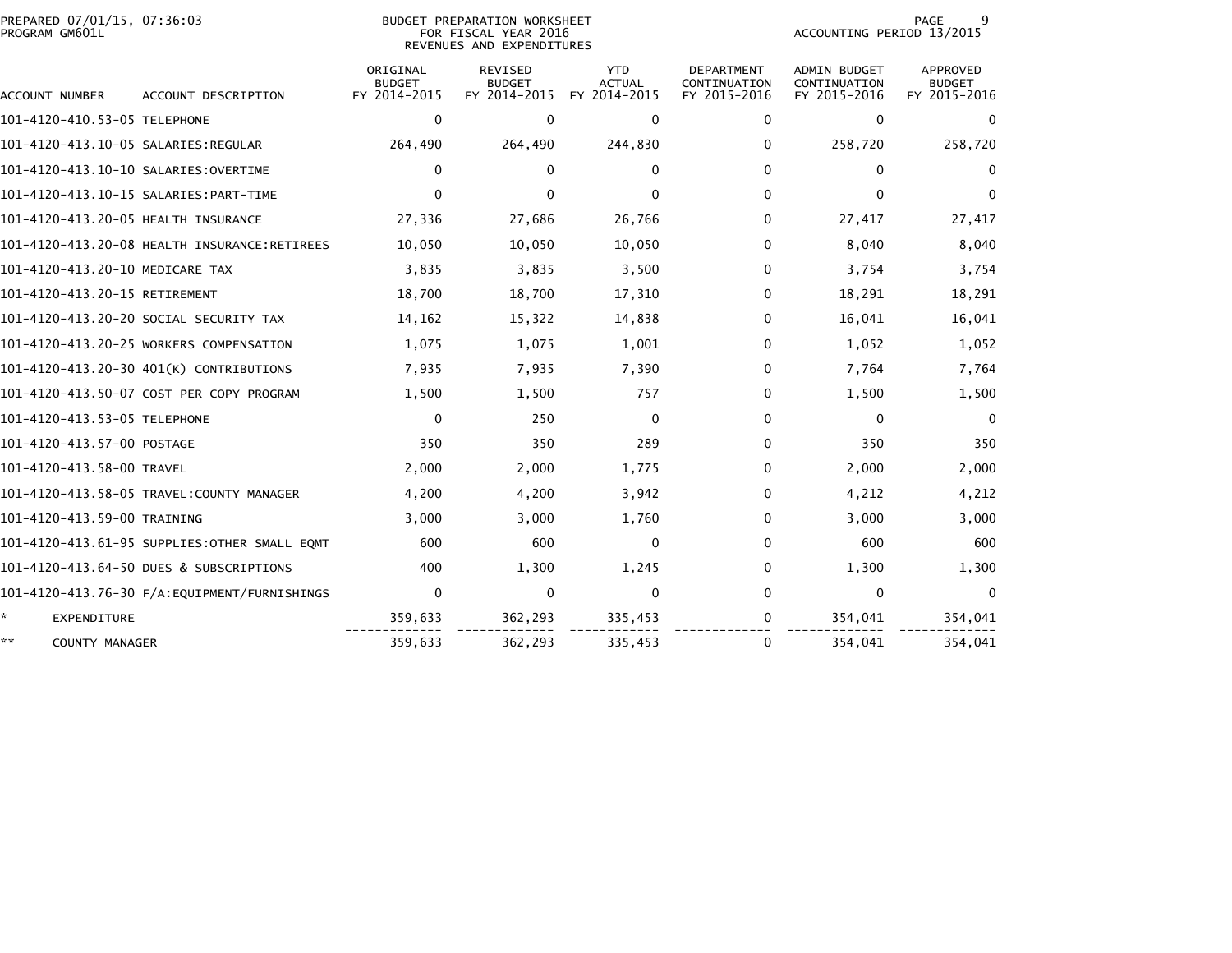PREPARED 07/01/15, 07:36:03
PROGRAM GM601L

BUDGET PREPARATION WORKSHEET
FOR FISCAL YEAR 2016
REVENUES AND EXPENDITURES

ACCOUNTING PERIOD 13/2015

| ACCOUNT NUMBER | ACCOUNT DESCRIPTION | ORIGINAL BUDGET FY 2014-2015 | REVISED BUDGET FY 2014-2015 | YTD ACTUAL FY 2014-2015 | DEPARTMENT CONTINUATION FY 2015-2016 | ADMIN BUDGET CONTINUATION FY 2015-2016 | APPROVED BUDGET FY 2015-2016 |
|---|---|---|---|---|---|---|---|
| 101-4120-410.53-05 | TELEPHONE | 0 | 0 | 0 | 0 | 0 | 0 |
| 101-4120-413.10-05 | SALARIES:REGULAR | 264,490 | 264,490 | 244,830 | 0 | 258,720 | 258,720 |
| 101-4120-413.10-10 | SALARIES:OVERTIME | 0 | 0 | 0 | 0 | 0 | 0 |
| 101-4120-413.10-15 | SALARIES:PART-TIME | 0 | 0 | 0 | 0 | 0 | 0 |
| 101-4120-413.20-05 | HEALTH INSURANCE | 27,336 | 27,686 | 26,766 | 0 | 27,417 | 27,417 |
| 101-4120-413.20-08 | HEALTH INSURANCE:RETIREES | 10,050 | 10,050 | 10,050 | 0 | 8,040 | 8,040 |
| 101-4120-413.20-10 | MEDICARE TAX | 3,835 | 3,835 | 3,500 | 0 | 3,754 | 3,754 |
| 101-4120-413.20-15 | RETIREMENT | 18,700 | 18,700 | 17,310 | 0 | 18,291 | 18,291 |
| 101-4120-413.20-20 | SOCIAL SECURITY TAX | 14,162 | 15,322 | 14,838 | 0 | 16,041 | 16,041 |
| 101-4120-413.20-25 | WORKERS COMPENSATION | 1,075 | 1,075 | 1,001 | 0 | 1,052 | 1,052 |
| 101-4120-413.20-30 | 401(K) CONTRIBUTIONS | 7,935 | 7,935 | 7,390 | 0 | 7,764 | 7,764 |
| 101-4120-413.50-07 | COST PER COPY PROGRAM | 1,500 | 1,500 | 757 | 0 | 1,500 | 1,500 |
| 101-4120-413.53-05 | TELEPHONE | 0 | 250 | 0 | 0 | 0 | 0 |
| 101-4120-413.57-00 | POSTAGE | 350 | 350 | 289 | 0 | 350 | 350 |
| 101-4120-413.58-00 | TRAVEL | 2,000 | 2,000 | 1,775 | 0 | 2,000 | 2,000 |
| 101-4120-413.58-05 | TRAVEL:COUNTY MANAGER | 4,200 | 4,200 | 3,942 | 0 | 4,212 | 4,212 |
| 101-4120-413.59-00 | TRAINING | 3,000 | 3,000 | 1,760 | 0 | 3,000 | 3,000 |
| 101-4120-413.61-95 | SUPPLIES:OTHER SMALL EQMT | 600 | 600 | 0 | 0 | 600 | 600 |
| 101-4120-413.64-50 | DUES & SUBSCRIPTIONS | 400 | 1,300 | 1,245 | 0 | 1,300 | 1,300 |
| 101-4120-413.76-30 | F/A:EQUIPMENT/FURNISHINGS | 0 | 0 | 0 | 0 | 0 | 0 |
| * | EXPENDITURE | 359,633 | 362,293 | 335,453 | 0 | 354,041 | 354,041 |
| ** | COUNTY MANAGER | 359,633 | 362,293 | 335,453 | 0 | 354,041 | 354,041 |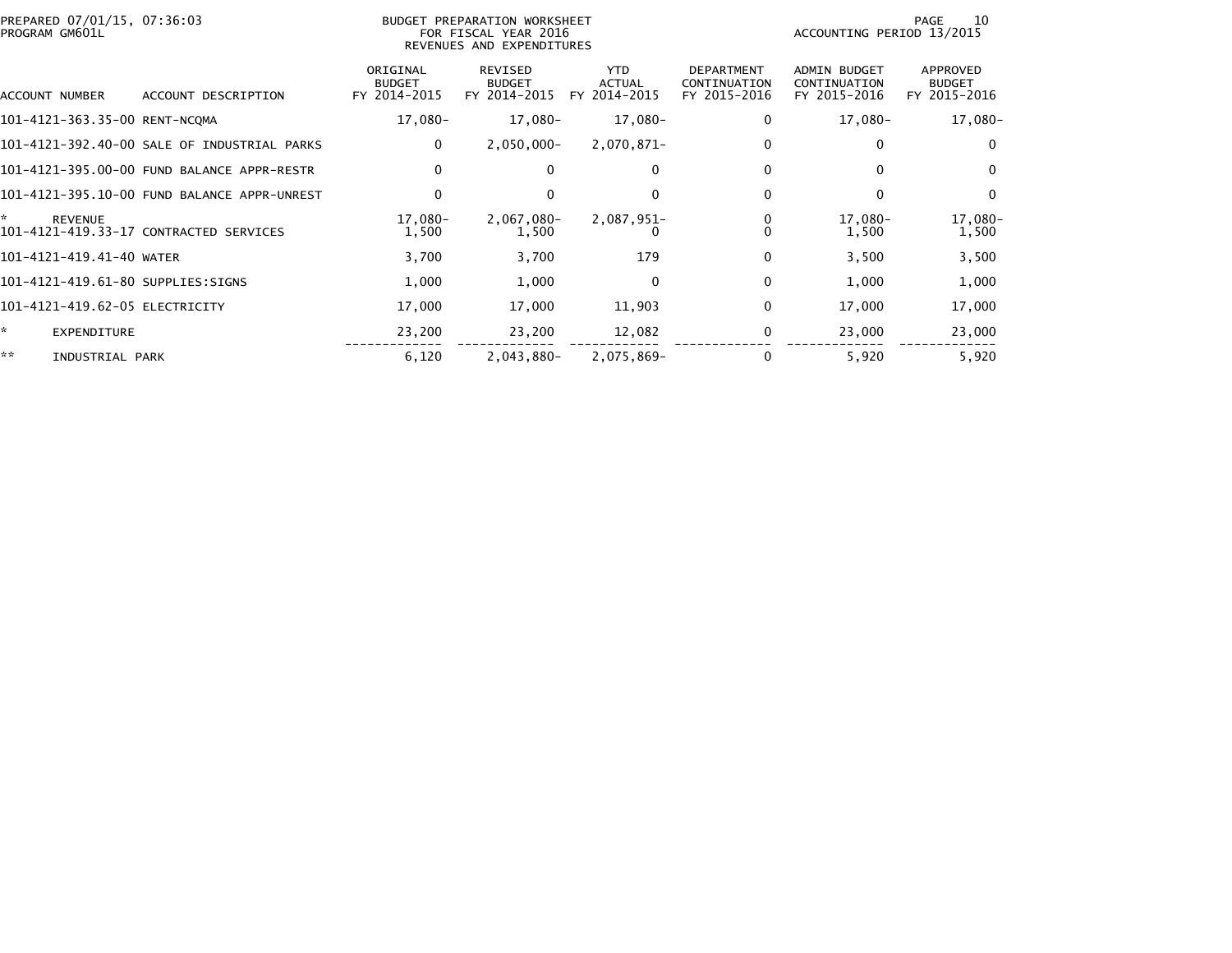PREPARED 07/01/15, 07:36:03
PROGRAM GM601L

BUDGET PREPARATION WORKSHEET
FOR FISCAL YEAR 2016
REVENUES AND EXPENDITURES

ACCOUNTING PERIOD 13/2015

| ACCOUNT NUMBER | ACCOUNT DESCRIPTION | ORIGINAL BUDGET FY 2014-2015 | REVISED BUDGET FY 2014-2015 | YTD ACTUAL FY 2014-2015 | DEPARTMENT CONTINUATION FY 2015-2016 | ADMIN BUDGET CONTINUATION FY 2015-2016 | APPROVED BUDGET FY 2015-2016 |
|---|---|---|---|---|---|---|---|
| 101-4121-363.35-00 | RENT-NCQMA | 17,080- | 17,080- | 17,080- | 0 | 17,080- | 17,080- |
| 101-4121-392.40-00 | SALE OF INDUSTRIAL PARKS | 0 | 2,050,000- | 2,070,871- | 0 | 0 | 0 |
| 101-4121-395.00-00 | FUND BALANCE APPR-RESTR | 0 | 0 | 0 | 0 | 0 | 0 |
| 101-4121-395.10-00 | FUND BALANCE APPR-UNREST | 0 | 0 | 0 | 0 | 0 | 0 |
| * | REVENUE | 17,080- | 2,067,080- | 2,087,951- | 0 | 17,080- | 17,080- |
| 101-4121-419.33-17 | CONTRACTED SERVICES | 1,500 | 1,500 | 0 | 0 | 1,500 | 1,500 |
| 101-4121-419.41-40 | WATER | 3,700 | 3,700 | 179 | 0 | 3,500 | 3,500 |
| 101-4121-419.61-80 | SUPPLIES:SIGNS | 1,000 | 1,000 | 0 | 0 | 1,000 | 1,000 |
| 101-4121-419.62-05 | ELECTRICITY | 17,000 | 17,000 | 11,903 | 0 | 17,000 | 17,000 |
| * | EXPENDITURE | 23,200 | 23,200 | 12,082 | 0 | 23,000 | 23,000 |
| ** | INDUSTRIAL PARK | 6,120 | 2,043,880- | 2,075,869- | 0 | 5,920 | 5,920 |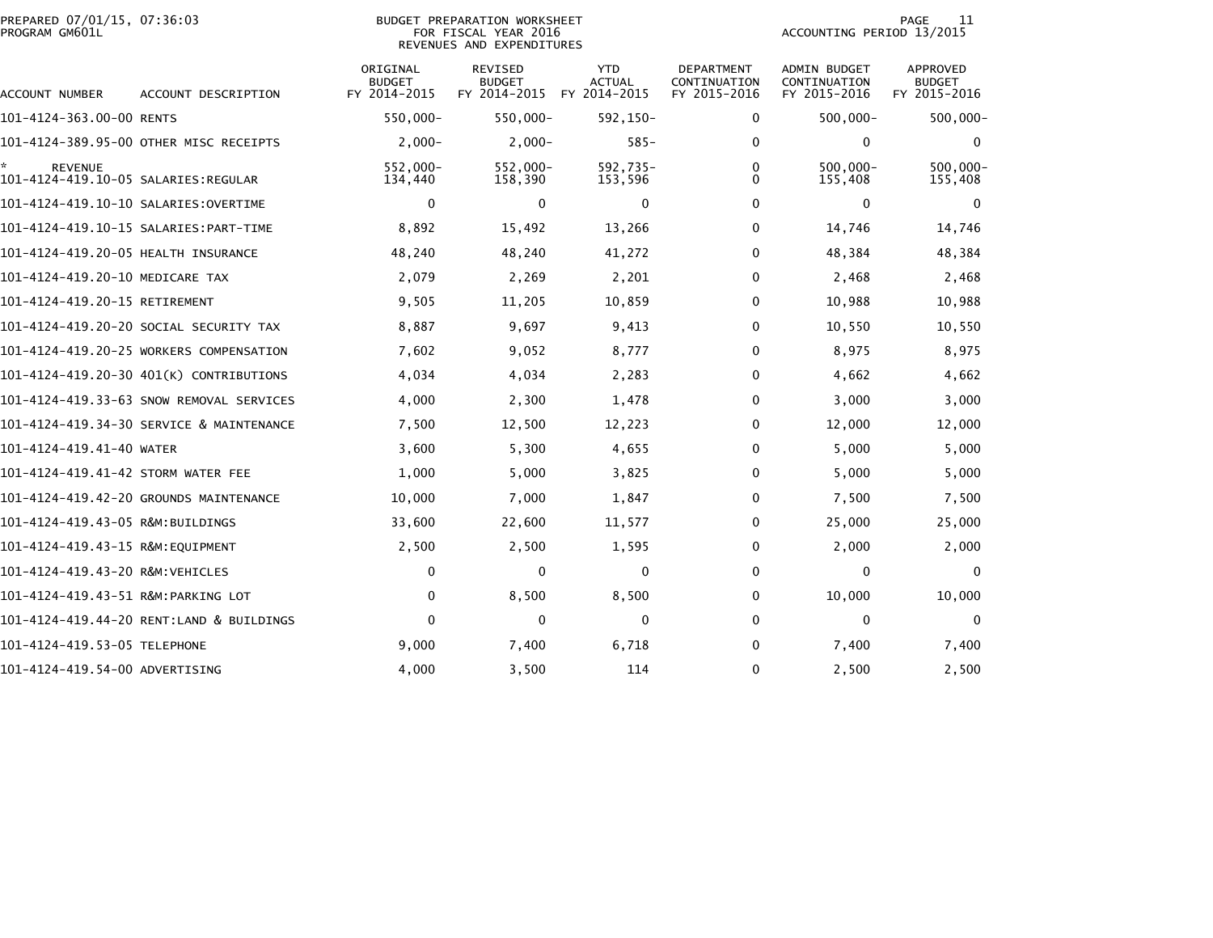PREPARED 07/01/15, 07:36:03
PROGRAM GM601L

BUDGET PREPARATION WORKSHEET
FOR FISCAL YEAR 2016
REVENUES AND EXPENDITURES

ACCOUNTING PERIOD 13/2015

| ACCOUNT NUMBER | ACCOUNT DESCRIPTION | ORIGINAL BUDGET FY 2014-2015 | REVISED BUDGET FY 2014-2015 | YTD ACTUAL FY 2014-2015 | DEPARTMENT CONTINUATION FY 2015-2016 | ADMIN BUDGET CONTINUATION FY 2015-2016 | APPROVED BUDGET FY 2015-2016 |
|---|---|---|---|---|---|---|---|
| 101-4124-363.00-00 | RENTS | 550,000- | 550,000- | 592,150- | 0 | 500,000- | 500,000- |
| 101-4124-389.95-00 | OTHER MISC RECEIPTS | 2,000- | 2,000- | 585- | 0 | 0 | 0 |
| * | REVENUE | 552,000- | 552,000- | 592,735- | 0 | 500,000- | 500,000- |
| 101-4124-419.10-05 | SALARIES:REGULAR | 134,440 | 158,390 | 153,596 | 0 | 155,408 | 155,408 |
| 101-4124-419.10-10 | SALARIES:OVERTIME | 0 | 0 | 0 | 0 | 0 | 0 |
| 101-4124-419.10-15 | SALARIES:PART-TIME | 8,892 | 15,492 | 13,266 | 0 | 14,746 | 14,746 |
| 101-4124-419.20-05 | HEALTH INSURANCE | 48,240 | 48,240 | 41,272 | 0 | 48,384 | 48,384 |
| 101-4124-419.20-10 | MEDICARE TAX | 2,079 | 2,269 | 2,201 | 0 | 2,468 | 2,468 |
| 101-4124-419.20-15 | RETIREMENT | 9,505 | 11,205 | 10,859 | 0 | 10,988 | 10,988 |
| 101-4124-419.20-20 | SOCIAL SECURITY TAX | 8,887 | 9,697 | 9,413 | 0 | 10,550 | 10,550 |
| 101-4124-419.20-25 | WORKERS COMPENSATION | 7,602 | 9,052 | 8,777 | 0 | 8,975 | 8,975 |
| 101-4124-419.20-30 | 401(K) CONTRIBUTIONS | 4,034 | 4,034 | 2,283 | 0 | 4,662 | 4,662 |
| 101-4124-419.33-63 | SNOW REMOVAL SERVICES | 4,000 | 2,300 | 1,478 | 0 | 3,000 | 3,000 |
| 101-4124-419.34-30 | SERVICE & MAINTENANCE | 7,500 | 12,500 | 12,223 | 0 | 12,000 | 12,000 |
| 101-4124-419.41-40 | WATER | 3,600 | 5,300 | 4,655 | 0 | 5,000 | 5,000 |
| 101-4124-419.41-42 | STORM WATER FEE | 1,000 | 5,000 | 3,825 | 0 | 5,000 | 5,000 |
| 101-4124-419.42-20 | GROUNDS MAINTENANCE | 10,000 | 7,000 | 1,847 | 0 | 7,500 | 7,500 |
| 101-4124-419.43-05 | R&M:BUILDINGS | 33,600 | 22,600 | 11,577 | 0 | 25,000 | 25,000 |
| 101-4124-419.43-15 | R&M:EQUIPMENT | 2,500 | 2,500 | 1,595 | 0 | 2,000 | 2,000 |
| 101-4124-419.43-20 | R&M:VEHICLES | 0 | 0 | 0 | 0 | 0 | 0 |
| 101-4124-419.43-51 | R&M:PARKING LOT | 0 | 8,500 | 8,500 | 0 | 10,000 | 10,000 |
| 101-4124-419.44-20 | RENT:LAND & BUILDINGS | 0 | 0 | 0 | 0 | 0 | 0 |
| 101-4124-419.53-05 | TELEPHONE | 9,000 | 7,400 | 6,718 | 0 | 7,400 | 7,400 |
| 101-4124-419.54-00 | ADVERTISING | 4,000 | 3,500 | 114 | 0 | 2,500 | 2,500 |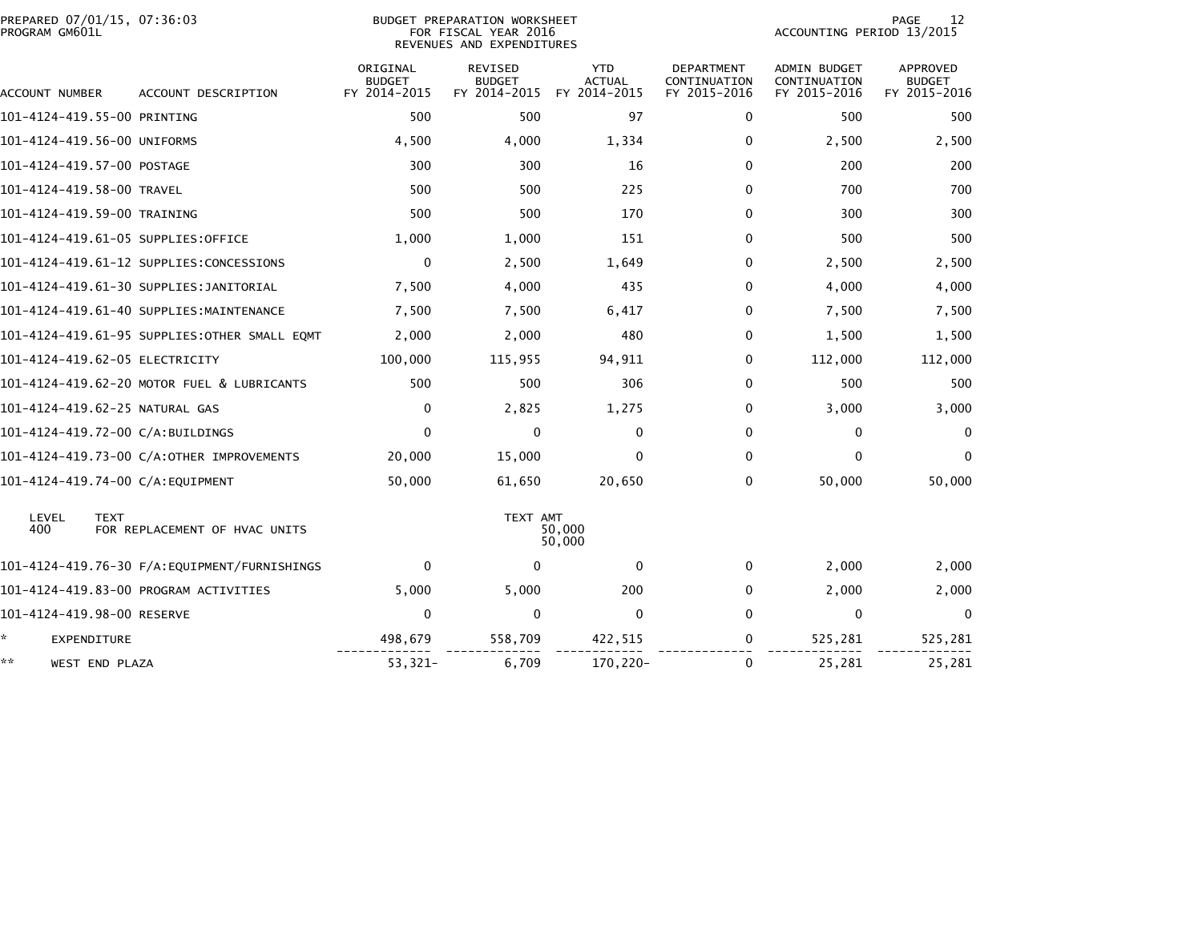PREPARED 07/01/15, 07:36:03
PROGRAM GM601L

BUDGET PREPARATION WORKSHEET
FOR FISCAL YEAR 2016
REVENUES AND EXPENDITURES

ACCOUNTING PERIOD 13/2015

| ACCOUNT NUMBER | ACCOUNT DESCRIPTION | ORIGINAL BUDGET FY 2014-2015 | REVISED BUDGET FY 2014-2015 | YTD ACTUAL FY 2014-2015 | DEPARTMENT CONTINUATION FY 2015-2016 | ADMIN BUDGET CONTINUATION FY 2015-2016 | APPROVED BUDGET FY 2015-2016 |
|---|---|---|---|---|---|---|---|
| 101-4124-419.55-00 | PRINTING | 500 | 500 | 97 | 0 | 500 | 500 |
| 101-4124-419.56-00 | UNIFORMS | 4,500 | 4,000 | 1,334 | 0 | 2,500 | 2,500 |
| 101-4124-419.57-00 | POSTAGE | 300 | 300 | 16 | 0 | 200 | 200 |
| 101-4124-419.58-00 | TRAVEL | 500 | 500 | 225 | 0 | 700 | 700 |
| 101-4124-419.59-00 | TRAINING | 500 | 500 | 170 | 0 | 300 | 300 |
| 101-4124-419.61-05 | SUPPLIES:OFFICE | 1,000 | 1,000 | 151 | 0 | 500 | 500 |
| 101-4124-419.61-12 | SUPPLIES:CONCESSIONS | 0 | 2,500 | 1,649 | 0 | 2,500 | 2,500 |
| 101-4124-419.61-30 | SUPPLIES:JANITORIAL | 7,500 | 4,000 | 435 | 0 | 4,000 | 4,000 |
| 101-4124-419.61-40 | SUPPLIES:MAINTENANCE | 7,500 | 7,500 | 6,417 | 0 | 7,500 | 7,500 |
| 101-4124-419.61-95 | SUPPLIES:OTHER SMALL EQMT | 2,000 | 2,000 | 480 | 0 | 1,500 | 1,500 |
| 101-4124-419.62-05 | ELECTRICITY | 100,000 | 115,955 | 94,911 | 0 | 112,000 | 112,000 |
| 101-4124-419.62-20 | MOTOR FUEL & LUBRICANTS | 500 | 500 | 306 | 0 | 500 | 500 |
| 101-4124-419.62-25 | NATURAL GAS | 0 | 2,825 | 1,275 | 0 | 3,000 | 3,000 |
| 101-4124-419.72-00 | C/A:BUILDINGS | 0 | 0 | 0 | 0 | 0 | 0 |
| 101-4124-419.73-00 | C/A:OTHER IMPROVEMENTS | 20,000 | 15,000 | 0 | 0 | 0 | 0 |
| 101-4124-419.74-00 | C/A:EQUIPMENT | 50,000 | 61,650 | 20,650 | 0 | 50,000 | 50,000 |
| LEVEL 400 | TEXT: FOR REPLACEMENT OF HVAC UNITS | | TEXT AMT | 50,000<br>50,000 | | | |
| 101-4124-419.76-30 | F/A:EQUIPMENT/FURNISHINGS | 0 | 0 | 0 | 0 | 2,000 | 2,000 |
| 101-4124-419.83-00 | PROGRAM ACTIVITIES | 5,000 | 5,000 | 200 | 0 | 2,000 | 2,000 |
| 101-4124-419.98-00 | RESERVE | 0 | 0 | 0 | 0 | 0 | 0 |
| * | EXPENDITURE | 498,679 | 558,709 | 422,515 | 0 | 525,281 | 525,281 |
| ** | WEST END PLAZA | 53,321- | 6,709 | 170,220- | 0 | 25,281 | 25,281 |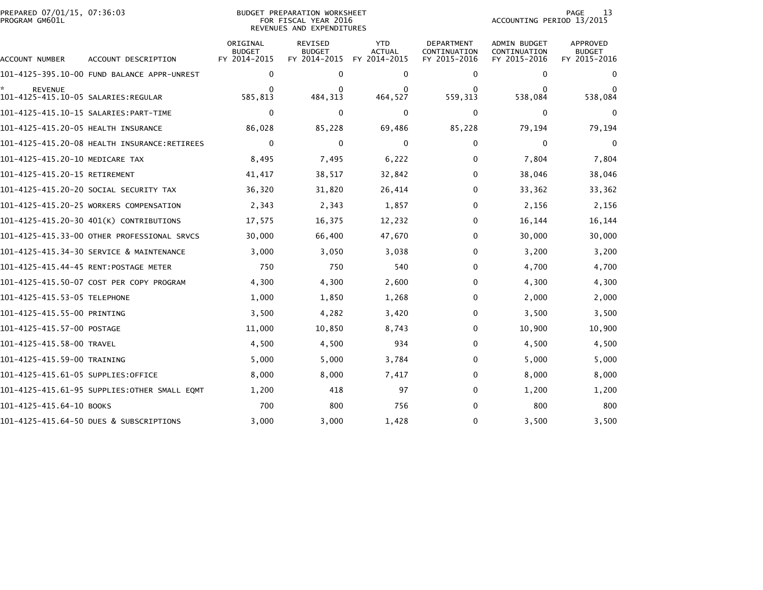PREPARED 07/01/15, 07:36:03
PROGRAM GM601L

BUDGET PREPARATION WORKSHEET
FOR FISCAL YEAR 2016
REVENUES AND EXPENDITURES

ACCOUNTING PERIOD 13/2015

| ACCOUNT NUMBER | ACCOUNT DESCRIPTION | ORIGINAL BUDGET FY 2014-2015 | REVISED BUDGET FY 2014-2015 | YTD ACTUAL FY 2014-2015 | DEPARTMENT CONTINUATION FY 2015-2016 | ADMIN BUDGET CONTINUATION FY 2015-2016 | APPROVED BUDGET FY 2015-2016 |
|---|---|---|---|---|---|---|---|
| 101-4125-395.10-00 | FUND BALANCE APPR-UNREST | 0 | 0 | 0 | 0 | 0 | 0 |
| * REVENUE | | 0 | 0 | 0 | 0 | 0 | 0 |
| 101-4125-415.10-05 | SALARIES:REGULAR | 585,813 | 484,313 | 464,527 | 559,313 | 538,084 | 538,084 |
| 101-4125-415.10-15 | SALARIES:PART-TIME | 0 | 0 | 0 | 0 | 0 | 0 |
| 101-4125-415.20-05 | HEALTH INSURANCE | 86,028 | 85,228 | 69,486 | 85,228 | 79,194 | 79,194 |
| 101-4125-415.20-08 | HEALTH INSURANCE:RETIREES | 0 | 0 | 0 | 0 | 0 | 0 |
| 101-4125-415.20-10 | MEDICARE TAX | 8,495 | 7,495 | 6,222 | 0 | 7,804 | 7,804 |
| 101-4125-415.20-15 | RETIREMENT | 41,417 | 38,517 | 32,842 | 0 | 38,046 | 38,046 |
| 101-4125-415.20-20 | SOCIAL SECURITY TAX | 36,320 | 31,820 | 26,414 | 0 | 33,362 | 33,362 |
| 101-4125-415.20-25 | WORKERS COMPENSATION | 2,343 | 2,343 | 1,857 | 0 | 2,156 | 2,156 |
| 101-4125-415.20-30 | 401(K) CONTRIBUTIONS | 17,575 | 16,375 | 12,232 | 0 | 16,144 | 16,144 |
| 101-4125-415.33-00 | OTHER PROFESSIONAL SRVCS | 30,000 | 66,400 | 47,670 | 0 | 30,000 | 30,000 |
| 101-4125-415.34-30 | SERVICE & MAINTENANCE | 3,000 | 3,050 | 3,038 | 0 | 3,200 | 3,200 |
| 101-4125-415.44-45 | RENT:POSTAGE METER | 750 | 750 | 540 | 0 | 4,700 | 4,700 |
| 101-4125-415.50-07 | COST PER COPY PROGRAM | 4,300 | 4,300 | 2,600 | 0 | 4,300 | 4,300 |
| 101-4125-415.53-05 | TELEPHONE | 1,000 | 1,850 | 1,268 | 0 | 2,000 | 2,000 |
| 101-4125-415.55-00 | PRINTING | 3,500 | 4,282 | 3,420 | 0 | 3,500 | 3,500 |
| 101-4125-415.57-00 | POSTAGE | 11,000 | 10,850 | 8,743 | 0 | 10,900 | 10,900 |
| 101-4125-415.58-00 | TRAVEL | 4,500 | 4,500 | 934 | 0 | 4,500 | 4,500 |
| 101-4125-415.59-00 | TRAINING | 5,000 | 5,000 | 3,784 | 0 | 5,000 | 5,000 |
| 101-4125-415.61-05 | SUPPLIES:OFFICE | 8,000 | 8,000 | 7,417 | 0 | 8,000 | 8,000 |
| 101-4125-415.61-95 | SUPPLIES:OTHER SMALL EQMT | 1,200 | 418 | 97 | 0 | 1,200 | 1,200 |
| 101-4125-415.64-10 | BOOKS | 700 | 800 | 756 | 0 | 800 | 800 |
| 101-4125-415.64-50 | DUES & SUBSCRIPTIONS | 3,000 | 3,000 | 1,428 | 0 | 3,500 | 3,500 |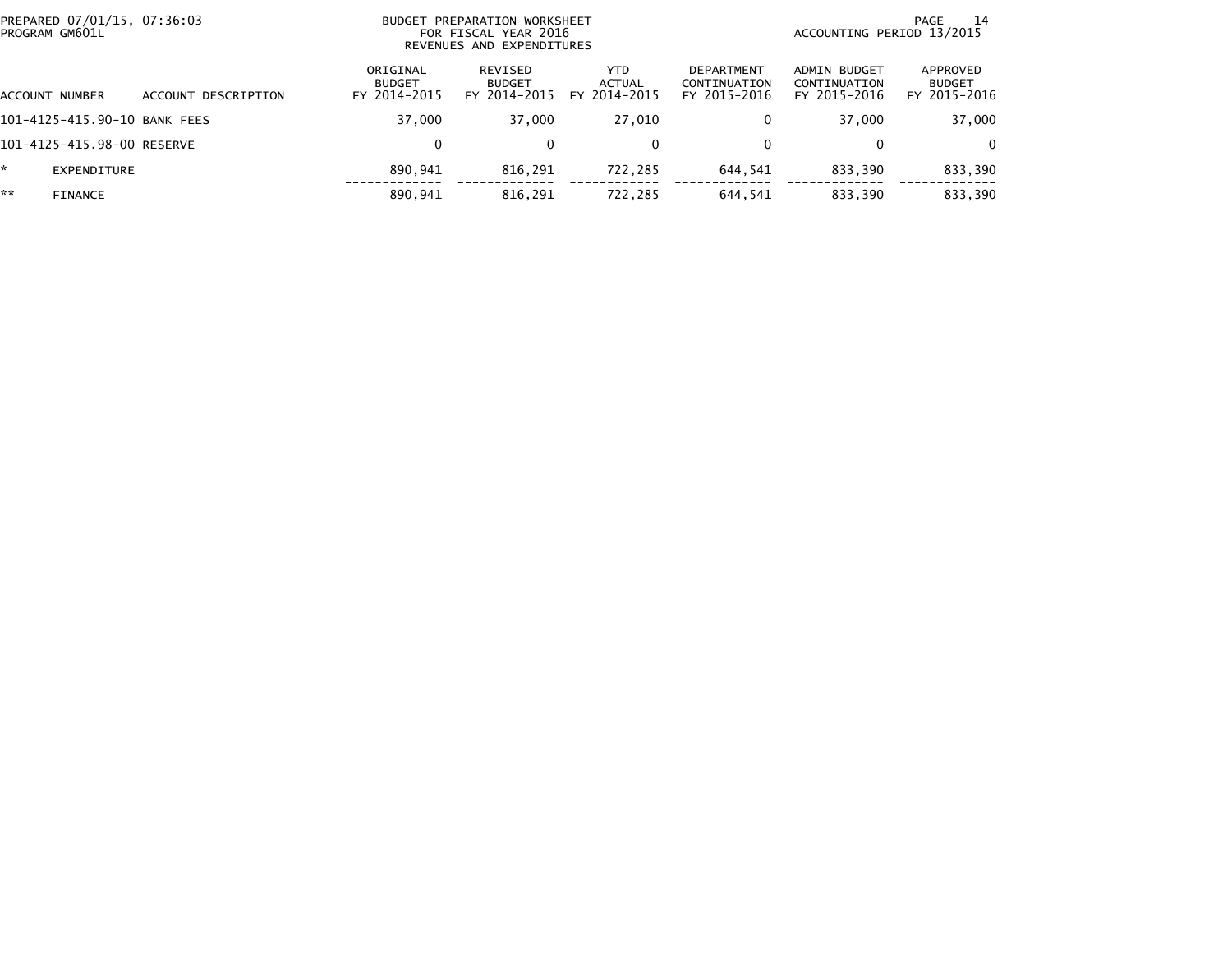PREPARED 07/01/15, 07:36:03
PROGRAM GM601L

BUDGET PREPARATION WORKSHEET
FOR FISCAL YEAR 2016
REVENUES AND EXPENDITURES

ACCOUNTING PERIOD 13/2015

| ACCOUNT NUMBER | ACCOUNT DESCRIPTION | ORIGINAL BUDGET FY 2014-2015 | REVISED BUDGET FY 2014-2015 | YTD ACTUAL FY 2014-2015 | DEPARTMENT CONTINUATION FY 2015-2016 | ADMIN BUDGET CONTINUATION FY 2015-2016 | APPROVED BUDGET FY 2015-2016 |
|---|---|---|---|---|---|---|---|
| 101-4125-415.90-10 | BANK FEES | 37,000 | 37,000 | 27,010 | 0 | 37,000 | 37,000 |
| 101-4125-415.98-00 | RESERVE | 0 | 0 | 0 | 0 | 0 | 0 |
| * | EXPENDITURE | 890,941 | 816,291 | 722,285 | 644,541 | 833,390 | 833,390 |
| ** | FINANCE | 890,941 | 816,291 | 722,285 | 644,541 | 833,390 | 833,390 |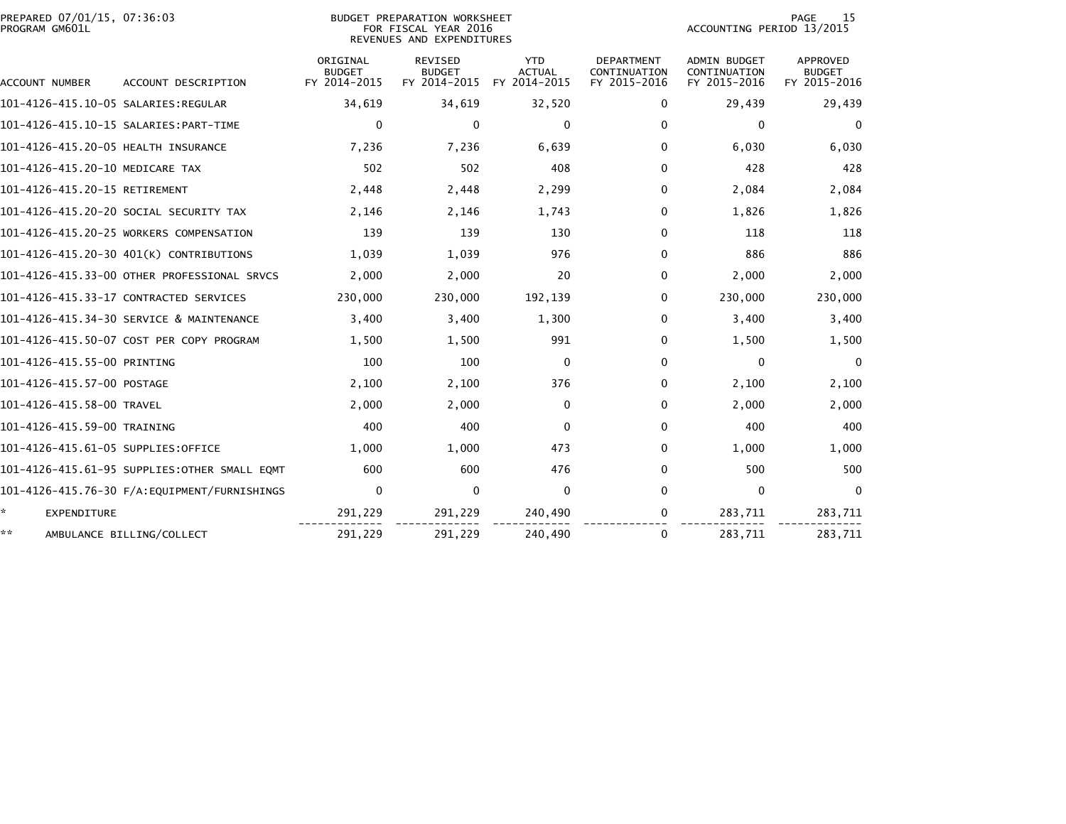PREPARED 07/01/15, 07:36:03
PROGRAM GM601L

BUDGET PREPARATION WORKSHEET
FOR FISCAL YEAR 2016
REVENUES AND EXPENDITURES

ACCOUNTING PERIOD 13/2015

| ACCOUNT NUMBER | ACCOUNT DESCRIPTION | ORIGINAL BUDGET FY 2014-2015 | REVISED BUDGET FY 2014-2015 | YTD ACTUAL FY 2014-2015 | DEPARTMENT CONTINUATION FY 2015-2016 | ADMIN BUDGET CONTINUATION FY 2015-2016 | APPROVED BUDGET FY 2015-2016 |
|---|---|---|---|---|---|---|---|
| 101-4126-415.10-05 | SALARIES:REGULAR | 34,619 | 34,619 | 32,520 | 0 | 29,439 | 29,439 |
| 101-4126-415.10-15 | SALARIES:PART-TIME | 0 | 0 | 0 | 0 | 0 | 0 |
| 101-4126-415.20-05 | HEALTH INSURANCE | 7,236 | 7,236 | 6,639 | 0 | 6,030 | 6,030 |
| 101-4126-415.20-10 | MEDICARE TAX | 502 | 502 | 408 | 0 | 428 | 428 |
| 101-4126-415.20-15 | RETIREMENT | 2,448 | 2,448 | 2,299 | 0 | 2,084 | 2,084 |
| 101-4126-415.20-20 | SOCIAL SECURITY TAX | 2,146 | 2,146 | 1,743 | 0 | 1,826 | 1,826 |
| 101-4126-415.20-25 | WORKERS COMPENSATION | 139 | 139 | 130 | 0 | 118 | 118 |
| 101-4126-415.20-30 | 401(K) CONTRIBUTIONS | 1,039 | 1,039 | 976 | 0 | 886 | 886 |
| 101-4126-415.33-00 | OTHER PROFESSIONAL SRVCS | 2,000 | 2,000 | 20 | 0 | 2,000 | 2,000 |
| 101-4126-415.33-17 | CONTRACTED SERVICES | 230,000 | 230,000 | 192,139 | 0 | 230,000 | 230,000 |
| 101-4126-415.34-30 | SERVICE & MAINTENANCE | 3,400 | 3,400 | 1,300 | 0 | 3,400 | 3,400 |
| 101-4126-415.50-07 | COST PER COPY PROGRAM | 1,500 | 1,500 | 991 | 0 | 1,500 | 1,500 |
| 101-4126-415.55-00 | PRINTING | 100 | 100 | 0 | 0 | 0 | 0 |
| 101-4126-415.57-00 | POSTAGE | 2,100 | 2,100 | 376 | 0 | 2,100 | 2,100 |
| 101-4126-415.58-00 | TRAVEL | 2,000 | 2,000 | 0 | 0 | 2,000 | 2,000 |
| 101-4126-415.59-00 | TRAINING | 400 | 400 | 0 | 0 | 400 | 400 |
| 101-4126-415.61-05 | SUPPLIES:OFFICE | 1,000 | 1,000 | 473 | 0 | 1,000 | 1,000 |
| 101-4126-415.61-95 | SUPPLIES:OTHER SMALL EQMT | 600 | 600 | 476 | 0 | 500 | 500 |
| 101-4126-415.76-30 | F/A:EQUIPMENT/FURNISHINGS | 0 | 0 | 0 | 0 | 0 | 0 |
| * | EXPENDITURE | 291,229 | 291,229 | 240,490 | 0 | 283,711 | 283,711 |
| ** | AMBULANCE BILLING/COLLECT | 291,229 | 291,229 | 240,490 | 0 | 283,711 | 283,711 |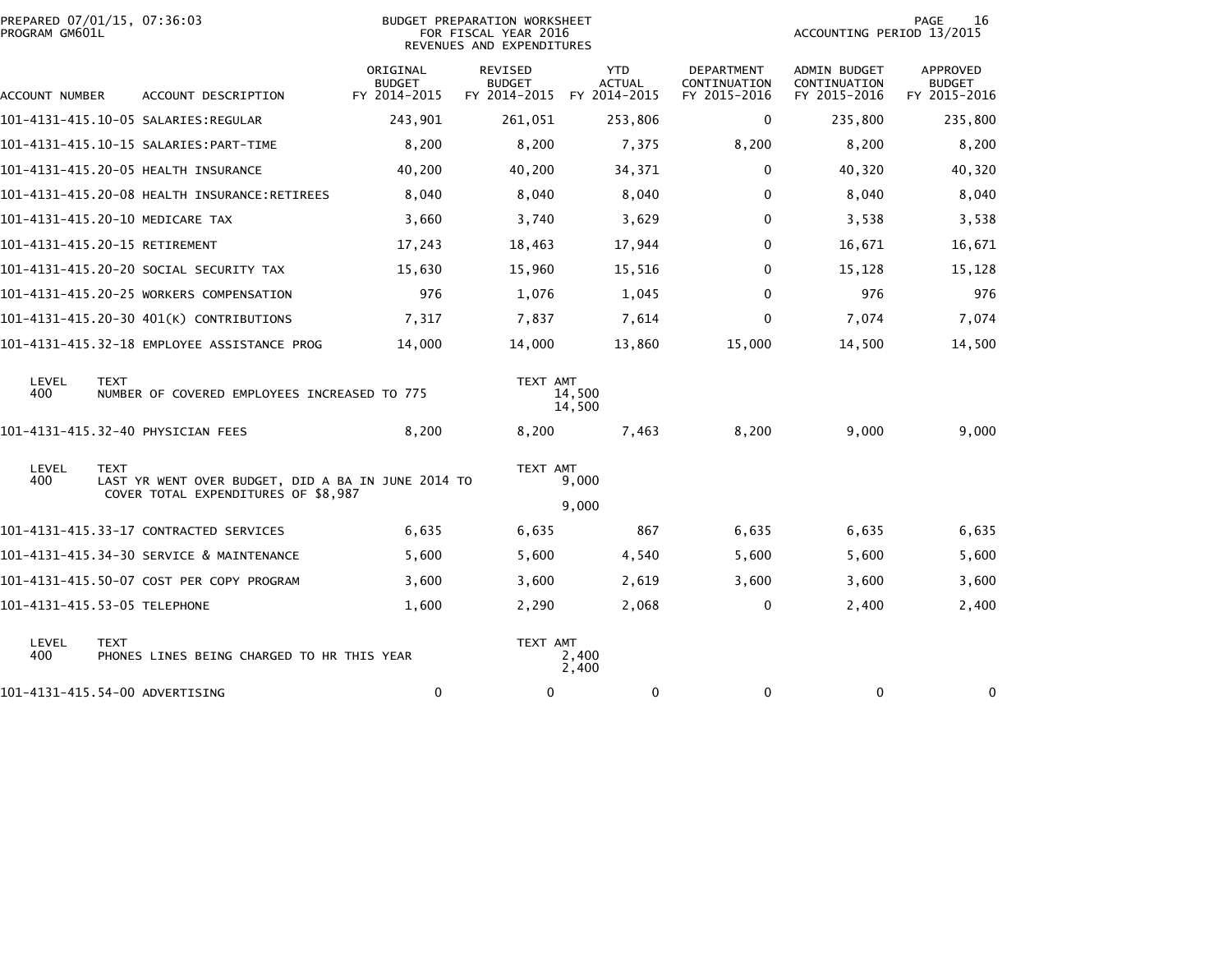BUDGET PREPARATION WORKSHEET
FOR FISCAL YEAR 2016
REVENUES AND EXPENDITURES

PREPARED 07/01/15, 07:36:03
PROGRAM GM601L

ACCOUNTING PERIOD 13/2015

| ACCOUNT NUMBER | ACCOUNT DESCRIPTION | ORIGINAL BUDGET FY 2014-2015 | REVISED BUDGET FY 2014-2015 | YTD ACTUAL FY 2014-2015 | DEPARTMENT CONTINUATION FY 2015-2016 | ADMIN BUDGET CONTINUATION FY 2015-2016 | APPROVED BUDGET FY 2015-2016 |
|---|---|---|---|---|---|---|---|
| 101-4131-415.10-05 | SALARIES:REGULAR | 243,901 | 261,051 | 253,806 | 0 | 235,800 | 235,800 |
| 101-4131-415.10-15 | SALARIES:PART-TIME | 8,200 | 8,200 | 7,375 | 8,200 | 8,200 | 8,200 |
| 101-4131-415.20-05 | HEALTH INSURANCE | 40,200 | 40,200 | 34,371 | 0 | 40,320 | 40,320 |
| 101-4131-415.20-08 | HEALTH INSURANCE:RETIREES | 8,040 | 8,040 | 8,040 | 0 | 8,040 | 8,040 |
| 101-4131-415.20-10 | MEDICARE TAX | 3,660 | 3,740 | 3,629 | 0 | 3,538 | 3,538 |
| 101-4131-415.20-15 | RETIREMENT | 17,243 | 18,463 | 17,944 | 0 | 16,671 | 16,671 |
| 101-4131-415.20-20 | SOCIAL SECURITY TAX | 15,630 | 15,960 | 15,516 | 0 | 15,128 | 15,128 |
| 101-4131-415.20-25 | WORKERS COMPENSATION | 976 | 1,076 | 1,045 | 0 | 976 | 976 |
| 101-4131-415.20-30 | 401(K) CONTRIBUTIONS | 7,317 | 7,837 | 7,614 | 0 | 7,074 | 7,074 |
| 101-4131-415.32-18 | EMPLOYEE ASSISTANCE PROG | 14,000 | 14,000 | 13,860 | 15,000 | 14,500 | 14,500 |

| LEVEL | TEXT | TEXT AMT |
|---|---|---|
| 400 | NUMBER OF COVERED EMPLOYEES INCREASED TO 775 | 14,500 |
| | | 14,500 |

| ACCOUNT NUMBER | ACCOUNT DESCRIPTION | ORIGINAL BUDGET FY 2014-2015 | REVISED BUDGET FY 2014-2015 | YTD ACTUAL FY 2014-2015 | DEPARTMENT CONTINUATION FY 2015-2016 | ADMIN BUDGET CONTINUATION FY 2015-2016 | APPROVED BUDGET FY 2015-2016 |
|---|---|---|---|---|---|---|---|
| 101-4131-415.32-40 | PHYSICIAN FEES | 8,200 | 8,200 | 7,463 | 8,200 | 9,000 | 9,000 |

| LEVEL | TEXT | TEXT AMT |
|---|---|---|
| 400 | LAST YR WENT OVER BUDGET, DID A BA IN JUNE 2014 TO COVER TOTAL EXPENDITURES OF $8,987 | 9,000 |
| | | 9,000 |

| ACCOUNT NUMBER | ACCOUNT DESCRIPTION | ORIGINAL BUDGET FY 2014-2015 | REVISED BUDGET FY 2014-2015 | YTD ACTUAL FY 2014-2015 | DEPARTMENT CONTINUATION FY 2015-2016 | ADMIN BUDGET CONTINUATION FY 2015-2016 | APPROVED BUDGET FY 2015-2016 |
|---|---|---|---|---|---|---|---|
| 101-4131-415.33-17 | CONTRACTED SERVICES | 6,635 | 6,635 | 867 | 6,635 | 6,635 | 6,635 |
| 101-4131-415.34-30 | SERVICE & MAINTENANCE | 5,600 | 5,600 | 4,540 | 5,600 | 5,600 | 5,600 |
| 101-4131-415.50-07 | COST PER COPY PROGRAM | 3,600 | 3,600 | 2,619 | 3,600 | 3,600 | 3,600 |
| 101-4131-415.53-05 | TELEPHONE | 1,600 | 2,290 | 2,068 | 0 | 2,400 | 2,400 |

| LEVEL | TEXT | TEXT AMT |
|---|---|---|
| 400 | PHONES LINES BEING CHARGED TO HR THIS YEAR | 2,400 |
| | | 2,400 |

| ACCOUNT NUMBER | ACCOUNT DESCRIPTION | ORIGINAL BUDGET FY 2014-2015 | REVISED BUDGET FY 2014-2015 | YTD ACTUAL FY 2014-2015 | DEPARTMENT CONTINUATION FY 2015-2016 | ADMIN BUDGET CONTINUATION FY 2015-2016 | APPROVED BUDGET FY 2015-2016 |
|---|---|---|---|---|---|---|---|
| 101-4131-415.54-00 | ADVERTISING | 0 | 0 | 0 | 0 | 0 | 0 |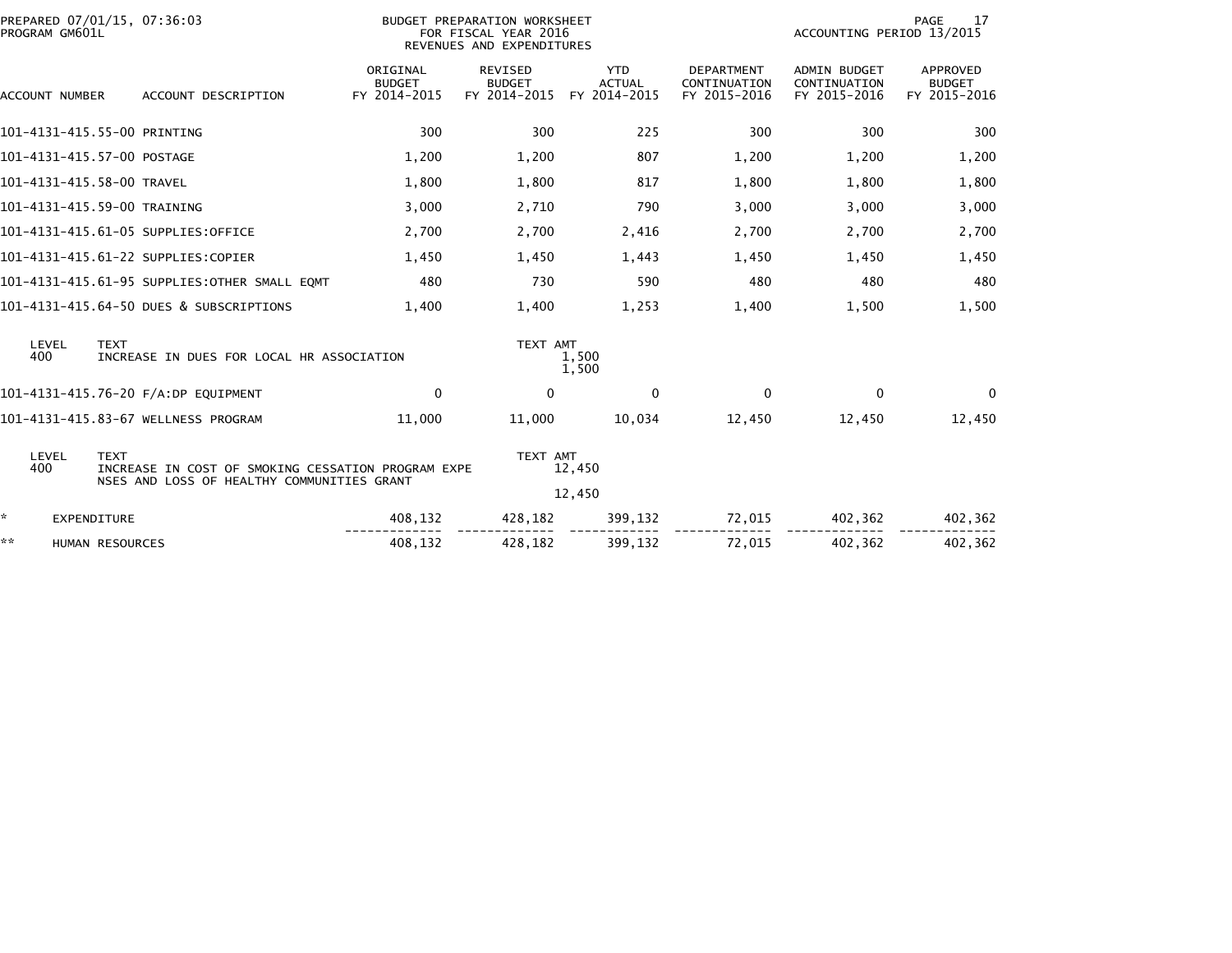BUDGET PREPARATION WORKSHEET
FOR FISCAL YEAR 2016
REVENUES AND EXPENDITURES

PREPARED 07/01/15, 07:36:03
PROGRAM GM601L

ACCOUNTING PERIOD 13/2015

| ACCOUNT NUMBER | ACCOUNT DESCRIPTION | ORIGINAL BUDGET FY 2014-2015 | REVISED BUDGET FY 2014-2015 | YTD ACTUAL FY 2014-2015 | DEPARTMENT CONTINUATION FY 2015-2016 | ADMIN BUDGET CONTINUATION FY 2015-2016 | APPROVED BUDGET FY 2015-2016 |
|---|---|---|---|---|---|---|---|
| 101-4131-415.55-00 | PRINTING | 300 | 300 | 225 | 300 | 300 | 300 |
| 101-4131-415.57-00 | POSTAGE | 1,200 | 1,200 | 807 | 1,200 | 1,200 | 1,200 |
| 101-4131-415.58-00 | TRAVEL | 1,800 | 1,800 | 817 | 1,800 | 1,800 | 1,800 |
| 101-4131-415.59-00 | TRAINING | 3,000 | 2,710 | 790 | 3,000 | 3,000 | 3,000 |
| 101-4131-415.61-05 | SUPPLIES:OFFICE | 2,700 | 2,700 | 2,416 | 2,700 | 2,700 | 2,700 |
| 101-4131-415.61-22 | SUPPLIES:COPIER | 1,450 | 1,450 | 1,443 | 1,450 | 1,450 | 1,450 |
| 101-4131-415.61-95 | SUPPLIES:OTHER SMALL EQMT | 480 | 730 | 590 | 480 | 480 | 480 |
| 101-4131-415.64-50 | DUES & SUBSCRIPTIONS | 1,400 | 1,400 | 1,253 | 1,400 | 1,500 | 1,500 |

| LEVEL | TEXT | TEXT AMT |
|---|---|---|
| 400 | INCREASE IN DUES FOR LOCAL HR ASSOCIATION | 1,500 |
| | | 1,500 |

| ACCOUNT NUMBER | ACCOUNT DESCRIPTION | ORIGINAL BUDGET FY 2014-2015 | REVISED BUDGET FY 2014-2015 | YTD ACTUAL FY 2014-2015 | DEPARTMENT CONTINUATION FY 2015-2016 | ADMIN BUDGET CONTINUATION FY 2015-2016 | APPROVED BUDGET FY 2015-2016 |
|---|---|---|---|---|---|---|---|
| 101-4131-415.76-20 | F/A:DP EQUIPMENT | 0 | 0 | 0 | 0 | 0 | 0 |
| 101-4131-415.83-67 | WELLNESS PROGRAM | 11,000 | 11,000 | 10,034 | 12,450 | 12,450 | 12,450 |

| LEVEL | TEXT | TEXT AMT |
|---|---|---|
| 400 | INCREASE IN COST OF SMOKING CESSATION PROGRAM EXPE NSES AND LOSS OF HEALTHY COMMUNITIES GRANT | 12,450 |
| | | 12,450 |

| | | ORIGINAL BUDGET FY 2014-2015 | REVISED BUDGET FY 2014-2015 | YTD ACTUAL FY 2014-2015 | DEPARTMENT CONTINUATION FY 2015-2016 | ADMIN BUDGET CONTINUATION FY 2015-2016 | APPROVED BUDGET FY 2015-2016 |
|---|---|---|---|---|---|---|---|
| * | EXPENDITURE | 408,132 | 428,182 | 399,132 | 72,015 | 402,362 | 402,362 |
| ** | HUMAN RESOURCES | 408,132 | 428,182 | 399,132 | 72,015 | 402,362 | 402,362 |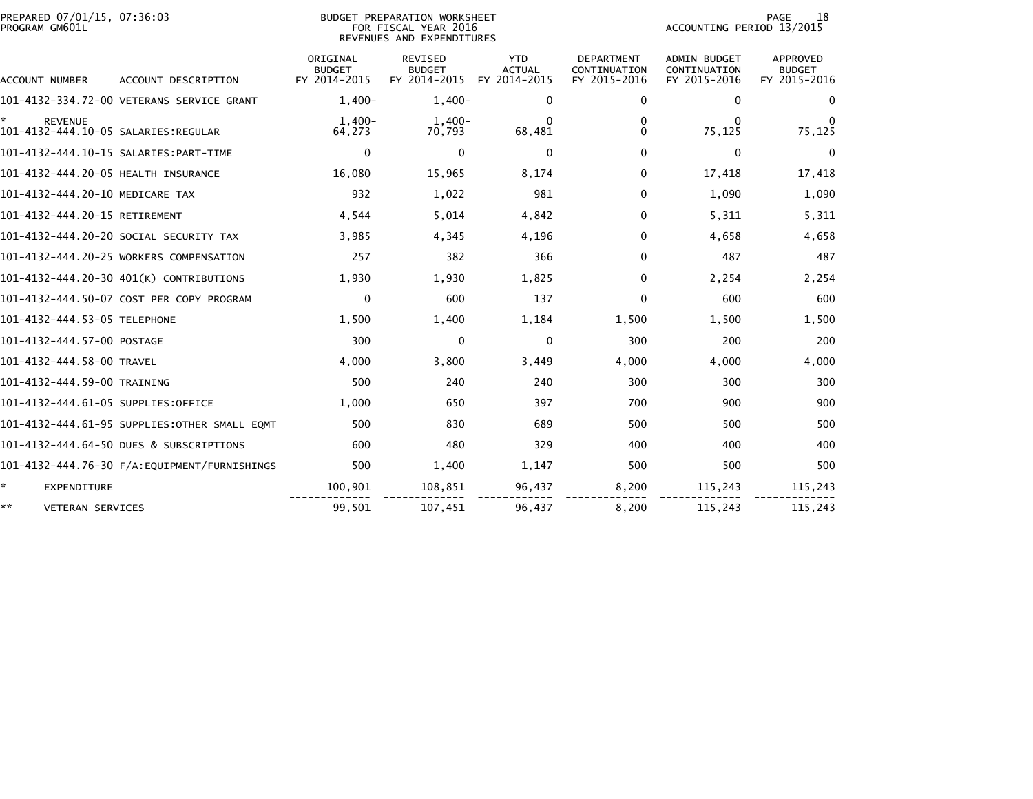PREPARED 07/01/15, 07:36:03
PROGRAM GM601L

BUDGET PREPARATION WORKSHEET
FOR FISCAL YEAR 2016
REVENUES AND EXPENDITURES

ACCOUNTING PERIOD 13/2015

| ACCOUNT NUMBER | ACCOUNT DESCRIPTION | ORIGINAL BUDGET FY 2014-2015 | REVISED BUDGET FY 2014-2015 | YTD ACTUAL FY 2014-2015 | DEPARTMENT CONTINUATION FY 2015-2016 | ADMIN BUDGET CONTINUATION FY 2015-2016 | APPROVED BUDGET FY 2015-2016 |
|---|---|---|---|---|---|---|---|
| 101-4132-334.72-00 | VETERANS SERVICE GRANT | 1,400- | 1,400- | 0 | 0 | 0 | 0 |
| * | REVENUE | 1,400- | 1,400- | 0 | 0 | 0 | 0 |
| 101-4132-444.10-05 | SALARIES:REGULAR | 64,273 | 70,793 | 68,481 | 0 | 75,125 | 75,125 |
| 101-4132-444.10-15 | SALARIES:PART-TIME | 0 | 0 | 0 | 0 | 0 | 0 |
| 101-4132-444.20-05 | HEALTH INSURANCE | 16,080 | 15,965 | 8,174 | 0 | 17,418 | 17,418 |
| 101-4132-444.20-10 | MEDICARE TAX | 932 | 1,022 | 981 | 0 | 1,090 | 1,090 |
| 101-4132-444.20-15 | RETIREMENT | 4,544 | 5,014 | 4,842 | 0 | 5,311 | 5,311 |
| 101-4132-444.20-20 | SOCIAL SECURITY TAX | 3,985 | 4,345 | 4,196 | 0 | 4,658 | 4,658 |
| 101-4132-444.20-25 | WORKERS COMPENSATION | 257 | 382 | 366 | 0 | 487 | 487 |
| 101-4132-444.20-30 | 401(K) CONTRIBUTIONS | 1,930 | 1,930 | 1,825 | 0 | 2,254 | 2,254 |
| 101-4132-444.50-07 | COST PER COPY PROGRAM | 0 | 600 | 137 | 0 | 600 | 600 |
| 101-4132-444.53-05 | TELEPHONE | 1,500 | 1,400 | 1,184 | 1,500 | 1,500 | 1,500 |
| 101-4132-444.57-00 | POSTAGE | 300 | 0 | 0 | 300 | 200 | 200 |
| 101-4132-444.58-00 | TRAVEL | 4,000 | 3,800 | 3,449 | 4,000 | 4,000 | 4,000 |
| 101-4132-444.59-00 | TRAINING | 500 | 240 | 240 | 300 | 300 | 300 |
| 101-4132-444.61-05 | SUPPLIES:OFFICE | 1,000 | 650 | 397 | 700 | 900 | 900 |
| 101-4132-444.61-95 | SUPPLIES:OTHER SMALL EQMT | 500 | 830 | 689 | 500 | 500 | 500 |
| 101-4132-444.64-50 | DUES & SUBSCRIPTIONS | 600 | 480 | 329 | 400 | 400 | 400 |
| 101-4132-444.76-30 | F/A:EQUIPMENT/FURNISHINGS | 500 | 1,400 | 1,147 | 500 | 500 | 500 |
| * | EXPENDITURE | 100,901 | 108,851 | 96,437 | 8,200 | 115,243 | 115,243 |
| ** | VETERAN SERVICES | 99,501 | 107,451 | 96,437 | 8,200 | 115,243 | 115,243 |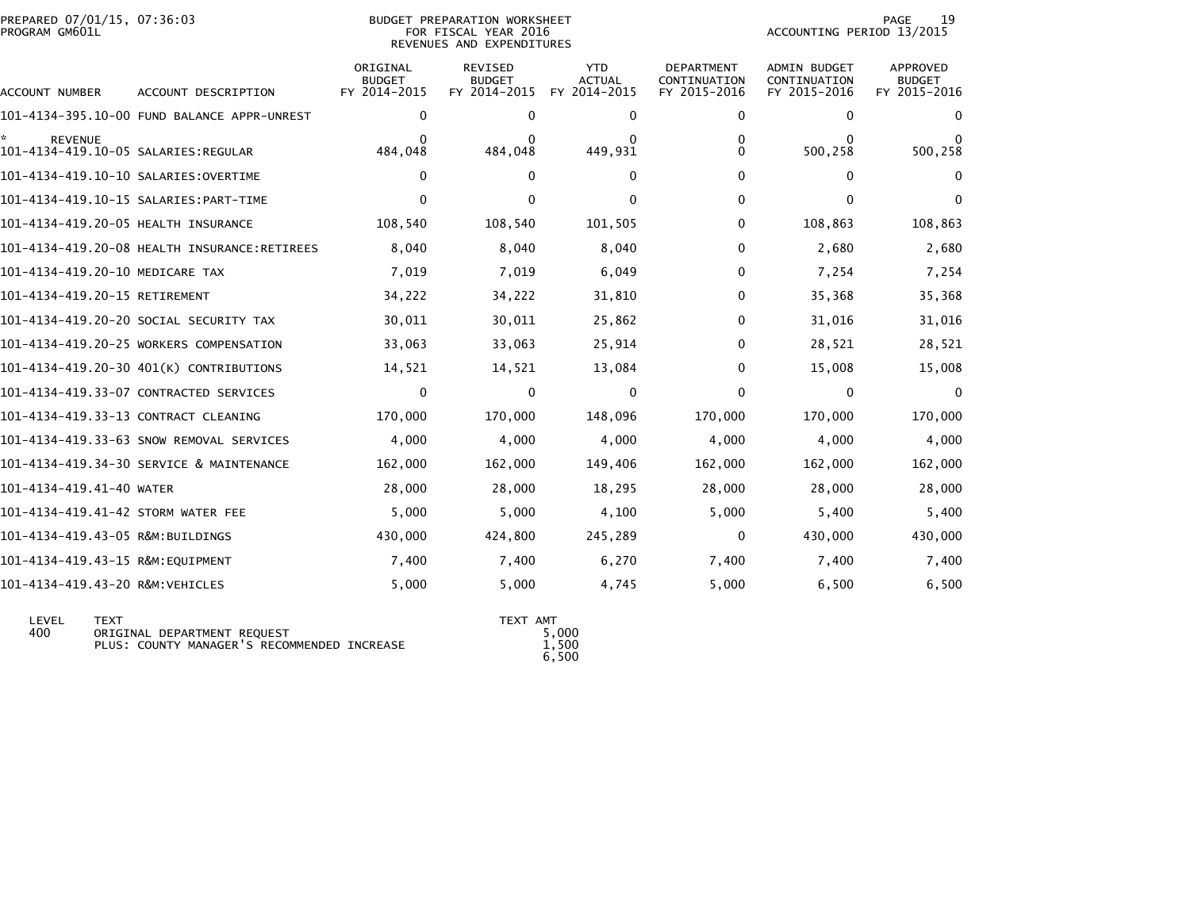PREPARED 07/01/15, 07:36:03
PROGRAM GM601L

# BUDGET PREPARATION WORKSHEET
## FOR FISCAL YEAR 2016
## REVENUES AND EXPENDITURES

ACCOUNTING PERIOD 13/2015

| ACCOUNT NUMBER | ACCOUNT DESCRIPTION | ORIGINAL BUDGET FY 2014-2015 | REVISED BUDGET FY 2014-2015 | YTD ACTUAL FY 2014-2015 | DEPARTMENT CONTINUATION FY 2015-2016 | ADMIN BUDGET CONTINUATION FY 2015-2016 | APPROVED BUDGET FY 2015-2016 |
|---|---|---|---|---|---|---|---|
| 101-4134-395.10-00 | FUND BALANCE APPR-UNREST | 0 | 0 | 0 | 0 | 0 | 0 |
| * REVENUE | | 0 | 0 | 0 | 0 | 0 | 0 |
| 101-4134-419.10-05 | SALARIES:REGULAR | 484,048 | 484,048 | 449,931 | 0 | 500,258 | 500,258 |
| 101-4134-419.10-10 | SALARIES:OVERTIME | 0 | 0 | 0 | 0 | 0 | 0 |
| 101-4134-419.10-15 | SALARIES:PART-TIME | 0 | 0 | 0 | 0 | 0 | 0 |
| 101-4134-419.20-05 | HEALTH INSURANCE | 108,540 | 108,540 | 101,505 | 0 | 108,863 | 108,863 |
| 101-4134-419.20-08 | HEALTH INSURANCE:RETIREES | 8,040 | 8,040 | 8,040 | 0 | 2,680 | 2,680 |
| 101-4134-419.20-10 | MEDICARE TAX | 7,019 | 7,019 | 6,049 | 0 | 7,254 | 7,254 |
| 101-4134-419.20-15 | RETIREMENT | 34,222 | 34,222 | 31,810 | 0 | 35,368 | 35,368 |
| 101-4134-419.20-20 | SOCIAL SECURITY TAX | 30,011 | 30,011 | 25,862 | 0 | 31,016 | 31,016 |
| 101-4134-419.20-25 | WORKERS COMPENSATION | 33,063 | 33,063 | 25,914 | 0 | 28,521 | 28,521 |
| 101-4134-419.20-30 | 401(K) CONTRIBUTIONS | 14,521 | 14,521 | 13,084 | 0 | 15,008 | 15,008 |
| 101-4134-419.33-07 | CONTRACTED SERVICES | 0 | 0 | 0 | 0 | 0 | 0 |
| 101-4134-419.33-13 | CONTRACT CLEANING | 170,000 | 170,000 | 148,096 | 170,000 | 170,000 | 170,000 |
| 101-4134-419.33-63 | SNOW REMOVAL SERVICES | 4,000 | 4,000 | 4,000 | 4,000 | 4,000 | 4,000 |
| 101-4134-419.34-30 | SERVICE & MAINTENANCE | 162,000 | 162,000 | 149,406 | 162,000 | 162,000 | 162,000 |
| 101-4134-419.41-40 | WATER | 28,000 | 28,000 | 18,295 | 28,000 | 28,000 | 28,000 |
| 101-4134-419.41-42 | STORM WATER FEE | 5,000 | 5,000 | 4,100 | 5,000 | 5,400 | 5,400 |
| 101-4134-419.43-05 | R&M:BUILDINGS | 430,000 | 424,800 | 245,289 | 0 | 430,000 | 430,000 |
| 101-4134-419.43-15 | R&M:EQUIPMENT | 7,400 | 7,400 | 6,270 | 7,400 | 7,400 | 7,400 |
| 101-4134-419.43-20 | R&M:VEHICLES | 5,000 | 5,000 | 4,745 | 5,000 | 6,500 | 6,500 |

| LEVEL | TEXT | TEXT AMT |
|---|---|---|
| 400 | ORIGINAL DEPARTMENT REQUEST | 5,000 |
| | PLUS: COUNTY MANAGER'S RECOMMENDED INCREASE | 1,500 |
| | | 6,500 |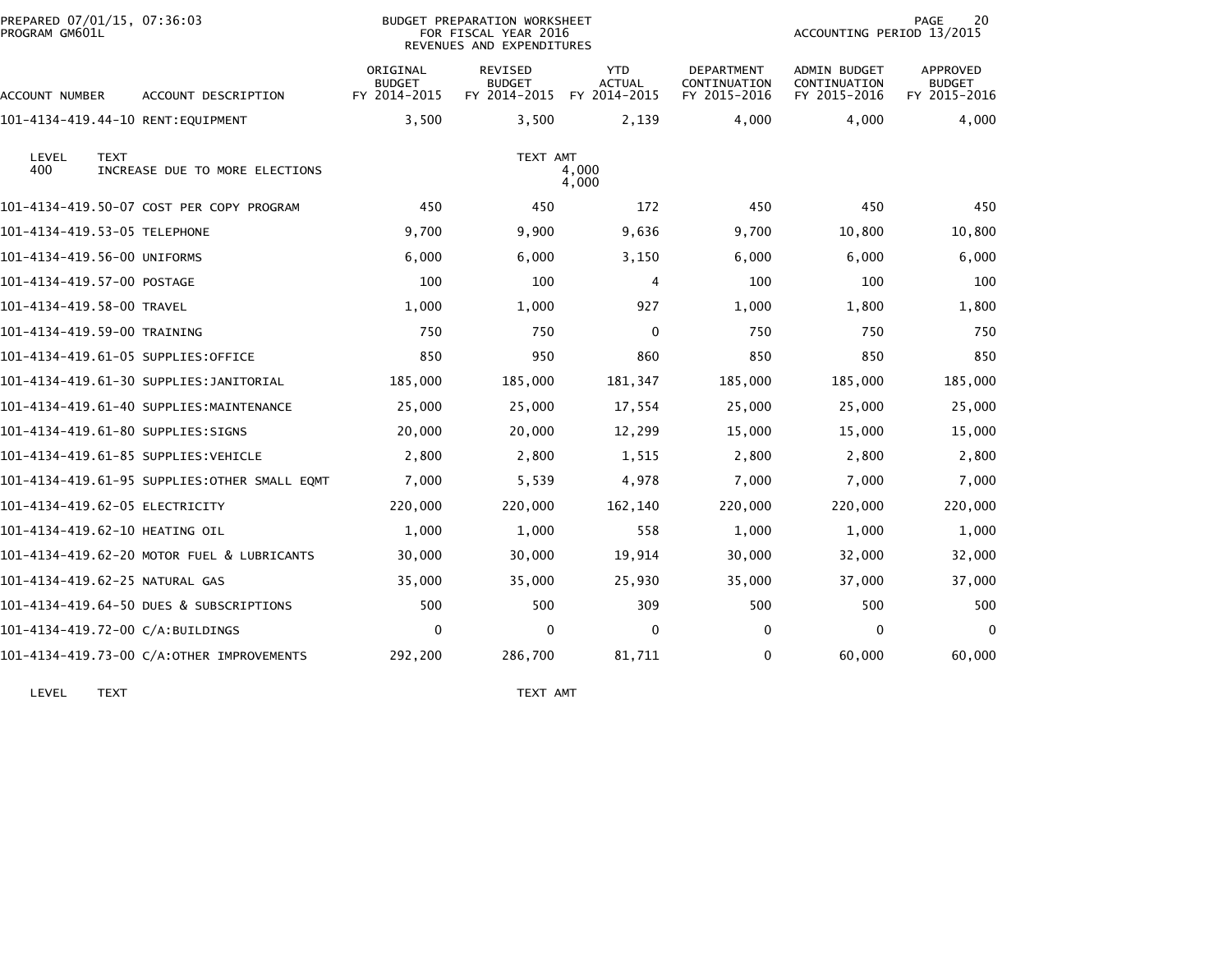PREPARED 07/01/15, 07:36:03
PROGRAM GM601L

BUDGET PREPARATION WORKSHEET
FOR FISCAL YEAR 2016
REVENUES AND EXPENDITURES

ACCOUNTING PERIOD 13/2015

| ACCOUNT NUMBER | ACCOUNT DESCRIPTION | ORIGINAL BUDGET FY 2014-2015 | REVISED BUDGET FY 2014-2015 | YTD ACTUAL FY 2014-2015 | DEPARTMENT CONTINUATION FY 2015-2016 | ADMIN BUDGET CONTINUATION FY 2015-2016 | APPROVED BUDGET FY 2015-2016 |
|---|---|---|---|---|---|---|---|
| 101-4134-419.44-10 | RENT:EQUIPMENT | 3,500 | 3,500 | 2,139 | 4,000 | 4,000 | 4,000 |

| LEVEL | TEXT | TEXT AMT |
|---|---|---|
| 400 | INCREASE DUE TO MORE ELECTIONS | 4,000 |
| | | 4,000 |

| ACCOUNT NUMBER | ACCOUNT DESCRIPTION | ORIGINAL BUDGET FY 2014-2015 | REVISED BUDGET FY 2014-2015 | YTD ACTUAL FY 2014-2015 | DEPARTMENT CONTINUATION FY 2015-2016 | ADMIN BUDGET CONTINUATION FY 2015-2016 | APPROVED BUDGET FY 2015-2016 |
|---|---|---|---|---|---|---|---|
| 101-4134-419.50-07 | COST PER COPY PROGRAM | 450 | 450 | 172 | 450 | 450 | 450 |
| 101-4134-419.53-05 | TELEPHONE | 9,700 | 9,900 | 9,636 | 9,700 | 10,800 | 10,800 |
| 101-4134-419.56-00 | UNIFORMS | 6,000 | 6,000 | 3,150 | 6,000 | 6,000 | 6,000 |
| 101-4134-419.57-00 | POSTAGE | 100 | 100 | 4 | 100 | 100 | 100 |
| 101-4134-419.58-00 | TRAVEL | 1,000 | 1,000 | 927 | 1,000 | 1,800 | 1,800 |
| 101-4134-419.59-00 | TRAINING | 750 | 750 | 0 | 750 | 750 | 750 |
| 101-4134-419.61-05 | SUPPLIES:OFFICE | 850 | 950 | 860 | 850 | 850 | 850 |
| 101-4134-419.61-30 | SUPPLIES:JANITORIAL | 185,000 | 185,000 | 181,347 | 185,000 | 185,000 | 185,000 |
| 101-4134-419.61-40 | SUPPLIES:MAINTENANCE | 25,000 | 25,000 | 17,554 | 25,000 | 25,000 | 25,000 |
| 101-4134-419.61-80 | SUPPLIES:SIGNS | 20,000 | 20,000 | 12,299 | 15,000 | 15,000 | 15,000 |
| 101-4134-419.61-85 | SUPPLIES:VEHICLE | 2,800 | 2,800 | 1,515 | 2,800 | 2,800 | 2,800 |
| 101-4134-419.61-95 | SUPPLIES:OTHER SMALL EQMT | 7,000 | 5,539 | 4,978 | 7,000 | 7,000 | 7,000 |
| 101-4134-419.62-05 | ELECTRICITY | 220,000 | 220,000 | 162,140 | 220,000 | 220,000 | 220,000 |
| 101-4134-419.62-10 | HEATING OIL | 1,000 | 1,000 | 558 | 1,000 | 1,000 | 1,000 |
| 101-4134-419.62-20 | MOTOR FUEL & LUBRICANTS | 30,000 | 30,000 | 19,914 | 30,000 | 32,000 | 32,000 |
| 101-4134-419.62-25 | NATURAL GAS | 35,000 | 35,000 | 25,930 | 35,000 | 37,000 | 37,000 |
| 101-4134-419.64-50 | DUES & SUBSCRIPTIONS | 500 | 500 | 309 | 500 | 500 | 500 |
| 101-4134-419.72-00 | C/A:BUILDINGS | 0 | 0 | 0 | 0 | 0 | 0 |
| 101-4134-419.73-00 | C/A:OTHER IMPROVEMENTS | 292,200 | 286,700 | 81,711 | 0 | 60,000 | 60,000 |

| LEVEL | TEXT | TEXT AMT |
|---|---|---|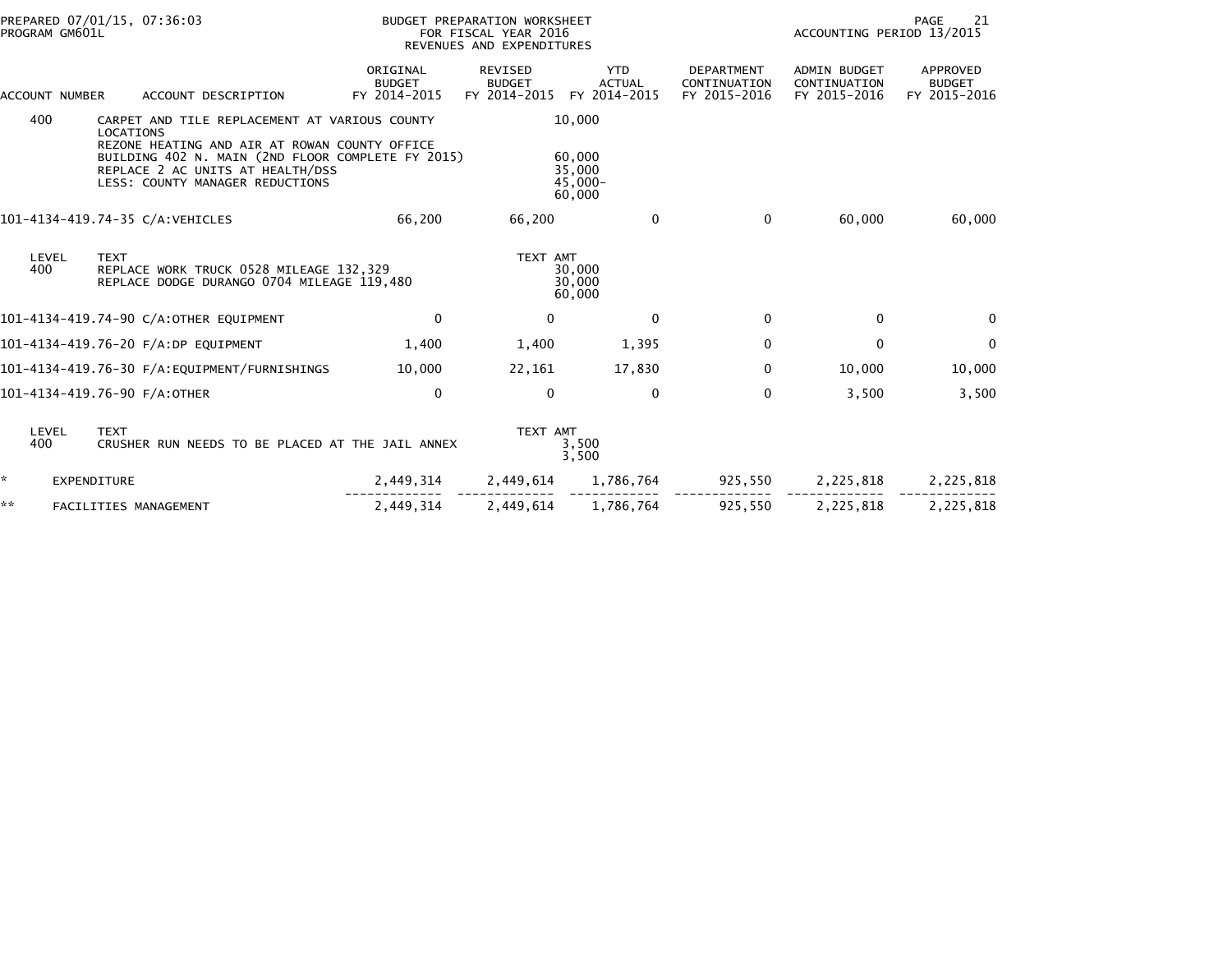PREPARED 07/01/15, 07:36:03 PROGRAM GM601L

BUDGET PREPARATION WORKSHEET FOR FISCAL YEAR 2016 REVENUES AND EXPENDITURES

ACCOUNTING PERIOD 13/2015

| ACCOUNT NUMBER | ACCOUNT DESCRIPTION | ORIGINAL BUDGET FY 2014-2015 | REVISED BUDGET FY 2014-2015 | YTD ACTUAL FY 2014-2015 | DEPARTMENT CONTINUATION FY 2015-2016 | ADMIN BUDGET CONTINUATION FY 2015-2016 | APPROVED BUDGET FY 2015-2016 |
|---|---|---|---|---|---|---|---|
| 400 | CARPET AND TILE REPLACEMENT AT VARIOUS COUNTY LOCATIONS | | | 10,000 | | | |
| | REZONE HEATING AND AIR AT ROWAN COUNTY OFFICE BUILDING 402 N. MAIN (2ND FLOOR COMPLETE FY 2015) | | | 60,000 | | | |
| | REPLACE 2 AC UNITS AT HEALTH/DSS | | | 35,000 | | | |
| | LESS: COUNTY MANAGER REDUCTIONS | | | 45,000- | | | |
| | | | | 60,000 | | | |
| 101-4134-419.74-35 | C/A:VEHICLES | 66,200 | 66,200 | 0 | 0 | 60,000 | 60,000 |
| LEVEL | TEXT | | TEXT AMT | | | | |
| 400 | REPLACE WORK TRUCK 0528 MILEAGE 132,329 | | | 30,000 | | | |
| | REPLACE DODGE DURANGO 0704 MILEAGE 119,480 | | | 30,000 | | | |
| | | | | 60,000 | | | |
| 101-4134-419.74-90 | C/A:OTHER EQUIPMENT | 0 | 0 | 0 | 0 | 0 | 0 |
| 101-4134-419.76-20 | F/A:DP EQUIPMENT | 1,400 | 1,400 | 1,395 | 0 | 0 | 0 |
| 101-4134-419.76-30 | F/A:EQUIPMENT/FURNISHINGS | 10,000 | 22,161 | 17,830 | 0 | 10,000 | 10,000 |
| 101-4134-419.76-90 | F/A:OTHER | 0 | 0 | 0 | 0 | 3,500 | 3,500 |
| LEVEL | TEXT | | TEXT AMT | | | | |
| 400 | CRUSHER RUN NEEDS TO BE PLACED AT THE JAIL ANNEX | | | 3,500 | | | |
| | | | | 3,500 | | | |
| * | EXPENDITURE | 2,449,314 | 2,449,614 | 1,786,764 | 925,550 | 2,225,818 | 2,225,818 |
| ** | FACILITIES MANAGEMENT | 2,449,314 | 2,449,614 | 1,786,764 | 925,550 | 2,225,818 | 2,225,818 |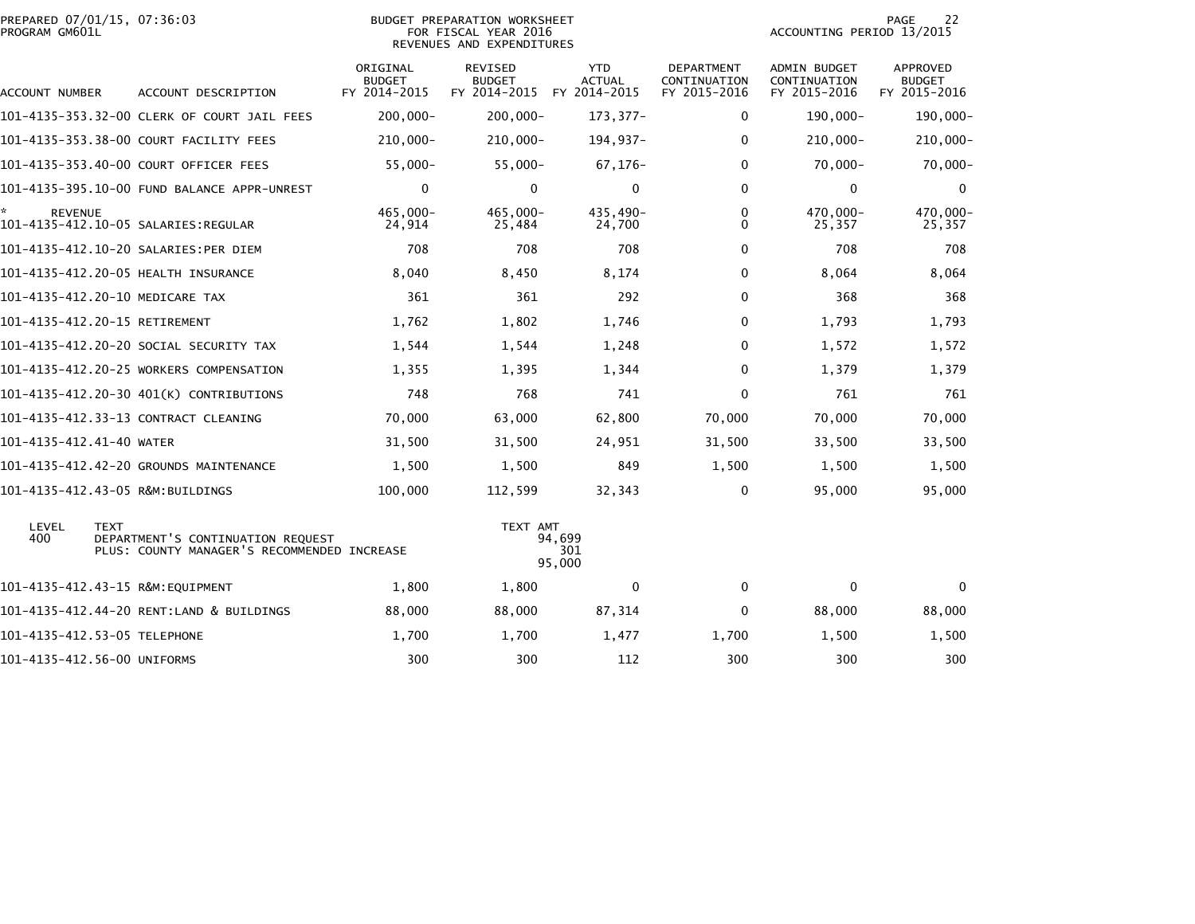BUDGET PREPARATION WORKSHEET
FOR FISCAL YEAR 2016
REVENUES AND EXPENDITURES

PREPARED 07/01/15, 07:36:03
PROGRAM GM601L

ACCOUNTING PERIOD 13/2015

| ACCOUNT NUMBER | ACCOUNT DESCRIPTION | ORIGINAL BUDGET FY 2014-2015 | REVISED BUDGET FY 2014-2015 | YTD ACTUAL FY 2014-2015 | DEPARTMENT CONTINUATION FY 2015-2016 | ADMIN BUDGET CONTINUATION FY 2015-2016 | APPROVED BUDGET FY 2015-2016 |
|---|---|---|---|---|---|---|---|
| 101-4135-353.32-00 | CLERK OF COURT JAIL FEES | 200,000- | 200,000- | 173,377- | 0 | 190,000- | 190,000- |
| 101-4135-353.38-00 | COURT FACILITY FEES | 210,000- | 210,000- | 194,937- | 0 | 210,000- | 210,000- |
| 101-4135-353.40-00 | COURT OFFICER FEES | 55,000- | 55,000- | 67,176- | 0 | 70,000- | 70,000- |
| 101-4135-395.10-00 | FUND BALANCE APPR-UNREST | 0 | 0 | 0 | 0 | 0 | 0 |
| * REVENUE | | 465,000- | 465,000- | 435,490- | 0 | 470,000- | 470,000- |
| 101-4135-412.10-05 | SALARIES:REGULAR | 24,914 | 25,484 | 24,700 | 0 | 25,357 | 25,357 |
| 101-4135-412.10-20 | SALARIES:PER DIEM | 708 | 708 | 708 | 0 | 708 | 708 |
| 101-4135-412.20-05 | HEALTH INSURANCE | 8,040 | 8,450 | 8,174 | 0 | 8,064 | 8,064 |
| 101-4135-412.20-10 | MEDICARE TAX | 361 | 361 | 292 | 0 | 368 | 368 |
| 101-4135-412.20-15 | RETIREMENT | 1,762 | 1,802 | 1,746 | 0 | 1,793 | 1,793 |
| 101-4135-412.20-20 | SOCIAL SECURITY TAX | 1,544 | 1,544 | 1,248 | 0 | 1,572 | 1,572 |
| 101-4135-412.20-25 | WORKERS COMPENSATION | 1,355 | 1,395 | 1,344 | 0 | 1,379 | 1,379 |
| 101-4135-412.20-30 | 401(K) CONTRIBUTIONS | 748 | 768 | 741 | 0 | 761 | 761 |
| 101-4135-412.33-13 | CONTRACT CLEANING | 70,000 | 63,000 | 62,800 | 70,000 | 70,000 | 70,000 |
| 101-4135-412.41-40 | WATER | 31,500 | 31,500 | 24,951 | 31,500 | 33,500 | 33,500 |
| 101-4135-412.42-20 | GROUNDS MAINTENANCE | 1,500 | 1,500 | 849 | 1,500 | 1,500 | 1,500 |
| 101-4135-412.43-05 | R&M:BUILDINGS | 100,000 | 112,599 | 32,343 | 0 | 95,000 | 95,000 |

| LEVEL | TEXT | TEXT AMT |
|---|---|---|
| 400 | DEPARTMENT'S CONTINUATION REQUEST | 94,699 |
| | PLUS: COUNTY MANAGER'S RECOMMENDED INCREASE | 301 |
| | | 95,000 |

| ACCOUNT NUMBER | ACCOUNT DESCRIPTION | ORIGINAL BUDGET FY 2014-2015 | REVISED BUDGET FY 2014-2015 | YTD ACTUAL FY 2014-2015 | DEPARTMENT CONTINUATION FY 2015-2016 | ADMIN BUDGET CONTINUATION FY 2015-2016 | APPROVED BUDGET FY 2015-2016 |
|---|---|---|---|---|---|---|---|
| 101-4135-412.43-15 | R&M:EQUIPMENT | 1,800 | 1,800 | 0 | 0 | 0 | 0 |
| 101-4135-412.44-20 | RENT:LAND & BUILDINGS | 88,000 | 88,000 | 87,314 | 0 | 88,000 | 88,000 |
| 101-4135-412.53-05 | TELEPHONE | 1,700 | 1,700 | 1,477 | 1,700 | 1,500 | 1,500 |
| 101-4135-412.56-00 | UNIFORMS | 300 | 300 | 112 | 300 | 300 | 300 |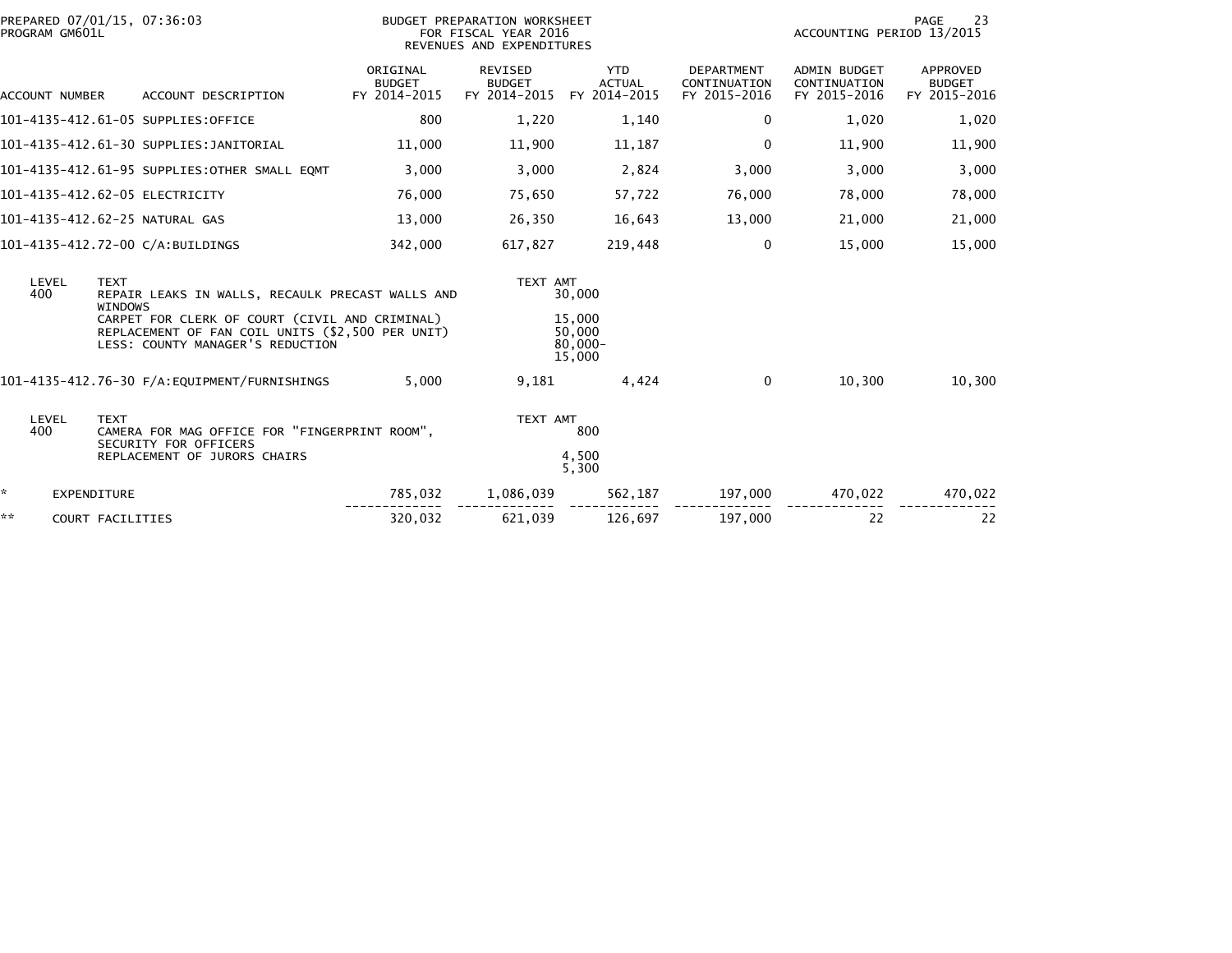PREPARED 07/01/15, 07:36:03
PROGRAM GM601L

BUDGET PREPARATION WORKSHEET
FOR FISCAL YEAR 2016
REVENUES AND EXPENDITURES

ACCOUNTING PERIOD 13/2015

| ACCOUNT NUMBER | ACCOUNT DESCRIPTION | ORIGINAL BUDGET FY 2014-2015 | REVISED BUDGET FY 2014-2015 | YTD ACTUAL FY 2014-2015 | DEPARTMENT CONTINUATION FY 2015-2016 | ADMIN BUDGET CONTINUATION FY 2015-2016 | APPROVED BUDGET FY 2015-2016 |
|---|---|---|---|---|---|---|---|
| 101-4135-412.61-05 | SUPPLIES:OFFICE | 800 | 1,220 | 1,140 | 0 | 1,020 | 1,020 |
| 101-4135-412.61-30 | SUPPLIES:JANITORIAL | 11,000 | 11,900 | 11,187 | 0 | 11,900 | 11,900 |
| 101-4135-412.61-95 | SUPPLIES:OTHER SMALL EQMT | 3,000 | 3,000 | 2,824 | 3,000 | 3,000 | 3,000 |
| 101-4135-412.62-05 | ELECTRICITY | 76,000 | 75,650 | 57,722 | 76,000 | 78,000 | 78,000 |
| 101-4135-412.62-25 | NATURAL GAS | 13,000 | 26,350 | 16,643 | 13,000 | 21,000 | 21,000 |
| 101-4135-412.72-00 | C/A:BUILDINGS | 342,000 | 617,827 | 219,448 | 0 | 15,000 | 15,000 |

| LEVEL | TEXT | TEXT AMT |
|---|---|---|
| 400 | REPAIR LEAKS IN WALLS, RECAULK PRECAST WALLS AND WINDOWS | 30,000 |
| | CARPET FOR CLERK OF COURT (CIVIL AND CRIMINAL) | 15,000 |
| | REPLACEMENT OF FAN COIL UNITS ($2,500 PER UNIT) | 50,000 |
| | LESS: COUNTY MANAGER'S REDUCTION | 80,000- |
| | | 15,000 |

| ACCOUNT NUMBER | ACCOUNT DESCRIPTION | ORIGINAL BUDGET FY 2014-2015 | REVISED BUDGET FY 2014-2015 | YTD ACTUAL FY 2014-2015 | DEPARTMENT CONTINUATION FY 2015-2016 | ADMIN BUDGET CONTINUATION FY 2015-2016 | APPROVED BUDGET FY 2015-2016 |
|---|---|---|---|---|---|---|---|
| 101-4135-412.76-30 | F/A:EQUIPMENT/FURNISHINGS | 5,000 | 9,181 | 4,424 | 0 | 10,300 | 10,300 |

| LEVEL | TEXT | TEXT AMT |
|---|---|---|
| 400 | CAMERA FOR MAG OFFICE FOR "FINGERPRINT ROOM", SECURITY FOR OFFICERS | 800 |
| | REPLACEMENT OF JURORS CHAIRS | 4,500 |
| | | 5,300 |

| | | ORIGINAL BUDGET FY 2014-2015 | REVISED BUDGET FY 2014-2015 | YTD ACTUAL FY 2014-2015 | DEPARTMENT CONTINUATION FY 2015-2016 | ADMIN BUDGET CONTINUATION FY 2015-2016 | APPROVED BUDGET FY 2015-2016 |
|---|---|---|---|---|---|---|---|
| * | EXPENDITURE | 785,032 | 1,086,039 | 562,187 | 197,000 | 470,022 | 470,022 |
| ** | COURT FACILITIES | 320,032 | 621,039 | 126,697 | 197,000 | 22 | 22 |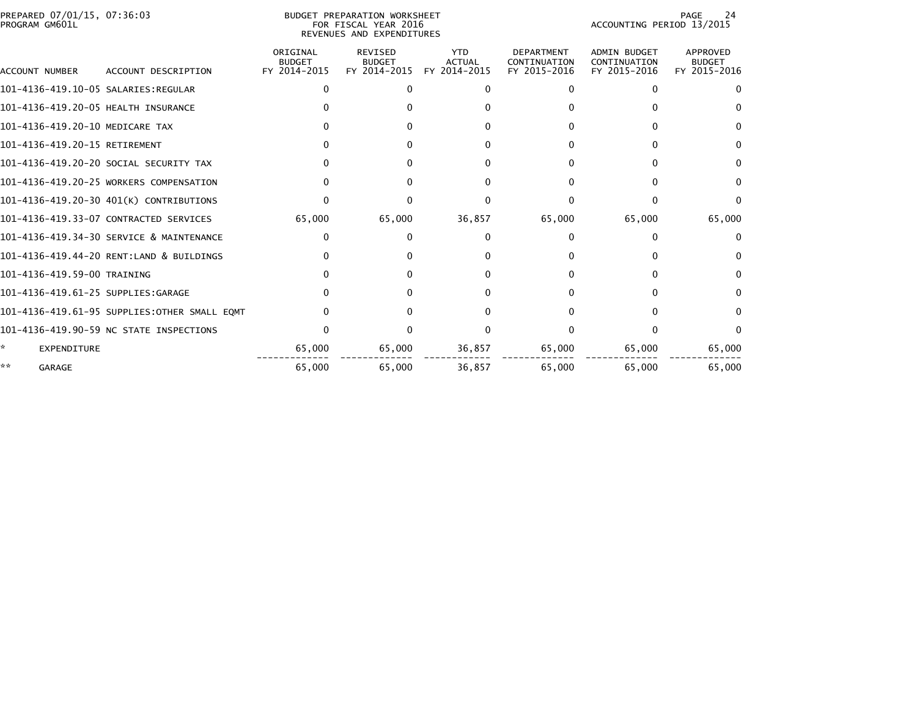PREPARED 07/01/15, 07:36:03
PROGRAM GM601L

BUDGET PREPARATION WORKSHEET
FOR FISCAL YEAR 2016
REVENUES AND EXPENDITURES

ACCOUNTING PERIOD 13/2015

| ACCOUNT NUMBER | ACCOUNT DESCRIPTION | ORIGINAL BUDGET FY 2014-2015 | REVISED BUDGET FY 2014-2015 | YTD ACTUAL FY 2014-2015 | DEPARTMENT CONTINUATION FY 2015-2016 | ADMIN BUDGET CONTINUATION FY 2015-2016 | APPROVED BUDGET FY 2015-2016 |
|---|---|---|---|---|---|---|---|
| 101-4136-419.10-05 | SALARIES:REGULAR | 0 | 0 | 0 | 0 | 0 | 0 |
| 101-4136-419.20-05 | HEALTH INSURANCE | 0 | 0 | 0 | 0 | 0 | 0 |
| 101-4136-419.20-10 | MEDICARE TAX | 0 | 0 | 0 | 0 | 0 | 0 |
| 101-4136-419.20-15 | RETIREMENT | 0 | 0 | 0 | 0 | 0 | 0 |
| 101-4136-419.20-20 | SOCIAL SECURITY TAX | 0 | 0 | 0 | 0 | 0 | 0 |
| 101-4136-419.20-25 | WORKERS COMPENSATION | 0 | 0 | 0 | 0 | 0 | 0 |
| 101-4136-419.20-30 | 401(K) CONTRIBUTIONS | 0 | 0 | 0 | 0 | 0 | 0 |
| 101-4136-419.33-07 | CONTRACTED SERVICES | 65,000 | 65,000 | 36,857 | 65,000 | 65,000 | 65,000 |
| 101-4136-419.34-30 | SERVICE & MAINTENANCE | 0 | 0 | 0 | 0 | 0 | 0 |
| 101-4136-419.44-20 | RENT:LAND & BUILDINGS | 0 | 0 | 0 | 0 | 0 | 0 |
| 101-4136-419.59-00 | TRAINING | 0 | 0 | 0 | 0 | 0 | 0 |
| 101-4136-419.61-25 | SUPPLIES:GARAGE | 0 | 0 | 0 | 0 | 0 | 0 |
| 101-4136-419.61-95 | SUPPLIES:OTHER SMALL EQMT | 0 | 0 | 0 | 0 | 0 | 0 |
| 101-4136-419.90-59 | NC STATE INSPECTIONS | 0 | 0 | 0 | 0 | 0 | 0 |
| * | EXPENDITURE | 65,000 | 65,000 | 36,857 | 65,000 | 65,000 | 65,000 |
| ** | GARAGE | 65,000 | 65,000 | 36,857 | 65,000 | 65,000 | 65,000 |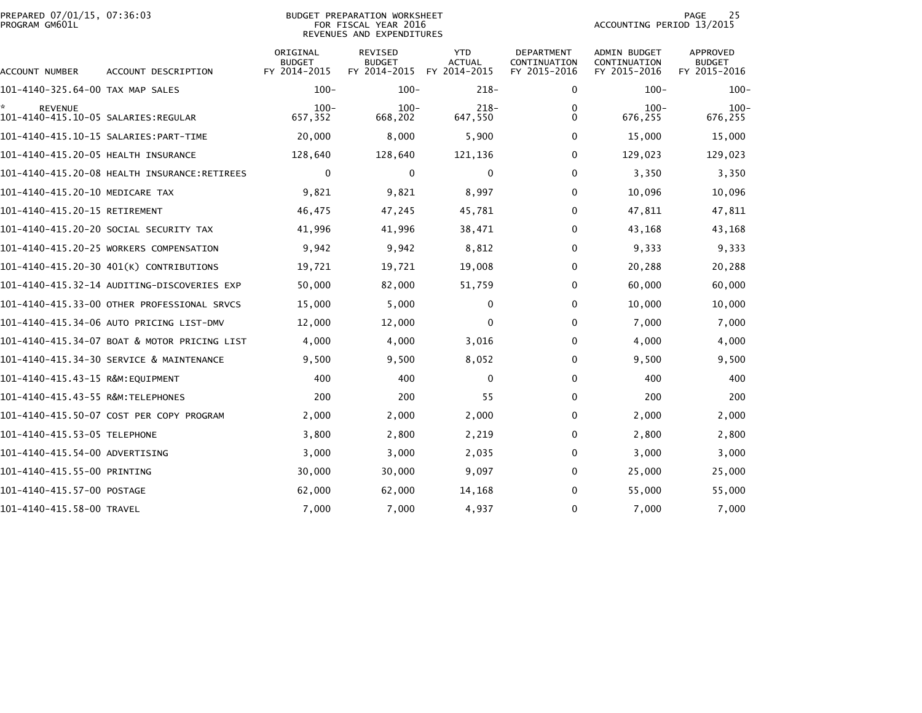PREPARED 07/01/15, 07:36:03
PROGRAM GM601L

BUDGET PREPARATION WORKSHEET
FOR FISCAL YEAR 2016
REVENUES AND EXPENDITURES

ACCOUNTING PERIOD 13/2015

| ACCOUNT NUMBER | ACCOUNT DESCRIPTION | ORIGINAL BUDGET FY 2014-2015 | REVISED BUDGET FY 2014-2015 | YTD ACTUAL FY 2014-2015 | DEPARTMENT CONTINUATION FY 2015-2016 | ADMIN BUDGET CONTINUATION FY 2015-2016 | APPROVED BUDGET FY 2015-2016 |
|---|---|---|---|---|---|---|---|
| 101-4140-325.64-00 | TAX MAP SALES | 100- | 100- | 218- | 0 | 100- | 100- |
| * | REVENUE | 100- | 100- | 218- | 0 | 100- | 100- |
| 101-4140-415.10-05 | SALARIES:REGULAR | 657,352 | 668,202 | 647,550 | 0 | 676,255 | 676,255 |
| 101-4140-415.10-15 | SALARIES:PART-TIME | 20,000 | 8,000 | 5,900 | 0 | 15,000 | 15,000 |
| 101-4140-415.20-05 | HEALTH INSURANCE | 128,640 | 128,640 | 121,136 | 0 | 129,023 | 129,023 |
| 101-4140-415.20-08 | HEALTH INSURANCE:RETIREES | 0 | 0 | 0 | 0 | 3,350 | 3,350 |
| 101-4140-415.20-10 | MEDICARE TAX | 9,821 | 9,821 | 8,997 | 0 | 10,096 | 10,096 |
| 101-4140-415.20-15 | RETIREMENT | 46,475 | 47,245 | 45,781 | 0 | 47,811 | 47,811 |
| 101-4140-415.20-20 | SOCIAL SECURITY TAX | 41,996 | 41,996 | 38,471 | 0 | 43,168 | 43,168 |
| 101-4140-415.20-25 | WORKERS COMPENSATION | 9,942 | 9,942 | 8,812 | 0 | 9,333 | 9,333 |
| 101-4140-415.20-30 | 401(K) CONTRIBUTIONS | 19,721 | 19,721 | 19,008 | 0 | 20,288 | 20,288 |
| 101-4140-415.32-14 | AUDITING-DISCOVERIES EXP | 50,000 | 82,000 | 51,759 | 0 | 60,000 | 60,000 |
| 101-4140-415.33-00 | OTHER PROFESSIONAL SRVCS | 15,000 | 5,000 | 0 | 0 | 10,000 | 10,000 |
| 101-4140-415.34-06 | AUTO PRICING LIST-DMV | 12,000 | 12,000 | 0 | 0 | 7,000 | 7,000 |
| 101-4140-415.34-07 | BOAT & MOTOR PRICING LIST | 4,000 | 4,000 | 3,016 | 0 | 4,000 | 4,000 |
| 101-4140-415.34-30 | SERVICE & MAINTENANCE | 9,500 | 9,500 | 8,052 | 0 | 9,500 | 9,500 |
| 101-4140-415.43-15 | R&M:EQUIPMENT | 400 | 400 | 0 | 0 | 400 | 400 |
| 101-4140-415.43-55 | R&M:TELEPHONES | 200 | 200 | 55 | 0 | 200 | 200 |
| 101-4140-415.50-07 | COST PER COPY PROGRAM | 2,000 | 2,000 | 2,000 | 0 | 2,000 | 2,000 |
| 101-4140-415.53-05 | TELEPHONE | 3,800 | 2,800 | 2,219 | 0 | 2,800 | 2,800 |
| 101-4140-415.54-00 | ADVERTISING | 3,000 | 3,000 | 2,035 | 0 | 3,000 | 3,000 |
| 101-4140-415.55-00 | PRINTING | 30,000 | 30,000 | 9,097 | 0 | 25,000 | 25,000 |
| 101-4140-415.57-00 | POSTAGE | 62,000 | 62,000 | 14,168 | 0 | 55,000 | 55,000 |
| 101-4140-415.58-00 | TRAVEL | 7,000 | 7,000 | 4,937 | 0 | 7,000 | 7,000 |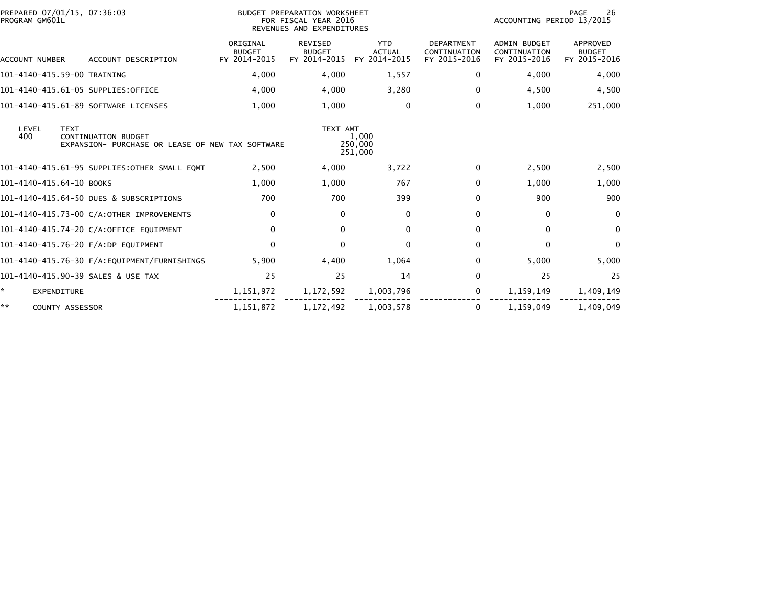PREPARED 07/01/15, 07:36:03
PROGRAM GM601L

BUDGET PREPARATION WORKSHEET
FOR FISCAL YEAR 2016
REVENUES AND EXPENDITURES

ACCOUNTING PERIOD 13/2015

| ACCOUNT NUMBER | ACCOUNT DESCRIPTION | ORIGINAL BUDGET FY 2014-2015 | REVISED BUDGET FY 2014-2015 | YTD ACTUAL FY 2014-2015 | DEPARTMENT CONTINUATION FY 2015-2016 | ADMIN BUDGET CONTINUATION FY 2015-2016 | APPROVED BUDGET FY 2015-2016 |
|---|---|---|---|---|---|---|---|
| 101-4140-415.59-00 | TRAINING | 4,000 | 4,000 | 1,557 | 0 | 4,000 | 4,000 |
| 101-4140-415.61-05 | SUPPLIES:OFFICE | 4,000 | 4,000 | 3,280 | 0 | 4,500 | 4,500 |
| 101-4140-415.61-89 | SOFTWARE LICENSES | 1,000 | 1,000 | 0 | 0 | 1,000 | 251,000 |

| LEVEL | TEXT | TEXT AMT |
|---|---|---|
| 400 | CONTINUATION BUDGET | 1,000 |
| | EXPANSION- PURCHASE OR LEASE OF NEW TAX SOFTWARE | 250,000 |
| | | 251,000 |

| ACCOUNT NUMBER | ACCOUNT DESCRIPTION | ORIGINAL BUDGET FY 2014-2015 | REVISED BUDGET FY 2014-2015 | YTD ACTUAL FY 2014-2015 | DEPARTMENT CONTINUATION FY 2015-2016 | ADMIN BUDGET CONTINUATION FY 2015-2016 | APPROVED BUDGET FY 2015-2016 |
|---|---|---|---|---|---|---|---|
| 101-4140-415.61-95 | SUPPLIES:OTHER SMALL EQMT | 2,500 | 4,000 | 3,722 | 0 | 2,500 | 2,500 |
| 101-4140-415.64-10 | BOOKS | 1,000 | 1,000 | 767 | 0 | 1,000 | 1,000 |
| 101-4140-415.64-50 | DUES & SUBSCRIPTIONS | 700 | 700 | 399 | 0 | 900 | 900 |
| 101-4140-415.73-00 | C/A:OTHER IMPROVEMENTS | 0 | 0 | 0 | 0 | 0 | 0 |
| 101-4140-415.74-20 | C/A:OFFICE EQUIPMENT | 0 | 0 | 0 | 0 | 0 | 0 |
| 101-4140-415.76-20 | F/A:DP EQUIPMENT | 0 | 0 | 0 | 0 | 0 | 0 |
| 101-4140-415.76-30 | F/A:EQUIPMENT/FURNISHINGS | 5,900 | 4,400 | 1,064 | 0 | 5,000 | 5,000 |
| 101-4140-415.90-39 | SALES & USE TAX | 25 | 25 | 14 | 0 | 25 | 25 |
| * | EXPENDITURE | 1,151,972 | 1,172,592 | 1,003,796 | 0 | 1,159,149 | 1,409,149 |
| ** | COUNTY ASSESSOR | 1,151,872 | 1,172,492 | 1,003,578 | 0 | 1,159,049 | 1,409,049 |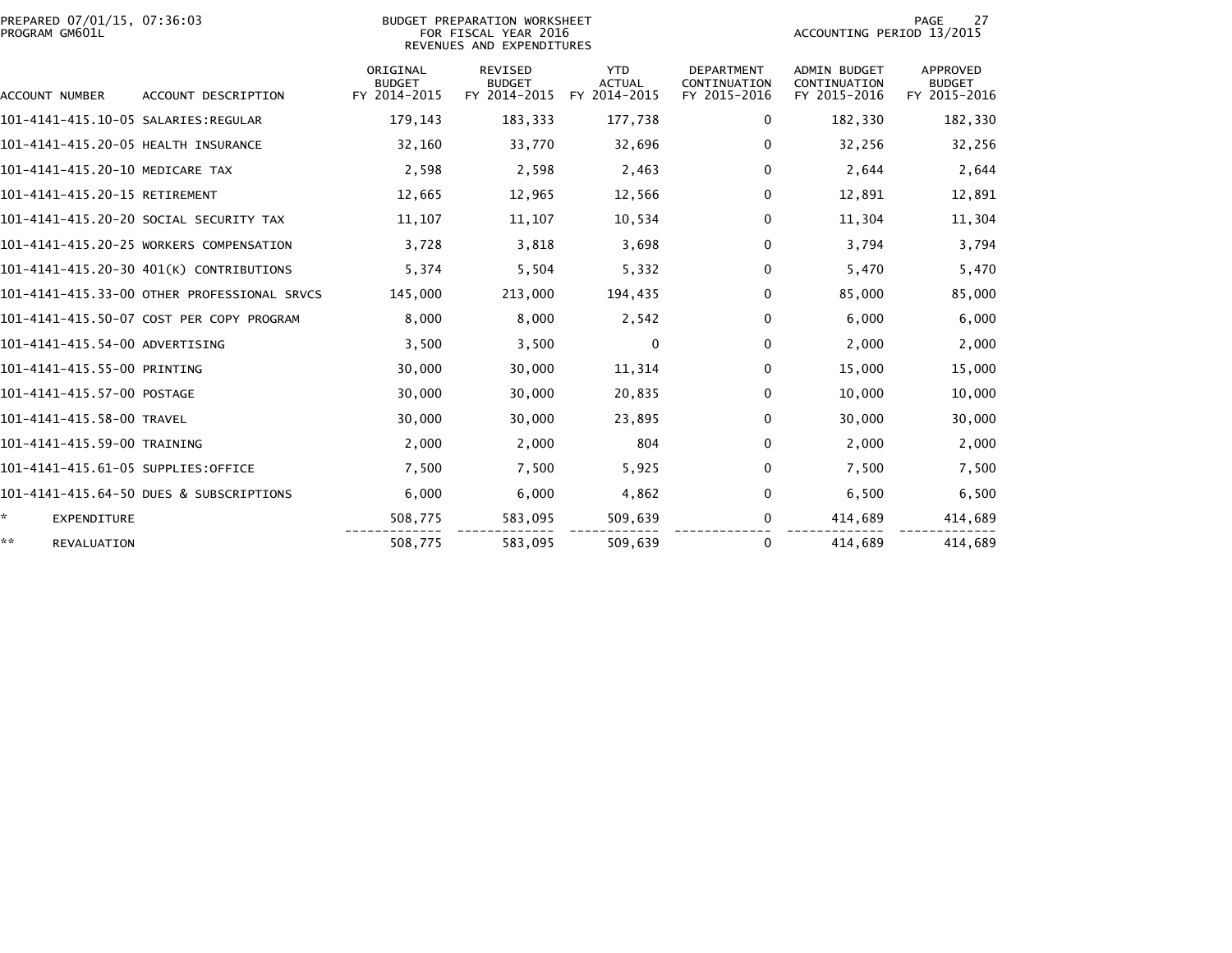PREPARED 07/01/15, 07:36:03
PROGRAM GM601L

BUDGET PREPARATION WORKSHEET
FOR FISCAL YEAR 2016
REVENUES AND EXPENDITURES

ACCOUNTING PERIOD 13/2015

| ACCOUNT NUMBER | ACCOUNT DESCRIPTION | ORIGINAL BUDGET FY 2014-2015 | REVISED BUDGET FY 2014-2015 | YTD ACTUAL FY 2014-2015 | DEPARTMENT CONTINUATION FY 2015-2016 | ADMIN BUDGET CONTINUATION FY 2015-2016 | APPROVED BUDGET FY 2015-2016 |
|---|---|---|---|---|---|---|---|
| 101-4141-415.10-05 | SALARIES:REGULAR | 179,143 | 183,333 | 177,738 | 0 | 182,330 | 182,330 |
| 101-4141-415.20-05 | HEALTH INSURANCE | 32,160 | 33,770 | 32,696 | 0 | 32,256 | 32,256 |
| 101-4141-415.20-10 | MEDICARE TAX | 2,598 | 2,598 | 2,463 | 0 | 2,644 | 2,644 |
| 101-4141-415.20-15 | RETIREMENT | 12,665 | 12,965 | 12,566 | 0 | 12,891 | 12,891 |
| 101-4141-415.20-20 | SOCIAL SECURITY TAX | 11,107 | 11,107 | 10,534 | 0 | 11,304 | 11,304 |
| 101-4141-415.20-25 | WORKERS COMPENSATION | 3,728 | 3,818 | 3,698 | 0 | 3,794 | 3,794 |
| 101-4141-415.20-30 | 401(K) CONTRIBUTIONS | 5,374 | 5,504 | 5,332 | 0 | 5,470 | 5,470 |
| 101-4141-415.33-00 | OTHER PROFESSIONAL SRVCS | 145,000 | 213,000 | 194,435 | 0 | 85,000 | 85,000 |
| 101-4141-415.50-07 | COST PER COPY PROGRAM | 8,000 | 8,000 | 2,542 | 0 | 6,000 | 6,000 |
| 101-4141-415.54-00 | ADVERTISING | 3,500 | 3,500 | 0 | 0 | 2,000 | 2,000 |
| 101-4141-415.55-00 | PRINTING | 30,000 | 30,000 | 11,314 | 0 | 15,000 | 15,000 |
| 101-4141-415.57-00 | POSTAGE | 30,000 | 30,000 | 20,835 | 0 | 10,000 | 10,000 |
| 101-4141-415.58-00 | TRAVEL | 30,000 | 30,000 | 23,895 | 0 | 30,000 | 30,000 |
| 101-4141-415.59-00 | TRAINING | 2,000 | 2,000 | 804 | 0 | 2,000 | 2,000 |
| 101-4141-415.61-05 | SUPPLIES:OFFICE | 7,500 | 7,500 | 5,925 | 0 | 7,500 | 7,500 |
| 101-4141-415.64-50 | DUES & SUBSCRIPTIONS | 6,000 | 6,000 | 4,862 | 0 | 6,500 | 6,500 |
| * | EXPENDITURE | 508,775 | 583,095 | 509,639 | 0 | 414,689 | 414,689 |
| ** | REVALUATION | 508,775 | 583,095 | 509,639 | 0 | 414,689 | 414,689 |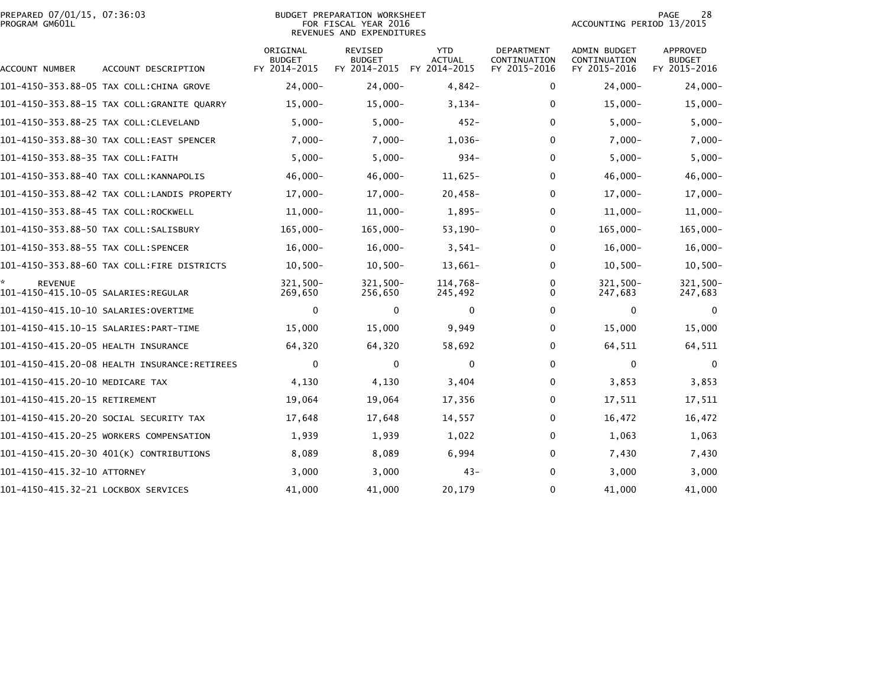PREPARED 07/01/15, 07:36:03
PROGRAM GM601L

BUDGET PREPARATION WORKSHEET
FOR FISCAL YEAR 2016
REVENUES AND EXPENDITURES

ACCOUNTING PERIOD 13/2015

| ACCOUNT NUMBER | ACCOUNT DESCRIPTION | ORIGINAL BUDGET FY 2014-2015 | REVISED BUDGET FY 2014-2015 | YTD ACTUAL FY 2014-2015 | DEPARTMENT CONTINUATION FY 2015-2016 | ADMIN BUDGET CONTINUATION FY 2015-2016 | APPROVED BUDGET FY 2015-2016 |
|---|---|---|---|---|---|---|---|
| 101-4150-353.88-05 | TAX COLL:CHINA GROVE | 24,000- | 24,000- | 4,842- | 0 | 24,000- | 24,000- |
| 101-4150-353.88-15 | TAX COLL:GRANITE QUARRY | 15,000- | 15,000- | 3,134- | 0 | 15,000- | 15,000- |
| 101-4150-353.88-25 | TAX COLL:CLEVELAND | 5,000- | 5,000- | 452- | 0 | 5,000- | 5,000- |
| 101-4150-353.88-30 | TAX COLL:EAST SPENCER | 7,000- | 7,000- | 1,036- | 0 | 7,000- | 7,000- |
| 101-4150-353.88-35 | TAX COLL:FAITH | 5,000- | 5,000- | 934- | 0 | 5,000- | 5,000- |
| 101-4150-353.88-40 | TAX COLL:KANNAPOLIS | 46,000- | 46,000- | 11,625- | 0 | 46,000- | 46,000- |
| 101-4150-353.88-42 | TAX COLL:LANDIS PROPERTY | 17,000- | 17,000- | 20,458- | 0 | 17,000- | 17,000- |
| 101-4150-353.88-45 | TAX COLL:ROCKWELL | 11,000- | 11,000- | 1,895- | 0 | 11,000- | 11,000- |
| 101-4150-353.88-50 | TAX COLL:SALISBURY | 165,000- | 165,000- | 53,190- | 0 | 165,000- | 165,000- |
| 101-4150-353.88-55 | TAX COLL:SPENCER | 16,000- | 16,000- | 3,541- | 0 | 16,000- | 16,000- |
| 101-4150-353.88-60 | TAX COLL:FIRE DISTRICTS | 10,500- | 10,500- | 13,661- | 0 | 10,500- | 10,500- |
| * REVENUE | | 321,500- | 321,500- | 114,768- | 0 | 321,500- | 321,500- |
| 101-4150-415.10-05 | SALARIES:REGULAR | 269,650 | 256,650 | 245,492 | 0 | 247,683 | 247,683 |
| 101-4150-415.10-10 | SALARIES:OVERTIME | 0 | 0 | 0 | 0 | 0 | 0 |
| 101-4150-415.10-15 | SALARIES:PART-TIME | 15,000 | 15,000 | 9,949 | 0 | 15,000 | 15,000 |
| 101-4150-415.20-05 | HEALTH INSURANCE | 64,320 | 64,320 | 58,692 | 0 | 64,511 | 64,511 |
| 101-4150-415.20-08 | HEALTH INSURANCE:RETIREES | 0 | 0 | 0 | 0 | 0 | 0 |
| 101-4150-415.20-10 | MEDICARE TAX | 4,130 | 4,130 | 3,404 | 0 | 3,853 | 3,853 |
| 101-4150-415.20-15 | RETIREMENT | 19,064 | 19,064 | 17,356 | 0 | 17,511 | 17,511 |
| 101-4150-415.20-20 | SOCIAL SECURITY TAX | 17,648 | 17,648 | 14,557 | 0 | 16,472 | 16,472 |
| 101-4150-415.20-25 | WORKERS COMPENSATION | 1,939 | 1,939 | 1,022 | 0 | 1,063 | 1,063 |
| 101-4150-415.20-30 | 401(K) CONTRIBUTIONS | 8,089 | 8,089 | 6,994 | 0 | 7,430 | 7,430 |
| 101-4150-415.32-10 | ATTORNEY | 3,000 | 3,000 | 43- | 0 | 3,000 | 3,000 |
| 101-4150-415.32-21 | LOCKBOX SERVICES | 41,000 | 41,000 | 20,179 | 0 | 41,000 | 41,000 |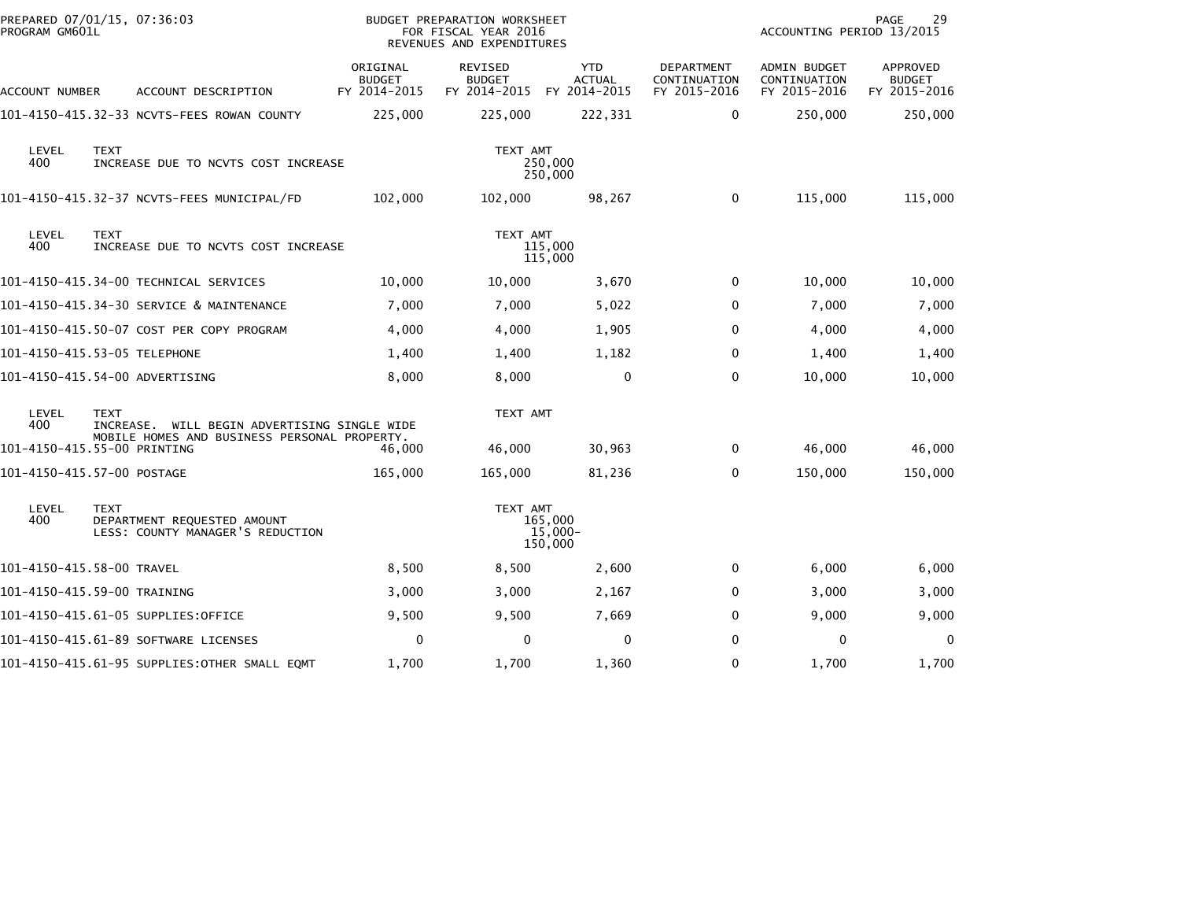PREPARED 07/01/15, 07:36:03 PROGRAM GM601L

BUDGET PREPARATION WORKSHEET FOR FISCAL YEAR 2016 REVENUES AND EXPENDITURES

ACCOUNTING PERIOD 13/2015

| ACCOUNT NUMBER | ACCOUNT DESCRIPTION | ORIGINAL BUDGET FY 2014-2015 | REVISED BUDGET FY 2014-2015 | YTD ACTUAL FY 2014-2015 | DEPARTMENT CONTINUATION FY 2015-2016 | ADMIN BUDGET CONTINUATION FY 2015-2016 | APPROVED BUDGET FY 2015-2016 |
|---|---|---|---|---|---|---|---|
| 101-4150-415.32-33 | NCVTS-FEES ROWAN COUNTY | 225,000 | 225,000 | 222,331 | 0 | 250,000 | 250,000 |
| LEVEL 400 | TEXT: INCREASE DUE TO NCVTS COST INCREASE | | TEXT AMT 250,000 / 250,000 | | | | |
| 101-4150-415.32-37 | NCVTS-FEES MUNICIPAL/FD | 102,000 | 102,000 | 98,267 | 0 | 115,000 | 115,000 |
| LEVEL 400 | TEXT: INCREASE DUE TO NCVTS COST INCREASE | | TEXT AMT 115,000 / 115,000 | | | | |
| 101-4150-415.34-00 | TECHNICAL SERVICES | 10,000 | 10,000 | 3,670 | 0 | 10,000 | 10,000 |
| 101-4150-415.34-30 | SERVICE & MAINTENANCE | 7,000 | 7,000 | 5,022 | 0 | 7,000 | 7,000 |
| 101-4150-415.50-07 | COST PER COPY PROGRAM | 4,000 | 4,000 | 1,905 | 0 | 4,000 | 4,000 |
| 101-4150-415.53-05 | TELEPHONE | 1,400 | 1,400 | 1,182 | 0 | 1,400 | 1,400 |
| 101-4150-415.54-00 | ADVERTISING | 8,000 | 8,000 | 0 | 0 | 10,000 | 10,000 |
| LEVEL 400 | TEXT: INCREASE. WILL BEGIN ADVERTISING SINGLE WIDE MOBILE HOMES AND BUSINESS PERSONAL PROPERTY. | | TEXT AMT | | | | |
| 101-4150-415.55-00 | PRINTING | 46,000 | 46,000 | 30,963 | 0 | 46,000 | 46,000 |
| 101-4150-415.57-00 | POSTAGE | 165,000 | 165,000 | 81,236 | 0 | 150,000 | 150,000 |
| LEVEL 400 | TEXT: DEPARTMENT REQUESTED AMOUNT / LESS: COUNTY MANAGER'S REDUCTION | | TEXT AMT 165,000 / 15,000- / 150,000 | | | | |
| 101-4150-415.58-00 | TRAVEL | 8,500 | 8,500 | 2,600 | 0 | 6,000 | 6,000 |
| 101-4150-415.59-00 | TRAINING | 3,000 | 3,000 | 2,167 | 0 | 3,000 | 3,000 |
| 101-4150-415.61-05 | SUPPLIES:OFFICE | 9,500 | 9,500 | 7,669 | 0 | 9,000 | 9,000 |
| 101-4150-415.61-89 | SOFTWARE LICENSES | 0 | 0 | 0 | 0 | 0 | 0 |
| 101-4150-415.61-95 | SUPPLIES:OTHER SMALL EQMT | 1,700 | 1,700 | 1,360 | 0 | 1,700 | 1,700 |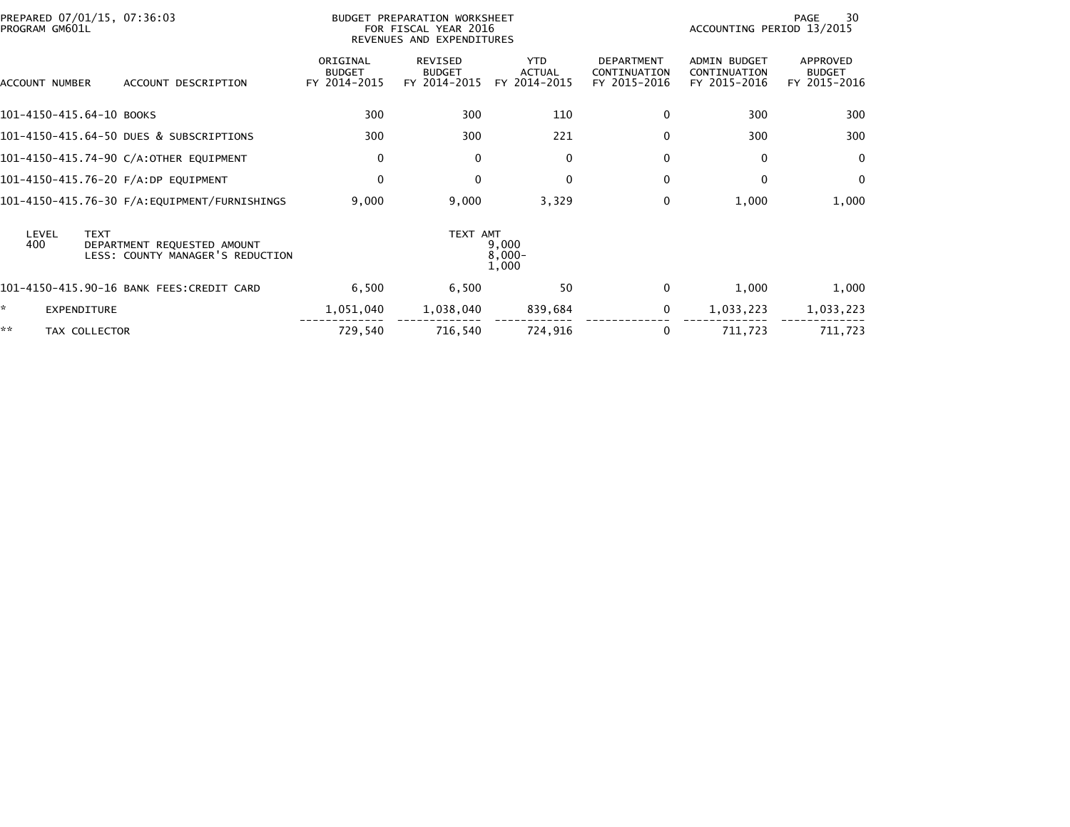PREPARED 07/01/15, 07:36:03
PROGRAM GM601L

BUDGET PREPARATION WORKSHEET
FOR FISCAL YEAR 2016
REVENUES AND EXPENDITURES

ACCOUNTING PERIOD 13/2015

| ACCOUNT NUMBER | ACCOUNT DESCRIPTION | ORIGINAL BUDGET FY 2014-2015 | REVISED BUDGET FY 2014-2015 | YTD ACTUAL FY 2014-2015 | DEPARTMENT CONTINUATION FY 2015-2016 | ADMIN BUDGET CONTINUATION FY 2015-2016 | APPROVED BUDGET FY 2015-2016 |
|---|---|---|---|---|---|---|---|
| 101-4150-415.64-10 | BOOKS | 300 | 300 | 110 | 0 | 300 | 300 |
| 101-4150-415.64-50 | DUES & SUBSCRIPTIONS | 300 | 300 | 221 | 0 | 300 | 300 |
| 101-4150-415.74-90 | C/A:OTHER EQUIPMENT | 0 | 0 | 0 | 0 | 0 | 0 |
| 101-4150-415.76-20 | F/A:DP EQUIPMENT | 0 | 0 | 0 | 0 | 0 | 0 |
| 101-4150-415.76-30 | F/A:EQUIPMENT/FURNISHINGS | 9,000 | 9,000 | 3,329 | 0 | 1,000 | 1,000 |

| LEVEL | TEXT | TEXT AMT |
|---|---|---|
| 400 | DEPARTMENT REQUESTED AMOUNT | 9,000 |
| | LESS: COUNTY MANAGER'S REDUCTION | 8,000- |
| | | 1,000 |

| ACCOUNT NUMBER | ACCOUNT DESCRIPTION | ORIGINAL BUDGET FY 2014-2015 | REVISED BUDGET FY 2014-2015 | YTD ACTUAL FY 2014-2015 | DEPARTMENT CONTINUATION FY 2015-2016 | ADMIN BUDGET CONTINUATION FY 2015-2016 | APPROVED BUDGET FY 2015-2016 |
|---|---|---|---|---|---|---|---|
| 101-4150-415.90-16 | BANK FEES:CREDIT CARD | 6,500 | 6,500 | 50 | 0 | 1,000 | 1,000 |
| * | EXPENDITURE | 1,051,040 | 1,038,040 | 839,684 | 0 | 1,033,223 | 1,033,223 |
| ** | TAX COLLECTOR | 729,540 | 716,540 | 724,916 | 0 | 711,723 | 711,723 |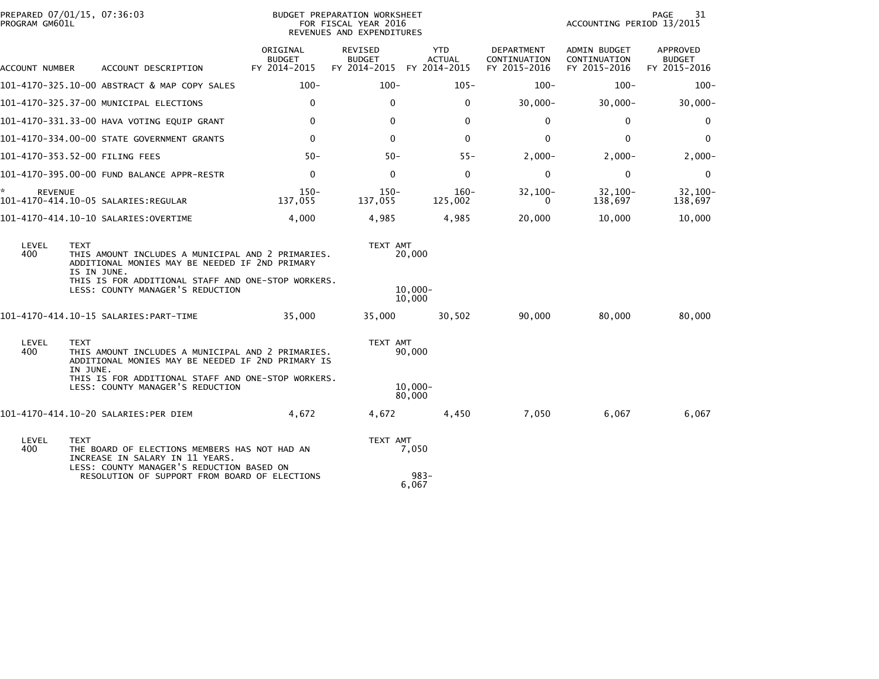PREPARED 07/01/15, 07:36:03
PROGRAM GM601L

BUDGET PREPARATION WORKSHEET
FOR FISCAL YEAR 2016
REVENUES AND EXPENDITURES

ACCOUNTING PERIOD 13/2015

| ACCOUNT NUMBER | ACCOUNT DESCRIPTION | ORIGINAL BUDGET FY 2014-2015 | REVISED BUDGET FY 2014-2015 | YTD ACTUAL FY 2014-2015 | DEPARTMENT CONTINUATION FY 2015-2016 | ADMIN BUDGET CONTINUATION FY 2015-2016 | APPROVED BUDGET FY 2015-2016 |
|---|---|---|---|---|---|---|---|
| 101-4170-325.10-00 | ABSTRACT & MAP COPY SALES | 100- | 100- | 105- | 100- | 100- | 100- |
| 101-4170-325.37-00 | MUNICIPAL ELECTIONS | 0 | 0 | 0 | 30,000- | 30,000- | 30,000- |
| 101-4170-331.33-00 | HAVA VOTING EQUIP GRANT | 0 | 0 | 0 | 0 | 0 | 0 |
| 101-4170-334.00-00 | STATE GOVERNMENT GRANTS | 0 | 0 | 0 | 0 | 0 | 0 |
| 101-4170-353.52-00 | FILING FEES | 50- | 50- | 55- | 2,000- | 2,000- | 2,000- |
| 101-4170-395.00-00 | FUND BALANCE APPR-RESTR | 0 | 0 | 0 | 0 | 0 | 0 |
| * REVENUE | | 150- | 150- | 160- | 32,100- | 32,100- | 32,100- |
| 101-4170-414.10-05 | SALARIES:REGULAR | 137,055 | 137,055 | 125,002 | 0 | 138,697 | 138,697 |
| 101-4170-414.10-10 | SALARIES:OVERTIME | 4,000 | 4,985 | 4,985 | 20,000 | 10,000 | 10,000 |

| LEVEL | TEXT | TEXT AMT |
|---|---|---|
| 400 | THIS AMOUNT INCLUDES A MUNICIPAL AND 2 PRIMARIES. ADDITIONAL MONIES MAY BE NEEDED IF 2ND PRIMARY IS IN JUNE. | 20,000 |
| | THIS IS FOR ADDITIONAL STAFF AND ONE-STOP WORKERS. | |
| | LESS: COUNTY MANAGER'S REDUCTION | 10,000- |
| | | 10,000 |

| ACCOUNT NUMBER | ACCOUNT DESCRIPTION | ORIGINAL BUDGET FY 2014-2015 | REVISED BUDGET FY 2014-2015 | YTD ACTUAL FY 2014-2015 | DEPARTMENT CONTINUATION FY 2015-2016 | ADMIN BUDGET CONTINUATION FY 2015-2016 | APPROVED BUDGET FY 2015-2016 |
|---|---|---|---|---|---|---|---|
| 101-4170-414.10-15 | SALARIES:PART-TIME | 35,000 | 35,000 | 30,502 | 90,000 | 80,000 | 80,000 |

| LEVEL | TEXT | TEXT AMT |
|---|---|---|
| 400 | THIS AMOUNT INCLUDES A MUNICIPAL AND 2 PRIMARIES. ADDITIONAL MONIES MAY BE NEEDED IF 2ND PRIMARY IS IN JUNE. | 90,000 |
| | THIS IS FOR ADDITIONAL STAFF AND ONE-STOP WORKERS. | |
| | LESS: COUNTY MANAGER'S REDUCTION | 10,000- |
| | | 80,000 |

| ACCOUNT NUMBER | ACCOUNT DESCRIPTION | ORIGINAL BUDGET FY 2014-2015 | REVISED BUDGET FY 2014-2015 | YTD ACTUAL FY 2014-2015 | DEPARTMENT CONTINUATION FY 2015-2016 | ADMIN BUDGET CONTINUATION FY 2015-2016 | APPROVED BUDGET FY 2015-2016 |
|---|---|---|---|---|---|---|---|
| 101-4170-414.10-20 | SALARIES:PER DIEM | 4,672 | 4,672 | 4,450 | 7,050 | 6,067 | 6,067 |

| LEVEL | TEXT | TEXT AMT |
|---|---|---|
| 400 | THE BOARD OF ELECTIONS MEMBERS HAS NOT HAD AN INCREASE IN SALARY IN 11 YEARS. | 7,050 |
| | LESS: COUNTY MANAGER'S REDUCTION BASED ON RESOLUTION OF SUPPORT FROM BOARD OF ELECTIONS | 983- |
| | | 6,067 |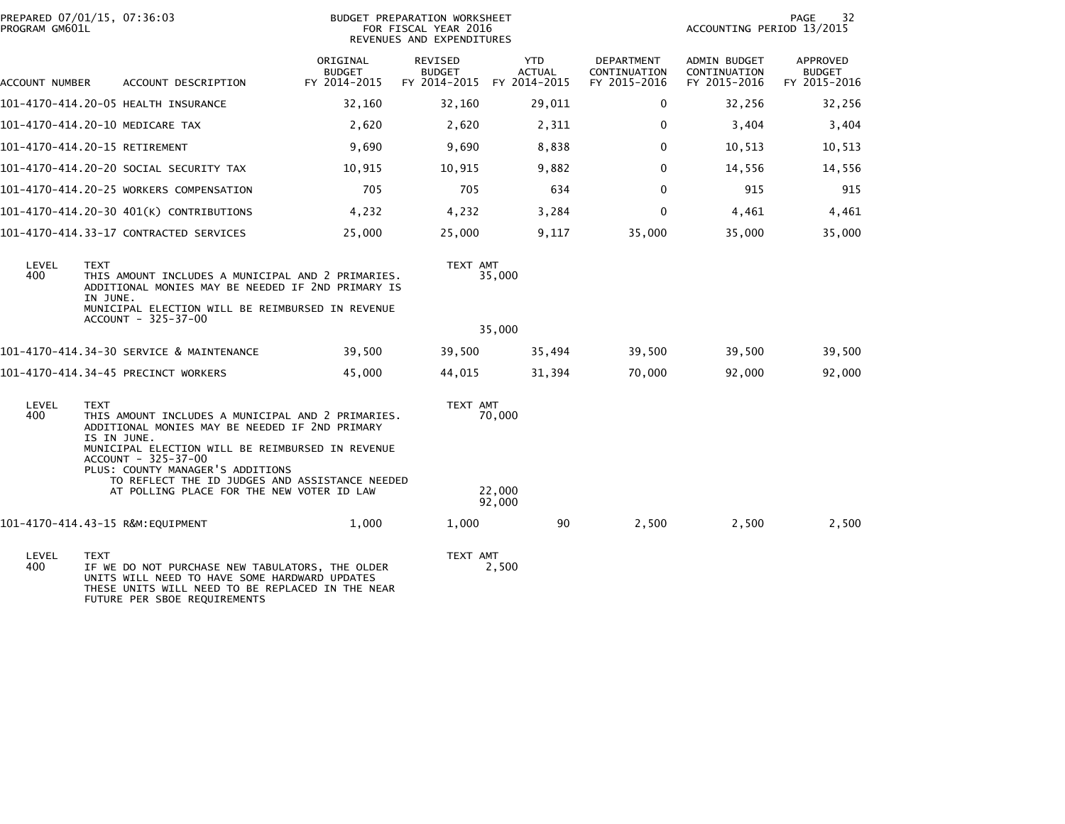BUDGET PREPARATION WORKSHEET
FOR FISCAL YEAR 2016
REVENUES AND EXPENDITURES

PREPARED 07/01/15, 07:36:03
PROGRAM GM601L

ACCOUNTING PERIOD 13/2015

| ACCOUNT NUMBER | ACCOUNT DESCRIPTION | ORIGINAL BUDGET FY 2014-2015 | REVISED BUDGET FY 2014-2015 | YTD ACTUAL FY 2014-2015 | DEPARTMENT CONTINUATION FY 2015-2016 | ADMIN BUDGET CONTINUATION FY 2015-2016 | APPROVED BUDGET FY 2015-2016 |
|---|---|---|---|---|---|---|---|
| 101-4170-414.20-05 | HEALTH INSURANCE | 32,160 | 32,160 | 29,011 | 0 | 32,256 | 32,256 |
| 101-4170-414.20-10 | MEDICARE TAX | 2,620 | 2,620 | 2,311 | 0 | 3,404 | 3,404 |
| 101-4170-414.20-15 | RETIREMENT | 9,690 | 9,690 | 8,838 | 0 | 10,513 | 10,513 |
| 101-4170-414.20-20 | SOCIAL SECURITY TAX | 10,915 | 10,915 | 9,882 | 0 | 14,556 | 14,556 |
| 101-4170-414.20-25 | WORKERS COMPENSATION | 705 | 705 | 634 | 0 | 915 | 915 |
| 101-4170-414.20-30 | 401(K) CONTRIBUTIONS | 4,232 | 4,232 | 3,284 | 0 | 4,461 | 4,461 |
| 101-4170-414.33-17 | CONTRACTED SERVICES | 25,000 | 25,000 | 9,117 | 35,000 | 35,000 | 35,000 |

| LEVEL | TEXT | TEXT AMT |
|---|---|---|
| 400 | THIS AMOUNT INCLUDES A MUNICIPAL AND 2 PRIMARIES. ADDITIONAL MONIES MAY BE NEEDED IF 2ND PRIMARY IS IN JUNE. MUNICIPAL ELECTION WILL BE REIMBURSED IN REVENUE ACCOUNT - 325-37-00 | 35,000 |
| | | 35,000 |

| ACCOUNT NUMBER | ACCOUNT DESCRIPTION | ORIGINAL BUDGET FY 2014-2015 | REVISED BUDGET FY 2014-2015 | YTD ACTUAL FY 2014-2015 | DEPARTMENT CONTINUATION FY 2015-2016 | ADMIN BUDGET CONTINUATION FY 2015-2016 | APPROVED BUDGET FY 2015-2016 |
|---|---|---|---|---|---|---|---|
| 101-4170-414.34-30 | SERVICE & MAINTENANCE | 39,500 | 39,500 | 35,494 | 39,500 | 39,500 | 39,500 |
| 101-4170-414.34-45 | PRECINCT WORKERS | 45,000 | 44,015 | 31,394 | 70,000 | 92,000 | 92,000 |

| LEVEL | TEXT | TEXT AMT |
|---|---|---|
| 400 | THIS AMOUNT INCLUDES A MUNICIPAL AND 2 PRIMARIES. ADDITIONAL MONIES MAY BE NEEDED IF 2ND PRIMARY IS IN JUNE. MUNICIPAL ELECTION WILL BE REIMBURSED IN REVENUE ACCOUNT - 325-37-00 | 70,000 |
| | PLUS: COUNTY MANAGER'S ADDITIONS TO REFLECT THE ID JUDGES AND ASSISTANCE NEEDED AT POLLING PLACE FOR THE NEW VOTER ID LAW | 22,000 |
| | | 92,000 |

| ACCOUNT NUMBER | ACCOUNT DESCRIPTION | ORIGINAL BUDGET FY 2014-2015 | REVISED BUDGET FY 2014-2015 | YTD ACTUAL FY 2014-2015 | DEPARTMENT CONTINUATION FY 2015-2016 | ADMIN BUDGET CONTINUATION FY 2015-2016 | APPROVED BUDGET FY 2015-2016 |
|---|---|---|---|---|---|---|---|
| 101-4170-414.43-15 | R&M:EQUIPMENT | 1,000 | 1,000 | 90 | 2,500 | 2,500 | 2,500 |

| LEVEL | TEXT | TEXT AMT |
|---|---|---|
| 400 | IF WE DO NOT PURCHASE NEW TABULATORS, THE OLDER UNITS WILL NEED TO HAVE SOME HARDWARD UPDATES THESE UNITS WILL NEED TO BE REPLACED IN THE NEAR FUTURE PER SBOE REQUIREMENTS | 2,500 |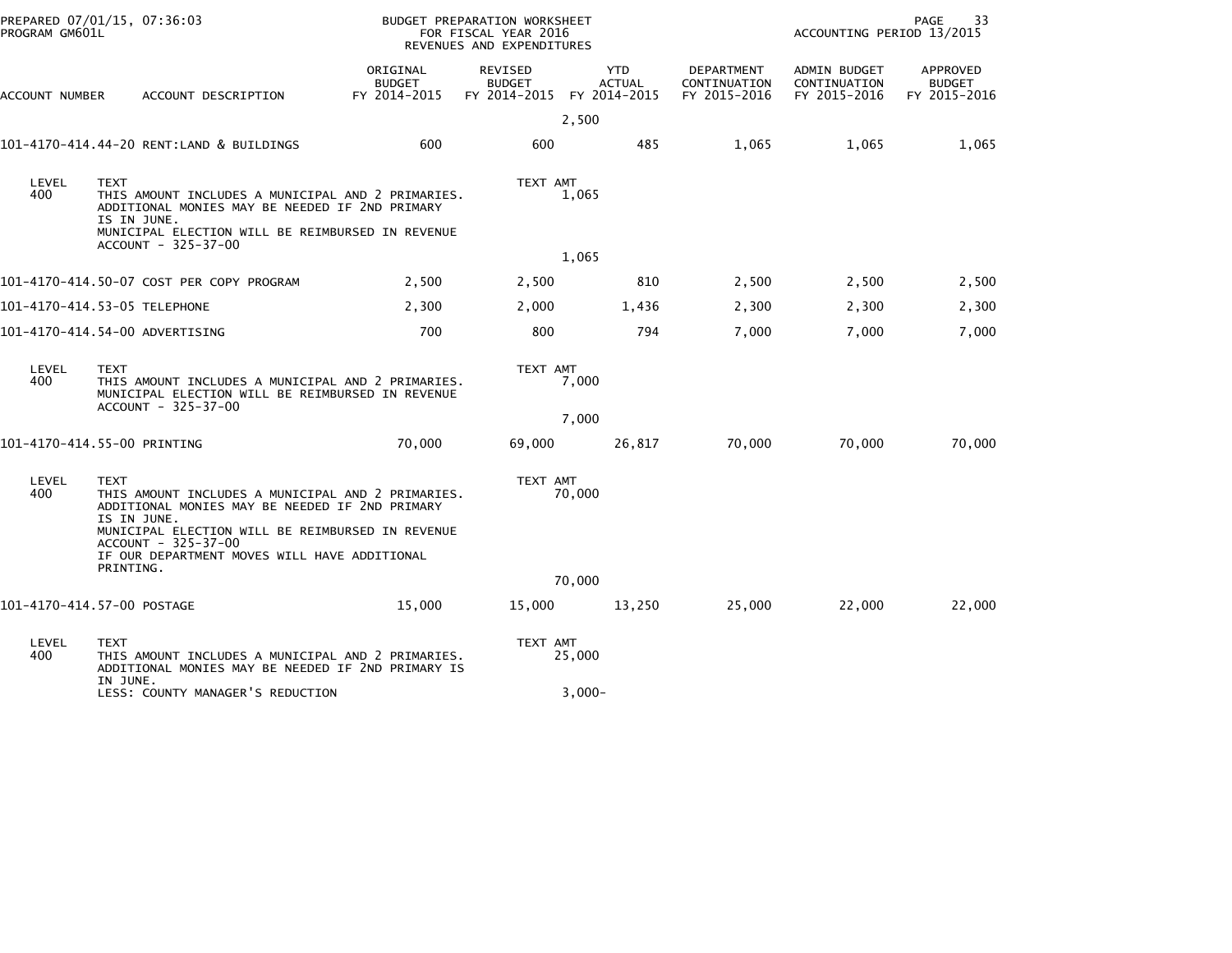PREPARED 07/01/15, 07:36:03 PROGRAM GM601L

BUDGET PREPARATION WORKSHEET FOR FISCAL YEAR 2016 REVENUES AND EXPENDITURES

ACCOUNTING PERIOD 13/2015

| ACCOUNT NUMBER | ACCOUNT DESCRIPTION | ORIGINAL BUDGET FY 2014-2015 | REVISED BUDGET FY 2014-2015 | YTD ACTUAL FY 2014-2015 | DEPARTMENT CONTINUATION FY 2015-2016 | ADMIN BUDGET CONTINUATION FY 2015-2016 | APPROVED BUDGET FY 2015-2016 |
|---|---|---|---|---|---|---|---|
| | | | 2,500 | | | | |
| 101-4170-414.44-20 | RENT:LAND & BUILDINGS | 600 | 600 | 485 | 1,065 | 1,065 | 1,065 |

| LEVEL | TEXT | TEXT AMT |
|---|---|---|
| 400 | THIS AMOUNT INCLUDES A MUNICIPAL AND 2 PRIMARIES. ADDITIONAL MONIES MAY BE NEEDED IF 2ND PRIMARY IS IN JUNE. MUNICIPAL ELECTION WILL BE REIMBURSED IN REVENUE ACCOUNT - 325-37-00 | 1,065 |
| | | 1,065 |

| ACCOUNT NUMBER | ACCOUNT DESCRIPTION | ORIGINAL BUDGET FY 2014-2015 | REVISED BUDGET FY 2014-2015 | YTD ACTUAL FY 2014-2015 | DEPARTMENT CONTINUATION FY 2015-2016 | ADMIN BUDGET CONTINUATION FY 2015-2016 | APPROVED BUDGET FY 2015-2016 |
|---|---|---|---|---|---|---|---|
| 101-4170-414.50-07 | COST PER COPY PROGRAM | 2,500 | 2,500 | 810 | 2,500 | 2,500 | 2,500 |
| 101-4170-414.53-05 | TELEPHONE | 2,300 | 2,000 | 1,436 | 2,300 | 2,300 | 2,300 |
| 101-4170-414.54-00 | ADVERTISING | 700 | 800 | 794 | 7,000 | 7,000 | 7,000 |

| LEVEL | TEXT | TEXT AMT |
|---|---|---|
| 400 | THIS AMOUNT INCLUDES A MUNICIPAL AND 2 PRIMARIES. MUNICIPAL ELECTION WILL BE REIMBURSED IN REVENUE ACCOUNT - 325-37-00 | 7,000 |
| | | 7,000 |

| ACCOUNT NUMBER | ACCOUNT DESCRIPTION | ORIGINAL BUDGET FY 2014-2015 | REVISED BUDGET FY 2014-2015 | YTD ACTUAL FY 2014-2015 | DEPARTMENT CONTINUATION FY 2015-2016 | ADMIN BUDGET CONTINUATION FY 2015-2016 | APPROVED BUDGET FY 2015-2016 |
|---|---|---|---|---|---|---|---|
| 101-4170-414.55-00 | PRINTING | 70,000 | 69,000 | 26,817 | 70,000 | 70,000 | 70,000 |

| LEVEL | TEXT | TEXT AMT |
|---|---|---|
| 400 | THIS AMOUNT INCLUDES A MUNICIPAL AND 2 PRIMARIES. ADDITIONAL MONIES MAY BE NEEDED IF 2ND PRIMARY IS IN JUNE. MUNICIPAL ELECTION WILL BE REIMBURSED IN REVENUE ACCOUNT - 325-37-00 IF OUR DEPARTMENT MOVES WILL HAVE ADDITIONAL PRINTING. | 70,000 |
| | | 70,000 |

| ACCOUNT NUMBER | ACCOUNT DESCRIPTION | ORIGINAL BUDGET FY 2014-2015 | REVISED BUDGET FY 2014-2015 | YTD ACTUAL FY 2014-2015 | DEPARTMENT CONTINUATION FY 2015-2016 | ADMIN BUDGET CONTINUATION FY 2015-2016 | APPROVED BUDGET FY 2015-2016 |
|---|---|---|---|---|---|---|---|
| 101-4170-414.57-00 | POSTAGE | 15,000 | 15,000 | 13,250 | 25,000 | 22,000 | 22,000 |

| LEVEL | TEXT | TEXT AMT |
|---|---|---|
| 400 | THIS AMOUNT INCLUDES A MUNICIPAL AND 2 PRIMARIES. ADDITIONAL MONIES MAY BE NEEDED IF 2ND PRIMARY IS IN JUNE. | 25,000 |
| | LESS: COUNTY MANAGER'S REDUCTION | 3,000- |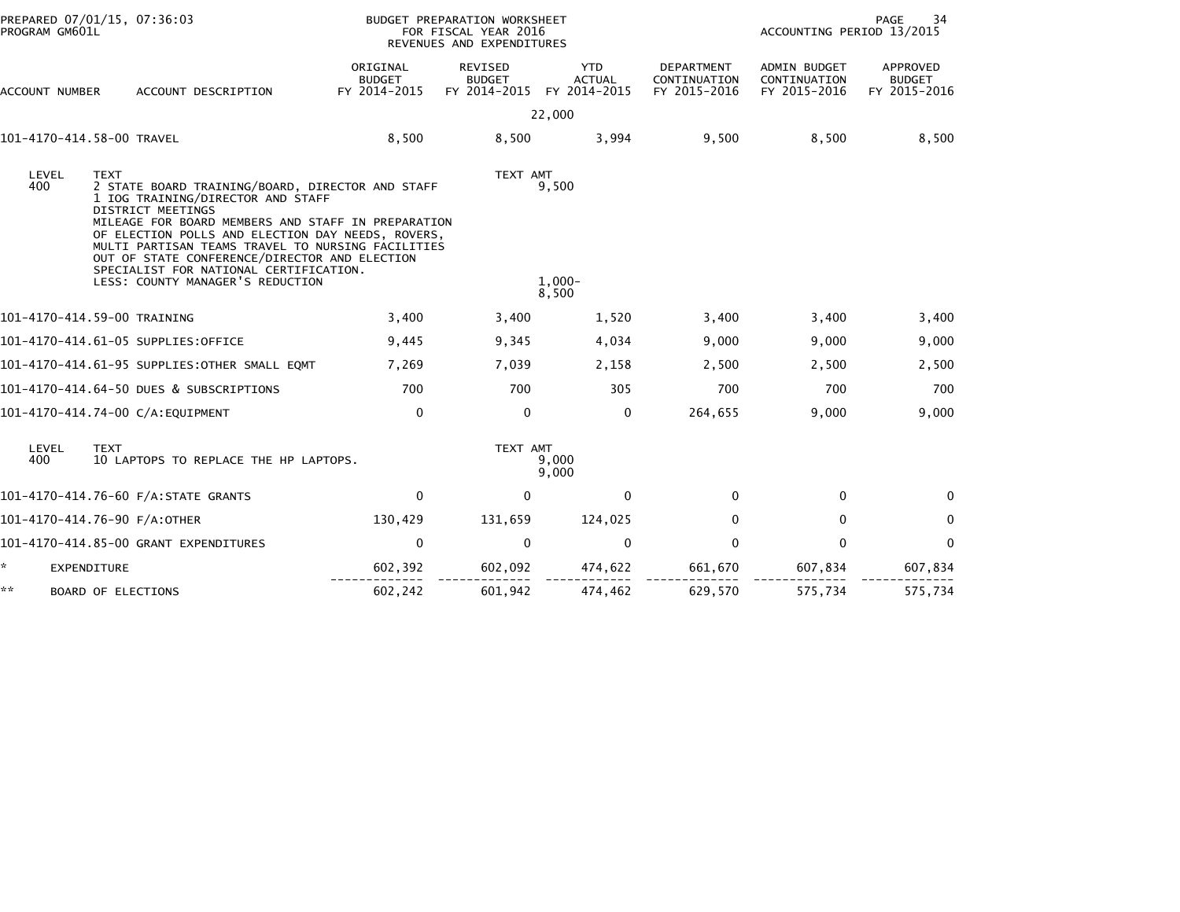PREPARED 07/01/15, 07:36:03
PROGRAM GM601L

BUDGET PREPARATION WORKSHEET
FOR FISCAL YEAR 2016
REVENUES AND EXPENDITURES

ACCOUNTING PERIOD 13/2015

| ACCOUNT NUMBER | ACCOUNT DESCRIPTION | ORIGINAL BUDGET FY 2014-2015 | REVISED BUDGET FY 2014-2015 | YTD ACTUAL FY 2014-2015 | DEPARTMENT CONTINUATION FY 2015-2016 | ADMIN BUDGET CONTINUATION FY 2015-2016 | APPROVED BUDGET FY 2015-2016 |
|---|---|---|---|---|---|---|---|
| | | | 22,000 | | | | |
| 101-4170-414.58-00 | TRAVEL | 8,500 | 8,500 | 3,994 | 9,500 | 8,500 | 8,500 |

| LEVEL | TEXT | TEXT AMT |
|---|---|---|
| 400 | 2 STATE BOARD TRAINING/BOARD, DIRECTOR AND STAFF | 9,500 |
| | 1 IOG TRAINING/DIRECTOR AND STAFF | |
| | DISTRICT MEETINGS | |
| | MILEAGE FOR BOARD MEMBERS AND STAFF IN PREPARATION OF ELECTION POLLS AND ELECTION DAY NEEDS, ROVERS, MULTI PARTISAN TEAMS TRAVEL TO NURSING FACILITIES | |
| | OUT OF STATE CONFERENCE/DIRECTOR AND ELECTION SPECIALIST FOR NATIONAL CERTIFICATION. | |
| | LESS: COUNTY MANAGER'S REDUCTION | 1,000- |
| | | 8,500 |

| ACCOUNT NUMBER | ACCOUNT DESCRIPTION | ORIGINAL BUDGET FY 2014-2015 | REVISED BUDGET FY 2014-2015 | YTD ACTUAL FY 2014-2015 | DEPARTMENT CONTINUATION FY 2015-2016 | ADMIN BUDGET CONTINUATION FY 2015-2016 | APPROVED BUDGET FY 2015-2016 |
|---|---|---|---|---|---|---|---|
| 101-4170-414.59-00 | TRAINING | 3,400 | 3,400 | 1,520 | 3,400 | 3,400 | 3,400 |
| 101-4170-414.61-05 | SUPPLIES:OFFICE | 9,445 | 9,345 | 4,034 | 9,000 | 9,000 | 9,000 |
| 101-4170-414.61-95 | SUPPLIES:OTHER SMALL EQMT | 7,269 | 7,039 | 2,158 | 2,500 | 2,500 | 2,500 |
| 101-4170-414.64-50 | DUES & SUBSCRIPTIONS | 700 | 700 | 305 | 700 | 700 | 700 |
| 101-4170-414.74-00 | C/A:EQUIPMENT | 0 | 0 | 0 | 264,655 | 9,000 | 9,000 |

| LEVEL | TEXT | TEXT AMT |
|---|---|---|
| 400 | 10 LAPTOPS TO REPLACE THE HP LAPTOPS. | 9,000 |
| | | 9,000 |

| ACCOUNT NUMBER | ACCOUNT DESCRIPTION | ORIGINAL BUDGET FY 2014-2015 | REVISED BUDGET FY 2014-2015 | YTD ACTUAL FY 2014-2015 | DEPARTMENT CONTINUATION FY 2015-2016 | ADMIN BUDGET CONTINUATION FY 2015-2016 | APPROVED BUDGET FY 2015-2016 |
|---|---|---|---|---|---|---|---|
| 101-4170-414.76-60 | F/A:STATE GRANTS | 0 | 0 | 0 | 0 | 0 | 0 |
| 101-4170-414.76-90 | F/A:OTHER | 130,429 | 131,659 | 124,025 | 0 | 0 | 0 |
| 101-4170-414.85-00 | GRANT EXPENDITURES | 0 | 0 | 0 | 0 | 0 | 0 |
| * | EXPENDITURE | 602,392 | 602,092 | 474,622 | 661,670 | 607,834 | 607,834 |
| ** | BOARD OF ELECTIONS | 602,242 | 601,942 | 474,462 | 629,570 | 575,734 | 575,734 |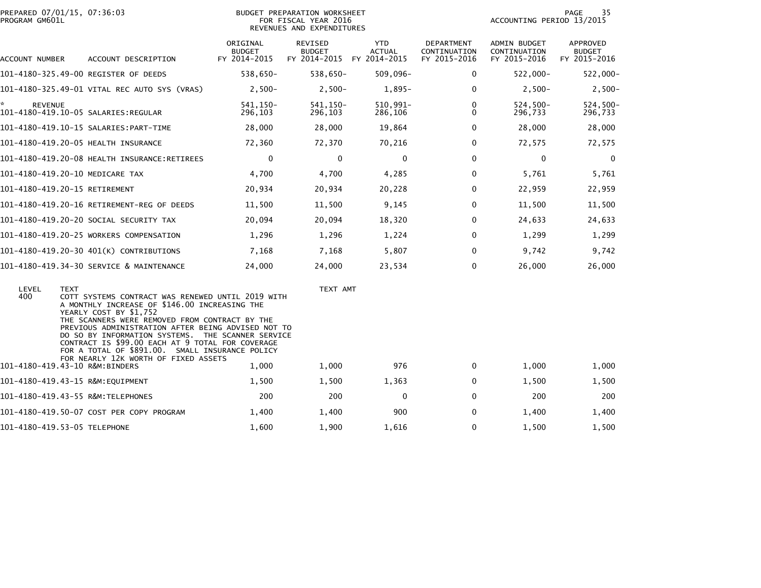PREPARED 07/01/15, 07:36:03
PROGRAM GM601L

BUDGET PREPARATION WORKSHEET
FOR FISCAL YEAR 2016
REVENUES AND EXPENDITURES

ACCOUNTING PERIOD 13/2015

| ACCOUNT NUMBER | ACCOUNT DESCRIPTION | ORIGINAL BUDGET FY 2014-2015 | REVISED BUDGET FY 2014-2015 | YTD ACTUAL FY 2014-2015 | DEPARTMENT CONTINUATION FY 2015-2016 | ADMIN BUDGET CONTINUATION FY 2015-2016 | APPROVED BUDGET FY 2015-2016 |
|---|---|---|---|---|---|---|---|
| 101-4180-325.49-00 | REGISTER OF DEEDS | 538,650- | 538,650- | 509,096- | 0 | 522,000- | 522,000- |
| 101-4180-325.49-01 | VITAL REC AUTO SYS (VRAS) | 2,500- | 2,500- | 1,895- | 0 | 2,500- | 2,500- |
| * REVENUE | | 541,150- | 541,150- | 510,991- | 0 | 524,500- | 524,500- |
| 101-4180-419.10-05 | SALARIES:REGULAR | 296,103 | 296,103 | 286,106 | 0 | 296,733 | 296,733 |
| 101-4180-419.10-15 | SALARIES:PART-TIME | 28,000 | 28,000 | 19,864 | 0 | 28,000 | 28,000 |
| 101-4180-419.20-05 | HEALTH INSURANCE | 72,360 | 72,370 | 70,216 | 0 | 72,575 | 72,575 |
| 101-4180-419.20-08 | HEALTH INSURANCE:RETIREES | 0 | 0 | 0 | 0 | 0 | 0 |
| 101-4180-419.20-10 | MEDICARE TAX | 4,700 | 4,700 | 4,285 | 0 | 5,761 | 5,761 |
| 101-4180-419.20-15 | RETIREMENT | 20,934 | 20,934 | 20,228 | 0 | 22,959 | 22,959 |
| 101-4180-419.20-16 | RETIREMENT-REG OF DEEDS | 11,500 | 11,500 | 9,145 | 0 | 11,500 | 11,500 |
| 101-4180-419.20-20 | SOCIAL SECURITY TAX | 20,094 | 20,094 | 18,320 | 0 | 24,633 | 24,633 |
| 101-4180-419.20-25 | WORKERS COMPENSATION | 1,296 | 1,296 | 1,224 | 0 | 1,299 | 1,299 |
| 101-4180-419.20-30 | 401(K) CONTRIBUTIONS | 7,168 | 7,168 | 5,807 | 0 | 9,742 | 9,742 |
| 101-4180-419.34-30 | SERVICE & MAINTENANCE | 24,000 | 24,000 | 23,534 | 0 | 26,000 | 26,000 |

| LEVEL | TEXT | TEXT AMT |
|---|---|---|
| 400 | COTT SYSTEMS CONTRACT WAS RENEWED UNTIL 2019 WITH A MONTHLY INCREASE OF $146.00 INCREASING THE YEARLY COST BY $1,752 THE SCANNERS WERE REMOVED FROM CONTRACT BY THE PREVIOUS ADMINISTRATION AFTER BEING ADVISED NOT TO DO SO BY INFORMATION SYSTEMS. THE SCANNER SERVICE CONTRACT IS $99.00 EACH AT 9 TOTAL FOR COVERAGE FOR A TOTAL OF $891.00. SMALL INSURANCE POLICY FOR NEARLY 12K WORTH OF FIXED ASSETS | |

| ACCOUNT NUMBER | ACCOUNT DESCRIPTION | ORIGINAL BUDGET FY 2014-2015 | REVISED BUDGET FY 2014-2015 | YTD ACTUAL FY 2014-2015 | DEPARTMENT CONTINUATION FY 2015-2016 | ADMIN BUDGET CONTINUATION FY 2015-2016 | APPROVED BUDGET FY 2015-2016 |
|---|---|---|---|---|---|---|---|
| 101-4180-419.43-10 | R&M:BINDERS | 1,000 | 1,000 | 976 | 0 | 1,000 | 1,000 |
| 101-4180-419.43-15 | R&M:EQUIPMENT | 1,500 | 1,500 | 1,363 | 0 | 1,500 | 1,500 |
| 101-4180-419.43-55 | R&M:TELEPHONES | 200 | 200 | 0 | 0 | 200 | 200 |
| 101-4180-419.50-07 | COST PER COPY PROGRAM | 1,400 | 1,400 | 900 | 0 | 1,400 | 1,400 |
| 101-4180-419.53-05 | TELEPHONE | 1,600 | 1,900 | 1,616 | 0 | 1,500 | 1,500 |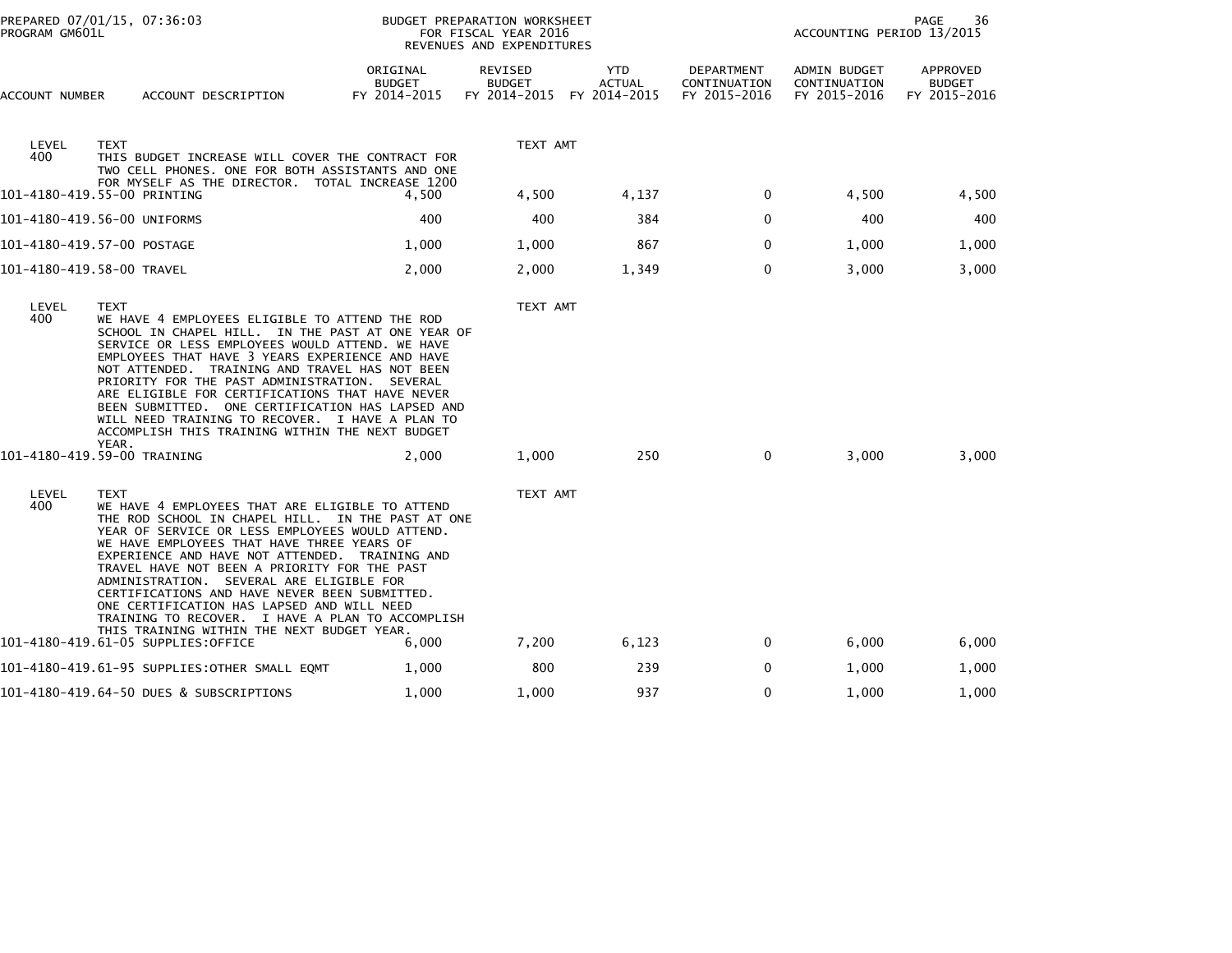| ACCOUNT NUMBER | ACCOUNT DESCRIPTION | ORIGINAL BUDGET FY 2014-2015 | REVISED BUDGET FY 2014-2015 | YTD ACTUAL FY 2014-2015 | DEPARTMENT CONTINUATION FY 2015-2016 | ADMIN BUDGET CONTINUATION FY 2015-2016 | APPROVED BUDGET FY 2015-2016 |
|---|---|---|---|---|---|---|---|
| LEVEL 400 | TEXT<br>THIS BUDGET INCREASE WILL COVER THE CONTRACT FOR TWO CELL PHONES. ONE FOR BOTH ASSISTANTS AND ONE FOR MYSELF AS THE DIRECTOR. TOTAL INCREASE 1200 | | TEXT AMT | | | | |
| 101-4180-419.55-00 | PRINTING | 4,500 | 4,500 | 4,137 | 0 | 4,500 | 4,500 |
| 101-4180-419.56-00 | UNIFORMS | 400 | 400 | 384 | 0 | 400 | 400 |
| 101-4180-419.57-00 | POSTAGE | 1,000 | 1,000 | 867 | 0 | 1,000 | 1,000 |
| 101-4180-419.58-00 | TRAVEL | 2,000 | 2,000 | 1,349 | 0 | 3,000 | 3,000 |
| LEVEL 400 | TEXT<br>WE HAVE 4 EMPLOYEES ELIGIBLE TO ATTEND THE ROD SCHOOL IN CHAPEL HILL. IN THE PAST AT ONE YEAR OF SERVICE OR LESS EMPLOYEES WOULD ATTEND. WE HAVE EMPLOYEES THAT HAVE 3 YEARS EXPERIENCE AND HAVE NOT ATTENDED. TRAINING AND TRAVEL HAS NOT BEEN PRIORITY FOR THE PAST ADMINISTRATION. SEVERAL ARE ELIGIBLE FOR CERTIFICATIONS THAT HAVE NEVER BEEN SUBMITTED. ONE CERTIFICATION HAS LAPSED AND WILL NEED TRAINING TO RECOVER. I HAVE A PLAN TO ACCOMPLISH THIS TRAINING WITHIN THE NEXT BUDGET YEAR. | | TEXT AMT | | | | |
| 101-4180-419.59-00 | TRAINING | 2,000 | 1,000 | 250 | 0 | 3,000 | 3,000 |
| LEVEL 400 | TEXT<br>WE HAVE 4 EMPLOYEES THAT ARE ELIGIBLE TO ATTEND THE ROD SCHOOL IN CHAPEL HILL. IN THE PAST AT ONE YEAR OF SERVICE OR LESS EMPLOYEES WOULD ATTEND. WE HAVE EMPLOYEES THAT HAVE THREE YEARS OF EXPERIENCE AND HAVE NOT ATTENDED. TRAINING AND TRAVEL HAVE NOT BEEN A PRIORITY FOR THE PAST ADMINISTRATION. SEVERAL ARE ELIGIBLE FOR CERTIFICATIONS AND HAVE NEVER BEEN SUBMITTED. ONE CERTIFICATION HAS LAPSED AND WILL NEED TRAINING TO RECOVER. I HAVE A PLAN TO ACCOMPLISH THIS TRAINING WITHIN THE NEXT BUDGET YEAR. | | TEXT AMT | | | | |
| 101-4180-419.61-05 | SUPPLIES:OFFICE | 6,000 | 7,200 | 6,123 | 0 | 6,000 | 6,000 |
| 101-4180-419.61-95 | SUPPLIES:OTHER SMALL EQMT | 1,000 | 800 | 239 | 0 | 1,000 | 1,000 |
| 101-4180-419.64-50 | DUES & SUBSCRIPTIONS | 1,000 | 1,000 | 937 | 0 | 1,000 | 1,000 |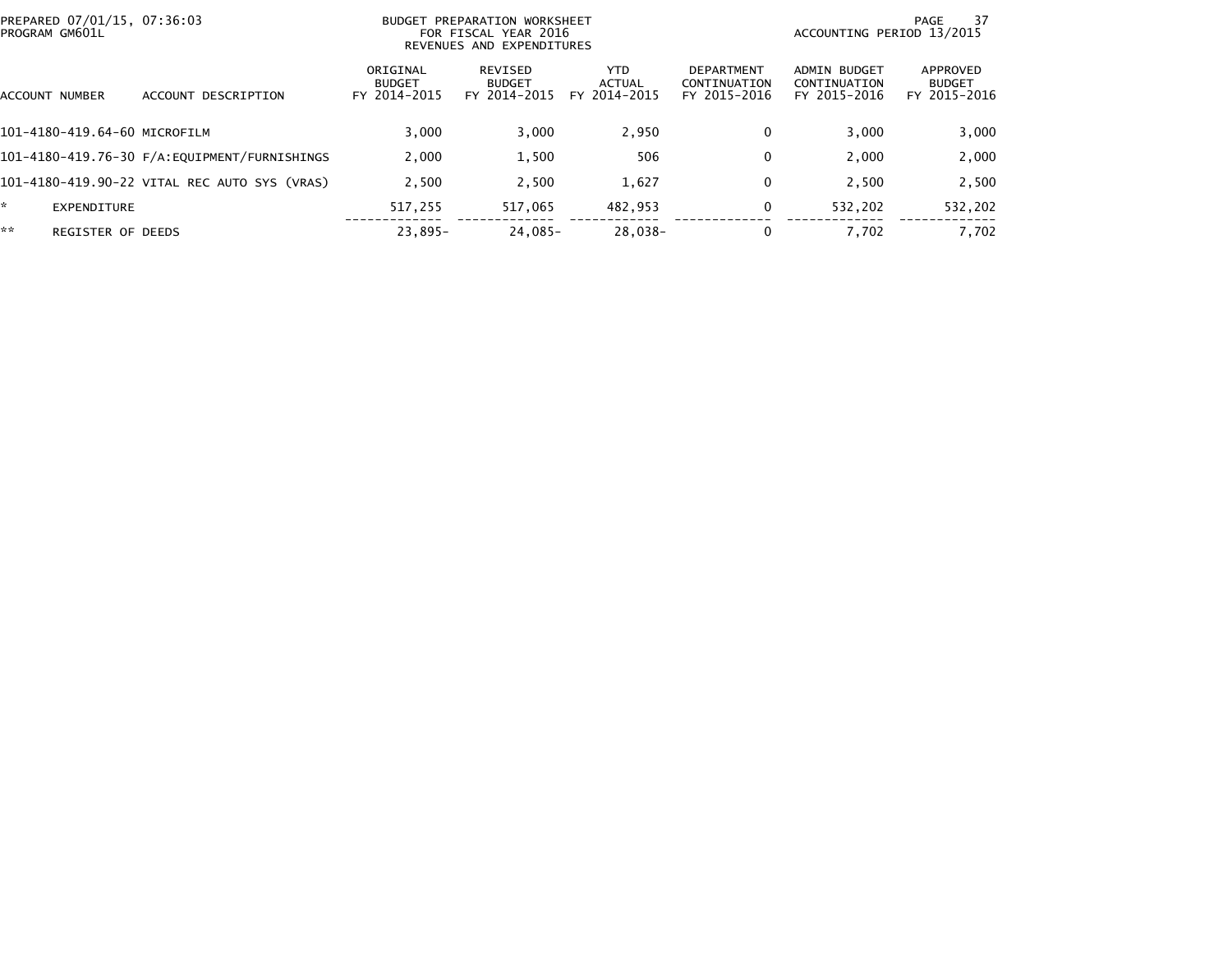PREPARED 07/01/15, 07:36:03
PROGRAM GM601L

BUDGET PREPARATION WORKSHEET
FOR FISCAL YEAR 2016
REVENUES AND EXPENDITURES

ACCOUNTING PERIOD 13/2015

| ACCOUNT NUMBER | ACCOUNT DESCRIPTION | ORIGINAL BUDGET FY 2014-2015 | REVISED BUDGET FY 2014-2015 | YTD ACTUAL FY 2014-2015 | DEPARTMENT CONTINUATION FY 2015-2016 | ADMIN BUDGET CONTINUATION FY 2015-2016 | APPROVED BUDGET FY 2015-2016 |
|---|---|---|---|---|---|---|---|
| 101-4180-419.64-60 | MICROFILM | 3,000 | 3,000 | 2,950 | 0 | 3,000 | 3,000 |
| 101-4180-419.76-30 | F/A:EQUIPMENT/FURNISHINGS | 2,000 | 1,500 | 506 | 0 | 2,000 | 2,000 |
| 101-4180-419.90-22 | VITAL REC AUTO SYS (VRAS) | 2,500 | 2,500 | 1,627 | 0 | 2,500 | 2,500 |
| * | EXPENDITURE | 517,255 | 517,065 | 482,953 | 0 | 532,202 | 532,202 |
| ** | REGISTER OF DEEDS | 23,895- | 24,085- | 28,038- | 0 | 7,702 | 7,702 |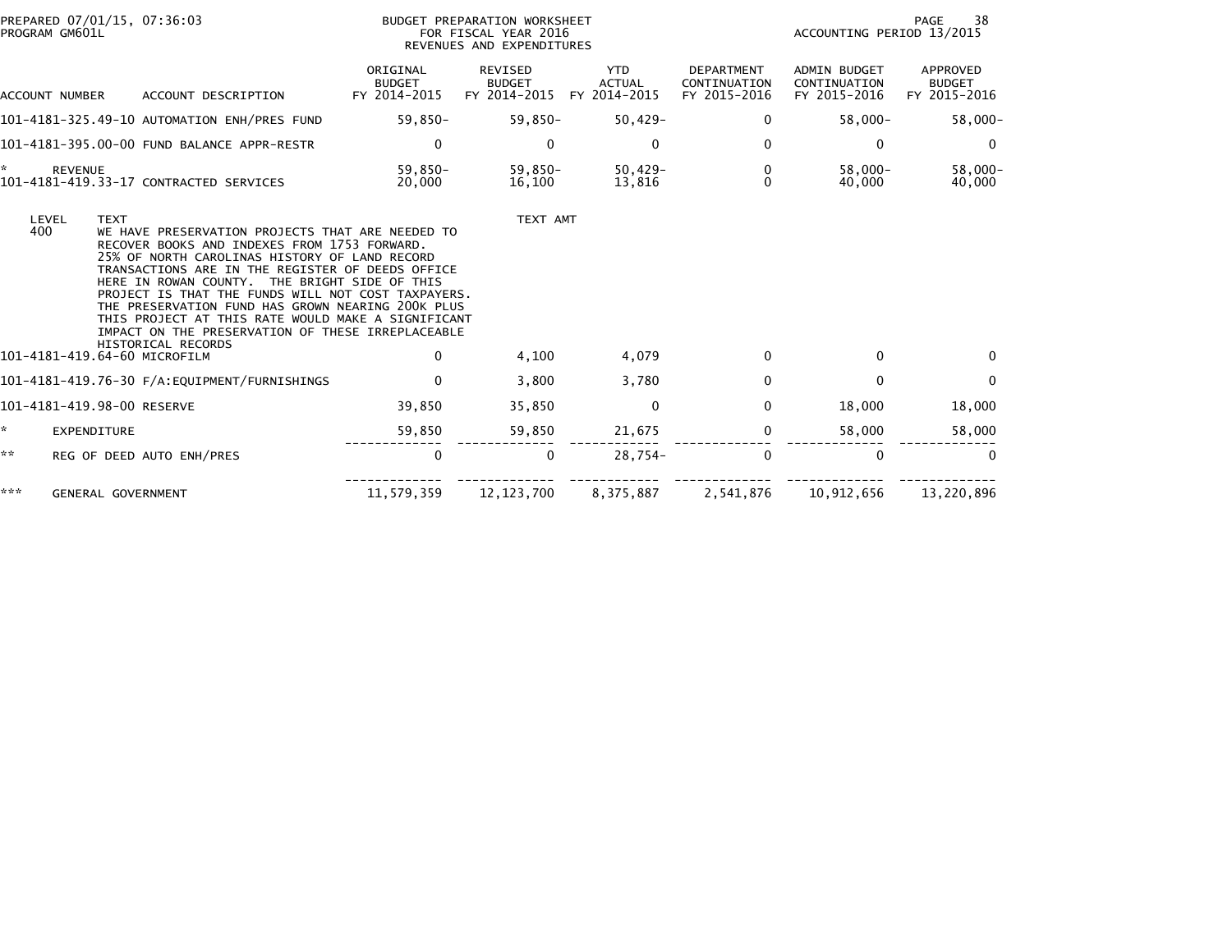PREPARED 07/01/15, 07:36:03
PROGRAM GM601L

BUDGET PREPARATION WORKSHEET
FOR FISCAL YEAR 2016
REVENUES AND EXPENDITURES

ACCOUNTING PERIOD 13/2015

| ACCOUNT NUMBER | ACCOUNT DESCRIPTION | ORIGINAL BUDGET FY 2014-2015 | REVISED BUDGET FY 2014-2015 | YTD ACTUAL FY 2014-2015 | DEPARTMENT CONTINUATION FY 2015-2016 | ADMIN BUDGET CONTINUATION FY 2015-2016 | APPROVED BUDGET FY 2015-2016 |
|---|---|---|---|---|---|---|---|
| 101-4181-325.49-10 | AUTOMATION ENH/PRES FUND | 59,850- | 59,850- | 50,429- | 0 | 58,000- | 58,000- |
| 101-4181-395.00-00 | FUND BALANCE APPR-RESTR | 0 | 0 | 0 | 0 | 0 | 0 |
| * | REVENUE | 59,850- | 59,850- | 50,429- | 0 | 58,000- | 58,000- |
| 101-4181-419.33-17 | CONTRACTED SERVICES | 20,000 | 16,100 | 13,816 | 0 | 40,000 | 40,000 |

| LEVEL | TEXT | TEXT AMT |
|---|---|---|
| 400 | WE HAVE PRESERVATION PROJECTS THAT ARE NEEDED TO RECOVER BOOKS AND INDEXES FROM 1753 FORWARD. 25% OF NORTH CAROLINAS HISTORY OF LAND RECORD TRANSACTIONS ARE IN THE REGISTER OF DEEDS OFFICE HERE IN ROWAN COUNTY. THE BRIGHT SIDE OF THIS PROJECT IS THAT THE FUNDS WILL NOT COST TAXPAYERS. THE PRESERVATION FUND HAS GROWN NEARING 200K PLUS THIS PROJECT AT THIS RATE WOULD MAKE A SIGNIFICANT IMPACT ON THE PRESERVATION OF THESE IRREPLACEABLE HISTORICAL RECORDS | |

| ACCOUNT NUMBER | ACCOUNT DESCRIPTION | ORIGINAL BUDGET FY 2014-2015 | REVISED BUDGET FY 2014-2015 | YTD ACTUAL FY 2014-2015 | DEPARTMENT CONTINUATION FY 2015-2016 | ADMIN BUDGET CONTINUATION FY 2015-2016 | APPROVED BUDGET FY 2015-2016 |
|---|---|---|---|---|---|---|---|
| 101-4181-419.64-60 | MICROFILM | 0 | 4,100 | 4,079 | 0 | 0 | 0 |
| 101-4181-419.76-30 | F/A:EQUIPMENT/FURNISHINGS | 0 | 3,800 | 3,780 | 0 | 0 | 0 |
| 101-4181-419.98-00 | RESERVE | 39,850 | 35,850 | 0 | 0 | 18,000 | 18,000 |
| * | EXPENDITURE | 59,850 | 59,850 | 21,675 | 0 | 58,000 | 58,000 |
| ** | REG OF DEED AUTO ENH/PRES | 0 | 0 | 28,754- | 0 | 0 | 0 |
| *** | GENERAL GOVERNMENT | 11,579,359 | 12,123,700 | 8,375,887 | 2,541,876 | 10,912,656 | 13,220,896 |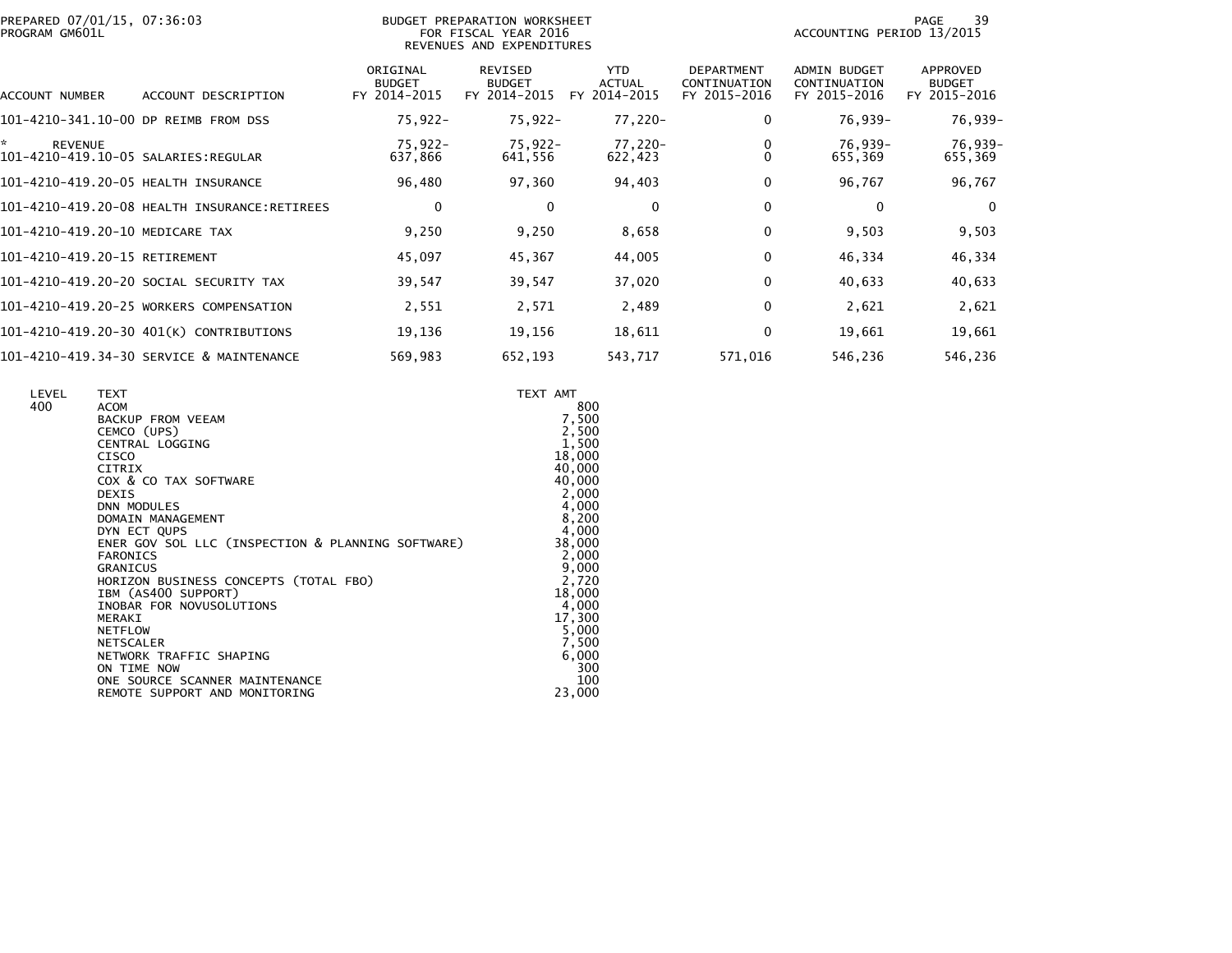BUDGET PREPARATION WORKSHEET
FOR FISCAL YEAR 2016
REVENUES AND EXPENDITURES

PREPARED 07/01/15, 07:36:03
PROGRAM GM601L

ACCOUNTING PERIOD 13/2015

| ACCOUNT NUMBER | ACCOUNT DESCRIPTION | ORIGINAL BUDGET FY 2014-2015 | REVISED BUDGET FY 2014-2015 | YTD ACTUAL FY 2014-2015 | DEPARTMENT CONTINUATION FY 2015-2016 | ADMIN BUDGET CONTINUATION FY 2015-2016 | APPROVED BUDGET FY 2015-2016 |
|---|---|---|---|---|---|---|---|
| 101-4210-341.10-00 | DP REIMB FROM DSS | 75,922- | 75,922- | 77,220- | 0 | 76,939- | 76,939- |
| * REVENUE | | 75,922- | 75,922- | 77,220- | 0 | 76,939- | 76,939- |
| 101-4210-419.10-05 | SALARIES:REGULAR | 637,866 | 641,556 | 622,423 | 0 | 655,369 | 655,369 |
| 101-4210-419.20-05 | HEALTH INSURANCE | 96,480 | 97,360 | 94,403 | 0 | 96,767 | 96,767 |
| 101-4210-419.20-08 | HEALTH INSURANCE:RETIREES | 0 | 0 | 0 | 0 | 0 | 0 |
| 101-4210-419.20-10 | MEDICARE TAX | 9,250 | 9,250 | 8,658 | 0 | 9,503 | 9,503 |
| 101-4210-419.20-15 | RETIREMENT | 45,097 | 45,367 | 44,005 | 0 | 46,334 | 46,334 |
| 101-4210-419.20-20 | SOCIAL SECURITY TAX | 39,547 | 39,547 | 37,020 | 0 | 40,633 | 40,633 |
| 101-4210-419.20-25 | WORKERS COMPENSATION | 2,551 | 2,571 | 2,489 | 0 | 2,621 | 2,621 |
| 101-4210-419.20-30 | 401(K) CONTRIBUTIONS | 19,136 | 19,156 | 18,611 | 0 | 19,661 | 19,661 |
| 101-4210-419.34-30 | SERVICE & MAINTENANCE | 569,983 | 652,193 | 543,717 | 571,016 | 546,236 | 546,236 |

| LEVEL | TEXT | TEXT AMT |
|---|---|---|
| 400 | ACOM | 800 |
| | BACKUP FROM VEEAM | 7,500 |
| | CEMCO (UPS) | 2,500 |
| | CENTRAL LOGGING | 1,500 |
| | CISCO | 18,000 |
| | CITRIX | 40,000 |
| | COX & CO TAX SOFTWARE | 40,000 |
| | DEXIS | 2,000 |
| | DNN MODULES | 4,000 |
| | DOMAIN MANAGEMENT | 8,200 |
| | DYN ECT QUPS | 4,000 |
| | ENER GOV SOL LLC (INSPECTION & PLANNING SOFTWARE) | 38,000 |
| | FARONICS | 2,000 |
| | GRANICUS | 9,000 |
| | HORIZON BUSINESS CONCEPTS (TOTAL FBO) | 2,720 |
| | IBM (AS400 SUPPORT) | 18,000 |
| | INOBAR FOR NOVUSOLUTIONS | 4,000 |
| | MERAKI | 17,300 |
| | NETFLOW | 5,000 |
| | NETSCALER | 7,500 |
| | NETWORK TRAFFIC SHAPING | 6,000 |
| | ON TIME NOW | 300 |
| | ONE SOURCE SCANNER MAINTENANCE | 100 |
| | REMOTE SUPPORT AND MONITORING | 23,000 |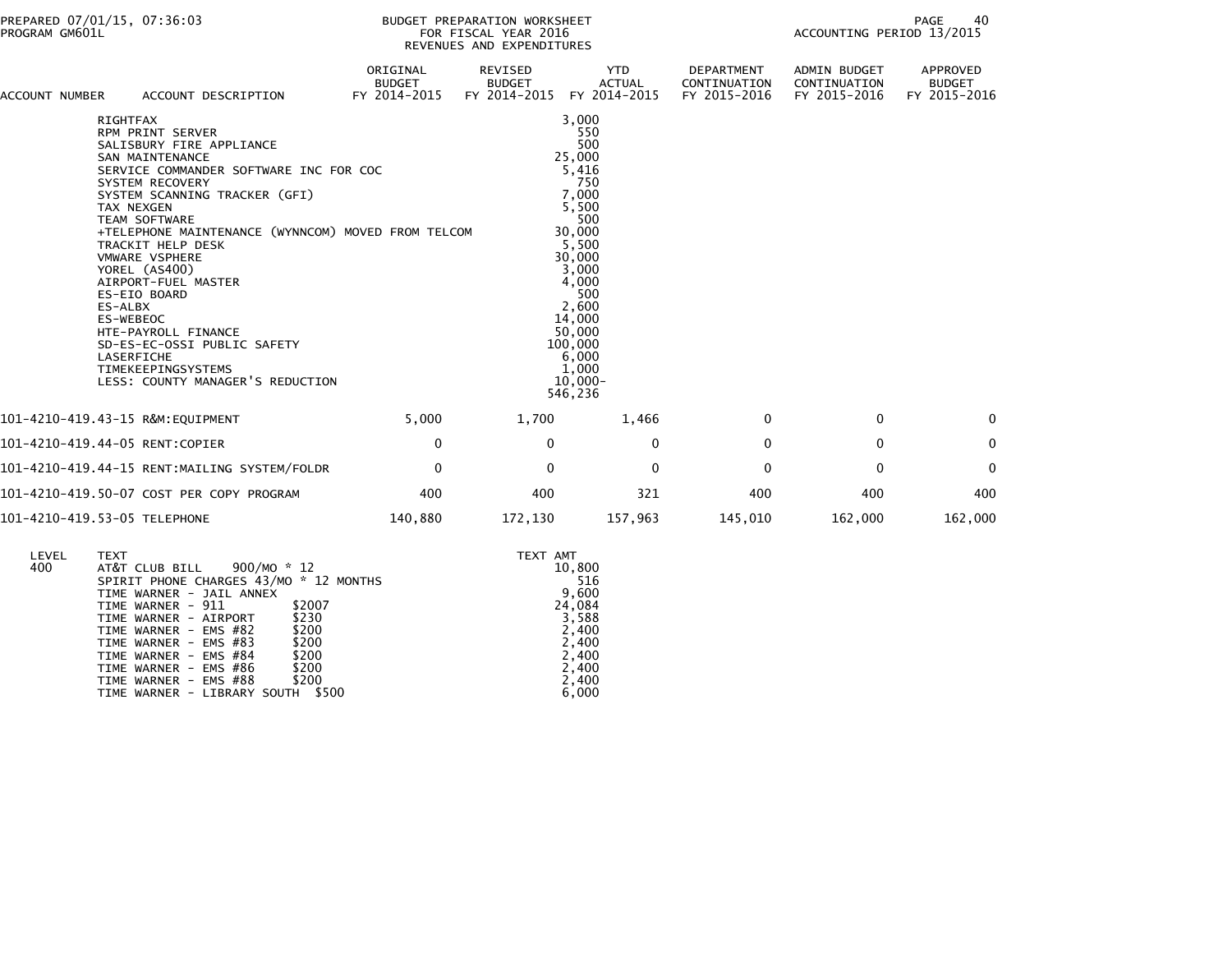PREPARED 07/01/15, 07:36:03
PROGRAM GM601L

BUDGET PREPARATION WORKSHEET
FOR FISCAL YEAR 2016
REVENUES AND EXPENDITURES

ACCOUNTING PERIOD 13/2015

| ACCOUNT NUMBER | ACCOUNT DESCRIPTION | ORIGINAL BUDGET FY 2014-2015 | REVISED BUDGET FY 2014-2015 | YTD ACTUAL FY 2014-2015 | DEPARTMENT CONTINUATION FY 2015-2016 | ADMIN BUDGET CONTINUATION FY 2015-2016 | APPROVED BUDGET FY 2015-2016 |
|---|---|---|---|---|---|---|---|
| | RIGHTFAX | | 3,000 | | | | |
| | RPM PRINT SERVER | | 550 | | | | |
| | SALISBURY FIRE APPLIANCE | | 500 | | | | |
| | SAN MAINTENANCE | | 25,000 | | | | |
| | SERVICE COMMANDER SOFTWARE INC FOR COC | | 5,416 | | | | |
| | SYSTEM RECOVERY | | 750 | | | | |
| | SYSTEM SCANNING TRACKER (GFI) | | 7,000 | | | | |
| | TAX NEXGEN | | 5,500 | | | | |
| | TEAM SOFTWARE | | 500 | | | | |
| | +TELEPHONE MAINTENANCE (WYNNCOM) MOVED FROM TELCOM | | 30,000 | | | | |
| | TRACKIT HELP DESK | | 5,500 | | | | |
| | VMWARE VSPHERE | | 30,000 | | | | |
| | YOREL (AS400) | | 3,000 | | | | |
| | AIRPORT-FUEL MASTER | | 4,000 | | | | |
| | ES-EIO BOARD | | 500 | | | | |
| | ES-ALBX | | 2,600 | | | | |
| | ES-WEBEOC | | 14,000 | | | | |
| | HTE-PAYROLL FINANCE | | 50,000 | | | | |
| | SD-ES-EC-OSSI PUBLIC SAFETY | | 100,000 | | | | |
| | LASERFICHE | | 6,000 | | | | |
| | TIMEKEEPINGSYSTEMS | | 1,000 | | | | |
| | LESS: COUNTY MANAGER'S REDUCTION | | 10,000- | | | | |
| | | | 546,236 | | | | |
| 101-4210-419.43-15 | R&M:EQUIPMENT | 5,000 | 1,700 | 1,466 | 0 | 0 | 0 |
| 101-4210-419.44-05 | RENT:COPIER | 0 | 0 | 0 | 0 | 0 | 0 |
| 101-4210-419.44-15 | RENT:MAILING SYSTEM/FOLDR | 0 | 0 | 0 | 0 | 0 | 0 |
| 101-4210-419.50-07 | COST PER COPY PROGRAM | 400 | 400 | 321 | 400 | 400 | 400 |
| 101-4210-419.53-05 | TELEPHONE | 140,880 | 172,130 | 157,963 | 145,010 | 162,000 | 162,000 |

| LEVEL | TEXT | TEXT AMT |
|---|---|---|
| 400 | AT&T CLUB BILL 900/MO * 12 | 10,800 |
| | SPIRIT PHONE CHARGES 43/MO * 12 MONTHS | 516 |
| | TIME WARNER - JAIL ANNEX | 9,600 |
| | TIME WARNER - 911 $2007 | 24,084 |
| | TIME WARNER - AIRPORT $230 | 3,588 |
| | TIME WARNER - EMS #82 $200 | 2,400 |
| | TIME WARNER - EMS #83 $200 | 2,400 |
| | TIME WARNER - EMS #84 $200 | 2,400 |
| | TIME WARNER - EMS #86 $200 | 2,400 |
| | TIME WARNER - EMS #88 $200 | 2,400 |
| | TIME WARNER - LIBRARY SOUTH $500 | 6,000 |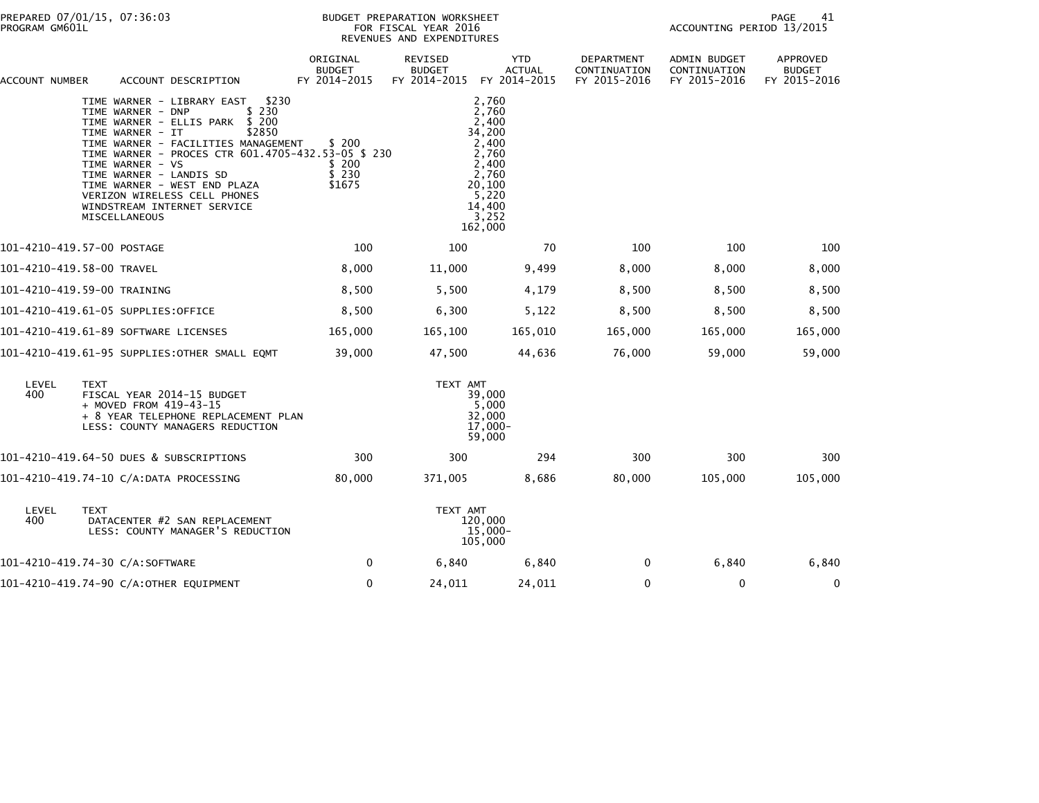BUDGET PREPARATION WORKSHEET
FOR FISCAL YEAR 2016
REVENUES AND EXPENDITURES

PREPARED 07/01/15, 07:36:03
PROGRAM GM601L
ACCOUNTING PERIOD 13/2015

| ACCOUNT NUMBER | ACCOUNT DESCRIPTION | ORIGINAL BUDGET FY 2014-2015 | REVISED BUDGET FY 2014-2015 | YTD ACTUAL FY 2014-2015 | DEPARTMENT CONTINUATION FY 2015-2016 | ADMIN BUDGET CONTINUATION FY 2015-2016 | APPROVED BUDGET FY 2015-2016 |
|---|---|---|---|---|---|---|---|

| TEXT | | TEXT AMT |
|---|---|---|
| TIME WARNER - LIBRARY EAST | $230 | 2,760 |
| TIME WARNER - DNP | $ 230 | 2,760 |
| TIME WARNER - ELLIS PARK | $ 200 | 2,400 |
| TIME WARNER - IT | $2850 | 34,200 |
| TIME WARNER - FACILITIES MANAGEMENT | $ 200 | 2,400 |
| TIME WARNER - PROCES CTR 601.4705-432.53-05 | $ 230 | 2,760 |
| TIME WARNER - VS | $ 200 | 2,400 |
| TIME WARNER - LANDIS SD | $ 230 | 2,760 |
| TIME WARNER - WEST END PLAZA | $1675 | 20,100 |
| VERIZON WIRELESS CELL PHONES | | 5,220 |
| WINDSTREAM INTERNET SERVICE | | 14,400 |
| MISCELLANEOUS | | 3,252 |
| | | 162,000 |

| ACCOUNT NUMBER | ACCOUNT DESCRIPTION | ORIGINAL BUDGET FY 2014-2015 | REVISED BUDGET FY 2014-2015 | YTD ACTUAL FY 2014-2015 | DEPARTMENT CONTINUATION FY 2015-2016 | ADMIN BUDGET CONTINUATION FY 2015-2016 | APPROVED BUDGET FY 2015-2016 |
|---|---|---|---|---|---|---|---|
| 101-4210-419.57-00 | POSTAGE | 100 | 100 | 70 | 100 | 100 | 100 |
| 101-4210-419.58-00 | TRAVEL | 8,000 | 11,000 | 9,499 | 8,000 | 8,000 | 8,000 |
| 101-4210-419.59-00 | TRAINING | 8,500 | 5,500 | 4,179 | 8,500 | 8,500 | 8,500 |
| 101-4210-419.61-05 | SUPPLIES:OFFICE | 8,500 | 6,300 | 5,122 | 8,500 | 8,500 | 8,500 |
| 101-4210-419.61-89 | SOFTWARE LICENSES | 165,000 | 165,100 | 165,010 | 165,000 | 165,000 | 165,000 |
| 101-4210-419.61-95 | SUPPLIES:OTHER SMALL EQMT | 39,000 | 47,500 | 44,636 | 76,000 | 59,000 | 59,000 |

| LEVEL | TEXT | TEXT AMT |
|---|---|---|
| 400 | FISCAL YEAR 2014-15 BUDGET | 39,000 |
| | + MOVED FROM 419-43-15 | 5,000 |
| | + 8 YEAR TELEPHONE REPLACEMENT PLAN | 32,000 |
| | LESS: COUNTY MANAGERS REDUCTION | 17,000- |
| | | 59,000 |

| ACCOUNT NUMBER | ACCOUNT DESCRIPTION | ORIGINAL BUDGET FY 2014-2015 | REVISED BUDGET FY 2014-2015 | YTD ACTUAL FY 2014-2015 | DEPARTMENT CONTINUATION FY 2015-2016 | ADMIN BUDGET CONTINUATION FY 2015-2016 | APPROVED BUDGET FY 2015-2016 |
|---|---|---|---|---|---|---|---|
| 101-4210-419.64-50 | DUES & SUBSCRIPTIONS | 300 | 300 | 294 | 300 | 300 | 300 |
| 101-4210-419.74-10 | C/A:DATA PROCESSING | 80,000 | 371,005 | 8,686 | 80,000 | 105,000 | 105,000 |

| LEVEL | TEXT | TEXT AMT |
|---|---|---|
| 400 | DATACENTER #2 SAN REPLACEMENT | 120,000 |
| | LESS: COUNTY MANAGER'S REDUCTION | 15,000- |
| | | 105,000 |

| ACCOUNT NUMBER | ACCOUNT DESCRIPTION | ORIGINAL BUDGET FY 2014-2015 | REVISED BUDGET FY 2014-2015 | YTD ACTUAL FY 2014-2015 | DEPARTMENT CONTINUATION FY 2015-2016 | ADMIN BUDGET CONTINUATION FY 2015-2016 | APPROVED BUDGET FY 2015-2016 |
|---|---|---|---|---|---|---|---|
| 101-4210-419.74-30 | C/A:SOFTWARE | 0 | 6,840 | 6,840 | 0 | 6,840 | 6,840 |
| 101-4210-419.74-90 | C/A:OTHER EQUIPMENT | 0 | 24,011 | 24,011 | 0 | 0 | 0 |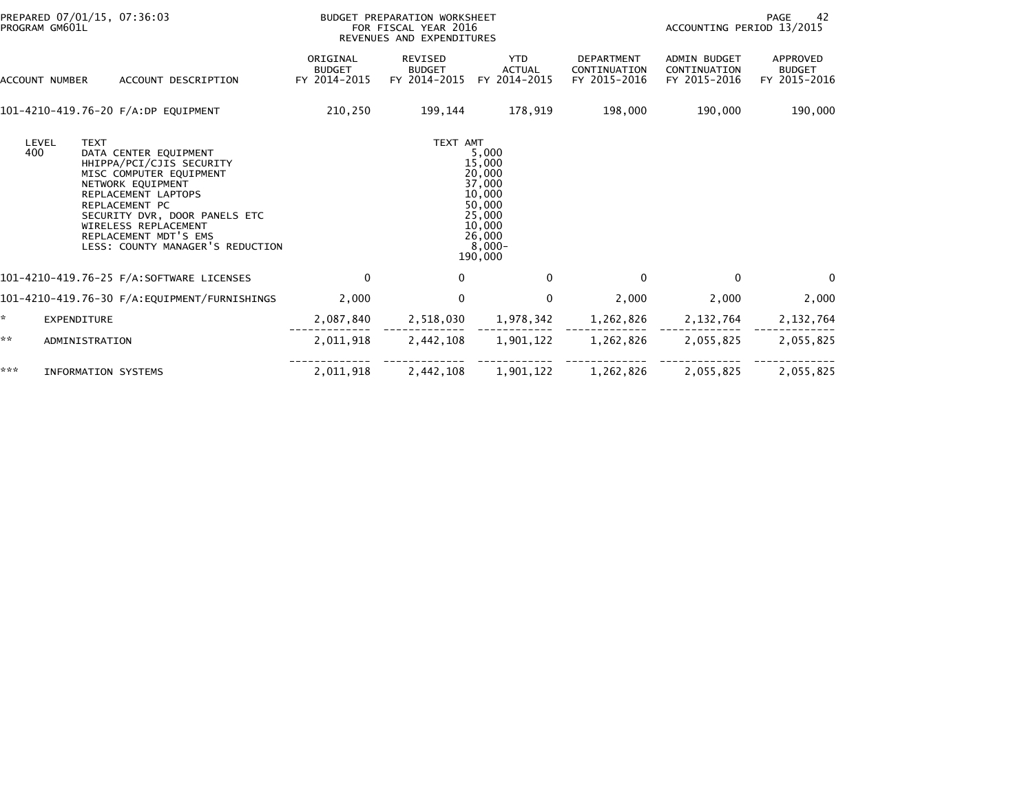PREPARED 07/01/15, 07:36:03 BUDGET PREPARATION WORKSHEET
PROGRAM GM601L FOR FISCAL YEAR 2016 ACCOUNTING PERIOD 13/2015
REVENUES AND EXPENDITURES

| ACCOUNT NUMBER | ACCOUNT DESCRIPTION | ORIGINAL BUDGET FY 2014-2015 | REVISED BUDGET FY 2014-2015 | YTD ACTUAL FY 2014-2015 | DEPARTMENT CONTINUATION FY 2015-2016 | ADMIN BUDGET CONTINUATION FY 2015-2016 | APPROVED BUDGET FY 2015-2016 |
|---|---|---|---|---|---|---|---|
| 101-4210-419.76-20 | F/A:DP EQUIPMENT | 210,250 | 199,144 | 178,919 | 198,000 | 190,000 | 190,000 |

| LEVEL | TEXT | TEXT AMT |
|---|---|---|
| 400 | DATA CENTER EQUIPMENT | 5,000 |
| | HHIPPA/PCI/CJIS SECURITY | 15,000 |
| | MISC COMPUTER EQUIPMENT | 20,000 |
| | NETWORK EQUIPMENT | 37,000 |
| | REPLACEMENT LAPTOPS | 10,000 |
| | REPLACEMENT PC | 50,000 |
| | SECURITY DVR, DOOR PANELS ETC | 25,000 |
| | WIRELESS REPLACEMENT | 10,000 |
| | REPLACEMENT MDT'S EMS | 26,000 |
| | LESS: COUNTY MANAGER'S REDUCTION | 8,000- |
| | | 190,000 |

| ACCOUNT NUMBER | ACCOUNT DESCRIPTION | ORIGINAL BUDGET FY 2014-2015 | REVISED BUDGET FY 2014-2015 | YTD ACTUAL FY 2014-2015 | DEPARTMENT CONTINUATION FY 2015-2016 | ADMIN BUDGET CONTINUATION FY 2015-2016 | APPROVED BUDGET FY 2015-2016 |
|---|---|---|---|---|---|---|---|
| 101-4210-419.76-25 | F/A:SOFTWARE LICENSES | 0 | 0 | 0 | 0 | 0 | 0 |
| 101-4210-419.76-30 | F/A:EQUIPMENT/FURNISHINGS | 2,000 | 0 | 0 | 2,000 | 2,000 | 2,000 |
| * | EXPENDITURE | 2,087,840 | 2,518,030 | 1,978,342 | 1,262,826 | 2,132,764 | 2,132,764 |
| ** | ADMINISTRATION | 2,011,918 | 2,442,108 | 1,901,122 | 1,262,826 | 2,055,825 | 2,055,825 |
| *** | INFORMATION SYSTEMS | 2,011,918 | 2,442,108 | 1,901,122 | 1,262,826 | 2,055,825 | 2,055,825 |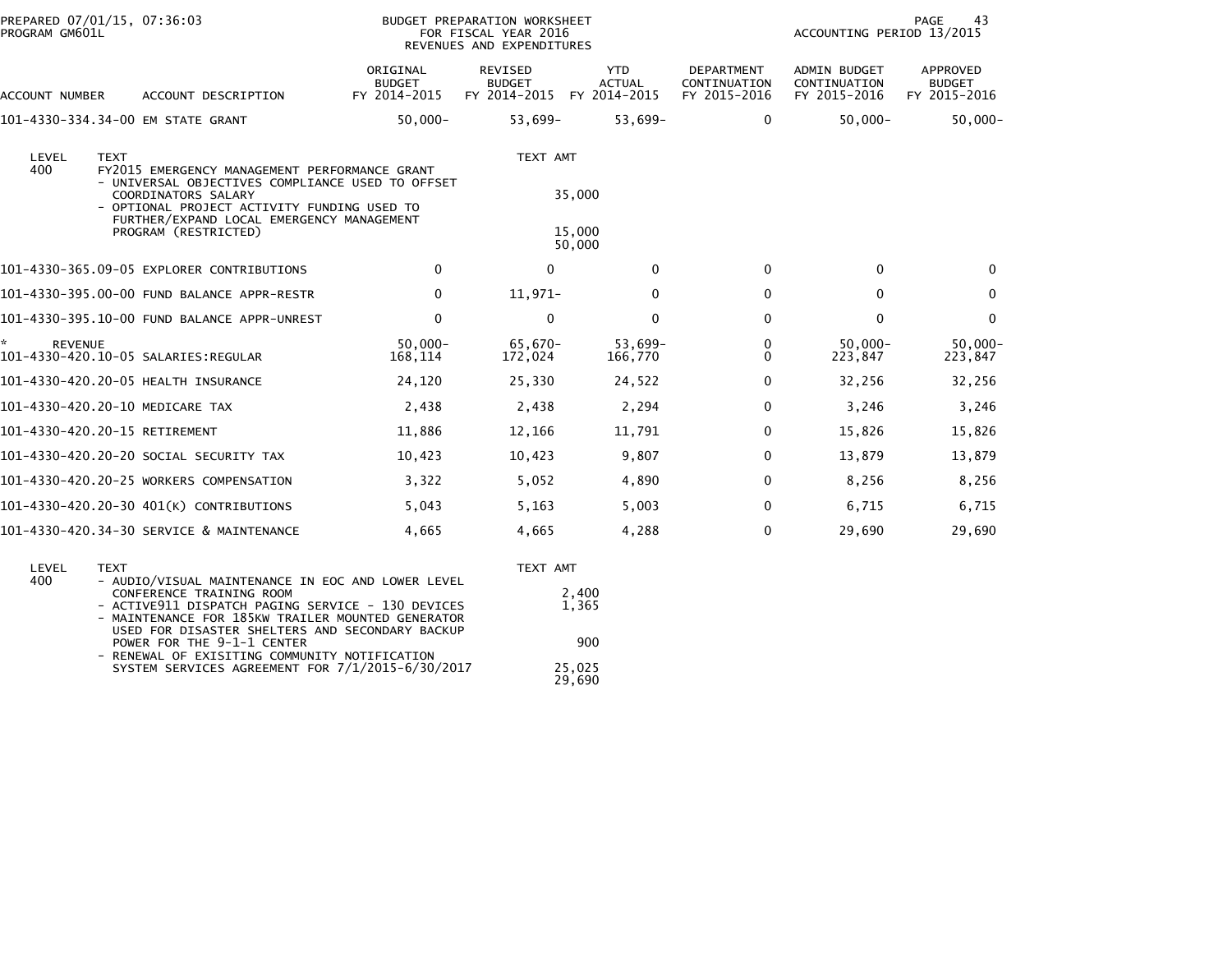PREPARED 07/01/15, 07:36:03
PROGRAM GM601L

BUDGET PREPARATION WORKSHEET
FOR FISCAL YEAR 2016
REVENUES AND EXPENDITURES

ACCOUNTING PERIOD 13/2015

| ACCOUNT NUMBER | ACCOUNT DESCRIPTION | ORIGINAL BUDGET FY 2014-2015 | REVISED BUDGET FY 2014-2015 | YTD ACTUAL FY 2014-2015 | DEPARTMENT CONTINUATION FY 2015-2016 | ADMIN BUDGET CONTINUATION FY 2015-2016 | APPROVED BUDGET FY 2015-2016 |
|---|---|---|---|---|---|---|---|
| 101-4330-334.34-00 | EM STATE GRANT | 50,000- | 53,699- | 53,699- | 0 | 50,000- | 50,000- |

| LEVEL | TEXT | TEXT AMT |
|---|---|---|
| 400 | FY2015 EMERGENCY MANAGEMENT PERFORMANCE GRANT | |
| | - UNIVERSAL OBJECTIVES COMPLIANCE USED TO OFFSET COORDINATORS SALARY | 35,000 |
| | - OPTIONAL PROJECT ACTIVITY FUNDING USED TO FURTHER/EXPAND LOCAL EMERGENCY MANAGEMENT PROGRAM (RESTRICTED) | 15,000 |
| | | 50,000 |

| ACCOUNT NUMBER | ACCOUNT DESCRIPTION | ORIGINAL BUDGET FY 2014-2015 | REVISED BUDGET FY 2014-2015 | YTD ACTUAL FY 2014-2015 | DEPARTMENT CONTINUATION FY 2015-2016 | ADMIN BUDGET CONTINUATION FY 2015-2016 | APPROVED BUDGET FY 2015-2016 |
|---|---|---|---|---|---|---|---|
| 101-4330-365.09-05 | EXPLORER CONTRIBUTIONS | 0 | 0 | 0 | 0 | 0 | 0 |
| 101-4330-395.00-00 | FUND BALANCE APPR-RESTR | 0 | 11,971- | 0 | 0 | 0 | 0 |
| 101-4330-395.10-00 | FUND BALANCE APPR-UNREST | 0 | 0 | 0 | 0 | 0 | 0 |
| * REVENUE | | 50,000- | 65,670- | 53,699- | 0 | 50,000- | 50,000- |
| 101-4330-420.10-05 | SALARIES:REGULAR | 168,114 | 172,024 | 166,770 | 0 | 223,847 | 223,847 |
| 101-4330-420.20-05 | HEALTH INSURANCE | 24,120 | 25,330 | 24,522 | 0 | 32,256 | 32,256 |
| 101-4330-420.20-10 | MEDICARE TAX | 2,438 | 2,438 | 2,294 | 0 | 3,246 | 3,246 |
| 101-4330-420.20-15 | RETIREMENT | 11,886 | 12,166 | 11,791 | 0 | 15,826 | 15,826 |
| 101-4330-420.20-20 | SOCIAL SECURITY TAX | 10,423 | 10,423 | 9,807 | 0 | 13,879 | 13,879 |
| 101-4330-420.20-25 | WORKERS COMPENSATION | 3,322 | 5,052 | 4,890 | 0 | 8,256 | 8,256 |
| 101-4330-420.20-30 | 401(K) CONTRIBUTIONS | 5,043 | 5,163 | 5,003 | 0 | 6,715 | 6,715 |
| 101-4330-420.34-30 | SERVICE & MAINTENANCE | 4,665 | 4,665 | 4,288 | 0 | 29,690 | 29,690 |

| LEVEL | TEXT | TEXT AMT |
|---|---|---|
| 400 | - AUDIO/VISUAL MAINTENANCE IN EOC AND LOWER LEVEL CONFERENCE TRAINING ROOM | 2,400 |
| | - ACTIVE911 DISPATCH PAGING SERVICE - 130 DEVICES | 1,365 |
| | - MAINTENANCE FOR 185KW TRAILER MOUNTED GENERATOR USED FOR DISASTER SHELTERS AND SECONDARY BACKUP POWER FOR THE 9-1-1 CENTER | 900 |
| | - RENEWAL OF EXISITING COMMUNITY NOTIFICATION SYSTEM SERVICES AGREEMENT FOR 7/1/2015-6/30/2017 | 25,025 |
| | | 29,690 |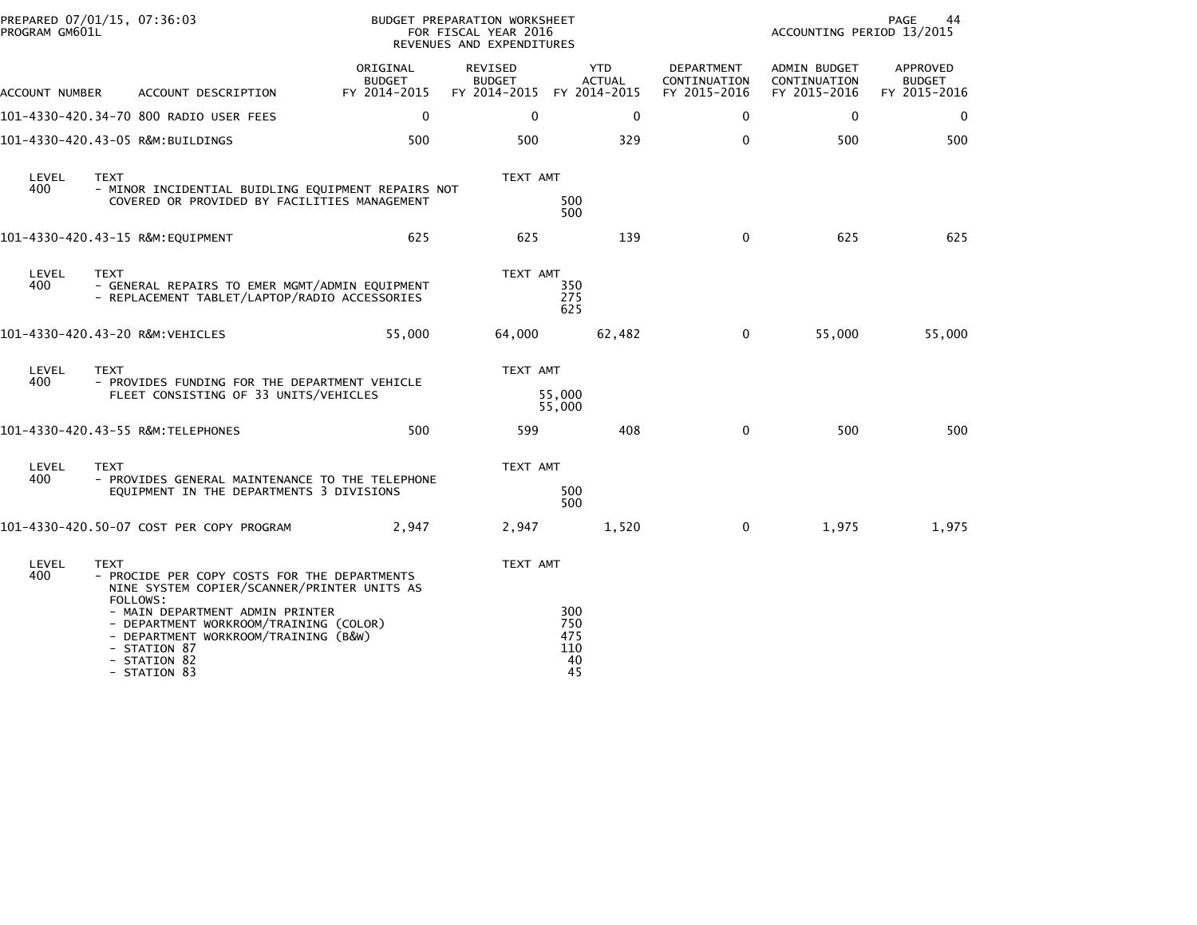PREPARED 07/01/15, 07:36:03 PROGRAM GM601L

BUDGET PREPARATION WORKSHEET FOR FISCAL YEAR 2016 REVENUES AND EXPENDITURES

ACCOUNTING PERIOD 13/2015

| ACCOUNT NUMBER | ACCOUNT DESCRIPTION | ORIGINAL BUDGET FY 2014-2015 | REVISED BUDGET FY 2014-2015 | YTD ACTUAL FY 2014-2015 | DEPARTMENT CONTINUATION FY 2015-2016 | ADMIN BUDGET CONTINUATION FY 2015-2016 | APPROVED BUDGET FY 2015-2016 |
|---|---|---|---|---|---|---|---|
| 101-4330-420.34-70 | 800 RADIO USER FEES | 0 | 0 | 0 | 0 | 0 | 0 |
| 101-4330-420.43-05 | R&M:BUILDINGS | 500 | 500 | 329 | 0 | 500 | 500 |

| LEVEL | TEXT | TEXT AMT |
|---|---|---|
| 400 | - MINOR INCIDENTIAL BUIDLING EQUIPMENT REPAIRS NOT COVERED OR PROVIDED BY FACILITIES MANAGEMENT | 500 |
| | | 500 |

| ACCOUNT NUMBER | ACCOUNT DESCRIPTION | ORIGINAL BUDGET FY 2014-2015 | REVISED BUDGET FY 2014-2015 | YTD ACTUAL FY 2014-2015 | DEPARTMENT CONTINUATION FY 2015-2016 | ADMIN BUDGET CONTINUATION FY 2015-2016 | APPROVED BUDGET FY 2015-2016 |
|---|---|---|---|---|---|---|---|
| 101-4330-420.43-15 | R&M:EQUIPMENT | 625 | 625 | 139 | 0 | 625 | 625 |

| LEVEL | TEXT | TEXT AMT |
|---|---|---|
| 400 | - GENERAL REPAIRS TO EMER MGMT/ADMIN EQUIPMENT | 350 |
| | - REPLACEMENT TABLET/LAPTOP/RADIO ACCESSORIES | 275 |
| | | 625 |

| ACCOUNT NUMBER | ACCOUNT DESCRIPTION | ORIGINAL BUDGET FY 2014-2015 | REVISED BUDGET FY 2014-2015 | YTD ACTUAL FY 2014-2015 | DEPARTMENT CONTINUATION FY 2015-2016 | ADMIN BUDGET CONTINUATION FY 2015-2016 | APPROVED BUDGET FY 2015-2016 |
|---|---|---|---|---|---|---|---|
| 101-4330-420.43-20 | R&M:VEHICLES | 55,000 | 64,000 | 62,482 | 0 | 55,000 | 55,000 |

| LEVEL | TEXT | TEXT AMT |
|---|---|---|
| 400 | - PROVIDES FUNDING FOR THE DEPARTMENT VEHICLE FLEET CONSISTING OF 33 UNITS/VEHICLES | 55,000 |
| | | 55,000 |

| ACCOUNT NUMBER | ACCOUNT DESCRIPTION | ORIGINAL BUDGET FY 2014-2015 | REVISED BUDGET FY 2014-2015 | YTD ACTUAL FY 2014-2015 | DEPARTMENT CONTINUATION FY 2015-2016 | ADMIN BUDGET CONTINUATION FY 2015-2016 | APPROVED BUDGET FY 2015-2016 |
|---|---|---|---|---|---|---|---|
| 101-4330-420.43-55 | R&M:TELEPHONES | 500 | 599 | 408 | 0 | 500 | 500 |

| LEVEL | TEXT | TEXT AMT |
|---|---|---|
| 400 | - PROVIDES GENERAL MAINTENANCE TO THE TELEPHONE EQUIPMENT IN THE DEPARTMENTS 3 DIVISIONS | 500 |
| | | 500 |

| ACCOUNT NUMBER | ACCOUNT DESCRIPTION | ORIGINAL BUDGET FY 2014-2015 | REVISED BUDGET FY 2014-2015 | YTD ACTUAL FY 2014-2015 | DEPARTMENT CONTINUATION FY 2015-2016 | ADMIN BUDGET CONTINUATION FY 2015-2016 | APPROVED BUDGET FY 2015-2016 |
|---|---|---|---|---|---|---|---|
| 101-4330-420.50-07 | COST PER COPY PROGRAM | 2,947 | 2,947 | 1,520 | 0 | 1,975 | 1,975 |

| LEVEL | TEXT | TEXT AMT |
|---|---|---|
| 400 | - PROCIDE PER COPY COSTS FOR THE DEPARTMENTS NINE SYSTEM COPIER/SCANNER/PRINTER UNITS AS FOLLOWS: | |
| | - MAIN DEPARTMENT ADMIN PRINTER | 300 |
| | - DEPARTMENT WORKROOM/TRAINING (COLOR) | 750 |
| | - DEPARTMENT WORKROOM/TRAINING (B&W) | 475 |
| | - STATION 87 | 110 |
| | - STATION 82 | 40 |
| | - STATION 83 | 45 |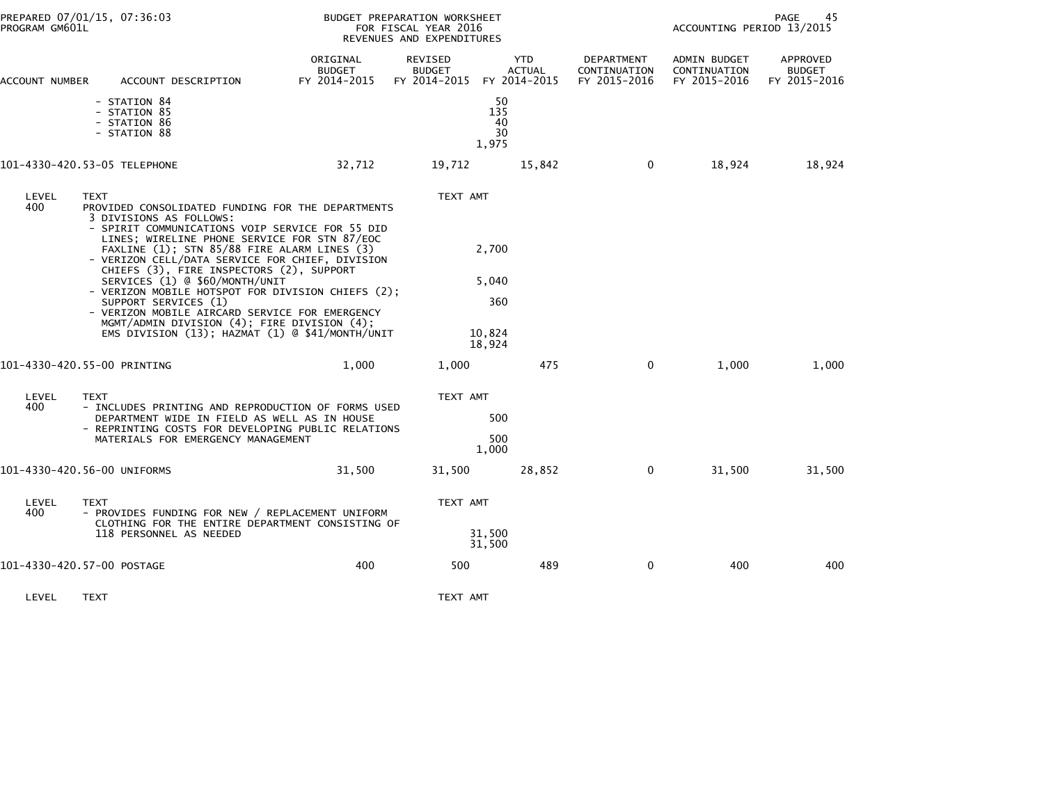BUDGET PREPARATION WORKSHEET
FOR FISCAL YEAR 2016
REVENUES AND EXPENDITURES

PREPARED 07/01/15, 07:36:03
PROGRAM GM601L
ACCOUNTING PERIOD 13/2015

| ACCOUNT NUMBER | ACCOUNT DESCRIPTION | ORIGINAL BUDGET FY 2014-2015 | REVISED BUDGET FY 2014-2015 | YTD ACTUAL FY 2014-2015 | DEPARTMENT CONTINUATION FY 2015-2016 | ADMIN BUDGET CONTINUATION FY 2015-2016 | APPROVED BUDGET FY 2015-2016 |
|---|---|---|---|---|---|---|---|
| | - STATION 84 | | | 50 | | | |
| | - STATION 85 | | | 135 | | | |
| | - STATION 86 | | | 40 | | | |
| | - STATION 88 | | | 30 | | | |
| | | | | 1,975 | | | |
| 101-4330-420.53-05 | TELEPHONE | 32,712 | 19,712 | 15,842 | 0 | 18,924 | 18,924 |

| LEVEL | TEXT | TEXT AMT |
|---|---|---|
| 400 | PROVIDED CONSOLIDATED FUNDING FOR THE DEPARTMENTS 3 DIVISIONS AS FOLLOWS: | |
| | - SPIRIT COMMUNICATIONS VOIP SERVICE FOR 55 DID LINES; WIRELINE PHONE SERVICE FOR STN 87/EOC FAXLINE (1); STN 85/88 FIRE ALARM LINES (3) | 2,700 |
| | - VERIZON CELL/DATA SERVICE FOR CHIEF, DIVISION CHIEFS (3), FIRE INSPECTORS (2), SUPPORT SERVICES (1) @ $60/MONTH/UNIT | 5,040 |
| | - VERIZON MOBILE HOTSPOT FOR DIVISION CHIEFS (2); SUPPORT SERVICES (1) | 360 |
| | - VERIZON MOBILE AIRCARD SERVICE FOR EMERGENCY MGMT/ADMIN DIVISION (4); FIRE DIVISION (4); EMS DIVISION (13); HAZMAT (1) @ $41/MONTH/UNIT | 10,824 |
| | | 18,924 |

| ACCOUNT NUMBER | ACCOUNT DESCRIPTION | ORIGINAL BUDGET FY 2014-2015 | REVISED BUDGET FY 2014-2015 | YTD ACTUAL FY 2014-2015 | DEPARTMENT CONTINUATION FY 2015-2016 | ADMIN BUDGET CONTINUATION FY 2015-2016 | APPROVED BUDGET FY 2015-2016 |
|---|---|---|---|---|---|---|---|
| 101-4330-420.55-00 | PRINTING | 1,000 | 1,000 | 475 | 0 | 1,000 | 1,000 |

| LEVEL | TEXT | TEXT AMT |
|---|---|---|
| 400 | - INCLUDES PRINTING AND REPRODUCTION OF FORMS USED DEPARTMENT WIDE IN FIELD AS WELL AS IN HOUSE | 500 |
| | - REPRINTING COSTS FOR DEVELOPING PUBLIC RELATIONS MATERIALS FOR EMERGENCY MANAGEMENT | 500 |
| | | 1,000 |

| ACCOUNT NUMBER | ACCOUNT DESCRIPTION | ORIGINAL BUDGET FY 2014-2015 | REVISED BUDGET FY 2014-2015 | YTD ACTUAL FY 2014-2015 | DEPARTMENT CONTINUATION FY 2015-2016 | ADMIN BUDGET CONTINUATION FY 2015-2016 | APPROVED BUDGET FY 2015-2016 |
|---|---|---|---|---|---|---|---|
| 101-4330-420.56-00 | UNIFORMS | 31,500 | 31,500 | 28,852 | 0 | 31,500 | 31,500 |

| LEVEL | TEXT | TEXT AMT |
|---|---|---|
| 400 | - PROVIDES FUNDING FOR NEW / REPLACEMENT UNIFORM CLOTHING FOR THE ENTIRE DEPARTMENT CONSISTING OF 118 PERSONNEL AS NEEDED | 31,500 |
| | | 31,500 |

| ACCOUNT NUMBER | ACCOUNT DESCRIPTION | ORIGINAL BUDGET FY 2014-2015 | REVISED BUDGET FY 2014-2015 | YTD ACTUAL FY 2014-2015 | DEPARTMENT CONTINUATION FY 2015-2016 | ADMIN BUDGET CONTINUATION FY 2015-2016 | APPROVED BUDGET FY 2015-2016 |
|---|---|---|---|---|---|---|---|
| 101-4330-420.57-00 | POSTAGE | 400 | 500 | 489 | 0 | 400 | 400 |

| LEVEL | TEXT | TEXT AMT |
|---|---|---|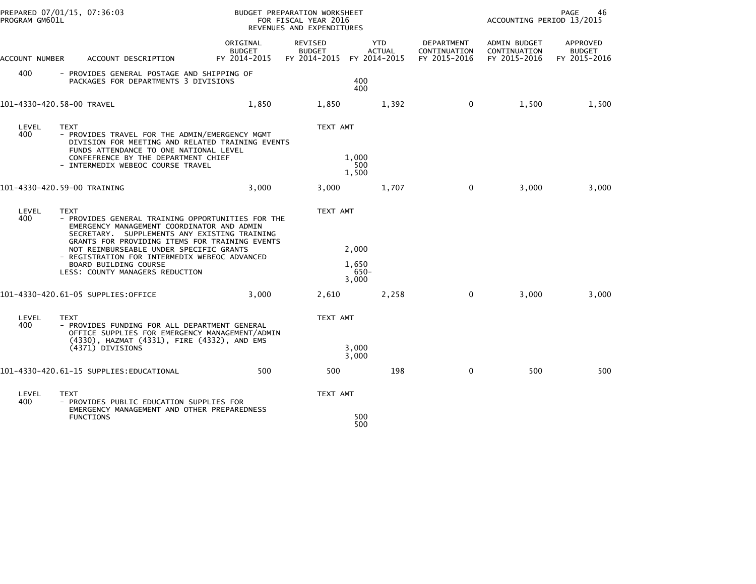| ACCOUNT NUMBER | ACCOUNT DESCRIPTION | ORIGINAL BUDGET FY 2014-2015 | REVISED BUDGET FY 2014-2015 | YTD ACTUAL FY 2014-2015 | DEPARTMENT CONTINUATION FY 2015-2016 | ADMIN BUDGET CONTINUATION FY 2015-2016 | APPROVED BUDGET FY 2015-2016 |
|---|---|---|---|---|---|---|---|
| 400 | - PROVIDES GENERAL POSTAGE AND SHIPPING OF PACKAGES FOR DEPARTMENTS 3 DIVISIONS | | 400 | | | | |
| | | | 400 | | | | |
| 101-4330-420.58-00 | TRAVEL | 1,850 | 1,850 | 1,392 | 0 | 1,500 | 1,500 |
| LEVEL | TEXT | | TEXT AMT | | | | |
| 400 | - PROVIDES TRAVEL FOR THE ADMIN/EMERGENCY MGMT DIVISION FOR MEETING AND RELATED TRAINING EVENTS FUNDS ATTENDANCE TO ONE NATIONAL LEVEL CONFEFRENCE BY THE DEPARTMENT CHIEF | | 1,000 | | | | |
| | - INTERMEDIX WEBEOC COURSE TRAVEL | | 500 | | | | |
| | | | 1,500 | | | | |
| 101-4330-420.59-00 | TRAINING | 3,000 | 3,000 | 1,707 | 0 | 3,000 | 3,000 |
| LEVEL | TEXT | | TEXT AMT | | | | |
| 400 | - PROVIDES GENERAL TRAINING OPPORTUNITIES FOR THE EMERGENCY MANAGEMENT COORDINATOR AND ADMIN SECRETARY. SUPPLEMENTS ANY EXISTING TRAINING GRANTS FOR PROVIDING ITEMS FOR TRAINING EVENTS NOT REIMBURSEABLE UNDER SPECIFIC GRANTS | | 2,000 | | | | |
| | - REGISTRATION FOR INTERMEDIX WEBEOC ADVANCED BOARD BUILDING COURSE | | 1,650 | | | | |
| | LESS: COUNTY MANAGERS REDUCTION | | 650- | | | | |
| | | | 3,000 | | | | |
| 101-4330-420.61-05 | SUPPLIES:OFFICE | 3,000 | 2,610 | 2,258 | 0 | 3,000 | 3,000 |
| LEVEL | TEXT | | TEXT AMT | | | | |
| 400 | - PROVIDES FUNDING FOR ALL DEPARTMENT GENERAL OFFICE SUPPLIES FOR EMERGENCY MANAGEMENT/ADMIN (4330), HAZMAT (4331), FIRE (4332), AND EMS (4371) DIVISIONS | | 3,000 | | | | |
| | | | 3,000 | | | | |
| 101-4330-420.61-15 | SUPPLIES:EDUCATIONAL | 500 | 500 | 198 | 0 | 500 | 500 |
| LEVEL | TEXT | | TEXT AMT | | | | |
| 400 | - PROVIDES PUBLIC EDUCATION SUPPLIES FOR EMERGENCY MANAGEMENT AND OTHER PREPAREDNESS FUNCTIONS | | 500 | | | | |
| | | | 500 | | | | |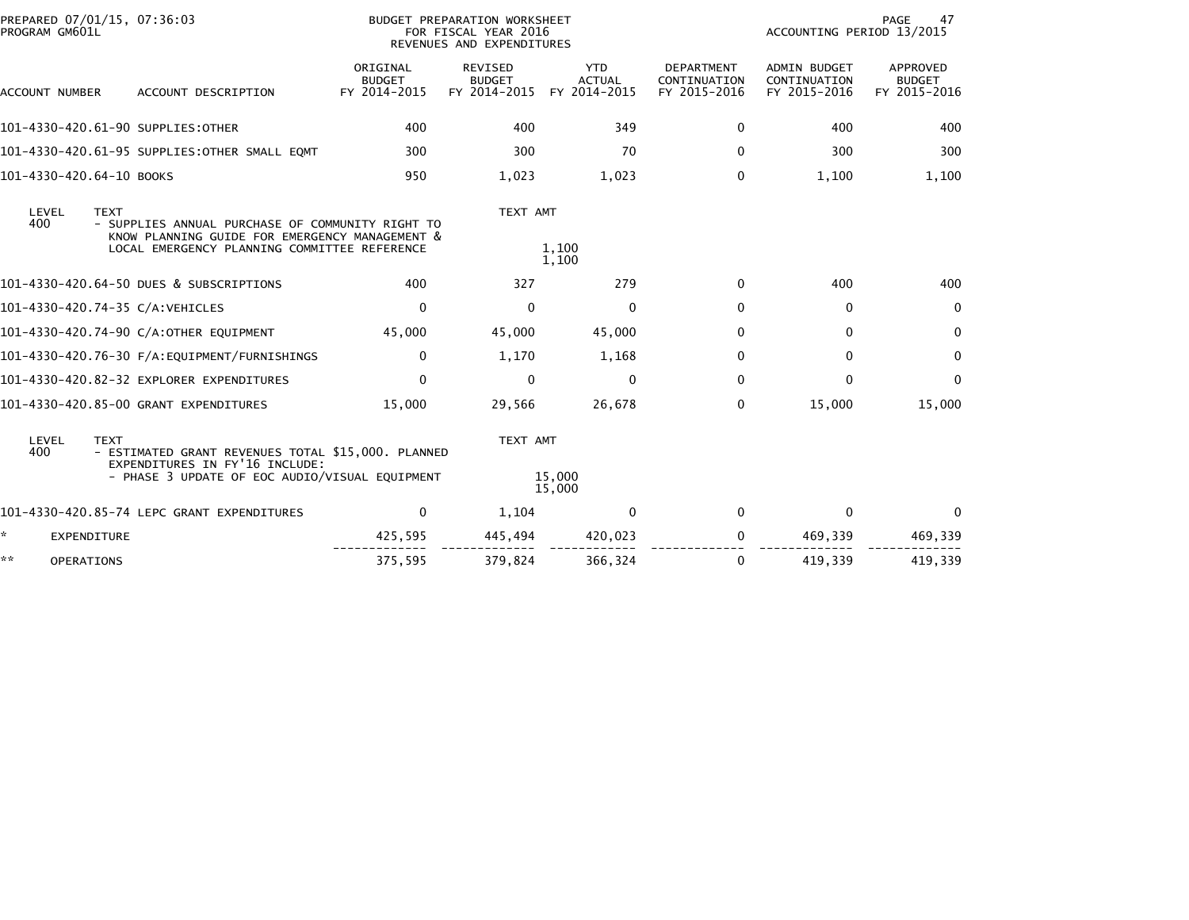PREPARED 07/01/15, 07:36:03 PROGRAM GM601L

BUDGET PREPARATION WORKSHEET
FOR FISCAL YEAR 2016
REVENUES AND EXPENDITURES

ACCOUNTING PERIOD 13/2015

| ACCOUNT NUMBER | ACCOUNT DESCRIPTION | ORIGINAL BUDGET FY 2014-2015 | REVISED BUDGET FY 2014-2015 | YTD ACTUAL FY 2014-2015 | DEPARTMENT CONTINUATION FY 2015-2016 | ADMIN BUDGET CONTINUATION FY 2015-2016 | APPROVED BUDGET FY 2015-2016 |
|---|---|---|---|---|---|---|---|
| 101-4330-420.61-90 | SUPPLIES:OTHER | 400 | 400 | 349 | 0 | 400 | 400 |
| 101-4330-420.61-95 | SUPPLIES:OTHER SMALL EQMT | 300 | 300 | 70 | 0 | 300 | 300 |
| 101-4330-420.64-10 | BOOKS | 950 | 1,023 | 1,023 | 0 | 1,100 | 1,100 |

| LEVEL | TEXT | TEXT AMT |
|---|---|---|
| 400 | - SUPPLIES ANNUAL PURCHASE OF COMMUNITY RIGHT TO KNOW PLANNING GUIDE FOR EMERGENCY MANAGEMENT & LOCAL EMERGENCY PLANNING COMMITTEE REFERENCE | 1,100 |
| | | 1,100 |

| ACCOUNT NUMBER | ACCOUNT DESCRIPTION | ORIGINAL BUDGET FY 2014-2015 | REVISED BUDGET FY 2014-2015 | YTD ACTUAL FY 2014-2015 | DEPARTMENT CONTINUATION FY 2015-2016 | ADMIN BUDGET CONTINUATION FY 2015-2016 | APPROVED BUDGET FY 2015-2016 |
|---|---|---|---|---|---|---|---|
| 101-4330-420.64-50 | DUES & SUBSCRIPTIONS | 400 | 327 | 279 | 0 | 400 | 400 |
| 101-4330-420.74-35 | C/A:VEHICLES | 0 | 0 | 0 | 0 | 0 | 0 |
| 101-4330-420.74-90 | C/A:OTHER EQUIPMENT | 45,000 | 45,000 | 45,000 | 0 | 0 | 0 |
| 101-4330-420.76-30 | F/A:EQUIPMENT/FURNISHINGS | 0 | 1,170 | 1,168 | 0 | 0 | 0 |
| 101-4330-420.82-32 | EXPLORER EXPENDITURES | 0 | 0 | 0 | 0 | 0 | 0 |
| 101-4330-420.85-00 | GRANT EXPENDITURES | 15,000 | 29,566 | 26,678 | 0 | 15,000 | 15,000 |

| LEVEL | TEXT | TEXT AMT |
|---|---|---|
| 400 | - ESTIMATED GRANT REVENUES TOTAL $15,000. PLANNED EXPENDITURES IN FY'16 INCLUDE: | |
| | - PHASE 3 UPDATE OF EOC AUDIO/VISUAL EQUIPMENT | 15,000 |
| | | 15,000 |

| ACCOUNT NUMBER | ACCOUNT DESCRIPTION | ORIGINAL BUDGET FY 2014-2015 | REVISED BUDGET FY 2014-2015 | YTD ACTUAL FY 2014-2015 | DEPARTMENT CONTINUATION FY 2015-2016 | ADMIN BUDGET CONTINUATION FY 2015-2016 | APPROVED BUDGET FY 2015-2016 |
|---|---|---|---|---|---|---|---|
| 101-4330-420.85-74 | LEPC GRANT EXPENDITURES | 0 | 1,104 | 0 | 0 | 0 | 0 |
| * | EXPENDITURE | 425,595 | 445,494 | 420,023 | 0 | 469,339 | 469,339 |
| ** | OPERATIONS | 375,595 | 379,824 | 366,324 | 0 | 419,339 | 419,339 |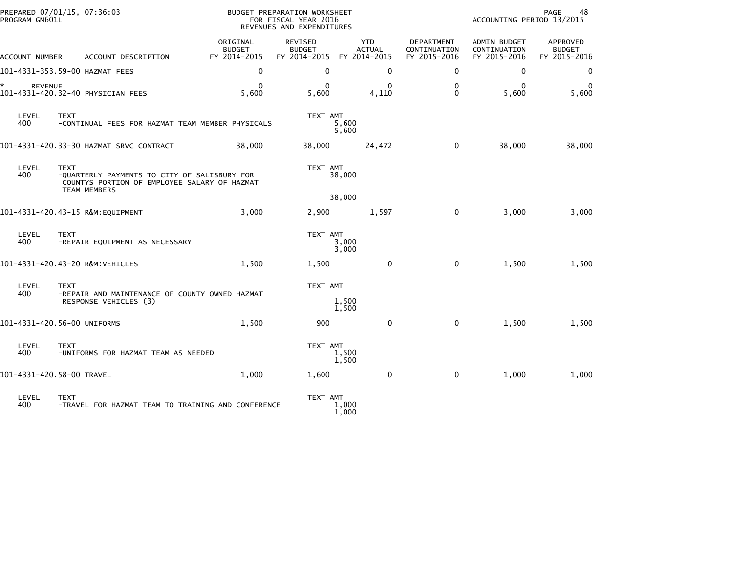PREPARED 07/01/15, 07:36:03
PROGRAM GM601L

BUDGET PREPARATION WORKSHEET
FOR FISCAL YEAR 2016
REVENUES AND EXPENDITURES

ACCOUNTING PERIOD 13/2015

| ACCOUNT NUMBER | ACCOUNT DESCRIPTION | ORIGINAL BUDGET FY 2014-2015 | REVISED BUDGET FY 2014-2015 | YTD ACTUAL FY 2014-2015 | DEPARTMENT CONTINUATION FY 2015-2016 | ADMIN BUDGET CONTINUATION FY 2015-2016 | APPROVED BUDGET FY 2015-2016 |
|---|---|---|---|---|---|---|---|
| 101-4331-353.59-00 | HAZMAT FEES | 0 | 0 | 0 | 0 | 0 | 0 |
| * REVENUE | | 0 | 0 | 0 | 0 | 0 | 0 |
| 101-4331-420.32-40 | PHYSICIAN FEES | 5,600 | 5,600 | 4,110 | 0 | 5,600 | 5,600 |

| LEVEL | TEXT | TEXT AMT |
|---|---|---|
| 400 | -CONTINUAL FEES FOR HAZMAT TEAM MEMBER PHYSICALS | 5,600 |
| | | 5,600 |

| ACCOUNT NUMBER | ACCOUNT DESCRIPTION | ORIGINAL BUDGET FY 2014-2015 | REVISED BUDGET FY 2014-2015 | YTD ACTUAL FY 2014-2015 | DEPARTMENT CONTINUATION FY 2015-2016 | ADMIN BUDGET CONTINUATION FY 2015-2016 | APPROVED BUDGET FY 2015-2016 |
|---|---|---|---|---|---|---|---|
| 101-4331-420.33-30 | HAZMAT SRVC CONTRACT | 38,000 | 38,000 | 24,472 | 0 | 38,000 | 38,000 |

| LEVEL | TEXT | TEXT AMT |
|---|---|---|
| 400 | -QUARTERLY PAYMENTS TO CITY OF SALISBURY FOR COUNTYS PORTION OF EMPLOYEE SALARY OF HAZMAT TEAM MEMBERS | 38,000 |
| | | 38,000 |

| ACCOUNT NUMBER | ACCOUNT DESCRIPTION | ORIGINAL BUDGET FY 2014-2015 | REVISED BUDGET FY 2014-2015 | YTD ACTUAL FY 2014-2015 | DEPARTMENT CONTINUATION FY 2015-2016 | ADMIN BUDGET CONTINUATION FY 2015-2016 | APPROVED BUDGET FY 2015-2016 |
|---|---|---|---|---|---|---|---|
| 101-4331-420.43-15 | R&M:EQUIPMENT | 3,000 | 2,900 | 1,597 | 0 | 3,000 | 3,000 |

| LEVEL | TEXT | TEXT AMT |
|---|---|---|
| 400 | -REPAIR EQUIPMENT AS NECESSARY | 3,000 |
| | | 3,000 |

| ACCOUNT NUMBER | ACCOUNT DESCRIPTION | ORIGINAL BUDGET FY 2014-2015 | REVISED BUDGET FY 2014-2015 | YTD ACTUAL FY 2014-2015 | DEPARTMENT CONTINUATION FY 2015-2016 | ADMIN BUDGET CONTINUATION FY 2015-2016 | APPROVED BUDGET FY 2015-2016 |
|---|---|---|---|---|---|---|---|
| 101-4331-420.43-20 | R&M:VEHICLES | 1,500 | 1,500 | 0 | 0 | 1,500 | 1,500 |

| LEVEL | TEXT | TEXT AMT |
|---|---|---|
| 400 | -REPAIR AND MAINTENANCE OF COUNTY OWNED HAZMAT RESPONSE VEHICLES (3) | 1,500 |
| | | 1,500 |

| ACCOUNT NUMBER | ACCOUNT DESCRIPTION | ORIGINAL BUDGET FY 2014-2015 | REVISED BUDGET FY 2014-2015 | YTD ACTUAL FY 2014-2015 | DEPARTMENT CONTINUATION FY 2015-2016 | ADMIN BUDGET CONTINUATION FY 2015-2016 | APPROVED BUDGET FY 2015-2016 |
|---|---|---|---|---|---|---|---|
| 101-4331-420.56-00 | UNIFORMS | 1,500 | 900 | 0 | 0 | 1,500 | 1,500 |

| LEVEL | TEXT | TEXT AMT |
|---|---|---|
| 400 | -UNIFORMS FOR HAZMAT TEAM AS NEEDED | 1,500 |
| | | 1,500 |

| ACCOUNT NUMBER | ACCOUNT DESCRIPTION | ORIGINAL BUDGET FY 2014-2015 | REVISED BUDGET FY 2014-2015 | YTD ACTUAL FY 2014-2015 | DEPARTMENT CONTINUATION FY 2015-2016 | ADMIN BUDGET CONTINUATION FY 2015-2016 | APPROVED BUDGET FY 2015-2016 |
|---|---|---|---|---|---|---|---|
| 101-4331-420.58-00 | TRAVEL | 1,000 | 1,600 | 0 | 0 | 1,000 | 1,000 |

| LEVEL | TEXT | TEXT AMT |
|---|---|---|
| 400 | -TRAVEL FOR HAZMAT TEAM TO TRAINING AND CONFERENCE | 1,000 |
| | | 1,000 |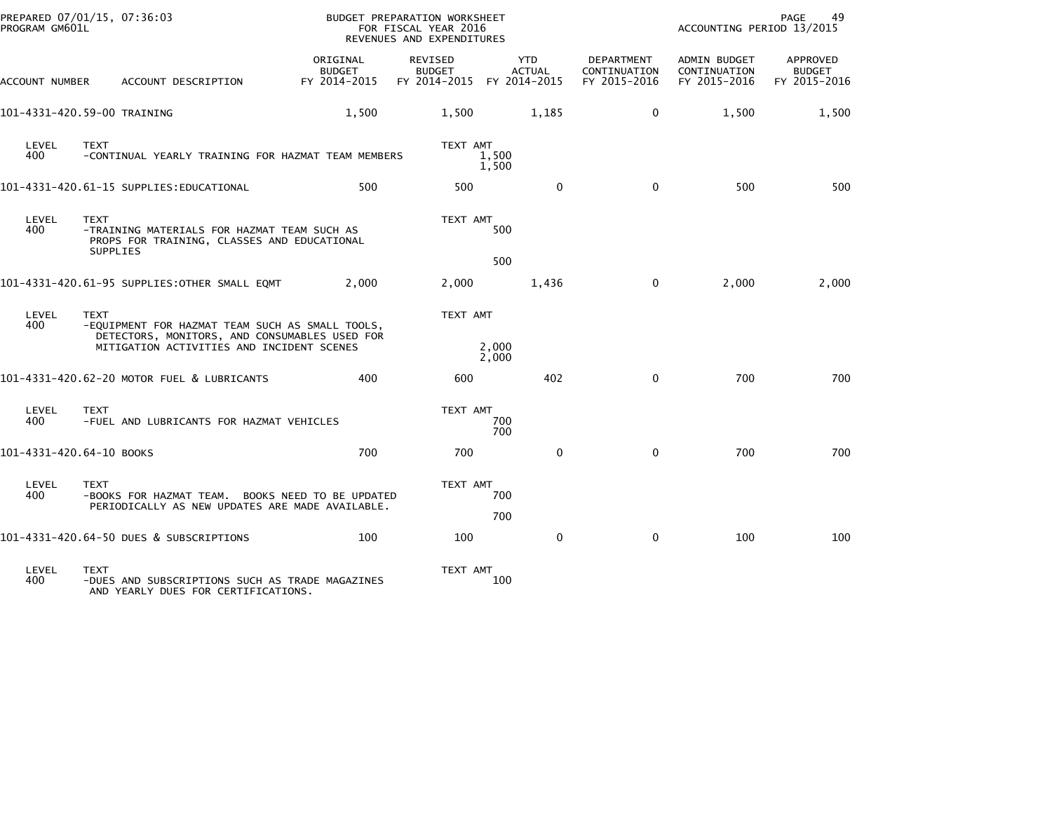PREPARED 07/01/15, 07:36:03 BUDGET PREPARATION WORKSHEET
PROGRAM GM601L FOR FISCAL YEAR 2016
REVENUES AND EXPENDITURES
ACCOUNTING PERIOD 13/2015

| ACCOUNT NUMBER | ACCOUNT DESCRIPTION | ORIGINAL BUDGET FY 2014-2015 | REVISED BUDGET FY 2014-2015 | YTD ACTUAL FY 2014-2015 | DEPARTMENT CONTINUATION FY 2015-2016 | ADMIN BUDGET CONTINUATION FY 2015-2016 | APPROVED BUDGET FY 2015-2016 |
|---|---|---|---|---|---|---|---|
| 101-4331-420.59-00 | TRAINING | 1,500 | 1,500 | 1,185 | 0 | 1,500 | 1,500 |
| LEVEL 400 | TEXT -CONTINUAL YEARLY TRAINING FOR HAZMAT TEAM MEMBERS | | TEXT AMT 1,500 / 1,500 | | | | |
| 101-4331-420.61-15 | SUPPLIES:EDUCATIONAL | 500 | 500 | 0 | 0 | 500 | 500 |
| LEVEL 400 | TEXT -TRAINING MATERIALS FOR HAZMAT TEAM SUCH AS PROPS FOR TRAINING, CLASSES AND EDUCATIONAL SUPPLIES | | TEXT AMT 500 / 500 | | | | |
| 101-4331-420.61-95 | SUPPLIES:OTHER SMALL EQMT | 2,000 | 2,000 | 1,436 | 0 | 2,000 | 2,000 |
| LEVEL 400 | TEXT -EQUIPMENT FOR HAZMAT TEAM SUCH AS SMALL TOOLS, DETECTORS, MONITORS, AND CONSUMABLES USED FOR MITIGATION ACTIVITIES AND INCIDENT SCENES | | TEXT AMT 2,000 / 2,000 | | | | |
| 101-4331-420.62-20 | MOTOR FUEL & LUBRICANTS | 400 | 600 | 402 | 0 | 700 | 700 |
| LEVEL 400 | TEXT -FUEL AND LUBRICANTS FOR HAZMAT VEHICLES | | TEXT AMT 700 / 700 | | | | |
| 101-4331-420.64-10 | BOOKS | 700 | 700 | 0 | 0 | 700 | 700 |
| LEVEL 400 | TEXT -BOOKS FOR HAZMAT TEAM. BOOKS NEED TO BE UPDATED PERIODICALLY AS NEW UPDATES ARE MADE AVAILABLE. | | TEXT AMT 700 / 700 | | | | |
| 101-4331-420.64-50 | DUES & SUBSCRIPTIONS | 100 | 100 | 0 | 0 | 100 | 100 |
| LEVEL 400 | TEXT -DUES AND SUBSCRIPTIONS SUCH AS TRADE MAGAZINES AND YEARLY DUES FOR CERTIFICATIONS. | | TEXT AMT 100 | | | | |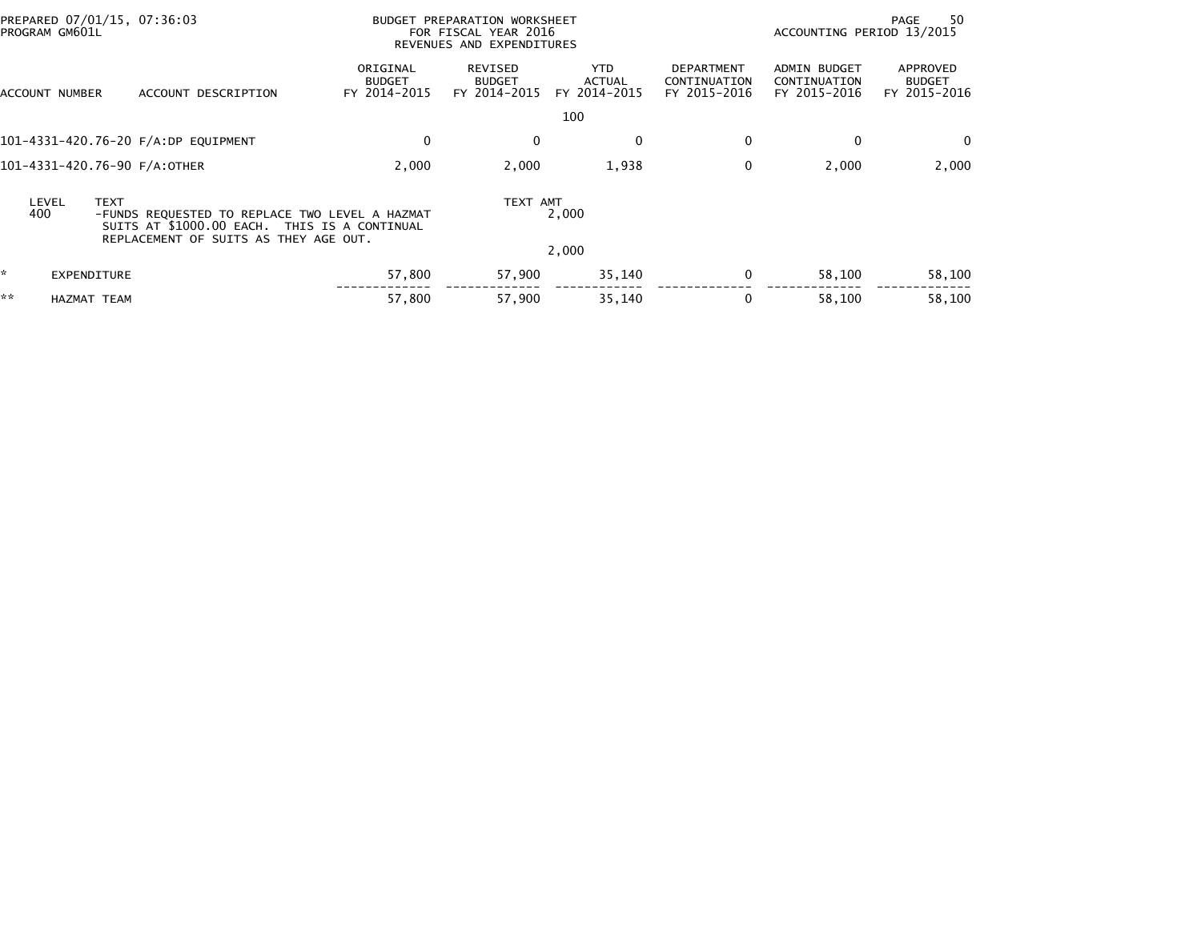BUDGET PREPARATION WORKSHEET
FOR FISCAL YEAR 2016
REVENUES AND EXPENDITURES

PREPARED 07/01/15, 07:36:03
PROGRAM GM601L
ACCOUNTING PERIOD 13/2015

| ACCOUNT NUMBER | ACCOUNT DESCRIPTION | ORIGINAL BUDGET FY 2014-2015 | REVISED BUDGET FY 2014-2015 | YTD ACTUAL FY 2014-2015 | DEPARTMENT CONTINUATION FY 2015-2016 | ADMIN BUDGET CONTINUATION FY 2015-2016 | APPROVED BUDGET FY 2015-2016 |
|---|---|---|---|---|---|---|---|
| | | | | 100 | | | |
| 101-4331-420.76-20 | F/A:DP EQUIPMENT | 0 | 0 | 0 | 0 | 0 | 0 |
| 101-4331-420.76-90 | F/A:OTHER | 2,000 | 2,000 | 1,938 | 0 | 2,000 | 2,000 |

| LEVEL | TEXT | TEXT AMT |
|---|---|---|
| 400 | -FUNDS REQUESTED TO REPLACE TWO LEVEL A HAZMAT SUITS AT $1000.00 EACH. THIS IS A CONTINUAL REPLACEMENT OF SUITS AS THEY AGE OUT. | 2,000 |
| | | 2,000 |

| | | ORIGINAL BUDGET FY 2014-2015 | REVISED BUDGET FY 2014-2015 | YTD ACTUAL FY 2014-2015 | DEPARTMENT CONTINUATION FY 2015-2016 | ADMIN BUDGET CONTINUATION FY 2015-2016 | APPROVED BUDGET FY 2015-2016 |
|---|---|---|---|---|---|---|---|
| * | EXPENDITURE | 57,800 | 57,900 | 35,140 | 0 | 58,100 | 58,100 |
| ** | HAZMAT TEAM | 57,800 | 57,900 | 35,140 | 0 | 58,100 | 58,100 |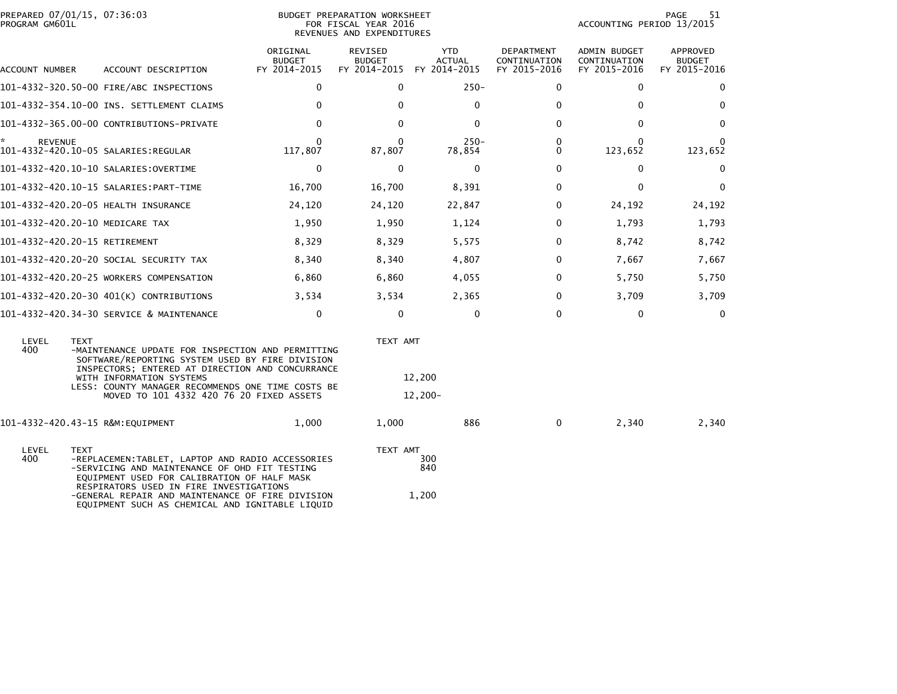PREPARED 07/01/15, 07:36:03
PROGRAM GM601L

BUDGET PREPARATION WORKSHEET
FOR FISCAL YEAR 2016
REVENUES AND EXPENDITURES

ACCOUNTING PERIOD 13/2015

| ACCOUNT NUMBER | ACCOUNT DESCRIPTION | ORIGINAL BUDGET FY 2014-2015 | REVISED BUDGET FY 2014-2015 | YTD ACTUAL FY 2014-2015 | DEPARTMENT CONTINUATION FY 2015-2016 | ADMIN BUDGET CONTINUATION FY 2015-2016 | APPROVED BUDGET FY 2015-2016 |
|---|---|---|---|---|---|---|---|
| 101-4332-320.50-00 | FIRE/ABC INSPECTIONS | 0 | 0 | 250- | 0 | 0 | 0 |
| 101-4332-354.10-00 | INS. SETTLEMENT CLAIMS | 0 | 0 | 0 | 0 | 0 | 0 |
| 101-4332-365.00-00 | CONTRIBUTIONS-PRIVATE | 0 | 0 | 0 | 0 | 0 | 0 |
| * REVENUE | | 0 | 0 | 250- | 0 | 0 | 0 |
| 101-4332-420.10-05 | SALARIES:REGULAR | 117,807 | 87,807 | 78,854 | 0 | 123,652 | 123,652 |
| 101-4332-420.10-10 | SALARIES:OVERTIME | 0 | 0 | 0 | 0 | 0 | 0 |
| 101-4332-420.10-15 | SALARIES:PART-TIME | 16,700 | 16,700 | 8,391 | 0 | 0 | 0 |
| 101-4332-420.20-05 | HEALTH INSURANCE | 24,120 | 24,120 | 22,847 | 0 | 24,192 | 24,192 |
| 101-4332-420.20-10 | MEDICARE TAX | 1,950 | 1,950 | 1,124 | 0 | 1,793 | 1,793 |
| 101-4332-420.20-15 | RETIREMENT | 8,329 | 8,329 | 5,575 | 0 | 8,742 | 8,742 |
| 101-4332-420.20-20 | SOCIAL SECURITY TAX | 8,340 | 8,340 | 4,807 | 0 | 7,667 | 7,667 |
| 101-4332-420.20-25 | WORKERS COMPENSATION | 6,860 | 6,860 | 4,055 | 0 | 5,750 | 5,750 |
| 101-4332-420.20-30 | 401(K) CONTRIBUTIONS | 3,534 | 3,534 | 2,365 | 0 | 3,709 | 3,709 |
| 101-4332-420.34-30 | SERVICE & MAINTENANCE | 0 | 0 | 0 | 0 | 0 | 0 |

| LEVEL | TEXT | TEXT AMT |
|---|---|---|
| 400 | -MAINTENANCE UPDATE FOR INSPECTION AND PERMITTING SOFTWARE/REPORTING SYSTEM USED BY FIRE DIVISION INSPECTORS; ENTERED AT DIRECTION AND CONCURRANCE WITH INFORMATION SYSTEMS | 12,200 |
| | LESS: COUNTY MANAGER RECOMMENDS ONE TIME COSTS BE MOVED TO 101 4332 420 76 20 FIXED ASSETS | 12,200- |

| ACCOUNT NUMBER | ACCOUNT DESCRIPTION | ORIGINAL BUDGET FY 2014-2015 | REVISED BUDGET FY 2014-2015 | YTD ACTUAL FY 2014-2015 | DEPARTMENT CONTINUATION FY 2015-2016 | ADMIN BUDGET CONTINUATION FY 2015-2016 | APPROVED BUDGET FY 2015-2016 |
|---|---|---|---|---|---|---|---|
| 101-4332-420.43-15 | R&M:EQUIPMENT | 1,000 | 1,000 | 886 | 0 | 2,340 | 2,340 |

| LEVEL | TEXT | TEXT AMT |
|---|---|---|
| 400 | -REPLACEMEN:TABLET, LAPTOP AND RADIO ACCESSORIES | 300 |
| | -SERVICING AND MAINTENANCE OF OHD FIT TESTING EQUIPMENT USED FOR CALIBRATION OF HALF MASK RESPIRATORS USED IN FIRE INVESTIGATIONS | 840 |
| | -GENERAL REPAIR AND MAINTENANCE OF FIRE DIVISION EQUIPMENT SUCH AS CHEMICAL AND IGNITABLE LIQUID | 1,200 |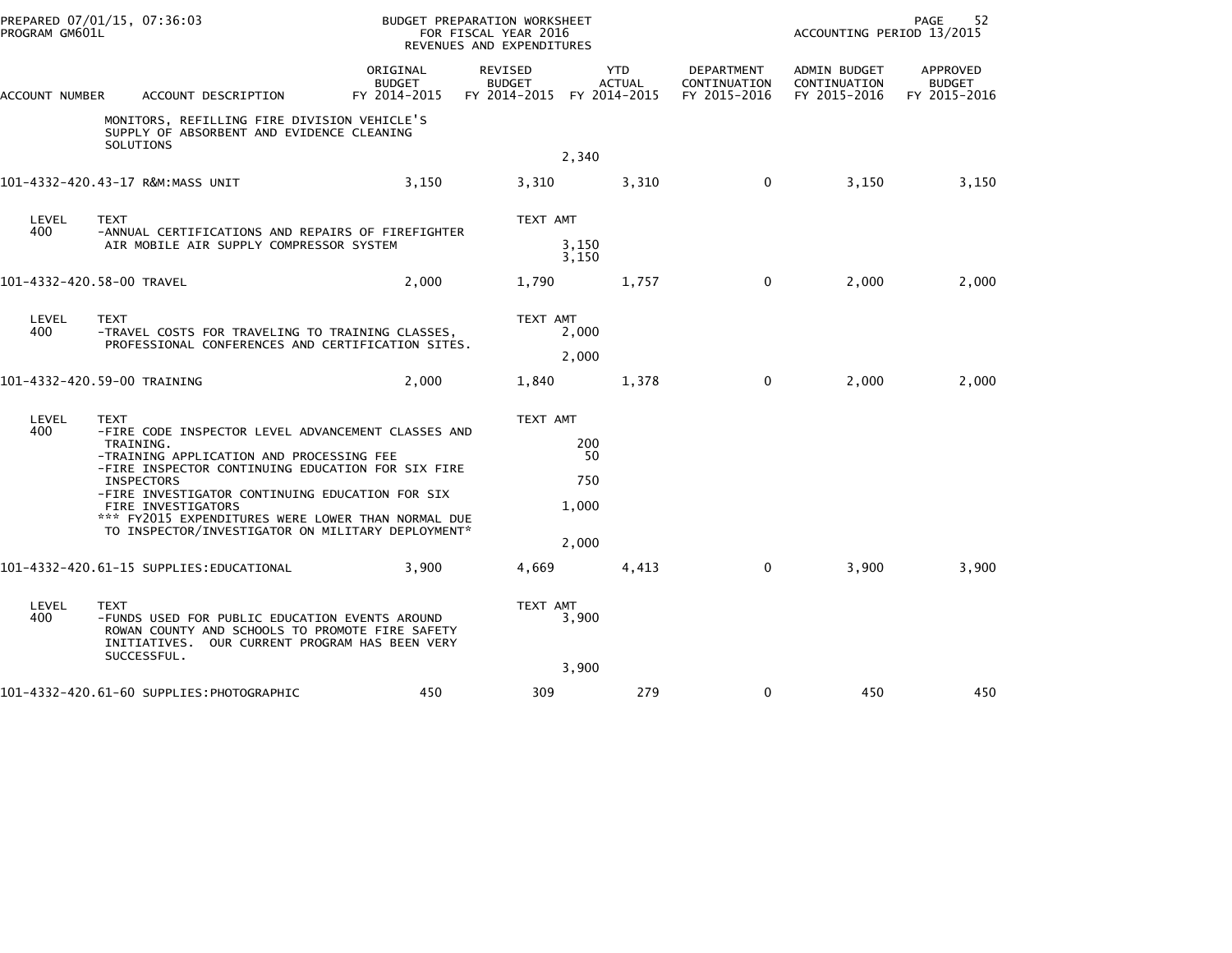PREPARED 07/01/15, 07:36:03
PROGRAM GM601L

BUDGET PREPARATION WORKSHEET
FOR FISCAL YEAR 2016
REVENUES AND EXPENDITURES

ACCOUNTING PERIOD 13/2015

| ACCOUNT NUMBER | ACCOUNT DESCRIPTION | ORIGINAL BUDGET FY 2014-2015 | REVISED BUDGET FY 2014-2015 | YTD ACTUAL FY 2014-2015 | DEPARTMENT CONTINUATION FY 2015-2016 | ADMIN BUDGET CONTINUATION FY 2015-2016 | APPROVED BUDGET FY 2015-2016 |
|---|---|---|---|---|---|---|---|
| | MONITORS, REFILLING FIRE DIVISION VEHICLE'S SUPPLY OF ABSORBENT AND EVIDENCE CLEANING SOLUTIONS | | 2,340 | | | | |
| 101-4332-420.43-17 | R&M:MASS UNIT | 3,150 | 3,310 | 3,310 | 0 | 3,150 | 3,150 |
| LEVEL 400 | TEXT -ANNUAL CERTIFICATIONS AND REPAIRS OF FIREFIGHTER AIR MOBILE AIR SUPPLY COMPRESSOR SYSTEM | | TEXT AMT 3,150 | | | | |
| | | | 3,150 | | | | |
| 101-4332-420.58-00 | TRAVEL | 2,000 | 1,790 | 1,757 | 0 | 2,000 | 2,000 |
| LEVEL 400 | TEXT -TRAVEL COSTS FOR TRAVELING TO TRAINING CLASSES, PROFESSIONAL CONFERENCES AND CERTIFICATION SITES. | | TEXT AMT 2,000 | | | | |
| | | | 2,000 | | | | |
| 101-4332-420.59-00 | TRAINING | 2,000 | 1,840 | 1,378 | 0 | 2,000 | 2,000 |
| LEVEL 400 | TEXT -FIRE CODE INSPECTOR LEVEL ADVANCEMENT CLASSES AND TRAINING. | | TEXT AMT 200 | | | | |
| | -TRAINING APPLICATION AND PROCESSING FEE | | 50 | | | | |
| | -FIRE INSPECTOR CONTINUING EDUCATION FOR SIX FIRE INSPECTORS | | 750 | | | | |
| | -FIRE INVESTIGATOR CONTINUING EDUCATION FOR SIX FIRE INVESTIGATORS | | 1,000 | | | | |
| | *** FY2015 EXPENDITURES WERE LOWER THAN NORMAL DUE TO INSPECTOR/INVESTIGATOR ON MILITARY DEPLOYMENT* | | | | | | |
| | | | 2,000 | | | | |
| 101-4332-420.61-15 | SUPPLIES:EDUCATIONAL | 3,900 | 4,669 | 4,413 | 0 | 3,900 | 3,900 |
| LEVEL 400 | TEXT -FUNDS USED FOR PUBLIC EDUCATION EVENTS AROUND ROWAN COUNTY AND SCHOOLS TO PROMOTE FIRE SAFETY INITIATIVES. OUR CURRENT PROGRAM HAS BEEN VERY SUCCESSFUL. | | TEXT AMT 3,900 | | | | |
| | | | 3,900 | | | | |
| 101-4332-420.61-60 | SUPPLIES:PHOTOGRAPHIC | 450 | 309 | 279 | 0 | 450 | 450 |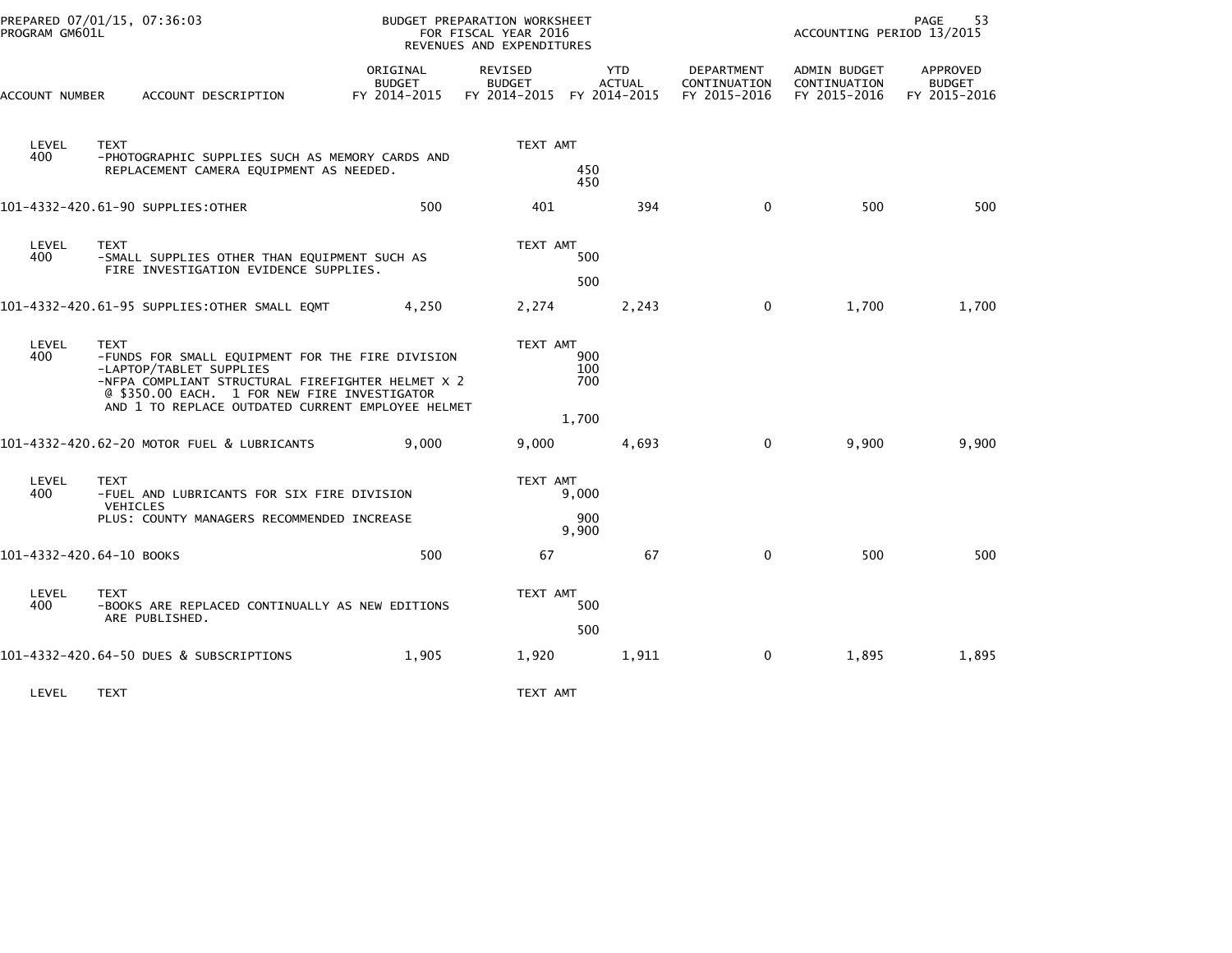| ACCOUNT NUMBER | ACCOUNT DESCRIPTION | ORIGINAL BUDGET FY 2014-2015 | REVISED BUDGET FY 2014-2015 | YTD ACTUAL FY 2014-2015 | DEPARTMENT CONTINUATION FY 2015-2016 | ADMIN BUDGET CONTINUATION FY 2015-2016 | APPROVED BUDGET FY 2015-2016 |
|---|---|---|---|---|---|---|---|

LEVEL 400 — TEXT: -PHOTOGRAPHIC SUPPLIES SUCH AS MEMORY CARDS AND REPLACEMENT CAMERA EQUIPMENT AS NEEDED.
TEXT AMT: 450; total 450

| ACCOUNT NUMBER | ACCOUNT DESCRIPTION | ORIGINAL BUDGET FY 2014-2015 | REVISED BUDGET FY 2014-2015 | YTD ACTUAL FY 2014-2015 | DEPARTMENT CONTINUATION FY 2015-2016 | ADMIN BUDGET CONTINUATION FY 2015-2016 | APPROVED BUDGET FY 2015-2016 |
|---|---|---|---|---|---|---|---|
| 101-4332-420.61-90 | SUPPLIES:OTHER | 500 | 401 | 394 | 0 | 500 | 500 |

LEVEL 400 — TEXT: -SMALL SUPPLIES OTHER THAN EQUIPMENT SUCH AS FIRE INVESTIGATION EVIDENCE SUPPLIES.
TEXT AMT: 500; total 500

| ACCOUNT NUMBER | ACCOUNT DESCRIPTION | ORIGINAL BUDGET FY 2014-2015 | REVISED BUDGET FY 2014-2015 | YTD ACTUAL FY 2014-2015 | DEPARTMENT CONTINUATION FY 2015-2016 | ADMIN BUDGET CONTINUATION FY 2015-2016 | APPROVED BUDGET FY 2015-2016 |
|---|---|---|---|---|---|---|---|
| 101-4332-420.61-95 | SUPPLIES:OTHER SMALL EQMT | 4,250 | 2,274 | 2,243 | 0 | 1,700 | 1,700 |

LEVEL 400 — TEXT:
- -FUNDS FOR SMALL EQUIPMENT FOR THE FIRE DIVISION — 900
- -LAPTOP/TABLET SUPPLIES — 100
- -NFPA COMPLIANT STRUCTURAL FIREFIGHTER HELMET X 2 @ $350.00 EACH. 1 FOR NEW FIRE INVESTIGATOR AND 1 TO REPLACE OUTDATED CURRENT EMPLOYEE HELMET — 700

TEXT AMT total: 1,700

| ACCOUNT NUMBER | ACCOUNT DESCRIPTION | ORIGINAL BUDGET FY 2014-2015 | REVISED BUDGET FY 2014-2015 | YTD ACTUAL FY 2014-2015 | DEPARTMENT CONTINUATION FY 2015-2016 | ADMIN BUDGET CONTINUATION FY 2015-2016 | APPROVED BUDGET FY 2015-2016 |
|---|---|---|---|---|---|---|---|
| 101-4332-420.62-20 | MOTOR FUEL & LUBRICANTS | 9,000 | 9,000 | 4,693 | 0 | 9,900 | 9,900 |

LEVEL 400 — TEXT:
- -FUEL AND LUBRICANTS FOR SIX FIRE DIVISION VEHICLES — 9,000
- PLUS: COUNTY MANAGERS RECOMMENDED INCREASE — 900

TEXT AMT total: 9,900

| ACCOUNT NUMBER | ACCOUNT DESCRIPTION | ORIGINAL BUDGET FY 2014-2015 | REVISED BUDGET FY 2014-2015 | YTD ACTUAL FY 2014-2015 | DEPARTMENT CONTINUATION FY 2015-2016 | ADMIN BUDGET CONTINUATION FY 2015-2016 | APPROVED BUDGET FY 2015-2016 |
|---|---|---|---|---|---|---|---|
| 101-4332-420.64-10 | BOOKS | 500 | 67 | 67 | 0 | 500 | 500 |

LEVEL 400 — TEXT: -BOOKS ARE REPLACED CONTINUALLY AS NEW EDITIONS ARE PUBLISHED.
TEXT AMT: 500; total 500

| ACCOUNT NUMBER | ACCOUNT DESCRIPTION | ORIGINAL BUDGET FY 2014-2015 | REVISED BUDGET FY 2014-2015 | YTD ACTUAL FY 2014-2015 | DEPARTMENT CONTINUATION FY 2015-2016 | ADMIN BUDGET CONTINUATION FY 2015-2016 | APPROVED BUDGET FY 2015-2016 |
|---|---|---|---|---|---|---|---|
| 101-4332-420.64-50 | DUES & SUBSCRIPTIONS | 1,905 | 1,920 | 1,911 | 0 | 1,895 | 1,895 |

LEVEL — TEXT — TEXT AMT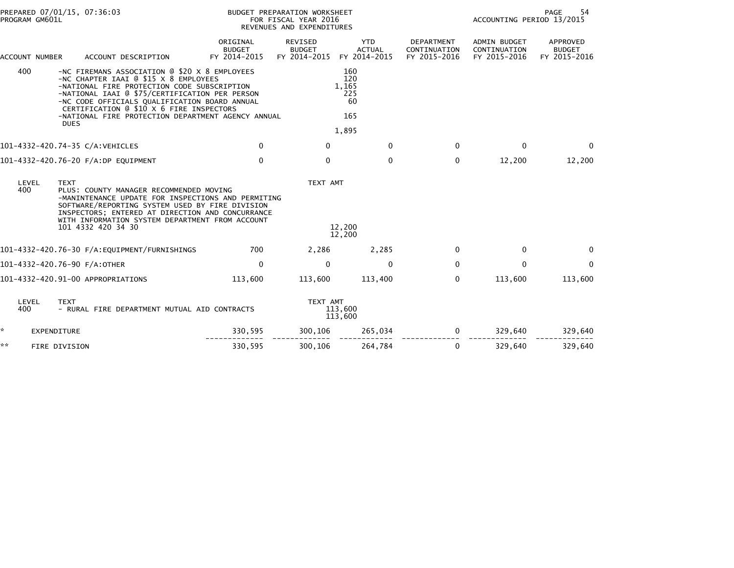| ACCOUNT NUMBER | ACCOUNT DESCRIPTION | ORIGINAL BUDGET FY 2014-2015 | REVISED BUDGET FY 2014-2015 | YTD ACTUAL FY 2014-2015 | DEPARTMENT CONTINUATION FY 2015-2016 | ADMIN BUDGET CONTINUATION FY 2015-2016 | APPROVED BUDGET FY 2015-2016 |
|---|---|---|---|---|---|---|---|
| 400 | -NC FIREMANS ASSOCIATION @ $20 X 8 EMPLOYEES | | | 160 | | | |
| | -NC CHAPTER IAAI @ $15 X 8 EMPLOYEES | | | 120 | | | |
| | -NATIONAL FIRE PROTECTION CODE SUBSCRIPTION | | | 1,165 | | | |
| | -NATIONAL IAAI @ $75/CERTIFICATION PER PERSON | | | 225 | | | |
| | -NC CODE OFFICIALS QUALIFICATION BOARD ANNUAL CERTIFICATION @ $10 X 6 FIRE INSPECTORS | | | 60 | | | |
| | -NATIONAL FIRE PROTECTION DEPARTMENT AGENCY ANNUAL DUES | | | 165 | | | |
| | | | | 1,895 | | | |
| 101-4332-420.74-35 | C/A:VEHICLES | 0 | 0 | 0 | 0 | 0 | 0 |
| 101-4332-420.76-20 | F/A:DP EQUIPMENT | 0 | 0 | 0 | 0 | 12,200 | 12,200 |
| LEVEL | TEXT | | TEXT AMT | | | | |
| 400 | PLUS: COUNTY MANAGER RECOMMENDED MOVING -MANINTENANCE UPDATE FOR INSPECTIONS AND PERMITING SOFTWARE/REPORTING SYSTEM USED BY FIRE DIVISION INSPECTORS; ENTERED AT DIRECTION AND CONCURRANCE WITH INFORMATION SYSTEM DEPARTMENT FROM ACCOUNT 101 4332 420 34 30 | | | 12,200 | | | |
| | | | | 12,200 | | | |
| 101-4332-420.76-30 | F/A:EQUIPMENT/FURNISHINGS | 700 | 2,286 | 2,285 | 0 | 0 | 0 |
| 101-4332-420.76-90 | F/A:OTHER | 0 | 0 | 0 | 0 | 0 | 0 |
| 101-4332-420.91-00 | APPROPRIATIONS | 113,600 | 113,600 | 113,400 | 0 | 113,600 | 113,600 |
| LEVEL | TEXT | | TEXT AMT | | | | |
| 400 | - RURAL FIRE DEPARTMENT MUTUAL AID CONTRACTS | | | 113,600 | | | |
| | | | | 113,600 | | | |
| * | EXPENDITURE | 330,595 | 300,106 | 265,034 | 0 | 329,640 | 329,640 |
| ** | FIRE DIVISION | 330,595 | 300,106 | 264,784 | 0 | 329,640 | 329,640 |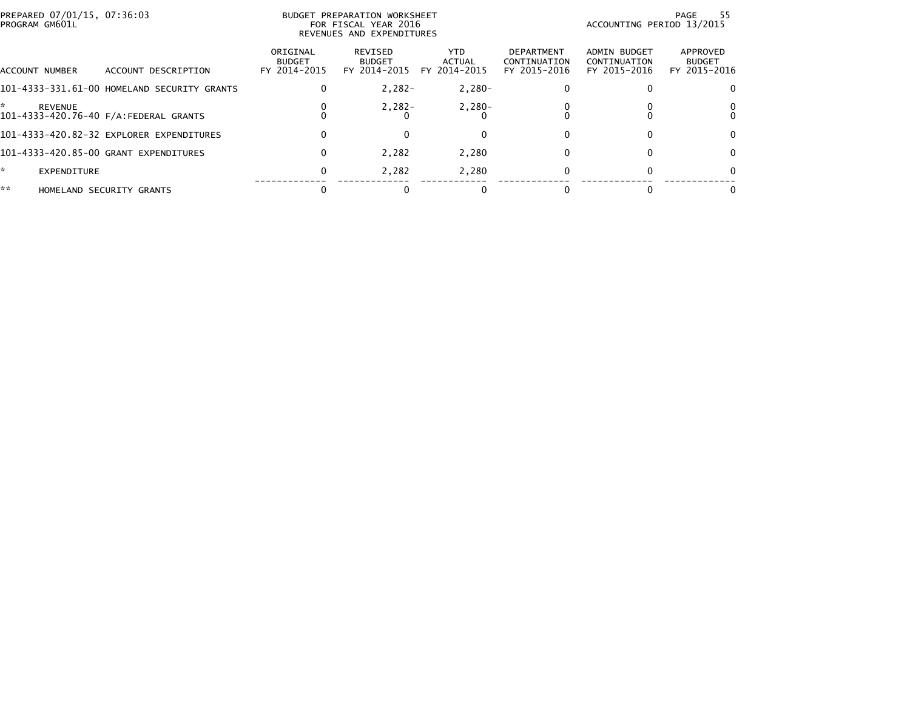PREPARED 07/01/15, 07:36:03
PROGRAM GM601L

BUDGET PREPARATION WORKSHEET
FOR FISCAL YEAR 2016
REVENUES AND EXPENDITURES

ACCOUNTING PERIOD 13/2015

| ACCOUNT NUMBER | ACCOUNT DESCRIPTION | ORIGINAL BUDGET FY 2014-2015 | REVISED BUDGET FY 2014-2015 | YTD ACTUAL FY 2014-2015 | DEPARTMENT CONTINUATION FY 2015-2016 | ADMIN BUDGET CONTINUATION FY 2015-2016 | APPROVED BUDGET FY 2015-2016 |
|---|---|---|---|---|---|---|---|
| 101-4333-331.61-00 | HOMELAND SECURITY GRANTS | 0 | 2,282- | 2,280- | 0 | 0 | 0 |
| * | REVENUE | 0 | 2,282- | 2,280- | 0 | 0 | 0 |
| 101-4333-420.76-40 | F/A:FEDERAL GRANTS | 0 | 0 | 0 | 0 | 0 | 0 |
| 101-4333-420.82-32 | EXPLORER EXPENDITURES | 0 | 0 | 0 | 0 | 0 | 0 |
| 101-4333-420.85-00 | GRANT EXPENDITURES | 0 | 2,282 | 2,280 | 0 | 0 | 0 |
| * | EXPENDITURE | 0 | 2,282 | 2,280 | 0 | 0 | 0 |
| ** | HOMELAND SECURITY GRANTS | 0 | 0 | 0 | 0 | 0 | 0 |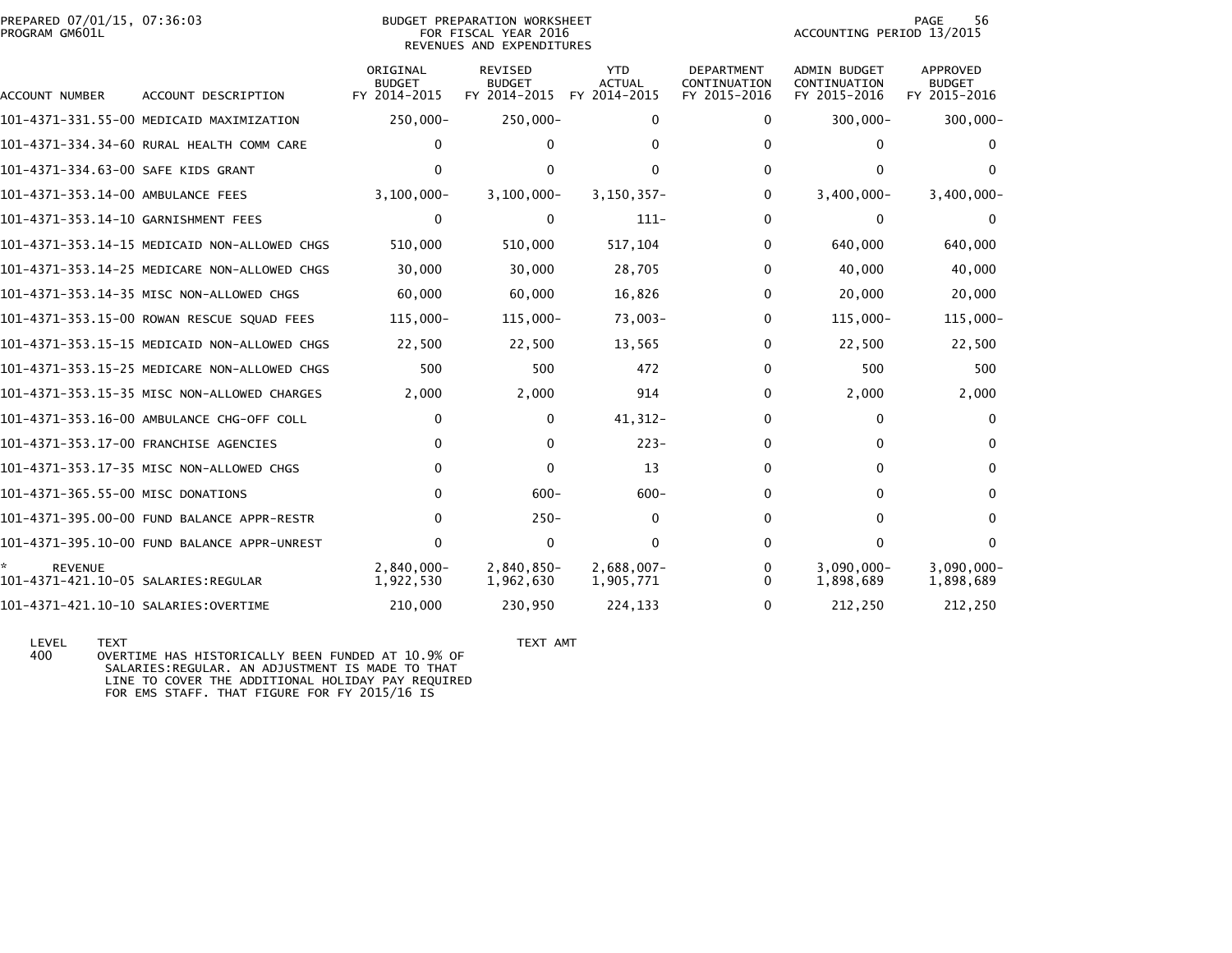PREPARED 07/01/15, 07:36:03
PROGRAM GM601L

BUDGET PREPARATION WORKSHEET
FOR FISCAL YEAR 2016
REVENUES AND EXPENDITURES

ACCOUNTING PERIOD 13/2015

| ACCOUNT NUMBER | ACCOUNT DESCRIPTION | ORIGINAL BUDGET FY 2014-2015 | REVISED BUDGET FY 2014-2015 | YTD ACTUAL FY 2014-2015 | DEPARTMENT CONTINUATION FY 2015-2016 | ADMIN BUDGET CONTINUATION FY 2015-2016 | APPROVED BUDGET FY 2015-2016 |
|---|---|---|---|---|---|---|---|
| 101-4371-331.55-00 | MEDICAID MAXIMIZATION | 250,000- | 250,000- | 0 | 0 | 300,000- | 300,000- |
| 101-4371-334.34-60 | RURAL HEALTH COMM CARE | 0 | 0 | 0 | 0 | 0 | 0 |
| 101-4371-334.63-00 | SAFE KIDS GRANT | 0 | 0 | 0 | 0 | 0 | 0 |
| 101-4371-353.14-00 | AMBULANCE FEES | 3,100,000- | 3,100,000- | 3,150,357- | 0 | 3,400,000- | 3,400,000- |
| 101-4371-353.14-10 | GARNISHMENT FEES | 0 | 0 | 111- | 0 | 0 | 0 |
| 101-4371-353.14-15 | MEDICAID NON-ALLOWED CHGS | 510,000 | 510,000 | 517,104 | 0 | 640,000 | 640,000 |
| 101-4371-353.14-25 | MEDICARE NON-ALLOWED CHGS | 30,000 | 30,000 | 28,705 | 0 | 40,000 | 40,000 |
| 101-4371-353.14-35 | MISC NON-ALLOWED CHGS | 60,000 | 60,000 | 16,826 | 0 | 20,000 | 20,000 |
| 101-4371-353.15-00 | ROWAN RESCUE SQUAD FEES | 115,000- | 115,000- | 73,003- | 0 | 115,000- | 115,000- |
| 101-4371-353.15-15 | MEDICAID NON-ALLOWED CHGS | 22,500 | 22,500 | 13,565 | 0 | 22,500 | 22,500 |
| 101-4371-353.15-25 | MEDICARE NON-ALLOWED CHGS | 500 | 500 | 472 | 0 | 500 | 500 |
| 101-4371-353.15-35 | MISC NON-ALLOWED CHARGES | 2,000 | 2,000 | 914 | 0 | 2,000 | 2,000 |
| 101-4371-353.16-00 | AMBULANCE CHG-OFF COLL | 0 | 0 | 41,312- | 0 | 0 | 0 |
| 101-4371-353.17-00 | FRANCHISE AGENCIES | 0 | 0 | 223- | 0 | 0 | 0 |
| 101-4371-353.17-35 | MISC NON-ALLOWED CHGS | 0 | 0 | 13 | 0 | 0 | 0 |
| 101-4371-365.55-00 | MISC DONATIONS | 0 | 600- | 600- | 0 | 0 | 0 |
| 101-4371-395.00-00 | FUND BALANCE APPR-RESTR | 0 | 250- | 0 | 0 | 0 | 0 |
| 101-4371-395.10-00 | FUND BALANCE APPR-UNREST | 0 | 0 | 0 | 0 | 0 | 0 |
| * REVENUE | | 2,840,000- | 2,840,850- | 2,688,007- | 0 | 3,090,000- | 3,090,000- |
| 101-4371-421.10-05 | SALARIES:REGULAR | 1,922,530 | 1,962,630 | 1,905,771 | 0 | 1,898,689 | 1,898,689 |
| 101-4371-421.10-10 | SALARIES:OVERTIME | 210,000 | 230,950 | 224,133 | 0 | 212,250 | 212,250 |

| LEVEL | TEXT | TEXT AMT |
|---|---|---|
| 400 | OVERTIME HAS HISTORICALLY BEEN FUNDED AT 10.9% OF SALARIES:REGULAR. AN ADJUSTMENT IS MADE TO THAT LINE TO COVER THE ADDITIONAL HOLIDAY PAY REQUIRED FOR EMS STAFF. THAT FIGURE FOR FY 2015/16 IS | |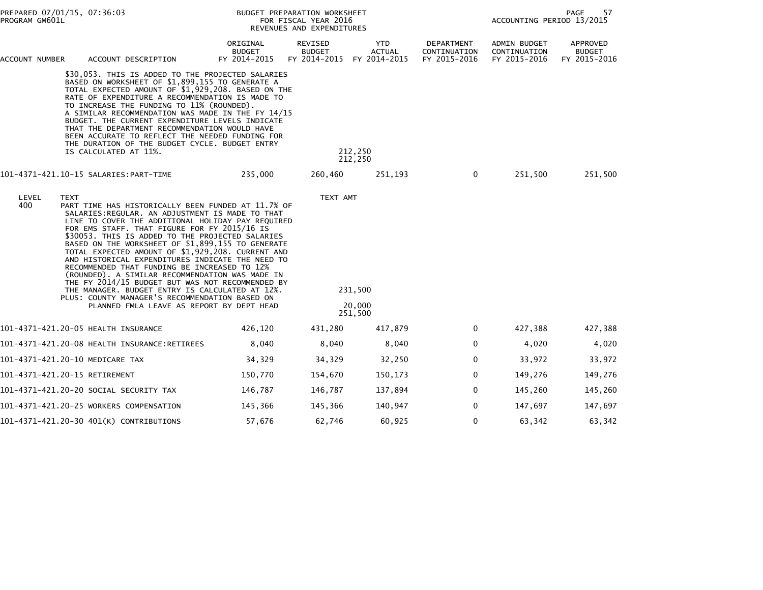BUDGET PREPARATION WORKSHEET
FOR FISCAL YEAR 2016
REVENUES AND EXPENDITURES

| ACCOUNT NUMBER | ACCOUNT DESCRIPTION | ORIGINAL BUDGET FY 2014-2015 | REVISED BUDGET FY 2014-2015 | YTD ACTUAL FY 2014-2015 | DEPARTMENT CONTINUATION FY 2015-2016 | ADMIN BUDGET CONTINUATION FY 2015-2016 | APPROVED BUDGET FY 2015-2016 |
|---|---|---|---|---|---|---|---|

$30,053. THIS IS ADDED TO THE PROJECTED SALARIES BASED ON WORKSHEET OF $1,899,155 TO GENERATE A TOTAL EXPECTED AMOUNT OF $1,929,208. BASED ON THE RATE OF EXPENDITURE A RECOMMENDATION IS MADE TO TO INCREASE THE FUNDING TO 11% (ROUNDED). A SIMILAR RECOMMENDATION WAS MADE IN THE FY 14/15 BUDGET. THE CURRENT EXPENDITURE LEVELS INDICATE THAT THE DEPARTMENT RECOMMENDATION WOULD HAVE BEEN ACCURATE TO REFLECT THE NEEDED FUNDING FOR THE DURATION OF THE BUDGET CYCLE. BUDGET ENTRY IS CALCULATED AT 11%. — 212,250

212,250

| ACCOUNT NUMBER | ACCOUNT DESCRIPTION | ORIGINAL BUDGET FY 2014-2015 | REVISED BUDGET FY 2014-2015 | YTD ACTUAL FY 2014-2015 | DEPARTMENT CONTINUATION FY 2015-2016 | ADMIN BUDGET CONTINUATION FY 2015-2016 | APPROVED BUDGET FY 2015-2016 |
|---|---|---|---|---|---|---|---|
| 101-4371-421.10-15 | SALARIES:PART-TIME | 235,000 | 260,460 | 251,193 | 0 | 251,500 | 251,500 |

| LEVEL | TEXT | TEXT AMT |
|---|---|---|
| 400 | PART TIME HAS HISTORICALLY BEEN FUNDED AT 11.7% OF SALARIES:REGULAR. AN ADJUSTMENT IS MADE TO THAT LINE TO COVER THE ADDITIONAL HOLIDAY PAY REQUIRED FOR EMS STAFF. THAT FIGURE FOR FY 2015/16 IS $30053. THIS IS ADDED TO THE PROJECTED SALARIES BASED ON THE WORKSHEET OF $1,899,155 TO GENERATE TOTAL EXPECTED AMOUNT OF $1,929,208. CURRENT AND AND HISTORICAL EXPENDITURES INDICATE THE NEED TO RECOMMENDED THAT FUNDING BE INCREASED TO 12% (ROUNDED). A SIMILAR RECOMMENDATION WAS MADE IN THE FY 2014/15 BUDGET BUT WAS NOT RECOMMENDED BY THE MANAGER. BUDGET ENTRY IS CALCULATED AT 12%. | 231,500 |
| | PLUS: COUNTY MANAGER'S RECOMMENDATION BASED ON PLANNED FMLA LEAVE AS REPORT BY DEPT HEAD | 20,000 |
| | | 251,500 |

| ACCOUNT NUMBER | ACCOUNT DESCRIPTION | ORIGINAL BUDGET FY 2014-2015 | REVISED BUDGET FY 2014-2015 | YTD ACTUAL FY 2014-2015 | DEPARTMENT CONTINUATION FY 2015-2016 | ADMIN BUDGET CONTINUATION FY 2015-2016 | APPROVED BUDGET FY 2015-2016 |
|---|---|---|---|---|---|---|---|
| 101-4371-421.20-05 | HEALTH INSURANCE | 426,120 | 431,280 | 417,879 | 0 | 427,388 | 427,388 |
| 101-4371-421.20-08 | HEALTH INSURANCE:RETIREES | 8,040 | 8,040 | 8,040 | 0 | 4,020 | 4,020 |
| 101-4371-421.20-10 | MEDICARE TAX | 34,329 | 34,329 | 32,250 | 0 | 33,972 | 33,972 |
| 101-4371-421.20-15 | RETIREMENT | 150,770 | 154,670 | 150,173 | 0 | 149,276 | 149,276 |
| 101-4371-421.20-20 | SOCIAL SECURITY TAX | 146,787 | 146,787 | 137,894 | 0 | 145,260 | 145,260 |
| 101-4371-421.20-25 | WORKERS COMPENSATION | 145,366 | 145,366 | 140,947 | 0 | 147,697 | 147,697 |
| 101-4371-421.20-30 | 401(K) CONTRIBUTIONS | 57,676 | 62,746 | 60,925 | 0 | 63,342 | 63,342 |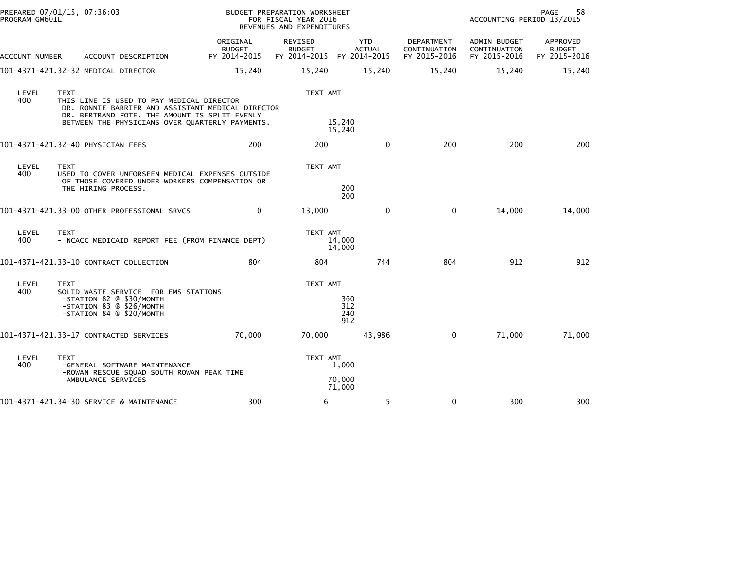PREPARED 07/01/15, 07:36:03
PROGRAM GM601L

BUDGET PREPARATION WORKSHEET
FOR FISCAL YEAR 2016
REVENUES AND EXPENDITURES

ACCOUNTING PERIOD 13/2015

| ACCOUNT NUMBER | ACCOUNT DESCRIPTION | ORIGINAL BUDGET FY 2014-2015 | REVISED BUDGET FY 2014-2015 | YTD ACTUAL FY 2014-2015 | DEPARTMENT CONTINUATION FY 2015-2016 | ADMIN BUDGET CONTINUATION FY 2015-2016 | APPROVED BUDGET FY 2015-2016 |
|---|---|---|---|---|---|---|---|
| 101-4371-421.32-32 | MEDICAL DIRECTOR | 15,240 | 15,240 | 15,240 | 15,240 | 15,240 | 15,240 |

| LEVEL | TEXT | TEXT AMT |
|---|---|---|
| 400 | THIS LINE IS USED TO PAY MEDICAL DIRECTOR DR. RONNIE BARRIER AND ASSISTANT MEDICAL DIRECTOR DR. BERTRAND FOTE. THE AMOUNT IS SPLIT EVENLY BETWEEN THE PHYSICIANS OVER QUARTERLY PAYMENTS. | 15,240 |
| | | 15,240 |

| ACCOUNT NUMBER | ACCOUNT DESCRIPTION | ORIGINAL BUDGET FY 2014-2015 | REVISED BUDGET FY 2014-2015 | YTD ACTUAL FY 2014-2015 | DEPARTMENT CONTINUATION FY 2015-2016 | ADMIN BUDGET CONTINUATION FY 2015-2016 | APPROVED BUDGET FY 2015-2016 |
|---|---|---|---|---|---|---|---|
| 101-4371-421.32-40 | PHYSICIAN FEES | 200 | 200 | 0 | 200 | 200 | 200 |

| LEVEL | TEXT | TEXT AMT |
|---|---|---|
| 400 | USED TO COVER UNFORSEEN MEDICAL EXPENSES OUTSIDE OF THOSE COVERED UNDER WORKERS COMPENSATION OR THE HIRING PROCESS. | 200 |
| | | 200 |

| ACCOUNT NUMBER | ACCOUNT DESCRIPTION | ORIGINAL BUDGET FY 2014-2015 | REVISED BUDGET FY 2014-2015 | YTD ACTUAL FY 2014-2015 | DEPARTMENT CONTINUATION FY 2015-2016 | ADMIN BUDGET CONTINUATION FY 2015-2016 | APPROVED BUDGET FY 2015-2016 |
|---|---|---|---|---|---|---|---|
| 101-4371-421.33-00 | OTHER PROFESSIONAL SRVCS | 0 | 13,000 | 0 | 0 | 14,000 | 14,000 |

| LEVEL | TEXT | TEXT AMT |
|---|---|---|
| 400 | - NCACC MEDICAID REPORT FEE (FROM FINANCE DEPT) | 14,000 |
| | | 14,000 |

| ACCOUNT NUMBER | ACCOUNT DESCRIPTION | ORIGINAL BUDGET FY 2014-2015 | REVISED BUDGET FY 2014-2015 | YTD ACTUAL FY 2014-2015 | DEPARTMENT CONTINUATION FY 2015-2016 | ADMIN BUDGET CONTINUATION FY 2015-2016 | APPROVED BUDGET FY 2015-2016 |
|---|---|---|---|---|---|---|---|
| 101-4371-421.33-10 | CONTRACT COLLECTION | 804 | 804 | 744 | 804 | 912 | 912 |

| LEVEL | TEXT | TEXT AMT |
|---|---|---|
| 400 | SOLID WASTE SERVICE FOR EMS STATIONS | |
| | -STATION 82 @ $30/MONTH | 360 |
| | -STATION 83 @ $26/MONTH | 312 |
| | -STATION 84 @ $20/MONTH | 240 |
| | | 912 |

| ACCOUNT NUMBER | ACCOUNT DESCRIPTION | ORIGINAL BUDGET FY 2014-2015 | REVISED BUDGET FY 2014-2015 | YTD ACTUAL FY 2014-2015 | DEPARTMENT CONTINUATION FY 2015-2016 | ADMIN BUDGET CONTINUATION FY 2015-2016 | APPROVED BUDGET FY 2015-2016 |
|---|---|---|---|---|---|---|---|
| 101-4371-421.33-17 | CONTRACTED SERVICES | 70,000 | 70,000 | 43,986 | 0 | 71,000 | 71,000 |

| LEVEL | TEXT | TEXT AMT |
|---|---|---|
| 400 | -GENERAL SOFTWARE MAINTENANCE | 1,000 |
| | -ROWAN RESCUE SQUAD SOUTH ROWAN PEAK TIME AMBULANCE SERVICES | 70,000 |
| | | 71,000 |

| ACCOUNT NUMBER | ACCOUNT DESCRIPTION | ORIGINAL BUDGET FY 2014-2015 | REVISED BUDGET FY 2014-2015 | YTD ACTUAL FY 2014-2015 | DEPARTMENT CONTINUATION FY 2015-2016 | ADMIN BUDGET CONTINUATION FY 2015-2016 | APPROVED BUDGET FY 2015-2016 |
|---|---|---|---|---|---|---|---|
| 101-4371-421.34-30 | SERVICE & MAINTENANCE | 300 | 6 | 5 | 0 | 300 | 300 |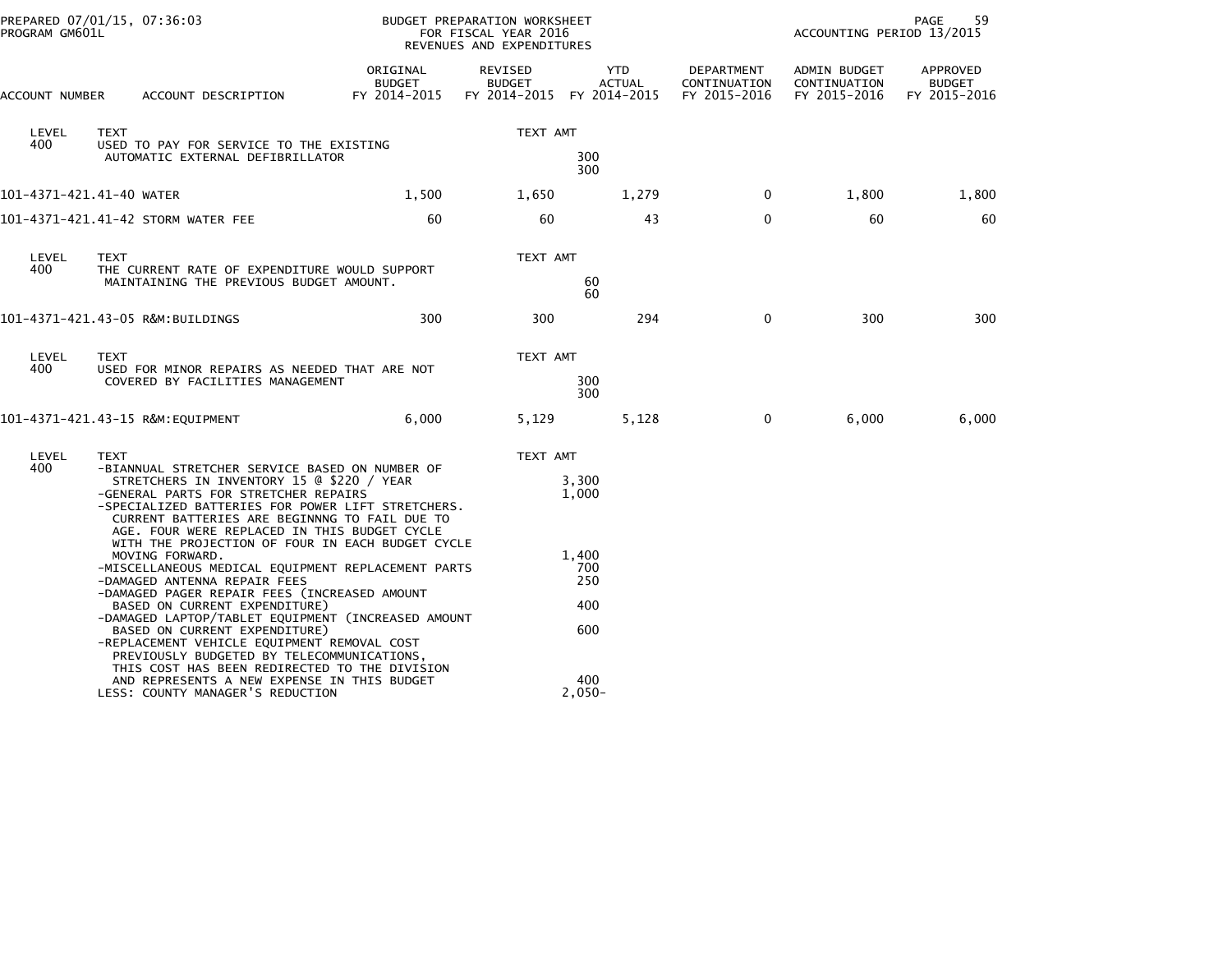PREPARED 07/01/15, 07:36:03
PROGRAM GM601L

BUDGET PREPARATION WORKSHEET
FOR FISCAL YEAR 2016
REVENUES AND EXPENDITURES

ACCOUNTING PERIOD 13/2015

| ACCOUNT NUMBER | ACCOUNT DESCRIPTION | ORIGINAL BUDGET FY 2014-2015 | REVISED BUDGET FY 2014-2015 | YTD ACTUAL FY 2014-2015 | DEPARTMENT CONTINUATION FY 2015-2016 | ADMIN BUDGET CONTINUATION FY 2015-2016 | APPROVED BUDGET FY 2015-2016 |
|---|---|---|---|---|---|---|---|
| LEVEL 400 | TEXT<br>USED TO PAY FOR SERVICE TO THE EXISTING AUTOMATIC EXTERNAL DEFIBRILLATOR | | TEXT AMT<br>300<br>300 | | | | |
| 101-4371-421.41-40 | WATER | 1,500 | 1,650 | 1,279 | 0 | 1,800 | 1,800 |
| 101-4371-421.41-42 | STORM WATER FEE | 60 | 60 | 43 | 0 | 60 | 60 |
| LEVEL 400 | TEXT<br>THE CURRENT RATE OF EXPENDITURE WOULD SUPPORT MAINTAINING THE PREVIOUS BUDGET AMOUNT. | | TEXT AMT<br>60<br>60 | | | | |
| 101-4371-421.43-05 | R&M:BUILDINGS | 300 | 300 | 294 | 0 | 300 | 300 |
| LEVEL 400 | TEXT<br>USED FOR MINOR REPAIRS AS NEEDED THAT ARE NOT COVERED BY FACILITIES MANAGEMENT | | TEXT AMT<br>300<br>300 | | | | |
| 101-4371-421.43-15 | R&M:EQUIPMENT | 6,000 | 5,129 | 5,128 | 0 | 6,000 | 6,000 |

| LEVEL | TEXT | TEXT AMT |
|---|---|---|
| 400 | -BIANNUAL STRETCHER SERVICE BASED ON NUMBER OF STRETCHERS IN INVENTORY 15 @ $220 / YEAR | 3,300 |
| | -GENERAL PARTS FOR STRETCHER REPAIRS | 1,000 |
| | -SPECIALIZED BATTERIES FOR POWER LIFT STRETCHERS. CURRENT BATTERIES ARE BEGINNNG TO FAIL DUE TO AGE. FOUR WERE REPLACED IN THIS BUDGET CYCLE WITH THE PROJECTION OF FOUR IN EACH BUDGET CYCLE MOVING FORWARD. | 1,400 |
| | -MISCELLANEOUS MEDICAL EQUIPMENT REPLACEMENT PARTS | 700 |
| | -DAMAGED ANTENNA REPAIR FEES | 250 |
| | -DAMAGED PAGER REPAIR FEES (INCREASED AMOUNT BASED ON CURRENT EXPENDITURE) | 400 |
| | -DAMAGED LAPTOP/TABLET EQUIPMENT (INCREASED AMOUNT BASED ON CURRENT EXPENDITURE) | 600 |
| | -REPLACEMENT VEHICLE EQUIPMENT REMOVAL COST PREVIOUSLY BUDGETED BY TELECOMMUNICATIONS, THIS COST HAS BEEN REDIRECTED TO THE DIVISION AND REPRESENTS A NEW EXPENSE IN THIS BUDGET | 400 |
| | LESS: COUNTY MANAGER'S REDUCTION | 2,050- |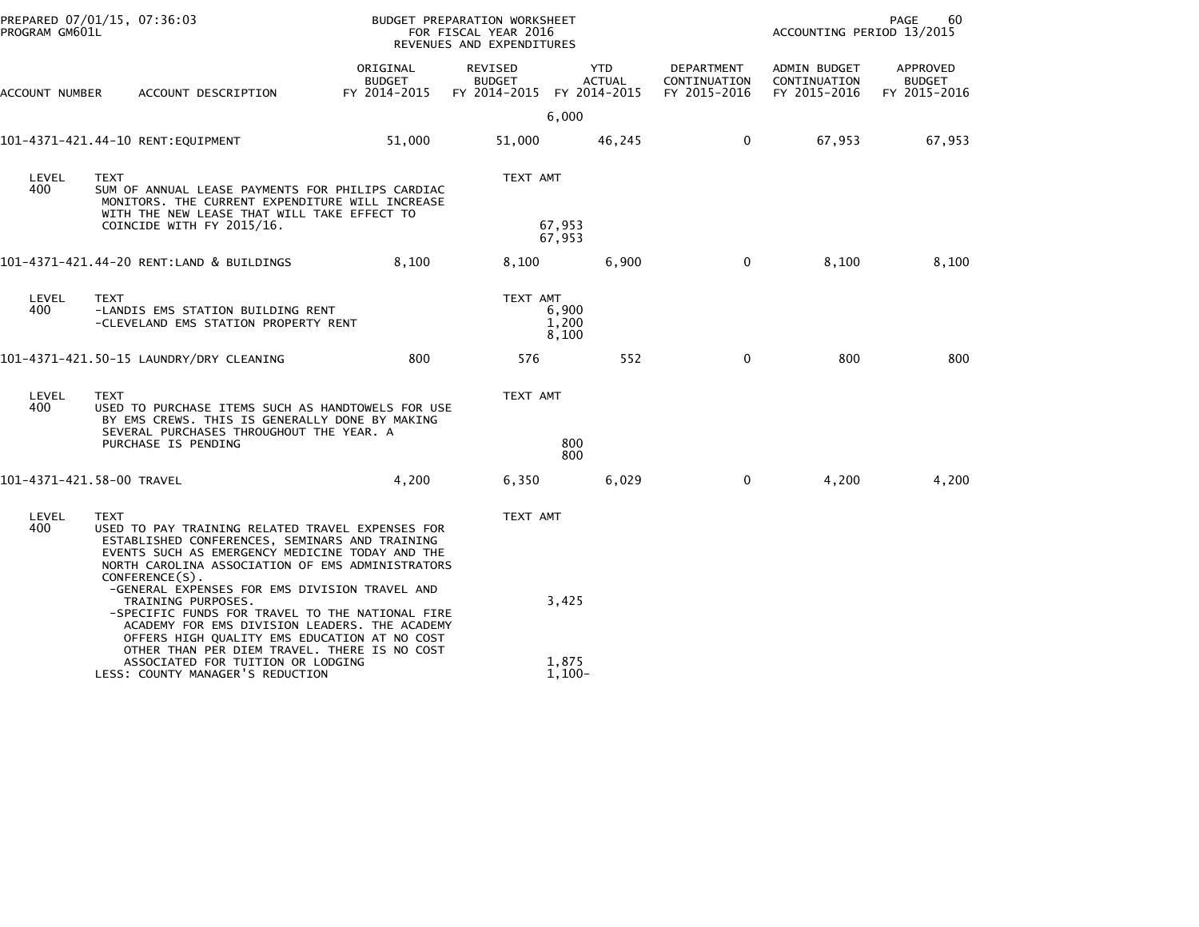PREPARED 07/01/15, 07:36:03 BUDGET PREPARATION WORKSHEET
PROGRAM GM601L FOR FISCAL YEAR 2016
REVENUES AND EXPENDITURES
ACCOUNTING PERIOD 13/2015

| ACCOUNT NUMBER | ACCOUNT DESCRIPTION | ORIGINAL BUDGET FY 2014-2015 | REVISED BUDGET FY 2014-2015 | YTD ACTUAL FY 2014-2015 | DEPARTMENT CONTINUATION FY 2015-2016 | ADMIN BUDGET CONTINUATION FY 2015-2016 | APPROVED BUDGET FY 2015-2016 |
|---|---|---|---|---|---|---|---|
| | | | 6,000 | | | | |
| 101-4371-421.44-10 | RENT:EQUIPMENT | 51,000 | 51,000 | 46,245 | 0 | 67,953 | 67,953 |

| LEVEL | TEXT | TEXT AMT |
|---|---|---|
| 400 | SUM OF ANNUAL LEASE PAYMENTS FOR PHILIPS CARDIAC MONITORS. THE CURRENT EXPENDITURE WILL INCREASE WITH THE NEW LEASE THAT WILL TAKE EFFECT TO COINCIDE WITH FY 2015/16. | 67,953 |
| | | 67,953 |

| ACCOUNT NUMBER | ACCOUNT DESCRIPTION | ORIGINAL BUDGET FY 2014-2015 | REVISED BUDGET FY 2014-2015 | YTD ACTUAL FY 2014-2015 | DEPARTMENT CONTINUATION FY 2015-2016 | ADMIN BUDGET CONTINUATION FY 2015-2016 | APPROVED BUDGET FY 2015-2016 |
|---|---|---|---|---|---|---|---|
| 101-4371-421.44-20 | RENT:LAND & BUILDINGS | 8,100 | 8,100 | 6,900 | 0 | 8,100 | 8,100 |

| LEVEL | TEXT | TEXT AMT |
|---|---|---|
| 400 | -LANDIS EMS STATION BUILDING RENT | 6,900 |
| | -CLEVELAND EMS STATION PROPERTY RENT | 1,200 |
| | | 8,100 |

| ACCOUNT NUMBER | ACCOUNT DESCRIPTION | ORIGINAL BUDGET FY 2014-2015 | REVISED BUDGET FY 2014-2015 | YTD ACTUAL FY 2014-2015 | DEPARTMENT CONTINUATION FY 2015-2016 | ADMIN BUDGET CONTINUATION FY 2015-2016 | APPROVED BUDGET FY 2015-2016 |
|---|---|---|---|---|---|---|---|
| 101-4371-421.50-15 | LAUNDRY/DRY CLEANING | 800 | 576 | 552 | 0 | 800 | 800 |

| LEVEL | TEXT | TEXT AMT |
|---|---|---|
| 400 | USED TO PURCHASE ITEMS SUCH AS HANDTOWELS FOR USE BY EMS CREWS. THIS IS GENERALLY DONE BY MAKING SEVERAL PURCHASES THROUGHOUT THE YEAR. A PURCHASE IS PENDING | 800 |
| | | 800 |

| ACCOUNT NUMBER | ACCOUNT DESCRIPTION | ORIGINAL BUDGET FY 2014-2015 | REVISED BUDGET FY 2014-2015 | YTD ACTUAL FY 2014-2015 | DEPARTMENT CONTINUATION FY 2015-2016 | ADMIN BUDGET CONTINUATION FY 2015-2016 | APPROVED BUDGET FY 2015-2016 |
|---|---|---|---|---|---|---|---|
| 101-4371-421.58-00 | TRAVEL | 4,200 | 6,350 | 6,029 | 0 | 4,200 | 4,200 |

| LEVEL | TEXT | TEXT AMT |
|---|---|---|
| 400 | USED TO PAY TRAINING RELATED TRAVEL EXPENSES FOR ESTABLISHED CONFERENCES, SEMINARS AND TRAINING EVENTS SUCH AS EMERGENCY MEDICINE TODAY AND THE NORTH CAROLINA ASSOCIATION OF EMS ADMINISTRATORS CONFERENCE(S). | |
| | -GENERAL EXPENSES FOR EMS DIVISION TRAVEL AND TRAINING PURPOSES. | 3,425 |
| | -SPECIFIC FUNDS FOR TRAVEL TO THE NATIONAL FIRE ACADEMY FOR EMS DIVISION LEADERS. THE ACADEMY OFFERS HIGH QUALITY EMS EDUCATION AT NO COST OTHER THAN PER DIEM TRAVEL. THERE IS NO COST ASSOCIATED FOR TUITION OR LODGING | 1,875 |
| | LESS: COUNTY MANAGER'S REDUCTION | 1,100- |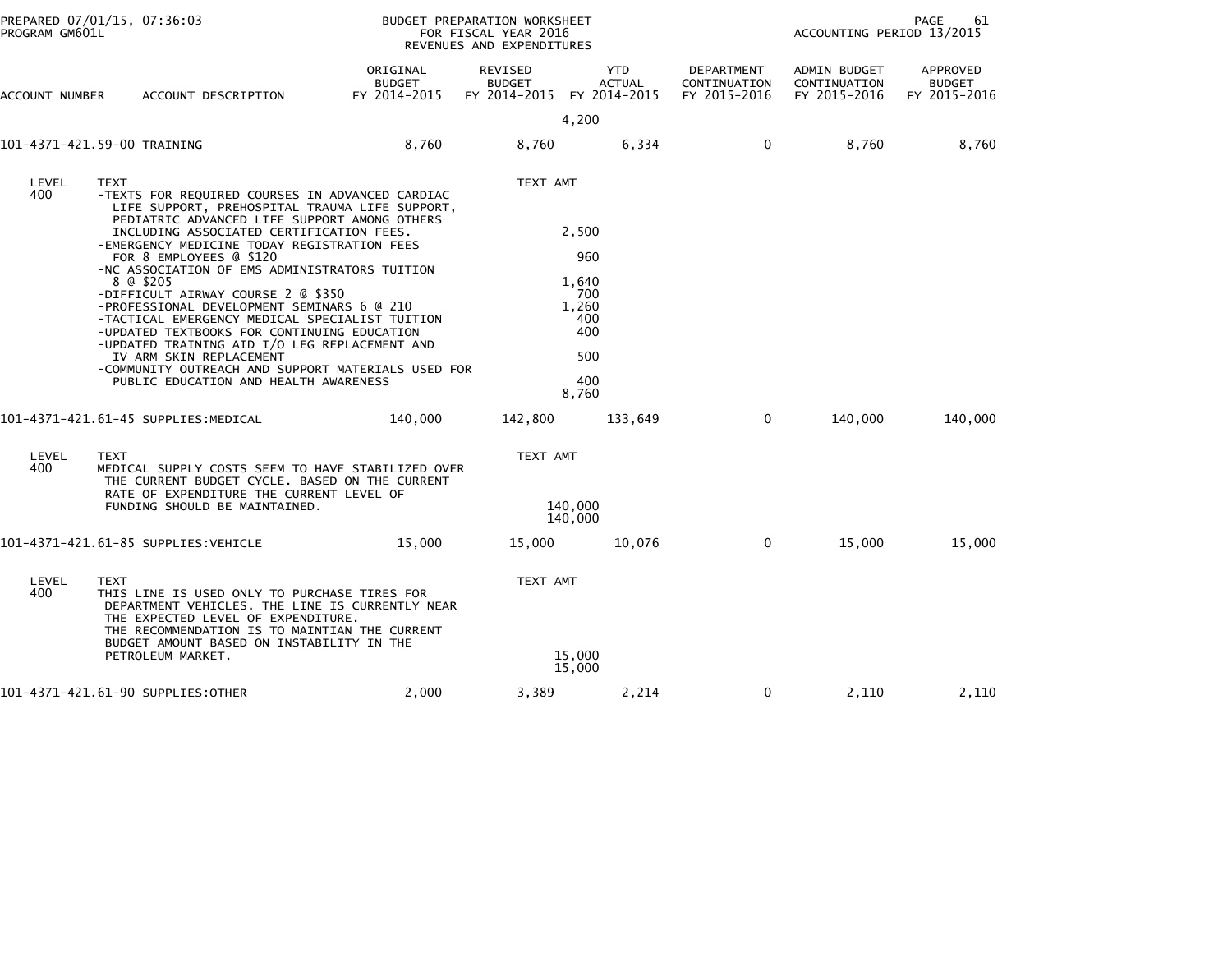PREPARED 07/01/15, 07:36:03 BUDGET PREPARATION WORKSHEET
PROGRAM GM601L FOR FISCAL YEAR 2016
REVENUES AND EXPENDITURES
ACCOUNTING PERIOD 13/2015

| ACCOUNT NUMBER | ACCOUNT DESCRIPTION | ORIGINAL BUDGET FY 2014-2015 | REVISED BUDGET FY 2014-2015 | YTD ACTUAL FY 2014-2015 | DEPARTMENT CONTINUATION FY 2015-2016 | ADMIN BUDGET CONTINUATION FY 2015-2016 | APPROVED BUDGET FY 2015-2016 |
|---|---|---|---|---|---|---|---|
| | | | 4,200 | | | | |
| 101-4371-421.59-00 | TRAINING | 8,760 | 8,760 | 6,334 | 0 | 8,760 | 8,760 |

| LEVEL | TEXT | TEXT AMT |
|---|---|---|
| 400 | -TEXTS FOR REQUIRED COURSES IN ADVANCED CARDIAC LIFE SUPPORT, PREHOSPITAL TRAUMA LIFE SUPPORT, PEDIATRIC ADVANCED LIFE SUPPORT AMONG OTHERS INCLUDING ASSOCIATED CERTIFICATION FEES. | 2,500 |
| | -EMERGENCY MEDICINE TODAY REGISTRATION FEES FOR 8 EMPLOYEES @ $120 | 960 |
| | -NC ASSOCIATION OF EMS ADMINISTRATORS TUITION 8 @ $205 | 1,640 |
| | -DIFFICULT AIRWAY COURSE 2 @ $350 | 700 |
| | -PROFESSIONAL DEVELOPMENT SEMINARS 6 @ 210 | 1,260 |
| | -TACTICAL EMERGENCY MEDICAL SPECIALIST TUITION | 400 |
| | -UPDATED TEXTBOOKS FOR CONTINUING EDUCATION | 400 |
| | -UPDATED TRAINING AID I/O LEG REPLACEMENT AND IV ARM SKIN REPLACEMENT | 500 |
| | -COMMUNITY OUTREACH AND SUPPORT MATERIALS USED FOR PUBLIC EDUCATION AND HEALTH AWARENESS | 400 |
| | | 8,760 |

| ACCOUNT NUMBER | ACCOUNT DESCRIPTION | ORIGINAL BUDGET FY 2014-2015 | REVISED BUDGET FY 2014-2015 | YTD ACTUAL FY 2014-2015 | DEPARTMENT CONTINUATION FY 2015-2016 | ADMIN BUDGET CONTINUATION FY 2015-2016 | APPROVED BUDGET FY 2015-2016 |
|---|---|---|---|---|---|---|---|
| 101-4371-421.61-45 | SUPPLIES:MEDICAL | 140,000 | 142,800 | 133,649 | 0 | 140,000 | 140,000 |

| LEVEL | TEXT | TEXT AMT |
|---|---|---|
| 400 | MEDICAL SUPPLY COSTS SEEM TO HAVE STABILIZED OVER THE CURRENT BUDGET CYCLE. BASED ON THE CURRENT RATE OF EXPENDITURE THE CURRENT LEVEL OF FUNDING SHOULD BE MAINTAINED. | 140,000 |
| | | 140,000 |

| ACCOUNT NUMBER | ACCOUNT DESCRIPTION | ORIGINAL BUDGET FY 2014-2015 | REVISED BUDGET FY 2014-2015 | YTD ACTUAL FY 2014-2015 | DEPARTMENT CONTINUATION FY 2015-2016 | ADMIN BUDGET CONTINUATION FY 2015-2016 | APPROVED BUDGET FY 2015-2016 |
|---|---|---|---|---|---|---|---|
| 101-4371-421.61-85 | SUPPLIES:VEHICLE | 15,000 | 15,000 | 10,076 | 0 | 15,000 | 15,000 |

| LEVEL | TEXT | TEXT AMT |
|---|---|---|
| 400 | THIS LINE IS USED ONLY TO PURCHASE TIRES FOR DEPARTMENT VEHICLES. THE LINE IS CURRENTLY NEAR THE EXPECTED LEVEL OF EXPENDITURE. THE RECOMMENDATION IS TO MAINTIAN THE CURRENT BUDGET AMOUNT BASED ON INSTABILITY IN THE PETROLEUM MARKET. | 15,000 |
| | | 15,000 |

| ACCOUNT NUMBER | ACCOUNT DESCRIPTION | ORIGINAL BUDGET FY 2014-2015 | REVISED BUDGET FY 2014-2015 | YTD ACTUAL FY 2014-2015 | DEPARTMENT CONTINUATION FY 2015-2016 | ADMIN BUDGET CONTINUATION FY 2015-2016 | APPROVED BUDGET FY 2015-2016 |
|---|---|---|---|---|---|---|---|
| 101-4371-421.61-90 | SUPPLIES:OTHER | 2,000 | 3,389 | 2,214 | 0 | 2,110 | 2,110 |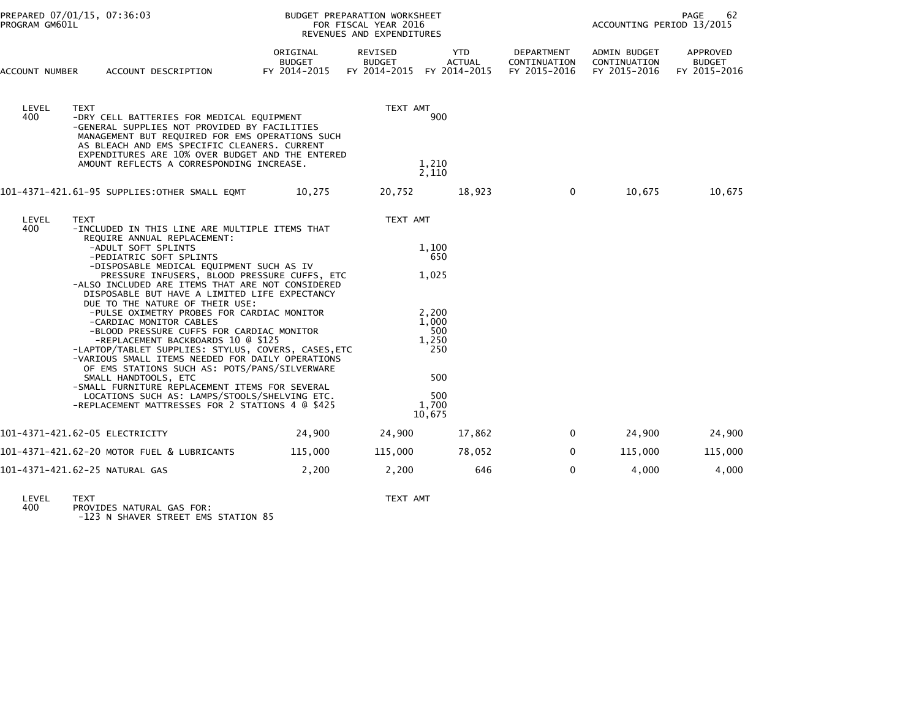| ACCOUNT NUMBER | ACCOUNT DESCRIPTION | ORIGINAL BUDGET FY 2014-2015 | REVISED BUDGET FY 2014-2015 | YTD ACTUAL FY 2014-2015 | DEPARTMENT CONTINUATION FY 2015-2016 | ADMIN BUDGET CONTINUATION FY 2015-2016 | APPROVED BUDGET FY 2015-2016 |
|---|---|---|---|---|---|---|---|

| LEVEL | TEXT | TEXT AMT |
|---|---|---|
| 400 | -DRY CELL BATTERIES FOR MEDICAL EQUIPMENT | 900 |
| | -GENERAL SUPPLIES NOT PROVIDED BY FACILITIES MANAGEMENT BUT REQUIRED FOR EMS OPERATIONS SUCH AS BLEACH AND EMS SPECIFIC CLEANERS. CURRENT EXPENDITURES ARE 10% OVER BUDGET AND THE ENTERED AMOUNT REFLECTS A CORRESPONDING INCREASE. | 1,210 |
| | | 2,110 |

| ACCOUNT NUMBER | ACCOUNT DESCRIPTION | ORIGINAL BUDGET FY 2014-2015 | REVISED BUDGET FY 2014-2015 | YTD ACTUAL FY 2014-2015 | DEPARTMENT CONTINUATION FY 2015-2016 | ADMIN BUDGET CONTINUATION FY 2015-2016 | APPROVED BUDGET FY 2015-2016 |
|---|---|---|---|---|---|---|---|
| 101-4371-421.61-95 | SUPPLIES:OTHER SMALL EQMT | 10,275 | 20,752 | 18,923 | 0 | 10,675 | 10,675 |

| LEVEL | TEXT | TEXT AMT |
|---|---|---|
| 400 | -INCLUDED IN THIS LINE ARE MULTIPLE ITEMS THAT REQUIRE ANNUAL REPLACEMENT: | |
| | -ADULT SOFT SPLINTS | 1,100 |
| | -PEDIATRIC SOFT SPLINTS | 650 |
| | -DISPOSABLE MEDICAL EQUIPMENT SUCH AS IV PRESSURE INFUSERS, BLOOD PRESSURE CUFFS, ETC | 1,025 |
| | -ALSO INCLUDED ARE ITEMS THAT ARE NOT CONSIDERED DISPOSABLE BUT HAVE A LIMITED LIFE EXPECTANCY DUE TO THE NATURE OF THEIR USE: | |
| | -PULSE OXIMETRY PROBES FOR CARDIAC MONITOR | 2,200 |
| | -CARDIAC MONITOR CABLES | 1,000 |
| | -BLOOD PRESSURE CUFFS FOR CARDIAC MONITOR | 500 |
| | -REPLACEMENT BACKBOARDS 10 @ $125 | 1,250 |
| | -LAPTOP/TABLET SUPPLIES: STYLUS, COVERS, CASES,ETC | 250 |
| | -VARIOUS SMALL ITEMS NEEDED FOR DAILY OPERATIONS OF EMS STATIONS SUCH AS: POTS/PANS/SILVERWARE SMALL HANDTOOLS, ETC | 500 |
| | -SMALL FURNITURE REPLACEMENT ITEMS FOR SEVERAL LOCATIONS SUCH AS: LAMPS/STOOLS/SHELVING ETC. | 500 |
| | -REPLACEMENT MATTRESSES FOR 2 STATIONS 4 @ $425 | 1,700 |
| | | 10,675 |

| ACCOUNT NUMBER | ACCOUNT DESCRIPTION | ORIGINAL BUDGET FY 2014-2015 | REVISED BUDGET FY 2014-2015 | YTD ACTUAL FY 2014-2015 | DEPARTMENT CONTINUATION FY 2015-2016 | ADMIN BUDGET CONTINUATION FY 2015-2016 | APPROVED BUDGET FY 2015-2016 |
|---|---|---|---|---|---|---|---|
| 101-4371-421.62-05 | ELECTRICITY | 24,900 | 24,900 | 17,862 | 0 | 24,900 | 24,900 |
| 101-4371-421.62-20 | MOTOR FUEL & LUBRICANTS | 115,000 | 115,000 | 78,052 | 0 | 115,000 | 115,000 |
| 101-4371-421.62-25 | NATURAL GAS | 2,200 | 2,200 | 646 | 0 | 4,000 | 4,000 |

| LEVEL | TEXT | TEXT AMT |
|---|---|---|
| 400 | PROVIDES NATURAL GAS FOR: | |
| | -123 N SHAVER STREET EMS STATION 85 | |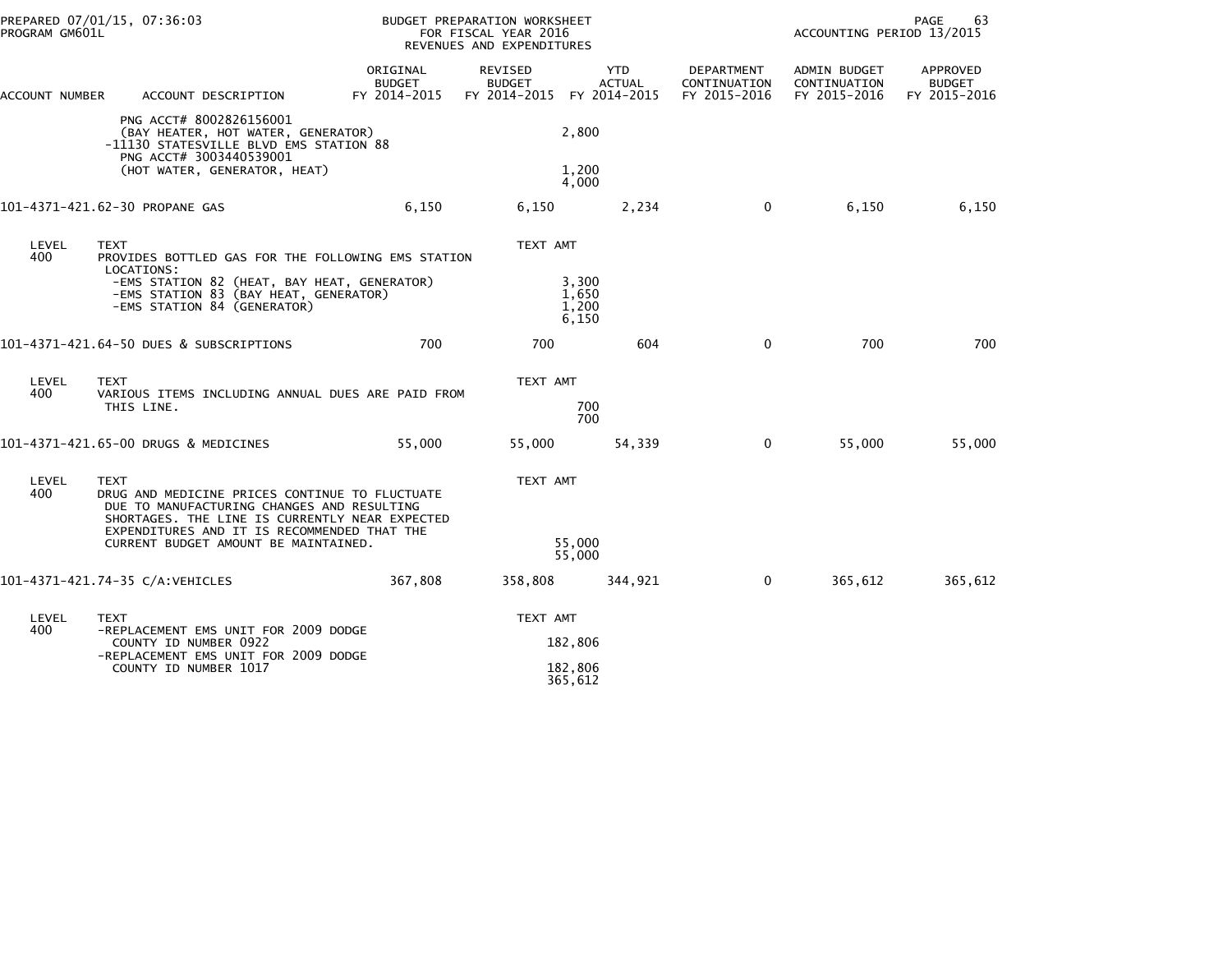PREPARED 07/01/15, 07:36:03
PROGRAM GM601L

BUDGET PREPARATION WORKSHEET
FOR FISCAL YEAR 2016
REVENUES AND EXPENDITURES

ACCOUNTING PERIOD 13/2015

| ACCOUNT NUMBER | ACCOUNT DESCRIPTION | ORIGINAL BUDGET FY 2014-2015 | REVISED BUDGET FY 2014-2015 | YTD ACTUAL FY 2014-2015 | DEPARTMENT CONTINUATION FY 2015-2016 | ADMIN BUDGET CONTINUATION FY 2015-2016 | APPROVED BUDGET FY 2015-2016 |
|---|---|---|---|---|---|---|---|

```
          PNG ACCT# 8002826156001
          (BAY HEATER, HOT WATER, GENERATOR)                          2,800
         -11130 STATESVILLE BLVD EMS STATION 88
          PNG ACCT# 3003440539001
          (HOT WATER, GENERATOR, HEAT)                                1,200
                                                                      4,000
```

| ACCOUNT NUMBER | ACCOUNT DESCRIPTION | ORIGINAL BUDGET FY 2014-2015 | REVISED BUDGET FY 2014-2015 | YTD ACTUAL FY 2014-2015 | DEPARTMENT CONTINUATION FY 2015-2016 | ADMIN BUDGET CONTINUATION FY 2015-2016 | APPROVED BUDGET FY 2015-2016 |
|---|---|---|---|---|---|---|---|
| 101-4371-421.62-30 | PROPANE GAS | 6,150 | 6,150 | 2,234 | 0 | 6,150 | 6,150 |

```
LEVEL   TEXT                                                        TEXT AMT
400     PROVIDES BOTTLED GAS FOR THE FOLLOWING EMS STATION
         LOCATIONS:
          -EMS STATION 82 (HEAT, BAY HEAT, GENERATOR)                  3,300
          -EMS STATION 83 (BAY HEAT, GENERATOR)                        1,650
          -EMS STATION 84 (GENERATOR)                                  1,200
                                                                       6,150
```

| ACCOUNT NUMBER | ACCOUNT DESCRIPTION | ORIGINAL BUDGET FY 2014-2015 | REVISED BUDGET FY 2014-2015 | YTD ACTUAL FY 2014-2015 | DEPARTMENT CONTINUATION FY 2015-2016 | ADMIN BUDGET CONTINUATION FY 2015-2016 | APPROVED BUDGET FY 2015-2016 |
|---|---|---|---|---|---|---|---|
| 101-4371-421.64-50 | DUES & SUBSCRIPTIONS | 700 | 700 | 604 | 0 | 700 | 700 |

```
LEVEL   TEXT                                                        TEXT AMT
400     VARIOUS ITEMS INCLUDING ANNUAL DUES ARE PAID FROM
         THIS LINE.                                                      700
                                                                         700
```

| ACCOUNT NUMBER | ACCOUNT DESCRIPTION | ORIGINAL BUDGET FY 2014-2015 | REVISED BUDGET FY 2014-2015 | YTD ACTUAL FY 2014-2015 | DEPARTMENT CONTINUATION FY 2015-2016 | ADMIN BUDGET CONTINUATION FY 2015-2016 | APPROVED BUDGET FY 2015-2016 |
|---|---|---|---|---|---|---|---|
| 101-4371-421.65-00 | DRUGS & MEDICINES | 55,000 | 55,000 | 54,339 | 0 | 55,000 | 55,000 |

```
LEVEL   TEXT                                                        TEXT AMT
400     DRUG AND MEDICINE PRICES CONTINUE TO FLUCTUATE
         DUE TO MANUFACTURING CHANGES AND RESULTING
         SHORTAGES. THE LINE IS CURRENTLY NEAR EXPECTED
         EXPENDITURES AND IT IS RECOMMENDED THAT THE
         CURRENT BUDGET AMOUNT BE MAINTAINED.                         55,000
                                                                      55,000
```

| ACCOUNT NUMBER | ACCOUNT DESCRIPTION | ORIGINAL BUDGET FY 2014-2015 | REVISED BUDGET FY 2014-2015 | YTD ACTUAL FY 2014-2015 | DEPARTMENT CONTINUATION FY 2015-2016 | ADMIN BUDGET CONTINUATION FY 2015-2016 | APPROVED BUDGET FY 2015-2016 |
|---|---|---|---|---|---|---|---|
| 101-4371-421.74-35 | C/A:VEHICLES | 367,808 | 358,808 | 344,921 | 0 | 365,612 | 365,612 |

```
LEVEL   TEXT                                                        TEXT AMT
400     -REPLACEMENT EMS UNIT FOR 2009 DODGE
          COUNTY ID NUMBER 0922                                      182,806
        -REPLACEMENT EMS UNIT FOR 2009 DODGE
          COUNTY ID NUMBER 1017                                      182,806
                                                                     365,612
```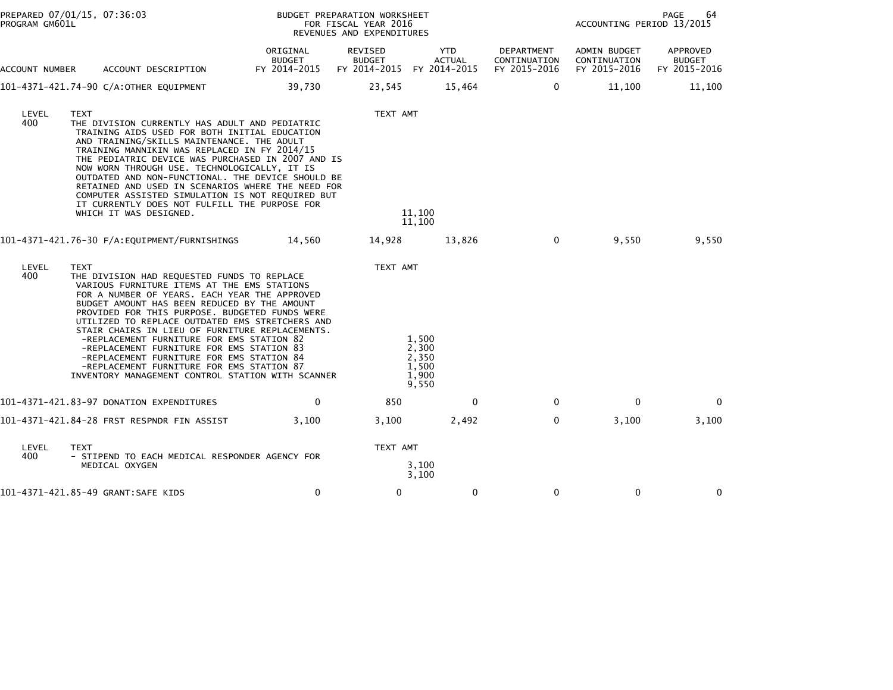| ACCOUNT NUMBER | ACCOUNT DESCRIPTION | ORIGINAL BUDGET FY 2014-2015 | REVISED BUDGET FY 2014-2015 | YTD ACTUAL FY 2014-2015 | DEPARTMENT CONTINUATION FY 2015-2016 | ADMIN BUDGET CONTINUATION FY 2015-2016 | APPROVED BUDGET FY 2015-2016 |
|---|---|---|---|---|---|---|---|
| 101-4371-421.74-90 | C/A:OTHER EQUIPMENT | 39,730 | 23,545 | 15,464 | 0 | 11,100 | 11,100 |

| LEVEL | TEXT | TEXT AMT |
|---|---|---|
| 400 | THE DIVISION CURRENTLY HAS ADULT AND PEDIATRIC TRAINING AIDS USED FOR BOTH INITIAL EDUCATION AND TRAINING/SKILLS MAINTENANCE. THE ADULT TRAINING MANNIKIN WAS REPLACED IN FY 2014/15 THE PEDIATRIC DEVICE WAS PURCHASED IN 2007 AND IS NOW WORN THROUGH USE. TECHNOLOGICALLY, IT IS OUTDATED AND NON-FUNCTIONAL. THE DEVICE SHOULD BE RETAINED AND USED IN SCENARIOS WHERE THE NEED FOR COMPUTER ASSISTED SIMULATION IS NOT REQUIRED BUT IT CURRENTLY DOES NOT FULFILL THE PURPOSE FOR WHICH IT WAS DESIGNED. | 11,100 |
| | | 11,100 |

| ACCOUNT NUMBER | ACCOUNT DESCRIPTION | ORIGINAL BUDGET FY 2014-2015 | REVISED BUDGET FY 2014-2015 | YTD ACTUAL FY 2014-2015 | DEPARTMENT CONTINUATION FY 2015-2016 | ADMIN BUDGET CONTINUATION FY 2015-2016 | APPROVED BUDGET FY 2015-2016 |
|---|---|---|---|---|---|---|---|
| 101-4371-421.76-30 | F/A:EQUIPMENT/FURNISHINGS | 14,560 | 14,928 | 13,826 | 0 | 9,550 | 9,550 |

| LEVEL | TEXT | TEXT AMT |
|---|---|---|
| 400 | THE DIVISION HAD REQUESTED FUNDS TO REPLACE VARIOUS FURNITURE ITEMS AT THE EMS STATIONS FOR A NUMBER OF YEARS. EACH YEAR THE APPROVED BUDGET AMOUNT HAS BEEN REDUCED BY THE AMOUNT PROVIDED FOR THIS PURPOSE. BUDGETED FUNDS WERE UTILIZED TO REPLACE OUTDATED EMS STRETCHERS AND STAIR CHAIRS IN LIEU OF FURNITURE REPLACEMENTS. | |
| | -REPLACEMENT FURNITURE FOR EMS STATION 82 | 1,500 |
| | -REPLACEMENT FURNITURE FOR EMS STATION 83 | 2,300 |
| | -REPLACEMENT FURNITURE FOR EMS STATION 84 | 2,350 |
| | -REPLACEMENT FURNITURE FOR EMS STATION 87 | 1,500 |
| | INVENTORY MANAGEMENT CONTROL STATION WITH SCANNER | 1,900 |
| | | 9,550 |

| ACCOUNT NUMBER | ACCOUNT DESCRIPTION | ORIGINAL BUDGET FY 2014-2015 | REVISED BUDGET FY 2014-2015 | YTD ACTUAL FY 2014-2015 | DEPARTMENT CONTINUATION FY 2015-2016 | ADMIN BUDGET CONTINUATION FY 2015-2016 | APPROVED BUDGET FY 2015-2016 |
|---|---|---|---|---|---|---|---|
| 101-4371-421.83-97 | DONATION EXPENDITURES | 0 | 850 | 0 | 0 | 0 | 0 |
| 101-4371-421.84-28 | FRST RESPNDR FIN ASSIST | 3,100 | 3,100 | 2,492 | 0 | 3,100 | 3,100 |

| LEVEL | TEXT | TEXT AMT |
|---|---|---|
| 400 | - STIPEND TO EACH MEDICAL RESPONDER AGENCY FOR MEDICAL OXYGEN | 3,100 |
| | | 3,100 |

| ACCOUNT NUMBER | ACCOUNT DESCRIPTION | ORIGINAL BUDGET FY 2014-2015 | REVISED BUDGET FY 2014-2015 | YTD ACTUAL FY 2014-2015 | DEPARTMENT CONTINUATION FY 2015-2016 | ADMIN BUDGET CONTINUATION FY 2015-2016 | APPROVED BUDGET FY 2015-2016 |
|---|---|---|---|---|---|---|---|
| 101-4371-421.85-49 | GRANT:SAFE KIDS | 0 | 0 | 0 | 0 | 0 | 0 |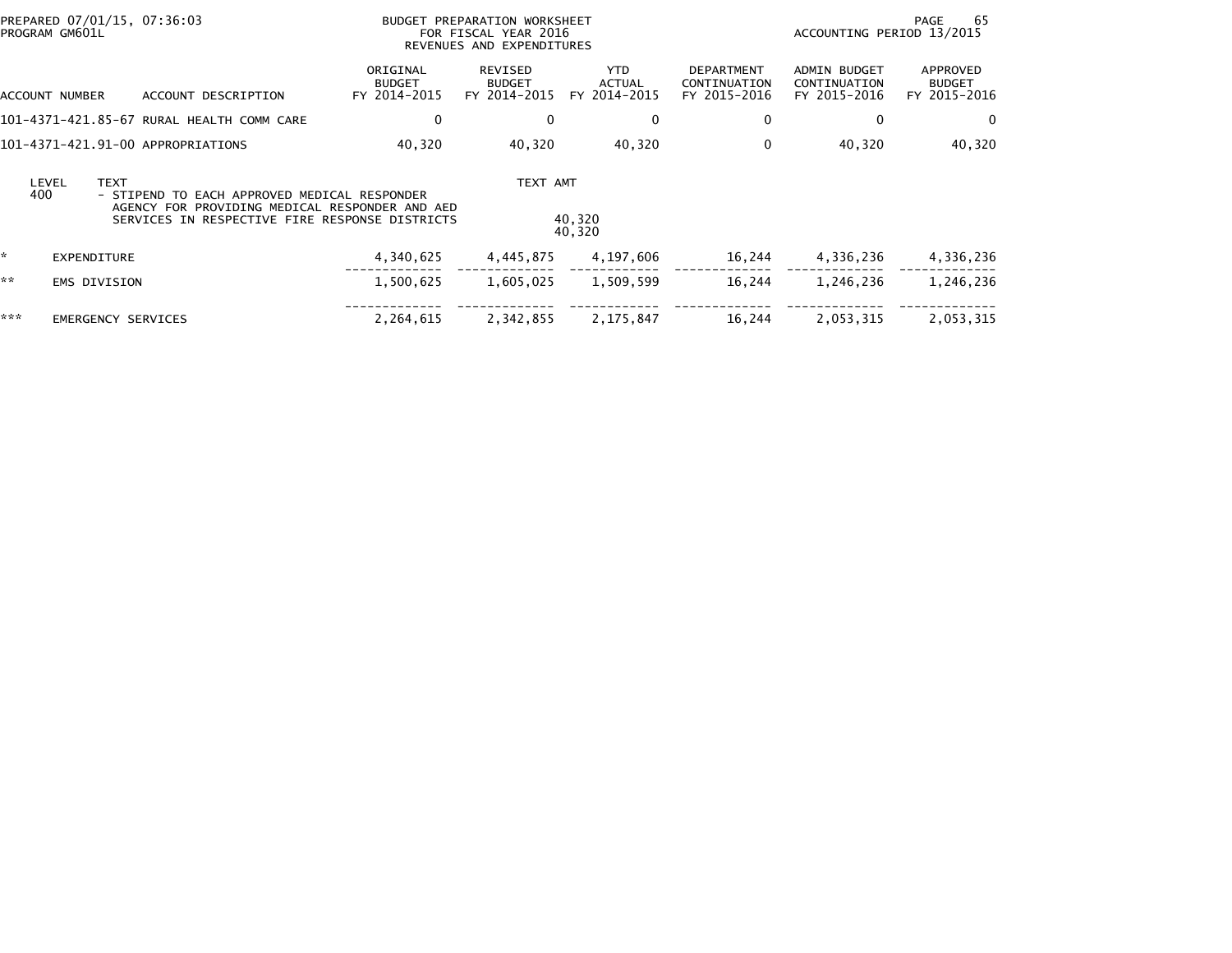PREPARED 07/01/15, 07:36:03
PROGRAM GM601L

BUDGET PREPARATION WORKSHEET
FOR FISCAL YEAR 2016
REVENUES AND EXPENDITURES

ACCOUNTING PERIOD 13/2015

| ACCOUNT NUMBER | ACCOUNT DESCRIPTION | ORIGINAL BUDGET FY 2014-2015 | REVISED BUDGET FY 2014-2015 | YTD ACTUAL FY 2014-2015 | DEPARTMENT CONTINUATION FY 2015-2016 | ADMIN BUDGET CONTINUATION FY 2015-2016 | APPROVED BUDGET FY 2015-2016 |
|---|---|---|---|---|---|---|---|
| 101-4371-421.85-67 | RURAL HEALTH COMM CARE | 0 | 0 | 0 | 0 | 0 | 0 |
| 101-4371-421.91-00 | APPROPRIATIONS | 40,320 | 40,320 | 40,320 | 0 | 40,320 | 40,320 |

| LEVEL | TEXT | TEXT AMT |
|---|---|---|
| 400 | - STIPEND TO EACH APPROVED MEDICAL RESPONDER AGENCY FOR PROVIDING MEDICAL RESPONDER AND AED SERVICES IN RESPECTIVE FIRE RESPONSE DISTRICTS | 40,320 |
| | | 40,320 |

| | | ORIGINAL BUDGET FY 2014-2015 | REVISED BUDGET FY 2014-2015 | YTD ACTUAL FY 2014-2015 | DEPARTMENT CONTINUATION FY 2015-2016 | ADMIN BUDGET CONTINUATION FY 2015-2016 | APPROVED BUDGET FY 2015-2016 |
|---|---|---|---|---|---|---|---|
| * | EXPENDITURE | 4,340,625 | 4,445,875 | 4,197,606 | 16,244 | 4,336,236 | 4,336,236 |
| ** | EMS DIVISION | 1,500,625 | 1,605,025 | 1,509,599 | 16,244 | 1,246,236 | 1,246,236 |
| *** | EMERGENCY SERVICES | 2,264,615 | 2,342,855 | 2,175,847 | 16,244 | 2,053,315 | 2,053,315 |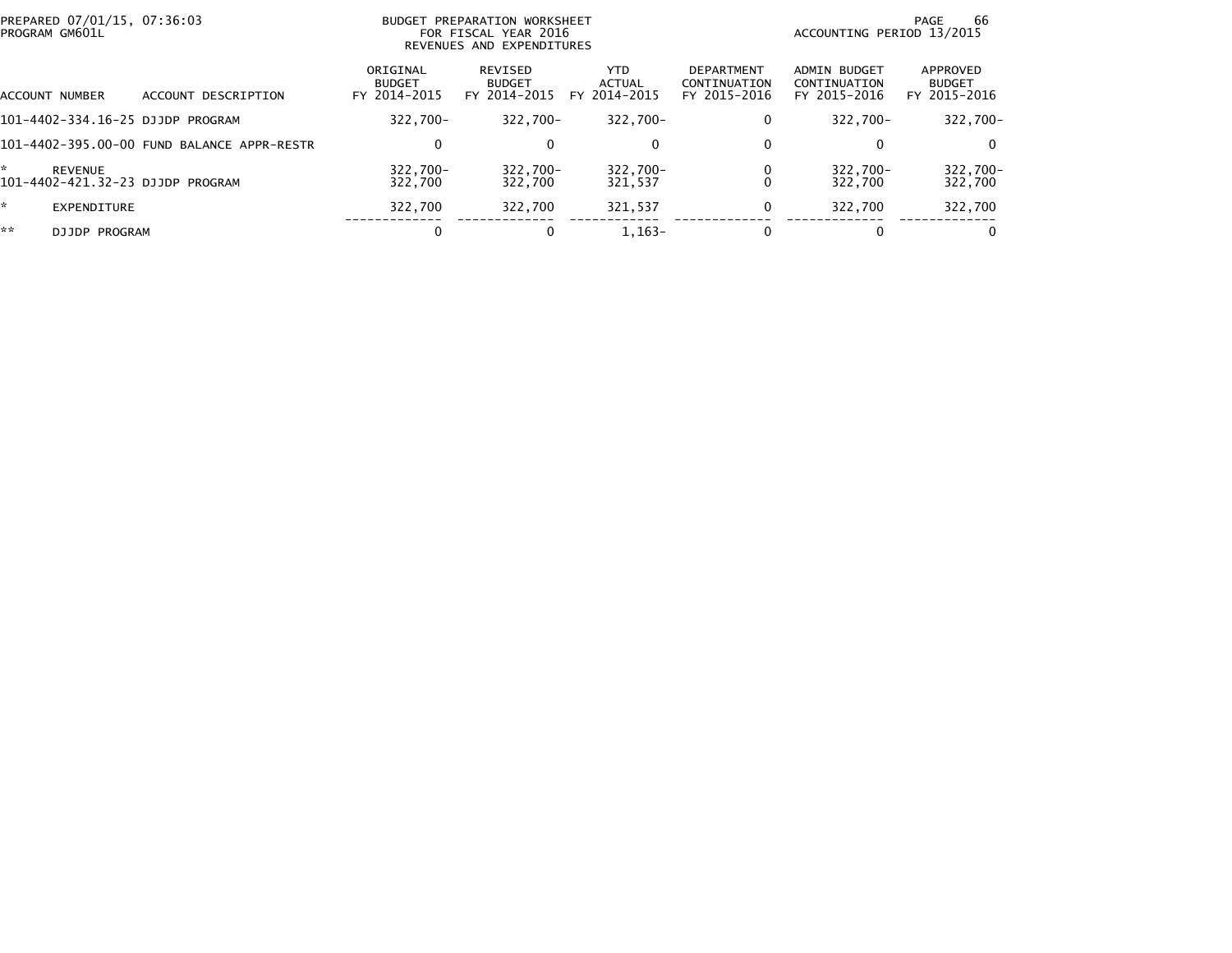PREPARED 07/01/15, 07:36:03
PROGRAM GM601L

BUDGET PREPARATION WORKSHEET
FOR FISCAL YEAR 2016
REVENUES AND EXPENDITURES

ACCOUNTING PERIOD 13/2015

| ACCOUNT NUMBER | ACCOUNT DESCRIPTION | ORIGINAL BUDGET FY 2014-2015 | REVISED BUDGET FY 2014-2015 | YTD ACTUAL FY 2014-2015 | DEPARTMENT CONTINUATION FY 2015-2016 | ADMIN BUDGET CONTINUATION FY 2015-2016 | APPROVED BUDGET FY 2015-2016 |
|---|---|---|---|---|---|---|---|
| 101-4402-334.16-25 | DJJDP PROGRAM | 322,700- | 322,700- | 322,700- | 0 | 322,700- | 322,700- |
| 101-4402-395.00-00 | FUND BALANCE APPR-RESTR | 0 | 0 | 0 | 0 | 0 | 0 |
| * | REVENUE | 322,700- | 322,700- | 322,700- | 0 | 322,700- | 322,700- |
| 101-4402-421.32-23 | DJJDP PROGRAM | 322,700 | 322,700 | 321,537 | 0 | 322,700 | 322,700 |
| * | EXPENDITURE | 322,700 | 322,700 | 321,537 | 0 | 322,700 | 322,700 |
| ** | DJJDP PROGRAM | 0 | 0 | 1,163- | 0 | 0 | 0 |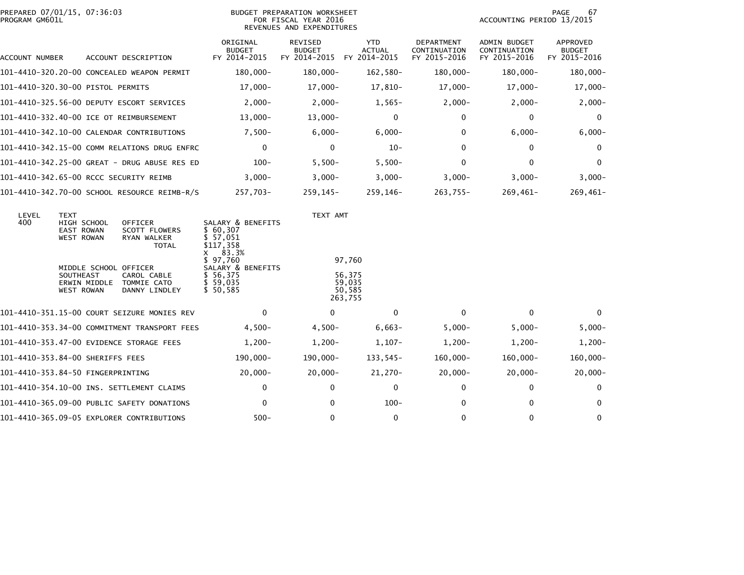PREPARED 07/01/15, 07:36:03
PROGRAM GM601L

BUDGET PREPARATION WORKSHEET
FOR FISCAL YEAR 2016
REVENUES AND EXPENDITURES

ACCOUNTING PERIOD 13/2015

| ACCOUNT NUMBER | ACCOUNT DESCRIPTION | ORIGINAL BUDGET FY 2014-2015 | REVISED BUDGET FY 2014-2015 | YTD ACTUAL FY 2014-2015 | DEPARTMENT CONTINUATION FY 2015-2016 | ADMIN BUDGET CONTINUATION FY 2015-2016 | APPROVED BUDGET FY 2015-2016 |
|---|---|---|---|---|---|---|---|
| 101-4410-320.20-00 | CONCEALED WEAPON PERMIT | 180,000- | 180,000- | 162,580- | 180,000- | 180,000- | 180,000- |
| 101-4410-320.30-00 | PISTOL PERMITS | 17,000- | 17,000- | 17,810- | 17,000- | 17,000- | 17,000- |
| 101-4410-325.56-00 | DEPUTY ESCORT SERVICES | 2,000- | 2,000- | 1,565- | 2,000- | 2,000- | 2,000- |
| 101-4410-332.40-00 | ICE OT REIMBURSEMENT | 13,000- | 13,000- | 0 | 0 | 0 | 0 |
| 101-4410-342.10-00 | CALENDAR CONTRIBUTIONS | 7,500- | 6,000- | 6,000- | 0 | 6,000- | 6,000- |
| 101-4410-342.15-00 | COMM RELATIONS DRUG ENFRC | 0 | 0 | 10- | 0 | 0 | 0 |
| 101-4410-342.25-00 | GREAT - DRUG ABUSE RES ED | 100- | 5,500- | 5,500- | 0 | 0 | 0 |
| 101-4410-342.65-00 | RCCC SECURITY REIMB | 3,000- | 3,000- | 3,000- | 3,000- | 3,000- | 3,000- |
| 101-4410-342.70-00 | SCHOOL RESOURCE REIMB-R/S | 257,703- | 259,145- | 259,146- | 263,755- | 269,461- | 269,461- |

| LEVEL | TEXT | | | TEXT AMT |
|---|---|---|---|---|
| 400 | HIGH SCHOOL | OFFICER | SALARY & BENEFITS | |
| | EAST ROWAN | SCOTT FLOWERS | $ 60,307 | |
| | WEST ROWAN | RYAN WALKER | $ 57,051 | |
| | | TOTAL | $117,358 | |
| | | | X 83.3% | |
| | | | $ 97,760 | 97,760 |
| | MIDDLE SCHOOL | OFFICER | SALARY & BENEFITS | |
| | SOUTHEAST | CAROL CABLE | $ 56,375 | 56,375 |
| | ERWIN MIDDLE | TOMMIE CATO | $ 59,035 | 59,035 |
| | WEST ROWAN | DANNY LINDLEY | $ 50,585 | 50,585 |
| | | | | 263,755 |

| ACCOUNT NUMBER | ACCOUNT DESCRIPTION | ORIGINAL BUDGET FY 2014-2015 | REVISED BUDGET FY 2014-2015 | YTD ACTUAL FY 2014-2015 | DEPARTMENT CONTINUATION FY 2015-2016 | ADMIN BUDGET CONTINUATION FY 2015-2016 | APPROVED BUDGET FY 2015-2016 |
|---|---|---|---|---|---|---|---|
| 101-4410-351.15-00 | COURT SEIZURE MONIES REV | 0 | 0 | 0 | 0 | 0 | 0 |
| 101-4410-353.34-00 | COMMITMENT TRANSPORT FEES | 4,500- | 4,500- | 6,663- | 5,000- | 5,000- | 5,000- |
| 101-4410-353.47-00 | EVIDENCE STORAGE FEES | 1,200- | 1,200- | 1,107- | 1,200- | 1,200- | 1,200- |
| 101-4410-353.84-00 | SHERIFFS FEES | 190,000- | 190,000- | 133,545- | 160,000- | 160,000- | 160,000- |
| 101-4410-353.84-50 | FINGERPRINTING | 20,000- | 20,000- | 21,270- | 20,000- | 20,000- | 20,000- |
| 101-4410-354.10-00 | INS. SETTLEMENT CLAIMS | 0 | 0 | 0 | 0 | 0 | 0 |
| 101-4410-365.09-00 | PUBLIC SAFETY DONATIONS | 0 | 0 | 100- | 0 | 0 | 0 |
| 101-4410-365.09-05 | EXPLORER CONTRIBUTIONS | 500- | 0 | 0 | 0 | 0 | 0 |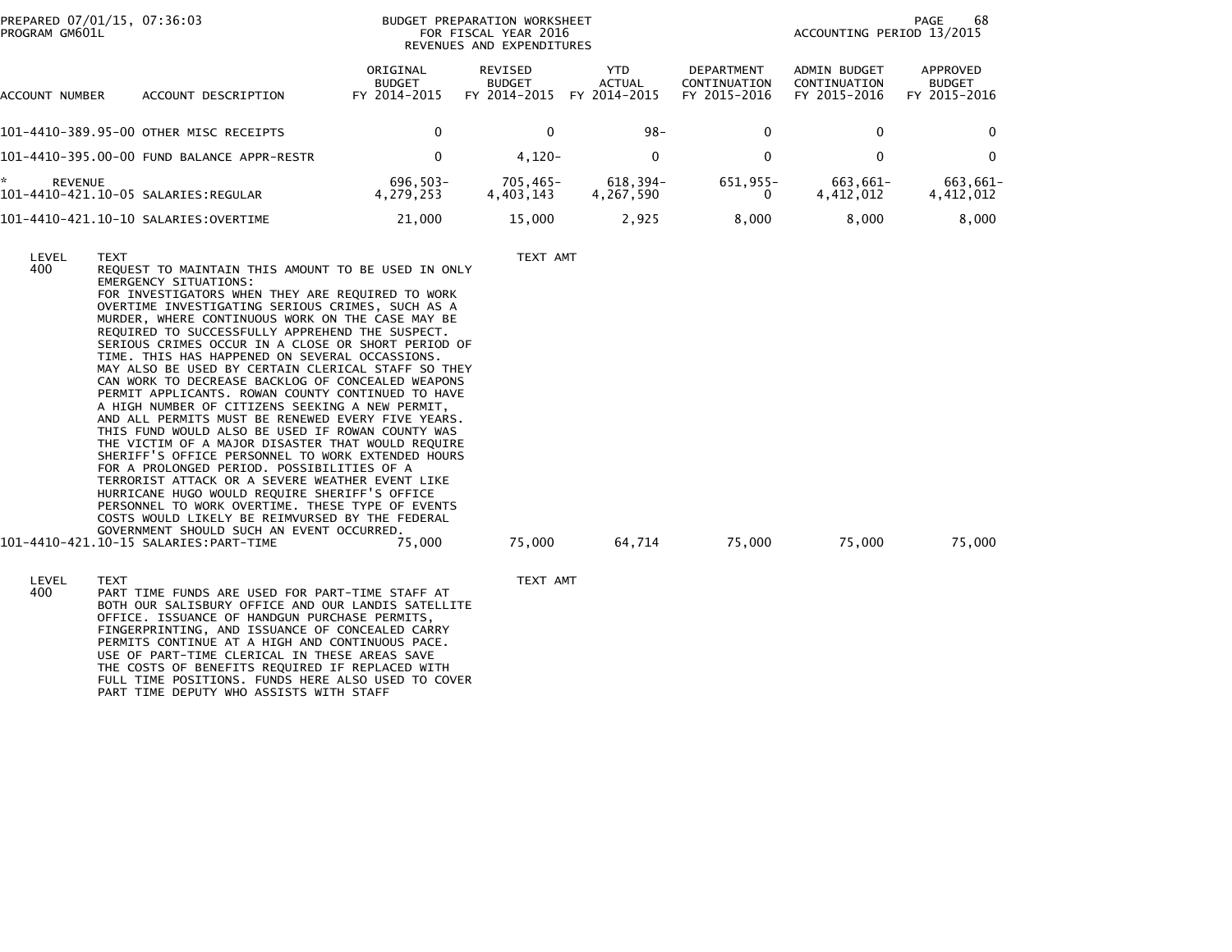PREPARED 07/01/15, 07:36:03 — PROGRAM GM601L

BUDGET PREPARATION WORKSHEET FOR FISCAL YEAR 2016 — REVENUES AND EXPENDITURES

ACCOUNTING PERIOD 13/2015

| ACCOUNT NUMBER | ACCOUNT DESCRIPTION | ORIGINAL BUDGET FY 2014-2015 | REVISED BUDGET FY 2014-2015 | YTD ACTUAL FY 2014-2015 | DEPARTMENT CONTINUATION FY 2015-2016 | ADMIN BUDGET CONTINUATION FY 2015-2016 | APPROVED BUDGET FY 2015-2016 |
|---|---|---|---|---|---|---|---|
| 101-4410-389.95-00 | OTHER MISC RECEIPTS | 0 | 0 | 98- | 0 | 0 | 0 |
| 101-4410-395.00-00 | FUND BALANCE APPR-RESTR | 0 | 4,120- | 0 | 0 | 0 | 0 |
| * REVENUE | | 696,503- | 705,465- | 618,394- | 651,955- | 663,661- | 663,661- |
| 101-4410-421.10-05 | SALARIES:REGULAR | 4,279,253 | 4,403,143 | 4,267,590 | 0 | 4,412,012 | 4,412,012 |
| 101-4410-421.10-10 | SALARIES:OVERTIME | 21,000 | 15,000 | 2,925 | 8,000 | 8,000 | 8,000 |

| LEVEL | TEXT | TEXT AMT |
|---|---|---|
| 400 | REQUEST TO MAINTAIN THIS AMOUNT TO BE USED IN ONLY EMERGENCY SITUATIONS: FOR INVESTIGATORS WHEN THEY ARE REQUIRED TO WORK OVERTIME INVESTIGATING SERIOUS CRIMES, SUCH AS A MURDER, WHERE CONTINUOUS WORK ON THE CASE MAY BE REQUIRED TO SUCCESSFULLY APPREHEND THE SUSPECT. SERIOUS CRIMES OCCUR IN A CLOSE OR SHORT PERIOD OF TIME. THIS HAS HAPPENED ON SEVERAL OCCASSIONS. MAY ALSO BE USED BY CERTAIN CLERICAL STAFF SO THEY CAN WORK TO DECREASE BACKLOG OF CONCEALED WEAPONS PERMIT APPLICANTS. ROWAN COUNTY CONTINUED TO HAVE A HIGH NUMBER OF CITIZENS SEEKING A NEW PERMIT, AND ALL PERMITS MUST BE RENEWED EVERY FIVE YEARS. THIS FUND WOULD ALSO BE USED IF ROWAN COUNTY WAS THE VICTIM OF A MAJOR DISASTER THAT WOULD REQUIRE SHERIFF'S OFFICE PERSONNEL TO WORK EXTENDED HOURS FOR A PROLONGED PERIOD. POSSIBILITIES OF A TERRORIST ATTACK OR A SEVERE WEATHER EVENT LIKE HURRICANE HUGO WOULD REQUIRE SHERIFF'S OFFICE PERSONNEL TO WORK OVERTIME. THESE TYPE OF EVENTS COSTS WOULD LIKELY BE REIMVURSED BY THE FEDERAL GOVERNMENT SHOULD SUCH AN EVENT OCCURRED. | |

| ACCOUNT NUMBER | ACCOUNT DESCRIPTION | ORIGINAL BUDGET FY 2014-2015 | REVISED BUDGET FY 2014-2015 | YTD ACTUAL FY 2014-2015 | DEPARTMENT CONTINUATION FY 2015-2016 | ADMIN BUDGET CONTINUATION FY 2015-2016 | APPROVED BUDGET FY 2015-2016 |
|---|---|---|---|---|---|---|---|
| 101-4410-421.10-15 | SALARIES:PART-TIME | 75,000 | 75,000 | 64,714 | 75,000 | 75,000 | 75,000 |

| LEVEL | TEXT | TEXT AMT |
|---|---|---|
| 400 | PART TIME FUNDS ARE USED FOR PART-TIME STAFF AT BOTH OUR SALISBURY OFFICE AND OUR LANDIS SATELLITE OFFICE. ISSUANCE OF HANDGUN PURCHASE PERMITS, FINGERPRINTING, AND ISSUANCE OF CONCEALED CARRY PERMITS CONTINUE AT A HIGH AND CONTINUOUS PACE. USE OF PART-TIME CLERICAL IN THESE AREAS SAVE THE COSTS OF BENEFITS REQUIRED IF REPLACED WITH FULL TIME POSITIONS. FUNDS HERE ALSO USED TO COVER PART TIME DEPUTY WHO ASSISTS WITH STAFF | |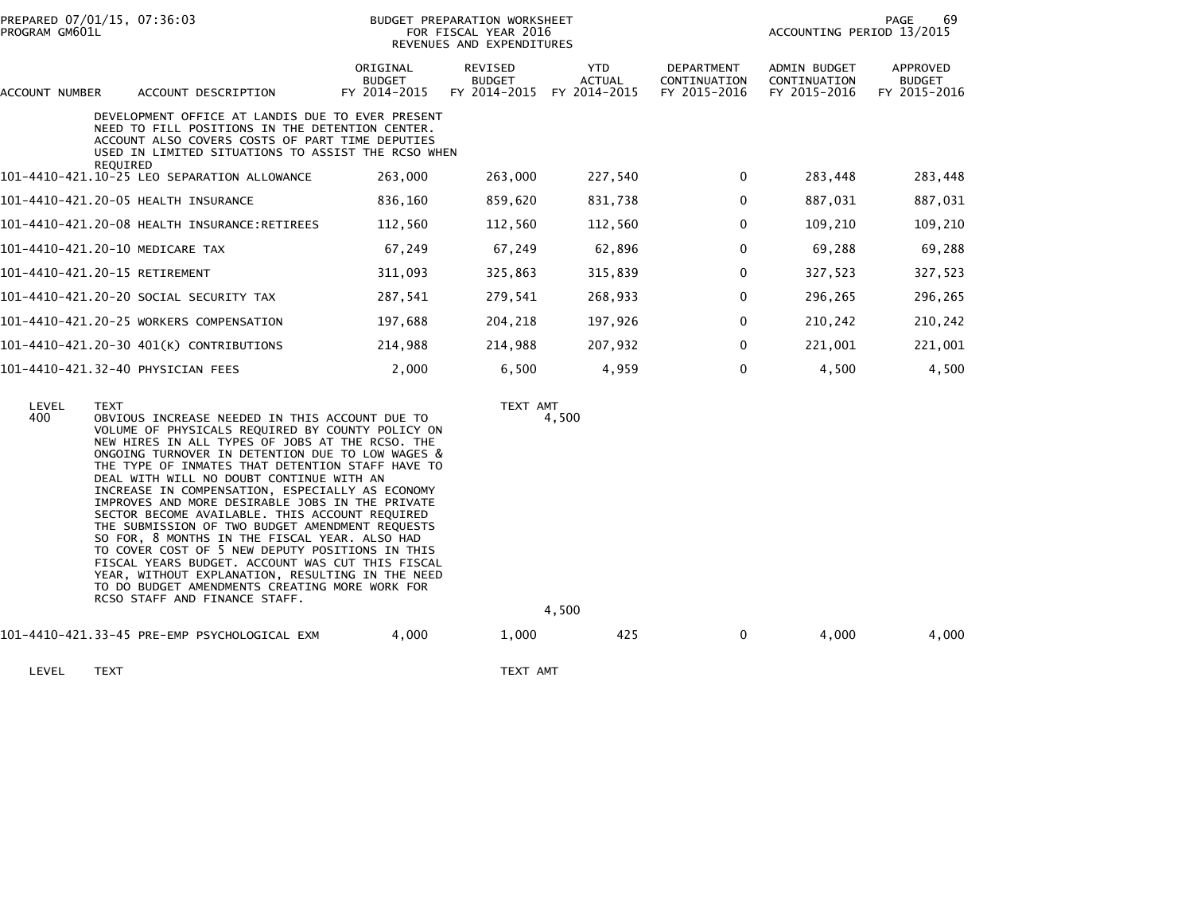| ACCOUNT NUMBER | ACCOUNT DESCRIPTION | ORIGINAL BUDGET FY 2014-2015 | REVISED BUDGET FY 2014-2015 | YTD ACTUAL FY 2014-2015 | DEPARTMENT CONTINUATION FY 2015-2016 | ADMIN BUDGET CONTINUATION FY 2015-2016 | APPROVED BUDGET FY 2015-2016 |
|---|---|---|---|---|---|---|---|

DEVELOPMENT OFFICE AT LANDIS DUE TO EVER PRESENT NEED TO FILL POSITIONS IN THE DETENTION CENTER. ACCOUNT ALSO COVERS COSTS OF PART TIME DEPUTIES USED IN LIMITED SITUATIONS TO ASSIST THE RCSO WHEN REQUIRED

| ACCOUNT NUMBER | ACCOUNT DESCRIPTION | ORIGINAL BUDGET FY 2014-2015 | REVISED BUDGET FY 2014-2015 | YTD ACTUAL FY 2014-2015 | DEPARTMENT CONTINUATION FY 2015-2016 | ADMIN BUDGET CONTINUATION FY 2015-2016 | APPROVED BUDGET FY 2015-2016 |
|---|---|---|---|---|---|---|---|
| 101-4410-421.10-25 | LEO SEPARATION ALLOWANCE | 263,000 | 263,000 | 227,540 | 0 | 283,448 | 283,448 |
| 101-4410-421.20-05 | HEALTH INSURANCE | 836,160 | 859,620 | 831,738 | 0 | 887,031 | 887,031 |
| 101-4410-421.20-08 | HEALTH INSURANCE:RETIREES | 112,560 | 112,560 | 112,560 | 0 | 109,210 | 109,210 |
| 101-4410-421.20-10 | MEDICARE TAX | 67,249 | 67,249 | 62,896 | 0 | 69,288 | 69,288 |
| 101-4410-421.20-15 | RETIREMENT | 311,093 | 325,863 | 315,839 | 0 | 327,523 | 327,523 |
| 101-4410-421.20-20 | SOCIAL SECURITY TAX | 287,541 | 279,541 | 268,933 | 0 | 296,265 | 296,265 |
| 101-4410-421.20-25 | WORKERS COMPENSATION | 197,688 | 204,218 | 197,926 | 0 | 210,242 | 210,242 |
| 101-4410-421.20-30 | 401(K) CONTRIBUTIONS | 214,988 | 214,988 | 207,932 | 0 | 221,001 | 221,001 |
| 101-4410-421.32-40 | PHYSICIAN FEES | 2,000 | 6,500 | 4,959 | 0 | 4,500 | 4,500 |

| LEVEL | TEXT | TEXT AMT |
|---|---|---|
| 400 | OBVIOUS INCREASE NEEDED IN THIS ACCOUNT DUE TO VOLUME OF PHYSICALS REQUIRED BY COUNTY POLICY ON NEW HIRES IN ALL TYPES OF JOBS AT THE RCSO. THE ONGOING TURNOVER IN DETENTION DUE TO LOW WAGES & THE TYPE OF INMATES THAT DETENTION STAFF HAVE TO DEAL WITH WILL NO DOUBT CONTINUE WITH AN INCREASE IN COMPENSATION, ESPECIALLY AS ECONOMY IMPROVES AND MORE DESIRABLE JOBS IN THE PRIVATE SECTOR BECOME AVAILABLE. THIS ACCOUNT REQUIRED THE SUBMISSION OF TWO BUDGET AMENDMENT REQUESTS SO FOR, 8 MONTHS IN THE FISCAL YEAR. ALSO HAD TO COVER COST OF 5 NEW DEPUTY POSITIONS IN THIS FISCAL YEARS BUDGET. ACCOUNT WAS CUT THIS FISCAL YEAR, WITHOUT EXPLANATION, RESULTING IN THE NEED TO DO BUDGET AMENDMENTS CREATING MORE WORK FOR RCSO STAFF AND FINANCE STAFF. | 4,500 |
| | | 4,500 |

| ACCOUNT NUMBER | ACCOUNT DESCRIPTION | ORIGINAL BUDGET FY 2014-2015 | REVISED BUDGET FY 2014-2015 | YTD ACTUAL FY 2014-2015 | DEPARTMENT CONTINUATION FY 2015-2016 | ADMIN BUDGET CONTINUATION FY 2015-2016 | APPROVED BUDGET FY 2015-2016 |
|---|---|---|---|---|---|---|---|
| 101-4410-421.33-45 | PRE-EMP PSYCHOLOGICAL EXM | 4,000 | 1,000 | 425 | 0 | 4,000 | 4,000 |

| LEVEL | TEXT | TEXT AMT |
|---|---|---|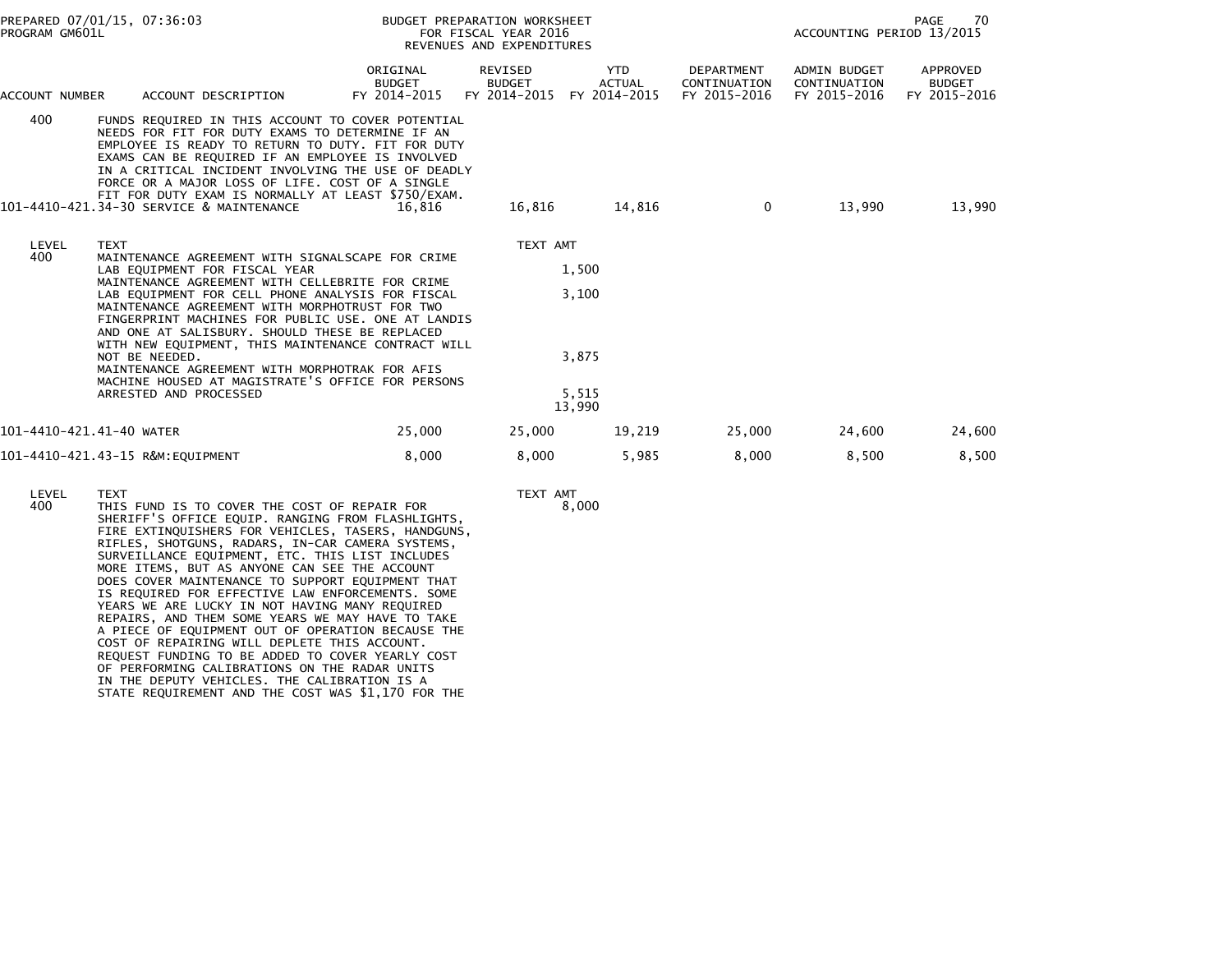| ACCOUNT NUMBER | ACCOUNT DESCRIPTION | ORIGINAL BUDGET FY 2014-2015 | REVISED BUDGET FY 2014-2015 | YTD ACTUAL FY 2014-2015 | DEPARTMENT CONTINUATION FY 2015-2016 | ADMIN BUDGET CONTINUATION FY 2015-2016 | APPROVED BUDGET FY 2015-2016 |
|---|---|---|---|---|---|---|---|
| 400 | FUNDS REQUIRED IN THIS ACCOUNT TO COVER POTENTIAL NEEDS FOR FIT FOR DUTY EXAMS TO DETERMINE IF AN EMPLOYEE IS READY TO RETURN TO DUTY. FIT FOR DUTY EXAMS CAN BE REQUIRED IF AN EMPLOYEE IS INVOLVED IN A CRITICAL INCIDENT INVOLVING THE USE OF DEADLY FORCE OR A MAJOR LOSS OF LIFE. COST OF A SINGLE FIT FOR DUTY EXAM IS NORMALLY AT LEAST $750/EXAM. | | | | | | |
| 101-4410-421.34-30 | SERVICE & MAINTENANCE | 16,816 | 16,816 | 14,816 | 0 | 13,990 | 13,990 |

| LEVEL | TEXT | TEXT AMT |
|---|---|---|
| 400 | MAINTENANCE AGREEMENT WITH SIGNALSCAPE FOR CRIME LAB EQUIPMENT FOR FISCAL YEAR | 1,500 |
| | MAINTENANCE AGREEMENT WITH CELLEBRITE FOR CRIME LAB EQUIPMENT FOR CELL PHONE ANALYSIS FOR FISCAL | 3,100 |
| | MAINTENANCE AGREEMENT WITH MORPHOTRUST FOR TWO FINGERPRINT MACHINES FOR PUBLIC USE. ONE AT LANDIS AND ONE AT SALISBURY. SHOULD THESE BE REPLACED WITH NEW EQUIPMENT, THIS MAINTENANCE CONTRACT WILL NOT BE NEEDED. | 3,875 |
| | MAINTENANCE AGREEMENT WITH MORPHOTRAK FOR AFIS MACHINE HOUSED AT MAGISTRATE'S OFFICE FOR PERSONS ARRESTED AND PROCESSED | 5,515 |
| | | 13,990 |

| ACCOUNT NUMBER | ACCOUNT DESCRIPTION | ORIGINAL BUDGET FY 2014-2015 | REVISED BUDGET FY 2014-2015 | YTD ACTUAL FY 2014-2015 | DEPARTMENT CONTINUATION FY 2015-2016 | ADMIN BUDGET CONTINUATION FY 2015-2016 | APPROVED BUDGET FY 2015-2016 |
|---|---|---|---|---|---|---|---|
| 101-4410-421.41-40 | WATER | 25,000 | 25,000 | 19,219 | 25,000 | 24,600 | 24,600 |
| 101-4410-421.43-15 | R&M:EQUIPMENT | 8,000 | 8,000 | 5,985 | 8,000 | 8,500 | 8,500 |

| LEVEL | TEXT | TEXT AMT |
|---|---|---|
| 400 | THIS FUND IS TO COVER THE COST OF REPAIR FOR SHERIFF'S OFFICE EQUIP. RANGING FROM FLASHLIGHTS, FIRE EXTINQUISHERS FOR VEHICLES, TASERS, HANDGUNS, RIFLES, SHOTGUNS, RADARS, IN-CAR CAMERA SYSTEMS, SURVEILLANCE EQUIPMENT, ETC. THIS LIST INCLUDES MORE ITEMS, BUT AS ANYONE CAN SEE THE ACCOUNT DOES COVER MAINTENANCE TO SUPPORT EQUIPMENT THAT IS REQUIRED FOR EFFECTIVE LAW ENFORCEMENTS. SOME YEARS WE ARE LUCKY IN NOT HAVING MANY REQUIRED REPAIRS, AND THEM SOME YEARS WE MAY HAVE TO TAKE A PIECE OF EQUIPMENT OUT OF OPERATION BECAUSE THE COST OF REPAIRING WILL DEPLETE THIS ACCOUNT. REQUEST FUNDING TO BE ADDED TO COVER YEARLY COST OF PERFORMING CALIBRATIONS ON THE RADAR UNITS IN THE DEPUTY VEHICLES. THE CALIBRATION IS A STATE REQUIREMENT AND THE COST WAS $1,170 FOR THE | 8,000 |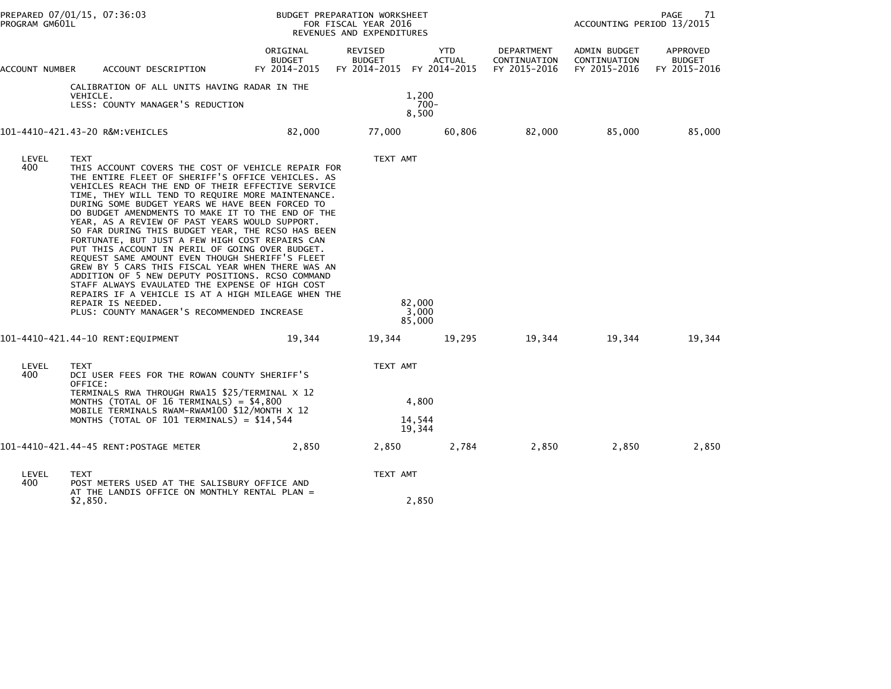PREPARED 07/01/15, 07:36:03 BUDGET PREPARATION WORKSHEET FOR FISCAL YEAR 2016 REVENUES AND EXPENDITURES
PROGRAM GM601L ACCOUNTING PERIOD 13/2015

| ACCOUNT NUMBER | ACCOUNT DESCRIPTION | ORIGINAL BUDGET FY 2014-2015 | REVISED BUDGET FY 2014-2015 | YTD ACTUAL FY 2014-2015 | DEPARTMENT CONTINUATION FY 2015-2016 | ADMIN BUDGET CONTINUATION FY 2015-2016 | APPROVED BUDGET FY 2015-2016 |
|---|---|---|---|---|---|---|---|
| | CALIBRATION OF ALL UNITS HAVING RADAR IN THE VEHICLE. | | | 1,200 | | | |
| | LESS: COUNTY MANAGER'S REDUCTION | | | 700- | | | |
| | | | | 8,500 | | | |
| 101-4410-421.43-20 | R&M:VEHICLES | 82,000 | 77,000 | 60,806 | 82,000 | 85,000 | 85,000 |
| LEVEL 400 | TEXT | | TEXT AMT | | | | |
| | THIS ACCOUNT COVERS THE COST OF VEHICLE REPAIR FOR THE ENTIRE FLEET OF SHERIFF'S OFFICE VEHICLES. AS VEHICLES REACH THE END OF THEIR EFFECTIVE SERVICE TIME, THEY WILL TEND TO REQUIRE MORE MAINTENANCE. DURING SOME BUDGET YEARS WE HAVE BEEN FORCED TO DO BUDGET AMENDMENTS TO MAKE IT TO THE END OF THE YEAR, AS A REVIEW OF PAST YEARS WOULD SUPPORT. SO FAR DURING THIS BUDGET YEAR, THE RCSO HAS BEEN FORTUNATE, BUT JUST A FEW HIGH COST REPAIRS CAN PUT THIS ACCOUNT IN PERIL OF GOING OVER BUDGET. REQUEST SAME AMOUNT EVEN THOUGH SHERIFF'S FLEET GREW BY 5 CARS THIS FISCAL YEAR WHEN THERE WAS AN ADDITION OF 5 NEW DEPUTY POSITIONS. RCSO COMMAND STAFF ALWAYS EVAULATED THE EXPENSE OF HIGH COST REPAIRS IF A VEHICLE IS AT A HIGH MILEAGE WHEN THE REPAIR IS NEEDED. | | | 82,000 | | | |
| | PLUS: COUNTY MANAGER'S RECOMMENDED INCREASE | | | 3,000 | | | |
| | | | | 85,000 | | | |
| 101-4410-421.44-10 | RENT:EQUIPMENT | 19,344 | 19,344 | 19,295 | 19,344 | 19,344 | 19,344 |
| LEVEL 400 | TEXT | | TEXT AMT | | | | |
| | DCI USER FEES FOR THE ROWAN COUNTY SHERIFF'S OFFICE: | | | | | | |
| | TERMINALS RWA THROUGH RWA15 $25/TERMINAL X 12 MONTHS (TOTAL OF 16 TERMINALS) = $4,800 | | | 4,800 | | | |
| | MOBILE TERMINALS RWAM-RWAM100 $12/MONTH X 12 MONTHS (TOTAL OF 101 TERMINALS) = $14,544 | | | 14,544 | | | |
| | | | | 19,344 | | | |
| 101-4410-421.44-45 | RENT:POSTAGE METER | 2,850 | 2,850 | 2,784 | 2,850 | 2,850 | 2,850 |
| LEVEL 400 | TEXT | | TEXT AMT | | | | |
| | POST METERS USED AT THE SALISBURY OFFICE AND AT THE LANDIS OFFICE ON MONTHLY RENTAL PLAN = $2,850. | | | 2,850 | | | |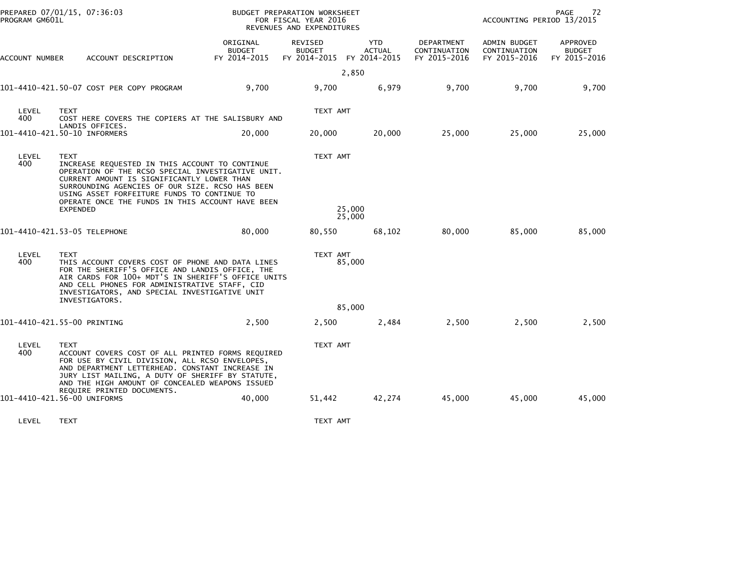BUDGET PREPARATION WORKSHEET
FOR FISCAL YEAR 2016
REVENUES AND EXPENDITURES

PREPARED 07/01/15, 07:36:03
PROGRAM GM601L

ACCOUNTING PERIOD 13/2015

| ACCOUNT NUMBER | ACCOUNT DESCRIPTION | ORIGINAL BUDGET FY 2014-2015 | REVISED BUDGET FY 2014-2015 | YTD ACTUAL FY 2014-2015 | DEPARTMENT CONTINUATION FY 2015-2016 | ADMIN BUDGET CONTINUATION FY 2015-2016 | APPROVED BUDGET FY 2015-2016 |
|---|---|---|---|---|---|---|---|
| | | | 2,850 | | | | |
| 101-4410-421.50-07 | COST PER COPY PROGRAM | 9,700 | 9,700 | 6,979 | 9,700 | 9,700 | 9,700 |

LEVEL 400 TEXT: COST HERE COVERS THE COPIERS AT THE SALISBURY AND LANDIS OFFICES.
TEXT AMT

| ACCOUNT NUMBER | ACCOUNT DESCRIPTION | ORIGINAL BUDGET FY 2014-2015 | REVISED BUDGET FY 2014-2015 | YTD ACTUAL FY 2014-2015 | DEPARTMENT CONTINUATION FY 2015-2016 | ADMIN BUDGET CONTINUATION FY 2015-2016 | APPROVED BUDGET FY 2015-2016 |
|---|---|---|---|---|---|---|---|
| 101-4410-421.50-10 | INFORMERS | 20,000 | 20,000 | 20,000 | 25,000 | 25,000 | 25,000 |

LEVEL 400 TEXT: INCREASE REQUESTED IN THIS ACCOUNT TO CONTINUE OPERATION OF THE RCSO SPECIAL INVESTIGATIVE UNIT. CURRENT AMOUNT IS SIGNIFICANTLY LOWER THAN SURROUNDING AGENCIES OF OUR SIZE. RCSO HAS BEEN USING ASSET FORFEITURE FUNDS TO CONTINUE TO OPERATE ONCE THE FUNDS IN THIS ACCOUNT HAVE BEEN EXPENDED
TEXT AMT: 25,000
25,000

| ACCOUNT NUMBER | ACCOUNT DESCRIPTION | ORIGINAL BUDGET FY 2014-2015 | REVISED BUDGET FY 2014-2015 | YTD ACTUAL FY 2014-2015 | DEPARTMENT CONTINUATION FY 2015-2016 | ADMIN BUDGET CONTINUATION FY 2015-2016 | APPROVED BUDGET FY 2015-2016 |
|---|---|---|---|---|---|---|---|
| 101-4410-421.53-05 | TELEPHONE | 80,000 | 80,550 | 68,102 | 80,000 | 85,000 | 85,000 |

LEVEL 400 TEXT: THIS ACCOUNT COVERS COST OF PHONE AND DATA LINES FOR THE SHERIFF'S OFFICE AND LANDIS OFFICE, THE AIR CARDS FOR 100+ MDT'S IN SHERIFF'S OFFICE UNITS AND CELL PHONES FOR ADMINISTRATIVE STAFF, CID INVESTIGATORS, AND SPECIAL INVESTIGATIVE UNIT INVESTIGATORS.
TEXT AMT: 85,000
85,000

| ACCOUNT NUMBER | ACCOUNT DESCRIPTION | ORIGINAL BUDGET FY 2014-2015 | REVISED BUDGET FY 2014-2015 | YTD ACTUAL FY 2014-2015 | DEPARTMENT CONTINUATION FY 2015-2016 | ADMIN BUDGET CONTINUATION FY 2015-2016 | APPROVED BUDGET FY 2015-2016 |
|---|---|---|---|---|---|---|---|
| 101-4410-421.55-00 | PRINTING | 2,500 | 2,500 | 2,484 | 2,500 | 2,500 | 2,500 |

LEVEL 400 TEXT: ACCOUNT COVERS COST OF ALL PRINTED FORMS REQUIRED FOR USE BY CIVIL DIVISION, ALL RCSO ENVELOPES, AND DEPARTMENT LETTERHEAD. CONSTANT INCREASE IN JURY LIST MAILING, A DUTY OF SHERIFF BY STATUTE, AND THE HIGH AMOUNT OF CONCEALED WEAPONS ISSUED REQUIRE PRINTED DOCUMENTS.
TEXT AMT

| ACCOUNT NUMBER | ACCOUNT DESCRIPTION | ORIGINAL BUDGET FY 2014-2015 | REVISED BUDGET FY 2014-2015 | YTD ACTUAL FY 2014-2015 | DEPARTMENT CONTINUATION FY 2015-2016 | ADMIN BUDGET CONTINUATION FY 2015-2016 | APPROVED BUDGET FY 2015-2016 |
|---|---|---|---|---|---|---|---|
| 101-4410-421.56-00 | UNIFORMS | 40,000 | 51,442 | 42,274 | 45,000 | 45,000 | 45,000 |

LEVEL TEXT
TEXT AMT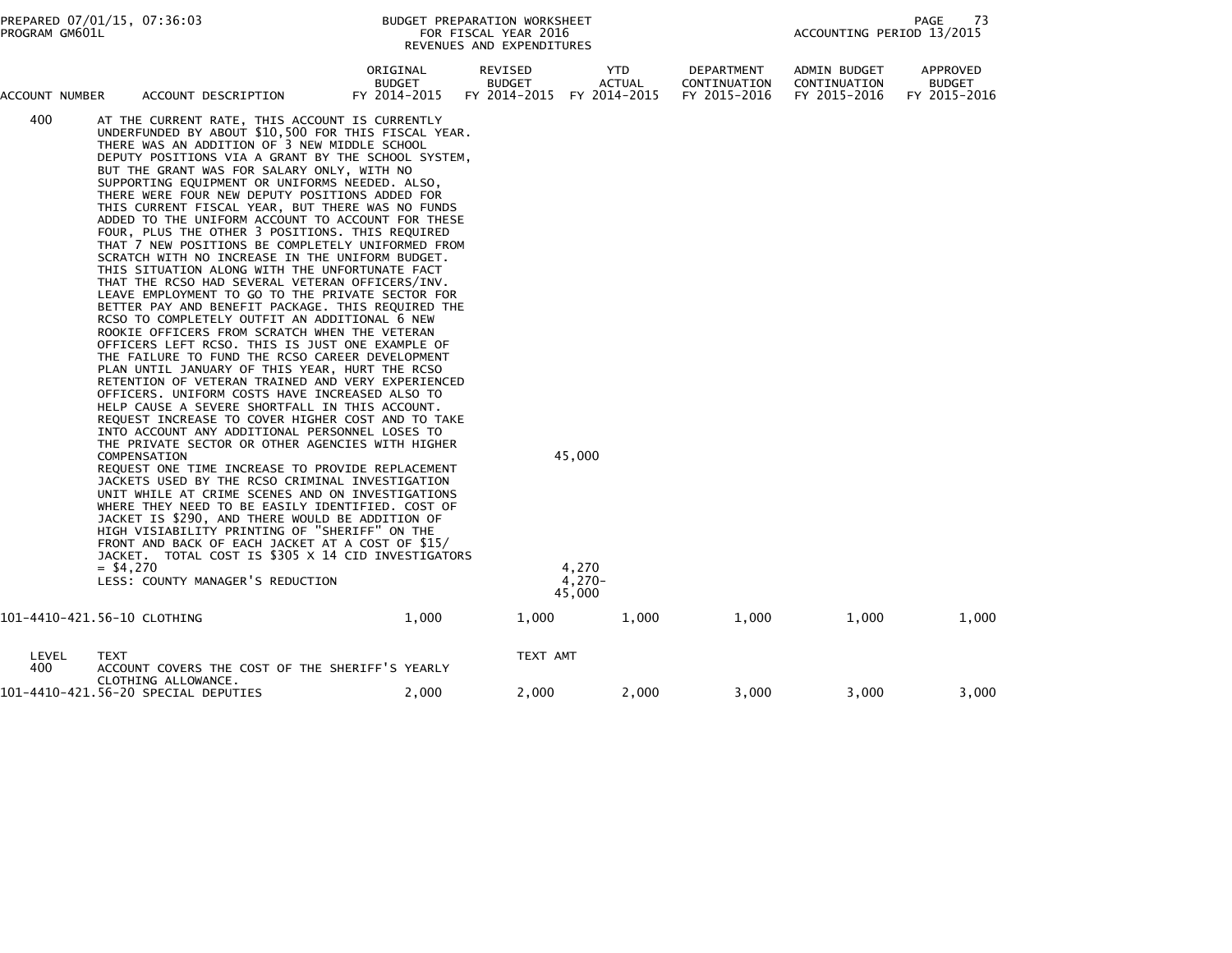BUDGET PREPARATION WORKSHEET
FOR FISCAL YEAR 2016
REVENUES AND EXPENDITURES

PREPARED 07/01/15, 07:36:03
PROGRAM GM601L

ACCOUNTING PERIOD 13/2015

| ACCOUNT NUMBER | ACCOUNT DESCRIPTION | ORIGINAL BUDGET FY 2014-2015 | REVISED BUDGET FY 2014-2015 | YTD ACTUAL FY 2014-2015 | DEPARTMENT CONTINUATION FY 2015-2016 | ADMIN BUDGET CONTINUATION FY 2015-2016 | APPROVED BUDGET FY 2015-2016 |
|---|---|---|---|---|---|---|---|
| 400 | AT THE CURRENT RATE, THIS ACCOUNT IS CURRENTLY UNDERFUNDED BY ABOUT $10,500 FOR THIS FISCAL YEAR. THERE WAS AN ADDITION OF 3 NEW MIDDLE SCHOOL DEPUTY POSITIONS VIA A GRANT BY THE SCHOOL SYSTEM, BUT THE GRANT WAS FOR SALARY ONLY, WITH NO SUPPORTING EQUIPMENT OR UNIFORMS NEEDED. ALSO, THERE WERE FOUR NEW DEPUTY POSITIONS ADDED FOR THIS CURRENT FISCAL YEAR, BUT THERE WAS NO FUNDS ADDED TO THE UNIFORM ACCOUNT TO ACCOUNT FOR THESE FOUR, PLUS THE OTHER 3 POSITIONS. THIS REQUIRED THAT 7 NEW POSITIONS BE COMPLETELY UNIFORMED FROM SCRATCH WITH NO INCREASE IN THE UNIFORM BUDGET. THIS SITUATION ALONG WITH THE UNFORTUNATE FACT THAT THE RCSO HAD SEVERAL VETERAN OFFICERS/INV. LEAVE EMPLOYMENT TO GO TO THE PRIVATE SECTOR FOR BETTER PAY AND BENEFIT PACKAGE. THIS REQUIRED THE RCSO TO COMPLETELY OUTFIT AN ADDITIONAL 6 NEW ROOKIE OFFICERS FROM SCRATCH WHEN THE VETERAN OFFICERS LEFT RCSO. THIS IS JUST ONE EXAMPLE OF THE FAILURE TO FUND THE RCSO CAREER DEVELOPMENT PLAN UNTIL JANUARY OF THIS YEAR, HURT THE RCSO RETENTION OF VETERAN TRAINED AND VERY EXPERIENCED OFFICERS. UNIFORM COSTS HAVE INCREASED ALSO TO HELP CAUSE A SEVERE SHORTFALL IN THIS ACCOUNT. REQUEST INCREASE TO COVER HIGHER COST AND TO TAKE INTO ACCOUNT ANY ADDITIONAL PERSONNEL LOSES TO THE PRIVATE SECTOR OR OTHER AGENCIES WITH HIGHER COMPENSATION | | | 45,000 | | | |
| | REQUEST ONE TIME INCREASE TO PROVIDE REPLACEMENT JACKETS USED BY THE RCSO CRIMINAL INVESTIGATION UNIT WHILE AT CRIME SCENES AND ON INVESTIGATIONS WHERE THEY NEED TO BE EASILY IDENTIFIED. COST OF JACKET IS $290, AND THERE WOULD BE ADDITION OF HIGH VISIABILITY PRINTING OF "SHERIFF" ON THE FRONT AND BACK OF EACH JACKET AT A COST OF $15/ JACKET. TOTAL COST IS $305 X 14 CID INVESTIGATORS = $4,270 | | | 4,270 | | | |
| | LESS: COUNTY MANAGER'S REDUCTION | | | 4,270- | | | |
| | | | | 45,000 | | | |
| 101-4410-421.56-10 | CLOTHING | 1,000 | 1,000 | 1,000 | 1,000 | 1,000 | 1,000 |
| LEVEL | TEXT | | TEXT AMT | | | | |
| 400 | ACCOUNT COVERS THE COST OF THE SHERIFF'S YEARLY CLOTHING ALLOWANCE. | | | | | | |
| 101-4410-421.56-20 | SPECIAL DEPUTIES | 2,000 | 2,000 | 2,000 | 3,000 | 3,000 | 3,000 |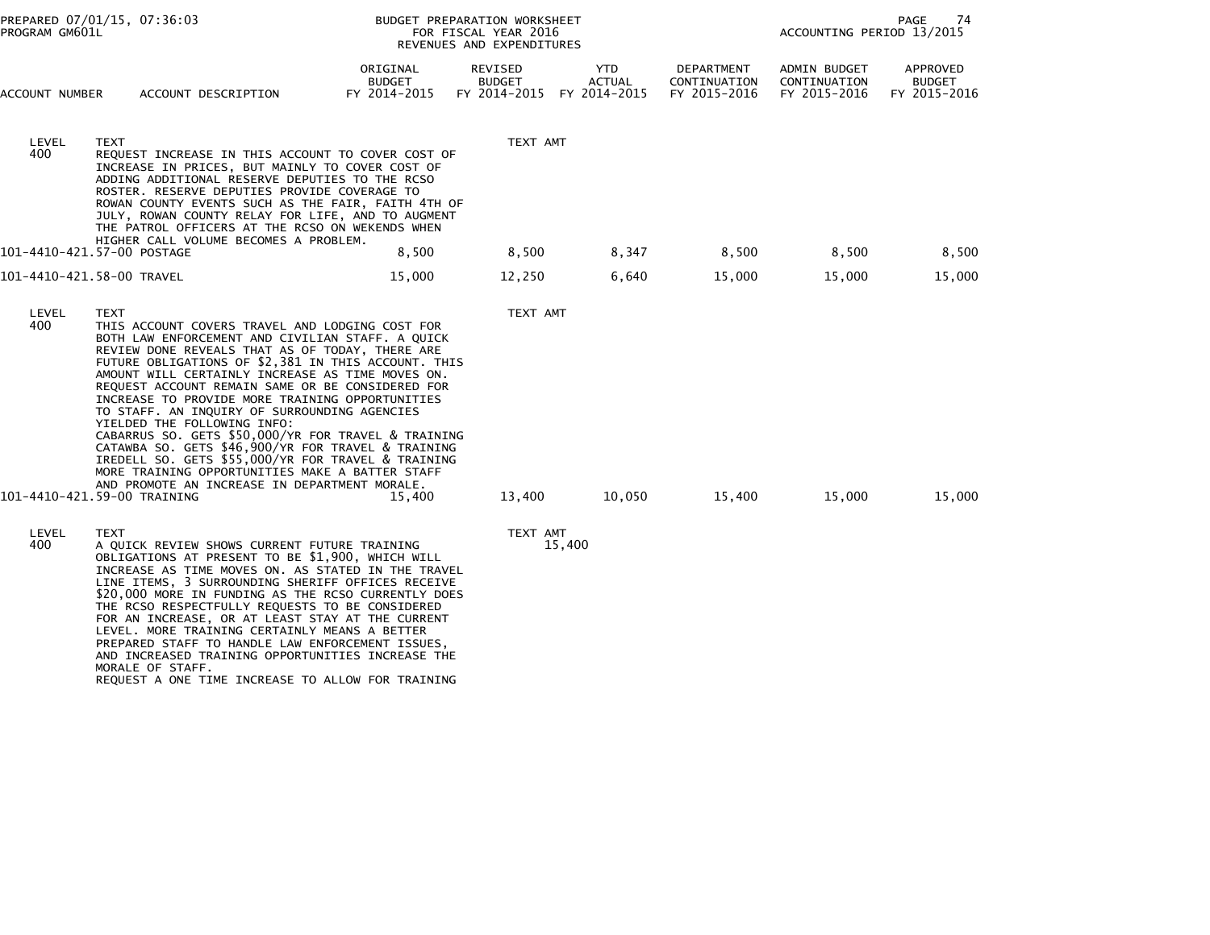PREPARED 07/01/15, 07:36:03 BUDGET PREPARATION WORKSHEET
PROGRAM GM601L FOR FISCAL YEAR 2016
REVENUES AND EXPENDITURES
ACCOUNTING PERIOD 13/2015

| ACCOUNT NUMBER | ACCOUNT DESCRIPTION | ORIGINAL BUDGET FY 2014-2015 | REVISED BUDGET FY 2014-2015 | YTD ACTUAL FY 2014-2015 | DEPARTMENT CONTINUATION FY 2015-2016 | ADMIN BUDGET CONTINUATION FY 2015-2016 | APPROVED BUDGET FY 2015-2016 |
|---|---|---|---|---|---|---|---|
| LEVEL 400 | TEXT<br>REQUEST INCREASE IN THIS ACCOUNT TO COVER COST OF INCREASE IN PRICES, BUT MAINLY TO COVER COST OF ADDING ADDITIONAL RESERVE DEPUTIES TO THE RCSO ROSTER. RESERVE DEPUTIES PROVIDE COVERAGE TO ROWAN COUNTY EVENTS SUCH AS THE FAIR, FAITH 4TH OF JULY, ROWAN COUNTY RELAY FOR LIFE, AND TO AUGMENT THE PATROL OFFICERS AT THE RCSO ON WEKENDS WHEN HIGHER CALL VOLUME BECOMES A PROBLEM. | | TEXT AMT | | | | |
| 101-4410-421.57-00 | POSTAGE | 8,500 | 8,500 | 8,347 | 8,500 | 8,500 | 8,500 |
| 101-4410-421.58-00 | TRAVEL | 15,000 | 12,250 | 6,640 | 15,000 | 15,000 | 15,000 |
| LEVEL 400 | TEXT<br>THIS ACCOUNT COVERS TRAVEL AND LODGING COST FOR BOTH LAW ENFORCEMENT AND CIVILIAN STAFF. A QUICK REVIEW DONE REVEALS THAT AS OF TODAY, THERE ARE FUTURE OBLIGATIONS OF $2,381 IN THIS ACCOUNT. THIS AMOUNT WILL CERTAINLY INCREASE AS TIME MOVES ON. REQUEST ACCOUNT REMAIN SAME OR BE CONSIDERED FOR INCREASE TO PROVIDE MORE TRAINING OPPORTUNITIES TO STAFF. AN INQUIRY OF SURROUNDING AGENCIES YIELDED THE FOLLOWING INFO:<br>CABARRUS SO. GETS $50,000/YR FOR TRAVEL & TRAINING<br>CATAWBA SO. GETS $46,900/YR FOR TRAVEL & TRAINING<br>IREDELL SO. GETS $55,000/YR FOR TRAVEL & TRAINING<br>MORE TRAINING OPPORTUNITIES MAKE A BATTER STAFF AND PROMOTE AN INCREASE IN DEPARTMENT MORALE. | | TEXT AMT | | | | |
| 101-4410-421.59-00 | TRAINING | 15,400 | 13,400 | 10,050 | 15,400 | 15,000 | 15,000 |
| LEVEL 400 | TEXT<br>A QUICK REVIEW SHOWS CURRENT FUTURE TRAINING OBLIGATIONS AT PRESENT TO BE $1,900, WHICH WILL INCREASE AS TIME MOVES ON. AS STATED IN THE TRAVEL LINE ITEMS, 3 SURROUNDING SHERIFF OFFICES RECEIVE $20,000 MORE IN FUNDING AS THE RCSO CURRENTLY DOES THE RCSO RESPECTFULLY REQUESTS TO BE CONSIDERED FOR AN INCREASE, OR AT LEAST STAY AT THE CURRENT LEVEL. MORE TRAINING CERTAINLY MEANS A BETTER PREPARED STAFF TO HANDLE LAW ENFORCEMENT ISSUES, AND INCREASED TRAINING OPPORTUNITIES INCREASE THE MORALE OF STAFF.<br>REQUEST A ONE TIME INCREASE TO ALLOW FOR TRAINING | | TEXT AMT 15,400 | | | | |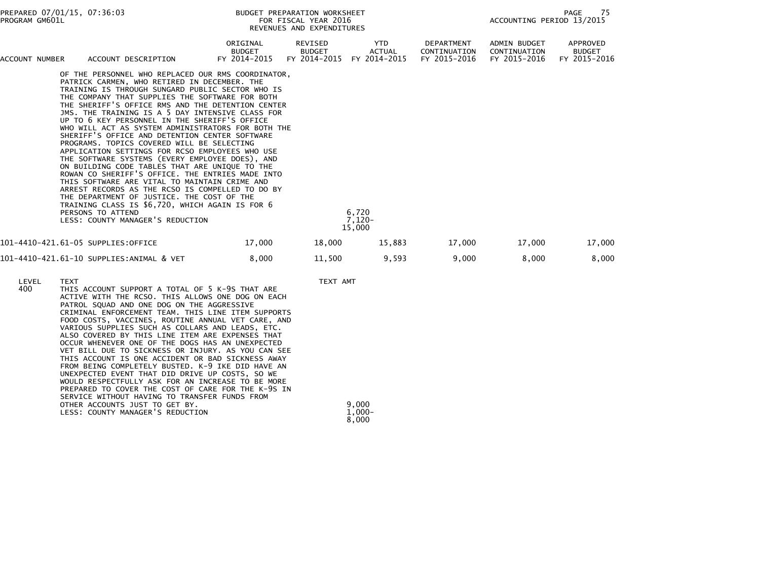| ACCOUNT NUMBER | ACCOUNT DESCRIPTION | ORIGINAL BUDGET FY 2014-2015 | REVISED BUDGET FY 2014-2015 | YTD ACTUAL FY 2014-2015 | DEPARTMENT CONTINUATION FY 2015-2016 | ADMIN BUDGET CONTINUATION FY 2015-2016 | APPROVED BUDGET FY 2015-2016 |
|---|---|---|---|---|---|---|---|

OF THE PERSONNEL WHO REPLACED OUR RMS COORDINATOR, PATRICK CARMEN, WHO RETIRED IN DECEMBER. THE TRAINING IS THROUGH SUNGARD PUBLIC SECTOR WHO IS THE COMPANY THAT SUPPLIES THE SOFTWARE FOR BOTH THE SHERIFF'S OFFICE RMS AND THE DETENTION CENTER JMS. THE TRAINING IS A 5 DAY INTENSIVE CLASS FOR UP TO 6 KEY PERSONNEL IN THE SHERIFF'S OFFICE WHO WILL ACT AS SYSTEM ADMINISTRATORS FOR BOTH THE SHERIFF'S OFFICE AND DETENTION CENTER SOFTWARE PROGRAMS. TOPICS COVERED WILL BE SELECTING APPLICATION SETTINGS FOR RCSO EMPLOYEES WHO USE THE SOFTWARE SYSTEMS (EVERY EMPLOYEE DOES), AND ON BUILDING CODE TABLES THAT ARE UNIQUE TO THE ROWAN CO SHERIFF'S OFFICE. THE ENTRIES MADE INTO THIS SOFTWARE ARE VITAL TO MAINTAIN CRIME AND ARREST RECORDS AS THE RCSO IS COMPELLED TO DO BY THE DEPARTMENT OF JUSTICE. THE COST OF THE TRAINING CLASS IS $6,720, WHICH AGAIN IS FOR 6 PERSONS TO ATTEND — 6,720

LESS: COUNTY MANAGER'S REDUCTION — 7,120-

15,000

| ACCOUNT NUMBER | ACCOUNT DESCRIPTION | ORIGINAL BUDGET FY 2014-2015 | REVISED BUDGET FY 2014-2015 | YTD ACTUAL FY 2014-2015 | DEPARTMENT CONTINUATION FY 2015-2016 | ADMIN BUDGET CONTINUATION FY 2015-2016 | APPROVED BUDGET FY 2015-2016 |
|---|---|---|---|---|---|---|---|
| 101-4410-421.61-05 | SUPPLIES:OFFICE | 17,000 | 18,000 | 15,883 | 17,000 | 17,000 | 17,000 |
| 101-4410-421.61-10 | SUPPLIES:ANIMAL & VET | 8,000 | 11,500 | 9,593 | 9,000 | 8,000 | 8,000 |

| LEVEL | TEXT | TEXT AMT |
|---|---|---|
| 400 | THIS ACCOUNT SUPPORT A TOTAL OF 5 K-9S THAT ARE ACTIVE WITH THE RCSO. THIS ALLOWS ONE DOG ON EACH PATROL SQUAD AND ONE DOG ON THE AGGRESSIVE CRIMINAL ENFORCEMENT TEAM. THIS LINE ITEM SUPPORTS FOOD COSTS, VACCINES, ROUTINE ANNUAL VET CARE, AND VARIOUS SUPPLIES SUCH AS COLLARS AND LEADS, ETC. ALSO COVERED BY THIS LINE ITEM ARE EXPENSES THAT OCCUR WHENEVER ONE OF THE DOGS HAS AN UNEXPECTED VET BILL DUE TO SICKNESS OR INJURY. AS YOU CAN SEE THIS ACCOUNT IS ONE ACCIDENT OR BAD SICKNESS AWAY FROM BEING COMPLETELY BUSTED. K-9 IKE DID HAVE AN UNEXPECTED EVENT THAT DID DRIVE UP COSTS, SO WE WOULD RESPECTFULLY ASK FOR AN INCREASE TO BE MORE PREPARED TO COVER THE COST OF CARE FOR THE K-9S IN SERVICE WITHOUT HAVING TO TRANSFER FUNDS FROM OTHER ACCOUNTS JUST TO GET BY. | 9,000 |
| | LESS: COUNTY MANAGER'S REDUCTION | 1,000- |
| | | 8,000 |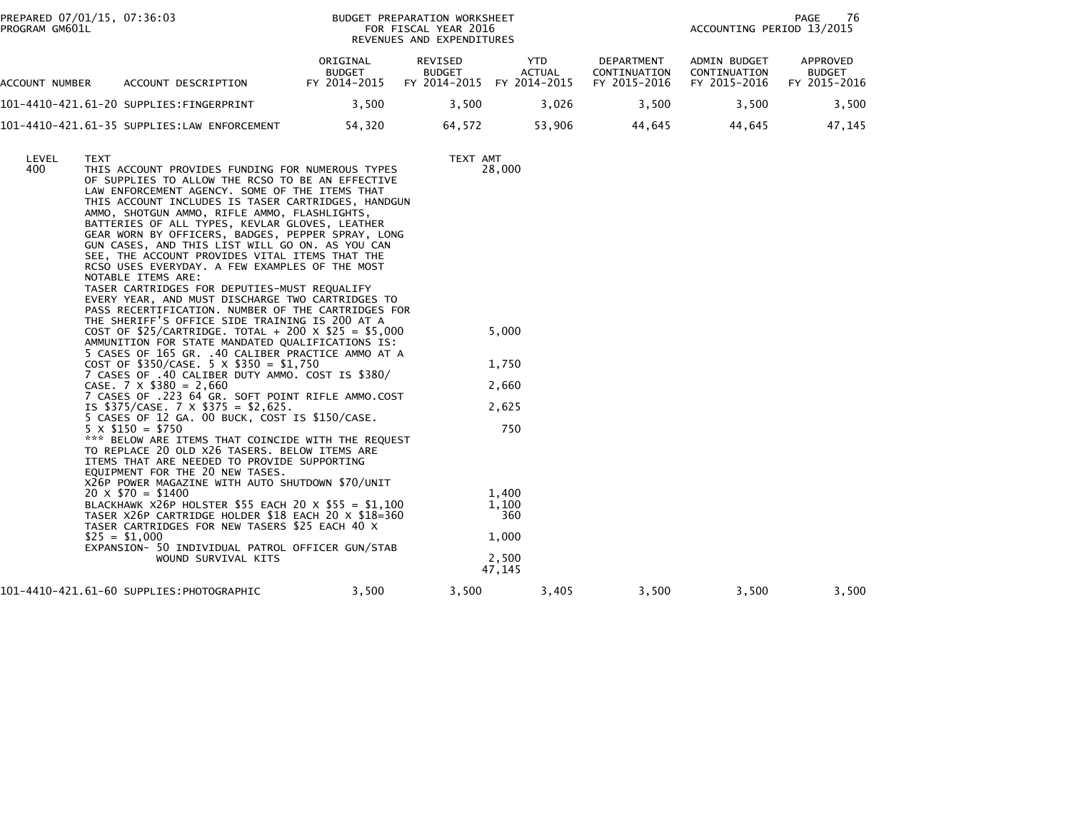PREPARED 07/01/15, 07:36:03
PROGRAM GM601L

BUDGET PREPARATION WORKSHEET
FOR FISCAL YEAR 2016
REVENUES AND EXPENDITURES

ACCOUNTING PERIOD 13/2015

| ACCOUNT NUMBER | ACCOUNT DESCRIPTION | ORIGINAL BUDGET FY 2014-2015 | REVISED BUDGET FY 2014-2015 | YTD ACTUAL FY 2014-2015 | DEPARTMENT CONTINUATION FY 2015-2016 | ADMIN BUDGET CONTINUATION FY 2015-2016 | APPROVED BUDGET FY 2015-2016 |
|---|---|---|---|---|---|---|---|
| 101-4410-421.61-20 | SUPPLIES:FINGERPRINT | 3,500 | 3,500 | 3,026 | 3,500 | 3,500 | 3,500 |
| 101-4410-421.61-35 | SUPPLIES:LAW ENFORCEMENT | 54,320 | 64,572 | 53,906 | 44,645 | 44,645 | 47,145 |

| LEVEL | TEXT | TEXT AMT |
|---|---|---|
| 400 | THIS ACCOUNT PROVIDES FUNDING FOR NUMEROUS TYPES OF SUPPLIES TO ALLOW THE RCSO TO BE AN EFFECTIVE LAW ENFORCEMENT AGENCY. SOME OF THE ITEMS THAT THIS ACCOUNT INCLUDES IS TASER CARTRIDGES, HANDGUN AMMO, SHOTGUN AMMO, RIFLE AMMO, FLASHLIGHTS, BATTERIES OF ALL TYPES, KEVLAR GLOVES, LEATHER GEAR WORN BY OFFICERS, BADGES, PEPPER SPRAY, LONG GUN CASES, AND THIS LIST WILL GO ON. AS YOU CAN SEE, THE ACCOUNT PROVIDES VITAL ITEMS THAT THE RCSO USES EVERYDAY. A FEW EXAMPLES OF THE MOST NOTABLE ITEMS ARE: | 28,000 |
| | TASER CARTRIDGES FOR DEPUTIES-MUST REQUALIFY EVERY YEAR, AND MUST DISCHARGE TWO CARTRIDGES TO PASS RECERTIFICATION. NUMBER OF THE CARTRIDGES FOR THE SHERIFF'S OFFICE SIDE TRAINING IS 200 AT A COST OF $25/CARTRIDGE. TOTAL + 200 X $25 = $5,000 | 5,000 |
| | AMMUNITION FOR STATE MANDATED QUALIFICATIONS IS: 5 CASES OF 165 GR. .40 CALIBER PRACTICE AMMO AT A COST OF $350/CASE. 5 X $350 = $1,750 | 1,750 |
| | 7 CASES OF .40 CALIBER DUTY AMMO. COST IS $380/ CASE. 7 X $380 = 2,660 | 2,660 |
| | 7 CASES OF .223 64 GR. SOFT POINT RIFLE AMMO.COST IS $375/CASE. 7 X $375 = $2,625. | 2,625 |
| | 5 CASES OF 12 GA. 00 BUCK, COST IS $150/CASE. 5 X $150 = $750 | 750 |
| | *** BELOW ARE ITEMS THAT COINCIDE WITH THE REQUEST TO REPLACE 20 OLD X26 TASERS. BELOW ITEMS ARE ITEMS THAT ARE NEEDED TO PROVIDE SUPPORTING EQUIPMENT FOR THE 20 NEW TASES. | |
| | X26P POWER MAGAZINE WITH AUTO SHUTDOWN $70/UNIT 20 X $70 = $1400 | 1,400 |
| | BLACKHAWK X26P HOLSTER $55 EACH 20 X $55 = $1,100 | 1,100 |
| | TASER X26P CARTRIDGE HOLDER $18 EACH 20 X $18=360 | 360 |
| | TASER CARTRIDGES FOR NEW TASERS $25 EACH 40 X $25 = $1,000 | 1,000 |
| | EXPANSION- 50 INDIVIDUAL PATROL OFFICER GUN/STAB WOUND SURVIVAL KITS | 2,500 |
| | | 47,145 |

| ACCOUNT NUMBER | ACCOUNT DESCRIPTION | ORIGINAL BUDGET FY 2014-2015 | REVISED BUDGET FY 2014-2015 | YTD ACTUAL FY 2014-2015 | DEPARTMENT CONTINUATION FY 2015-2016 | ADMIN BUDGET CONTINUATION FY 2015-2016 | APPROVED BUDGET FY 2015-2016 |
|---|---|---|---|---|---|---|---|
| 101-4410-421.61-60 | SUPPLIES:PHOTOGRAPHIC | 3,500 | 3,500 | 3,405 | 3,500 | 3,500 | 3,500 |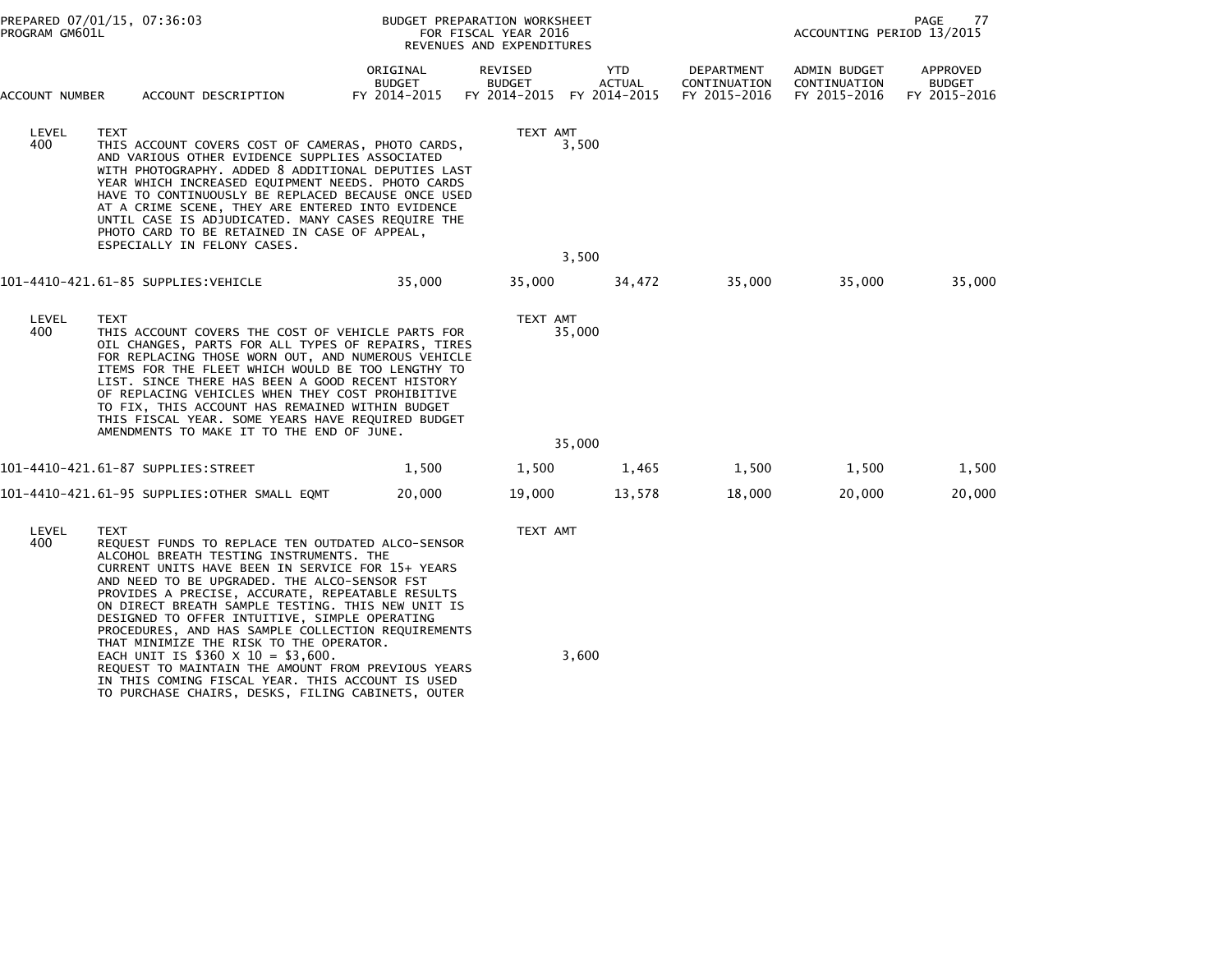| ACCOUNT NUMBER | ACCOUNT DESCRIPTION | ORIGINAL BUDGET FY 2014-2015 | REVISED BUDGET FY 2014-2015 | YTD ACTUAL FY 2014-2015 | DEPARTMENT CONTINUATION FY 2015-2016 | ADMIN BUDGET CONTINUATION FY 2015-2016 | APPROVED BUDGET FY 2015-2016 |
|---|---|---|---|---|---|---|---|

LEVEL 400 TEXT — TEXT AMT

THIS ACCOUNT COVERS COST OF CAMERAS, PHOTO CARDS, AND VARIOUS OTHER EVIDENCE SUPPLIES ASSOCIATED WITH PHOTOGRAPHY. ADDED 8 ADDITIONAL DEPUTIES LAST YEAR WHICH INCREASED EQUIPMENT NEEDS. PHOTO CARDS HAVE TO CONTINUOUSLY BE REPLACED BECAUSE ONCE USED AT A CRIME SCENE, THEY ARE ENTERED INTO EVIDENCE UNTIL CASE IS ADJUDICATED. MANY CASES REQUIRE THE PHOTO CARD TO BE RETAINED IN CASE OF APPEAL, ESPECIALLY IN FELONY CASES. — 3,500

Total: 3,500

| ACCOUNT NUMBER | ACCOUNT DESCRIPTION | ORIGINAL BUDGET FY 2014-2015 | REVISED BUDGET FY 2014-2015 | YTD ACTUAL FY 2014-2015 | DEPARTMENT CONTINUATION FY 2015-2016 | ADMIN BUDGET CONTINUATION FY 2015-2016 | APPROVED BUDGET FY 2015-2016 |
|---|---|---|---|---|---|---|---|
| 101-4410-421.61-85 | SUPPLIES:VEHICLE | 35,000 | 35,000 | 34,472 | 35,000 | 35,000 | 35,000 |

LEVEL 400 TEXT — TEXT AMT

THIS ACCOUNT COVERS THE COST OF VEHICLE PARTS FOR OIL CHANGES, PARTS FOR ALL TYPES OF REPAIRS, TIRES FOR REPLACING THOSE WORN OUT, AND NUMEROUS VEHICLE ITEMS FOR THE FLEET WHICH WOULD BE TOO LENGTHY TO LIST. SINCE THERE HAS BEEN A GOOD RECENT HISTORY OF REPLACING VEHICLES WHEN THEY COST PROHIBITIVE TO FIX, THIS ACCOUNT HAS REMAINED WITHIN BUDGET THIS FISCAL YEAR. SOME YEARS HAVE REQUIRED BUDGET AMENDMENTS TO MAKE IT TO THE END OF JUNE. — 35,000

Total: 35,000

| ACCOUNT NUMBER | ACCOUNT DESCRIPTION | ORIGINAL BUDGET FY 2014-2015 | REVISED BUDGET FY 2014-2015 | YTD ACTUAL FY 2014-2015 | DEPARTMENT CONTINUATION FY 2015-2016 | ADMIN BUDGET CONTINUATION FY 2015-2016 | APPROVED BUDGET FY 2015-2016 |
|---|---|---|---|---|---|---|---|
| 101-4410-421.61-87 | SUPPLIES:STREET | 1,500 | 1,500 | 1,465 | 1,500 | 1,500 | 1,500 |
| 101-4410-421.61-95 | SUPPLIES:OTHER SMALL EQMT | 20,000 | 19,000 | 13,578 | 18,000 | 20,000 | 20,000 |

LEVEL 400 TEXT — TEXT AMT

REQUEST FUNDS TO REPLACE TEN OUTDATED ALCO-SENSOR ALCOHOL BREATH TESTING INSTRUMENTS. THE CURRENT UNITS HAVE BEEN IN SERVICE FOR 15+ YEARS AND NEED TO BE UPGRADED. THE ALCO-SENSOR FST PROVIDES A PRECISE, ACCURATE, REPEATABLE RESULTS ON DIRECT BREATH SAMPLE TESTING. THIS NEW UNIT IS DESIGNED TO OFFER INTUITIVE, SIMPLE OPERATING PROCEDURES, AND HAS SAMPLE COLLECTION REQUIREMENTS THAT MINIMIZE THE RISK TO THE OPERATOR.
EACH UNIT IS $360 X 10 = $3,600. — 3,600
REQUEST TO MAINTAIN THE AMOUNT FROM PREVIOUS YEARS IN THIS COMING FISCAL YEAR. THIS ACCOUNT IS USED TO PURCHASE CHAIRS, DESKS, FILING CABINETS, OUTER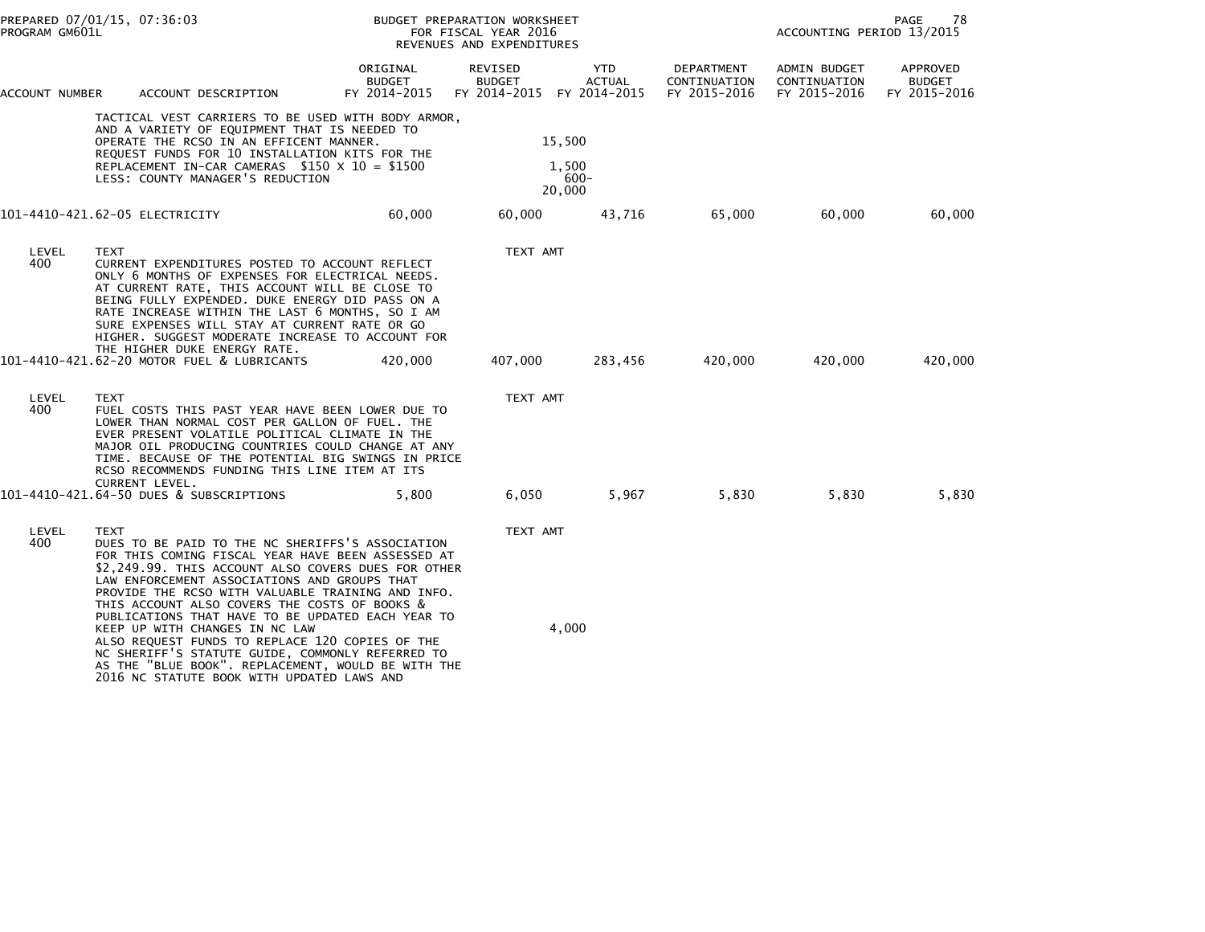PREPARED 07/01/15, 07:36:03 BUDGET PREPARATION WORKSHEET
PROGRAM GM601L FOR FISCAL YEAR 2016
REVENUES AND EXPENDITURES
ACCOUNTING PERIOD 13/2015

| ACCOUNT NUMBER | ACCOUNT DESCRIPTION | ORIGINAL BUDGET FY 2014-2015 | REVISED BUDGET FY 2014-2015 | YTD ACTUAL FY 2014-2015 | DEPARTMENT CONTINUATION FY 2015-2016 | ADMIN BUDGET CONTINUATION FY 2015-2016 | APPROVED BUDGET FY 2015-2016 |
|---|---|---|---|---|---|---|---|
| | TACTICAL VEST CARRIERS TO BE USED WITH BODY ARMOR, AND A VARIETY OF EQUIPMENT THAT IS NEEDED TO OPERATE THE RCSO IN AN EFFICENT MANNER. | | | 15,500 | | | |
| | REQUEST FUNDS FOR 10 INSTALLATION KITS FOR THE REPLACEMENT IN-CAR CAMERAS $150 X 10 = $1500 | | | 1,500 | | | |
| | LESS: COUNTY MANAGER'S REDUCTION | | | 600- | | | |
| | | | | 20,000 | | | |
| 101-4410-421.62-05 | ELECTRICITY | 60,000 | 60,000 | 43,716 | 65,000 | 60,000 | 60,000 |
| LEVEL | TEXT | | TEXT AMT | | | | |
| 400 | CURRENT EXPENDITURES POSTED TO ACCOUNT REFLECT ONLY 6 MONTHS OF EXPENSES FOR ELECTRICAL NEEDS. AT CURRENT RATE, THIS ACCOUNT WILL BE CLOSE TO BEING FULLY EXPENDED. DUKE ENERGY DID PASS ON A RATE INCREASE WITHIN THE LAST 6 MONTHS, SO I AM SURE EXPENSES WILL STAY AT CURRENT RATE OR GO HIGHER. SUGGEST MODERATE INCREASE TO ACCOUNT FOR THE HIGHER DUKE ENERGY RATE. | | | | | | |
| 101-4410-421.62-20 | MOTOR FUEL & LUBRICANTS | 420,000 | 407,000 | 283,456 | 420,000 | 420,000 | 420,000 |
| LEVEL | TEXT | | TEXT AMT | | | | |
| 400 | FUEL COSTS THIS PAST YEAR HAVE BEEN LOWER DUE TO LOWER THAN NORMAL COST PER GALLON OF FUEL. THE EVER PRESENT VOLATILE POLITICAL CLIMATE IN THE MAJOR OIL PRODUCING COUNTRIES COULD CHANGE AT ANY TIME. BECAUSE OF THE POTENTIAL BIG SWINGS IN PRICE RCSO RECOMMENDS FUNDING THIS LINE ITEM AT ITS CURRENT LEVEL. | | | | | | |
| 101-4410-421.64-50 | DUES & SUBSCRIPTIONS | 5,800 | 6,050 | 5,967 | 5,830 | 5,830 | 5,830 |
| LEVEL | TEXT | | TEXT AMT | | | | |
| 400 | DUES TO BE PAID TO THE NC SHERIFFS'S ASSOCIATION FOR THIS COMING FISCAL YEAR HAVE BEEN ASSESSED AT $2,249.99. THIS ACCOUNT ALSO COVERS DUES FOR OTHER LAW ENFORCEMENT ASSOCIATIONS AND GROUPS THAT PROVIDE THE RCSO WITH VALUABLE TRAINING AND INFO. THIS ACCOUNT ALSO COVERS THE COSTS OF BOOKS & PUBLICATIONS THAT HAVE TO BE UPDATED EACH YEAR TO KEEP UP WITH CHANGES IN NC LAW | | | 4,000 | | | |
| | ALSO REQUEST FUNDS TO REPLACE 120 COPIES OF THE NC SHERIFF'S STATUTE GUIDE, COMMONLY REFERRED TO AS THE "BLUE BOOK". REPLACEMENT, WOULD BE WITH THE 2016 NC STATUTE BOOK WITH UPDATED LAWS AND | | | | | | |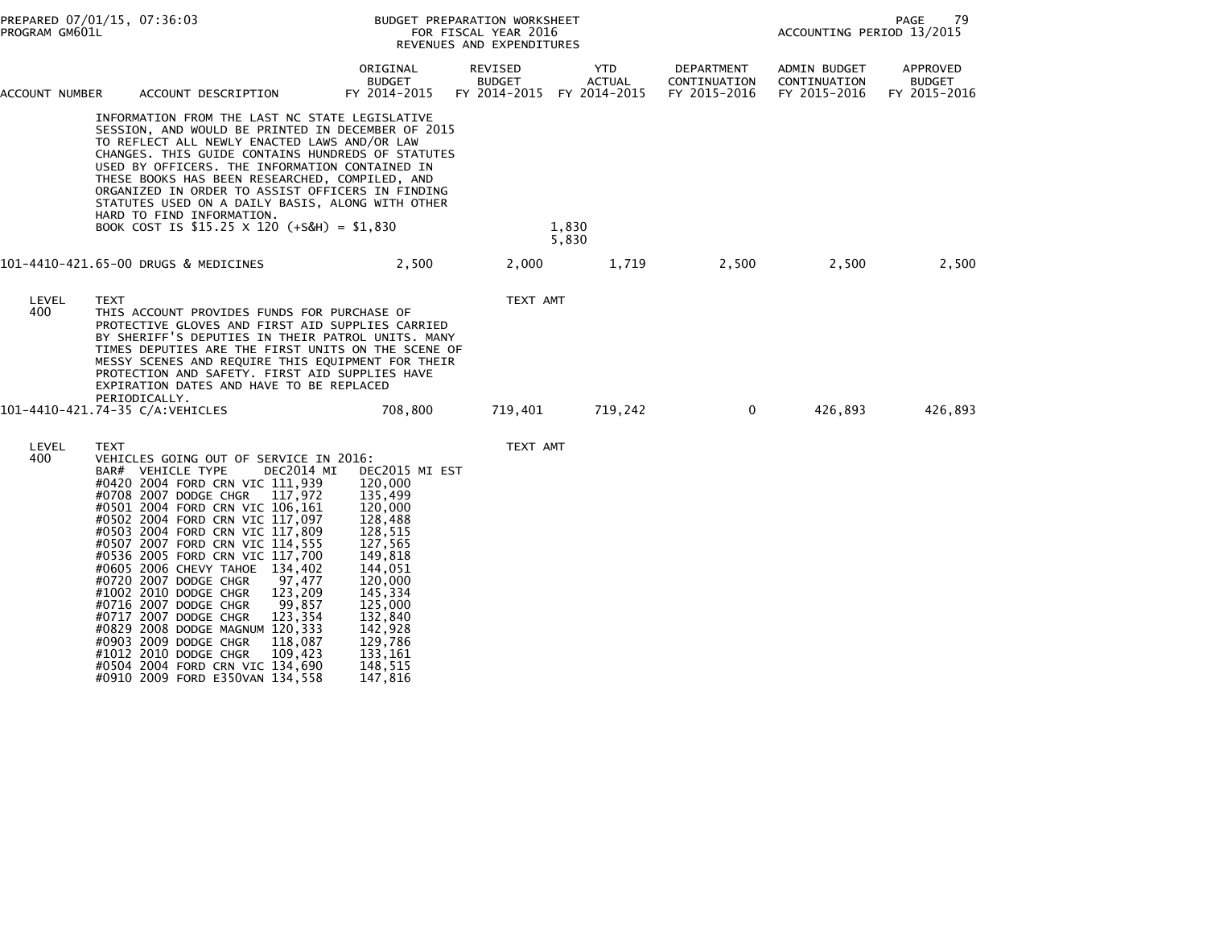| ACCOUNT NUMBER | ACCOUNT DESCRIPTION | ORIGINAL BUDGET FY 2014-2015 | REVISED BUDGET FY 2014-2015 | YTD ACTUAL FY 2014-2015 | DEPARTMENT CONTINUATION FY 2015-2016 | ADMIN BUDGET CONTINUATION FY 2015-2016 | APPROVED BUDGET FY 2015-2016 |
|---|---|---|---|---|---|---|---|

INFORMATION FROM THE LAST NC STATE LEGISLATIVE SESSION, AND WOULD BE PRINTED IN DECEMBER OF 2015 TO REFLECT ALL NEWLY ENACTED LAWS AND/OR LAW CHANGES. THIS GUIDE CONTAINS HUNDREDS OF STATUTES USED BY OFFICERS. THE INFORMATION CONTAINED IN THESE BOOKS HAS BEEN RESEARCHED, COMPILED, AND ORGANIZED IN ORDER TO ASSIST OFFICERS IN FINDING STATUTES USED ON A DAILY BASIS, ALONG WITH OTHER HARD TO FIND INFORMATION.
BOOK COST IS $15.25 X 120 (+S&H) = $1,830 — 1,830

5,830

| ACCOUNT NUMBER | ACCOUNT DESCRIPTION | ORIGINAL BUDGET FY 2014-2015 | REVISED BUDGET FY 2014-2015 | YTD ACTUAL FY 2014-2015 | DEPARTMENT CONTINUATION FY 2015-2016 | ADMIN BUDGET CONTINUATION FY 2015-2016 | APPROVED BUDGET FY 2015-2016 |
|---|---|---|---|---|---|---|---|
| 101-4410-421.65-00 | DRUGS & MEDICINES | 2,500 | 2,000 | 1,719 | 2,500 | 2,500 | 2,500 |

LEVEL 400 — TEXT — TEXT AMT

THIS ACCOUNT PROVIDES FUNDS FOR PURCHASE OF PROTECTIVE GLOVES AND FIRST AID SUPPLIES CARRIED BY SHERIFF'S DEPUTIES IN THEIR PATROL UNITS. MANY TIMES DEPUTIES ARE THE FIRST UNITS ON THE SCENE OF MESSY SCENES AND REQUIRE THIS EQUIPMENT FOR THEIR PROTECTION AND SAFETY. FIRST AID SUPPLIES HAVE EXPIRATION DATES AND HAVE TO BE REPLACED PERIODICALLY.

| ACCOUNT NUMBER | ACCOUNT DESCRIPTION | ORIGINAL BUDGET FY 2014-2015 | REVISED BUDGET FY 2014-2015 | YTD ACTUAL FY 2014-2015 | DEPARTMENT CONTINUATION FY 2015-2016 | ADMIN BUDGET CONTINUATION FY 2015-2016 | APPROVED BUDGET FY 2015-2016 |
|---|---|---|---|---|---|---|---|
| 101-4410-421.74-35 | C/A:VEHICLES | 708,800 | 719,401 | 719,242 | 0 | 426,893 | 426,893 |

LEVEL 400 — TEXT — TEXT AMT

VEHICLES GOING OUT OF SERVICE IN 2016:

| BAR# | VEHICLE TYPE | DEC2014 MI | DEC2015 MI EST |
|---|---|---|---|
| #0420 | 2004 FORD CRN VIC | 111,939 | 120,000 |
| #0708 | 2007 DODGE CHGR | 117,972 | 135,499 |
| #0501 | 2004 FORD CRN VIC | 106,161 | 120,000 |
| #0502 | 2004 FORD CRN VIC | 117,097 | 128,488 |
| #0503 | 2004 FORD CRN VIC | 117,809 | 128,515 |
| #0507 | 2007 FORD CRN VIC | 114,555 | 127,565 |
| #0536 | 2005 FORD CRN VIC | 117,700 | 149,818 |
| #0605 | 2006 CHEVY TAHOE | 134,402 | 144,051 |
| #0720 | 2007 DODGE CHGR | 97,477 | 120,000 |
| #1002 | 2010 DODGE CHGR | 123,209 | 145,334 |
| #0716 | 2007 DODGE CHGR | 99,857 | 125,000 |
| #0717 | 2007 DODGE CHGR | 123,354 | 132,840 |
| #0829 | 2008 DODGE MAGNUM | 120,333 | 142,928 |
| #0903 | 2009 DODGE CHGR | 118,087 | 129,786 |
| #1012 | 2010 DODGE CHGR | 109,423 | 133,161 |
| #0504 | 2004 FORD CRN VIC | 134,690 | 148,515 |
| #0910 | 2009 FORD E350VAN | 134,558 | 147,816 |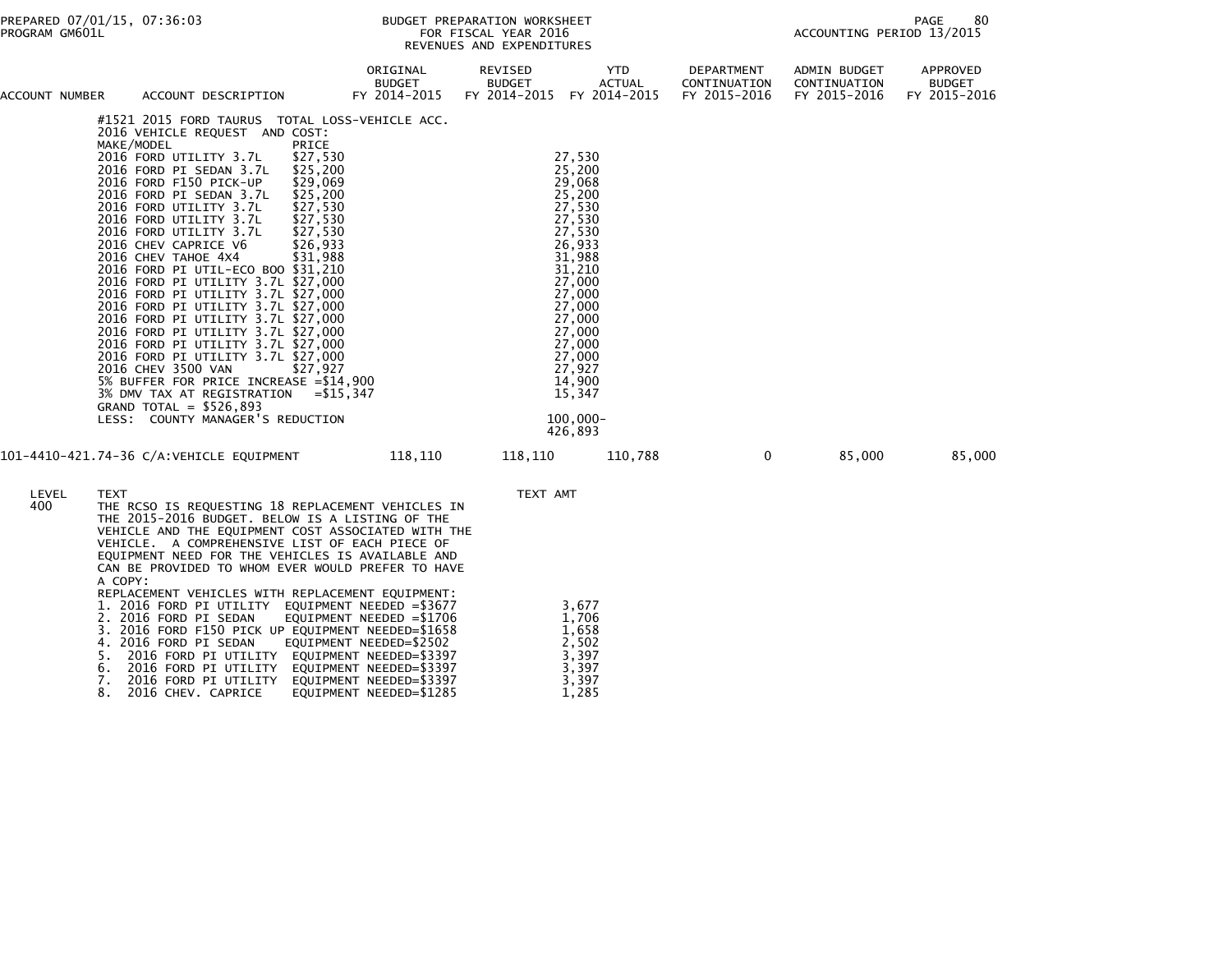PREPARED 07/01/15, 07:36:03
PROGRAM GM601L

BUDGET PREPARATION WORKSHEET
FOR FISCAL YEAR 2016
REVENUES AND EXPENDITURES

ACCOUNTING PERIOD 13/2015

| ACCOUNT NUMBER | ACCOUNT DESCRIPTION | ORIGINAL BUDGET FY 2014-2015 | REVISED BUDGET FY 2014-2015 | YTD ACTUAL FY 2014-2015 | DEPARTMENT CONTINUATION FY 2015-2016 | ADMIN BUDGET CONTINUATION FY 2015-2016 | APPROVED BUDGET FY 2015-2016 |
|---|---|---|---|---|---|---|---|

#1521 2015 FORD TAURUS TOTAL LOSS-VEHICLE ACC.
2016 VEHICLE REQUEST AND COST:

| MAKE/MODEL | PRICE | |
|---|---|---|
| 2016 FORD UTILITY 3.7L | $27,530 | 27,530 |
| 2016 FORD PI SEDAN 3.7L | $25,200 | 25,200 |
| 2016 FORD F150 PICK-UP | $29,069 | 29,068 |
| 2016 FORD PI SEDAN 3.7L | $25,200 | 25,200 |
| 2016 FORD UTILITY 3.7L | $27,530 | 27,530 |
| 2016 FORD UTILITY 3.7L | $27,530 | 27,530 |
| 2016 FORD UTILITY 3.7L | $27,530 | 27,530 |
| 2016 CHEV CAPRICE V6 | $26,933 | 26,933 |
| 2016 CHEV TAHOE 4X4 | $31,988 | 31,988 |
| 2016 FORD PI UTIL-ECO BOO | $31,210 | 31,210 |
| 2016 FORD PI UTILITY 3.7L | $27,000 | 27,000 |
| 2016 FORD PI UTILITY 3.7L | $27,000 | 27,000 |
| 2016 FORD PI UTILITY 3.7L | $27,000 | 27,000 |
| 2016 FORD PI UTILITY 3.7L | $27,000 | 27,000 |
| 2016 FORD PI UTILITY 3.7L | $27,000 | 27,000 |
| 2016 FORD PI UTILITY 3.7L | $27,000 | 27,000 |
| 2016 FORD PI UTILITY 3.7L | $27,000 | 27,000 |
| 2016 CHEV 3500 VAN | $27,927 | 27,927 |
| 5% BUFFER FOR PRICE INCREASE | =$14,900 | 14,900 |
| 3% DMV TAX AT REGISTRATION | =$15,347 | 15,347 |
| GRAND TOTAL = $526,893 | | |
| LESS: COUNTY MANAGER'S REDUCTION | | 100,000- |
| | | 426,893 |

| ACCOUNT NUMBER | ACCOUNT DESCRIPTION | ORIGINAL BUDGET FY 2014-2015 | REVISED BUDGET FY 2014-2015 | YTD ACTUAL FY 2014-2015 | DEPARTMENT CONTINUATION FY 2015-2016 | ADMIN BUDGET CONTINUATION FY 2015-2016 | APPROVED BUDGET FY 2015-2016 |
|---|---|---|---|---|---|---|---|
| 101-4410-421.74-36 | C/A:VEHICLE EQUIPMENT | 118,110 | 118,110 | 110,788 | 0 | 85,000 | 85,000 |

| LEVEL | TEXT | TEXT AMT |
|---|---|---|
| 400 | THE RCSO IS REQUESTING 18 REPLACEMENT VEHICLES IN THE 2015-2016 BUDGET. BELOW IS A LISTING OF THE VEHICLE AND THE EQUIPMENT COST ASSOCIATED WITH THE VEHICLE. A COMPREHENSIVE LIST OF EACH PIECE OF EQUIPMENT NEED FOR THE VEHICLES IS AVAILABLE AND CAN BE PROVIDED TO WHOM EVER WOULD PREFER TO HAVE A COPY: | |
| | REPLACEMENT VEHICLES WITH REPLACEMENT EQUIPMENT: | |
| | 1. 2016 FORD PI UTILITY EQUIPMENT NEEDED =$3677 | 3,677 |
| | 2. 2016 FORD PI SEDAN EQUIPMENT NEEDED =$1706 | 1,706 |
| | 3. 2016 FORD F150 PICK UP EQUIPMENT NEEDED=$1658 | 1,658 |
| | 4. 2016 FORD PI SEDAN EQUIPMENT NEEDED=$2502 | 2,502 |
| | 5. 2016 FORD PI UTILITY EQUIPMENT NEEDED=$3397 | 3,397 |
| | 6. 2016 FORD PI UTILITY EQUIPMENT NEEDED=$3397 | 3,397 |
| | 7. 2016 FORD PI UTILITY EQUIPMENT NEEDED=$3397 | 3,397 |
| | 8. 2016 CHEV. CAPRICE EQUIPMENT NEEDED=$1285 | 1,285 |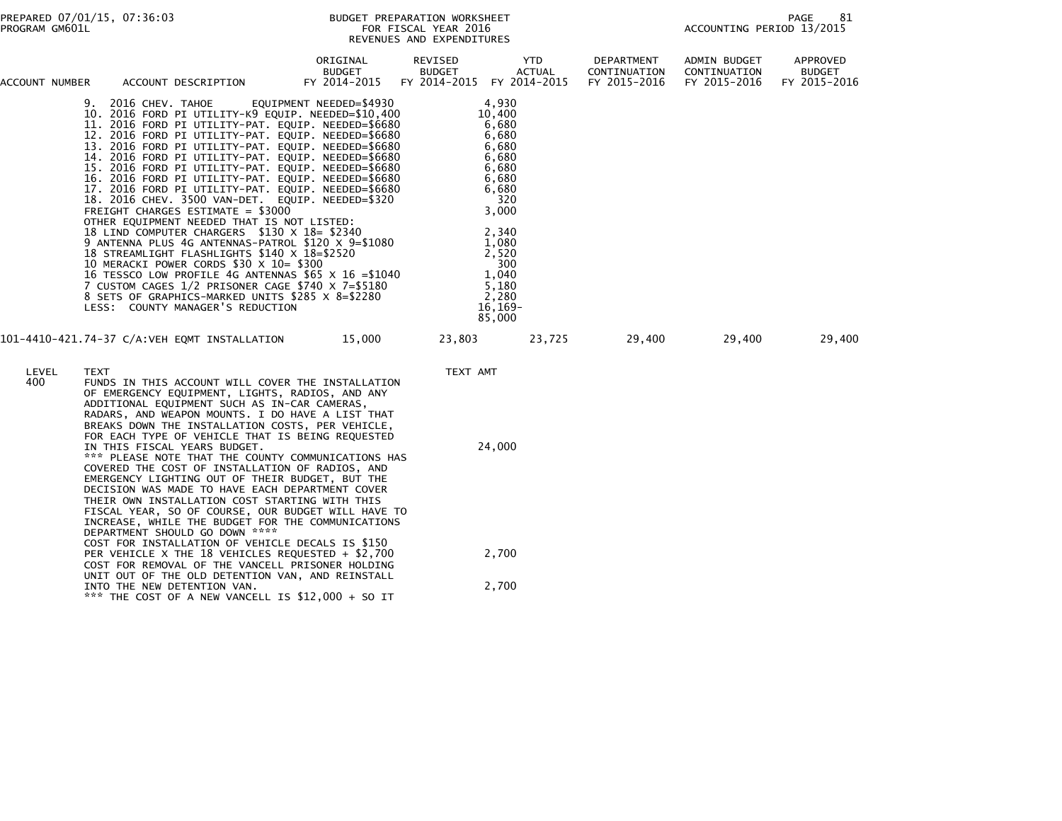| ACCOUNT NUMBER | ACCOUNT DESCRIPTION | ORIGINAL BUDGET FY 2014-2015 | REVISED BUDGET FY 2014-2015 | YTD ACTUAL FY 2014-2015 | DEPARTMENT CONTINUATION FY 2015-2016 | ADMIN BUDGET CONTINUATION FY 2015-2016 | APPROVED BUDGET FY 2015-2016 |
|---|---|---|---|---|---|---|---|
| | 9. 2016 CHEV. TAHOE EQUIPMENT NEEDED=$4930 | | 4,930 | | | | |
| | 10. 2016 FORD PI UTILITY-K9 EQUIP. NEEDED=$10,400 | | 10,400 | | | | |
| | 11. 2016 FORD PI UTILITY-PAT. EQUIP. NEEDED=$6680 | | 6,680 | | | | |
| | 12. 2016 FORD PI UTILITY-PAT. EQUIP. NEEDED=$6680 | | 6,680 | | | | |
| | 13. 2016 FORD PI UTILITY-PAT. EQUIP. NEEDED=$6680 | | 6,680 | | | | |
| | 14. 2016 FORD PI UTILITY-PAT. EQUIP. NEEDED=$6680 | | 6,680 | | | | |
| | 15. 2016 FORD PI UTILITY-PAT. EQUIP. NEEDED=$6680 | | 6,680 | | | | |
| | 16. 2016 FORD PI UTILITY-PAT. EQUIP. NEEDED=$6680 | | 6,680 | | | | |
| | 17. 2016 FORD PI UTILITY-PAT. EQUIP. NEEDED=$6680 | | 6,680 | | | | |
| | 18. 2016 CHEV. 3500 VAN-DET. EQUIP. NEEDED=$320 | | 320 | | | | |
| | FREIGHT CHARGES ESTIMATE = $3000 | | 3,000 | | | | |
| | OTHER EQUIPMENT NEEDED THAT IS NOT LISTED: | | | | | | |
| | 18 LIND COMPUTER CHARGERS $130 X 18= $2340 | | 2,340 | | | | |
| | 9 ANTENNA PLUS 4G ANTENNAS-PATROL $120 X 9=$1080 | | 1,080 | | | | |
| | 18 STREAMLIGHT FLASHLIGHTS $140 X 18=$2520 | | 2,520 | | | | |
| | 10 MERACKI POWER CORDS $30 X 10= $300 | | 300 | | | | |
| | 16 TESSCO LOW PROFILE 4G ANTENNAS $65 X 16 =$1040 | | 1,040 | | | | |
| | 7 CUSTOM CAGES 1/2 PRISONER CAGE $740 X 7=$5180 | | 5,180 | | | | |
| | 8 SETS OF GRAPHICS-MARKED UNITS $285 X 8=$2280 | | 2,280 | | | | |
| | LESS: COUNTY MANAGER'S REDUCTION | | 16,169- | | | | |
| | | | 85,000 | | | | |
| 101-4410-421.74-37 | C/A:VEH EQMT INSTALLATION | 15,000 | 23,803 | 23,725 | 29,400 | 29,400 | 29,400 |

| LEVEL | TEXT | TEXT AMT |
|---|---|---|
| 400 | FUNDS IN THIS ACCOUNT WILL COVER THE INSTALLATION OF EMERGENCY EQUIPMENT, LIGHTS, RADIOS, AND ANY ADDITIONAL EQUIPMENT SUCH AS IN-CAR CAMERAS, RADARS, AND WEAPON MOUNTS. I DO HAVE A LIST THAT BREAKS DOWN THE INSTALLATION COSTS, PER VEHICLE, FOR EACH TYPE OF VEHICLE THAT IS BEING REQUESTED IN THIS FISCAL YEARS BUDGET. | 24,000 |
| | *** PLEASE NOTE THAT THE COUNTY COMMUNICATIONS HAS COVERED THE COST OF INSTALLATION OF RADIOS, AND EMERGENCY LIGHTING OUT OF THEIR BUDGET, BUT THE DECISION WAS MADE TO HAVE EACH DEPARTMENT COVER THEIR OWN INSTALLATION COST STARTING WITH THIS FISCAL YEAR, SO OF COURSE, OUR BUDGET WILL HAVE TO INCREASE, WHILE THE BUDGET FOR THE COMMUNICATIONS DEPARTMENT SHOULD GO DOWN **** | |
| | COST FOR INSTALLATION OF VEHICLE DECALS IS $150 PER VEHICLE X THE 18 VEHICLES REQUESTED + $2,700 | 2,700 |
| | COST FOR REMOVAL OF THE VANCELL PRISONER HOLDING UNIT OUT OF THE OLD DETENTION VAN, AND REINSTALL INTO THE NEW DETENTION VAN. | 2,700 |
| | *** THE COST OF A NEW VANCELL IS $12,000 + SO IT | |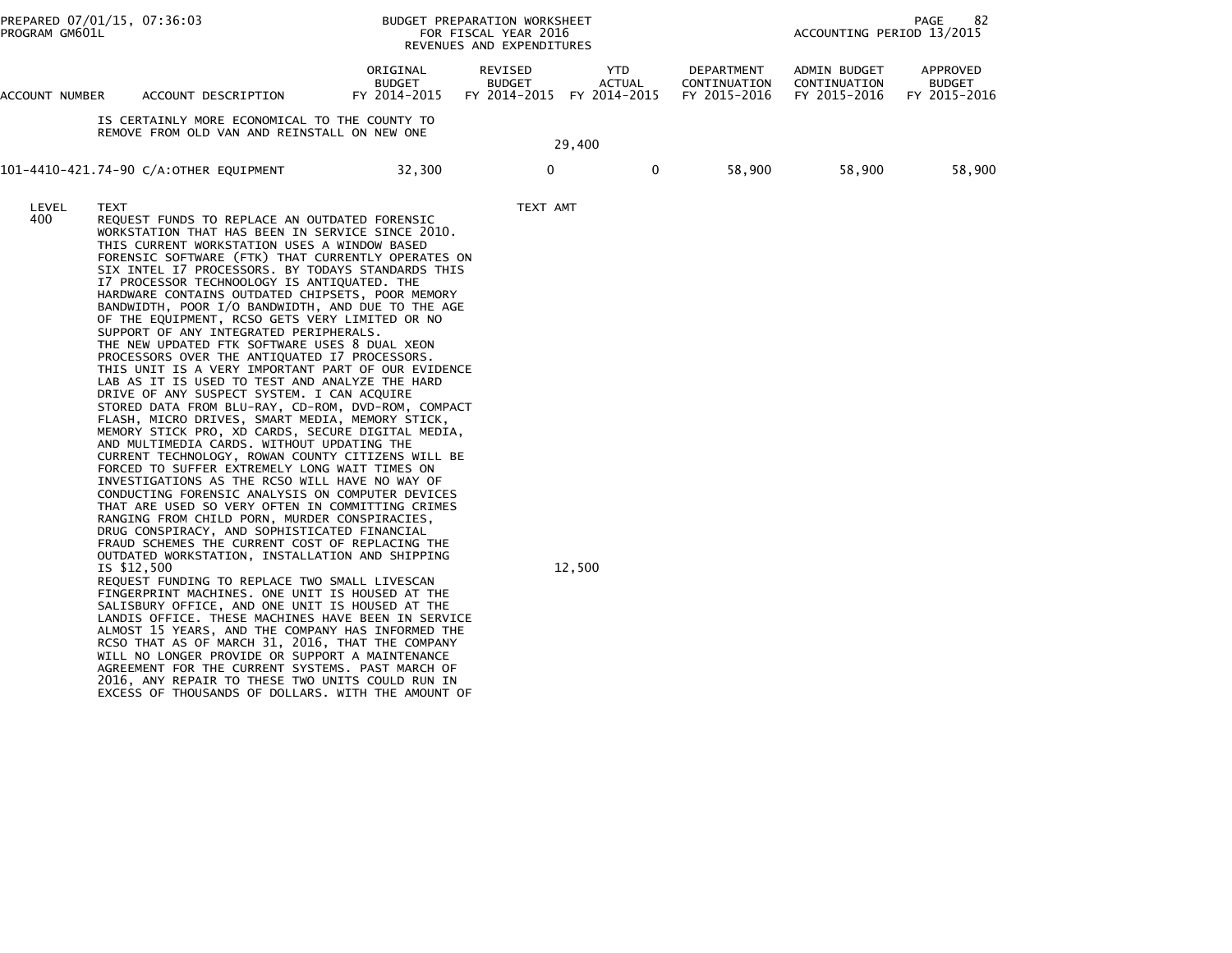| ACCOUNT NUMBER | ACCOUNT DESCRIPTION | ORIGINAL BUDGET FY 2014-2015 | REVISED BUDGET FY 2014-2015 | YTD ACTUAL FY 2014-2015 | DEPARTMENT CONTINUATION FY 2015-2016 | ADMIN BUDGET CONTINUATION FY 2015-2016 | APPROVED BUDGET FY 2015-2016 |
|---|---|---|---|---|---|---|---|
| | IS CERTAINLY MORE ECONOMICAL TO THE COUNTY TO REMOVE FROM OLD VAN AND REINSTALL ON NEW ONE | | 29,400 | | | | |
| 101-4410-421.74-90 | C/A:OTHER EQUIPMENT | 32,300 | 0 | 0 | 58,900 | 58,900 | 58,900 |

| LEVEL | TEXT | TEXT AMT |
|---|---|---|
| 400 | REQUEST FUNDS TO REPLACE AN OUTDATED FORENSIC WORKSTATION THAT HAS BEEN IN SERVICE SINCE 2010. THIS CURRENT WORKSTATION USES A WINDOW BASED FORENSIC SOFTWARE (FTK) THAT CURRENTLY OPERATES ON SIX INTEL I7 PROCESSORS. BY TODAYS STANDARDS THIS I7 PROCESSOR TECHNOOLOGY IS ANTIQUATED. THE HARDWARE CONTAINS OUTDATED CHIPSETS, POOR MEMORY BANDWIDTH, POOR I/O BANDWIDTH, AND DUE TO THE AGE OF THE EQUIPMENT, RCSO GETS VERY LIMITED OR NO SUPPORT OF ANY INTEGRATED PERIPHERALS. THE NEW UPDATED FTK SOFTWARE USES 8 DUAL XEON PROCESSORS OVER THE ANTIQUATED I7 PROCESSORS. THIS UNIT IS A VERY IMPORTANT PART OF OUR EVIDENCE LAB AS IT IS USED TO TEST AND ANALYZE THE HARD DRIVE OF ANY SUSPECT SYSTEM. I CAN ACQUIRE STORED DATA FROM BLU-RAY, CD-ROM, DVD-ROM, COMPACT FLASH, MICRO DRIVES, SMART MEDIA, MEMORY STICK, MEMORY STICK PRO, XD CARDS, SECURE DIGITAL MEDIA, AND MULTIMEDIA CARDS. WITHOUT UPDATING THE CURRENT TECHNOLOGY, ROWAN COUNTY CITIZENS WILL BE FORCED TO SUFFER EXTREMELY LONG WAIT TIMES ON INVESTIGATIONS AS THE RCSO WILL HAVE NO WAY OF CONDUCTING FORENSIC ANALYSIS ON COMPUTER DEVICES THAT ARE USED SO VERY OFTEN IN COMMITTING CRIMES RANGING FROM CHILD PORN, MURDER CONSPIRACIES, DRUG CONSPIRACY, AND SOPHISTICATED FINANCIAL FRAUD SCHEMES THE CURRENT COST OF REPLACING THE OUTDATED WORKSTATION, INSTALLATION AND SHIPPING IS $12,500 | 12,500 |
| | REQUEST FUNDING TO REPLACE TWO SMALL LIVESCAN FINGERPRINT MACHINES. ONE UNIT IS HOUSED AT THE SALISBURY OFFICE, AND ONE UNIT IS HOUSED AT THE LANDIS OFFICE. THESE MACHINES HAVE BEEN IN SERVICE ALMOST 15 YEARS, AND THE COMPANY HAS INFORMED THE RCSO THAT AS OF MARCH 31, 2016, THAT THE COMPANY WILL NO LONGER PROVIDE OR SUPPORT A MAINTENANCE AGREEMENT FOR THE CURRENT SYSTEMS. PAST MARCH OF 2016, ANY REPAIR TO THESE TWO UNITS COULD RUN IN EXCESS OF THOUSANDS OF DOLLARS. WITH THE AMOUNT OF | |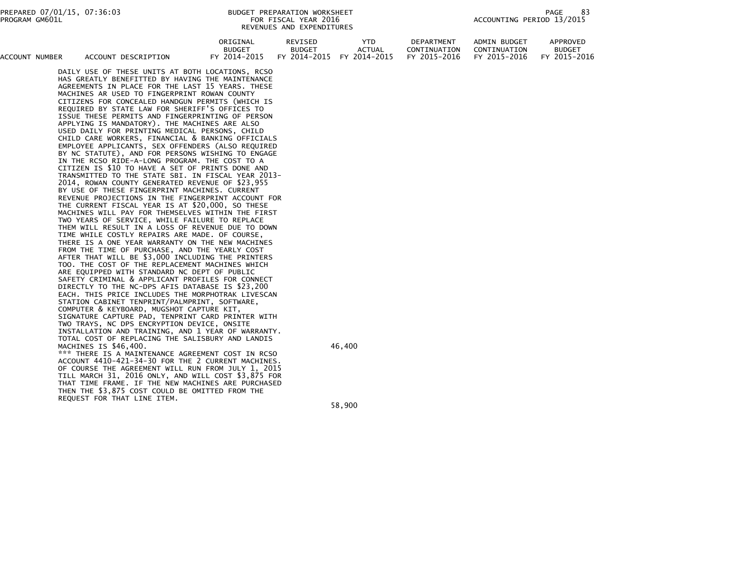BUDGET PREPARATION WORKSHEET
FOR FISCAL YEAR 2016
REVENUES AND EXPENDITURES

| ACCOUNT NUMBER | ACCOUNT DESCRIPTION | ORIGINAL BUDGET FY 2014-2015 | REVISED BUDGET FY 2014-2015 | YTD ACTUAL FY 2014-2015 | DEPARTMENT CONTINUATION FY 2015-2016 | ADMIN BUDGET CONTINUATION FY 2015-2016 | APPROVED BUDGET FY 2015-2016 |
|---|---|---|---|---|---|---|---|
| | DAILY USE OF THESE UNITS AT BOTH LOCATIONS, RCSO HAS GREATLY BENEFITTED BY HAVING THE MAINTENANCE AGREEMENTS IN PLACE FOR THE LAST 15 YEARS. THESE MACHINES AR USED TO FINGERPRINT ROWAN COUNTY CITIZENS FOR CONCEALED HANDGUN PERMITS (WHICH IS REQUIRED BY STATE LAW FOR SHERIFF'S OFFICES TO ISSUE THESE PERMITS AND FINGERPRINTING OF PERSON APPLYING IS MANDATORY). THE MACHINES ARE ALSO USED DAILY FOR PRINTING MEDICAL PERSONS, CHILD CHILD CARE WORKERS, FINANCIAL & BANKING OFFICIALS EMPLOYEE APPLICANTS, SEX OFFENDERS (ALSO REQUIRED BY NC STATUTE), AND FOR PERSONS WISHING TO ENGAGE IN THE RCSO RIDE-A-LONG PROGRAM. THE COST TO A CITIZEN IS $10 TO HAVE A SET OF PRINTS DONE AND TRANSMITTED TO THE STATE SBI. IN FISCAL YEAR 2013-2014, ROWAN COUNTY GENERATED REVENUE OF $23,955 BY USE OF THESE FINGERPRINT MACHINES. CURRENT REVENUE PROJECTIONS IN THE FINGERPRINT ACCOUNT FOR THE CURRENT FISCAL YEAR IS AT $20,000, SO THESE MACHINES WILL PAY FOR THEMSELVES WITHIN THE FIRST TWO YEARS OF SERVICE, WHILE FAILURE TO REPLACE THEM WILL RESULT IN A LOSS OF REVENUE DUE TO DOWN TIME WHILE COSTLY REPAIRS ARE MADE. OF COURSE, THERE IS A ONE YEAR WARRANTY ON THE NEW MACHINES FROM THE TIME OF PURCHASE, AND THE YEARLY COST AFTER THAT WILL BE $3,000 INCLUDING THE PRINTERS TOO. THE COST OF THE REPLACEMENT MACHINES WHICH ARE EQUIPPED WITH STANDARD NC DEPT OF PUBLIC SAFETY CRIMINAL & APPLICANT PROFILES FOR CONNECT DIRECTLY TO THE NC-DPS AFIS DATABASE IS $23,200 EACH. THIS PRICE INCLUDES THE MORPHOTRAK LIVESCAN STATION CABINET TENPRINT/PALMPRINT, SOFTWARE, COMPUTER & KEYBOARD, MUGSHOT CAPTURE KIT, SIGNATURE CAPTURE PAD, TENPRINT CARD PRINTER WITH TWO TRAYS, NC DPS ENCRYPTION DEVICE, ONSITE INSTALLATION AND TRAINING, AND 1 YEAR OF WARRANTY. TOTAL COST OF REPLACING THE SALISBURY AND LANDIS MACHINES IS $46,400. | | | 46,400 | | | |
| | *** THERE IS A MAINTENANCE AGREEMENT COST IN RCSO ACCOUNT 4410-421-34-30 FOR THE 2 CURRENT MACHINES. OF COURSE THE AGREEMENT WILL RUN FROM JULY 1, 2015 TILL MARCH 31, 2016 ONLY, AND WILL COST $3,875 FOR THAT TIME FRAME. IF THE NEW MACHINES ARE PURCHASED THEN THE $3,875 COST COULD BE OMITTED FROM THE REQUEST FOR THAT LINE ITEM. | | | | | | |
| | | | | 58,900 | | | |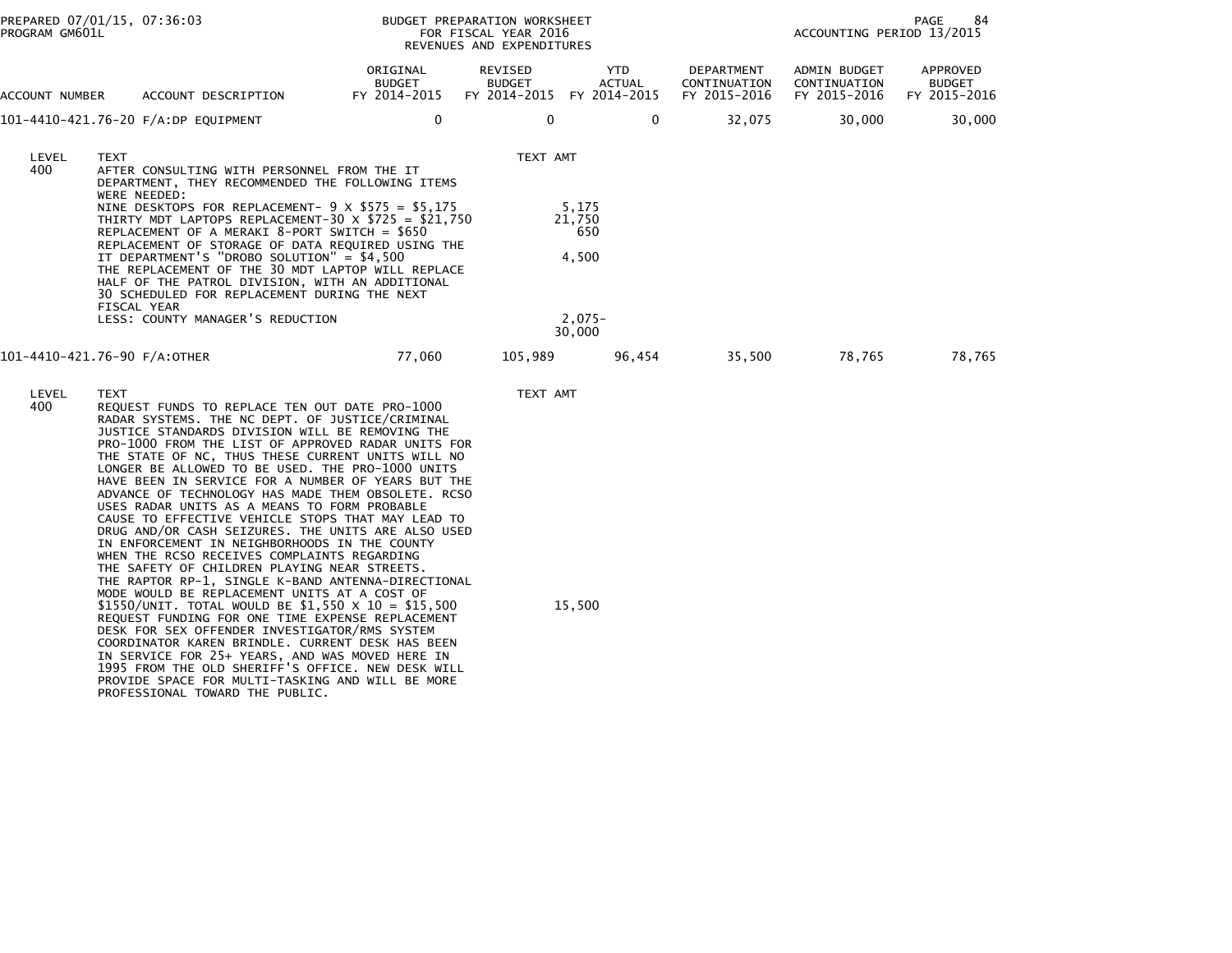BUDGET PREPARATION WORKSHEET
FOR FISCAL YEAR 2016
REVENUES AND EXPENDITURES

PREPARED 07/01/15, 07:36:03
PROGRAM GM601L

ACCOUNTING PERIOD 13/2015

| ACCOUNT NUMBER | ACCOUNT DESCRIPTION | ORIGINAL BUDGET FY 2014-2015 | REVISED BUDGET FY 2014-2015 | YTD ACTUAL FY 2014-2015 | DEPARTMENT CONTINUATION FY 2015-2016 | ADMIN BUDGET CONTINUATION FY 2015-2016 | APPROVED BUDGET FY 2015-2016 |
|---|---|---|---|---|---|---|---|
| 101-4410-421.76-20 | F/A:DP EQUIPMENT | 0 | 0 | 0 | 32,075 | 30,000 | 30,000 |

| LEVEL | TEXT | TEXT AMT |
|---|---|---|
| 400 | AFTER CONSULTING WITH PERSONNEL FROM THE IT DEPARTMENT, THEY RECOMMENDED THE FOLLOWING ITEMS WERE NEEDED: | |
| | NINE DESKTOPS FOR REPLACEMENT- 9 X $575 = $5,175 | 5,175 |
| | THIRTY MDT LAPTOPS REPLACEMENT-30 X $725 = $21,750 | 21,750 |
| | REPLACEMENT OF A MERAKI 8-PORT SWITCH = $650 | 650 |
| | REPLACEMENT OF STORAGE OF DATA REQUIRED USING THE IT DEPARTMENT'S "DROBO SOLUTION" = $4,500 | 4,500 |
| | THE REPLACEMENT OF THE 30 MDT LAPTOP WILL REPLACE HALF OF THE PATROL DIVISION, WITH AN ADDITIONAL 30 SCHEDULED FOR REPLACEMENT DURING THE NEXT FISCAL YEAR | |
| | LESS: COUNTY MANAGER'S REDUCTION | 2,075- |
| | | 30,000 |

| ACCOUNT NUMBER | ACCOUNT DESCRIPTION | ORIGINAL BUDGET FY 2014-2015 | REVISED BUDGET FY 2014-2015 | YTD ACTUAL FY 2014-2015 | DEPARTMENT CONTINUATION FY 2015-2016 | ADMIN BUDGET CONTINUATION FY 2015-2016 | APPROVED BUDGET FY 2015-2016 |
|---|---|---|---|---|---|---|---|
| 101-4410-421.76-90 | F/A:OTHER | 77,060 | 105,989 | 96,454 | 35,500 | 78,765 | 78,765 |

| LEVEL | TEXT | TEXT AMT |
|---|---|---|
| 400 | REQUEST FUNDS TO REPLACE TEN OUT DATE PRO-1000 RADAR SYSTEMS. THE NC DEPT. OF JUSTICE/CRIMINAL JUSTICE STANDARDS DIVISION WILL BE REMOVING THE PRO-1000 FROM THE LIST OF APPROVED RADAR UNITS FOR THE STATE OF NC, THUS THESE CURRENT UNITS WILL NO LONGER BE ALLOWED TO BE USED. THE PRO-1000 UNITS HAVE BEEN IN SERVICE FOR A NUMBER OF YEARS BUT THE ADVANCE OF TECHNOLOGY HAS MADE THEM OBSOLETE. RCSO USES RADAR UNITS AS A MEANS TO FORM PROBABLE CAUSE TO EFFECTIVE VEHICLE STOPS THAT MAY LEAD TO DRUG AND/OR CASH SEIZURES. THE UNITS ARE ALSO USED IN ENFORCEMENT IN NEIGHBORHOODS IN THE COUNTY WHEN THE RCSO RECEIVES COMPLAINTS REGARDING THE SAFETY OF CHILDREN PLAYING NEAR STREETS. THE RAPTOR RP-1, SINGLE K-BAND ANTENNA-DIRECTIONAL MODE WOULD BE REPLACEMENT UNITS AT A COST OF $1550/UNIT. TOTAL WOULD BE $1,550 X 10 = $15,500 | 15,500 |
| | REQUEST FUNDING FOR ONE TIME EXPENSE REPLACEMENT DESK FOR SEX OFFENDER INVESTIGATOR/RMS SYSTEM COORDINATOR KAREN BRINDLE. CURRENT DESK HAS BEEN IN SERVICE FOR 25+ YEARS, AND WAS MOVED HERE IN 1995 FROM THE OLD SHERIFF'S OFFICE. NEW DESK WILL PROVIDE SPACE FOR MULTI-TASKING AND WILL BE MORE PROFESSIONAL TOWARD THE PUBLIC. | |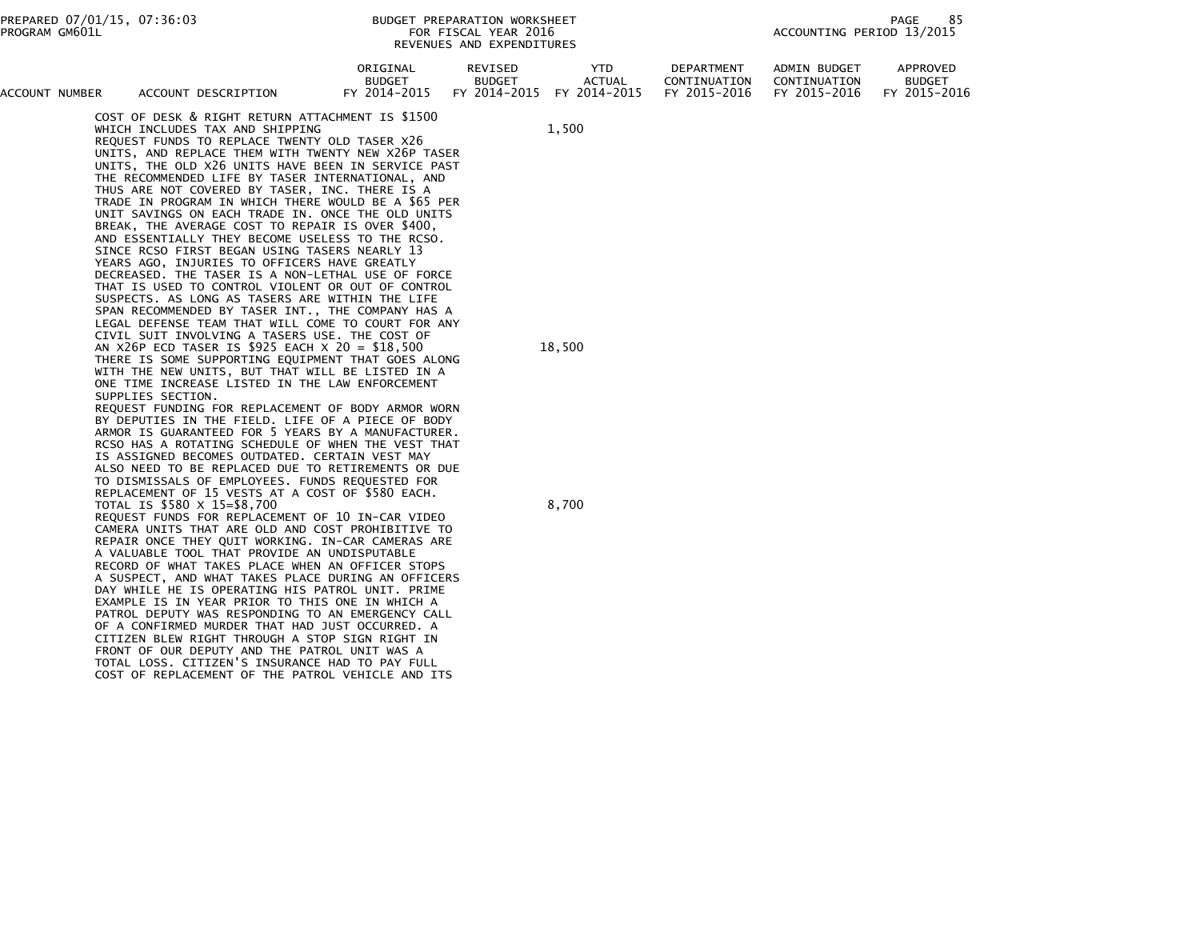BUDGET PREPARATION WORKSHEET
FOR FISCAL YEAR 2016
REVENUES AND EXPENDITURES

ACCOUNTING PERIOD 13/2015

| ACCOUNT NUMBER | ACCOUNT DESCRIPTION | ORIGINAL BUDGET FY 2014-2015 | REVISED BUDGET FY 2014-2015 | YTD ACTUAL FY 2014-2015 | DEPARTMENT CONTINUATION FY 2015-2016 | ADMIN BUDGET CONTINUATION FY 2015-2016 | APPROVED BUDGET FY 2015-2016 |
|---|---|---|---|---|---|---|---|
| | COST OF DESK & RIGHT RETURN ATTACHMENT IS $1500 WHICH INCLUDES TAX AND SHIPPING | | | | 1,500 | | |
| | REQUEST FUNDS TO REPLACE TWENTY OLD TASER X26 UNITS, AND REPLACE THEM WITH TWENTY NEW X26P TASER UNITS, THE OLD X26 UNITS HAVE BEEN IN SERVICE PAST THE RECOMMENDED LIFE BY TASER INTERNATIONAL, AND THUS ARE NOT COVERED BY TASER, INC. THERE IS A TRADE IN PROGRAM IN WHICH THERE WOULD BE A $65 PER UNIT SAVINGS ON EACH TRADE IN. ONCE THE OLD UNITS BREAK, THE AVERAGE COST TO REPAIR IS OVER $400, AND ESSENTIALLY THEY BECOME USELESS TO THE RCSO. SINCE RCSO FIRST BEGAN USING TASERS NEARLY 13 YEARS AGO, INJURIES TO OFFICERS HAVE GREATLY DECREASED. THE TASER IS A NON-LETHAL USE OF FORCE THAT IS USED TO CONTROL VIOLENT OR OUT OF CONTROL SUSPECTS. AS LONG AS TASERS ARE WITHIN THE LIFE SPAN RECOMMENDED BY TASER INT., THE COMPANY HAS A LEGAL DEFENSE TEAM THAT WILL COME TO COURT FOR ANY CIVIL SUIT INVOLVING A TASERS USE. THE COST OF AN X26P ECD TASER IS $925 EACH X 20 = $18,500 | | | | 18,500 | | |
| | THERE IS SOME SUPPORTING EQUIPMENT THAT GOES ALONG WITH THE NEW UNITS, BUT THAT WILL BE LISTED IN A ONE TIME INCREASE LISTED IN THE LAW ENFORCEMENT SUPPLIES SECTION. | | | | | | |
| | REQUEST FUNDING FOR REPLACEMENT OF BODY ARMOR WORN BY DEPUTIES IN THE FIELD. LIFE OF A PIECE OF BODY ARMOR IS GUARANTEED FOR 5 YEARS BY A MANUFACTURER. RCSO HAS A ROTATING SCHEDULE OF WHEN THE VEST THAT IS ASSIGNED BECOMES OUTDATED. CERTAIN VEST MAY ALSO NEED TO BE REPLACED DUE TO RETIREMENTS OR DUE TO DISMISSALS OF EMPLOYEES. FUNDS REQUESTED FOR REPLACEMENT OF 15 VESTS AT A COST OF $580 EACH. TOTAL IS $580 X 15=$8,700 | | | | 8,700 | | |
| | REQUEST FUNDS FOR REPLACEMENT OF 10 IN-CAR VIDEO CAMERA UNITS THAT ARE OLD AND COST PROHIBITIVE TO REPAIR ONCE THEY QUIT WORKING. IN-CAR CAMERAS ARE A VALUABLE TOOL THAT PROVIDE AN UNDISPUTABLE RECORD OF WHAT TAKES PLACE WHEN AN OFFICER STOPS A SUSPECT, AND WHAT TAKES PLACE DURING AN OFFICERS DAY WHILE HE IS OPERATING HIS PATROL UNIT. PRIME EXAMPLE IS IN YEAR PRIOR TO THIS ONE IN WHICH A PATROL DEPUTY WAS RESPONDING TO AN EMERGENCY CALL OF A CONFIRMED MURDER THAT HAD JUST OCCURRED. A CITIZEN BLEW RIGHT THROUGH A STOP SIGN RIGHT IN FRONT OF OUR DEPUTY AND THE PATROL UNIT WAS A TOTAL LOSS. CITIZEN'S INSURANCE HAD TO PAY FULL COST OF REPLACEMENT OF THE PATROL VEHICLE AND ITS | | | | | | |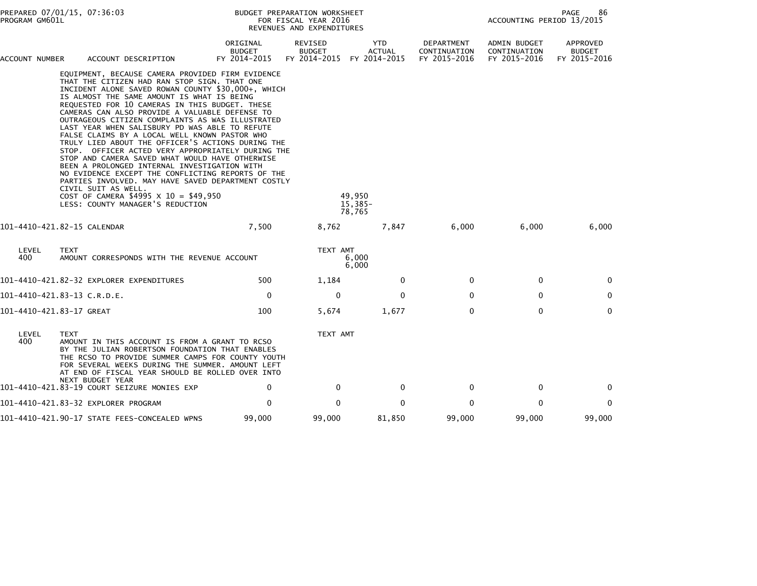| ACCOUNT NUMBER | ACCOUNT DESCRIPTION | ORIGINAL BUDGET FY 2014-2015 | REVISED BUDGET FY 2014-2015 | YTD ACTUAL FY 2014-2015 | DEPARTMENT CONTINUATION FY 2015-2016 | ADMIN BUDGET CONTINUATION FY 2015-2016 | APPROVED BUDGET FY 2015-2016 |
|---|---|---|---|---|---|---|---|

EQUIPMENT, BECAUSE CAMERA PROVIDED FIRM EVIDENCE THAT THE CITIZEN HAD RAN STOP SIGN. THAT ONE INCIDENT ALONE SAVED ROWAN COUNTY $30,000+, WHICH IS ALMOST THE SAME AMOUNT IS WHAT IS BEING REQUESTED FOR 10 CAMERAS IN THIS BUDGET. THESE CAMERAS CAN ALSO PROVIDE A VALUABLE DEFENSE TO OUTRAGEOUS CITIZEN COMPLAINTS AS WAS ILLUSTRATED LAST YEAR WHEN SALISBURY PD WAS ABLE TO REFUTE FALSE CLAIMS BY A LOCAL WELL KNOWN PASTOR WHO TRULY LIED ABOUT THE OFFICER'S ACTIONS DURING THE STOP. OFFICER ACTED VERY APPROPRIATELY DURING THE STOP AND CAMERA SAVED WHAT WOULD HAVE OTHERWISE BEEN A PROLONGED INTERNAL INVESTIGATION WITH NO EVIDENCE EXCEPT THE CONFLICTING REPORTS OF THE PARTIES INVOLVED. MAY HAVE SAVED DEPARTMENT COSTLY CIVIL SUIT AS WELL.

| | |
|---|---|
| COST OF CAMERA $4995 X 10 = $49,950 | 49,950 |
| LESS: COUNTY MANAGER'S REDUCTION | 15,385- |
| | 78,765 |

| ACCOUNT NUMBER | ACCOUNT DESCRIPTION | ORIGINAL BUDGET FY 2014-2015 | REVISED BUDGET FY 2014-2015 | YTD ACTUAL FY 2014-2015 | DEPARTMENT CONTINUATION FY 2015-2016 | ADMIN BUDGET CONTINUATION FY 2015-2016 | APPROVED BUDGET FY 2015-2016 |
|---|---|---|---|---|---|---|---|
| 101-4410-421.82-15 | CALENDAR | 7,500 | 8,762 | 7,847 | 6,000 | 6,000 | 6,000 |

| LEVEL | TEXT | TEXT AMT |
|---|---|---|
| 400 | AMOUNT CORRESPONDS WITH THE REVENUE ACCOUNT | 6,000 |
| | | 6,000 |

| ACCOUNT NUMBER | ACCOUNT DESCRIPTION | ORIGINAL BUDGET FY 2014-2015 | REVISED BUDGET FY 2014-2015 | YTD ACTUAL FY 2014-2015 | DEPARTMENT CONTINUATION FY 2015-2016 | ADMIN BUDGET CONTINUATION FY 2015-2016 | APPROVED BUDGET FY 2015-2016 |
|---|---|---|---|---|---|---|---|
| 101-4410-421.82-32 | EXPLORER EXPENDITURES | 500 | 1,184 | 0 | 0 | 0 | 0 |
| 101-4410-421.83-13 | C.R.D.E. | 0 | 0 | 0 | 0 | 0 | 0 |
| 101-4410-421.83-17 | GREAT | 100 | 5,674 | 1,677 | 0 | 0 | 0 |

| LEVEL | TEXT | TEXT AMT |
|---|---|---|
| 400 | AMOUNT IN THIS ACCOUNT IS FROM A GRANT TO RCSO BY THE JULIAN ROBERTSON FOUNDATION THAT ENABLES THE RCSO TO PROVIDE SUMMER CAMPS FOR COUNTY YOUTH FOR SEVERAL WEEKS DURING THE SUMMER. AMOUNT LEFT AT END OF FISCAL YEAR SHOULD BE ROLLED OVER INTO NEXT BUDGET YEAR | |

| ACCOUNT NUMBER | ACCOUNT DESCRIPTION | ORIGINAL BUDGET FY 2014-2015 | REVISED BUDGET FY 2014-2015 | YTD ACTUAL FY 2014-2015 | DEPARTMENT CONTINUATION FY 2015-2016 | ADMIN BUDGET CONTINUATION FY 2015-2016 | APPROVED BUDGET FY 2015-2016 |
|---|---|---|---|---|---|---|---|
| 101-4410-421.83-19 | COURT SEIZURE MONIES EXP | 0 | 0 | 0 | 0 | 0 | 0 |
| 101-4410-421.83-32 | EXPLORER PROGRAM | 0 | 0 | 0 | 0 | 0 | 0 |
| 101-4410-421.90-17 | STATE FEES-CONCEALED WPNS | 99,000 | 99,000 | 81,850 | 99,000 | 99,000 | 99,000 |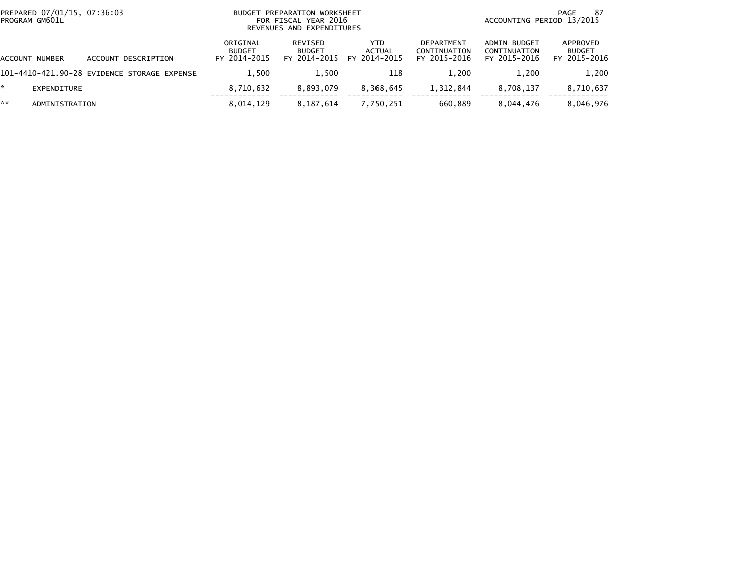| ACCOUNT NUMBER | ACCOUNT DESCRIPTION | ORIGINAL BUDGET FY 2014-2015 | REVISED BUDGET FY 2014-2015 | YTD ACTUAL FY 2014-2015 | DEPARTMENT CONTINUATION FY 2015-2016 | ADMIN BUDGET CONTINUATION FY 2015-2016 | APPROVED BUDGET FY 2015-2016 |
|---|---|---|---|---|---|---|---|
| 101-4410-421.90-28 | EVIDENCE STORAGE EXPENSE | 1,500 | 1,500 | 118 | 1,200 | 1,200 | 1,200 |
| * | EXPENDITURE | 8,710,632 | 8,893,079 | 8,368,645 | 1,312,844 | 8,708,137 | 8,710,637 |
| ** | ADMINISTRATION | 8,014,129 | 8,187,614 | 7,750,251 | 660,889 | 8,044,476 | 8,046,976 |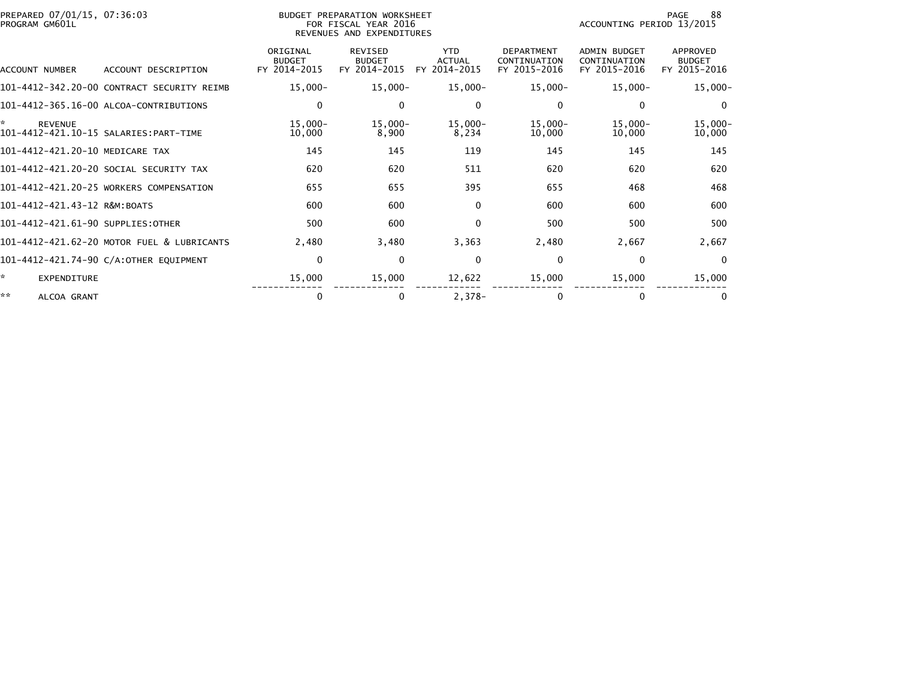PREPARED 07/01/15, 07:36:03
PROGRAM GM601L

BUDGET PREPARATION WORKSHEET
FOR FISCAL YEAR 2016
REVENUES AND EXPENDITURES

ACCOUNTING PERIOD 13/2015

| ACCOUNT NUMBER | ACCOUNT DESCRIPTION | ORIGINAL BUDGET FY 2014-2015 | REVISED BUDGET FY 2014-2015 | YTD ACTUAL FY 2014-2015 | DEPARTMENT CONTINUATION FY 2015-2016 | ADMIN BUDGET CONTINUATION FY 2015-2016 | APPROVED BUDGET FY 2015-2016 |
|---|---|---|---|---|---|---|---|
| 101-4412-342.20-00 | CONTRACT SECURITY REIMB | 15,000- | 15,000- | 15,000- | 15,000- | 15,000- | 15,000- |
| 101-4412-365.16-00 | ALCOA-CONTRIBUTIONS | 0 | 0 | 0 | 0 | 0 | 0 |
| * | REVENUE | 15,000- | 15,000- | 15,000- | 15,000- | 15,000- | 15,000- |
| 101-4412-421.10-15 | SALARIES:PART-TIME | 10,000 | 8,900 | 8,234 | 10,000 | 10,000 | 10,000 |
| 101-4412-421.20-10 | MEDICARE TAX | 145 | 145 | 119 | 145 | 145 | 145 |
| 101-4412-421.20-20 | SOCIAL SECURITY TAX | 620 | 620 | 511 | 620 | 620 | 620 |
| 101-4412-421.20-25 | WORKERS COMPENSATION | 655 | 655 | 395 | 655 | 468 | 468 |
| 101-4412-421.43-12 | R&M:BOATS | 600 | 600 | 0 | 600 | 600 | 600 |
| 101-4412-421.61-90 | SUPPLIES:OTHER | 500 | 600 | 0 | 500 | 500 | 500 |
| 101-4412-421.62-20 | MOTOR FUEL & LUBRICANTS | 2,480 | 3,480 | 3,363 | 2,480 | 2,667 | 2,667 |
| 101-4412-421.74-90 | C/A:OTHER EQUIPMENT | 0 | 0 | 0 | 0 | 0 | 0 |
| * | EXPENDITURE | 15,000 | 15,000 | 12,622 | 15,000 | 15,000 | 15,000 |
| ** | ALCOA GRANT | 0 | 0 | 2,378- | 0 | 0 | 0 |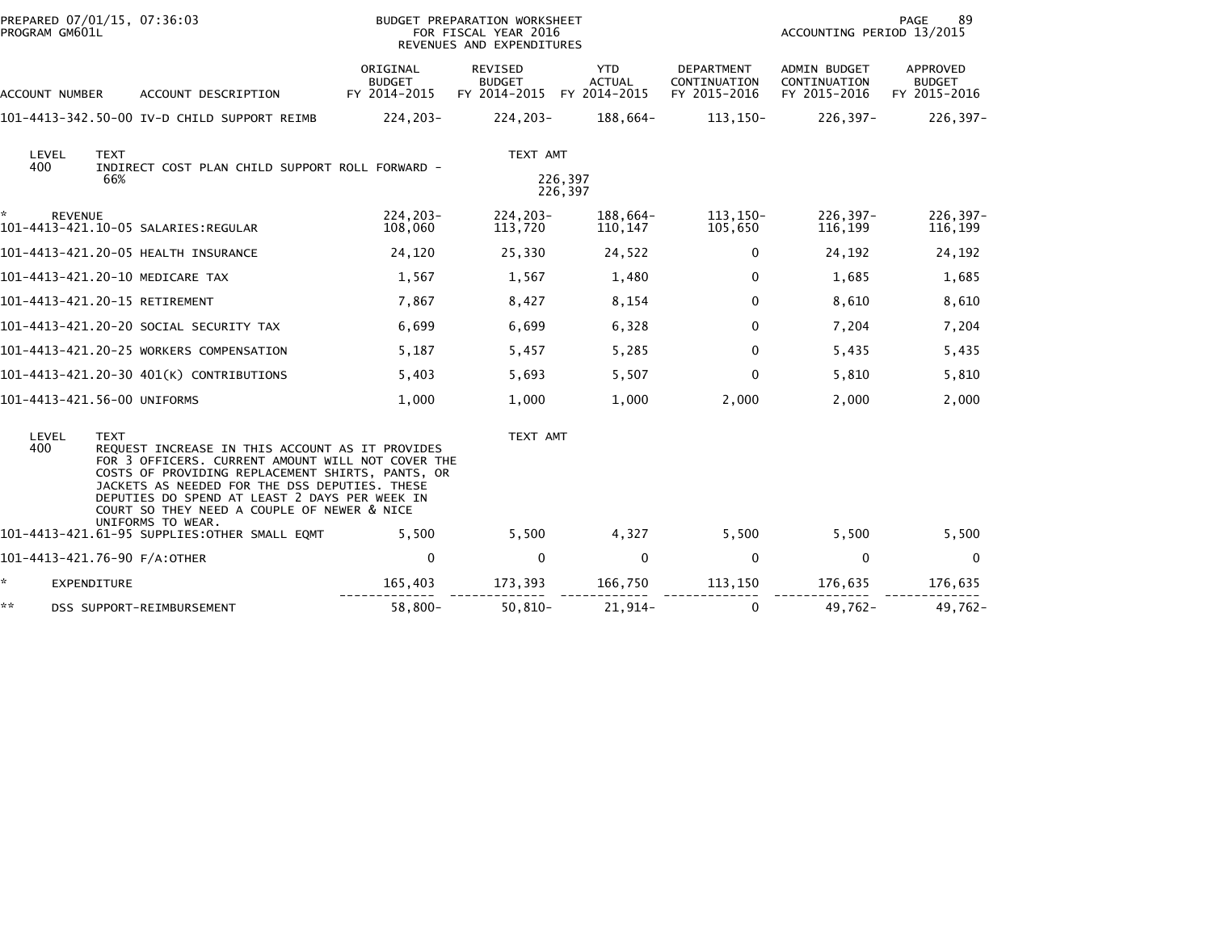PREPARED 07/01/15, 07:36:03 PROGRAM GM601L

BUDGET PREPARATION WORKSHEET FOR FISCAL YEAR 2016 REVENUES AND EXPENDITURES

ACCOUNTING PERIOD 13/2015

| ACCOUNT NUMBER | ACCOUNT DESCRIPTION | ORIGINAL BUDGET FY 2014-2015 | REVISED BUDGET FY 2014-2015 | YTD ACTUAL FY 2014-2015 | DEPARTMENT CONTINUATION FY 2015-2016 | ADMIN BUDGET CONTINUATION FY 2015-2016 | APPROVED BUDGET FY 2015-2016 |
|---|---|---|---|---|---|---|---|
| 101-4413-342.50-00 | IV-D CHILD SUPPORT REIMB | 224,203- | 224,203- | 188,664- | 113,150- | 226,397- | 226,397- |

| LEVEL | TEXT | TEXT AMT |
|---|---|---|
| 400 | INDIRECT COST PLAN CHILD SUPPORT ROLL FORWARD - 66% | 226,397 |
| | | 226,397 |

| ACCOUNT NUMBER | ACCOUNT DESCRIPTION | ORIGINAL BUDGET FY 2014-2015 | REVISED BUDGET FY 2014-2015 | YTD ACTUAL FY 2014-2015 | DEPARTMENT CONTINUATION FY 2015-2016 | ADMIN BUDGET CONTINUATION FY 2015-2016 | APPROVED BUDGET FY 2015-2016 |
|---|---|---|---|---|---|---|---|
| * | REVENUE | 224,203- | 224,203- | 188,664- | 113,150- | 226,397- | 226,397- |
| 101-4413-421.10-05 | SALARIES:REGULAR | 108,060 | 113,720 | 110,147 | 105,650 | 116,199 | 116,199 |
| 101-4413-421.20-05 | HEALTH INSURANCE | 24,120 | 25,330 | 24,522 | 0 | 24,192 | 24,192 |
| 101-4413-421.20-10 | MEDICARE TAX | 1,567 | 1,567 | 1,480 | 0 | 1,685 | 1,685 |
| 101-4413-421.20-15 | RETIREMENT | 7,867 | 8,427 | 8,154 | 0 | 8,610 | 8,610 |
| 101-4413-421.20-20 | SOCIAL SECURITY TAX | 6,699 | 6,699 | 6,328 | 0 | 7,204 | 7,204 |
| 101-4413-421.20-25 | WORKERS COMPENSATION | 5,187 | 5,457 | 5,285 | 0 | 5,435 | 5,435 |
| 101-4413-421.20-30 | 401(K) CONTRIBUTIONS | 5,403 | 5,693 | 5,507 | 0 | 5,810 | 5,810 |
| 101-4413-421.56-00 | UNIFORMS | 1,000 | 1,000 | 1,000 | 2,000 | 2,000 | 2,000 |

| LEVEL | TEXT | TEXT AMT |
|---|---|---|
| 400 | REQUEST INCREASE IN THIS ACCOUNT AS IT PROVIDES FOR 3 OFFICERS. CURRENT AMOUNT WILL NOT COVER THE COSTS OF PROVIDING REPLACEMENT SHIRTS, PANTS, OR JACKETS AS NEEDED FOR THE DSS DEPUTIES. THESE DEPUTIES DO SPEND AT LEAST 2 DAYS PER WEEK IN COURT SO THEY NEED A COUPLE OF NEWER & NICE UNIFORMS TO WEAR. | |

| ACCOUNT NUMBER | ACCOUNT DESCRIPTION | ORIGINAL BUDGET FY 2014-2015 | REVISED BUDGET FY 2014-2015 | YTD ACTUAL FY 2014-2015 | DEPARTMENT CONTINUATION FY 2015-2016 | ADMIN BUDGET CONTINUATION FY 2015-2016 | APPROVED BUDGET FY 2015-2016 |
|---|---|---|---|---|---|---|---|
| 101-4413-421.61-95 | SUPPLIES:OTHER SMALL EQMT | 5,500 | 5,500 | 4,327 | 5,500 | 5,500 | 5,500 |
| 101-4413-421.76-90 | F/A:OTHER | 0 | 0 | 0 | 0 | 0 | 0 |
| * | EXPENDITURE | 165,403 | 173,393 | 166,750 | 113,150 | 176,635 | 176,635 |
| ** | DSS SUPPORT-REIMBURSEMENT | 58,800- | 50,810- | 21,914- | 0 | 49,762- | 49,762- |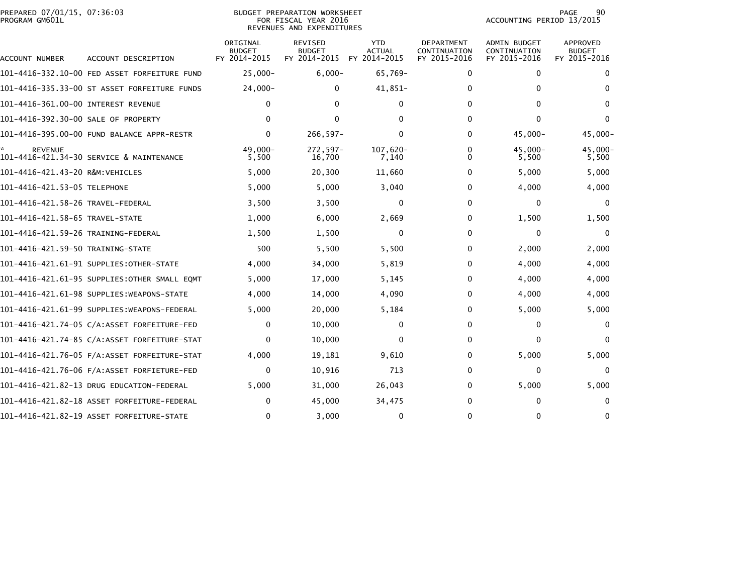PREPARED 07/01/15, 07:36:03
PROGRAM GM601L

BUDGET PREPARATION WORKSHEET
FOR FISCAL YEAR 2016
REVENUES AND EXPENDITURES

ACCOUNTING PERIOD 13/2015

| ACCOUNT NUMBER | ACCOUNT DESCRIPTION | ORIGINAL BUDGET FY 2014-2015 | REVISED BUDGET FY 2014-2015 | YTD ACTUAL FY 2014-2015 | DEPARTMENT CONTINUATION FY 2015-2016 | ADMIN BUDGET CONTINUATION FY 2015-2016 | APPROVED BUDGET FY 2015-2016 |
|---|---|---|---|---|---|---|---|
| 101-4416-332.10-00 | FED ASSET FORFEITURE FUND | 25,000- | 6,000- | 65,769- | 0 | 0 | 0 |
| 101-4416-335.33-00 | ST ASSET FORFEITURE FUNDS | 24,000- | 0 | 41,851- | 0 | 0 | 0 |
| 101-4416-361.00-00 | INTEREST REVENUE | 0 | 0 | 0 | 0 | 0 | 0 |
| 101-4416-392.30-00 | SALE OF PROPERTY | 0 | 0 | 0 | 0 | 0 | 0 |
| 101-4416-395.00-00 | FUND BALANCE APPR-RESTR | 0 | 266,597- | 0 | 0 | 45,000- | 45,000- |
| * REVENUE | | 49,000- | 272,597- | 107,620- | 0 | 45,000- | 45,000- |
| 101-4416-421.34-30 | SERVICE & MAINTENANCE | 5,500 | 16,700 | 7,140 | 0 | 5,500 | 5,500 |
| 101-4416-421.43-20 | R&M:VEHICLES | 5,000 | 20,300 | 11,660 | 0 | 5,000 | 5,000 |
| 101-4416-421.53-05 | TELEPHONE | 5,000 | 5,000 | 3,040 | 0 | 4,000 | 4,000 |
| 101-4416-421.58-26 | TRAVEL-FEDERAL | 3,500 | 3,500 | 0 | 0 | 0 | 0 |
| 101-4416-421.58-65 | TRAVEL-STATE | 1,000 | 6,000 | 2,669 | 0 | 1,500 | 1,500 |
| 101-4416-421.59-26 | TRAINING-FEDERAL | 1,500 | 1,500 | 0 | 0 | 0 | 0 |
| 101-4416-421.59-50 | TRAINING-STATE | 500 | 5,500 | 5,500 | 0 | 2,000 | 2,000 |
| 101-4416-421.61-91 | SUPPLIES:OTHER-STATE | 4,000 | 34,000 | 5,819 | 0 | 4,000 | 4,000 |
| 101-4416-421.61-95 | SUPPLIES:OTHER SMALL EQMT | 5,000 | 17,000 | 5,145 | 0 | 4,000 | 4,000 |
| 101-4416-421.61-98 | SUPPLIES:WEAPONS-STATE | 4,000 | 14,000 | 4,090 | 0 | 4,000 | 4,000 |
| 101-4416-421.61-99 | SUPPLIES:WEAPONS-FEDERAL | 5,000 | 20,000 | 5,184 | 0 | 5,000 | 5,000 |
| 101-4416-421.74-05 | C/A:ASSET FORFEITURE-FED | 0 | 10,000 | 0 | 0 | 0 | 0 |
| 101-4416-421.74-85 | C/A:ASSET FORFEITURE-STAT | 0 | 10,000 | 0 | 0 | 0 | 0 |
| 101-4416-421.76-05 | F/A:ASSET FORFEITURE-STAT | 4,000 | 19,181 | 9,610 | 0 | 5,000 | 5,000 |
| 101-4416-421.76-06 | F/A:ASSET FORFIETURE-FED | 0 | 10,916 | 713 | 0 | 0 | 0 |
| 101-4416-421.82-13 | DRUG EDUCATION-FEDERAL | 5,000 | 31,000 | 26,043 | 0 | 5,000 | 5,000 |
| 101-4416-421.82-18 | ASSET FORFEITURE-FEDERAL | 0 | 45,000 | 34,475 | 0 | 0 | 0 |
| 101-4416-421.82-19 | ASSET FORFEITURE-STATE | 0 | 3,000 | 0 | 0 | 0 | 0 |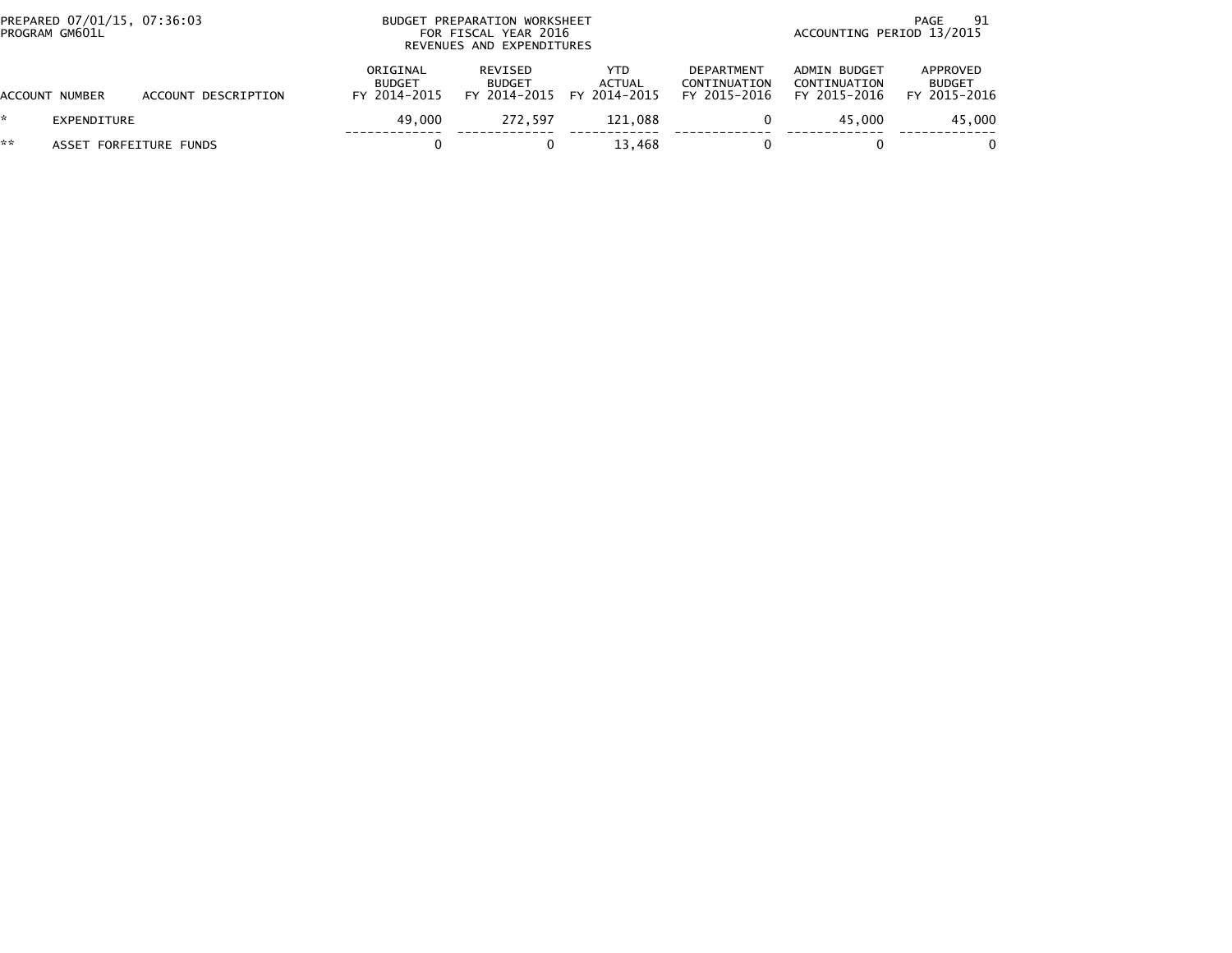PREPARED 07/01/15, 07:36:03
PROGRAM GM601L

BUDGET PREPARATION WORKSHEET
FOR FISCAL YEAR 2016
REVENUES AND EXPENDITURES

ACCOUNTING PERIOD 13/2015

| ACCOUNT NUMBER | ACCOUNT DESCRIPTION | ORIGINAL BUDGET FY 2014-2015 | REVISED BUDGET FY 2014-2015 | YTD ACTUAL FY 2014-2015 | DEPARTMENT CONTINUATION FY 2015-2016 | ADMIN BUDGET CONTINUATION FY 2015-2016 | APPROVED BUDGET FY 2015-2016 |
|---|---|---|---|---|---|---|---|
| * | EXPENDITURE | 49,000 | 272,597 | 121,088 | 0 | 45,000 | 45,000 |
| ** | ASSET FORFEITURE FUNDS | 0 | 0 | 13,468 | 0 | 0 | 0 |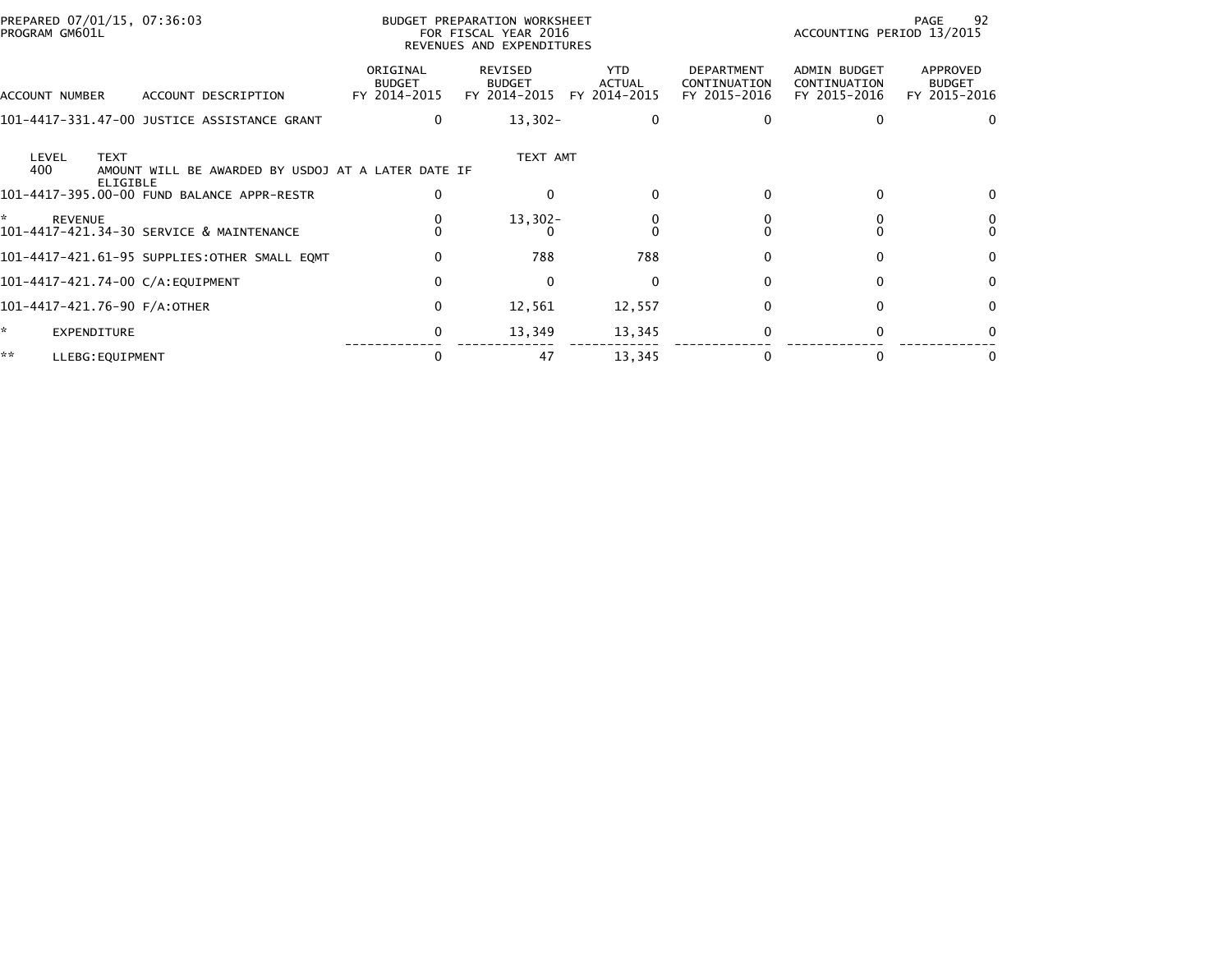PREPARED 07/01/15, 07:36:03
PROGRAM GM601L

BUDGET PREPARATION WORKSHEET
FOR FISCAL YEAR 2016
REVENUES AND EXPENDITURES

ACCOUNTING PERIOD 13/2015

| ACCOUNT NUMBER | ACCOUNT DESCRIPTION | ORIGINAL BUDGET FY 2014-2015 | REVISED BUDGET FY 2014-2015 | YTD ACTUAL FY 2014-2015 | DEPARTMENT CONTINUATION FY 2015-2016 | ADMIN BUDGET CONTINUATION FY 2015-2016 | APPROVED BUDGET FY 2015-2016 |
|---|---|---|---|---|---|---|---|
| 101-4417-331.47-00 | JUSTICE ASSISTANCE GRANT | 0 | 13,302- | 0 | 0 | 0 | 0 |

| LEVEL | TEXT | TEXT AMT |
|---|---|---|
| 400 | AMOUNT WILL BE AWARDED BY USDOJ AT A LATER DATE IF ELIGIBLE | |

| ACCOUNT NUMBER | ACCOUNT DESCRIPTION | ORIGINAL BUDGET FY 2014-2015 | REVISED BUDGET FY 2014-2015 | YTD ACTUAL FY 2014-2015 | DEPARTMENT CONTINUATION FY 2015-2016 | ADMIN BUDGET CONTINUATION FY 2015-2016 | APPROVED BUDGET FY 2015-2016 |
|---|---|---|---|---|---|---|---|
| 101-4417-395.00-00 | FUND BALANCE APPR-RESTR | 0 | 0 | 0 | 0 | 0 | 0 |
| * | REVENUE | 0 | 13,302- | 0 | 0 | 0 | 0 |
| 101-4417-421.34-30 | SERVICE & MAINTENANCE | 0 | 0 | 0 | 0 | 0 | 0 |
| 101-4417-421.61-95 | SUPPLIES:OTHER SMALL EQMT | 0 | 788 | 788 | 0 | 0 | 0 |
| 101-4417-421.74-00 | C/A:EQUIPMENT | 0 | 0 | 0 | 0 | 0 | 0 |
| 101-4417-421.76-90 | F/A:OTHER | 0 | 12,561 | 12,557 | 0 | 0 | 0 |
| * | EXPENDITURE | 0 | 13,349 | 13,345 | 0 | 0 | 0 |
| ** | LLEBG:EQUIPMENT | 0 | 47 | 13,345 | 0 | 0 | 0 |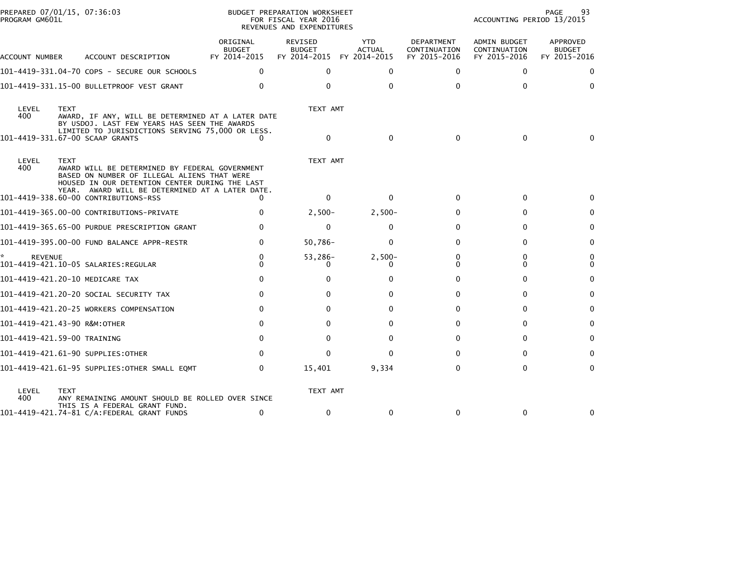PREPARED 07/01/15, 07:36:03
PROGRAM GM601L

BUDGET PREPARATION WORKSHEET
FOR FISCAL YEAR 2016
REVENUES AND EXPENDITURES

ACCOUNTING PERIOD 13/2015

| ACCOUNT NUMBER | ACCOUNT DESCRIPTION | ORIGINAL BUDGET FY 2014-2015 | REVISED BUDGET FY 2014-2015 | YTD ACTUAL FY 2014-2015 | DEPARTMENT CONTINUATION FY 2015-2016 | ADMIN BUDGET CONTINUATION FY 2015-2016 | APPROVED BUDGET FY 2015-2016 |
|---|---|---|---|---|---|---|---|
| 101-4419-331.04-70 | COPS - SECURE OUR SCHOOLS | 0 | 0 | 0 | 0 | 0 | 0 |
| 101-4419-331.15-00 | BULLETPROOF VEST GRANT | 0 | 0 | 0 | 0 | 0 | 0 |

| LEVEL | TEXT | TEXT AMT |
|---|---|---|
| 400 | AWARD, IF ANY, WILL BE DETERMINED AT A LATER DATE BY USDOJ. LAST FEW YEARS HAS SEEN THE AWARDS LIMITED TO JURISDICTIONS SERVING 75,000 OR LESS. | |

| ACCOUNT NUMBER | ACCOUNT DESCRIPTION | ORIGINAL BUDGET FY 2014-2015 | REVISED BUDGET FY 2014-2015 | YTD ACTUAL FY 2014-2015 | DEPARTMENT CONTINUATION FY 2015-2016 | ADMIN BUDGET CONTINUATION FY 2015-2016 | APPROVED BUDGET FY 2015-2016 |
|---|---|---|---|---|---|---|---|
| 101-4419-331.67-00 | SCAAP GRANTS | 0 | 0 | 0 | 0 | 0 | 0 |

| LEVEL | TEXT | TEXT AMT |
|---|---|---|
| 400 | AWARD WILL BE DETERMINED BY FEDERAL GOVERNMENT BASED ON NUMBER OF ILLEGAL ALIENS THAT WERE HOUSED IN OUR DETENTION CENTER DURING THE LAST YEAR. AWARD WILL BE DETERMINED AT A LATER DATE. | |

| ACCOUNT NUMBER | ACCOUNT DESCRIPTION | ORIGINAL BUDGET FY 2014-2015 | REVISED BUDGET FY 2014-2015 | YTD ACTUAL FY 2014-2015 | DEPARTMENT CONTINUATION FY 2015-2016 | ADMIN BUDGET CONTINUATION FY 2015-2016 | APPROVED BUDGET FY 2015-2016 |
|---|---|---|---|---|---|---|---|
| 101-4419-338.60-00 | CONTRIBUTIONS-RSS | 0 | 0 | 0 | 0 | 0 | 0 |
| 101-4419-365.00-00 | CONTRIBUTIONS-PRIVATE | 0 | 2,500- | 2,500- | 0 | 0 | 0 |
| 101-4419-365.65-00 | PURDUE PRESCRIPTION GRANT | 0 | 0 | 0 | 0 | 0 | 0 |
| 101-4419-395.00-00 | FUND BALANCE APPR-RESTR | 0 | 50,786- | 0 | 0 | 0 | 0 |
| * REVENUE | | 0 | 53,286- | 2,500- | 0 | 0 | 0 |
| 101-4419-421.10-05 | SALARIES:REGULAR | 0 | 0 | 0 | 0 | 0 | 0 |
| 101-4419-421.20-10 | MEDICARE TAX | 0 | 0 | 0 | 0 | 0 | 0 |
| 101-4419-421.20-20 | SOCIAL SECURITY TAX | 0 | 0 | 0 | 0 | 0 | 0 |
| 101-4419-421.20-25 | WORKERS COMPENSATION | 0 | 0 | 0 | 0 | 0 | 0 |
| 101-4419-421.43-90 | R&M:OTHER | 0 | 0 | 0 | 0 | 0 | 0 |
| 101-4419-421.59-00 | TRAINING | 0 | 0 | 0 | 0 | 0 | 0 |
| 101-4419-421.61-90 | SUPPLIES:OTHER | 0 | 0 | 0 | 0 | 0 | 0 |
| 101-4419-421.61-95 | SUPPLIES:OTHER SMALL EQMT | 0 | 15,401 | 9,334 | 0 | 0 | 0 |

| LEVEL | TEXT | TEXT AMT |
|---|---|---|
| 400 | ANY REMAINING AMOUNT SHOULD BE ROLLED OVER SINCE THIS IS A FEDERAL GRANT FUND. | |

| ACCOUNT NUMBER | ACCOUNT DESCRIPTION | ORIGINAL BUDGET FY 2014-2015 | REVISED BUDGET FY 2014-2015 | YTD ACTUAL FY 2014-2015 | DEPARTMENT CONTINUATION FY 2015-2016 | ADMIN BUDGET CONTINUATION FY 2015-2016 | APPROVED BUDGET FY 2015-2016 |
|---|---|---|---|---|---|---|---|
| 101-4419-421.74-81 | C/A:FEDERAL GRANT FUNDS | 0 | 0 | 0 | 0 | 0 | 0 |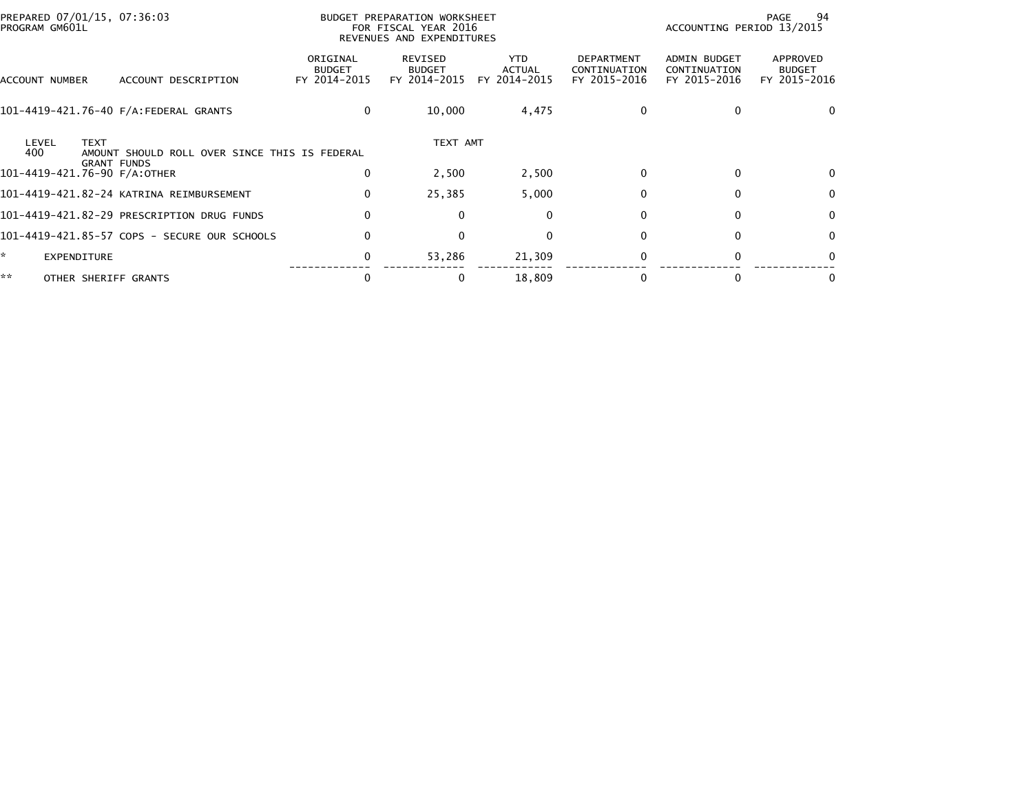BUDGET PREPARATION WORKSHEET
FOR FISCAL YEAR 2016
REVENUES AND EXPENDITURES

PREPARED 07/01/15, 07:36:03
PROGRAM GM601L

ACCOUNTING PERIOD 13/2015

| ACCOUNT NUMBER | ACCOUNT DESCRIPTION | ORIGINAL BUDGET FY 2014-2015 | REVISED BUDGET FY 2014-2015 | YTD ACTUAL FY 2014-2015 | DEPARTMENT CONTINUATION FY 2015-2016 | ADMIN BUDGET CONTINUATION FY 2015-2016 | APPROVED BUDGET FY 2015-2016 |
|---|---|---|---|---|---|---|---|
| 101-4419-421.76-40 | F/A:FEDERAL GRANTS | 0 | 10,000 | 4,475 | 0 | 0 | 0 |
| LEVEL 400 | TEXT: AMOUNT SHOULD ROLL OVER SINCE THIS IS FEDERAL GRANT FUNDS | | TEXT AMT | | | | |
| 101-4419-421.76-90 | F/A:OTHER | 0 | 2,500 | 2,500 | 0 | 0 | 0 |
| 101-4419-421.82-24 | KATRINA REIMBURSEMENT | 0 | 25,385 | 5,000 | 0 | 0 | 0 |
| 101-4419-421.82-29 | PRESCRIPTION DRUG FUNDS | 0 | 0 | 0 | 0 | 0 | 0 |
| 101-4419-421.85-57 | COPS - SECURE OUR SCHOOLS | 0 | 0 | 0 | 0 | 0 | 0 |
| * | EXPENDITURE | 0 | 53,286 | 21,309 | 0 | 0 | 0 |
| ** | OTHER SHERIFF GRANTS | 0 | 0 | 18,809 | 0 | 0 | 0 |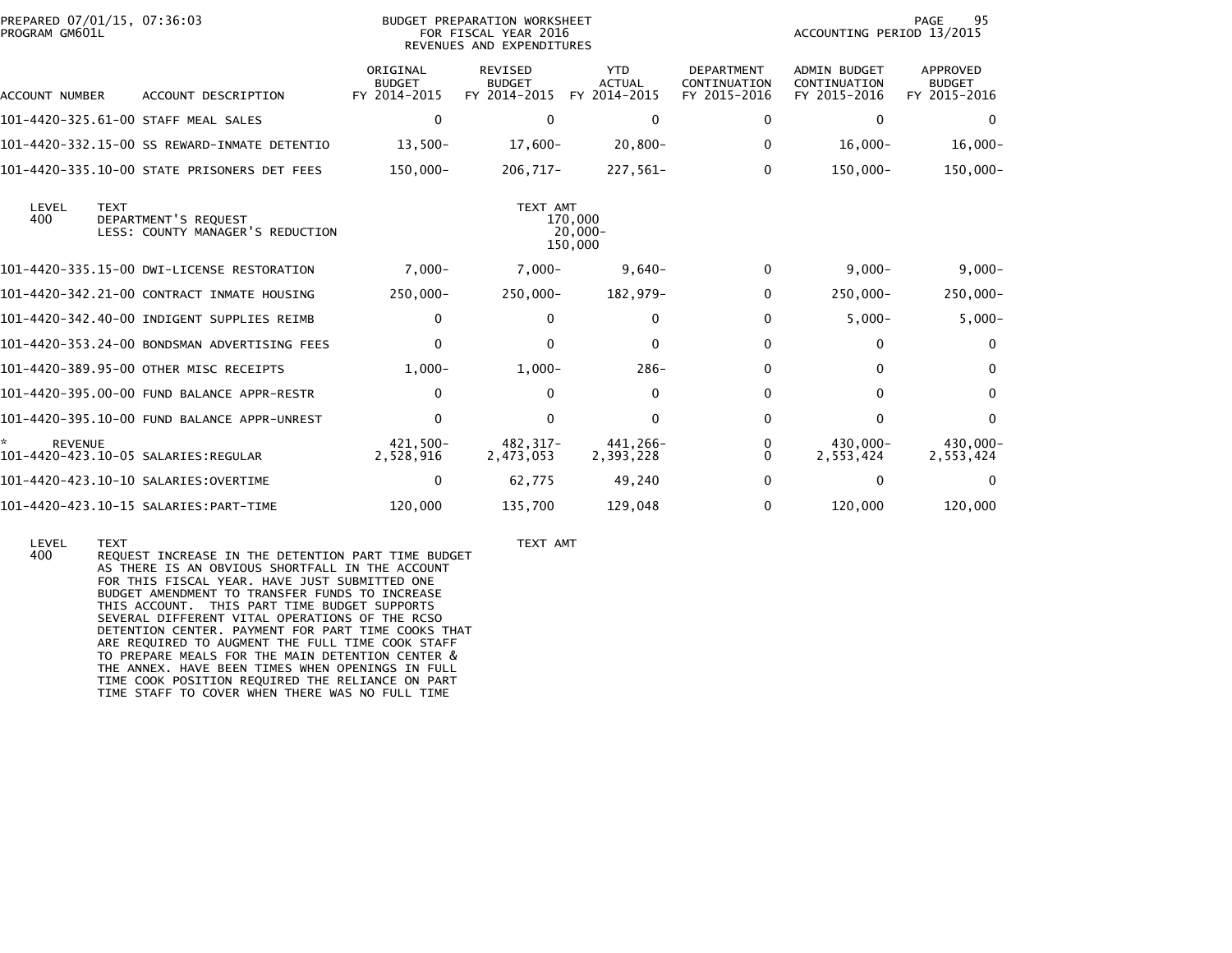PREPARED 07/01/15, 07:36:03
PROGRAM GM601L

BUDGET PREPARATION WORKSHEET
FOR FISCAL YEAR 2016
REVENUES AND EXPENDITURES

ACCOUNTING PERIOD 13/2015

| ACCOUNT NUMBER | ACCOUNT DESCRIPTION | ORIGINAL BUDGET FY 2014-2015 | REVISED BUDGET FY 2014-2015 | YTD ACTUAL FY 2014-2015 | DEPARTMENT CONTINUATION FY 2015-2016 | ADMIN BUDGET CONTINUATION FY 2015-2016 | APPROVED BUDGET FY 2015-2016 |
|---|---|---|---|---|---|---|---|
| 101-4420-325.61-00 | STAFF MEAL SALES | 0 | 0 | 0 | 0 | 0 | 0 |
| 101-4420-332.15-00 | SS REWARD-INMATE DETENTIO | 13,500- | 17,600- | 20,800- | 0 | 16,000- | 16,000- |
| 101-4420-335.10-00 | STATE PRISONERS DET FEES | 150,000- | 206,717- | 227,561- | 0 | 150,000- | 150,000- |

| LEVEL | TEXT | TEXT AMT |
|---|---|---|
| 400 | DEPARTMENT'S REQUEST | 170,000 |
| | LESS: COUNTY MANAGER'S REDUCTION | 20,000- |
| | | 150,000 |

| ACCOUNT NUMBER | ACCOUNT DESCRIPTION | ORIGINAL BUDGET FY 2014-2015 | REVISED BUDGET FY 2014-2015 | YTD ACTUAL FY 2014-2015 | DEPARTMENT CONTINUATION FY 2015-2016 | ADMIN BUDGET CONTINUATION FY 2015-2016 | APPROVED BUDGET FY 2015-2016 |
|---|---|---|---|---|---|---|---|
| 101-4420-335.15-00 | DWI-LICENSE RESTORATION | 7,000- | 7,000- | 9,640- | 0 | 9,000- | 9,000- |
| 101-4420-342.21-00 | CONTRACT INMATE HOUSING | 250,000- | 250,000- | 182,979- | 0 | 250,000- | 250,000- |
| 101-4420-342.40-00 | INDIGENT SUPPLIES REIMB | 0 | 0 | 0 | 0 | 5,000- | 5,000- |
| 101-4420-353.24-00 | BONDSMAN ADVERTISING FEES | 0 | 0 | 0 | 0 | 0 | 0 |
| 101-4420-389.95-00 | OTHER MISC RECEIPTS | 1,000- | 1,000- | 286- | 0 | 0 | 0 |
| 101-4420-395.00-00 | FUND BALANCE APPR-RESTR | 0 | 0 | 0 | 0 | 0 | 0 |
| 101-4420-395.10-00 | FUND BALANCE APPR-UNREST | 0 | 0 | 0 | 0 | 0 | 0 |
| * REVENUE | | 421,500- | 482,317- | 441,266- | 0 | 430,000- | 430,000- |
| 101-4420-423.10-05 | SALARIES:REGULAR | 2,528,916 | 2,473,053 | 2,393,228 | 0 | 2,553,424 | 2,553,424 |
| 101-4420-423.10-10 | SALARIES:OVERTIME | 0 | 62,775 | 49,240 | 0 | 0 | 0 |
| 101-4420-423.10-15 | SALARIES:PART-TIME | 120,000 | 135,700 | 129,048 | 0 | 120,000 | 120,000 |

| LEVEL | TEXT | TEXT AMT |
|---|---|---|
| 400 | REQUEST INCREASE IN THE DETENTION PART TIME BUDGET AS THERE IS AN OBVIOUS SHORTFALL IN THE ACCOUNT FOR THIS FISCAL YEAR. HAVE JUST SUBMITTED ONE BUDGET AMENDMENT TO TRANSFER FUNDS TO INCREASE THIS ACCOUNT. THIS PART TIME BUDGET SUPPORTS SEVERAL DIFFERENT VITAL OPERATIONS OF THE RCSO DETENTION CENTER. PAYMENT FOR PART TIME COOKS THAT ARE REQUIRED TO AUGMENT THE FULL TIME COOK STAFF TO PREPARE MEALS FOR THE MAIN DETENTION CENTER & THE ANNEX. HAVE BEEN TIMES WHEN OPENINGS IN FULL TIME COOK POSITION REQUIRED THE RELIANCE ON PART TIME STAFF TO COVER WHEN THERE WAS NO FULL TIME | |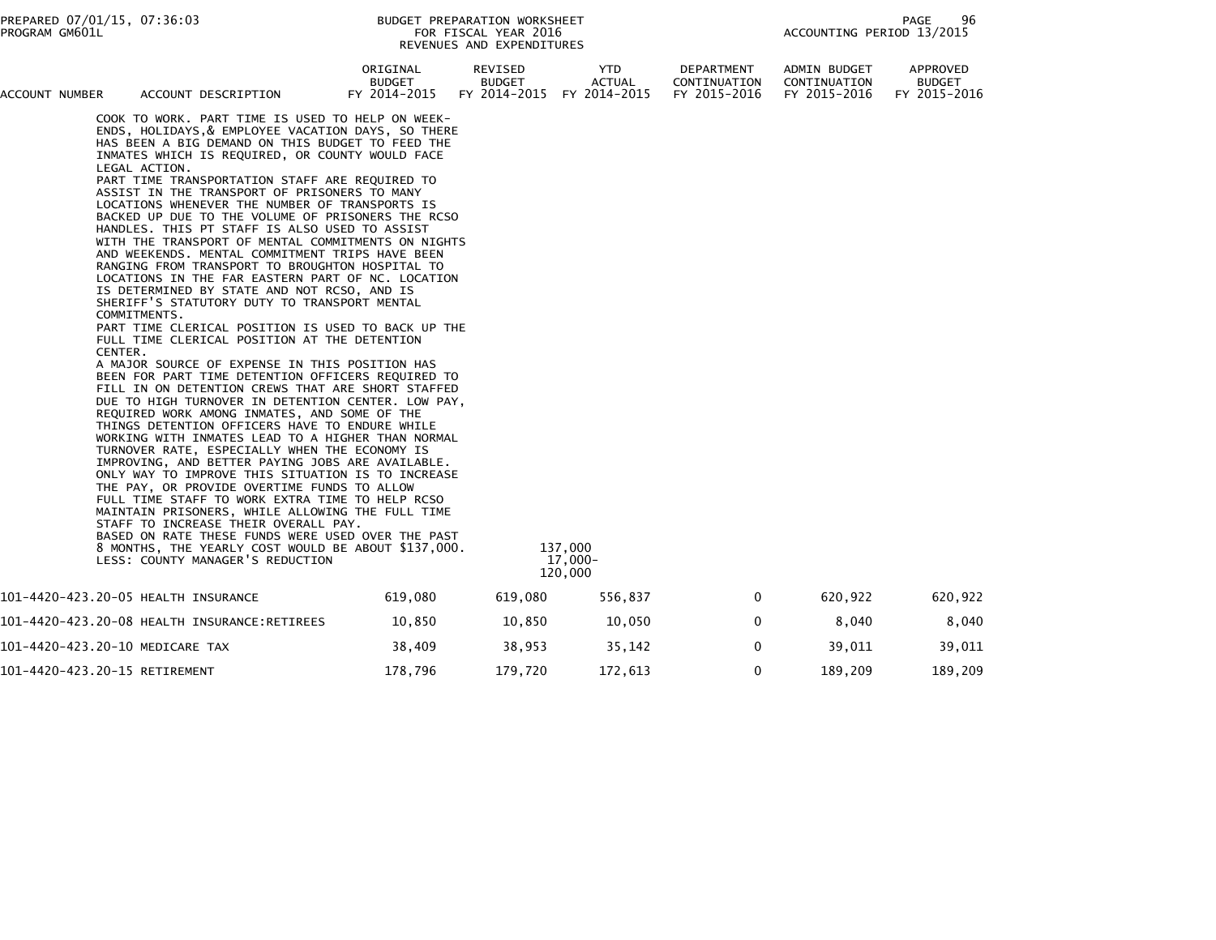| ACCOUNT NUMBER | ACCOUNT DESCRIPTION | ORIGINAL BUDGET FY 2014-2015 | REVISED BUDGET FY 2014-2015 | YTD ACTUAL FY 2014-2015 | DEPARTMENT CONTINUATION FY 2015-2016 | ADMIN BUDGET CONTINUATION FY 2015-2016 | APPROVED BUDGET FY 2015-2016 |
|---|---|---|---|---|---|---|---|

COOK TO WORK. PART TIME IS USED TO HELP ON WEEK-ENDS, HOLIDAYS,& EMPLOYEE VACATION DAYS, SO THERE HAS BEEN A BIG DEMAND ON THIS BUDGET TO FEED THE INMATES WHICH IS REQUIRED, OR COUNTY WOULD FACE LEGAL ACTION.
PART TIME TRANSPORTATION STAFF ARE REQUIRED TO ASSIST IN THE TRANSPORT OF PRISONERS TO MANY LOCATIONS WHENEVER THE NUMBER OF TRANSPORTS IS BACKED UP DUE TO THE VOLUME OF PRISONERS THE RCSO HANDLES. THIS PT STAFF IS ALSO USED TO ASSIST WITH THE TRANSPORT OF MENTAL COMMITMENTS ON NIGHTS AND WEEKENDS. MENTAL COMMITMENT TRIPS HAVE BEEN RANGING FROM TRANSPORT TO BROUGHTON HOSPITAL TO LOCATIONS IN THE FAR EASTERN PART OF NC. LOCATION IS DETERMINED BY STATE AND NOT RCSO, AND IS SHERIFF'S STATUTORY DUTY TO TRANSPORT MENTAL COMMITMENTS.
PART TIME CLERICAL POSITION IS USED TO BACK UP THE FULL TIME CLERICAL POSITION AT THE DETENTION CENTER.
A MAJOR SOURCE OF EXPENSE IN THIS POSITION HAS BEEN FOR PART TIME DETENTION OFFICERS REQUIRED TO FILL IN ON DETENTION CREWS THAT ARE SHORT STAFFED DUE TO HIGH TURNOVER IN DETENTION CENTER. LOW PAY, REQUIRED WORK AMONG INMATES, AND SOME OF THE THINGS DETENTION OFFICERS HAVE TO ENDURE WHILE WORKING WITH INMATES LEAD TO A HIGHER THAN NORMAL TURNOVER RATE, ESPECIALLY WHEN THE ECONOMY IS IMPROVING, AND BETTER PAYING JOBS ARE AVAILABLE. ONLY WAY TO IMPROVE THIS SITUATION IS TO INCREASE THE PAY, OR PROVIDE OVERTIME FUNDS TO ALLOW FULL TIME STAFF TO WORK EXTRA TIME TO HELP RCSO MAINTAIN PRISONERS, WHILE ALLOWING THE FULL TIME STAFF TO INCREASE THEIR OVERALL PAY.
BASED ON RATE THESE FUNDS WERE USED OVER THE PAST 8 MONTHS, THE YEARLY COST WOULD BE ABOUT $137,000. 137,000
LESS: COUNTY MANAGER'S REDUCTION 17,000-
120,000

| ACCOUNT NUMBER | ACCOUNT DESCRIPTION | ORIGINAL BUDGET FY 2014-2015 | REVISED BUDGET FY 2014-2015 | YTD ACTUAL FY 2014-2015 | DEPARTMENT CONTINUATION FY 2015-2016 | ADMIN BUDGET CONTINUATION FY 2015-2016 | APPROVED BUDGET FY 2015-2016 |
|---|---|---|---|---|---|---|---|
| 101-4420-423.20-05 | HEALTH INSURANCE | 619,080 | 619,080 | 556,837 | 0 | 620,922 | 620,922 |
| 101-4420-423.20-08 | HEALTH INSURANCE:RETIREES | 10,850 | 10,850 | 10,050 | 0 | 8,040 | 8,040 |
| 101-4420-423.20-10 | MEDICARE TAX | 38,409 | 38,953 | 35,142 | 0 | 39,011 | 39,011 |
| 101-4420-423.20-15 | RETIREMENT | 178,796 | 179,720 | 172,613 | 0 | 189,209 | 189,209 |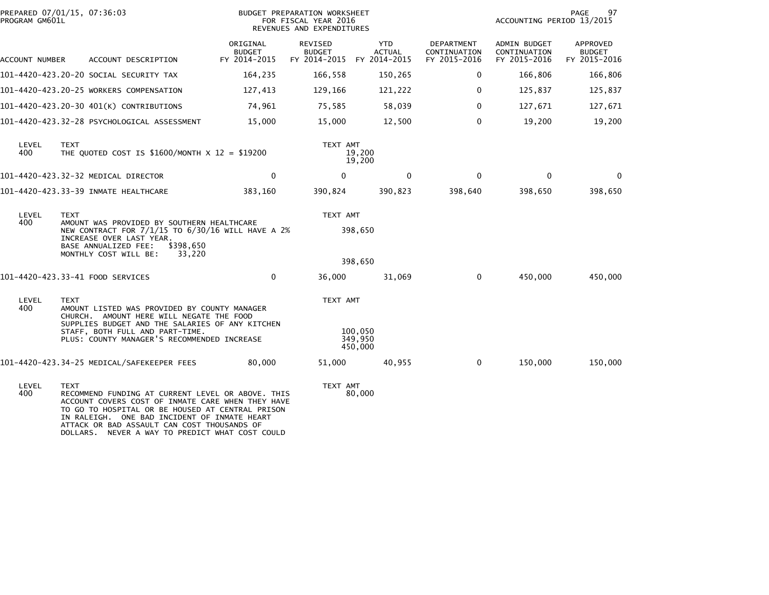PREPARED 07/01/15, 07:36:03
PROGRAM GM601L

BUDGET PREPARATION WORKSHEET
FOR FISCAL YEAR 2016
REVENUES AND EXPENDITURES

ACCOUNTING PERIOD 13/2015

| ACCOUNT NUMBER | ACCOUNT DESCRIPTION | ORIGINAL BUDGET FY 2014-2015 | REVISED BUDGET FY 2014-2015 | YTD ACTUAL FY 2014-2015 | DEPARTMENT CONTINUATION FY 2015-2016 | ADMIN BUDGET CONTINUATION FY 2015-2016 | APPROVED BUDGET FY 2015-2016 |
|---|---|---|---|---|---|---|---|
| 101-4420-423.20-20 | SOCIAL SECURITY TAX | 164,235 | 166,558 | 150,265 | 0 | 166,806 | 166,806 |
| 101-4420-423.20-25 | WORKERS COMPENSATION | 127,413 | 129,166 | 121,222 | 0 | 125,837 | 125,837 |
| 101-4420-423.20-30 | 401(K) CONTRIBUTIONS | 74,961 | 75,585 | 58,039 | 0 | 127,671 | 127,671 |
| 101-4420-423.32-28 | PSYCHOLOGICAL ASSESSMENT | 15,000 | 15,000 | 12,500 | 0 | 19,200 | 19,200 |

| LEVEL | TEXT | TEXT AMT |
|---|---|---|
| 400 | THE QUOTED COST IS $1600/MONTH X 12 = $19200 | 19,200 |
| | | 19,200 |

| ACCOUNT NUMBER | ACCOUNT DESCRIPTION | ORIGINAL BUDGET FY 2014-2015 | REVISED BUDGET FY 2014-2015 | YTD ACTUAL FY 2014-2015 | DEPARTMENT CONTINUATION FY 2015-2016 | ADMIN BUDGET CONTINUATION FY 2015-2016 | APPROVED BUDGET FY 2015-2016 |
|---|---|---|---|---|---|---|---|
| 101-4420-423.32-32 | MEDICAL DIRECTOR | 0 | 0 | 0 | 0 | 0 | 0 |
| 101-4420-423.33-39 | INMATE HEALTHCARE | 383,160 | 390,824 | 390,823 | 398,640 | 398,650 | 398,650 |

| LEVEL | TEXT | TEXT AMT |
|---|---|---|
| 400 | AMOUNT WAS PROVIDED BY SOUTHERN HEALTHCARE<br>NEW CONTRACT FOR 7/1/15 TO 6/30/16 WILL HAVE A 2%<br>INCREASE OVER LAST YEAR.<br>BASE ANNUALIZED FEE: $398,650<br>MONTHLY COST WILL BE: 33,220 | 398,650 |
| | | 398,650 |

| ACCOUNT NUMBER | ACCOUNT DESCRIPTION | ORIGINAL BUDGET FY 2014-2015 | REVISED BUDGET FY 2014-2015 | YTD ACTUAL FY 2014-2015 | DEPARTMENT CONTINUATION FY 2015-2016 | ADMIN BUDGET CONTINUATION FY 2015-2016 | APPROVED BUDGET FY 2015-2016 |
|---|---|---|---|---|---|---|---|
| 101-4420-423.33-41 | FOOD SERVICES | 0 | 36,000 | 31,069 | 0 | 450,000 | 450,000 |

| LEVEL | TEXT | TEXT AMT |
|---|---|---|
| 400 | AMOUNT LISTED WAS PROVIDED BY COUNTY MANAGER<br>CHURCH. AMOUNT HERE WILL NEGATE THE FOOD<br>SUPPLIES BUDGET AND THE SALARIES OF ANY KITCHEN<br>STAFF, BOTH FULL AND PART-TIME. | 100,050 |
| | PLUS: COUNTY MANAGER'S RECOMMENDED INCREASE | 349,950 |
| | | 450,000 |

| ACCOUNT NUMBER | ACCOUNT DESCRIPTION | ORIGINAL BUDGET FY 2014-2015 | REVISED BUDGET FY 2014-2015 | YTD ACTUAL FY 2014-2015 | DEPARTMENT CONTINUATION FY 2015-2016 | ADMIN BUDGET CONTINUATION FY 2015-2016 | APPROVED BUDGET FY 2015-2016 |
|---|---|---|---|---|---|---|---|
| 101-4420-423.34-25 | MEDICAL/SAFEKEEPER FEES | 80,000 | 51,000 | 40,955 | 0 | 150,000 | 150,000 |

| LEVEL | TEXT | TEXT AMT |
|---|---|---|
| 400 | RECOMMEND FUNDING AT CURRENT LEVEL OR ABOVE. THIS<br>ACCOUNT COVERS COST OF INMATE CARE WHEN THEY HAVE<br>TO GO TO HOSPITAL OR BE HOUSED AT CENTRAL PRISON<br>IN RALEIGH. ONE BAD INCIDENT OF INMATE HEART<br>ATTACK OR BAD ASSAULT CAN COST THOUSANDS OF<br>DOLLARS. NEVER A WAY TO PREDICT WHAT COST COULD | 80,000 |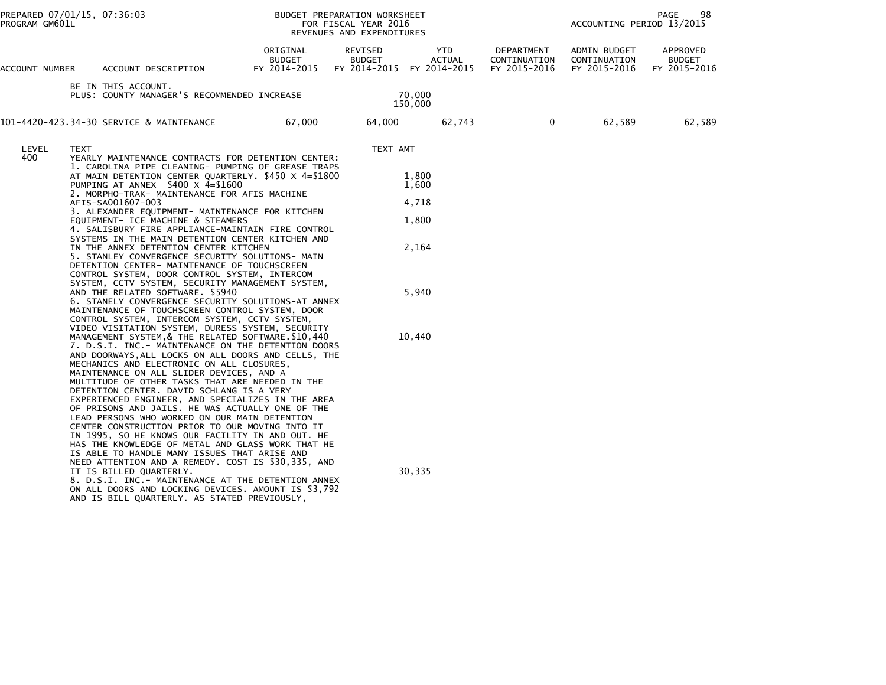PREPARED 07/01/15, 07:36:03 PROGRAM GM601L

BUDGET PREPARATION WORKSHEET FOR FISCAL YEAR 2016 REVENUES AND EXPENDITURES

ACCOUNTING PERIOD 13/2015

| ACCOUNT NUMBER | ACCOUNT DESCRIPTION | ORIGINAL BUDGET FY 2014-2015 | REVISED BUDGET FY 2014-2015 | YTD ACTUAL FY 2014-2015 | DEPARTMENT CONTINUATION FY 2015-2016 | ADMIN BUDGET CONTINUATION FY 2015-2016 | APPROVED BUDGET FY 2015-2016 |
|---|---|---|---|---|---|---|---|
| | BE IN THIS ACCOUNT. | | | | | | |
| | PLUS: COUNTY MANAGER'S RECOMMENDED INCREASE | | 70,000 | | | | |
| | | | 150,000 | | | | |
| 101-4420-423.34-30 | SERVICE & MAINTENANCE | 67,000 | 64,000 | 62,743 | 0 | 62,589 | 62,589 |

| LEVEL | TEXT | TEXT AMT |
|---|---|---|
| 400 | YEARLY MAINTENANCE CONTRACTS FOR DETENTION CENTER: | |
| | 1. CAROLINA PIPE CLEANING- PUMPING OF GREASE TRAPS AT MAIN DETENTION CENTER QUARTERLY. $450 X 4=$1800 | 1,800 |
| | PUMPING AT ANNEX $400 X 4=$1600 | 1,600 |
| | 2. MORPHO-TRAK- MAINTENANCE FOR AFIS MACHINE AFIS-SA001607-003 | 4,718 |
| | 3. ALEXANDER EQUIPMENT- MAINTENANCE FOR KITCHEN EQUIPMENT- ICE MACHINE & STEAMERS | 1,800 |
| | 4. SALISBURY FIRE APPLIANCE-MAINTAIN FIRE CONTROL SYSTEMS IN THE MAIN DETENTION CENTER KITCHEN AND IN THE ANNEX DETENTION CENTER KITCHEN | 2,164 |
| | 5. STANLEY CONVERGENCE SECURITY SOLUTIONS- MAIN DETENTION CENTER- MAINTENANCE OF TOUCHSCREEN CONTROL SYSTEM, DOOR CONTROL SYSTEM, INTERCOM SYSTEM, CCTV SYSTEM, SECURITY MANAGEMENT SYSTEM, AND THE RELATED SOFTWARE. $5940 | 5,940 |
| | 6. STANELY CONVERGENCE SECURITY SOLUTIONS-AT ANNEX MAINTENANCE OF TOUCHSCREEN CONTROL SYSTEM, DOOR CONTROL SYSTEM, INTERCOM SYSTEM, CCTV SYSTEM, VIDEO VISITATION SYSTEM, DURESS SYSTEM, SECURITY MANAGEMENT SYSTEM,& THE RELATED SOFTWARE.$10,440 | 10,440 |
| | 7. D.S.I. INC.- MAINTENANCE ON THE DETENTION DOORS AND DOORWAYS,ALL LOCKS ON ALL DOORS AND CELLS, THE MECHANICS AND ELECTRONIC ON ALL CLOSURES, MAINTENANCE ON ALL SLIDER DEVICES, AND A MULTITUDE OF OTHER TASKS THAT ARE NEEDED IN THE DETENTION CENTER. DAVID SCHLANG IS A VERY EXPERIENCED ENGINEER, AND SPECIALIZES IN THE AREA OF PRISONS AND JAILS. HE WAS ACTUALLY ONE OF THE LEAD PERSONS WHO WORKED ON OUR MAIN DETENTION CENTER CONSTRUCTION PRIOR TO OUR MOVING INTO IT IN 1995, SO HE KNOWS OUR FACILITY IN AND OUT. HE HAS THE KNOWLEDGE OF METAL AND GLASS WORK THAT HE IS ABLE TO HANDLE MANY ISSUES THAT ARISE AND NEED ATTENTION AND A REMEDY. COST IS $30,335, AND IT IS BILLED QUARTERLY. | 30,335 |
| | 8. D.S.I. INC.- MAINTENANCE AT THE DETENTION ANNEX ON ALL DOORS AND LOCKING DEVICES. AMOUNT IS $3,792 AND IS BILL QUARTERLY. AS STATED PREVIOUSLY, | |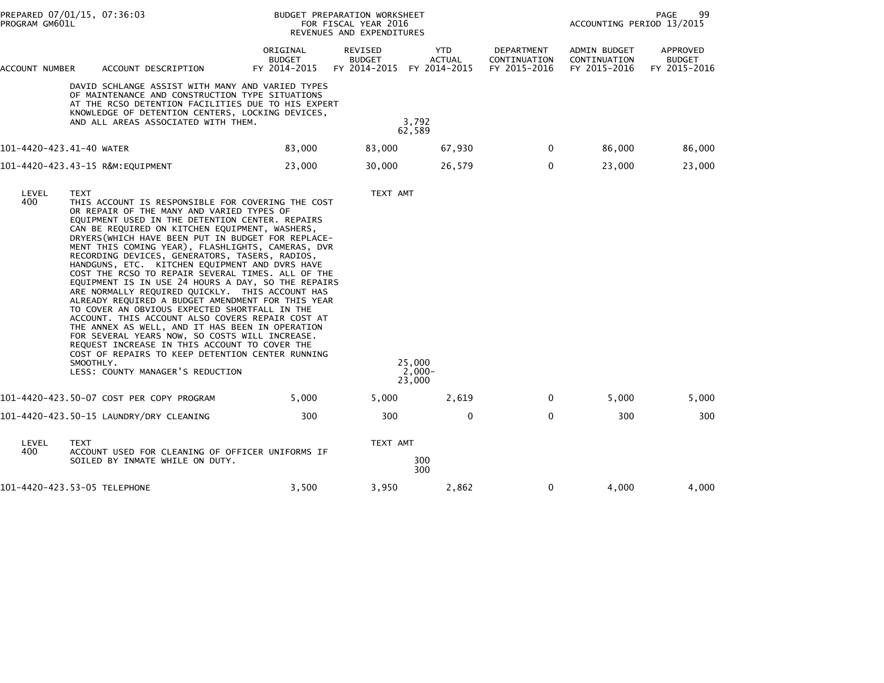BUDGET PREPARATION WORKSHEET
FOR FISCAL YEAR 2016
REVENUES AND EXPENDITURES

| ACCOUNT NUMBER | ACCOUNT DESCRIPTION | ORIGINAL BUDGET FY 2014-2015 | REVISED BUDGET FY 2014-2015 | YTD ACTUAL FY 2014-2015 | DEPARTMENT CONTINUATION FY 2015-2016 | ADMIN BUDGET CONTINUATION FY 2015-2016 | APPROVED BUDGET FY 2015-2016 |
|---|---|---|---|---|---|---|---|
| | DAVID SCHLANGE ASSIST WITH MANY AND VARIED TYPES OF MAINTENANCE AND CONSTRUCTION TYPE SITUATIONS AT THE RCSO DETENTION FACILITIES DUE TO HIS EXPERT KNOWLEDGE OF DETENTION CENTERS, LOCKING DEVICES, AND ALL AREAS ASSOCIATED WITH THEM. | | 3,792<br>62,589 | | | | |
| 101-4420-423.41-40 | WATER | 83,000 | 83,000 | 67,930 | 0 | 86,000 | 86,000 |
| 101-4420-423.43-15 | R&M:EQUIPMENT | 23,000 | 30,000 | 26,579 | 0 | 23,000 | 23,000 |

LEVEL 400 TEXT — TEXT AMT

THIS ACCOUNT IS RESPONSIBLE FOR COVERING THE COST OR REPAIR OF THE MANY AND VARIED TYPES OF EQUIPMENT USED IN THE DETENTION CENTER. REPAIRS CAN BE REQUIRED ON KITCHEN EQUIPMENT, WASHERS, DRYERS(WHICH HAVE BEEN PUT IN BUDGET FOR REPLACE-MENT THIS COMING YEAR), FLASHLIGHTS, CAMERAS, DVR RECORDING DEVICES, GENERATORS, TASERS, RADIOS, HANDGUNS, ETC. KITCHEN EQUIPMENT AND DVRS HAVE COST THE RCSO TO REPAIR SEVERAL TIMES. ALL OF THE EQUIPMENT IS IN USE 24 HOURS A DAY, SO THE REPAIRS ARE NORMALLY REQUIRED QUICKLY. THIS ACCOUNT HAS ALREADY REQUIRED A BUDGET AMENDMENT FOR THIS YEAR TO COVER AN OBVIOUS EXPECTED SHORTFALL IN THE ACCOUNT. THIS ACCOUNT ALSO COVERS REPAIR COST AT THE ANNEX AS WELL, AND IT HAS BEEN IN OPERATION FOR SEVERAL YEARS NOW, SO COSTS WILL INCREASE. REQUEST INCREASE IN THIS ACCOUNT TO COVER THE COST OF REPAIRS TO KEEP DETENTION CENTER RUNNING SMOOTHLY. — 25,000

LESS: COUNTY MANAGER'S REDUCTION — 2,000-

23,000

| ACCOUNT NUMBER | ACCOUNT DESCRIPTION | ORIGINAL BUDGET FY 2014-2015 | REVISED BUDGET FY 2014-2015 | YTD ACTUAL FY 2014-2015 | DEPARTMENT CONTINUATION FY 2015-2016 | ADMIN BUDGET CONTINUATION FY 2015-2016 | APPROVED BUDGET FY 2015-2016 |
|---|---|---|---|---|---|---|---|
| 101-4420-423.50-07 | COST PER COPY PROGRAM | 5,000 | 5,000 | 2,619 | 0 | 5,000 | 5,000 |
| 101-4420-423.50-15 | LAUNDRY/DRY CLEANING | 300 | 300 | 0 | 0 | 300 | 300 |

LEVEL 400 TEXT — TEXT AMT

ACCOUNT USED FOR CLEANING OF OFFICER UNIFORMS IF SOILED BY INMATE WHILE ON DUTY. — 300

300

| ACCOUNT NUMBER | ACCOUNT DESCRIPTION | ORIGINAL BUDGET FY 2014-2015 | REVISED BUDGET FY 2014-2015 | YTD ACTUAL FY 2014-2015 | DEPARTMENT CONTINUATION FY 2015-2016 | ADMIN BUDGET CONTINUATION FY 2015-2016 | APPROVED BUDGET FY 2015-2016 |
|---|---|---|---|---|---|---|---|
| 101-4420-423.53-05 | TELEPHONE | 3,500 | 3,950 | 2,862 | 0 | 4,000 | 4,000 |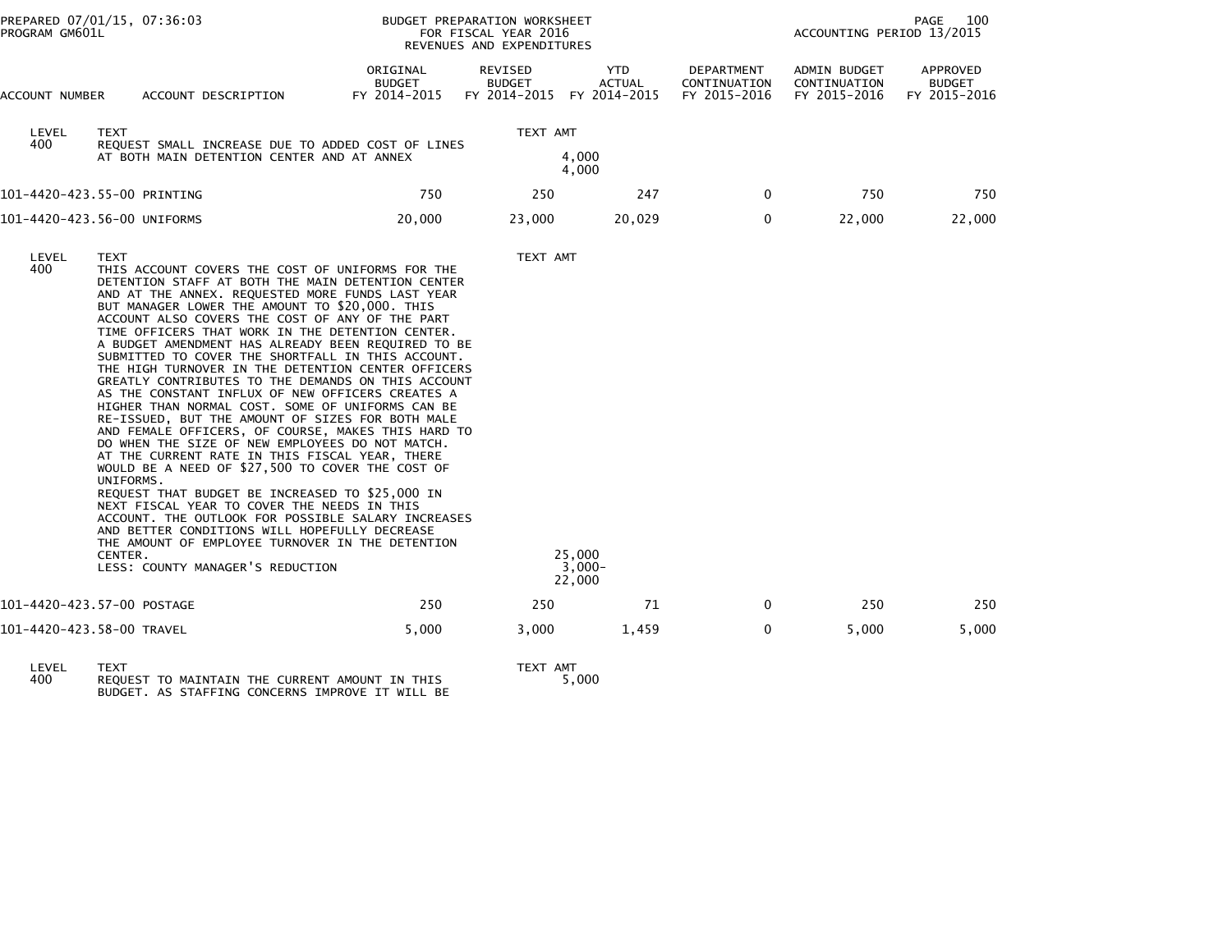BUDGET PREPARATION WORKSHEET
FOR FISCAL YEAR 2016
REVENUES AND EXPENDITURES

PREPARED 07/01/15, 07:36:03
PROGRAM GM601L

ACCOUNTING PERIOD 13/2015

| ACCOUNT NUMBER | ACCOUNT DESCRIPTION | ORIGINAL BUDGET FY 2014-2015 | REVISED BUDGET FY 2014-2015 | YTD ACTUAL FY 2014-2015 | DEPARTMENT CONTINUATION FY 2015-2016 | ADMIN BUDGET CONTINUATION FY 2015-2016 | APPROVED BUDGET FY 2015-2016 |
|---|---|---|---|---|---|---|---|

LEVEL 400 TEXT — TEXT AMT

REQUEST SMALL INCREASE DUE TO ADDED COST OF LINES AT BOTH MAIN DETENTION CENTER AND AT ANNEX — 4,000

4,000

| ACCOUNT NUMBER | ACCOUNT DESCRIPTION | ORIGINAL BUDGET FY 2014-2015 | REVISED BUDGET FY 2014-2015 | YTD ACTUAL FY 2014-2015 | DEPARTMENT CONTINUATION FY 2015-2016 | ADMIN BUDGET CONTINUATION FY 2015-2016 | APPROVED BUDGET FY 2015-2016 |
|---|---|---|---|---|---|---|---|
| 101-4420-423.55-00 | PRINTING | 750 | 250 | 247 | 0 | 750 | 750 |
| 101-4420-423.56-00 | UNIFORMS | 20,000 | 23,000 | 20,029 | 0 | 22,000 | 22,000 |

LEVEL 400 TEXT — TEXT AMT

THIS ACCOUNT COVERS THE COST OF UNIFORMS FOR THE DETENTION STAFF AT BOTH THE MAIN DETENTION CENTER AND AT THE ANNEX. REQUESTED MORE FUNDS LAST YEAR BUT MANAGER LOWER THE AMOUNT TO $20,000. THIS ACCOUNT ALSO COVERS THE COST OF ANY OF THE PART TIME OFFICERS THAT WORK IN THE DETENTION CENTER. A BUDGET AMENDMENT HAS ALREADY BEEN REQUIRED TO BE SUBMITTED TO COVER THE SHORTFALL IN THIS ACCOUNT. THE HIGH TURNOVER IN THE DETENTION CENTER OFFICERS GREATLY CONTRIBUTES TO THE DEMANDS ON THIS ACCOUNT AS THE CONSTANT INFLUX OF NEW OFFICERS CREATES A HIGHER THAN NORMAL COST. SOME OF UNIFORMS CAN BE RE-ISSUED, BUT THE AMOUNT OF SIZES FOR BOTH MALE AND FEMALE OFFICERS, OF COURSE, MAKES THIS HARD TO DO WHEN THE SIZE OF NEW EMPLOYEES DO NOT MATCH. AT THE CURRENT RATE IN THIS FISCAL YEAR, THERE WOULD BE A NEED OF $27,500 TO COVER THE COST OF UNIFORMS.
REQUEST THAT BUDGET BE INCREASED TO $25,000 IN NEXT FISCAL YEAR TO COVER THE NEEDS IN THIS ACCOUNT. THE OUTLOOK FOR POSSIBLE SALARY INCREASES AND BETTER CONDITIONS WILL HOPEFULLY DECREASE THE AMOUNT OF EMPLOYEE TURNOVER IN THE DETENTION CENTER. — 25,000
LESS: COUNTY MANAGER'S REDUCTION — 3,000-

22,000

| ACCOUNT NUMBER | ACCOUNT DESCRIPTION | ORIGINAL BUDGET FY 2014-2015 | REVISED BUDGET FY 2014-2015 | YTD ACTUAL FY 2014-2015 | DEPARTMENT CONTINUATION FY 2015-2016 | ADMIN BUDGET CONTINUATION FY 2015-2016 | APPROVED BUDGET FY 2015-2016 |
|---|---|---|---|---|---|---|---|
| 101-4420-423.57-00 | POSTAGE | 250 | 250 | 71 | 0 | 250 | 250 |
| 101-4420-423.58-00 | TRAVEL | 5,000 | 3,000 | 1,459 | 0 | 5,000 | 5,000 |

LEVEL 400 TEXT — TEXT AMT

REQUEST TO MAINTAIN THE CURRENT AMOUNT IN THIS BUDGET. AS STAFFING CONCERNS IMPROVE IT WILL BE — 5,000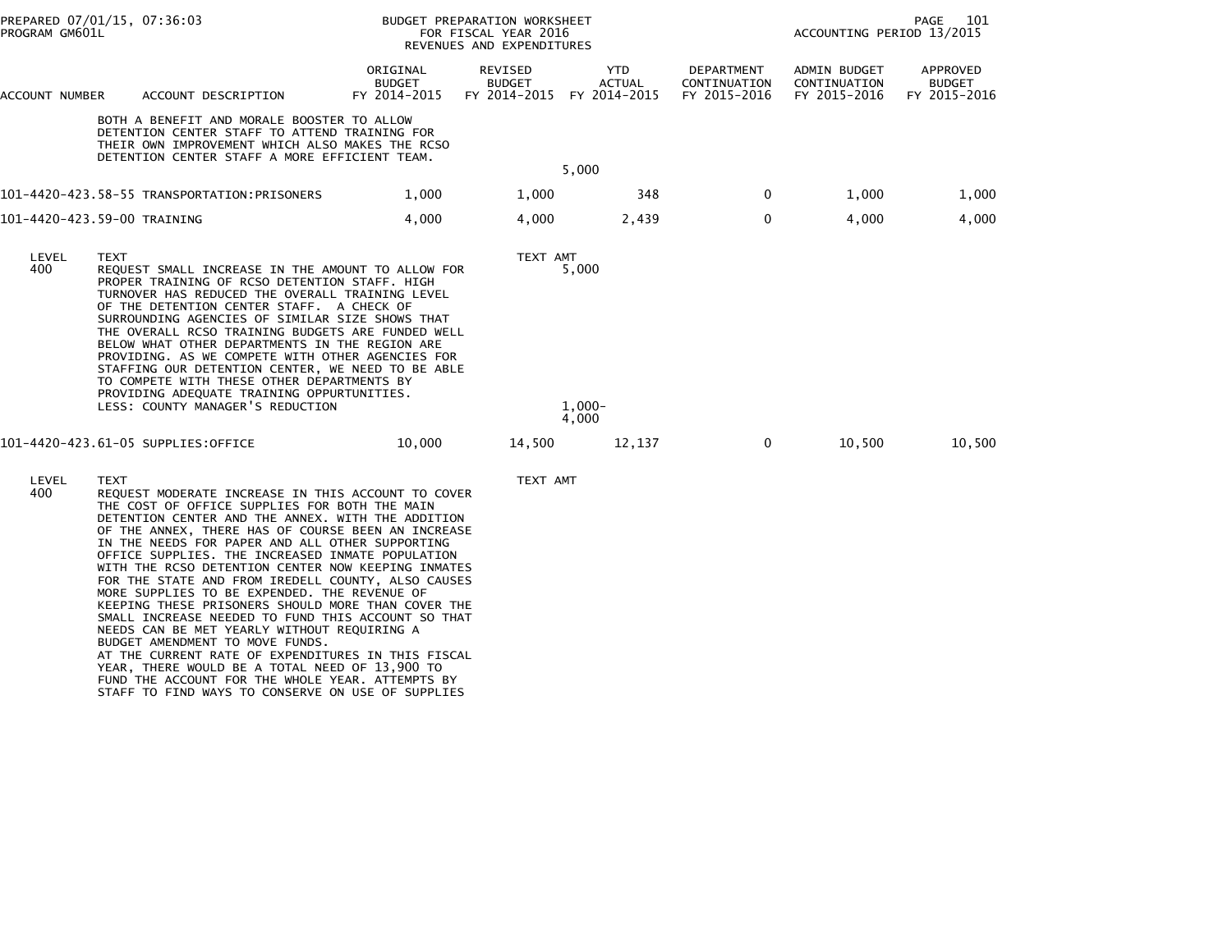PREPARED 07/01/15, 07:36:03 | BUDGET PREPARATION WORKSHEET FOR FISCAL YEAR 2016 REVENUES AND EXPENDITURES | ACCOUNTING PERIOD 13/2015
PROGRAM GM601L

| ACCOUNT NUMBER | ACCOUNT DESCRIPTION | ORIGINAL BUDGET FY 2014-2015 | REVISED BUDGET FY 2014-2015 | YTD ACTUAL FY 2014-2015 | DEPARTMENT CONTINUATION FY 2015-2016 | ADMIN BUDGET CONTINUATION FY 2015-2016 | APPROVED BUDGET FY 2015-2016 |
|---|---|---|---|---|---|---|---|
| | BOTH A BENEFIT AND MORALE BOOSTER TO ALLOW DETENTION CENTER STAFF TO ATTEND TRAINING FOR THEIR OWN IMPROVEMENT WHICH ALSO MAKES THE RCSO DETENTION CENTER STAFF A MORE EFFICIENT TEAM. | | | 5,000 | | | |
| 101-4420-423.58-55 | TRANSPORTATION:PRISONERS | 1,000 | 1,000 | 348 | 0 | 1,000 | 1,000 |
| 101-4420-423.59-00 | TRAINING | 4,000 | 4,000 | 2,439 | 0 | 4,000 | 4,000 |

| LEVEL | TEXT | TEXT AMT |
|---|---|---|
| 400 | REQUEST SMALL INCREASE IN THE AMOUNT TO ALLOW FOR PROPER TRAINING OF RCSO DETENTION STAFF. HIGH TURNOVER HAS REDUCED THE OVERALL TRAINING LEVEL OF THE DETENTION CENTER STAFF. A CHECK OF SURROUNDING AGENCIES OF SIMILAR SIZE SHOWS THAT THE OVERALL RCSO TRAINING BUDGETS ARE FUNDED WELL BELOW WHAT OTHER DEPARTMENTS IN THE REGION ARE PROVIDING. AS WE COMPETE WITH OTHER AGENCIES FOR STAFFING OUR DETENTION CENTER, WE NEED TO BE ABLE TO COMPETE WITH THESE OTHER DEPARTMENTS BY PROVIDING ADEQUATE TRAINING OPPURTUNITIES. | 5,000 |
| | LESS: COUNTY MANAGER'S REDUCTION | 1,000- |
| | | 4,000 |

| ACCOUNT NUMBER | ACCOUNT DESCRIPTION | ORIGINAL BUDGET FY 2014-2015 | REVISED BUDGET FY 2014-2015 | YTD ACTUAL FY 2014-2015 | DEPARTMENT CONTINUATION FY 2015-2016 | ADMIN BUDGET CONTINUATION FY 2015-2016 | APPROVED BUDGET FY 2015-2016 |
|---|---|---|---|---|---|---|---|
| 101-4420-423.61-05 | SUPPLIES:OFFICE | 10,000 | 14,500 | 12,137 | 0 | 10,500 | 10,500 |

| LEVEL | TEXT | TEXT AMT |
|---|---|---|
| 400 | REQUEST MODERATE INCREASE IN THIS ACCOUNT TO COVER THE COST OF OFFICE SUPPLIES FOR BOTH THE MAIN DETENTION CENTER AND THE ANNEX. WITH THE ADDITION OF THE ANNEX, THERE HAS OF COURSE BEEN AN INCREASE IN THE NEEDS FOR PAPER AND ALL OTHER SUPPORTING OFFICE SUPPLIES. THE INCREASED INMATE POPULATION WITH THE RCSO DETENTION CENTER NOW KEEPING INMATES FOR THE STATE AND FROM IREDELL COUNTY, ALSO CAUSES MORE SUPPLIES TO BE EXPENDED. THE REVENUE OF KEEPING THESE PRISONERS SHOULD MORE THAN COVER THE SMALL INCREASE NEEDED TO FUND THIS ACCOUNT SO THAT NEEDS CAN BE MET YEARLY WITHOUT REQUIRING A BUDGET AMENDMENT TO MOVE FUNDS. AT THE CURRENT RATE OF EXPENDITURES IN THIS FISCAL YEAR, THERE WOULD BE A TOTAL NEED OF 13,900 TO FUND THE ACCOUNT FOR THE WHOLE YEAR. ATTEMPTS BY STAFF TO FIND WAYS TO CONSERVE ON USE OF SUPPLIES | |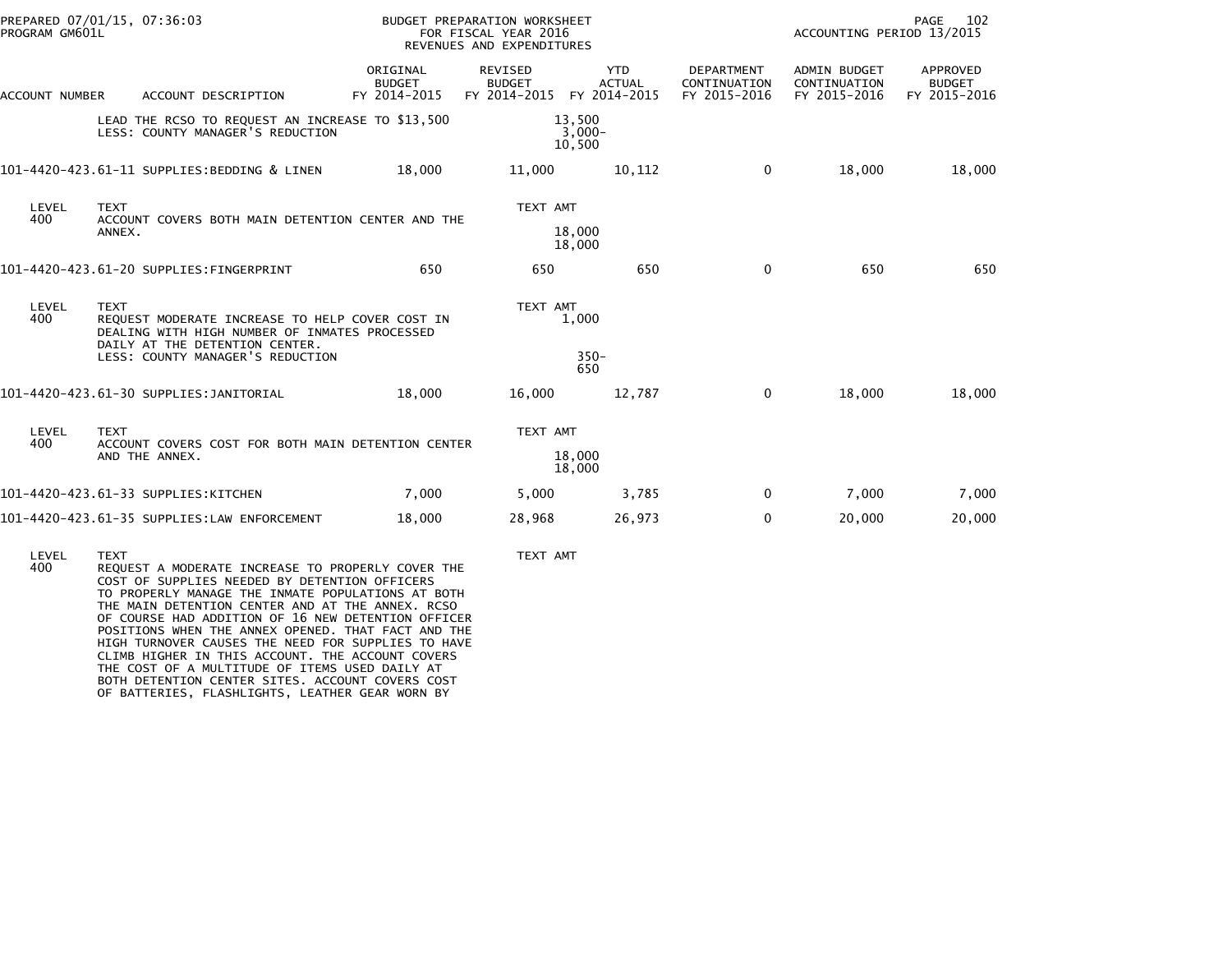PREPARED 07/01/15, 07:36:03 BUDGET PREPARATION WORKSHEET PROGRAM GM601L FOR FISCAL YEAR 2016 REVENUES AND EXPENDITURES ACCOUNTING PERIOD 13/2015

| ACCOUNT NUMBER | ACCOUNT DESCRIPTION | ORIGINAL BUDGET FY 2014-2015 | REVISED BUDGET FY 2014-2015 | YTD ACTUAL FY 2014-2015 | DEPARTMENT CONTINUATION FY 2015-2016 | ADMIN BUDGET CONTINUATION FY 2015-2016 | APPROVED BUDGET FY 2015-2016 |
|---|---|---|---|---|---|---|---|
| | LEAD THE RCSO TO REQUEST AN INCREASE TO $13,500 | | 13,500 | | | | |
| | LESS: COUNTY MANAGER'S REDUCTION | | 3,000- | | | | |
| | | | 10,500 | | | | |
| 101-4420-423.61-11 | SUPPLIES:BEDDING & LINEN | 18,000 | 11,000 | 10,112 | 0 | 18,000 | 18,000 |
| LEVEL 400 | TEXT | | TEXT AMT | | | | |
| | ACCOUNT COVERS BOTH MAIN DETENTION CENTER AND THE ANNEX. | | 18,000 | | | | |
| | | | 18,000 | | | | |
| 101-4420-423.61-20 | SUPPLIES:FINGERPRINT | 650 | 650 | 650 | 0 | 650 | 650 |
| LEVEL 400 | TEXT | | TEXT AMT | | | | |
| | REQUEST MODERATE INCREASE TO HELP COVER COST IN DEALING WITH HIGH NUMBER OF INMATES PROCESSED DAILY AT THE DETENTION CENTER. | | 1,000 | | | | |
| | LESS: COUNTY MANAGER'S REDUCTION | | 350- | | | | |
| | | | 650 | | | | |
| 101-4420-423.61-30 | SUPPLIES:JANITORIAL | 18,000 | 16,000 | 12,787 | 0 | 18,000 | 18,000 |
| LEVEL 400 | TEXT | | TEXT AMT | | | | |
| | ACCOUNT COVERS COST FOR BOTH MAIN DETENTION CENTER AND THE ANNEX. | | 18,000 | | | | |
| | | | 18,000 | | | | |
| 101-4420-423.61-33 | SUPPLIES:KITCHEN | 7,000 | 5,000 | 3,785 | 0 | 7,000 | 7,000 |
| 101-4420-423.61-35 | SUPPLIES:LAW ENFORCEMENT | 18,000 | 28,968 | 26,973 | 0 | 20,000 | 20,000 |
| LEVEL 400 | TEXT | | TEXT AMT | | | | |
| | REQUEST A MODERATE INCREASE TO PROPERLY COVER THE COST OF SUPPLIES NEEDED BY DETENTION OFFICERS TO PROPERLY MANAGE THE INMATE POPULATIONS AT BOTH THE MAIN DETENTION CENTER AND AT THE ANNEX. RCSO OF COURSE HAD ADDITION OF 16 NEW DETENTION OFFICER POSITIONS WHEN THE ANNEX OPENED. THAT FACT AND THE HIGH TURNOVER CAUSES THE NEED FOR SUPPLIES TO HAVE CLIMB HIGHER IN THIS ACCOUNT. THE ACCOUNT COVERS THE COST OF A MULTITUDE OF ITEMS USED DAILY AT BOTH DETENTION CENTER SITES. ACCOUNT COVERS COST OF BATTERIES, FLASHLIGHTS, LEATHER GEAR WORN BY | | | | | | |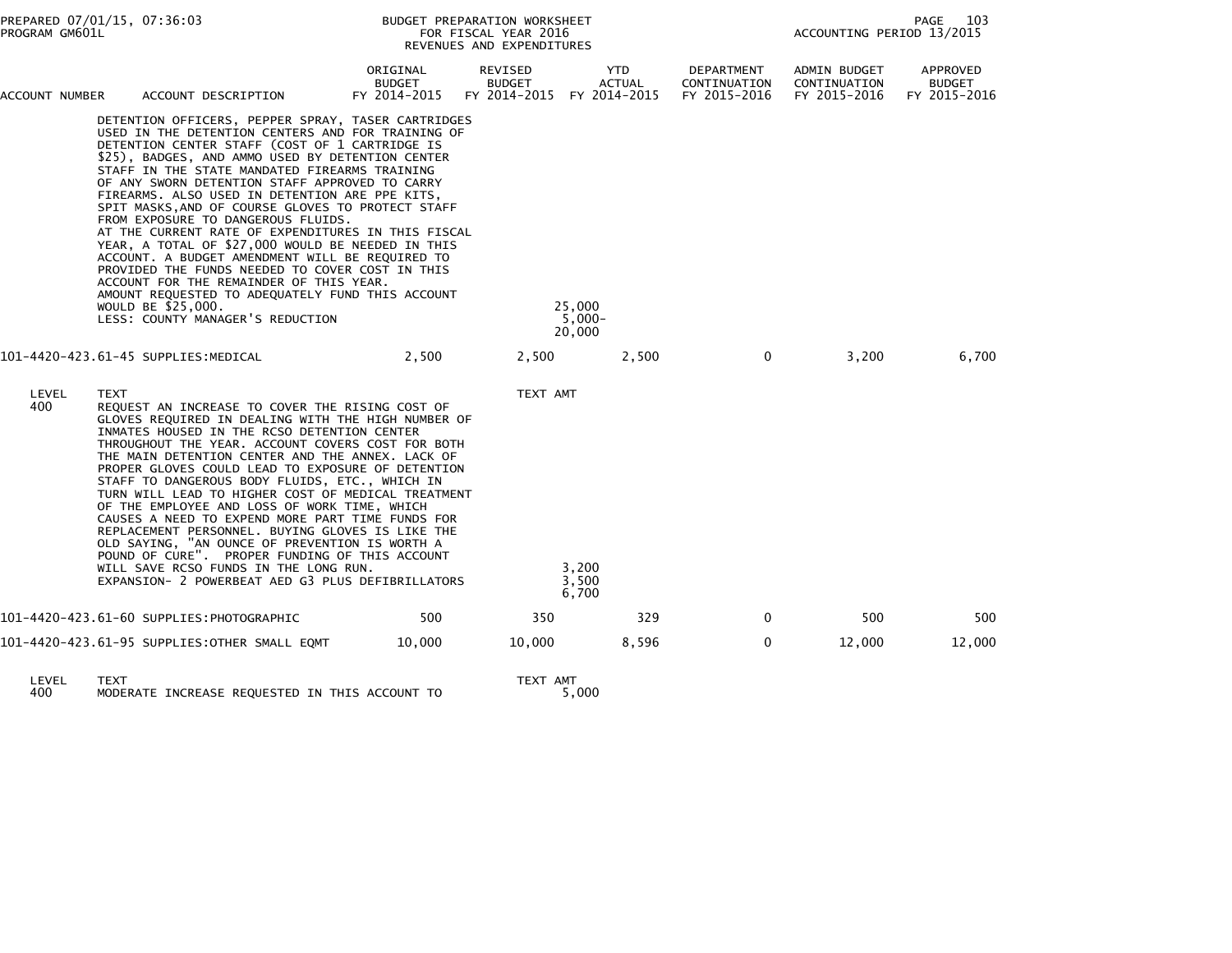| ACCOUNT NUMBER | ACCOUNT DESCRIPTION | ORIGINAL BUDGET FY 2014-2015 | REVISED BUDGET FY 2014-2015 | YTD ACTUAL FY 2014-2015 | DEPARTMENT CONTINUATION FY 2015-2016 | ADMIN BUDGET CONTINUATION FY 2015-2016 | APPROVED BUDGET FY 2015-2016 |
|---|---|---|---|---|---|---|---|

DETENTION OFFICERS, PEPPER SPRAY, TASER CARTRIDGES USED IN THE DETENTION CENTERS AND FOR TRAINING OF DETENTION CENTER STAFF (COST OF 1 CARTRIDGE IS $25), BADGES, AND AMMO USED BY DETENTION CENTER STAFF IN THE STATE MANDATED FIREARMS TRAINING OF ANY SWORN DETENTION STAFF APPROVED TO CARRY FIREARMS. ALSO USED IN DETENTION ARE PPE KITS, SPIT MASKS,AND OF COURSE GLOVES TO PROTECT STAFF FROM EXPOSURE TO DANGEROUS FLUIDS.
AT THE CURRENT RATE OF EXPENDITURES IN THIS FISCAL YEAR, A TOTAL OF $27,000 WOULD BE NEEDED IN THIS ACCOUNT. A BUDGET AMENDMENT WILL BE REQUIRED TO PROVIDED THE FUNDS NEEDED TO COVER COST IN THIS ACCOUNT FOR THE REMAINDER OF THIS YEAR.
AMOUNT REQUESTED TO ADEQUATELY FUND THIS ACCOUNT WOULD BE $25,000. — 25,000
LESS: COUNTY MANAGER'S REDUCTION — 5,000-
20,000

| ACCOUNT NUMBER | ACCOUNT DESCRIPTION | ORIGINAL BUDGET FY 2014-2015 | REVISED BUDGET FY 2014-2015 | YTD ACTUAL FY 2014-2015 | DEPARTMENT CONTINUATION FY 2015-2016 | ADMIN BUDGET CONTINUATION FY 2015-2016 | APPROVED BUDGET FY 2015-2016 |
|---|---|---|---|---|---|---|---|
| 101-4420-423.61-45 | SUPPLIES:MEDICAL | 2,500 | 2,500 | 2,500 | 0 | 3,200 | 6,700 |

| LEVEL | TEXT | TEXT AMT |
|---|---|---|
| 400 | REQUEST AN INCREASE TO COVER THE RISING COST OF GLOVES REQUIRED IN DEALING WITH THE HIGH NUMBER OF INMATES HOUSED IN THE RCSO DETENTION CENTER THROUGHOUT THE YEAR. ACCOUNT COVERS COST FOR BOTH THE MAIN DETENTION CENTER AND THE ANNEX. LACK OF PROPER GLOVES COULD LEAD TO EXPOSURE OF DETENTION STAFF TO DANGEROUS BODY FLUIDS, ETC., WHICH IN TURN WILL LEAD TO HIGHER COST OF MEDICAL TREATMENT OF THE EMPLOYEE AND LOSS OF WORK TIME, WHICH CAUSES A NEED TO EXPEND MORE PART TIME FUNDS FOR REPLACEMENT PERSONNEL. BUYING GLOVES IS LIKE THE OLD SAYING, "AN OUNCE OF PREVENTION IS WORTH A POUND OF CURE". PROPER FUNDING OF THIS ACCOUNT WILL SAVE RCSO FUNDS IN THE LONG RUN. | 3,200 |
| | EXPANSION- 2 POWERBEAT AED G3 PLUS DEFIBRILLATORS | 3,500 |
| | | 6,700 |

| ACCOUNT NUMBER | ACCOUNT DESCRIPTION | ORIGINAL BUDGET FY 2014-2015 | REVISED BUDGET FY 2014-2015 | YTD ACTUAL FY 2014-2015 | DEPARTMENT CONTINUATION FY 2015-2016 | ADMIN BUDGET CONTINUATION FY 2015-2016 | APPROVED BUDGET FY 2015-2016 |
|---|---|---|---|---|---|---|---|
| 101-4420-423.61-60 | SUPPLIES:PHOTOGRAPHIC | 500 | 350 | 329 | 0 | 500 | 500 |
| 101-4420-423.61-95 | SUPPLIES:OTHER SMALL EQMT | 10,000 | 10,000 | 8,596 | 0 | 12,000 | 12,000 |

| LEVEL | TEXT | TEXT AMT |
|---|---|---|
| 400 | MODERATE INCREASE REQUESTED IN THIS ACCOUNT TO | 5,000 |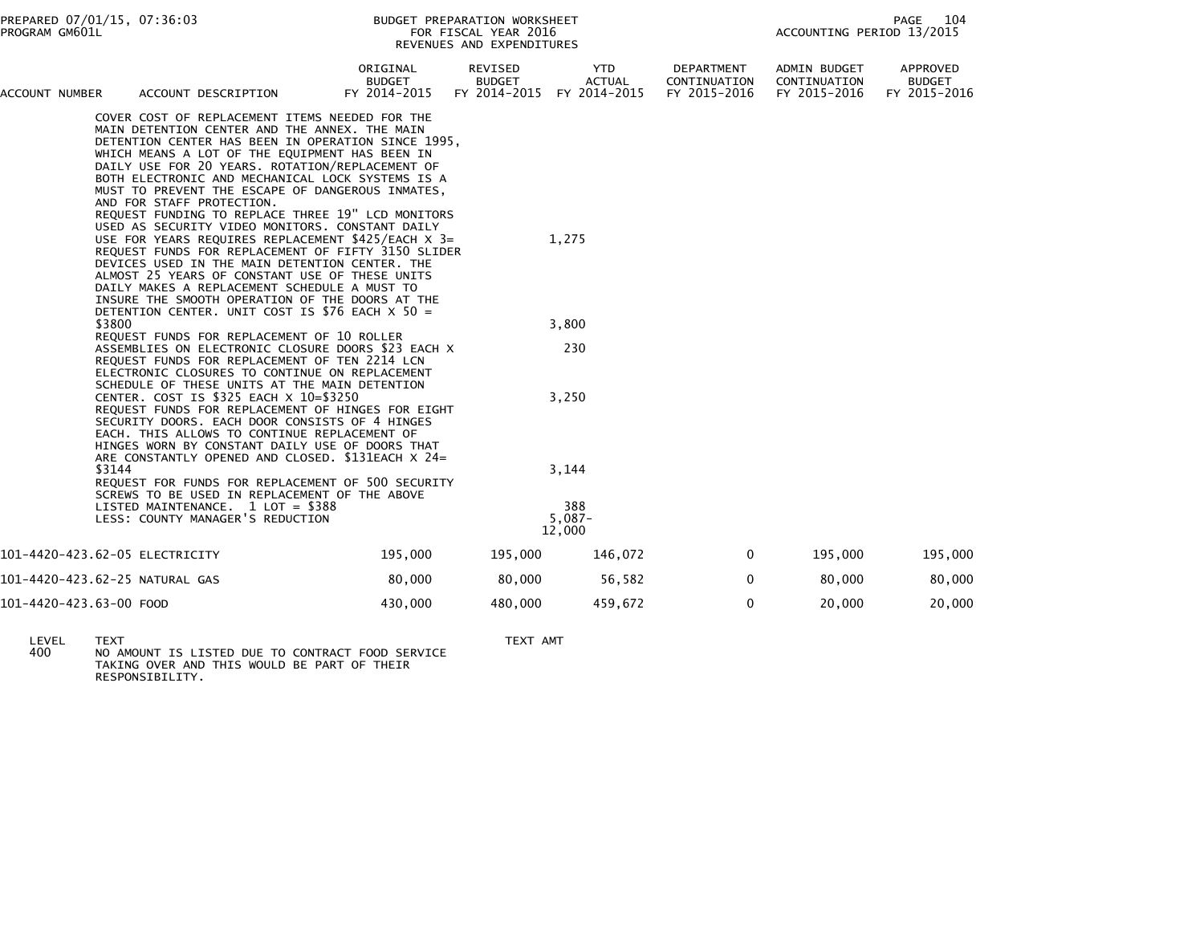| ACCOUNT NUMBER | ACCOUNT DESCRIPTION | ORIGINAL BUDGET FY 2014-2015 | REVISED BUDGET FY 2014-2015 | YTD ACTUAL FY 2014-2015 | DEPARTMENT CONTINUATION FY 2015-2016 | ADMIN BUDGET CONTINUATION FY 2015-2016 | APPROVED BUDGET FY 2015-2016 |
|---|---|---|---|---|---|---|---|

COVER COST OF REPLACEMENT ITEMS NEEDED FOR THE MAIN DETENTION CENTER AND THE ANNEX. THE MAIN DETENTION CENTER HAS BEEN IN OPERATION SINCE 1995, WHICH MEANS A LOT OF THE EQUIPMENT HAS BEEN IN DAILY USE FOR 20 YEARS. ROTATION/REPLACEMENT OF BOTH ELECTRONIC AND MECHANICAL LOCK SYSTEMS IS A MUST TO PREVENT THE ESCAPE OF DANGEROUS INMATES, AND FOR STAFF PROTECTION.

| TEXT | TEXT AMT |
|---|---|
| REQUEST FUNDING TO REPLACE THREE 19" LCD MONITORS USED AS SECURITY VIDEO MONITORS. CONSTANT DAILY USE FOR YEARS REQUIRES REPLACEMENT $425/EACH X 3= | 1,275 |
| REQUEST FUNDS FOR REPLACEMENT OF FIFTY 3150 SLIDER DEVICES USED IN THE MAIN DETENTION CENTER. THE ALMOST 25 YEARS OF CONSTANT USE OF THESE UNITS DAILY MAKES A REPLACEMENT SCHEDULE A MUST TO INSURE THE SMOOTH OPERATION OF THE DOORS AT THE DETENTION CENTER. UNIT COST IS $76 EACH X 50 = $3800 | 3,800 |
| REQUEST FUNDS FOR REPLACEMENT OF 10 ROLLER ASSEMBLIES ON ELECTRONIC CLOSURE DOORS $23 EACH X | 230 |
| REQUEST FUNDS FOR REPLACEMENT OF TEN 2214 LCN ELECTRONIC CLOSURES TO CONTINUE ON REPLACEMENT SCHEDULE OF THESE UNITS AT THE MAIN DETENTION CENTER. COST IS $325 EACH X 10=$3250 | 3,250 |
| REQUEST FUNDS FOR REPLACEMENT OF HINGES FOR EIGHT SECURITY DOORS. EACH DOOR CONSISTS OF 4 HINGES EACH. THIS ALLOWS TO CONTINUE REPLACEMENT OF HINGES WORN BY CONSTANT DAILY USE OF DOORS THAT ARE CONSTANTLY OPENED AND CLOSED. $131EACH X 24= $3144 | 3,144 |
| REQUEST FOR FUNDS FOR REPLACEMENT OF 500 SECURITY SCREWS TO BE USED IN REPLACEMENT OF THE ABOVE LISTED MAINTENANCE. 1 LOT = $388 | 388 |
| LESS: COUNTY MANAGER'S REDUCTION | 5,087- |
| | 12,000 |

| ACCOUNT NUMBER | ACCOUNT DESCRIPTION | ORIGINAL BUDGET FY 2014-2015 | REVISED BUDGET FY 2014-2015 | YTD ACTUAL FY 2014-2015 | DEPARTMENT CONTINUATION FY 2015-2016 | ADMIN BUDGET CONTINUATION FY 2015-2016 | APPROVED BUDGET FY 2015-2016 |
|---|---|---|---|---|---|---|---|
| 101-4420-423.62-05 | ELECTRICITY | 195,000 | 195,000 | 146,072 | 0 | 195,000 | 195,000 |
| 101-4420-423.62-25 | NATURAL GAS | 80,000 | 80,000 | 56,582 | 0 | 80,000 | 80,000 |
| 101-4420-423.63-00 | FOOD | 430,000 | 480,000 | 459,672 | 0 | 20,000 | 20,000 |

| LEVEL | TEXT | TEXT AMT |
|---|---|---|
| 400 | NO AMOUNT IS LISTED DUE TO CONTRACT FOOD SERVICE TAKING OVER AND THIS WOULD BE PART OF THEIR RESPONSIBILITY. | |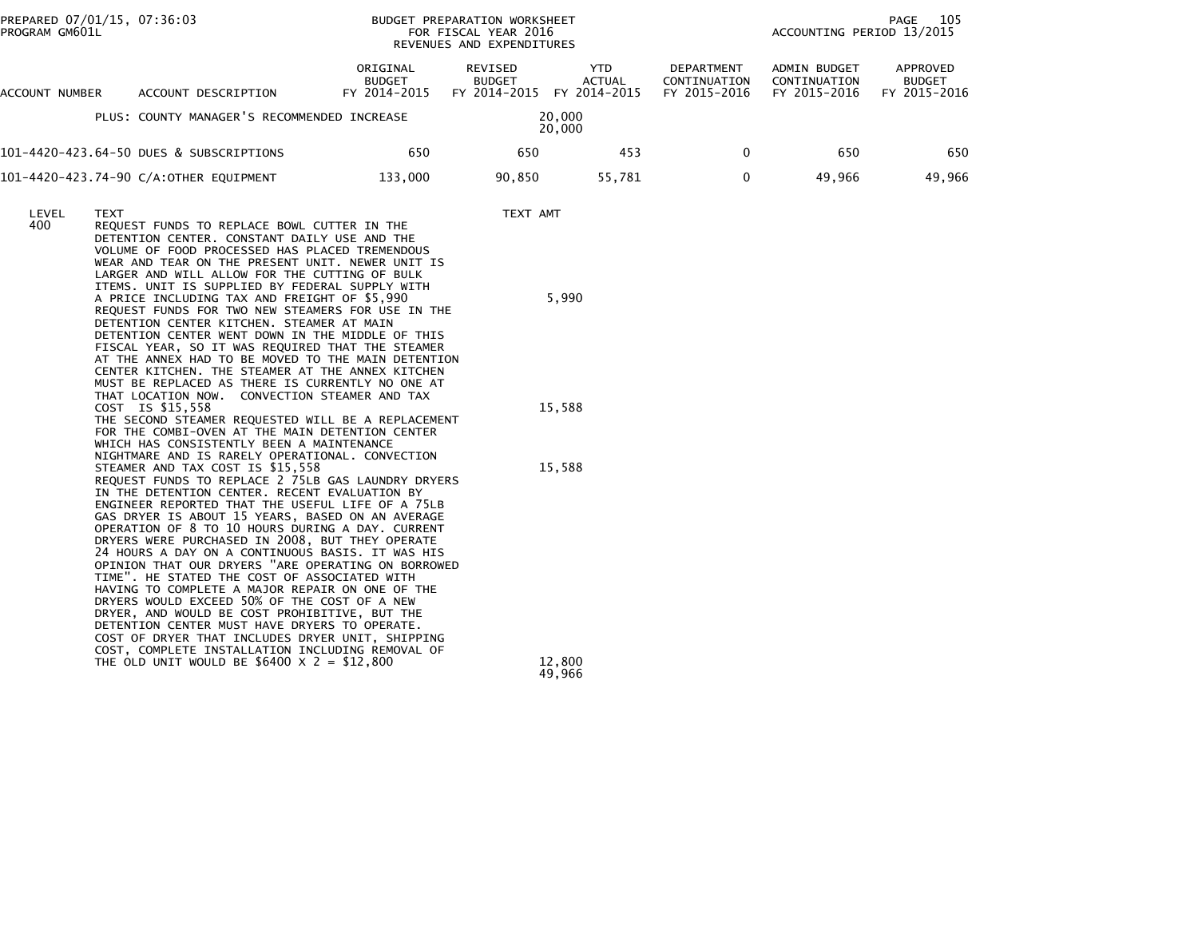BUDGET PREPARATION WORKSHEET
FOR FISCAL YEAR 2016
REVENUES AND EXPENDITURES

| ACCOUNT NUMBER | ACCOUNT DESCRIPTION | ORIGINAL BUDGET FY 2014-2015 | REVISED BUDGET FY 2014-2015 | YTD ACTUAL FY 2014-2015 | DEPARTMENT CONTINUATION FY 2015-2016 | ADMIN BUDGET CONTINUATION FY 2015-2016 | APPROVED BUDGET FY 2015-2016 |
|---|---|---|---|---|---|---|---|
| | PLUS: COUNTY MANAGER'S RECOMMENDED INCREASE | | 20,000<br>20,000 | | | | |
| 101-4420-423.64-50 | DUES & SUBSCRIPTIONS | 650 | 650 | 453 | 0 | 650 | 650 |
| 101-4420-423.74-90 | C/A:OTHER EQUIPMENT | 133,000 | 90,850 | 55,781 | 0 | 49,966 | 49,966 |

| LEVEL | TEXT | TEXT AMT |
|---|---|---|
| 400 | REQUEST FUNDS TO REPLACE BOWL CUTTER IN THE DETENTION CENTER. CONSTANT DAILY USE AND THE VOLUME OF FOOD PROCESSED HAS PLACED TREMENDOUS WEAR AND TEAR ON THE PRESENT UNIT. NEWER UNIT IS LARGER AND WILL ALLOW FOR THE CUTTING OF BULK ITEMS. UNIT IS SUPPLIED BY FEDERAL SUPPLY WITH A PRICE INCLUDING TAX AND FREIGHT OF $5,990 | 5,990 |
| | REQUEST FUNDS FOR TWO NEW STEAMERS FOR USE IN THE DETENTION CENTER KITCHEN. STEAMER AT MAIN DETENTION CENTER WENT DOWN IN THE MIDDLE OF THIS FISCAL YEAR, SO IT WAS REQUIRED THAT THE STEAMER AT THE ANNEX HAD TO BE MOVED TO THE MAIN DETENTION CENTER KITCHEN. THE STEAMER AT THE ANNEX KITCHEN MUST BE REPLACED AS THERE IS CURRENTLY NO ONE AT THAT LOCATION NOW. CONVECTION STEAMER AND TAX COST IS $15,558 | 15,588 |
| | THE SECOND STEAMER REQUESTED WILL BE A REPLACEMENT FOR THE COMBI-OVEN AT THE MAIN DETENTION CENTER WHICH HAS CONSISTENTLY BEEN A MAINTENANCE NIGHTMARE AND IS RARELY OPERATIONAL. CONVECTION STEAMER AND TAX COST IS $15,558 | 15,588 |
| | REQUEST FUNDS TO REPLACE 2 75LB GAS LAUNDRY DRYERS IN THE DETENTION CENTER. RECENT EVALUATION BY ENGINEER REPORTED THAT THE USEFUL LIFE OF A 75LB GAS DRYER IS ABOUT 15 YEARS, BASED ON AN AVERAGE OPERATION OF 8 TO 10 HOURS DURING A DAY. CURRENT DRYERS WERE PURCHASED IN 2008, BUT THEY OPERATE 24 HOURS A DAY ON A CONTINUOUS BASIS. IT WAS HIS OPINION THAT OUR DRYERS "ARE OPERATING ON BORROWED TIME". HE STATED THE COST OF ASSOCIATED WITH HAVING TO COMPLETE A MAJOR REPAIR ON ONE OF THE DRYERS WOULD EXCEED 50% OF THE COST OF A NEW DRYER, AND WOULD BE COST PROHIBITIVE, BUT THE DETENTION CENTER MUST HAVE DRYERS TO OPERATE. COST OF DRYER THAT INCLUDES DRYER UNIT, SHIPPING COST, COMPLETE INSTALLATION INCLUDING REMOVAL OF THE OLD UNIT WOULD BE $6400 X 2 = $12,800 | 12,800 |
| | | 49,966 |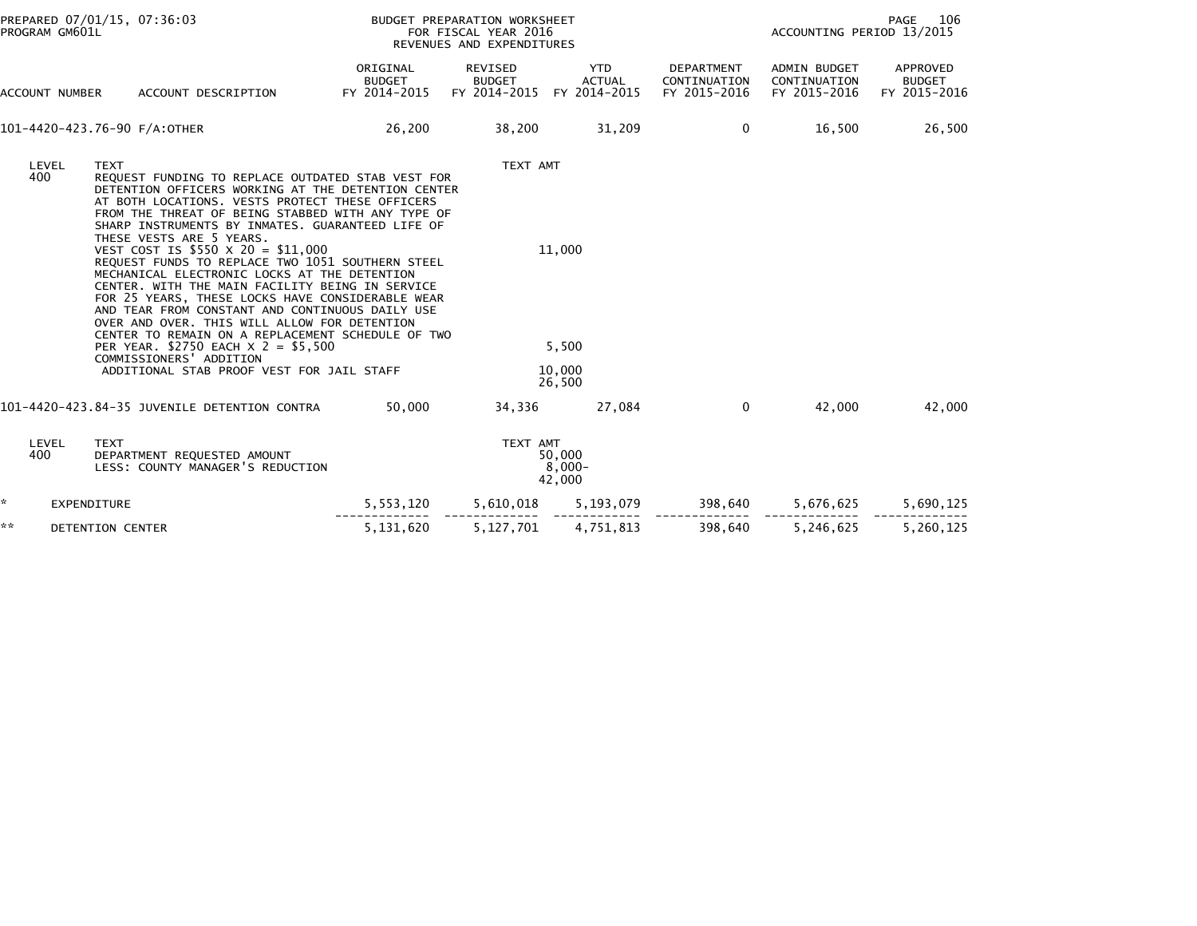PREPARED 07/01/15, 07:36:03
PROGRAM GM601L

BUDGET PREPARATION WORKSHEET
FOR FISCAL YEAR 2016
REVENUES AND EXPENDITURES

ACCOUNTING PERIOD 13/2015

| ACCOUNT NUMBER | ACCOUNT DESCRIPTION | ORIGINAL BUDGET FY 2014-2015 | REVISED BUDGET FY 2014-2015 | YTD ACTUAL FY 2014-2015 | DEPARTMENT CONTINUATION FY 2015-2016 | ADMIN BUDGET CONTINUATION FY 2015-2016 | APPROVED BUDGET FY 2015-2016 |
|---|---|---|---|---|---|---|---|
| 101-4420-423.76-90 | F/A:OTHER | 26,200 | 38,200 | 31,209 | 0 | 16,500 | 26,500 |

| LEVEL | TEXT | TEXT AMT |
|---|---|---|
| 400 | REQUEST FUNDING TO REPLACE OUTDATED STAB VEST FOR DETENTION OFFICERS WORKING AT THE DETENTION CENTER AT BOTH LOCATIONS. VESTS PROTECT THESE OFFICERS FROM THE THREAT OF BEING STABBED WITH ANY TYPE OF SHARP INSTRUMENTS BY INMATES. GUARANTEED LIFE OF THESE VESTS ARE 5 YEARS. | |
| | VEST COST IS $550 X 20 = $11,000 | 11,000 |
| | REQUEST FUNDS TO REPLACE TWO 1051 SOUTHERN STEEL MECHANICAL ELECTRONIC LOCKS AT THE DETENTION CENTER. WITH THE MAIN FACILITY BEING IN SERVICE FOR 25 YEARS, THESE LOCKS HAVE CONSIDERABLE WEAR AND TEAR FROM CONSTANT AND CONTINUOUS DAILY USE OVER AND OVER. THIS WILL ALLOW FOR DETENTION CENTER TO REMAIN ON A REPLACEMENT SCHEDULE OF TWO PER YEAR. $2750 EACH X 2 = $5,500 | 5,500 |
| | COMMISSIONERS' ADDITION | |
| | ADDITIONAL STAB PROOF VEST FOR JAIL STAFF | 10,000 |
| | | 26,500 |

| ACCOUNT NUMBER | ACCOUNT DESCRIPTION | ORIGINAL BUDGET FY 2014-2015 | REVISED BUDGET FY 2014-2015 | YTD ACTUAL FY 2014-2015 | DEPARTMENT CONTINUATION FY 2015-2016 | ADMIN BUDGET CONTINUATION FY 2015-2016 | APPROVED BUDGET FY 2015-2016 |
|---|---|---|---|---|---|---|---|
| 101-4420-423.84-35 | JUVENILE DETENTION CONTRA | 50,000 | 34,336 | 27,084 | 0 | 42,000 | 42,000 |

| LEVEL | TEXT | TEXT AMT |
|---|---|---|
| 400 | DEPARTMENT REQUESTED AMOUNT | 50,000 |
| | LESS: COUNTY MANAGER'S REDUCTION | 8,000- |
| | | 42,000 |

| | | ORIGINAL BUDGET FY 2014-2015 | REVISED BUDGET FY 2014-2015 | YTD ACTUAL FY 2014-2015 | DEPARTMENT CONTINUATION FY 2015-2016 | ADMIN BUDGET CONTINUATION FY 2015-2016 | APPROVED BUDGET FY 2015-2016 |
|---|---|---|---|---|---|---|---|
| * | EXPENDITURE | 5,553,120 | 5,610,018 | 5,193,079 | 398,640 | 5,676,625 | 5,690,125 |
| ** | DETENTION CENTER | 5,131,620 | 5,127,701 | 4,751,813 | 398,640 | 5,246,625 | 5,260,125 |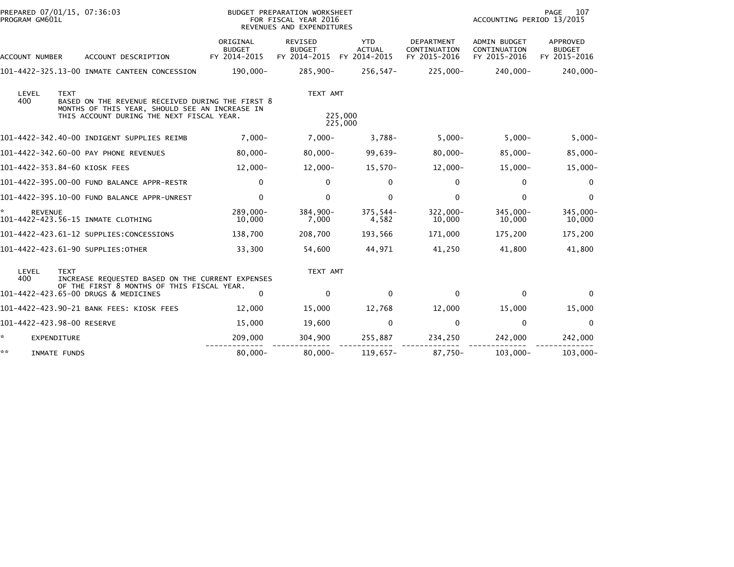PREPARED 07/01/15, 07:36:03
PROGRAM GM601L

BUDGET PREPARATION WORKSHEET
FOR FISCAL YEAR 2016
REVENUES AND EXPENDITURES

ACCOUNTING PERIOD 13/2015

| ACCOUNT NUMBER | ACCOUNT DESCRIPTION | ORIGINAL BUDGET FY 2014-2015 | REVISED BUDGET FY 2014-2015 | YTD ACTUAL FY 2014-2015 | DEPARTMENT CONTINUATION FY 2015-2016 | ADMIN BUDGET CONTINUATION FY 2015-2016 | APPROVED BUDGET FY 2015-2016 |
|---|---|---|---|---|---|---|---|
| 101-4422-325.13-00 | INMATE CANTEEN CONCESSION | 190,000- | 285,900- | 256,547- | 225,000- | 240,000- | 240,000- |

| LEVEL | TEXT | TEXT AMT |
|---|---|---|
| 400 | BASED ON THE REVENUE RECEIVED DURING THE FIRST 8 MONTHS OF THIS YEAR, SHOULD SEE AN INCREASE IN THIS ACCOUNT DURING THE NEXT FISCAL YEAR. | 225,000 |
| | | 225,000 |

| ACCOUNT NUMBER | ACCOUNT DESCRIPTION | ORIGINAL BUDGET FY 2014-2015 | REVISED BUDGET FY 2014-2015 | YTD ACTUAL FY 2014-2015 | DEPARTMENT CONTINUATION FY 2015-2016 | ADMIN BUDGET CONTINUATION FY 2015-2016 | APPROVED BUDGET FY 2015-2016 |
|---|---|---|---|---|---|---|---|
| 101-4422-342.40-00 | INDIGENT SUPPLIES REIMB | 7,000- | 7,000- | 3,788- | 5,000- | 5,000- | 5,000- |
| 101-4422-342.60-00 | PAY PHONE REVENUES | 80,000- | 80,000- | 99,639- | 80,000- | 85,000- | 85,000- |
| 101-4422-353.84-60 | KIOSK FEES | 12,000- | 12,000- | 15,570- | 12,000- | 15,000- | 15,000- |
| 101-4422-395.00-00 | FUND BALANCE APPR-RESTR | 0 | 0 | 0 | 0 | 0 | 0 |
| 101-4422-395.10-00 | FUND BALANCE APPR-UNREST | 0 | 0 | 0 | 0 | 0 | 0 |
| * | REVENUE | 289,000- | 384,900- | 375,544- | 322,000- | 345,000- | 345,000- |
| 101-4422-423.56-15 | INMATE CLOTHING | 10,000 | 7,000 | 4,582 | 10,000 | 10,000 | 10,000 |
| 101-4422-423.61-12 | SUPPLIES:CONCESSIONS | 138,700 | 208,700 | 193,566 | 171,000 | 175,200 | 175,200 |
| 101-4422-423.61-90 | SUPPLIES:OTHER | 33,300 | 54,600 | 44,971 | 41,250 | 41,800 | 41,800 |

| LEVEL | TEXT | TEXT AMT |
|---|---|---|
| 400 | INCREASE REQUESTED BASED ON THE CURRENT EXPENSES OF THE FIRST 8 MONTHS OF THIS FISCAL YEAR. | |

| ACCOUNT NUMBER | ACCOUNT DESCRIPTION | ORIGINAL BUDGET FY 2014-2015 | REVISED BUDGET FY 2014-2015 | YTD ACTUAL FY 2014-2015 | DEPARTMENT CONTINUATION FY 2015-2016 | ADMIN BUDGET CONTINUATION FY 2015-2016 | APPROVED BUDGET FY 2015-2016 |
|---|---|---|---|---|---|---|---|
| 101-4422-423.65-00 | DRUGS & MEDICINES | 0 | 0 | 0 | 0 | 0 | 0 |
| 101-4422-423.90-21 | BANK FEES: KIOSK FEES | 12,000 | 15,000 | 12,768 | 12,000 | 15,000 | 15,000 |
| 101-4422-423.98-00 | RESERVE | 15,000 | 19,600 | 0 | 0 | 0 | 0 |
| * | EXPENDITURE | 209,000 | 304,900 | 255,887 | 234,250 | 242,000 | 242,000 |
| ** | INMATE FUNDS | 80,000- | 80,000- | 119,657- | 87,750- | 103,000- | 103,000- |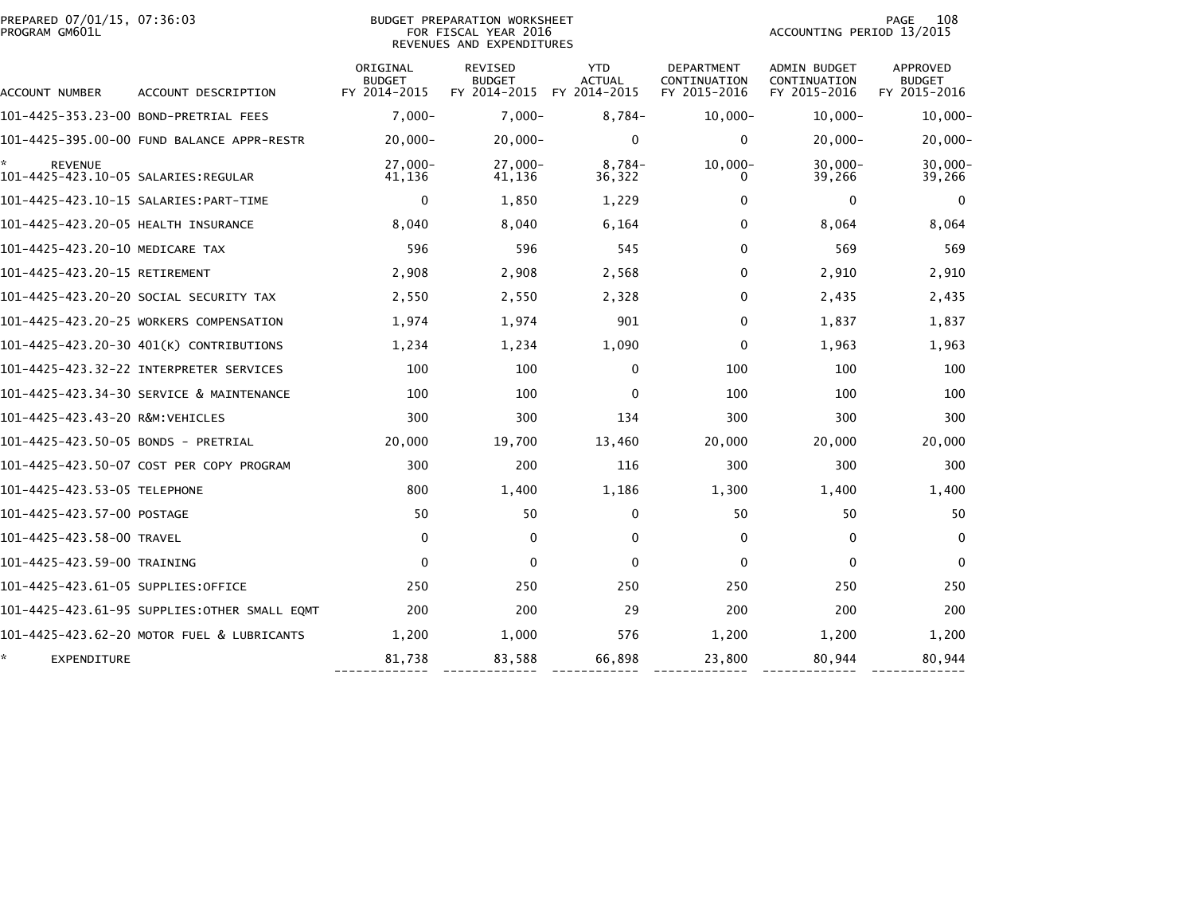PREPARED 07/01/15, 07:36:03
PROGRAM GM601L

BUDGET PREPARATION WORKSHEET
FOR FISCAL YEAR 2016
REVENUES AND EXPENDITURES

ACCOUNTING PERIOD 13/2015

| ACCOUNT NUMBER | ACCOUNT DESCRIPTION | ORIGINAL BUDGET FY 2014-2015 | REVISED BUDGET FY 2014-2015 | YTD ACTUAL FY 2014-2015 | DEPARTMENT CONTINUATION FY 2015-2016 | ADMIN BUDGET CONTINUATION FY 2015-2016 | APPROVED BUDGET FY 2015-2016 |
|---|---|---|---|---|---|---|---|
| 101-4425-353.23-00 | BOND-PRETRIAL FEES | 7,000- | 7,000- | 8,784- | 10,000- | 10,000- | 10,000- |
| 101-4425-395.00-00 | FUND BALANCE APPR-RESTR | 20,000- | 20,000- | 0 | 0 | 20,000- | 20,000- |
| * | REVENUE | 27,000- | 27,000- | 8,784- | 10,000- | 30,000- | 30,000- |
| 101-4425-423.10-05 | SALARIES:REGULAR | 41,136 | 41,136 | 36,322 | 0 | 39,266 | 39,266 |
| 101-4425-423.10-15 | SALARIES:PART-TIME | 0 | 1,850 | 1,229 | 0 | 0 | 0 |
| 101-4425-423.20-05 | HEALTH INSURANCE | 8,040 | 8,040 | 6,164 | 0 | 8,064 | 8,064 |
| 101-4425-423.20-10 | MEDICARE TAX | 596 | 596 | 545 | 0 | 569 | 569 |
| 101-4425-423.20-15 | RETIREMENT | 2,908 | 2,908 | 2,568 | 0 | 2,910 | 2,910 |
| 101-4425-423.20-20 | SOCIAL SECURITY TAX | 2,550 | 2,550 | 2,328 | 0 | 2,435 | 2,435 |
| 101-4425-423.20-25 | WORKERS COMPENSATION | 1,974 | 1,974 | 901 | 0 | 1,837 | 1,837 |
| 101-4425-423.20-30 | 401(K) CONTRIBUTIONS | 1,234 | 1,234 | 1,090 | 0 | 1,963 | 1,963 |
| 101-4425-423.32-22 | INTERPRETER SERVICES | 100 | 100 | 0 | 100 | 100 | 100 |
| 101-4425-423.34-30 | SERVICE & MAINTENANCE | 100 | 100 | 0 | 100 | 100 | 100 |
| 101-4425-423.43-20 | R&M:VEHICLES | 300 | 300 | 134 | 300 | 300 | 300 |
| 101-4425-423.50-05 | BONDS - PRETRIAL | 20,000 | 19,700 | 13,460 | 20,000 | 20,000 | 20,000 |
| 101-4425-423.50-07 | COST PER COPY PROGRAM | 300 | 200 | 116 | 300 | 300 | 300 |
| 101-4425-423.53-05 | TELEPHONE | 800 | 1,400 | 1,186 | 1,300 | 1,400 | 1,400 |
| 101-4425-423.57-00 | POSTAGE | 50 | 50 | 0 | 50 | 50 | 50 |
| 101-4425-423.58-00 | TRAVEL | 0 | 0 | 0 | 0 | 0 | 0 |
| 101-4425-423.59-00 | TRAINING | 0 | 0 | 0 | 0 | 0 | 0 |
| 101-4425-423.61-05 | SUPPLIES:OFFICE | 250 | 250 | 250 | 250 | 250 | 250 |
| 101-4425-423.61-95 | SUPPLIES:OTHER SMALL EQMT | 200 | 200 | 29 | 200 | 200 | 200 |
| 101-4425-423.62-20 | MOTOR FUEL & LUBRICANTS | 1,200 | 1,000 | 576 | 1,200 | 1,200 | 1,200 |
| * | EXPENDITURE | 81,738 | 83,588 | 66,898 | 23,800 | 80,944 | 80,944 |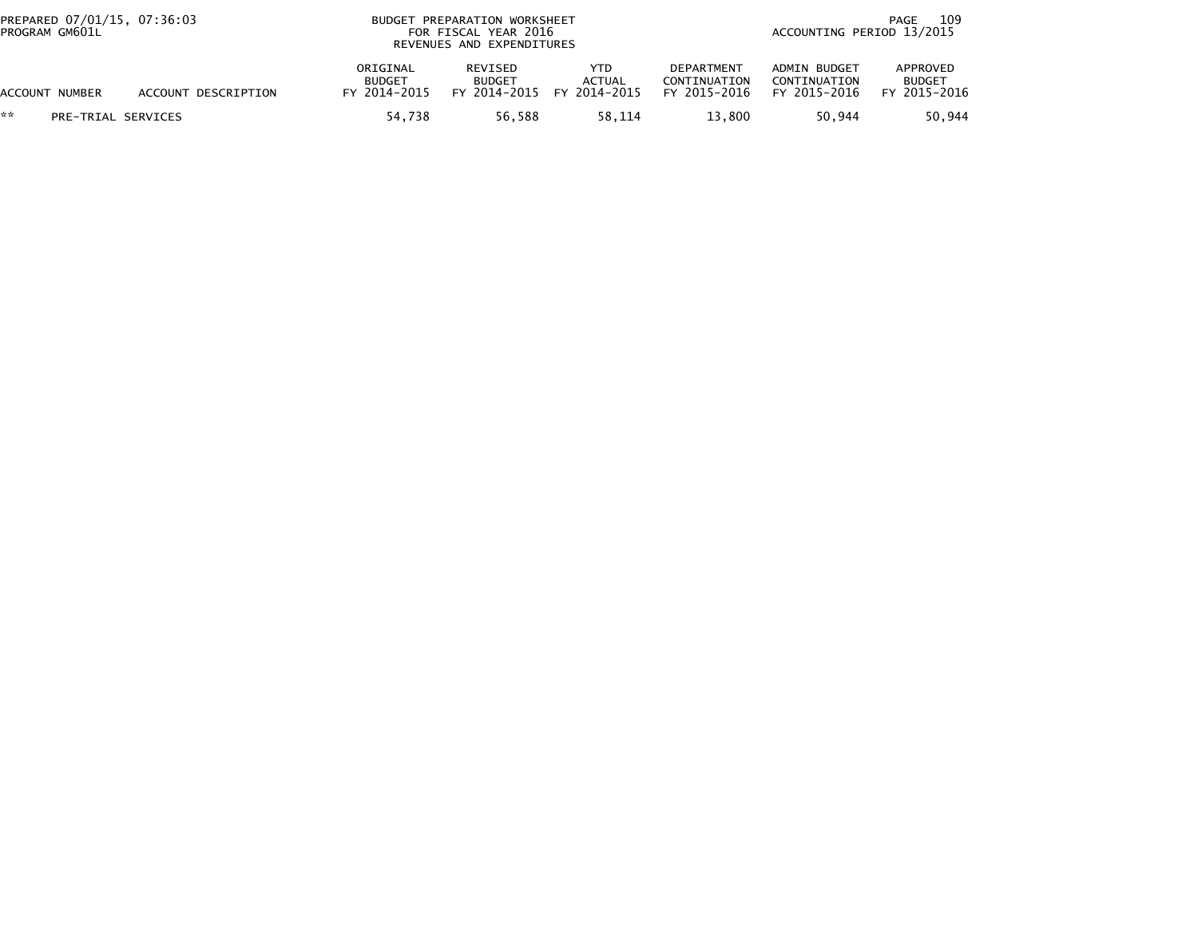BUDGET PREPARATION WORKSHEET
FOR FISCAL YEAR 2016
REVENUES AND EXPENDITURES

PREPARED 07/01/15, 07:36:03
PROGRAM GM601L

ACCOUNTING PERIOD 13/2015

| ACCOUNT NUMBER | ACCOUNT DESCRIPTION | ORIGINAL BUDGET FY 2014-2015 | REVISED BUDGET FY 2014-2015 | YTD ACTUAL FY 2014-2015 | DEPARTMENT CONTINUATION FY 2015-2016 | ADMIN BUDGET CONTINUATION FY 2015-2016 | APPROVED BUDGET FY 2015-2016 |
|---|---|---|---|---|---|---|---|
| ** | PRE-TRIAL SERVICES | 54,738 | 56,588 | 58,114 | 13,800 | 50,944 | 50,944 |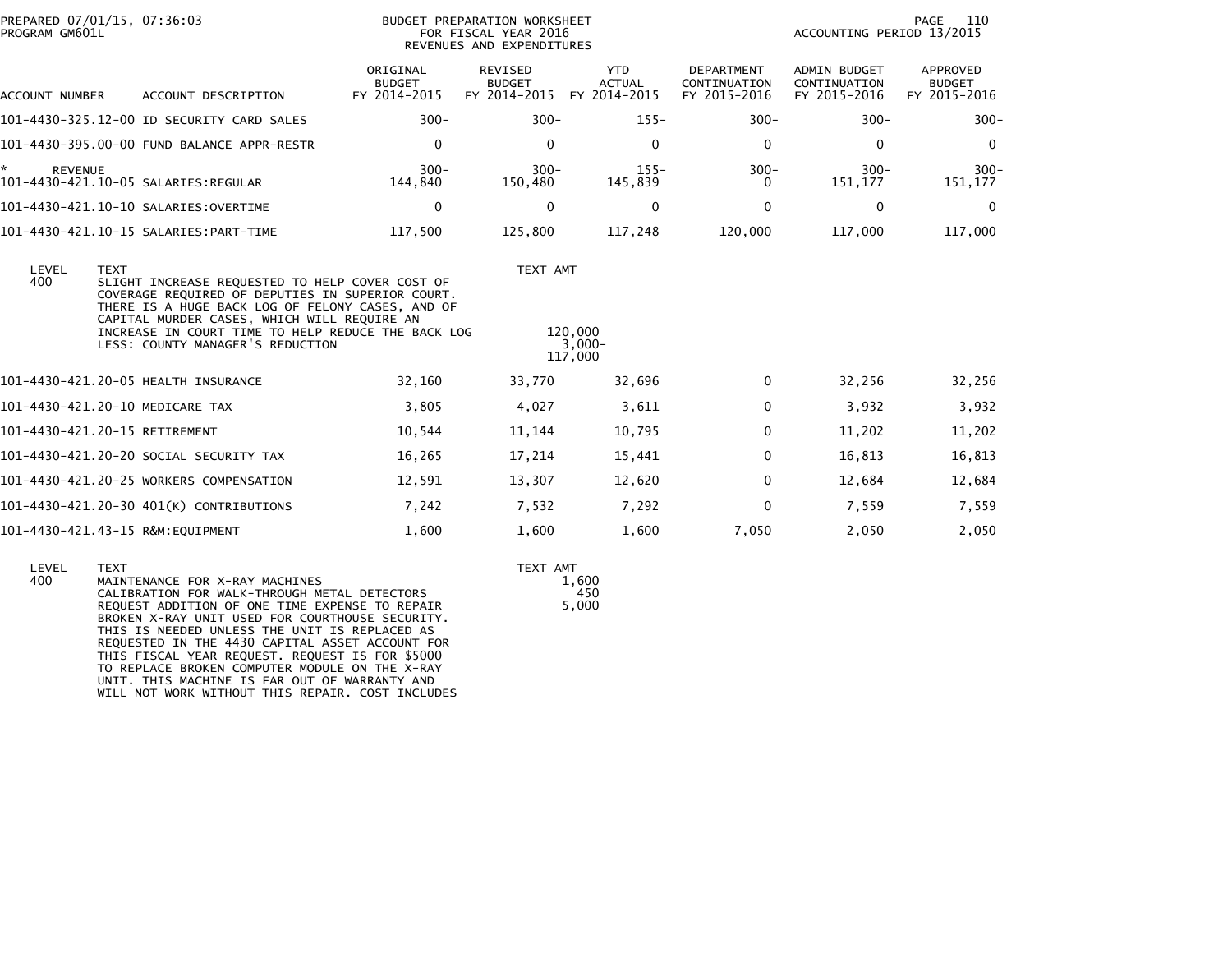PREPARED 07/01/15, 07:36:03
PROGRAM GM601L

BUDGET PREPARATION WORKSHEET
FOR FISCAL YEAR 2016
REVENUES AND EXPENDITURES

ACCOUNTING PERIOD 13/2015

| ACCOUNT NUMBER | ACCOUNT DESCRIPTION | ORIGINAL BUDGET FY 2014-2015 | REVISED BUDGET FY 2014-2015 | YTD ACTUAL FY 2014-2015 | DEPARTMENT CONTINUATION FY 2015-2016 | ADMIN BUDGET CONTINUATION FY 2015-2016 | APPROVED BUDGET FY 2015-2016 |
|---|---|---|---|---|---|---|---|
| 101-4430-325.12-00 | ID SECURITY CARD SALES | 300- | 300- | 155- | 300- | 300- | 300- |
| 101-4430-395.00-00 | FUND BALANCE APPR-RESTR | 0 | 0 | 0 | 0 | 0 | 0 |
| * REVENUE | | 300- | 300- | 155- | 300- | 300- | 300- |
| 101-4430-421.10-05 | SALARIES:REGULAR | 144,840 | 150,480 | 145,839 | 0 | 151,177 | 151,177 |
| 101-4430-421.10-10 | SALARIES:OVERTIME | 0 | 0 | 0 | 0 | 0 | 0 |
| 101-4430-421.10-15 | SALARIES:PART-TIME | 117,500 | 125,800 | 117,248 | 120,000 | 117,000 | 117,000 |

| LEVEL | TEXT | TEXT AMT |
|---|---|---|
| 400 | SLIGHT INCREASE REQUESTED TO HELP COVER COST OF COVERAGE REQUIRED OF DEPUTIES IN SUPERIOR COURT. THERE IS A HUGE BACK LOG OF FELONY CASES, AND OF CAPITAL MURDER CASES, WHICH WILL REQUIRE AN INCREASE IN COURT TIME TO HELP REDUCE THE BACK LOG | 120,000 |
| | LESS: COUNTY MANAGER'S REDUCTION | 3,000- |
| | | 117,000 |

| ACCOUNT NUMBER | ACCOUNT DESCRIPTION | ORIGINAL BUDGET FY 2014-2015 | REVISED BUDGET FY 2014-2015 | YTD ACTUAL FY 2014-2015 | DEPARTMENT CONTINUATION FY 2015-2016 | ADMIN BUDGET CONTINUATION FY 2015-2016 | APPROVED BUDGET FY 2015-2016 |
|---|---|---|---|---|---|---|---|
| 101-4430-421.20-05 | HEALTH INSURANCE | 32,160 | 33,770 | 32,696 | 0 | 32,256 | 32,256 |
| 101-4430-421.20-10 | MEDICARE TAX | 3,805 | 4,027 | 3,611 | 0 | 3,932 | 3,932 |
| 101-4430-421.20-15 | RETIREMENT | 10,544 | 11,144 | 10,795 | 0 | 11,202 | 11,202 |
| 101-4430-421.20-20 | SOCIAL SECURITY TAX | 16,265 | 17,214 | 15,441 | 0 | 16,813 | 16,813 |
| 101-4430-421.20-25 | WORKERS COMPENSATION | 12,591 | 13,307 | 12,620 | 0 | 12,684 | 12,684 |
| 101-4430-421.20-30 | 401(K) CONTRIBUTIONS | 7,242 | 7,532 | 7,292 | 0 | 7,559 | 7,559 |
| 101-4430-421.43-15 | R&M:EQUIPMENT | 1,600 | 1,600 | 1,600 | 7,050 | 2,050 | 2,050 |

| LEVEL | TEXT | TEXT AMT |
|---|---|---|
| 400 | MAINTENANCE FOR X-RAY MACHINES | 1,600 |
| | CALIBRATION FOR WALK-THROUGH METAL DETECTORS | 450 |
| | REQUEST ADDITION OF ONE TIME EXPENSE TO REPAIR BROKEN X-RAY UNIT USED FOR COURTHOUSE SECURITY. THIS IS NEEDED UNLESS THE UNIT IS REPLACED AS REQUESTED IN THE 4430 CAPITAL ASSET ACCOUNT FOR THIS FISCAL YEAR REQUEST. REQUEST IS FOR $5000 TO REPLACE BROKEN COMPUTER MODULE ON THE X-RAY UNIT. THIS MACHINE IS FAR OUT OF WARRANTY AND WILL NOT WORK WITHOUT THIS REPAIR. COST INCLUDES | 5,000 |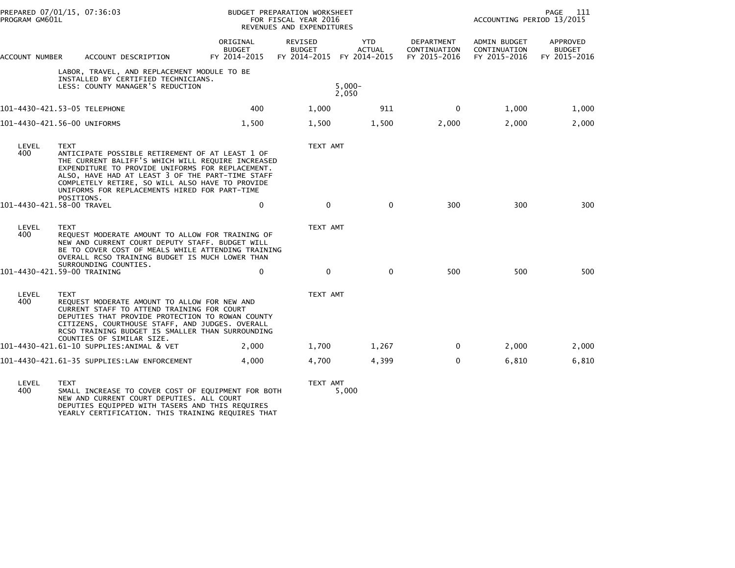PREPARED 07/01/15, 07:36:03 — PROGRAM GM601L

BUDGET PREPARATION WORKSHEET FOR FISCAL YEAR 2016 REVENUES AND EXPENDITURES

ACCOUNTING PERIOD 13/2015

| ACCOUNT NUMBER | ACCOUNT DESCRIPTION | ORIGINAL BUDGET FY 2014-2015 | REVISED BUDGET FY 2014-2015 | YTD ACTUAL FY 2014-2015 | DEPARTMENT CONTINUATION FY 2015-2016 | ADMIN BUDGET CONTINUATION FY 2015-2016 | APPROVED BUDGET FY 2015-2016 |
|---|---|---|---|---|---|---|---|
| | LABOR, TRAVEL, AND REPLACEMENT MODULE TO BE INSTALLED BY CERTIFIED TECHNICIANS. | | | | | | |
| | LESS: COUNTY MANAGER'S REDUCTION | | 5,000- | | | | |
| | | | 2,050 | | | | |
| 101-4430-421.53-05 | TELEPHONE | 400 | 1,000 | 911 | 0 | 1,000 | 1,000 |
| 101-4430-421.56-00 | UNIFORMS | 1,500 | 1,500 | 1,500 | 2,000 | 2,000 | 2,000 |

| LEVEL | TEXT | TEXT AMT |
|---|---|---|
| 400 | ANTICIPATE POSSIBLE RETIREMENT OF AT LEAST 1 OF THE CURRENT BALIFF'S WHICH WILL REQUIRE INCREASED EXPENDITURE TO PROVIDE UNIFORMS FOR REPLACEMENT. ALSO, HAVE HAD AT LEAST 3 OF THE PART-TIME STAFF COMPLETELY RETIRE, SO WILL ALSO HAVE TO PROVIDE UNIFORMS FOR REPLACEMENTS HIRED FOR PART-TIME POSITIONS. | |

| ACCOUNT NUMBER | ACCOUNT DESCRIPTION | ORIGINAL BUDGET FY 2014-2015 | REVISED BUDGET FY 2014-2015 | YTD ACTUAL FY 2014-2015 | DEPARTMENT CONTINUATION FY 2015-2016 | ADMIN BUDGET CONTINUATION FY 2015-2016 | APPROVED BUDGET FY 2015-2016 |
|---|---|---|---|---|---|---|---|
| 101-4430-421.58-00 | TRAVEL | 0 | 0 | 0 | 300 | 300 | 300 |

| LEVEL | TEXT | TEXT AMT |
|---|---|---|
| 400 | REQUEST MODERATE AMOUNT TO ALLOW FOR TRAINING OF NEW AND CURRENT COURT DEPUTY STAFF. BUDGET WILL BE TO COVER COST OF MEALS WHILE ATTENDING TRAINING OVERALL RCSO TRAINING BUDGET IS MUCH LOWER THAN SURROUNDING COUNTIES. | |

| ACCOUNT NUMBER | ACCOUNT DESCRIPTION | ORIGINAL BUDGET FY 2014-2015 | REVISED BUDGET FY 2014-2015 | YTD ACTUAL FY 2014-2015 | DEPARTMENT CONTINUATION FY 2015-2016 | ADMIN BUDGET CONTINUATION FY 2015-2016 | APPROVED BUDGET FY 2015-2016 |
|---|---|---|---|---|---|---|---|
| 101-4430-421.59-00 | TRAINING | 0 | 0 | 0 | 500 | 500 | 500 |

| LEVEL | TEXT | TEXT AMT |
|---|---|---|
| 400 | REQUEST MODERATE AMOUNT TO ALLOW FOR NEW AND CURRENT STAFF TO ATTEND TRAINING FOR COURT DEPUTIES THAT PROVIDE PROTECTION TO ROWAN COUNTY CITIZENS, COURTHOUSE STAFF, AND JUDGES. OVERALL RCSO TRAINING BUDGET IS SMALLER THAN SURROUNDING COUNTIES OF SIMILAR SIZE. | |

| ACCOUNT NUMBER | ACCOUNT DESCRIPTION | ORIGINAL BUDGET FY 2014-2015 | REVISED BUDGET FY 2014-2015 | YTD ACTUAL FY 2014-2015 | DEPARTMENT CONTINUATION FY 2015-2016 | ADMIN BUDGET CONTINUATION FY 2015-2016 | APPROVED BUDGET FY 2015-2016 |
|---|---|---|---|---|---|---|---|
| 101-4430-421.61-10 | SUPPLIES:ANIMAL & VET | 2,000 | 1,700 | 1,267 | 0 | 2,000 | 2,000 |
| 101-4430-421.61-35 | SUPPLIES:LAW ENFORCEMENT | 4,000 | 4,700 | 4,399 | 0 | 6,810 | 6,810 |

| LEVEL | TEXT | TEXT AMT |
|---|---|---|
| 400 | SMALL INCREASE TO COVER COST OF EQUIPMENT FOR BOTH NEW AND CURRENT COURT DEPUTIES. ALL COURT DEPUTIES EQUIPPED WITH TASERS AND THIS REQUIRES YEARLY CERTIFICATION. THIS TRAINING REQUIRES THAT | 5,000 |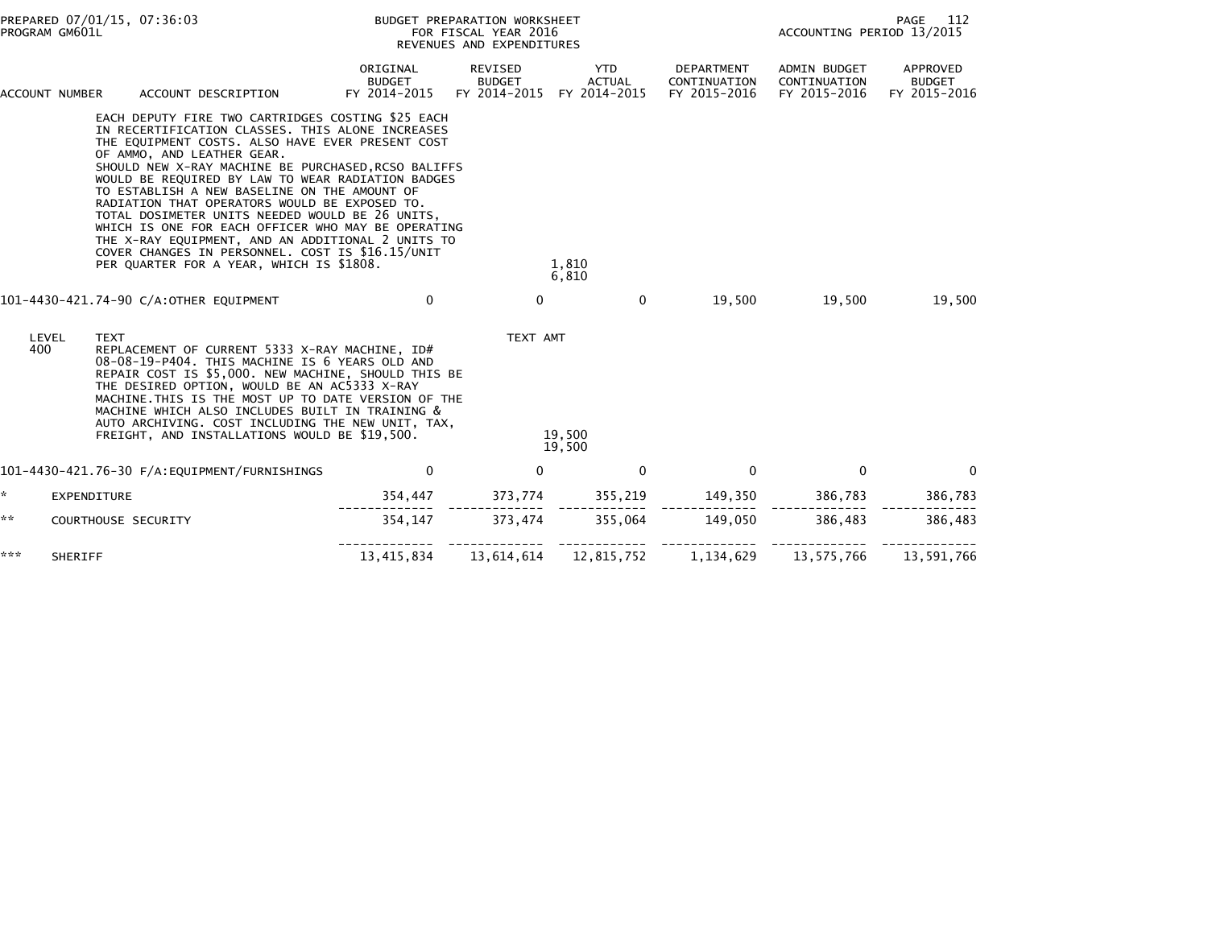PREPARED 07/01/15, 07:36:03
PROGRAM GM601L

BUDGET PREPARATION WORKSHEET
FOR FISCAL YEAR 2016
REVENUES AND EXPENDITURES

ACCOUNTING PERIOD 13/2015

| ACCOUNT NUMBER | ACCOUNT DESCRIPTION | ORIGINAL BUDGET FY 2014-2015 | REVISED BUDGET FY 2014-2015 | YTD ACTUAL FY 2014-2015 | DEPARTMENT CONTINUATION FY 2015-2016 | ADMIN BUDGET CONTINUATION FY 2015-2016 | APPROVED BUDGET FY 2015-2016 |
|---|---|---|---|---|---|---|---|
| | EACH DEPUTY FIRE TWO CARTRIDGES COSTING $25 EACH IN RECERTIFICATION CLASSES. THIS ALONE INCREASES THE EQUIPMENT COSTS. ALSO HAVE EVER PRESENT COST OF AMMO, AND LEATHER GEAR. SHOULD NEW X-RAY MACHINE BE PURCHASED,RCSO BALIFFS WOULD BE REQUIRED BY LAW TO WEAR RADIATION BADGES TO ESTABLISH A NEW BASELINE ON THE AMOUNT OF RADIATION THAT OPERATORS WOULD BE EXPOSED TO. TOTAL DOSIMETER UNITS NEEDED WOULD BE 26 UNITS, WHICH IS ONE FOR EACH OFFICER WHO MAY BE OPERATING THE X-RAY EQUIPMENT, AND AN ADDITIONAL 2 UNITS TO COVER CHANGES IN PERSONNEL. COST IS $16.15/UNIT PER QUARTER FOR A YEAR, WHICH IS $1808. | | | 1,810<br>6,810 | | | |
| 101-4430-421.74-90 | C/A:OTHER EQUIPMENT | 0 | 0 | 0 | 19,500 | 19,500 | 19,500 |
| LEVEL 400 | TEXT<br>REPLACEMENT OF CURRENT 5333 X-RAY MACHINE, ID# 08-08-19-P404. THIS MACHINE IS 6 YEARS OLD AND REPAIR COST IS $5,000. NEW MACHINE, SHOULD THIS BE THE DESIRED OPTION, WOULD BE AN AC5333 X-RAY MACHINE.THIS IS THE MOST UP TO DATE VERSION OF THE MACHINE WHICH ALSO INCLUDES BUILT IN TRAINING & AUTO ARCHIVING. COST INCLUDING THE NEW UNIT, TAX, FREIGHT, AND INSTALLATIONS WOULD BE $19,500. | | TEXT AMT | 19,500<br>19,500 | | | |
| 101-4430-421.76-30 | F/A:EQUIPMENT/FURNISHINGS | 0 | 0 | 0 | 0 | 0 | 0 |
| * | EXPENDITURE | 354,447 | 373,774 | 355,219 | 149,350 | 386,783 | 386,783 |
| ** | COURTHOUSE SECURITY | 354,147 | 373,474 | 355,064 | 149,050 | 386,483 | 386,483 |
| *** | SHERIFF | 13,415,834 | 13,614,614 | 12,815,752 | 1,134,629 | 13,575,766 | 13,591,766 |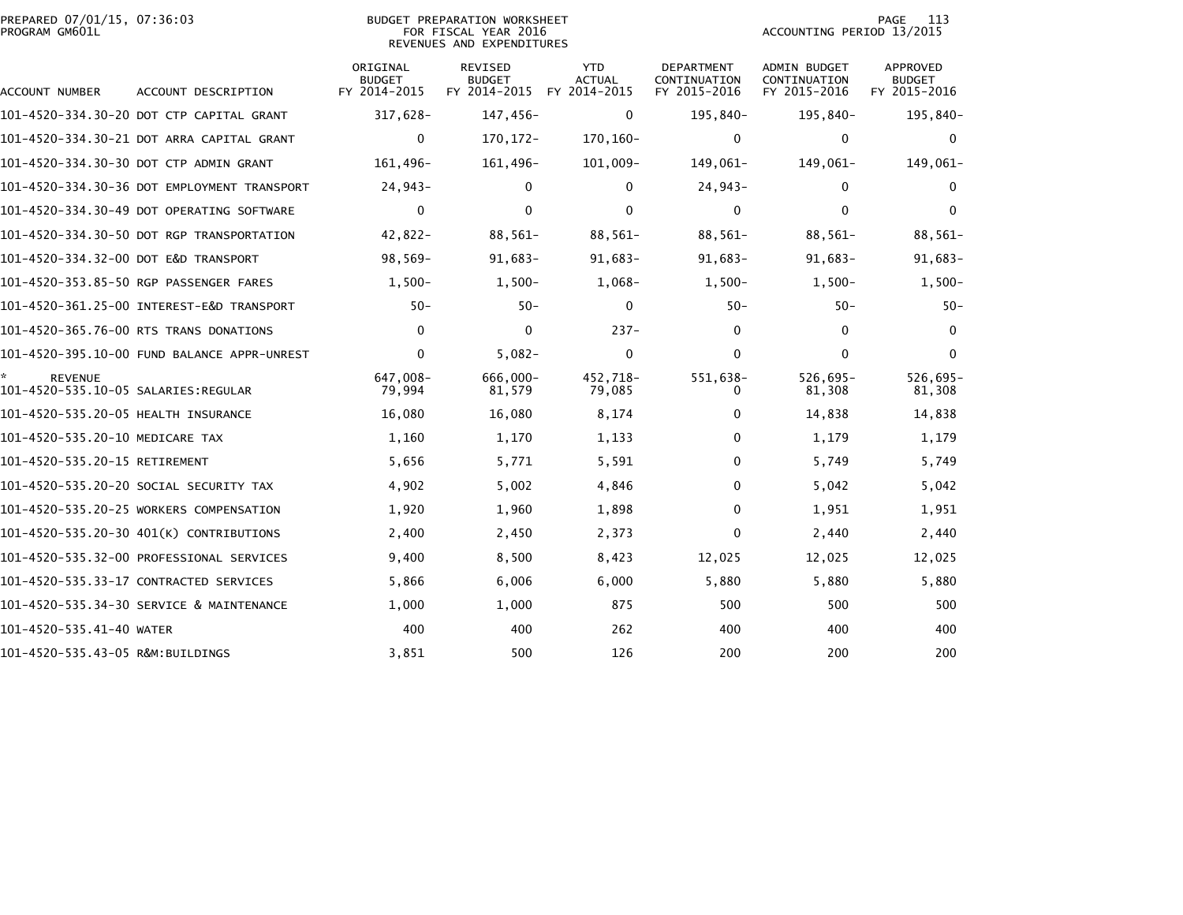BUDGET PREPARATION WORKSHEET
FOR FISCAL YEAR 2016
REVENUES AND EXPENDITURES

PREPARED 07/01/15, 07:36:03
PROGRAM GM601L

ACCOUNTING PERIOD 13/2015

| ACCOUNT NUMBER | ACCOUNT DESCRIPTION | ORIGINAL BUDGET FY 2014-2015 | REVISED BUDGET FY 2014-2015 | YTD ACTUAL FY 2014-2015 | DEPARTMENT CONTINUATION FY 2015-2016 | ADMIN BUDGET CONTINUATION FY 2015-2016 | APPROVED BUDGET FY 2015-2016 |
|---|---|---|---|---|---|---|---|
| 101-4520-334.30-20 | DOT CTP CAPITAL GRANT | 317,628- | 147,456- | 0 | 195,840- | 195,840- | 195,840- |
| 101-4520-334.30-21 | DOT ARRA CAPITAL GRANT | 0 | 170,172- | 170,160- | 0 | 0 | 0 |
| 101-4520-334.30-30 | DOT CTP ADMIN GRANT | 161,496- | 161,496- | 101,009- | 149,061- | 149,061- | 149,061- |
| 101-4520-334.30-36 | DOT EMPLOYMENT TRANSPORT | 24,943- | 0 | 0 | 24,943- | 0 | 0 |
| 101-4520-334.30-49 | DOT OPERATING SOFTWARE | 0 | 0 | 0 | 0 | 0 | 0 |
| 101-4520-334.30-50 | DOT RGP TRANSPORTATION | 42,822- | 88,561- | 88,561- | 88,561- | 88,561- | 88,561- |
| 101-4520-334.32-00 | DOT E&D TRANSPORT | 98,569- | 91,683- | 91,683- | 91,683- | 91,683- | 91,683- |
| 101-4520-353.85-50 | RGP PASSENGER FARES | 1,500- | 1,500- | 1,068- | 1,500- | 1,500- | 1,500- |
| 101-4520-361.25-00 | INTEREST-E&D TRANSPORT | 50- | 50- | 0 | 50- | 50- | 50- |
| 101-4520-365.76-00 | RTS TRANS DONATIONS | 0 | 0 | 237- | 0 | 0 | 0 |
| 101-4520-395.10-00 | FUND BALANCE APPR-UNREST | 0 | 5,082- | 0 | 0 | 0 | 0 |
| * REVENUE | | 647,008- | 666,000- | 452,718- | 551,638- | 526,695- | 526,695- |
| 101-4520-535.10-05 | SALARIES:REGULAR | 79,994 | 81,579 | 79,085 | 0 | 81,308 | 81,308 |
| 101-4520-535.20-05 | HEALTH INSURANCE | 16,080 | 16,080 | 8,174 | 0 | 14,838 | 14,838 |
| 101-4520-535.20-10 | MEDICARE TAX | 1,160 | 1,170 | 1,133 | 0 | 1,179 | 1,179 |
| 101-4520-535.20-15 | RETIREMENT | 5,656 | 5,771 | 5,591 | 0 | 5,749 | 5,749 |
| 101-4520-535.20-20 | SOCIAL SECURITY TAX | 4,902 | 5,002 | 4,846 | 0 | 5,042 | 5,042 |
| 101-4520-535.20-25 | WORKERS COMPENSATION | 1,920 | 1,960 | 1,898 | 0 | 1,951 | 1,951 |
| 101-4520-535.20-30 | 401(K) CONTRIBUTIONS | 2,400 | 2,450 | 2,373 | 0 | 2,440 | 2,440 |
| 101-4520-535.32-00 | PROFESSIONAL SERVICES | 9,400 | 8,500 | 8,423 | 12,025 | 12,025 | 12,025 |
| 101-4520-535.33-17 | CONTRACTED SERVICES | 5,866 | 6,006 | 6,000 | 5,880 | 5,880 | 5,880 |
| 101-4520-535.34-30 | SERVICE & MAINTENANCE | 1,000 | 1,000 | 875 | 500 | 500 | 500 |
| 101-4520-535.41-40 | WATER | 400 | 400 | 262 | 400 | 400 | 400 |
| 101-4520-535.43-05 | R&M:BUILDINGS | 3,851 | 500 | 126 | 200 | 200 | 200 |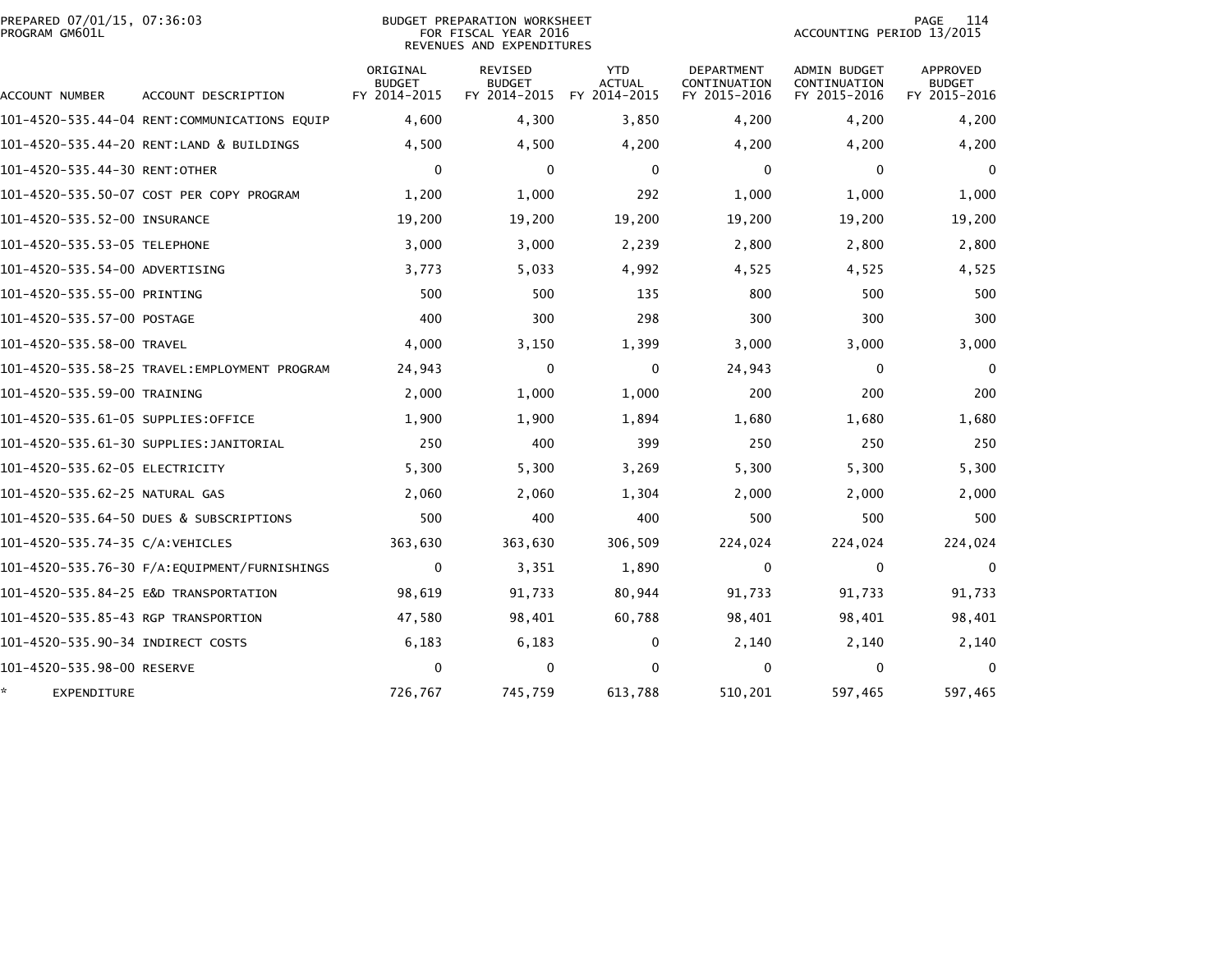BUDGET PREPARATION WORKSHEET
FOR FISCAL YEAR 2016
REVENUES AND EXPENDITURES

PREPARED 07/01/15, 07:36:03
PROGRAM GM601L

ACCOUNTING PERIOD 13/2015

| ACCOUNT NUMBER | ACCOUNT DESCRIPTION | ORIGINAL BUDGET FY 2014-2015 | REVISED BUDGET FY 2014-2015 | YTD ACTUAL FY 2014-2015 | DEPARTMENT CONTINUATION FY 2015-2016 | ADMIN BUDGET CONTINUATION FY 2015-2016 | APPROVED BUDGET FY 2015-2016 |
|---|---|---|---|---|---|---|---|
| 101-4520-535.44-04 | RENT:COMMUNICATIONS EQUIP | 4,600 | 4,300 | 3,850 | 4,200 | 4,200 | 4,200 |
| 101-4520-535.44-20 | RENT:LAND & BUILDINGS | 4,500 | 4,500 | 4,200 | 4,200 | 4,200 | 4,200 |
| 101-4520-535.44-30 | RENT:OTHER | 0 | 0 | 0 | 0 | 0 | 0 |
| 101-4520-535.50-07 | COST PER COPY PROGRAM | 1,200 | 1,000 | 292 | 1,000 | 1,000 | 1,000 |
| 101-4520-535.52-00 | INSURANCE | 19,200 | 19,200 | 19,200 | 19,200 | 19,200 | 19,200 |
| 101-4520-535.53-05 | TELEPHONE | 3,000 | 3,000 | 2,239 | 2,800 | 2,800 | 2,800 |
| 101-4520-535.54-00 | ADVERTISING | 3,773 | 5,033 | 4,992 | 4,525 | 4,525 | 4,525 |
| 101-4520-535.55-00 | PRINTING | 500 | 500 | 135 | 800 | 500 | 500 |
| 101-4520-535.57-00 | POSTAGE | 400 | 300 | 298 | 300 | 300 | 300 |
| 101-4520-535.58-00 | TRAVEL | 4,000 | 3,150 | 1,399 | 3,000 | 3,000 | 3,000 |
| 101-4520-535.58-25 | TRAVEL:EMPLOYMENT PROGRAM | 24,943 | 0 | 0 | 24,943 | 0 | 0 |
| 101-4520-535.59-00 | TRAINING | 2,000 | 1,000 | 1,000 | 200 | 200 | 200 |
| 101-4520-535.61-05 | SUPPLIES:OFFICE | 1,900 | 1,900 | 1,894 | 1,680 | 1,680 | 1,680 |
| 101-4520-535.61-30 | SUPPLIES:JANITORIAL | 250 | 400 | 399 | 250 | 250 | 250 |
| 101-4520-535.62-05 | ELECTRICITY | 5,300 | 5,300 | 3,269 | 5,300 | 5,300 | 5,300 |
| 101-4520-535.62-25 | NATURAL GAS | 2,060 | 2,060 | 1,304 | 2,000 | 2,000 | 2,000 |
| 101-4520-535.64-50 | DUES & SUBSCRIPTIONS | 500 | 400 | 400 | 500 | 500 | 500 |
| 101-4520-535.74-35 | C/A:VEHICLES | 363,630 | 363,630 | 306,509 | 224,024 | 224,024 | 224,024 |
| 101-4520-535.76-30 | F/A:EQUIPMENT/FURNISHINGS | 0 | 3,351 | 1,890 | 0 | 0 | 0 |
| 101-4520-535.84-25 | E&D TRANSPORTATION | 98,619 | 91,733 | 80,944 | 91,733 | 91,733 | 91,733 |
| 101-4520-535.85-43 | RGP TRANSPORTION | 47,580 | 98,401 | 60,788 | 98,401 | 98,401 | 98,401 |
| 101-4520-535.90-34 | INDIRECT COSTS | 6,183 | 6,183 | 0 | 2,140 | 2,140 | 2,140 |
| 101-4520-535.98-00 | RESERVE | 0 | 0 | 0 | 0 | 0 | 0 |
| * | EXPENDITURE | 726,767 | 745,759 | 613,788 | 510,201 | 597,465 | 597,465 |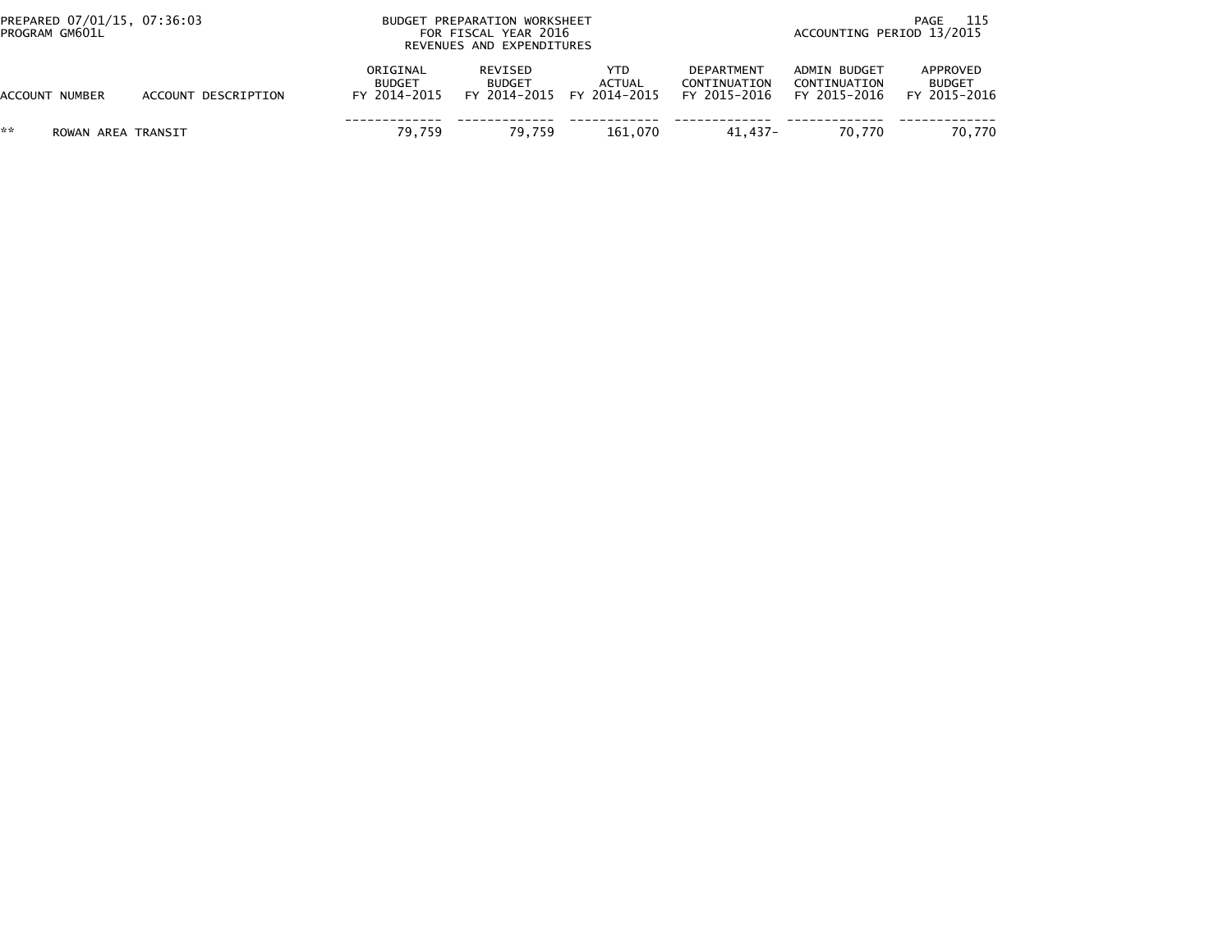BUDGET PREPARATION WORKSHEET
FOR FISCAL YEAR 2016
REVENUES AND EXPENDITURES

PREPARED 07/01/15, 07:36:03
PROGRAM GM601L

ACCOUNTING PERIOD 13/2015

| ACCOUNT NUMBER | ACCOUNT DESCRIPTION | ORIGINAL BUDGET FY 2014-2015 | REVISED BUDGET FY 2014-2015 | YTD ACTUAL FY 2014-2015 | DEPARTMENT CONTINUATION FY 2015-2016 | ADMIN BUDGET CONTINUATION FY 2015-2016 | APPROVED BUDGET FY 2015-2016 |
|---|---|---|---|---|---|---|---|
| ** | ROWAN AREA TRANSIT | 79,759 | 79,759 | 161,070 | 41,437- | 70,770 | 70,770 |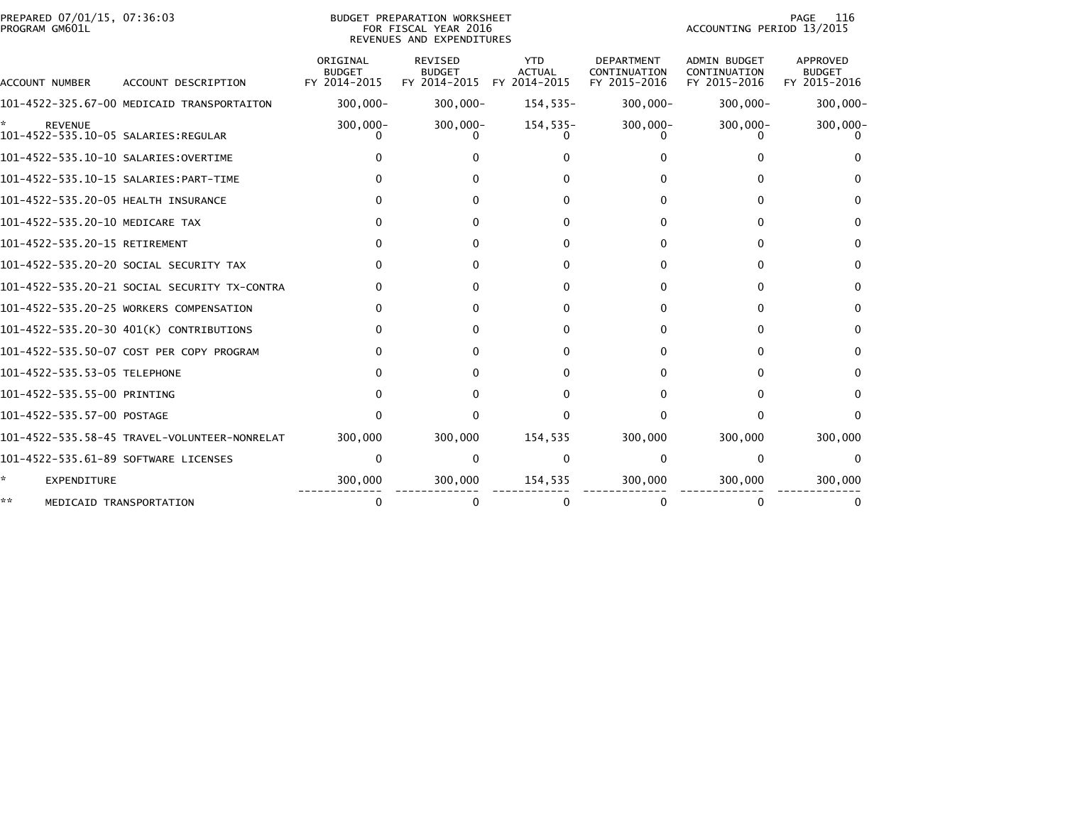PREPARED 07/01/15, 07:36:03
PROGRAM GM601L

BUDGET PREPARATION WORKSHEET
FOR FISCAL YEAR 2016
REVENUES AND EXPENDITURES

ACCOUNTING PERIOD 13/2015

| ACCOUNT NUMBER | ACCOUNT DESCRIPTION | ORIGINAL BUDGET FY 2014-2015 | REVISED BUDGET FY 2014-2015 | YTD ACTUAL FY 2014-2015 | DEPARTMENT CONTINUATION FY 2015-2016 | ADMIN BUDGET CONTINUATION FY 2015-2016 | APPROVED BUDGET FY 2015-2016 |
|---|---|---|---|---|---|---|---|
| 101-4522-325.67-00 | MEDICAID TRANSPORTAITON | 300,000- | 300,000- | 154,535- | 300,000- | 300,000- | 300,000- |
| * | REVENUE | 300,000- | 300,000- | 154,535- | 300,000- | 300,000- | 300,000- |
| 101-4522-535.10-05 | SALARIES:REGULAR | 0 | 0 | 0 | 0 | 0 | 0 |
| 101-4522-535.10-10 | SALARIES:OVERTIME | 0 | 0 | 0 | 0 | 0 | 0 |
| 101-4522-535.10-15 | SALARIES:PART-TIME | 0 | 0 | 0 | 0 | 0 | 0 |
| 101-4522-535.20-05 | HEALTH INSURANCE | 0 | 0 | 0 | 0 | 0 | 0 |
| 101-4522-535.20-10 | MEDICARE TAX | 0 | 0 | 0 | 0 | 0 | 0 |
| 101-4522-535.20-15 | RETIREMENT | 0 | 0 | 0 | 0 | 0 | 0 |
| 101-4522-535.20-20 | SOCIAL SECURITY TAX | 0 | 0 | 0 | 0 | 0 | 0 |
| 101-4522-535.20-21 | SOCIAL SECURITY TX-CONTRA | 0 | 0 | 0 | 0 | 0 | 0 |
| 101-4522-535.20-25 | WORKERS COMPENSATION | 0 | 0 | 0 | 0 | 0 | 0 |
| 101-4522-535.20-30 | 401(K) CONTRIBUTIONS | 0 | 0 | 0 | 0 | 0 | 0 |
| 101-4522-535.50-07 | COST PER COPY PROGRAM | 0 | 0 | 0 | 0 | 0 | 0 |
| 101-4522-535.53-05 | TELEPHONE | 0 | 0 | 0 | 0 | 0 | 0 |
| 101-4522-535.55-00 | PRINTING | 0 | 0 | 0 | 0 | 0 | 0 |
| 101-4522-535.57-00 | POSTAGE | 0 | 0 | 0 | 0 | 0 | 0 |
| 101-4522-535.58-45 | TRAVEL-VOLUNTEER-NONRELAT | 300,000 | 300,000 | 154,535 | 300,000 | 300,000 | 300,000 |
| 101-4522-535.61-89 | SOFTWARE LICENSES | 0 | 0 | 0 | 0 | 0 | 0 |
| * | EXPENDITURE | 300,000 | 300,000 | 154,535 | 300,000 | 300,000 | 300,000 |
| ** | MEDICAID TRANSPORTATION | 0 | 0 | 0 | 0 | 0 | 0 |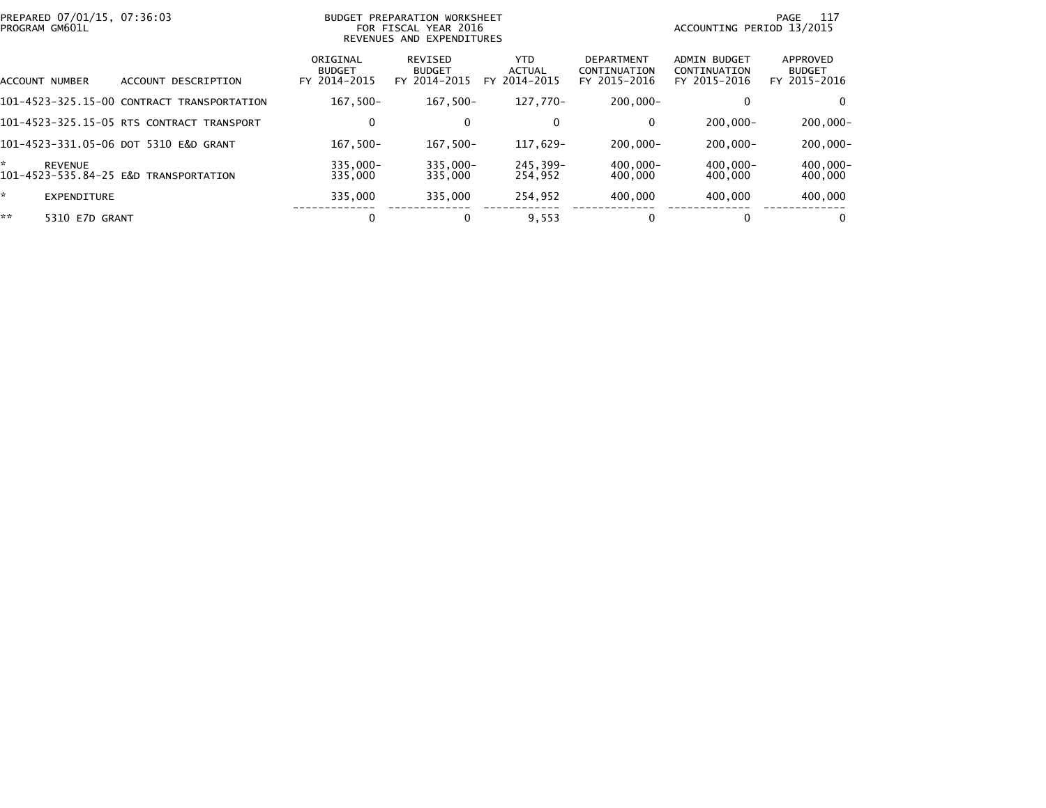PREPARED 07/01/15, 07:36:03
PROGRAM GM601L

BUDGET PREPARATION WORKSHEET
FOR FISCAL YEAR 2016
REVENUES AND EXPENDITURES

ACCOUNTING PERIOD 13/2015

| ACCOUNT NUMBER | ACCOUNT DESCRIPTION | ORIGINAL BUDGET FY 2014-2015 | REVISED BUDGET FY 2014-2015 | YTD ACTUAL FY 2014-2015 | DEPARTMENT CONTINUATION FY 2015-2016 | ADMIN BUDGET CONTINUATION FY 2015-2016 | APPROVED BUDGET FY 2015-2016 |
|---|---|---|---|---|---|---|---|
| 101-4523-325.15-00 | CONTRACT TRANSPORTATION | 167,500- | 167,500- | 127,770- | 200,000- | 0 | 0 |
| 101-4523-325.15-05 | RTS CONTRACT TRANSPORT | 0 | 0 | 0 | 0 | 200,000- | 200,000- |
| 101-4523-331.05-06 | DOT 5310 E&D GRANT | 167,500- | 167,500- | 117,629- | 200,000- | 200,000- | 200,000- |
| * | REVENUE | 335,000- | 335,000- | 245,399- | 400,000- | 400,000- | 400,000- |
| 101-4523-535.84-25 | E&D TRANSPORTATION | 335,000 | 335,000 | 254,952 | 400,000 | 400,000 | 400,000 |
| * | EXPENDITURE | 335,000 | 335,000 | 254,952 | 400,000 | 400,000 | 400,000 |
| ** | 5310 E7D GRANT | 0 | 0 | 9,553 | 0 | 0 | 0 |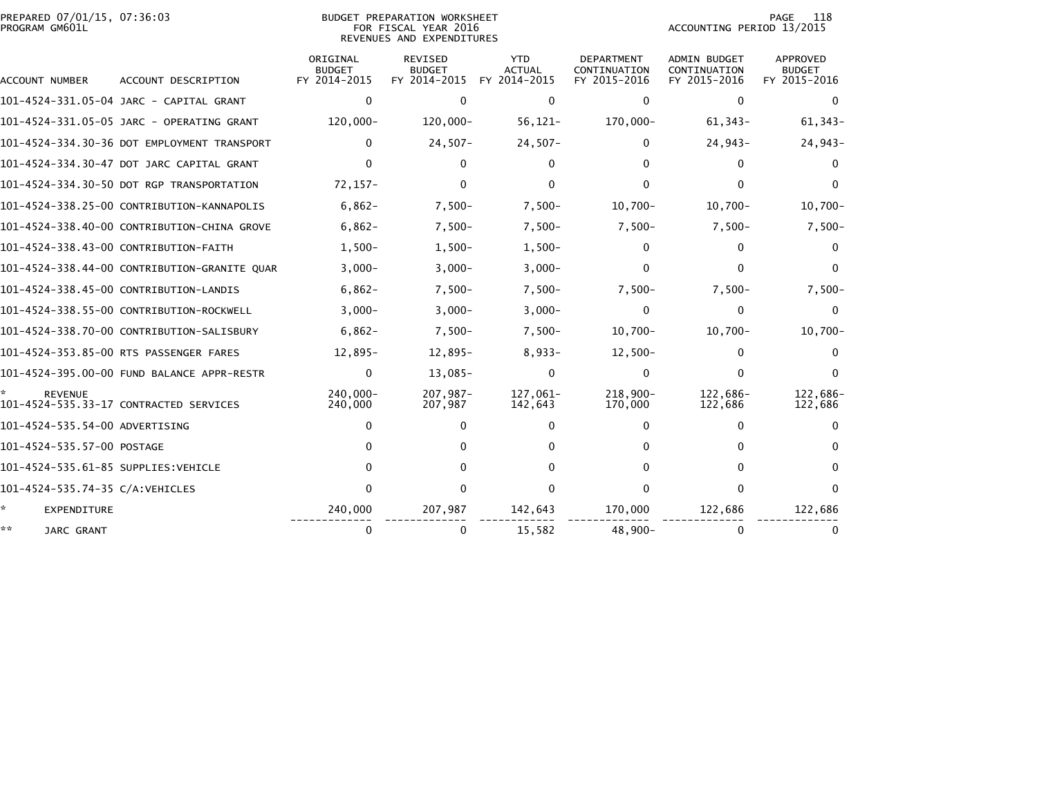BUDGET PREPARATION WORKSHEET
FOR FISCAL YEAR 2016
REVENUES AND EXPENDITURES

PREPARED 07/01/15, 07:36:03
PROGRAM GM601L

ACCOUNTING PERIOD 13/2015

| ACCOUNT NUMBER | ACCOUNT DESCRIPTION | ORIGINAL BUDGET FY 2014-2015 | REVISED BUDGET FY 2014-2015 | YTD ACTUAL FY 2014-2015 | DEPARTMENT CONTINUATION FY 2015-2016 | ADMIN BUDGET CONTINUATION FY 2015-2016 | APPROVED BUDGET FY 2015-2016 |
|---|---|---|---|---|---|---|---|
| 101-4524-331.05-04 | JARC - CAPITAL GRANT | 0 | 0 | 0 | 0 | 0 | 0 |
| 101-4524-331.05-05 | JARC - OPERATING GRANT | 120,000- | 120,000- | 56,121- | 170,000- | 61,343- | 61,343- |
| 101-4524-334.30-36 | DOT EMPLOYMENT TRANSPORT | 0 | 24,507- | 24,507- | 0 | 24,943- | 24,943- |
| 101-4524-334.30-47 | DOT JARC CAPITAL GRANT | 0 | 0 | 0 | 0 | 0 | 0 |
| 101-4524-334.30-50 | DOT RGP TRANSPORTATION | 72,157- | 0 | 0 | 0 | 0 | 0 |
| 101-4524-338.25-00 | CONTRIBUTION-KANNAPOLIS | 6,862- | 7,500- | 7,500- | 10,700- | 10,700- | 10,700- |
| 101-4524-338.40-00 | CONTRIBUTION-CHINA GROVE | 6,862- | 7,500- | 7,500- | 7,500- | 7,500- | 7,500- |
| 101-4524-338.43-00 | CONTRIBUTION-FAITH | 1,500- | 1,500- | 1,500- | 0 | 0 | 0 |
| 101-4524-338.44-00 | CONTRIBUTION-GRANITE QUAR | 3,000- | 3,000- | 3,000- | 0 | 0 | 0 |
| 101-4524-338.45-00 | CONTRIBUTION-LANDIS | 6,862- | 7,500- | 7,500- | 7,500- | 7,500- | 7,500- |
| 101-4524-338.55-00 | CONTRIBUTION-ROCKWELL | 3,000- | 3,000- | 3,000- | 0 | 0 | 0 |
| 101-4524-338.70-00 | CONTRIBUTION-SALISBURY | 6,862- | 7,500- | 7,500- | 10,700- | 10,700- | 10,700- |
| 101-4524-353.85-00 | RTS PASSENGER FARES | 12,895- | 12,895- | 8,933- | 12,500- | 0 | 0 |
| 101-4524-395.00-00 | FUND BALANCE APPR-RESTR | 0 | 13,085- | 0 | 0 | 0 | 0 |
| * REVENUE | | 240,000- | 207,987- | 127,061- | 218,900- | 122,686- | 122,686- |
| 101-4524-535.33-17 | CONTRACTED SERVICES | 240,000 | 207,987 | 142,643 | 170,000 | 122,686 | 122,686 |
| 101-4524-535.54-00 | ADVERTISING | 0 | 0 | 0 | 0 | 0 | 0 |
| 101-4524-535.57-00 | POSTAGE | 0 | 0 | 0 | 0 | 0 | 0 |
| 101-4524-535.61-85 | SUPPLIES:VEHICLE | 0 | 0 | 0 | 0 | 0 | 0 |
| 101-4524-535.74-35 | C/A:VEHICLES | 0 | 0 | 0 | 0 | 0 | 0 |
| * EXPENDITURE | | 240,000 | 207,987 | 142,643 | 170,000 | 122,686 | 122,686 |
| ** JARC GRANT | | 0 | 0 | 15,582 | 48,900- | 0 | 0 |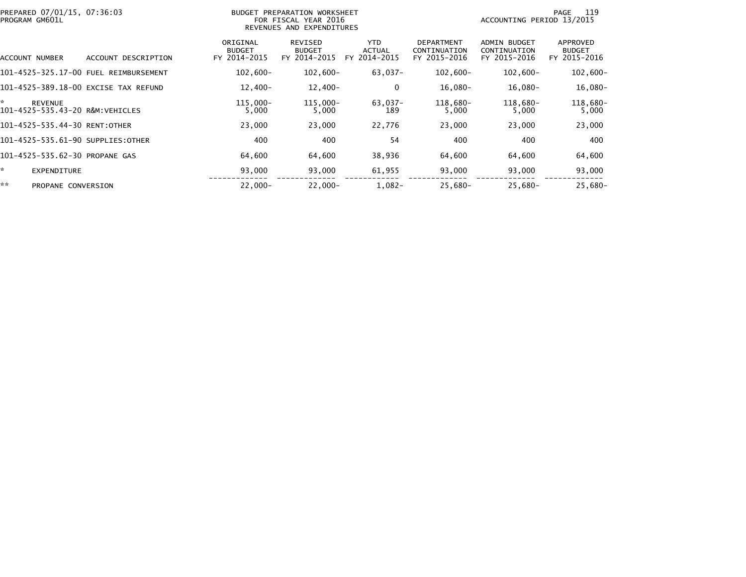PREPARED 07/01/15, 07:36:03
PROGRAM GM601L

BUDGET PREPARATION WORKSHEET
FOR FISCAL YEAR 2016
REVENUES AND EXPENDITURES

ACCOUNTING PERIOD 13/2015

| ACCOUNT NUMBER | ACCOUNT DESCRIPTION | ORIGINAL BUDGET FY 2014-2015 | REVISED BUDGET FY 2014-2015 | YTD ACTUAL FY 2014-2015 | DEPARTMENT CONTINUATION FY 2015-2016 | ADMIN BUDGET CONTINUATION FY 2015-2016 | APPROVED BUDGET FY 2015-2016 |
|---|---|---|---|---|---|---|---|
| 101-4525-325.17-00 | FUEL REIMBURSEMENT | 102,600- | 102,600- | 63,037- | 102,600- | 102,600- | 102,600- |
| 101-4525-389.18-00 | EXCISE TAX REFUND | 12,400- | 12,400- | 0 | 16,080- | 16,080- | 16,080- |
| * | REVENUE | 115,000- | 115,000- | 63,037- | 118,680- | 118,680- | 118,680- |
| 101-4525-535.43-20 | R&M:VEHICLES | 5,000 | 5,000 | 189 | 5,000 | 5,000 | 5,000 |
| 101-4525-535.44-30 | RENT:OTHER | 23,000 | 23,000 | 22,776 | 23,000 | 23,000 | 23,000 |
| 101-4525-535.61-90 | SUPPLIES:OTHER | 400 | 400 | 54 | 400 | 400 | 400 |
| 101-4525-535.62-30 | PROPANE GAS | 64,600 | 64,600 | 38,936 | 64,600 | 64,600 | 64,600 |
| * | EXPENDITURE | 93,000 | 93,000 | 61,955 | 93,000 | 93,000 | 93,000 |
| ** | PROPANE CONVERSION | 22,000- | 22,000- | 1,082- | 25,680- | 25,680- | 25,680- |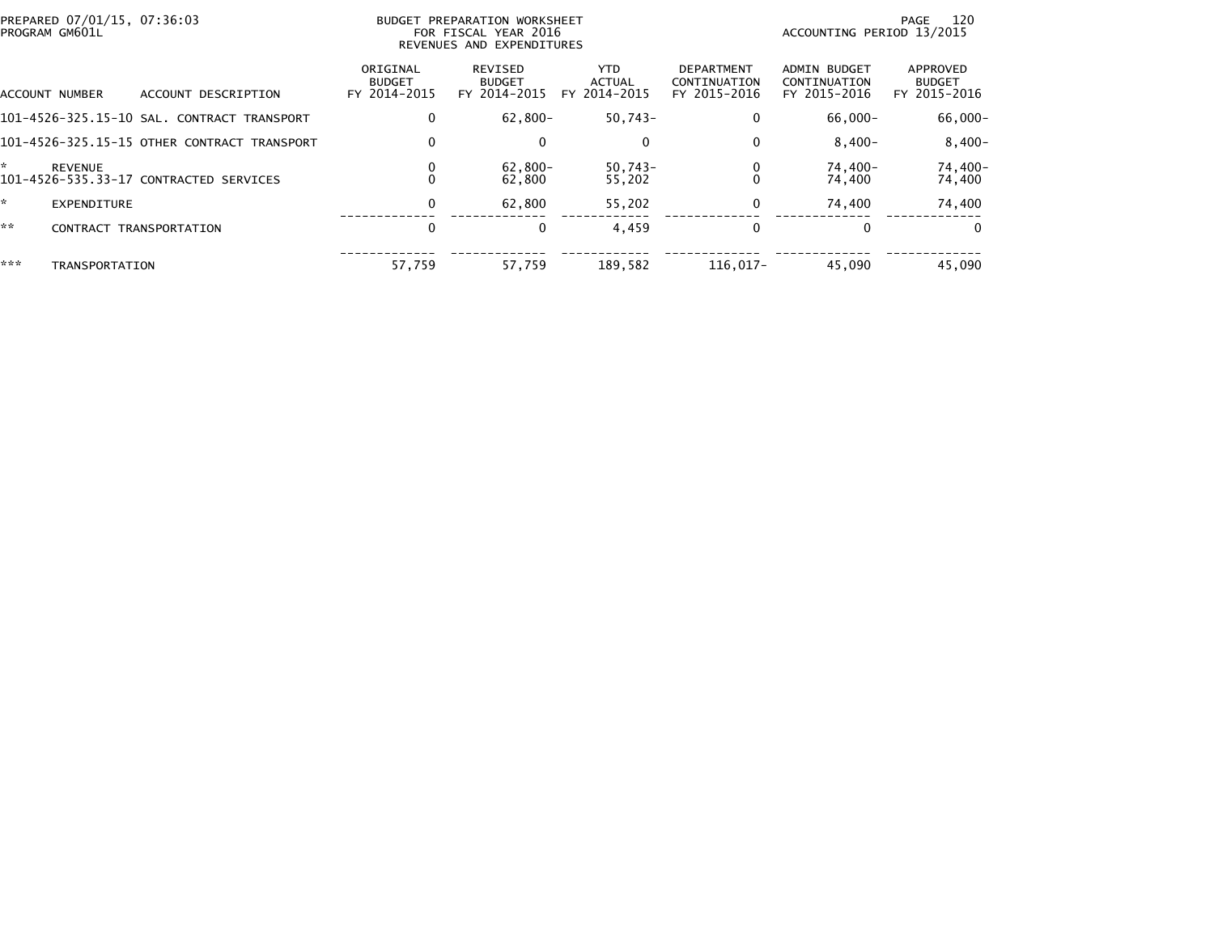PREPARED 07/01/15, 07:36:03
PROGRAM GM601L

BUDGET PREPARATION WORKSHEET
FOR FISCAL YEAR 2016
REVENUES AND EXPENDITURES

ACCOUNTING PERIOD 13/2015

| ACCOUNT NUMBER | ACCOUNT DESCRIPTION | ORIGINAL BUDGET FY 2014-2015 | REVISED BUDGET FY 2014-2015 | YTD ACTUAL FY 2014-2015 | DEPARTMENT CONTINUATION FY 2015-2016 | ADMIN BUDGET CONTINUATION FY 2015-2016 | APPROVED BUDGET FY 2015-2016 |
|---|---|---|---|---|---|---|---|
| 101-4526-325.15-10 | SAL. CONTRACT TRANSPORT | 0 | 62,800- | 50,743- | 0 | 66,000- | 66,000- |
| 101-4526-325.15-15 | OTHER CONTRACT TRANSPORT | 0 | 0 | 0 | 0 | 8,400- | 8,400- |
| * | REVENUE | 0 | 62,800- | 50,743- | 0 | 74,400- | 74,400- |
| 101-4526-535.33-17 | CONTRACTED SERVICES | 0 | 62,800 | 55,202 | 0 | 74,400 | 74,400 |
| * | EXPENDITURE | 0 | 62,800 | 55,202 | 0 | 74,400 | 74,400 |
| ** | CONTRACT TRANSPORTATION | 0 | 0 | 4,459 | 0 | 0 | 0 |
| *** | TRANSPORTATION | 57,759 | 57,759 | 189,582 | 116,017- | 45,090 | 45,090 |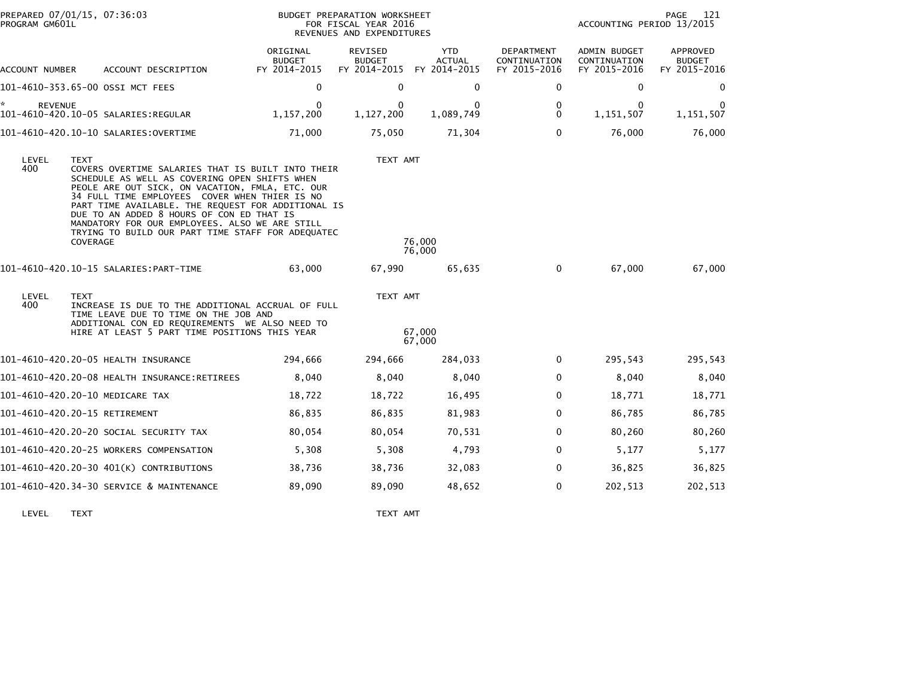PREPARED 07/01/15, 07:36:03
PROGRAM GM601L

BUDGET PREPARATION WORKSHEET
FOR FISCAL YEAR 2016
REVENUES AND EXPENDITURES

ACCOUNTING PERIOD 13/2015

| ACCOUNT NUMBER | ACCOUNT DESCRIPTION | ORIGINAL BUDGET FY 2014-2015 | REVISED BUDGET FY 2014-2015 | YTD ACTUAL FY 2014-2015 | DEPARTMENT CONTINUATION FY 2015-2016 | ADMIN BUDGET CONTINUATION FY 2015-2016 | APPROVED BUDGET FY 2015-2016 |
|---|---|---|---|---|---|---|---|
| 101-4610-353.65-00 | OSSI MCT FEES | 0 | 0 | 0 | 0 | 0 | 0 |
| * REVENUE | | 0 | 0 | 0 | 0 | 0 | 0 |
| 101-4610-420.10-05 | SALARIES:REGULAR | 1,157,200 | 1,127,200 | 1,089,749 | 0 | 1,151,507 | 1,151,507 |
| 101-4610-420.10-10 | SALARIES:OVERTIME | 71,000 | 75,050 | 71,304 | 0 | 76,000 | 76,000 |

| LEVEL | TEXT | TEXT AMT |
|---|---|---|
| 400 | COVERS OVERTIME SALARIES THAT IS BUILT INTO THEIR SCHEDULE AS WELL AS COVERING OPEN SHIFTS WHEN PEOLE ARE OUT SICK, ON VACATION, FMLA, ETC. OUR 34 FULL TIME EMPLOYEES COVER WHEN THIER IS NO PART TIME AVAILABLE. THE REQUEST FOR ADDITIONAL IS DUE TO AN ADDED 8 HOURS OF CON ED THAT IS MANDATORY FOR OUR EMPLOYEES. ALSO WE ARE STILL TRYING TO BUILD OUR PART TIME STAFF FOR ADEQUATEC COVERAGE | 76,000 |
| | | 76,000 |

| ACCOUNT NUMBER | ACCOUNT DESCRIPTION | ORIGINAL BUDGET FY 2014-2015 | REVISED BUDGET FY 2014-2015 | YTD ACTUAL FY 2014-2015 | DEPARTMENT CONTINUATION FY 2015-2016 | ADMIN BUDGET CONTINUATION FY 2015-2016 | APPROVED BUDGET FY 2015-2016 |
|---|---|---|---|---|---|---|---|
| 101-4610-420.10-15 | SALARIES:PART-TIME | 63,000 | 67,990 | 65,635 | 0 | 67,000 | 67,000 |

| LEVEL | TEXT | TEXT AMT |
|---|---|---|
| 400 | INCREASE IS DUE TO THE ADDITIONAL ACCRUAL OF FULL TIME LEAVE DUE TO TIME ON THE JOB AND ADDITIONAL CON ED REQUIREMENTS WE ALSO NEED TO HIRE AT LEAST 5 PART TIME POSITIONS THIS YEAR | 67,000 |
| | | 67,000 |

| ACCOUNT NUMBER | ACCOUNT DESCRIPTION | ORIGINAL BUDGET FY 2014-2015 | REVISED BUDGET FY 2014-2015 | YTD ACTUAL FY 2014-2015 | DEPARTMENT CONTINUATION FY 2015-2016 | ADMIN BUDGET CONTINUATION FY 2015-2016 | APPROVED BUDGET FY 2015-2016 |
|---|---|---|---|---|---|---|---|
| 101-4610-420.20-05 | HEALTH INSURANCE | 294,666 | 294,666 | 284,033 | 0 | 295,543 | 295,543 |
| 101-4610-420.20-08 | HEALTH INSURANCE:RETIREES | 8,040 | 8,040 | 8,040 | 0 | 8,040 | 8,040 |
| 101-4610-420.20-10 | MEDICARE TAX | 18,722 | 18,722 | 16,495 | 0 | 18,771 | 18,771 |
| 101-4610-420.20-15 | RETIREMENT | 86,835 | 86,835 | 81,983 | 0 | 86,785 | 86,785 |
| 101-4610-420.20-20 | SOCIAL SECURITY TAX | 80,054 | 80,054 | 70,531 | 0 | 80,260 | 80,260 |
| 101-4610-420.20-25 | WORKERS COMPENSATION | 5,308 | 5,308 | 4,793 | 0 | 5,177 | 5,177 |
| 101-4610-420.20-30 | 401(K) CONTRIBUTIONS | 38,736 | 38,736 | 32,083 | 0 | 36,825 | 36,825 |
| 101-4610-420.34-30 | SERVICE & MAINTENANCE | 89,090 | 89,090 | 48,652 | 0 | 202,513 | 202,513 |

| LEVEL | TEXT | TEXT AMT |
|---|---|---|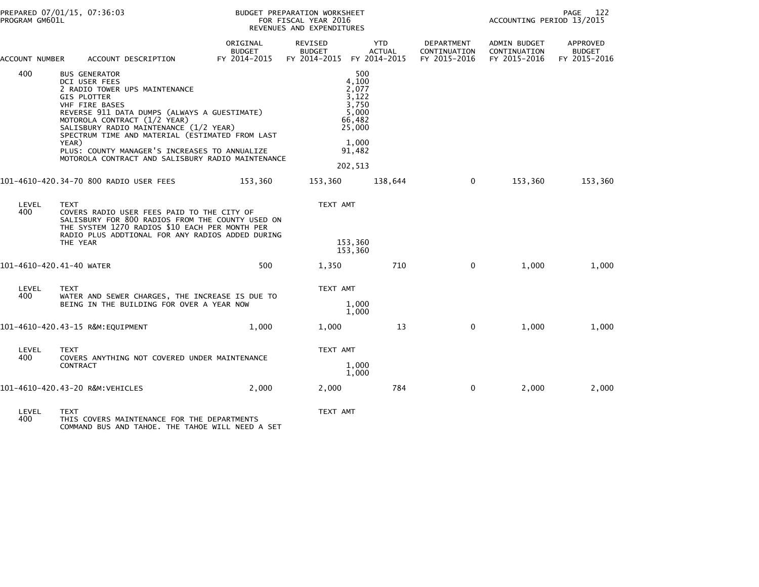PREPARED 07/01/15, 07:36:03
PROGRAM GM601L

BUDGET PREPARATION WORKSHEET
FOR FISCAL YEAR 2016
REVENUES AND EXPENDITURES

ACCOUNTING PERIOD 13/2015

| ACCOUNT NUMBER | ACCOUNT DESCRIPTION | ORIGINAL BUDGET FY 2014-2015 | REVISED BUDGET FY 2014-2015 | YTD ACTUAL FY 2014-2015 | DEPARTMENT CONTINUATION FY 2015-2016 | ADMIN BUDGET CONTINUATION FY 2015-2016 | APPROVED BUDGET FY 2015-2016 |
|---|---|---|---|---|---|---|---|
| 400 | BUS GENERATOR | | 500 | | | | |
| | DCI USER FEES | | 4,100 | | | | |
| | 2 RADIO TOWER UPS MAINTENANCE | | 2,077 | | | | |
| | GIS PLOTTER | | 3,122 | | | | |
| | VHF FIRE BASES | | 3,750 | | | | |
| | REVERSE 911 DATA DUMPS (ALWAYS A GUESTIMATE) | | 5,000 | | | | |
| | MOTOROLA CONTRACT (1/2 YEAR) | | 66,482 | | | | |
| | SALISBURY RADIO MAINTENANCE (1/2 YEAR) | | 25,000 | | | | |
| | SPECTRUM TIME AND MATERIAL (ESTIMATED FROM LAST YEAR) | | 1,000 | | | | |
| | PLUS: COUNTY MANAGER'S INCREASES TO ANNUALIZE MOTOROLA CONTRACT AND SALISBURY RADIO MAINTENANCE | | 91,482 | | | | |
| | | | 202,513 | | | | |
| 101-4610-420.34-70 | 800 RADIO USER FEES | 153,360 | 153,360 | 138,644 | 0 | 153,360 | 153,360 |
| LEVEL 400 | TEXT<br>COVERS RADIO USER FEES PAID TO THE CITY OF SALISBURY FOR 800 RADIOS FROM THE COUNTY USED ON THE SYSTEM 1270 RADIOS $10 EACH PER MONTH PER RADIO PLUS ADDTIONAL FOR ANY RADIOS ADDED DURING THE YEAR | | TEXT AMT<br>153,360<br>153,360 | | | | |
| 101-4610-420.41-40 | WATER | 500 | 1,350 | 710 | 0 | 1,000 | 1,000 |
| LEVEL 400 | TEXT<br>WATER AND SEWER CHARGES, THE INCREASE IS DUE TO BEING IN THE BUILDING FOR OVER A YEAR NOW | | TEXT AMT<br>1,000<br>1,000 | | | | |
| 101-4610-420.43-15 | R&M:EQUIPMENT | 1,000 | 1,000 | 13 | 0 | 1,000 | 1,000 |
| LEVEL 400 | TEXT<br>COVERS ANYTHING NOT COVERED UNDER MAINTENANCE CONTRACT | | TEXT AMT<br>1,000<br>1,000 | | | | |
| 101-4610-420.43-20 | R&M:VEHICLES | 2,000 | 2,000 | 784 | 0 | 2,000 | 2,000 |
| LEVEL 400 | TEXT<br>THIS COVERS MAINTENANCE FOR THE DEPARTMENTS COMMAND BUS AND TAHOE. THE TAHOE WILL NEED A SET | | TEXT AMT | | | | |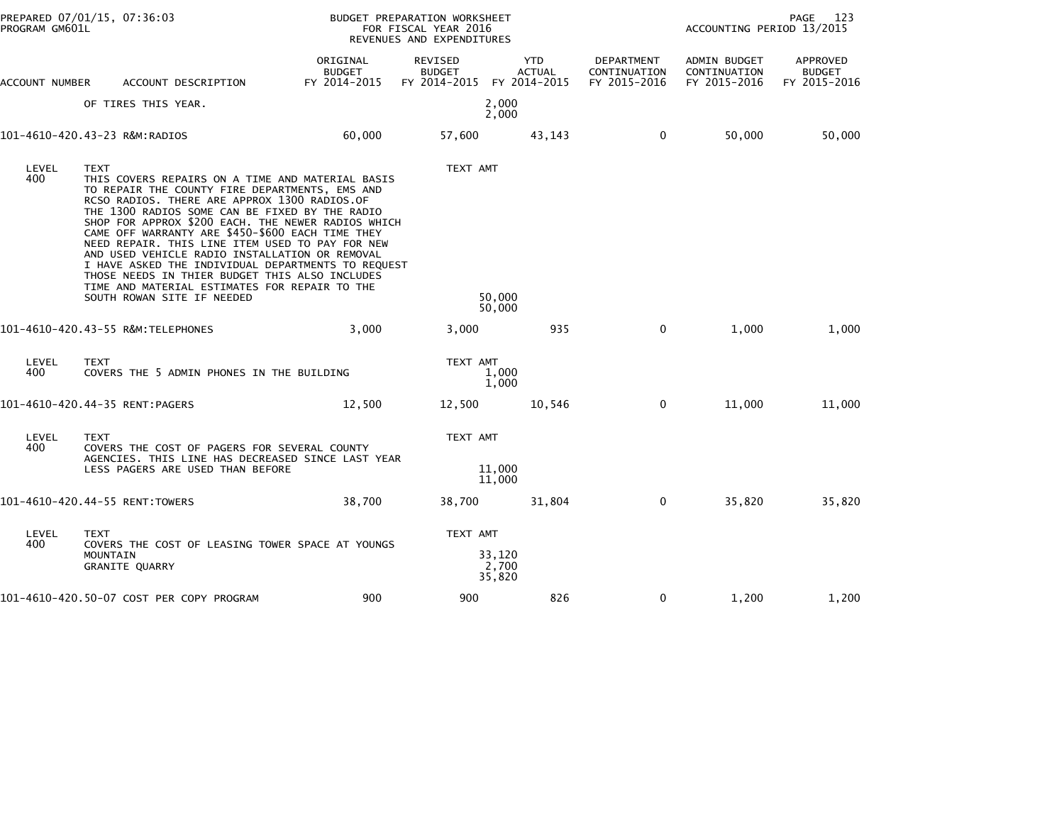PREPARED 07/01/15, 07:36:03
PROGRAM GM601L

BUDGET PREPARATION WORKSHEET
FOR FISCAL YEAR 2016
REVENUES AND EXPENDITURES

ACCOUNTING PERIOD 13/2015

| ACCOUNT NUMBER | ACCOUNT DESCRIPTION | ORIGINAL BUDGET FY 2014-2015 | REVISED BUDGET FY 2014-2015 | YTD ACTUAL FY 2014-2015 | DEPARTMENT CONTINUATION FY 2015-2016 | ADMIN BUDGET CONTINUATION FY 2015-2016 | APPROVED BUDGET FY 2015-2016 |
|---|---|---|---|---|---|---|---|
| | OF TIRES THIS YEAR. | | | 2,000<br>2,000 | | | |
| 101-4610-420.43-23 | R&M:RADIOS | 60,000 | 57,600 | 43,143 | 0 | 50,000 | 50,000 |
| LEVEL 400 | TEXT<br>THIS COVERS REPAIRS ON A TIME AND MATERIAL BASIS TO REPAIR THE COUNTY FIRE DEPARTMENTS, EMS AND RCSO RADIOS. THERE ARE APPROX 1300 RADIOS.OF THE 1300 RADIOS SOME CAN BE FIXED BY THE RADIO SHOP FOR APPROX $200 EACH. THE NEWER RADIOS WHICH CAME OFF WARRANTY ARE $450-$600 EACH TIME THEY NEED REPAIR. THIS LINE ITEM USED TO PAY FOR NEW AND USED VEHICLE RADIO INSTALLATION OR REMOVAL I HAVE ASKED THE INDIVIDUAL DEPARTMENTS TO REQUEST THOSE NEEDS IN THIER BUDGET THIS ALSO INCLUDES TIME AND MATERIAL ESTIMATES FOR REPAIR TO THE SOUTH ROWAN SITE IF NEEDED | | TEXT AMT | 50,000<br>50,000 | | | |
| 101-4610-420.43-55 | R&M:TELEPHONES | 3,000 | 3,000 | 935 | 0 | 1,000 | 1,000 |
| LEVEL 400 | TEXT<br>COVERS THE 5 ADMIN PHONES IN THE BUILDING | | TEXT AMT | 1,000<br>1,000 | | | |
| 101-4610-420.44-35 | RENT:PAGERS | 12,500 | 12,500 | 10,546 | 0 | 11,000 | 11,000 |
| LEVEL 400 | TEXT<br>COVERS THE COST OF PAGERS FOR SEVERAL COUNTY AGENCIES. THIS LINE HAS DECREASED SINCE LAST YEAR LESS PAGERS ARE USED THAN BEFORE | | TEXT AMT | 11,000<br>11,000 | | | |
| 101-4610-420.44-55 | RENT:TOWERS | 38,700 | 38,700 | 31,804 | 0 | 35,820 | 35,820 |
| LEVEL 400 | TEXT<br>COVERS THE COST OF LEASING TOWER SPACE AT YOUNGS MOUNTAIN<br>GRANITE QUARRY | | TEXT AMT | 33,120<br>2,700<br>35,820 | | | |
| 101-4610-420.50-07 | COST PER COPY PROGRAM | 900 | 900 | 826 | 0 | 1,200 | 1,200 |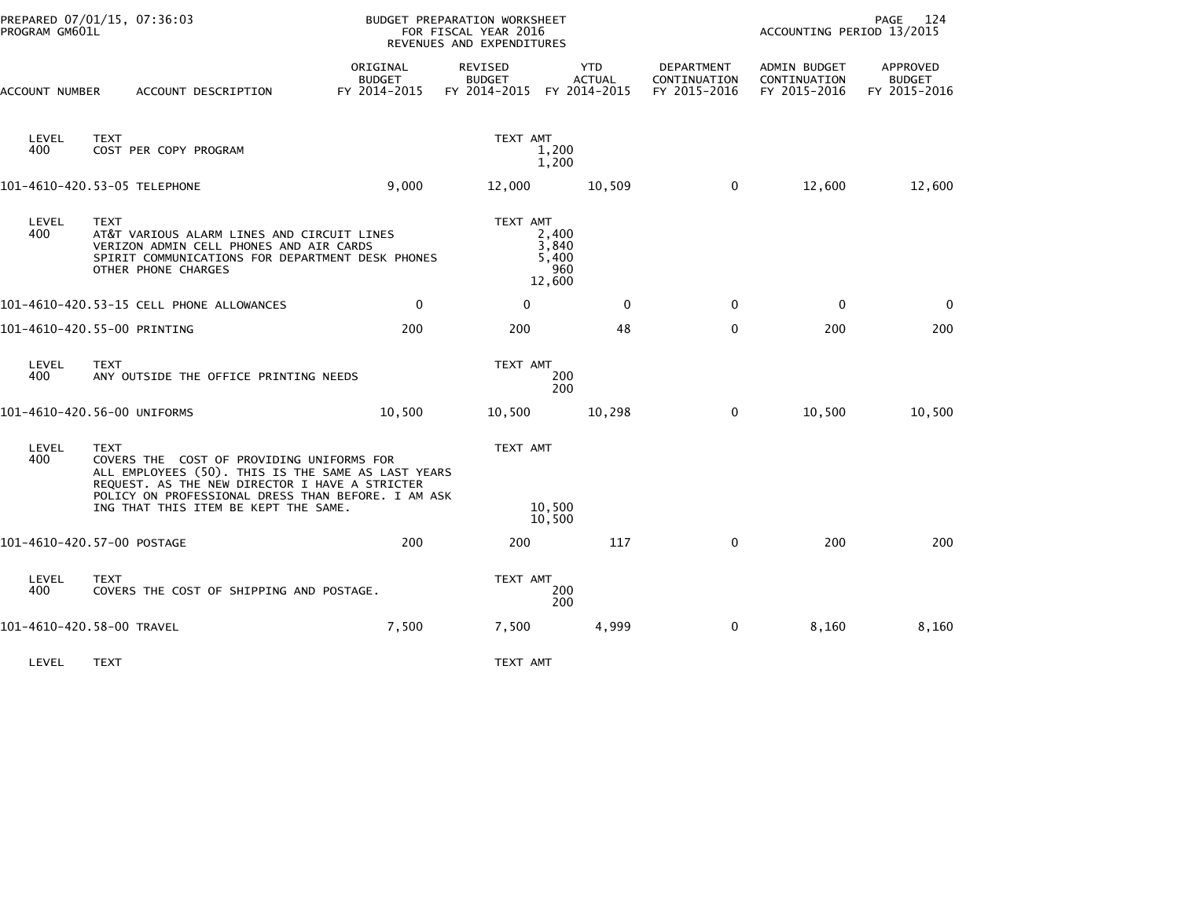| ACCOUNT NUMBER | ACCOUNT DESCRIPTION | ORIGINAL BUDGET FY 2014-2015 | REVISED BUDGET FY 2014-2015 | YTD ACTUAL FY 2014-2015 | DEPARTMENT CONTINUATION FY 2015-2016 | ADMIN BUDGET CONTINUATION FY 2015-2016 | APPROVED BUDGET FY 2015-2016 |
|---|---|---|---|---|---|---|---|
| LEVEL 400 | TEXT<br>COST PER COPY PROGRAM | | TEXT AMT | 1,200<br>1,200 | | | |
| 101-4610-420.53-05 | TELEPHONE | 9,000 | 12,000 | 10,509 | 0 | 12,600 | 12,600 |
| LEVEL 400 | TEXT<br>AT&T VARIOUS ALARM LINES AND CIRCUIT LINES<br>VERIZON ADMIN CELL PHONES AND AIR CARDS<br>SPIRIT COMMUNICATIONS FOR DEPARTMENT DESK PHONES<br>OTHER PHONE CHARGES | | TEXT AMT | 2,400<br>3,840<br>5,400<br>960<br>12,600 | | | |
| 101-4610-420.53-15 | CELL PHONE ALLOWANCES | 0 | 0 | 0 | 0 | 0 | 0 |
| 101-4610-420.55-00 | PRINTING | 200 | 200 | 48 | 0 | 200 | 200 |
| LEVEL 400 | TEXT<br>ANY OUTSIDE THE OFFICE PRINTING NEEDS | | TEXT AMT | 200<br>200 | | | |
| 101-4610-420.56-00 | UNIFORMS | 10,500 | 10,500 | 10,298 | 0 | 10,500 | 10,500 |
| LEVEL 400 | TEXT<br>COVERS THE COST OF PROVIDING UNIFORMS FOR ALL EMPLOYEES (50). THIS IS THE SAME AS LAST YEARS REQUEST. AS THE NEW DIRECTOR I HAVE A STRICTER POLICY ON PROFESSIONAL DRESS THAN BEFORE. I AM ASK ING THAT THIS ITEM BE KEPT THE SAME. | | TEXT AMT | 10,500<br>10,500 | | | |
| 101-4610-420.57-00 | POSTAGE | 200 | 200 | 117 | 0 | 200 | 200 |
| LEVEL 400 | TEXT<br>COVERS THE COST OF SHIPPING AND POSTAGE. | | TEXT AMT | 200<br>200 | | | |
| 101-4610-420.58-00 | TRAVEL | 7,500 | 7,500 | 4,999 | 0 | 8,160 | 8,160 |
| LEVEL | TEXT | | TEXT AMT | | | | |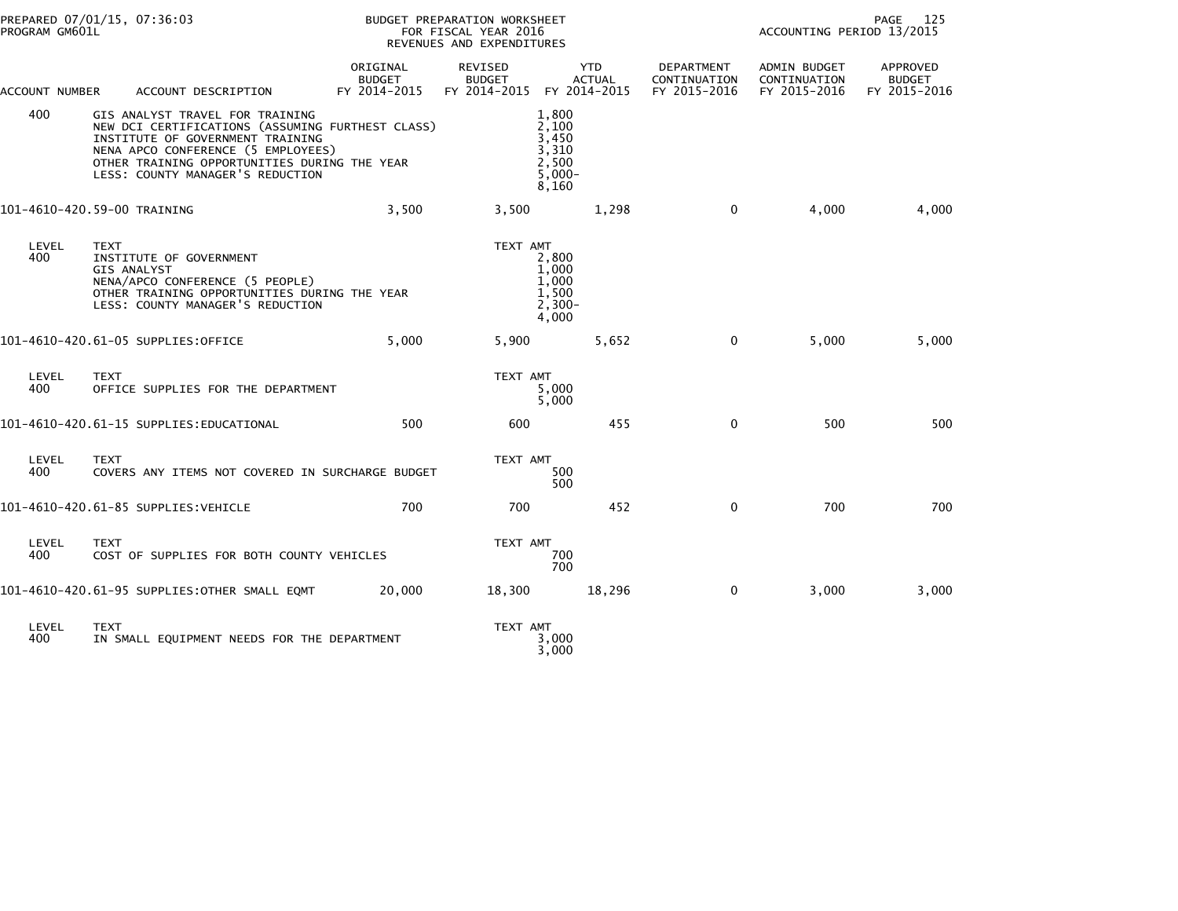PREPARED 07/01/15, 07:36:03
PROGRAM GM601L

BUDGET PREPARATION WORKSHEET
FOR FISCAL YEAR 2016
REVENUES AND EXPENDITURES

ACCOUNTING PERIOD 13/2015

| ACCOUNT NUMBER | ACCOUNT DESCRIPTION | ORIGINAL BUDGET FY 2014-2015 | REVISED BUDGET FY 2014-2015 | YTD ACTUAL FY 2014-2015 | DEPARTMENT CONTINUATION FY 2015-2016 | ADMIN BUDGET CONTINUATION FY 2015-2016 | APPROVED BUDGET FY 2015-2016 |
|---|---|---|---|---|---|---|---|
| 400 | GIS ANALYST TRAVEL FOR TRAINING | | | 1,800 | | | |
| | NEW DCI CERTIFICATIONS (ASSUMING FURTHEST CLASS) | | | 2,100 | | | |
| | INSTITUTE OF GOVERNMENT TRAINING | | | 3,450 | | | |
| | NENA APCO CONFERENCE (5 EMPLOYEES) | | | 3,310 | | | |
| | OTHER TRAINING OPPORTUNITIES DURING THE YEAR | | | 2,500 | | | |
| | LESS: COUNTY MANAGER'S REDUCTION | | | 5,000- | | | |
| | | | | 8,160 | | | |
| 101-4610-420.59-00 | TRAINING | 3,500 | 3,500 | 1,298 | 0 | 4,000 | 4,000 |
| LEVEL | TEXT | | TEXT AMT | | | | |
| 400 | INSTITUTE OF GOVERNMENT | | | 2,800 | | | |
| | GIS ANALYST | | | 1,000 | | | |
| | NENA/APCO CONFERENCE (5 PEOPLE) | | | 1,000 | | | |
| | OTHER TRAINING OPPORTUNITIES DURING THE YEAR | | | 1,500 | | | |
| | LESS: COUNTY MANAGER'S REDUCTION | | | 2,300- | | | |
| | | | | 4,000 | | | |
| 101-4610-420.61-05 | SUPPLIES:OFFICE | 5,000 | 5,900 | 5,652 | 0 | 5,000 | 5,000 |
| LEVEL | TEXT | | TEXT AMT | | | | |
| 400 | OFFICE SUPPLIES FOR THE DEPARTMENT | | | 5,000 | | | |
| | | | | 5,000 | | | |
| 101-4610-420.61-15 | SUPPLIES:EDUCATIONAL | 500 | 600 | 455 | 0 | 500 | 500 |
| LEVEL | TEXT | | TEXT AMT | | | | |
| 400 | COVERS ANY ITEMS NOT COVERED IN SURCHARGE BUDGET | | | 500 | | | |
| | | | | 500 | | | |
| 101-4610-420.61-85 | SUPPLIES:VEHICLE | 700 | 700 | 452 | 0 | 700 | 700 |
| LEVEL | TEXT | | TEXT AMT | | | | |
| 400 | COST OF SUPPLIES FOR BOTH COUNTY VEHICLES | | | 700 | | | |
| | | | | 700 | | | |
| 101-4610-420.61-95 | SUPPLIES:OTHER SMALL EQMT | 20,000 | 18,300 | 18,296 | 0 | 3,000 | 3,000 |
| LEVEL | TEXT | | TEXT AMT | | | | |
| 400 | IN SMALL EQUIPMENT NEEDS FOR THE DEPARTMENT | | | 3,000 | | | |
| | | | | 3,000 | | | |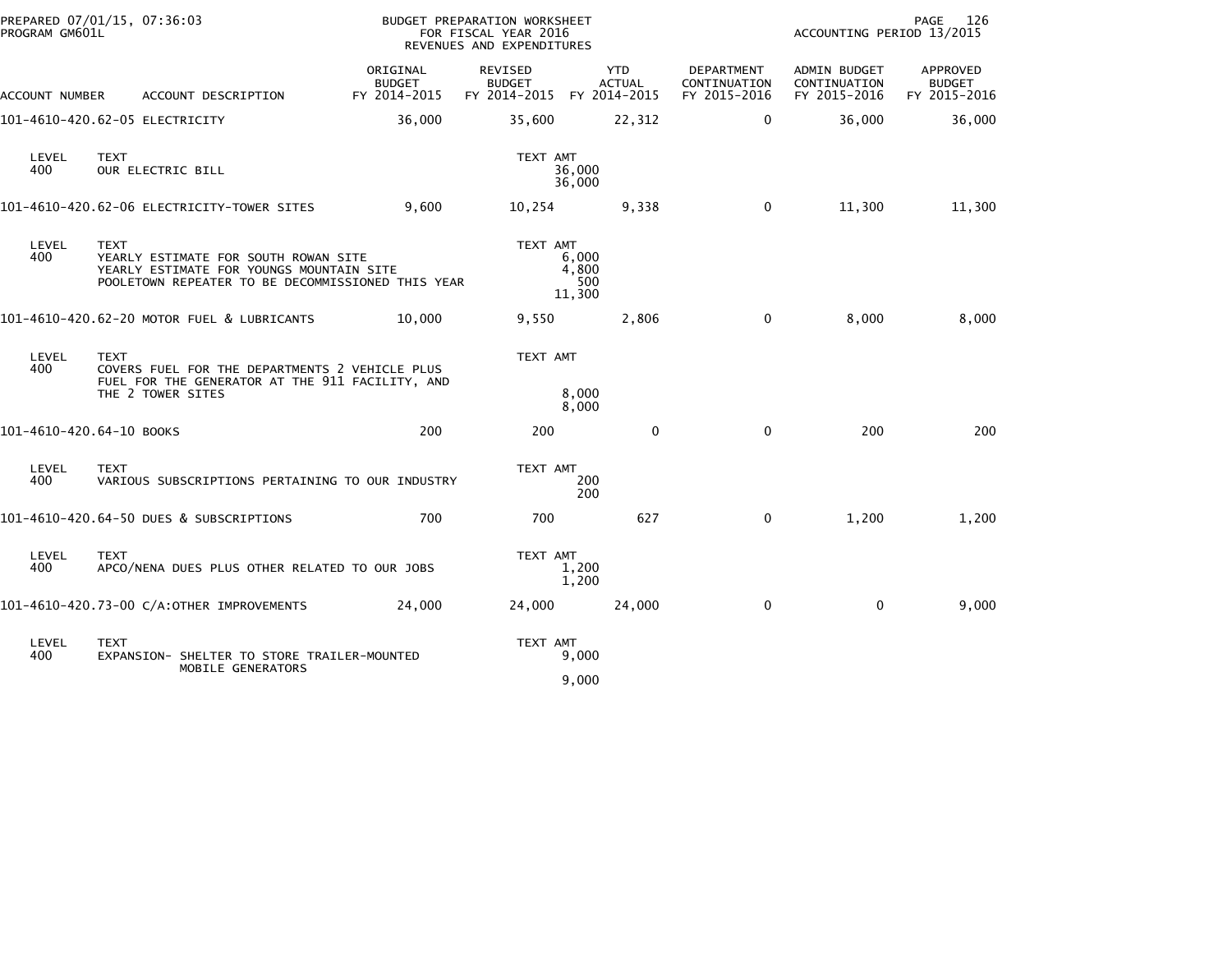PREPARED 07/01/15, 07:36:03 — BUDGET PREPARATION WORKSHEET FOR FISCAL YEAR 2016 REVENUES AND EXPENDITURES — PROGRAM GM601L — ACCOUNTING PERIOD 13/2015

| ACCOUNT NUMBER | ACCOUNT DESCRIPTION | ORIGINAL BUDGET FY 2014-2015 | REVISED BUDGET FY 2014-2015 | YTD ACTUAL FY 2014-2015 | DEPARTMENT CONTINUATION FY 2015-2016 | ADMIN BUDGET CONTINUATION FY 2015-2016 | APPROVED BUDGET FY 2015-2016 |
|---|---|---|---|---|---|---|---|
| 101-4610-420.62-05 | ELECTRICITY | 36,000 | 35,600 | 22,312 | 0 | 36,000 | 36,000 |

| LEVEL | TEXT | TEXT AMT |
|---|---|---|
| 400 | OUR ELECTRIC BILL | 36,000 |
| | | 36,000 |

| ACCOUNT NUMBER | ACCOUNT DESCRIPTION | ORIGINAL BUDGET FY 2014-2015 | REVISED BUDGET FY 2014-2015 | YTD ACTUAL FY 2014-2015 | DEPARTMENT CONTINUATION FY 2015-2016 | ADMIN BUDGET CONTINUATION FY 2015-2016 | APPROVED BUDGET FY 2015-2016 |
|---|---|---|---|---|---|---|---|
| 101-4610-420.62-06 | ELECTRICITY-TOWER SITES | 9,600 | 10,254 | 9,338 | 0 | 11,300 | 11,300 |

| LEVEL | TEXT | TEXT AMT |
|---|---|---|
| 400 | YEARLY ESTIMATE FOR SOUTH ROWAN SITE | 6,000 |
| | YEARLY ESTIMATE FOR YOUNGS MOUNTAIN SITE | 4,800 |
| | POOLETOWN REPEATER TO BE DECOMMISSIONED THIS YEAR | 500 |
| | | 11,300 |

| ACCOUNT NUMBER | ACCOUNT DESCRIPTION | ORIGINAL BUDGET FY 2014-2015 | REVISED BUDGET FY 2014-2015 | YTD ACTUAL FY 2014-2015 | DEPARTMENT CONTINUATION FY 2015-2016 | ADMIN BUDGET CONTINUATION FY 2015-2016 | APPROVED BUDGET FY 2015-2016 |
|---|---|---|---|---|---|---|---|
| 101-4610-420.62-20 | MOTOR FUEL & LUBRICANTS | 10,000 | 9,550 | 2,806 | 0 | 8,000 | 8,000 |

| LEVEL | TEXT | TEXT AMT |
|---|---|---|
| 400 | COVERS FUEL FOR THE DEPARTMENTS 2 VEHICLE PLUS FUEL FOR THE GENERATOR AT THE 911 FACILITY, AND THE 2 TOWER SITES | 8,000 |
| | | 8,000 |

| ACCOUNT NUMBER | ACCOUNT DESCRIPTION | ORIGINAL BUDGET FY 2014-2015 | REVISED BUDGET FY 2014-2015 | YTD ACTUAL FY 2014-2015 | DEPARTMENT CONTINUATION FY 2015-2016 | ADMIN BUDGET CONTINUATION FY 2015-2016 | APPROVED BUDGET FY 2015-2016 |
|---|---|---|---|---|---|---|---|
| 101-4610-420.64-10 | BOOKS | 200 | 200 | 0 | 0 | 200 | 200 |

| LEVEL | TEXT | TEXT AMT |
|---|---|---|
| 400 | VARIOUS SUBSCRIPTIONS PERTAINING TO OUR INDUSTRY | 200 |
| | | 200 |

| ACCOUNT NUMBER | ACCOUNT DESCRIPTION | ORIGINAL BUDGET FY 2014-2015 | REVISED BUDGET FY 2014-2015 | YTD ACTUAL FY 2014-2015 | DEPARTMENT CONTINUATION FY 2015-2016 | ADMIN BUDGET CONTINUATION FY 2015-2016 | APPROVED BUDGET FY 2015-2016 |
|---|---|---|---|---|---|---|---|
| 101-4610-420.64-50 | DUES & SUBSCRIPTIONS | 700 | 700 | 627 | 0 | 1,200 | 1,200 |

| LEVEL | TEXT | TEXT AMT |
|---|---|---|
| 400 | APCO/NENA DUES PLUS OTHER RELATED TO OUR JOBS | 1,200 |
| | | 1,200 |

| ACCOUNT NUMBER | ACCOUNT DESCRIPTION | ORIGINAL BUDGET FY 2014-2015 | REVISED BUDGET FY 2014-2015 | YTD ACTUAL FY 2014-2015 | DEPARTMENT CONTINUATION FY 2015-2016 | ADMIN BUDGET CONTINUATION FY 2015-2016 | APPROVED BUDGET FY 2015-2016 |
|---|---|---|---|---|---|---|---|
| 101-4610-420.73-00 | C/A:OTHER IMPROVEMENTS | 24,000 | 24,000 | 24,000 | 0 | 0 | 9,000 |

| LEVEL | TEXT | TEXT AMT |
|---|---|---|
| 400 | EXPANSION- SHELTER TO STORE TRAILER-MOUNTED MOBILE GENERATORS | 9,000 |
| | | 9,000 |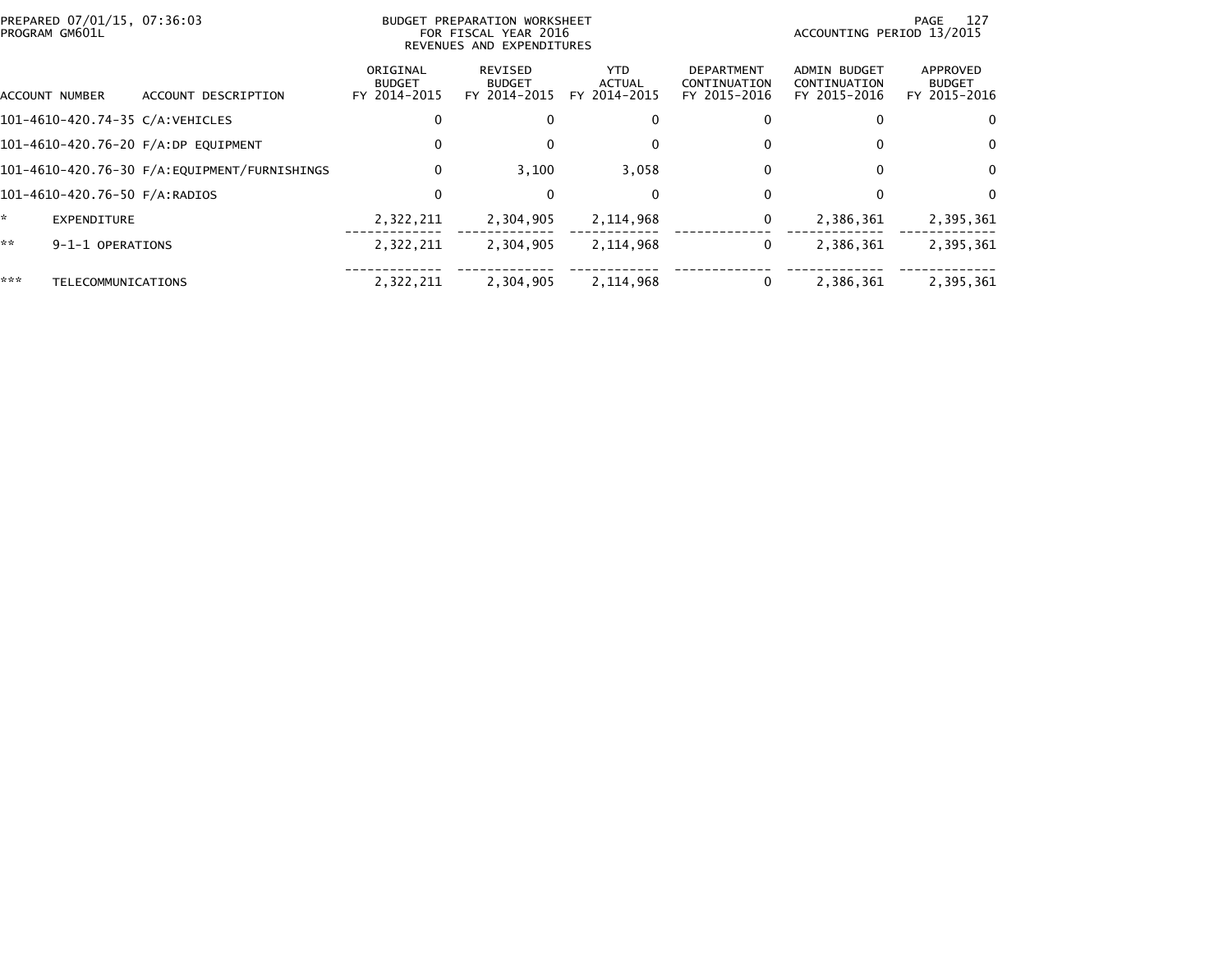BUDGET PREPARATION WORKSHEET
FOR FISCAL YEAR 2016
REVENUES AND EXPENDITURES

PREPARED 07/01/15, 07:36:03
PROGRAM GM601L

ACCOUNTING PERIOD 13/2015

| ACCOUNT NUMBER | ACCOUNT DESCRIPTION | ORIGINAL BUDGET FY 2014-2015 | REVISED BUDGET FY 2014-2015 | YTD ACTUAL FY 2014-2015 | DEPARTMENT CONTINUATION FY 2015-2016 | ADMIN BUDGET CONTINUATION FY 2015-2016 | APPROVED BUDGET FY 2015-2016 |
|---|---|---|---|---|---|---|---|
| 101-4610-420.74-35 | C/A:VEHICLES | 0 | 0 | 0 | 0 | 0 | 0 |
| 101-4610-420.76-20 | F/A:DP EQUIPMENT | 0 | 0 | 0 | 0 | 0 | 0 |
| 101-4610-420.76-30 | F/A:EQUIPMENT/FURNISHINGS | 0 | 3,100 | 3,058 | 0 | 0 | 0 |
| 101-4610-420.76-50 | F/A:RADIOS | 0 | 0 | 0 | 0 | 0 | 0 |
| * | EXPENDITURE | 2,322,211 | 2,304,905 | 2,114,968 | 0 | 2,386,361 | 2,395,361 |
| ** | 9-1-1 OPERATIONS | 2,322,211 | 2,304,905 | 2,114,968 | 0 | 2,386,361 | 2,395,361 |
| *** | TELECOMMUNICATIONS | 2,322,211 | 2,304,905 | 2,114,968 | 0 | 2,386,361 | 2,395,361 |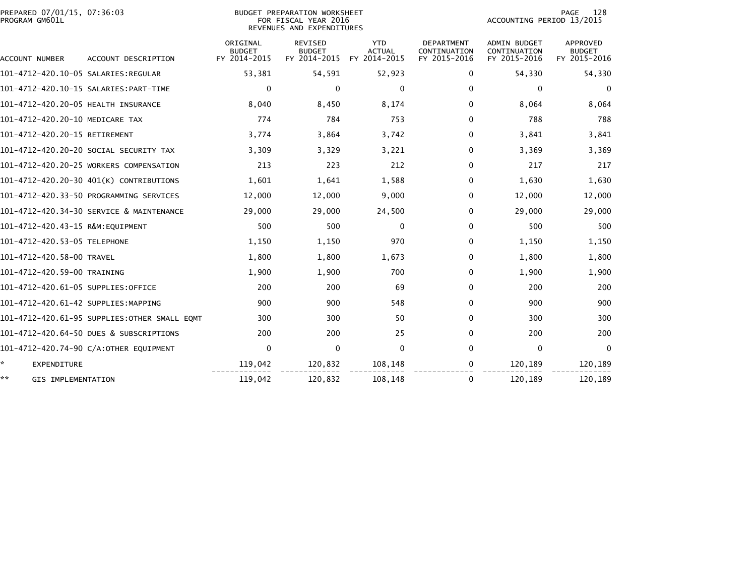PREPARED 07/01/15, 07:36:03
PROGRAM GM601L

BUDGET PREPARATION WORKSHEET
FOR FISCAL YEAR 2016
REVENUES AND EXPENDITURES

ACCOUNTING PERIOD 13/2015

| ACCOUNT NUMBER | ACCOUNT DESCRIPTION | ORIGINAL BUDGET FY 2014-2015 | REVISED BUDGET FY 2014-2015 | YTD ACTUAL FY 2014-2015 | DEPARTMENT CONTINUATION FY 2015-2016 | ADMIN BUDGET CONTINUATION FY 2015-2016 | APPROVED BUDGET FY 2015-2016 |
|---|---|---|---|---|---|---|---|
| 101-4712-420.10-05 | SALARIES:REGULAR | 53,381 | 54,591 | 52,923 | 0 | 54,330 | 54,330 |
| 101-4712-420.10-15 | SALARIES:PART-TIME | 0 | 0 | 0 | 0 | 0 | 0 |
| 101-4712-420.20-05 | HEALTH INSURANCE | 8,040 | 8,450 | 8,174 | 0 | 8,064 | 8,064 |
| 101-4712-420.20-10 | MEDICARE TAX | 774 | 784 | 753 | 0 | 788 | 788 |
| 101-4712-420.20-15 | RETIREMENT | 3,774 | 3,864 | 3,742 | 0 | 3,841 | 3,841 |
| 101-4712-420.20-20 | SOCIAL SECURITY TAX | 3,309 | 3,329 | 3,221 | 0 | 3,369 | 3,369 |
| 101-4712-420.20-25 | WORKERS COMPENSATION | 213 | 223 | 212 | 0 | 217 | 217 |
| 101-4712-420.20-30 | 401(K) CONTRIBUTIONS | 1,601 | 1,641 | 1,588 | 0 | 1,630 | 1,630 |
| 101-4712-420.33-50 | PROGRAMMING SERVICES | 12,000 | 12,000 | 9,000 | 0 | 12,000 | 12,000 |
| 101-4712-420.34-30 | SERVICE & MAINTENANCE | 29,000 | 29,000 | 24,500 | 0 | 29,000 | 29,000 |
| 101-4712-420.43-15 | R&M:EQUIPMENT | 500 | 500 | 0 | 0 | 500 | 500 |
| 101-4712-420.53-05 | TELEPHONE | 1,150 | 1,150 | 970 | 0 | 1,150 | 1,150 |
| 101-4712-420.58-00 | TRAVEL | 1,800 | 1,800 | 1,673 | 0 | 1,800 | 1,800 |
| 101-4712-420.59-00 | TRAINING | 1,900 | 1,900 | 700 | 0 | 1,900 | 1,900 |
| 101-4712-420.61-05 | SUPPLIES:OFFICE | 200 | 200 | 69 | 0 | 200 | 200 |
| 101-4712-420.61-42 | SUPPLIES:MAPPING | 900 | 900 | 548 | 0 | 900 | 900 |
| 101-4712-420.61-95 | SUPPLIES:OTHER SMALL EQMT | 300 | 300 | 50 | 0 | 300 | 300 |
| 101-4712-420.64-50 | DUES & SUBSCRIPTIONS | 200 | 200 | 25 | 0 | 200 | 200 |
| 101-4712-420.74-90 | C/A:OTHER EQUIPMENT | 0 | 0 | 0 | 0 | 0 | 0 |
| * | EXPENDITURE | 119,042 | 120,832 | 108,148 | 0 | 120,189 | 120,189 |
| ** | GIS IMPLEMENTATION | 119,042 | 120,832 | 108,148 | 0 | 120,189 | 120,189 |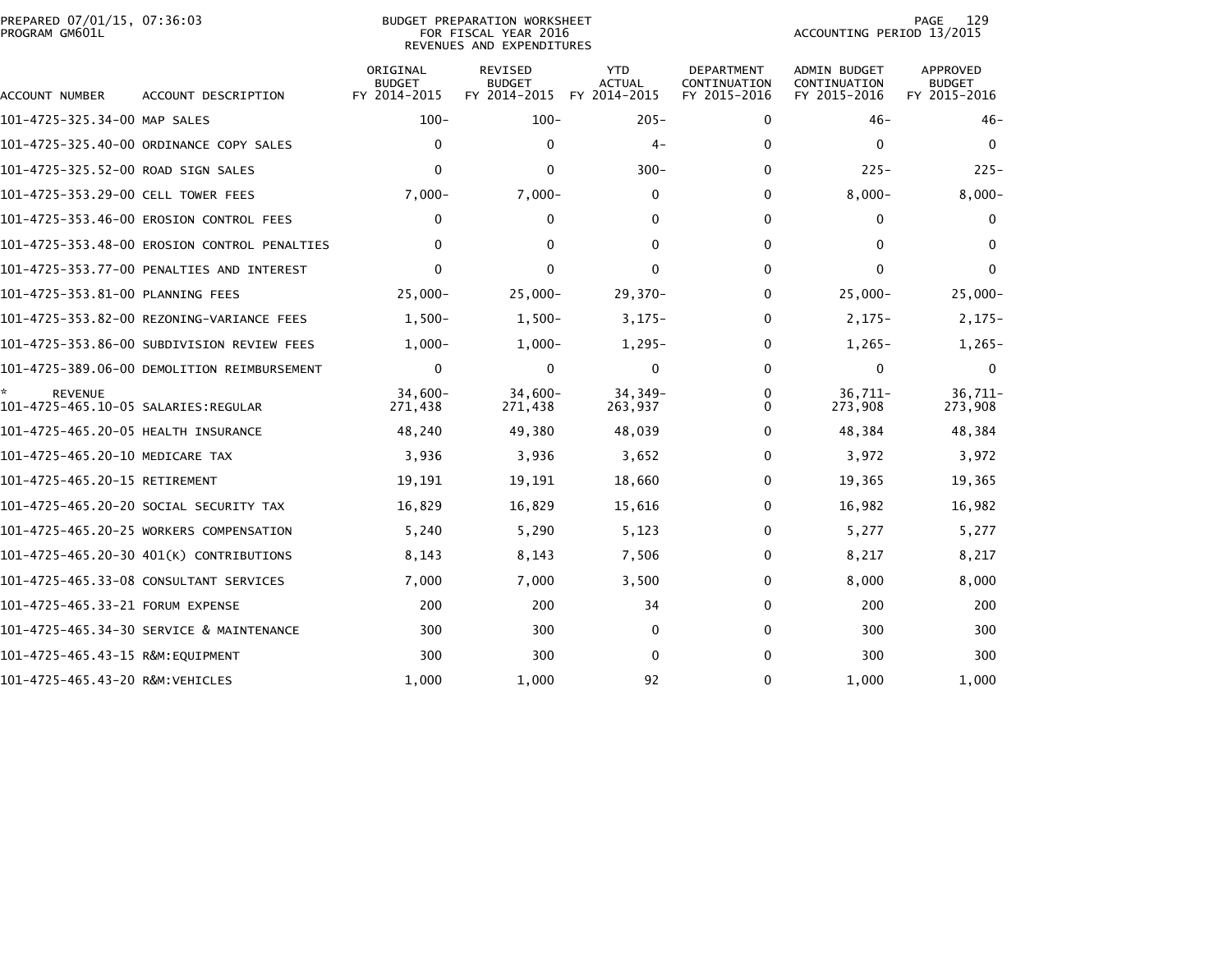BUDGET PREPARATION WORKSHEET
FOR FISCAL YEAR 2016
REVENUES AND EXPENDITURES

PREPARED 07/01/15, 07:36:03
PROGRAM GM601L

ACCOUNTING PERIOD 13/2015

| ACCOUNT NUMBER | ACCOUNT DESCRIPTION | ORIGINAL BUDGET FY 2014-2015 | REVISED BUDGET FY 2014-2015 | YTD ACTUAL FY 2014-2015 | DEPARTMENT CONTINUATION FY 2015-2016 | ADMIN BUDGET CONTINUATION FY 2015-2016 | APPROVED BUDGET FY 2015-2016 |
|---|---|---|---|---|---|---|---|
| 101-4725-325.34-00 | MAP SALES | 100- | 100- | 205- | 0 | 46- | 46- |
| 101-4725-325.40-00 | ORDINANCE COPY SALES | 0 | 0 | 4- | 0 | 0 | 0 |
| 101-4725-325.52-00 | ROAD SIGN SALES | 0 | 0 | 300- | 0 | 225- | 225- |
| 101-4725-353.29-00 | CELL TOWER FEES | 7,000- | 7,000- | 0 | 0 | 8,000- | 8,000- |
| 101-4725-353.46-00 | EROSION CONTROL FEES | 0 | 0 | 0 | 0 | 0 | 0 |
| 101-4725-353.48-00 | EROSION CONTROL PENALTIES | 0 | 0 | 0 | 0 | 0 | 0 |
| 101-4725-353.77-00 | PENALTIES AND INTEREST | 0 | 0 | 0 | 0 | 0 | 0 |
| 101-4725-353.81-00 | PLANNING FEES | 25,000- | 25,000- | 29,370- | 0 | 25,000- | 25,000- |
| 101-4725-353.82-00 | REZONING-VARIANCE FEES | 1,500- | 1,500- | 3,175- | 0 | 2,175- | 2,175- |
| 101-4725-353.86-00 | SUBDIVISION REVIEW FEES | 1,000- | 1,000- | 1,295- | 0 | 1,265- | 1,265- |
| 101-4725-389.06-00 | DEMOLITION REIMBURSEMENT | 0 | 0 | 0 | 0 | 0 | 0 |
| * | REVENUE | 34,600- | 34,600- | 34,349- | 0 | 36,711- | 36,711- |
| 101-4725-465.10-05 | SALARIES:REGULAR | 271,438 | 271,438 | 263,937 | 0 | 273,908 | 273,908 |
| 101-4725-465.20-05 | HEALTH INSURANCE | 48,240 | 49,380 | 48,039 | 0 | 48,384 | 48,384 |
| 101-4725-465.20-10 | MEDICARE TAX | 3,936 | 3,936 | 3,652 | 0 | 3,972 | 3,972 |
| 101-4725-465.20-15 | RETIREMENT | 19,191 | 19,191 | 18,660 | 0 | 19,365 | 19,365 |
| 101-4725-465.20-20 | SOCIAL SECURITY TAX | 16,829 | 16,829 | 15,616 | 0 | 16,982 | 16,982 |
| 101-4725-465.20-25 | WORKERS COMPENSATION | 5,240 | 5,290 | 5,123 | 0 | 5,277 | 5,277 |
| 101-4725-465.20-30 | 401(K) CONTRIBUTIONS | 8,143 | 8,143 | 7,506 | 0 | 8,217 | 8,217 |
| 101-4725-465.33-08 | CONSULTANT SERVICES | 7,000 | 7,000 | 3,500 | 0 | 8,000 | 8,000 |
| 101-4725-465.33-21 | FORUM EXPENSE | 200 | 200 | 34 | 0 | 200 | 200 |
| 101-4725-465.34-30 | SERVICE & MAINTENANCE | 300 | 300 | 0 | 0 | 300 | 300 |
| 101-4725-465.43-15 | R&M:EQUIPMENT | 300 | 300 | 0 | 0 | 300 | 300 |
| 101-4725-465.43-20 | R&M:VEHICLES | 1,000 | 1,000 | 92 | 0 | 1,000 | 1,000 |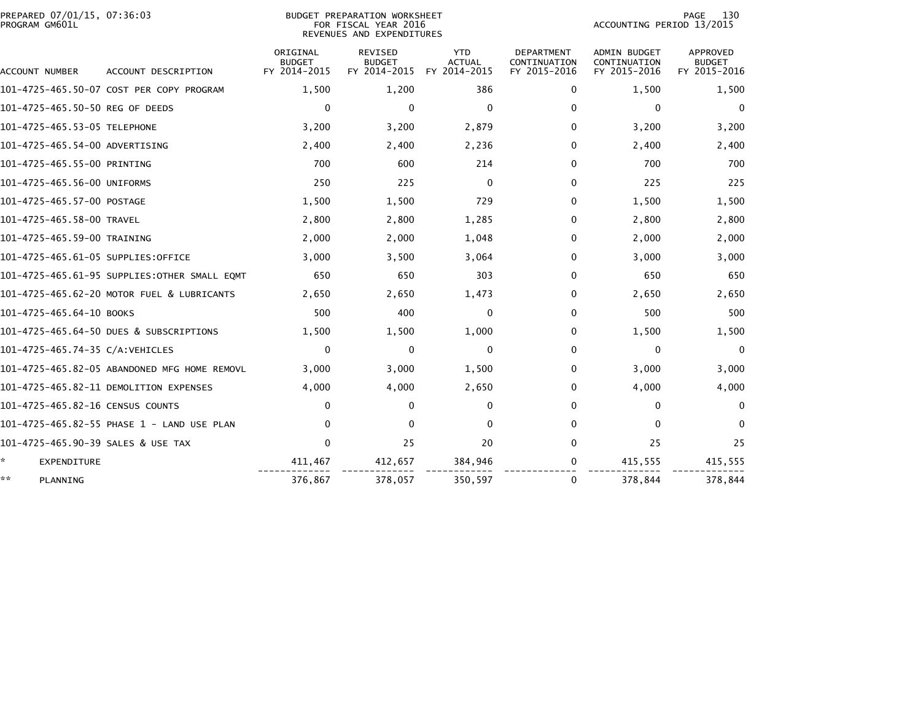PREPARED 07/01/15, 07:36:03
PROGRAM GM601L

BUDGET PREPARATION WORKSHEET
FOR FISCAL YEAR 2016
REVENUES AND EXPENDITURES

ACCOUNTING PERIOD 13/2015

| ACCOUNT NUMBER | ACCOUNT DESCRIPTION | ORIGINAL BUDGET FY 2014-2015 | REVISED BUDGET FY 2014-2015 | YTD ACTUAL FY 2014-2015 | DEPARTMENT CONTINUATION FY 2015-2016 | ADMIN BUDGET CONTINUATION FY 2015-2016 | APPROVED BUDGET FY 2015-2016 |
|---|---|---|---|---|---|---|---|
| 101-4725-465.50-07 | COST PER COPY PROGRAM | 1,500 | 1,200 | 386 | 0 | 1,500 | 1,500 |
| 101-4725-465.50-50 | REG OF DEEDS | 0 | 0 | 0 | 0 | 0 | 0 |
| 101-4725-465.53-05 | TELEPHONE | 3,200 | 3,200 | 2,879 | 0 | 3,200 | 3,200 |
| 101-4725-465.54-00 | ADVERTISING | 2,400 | 2,400 | 2,236 | 0 | 2,400 | 2,400 |
| 101-4725-465.55-00 | PRINTING | 700 | 600 | 214 | 0 | 700 | 700 |
| 101-4725-465.56-00 | UNIFORMS | 250 | 225 | 0 | 0 | 225 | 225 |
| 101-4725-465.57-00 | POSTAGE | 1,500 | 1,500 | 729 | 0 | 1,500 | 1,500 |
| 101-4725-465.58-00 | TRAVEL | 2,800 | 2,800 | 1,285 | 0 | 2,800 | 2,800 |
| 101-4725-465.59-00 | TRAINING | 2,000 | 2,000 | 1,048 | 0 | 2,000 | 2,000 |
| 101-4725-465.61-05 | SUPPLIES:OFFICE | 3,000 | 3,500 | 3,064 | 0 | 3,000 | 3,000 |
| 101-4725-465.61-95 | SUPPLIES:OTHER SMALL EQMT | 650 | 650 | 303 | 0 | 650 | 650 |
| 101-4725-465.62-20 | MOTOR FUEL & LUBRICANTS | 2,650 | 2,650 | 1,473 | 0 | 2,650 | 2,650 |
| 101-4725-465.64-10 | BOOKS | 500 | 400 | 0 | 0 | 500 | 500 |
| 101-4725-465.64-50 | DUES & SUBSCRIPTIONS | 1,500 | 1,500 | 1,000 | 0 | 1,500 | 1,500 |
| 101-4725-465.74-35 | C/A:VEHICLES | 0 | 0 | 0 | 0 | 0 | 0 |
| 101-4725-465.82-05 | ABANDONED MFG HOME REMOVL | 3,000 | 3,000 | 1,500 | 0 | 3,000 | 3,000 |
| 101-4725-465.82-11 | DEMOLITION EXPENSES | 4,000 | 4,000 | 2,650 | 0 | 4,000 | 4,000 |
| 101-4725-465.82-16 | CENSUS COUNTS | 0 | 0 | 0 | 0 | 0 | 0 |
| 101-4725-465.82-55 | PHASE 1 - LAND USE PLAN | 0 | 0 | 0 | 0 | 0 | 0 |
| 101-4725-465.90-39 | SALES & USE TAX | 0 | 25 | 20 | 0 | 25 | 25 |
| * | EXPENDITURE | 411,467 | 412,657 | 384,946 | 0 | 415,555 | 415,555 |
| ** | PLANNING | 376,867 | 378,057 | 350,597 | 0 | 378,844 | 378,844 |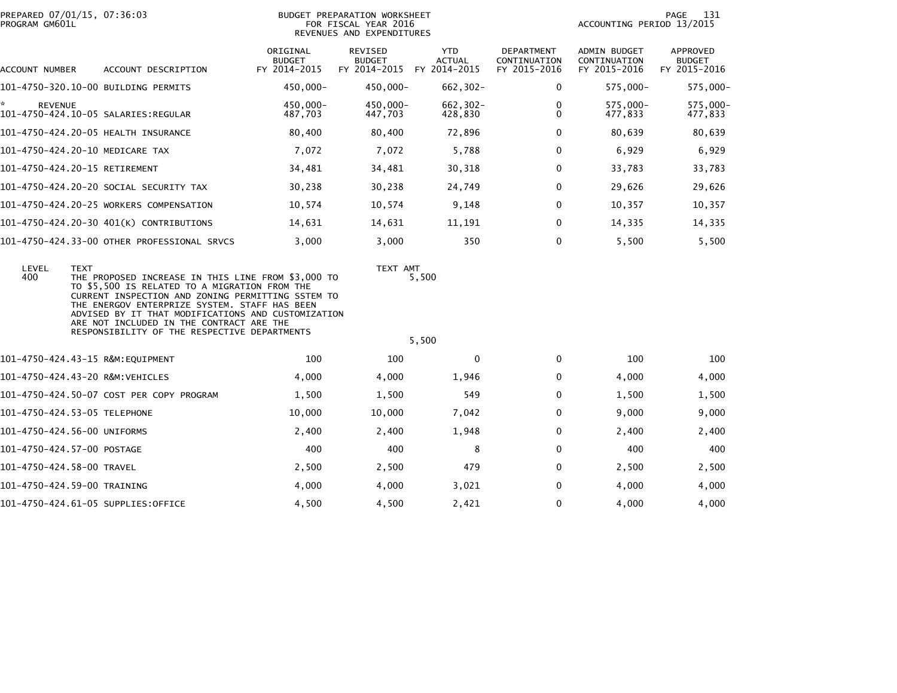PREPARED 07/01/15, 07:36:03
PROGRAM GM601L

BUDGET PREPARATION WORKSHEET
FOR FISCAL YEAR 2016
REVENUES AND EXPENDITURES

ACCOUNTING PERIOD 13/2015

| ACCOUNT NUMBER | ACCOUNT DESCRIPTION | ORIGINAL BUDGET FY 2014-2015 | REVISED BUDGET FY 2014-2015 | YTD ACTUAL FY 2014-2015 | DEPARTMENT CONTINUATION FY 2015-2016 | ADMIN BUDGET CONTINUATION FY 2015-2016 | APPROVED BUDGET FY 2015-2016 |
|---|---|---|---|---|---|---|---|
| 101-4750-320.10-00 | BUILDING PERMITS | 450,000- | 450,000- | 662,302- | 0 | 575,000- | 575,000- |
| * REVENUE | | 450,000- | 450,000- | 662,302- | 0 | 575,000- | 575,000- |
| 101-4750-424.10-05 | SALARIES:REGULAR | 487,703 | 447,703 | 428,830 | 0 | 477,833 | 477,833 |
| 101-4750-424.20-05 | HEALTH INSURANCE | 80,400 | 80,400 | 72,896 | 0 | 80,639 | 80,639 |
| 101-4750-424.20-10 | MEDICARE TAX | 7,072 | 7,072 | 5,788 | 0 | 6,929 | 6,929 |
| 101-4750-424.20-15 | RETIREMENT | 34,481 | 34,481 | 30,318 | 0 | 33,783 | 33,783 |
| 101-4750-424.20-20 | SOCIAL SECURITY TAX | 30,238 | 30,238 | 24,749 | 0 | 29,626 | 29,626 |
| 101-4750-424.20-25 | WORKERS COMPENSATION | 10,574 | 10,574 | 9,148 | 0 | 10,357 | 10,357 |
| 101-4750-424.20-30 | 401(K) CONTRIBUTIONS | 14,631 | 14,631 | 11,191 | 0 | 14,335 | 14,335 |
| 101-4750-424.33-00 | OTHER PROFESSIONAL SRVCS | 3,000 | 3,000 | 350 | 0 | 5,500 | 5,500 |

| LEVEL | TEXT | TEXT AMT |
|---|---|---|
| 400 | THE PROPOSED INCREASE IN THIS LINE FROM $3,000 TO TO $5,500 IS RELATED TO A MIGRATION FROM THE CURRENT INSPECTION AND ZONING PERMITTING SSTEM TO THE ENERGOV ENTERPRIZE SYSTEM. STAFF HAS BEEN ADVISED BY IT THAT MODIFICATIONS AND CUSTOMIZATION ARE NOT INCLUDED IN THE CONTRACT ARE THE RESPONSIBILITY OF THE RESPECTIVE DEPARTMENTS | 5,500 |
| | | 5,500 |

| ACCOUNT NUMBER | ACCOUNT DESCRIPTION | ORIGINAL BUDGET FY 2014-2015 | REVISED BUDGET FY 2014-2015 | YTD ACTUAL FY 2014-2015 | DEPARTMENT CONTINUATION FY 2015-2016 | ADMIN BUDGET CONTINUATION FY 2015-2016 | APPROVED BUDGET FY 2015-2016 |
|---|---|---|---|---|---|---|---|
| 101-4750-424.43-15 | R&M:EQUIPMENT | 100 | 100 | 0 | 0 | 100 | 100 |
| 101-4750-424.43-20 | R&M:VEHICLES | 4,000 | 4,000 | 1,946 | 0 | 4,000 | 4,000 |
| 101-4750-424.50-07 | COST PER COPY PROGRAM | 1,500 | 1,500 | 549 | 0 | 1,500 | 1,500 |
| 101-4750-424.53-05 | TELEPHONE | 10,000 | 10,000 | 7,042 | 0 | 9,000 | 9,000 |
| 101-4750-424.56-00 | UNIFORMS | 2,400 | 2,400 | 1,948 | 0 | 2,400 | 2,400 |
| 101-4750-424.57-00 | POSTAGE | 400 | 400 | 8 | 0 | 400 | 400 |
| 101-4750-424.58-00 | TRAVEL | 2,500 | 2,500 | 479 | 0 | 2,500 | 2,500 |
| 101-4750-424.59-00 | TRAINING | 4,000 | 4,000 | 3,021 | 0 | 4,000 | 4,000 |
| 101-4750-424.61-05 | SUPPLIES:OFFICE | 4,500 | 4,500 | 2,421 | 0 | 4,000 | 4,000 |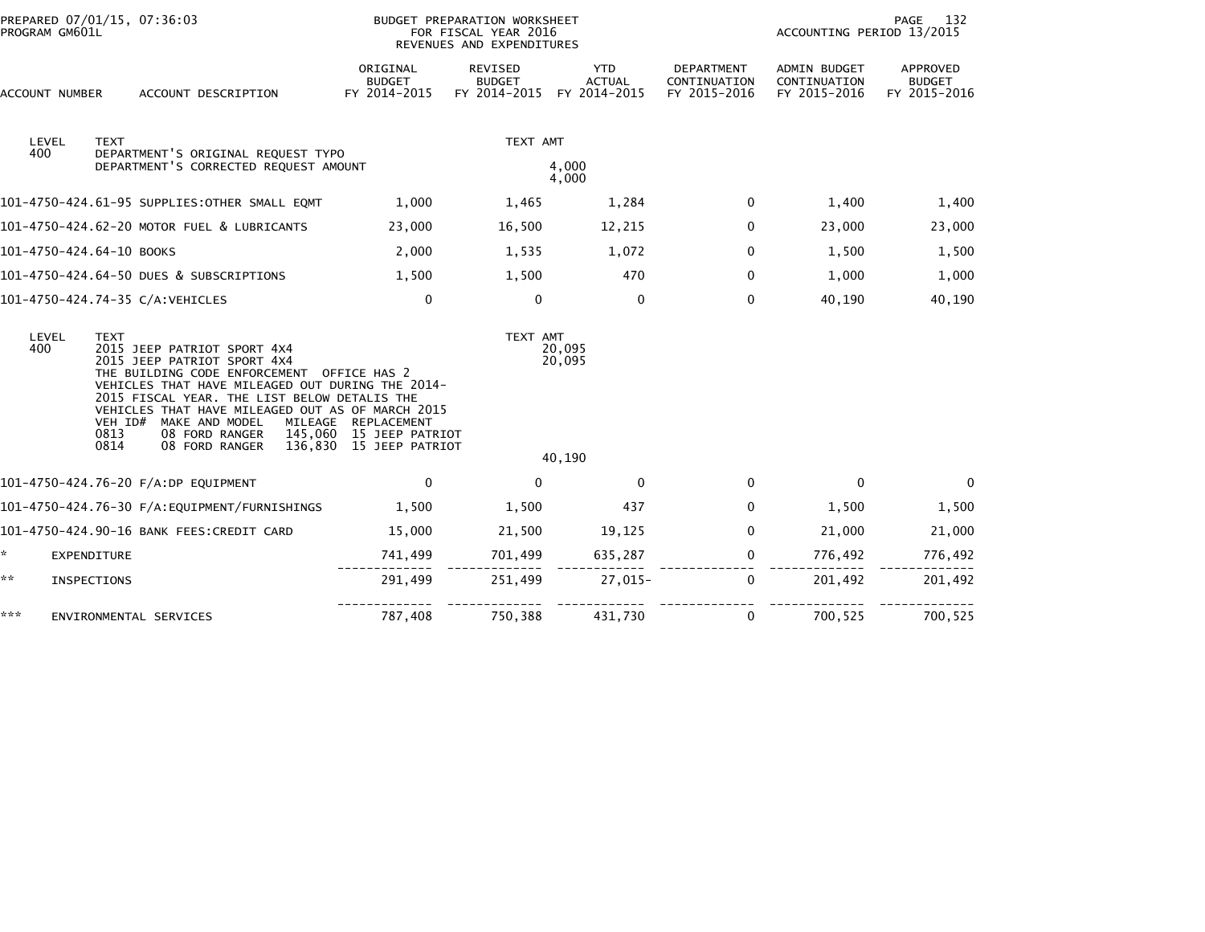PREPARED 07/01/15, 07:36:03 PROGRAM GM601L

BUDGET PREPARATION WORKSHEET FOR FISCAL YEAR 2016 REVENUES AND EXPENDITURES

ACCOUNTING PERIOD 13/2015

| ACCOUNT NUMBER | ACCOUNT DESCRIPTION | ORIGINAL BUDGET FY 2014-2015 | REVISED BUDGET FY 2014-2015 | YTD ACTUAL FY 2014-2015 | DEPARTMENT CONTINUATION FY 2015-2016 | ADMIN BUDGET CONTINUATION FY 2015-2016 | APPROVED BUDGET FY 2015-2016 |
|---|---|---|---|---|---|---|---|
| LEVEL 400 | TEXT<br>DEPARTMENT'S ORIGINAL REQUEST TYPO<br>DEPARTMENT'S CORRECTED REQUEST AMOUNT | | TEXT AMT | 4,000<br>4,000 | | | |
| 101-4750-424.61-95 | SUPPLIES:OTHER SMALL EQMT | 1,000 | 1,465 | 1,284 | 0 | 1,400 | 1,400 |
| 101-4750-424.62-20 | MOTOR FUEL & LUBRICANTS | 23,000 | 16,500 | 12,215 | 0 | 23,000 | 23,000 |
| 101-4750-424.64-10 | BOOKS | 2,000 | 1,535 | 1,072 | 0 | 1,500 | 1,500 |
| 101-4750-424.64-50 | DUES & SUBSCRIPTIONS | 1,500 | 1,500 | 470 | 0 | 1,000 | 1,000 |
| 101-4750-424.74-35 | C/A:VEHICLES | 0 | 0 | 0 | 0 | 40,190 | 40,190 |
| LEVEL 400 | TEXT<br>2015 JEEP PATRIOT SPORT 4X4<br>2015 JEEP PATRIOT SPORT 4X4<br>THE BUILDING CODE ENFORCEMENT OFFICE HAS 2 VEHICLES THAT HAVE MILEAGED OUT DURING THE 2014-2015 FISCAL YEAR. THE LIST BELOW DETALIS THE VEHICLES THAT HAVE MILEAGED OUT AS OF MARCH 2015<br>VEH ID# MAKE AND MODEL MILEAGE REPLACEMENT<br>0813 08 FORD RANGER 145,060 15 JEEP PATRIOT<br>0814 08 FORD RANGER 136,830 15 JEEP PATRIOT | | TEXT AMT | 20,095<br>20,095<br><br>40,190 | | | |
| 101-4750-424.76-20 | F/A:DP EQUIPMENT | 0 | 0 | 0 | 0 | 0 | 0 |
| 101-4750-424.76-30 | F/A:EQUIPMENT/FURNISHINGS | 1,500 | 1,500 | 437 | 0 | 1,500 | 1,500 |
| 101-4750-424.90-16 | BANK FEES:CREDIT CARD | 15,000 | 21,500 | 19,125 | 0 | 21,000 | 21,000 |
| * | EXPENDITURE | 741,499 | 701,499 | 635,287 | 0 | 776,492 | 776,492 |
| ** | INSPECTIONS | 291,499 | 251,499 | 27,015- | 0 | 201,492 | 201,492 |
| *** | ENVIRONMENTAL SERVICES | 787,408 | 750,388 | 431,730 | 0 | 700,525 | 700,525 |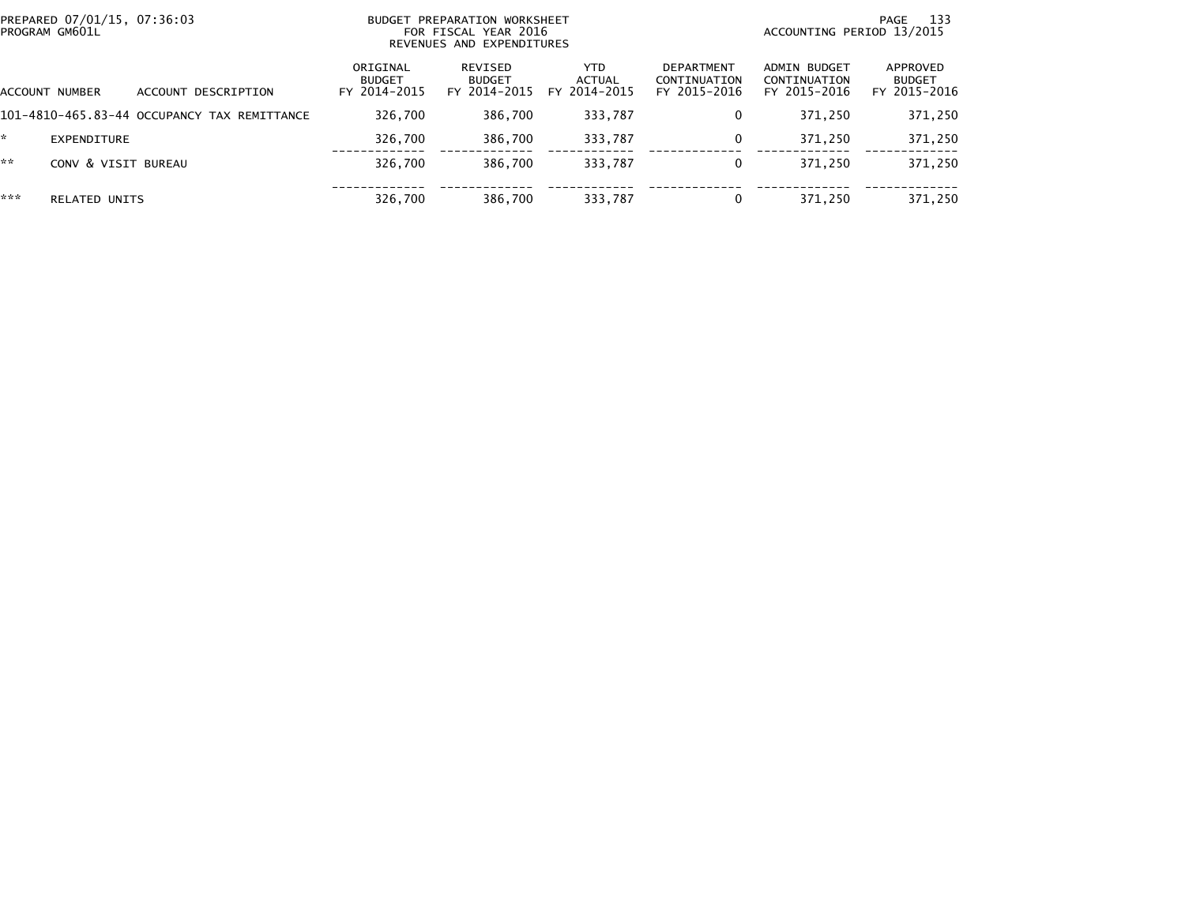BUDGET PREPARATION WORKSHEET
FOR FISCAL YEAR 2016
REVENUES AND EXPENDITURES

PREPARED 07/01/15, 07:36:03
PROGRAM GM601L

ACCOUNTING PERIOD 13/2015

| ACCOUNT NUMBER | ACCOUNT DESCRIPTION | ORIGINAL BUDGET FY 2014-2015 | REVISED BUDGET FY 2014-2015 | YTD ACTUAL FY 2014-2015 | DEPARTMENT CONTINUATION FY 2015-2016 | ADMIN BUDGET CONTINUATION FY 2015-2016 | APPROVED BUDGET FY 2015-2016 |
|---|---|---|---|---|---|---|---|
| 101-4810-465.83-44 | OCCUPANCY TAX REMITTANCE | 326,700 | 386,700 | 333,787 | 0 | 371,250 | 371,250 |
| * | EXPENDITURE | 326,700 | 386,700 | 333,787 | 0 | 371,250 | 371,250 |
| ** | CONV & VISIT BUREAU | 326,700 | 386,700 | 333,787 | 0 | 371,250 | 371,250 |
| *** | RELATED UNITS | 326,700 | 386,700 | 333,787 | 0 | 371,250 | 371,250 |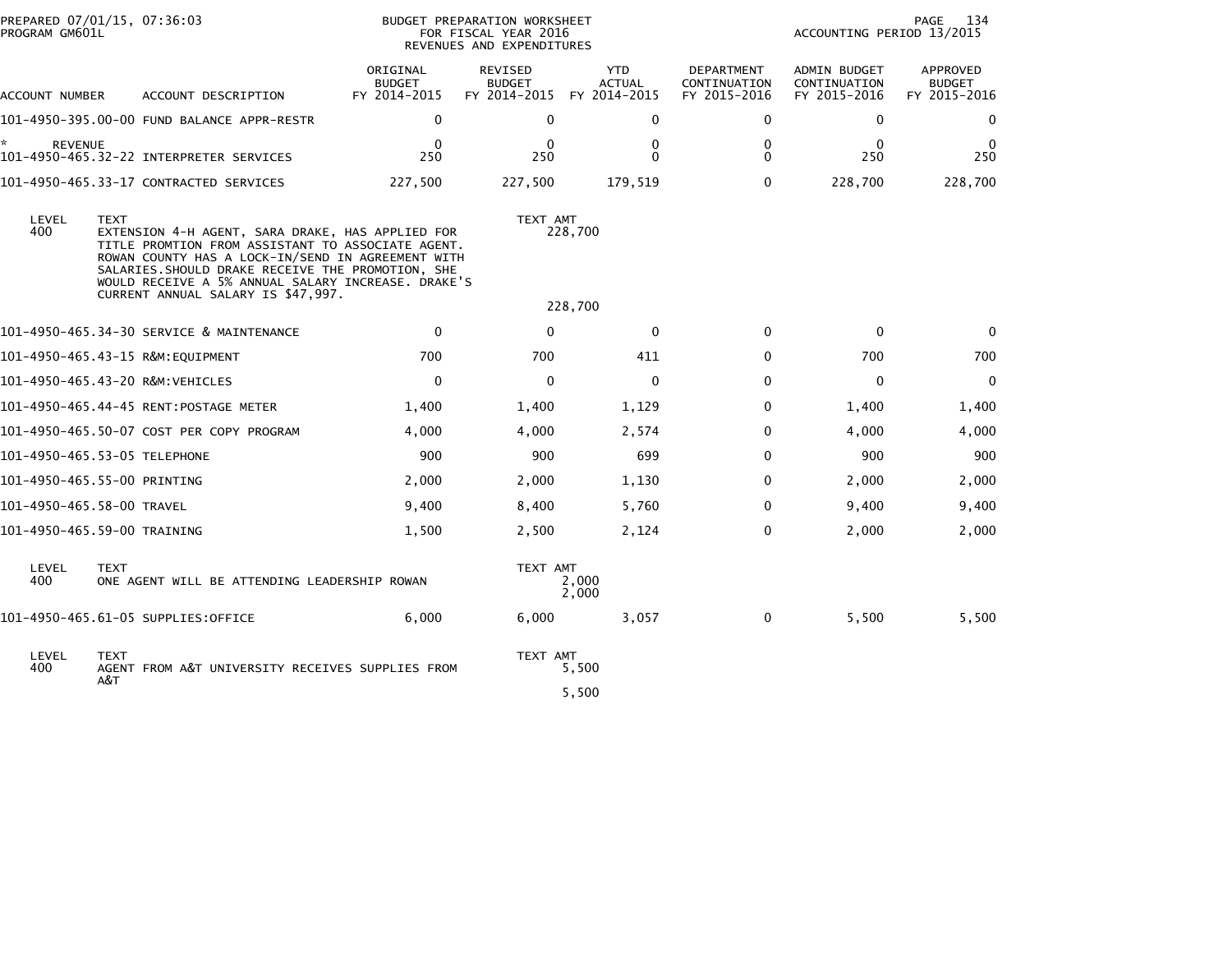PREPARED 07/01/15, 07:36:03
PROGRAM GM601L

BUDGET PREPARATION WORKSHEET
FOR FISCAL YEAR 2016
REVENUES AND EXPENDITURES

ACCOUNTING PERIOD 13/2015

| ACCOUNT NUMBER | ACCOUNT DESCRIPTION | ORIGINAL BUDGET FY 2014-2015 | REVISED BUDGET FY 2014-2015 | YTD ACTUAL FY 2014-2015 | DEPARTMENT CONTINUATION FY 2015-2016 | ADMIN BUDGET CONTINUATION FY 2015-2016 | APPROVED BUDGET FY 2015-2016 |
|---|---|---|---|---|---|---|---|
| 101-4950-395.00-00 | FUND BALANCE APPR-RESTR | 0 | 0 | 0 | 0 | 0 | 0 |
| * REVENUE | | 0 | 0 | 0 | 0 | 0 | 0 |
| 101-4950-465.32-22 | INTERPRETER SERVICES | 250 | 250 | 0 | 0 | 250 | 250 |
| 101-4950-465.33-17 | CONTRACTED SERVICES | 227,500 | 227,500 | 179,519 | 0 | 228,700 | 228,700 |

| LEVEL | TEXT | TEXT AMT |
|---|---|---|
| 400 | EXTENSION 4-H AGENT, SARA DRAKE, HAS APPLIED FOR TITLE PROMTION FROM ASSISTANT TO ASSOCIATE AGENT. ROWAN COUNTY HAS A LOCK-IN/SEND IN AGREEMENT WITH SALARIES.SHOULD DRAKE RECEIVE THE PROMOTION, SHE WOULD RECEIVE A 5% ANNUAL SALARY INCREASE. DRAKE'S CURRENT ANNUAL SALARY IS $47,997. | 228,700 |
| | | 228,700 |

| ACCOUNT NUMBER | ACCOUNT DESCRIPTION | ORIGINAL BUDGET FY 2014-2015 | REVISED BUDGET FY 2014-2015 | YTD ACTUAL FY 2014-2015 | DEPARTMENT CONTINUATION FY 2015-2016 | ADMIN BUDGET CONTINUATION FY 2015-2016 | APPROVED BUDGET FY 2015-2016 |
|---|---|---|---|---|---|---|---|
| 101-4950-465.34-30 | SERVICE & MAINTENANCE | 0 | 0 | 0 | 0 | 0 | 0 |
| 101-4950-465.43-15 | R&M:EQUIPMENT | 700 | 700 | 411 | 0 | 700 | 700 |
| 101-4950-465.43-20 | R&M:VEHICLES | 0 | 0 | 0 | 0 | 0 | 0 |
| 101-4950-465.44-45 | RENT:POSTAGE METER | 1,400 | 1,400 | 1,129 | 0 | 1,400 | 1,400 |
| 101-4950-465.50-07 | COST PER COPY PROGRAM | 4,000 | 4,000 | 2,574 | 0 | 4,000 | 4,000 |
| 101-4950-465.53-05 | TELEPHONE | 900 | 900 | 699 | 0 | 900 | 900 |
| 101-4950-465.55-00 | PRINTING | 2,000 | 2,000 | 1,130 | 0 | 2,000 | 2,000 |
| 101-4950-465.58-00 | TRAVEL | 9,400 | 8,400 | 5,760 | 0 | 9,400 | 9,400 |
| 101-4950-465.59-00 | TRAINING | 1,500 | 2,500 | 2,124 | 0 | 2,000 | 2,000 |

| LEVEL | TEXT | TEXT AMT |
|---|---|---|
| 400 | ONE AGENT WILL BE ATTENDING LEADERSHIP ROWAN | 2,000 |
| | | 2,000 |

| ACCOUNT NUMBER | ACCOUNT DESCRIPTION | ORIGINAL BUDGET FY 2014-2015 | REVISED BUDGET FY 2014-2015 | YTD ACTUAL FY 2014-2015 | DEPARTMENT CONTINUATION FY 2015-2016 | ADMIN BUDGET CONTINUATION FY 2015-2016 | APPROVED BUDGET FY 2015-2016 |
|---|---|---|---|---|---|---|---|
| 101-4950-465.61-05 | SUPPLIES:OFFICE | 6,000 | 6,000 | 3,057 | 0 | 5,500 | 5,500 |

| LEVEL | TEXT | TEXT AMT |
|---|---|---|
| 400 | AGENT FROM A&T UNIVERSITY RECEIVES SUPPLIES FROM A&T | 5,500 |
| | | 5,500 |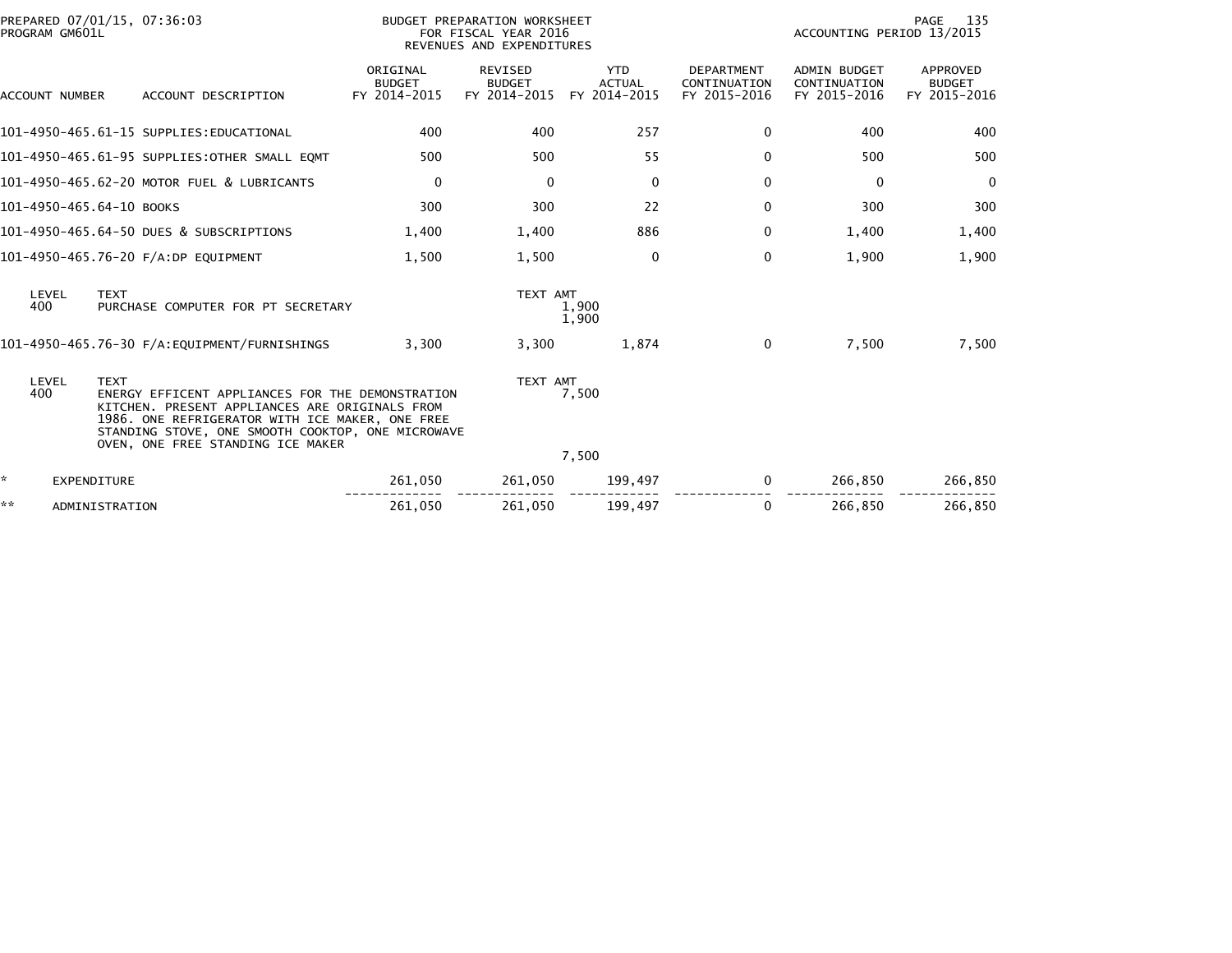PREPARED 07/01/15, 07:36:03 BUDGET PREPARATION WORKSHEET
PROGRAM GM601L FOR FISCAL YEAR 2016 ACCOUNTING PERIOD 13/2015
REVENUES AND EXPENDITURES

| ACCOUNT NUMBER | ACCOUNT DESCRIPTION | ORIGINAL BUDGET FY 2014-2015 | REVISED BUDGET FY 2014-2015 | YTD ACTUAL FY 2014-2015 | DEPARTMENT CONTINUATION FY 2015-2016 | ADMIN BUDGET CONTINUATION FY 2015-2016 | APPROVED BUDGET FY 2015-2016 |
|---|---|---|---|---|---|---|---|
| 101-4950-465.61-15 | SUPPLIES:EDUCATIONAL | 400 | 400 | 257 | 0 | 400 | 400 |
| 101-4950-465.61-95 | SUPPLIES:OTHER SMALL EQMT | 500 | 500 | 55 | 0 | 500 | 500 |
| 101-4950-465.62-20 | MOTOR FUEL & LUBRICANTS | 0 | 0 | 0 | 0 | 0 | 0 |
| 101-4950-465.64-10 | BOOKS | 300 | 300 | 22 | 0 | 300 | 300 |
| 101-4950-465.64-50 | DUES & SUBSCRIPTIONS | 1,400 | 1,400 | 886 | 0 | 1,400 | 1,400 |
| 101-4950-465.76-20 | F/A:DP EQUIPMENT | 1,500 | 1,500 | 0 | 0 | 1,900 | 1,900 |

| LEVEL | TEXT | TEXT AMT |
|---|---|---|
| 400 | PURCHASE COMPUTER FOR PT SECRETARY | 1,900 |
| | | 1,900 |

| ACCOUNT NUMBER | ACCOUNT DESCRIPTION | ORIGINAL BUDGET FY 2014-2015 | REVISED BUDGET FY 2014-2015 | YTD ACTUAL FY 2014-2015 | DEPARTMENT CONTINUATION FY 2015-2016 | ADMIN BUDGET CONTINUATION FY 2015-2016 | APPROVED BUDGET FY 2015-2016 |
|---|---|---|---|---|---|---|---|
| 101-4950-465.76-30 | F/A:EQUIPMENT/FURNISHINGS | 3,300 | 3,300 | 1,874 | 0 | 7,500 | 7,500 |

| LEVEL | TEXT | TEXT AMT |
|---|---|---|
| 400 | ENERGY EFFICENT APPLIANCES FOR THE DEMONSTRATION KITCHEN. PRESENT APPLIANCES ARE ORIGINALS FROM 1986. ONE REFRIGERATOR WITH ICE MAKER, ONE FREE STANDING STOVE, ONE SMOOTH COOKTOP, ONE MICROWAVE OVEN, ONE FREE STANDING ICE MAKER | 7,500 |
| | | 7,500 |

| | | ORIGINAL BUDGET FY 2014-2015 | REVISED BUDGET FY 2014-2015 | YTD ACTUAL FY 2014-2015 | DEPARTMENT CONTINUATION FY 2015-2016 | ADMIN BUDGET CONTINUATION FY 2015-2016 | APPROVED BUDGET FY 2015-2016 |
|---|---|---|---|---|---|---|---|
| * | EXPENDITURE | 261,050 | 261,050 | 199,497 | 0 | 266,850 | 266,850 |
| ** | ADMINISTRATION | 261,050 | 261,050 | 199,497 | 0 | 266,850 | 266,850 |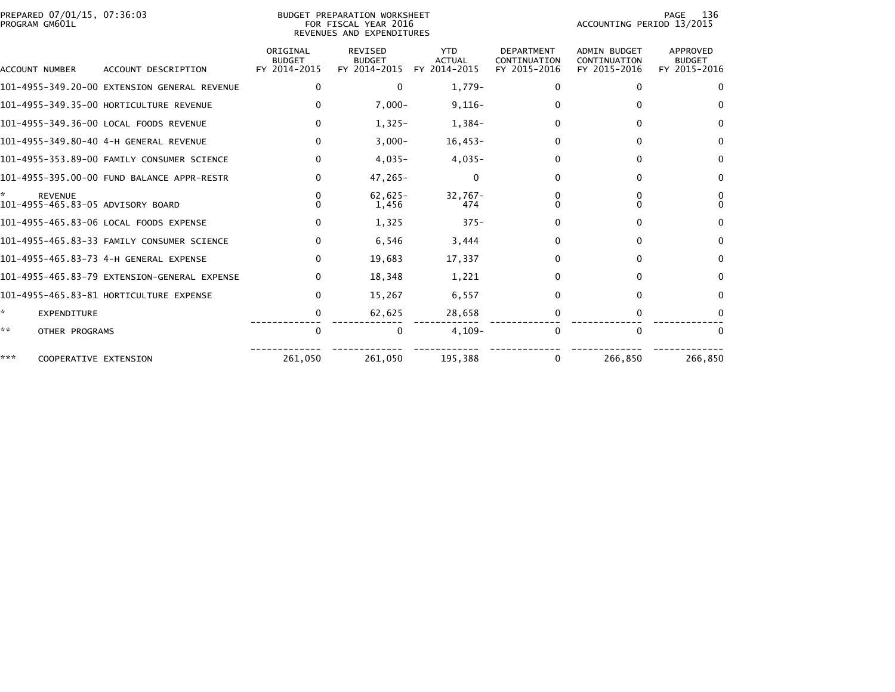PREPARED 07/01/15, 07:36:03
PROGRAM GM601L

BUDGET PREPARATION WORKSHEET
FOR FISCAL YEAR 2016
REVENUES AND EXPENDITURES

ACCOUNTING PERIOD 13/2015

| ACCOUNT NUMBER | ACCOUNT DESCRIPTION | ORIGINAL BUDGET FY 2014-2015 | REVISED BUDGET FY 2014-2015 | YTD ACTUAL FY 2014-2015 | DEPARTMENT CONTINUATION FY 2015-2016 | ADMIN BUDGET CONTINUATION FY 2015-2016 | APPROVED BUDGET FY 2015-2016 |
|---|---|---|---|---|---|---|---|
| 101-4955-349.20-00 | EXTENSION GENERAL REVENUE | 0 | 0 | 1,779- | 0 | 0 | 0 |
| 101-4955-349.35-00 | HORTICULTURE REVENUE | 0 | 7,000- | 9,116- | 0 | 0 | 0 |
| 101-4955-349.36-00 | LOCAL FOODS REVENUE | 0 | 1,325- | 1,384- | 0 | 0 | 0 |
| 101-4955-349.80-40 | 4-H GENERAL REVENUE | 0 | 3,000- | 16,453- | 0 | 0 | 0 |
| 101-4955-353.89-00 | FAMILY CONSUMER SCIENCE | 0 | 4,035- | 4,035- | 0 | 0 | 0 |
| 101-4955-395.00-00 | FUND BALANCE APPR-RESTR | 0 | 47,265- | 0 | 0 | 0 | 0 |
| * | REVENUE | 0 | 62,625- | 32,767- | 0 | 0 | 0 |
| 101-4955-465.83-05 | ADVISORY BOARD | 0 | 1,456 | 474 | 0 | 0 | 0 |
| 101-4955-465.83-06 | LOCAL FOODS EXPENSE | 0 | 1,325 | 375- | 0 | 0 | 0 |
| 101-4955-465.83-33 | FAMILY CONSUMER SCIENCE | 0 | 6,546 | 3,444 | 0 | 0 | 0 |
| 101-4955-465.83-73 | 4-H GENERAL EXPENSE | 0 | 19,683 | 17,337 | 0 | 0 | 0 |
| 101-4955-465.83-79 | EXTENSION-GENERAL EXPENSE | 0 | 18,348 | 1,221 | 0 | 0 | 0 |
| 101-4955-465.83-81 | HORTICULTURE EXPENSE | 0 | 15,267 | 6,557 | 0 | 0 | 0 |
| * | EXPENDITURE | 0 | 62,625 | 28,658 | 0 | 0 | 0 |
| ** | OTHER PROGRAMS | 0 | 0 | 4,109- | 0 | 0 | 0 |
| *** | COOPERATIVE EXTENSION | 261,050 | 261,050 | 195,388 | 0 | 266,850 | 266,850 |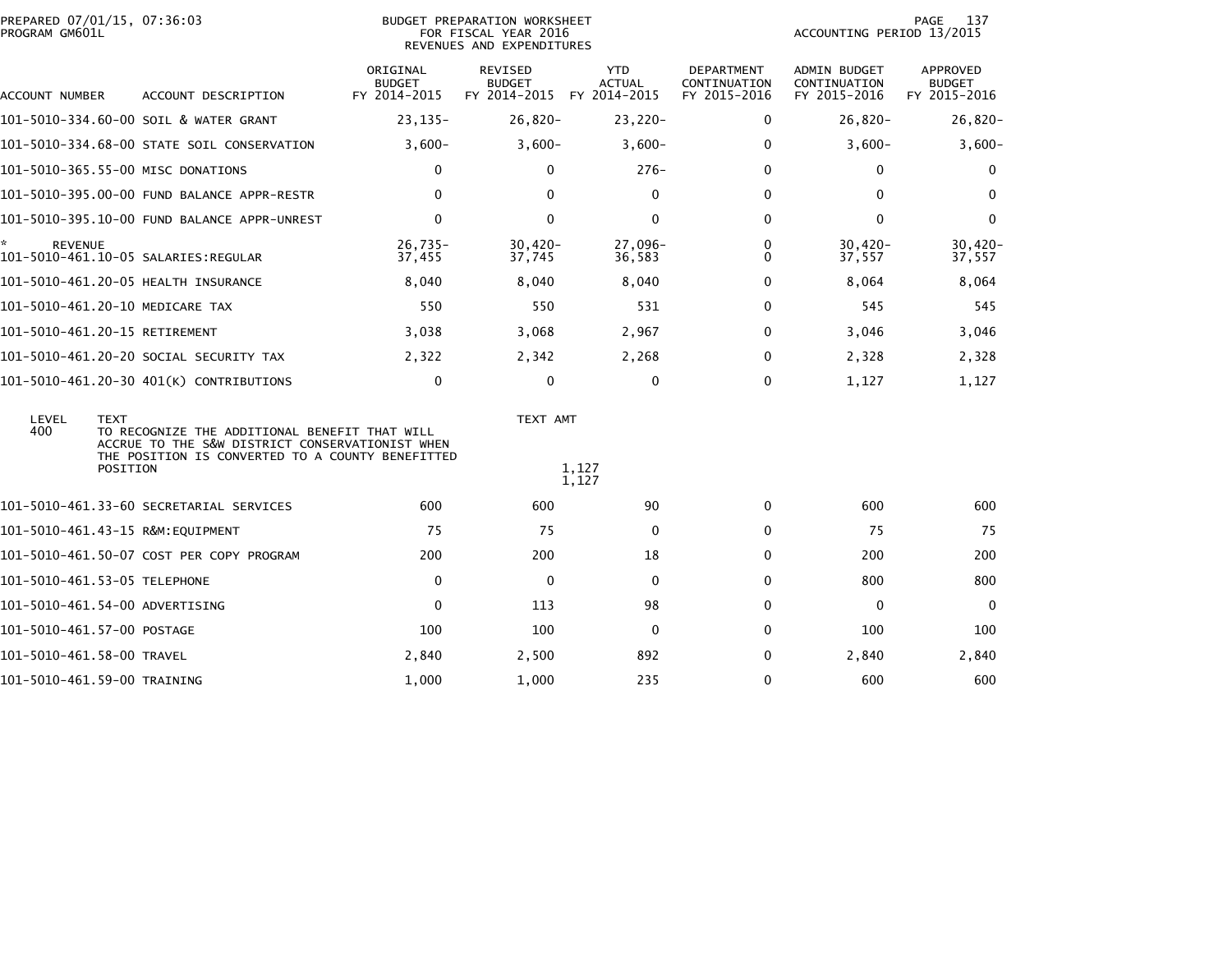PREPARED 07/01/15, 07:36:03 BUDGET PREPARATION WORKSHEET
PROGRAM GM601L FOR FISCAL YEAR 2016 ACCOUNTING PERIOD 13/2015
REVENUES AND EXPENDITURES

| ACCOUNT NUMBER | ACCOUNT DESCRIPTION | ORIGINAL BUDGET FY 2014-2015 | REVISED BUDGET FY 2014-2015 | YTD ACTUAL FY 2014-2015 | DEPARTMENT CONTINUATION FY 2015-2016 | ADMIN BUDGET CONTINUATION FY 2015-2016 | APPROVED BUDGET FY 2015-2016 |
|---|---|---|---|---|---|---|---|
| 101-5010-334.60-00 | SOIL & WATER GRANT | 23,135- | 26,820- | 23,220- | 0 | 26,820- | 26,820- |
| 101-5010-334.68-00 | STATE SOIL CONSERVATION | 3,600- | 3,600- | 3,600- | 0 | 3,600- | 3,600- |
| 101-5010-365.55-00 | MISC DONATIONS | 0 | 0 | 276- | 0 | 0 | 0 |
| 101-5010-395.00-00 | FUND BALANCE APPR-RESTR | 0 | 0 | 0 | 0 | 0 | 0 |
| 101-5010-395.10-00 | FUND BALANCE APPR-UNREST | 0 | 0 | 0 | 0 | 0 | 0 |
| * REVENUE | | 26,735- | 30,420- | 27,096- | 0 | 30,420- | 30,420- |
| 101-5010-461.10-05 | SALARIES:REGULAR | 37,455 | 37,745 | 36,583 | 0 | 37,557 | 37,557 |
| 101-5010-461.20-05 | HEALTH INSURANCE | 8,040 | 8,040 | 8,040 | 0 | 8,064 | 8,064 |
| 101-5010-461.20-10 | MEDICARE TAX | 550 | 550 | 531 | 0 | 545 | 545 |
| 101-5010-461.20-15 | RETIREMENT | 3,038 | 3,068 | 2,967 | 0 | 3,046 | 3,046 |
| 101-5010-461.20-20 | SOCIAL SECURITY TAX | 2,322 | 2,342 | 2,268 | 0 | 2,328 | 2,328 |
| 101-5010-461.20-30 | 401(K) CONTRIBUTIONS | 0 | 0 | 0 | 0 | 1,127 | 1,127 |

| LEVEL | TEXT | TEXT AMT |
|---|---|---|
| 400 | TO RECOGNIZE THE ADDITIONAL BENEFIT THAT WILL ACCRUE TO THE S&W DISTRICT CONSERVATIONIST WHEN THE POSITION IS CONVERTED TO A COUNTY BENEFITTED POSITION | 1,127 |
| | | 1,127 |

| ACCOUNT NUMBER | ACCOUNT DESCRIPTION | ORIGINAL BUDGET FY 2014-2015 | REVISED BUDGET FY 2014-2015 | YTD ACTUAL FY 2014-2015 | DEPARTMENT CONTINUATION FY 2015-2016 | ADMIN BUDGET CONTINUATION FY 2015-2016 | APPROVED BUDGET FY 2015-2016 |
|---|---|---|---|---|---|---|---|
| 101-5010-461.33-60 | SECRETARIAL SERVICES | 600 | 600 | 90 | 0 | 600 | 600 |
| 101-5010-461.43-15 | R&M:EQUIPMENT | 75 | 75 | 0 | 0 | 75 | 75 |
| 101-5010-461.50-07 | COST PER COPY PROGRAM | 200 | 200 | 18 | 0 | 200 | 200 |
| 101-5010-461.53-05 | TELEPHONE | 0 | 0 | 0 | 0 | 800 | 800 |
| 101-5010-461.54-00 | ADVERTISING | 0 | 113 | 98 | 0 | 0 | 0 |
| 101-5010-461.57-00 | POSTAGE | 100 | 100 | 0 | 0 | 100 | 100 |
| 101-5010-461.58-00 | TRAVEL | 2,840 | 2,500 | 892 | 0 | 2,840 | 2,840 |
| 101-5010-461.59-00 | TRAINING | 1,000 | 1,000 | 235 | 0 | 600 | 600 |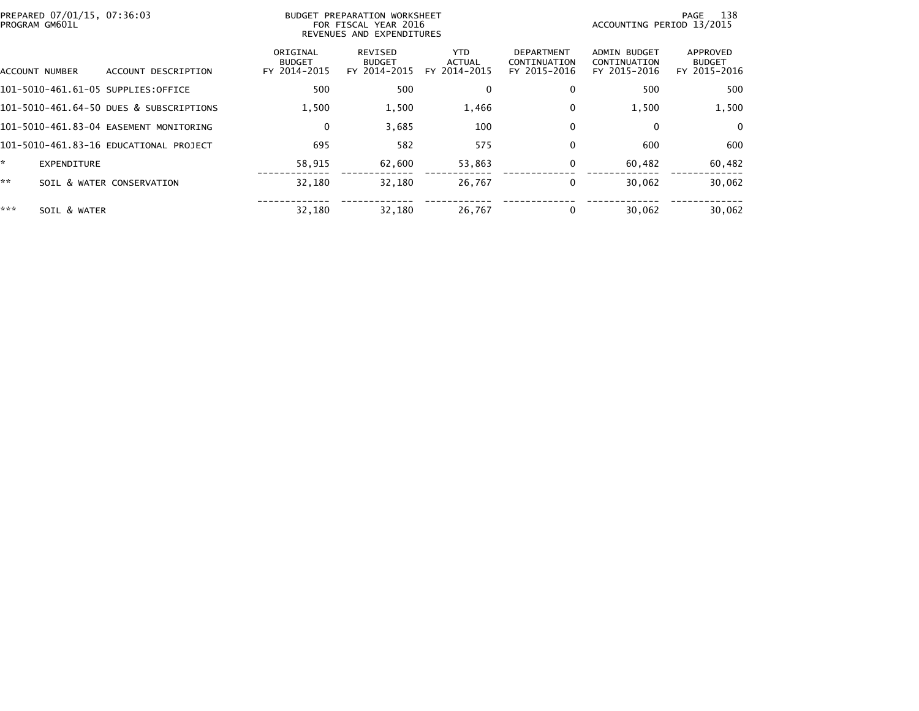PREPARED 07/01/15, 07:36:03
PROGRAM GM601L

BUDGET PREPARATION WORKSHEET
FOR FISCAL YEAR 2016
REVENUES AND EXPENDITURES

ACCOUNTING PERIOD 13/2015

| ACCOUNT NUMBER | ACCOUNT DESCRIPTION | ORIGINAL BUDGET FY 2014-2015 | REVISED BUDGET FY 2014-2015 | YTD ACTUAL FY 2014-2015 | DEPARTMENT CONTINUATION FY 2015-2016 | ADMIN BUDGET CONTINUATION FY 2015-2016 | APPROVED BUDGET FY 2015-2016 |
|---|---|---|---|---|---|---|---|
| 101-5010-461.61-05 | SUPPLIES:OFFICE | 500 | 500 | 0 | 0 | 500 | 500 |
| 101-5010-461.64-50 | DUES & SUBSCRIPTIONS | 1,500 | 1,500 | 1,466 | 0 | 1,500 | 1,500 |
| 101-5010-461.83-04 | EASEMENT MONITORING | 0 | 3,685 | 100 | 0 | 0 | 0 |
| 101-5010-461.83-16 | EDUCATIONAL PROJECT | 695 | 582 | 575 | 0 | 600 | 600 |
| * | EXPENDITURE | 58,915 | 62,600 | 53,863 | 0 | 60,482 | 60,482 |
| ** | SOIL & WATER CONSERVATION | 32,180 | 32,180 | 26,767 | 0 | 30,062 | 30,062 |
| *** | SOIL & WATER | 32,180 | 32,180 | 26,767 | 0 | 30,062 | 30,062 |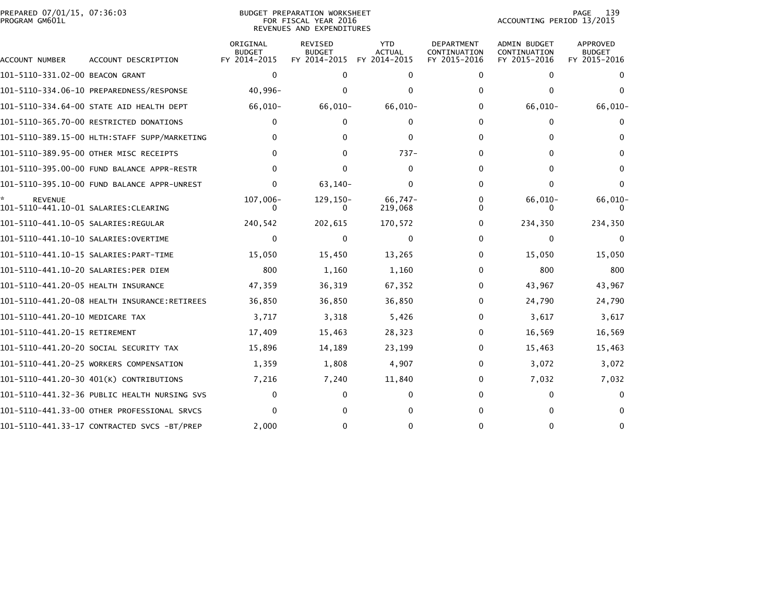PREPARED 07/01/15, 07:36:03
PROGRAM GM601L

BUDGET PREPARATION WORKSHEET
FOR FISCAL YEAR 2016
REVENUES AND EXPENDITURES

ACCOUNTING PERIOD 13/2015

| ACCOUNT NUMBER | ACCOUNT DESCRIPTION | ORIGINAL BUDGET FY 2014-2015 | REVISED BUDGET FY 2014-2015 | YTD ACTUAL FY 2014-2015 | DEPARTMENT CONTINUATION FY 2015-2016 | ADMIN BUDGET CONTINUATION FY 2015-2016 | APPROVED BUDGET FY 2015-2016 |
|---|---|---|---|---|---|---|---|
| 101-5110-331.02-00 | BEACON GRANT | 0 | 0 | 0 | 0 | 0 | 0 |
| 101-5110-334.06-10 | PREPAREDNESS/RESPONSE | 40,996- | 0 | 0 | 0 | 0 | 0 |
| 101-5110-334.64-00 | STATE AID HEALTH DEPT | 66,010- | 66,010- | 66,010- | 0 | 66,010- | 66,010- |
| 101-5110-365.70-00 | RESTRICTED DONATIONS | 0 | 0 | 0 | 0 | 0 | 0 |
| 101-5110-389.15-00 | HLTH:STAFF SUPP/MARKETING | 0 | 0 | 0 | 0 | 0 | 0 |
| 101-5110-389.95-00 | OTHER MISC RECEIPTS | 0 | 0 | 737- | 0 | 0 | 0 |
| 101-5110-395.00-00 | FUND BALANCE APPR-RESTR | 0 | 0 | 0 | 0 | 0 | 0 |
| 101-5110-395.10-00 | FUND BALANCE APPR-UNREST | 0 | 63,140- | 0 | 0 | 0 | 0 |
| * | REVENUE | 107,006- | 129,150- | 66,747- | 0 | 66,010- | 66,010- |
| 101-5110-441.10-01 | SALARIES:CLEARING | 0 | 0 | 219,068 | 0 | 0 | 0 |
| 101-5110-441.10-05 | SALARIES:REGULAR | 240,542 | 202,615 | 170,572 | 0 | 234,350 | 234,350 |
| 101-5110-441.10-10 | SALARIES:OVERTIME | 0 | 0 | 0 | 0 | 0 | 0 |
| 101-5110-441.10-15 | SALARIES:PART-TIME | 15,050 | 15,450 | 13,265 | 0 | 15,050 | 15,050 |
| 101-5110-441.10-20 | SALARIES:PER DIEM | 800 | 1,160 | 1,160 | 0 | 800 | 800 |
| 101-5110-441.20-05 | HEALTH INSURANCE | 47,359 | 36,319 | 67,352 | 0 | 43,967 | 43,967 |
| 101-5110-441.20-08 | HEALTH INSURANCE:RETIREES | 36,850 | 36,850 | 36,850 | 0 | 24,790 | 24,790 |
| 101-5110-441.20-10 | MEDICARE TAX | 3,717 | 3,318 | 5,426 | 0 | 3,617 | 3,617 |
| 101-5110-441.20-15 | RETIREMENT | 17,409 | 15,463 | 28,323 | 0 | 16,569 | 16,569 |
| 101-5110-441.20-20 | SOCIAL SECURITY TAX | 15,896 | 14,189 | 23,199 | 0 | 15,463 | 15,463 |
| 101-5110-441.20-25 | WORKERS COMPENSATION | 1,359 | 1,808 | 4,907 | 0 | 3,072 | 3,072 |
| 101-5110-441.20-30 | 401(K) CONTRIBUTIONS | 7,216 | 7,240 | 11,840 | 0 | 7,032 | 7,032 |
| 101-5110-441.32-36 | PUBLIC HEALTH NURSING SVS | 0 | 0 | 0 | 0 | 0 | 0 |
| 101-5110-441.33-00 | OTHER PROFESSIONAL SRVCS | 0 | 0 | 0 | 0 | 0 | 0 |
| 101-5110-441.33-17 | CONTRACTED SVCS -BT/PREP | 2,000 | 0 | 0 | 0 | 0 | 0 |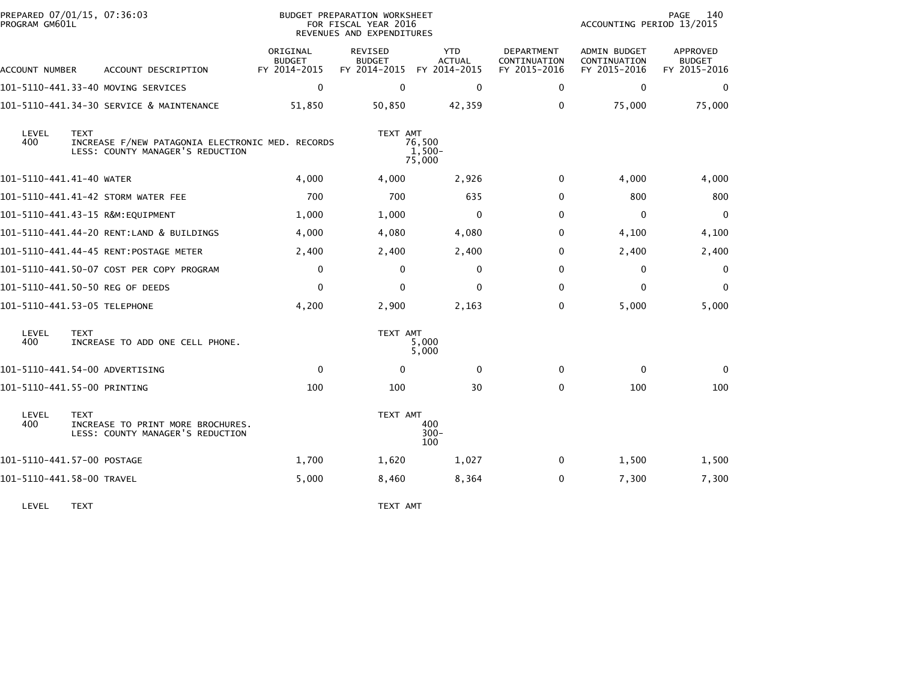PREPARED 07/01/15, 07:36:03 BUDGET PREPARATION WORKSHEET PROGRAM GM601L FOR FISCAL YEAR 2016 REVENUES AND EXPENDITURES ACCOUNTING PERIOD 13/2015

| ACCOUNT NUMBER | ACCOUNT DESCRIPTION | ORIGINAL BUDGET FY 2014-2015 | REVISED BUDGET FY 2014-2015 | YTD ACTUAL FY 2014-2015 | DEPARTMENT CONTINUATION FY 2015-2016 | ADMIN BUDGET CONTINUATION FY 2015-2016 | APPROVED BUDGET FY 2015-2016 |
|---|---|---|---|---|---|---|---|
| 101-5110-441.33-40 | MOVING SERVICES | 0 | 0 | 0 | 0 | 0 | 0 |
| 101-5110-441.34-30 | SERVICE & MAINTENANCE | 51,850 | 50,850 | 42,359 | 0 | 75,000 | 75,000 |

| LEVEL | TEXT | TEXT AMT |
|---|---|---|
| 400 | INCREASE F/NEW PATAGONIA ELECTRONIC MED. RECORDS | 76,500 |
| | LESS: COUNTY MANAGER'S REDUCTION | 1,500- |
| | | 75,000 |

| ACCOUNT NUMBER | ACCOUNT DESCRIPTION | ORIGINAL BUDGET FY 2014-2015 | REVISED BUDGET FY 2014-2015 | YTD ACTUAL FY 2014-2015 | DEPARTMENT CONTINUATION FY 2015-2016 | ADMIN BUDGET CONTINUATION FY 2015-2016 | APPROVED BUDGET FY 2015-2016 |
|---|---|---|---|---|---|---|---|
| 101-5110-441.41-40 | WATER | 4,000 | 4,000 | 2,926 | 0 | 4,000 | 4,000 |
| 101-5110-441.41-42 | STORM WATER FEE | 700 | 700 | 635 | 0 | 800 | 800 |
| 101-5110-441.43-15 | R&M:EQUIPMENT | 1,000 | 1,000 | 0 | 0 | 0 | 0 |
| 101-5110-441.44-20 | RENT:LAND & BUILDINGS | 4,000 | 4,080 | 4,080 | 0 | 4,100 | 4,100 |
| 101-5110-441.44-45 | RENT:POSTAGE METER | 2,400 | 2,400 | 2,400 | 0 | 2,400 | 2,400 |
| 101-5110-441.50-07 | COST PER COPY PROGRAM | 0 | 0 | 0 | 0 | 0 | 0 |
| 101-5110-441.50-50 | REG OF DEEDS | 0 | 0 | 0 | 0 | 0 | 0 |
| 101-5110-441.53-05 | TELEPHONE | 4,200 | 2,900 | 2,163 | 0 | 5,000 | 5,000 |

| LEVEL | TEXT | TEXT AMT |
|---|---|---|
| 400 | INCREASE TO ADD ONE CELL PHONE. | 5,000 |
| | | 5,000 |

| ACCOUNT NUMBER | ACCOUNT DESCRIPTION | ORIGINAL BUDGET FY 2014-2015 | REVISED BUDGET FY 2014-2015 | YTD ACTUAL FY 2014-2015 | DEPARTMENT CONTINUATION FY 2015-2016 | ADMIN BUDGET CONTINUATION FY 2015-2016 | APPROVED BUDGET FY 2015-2016 |
|---|---|---|---|---|---|---|---|
| 101-5110-441.54-00 | ADVERTISING | 0 | 0 | 0 | 0 | 0 | 0 |
| 101-5110-441.55-00 | PRINTING | 100 | 100 | 30 | 0 | 100 | 100 |

| LEVEL | TEXT | TEXT AMT |
|---|---|---|
| 400 | INCREASE TO PRINT MORE BROCHURES. | 400 |
| | LESS: COUNTY MANAGER'S REDUCTION | 300- |
| | | 100 |

| ACCOUNT NUMBER | ACCOUNT DESCRIPTION | ORIGINAL BUDGET FY 2014-2015 | REVISED BUDGET FY 2014-2015 | YTD ACTUAL FY 2014-2015 | DEPARTMENT CONTINUATION FY 2015-2016 | ADMIN BUDGET CONTINUATION FY 2015-2016 | APPROVED BUDGET FY 2015-2016 |
|---|---|---|---|---|---|---|---|
| 101-5110-441.57-00 | POSTAGE | 1,700 | 1,620 | 1,027 | 0 | 1,500 | 1,500 |
| 101-5110-441.58-00 | TRAVEL | 5,000 | 8,460 | 8,364 | 0 | 7,300 | 7,300 |

| LEVEL | TEXT | TEXT AMT |
|---|---|---|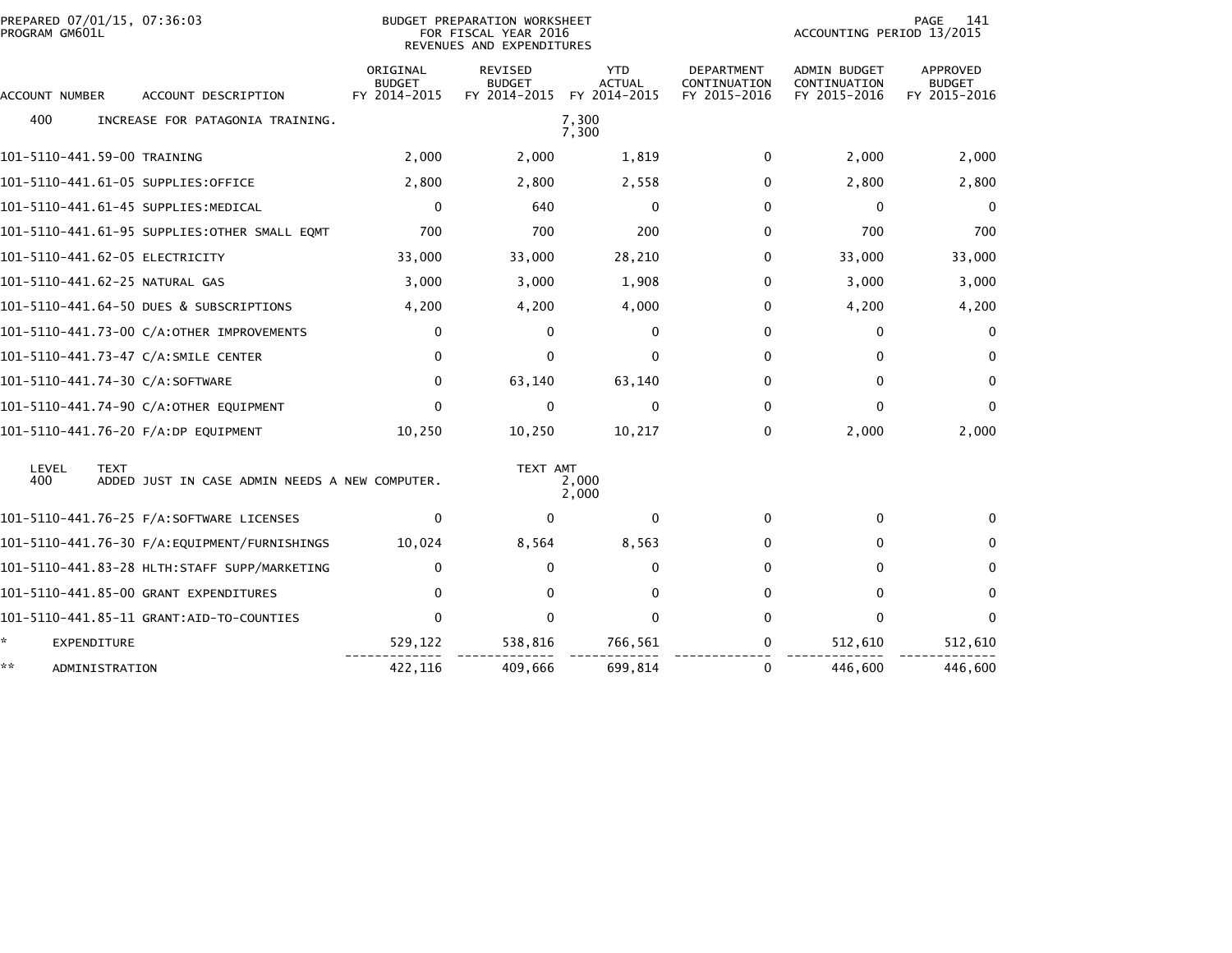BUDGET PREPARATION WORKSHEET
FOR FISCAL YEAR 2016
REVENUES AND EXPENDITURES

PREPARED 07/01/15, 07:36:03
PROGRAM GM601L

ACCOUNTING PERIOD 13/2015

| ACCOUNT NUMBER | ACCOUNT DESCRIPTION | ORIGINAL BUDGET FY 2014-2015 | REVISED BUDGET FY 2014-2015 | YTD ACTUAL FY 2014-2015 | DEPARTMENT CONTINUATION FY 2015-2016 | ADMIN BUDGET CONTINUATION FY 2015-2016 | APPROVED BUDGET FY 2015-2016 |
|---|---|---|---|---|---|---|---|
| 400 | INCREASE FOR PATAGONIA TRAINING. | | | 7,300<br>7,300 | | | |
| 101-5110-441.59-00 | TRAINING | 2,000 | 2,000 | 1,819 | 0 | 2,000 | 2,000 |
| 101-5110-441.61-05 | SUPPLIES:OFFICE | 2,800 | 2,800 | 2,558 | 0 | 2,800 | 2,800 |
| 101-5110-441.61-45 | SUPPLIES:MEDICAL | 0 | 640 | 0 | 0 | 0 | 0 |
| 101-5110-441.61-95 | SUPPLIES:OTHER SMALL EQMT | 700 | 700 | 200 | 0 | 700 | 700 |
| 101-5110-441.62-05 | ELECTRICITY | 33,000 | 33,000 | 28,210 | 0 | 33,000 | 33,000 |
| 101-5110-441.62-25 | NATURAL GAS | 3,000 | 3,000 | 1,908 | 0 | 3,000 | 3,000 |
| 101-5110-441.64-50 | DUES & SUBSCRIPTIONS | 4,200 | 4,200 | 4,000 | 0 | 4,200 | 4,200 |
| 101-5110-441.73-00 | C/A:OTHER IMPROVEMENTS | 0 | 0 | 0 | 0 | 0 | 0 |
| 101-5110-441.73-47 | C/A:SMILE CENTER | 0 | 0 | 0 | 0 | 0 | 0 |
| 101-5110-441.74-30 | C/A:SOFTWARE | 0 | 63,140 | 63,140 | 0 | 0 | 0 |
| 101-5110-441.74-90 | C/A:OTHER EQUIPMENT | 0 | 0 | 0 | 0 | 0 | 0 |
| 101-5110-441.76-20 | F/A:DP EQUIPMENT | 10,250 | 10,250 | 10,217 | 0 | 2,000 | 2,000 |
| LEVEL 400 | TEXT: ADDED JUST IN CASE ADMIN NEEDS A NEW COMPUTER. | | TEXT AMT | 2,000<br>2,000 | | | |
| 101-5110-441.76-25 | F/A:SOFTWARE LICENSES | 0 | 0 | 0 | 0 | 0 | 0 |
| 101-5110-441.76-30 | F/A:EQUIPMENT/FURNISHINGS | 10,024 | 8,564 | 8,563 | 0 | 0 | 0 |
| 101-5110-441.83-28 | HLTH:STAFF SUPP/MARKETING | 0 | 0 | 0 | 0 | 0 | 0 |
| 101-5110-441.85-00 | GRANT EXPENDITURES | 0 | 0 | 0 | 0 | 0 | 0 |
| 101-5110-441.85-11 | GRANT:AID-TO-COUNTIES | 0 | 0 | 0 | 0 | 0 | 0 |
| * | EXPENDITURE | 529,122 | 538,816 | 766,561 | 0 | 512,610 | 512,610 |
| ** | ADMINISTRATION | 422,116 | 409,666 | 699,814 | 0 | 446,600 | 446,600 |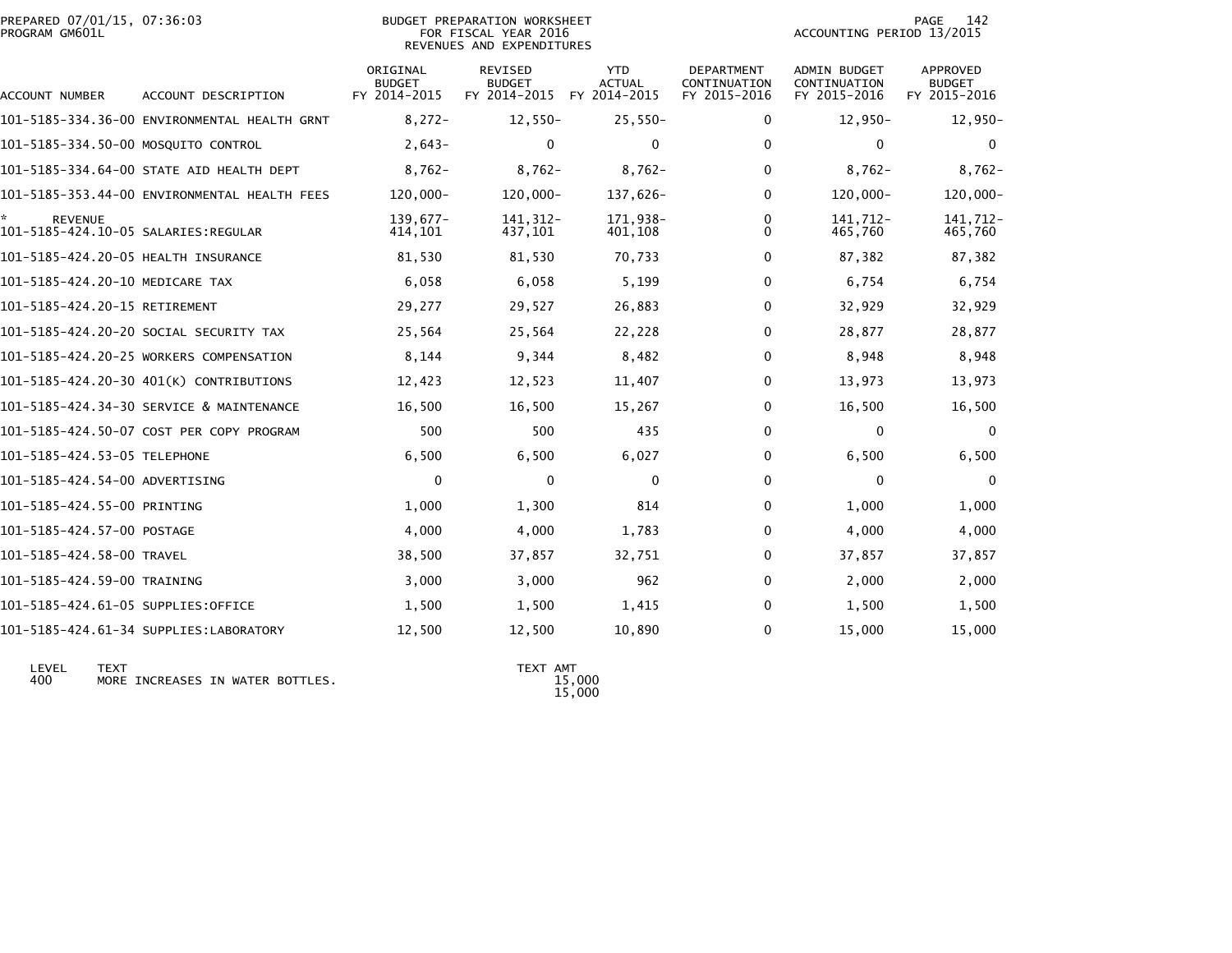PREPARED 07/01/15, 07:36:03 PROGRAM GM601L

# BUDGET PREPARATION WORKSHEET FOR FISCAL YEAR 2016 REVENUES AND EXPENDITURES

ACCOUNTING PERIOD 13/2015

| ACCOUNT NUMBER | ACCOUNT DESCRIPTION | ORIGINAL BUDGET FY 2014-2015 | REVISED BUDGET FY 2014-2015 | YTD ACTUAL FY 2014-2015 | DEPARTMENT CONTINUATION FY 2015-2016 | ADMIN BUDGET CONTINUATION FY 2015-2016 | APPROVED BUDGET FY 2015-2016 |
|---|---|---|---|---|---|---|---|
| 101-5185-334.36-00 | ENVIRONMENTAL HEALTH GRNT | 8,272- | 12,550- | 25,550- | 0 | 12,950- | 12,950- |
| 101-5185-334.50-00 | MOSQUITO CONTROL | 2,643- | 0 | 0 | 0 | 0 | 0 |
| 101-5185-334.64-00 | STATE AID HEALTH DEPT | 8,762- | 8,762- | 8,762- | 0 | 8,762- | 8,762- |
| 101-5185-353.44-00 | ENVIRONMENTAL HEALTH FEES | 120,000- | 120,000- | 137,626- | 0 | 120,000- | 120,000- |
| * REVENUE | | 139,677- | 141,312- | 171,938- | 0 | 141,712- | 141,712- |
| 101-5185-424.10-05 | SALARIES:REGULAR | 414,101 | 437,101 | 401,108 | 0 | 465,760 | 465,760 |
| 101-5185-424.20-05 | HEALTH INSURANCE | 81,530 | 81,530 | 70,733 | 0 | 87,382 | 87,382 |
| 101-5185-424.20-10 | MEDICARE TAX | 6,058 | 6,058 | 5,199 | 0 | 6,754 | 6,754 |
| 101-5185-424.20-15 | RETIREMENT | 29,277 | 29,527 | 26,883 | 0 | 32,929 | 32,929 |
| 101-5185-424.20-20 | SOCIAL SECURITY TAX | 25,564 | 25,564 | 22,228 | 0 | 28,877 | 28,877 |
| 101-5185-424.20-25 | WORKERS COMPENSATION | 8,144 | 9,344 | 8,482 | 0 | 8,948 | 8,948 |
| 101-5185-424.20-30 | 401(K) CONTRIBUTIONS | 12,423 | 12,523 | 11,407 | 0 | 13,973 | 13,973 |
| 101-5185-424.34-30 | SERVICE & MAINTENANCE | 16,500 | 16,500 | 15,267 | 0 | 16,500 | 16,500 |
| 101-5185-424.50-07 | COST PER COPY PROGRAM | 500 | 500 | 435 | 0 | 0 | 0 |
| 101-5185-424.53-05 | TELEPHONE | 6,500 | 6,500 | 6,027 | 0 | 6,500 | 6,500 |
| 101-5185-424.54-00 | ADVERTISING | 0 | 0 | 0 | 0 | 0 | 0 |
| 101-5185-424.55-00 | PRINTING | 1,000 | 1,300 | 814 | 0 | 1,000 | 1,000 |
| 101-5185-424.57-00 | POSTAGE | 4,000 | 4,000 | 1,783 | 0 | 4,000 | 4,000 |
| 101-5185-424.58-00 | TRAVEL | 38,500 | 37,857 | 32,751 | 0 | 37,857 | 37,857 |
| 101-5185-424.59-00 | TRAINING | 3,000 | 3,000 | 962 | 0 | 2,000 | 2,000 |
| 101-5185-424.61-05 | SUPPLIES:OFFICE | 1,500 | 1,500 | 1,415 | 0 | 1,500 | 1,500 |
| 101-5185-424.61-34 | SUPPLIES:LABORATORY | 12,500 | 12,500 | 10,890 | 0 | 15,000 | 15,000 |

| LEVEL | TEXT | TEXT AMT |
|---|---|---|
| 400 | MORE INCREASES IN WATER BOTTLES. | 15,000 |
| | | 15,000 |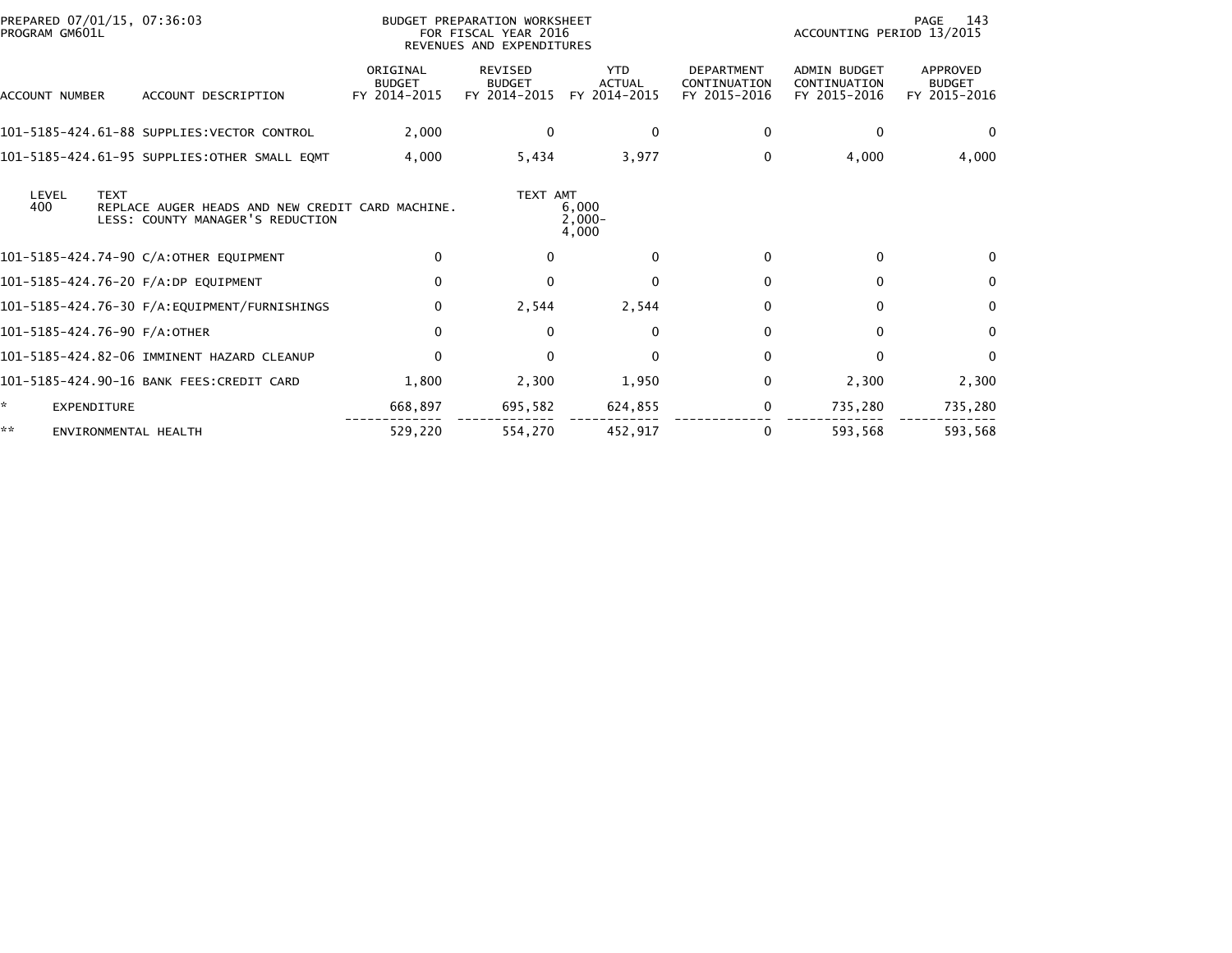PREPARED 07/01/15, 07:36:03
PROGRAM GM601L

BUDGET PREPARATION WORKSHEET
FOR FISCAL YEAR 2016
REVENUES AND EXPENDITURES

ACCOUNTING PERIOD 13/2015

| ACCOUNT NUMBER | ACCOUNT DESCRIPTION | ORIGINAL BUDGET FY 2014-2015 | REVISED BUDGET FY 2014-2015 | YTD ACTUAL FY 2014-2015 | DEPARTMENT CONTINUATION FY 2015-2016 | ADMIN BUDGET CONTINUATION FY 2015-2016 | APPROVED BUDGET FY 2015-2016 |
|---|---|---|---|---|---|---|---|
| 101-5185-424.61-88 | SUPPLIES:VECTOR CONTROL | 2,000 | 0 | 0 | 0 | 0 | 0 |
| 101-5185-424.61-95 | SUPPLIES:OTHER SMALL EQMT | 4,000 | 5,434 | 3,977 | 0 | 4,000 | 4,000 |

| LEVEL | TEXT | TEXT AMT |
|---|---|---|
| 400 | REPLACE AUGER HEADS AND NEW CREDIT CARD MACHINE. | 6,000 |
| | LESS: COUNTY MANAGER'S REDUCTION | 2,000- |
| | | 4,000 |

| ACCOUNT NUMBER | ACCOUNT DESCRIPTION | ORIGINAL BUDGET FY 2014-2015 | REVISED BUDGET FY 2014-2015 | YTD ACTUAL FY 2014-2015 | DEPARTMENT CONTINUATION FY 2015-2016 | ADMIN BUDGET CONTINUATION FY 2015-2016 | APPROVED BUDGET FY 2015-2016 |
|---|---|---|---|---|---|---|---|
| 101-5185-424.74-90 | C/A:OTHER EQUIPMENT | 0 | 0 | 0 | 0 | 0 | 0 |
| 101-5185-424.76-20 | F/A:DP EQUIPMENT | 0 | 0 | 0 | 0 | 0 | 0 |
| 101-5185-424.76-30 | F/A:EQUIPMENT/FURNISHINGS | 0 | 2,544 | 2,544 | 0 | 0 | 0 |
| 101-5185-424.76-90 | F/A:OTHER | 0 | 0 | 0 | 0 | 0 | 0 |
| 101-5185-424.82-06 | IMMINENT HAZARD CLEANUP | 0 | 0 | 0 | 0 | 0 | 0 |
| 101-5185-424.90-16 | BANK FEES:CREDIT CARD | 1,800 | 2,300 | 1,950 | 0 | 2,300 | 2,300 |
| * | EXPENDITURE | 668,897 | 695,582 | 624,855 | 0 | 735,280 | 735,280 |
| ** | ENVIRONMENTAL HEALTH | 529,220 | 554,270 | 452,917 | 0 | 593,568 | 593,568 |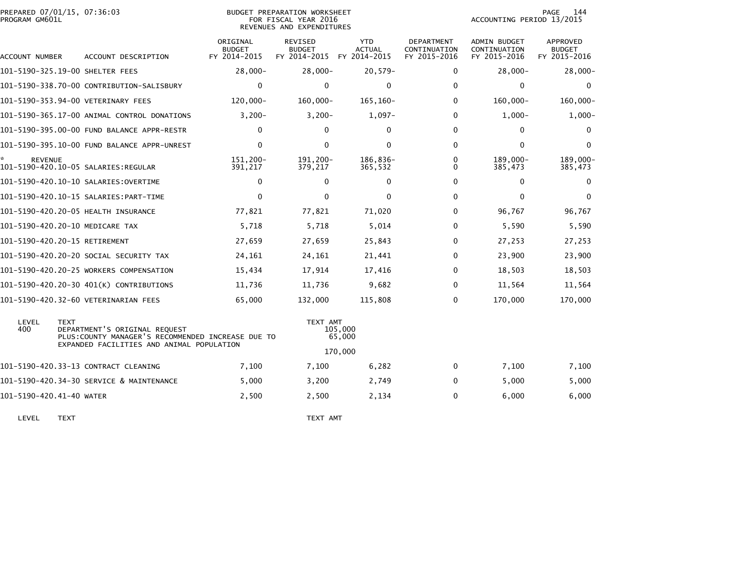PREPARED 07/01/15, 07:36:03
PROGRAM GM601L

BUDGET PREPARATION WORKSHEET
FOR FISCAL YEAR 2016
REVENUES AND EXPENDITURES

ACCOUNTING PERIOD 13/2015

| ACCOUNT NUMBER | ACCOUNT DESCRIPTION | ORIGINAL BUDGET FY 2014-2015 | REVISED BUDGET FY 2014-2015 | YTD ACTUAL FY 2014-2015 | DEPARTMENT CONTINUATION FY 2015-2016 | ADMIN BUDGET CONTINUATION FY 2015-2016 | APPROVED BUDGET FY 2015-2016 |
|---|---|---|---|---|---|---|---|
| 101-5190-325.19-00 | SHELTER FEES | 28,000- | 28,000- | 20,579- | 0 | 28,000- | 28,000- |
| 101-5190-338.70-00 | CONTRIBUTION-SALISBURY | 0 | 0 | 0 | 0 | 0 | 0 |
| 101-5190-353.94-00 | VETERINARY FEES | 120,000- | 160,000- | 165,160- | 0 | 160,000- | 160,000- |
| 101-5190-365.17-00 | ANIMAL CONTROL DONATIONS | 3,200- | 3,200- | 1,097- | 0 | 1,000- | 1,000- |
| 101-5190-395.00-00 | FUND BALANCE APPR-RESTR | 0 | 0 | 0 | 0 | 0 | 0 |
| 101-5190-395.10-00 | FUND BALANCE APPR-UNREST | 0 | 0 | 0 | 0 | 0 | 0 |
| * REVENUE | | 151,200- | 191,200- | 186,836- | 0 | 189,000- | 189,000- |
| 101-5190-420.10-05 | SALARIES:REGULAR | 391,217 | 379,217 | 365,532 | 0 | 385,473 | 385,473 |
| 101-5190-420.10-10 | SALARIES:OVERTIME | 0 | 0 | 0 | 0 | 0 | 0 |
| 101-5190-420.10-15 | SALARIES:PART-TIME | 0 | 0 | 0 | 0 | 0 | 0 |
| 101-5190-420.20-05 | HEALTH INSURANCE | 77,821 | 77,821 | 71,020 | 0 | 96,767 | 96,767 |
| 101-5190-420.20-10 | MEDICARE TAX | 5,718 | 5,718 | 5,014 | 0 | 5,590 | 5,590 |
| 101-5190-420.20-15 | RETIREMENT | 27,659 | 27,659 | 25,843 | 0 | 27,253 | 27,253 |
| 101-5190-420.20-20 | SOCIAL SECURITY TAX | 24,161 | 24,161 | 21,441 | 0 | 23,900 | 23,900 |
| 101-5190-420.20-25 | WORKERS COMPENSATION | 15,434 | 17,914 | 17,416 | 0 | 18,503 | 18,503 |
| 101-5190-420.20-30 | 401(K) CONTRIBUTIONS | 11,736 | 11,736 | 9,682 | 0 | 11,564 | 11,564 |
| 101-5190-420.32-60 | VETERINARIAN FEES | 65,000 | 132,000 | 115,808 | 0 | 170,000 | 170,000 |

| LEVEL | TEXT | TEXT AMT |
|---|---|---|
| 400 | DEPARTMENT'S ORIGINAL REQUEST | 105,000 |
| | PLUS:COUNTY MANAGER'S RECOMMENDED INCREASE DUE TO EXPANDED FACILITIES AND ANIMAL POPULATION | 65,000 |
| | | 170,000 |

| ACCOUNT NUMBER | ACCOUNT DESCRIPTION | ORIGINAL BUDGET FY 2014-2015 | REVISED BUDGET FY 2014-2015 | YTD ACTUAL FY 2014-2015 | DEPARTMENT CONTINUATION FY 2015-2016 | ADMIN BUDGET CONTINUATION FY 2015-2016 | APPROVED BUDGET FY 2015-2016 |
|---|---|---|---|---|---|---|---|
| 101-5190-420.33-13 | CONTRACT CLEANING | 7,100 | 7,100 | 6,282 | 0 | 7,100 | 7,100 |
| 101-5190-420.34-30 | SERVICE & MAINTENANCE | 5,000 | 3,200 | 2,749 | 0 | 5,000 | 5,000 |
| 101-5190-420.41-40 | WATER | 2,500 | 2,500 | 2,134 | 0 | 6,000 | 6,000 |

| LEVEL | TEXT | TEXT AMT |
|---|---|---|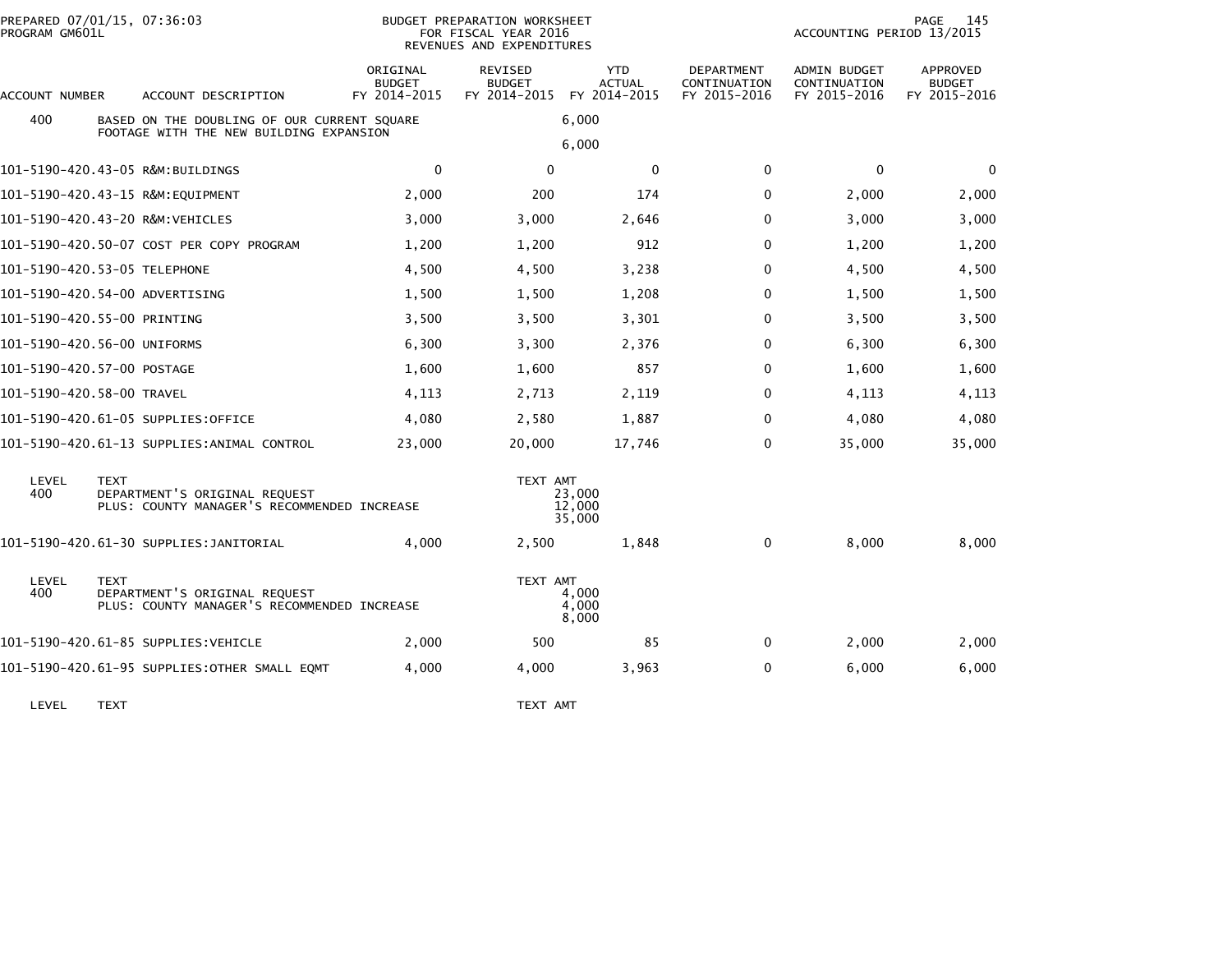PREPARED 07/01/15, 07:36:03
PROGRAM GM601L

BUDGET PREPARATION WORKSHEET
FOR FISCAL YEAR 2016
REVENUES AND EXPENDITURES

ACCOUNTING PERIOD 13/2015

| ACCOUNT NUMBER | ACCOUNT DESCRIPTION | ORIGINAL BUDGET FY 2014-2015 | REVISED BUDGET FY 2014-2015 | YTD ACTUAL FY 2014-2015 | DEPARTMENT CONTINUATION FY 2015-2016 | ADMIN BUDGET CONTINUATION FY 2015-2016 | APPROVED BUDGET FY 2015-2016 |
|---|---|---|---|---|---|---|---|
| 400 | BASED ON THE DOUBLING OF OUR CURRENT SQUARE FOOTAGE WITH THE NEW BUILDING EXPANSION | | | 6,000 | | | |
| | | | | 6,000 | | | |
| 101-5190-420.43-05 | R&M:BUILDINGS | 0 | 0 | 0 | 0 | 0 | 0 |
| 101-5190-420.43-15 | R&M:EQUIPMENT | 2,000 | 200 | 174 | 0 | 2,000 | 2,000 |
| 101-5190-420.43-20 | R&M:VEHICLES | 3,000 | 3,000 | 2,646 | 0 | 3,000 | 3,000 |
| 101-5190-420.50-07 | COST PER COPY PROGRAM | 1,200 | 1,200 | 912 | 0 | 1,200 | 1,200 |
| 101-5190-420.53-05 | TELEPHONE | 4,500 | 4,500 | 3,238 | 0 | 4,500 | 4,500 |
| 101-5190-420.54-00 | ADVERTISING | 1,500 | 1,500 | 1,208 | 0 | 1,500 | 1,500 |
| 101-5190-420.55-00 | PRINTING | 3,500 | 3,500 | 3,301 | 0 | 3,500 | 3,500 |
| 101-5190-420.56-00 | UNIFORMS | 6,300 | 3,300 | 2,376 | 0 | 6,300 | 6,300 |
| 101-5190-420.57-00 | POSTAGE | 1,600 | 1,600 | 857 | 0 | 1,600 | 1,600 |
| 101-5190-420.58-00 | TRAVEL | 4,113 | 2,713 | 2,119 | 0 | 4,113 | 4,113 |
| 101-5190-420.61-05 | SUPPLIES:OFFICE | 4,080 | 2,580 | 1,887 | 0 | 4,080 | 4,080 |
| 101-5190-420.61-13 | SUPPLIES:ANIMAL CONTROL | 23,000 | 20,000 | 17,746 | 0 | 35,000 | 35,000 |

| LEVEL | TEXT | TEXT AMT |
|---|---|---|
| 400 | DEPARTMENT'S ORIGINAL REQUEST | 23,000 |
| | PLUS: COUNTY MANAGER'S RECOMMENDED INCREASE | 12,000 |
| | | 35,000 |

| ACCOUNT NUMBER | ACCOUNT DESCRIPTION | ORIGINAL BUDGET FY 2014-2015 | REVISED BUDGET FY 2014-2015 | YTD ACTUAL FY 2014-2015 | DEPARTMENT CONTINUATION FY 2015-2016 | ADMIN BUDGET CONTINUATION FY 2015-2016 | APPROVED BUDGET FY 2015-2016 |
|---|---|---|---|---|---|---|---|
| 101-5190-420.61-30 | SUPPLIES:JANITORIAL | 4,000 | 2,500 | 1,848 | 0 | 8,000 | 8,000 |

| LEVEL | TEXT | TEXT AMT |
|---|---|---|
| 400 | DEPARTMENT'S ORIGINAL REQUEST | 4,000 |
| | PLUS: COUNTY MANAGER'S RECOMMENDED INCREASE | 4,000 |
| | | 8,000 |

| ACCOUNT NUMBER | ACCOUNT DESCRIPTION | ORIGINAL BUDGET FY 2014-2015 | REVISED BUDGET FY 2014-2015 | YTD ACTUAL FY 2014-2015 | DEPARTMENT CONTINUATION FY 2015-2016 | ADMIN BUDGET CONTINUATION FY 2015-2016 | APPROVED BUDGET FY 2015-2016 |
|---|---|---|---|---|---|---|---|
| 101-5190-420.61-85 | SUPPLIES:VEHICLE | 2,000 | 500 | 85 | 0 | 2,000 | 2,000 |
| 101-5190-420.61-95 | SUPPLIES:OTHER SMALL EQMT | 4,000 | 4,000 | 3,963 | 0 | 6,000 | 6,000 |

| LEVEL | TEXT | TEXT AMT |
|---|---|---|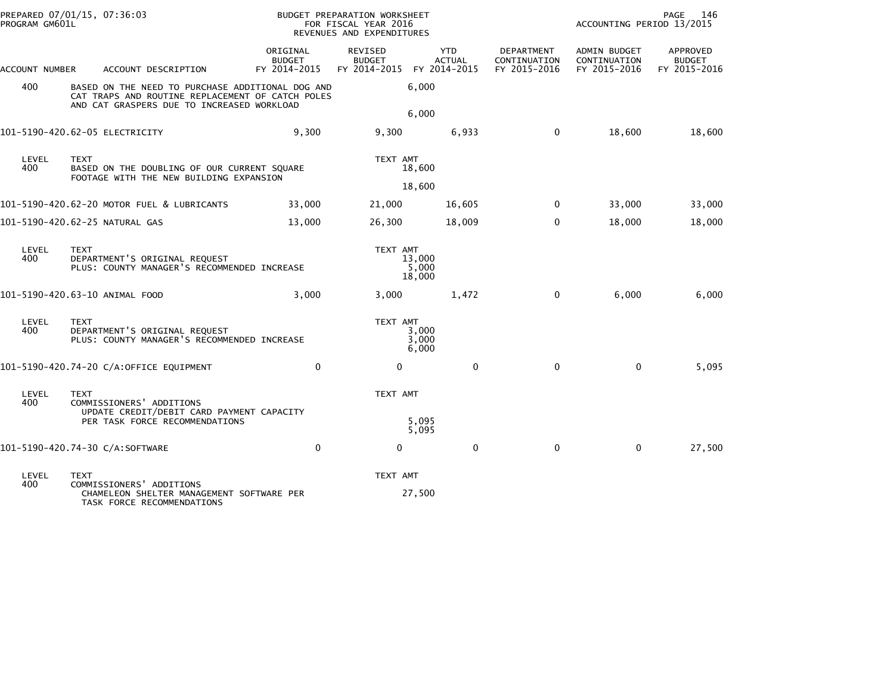BUDGET PREPARATION WORKSHEET
FOR FISCAL YEAR 2016
REVENUES AND EXPENDITURES

PREPARED 07/01/15, 07:36:03
PROGRAM GM601L

ACCOUNTING PERIOD 13/2015

| ACCOUNT NUMBER | ACCOUNT DESCRIPTION | ORIGINAL BUDGET FY 2014-2015 | REVISED BUDGET FY 2014-2015 | YTD ACTUAL FY 2014-2015 | DEPARTMENT CONTINUATION FY 2015-2016 | ADMIN BUDGET CONTINUATION FY 2015-2016 | APPROVED BUDGET FY 2015-2016 |
|---|---|---|---|---|---|---|---|
| 400 | BASED ON THE NEED TO PURCHASE ADDITIONAL DOG AND CAT TRAPS AND ROUTINE REPLACEMENT OF CATCH POLES AND CAT GRASPERS DUE TO INCREASED WORKLOAD | | 6,000 | | | | |
| | | | 6,000 | | | | |
| 101-5190-420.62-05 | ELECTRICITY | 9,300 | 9,300 | 6,933 | 0 | 18,600 | 18,600 |
| LEVEL | TEXT | | TEXT AMT | | | | |
| 400 | BASED ON THE DOUBLING OF OUR CURRENT SQUARE FOOTAGE WITH THE NEW BUILDING EXPANSION | | 18,600 | | | | |
| | | | 18,600 | | | | |
| 101-5190-420.62-20 | MOTOR FUEL & LUBRICANTS | 33,000 | 21,000 | 16,605 | 0 | 33,000 | 33,000 |
| 101-5190-420.62-25 | NATURAL GAS | 13,000 | 26,300 | 18,009 | 0 | 18,000 | 18,000 |
| LEVEL | TEXT | | TEXT AMT | | | | |
| 400 | DEPARTMENT'S ORIGINAL REQUEST | | 13,000 | | | | |
| | PLUS: COUNTY MANAGER'S RECOMMENDED INCREASE | | 5,000 | | | | |
| | | | 18,000 | | | | |
| 101-5190-420.63-10 | ANIMAL FOOD | 3,000 | 3,000 | 1,472 | 0 | 6,000 | 6,000 |
| LEVEL | TEXT | | TEXT AMT | | | | |
| 400 | DEPARTMENT'S ORIGINAL REQUEST | | 3,000 | | | | |
| | PLUS: COUNTY MANAGER'S RECOMMENDED INCREASE | | 3,000 | | | | |
| | | | 6,000 | | | | |
| 101-5190-420.74-20 | C/A:OFFICE EQUIPMENT | 0 | 0 | 0 | 0 | 0 | 5,095 |
| LEVEL | TEXT | | TEXT AMT | | | | |
| 400 | COMMISSIONERS' ADDITIONS | | | | | | |
| | UPDATE CREDIT/DEBIT CARD PAYMENT CAPACITY PER TASK FORCE RECOMMENDATIONS | | 5,095 | | | | |
| | | | 5,095 | | | | |
| 101-5190-420.74-30 | C/A:SOFTWARE | 0 | 0 | 0 | 0 | 0 | 27,500 |
| LEVEL | TEXT | | TEXT AMT | | | | |
| 400 | COMMISSIONERS' ADDITIONS | | | | | | |
| | CHAMELEON SHELTER MANAGEMENT SOFTWARE PER TASK FORCE RECOMMENDATIONS | | 27,500 | | | | |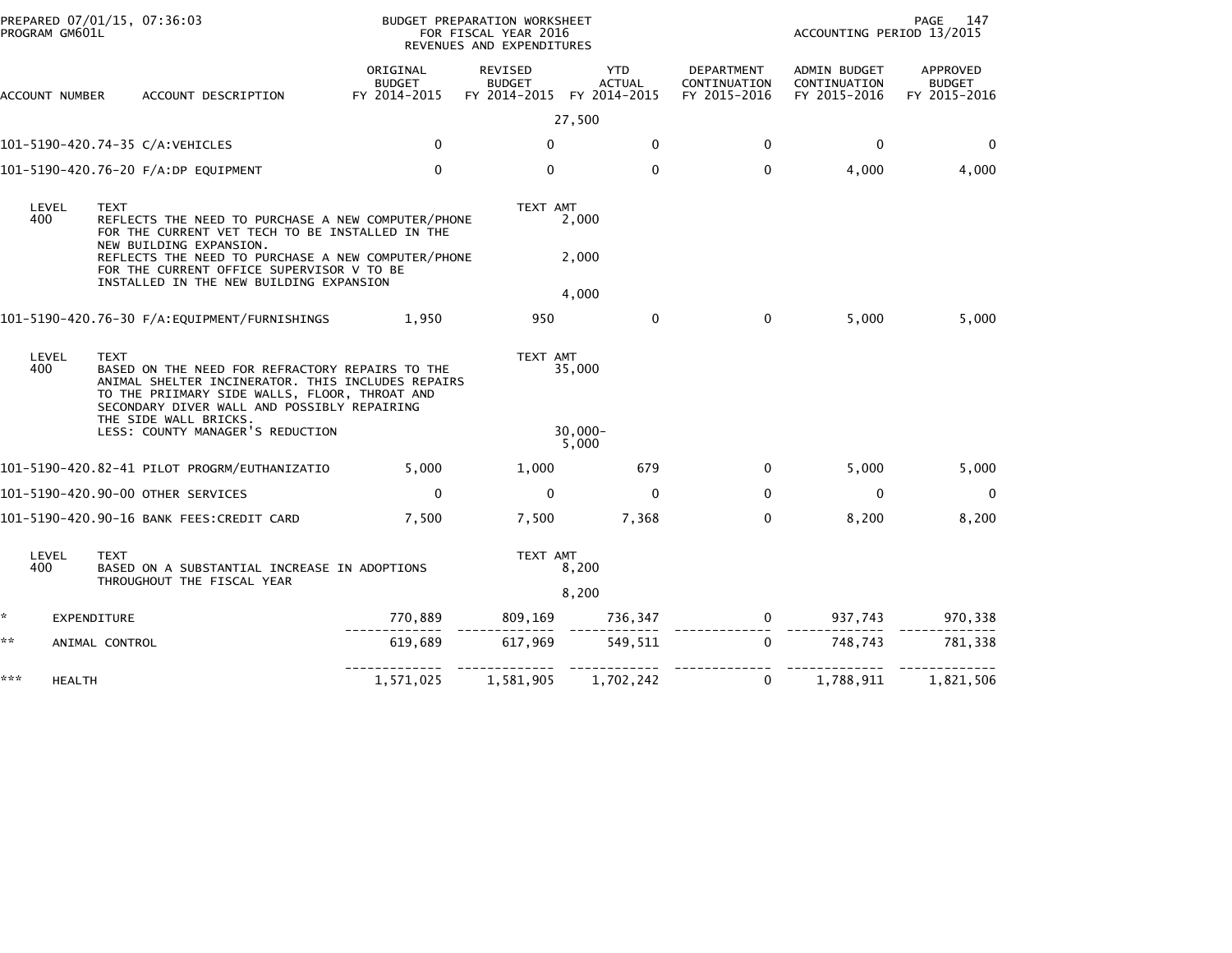BUDGET PREPARATION WORKSHEET
FOR FISCAL YEAR 2016
REVENUES AND EXPENDITURES

PREPARED 07/01/15, 07:36:03
PROGRAM GM601L

ACCOUNTING PERIOD 13/2015

| ACCOUNT NUMBER | ACCOUNT DESCRIPTION | ORIGINAL BUDGET FY 2014-2015 | REVISED BUDGET FY 2014-2015 | YTD ACTUAL FY 2014-2015 | DEPARTMENT CONTINUATION FY 2015-2016 | ADMIN BUDGET CONTINUATION FY 2015-2016 | APPROVED BUDGET FY 2015-2016 |
|---|---|---|---|---|---|---|---|
| | | | | 27,500 | | | |
| 101-5190-420.74-35 | C/A:VEHICLES | 0 | 0 | 0 | 0 | 0 | 0 |
| 101-5190-420.76-20 | F/A:DP EQUIPMENT | 0 | 0 | 0 | 0 | 4,000 | 4,000 |
| LEVEL 400 | TEXT: REFLECTS THE NEED TO PURCHASE A NEW COMPUTER/PHONE FOR THE CURRENT VET TECH TO BE INSTALLED IN THE NEW BUILDING EXPANSION. | | TEXT AMT | 2,000 | | | |
| | REFLECTS THE NEED TO PURCHASE A NEW COMPUTER/PHONE FOR THE CURRENT OFFICE SUPERVISOR V TO BE INSTALLED IN THE NEW BUILDING EXPANSION | | | 2,000 | | | |
| | | | | 4,000 | | | |
| 101-5190-420.76-30 | F/A:EQUIPMENT/FURNISHINGS | 1,950 | 950 | 0 | 0 | 5,000 | 5,000 |
| LEVEL 400 | TEXT: BASED ON THE NEED FOR REFRACTORY REPAIRS TO THE ANIMAL SHELTER INCINERATOR. THIS INCLUDES REPAIRS TO THE PRIIMARY SIDE WALLS, FLOOR, THROAT AND SECONDARY DIVER WALL AND POSSIBLY REPAIRING THE SIDE WALL BRICKS. | | TEXT AMT | 35,000 | | | |
| | LESS: COUNTY MANAGER'S REDUCTION | | | 30,000- | | | |
| | | | | 5,000 | | | |
| 101-5190-420.82-41 | PILOT PROGRM/EUTHANIZATIO | 5,000 | 1,000 | 679 | 0 | 5,000 | 5,000 |
| 101-5190-420.90-00 | OTHER SERVICES | 0 | 0 | 0 | 0 | 0 | 0 |
| 101-5190-420.90-16 | BANK FEES:CREDIT CARD | 7,500 | 7,500 | 7,368 | 0 | 8,200 | 8,200 |
| LEVEL 400 | TEXT: BASED ON A SUBSTANTIAL INCREASE IN ADOPTIONS THROUGHOUT THE FISCAL YEAR | | TEXT AMT | 8,200 | | | |
| | | | | 8,200 | | | |
| * | EXPENDITURE | 770,889 | 809,169 | 736,347 | 0 | 937,743 | 970,338 |
| ** | ANIMAL CONTROL | 619,689 | 617,969 | 549,511 | 0 | 748,743 | 781,338 |
| *** | HEALTH | 1,571,025 | 1,581,905 | 1,702,242 | 0 | 1,788,911 | 1,821,506 |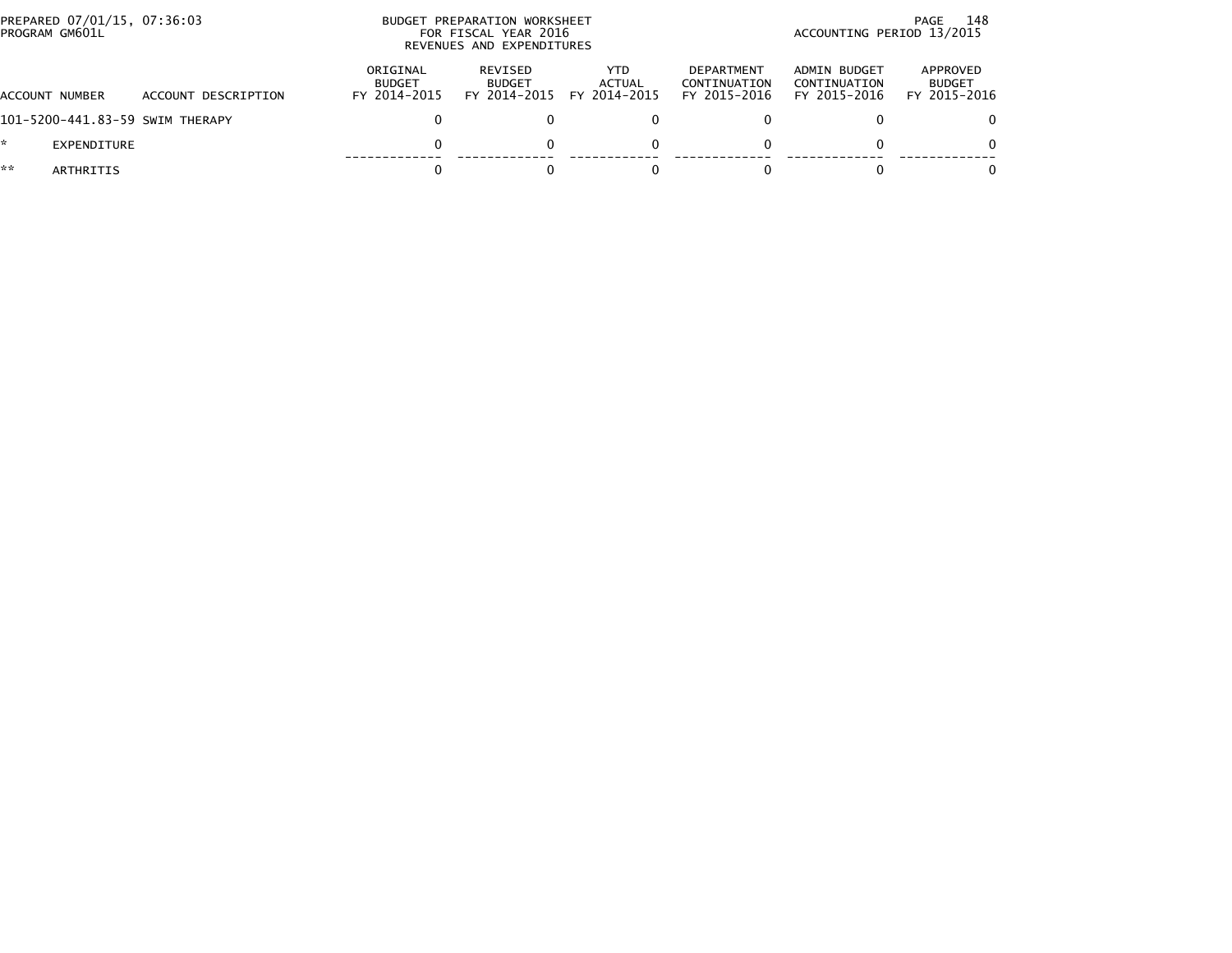PREPARED 07/01/15, 07:36:03
PROGRAM GM601L

BUDGET PREPARATION WORKSHEET
FOR FISCAL YEAR 2016
REVENUES AND EXPENDITURES

ACCOUNTING PERIOD 13/2015

| ACCOUNT NUMBER | ACCOUNT DESCRIPTION | ORIGINAL BUDGET FY 2014-2015 | REVISED BUDGET FY 2014-2015 | YTD ACTUAL FY 2014-2015 | DEPARTMENT CONTINUATION FY 2015-2016 | ADMIN BUDGET CONTINUATION FY 2015-2016 | APPROVED BUDGET FY 2015-2016 |
|---|---|---|---|---|---|---|---|
| 101-5200-441.83-59 | SWIM THERAPY | 0 | 0 | 0 | 0 | 0 | 0 |
| * | EXPENDITURE | 0 | 0 | 0 | 0 | 0 | 0 |
| ** | ARTHRITIS | 0 | 0 | 0 | 0 | 0 | 0 |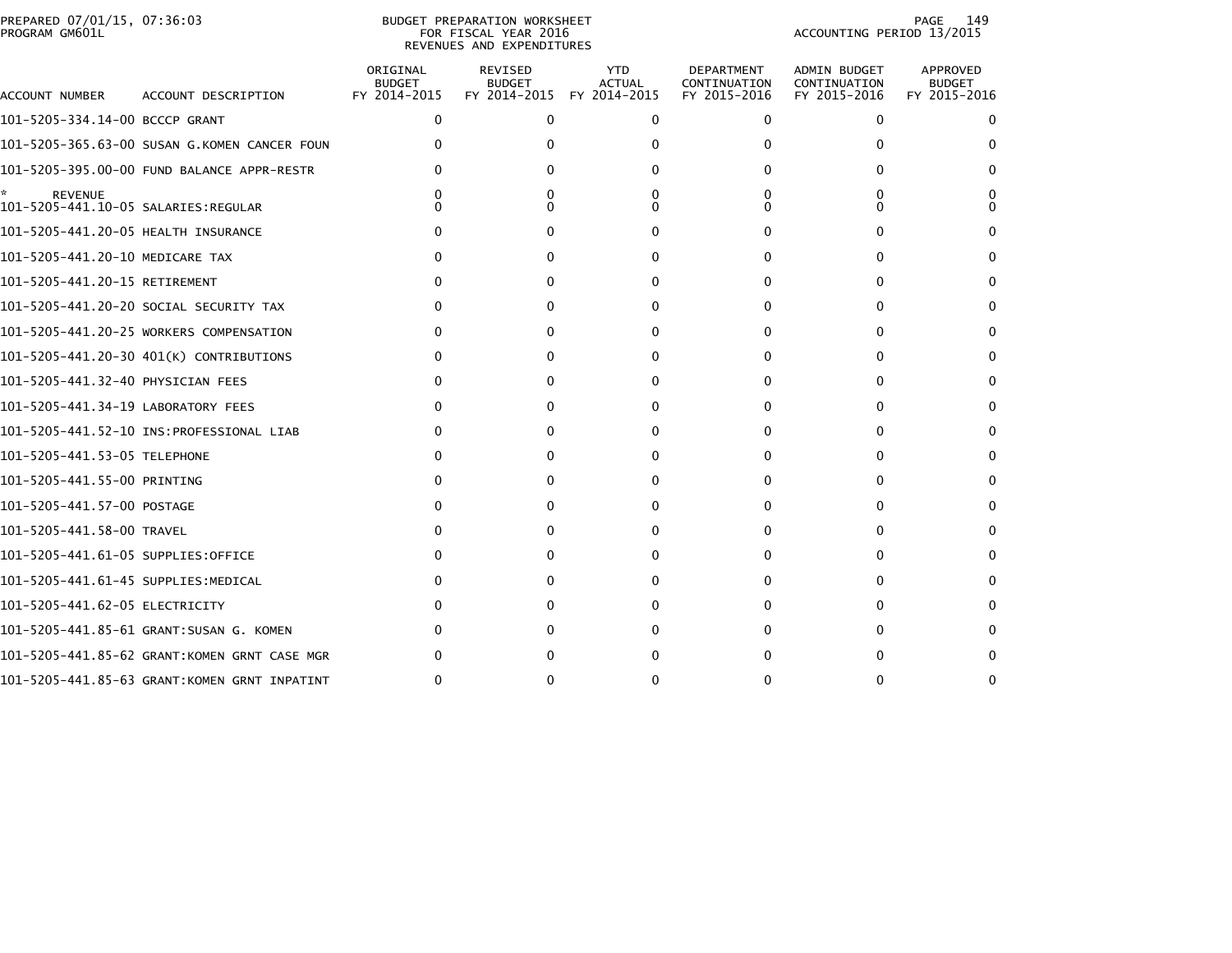PREPARED 07/01/15, 07:36:03
PROGRAM GM601L

BUDGET PREPARATION WORKSHEET
FOR FISCAL YEAR 2016
REVENUES AND EXPENDITURES

ACCOUNTING PERIOD 13/2015

| ACCOUNT NUMBER | ACCOUNT DESCRIPTION | ORIGINAL BUDGET FY 2014-2015 | REVISED BUDGET FY 2014-2015 | YTD ACTUAL FY 2014-2015 | DEPARTMENT CONTINUATION FY 2015-2016 | ADMIN BUDGET CONTINUATION FY 2015-2016 | APPROVED BUDGET FY 2015-2016 |
|---|---|---|---|---|---|---|---|
| 101-5205-334.14-00 | BCCCP GRANT | 0 | 0 | 0 | 0 | 0 | 0 |
| 101-5205-365.63-00 | SUSAN G.KOMEN CANCER FOUN | 0 | 0 | 0 | 0 | 0 | 0 |
| 101-5205-395.00-00 | FUND BALANCE APPR-RESTR | 0 | 0 | 0 | 0 | 0 | 0 |
| * REVENUE | | 0 | 0 | 0 | 0 | 0 | 0 |
| 101-5205-441.10-05 | SALARIES:REGULAR | 0 | 0 | 0 | 0 | 0 | 0 |
| 101-5205-441.20-05 | HEALTH INSURANCE | 0 | 0 | 0 | 0 | 0 | 0 |
| 101-5205-441.20-10 | MEDICARE TAX | 0 | 0 | 0 | 0 | 0 | 0 |
| 101-5205-441.20-15 | RETIREMENT | 0 | 0 | 0 | 0 | 0 | 0 |
| 101-5205-441.20-20 | SOCIAL SECURITY TAX | 0 | 0 | 0 | 0 | 0 | 0 |
| 101-5205-441.20-25 | WORKERS COMPENSATION | 0 | 0 | 0 | 0 | 0 | 0 |
| 101-5205-441.20-30 | 401(K) CONTRIBUTIONS | 0 | 0 | 0 | 0 | 0 | 0 |
| 101-5205-441.32-40 | PHYSICIAN FEES | 0 | 0 | 0 | 0 | 0 | 0 |
| 101-5205-441.34-19 | LABORATORY FEES | 0 | 0 | 0 | 0 | 0 | 0 |
| 101-5205-441.52-10 | INS:PROFESSIONAL LIAB | 0 | 0 | 0 | 0 | 0 | 0 |
| 101-5205-441.53-05 | TELEPHONE | 0 | 0 | 0 | 0 | 0 | 0 |
| 101-5205-441.55-00 | PRINTING | 0 | 0 | 0 | 0 | 0 | 0 |
| 101-5205-441.57-00 | POSTAGE | 0 | 0 | 0 | 0 | 0 | 0 |
| 101-5205-441.58-00 | TRAVEL | 0 | 0 | 0 | 0 | 0 | 0 |
| 101-5205-441.61-05 | SUPPLIES:OFFICE | 0 | 0 | 0 | 0 | 0 | 0 |
| 101-5205-441.61-45 | SUPPLIES:MEDICAL | 0 | 0 | 0 | 0 | 0 | 0 |
| 101-5205-441.62-05 | ELECTRICITY | 0 | 0 | 0 | 0 | 0 | 0 |
| 101-5205-441.85-61 | GRANT:SUSAN G. KOMEN | 0 | 0 | 0 | 0 | 0 | 0 |
| 101-5205-441.85-62 | GRANT:KOMEN GRNT CASE MGR | 0 | 0 | 0 | 0 | 0 | 0 |
| 101-5205-441.85-63 | GRANT:KOMEN GRNT INPATINT | 0 | 0 | 0 | 0 | 0 | 0 |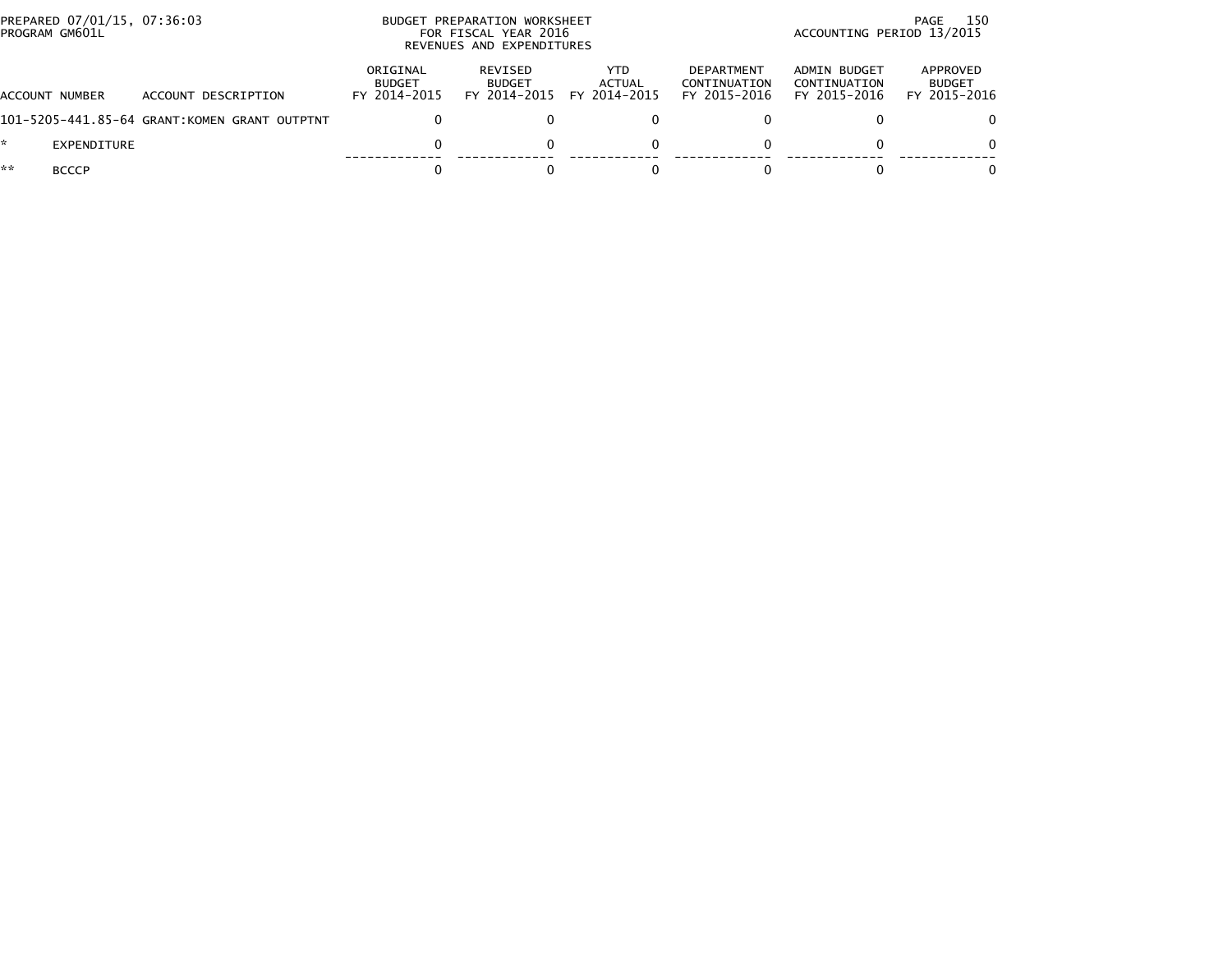PREPARED 07/01/15, 07:36:03
PROGRAM GM601L

BUDGET PREPARATION WORKSHEET
FOR FISCAL YEAR 2016
REVENUES AND EXPENDITURES

ACCOUNTING PERIOD 13/2015

| ACCOUNT NUMBER | ACCOUNT DESCRIPTION | ORIGINAL BUDGET FY 2014-2015 | REVISED BUDGET FY 2014-2015 | YTD ACTUAL FY 2014-2015 | DEPARTMENT CONTINUATION FY 2015-2016 | ADMIN BUDGET CONTINUATION FY 2015-2016 | APPROVED BUDGET FY 2015-2016 |
|---|---|---|---|---|---|---|---|
| 101-5205-441.85-64 | GRANT:KOMEN GRANT OUTPTNT | 0 | 0 | 0 | 0 | 0 | 0 |
| * | EXPENDITURE | 0 | 0 | 0 | 0 | 0 | 0 |
| ** | BCCCP | 0 | 0 | 0 | 0 | 0 | 0 |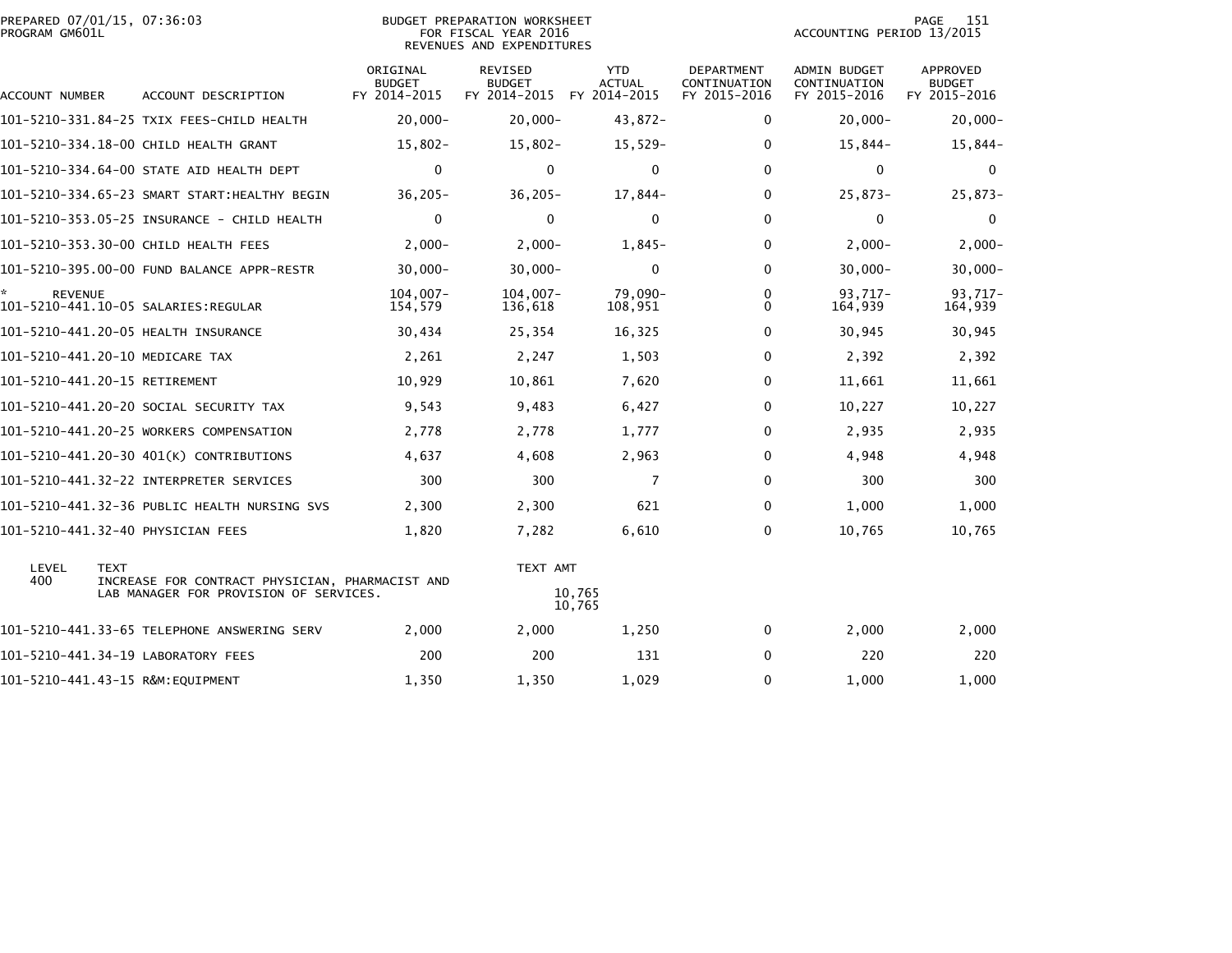BUDGET PREPARATION WORKSHEET
FOR FISCAL YEAR 2016
REVENUES AND EXPENDITURES

PREPARED 07/01/15, 07:36:03
PROGRAM GM601L

ACCOUNTING PERIOD 13/2015

| ACCOUNT NUMBER | ACCOUNT DESCRIPTION | ORIGINAL BUDGET FY 2014-2015 | REVISED BUDGET FY 2014-2015 | YTD ACTUAL FY 2014-2015 | DEPARTMENT CONTINUATION FY 2015-2016 | ADMIN BUDGET CONTINUATION FY 2015-2016 | APPROVED BUDGET FY 2015-2016 |
|---|---|---|---|---|---|---|---|
| 101-5210-331.84-25 | TXIX FEES-CHILD HEALTH | 20,000- | 20,000- | 43,872- | 0 | 20,000- | 20,000- |
| 101-5210-334.18-00 | CHILD HEALTH GRANT | 15,802- | 15,802- | 15,529- | 0 | 15,844- | 15,844- |
| 101-5210-334.64-00 | STATE AID HEALTH DEPT | 0 | 0 | 0 | 0 | 0 | 0 |
| 101-5210-334.65-23 | SMART START:HEALTHY BEGIN | 36,205- | 36,205- | 17,844- | 0 | 25,873- | 25,873- |
| 101-5210-353.05-25 | INSURANCE - CHILD HEALTH | 0 | 0 | 0 | 0 | 0 | 0 |
| 101-5210-353.30-00 | CHILD HEALTH FEES | 2,000- | 2,000- | 1,845- | 0 | 2,000- | 2,000- |
| 101-5210-395.00-00 | FUND BALANCE APPR-RESTR | 30,000- | 30,000- | 0 | 0 | 30,000- | 30,000- |
| * REVENUE | | 104,007- | 104,007- | 79,090- | 0 | 93,717- | 93,717- |
| 101-5210-441.10-05 | SALARIES:REGULAR | 154,579 | 136,618 | 108,951 | 0 | 164,939 | 164,939 |
| 101-5210-441.20-05 | HEALTH INSURANCE | 30,434 | 25,354 | 16,325 | 0 | 30,945 | 30,945 |
| 101-5210-441.20-10 | MEDICARE TAX | 2,261 | 2,247 | 1,503 | 0 | 2,392 | 2,392 |
| 101-5210-441.20-15 | RETIREMENT | 10,929 | 10,861 | 7,620 | 0 | 11,661 | 11,661 |
| 101-5210-441.20-20 | SOCIAL SECURITY TAX | 9,543 | 9,483 | 6,427 | 0 | 10,227 | 10,227 |
| 101-5210-441.20-25 | WORKERS COMPENSATION | 2,778 | 2,778 | 1,777 | 0 | 2,935 | 2,935 |
| 101-5210-441.20-30 | 401(K) CONTRIBUTIONS | 4,637 | 4,608 | 2,963 | 0 | 4,948 | 4,948 |
| 101-5210-441.32-22 | INTERPRETER SERVICES | 300 | 300 | 7 | 0 | 300 | 300 |
| 101-5210-441.32-36 | PUBLIC HEALTH NURSING SVS | 2,300 | 2,300 | 621 | 0 | 1,000 | 1,000 |
| 101-5210-441.32-40 | PHYSICIAN FEES | 1,820 | 7,282 | 6,610 | 0 | 10,765 | 10,765 |

| LEVEL | TEXT | TEXT AMT |
|---|---|---|
| 400 | INCREASE FOR CONTRACT PHYSICIAN, PHARMACIST AND LAB MANAGER FOR PROVISION OF SERVICES. | 10,765 |
| | | 10,765 |

| ACCOUNT NUMBER | ACCOUNT DESCRIPTION | ORIGINAL BUDGET FY 2014-2015 | REVISED BUDGET FY 2014-2015 | YTD ACTUAL FY 2014-2015 | DEPARTMENT CONTINUATION FY 2015-2016 | ADMIN BUDGET CONTINUATION FY 2015-2016 | APPROVED BUDGET FY 2015-2016 |
|---|---|---|---|---|---|---|---|
| 101-5210-441.33-65 | TELEPHONE ANSWERING SERV | 2,000 | 2,000 | 1,250 | 0 | 2,000 | 2,000 |
| 101-5210-441.34-19 | LABORATORY FEES | 200 | 200 | 131 | 0 | 220 | 220 |
| 101-5210-441.43-15 | R&M:EQUIPMENT | 1,350 | 1,350 | 1,029 | 0 | 1,000 | 1,000 |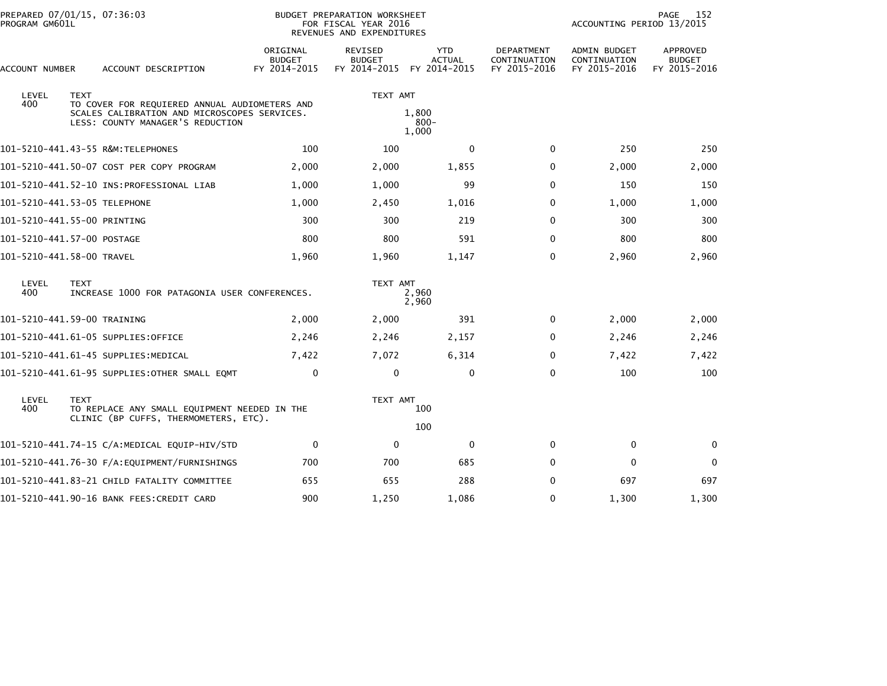PREPARED 07/01/15, 07:36:03
PROGRAM GM601L

BUDGET PREPARATION WORKSHEET
FOR FISCAL YEAR 2016
REVENUES AND EXPENDITURES

ACCOUNTING PERIOD 13/2015

| ACCOUNT NUMBER | ACCOUNT DESCRIPTION | ORIGINAL BUDGET FY 2014-2015 | REVISED BUDGET FY 2014-2015 | YTD ACTUAL FY 2014-2015 | DEPARTMENT CONTINUATION FY 2015-2016 | ADMIN BUDGET CONTINUATION FY 2015-2016 | APPROVED BUDGET FY 2015-2016 |
|---|---|---|---|---|---|---|---|
| LEVEL 400 | TEXT: TO COVER FOR REQUIERED ANNUAL AUDIOMETERS AND SCALES CALIBRATION AND MICROSCOPES SERVICES. LESS: COUNTY MANAGER'S REDUCTION | | TEXT AMT | 1,800 / 800- / 1,000 | | | |
| 101-5210-441.43-55 | R&M:TELEPHONES | 100 | 100 | 0 | 0 | 250 | 250 |
| 101-5210-441.50-07 | COST PER COPY PROGRAM | 2,000 | 2,000 | 1,855 | 0 | 2,000 | 2,000 |
| 101-5210-441.52-10 | INS:PROFESSIONAL LIAB | 1,000 | 1,000 | 99 | 0 | 150 | 150 |
| 101-5210-441.53-05 | TELEPHONE | 1,000 | 2,450 | 1,016 | 0 | 1,000 | 1,000 |
| 101-5210-441.55-00 | PRINTING | 300 | 300 | 219 | 0 | 300 | 300 |
| 101-5210-441.57-00 | POSTAGE | 800 | 800 | 591 | 0 | 800 | 800 |
| 101-5210-441.58-00 | TRAVEL | 1,960 | 1,960 | 1,147 | 0 | 2,960 | 2,960 |
| LEVEL 400 | TEXT: INCREASE 1000 FOR PATAGONIA USER CONFERENCES. | | TEXT AMT | 2,960 / 2,960 | | | |
| 101-5210-441.59-00 | TRAINING | 2,000 | 2,000 | 391 | 0 | 2,000 | 2,000 |
| 101-5210-441.61-05 | SUPPLIES:OFFICE | 2,246 | 2,246 | 2,157 | 0 | 2,246 | 2,246 |
| 101-5210-441.61-45 | SUPPLIES:MEDICAL | 7,422 | 7,072 | 6,314 | 0 | 7,422 | 7,422 |
| 101-5210-441.61-95 | SUPPLIES:OTHER SMALL EQMT | 0 | 0 | 0 | 0 | 100 | 100 |
| LEVEL 400 | TEXT: TO REPLACE ANY SMALL EQUIPMENT NEEDED IN THE CLINIC (BP CUFFS, THERMOMETERS, ETC). | | TEXT AMT | 100 / 100 | | | |
| 101-5210-441.74-15 | C/A:MEDICAL EQUIP-HIV/STD | 0 | 0 | 0 | 0 | 0 | 0 |
| 101-5210-441.76-30 | F/A:EQUIPMENT/FURNISHINGS | 700 | 700 | 685 | 0 | 0 | 0 |
| 101-5210-441.83-21 | CHILD FATALITY COMMITTEE | 655 | 655 | 288 | 0 | 697 | 697 |
| 101-5210-441.90-16 | BANK FEES:CREDIT CARD | 900 | 1,250 | 1,086 | 0 | 1,300 | 1,300 |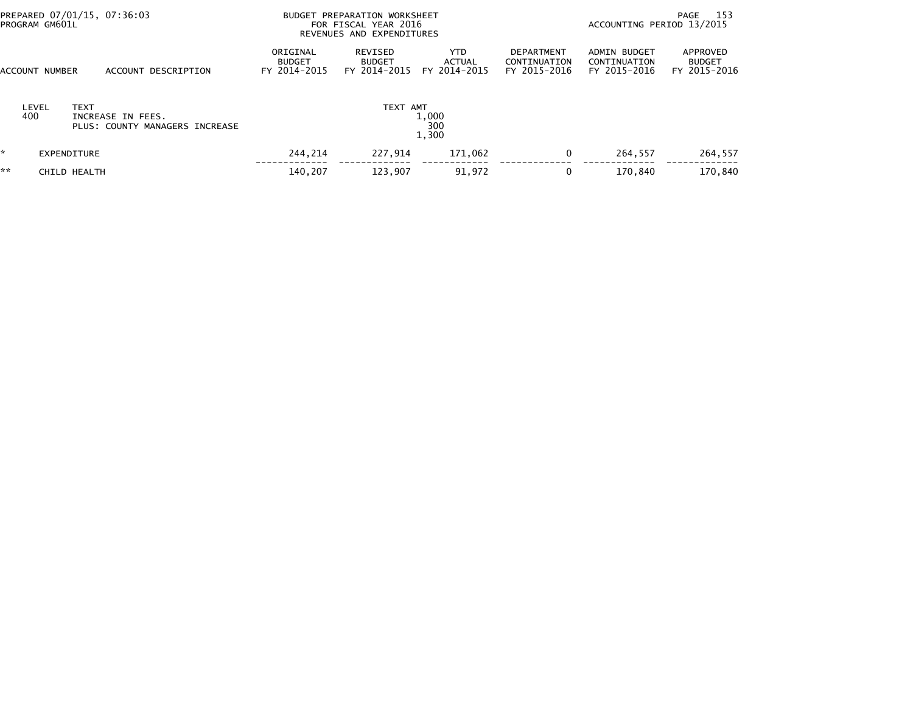PREPARED 07/01/15, 07:36:03
PROGRAM GM601L

BUDGET PREPARATION WORKSHEET
FOR FISCAL YEAR 2016
REVENUES AND EXPENDITURES

ACCOUNTING PERIOD 13/2015

| ACCOUNT NUMBER | ACCOUNT DESCRIPTION | ORIGINAL BUDGET FY 2014-2015 | REVISED BUDGET FY 2014-2015 | YTD ACTUAL FY 2014-2015 | DEPARTMENT CONTINUATION FY 2015-2016 | ADMIN BUDGET CONTINUATION FY 2015-2016 | APPROVED BUDGET FY 2015-2016 |
|---|---|---|---|---|---|---|---|
| LEVEL | TEXT | | TEXT AMT | | | | |
| 400 | INCREASE IN FEES. | | | 1,000 | | | |
| | PLUS: COUNTY MANAGERS INCREASE | | | 300 | | | |
| | | | | 1,300 | | | |
| * | EXPENDITURE | 244,214 | 227,914 | 171,062 | 0 | 264,557 | 264,557 |
| ** | CHILD HEALTH | 140,207 | 123,907 | 91,972 | 0 | 170,840 | 170,840 |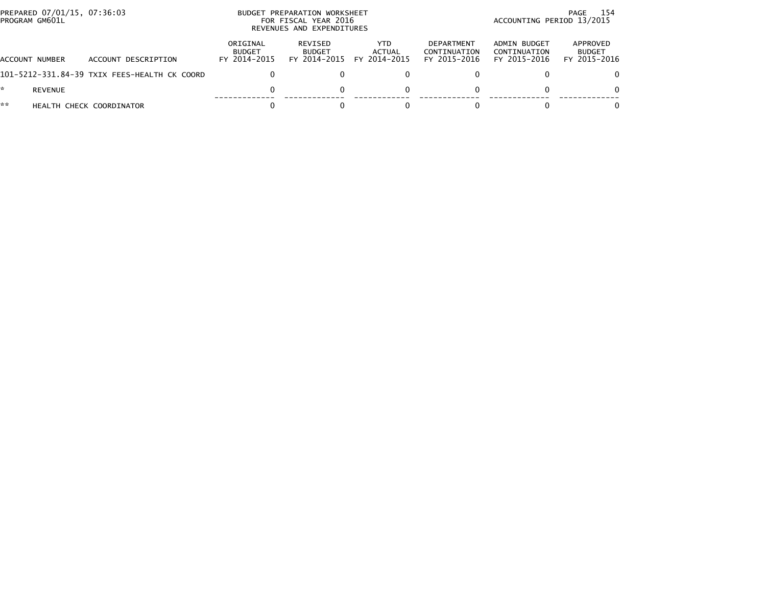PREPARED 07/01/15, 07:36:03
PROGRAM GM601L

BUDGET PREPARATION WORKSHEET
FOR FISCAL YEAR 2016
REVENUES AND EXPENDITURES

ACCOUNTING PERIOD 13/2015

| ACCOUNT NUMBER | ACCOUNT DESCRIPTION | ORIGINAL BUDGET FY 2014-2015 | REVISED BUDGET FY 2014-2015 | YTD ACTUAL FY 2014-2015 | DEPARTMENT CONTINUATION FY 2015-2016 | ADMIN BUDGET CONTINUATION FY 2015-2016 | APPROVED BUDGET FY 2015-2016 |
|---|---|---|---|---|---|---|---|
| 101-5212-331.84-39 | TXIX FEES-HEALTH CK COORD | 0 | 0 | 0 | 0 | 0 | 0 |
| * | REVENUE | 0 | 0 | 0 | 0 | 0 | 0 |
| ** | HEALTH CHECK COORDINATOR | 0 | 0 | 0 | 0 | 0 | 0 |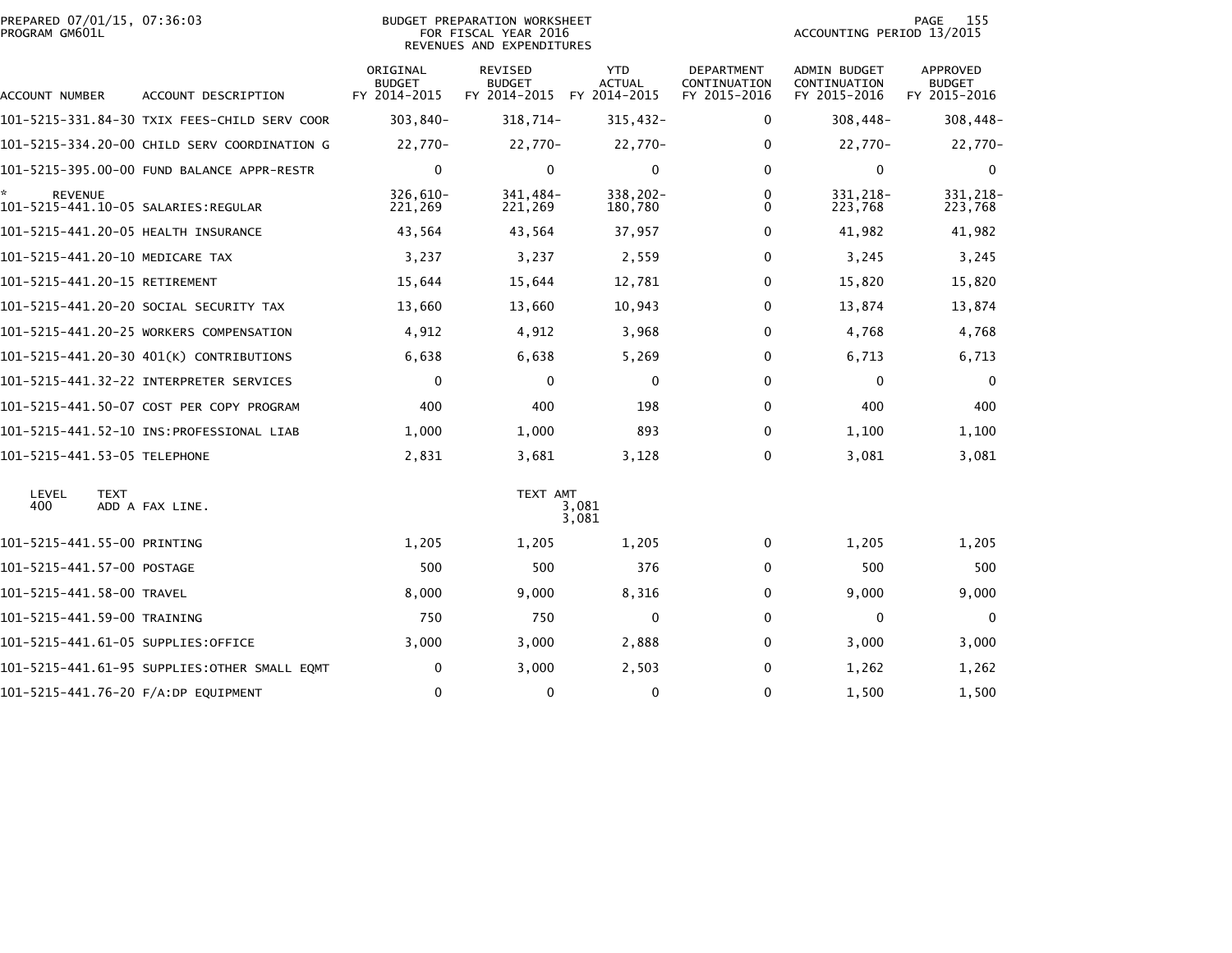PREPARED 07/01/15, 07:36:03
PROGRAM GM601L

BUDGET PREPARATION WORKSHEET
FOR FISCAL YEAR 2016
REVENUES AND EXPENDITURES

ACCOUNTING PERIOD 13/2015

| ACCOUNT NUMBER | ACCOUNT DESCRIPTION | ORIGINAL BUDGET FY 2014-2015 | REVISED BUDGET FY 2014-2015 | YTD ACTUAL FY 2014-2015 | DEPARTMENT CONTINUATION FY 2015-2016 | ADMIN BUDGET CONTINUATION FY 2015-2016 | APPROVED BUDGET FY 2015-2016 |
|---|---|---|---|---|---|---|---|
| 101-5215-331.84-30 | TXIX FEES-CHILD SERV COOR | 303,840- | 318,714- | 315,432- | 0 | 308,448- | 308,448- |
| 101-5215-334.20-00 | CHILD SERV COORDINATION G | 22,770- | 22,770- | 22,770- | 0 | 22,770- | 22,770- |
| 101-5215-395.00-00 | FUND BALANCE APPR-RESTR | 0 | 0 | 0 | 0 | 0 | 0 |
| * REVENUE | | 326,610- | 341,484- | 338,202- | 0 | 331,218- | 331,218- |
| 101-5215-441.10-05 | SALARIES:REGULAR | 221,269 | 221,269 | 180,780 | 0 | 223,768 | 223,768 |
| 101-5215-441.20-05 | HEALTH INSURANCE | 43,564 | 43,564 | 37,957 | 0 | 41,982 | 41,982 |
| 101-5215-441.20-10 | MEDICARE TAX | 3,237 | 3,237 | 2,559 | 0 | 3,245 | 3,245 |
| 101-5215-441.20-15 | RETIREMENT | 15,644 | 15,644 | 12,781 | 0 | 15,820 | 15,820 |
| 101-5215-441.20-20 | SOCIAL SECURITY TAX | 13,660 | 13,660 | 10,943 | 0 | 13,874 | 13,874 |
| 101-5215-441.20-25 | WORKERS COMPENSATION | 4,912 | 4,912 | 3,968 | 0 | 4,768 | 4,768 |
| 101-5215-441.20-30 | 401(K) CONTRIBUTIONS | 6,638 | 6,638 | 5,269 | 0 | 6,713 | 6,713 |
| 101-5215-441.32-22 | INTERPRETER SERVICES | 0 | 0 | 0 | 0 | 0 | 0 |
| 101-5215-441.50-07 | COST PER COPY PROGRAM | 400 | 400 | 198 | 0 | 400 | 400 |
| 101-5215-441.52-10 | INS:PROFESSIONAL LIAB | 1,000 | 1,000 | 893 | 0 | 1,100 | 1,100 |
| 101-5215-441.53-05 | TELEPHONE | 2,831 | 3,681 | 3,128 | 0 | 3,081 | 3,081 |

| LEVEL | TEXT | TEXT AMT |
|---|---|---|
| 400 | ADD A FAX LINE. | 3,081 |
| | | 3,081 |

| ACCOUNT NUMBER | ACCOUNT DESCRIPTION | ORIGINAL BUDGET FY 2014-2015 | REVISED BUDGET FY 2014-2015 | YTD ACTUAL FY 2014-2015 | DEPARTMENT CONTINUATION FY 2015-2016 | ADMIN BUDGET CONTINUATION FY 2015-2016 | APPROVED BUDGET FY 2015-2016 |
|---|---|---|---|---|---|---|---|
| 101-5215-441.55-00 | PRINTING | 1,205 | 1,205 | 1,205 | 0 | 1,205 | 1,205 |
| 101-5215-441.57-00 | POSTAGE | 500 | 500 | 376 | 0 | 500 | 500 |
| 101-5215-441.58-00 | TRAVEL | 8,000 | 9,000 | 8,316 | 0 | 9,000 | 9,000 |
| 101-5215-441.59-00 | TRAINING | 750 | 750 | 0 | 0 | 0 | 0 |
| 101-5215-441.61-05 | SUPPLIES:OFFICE | 3,000 | 3,000 | 2,888 | 0 | 3,000 | 3,000 |
| 101-5215-441.61-95 | SUPPLIES:OTHER SMALL EQMT | 0 | 3,000 | 2,503 | 0 | 1,262 | 1,262 |
| 101-5215-441.76-20 | F/A:DP EQUIPMENT | 0 | 0 | 0 | 0 | 1,500 | 1,500 |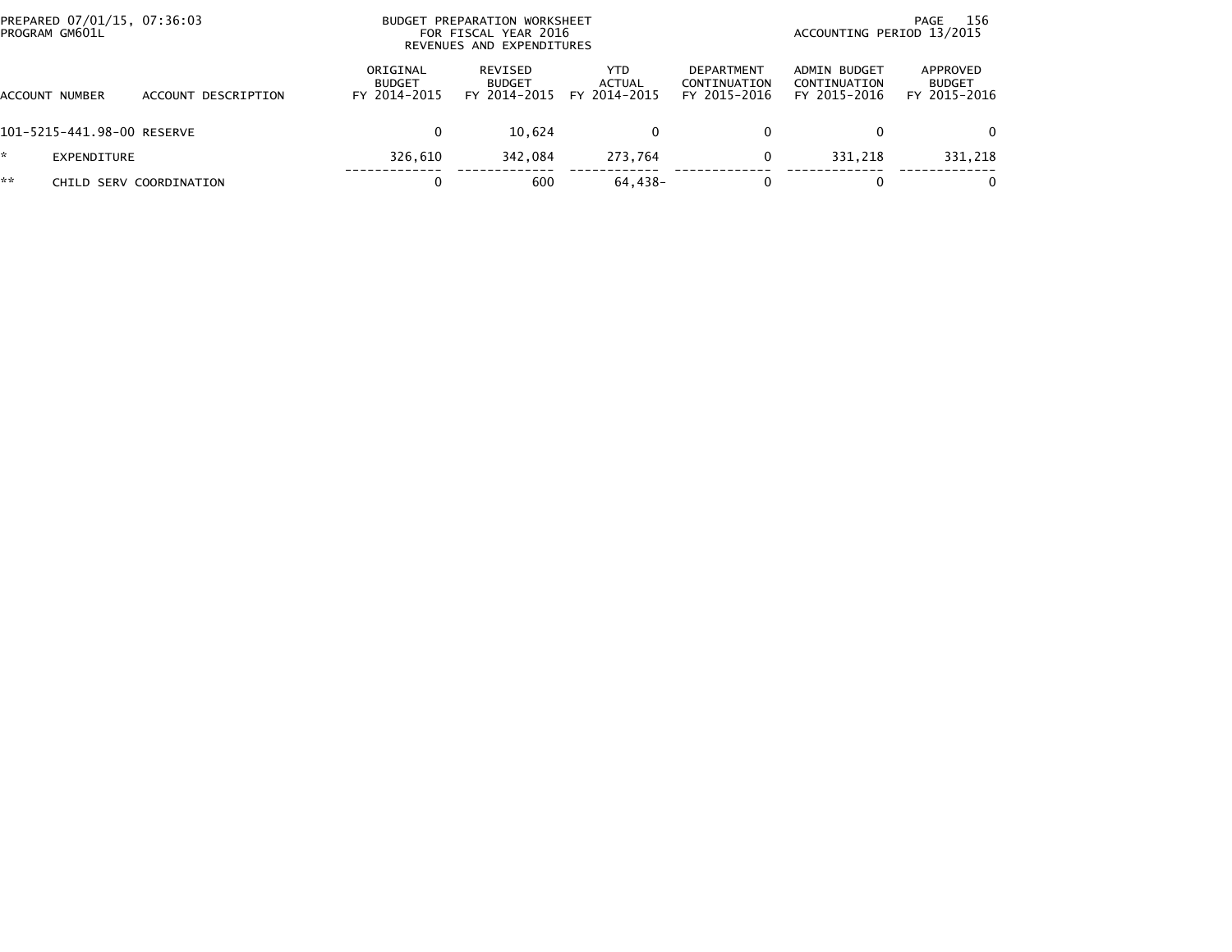BUDGET PREPARATION WORKSHEET
FOR FISCAL YEAR 2016
REVENUES AND EXPENDITURES

PREPARED 07/01/15, 07:36:03
PROGRAM GM601L

ACCOUNTING PERIOD 13/2015

| ACCOUNT NUMBER | ACCOUNT DESCRIPTION | ORIGINAL BUDGET FY 2014-2015 | REVISED BUDGET FY 2014-2015 | YTD ACTUAL FY 2014-2015 | DEPARTMENT CONTINUATION FY 2015-2016 | ADMIN BUDGET CONTINUATION FY 2015-2016 | APPROVED BUDGET FY 2015-2016 |
|---|---|---|---|---|---|---|---|
| 101-5215-441.98-00 | RESERVE | 0 | 10,624 | 0 | 0 | 0 | 0 |
| * | EXPENDITURE | 326,610 | 342,084 | 273,764 | 0 | 331,218 | 331,218 |
| ** | CHILD SERV COORDINATION | 0 | 600 | 64,438- | 0 | 0 | 0 |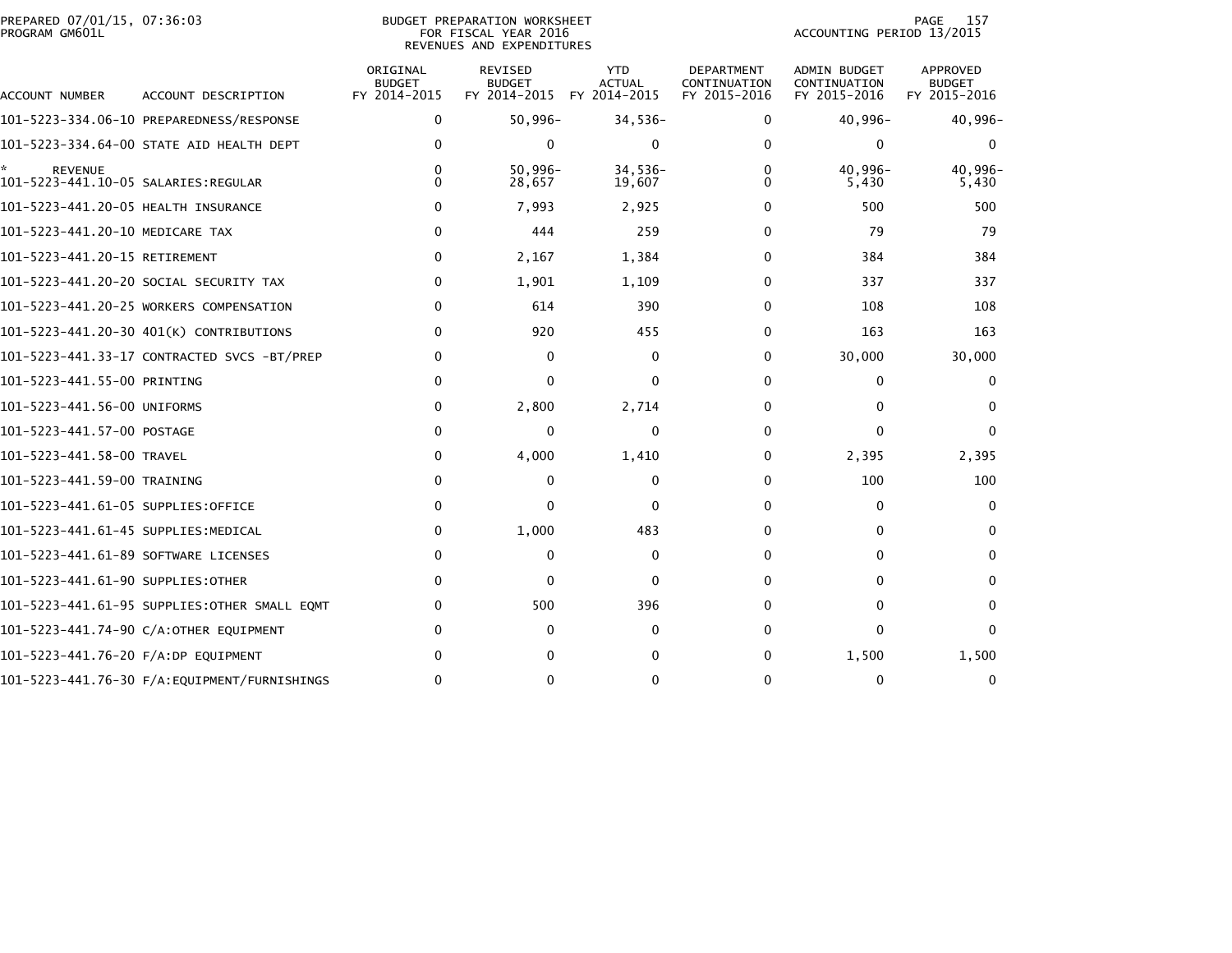PREPARED 07/01/15, 07:36:03
PROGRAM GM601L

# BUDGET PREPARATION WORKSHEET
## FOR FISCAL YEAR 2016
## REVENUES AND EXPENDITURES

ACCOUNTING PERIOD 13/2015

| ACCOUNT NUMBER | ACCOUNT DESCRIPTION | ORIGINAL BUDGET FY 2014-2015 | REVISED BUDGET FY 2014-2015 | YTD ACTUAL FY 2014-2015 | DEPARTMENT CONTINUATION FY 2015-2016 | ADMIN BUDGET CONTINUATION FY 2015-2016 | APPROVED BUDGET FY 2015-2016 |
|---|---|---|---|---|---|---|---|
| 101-5223-334.06-10 | PREPAREDNESS/RESPONSE | 0 | 50,996- | 34,536- | 0 | 40,996- | 40,996- |
| 101-5223-334.64-00 | STATE AID HEALTH DEPT | 0 | 0 | 0 | 0 | 0 | 0 |
| * REVENUE | | 0 | 50,996- | 34,536- | 0 | 40,996- | 40,996- |
| 101-5223-441.10-05 | SALARIES:REGULAR | 0 | 28,657 | 19,607 | 0 | 5,430 | 5,430 |
| 101-5223-441.20-05 | HEALTH INSURANCE | 0 | 7,993 | 2,925 | 0 | 500 | 500 |
| 101-5223-441.20-10 | MEDICARE TAX | 0 | 444 | 259 | 0 | 79 | 79 |
| 101-5223-441.20-15 | RETIREMENT | 0 | 2,167 | 1,384 | 0 | 384 | 384 |
| 101-5223-441.20-20 | SOCIAL SECURITY TAX | 0 | 1,901 | 1,109 | 0 | 337 | 337 |
| 101-5223-441.20-25 | WORKERS COMPENSATION | 0 | 614 | 390 | 0 | 108 | 108 |
| 101-5223-441.20-30 | 401(K) CONTRIBUTIONS | 0 | 920 | 455 | 0 | 163 | 163 |
| 101-5223-441.33-17 | CONTRACTED SVCS -BT/PREP | 0 | 0 | 0 | 0 | 30,000 | 30,000 |
| 101-5223-441.55-00 | PRINTING | 0 | 0 | 0 | 0 | 0 | 0 |
| 101-5223-441.56-00 | UNIFORMS | 0 | 2,800 | 2,714 | 0 | 0 | 0 |
| 101-5223-441.57-00 | POSTAGE | 0 | 0 | 0 | 0 | 0 | 0 |
| 101-5223-441.58-00 | TRAVEL | 0 | 4,000 | 1,410 | 0 | 2,395 | 2,395 |
| 101-5223-441.59-00 | TRAINING | 0 | 0 | 0 | 0 | 100 | 100 |
| 101-5223-441.61-05 | SUPPLIES:OFFICE | 0 | 0 | 0 | 0 | 0 | 0 |
| 101-5223-441.61-45 | SUPPLIES:MEDICAL | 0 | 1,000 | 483 | 0 | 0 | 0 |
| 101-5223-441.61-89 | SOFTWARE LICENSES | 0 | 0 | 0 | 0 | 0 | 0 |
| 101-5223-441.61-90 | SUPPLIES:OTHER | 0 | 0 | 0 | 0 | 0 | 0 |
| 101-5223-441.61-95 | SUPPLIES:OTHER SMALL EQMT | 0 | 500 | 396 | 0 | 0 | 0 |
| 101-5223-441.74-90 | C/A:OTHER EQUIPMENT | 0 | 0 | 0 | 0 | 0 | 0 |
| 101-5223-441.76-20 | F/A:DP EQUIPMENT | 0 | 0 | 0 | 0 | 1,500 | 1,500 |
| 101-5223-441.76-30 | F/A:EQUIPMENT/FURNISHINGS | 0 | 0 | 0 | 0 | 0 | 0 |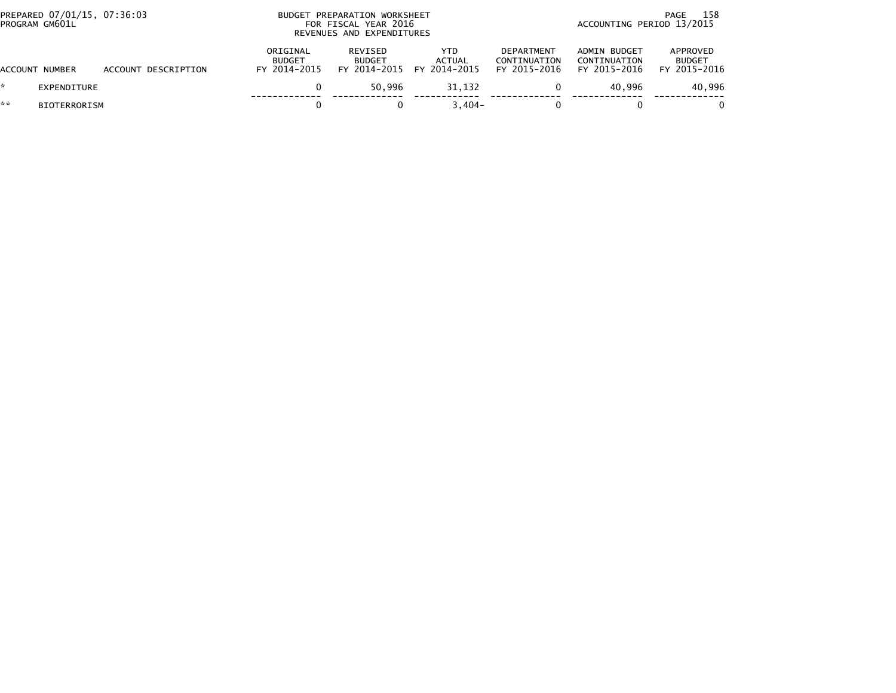PREPARED 07/01/15, 07:36:03
PROGRAM GM601L

BUDGET PREPARATION WORKSHEET
FOR FISCAL YEAR 2016
REVENUES AND EXPENDITURES

ACCOUNTING PERIOD 13/2015

| | ACCOUNT NUMBER | ACCOUNT DESCRIPTION | ORIGINAL BUDGET FY 2014-2015 | REVISED BUDGET FY 2014-2015 | YTD ACTUAL FY 2014-2015 | DEPARTMENT CONTINUATION FY 2015-2016 | ADMIN BUDGET CONTINUATION FY 2015-2016 | APPROVED BUDGET FY 2015-2016 |
|---|---|---|---|---|---|---|---|---|
| * | EXPENDITURE | | 0 | 50,996 | 31,132 | 0 | 40,996 | 40,996 |
| ** | BIOTERRORISM | | 0 | 0 | 3,404- | 0 | 0 | 0 |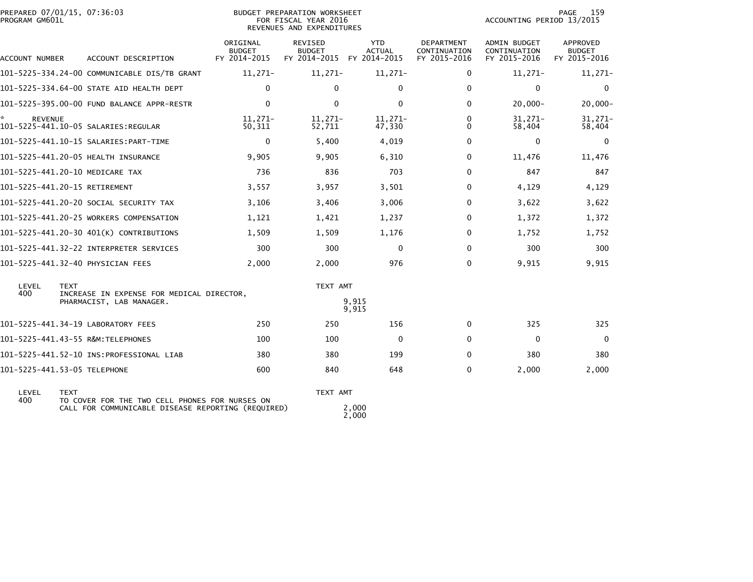PREPARED 07/01/15, 07:36:03
PROGRAM GM601L

BUDGET PREPARATION WORKSHEET
FOR FISCAL YEAR 2016
REVENUES AND EXPENDITURES

ACCOUNTING PERIOD 13/2015

| ACCOUNT NUMBER | ACCOUNT DESCRIPTION | ORIGINAL BUDGET FY 2014-2015 | REVISED BUDGET FY 2014-2015 | YTD ACTUAL FY 2014-2015 | DEPARTMENT CONTINUATION FY 2015-2016 | ADMIN BUDGET CONTINUATION FY 2015-2016 | APPROVED BUDGET FY 2015-2016 |
|---|---|---|---|---|---|---|---|
| 101-5225-334.24-00 | COMMUNICABLE DIS/TB GRANT | 11,271- | 11,271- | 11,271- | 0 | 11,271- | 11,271- |
| 101-5225-334.64-00 | STATE AID HEALTH DEPT | 0 | 0 | 0 | 0 | 0 | 0 |
| 101-5225-395.00-00 | FUND BALANCE APPR-RESTR | 0 | 0 | 0 | 0 | 20,000- | 20,000- |
| * REVENUE | | 11,271- | 11,271- | 11,271- | 0 | 31,271- | 31,271- |
| 101-5225-441.10-05 | SALARIES:REGULAR | 50,311 | 52,711 | 47,330 | 0 | 58,404 | 58,404 |
| 101-5225-441.10-15 | SALARIES:PART-TIME | 0 | 5,400 | 4,019 | 0 | 0 | 0 |
| 101-5225-441.20-05 | HEALTH INSURANCE | 9,905 | 9,905 | 6,310 | 0 | 11,476 | 11,476 |
| 101-5225-441.20-10 | MEDICARE TAX | 736 | 836 | 703 | 0 | 847 | 847 |
| 101-5225-441.20-15 | RETIREMENT | 3,557 | 3,957 | 3,501 | 0 | 4,129 | 4,129 |
| 101-5225-441.20-20 | SOCIAL SECURITY TAX | 3,106 | 3,406 | 3,006 | 0 | 3,622 | 3,622 |
| 101-5225-441.20-25 | WORKERS COMPENSATION | 1,121 | 1,421 | 1,237 | 0 | 1,372 | 1,372 |
| 101-5225-441.20-30 | 401(K) CONTRIBUTIONS | 1,509 | 1,509 | 1,176 | 0 | 1,752 | 1,752 |
| 101-5225-441.32-22 | INTERPRETER SERVICES | 300 | 300 | 0 | 0 | 300 | 300 |
| 101-5225-441.32-40 | PHYSICIAN FEES | 2,000 | 2,000 | 976 | 0 | 9,915 | 9,915 |

| LEVEL | TEXT | TEXT AMT |
|---|---|---|
| 400 | INCREASE IN EXPENSE FOR MEDICAL DIRECTOR, PHARMACIST, LAB MANAGER. | 9,915 |
| | | 9,915 |

| ACCOUNT NUMBER | ACCOUNT DESCRIPTION | ORIGINAL BUDGET FY 2014-2015 | REVISED BUDGET FY 2014-2015 | YTD ACTUAL FY 2014-2015 | DEPARTMENT CONTINUATION FY 2015-2016 | ADMIN BUDGET CONTINUATION FY 2015-2016 | APPROVED BUDGET FY 2015-2016 |
|---|---|---|---|---|---|---|---|
| 101-5225-441.34-19 | LABORATORY FEES | 250 | 250 | 156 | 0 | 325 | 325 |
| 101-5225-441.43-55 | R&M:TELEPHONES | 100 | 100 | 0 | 0 | 0 | 0 |
| 101-5225-441.52-10 | INS:PROFESSIONAL LIAB | 380 | 380 | 199 | 0 | 380 | 380 |
| 101-5225-441.53-05 | TELEPHONE | 600 | 840 | 648 | 0 | 2,000 | 2,000 |

| LEVEL | TEXT | TEXT AMT |
|---|---|---|
| 400 | TO COVER FOR THE TWO CELL PHONES FOR NURSES ON CALL FOR COMMUNICABLE DISEASE REPORTING (REQUIRED) | 2,000 |
| | | 2,000 |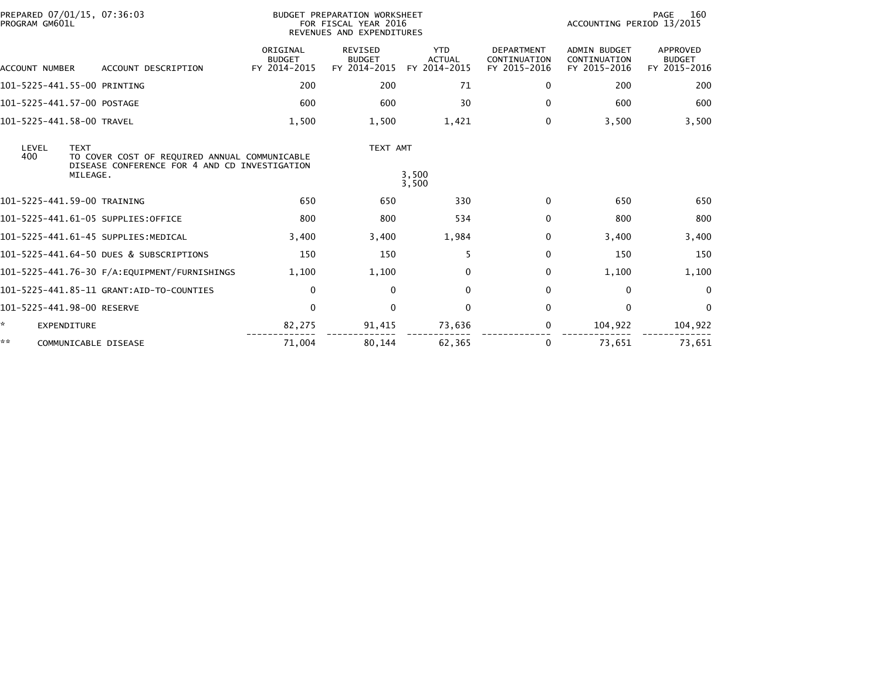PREPARED 07/01/15, 07:36:03
PROGRAM GM601L

BUDGET PREPARATION WORKSHEET
FOR FISCAL YEAR 2016
REVENUES AND EXPENDITURES

ACCOUNTING PERIOD 13/2015

| ACCOUNT NUMBER | ACCOUNT DESCRIPTION | ORIGINAL BUDGET FY 2014-2015 | REVISED BUDGET FY 2014-2015 | YTD ACTUAL FY 2014-2015 | DEPARTMENT CONTINUATION FY 2015-2016 | ADMIN BUDGET CONTINUATION FY 2015-2016 | APPROVED BUDGET FY 2015-2016 |
|---|---|---|---|---|---|---|---|
| 101-5225-441.55-00 | PRINTING | 200 | 200 | 71 | 0 | 200 | 200 |
| 101-5225-441.57-00 | POSTAGE | 600 | 600 | 30 | 0 | 600 | 600 |
| 101-5225-441.58-00 | TRAVEL | 1,500 | 1,500 | 1,421 | 0 | 3,500 | 3,500 |

| LEVEL | TEXT | TEXT AMT |
|---|---|---|
| 400 | TO COVER COST OF REQUIRED ANNUAL COMMUNICABLE DISEASE CONFERENCE FOR 4 AND CD INVESTIGATION MILEAGE. | 3,500 |
| | | 3,500 |

| ACCOUNT NUMBER | ACCOUNT DESCRIPTION | ORIGINAL BUDGET FY 2014-2015 | REVISED BUDGET FY 2014-2015 | YTD ACTUAL FY 2014-2015 | DEPARTMENT CONTINUATION FY 2015-2016 | ADMIN BUDGET CONTINUATION FY 2015-2016 | APPROVED BUDGET FY 2015-2016 |
|---|---|---|---|---|---|---|---|
| 101-5225-441.59-00 | TRAINING | 650 | 650 | 330 | 0 | 650 | 650 |
| 101-5225-441.61-05 | SUPPLIES:OFFICE | 800 | 800 | 534 | 0 | 800 | 800 |
| 101-5225-441.61-45 | SUPPLIES:MEDICAL | 3,400 | 3,400 | 1,984 | 0 | 3,400 | 3,400 |
| 101-5225-441.64-50 | DUES & SUBSCRIPTIONS | 150 | 150 | 5 | 0 | 150 | 150 |
| 101-5225-441.76-30 | F/A:EQUIPMENT/FURNISHINGS | 1,100 | 1,100 | 0 | 0 | 1,100 | 1,100 |
| 101-5225-441.85-11 | GRANT:AID-TO-COUNTIES | 0 | 0 | 0 | 0 | 0 | 0 |
| 101-5225-441.98-00 | RESERVE | 0 | 0 | 0 | 0 | 0 | 0 |
| * | EXPENDITURE | 82,275 | 91,415 | 73,636 | 0 | 104,922 | 104,922 |
| ** | COMMUNICABLE DISEASE | 71,004 | 80,144 | 62,365 | 0 | 73,651 | 73,651 |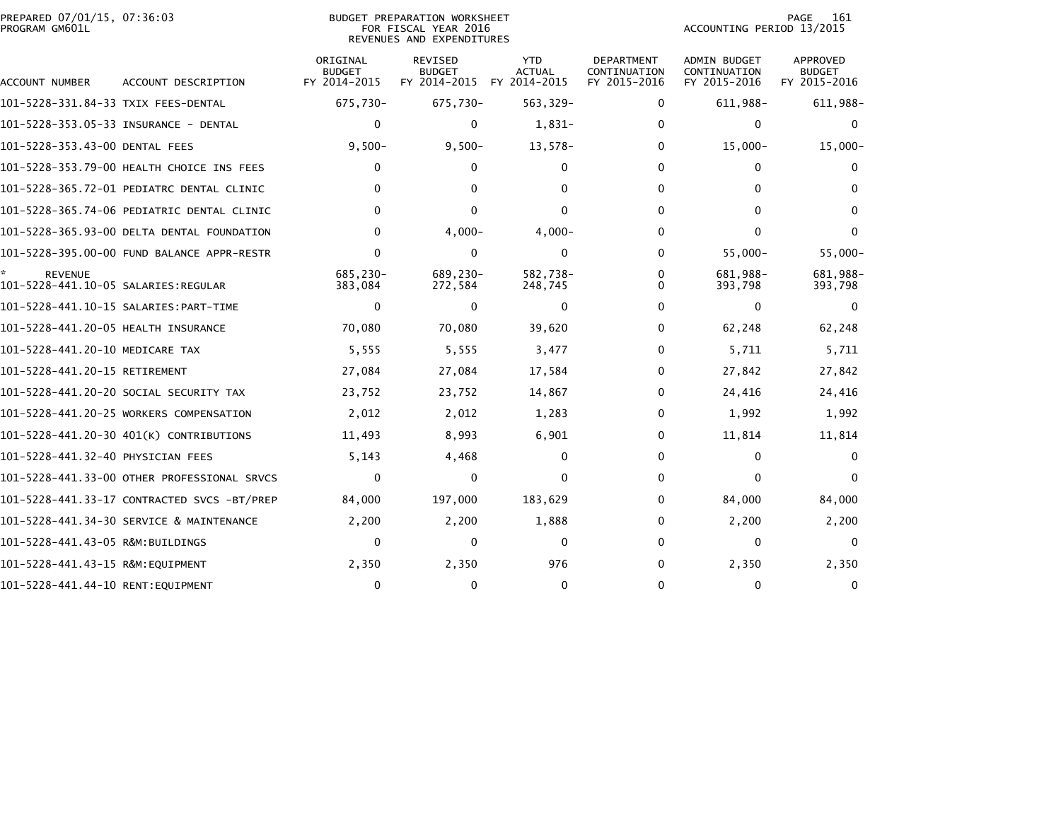BUDGET PREPARATION WORKSHEET
FOR FISCAL YEAR 2016
REVENUES AND EXPENDITURES

PREPARED 07/01/15, 07:36:03
PROGRAM GM601L

ACCOUNTING PERIOD 13/2015

| ACCOUNT NUMBER | ACCOUNT DESCRIPTION | ORIGINAL BUDGET FY 2014-2015 | REVISED BUDGET FY 2014-2015 | YTD ACTUAL FY 2014-2015 | DEPARTMENT CONTINUATION FY 2015-2016 | ADMIN BUDGET CONTINUATION FY 2015-2016 | APPROVED BUDGET FY 2015-2016 |
|---|---|---|---|---|---|---|---|
| 101-5228-331.84-33 | TXIX FEES-DENTAL | 675,730- | 675,730- | 563,329- | 0 | 611,988- | 611,988- |
| 101-5228-353.05-33 | INSURANCE - DENTAL | 0 | 0 | 1,831- | 0 | 0 | 0 |
| 101-5228-353.43-00 | DENTAL FEES | 9,500- | 9,500- | 13,578- | 0 | 15,000- | 15,000- |
| 101-5228-353.79-00 | HEALTH CHOICE INS FEES | 0 | 0 | 0 | 0 | 0 | 0 |
| 101-5228-365.72-01 | PEDIATRC DENTAL CLINIC | 0 | 0 | 0 | 0 | 0 | 0 |
| 101-5228-365.74-06 | PEDIATRIC DENTAL CLINIC | 0 | 0 | 0 | 0 | 0 | 0 |
| 101-5228-365.93-00 | DELTA DENTAL FOUNDATION | 0 | 4,000- | 4,000- | 0 | 0 | 0 |
| 101-5228-395.00-00 | FUND BALANCE APPR-RESTR | 0 | 0 | 0 | 0 | 55,000- | 55,000- |
| * REVENUE | | 685,230- | 689,230- | 582,738- | 0 | 681,988- | 681,988- |
| 101-5228-441.10-05 | SALARIES:REGULAR | 383,084 | 272,584 | 248,745 | 0 | 393,798 | 393,798 |
| 101-5228-441.10-15 | SALARIES:PART-TIME | 0 | 0 | 0 | 0 | 0 | 0 |
| 101-5228-441.20-05 | HEALTH INSURANCE | 70,080 | 70,080 | 39,620 | 0 | 62,248 | 62,248 |
| 101-5228-441.20-10 | MEDICARE TAX | 5,555 | 5,555 | 3,477 | 0 | 5,711 | 5,711 |
| 101-5228-441.20-15 | RETIREMENT | 27,084 | 27,084 | 17,584 | 0 | 27,842 | 27,842 |
| 101-5228-441.20-20 | SOCIAL SECURITY TAX | 23,752 | 23,752 | 14,867 | 0 | 24,416 | 24,416 |
| 101-5228-441.20-25 | WORKERS COMPENSATION | 2,012 | 2,012 | 1,283 | 0 | 1,992 | 1,992 |
| 101-5228-441.20-30 | 401(K) CONTRIBUTIONS | 11,493 | 8,993 | 6,901 | 0 | 11,814 | 11,814 |
| 101-5228-441.32-40 | PHYSICIAN FEES | 5,143 | 4,468 | 0 | 0 | 0 | 0 |
| 101-5228-441.33-00 | OTHER PROFESSIONAL SRVCS | 0 | 0 | 0 | 0 | 0 | 0 |
| 101-5228-441.33-17 | CONTRACTED SVCS -BT/PREP | 84,000 | 197,000 | 183,629 | 0 | 84,000 | 84,000 |
| 101-5228-441.34-30 | SERVICE & MAINTENANCE | 2,200 | 2,200 | 1,888 | 0 | 2,200 | 2,200 |
| 101-5228-441.43-05 | R&M:BUILDINGS | 0 | 0 | 0 | 0 | 0 | 0 |
| 101-5228-441.43-15 | R&M:EQUIPMENT | 2,350 | 2,350 | 976 | 0 | 2,350 | 2,350 |
| 101-5228-441.44-10 | RENT:EQUIPMENT | 0 | 0 | 0 | 0 | 0 | 0 |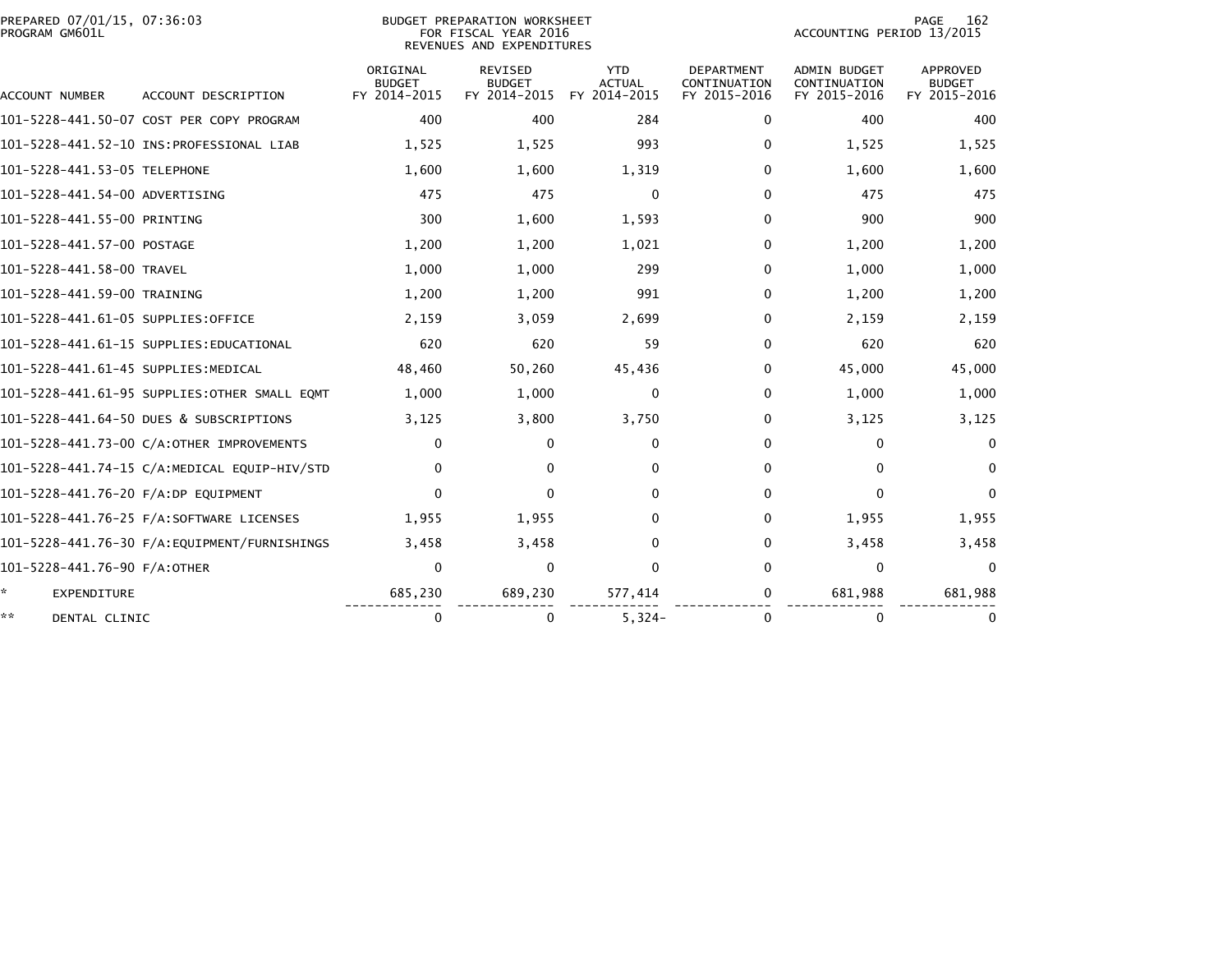PREPARED 07/01/15, 07:36:03
PROGRAM GM601L

BUDGET PREPARATION WORKSHEET
FOR FISCAL YEAR 2016
REVENUES AND EXPENDITURES

ACCOUNTING PERIOD 13/2015

| ACCOUNT NUMBER | ACCOUNT DESCRIPTION | ORIGINAL BUDGET FY 2014-2015 | REVISED BUDGET FY 2014-2015 | YTD ACTUAL FY 2014-2015 | DEPARTMENT CONTINUATION FY 2015-2016 | ADMIN BUDGET CONTINUATION FY 2015-2016 | APPROVED BUDGET FY 2015-2016 |
|---|---|---|---|---|---|---|---|
| 101-5228-441.50-07 | COST PER COPY PROGRAM | 400 | 400 | 284 | 0 | 400 | 400 |
| 101-5228-441.52-10 | INS:PROFESSIONAL LIAB | 1,525 | 1,525 | 993 | 0 | 1,525 | 1,525 |
| 101-5228-441.53-05 | TELEPHONE | 1,600 | 1,600 | 1,319 | 0 | 1,600 | 1,600 |
| 101-5228-441.54-00 | ADVERTISING | 475 | 475 | 0 | 0 | 475 | 475 |
| 101-5228-441.55-00 | PRINTING | 300 | 1,600 | 1,593 | 0 | 900 | 900 |
| 101-5228-441.57-00 | POSTAGE | 1,200 | 1,200 | 1,021 | 0 | 1,200 | 1,200 |
| 101-5228-441.58-00 | TRAVEL | 1,000 | 1,000 | 299 | 0 | 1,000 | 1,000 |
| 101-5228-441.59-00 | TRAINING | 1,200 | 1,200 | 991 | 0 | 1,200 | 1,200 |
| 101-5228-441.61-05 | SUPPLIES:OFFICE | 2,159 | 3,059 | 2,699 | 0 | 2,159 | 2,159 |
| 101-5228-441.61-15 | SUPPLIES:EDUCATIONAL | 620 | 620 | 59 | 0 | 620 | 620 |
| 101-5228-441.61-45 | SUPPLIES:MEDICAL | 48,460 | 50,260 | 45,436 | 0 | 45,000 | 45,000 |
| 101-5228-441.61-95 | SUPPLIES:OTHER SMALL EQMT | 1,000 | 1,000 | 0 | 0 | 1,000 | 1,000 |
| 101-5228-441.64-50 | DUES & SUBSCRIPTIONS | 3,125 | 3,800 | 3,750 | 0 | 3,125 | 3,125 |
| 101-5228-441.73-00 | C/A:OTHER IMPROVEMENTS | 0 | 0 | 0 | 0 | 0 | 0 |
| 101-5228-441.74-15 | C/A:MEDICAL EQUIP-HIV/STD | 0 | 0 | 0 | 0 | 0 | 0 |
| 101-5228-441.76-20 | F/A:DP EQUIPMENT | 0 | 0 | 0 | 0 | 0 | 0 |
| 101-5228-441.76-25 | F/A:SOFTWARE LICENSES | 1,955 | 1,955 | 0 | 0 | 1,955 | 1,955 |
| 101-5228-441.76-30 | F/A:EQUIPMENT/FURNISHINGS | 3,458 | 3,458 | 0 | 0 | 3,458 | 3,458 |
| 101-5228-441.76-90 | F/A:OTHER | 0 | 0 | 0 | 0 | 0 | 0 |
| * | EXPENDITURE | 685,230 | 689,230 | 577,414 | 0 | 681,988 | 681,988 |
| ** | DENTAL CLINIC | 0 | 0 | 5,324- | 0 | 0 | 0 |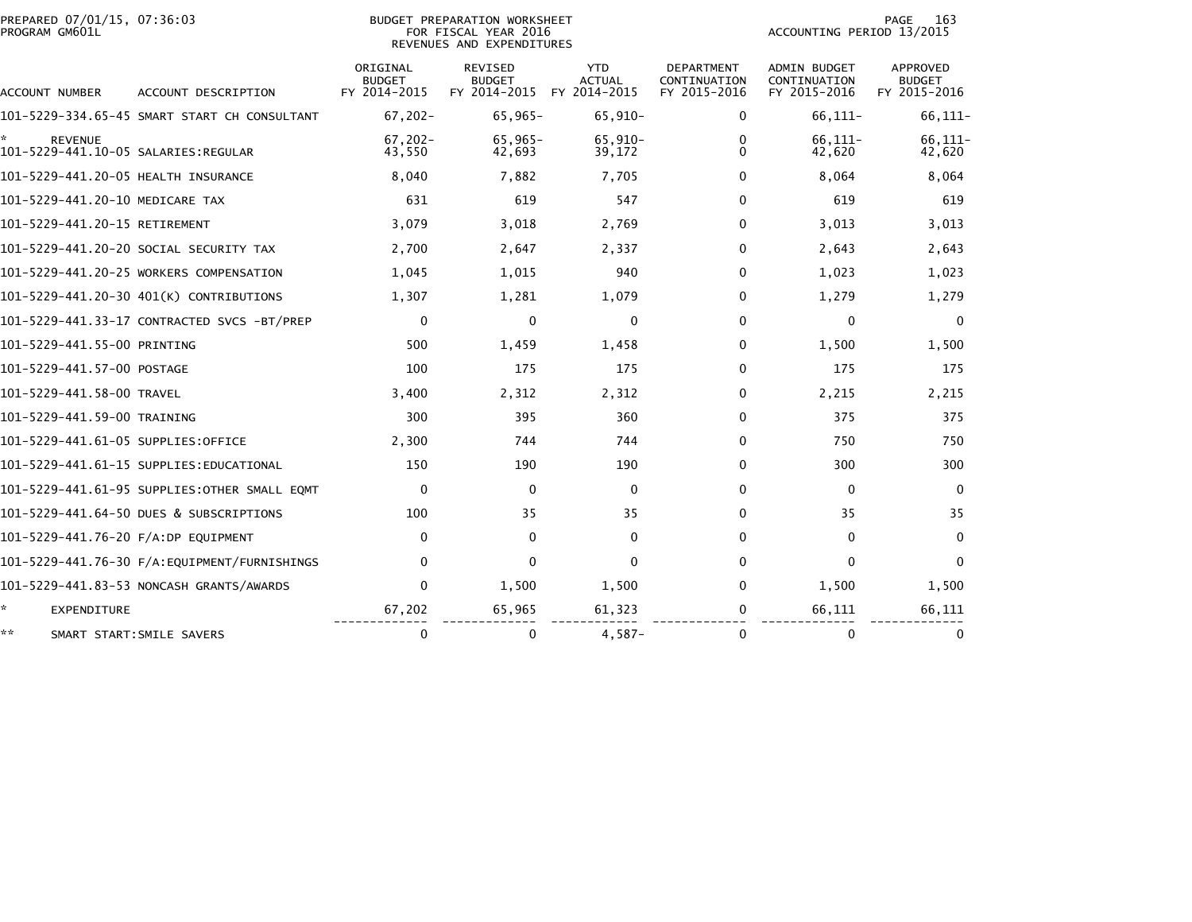PREPARED 07/01/15, 07:36:03
PROGRAM GM601L

BUDGET PREPARATION WORKSHEET
FOR FISCAL YEAR 2016
REVENUES AND EXPENDITURES

ACCOUNTING PERIOD 13/2015

| ACCOUNT NUMBER | ACCOUNT DESCRIPTION | ORIGINAL BUDGET FY 2014-2015 | REVISED BUDGET FY 2014-2015 | YTD ACTUAL FY 2014-2015 | DEPARTMENT CONTINUATION FY 2015-2016 | ADMIN BUDGET CONTINUATION FY 2015-2016 | APPROVED BUDGET FY 2015-2016 |
|---|---|---|---|---|---|---|---|
| 101-5229-334.65-45 | SMART START CH CONSULTANT | 67,202- | 65,965- | 65,910- | 0 | 66,111- | 66,111- |
| * | REVENUE | 67,202- | 65,965- | 65,910- | 0 | 66,111- | 66,111- |
| 101-5229-441.10-05 | SALARIES:REGULAR | 43,550 | 42,693 | 39,172 | 0 | 42,620 | 42,620 |
| 101-5229-441.20-05 | HEALTH INSURANCE | 8,040 | 7,882 | 7,705 | 0 | 8,064 | 8,064 |
| 101-5229-441.20-10 | MEDICARE TAX | 631 | 619 | 547 | 0 | 619 | 619 |
| 101-5229-441.20-15 | RETIREMENT | 3,079 | 3,018 | 2,769 | 0 | 3,013 | 3,013 |
| 101-5229-441.20-20 | SOCIAL SECURITY TAX | 2,700 | 2,647 | 2,337 | 0 | 2,643 | 2,643 |
| 101-5229-441.20-25 | WORKERS COMPENSATION | 1,045 | 1,015 | 940 | 0 | 1,023 | 1,023 |
| 101-5229-441.20-30 | 401(K) CONTRIBUTIONS | 1,307 | 1,281 | 1,079 | 0 | 1,279 | 1,279 |
| 101-5229-441.33-17 | CONTRACTED SVCS -BT/PREP | 0 | 0 | 0 | 0 | 0 | 0 |
| 101-5229-441.55-00 | PRINTING | 500 | 1,459 | 1,458 | 0 | 1,500 | 1,500 |
| 101-5229-441.57-00 | POSTAGE | 100 | 175 | 175 | 0 | 175 | 175 |
| 101-5229-441.58-00 | TRAVEL | 3,400 | 2,312 | 2,312 | 0 | 2,215 | 2,215 |
| 101-5229-441.59-00 | TRAINING | 300 | 395 | 360 | 0 | 375 | 375 |
| 101-5229-441.61-05 | SUPPLIES:OFFICE | 2,300 | 744 | 744 | 0 | 750 | 750 |
| 101-5229-441.61-15 | SUPPLIES:EDUCATIONAL | 150 | 190 | 190 | 0 | 300 | 300 |
| 101-5229-441.61-95 | SUPPLIES:OTHER SMALL EQMT | 0 | 0 | 0 | 0 | 0 | 0 |
| 101-5229-441.64-50 | DUES & SUBSCRIPTIONS | 100 | 35 | 35 | 0 | 35 | 35 |
| 101-5229-441.76-20 | F/A:DP EQUIPMENT | 0 | 0 | 0 | 0 | 0 | 0 |
| 101-5229-441.76-30 | F/A:EQUIPMENT/FURNISHINGS | 0 | 0 | 0 | 0 | 0 | 0 |
| 101-5229-441.83-53 | NONCASH GRANTS/AWARDS | 0 | 1,500 | 1,500 | 0 | 1,500 | 1,500 |
| * | EXPENDITURE | 67,202 | 65,965 | 61,323 | 0 | 66,111 | 66,111 |
| ** | SMART START:SMILE SAVERS | 0 | 0 | 4,587- | 0 | 0 | 0 |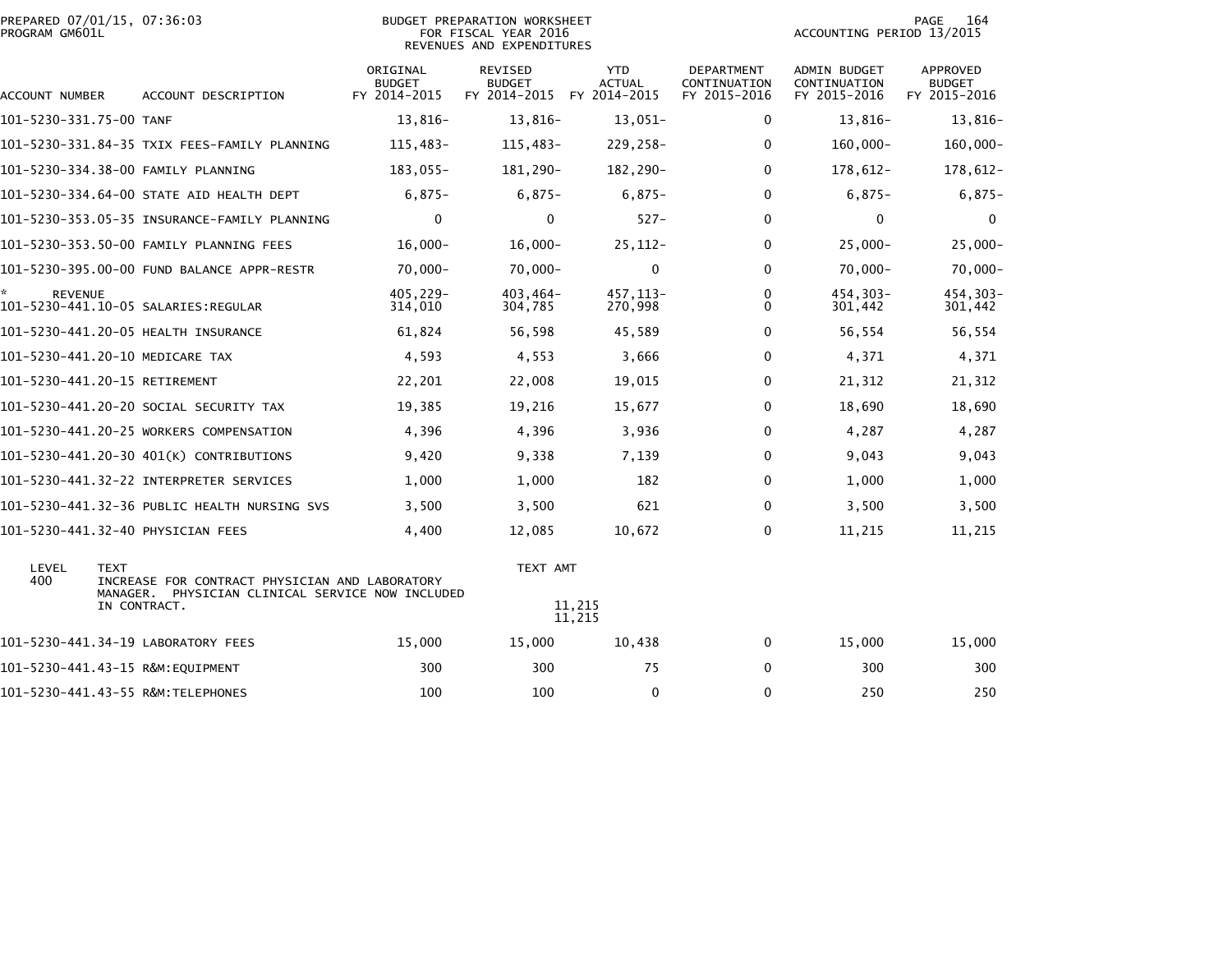PREPARED 07/01/15, 07:36:03
PROGRAM GM601L

BUDGET PREPARATION WORKSHEET
FOR FISCAL YEAR 2016
REVENUES AND EXPENDITURES

ACCOUNTING PERIOD 13/2015

| ACCOUNT NUMBER | ACCOUNT DESCRIPTION | ORIGINAL BUDGET FY 2014-2015 | REVISED BUDGET FY 2014-2015 | YTD ACTUAL FY 2014-2015 | DEPARTMENT CONTINUATION FY 2015-2016 | ADMIN BUDGET CONTINUATION FY 2015-2016 | APPROVED BUDGET FY 2015-2016 |
|---|---|---|---|---|---|---|---|
| 101-5230-331.75-00 | TANF | 13,816- | 13,816- | 13,051- | 0 | 13,816- | 13,816- |
| 101-5230-331.84-35 | TXIX FEES-FAMILY PLANNING | 115,483- | 115,483- | 229,258- | 0 | 160,000- | 160,000- |
| 101-5230-334.38-00 | FAMILY PLANNING | 183,055- | 181,290- | 182,290- | 0 | 178,612- | 178,612- |
| 101-5230-334.64-00 | STATE AID HEALTH DEPT | 6,875- | 6,875- | 6,875- | 0 | 6,875- | 6,875- |
| 101-5230-353.05-35 | INSURANCE-FAMILY PLANNING | 0 | 0 | 527- | 0 | 0 | 0 |
| 101-5230-353.50-00 | FAMILY PLANNING FEES | 16,000- | 16,000- | 25,112- | 0 | 25,000- | 25,000- |
| 101-5230-395.00-00 | FUND BALANCE APPR-RESTR | 70,000- | 70,000- | 0 | 0 | 70,000- | 70,000- |
| * REVENUE | | 405,229- | 403,464- | 457,113- | 0 | 454,303- | 454,303- |
| 101-5230-441.10-05 | SALARIES:REGULAR | 314,010 | 304,785 | 270,998 | 0 | 301,442 | 301,442 |
| 101-5230-441.20-05 | HEALTH INSURANCE | 61,824 | 56,598 | 45,589 | 0 | 56,554 | 56,554 |
| 101-5230-441.20-10 | MEDICARE TAX | 4,593 | 4,553 | 3,666 | 0 | 4,371 | 4,371 |
| 101-5230-441.20-15 | RETIREMENT | 22,201 | 22,008 | 19,015 | 0 | 21,312 | 21,312 |
| 101-5230-441.20-20 | SOCIAL SECURITY TAX | 19,385 | 19,216 | 15,677 | 0 | 18,690 | 18,690 |
| 101-5230-441.20-25 | WORKERS COMPENSATION | 4,396 | 4,396 | 3,936 | 0 | 4,287 | 4,287 |
| 101-5230-441.20-30 | 401(K) CONTRIBUTIONS | 9,420 | 9,338 | 7,139 | 0 | 9,043 | 9,043 |
| 101-5230-441.32-22 | INTERPRETER SERVICES | 1,000 | 1,000 | 182 | 0 | 1,000 | 1,000 |
| 101-5230-441.32-36 | PUBLIC HEALTH NURSING SVS | 3,500 | 3,500 | 621 | 0 | 3,500 | 3,500 |
| 101-5230-441.32-40 | PHYSICIAN FEES | 4,400 | 12,085 | 10,672 | 0 | 11,215 | 11,215 |

| LEVEL | TEXT | TEXT AMT |
|---|---|---|
| 400 | INCREASE FOR CONTRACT PHYSICIAN AND LABORATORY MANAGER. PHYSICIAN CLINICAL SERVICE NOW INCLUDED IN CONTRACT. | 11,215 |
| | | 11,215 |

| ACCOUNT NUMBER | ACCOUNT DESCRIPTION | ORIGINAL BUDGET FY 2014-2015 | REVISED BUDGET FY 2014-2015 | YTD ACTUAL FY 2014-2015 | DEPARTMENT CONTINUATION FY 2015-2016 | ADMIN BUDGET CONTINUATION FY 2015-2016 | APPROVED BUDGET FY 2015-2016 |
|---|---|---|---|---|---|---|---|
| 101-5230-441.34-19 | LABORATORY FEES | 15,000 | 15,000 | 10,438 | 0 | 15,000 | 15,000 |
| 101-5230-441.43-15 | R&M:EQUIPMENT | 300 | 300 | 75 | 0 | 300 | 300 |
| 101-5230-441.43-55 | R&M:TELEPHONES | 100 | 100 | 0 | 0 | 250 | 250 |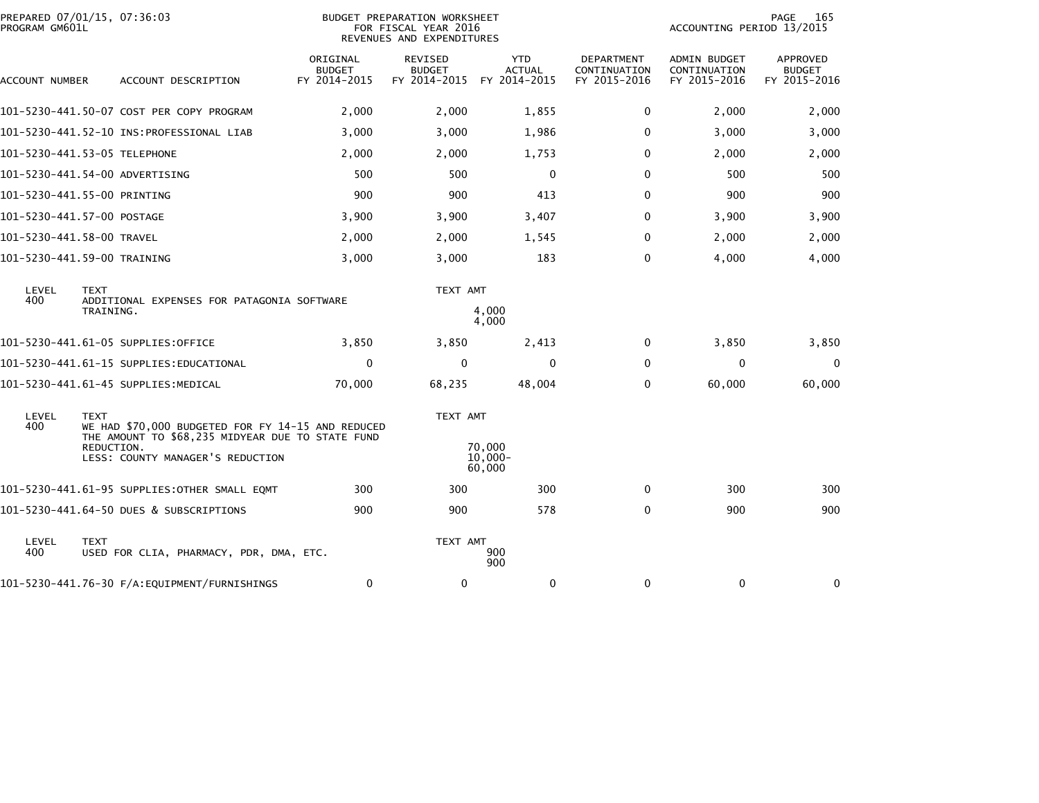PREPARED 07/01/15, 07:36:03
PROGRAM GM601L

BUDGET PREPARATION WORKSHEET
FOR FISCAL YEAR 2016
REVENUES AND EXPENDITURES

ACCOUNTING PERIOD 13/2015

| ACCOUNT NUMBER | ACCOUNT DESCRIPTION | ORIGINAL BUDGET FY 2014-2015 | REVISED BUDGET FY 2014-2015 | YTD ACTUAL FY 2014-2015 | DEPARTMENT CONTINUATION FY 2015-2016 | ADMIN BUDGET CONTINUATION FY 2015-2016 | APPROVED BUDGET FY 2015-2016 |
|---|---|---|---|---|---|---|---|
| 101-5230-441.50-07 | COST PER COPY PROGRAM | 2,000 | 2,000 | 1,855 | 0 | 2,000 | 2,000 |
| 101-5230-441.52-10 | INS:PROFESSIONAL LIAB | 3,000 | 3,000 | 1,986 | 0 | 3,000 | 3,000 |
| 101-5230-441.53-05 | TELEPHONE | 2,000 | 2,000 | 1,753 | 0 | 2,000 | 2,000 |
| 101-5230-441.54-00 | ADVERTISING | 500 | 500 | 0 | 0 | 500 | 500 |
| 101-5230-441.55-00 | PRINTING | 900 | 900 | 413 | 0 | 900 | 900 |
| 101-5230-441.57-00 | POSTAGE | 3,900 | 3,900 | 3,407 | 0 | 3,900 | 3,900 |
| 101-5230-441.58-00 | TRAVEL | 2,000 | 2,000 | 1,545 | 0 | 2,000 | 2,000 |
| 101-5230-441.59-00 | TRAINING | 3,000 | 3,000 | 183 | 0 | 4,000 | 4,000 |

| LEVEL | TEXT | TEXT AMT |
|---|---|---|
| 400 | ADDITIONAL EXPENSES FOR PATAGONIA SOFTWARE TRAINING. | 4,000 |
| | | 4,000 |

| ACCOUNT NUMBER | ACCOUNT DESCRIPTION | ORIGINAL BUDGET FY 2014-2015 | REVISED BUDGET FY 2014-2015 | YTD ACTUAL FY 2014-2015 | DEPARTMENT CONTINUATION FY 2015-2016 | ADMIN BUDGET CONTINUATION FY 2015-2016 | APPROVED BUDGET FY 2015-2016 |
|---|---|---|---|---|---|---|---|
| 101-5230-441.61-05 | SUPPLIES:OFFICE | 3,850 | 3,850 | 2,413 | 0 | 3,850 | 3,850 |
| 101-5230-441.61-15 | SUPPLIES:EDUCATIONAL | 0 | 0 | 0 | 0 | 0 | 0 |
| 101-5230-441.61-45 | SUPPLIES:MEDICAL | 70,000 | 68,235 | 48,004 | 0 | 60,000 | 60,000 |

| LEVEL | TEXT | TEXT AMT |
|---|---|---|
| 400 | WE HAD $70,000 BUDGETED FOR FY 14-15 AND REDUCED THE AMOUNT TO $68,235 MIDYEAR DUE TO STATE FUND REDUCTION. | 70,000 |
| | LESS: COUNTY MANAGER'S REDUCTION | 10,000- |
| | | 60,000 |

| ACCOUNT NUMBER | ACCOUNT DESCRIPTION | ORIGINAL BUDGET FY 2014-2015 | REVISED BUDGET FY 2014-2015 | YTD ACTUAL FY 2014-2015 | DEPARTMENT CONTINUATION FY 2015-2016 | ADMIN BUDGET CONTINUATION FY 2015-2016 | APPROVED BUDGET FY 2015-2016 |
|---|---|---|---|---|---|---|---|
| 101-5230-441.61-95 | SUPPLIES:OTHER SMALL EQMT | 300 | 300 | 300 | 0 | 300 | 300 |
| 101-5230-441.64-50 | DUES & SUBSCRIPTIONS | 900 | 900 | 578 | 0 | 900 | 900 |

| LEVEL | TEXT | TEXT AMT |
|---|---|---|
| 400 | USED FOR CLIA, PHARMACY, PDR, DMA, ETC. | 900 |
| | | 900 |

| ACCOUNT NUMBER | ACCOUNT DESCRIPTION | ORIGINAL BUDGET FY 2014-2015 | REVISED BUDGET FY 2014-2015 | YTD ACTUAL FY 2014-2015 | DEPARTMENT CONTINUATION FY 2015-2016 | ADMIN BUDGET CONTINUATION FY 2015-2016 | APPROVED BUDGET FY 2015-2016 |
|---|---|---|---|---|---|---|---|
| 101-5230-441.76-30 | F/A:EQUIPMENT/FURNISHINGS | 0 | 0 | 0 | 0 | 0 | 0 |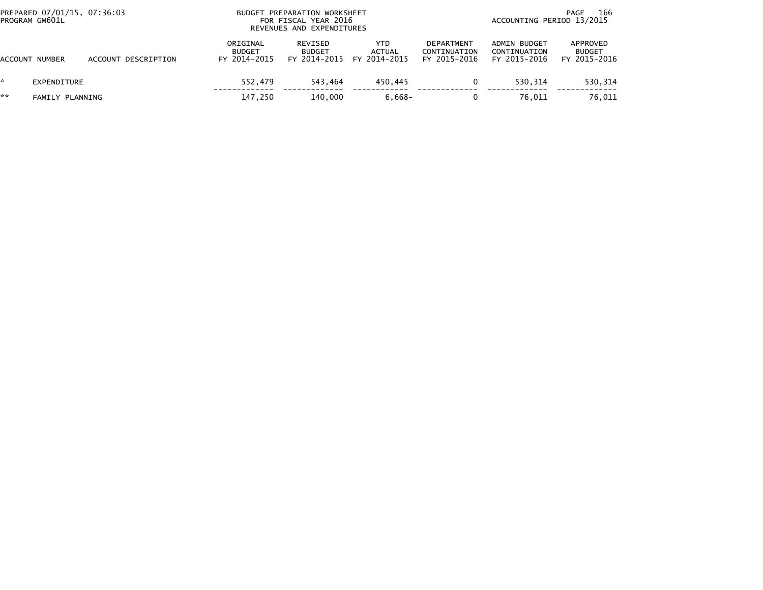BUDGET PREPARATION WORKSHEET
FOR FISCAL YEAR 2016
REVENUES AND EXPENDITURES

PREPARED 07/01/15, 07:36:03
PROGRAM GM601L

ACCOUNTING PERIOD 13/2015

| ACCOUNT NUMBER | ACCOUNT DESCRIPTION | ORIGINAL BUDGET FY 2014-2015 | REVISED BUDGET FY 2014-2015 | YTD ACTUAL FY 2014-2015 | DEPARTMENT CONTINUATION FY 2015-2016 | ADMIN BUDGET CONTINUATION FY 2015-2016 | APPROVED BUDGET FY 2015-2016 |
|---|---|---|---|---|---|---|---|
| * | EXPENDITURE | 552,479 | 543,464 | 450,445 | 0 | 530,314 | 530,314 |
| ** | FAMILY PLANNING | 147,250 | 140,000 | 6,668- | 0 | 76,011 | 76,011 |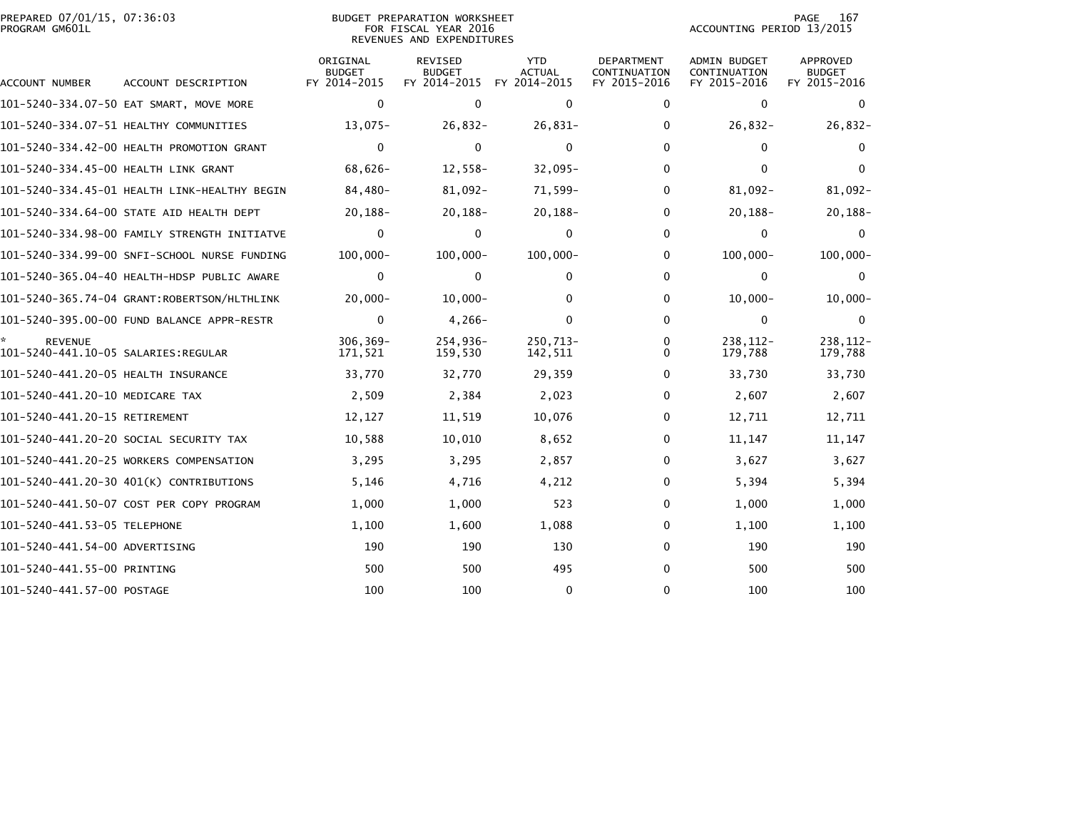PREPARED 07/01/15, 07:36:03
PROGRAM GM601L

BUDGET PREPARATION WORKSHEET
FOR FISCAL YEAR 2016
REVENUES AND EXPENDITURES

ACCOUNTING PERIOD 13/2015

| ACCOUNT NUMBER | ACCOUNT DESCRIPTION | ORIGINAL BUDGET FY 2014-2015 | REVISED BUDGET FY 2014-2015 | YTD ACTUAL FY 2014-2015 | DEPARTMENT CONTINUATION FY 2015-2016 | ADMIN BUDGET CONTINUATION FY 2015-2016 | APPROVED BUDGET FY 2015-2016 |
|---|---|---|---|---|---|---|---|
| 101-5240-334.07-50 | EAT SMART, MOVE MORE | 0 | 0 | 0 | 0 | 0 | 0 |
| 101-5240-334.07-51 | HEALTHY COMMUNITIES | 13,075- | 26,832- | 26,831- | 0 | 26,832- | 26,832- |
| 101-5240-334.42-00 | HEALTH PROMOTION GRANT | 0 | 0 | 0 | 0 | 0 | 0 |
| 101-5240-334.45-00 | HEALTH LINK GRANT | 68,626- | 12,558- | 32,095- | 0 | 0 | 0 |
| 101-5240-334.45-01 | HEALTH LINK-HEALTHY BEGIN | 84,480- | 81,092- | 71,599- | 0 | 81,092- | 81,092- |
| 101-5240-334.64-00 | STATE AID HEALTH DEPT | 20,188- | 20,188- | 20,188- | 0 | 20,188- | 20,188- |
| 101-5240-334.98-00 | FAMILY STRENGTH INITIATVE | 0 | 0 | 0 | 0 | 0 | 0 |
| 101-5240-334.99-00 | SNFI-SCHOOL NURSE FUNDING | 100,000- | 100,000- | 100,000- | 0 | 100,000- | 100,000- |
| 101-5240-365.04-40 | HEALTH-HDSP PUBLIC AWARE | 0 | 0 | 0 | 0 | 0 | 0 |
| 101-5240-365.74-04 | GRANT:ROBERTSON/HLTHLINK | 20,000- | 10,000- | 0 | 0 | 10,000- | 10,000- |
| 101-5240-395.00-00 | FUND BALANCE APPR-RESTR | 0 | 4,266- | 0 | 0 | 0 | 0 |
| * | REVENUE | 306,369- | 254,936- | 250,713- | 0 | 238,112- | 238,112- |
| 101-5240-441.10-05 | SALARIES:REGULAR | 171,521 | 159,530 | 142,511 | 0 | 179,788 | 179,788 |
| 101-5240-441.20-05 | HEALTH INSURANCE | 33,770 | 32,770 | 29,359 | 0 | 33,730 | 33,730 |
| 101-5240-441.20-10 | MEDICARE TAX | 2,509 | 2,384 | 2,023 | 0 | 2,607 | 2,607 |
| 101-5240-441.20-15 | RETIREMENT | 12,127 | 11,519 | 10,076 | 0 | 12,711 | 12,711 |
| 101-5240-441.20-20 | SOCIAL SECURITY TAX | 10,588 | 10,010 | 8,652 | 0 | 11,147 | 11,147 |
| 101-5240-441.20-25 | WORKERS COMPENSATION | 3,295 | 3,295 | 2,857 | 0 | 3,627 | 3,627 |
| 101-5240-441.20-30 | 401(K) CONTRIBUTIONS | 5,146 | 4,716 | 4,212 | 0 | 5,394 | 5,394 |
| 101-5240-441.50-07 | COST PER COPY PROGRAM | 1,000 | 1,000 | 523 | 0 | 1,000 | 1,000 |
| 101-5240-441.53-05 | TELEPHONE | 1,100 | 1,600 | 1,088 | 0 | 1,100 | 1,100 |
| 101-5240-441.54-00 | ADVERTISING | 190 | 190 | 130 | 0 | 190 | 190 |
| 101-5240-441.55-00 | PRINTING | 500 | 500 | 495 | 0 | 500 | 500 |
| 101-5240-441.57-00 | POSTAGE | 100 | 100 | 0 | 0 | 100 | 100 |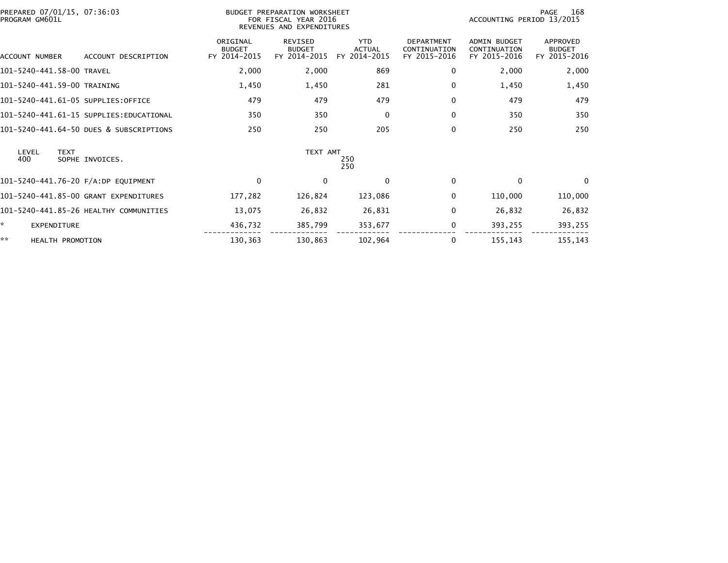PREPARED 07/01/15, 07:36:03
PROGRAM GM601L

BUDGET PREPARATION WORKSHEET
FOR FISCAL YEAR 2016
REVENUES AND EXPENDITURES

ACCOUNTING PERIOD 13/2015

| ACCOUNT NUMBER | ACCOUNT DESCRIPTION | ORIGINAL BUDGET FY 2014-2015 | REVISED BUDGET FY 2014-2015 | YTD ACTUAL FY 2014-2015 | DEPARTMENT CONTINUATION FY 2015-2016 | ADMIN BUDGET CONTINUATION FY 2015-2016 | APPROVED BUDGET FY 2015-2016 |
|---|---|---|---|---|---|---|---|
| 101-5240-441.58-00 | TRAVEL | 2,000 | 2,000 | 869 | 0 | 2,000 | 2,000 |
| 101-5240-441.59-00 | TRAINING | 1,450 | 1,450 | 281 | 0 | 1,450 | 1,450 |
| 101-5240-441.61-05 | SUPPLIES:OFFICE | 479 | 479 | 479 | 0 | 479 | 479 |
| 101-5240-441.61-15 | SUPPLIES:EDUCATIONAL | 350 | 350 | 0 | 0 | 350 | 350 |
| 101-5240-441.64-50 | DUES & SUBSCRIPTIONS | 250 | 250 | 205 | 0 | 250 | 250 |

| LEVEL | TEXT | TEXT AMT |
|---|---|---|
| 400 | SOPHE INVOICES. | 250 |
| | | 250 |

| ACCOUNT NUMBER | ACCOUNT DESCRIPTION | ORIGINAL BUDGET FY 2014-2015 | REVISED BUDGET FY 2014-2015 | YTD ACTUAL FY 2014-2015 | DEPARTMENT CONTINUATION FY 2015-2016 | ADMIN BUDGET CONTINUATION FY 2015-2016 | APPROVED BUDGET FY 2015-2016 |
|---|---|---|---|---|---|---|---|
| 101-5240-441.76-20 | F/A:DP EQUIPMENT | 0 | 0 | 0 | 0 | 0 | 0 |
| 101-5240-441.85-00 | GRANT EXPENDITURES | 177,282 | 126,824 | 123,086 | 0 | 110,000 | 110,000 |
| 101-5240-441.85-26 | HEALTHY COMMUNITIES | 13,075 | 26,832 | 26,831 | 0 | 26,832 | 26,832 |
| * | EXPENDITURE | 436,732 | 385,799 | 353,677 | 0 | 393,255 | 393,255 |
| ** | HEALTH PROMOTION | 130,363 | 130,863 | 102,964 | 0 | 155,143 | 155,143 |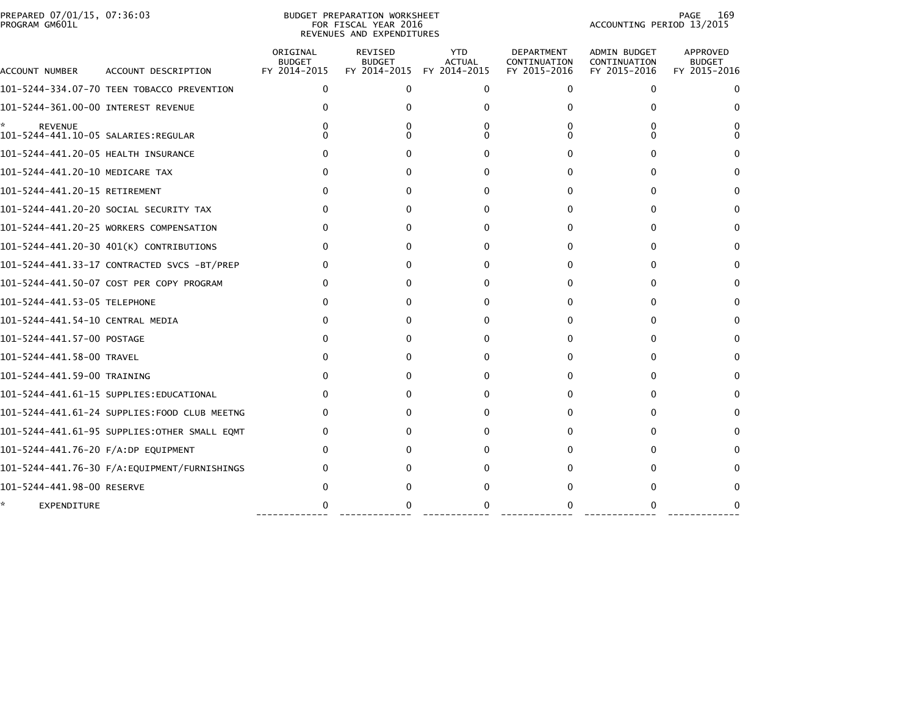PREPARED 07/01/15, 07:36:03
PROGRAM GM601L

BUDGET PREPARATION WORKSHEET
FOR FISCAL YEAR 2016
REVENUES AND EXPENDITURES

ACCOUNTING PERIOD 13/2015

| ACCOUNT NUMBER | ACCOUNT DESCRIPTION | ORIGINAL BUDGET FY 2014-2015 | REVISED BUDGET FY 2014-2015 | YTD ACTUAL FY 2014-2015 | DEPARTMENT CONTINUATION FY 2015-2016 | ADMIN BUDGET CONTINUATION FY 2015-2016 | APPROVED BUDGET FY 2015-2016 |
|---|---|---|---|---|---|---|---|
| 101-5244-334.07-70 | TEEN TOBACCO PREVENTION | 0 | 0 | 0 | 0 | 0 | 0 |
| 101-5244-361.00-00 | INTEREST REVENUE | 0 | 0 | 0 | 0 | 0 | 0 |
| * | REVENUE | 0 | 0 | 0 | 0 | 0 | 0 |
| 101-5244-441.10-05 | SALARIES:REGULAR | 0 | 0 | 0 | 0 | 0 | 0 |
| 101-5244-441.20-05 | HEALTH INSURANCE | 0 | 0 | 0 | 0 | 0 | 0 |
| 101-5244-441.20-10 | MEDICARE TAX | 0 | 0 | 0 | 0 | 0 | 0 |
| 101-5244-441.20-15 | RETIREMENT | 0 | 0 | 0 | 0 | 0 | 0 |
| 101-5244-441.20-20 | SOCIAL SECURITY TAX | 0 | 0 | 0 | 0 | 0 | 0 |
| 101-5244-441.20-25 | WORKERS COMPENSATION | 0 | 0 | 0 | 0 | 0 | 0 |
| 101-5244-441.20-30 | 401(K) CONTRIBUTIONS | 0 | 0 | 0 | 0 | 0 | 0 |
| 101-5244-441.33-17 | CONTRACTED SVCS -BT/PREP | 0 | 0 | 0 | 0 | 0 | 0 |
| 101-5244-441.50-07 | COST PER COPY PROGRAM | 0 | 0 | 0 | 0 | 0 | 0 |
| 101-5244-441.53-05 | TELEPHONE | 0 | 0 | 0 | 0 | 0 | 0 |
| 101-5244-441.54-10 | CENTRAL MEDIA | 0 | 0 | 0 | 0 | 0 | 0 |
| 101-5244-441.57-00 | POSTAGE | 0 | 0 | 0 | 0 | 0 | 0 |
| 101-5244-441.58-00 | TRAVEL | 0 | 0 | 0 | 0 | 0 | 0 |
| 101-5244-441.59-00 | TRAINING | 0 | 0 | 0 | 0 | 0 | 0 |
| 101-5244-441.61-15 | SUPPLIES:EDUCATIONAL | 0 | 0 | 0 | 0 | 0 | 0 |
| 101-5244-441.61-24 | SUPPLIES:FOOD CLUB MEETNG | 0 | 0 | 0 | 0 | 0 | 0 |
| 101-5244-441.61-95 | SUPPLIES:OTHER SMALL EQMT | 0 | 0 | 0 | 0 | 0 | 0 |
| 101-5244-441.76-20 | F/A:DP EQUIPMENT | 0 | 0 | 0 | 0 | 0 | 0 |
| 101-5244-441.76-30 | F/A:EQUIPMENT/FURNISHINGS | 0 | 0 | 0 | 0 | 0 | 0 |
| 101-5244-441.98-00 | RESERVE | 0 | 0 | 0 | 0 | 0 | 0 |
| * | EXPENDITURE | 0 | 0 | 0 | 0 | 0 | 0 |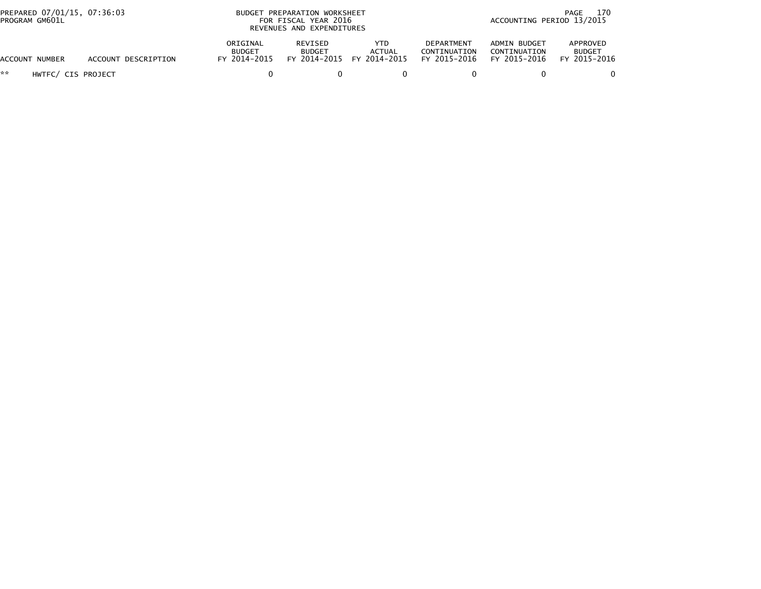PREPARED 07/01/15, 07:36:03
PROGRAM GM601L

BUDGET PREPARATION WORKSHEET
FOR FISCAL YEAR 2016
REVENUES AND EXPENDITURES

ACCOUNTING PERIOD 13/2015

| ACCOUNT NUMBER | ACCOUNT DESCRIPTION | ORIGINAL BUDGET FY 2014-2015 | REVISED BUDGET FY 2014-2015 | YTD ACTUAL FY 2014-2015 | DEPARTMENT CONTINUATION FY 2015-2016 | ADMIN BUDGET CONTINUATION FY 2015-2016 | APPROVED BUDGET FY 2015-2016 |
|---|---|---|---|---|---|---|---|
| ** | HWTFC/ CIS PROJECT | 0 | 0 | 0 | 0 | 0 | 0 |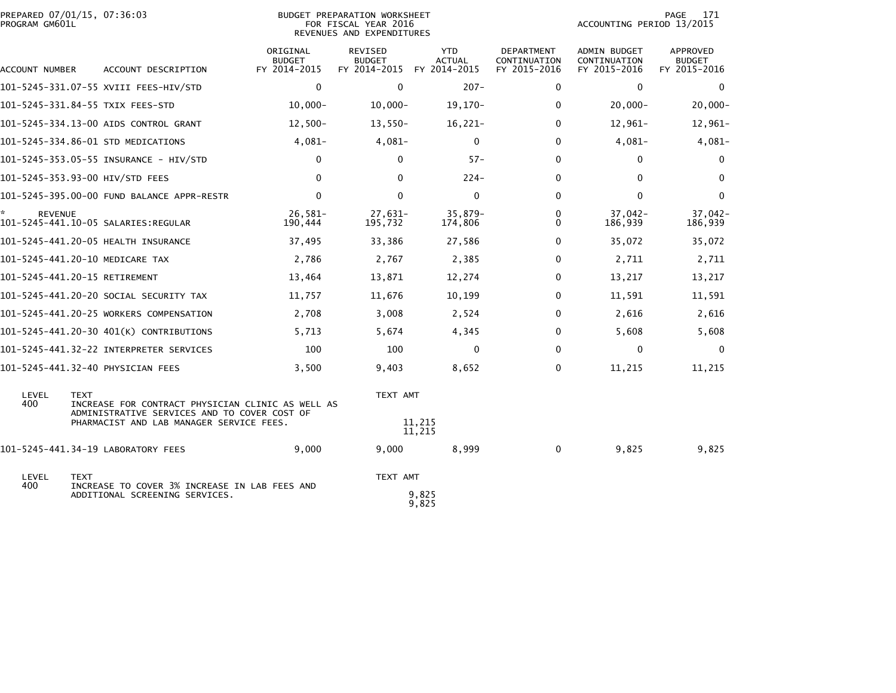PREPARED 07/01/15, 07:36:03
PROGRAM GM601L

BUDGET PREPARATION WORKSHEET
FOR FISCAL YEAR 2016
REVENUES AND EXPENDITURES

ACCOUNTING PERIOD 13/2015

| ACCOUNT NUMBER | ACCOUNT DESCRIPTION | ORIGINAL BUDGET FY 2014-2015 | REVISED BUDGET FY 2014-2015 | YTD ACTUAL FY 2014-2015 | DEPARTMENT CONTINUATION FY 2015-2016 | ADMIN BUDGET CONTINUATION FY 2015-2016 | APPROVED BUDGET FY 2015-2016 |
|---|---|---|---|---|---|---|---|
| 101-5245-331.07-55 | XVIII FEES-HIV/STD | 0 | 0 | 207- | 0 | 0 | 0 |
| 101-5245-331.84-55 | TXIX FEES-STD | 10,000- | 10,000- | 19,170- | 0 | 20,000- | 20,000- |
| 101-5245-334.13-00 | AIDS CONTROL GRANT | 12,500- | 13,550- | 16,221- | 0 | 12,961- | 12,961- |
| 101-5245-334.86-01 | STD MEDICATIONS | 4,081- | 4,081- | 0 | 0 | 4,081- | 4,081- |
| 101-5245-353.05-55 | INSURANCE - HIV/STD | 0 | 0 | 57- | 0 | 0 | 0 |
| 101-5245-353.93-00 | HIV/STD FEES | 0 | 0 | 224- | 0 | 0 | 0 |
| 101-5245-395.00-00 | FUND BALANCE APPR-RESTR | 0 | 0 | 0 | 0 | 0 | 0 |
| * REVENUE | | 26,581- | 27,631- | 35,879- | 0 | 37,042- | 37,042- |
| 101-5245-441.10-05 | SALARIES:REGULAR | 190,444 | 195,732 | 174,806 | 0 | 186,939 | 186,939 |
| 101-5245-441.20-05 | HEALTH INSURANCE | 37,495 | 33,386 | 27,586 | 0 | 35,072 | 35,072 |
| 101-5245-441.20-10 | MEDICARE TAX | 2,786 | 2,767 | 2,385 | 0 | 2,711 | 2,711 |
| 101-5245-441.20-15 | RETIREMENT | 13,464 | 13,871 | 12,274 | 0 | 13,217 | 13,217 |
| 101-5245-441.20-20 | SOCIAL SECURITY TAX | 11,757 | 11,676 | 10,199 | 0 | 11,591 | 11,591 |
| 101-5245-441.20-25 | WORKERS COMPENSATION | 2,708 | 3,008 | 2,524 | 0 | 2,616 | 2,616 |
| 101-5245-441.20-30 | 401(K) CONTRIBUTIONS | 5,713 | 5,674 | 4,345 | 0 | 5,608 | 5,608 |
| 101-5245-441.32-22 | INTERPRETER SERVICES | 100 | 100 | 0 | 0 | 0 | 0 |
| 101-5245-441.32-40 | PHYSICIAN FEES | 3,500 | 9,403 | 8,652 | 0 | 11,215 | 11,215 |

| LEVEL | TEXT | TEXT AMT |
|---|---|---|
| 400 | INCREASE FOR CONTRACT PHYSICIAN CLINIC AS WELL AS ADMINISTRATIVE SERVICES AND TO COVER COST OF PHARMACIST AND LAB MANAGER SERVICE FEES. | 11,215 |
| | | 11,215 |

| ACCOUNT NUMBER | ACCOUNT DESCRIPTION | ORIGINAL BUDGET FY 2014-2015 | REVISED BUDGET FY 2014-2015 | YTD ACTUAL FY 2014-2015 | DEPARTMENT CONTINUATION FY 2015-2016 | ADMIN BUDGET CONTINUATION FY 2015-2016 | APPROVED BUDGET FY 2015-2016 |
|---|---|---|---|---|---|---|---|
| 101-5245-441.34-19 | LABORATORY FEES | 9,000 | 9,000 | 8,999 | 0 | 9,825 | 9,825 |

| LEVEL | TEXT | TEXT AMT |
|---|---|---|
| 400 | INCREASE TO COVER 3% INCREASE IN LAB FEES AND ADDITIONAL SCREENING SERVICES. | 9,825 |
| | | 9,825 |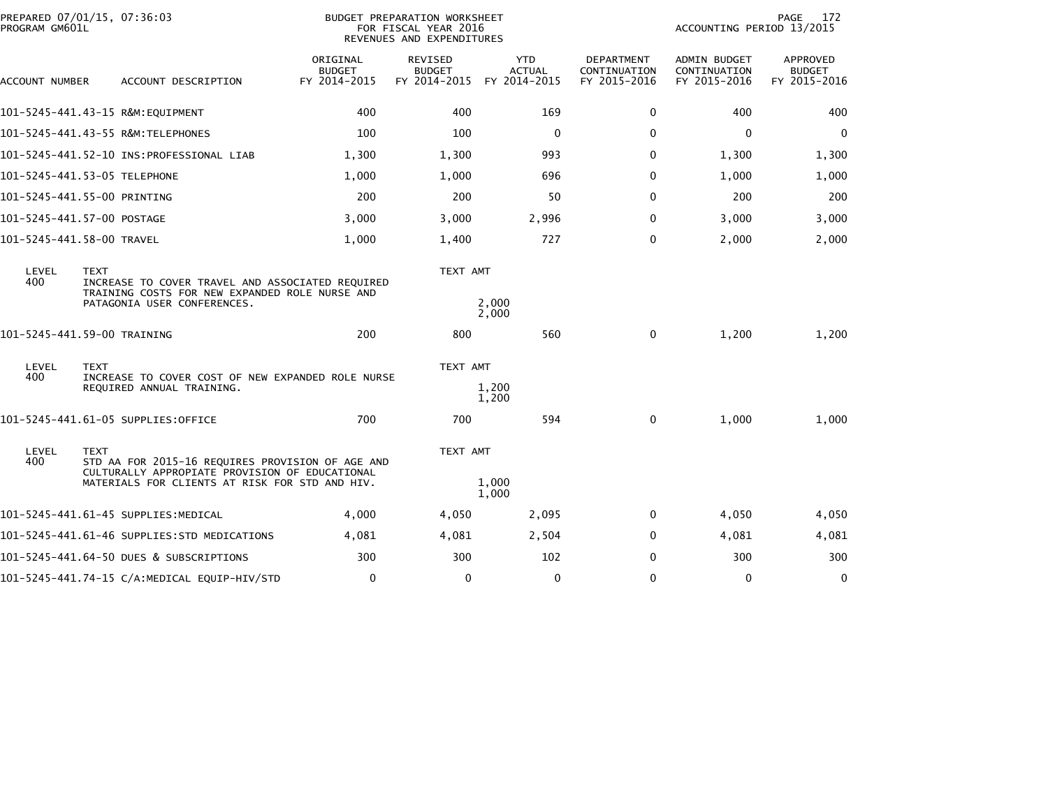PREPARED 07/01/15, 07:36:03
PROGRAM GM601L

BUDGET PREPARATION WORKSHEET
FOR FISCAL YEAR 2016
REVENUES AND EXPENDITURES

ACCOUNTING PERIOD 13/2015

| ACCOUNT NUMBER | ACCOUNT DESCRIPTION | ORIGINAL BUDGET FY 2014-2015 | REVISED BUDGET FY 2014-2015 | YTD ACTUAL FY 2014-2015 | DEPARTMENT CONTINUATION FY 2015-2016 | ADMIN BUDGET CONTINUATION FY 2015-2016 | APPROVED BUDGET FY 2015-2016 |
|---|---|---|---|---|---|---|---|
| 101-5245-441.43-15 | R&M:EQUIPMENT | 400 | 400 | 169 | 0 | 400 | 400 |
| 101-5245-441.43-55 | R&M:TELEPHONES | 100 | 100 | 0 | 0 | 0 | 0 |
| 101-5245-441.52-10 | INS:PROFESSIONAL LIAB | 1,300 | 1,300 | 993 | 0 | 1,300 | 1,300 |
| 101-5245-441.53-05 | TELEPHONE | 1,000 | 1,000 | 696 | 0 | 1,000 | 1,000 |
| 101-5245-441.55-00 | PRINTING | 200 | 200 | 50 | 0 | 200 | 200 |
| 101-5245-441.57-00 | POSTAGE | 3,000 | 3,000 | 2,996 | 0 | 3,000 | 3,000 |
| 101-5245-441.58-00 | TRAVEL | 1,000 | 1,400 | 727 | 0 | 2,000 | 2,000 |

| LEVEL | TEXT | TEXT AMT |
|---|---|---|
| 400 | INCREASE TO COVER TRAVEL AND ASSOCIATED REQUIRED TRAINING COSTS FOR NEW EXPANDED ROLE NURSE AND PATAGONIA USER CONFERENCES. | 2,000 |
| | | 2,000 |

| ACCOUNT NUMBER | ACCOUNT DESCRIPTION | ORIGINAL BUDGET FY 2014-2015 | REVISED BUDGET FY 2014-2015 | YTD ACTUAL FY 2014-2015 | DEPARTMENT CONTINUATION FY 2015-2016 | ADMIN BUDGET CONTINUATION FY 2015-2016 | APPROVED BUDGET FY 2015-2016 |
|---|---|---|---|---|---|---|---|
| 101-5245-441.59-00 | TRAINING | 200 | 800 | 560 | 0 | 1,200 | 1,200 |

| LEVEL | TEXT | TEXT AMT |
|---|---|---|
| 400 | INCREASE TO COVER COST OF NEW EXPANDED ROLE NURSE REQUIRED ANNUAL TRAINING. | 1,200 |
| | | 1,200 |

| ACCOUNT NUMBER | ACCOUNT DESCRIPTION | ORIGINAL BUDGET FY 2014-2015 | REVISED BUDGET FY 2014-2015 | YTD ACTUAL FY 2014-2015 | DEPARTMENT CONTINUATION FY 2015-2016 | ADMIN BUDGET CONTINUATION FY 2015-2016 | APPROVED BUDGET FY 2015-2016 |
|---|---|---|---|---|---|---|---|
| 101-5245-441.61-05 | SUPPLIES:OFFICE | 700 | 700 | 594 | 0 | 1,000 | 1,000 |

| LEVEL | TEXT | TEXT AMT |
|---|---|---|
| 400 | STD AA FOR 2015-16 REQUIRES PROVISION OF AGE AND CULTURALLY APPROPIATE PROVISION OF EDUCATIONAL MATERIALS FOR CLIENTS AT RISK FOR STD AND HIV. | 1,000 |
| | | 1,000 |

| ACCOUNT NUMBER | ACCOUNT DESCRIPTION | ORIGINAL BUDGET FY 2014-2015 | REVISED BUDGET FY 2014-2015 | YTD ACTUAL FY 2014-2015 | DEPARTMENT CONTINUATION FY 2015-2016 | ADMIN BUDGET CONTINUATION FY 2015-2016 | APPROVED BUDGET FY 2015-2016 |
|---|---|---|---|---|---|---|---|
| 101-5245-441.61-45 | SUPPLIES:MEDICAL | 4,000 | 4,050 | 2,095 | 0 | 4,050 | 4,050 |
| 101-5245-441.61-46 | SUPPLIES:STD MEDICATIONS | 4,081 | 4,081 | 2,504 | 0 | 4,081 | 4,081 |
| 101-5245-441.64-50 | DUES & SUBSCRIPTIONS | 300 | 300 | 102 | 0 | 300 | 300 |
| 101-5245-441.74-15 | C/A:MEDICAL EQUIP-HIV/STD | 0 | 0 | 0 | 0 | 0 | 0 |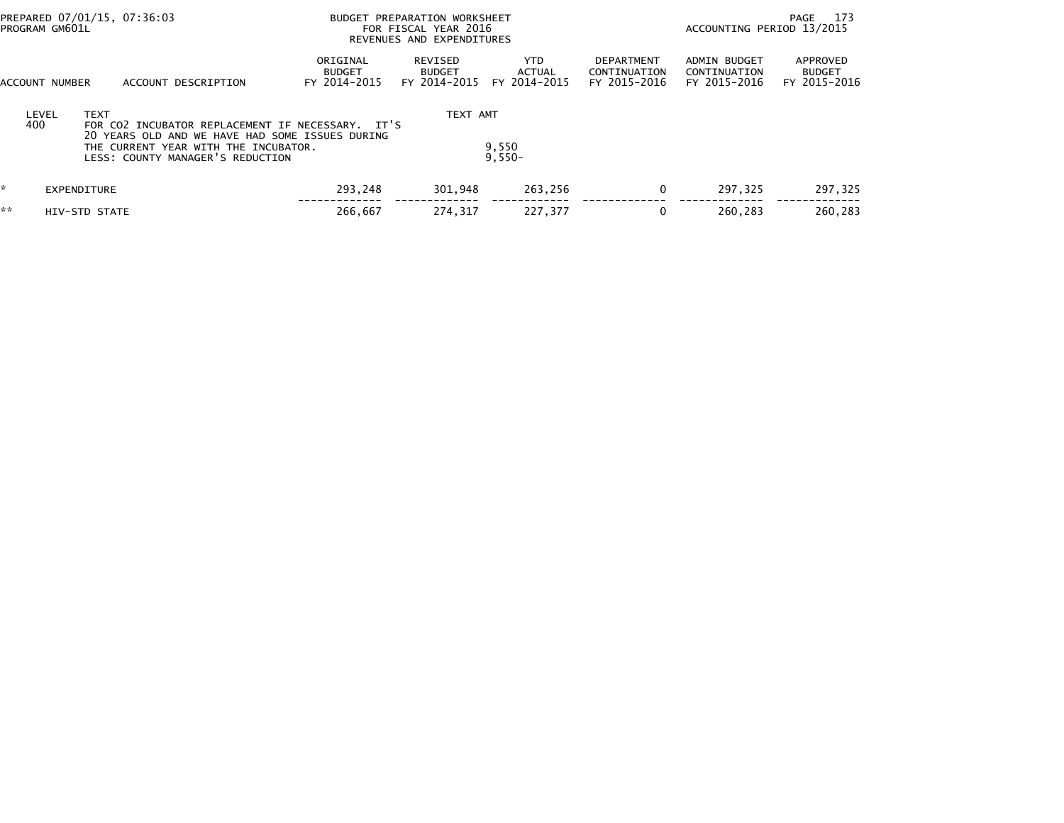PREPARED 07/01/15, 07:36:03
PROGRAM GM601L

BUDGET PREPARATION WORKSHEET
FOR FISCAL YEAR 2016
REVENUES AND EXPENDITURES

ACCOUNTING PERIOD 13/2015

| ACCOUNT NUMBER | ACCOUNT DESCRIPTION | ORIGINAL BUDGET FY 2014-2015 | REVISED BUDGET FY 2014-2015 | YTD ACTUAL FY 2014-2015 | DEPARTMENT CONTINUATION FY 2015-2016 | ADMIN BUDGET CONTINUATION FY 2015-2016 | APPROVED BUDGET FY 2015-2016 |
|---|---|---|---|---|---|---|---|
| LEVEL 400 | TEXT: FOR $CO_2$ INCUBATOR REPLACEMENT IF NECESSARY. IT'S 20 YEARS OLD AND WE HAVE HAD SOME ISSUES DURING THE CURRENT YEAR WITH THE INCUBATOR. | | TEXT AMT | 9,550 | | | |
| | LESS: COUNTY MANAGER'S REDUCTION | | | 9,550- | | | |
| * | EXPENDITURE | 293,248 | 301,948 | 263,256 | 0 | 297,325 | 297,325 |
| ** | HIV-STD STATE | 266,667 | 274,317 | 227,377 | 0 | 260,283 | 260,283 |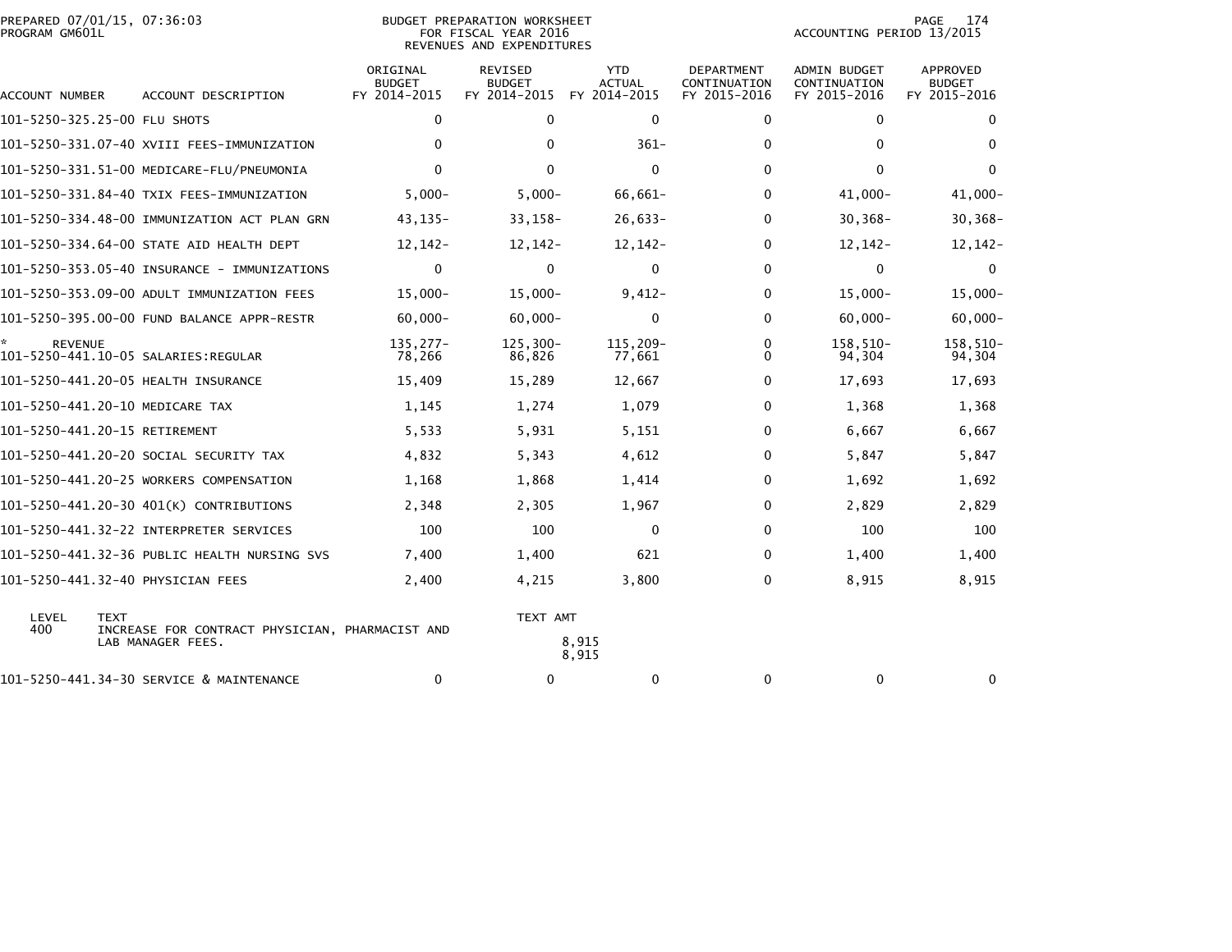PREPARED 07/01/15, 07:36:03
PROGRAM GM601L

BUDGET PREPARATION WORKSHEET
FOR FISCAL YEAR 2016
REVENUES AND EXPENDITURES

ACCOUNTING PERIOD 13/2015

| ACCOUNT NUMBER | ACCOUNT DESCRIPTION | ORIGINAL BUDGET FY 2014-2015 | REVISED BUDGET FY 2014-2015 | YTD ACTUAL FY 2014-2015 | DEPARTMENT CONTINUATION FY 2015-2016 | ADMIN BUDGET CONTINUATION FY 2015-2016 | APPROVED BUDGET FY 2015-2016 |
|---|---|---|---|---|---|---|---|
| 101-5250-325.25-00 | FLU SHOTS | 0 | 0 | 0 | 0 | 0 | 0 |
| 101-5250-331.07-40 | XVIII FEES-IMMUNIZATION | 0 | 0 | 361- | 0 | 0 | 0 |
| 101-5250-331.51-00 | MEDICARE-FLU/PNEUMONIA | 0 | 0 | 0 | 0 | 0 | 0 |
| 101-5250-331.84-40 | TXIX FEES-IMMUNIZATION | 5,000- | 5,000- | 66,661- | 0 | 41,000- | 41,000- |
| 101-5250-334.48-00 | IMMUNIZATION ACT PLAN GRN | 43,135- | 33,158- | 26,633- | 0 | 30,368- | 30,368- |
| 101-5250-334.64-00 | STATE AID HEALTH DEPT | 12,142- | 12,142- | 12,142- | 0 | 12,142- | 12,142- |
| 101-5250-353.05-40 | INSURANCE - IMMUNIZATIONS | 0 | 0 | 0 | 0 | 0 | 0 |
| 101-5250-353.09-00 | ADULT IMMUNIZATION FEES | 15,000- | 15,000- | 9,412- | 0 | 15,000- | 15,000- |
| 101-5250-395.00-00 | FUND BALANCE APPR-RESTR | 60,000- | 60,000- | 0 | 0 | 60,000- | 60,000- |
| * REVENUE | | 135,277- | 125,300- | 115,209- | 0 | 158,510- | 158,510- |
| 101-5250-441.10-05 | SALARIES:REGULAR | 78,266 | 86,826 | 77,661 | 0 | 94,304 | 94,304 |
| 101-5250-441.20-05 | HEALTH INSURANCE | 15,409 | 15,289 | 12,667 | 0 | 17,693 | 17,693 |
| 101-5250-441.20-10 | MEDICARE TAX | 1,145 | 1,274 | 1,079 | 0 | 1,368 | 1,368 |
| 101-5250-441.20-15 | RETIREMENT | 5,533 | 5,931 | 5,151 | 0 | 6,667 | 6,667 |
| 101-5250-441.20-20 | SOCIAL SECURITY TAX | 4,832 | 5,343 | 4,612 | 0 | 5,847 | 5,847 |
| 101-5250-441.20-25 | WORKERS COMPENSATION | 1,168 | 1,868 | 1,414 | 0 | 1,692 | 1,692 |
| 101-5250-441.20-30 | 401(K) CONTRIBUTIONS | 2,348 | 2,305 | 1,967 | 0 | 2,829 | 2,829 |
| 101-5250-441.32-22 | INTERPRETER SERVICES | 100 | 100 | 0 | 0 | 100 | 100 |
| 101-5250-441.32-36 | PUBLIC HEALTH NURSING SVS | 7,400 | 1,400 | 621 | 0 | 1,400 | 1,400 |
| 101-5250-441.32-40 | PHYSICIAN FEES | 2,400 | 4,215 | 3,800 | 0 | 8,915 | 8,915 |

| LEVEL | TEXT | TEXT AMT |
|---|---|---|
| 400 | INCREASE FOR CONTRACT PHYSICIAN, PHARMACIST AND LAB MANAGER FEES. | 8,915 |
| | | 8,915 |

| ACCOUNT NUMBER | ACCOUNT DESCRIPTION | ORIGINAL BUDGET FY 2014-2015 | REVISED BUDGET FY 2014-2015 | YTD ACTUAL FY 2014-2015 | DEPARTMENT CONTINUATION FY 2015-2016 | ADMIN BUDGET CONTINUATION FY 2015-2016 | APPROVED BUDGET FY 2015-2016 |
|---|---|---|---|---|---|---|---|
| 101-5250-441.34-30 | SERVICE & MAINTENANCE | 0 | 0 | 0 | 0 | 0 | 0 |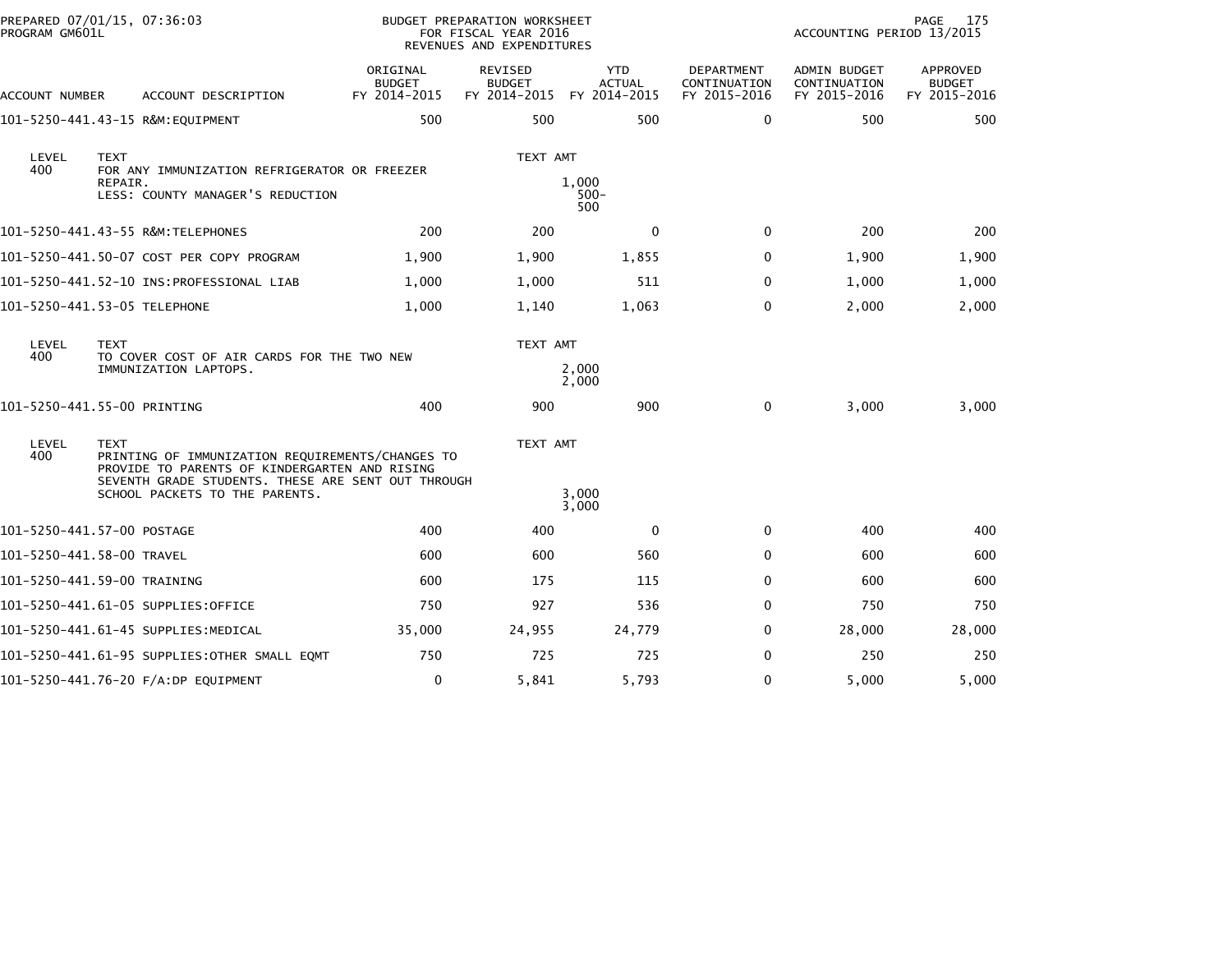PREPARED 07/01/15, 07:36:03 PROGRAM GM601L

BUDGET PREPARATION WORKSHEET FOR FISCAL YEAR 2016 REVENUES AND EXPENDITURES

ACCOUNTING PERIOD 13/2015

| ACCOUNT NUMBER | ACCOUNT DESCRIPTION | ORIGINAL BUDGET FY 2014-2015 | REVISED BUDGET FY 2014-2015 | YTD ACTUAL FY 2014-2015 | DEPARTMENT CONTINUATION FY 2015-2016 | ADMIN BUDGET CONTINUATION FY 2015-2016 | APPROVED BUDGET FY 2015-2016 |
|---|---|---|---|---|---|---|---|
| 101-5250-441.43-15 | R&M:EQUIPMENT | 500 | 500 | 500 | 0 | 500 | 500 |

| LEVEL | TEXT | TEXT AMT |
|---|---|---|
| 400 | FOR ANY IMMUNIZATION REFRIGERATOR OR FREEZER REPAIR. | 1,000 |
| | LESS: COUNTY MANAGER'S REDUCTION | 500- |
| | | 500 |

| ACCOUNT NUMBER | ACCOUNT DESCRIPTION | ORIGINAL BUDGET FY 2014-2015 | REVISED BUDGET FY 2014-2015 | YTD ACTUAL FY 2014-2015 | DEPARTMENT CONTINUATION FY 2015-2016 | ADMIN BUDGET CONTINUATION FY 2015-2016 | APPROVED BUDGET FY 2015-2016 |
|---|---|---|---|---|---|---|---|
| 101-5250-441.43-55 | R&M:TELEPHONES | 200 | 200 | 0 | 0 | 200 | 200 |
| 101-5250-441.50-07 | COST PER COPY PROGRAM | 1,900 | 1,900 | 1,855 | 0 | 1,900 | 1,900 |
| 101-5250-441.52-10 | INS:PROFESSIONAL LIAB | 1,000 | 1,000 | 511 | 0 | 1,000 | 1,000 |
| 101-5250-441.53-05 | TELEPHONE | 1,000 | 1,140 | 1,063 | 0 | 2,000 | 2,000 |

| LEVEL | TEXT | TEXT AMT |
|---|---|---|
| 400 | TO COVER COST OF AIR CARDS FOR THE TWO NEW IMMUNIZATION LAPTOPS. | 2,000 |
| | | 2,000 |

| ACCOUNT NUMBER | ACCOUNT DESCRIPTION | ORIGINAL BUDGET FY 2014-2015 | REVISED BUDGET FY 2014-2015 | YTD ACTUAL FY 2014-2015 | DEPARTMENT CONTINUATION FY 2015-2016 | ADMIN BUDGET CONTINUATION FY 2015-2016 | APPROVED BUDGET FY 2015-2016 |
|---|---|---|---|---|---|---|---|
| 101-5250-441.55-00 | PRINTING | 400 | 900 | 900 | 0 | 3,000 | 3,000 |

| LEVEL | TEXT | TEXT AMT |
|---|---|---|
| 400 | PRINTING OF IMMUNIZATION REQUIREMENTS/CHANGES TO PROVIDE TO PARENTS OF KINDERGARTEN AND RISING SEVENTH GRADE STUDENTS. THESE ARE SENT OUT THROUGH SCHOOL PACKETS TO THE PARENTS. | 3,000 |
| | | 3,000 |

| ACCOUNT NUMBER | ACCOUNT DESCRIPTION | ORIGINAL BUDGET FY 2014-2015 | REVISED BUDGET FY 2014-2015 | YTD ACTUAL FY 2014-2015 | DEPARTMENT CONTINUATION FY 2015-2016 | ADMIN BUDGET CONTINUATION FY 2015-2016 | APPROVED BUDGET FY 2015-2016 |
|---|---|---|---|---|---|---|---|
| 101-5250-441.57-00 | POSTAGE | 400 | 400 | 0 | 0 | 400 | 400 |
| 101-5250-441.58-00 | TRAVEL | 600 | 600 | 560 | 0 | 600 | 600 |
| 101-5250-441.59-00 | TRAINING | 600 | 175 | 115 | 0 | 600 | 600 |
| 101-5250-441.61-05 | SUPPLIES:OFFICE | 750 | 927 | 536 | 0 | 750 | 750 |
| 101-5250-441.61-45 | SUPPLIES:MEDICAL | 35,000 | 24,955 | 24,779 | 0 | 28,000 | 28,000 |
| 101-5250-441.61-95 | SUPPLIES:OTHER SMALL EQMT | 750 | 725 | 725 | 0 | 250 | 250 |
| 101-5250-441.76-20 | F/A:DP EQUIPMENT | 0 | 5,841 | 5,793 | 0 | 5,000 | 5,000 |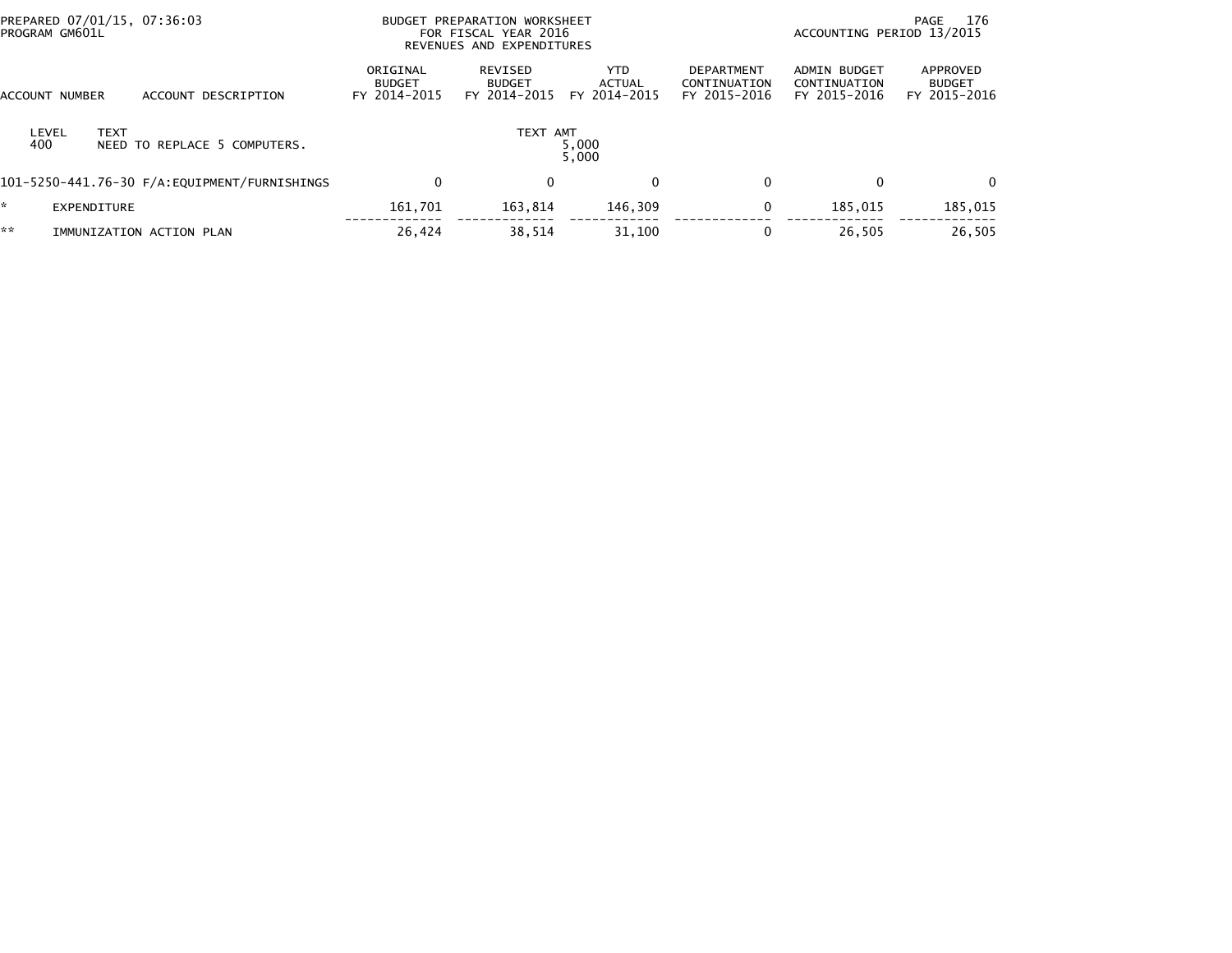BUDGET PREPARATION WORKSHEET
FOR FISCAL YEAR 2016
REVENUES AND EXPENDITURES

PREPARED 07/01/15, 07:36:03
PROGRAM GM601L

ACCOUNTING PERIOD 13/2015

| ACCOUNT NUMBER | ACCOUNT DESCRIPTION | ORIGINAL BUDGET FY 2014-2015 | REVISED BUDGET FY 2014-2015 | YTD ACTUAL FY 2014-2015 | DEPARTMENT CONTINUATION FY 2015-2016 | ADMIN BUDGET CONTINUATION FY 2015-2016 | APPROVED BUDGET FY 2015-2016 |
|---|---|---|---|---|---|---|---|
| LEVEL 400 | TEXT NEED TO REPLACE 5 COMPUTERS. | | TEXT AMT | 5,000 | | | |
| | | | | 5,000 | | | |
| 101-5250-441.76-30 | F/A:EQUIPMENT/FURNISHINGS | 0 | 0 | 0 | 0 | 0 | 0 |
| * | EXPENDITURE | 161,701 | 163,814 | 146,309 | 0 | 185,015 | 185,015 |
| ** | IMMUNIZATION ACTION PLAN | 26,424 | 38,514 | 31,100 | 0 | 26,505 | 26,505 |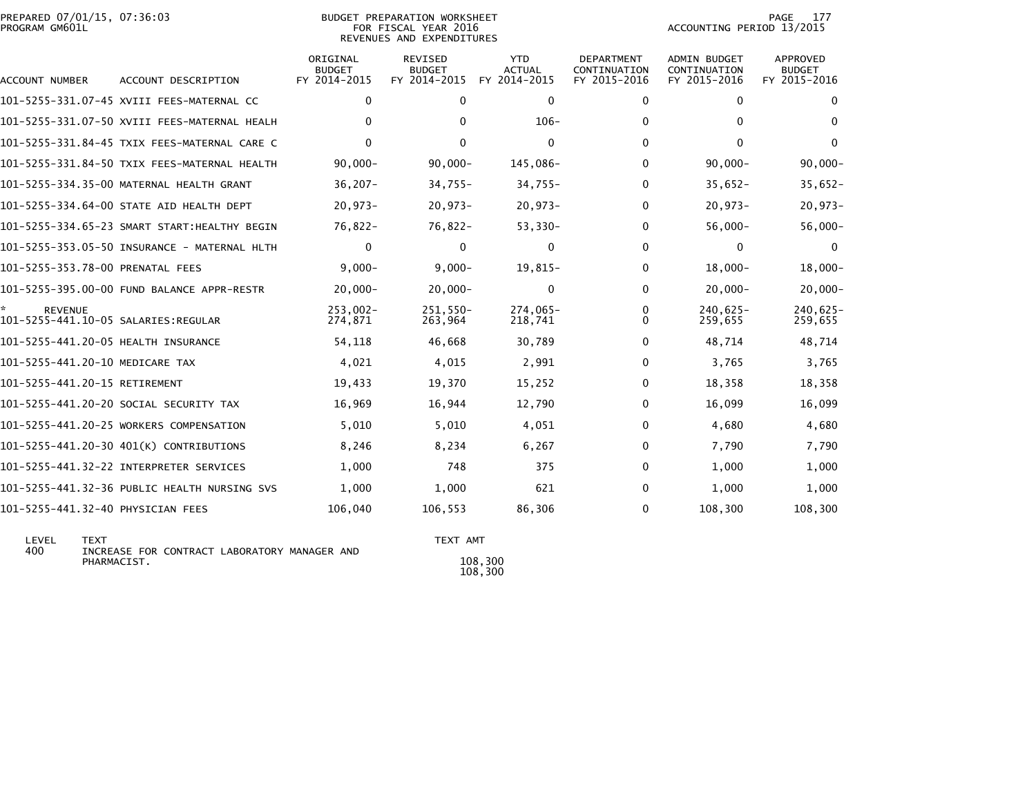PREPARED 07/01/15, 07:36:03
PROGRAM GM601L

BUDGET PREPARATION WORKSHEET
FOR FISCAL YEAR 2016
REVENUES AND EXPENDITURES

ACCOUNTING PERIOD 13/2015

| ACCOUNT NUMBER | ACCOUNT DESCRIPTION | ORIGINAL BUDGET FY 2014-2015 | REVISED BUDGET FY 2014-2015 | YTD ACTUAL FY 2014-2015 | DEPARTMENT CONTINUATION FY 2015-2016 | ADMIN BUDGET CONTINUATION FY 2015-2016 | APPROVED BUDGET FY 2015-2016 |
|---|---|---|---|---|---|---|---|
| 101-5255-331.07-45 | XVIII FEES-MATERNAL CC | 0 | 0 | 0 | 0 | 0 | 0 |
| 101-5255-331.07-50 | XVIII FEES-MATERNAL HEALH | 0 | 0 | 106- | 0 | 0 | 0 |
| 101-5255-331.84-45 | TXIX FEES-MATERNAL CARE C | 0 | 0 | 0 | 0 | 0 | 0 |
| 101-5255-331.84-50 | TXIX FEES-MATERNAL HEALTH | 90,000- | 90,000- | 145,086- | 0 | 90,000- | 90,000- |
| 101-5255-334.35-00 | MATERNAL HEALTH GRANT | 36,207- | 34,755- | 34,755- | 0 | 35,652- | 35,652- |
| 101-5255-334.64-00 | STATE AID HEALTH DEPT | 20,973- | 20,973- | 20,973- | 0 | 20,973- | 20,973- |
| 101-5255-334.65-23 | SMART START:HEALTHY BEGIN | 76,822- | 76,822- | 53,330- | 0 | 56,000- | 56,000- |
| 101-5255-353.05-50 | INSURANCE - MATERNAL HLTH | 0 | 0 | 0 | 0 | 0 | 0 |
| 101-5255-353.78-00 | PRENATAL FEES | 9,000- | 9,000- | 19,815- | 0 | 18,000- | 18,000- |
| 101-5255-395.00-00 | FUND BALANCE APPR-RESTR | 20,000- | 20,000- | 0 | 0 | 20,000- | 20,000- |
| * REVENUE | | 253,002- | 251,550- | 274,065- | 0 | 240,625- | 240,625- |
| 101-5255-441.10-05 | SALARIES:REGULAR | 274,871 | 263,964 | 218,741 | 0 | 259,655 | 259,655 |
| 101-5255-441.20-05 | HEALTH INSURANCE | 54,118 | 46,668 | 30,789 | 0 | 48,714 | 48,714 |
| 101-5255-441.20-10 | MEDICARE TAX | 4,021 | 4,015 | 2,991 | 0 | 3,765 | 3,765 |
| 101-5255-441.20-15 | RETIREMENT | 19,433 | 19,370 | 15,252 | 0 | 18,358 | 18,358 |
| 101-5255-441.20-20 | SOCIAL SECURITY TAX | 16,969 | 16,944 | 12,790 | 0 | 16,099 | 16,099 |
| 101-5255-441.20-25 | WORKERS COMPENSATION | 5,010 | 5,010 | 4,051 | 0 | 4,680 | 4,680 |
| 101-5255-441.20-30 | 401(K) CONTRIBUTIONS | 8,246 | 8,234 | 6,267 | 0 | 7,790 | 7,790 |
| 101-5255-441.32-22 | INTERPRETER SERVICES | 1,000 | 748 | 375 | 0 | 1,000 | 1,000 |
| 101-5255-441.32-36 | PUBLIC HEALTH NURSING SVS | 1,000 | 1,000 | 621 | 0 | 1,000 | 1,000 |
| 101-5255-441.32-40 | PHYSICIAN FEES | 106,040 | 106,553 | 86,306 | 0 | 108,300 | 108,300 |

| LEVEL | TEXT | TEXT AMT |
|---|---|---|
| 400 | INCREASE FOR CONTRACT LABORATORY MANAGER AND PHARMACIST. | 108,300 |
| | | 108,300 |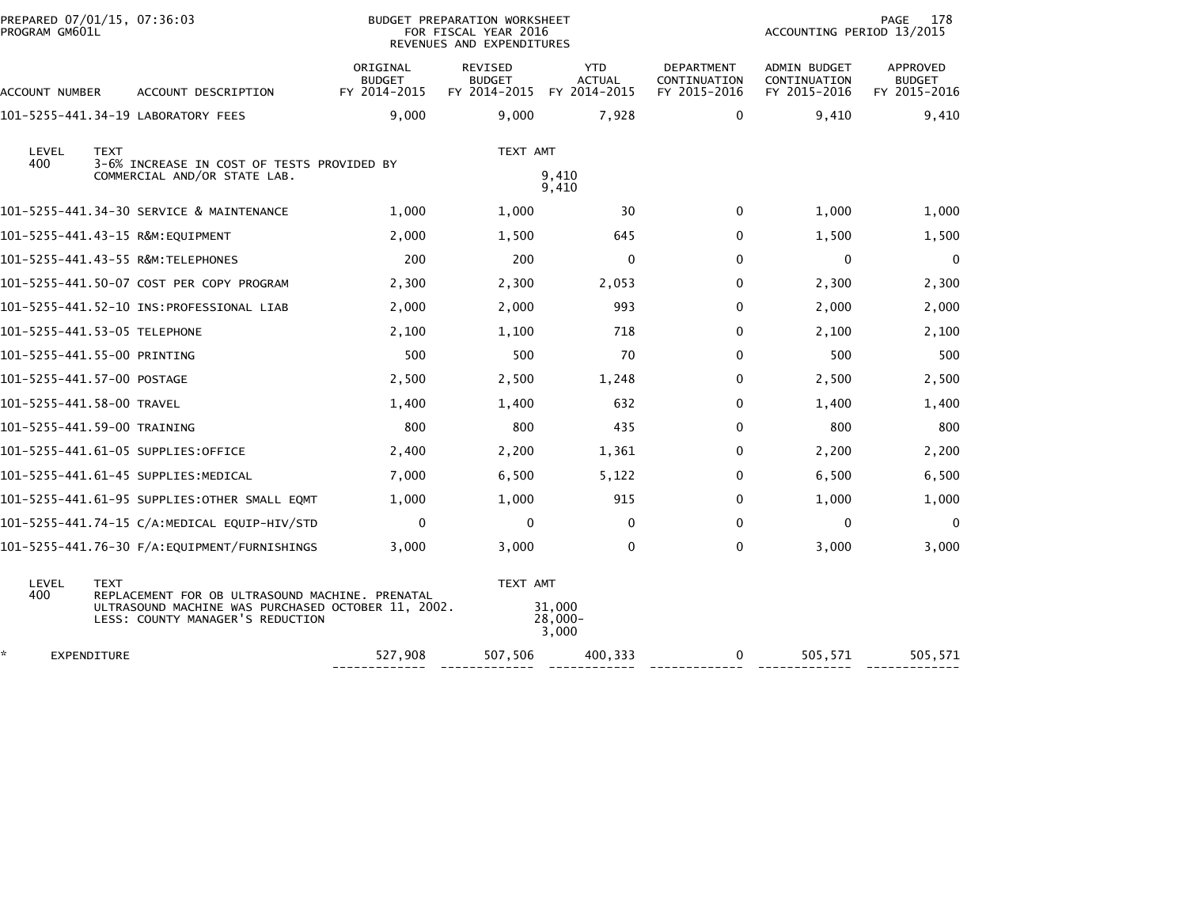PREPARED 07/01/15, 07:36:03
PROGRAM GM601L

BUDGET PREPARATION WORKSHEET
FOR FISCAL YEAR 2016
REVENUES AND EXPENDITURES

ACCOUNTING PERIOD 13/2015

| ACCOUNT NUMBER | ACCOUNT DESCRIPTION | ORIGINAL BUDGET FY 2014-2015 | REVISED BUDGET FY 2014-2015 | YTD ACTUAL FY 2014-2015 | DEPARTMENT CONTINUATION FY 2015-2016 | ADMIN BUDGET CONTINUATION FY 2015-2016 | APPROVED BUDGET FY 2015-2016 |
|---|---|---|---|---|---|---|---|
| 101-5255-441.34-19 | LABORATORY FEES | 9,000 | 9,000 | 7,928 | 0 | 9,410 | 9,410 |

| LEVEL | TEXT | TEXT AMT |
|---|---|---|
| 400 | 3-6% INCREASE IN COST OF TESTS PROVIDED BY COMMERCIAL AND/OR STATE LAB. | 9,410 |
| | | 9,410 |

| ACCOUNT NUMBER | ACCOUNT DESCRIPTION | ORIGINAL BUDGET FY 2014-2015 | REVISED BUDGET FY 2014-2015 | YTD ACTUAL FY 2014-2015 | DEPARTMENT CONTINUATION FY 2015-2016 | ADMIN BUDGET CONTINUATION FY 2015-2016 | APPROVED BUDGET FY 2015-2016 |
|---|---|---|---|---|---|---|---|
| 101-5255-441.34-30 | SERVICE & MAINTENANCE | 1,000 | 1,000 | 30 | 0 | 1,000 | 1,000 |
| 101-5255-441.43-15 | R&M:EQUIPMENT | 2,000 | 1,500 | 645 | 0 | 1,500 | 1,500 |
| 101-5255-441.43-55 | R&M:TELEPHONES | 200 | 200 | 0 | 0 | 0 | 0 |
| 101-5255-441.50-07 | COST PER COPY PROGRAM | 2,300 | 2,300 | 2,053 | 0 | 2,300 | 2,300 |
| 101-5255-441.52-10 | INS:PROFESSIONAL LIAB | 2,000 | 2,000 | 993 | 0 | 2,000 | 2,000 |
| 101-5255-441.53-05 | TELEPHONE | 2,100 | 1,100 | 718 | 0 | 2,100 | 2,100 |
| 101-5255-441.55-00 | PRINTING | 500 | 500 | 70 | 0 | 500 | 500 |
| 101-5255-441.57-00 | POSTAGE | 2,500 | 2,500 | 1,248 | 0 | 2,500 | 2,500 |
| 101-5255-441.58-00 | TRAVEL | 1,400 | 1,400 | 632 | 0 | 1,400 | 1,400 |
| 101-5255-441.59-00 | TRAINING | 800 | 800 | 435 | 0 | 800 | 800 |
| 101-5255-441.61-05 | SUPPLIES:OFFICE | 2,400 | 2,200 | 1,361 | 0 | 2,200 | 2,200 |
| 101-5255-441.61-45 | SUPPLIES:MEDICAL | 7,000 | 6,500 | 5,122 | 0 | 6,500 | 6,500 |
| 101-5255-441.61-95 | SUPPLIES:OTHER SMALL EQMT | 1,000 | 1,000 | 915 | 0 | 1,000 | 1,000 |
| 101-5255-441.74-15 | C/A:MEDICAL EQUIP-HIV/STD | 0 | 0 | 0 | 0 | 0 | 0 |
| 101-5255-441.76-30 | F/A:EQUIPMENT/FURNISHINGS | 3,000 | 3,000 | 0 | 0 | 3,000 | 3,000 |

| LEVEL | TEXT | TEXT AMT |
|---|---|---|
| 400 | REPLACEMENT FOR OB ULTRASOUND MACHINE. PRENATAL ULTRASOUND MACHINE WAS PURCHASED OCTOBER 11, 2002. | 31,000 |
| | LESS: COUNTY MANAGER'S REDUCTION | 28,000- |
| | | 3,000 |

| | | ORIGINAL BUDGET FY 2014-2015 | REVISED BUDGET FY 2014-2015 | YTD ACTUAL FY 2014-2015 | DEPARTMENT CONTINUATION FY 2015-2016 | ADMIN BUDGET CONTINUATION FY 2015-2016 | APPROVED BUDGET FY 2015-2016 |
|---|---|---|---|---|---|---|---|
| * | EXPENDITURE | 527,908 | 507,506 | 400,333 | 0 | 505,571 | 505,571 |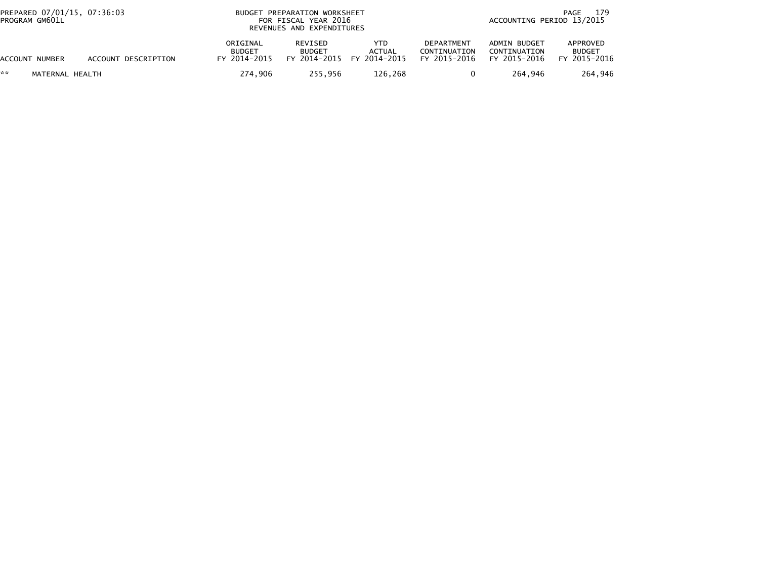BUDGET PREPARATION WORKSHEET
FOR FISCAL YEAR 2016
REVENUES AND EXPENDITURES

PREPARED 07/01/15, 07:36:03
PROGRAM GM601L

ACCOUNTING PERIOD 13/2015

| ACCOUNT NUMBER | ACCOUNT DESCRIPTION | ORIGINAL BUDGET FY 2014-2015 | REVISED BUDGET FY 2014-2015 | YTD ACTUAL FY 2014-2015 | DEPARTMENT CONTINUATION FY 2015-2016 | ADMIN BUDGET CONTINUATION FY 2015-2016 | APPROVED BUDGET FY 2015-2016 |
|---|---|---|---|---|---|---|---|
| ** | MATERNAL HEALTH | 274,906 | 255,956 | 126,268 | 0 | 264,946 | 264,946 |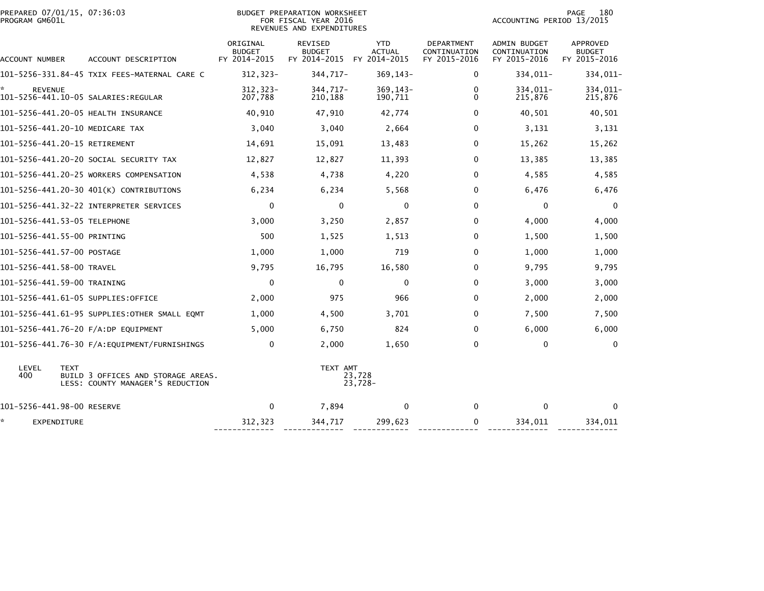PREPARED 07/01/15, 07:36:03
PROGRAM GM601L

BUDGET PREPARATION WORKSHEET
FOR FISCAL YEAR 2016
REVENUES AND EXPENDITURES

ACCOUNTING PERIOD 13/2015

| ACCOUNT NUMBER | ACCOUNT DESCRIPTION | ORIGINAL BUDGET FY 2014-2015 | REVISED BUDGET FY 2014-2015 | YTD ACTUAL FY 2014-2015 | DEPARTMENT CONTINUATION FY 2015-2016 | ADMIN BUDGET CONTINUATION FY 2015-2016 | APPROVED BUDGET FY 2015-2016 |
|---|---|---|---|---|---|---|---|
| 101-5256-331.84-45 | TXIX FEES-MATERNAL CARE C | 312,323- | 344,717- | 369,143- | 0 | 334,011- | 334,011- |
| * REVENUE | | 312,323- | 344,717- | 369,143- | 0 | 334,011- | 334,011- |
| 101-5256-441.10-05 | SALARIES:REGULAR | 207,788 | 210,188 | 190,711 | 0 | 215,876 | 215,876 |
| 101-5256-441.20-05 | HEALTH INSURANCE | 40,910 | 47,910 | 42,774 | 0 | 40,501 | 40,501 |
| 101-5256-441.20-10 | MEDICARE TAX | 3,040 | 3,040 | 2,664 | 0 | 3,131 | 3,131 |
| 101-5256-441.20-15 | RETIREMENT | 14,691 | 15,091 | 13,483 | 0 | 15,262 | 15,262 |
| 101-5256-441.20-20 | SOCIAL SECURITY TAX | 12,827 | 12,827 | 11,393 | 0 | 13,385 | 13,385 |
| 101-5256-441.20-25 | WORKERS COMPENSATION | 4,538 | 4,738 | 4,220 | 0 | 4,585 | 4,585 |
| 101-5256-441.20-30 | 401(K) CONTRIBUTIONS | 6,234 | 6,234 | 5,568 | 0 | 6,476 | 6,476 |
| 101-5256-441.32-22 | INTERPRETER SERVICES | 0 | 0 | 0 | 0 | 0 | 0 |
| 101-5256-441.53-05 | TELEPHONE | 3,000 | 3,250 | 2,857 | 0 | 4,000 | 4,000 |
| 101-5256-441.55-00 | PRINTING | 500 | 1,525 | 1,513 | 0 | 1,500 | 1,500 |
| 101-5256-441.57-00 | POSTAGE | 1,000 | 1,000 | 719 | 0 | 1,000 | 1,000 |
| 101-5256-441.58-00 | TRAVEL | 9,795 | 16,795 | 16,580 | 0 | 9,795 | 9,795 |
| 101-5256-441.59-00 | TRAINING | 0 | 0 | 0 | 0 | 3,000 | 3,000 |
| 101-5256-441.61-05 | SUPPLIES:OFFICE | 2,000 | 975 | 966 | 0 | 2,000 | 2,000 |
| 101-5256-441.61-95 | SUPPLIES:OTHER SMALL EQMT | 1,000 | 4,500 | 3,701 | 0 | 7,500 | 7,500 |
| 101-5256-441.76-20 | F/A:DP EQUIPMENT | 5,000 | 6,750 | 824 | 0 | 6,000 | 6,000 |
| 101-5256-441.76-30 | F/A:EQUIPMENT/FURNISHINGS | 0 | 2,000 | 1,650 | 0 | 0 | 0 |

| LEVEL | TEXT | TEXT AMT |
|---|---|---|
| 400 | BUILD 3 OFFICES AND STORAGE AREAS. | 23,728 |
| | LESS: COUNTY MANAGER'S REDUCTION | 23,728- |

| ACCOUNT NUMBER | ACCOUNT DESCRIPTION | ORIGINAL BUDGET FY 2014-2015 | REVISED BUDGET FY 2014-2015 | YTD ACTUAL FY 2014-2015 | DEPARTMENT CONTINUATION FY 2015-2016 | ADMIN BUDGET CONTINUATION FY 2015-2016 | APPROVED BUDGET FY 2015-2016 |
|---|---|---|---|---|---|---|---|
| 101-5256-441.98-00 | RESERVE | 0 | 7,894 | 0 | 0 | 0 | 0 |
| * EXPENDITURE | | 312,323 | 344,717 | 299,623 | 0 | 334,011 | 334,011 |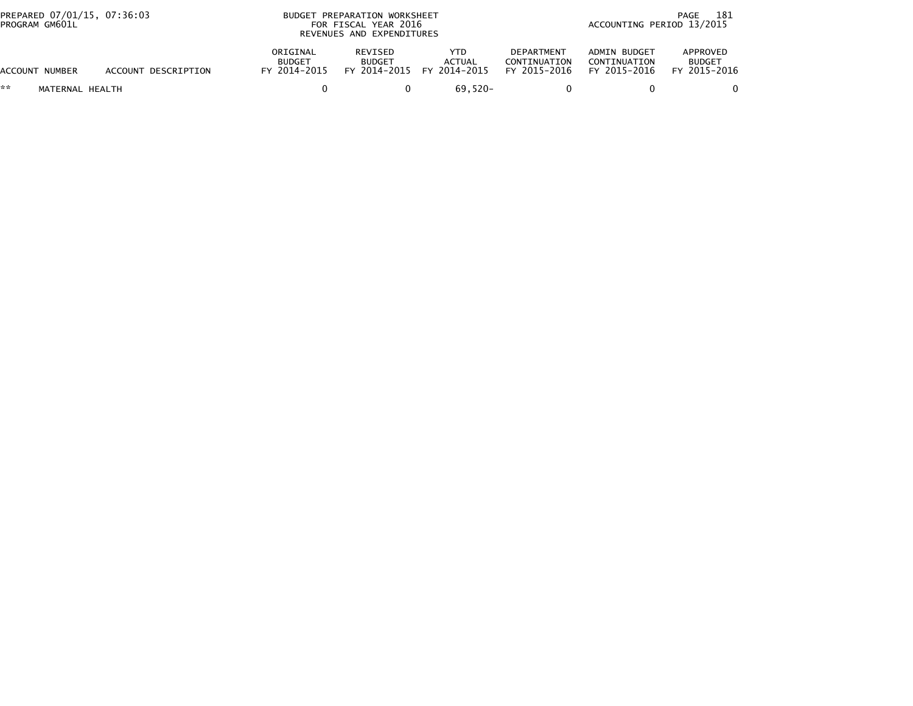PREPARED 07/01/15, 07:36:03
PROGRAM GM601L

BUDGET PREPARATION WORKSHEET
FOR FISCAL YEAR 2016
REVENUES AND EXPENDITURES

ACCOUNTING PERIOD 13/2015

| ACCOUNT NUMBER | ACCOUNT DESCRIPTION | ORIGINAL BUDGET FY 2014-2015 | REVISED BUDGET FY 2014-2015 | YTD ACTUAL FY 2014-2015 | DEPARTMENT CONTINUATION FY 2015-2016 | ADMIN BUDGET CONTINUATION FY 2015-2016 | APPROVED BUDGET FY 2015-2016 |
|---|---|---|---|---|---|---|---|
| ** | MATERNAL HEALTH | 0 | 0 | 69,520- | 0 | 0 | 0 |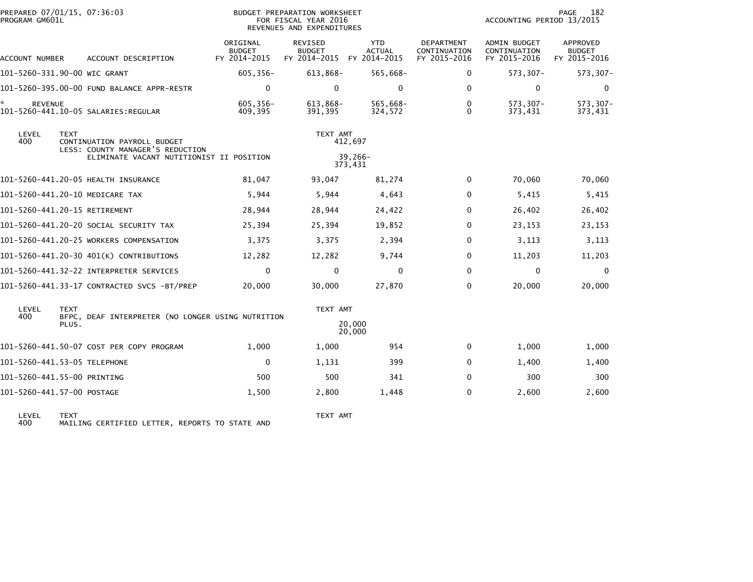PREPARED 07/01/15, 07:36:03
PROGRAM GM601L

BUDGET PREPARATION WORKSHEET
FOR FISCAL YEAR 2016
REVENUES AND EXPENDITURES

ACCOUNTING PERIOD 13/2015

| ACCOUNT NUMBER | ACCOUNT DESCRIPTION | ORIGINAL BUDGET FY 2014-2015 | REVISED BUDGET FY 2014-2015 | YTD ACTUAL FY 2014-2015 | DEPARTMENT CONTINUATION FY 2015-2016 | ADMIN BUDGET CONTINUATION FY 2015-2016 | APPROVED BUDGET FY 2015-2016 |
|---|---|---|---|---|---|---|---|
| 101-5260-331.90-00 | WIC GRANT | 605,356- | 613,868- | 565,668- | 0 | 573,307- | 573,307- |
| 101-5260-395.00-00 | FUND BALANCE APPR-RESTR | 0 | 0 | 0 | 0 | 0 | 0 |
| * REVENUE | | 605,356- | 613,868- | 565,668- | 0 | 573,307- | 573,307- |
| 101-5260-441.10-05 | SALARIES:REGULAR | 409,395 | 391,395 | 324,572 | 0 | 373,431 | 373,431 |

| LEVEL | TEXT | TEXT AMT |
|---|---|---|
| 400 | CONTINUATION PAYROLL BUDGET | 412,697 |
| | LESS: COUNTY MANAGER'S REDUCTION | |
| | ELIMINATE VACANT NUTITIONIST II POSITION | 39,266- |
| | | 373,431 |

| ACCOUNT NUMBER | ACCOUNT DESCRIPTION | ORIGINAL BUDGET FY 2014-2015 | REVISED BUDGET FY 2014-2015 | YTD ACTUAL FY 2014-2015 | DEPARTMENT CONTINUATION FY 2015-2016 | ADMIN BUDGET CONTINUATION FY 2015-2016 | APPROVED BUDGET FY 2015-2016 |
|---|---|---|---|---|---|---|---|
| 101-5260-441.20-05 | HEALTH INSURANCE | 81,047 | 93,047 | 81,274 | 0 | 70,060 | 70,060 |
| 101-5260-441.20-10 | MEDICARE TAX | 5,944 | 5,944 | 4,643 | 0 | 5,415 | 5,415 |
| 101-5260-441.20-15 | RETIREMENT | 28,944 | 28,944 | 24,422 | 0 | 26,402 | 26,402 |
| 101-5260-441.20-20 | SOCIAL SECURITY TAX | 25,394 | 25,394 | 19,852 | 0 | 23,153 | 23,153 |
| 101-5260-441.20-25 | WORKERS COMPENSATION | 3,375 | 3,375 | 2,394 | 0 | 3,113 | 3,113 |
| 101-5260-441.20-30 | 401(K) CONTRIBUTIONS | 12,282 | 12,282 | 9,744 | 0 | 11,203 | 11,203 |
| 101-5260-441.32-22 | INTERPRETER SERVICES | 0 | 0 | 0 | 0 | 0 | 0 |
| 101-5260-441.33-17 | CONTRACTED SVCS -BT/PREP | 20,000 | 30,000 | 27,870 | 0 | 20,000 | 20,000 |

| LEVEL | TEXT | TEXT AMT |
|---|---|---|
| 400 | BFPC, DEAF INTERPRETER (NO LONGER USING NUTRITION PLUS. | 20,000 |
| | | 20,000 |

| ACCOUNT NUMBER | ACCOUNT DESCRIPTION | ORIGINAL BUDGET FY 2014-2015 | REVISED BUDGET FY 2014-2015 | YTD ACTUAL FY 2014-2015 | DEPARTMENT CONTINUATION FY 2015-2016 | ADMIN BUDGET CONTINUATION FY 2015-2016 | APPROVED BUDGET FY 2015-2016 |
|---|---|---|---|---|---|---|---|
| 101-5260-441.50-07 | COST PER COPY PROGRAM | 1,000 | 1,000 | 954 | 0 | 1,000 | 1,000 |
| 101-5260-441.53-05 | TELEPHONE | 0 | 1,131 | 399 | 0 | 1,400 | 1,400 |
| 101-5260-441.55-00 | PRINTING | 500 | 500 | 341 | 0 | 300 | 300 |
| 101-5260-441.57-00 | POSTAGE | 1,500 | 2,800 | 1,448 | 0 | 2,600 | 2,600 |

| LEVEL | TEXT | TEXT AMT |
|---|---|---|
| 400 | MAILING CERTIFIED LETTER, REPORTS TO STATE AND | |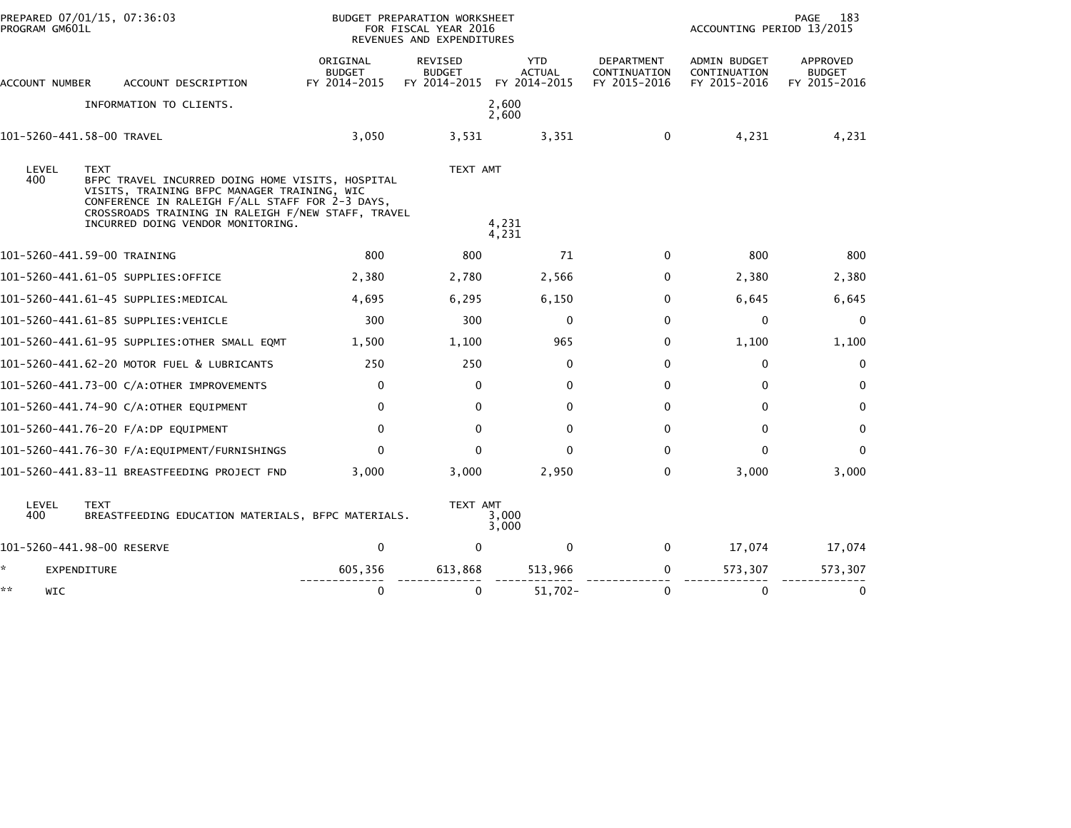PREPARED 07/01/15, 07:36:03 — PROGRAM GM601L

BUDGET PREPARATION WORKSHEET FOR FISCAL YEAR 2016 REVENUES AND EXPENDITURES

ACCOUNTING PERIOD 13/2015

| ACCOUNT NUMBER | ACCOUNT DESCRIPTION | ORIGINAL BUDGET FY 2014-2015 | REVISED BUDGET FY 2014-2015 | YTD ACTUAL FY 2014-2015 | DEPARTMENT CONTINUATION FY 2015-2016 | ADMIN BUDGET CONTINUATION FY 2015-2016 | APPROVED BUDGET FY 2015-2016 |
|---|---|---|---|---|---|---|---|
| | INFORMATION TO CLIENTS. | | | 2,600<br>2,600 | | | |
| 101-5260-441.58-00 | TRAVEL | 3,050 | 3,531 | 3,351 | 0 | 4,231 | 4,231 |
| LEVEL 400 | TEXT: BFPC TRAVEL INCURRED DOING HOME VISITS, HOSPITAL VISITS, TRAINING BFPC MANAGER TRAINING, WIC CONFERENCE IN RALEIGH F/ALL STAFF FOR 2-3 DAYS, CROSSROADS TRAINING IN RALEIGH F/NEW STAFF, TRAVEL INCURRED DOING VENDOR MONITORING. | | TEXT AMT | 4,231<br>4,231 | | | |
| 101-5260-441.59-00 | TRAINING | 800 | 800 | 71 | 0 | 800 | 800 |
| 101-5260-441.61-05 | SUPPLIES:OFFICE | 2,380 | 2,780 | 2,566 | 0 | 2,380 | 2,380 |
| 101-5260-441.61-45 | SUPPLIES:MEDICAL | 4,695 | 6,295 | 6,150 | 0 | 6,645 | 6,645 |
| 101-5260-441.61-85 | SUPPLIES:VEHICLE | 300 | 300 | 0 | 0 | 0 | 0 |
| 101-5260-441.61-95 | SUPPLIES:OTHER SMALL EQMT | 1,500 | 1,100 | 965 | 0 | 1,100 | 1,100 |
| 101-5260-441.62-20 | MOTOR FUEL & LUBRICANTS | 250 | 250 | 0 | 0 | 0 | 0 |
| 101-5260-441.73-00 | C/A:OTHER IMPROVEMENTS | 0 | 0 | 0 | 0 | 0 | 0 |
| 101-5260-441.74-90 | C/A:OTHER EQUIPMENT | 0 | 0 | 0 | 0 | 0 | 0 |
| 101-5260-441.76-20 | F/A:DP EQUIPMENT | 0 | 0 | 0 | 0 | 0 | 0 |
| 101-5260-441.76-30 | F/A:EQUIPMENT/FURNISHINGS | 0 | 0 | 0 | 0 | 0 | 0 |
| 101-5260-441.83-11 | BREASTFEEDING PROJECT FND | 3,000 | 3,000 | 2,950 | 0 | 3,000 | 3,000 |
| LEVEL 400 | TEXT: BREASTFEEDING EDUCATION MATERIALS, BFPC MATERIALS. | | TEXT AMT | 3,000<br>3,000 | | | |
| 101-5260-441.98-00 | RESERVE | 0 | 0 | 0 | 0 | 17,074 | 17,074 |
| * | EXPENDITURE | 605,356 | 613,868 | 513,966 | 0 | 573,307 | 573,307 |
| ** | WIC | 0 | 0 | 51,702- | 0 | 0 | 0 |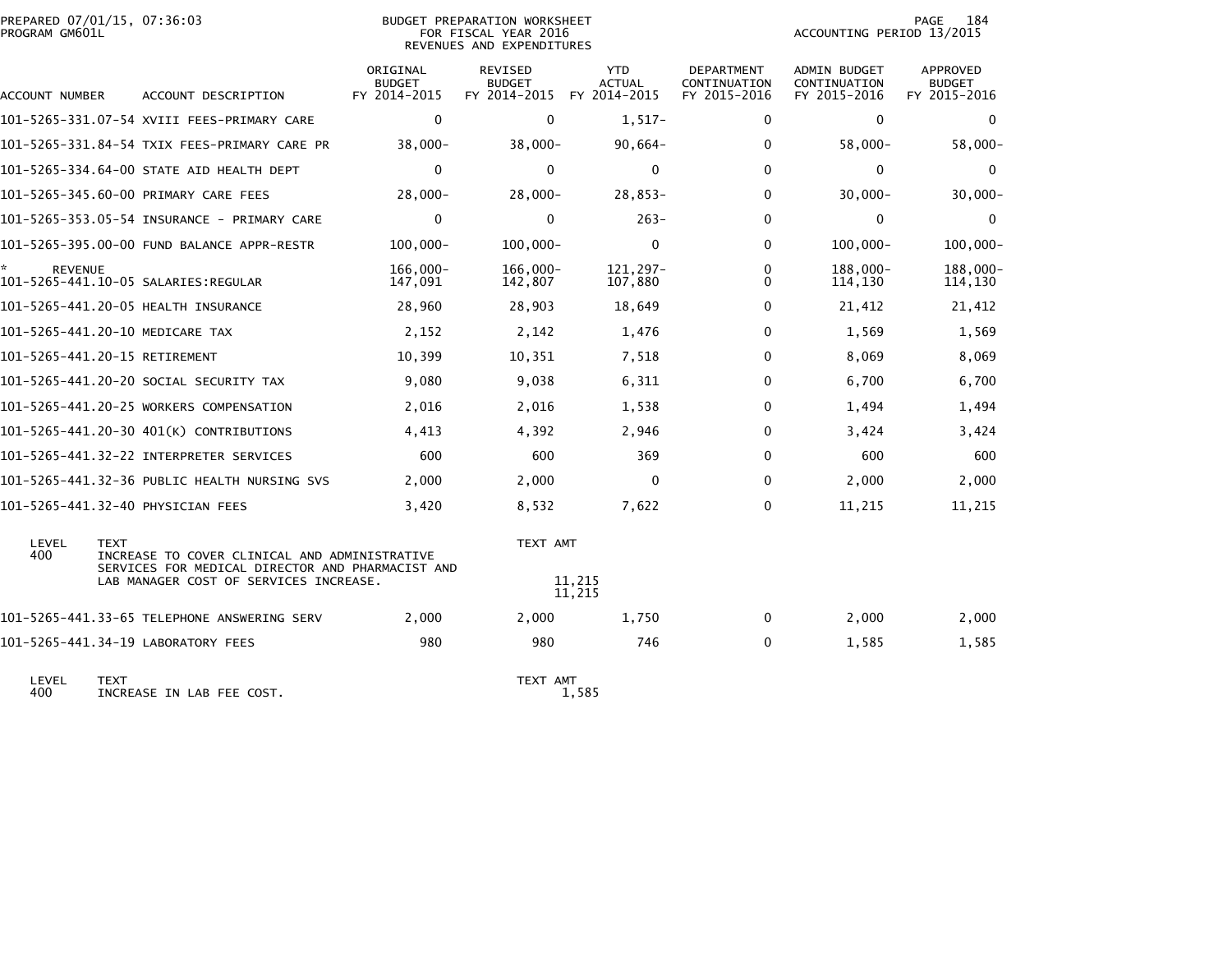PREPARED 07/01/15, 07:36:03
PROGRAM GM601L

BUDGET PREPARATION WORKSHEET
FOR FISCAL YEAR 2016
REVENUES AND EXPENDITURES

ACCOUNTING PERIOD 13/2015

| ACCOUNT NUMBER | ACCOUNT DESCRIPTION | ORIGINAL BUDGET FY 2014-2015 | REVISED BUDGET FY 2014-2015 | YTD ACTUAL FY 2014-2015 | DEPARTMENT CONTINUATION FY 2015-2016 | ADMIN BUDGET CONTINUATION FY 2015-2016 | APPROVED BUDGET FY 2015-2016 |
|---|---|---|---|---|---|---|---|
| 101-5265-331.07-54 | XVIII FEES-PRIMARY CARE | 0 | 0 | 1,517- | 0 | 0 | 0 |
| 101-5265-331.84-54 | TXIX FEES-PRIMARY CARE PR | 38,000- | 38,000- | 90,664- | 0 | 58,000- | 58,000- |
| 101-5265-334.64-00 | STATE AID HEALTH DEPT | 0 | 0 | 0 | 0 | 0 | 0 |
| 101-5265-345.60-00 | PRIMARY CARE FEES | 28,000- | 28,000- | 28,853- | 0 | 30,000- | 30,000- |
| 101-5265-353.05-54 | INSURANCE - PRIMARY CARE | 0 | 0 | 263- | 0 | 0 | 0 |
| 101-5265-395.00-00 | FUND BALANCE APPR-RESTR | 100,000- | 100,000- | 0 | 0 | 100,000- | 100,000- |
| * REVENUE | | 166,000- | 166,000- | 121,297- | 0 | 188,000- | 188,000- |
| 101-5265-441.10-05 | SALARIES:REGULAR | 147,091 | 142,807 | 107,880 | 0 | 114,130 | 114,130 |
| 101-5265-441.20-05 | HEALTH INSURANCE | 28,960 | 28,903 | 18,649 | 0 | 21,412 | 21,412 |
| 101-5265-441.20-10 | MEDICARE TAX | 2,152 | 2,142 | 1,476 | 0 | 1,569 | 1,569 |
| 101-5265-441.20-15 | RETIREMENT | 10,399 | 10,351 | 7,518 | 0 | 8,069 | 8,069 |
| 101-5265-441.20-20 | SOCIAL SECURITY TAX | 9,080 | 9,038 | 6,311 | 0 | 6,700 | 6,700 |
| 101-5265-441.20-25 | WORKERS COMPENSATION | 2,016 | 2,016 | 1,538 | 0 | 1,494 | 1,494 |
| 101-5265-441.20-30 | 401(K) CONTRIBUTIONS | 4,413 | 4,392 | 2,946 | 0 | 3,424 | 3,424 |
| 101-5265-441.32-22 | INTERPRETER SERVICES | 600 | 600 | 369 | 0 | 600 | 600 |
| 101-5265-441.32-36 | PUBLIC HEALTH NURSING SVS | 2,000 | 2,000 | 0 | 0 | 2,000 | 2,000 |
| 101-5265-441.32-40 | PHYSICIAN FEES | 3,420 | 8,532 | 7,622 | 0 | 11,215 | 11,215 |

| LEVEL | TEXT | TEXT AMT |
|---|---|---|
| 400 | INCREASE TO COVER CLINICAL AND ADMINISTRATIVE SERVICES FOR MEDICAL DIRECTOR AND PHARMACIST AND LAB MANAGER COST OF SERVICES INCREASE. | 11,215 |
| | | 11,215 |

| ACCOUNT NUMBER | ACCOUNT DESCRIPTION | ORIGINAL BUDGET FY 2014-2015 | REVISED BUDGET FY 2014-2015 | YTD ACTUAL FY 2014-2015 | DEPARTMENT CONTINUATION FY 2015-2016 | ADMIN BUDGET CONTINUATION FY 2015-2016 | APPROVED BUDGET FY 2015-2016 |
|---|---|---|---|---|---|---|---|
| 101-5265-441.33-65 | TELEPHONE ANSWERING SERV | 2,000 | 2,000 | 1,750 | 0 | 2,000 | 2,000 |
| 101-5265-441.34-19 | LABORATORY FEES | 980 | 980 | 746 | 0 | 1,585 | 1,585 |

| LEVEL | TEXT | TEXT AMT |
|---|---|---|
| 400 | INCREASE IN LAB FEE COST. | 1,585 |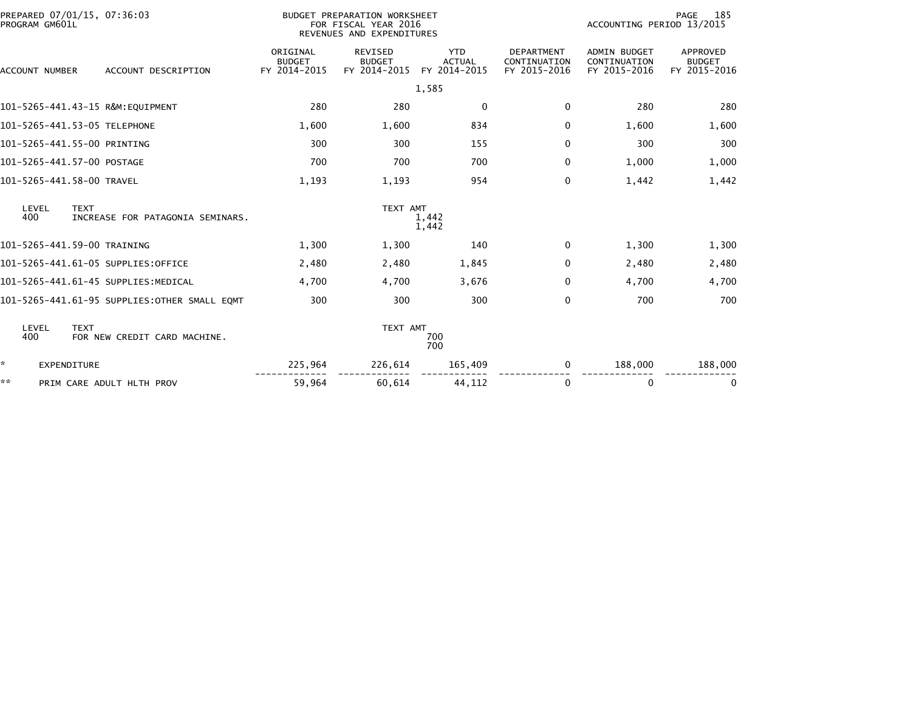PREPARED 07/01/15, 07:36:03
PROGRAM GM601L

BUDGET PREPARATION WORKSHEET
FOR FISCAL YEAR 2016
REVENUES AND EXPENDITURES

ACCOUNTING PERIOD 13/2015

| ACCOUNT NUMBER | ACCOUNT DESCRIPTION | ORIGINAL BUDGET FY 2014-2015 | REVISED BUDGET FY 2014-2015 | YTD ACTUAL FY 2014-2015 | DEPARTMENT CONTINUATION FY 2015-2016 | ADMIN BUDGET CONTINUATION FY 2015-2016 | APPROVED BUDGET FY 2015-2016 |
|---|---|---|---|---|---|---|---|
| | | | | 1,585 | | | |
| 101-5265-441.43-15 | R&M:EQUIPMENT | 280 | 280 | 0 | 0 | 280 | 280 |
| 101-5265-441.53-05 | TELEPHONE | 1,600 | 1,600 | 834 | 0 | 1,600 | 1,600 |
| 101-5265-441.55-00 | PRINTING | 300 | 300 | 155 | 0 | 300 | 300 |
| 101-5265-441.57-00 | POSTAGE | 700 | 700 | 700 | 0 | 1,000 | 1,000 |
| 101-5265-441.58-00 | TRAVEL | 1,193 | 1,193 | 954 | 0 | 1,442 | 1,442 |

| LEVEL | TEXT | TEXT AMT |
|---|---|---|
| 400 | INCREASE FOR PATAGONIA SEMINARS. | 1,442 |
| | | 1,442 |

| ACCOUNT NUMBER | ACCOUNT DESCRIPTION | ORIGINAL BUDGET FY 2014-2015 | REVISED BUDGET FY 2014-2015 | YTD ACTUAL FY 2014-2015 | DEPARTMENT CONTINUATION FY 2015-2016 | ADMIN BUDGET CONTINUATION FY 2015-2016 | APPROVED BUDGET FY 2015-2016 |
|---|---|---|---|---|---|---|---|
| 101-5265-441.59-00 | TRAINING | 1,300 | 1,300 | 140 | 0 | 1,300 | 1,300 |
| 101-5265-441.61-05 | SUPPLIES:OFFICE | 2,480 | 2,480 | 1,845 | 0 | 2,480 | 2,480 |
| 101-5265-441.61-45 | SUPPLIES:MEDICAL | 4,700 | 4,700 | 3,676 | 0 | 4,700 | 4,700 |
| 101-5265-441.61-95 | SUPPLIES:OTHER SMALL EQMT | 300 | 300 | 300 | 0 | 700 | 700 |

| LEVEL | TEXT | TEXT AMT |
|---|---|---|
| 400 | FOR NEW CREDIT CARD MACHINE. | 700 |
| | | 700 |

| | | ORIGINAL BUDGET FY 2014-2015 | REVISED BUDGET FY 2014-2015 | YTD ACTUAL FY 2014-2015 | DEPARTMENT CONTINUATION FY 2015-2016 | ADMIN BUDGET CONTINUATION FY 2015-2016 | APPROVED BUDGET FY 2015-2016 |
|---|---|---|---|---|---|---|---|
| * | EXPENDITURE | 225,964 | 226,614 | 165,409 | 0 | 188,000 | 188,000 |
| ** | PRIM CARE ADULT HLTH PROV | 59,964 | 60,614 | 44,112 | 0 | 0 | 0 |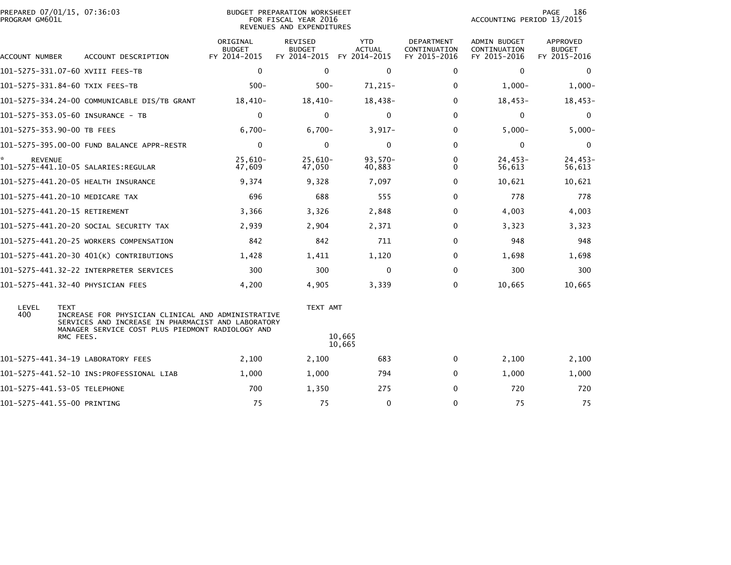PREPARED 07/01/15, 07:36:03 PROGRAM GM601L

BUDGET PREPARATION WORKSHEET FOR FISCAL YEAR 2016 REVENUES AND EXPENDITURES

ACCOUNTING PERIOD 13/2015

| ACCOUNT NUMBER | ACCOUNT DESCRIPTION | ORIGINAL BUDGET FY 2014-2015 | REVISED BUDGET FY 2014-2015 | YTD ACTUAL FY 2014-2015 | DEPARTMENT CONTINUATION FY 2015-2016 | ADMIN BUDGET CONTINUATION FY 2015-2016 | APPROVED BUDGET FY 2015-2016 |
|---|---|---|---|---|---|---|---|
| 101-5275-331.07-60 | XVIII FEES-TB | 0 | 0 | 0 | 0 | 0 | 0 |
| 101-5275-331.84-60 | TXIX FEES-TB | 500- | 500- | 71,215- | 0 | 1,000- | 1,000- |
| 101-5275-334.24-00 | COMMUNICABLE DIS/TB GRANT | 18,410- | 18,410- | 18,438- | 0 | 18,453- | 18,453- |
| 101-5275-353.05-60 | INSURANCE - TB | 0 | 0 | 0 | 0 | 0 | 0 |
| 101-5275-353.90-00 | TB FEES | 6,700- | 6,700- | 3,917- | 0 | 5,000- | 5,000- |
| 101-5275-395.00-00 | FUND BALANCE APPR-RESTR | 0 | 0 | 0 | 0 | 0 | 0 |
| * REVENUE | | 25,610- | 25,610- | 93,570- | 0 | 24,453- | 24,453- |
| 101-5275-441.10-05 | SALARIES:REGULAR | 47,609 | 47,050 | 40,883 | 0 | 56,613 | 56,613 |
| 101-5275-441.20-05 | HEALTH INSURANCE | 9,374 | 9,328 | 7,097 | 0 | 10,621 | 10,621 |
| 101-5275-441.20-10 | MEDICARE TAX | 696 | 688 | 555 | 0 | 778 | 778 |
| 101-5275-441.20-15 | RETIREMENT | 3,366 | 3,326 | 2,848 | 0 | 4,003 | 4,003 |
| 101-5275-441.20-20 | SOCIAL SECURITY TAX | 2,939 | 2,904 | 2,371 | 0 | 3,323 | 3,323 |
| 101-5275-441.20-25 | WORKERS COMPENSATION | 842 | 842 | 711 | 0 | 948 | 948 |
| 101-5275-441.20-30 | 401(K) CONTRIBUTIONS | 1,428 | 1,411 | 1,120 | 0 | 1,698 | 1,698 |
| 101-5275-441.32-22 | INTERPRETER SERVICES | 300 | 300 | 0 | 0 | 300 | 300 |
| 101-5275-441.32-40 | PHYSICIAN FEES | 4,200 | 4,905 | 3,339 | 0 | 10,665 | 10,665 |

| LEVEL | TEXT | TEXT AMT |
|---|---|---|
| 400 | INCREASE FOR PHYSICIAN CLINICAL AND ADMINISTRATIVE SERVICES AND INCREASE IN PHARMACIST AND LABORATORY MANAGER SERVICE COST PLUS PIEDMONT RADIOLOGY AND RMC FEES. | 10,665 |
| | | 10,665 |

| ACCOUNT NUMBER | ACCOUNT DESCRIPTION | ORIGINAL BUDGET FY 2014-2015 | REVISED BUDGET FY 2014-2015 | YTD ACTUAL FY 2014-2015 | DEPARTMENT CONTINUATION FY 2015-2016 | ADMIN BUDGET CONTINUATION FY 2015-2016 | APPROVED BUDGET FY 2015-2016 |
|---|---|---|---|---|---|---|---|
| 101-5275-441.34-19 | LABORATORY FEES | 2,100 | 2,100 | 683 | 0 | 2,100 | 2,100 |
| 101-5275-441.52-10 | INS:PROFESSIONAL LIAB | 1,000 | 1,000 | 794 | 0 | 1,000 | 1,000 |
| 101-5275-441.53-05 | TELEPHONE | 700 | 1,350 | 275 | 0 | 720 | 720 |
| 101-5275-441.55-00 | PRINTING | 75 | 75 | 0 | 0 | 75 | 75 |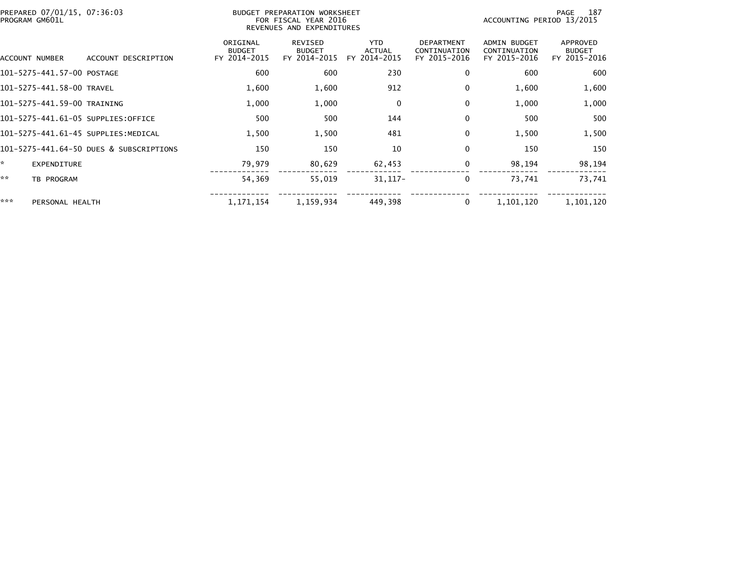BUDGET PREPARATION WORKSHEET
FOR FISCAL YEAR 2016
REVENUES AND EXPENDITURES

PREPARED 07/01/15, 07:36:03
PROGRAM GM601L

ACCOUNTING PERIOD 13/2015

| ACCOUNT NUMBER | ACCOUNT DESCRIPTION | ORIGINAL BUDGET FY 2014-2015 | REVISED BUDGET FY 2014-2015 | YTD ACTUAL FY 2014-2015 | DEPARTMENT CONTINUATION FY 2015-2016 | ADMIN BUDGET CONTINUATION FY 2015-2016 | APPROVED BUDGET FY 2015-2016 |
|---|---|---|---|---|---|---|---|
| 101-5275-441.57-00 | POSTAGE | 600 | 600 | 230 | 0 | 600 | 600 |
| 101-5275-441.58-00 | TRAVEL | 1,600 | 1,600 | 912 | 0 | 1,600 | 1,600 |
| 101-5275-441.59-00 | TRAINING | 1,000 | 1,000 | 0 | 0 | 1,000 | 1,000 |
| 101-5275-441.61-05 | SUPPLIES:OFFICE | 500 | 500 | 144 | 0 | 500 | 500 |
| 101-5275-441.61-45 | SUPPLIES:MEDICAL | 1,500 | 1,500 | 481 | 0 | 1,500 | 1,500 |
| 101-5275-441.64-50 | DUES & SUBSCRIPTIONS | 150 | 150 | 10 | 0 | 150 | 150 |
| * | EXPENDITURE | 79,979 | 80,629 | 62,453 | 0 | 98,194 | 98,194 |
| ** | TB PROGRAM | 54,369 | 55,019 | 31,117- | 0 | 73,741 | 73,741 |
| *** | PERSONAL HEALTH | 1,171,154 | 1,159,934 | 449,398 | 0 | 1,101,120 | 1,101,120 |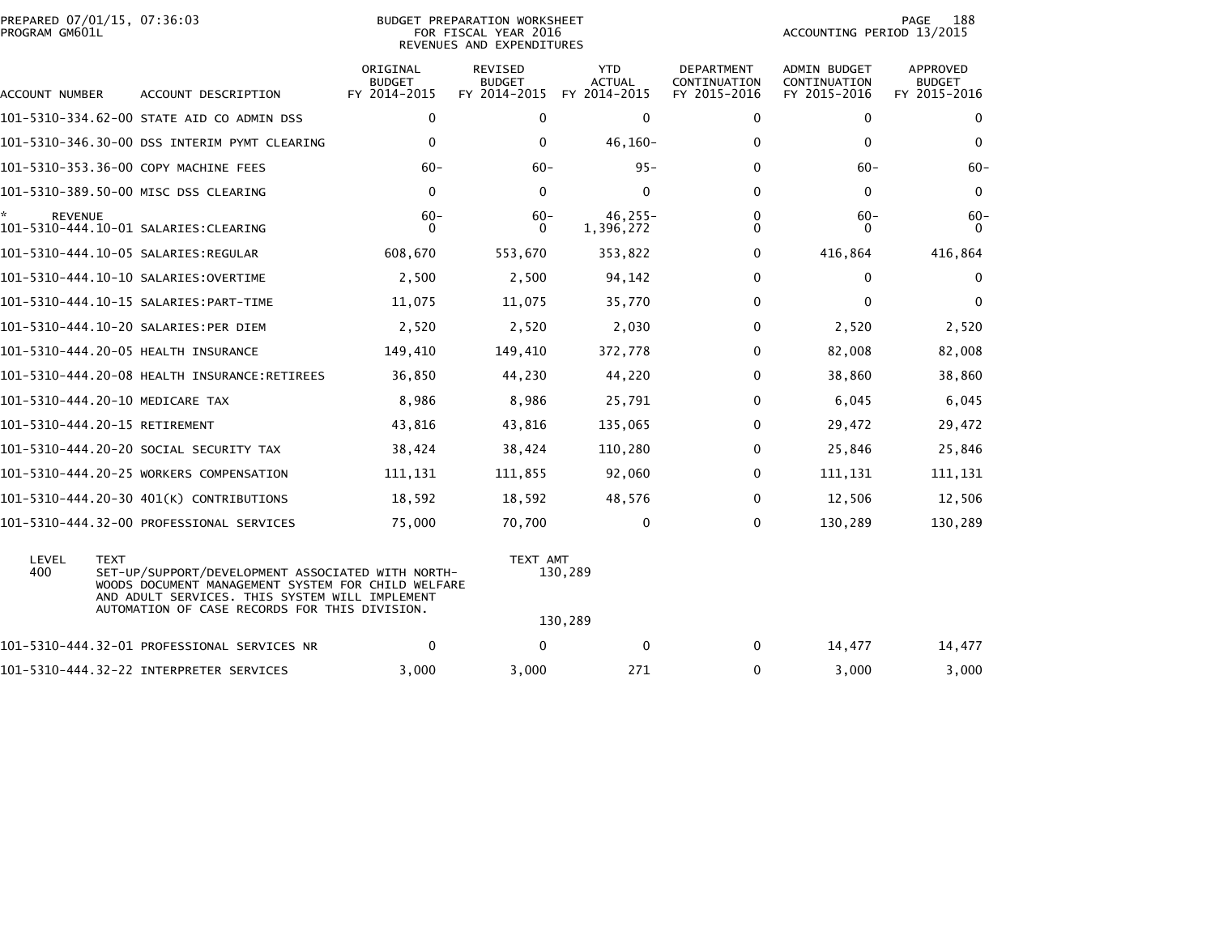PREPARED 07/01/15, 07:36:03
PROGRAM GM601L

BUDGET PREPARATION WORKSHEET
FOR FISCAL YEAR 2016
REVENUES AND EXPENDITURES

ACCOUNTING PERIOD 13/2015

| ACCOUNT NUMBER | ACCOUNT DESCRIPTION | ORIGINAL BUDGET FY 2014-2015 | REVISED BUDGET FY 2014-2015 | YTD ACTUAL FY 2014-2015 | DEPARTMENT CONTINUATION FY 2015-2016 | ADMIN BUDGET CONTINUATION FY 2015-2016 | APPROVED BUDGET FY 2015-2016 |
|---|---|---|---|---|---|---|---|
| 101-5310-334.62-00 | STATE AID CO ADMIN DSS | 0 | 0 | 0 | 0 | 0 | 0 |
| 101-5310-346.30-00 | DSS INTERIM PYMT CLEARING | 0 | 0 | 46,160- | 0 | 0 | 0 |
| 101-5310-353.36-00 | COPY MACHINE FEES | 60- | 60- | 95- | 0 | 60- | 60- |
| 101-5310-389.50-00 | MISC DSS CLEARING | 0 | 0 | 0 | 0 | 0 | 0 |
| * REVENUE | | 60- | 60- | 46,255- | 0 | 60- | 60- |
| 101-5310-444.10-01 | SALARIES:CLEARING | 0 | 0 | 1,396,272 | 0 | 0 | 0 |
| 101-5310-444.10-05 | SALARIES:REGULAR | 608,670 | 553,670 | 353,822 | 0 | 416,864 | 416,864 |
| 101-5310-444.10-10 | SALARIES:OVERTIME | 2,500 | 2,500 | 94,142 | 0 | 0 | 0 |
| 101-5310-444.10-15 | SALARIES:PART-TIME | 11,075 | 11,075 | 35,770 | 0 | 0 | 0 |
| 101-5310-444.10-20 | SALARIES:PER DIEM | 2,520 | 2,520 | 2,030 | 0 | 2,520 | 2,520 |
| 101-5310-444.20-05 | HEALTH INSURANCE | 149,410 | 149,410 | 372,778 | 0 | 82,008 | 82,008 |
| 101-5310-444.20-08 | HEALTH INSURANCE:RETIREES | 36,850 | 44,230 | 44,220 | 0 | 38,860 | 38,860 |
| 101-5310-444.20-10 | MEDICARE TAX | 8,986 | 8,986 | 25,791 | 0 | 6,045 | 6,045 |
| 101-5310-444.20-15 | RETIREMENT | 43,816 | 43,816 | 135,065 | 0 | 29,472 | 29,472 |
| 101-5310-444.20-20 | SOCIAL SECURITY TAX | 38,424 | 38,424 | 110,280 | 0 | 25,846 | 25,846 |
| 101-5310-444.20-25 | WORKERS COMPENSATION | 111,131 | 111,855 | 92,060 | 0 | 111,131 | 111,131 |
| 101-5310-444.20-30 | 401(K) CONTRIBUTIONS | 18,592 | 18,592 | 48,576 | 0 | 12,506 | 12,506 |
| 101-5310-444.32-00 | PROFESSIONAL SERVICES | 75,000 | 70,700 | 0 | 0 | 130,289 | 130,289 |

| LEVEL | TEXT | TEXT AMT |
|---|---|---|
| 400 | SET-UP/SUPPORT/DEVELOPMENT ASSOCIATED WITH NORTH-WOODS DOCUMENT MANAGEMENT SYSTEM FOR CHILD WELFARE AND ADULT SERVICES. THIS SYSTEM WILL IMPLEMENT AUTOMATION OF CASE RECORDS FOR THIS DIVISION. | 130,289 |
| | | 130,289 |

| ACCOUNT NUMBER | ACCOUNT DESCRIPTION | ORIGINAL BUDGET FY 2014-2015 | REVISED BUDGET FY 2014-2015 | YTD ACTUAL FY 2014-2015 | DEPARTMENT CONTINUATION FY 2015-2016 | ADMIN BUDGET CONTINUATION FY 2015-2016 | APPROVED BUDGET FY 2015-2016 |
|---|---|---|---|---|---|---|---|
| 101-5310-444.32-01 | PROFESSIONAL SERVICES NR | 0 | 0 | 0 | 0 | 14,477 | 14,477 |
| 101-5310-444.32-22 | INTERPRETER SERVICES | 3,000 | 3,000 | 271 | 0 | 3,000 | 3,000 |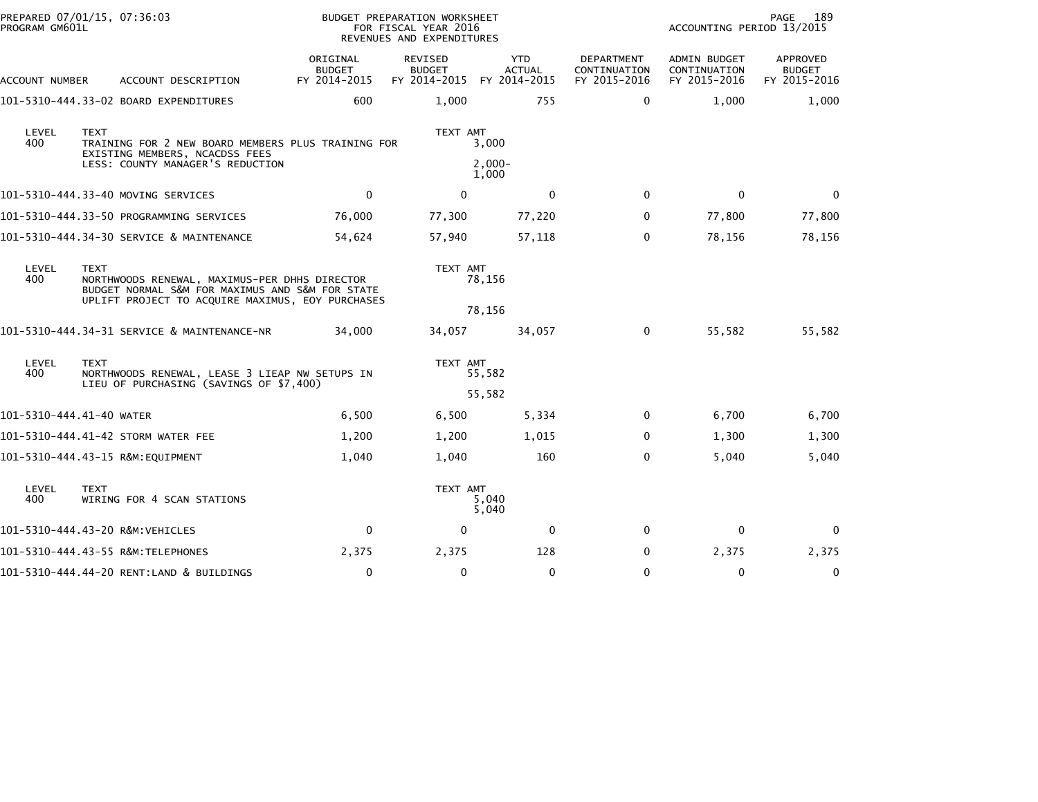PREPARED 07/01/15, 07:36:03 PROGRAM GM601L

BUDGET PREPARATION WORKSHEET
FOR FISCAL YEAR 2016
REVENUES AND EXPENDITURES

ACCOUNTING PERIOD 13/2015

| ACCOUNT NUMBER | ACCOUNT DESCRIPTION | ORIGINAL BUDGET FY 2014-2015 | REVISED BUDGET FY 2014-2015 | YTD ACTUAL FY 2014-2015 | DEPARTMENT CONTINUATION FY 2015-2016 | ADMIN BUDGET CONTINUATION FY 2015-2016 | APPROVED BUDGET FY 2015-2016 |
|---|---|---|---|---|---|---|---|
| 101-5310-444.33-02 | BOARD EXPENDITURES | 600 | 1,000 | 755 | 0 | 1,000 | 1,000 |
| LEVEL 400 | TEXT: TRAINING FOR 2 NEW BOARD MEMBERS PLUS TRAINING FOR EXISTING MEMBERS, NCACDSS FEES | | TEXT AMT | 3,000 | | | |
| | LESS: COUNTY MANAGER'S REDUCTION | | | 2,000- | | | |
| | | | | 1,000 | | | |
| 101-5310-444.33-40 | MOVING SERVICES | 0 | 0 | 0 | 0 | 0 | 0 |
| 101-5310-444.33-50 | PROGRAMMING SERVICES | 76,000 | 77,300 | 77,220 | 0 | 77,800 | 77,800 |
| 101-5310-444.34-30 | SERVICE & MAINTENANCE | 54,624 | 57,940 | 57,118 | 0 | 78,156 | 78,156 |
| LEVEL 400 | TEXT: NORTHWOODS RENEWAL, MAXIMUS-PER DHHS DIRECTOR BUDGET NORMAL S&M FOR MAXIMUS AND S&M FOR STATE UPLIFT PROJECT TO ACQUIRE MAXIMUS, EOY PURCHASES | | TEXT AMT | 78,156 | | | |
| | | | | 78,156 | | | |
| 101-5310-444.34-31 | SERVICE & MAINTENANCE-NR | 34,000 | 34,057 | 34,057 | 0 | 55,582 | 55,582 |
| LEVEL 400 | TEXT: NORTHWOODS RENEWAL, LEASE 3 LIEAP NW SETUPS IN LIEU OF PURCHASING (SAVINGS OF $7,400) | | TEXT AMT | 55,582 | | | |
| | | | | 55,582 | | | |
| 101-5310-444.41-40 | WATER | 6,500 | 6,500 | 5,334 | 0 | 6,700 | 6,700 |
| 101-5310-444.41-42 | STORM WATER FEE | 1,200 | 1,200 | 1,015 | 0 | 1,300 | 1,300 |
| 101-5310-444.43-15 | R&M:EQUIPMENT | 1,040 | 1,040 | 160 | 0 | 5,040 | 5,040 |
| LEVEL 400 | TEXT: WIRING FOR 4 SCAN STATIONS | | TEXT AMT | 5,040 | | | |
| | | | | 5,040 | | | |
| 101-5310-444.43-20 | R&M:VEHICLES | 0 | 0 | 0 | 0 | 0 | 0 |
| 101-5310-444.43-55 | R&M:TELEPHONES | 2,375 | 2,375 | 128 | 0 | 2,375 | 2,375 |
| 101-5310-444.44-20 | RENT:LAND & BUILDINGS | 0 | 0 | 0 | 0 | 0 | 0 |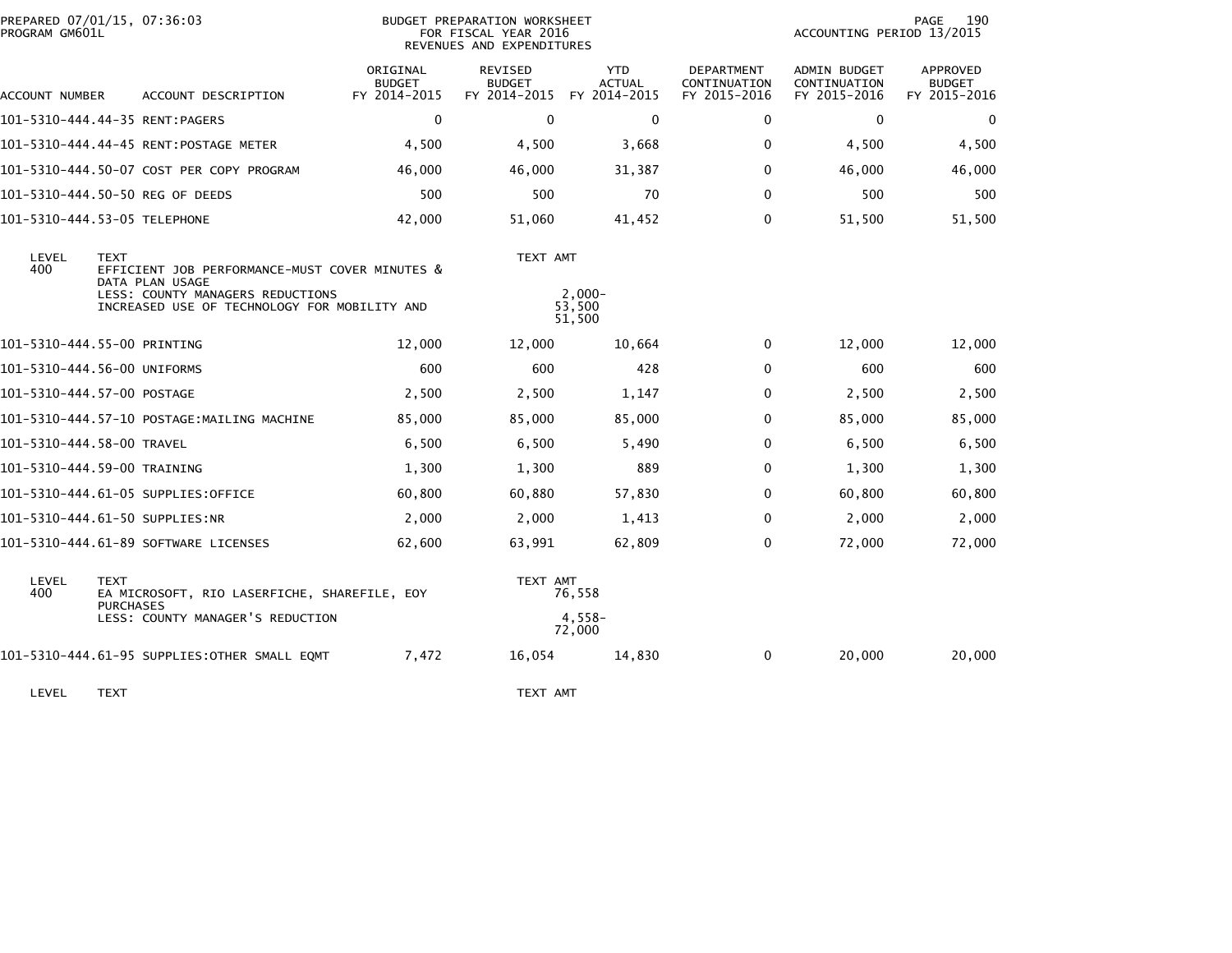PREPARED 07/01/15, 07:36:03
PROGRAM GM601L

BUDGET PREPARATION WORKSHEET
FOR FISCAL YEAR 2016
REVENUES AND EXPENDITURES

ACCOUNTING PERIOD 13/2015

| ACCOUNT NUMBER | ACCOUNT DESCRIPTION | ORIGINAL BUDGET FY 2014-2015 | REVISED BUDGET FY 2014-2015 | YTD ACTUAL FY 2014-2015 | DEPARTMENT CONTINUATION FY 2015-2016 | ADMIN BUDGET CONTINUATION FY 2015-2016 | APPROVED BUDGET FY 2015-2016 |
|---|---|---|---|---|---|---|---|
| 101-5310-444.44-35 | RENT:PAGERS | 0 | 0 | 0 | 0 | 0 | 0 |
| 101-5310-444.44-45 | RENT:POSTAGE METER | 4,500 | 4,500 | 3,668 | 0 | 4,500 | 4,500 |
| 101-5310-444.50-07 | COST PER COPY PROGRAM | 46,000 | 46,000 | 31,387 | 0 | 46,000 | 46,000 |
| 101-5310-444.50-50 | REG OF DEEDS | 500 | 500 | 70 | 0 | 500 | 500 |
| 101-5310-444.53-05 | TELEPHONE | 42,000 | 51,060 | 41,452 | 0 | 51,500 | 51,500 |

| LEVEL | TEXT | TEXT AMT |
|---|---|---|
| 400 | EFFICIENT JOB PERFORMANCE-MUST COVER MINUTES & DATA PLAN USAGE | |
| | LESS: COUNTY MANAGERS REDUCTIONS | 2,000- |
| | INCREASED USE OF TECHNOLOGY FOR MOBILITY AND | 53,500 |
| | | 51,500 |

| ACCOUNT NUMBER | ACCOUNT DESCRIPTION | ORIGINAL BUDGET FY 2014-2015 | REVISED BUDGET FY 2014-2015 | YTD ACTUAL FY 2014-2015 | DEPARTMENT CONTINUATION FY 2015-2016 | ADMIN BUDGET CONTINUATION FY 2015-2016 | APPROVED BUDGET FY 2015-2016 |
|---|---|---|---|---|---|---|---|
| 101-5310-444.55-00 | PRINTING | 12,000 | 12,000 | 10,664 | 0 | 12,000 | 12,000 |
| 101-5310-444.56-00 | UNIFORMS | 600 | 600 | 428 | 0 | 600 | 600 |
| 101-5310-444.57-00 | POSTAGE | 2,500 | 2,500 | 1,147 | 0 | 2,500 | 2,500 |
| 101-5310-444.57-10 | POSTAGE:MAILING MACHINE | 85,000 | 85,000 | 85,000 | 0 | 85,000 | 85,000 |
| 101-5310-444.58-00 | TRAVEL | 6,500 | 6,500 | 5,490 | 0 | 6,500 | 6,500 |
| 101-5310-444.59-00 | TRAINING | 1,300 | 1,300 | 889 | 0 | 1,300 | 1,300 |
| 101-5310-444.61-05 | SUPPLIES:OFFICE | 60,800 | 60,880 | 57,830 | 0 | 60,800 | 60,800 |
| 101-5310-444.61-50 | SUPPLIES:NR | 2,000 | 2,000 | 1,413 | 0 | 2,000 | 2,000 |
| 101-5310-444.61-89 | SOFTWARE LICENSES | 62,600 | 63,991 | 62,809 | 0 | 72,000 | 72,000 |

| LEVEL | TEXT | TEXT AMT |
|---|---|---|
| 400 | EA MICROSOFT, RIO LASERFICHE, SHAREFILE, EOY PURCHASES | 76,558 |
| | LESS: COUNTY MANAGER'S REDUCTION | 4,558- |
| | | 72,000 |

| ACCOUNT NUMBER | ACCOUNT DESCRIPTION | ORIGINAL BUDGET FY 2014-2015 | REVISED BUDGET FY 2014-2015 | YTD ACTUAL FY 2014-2015 | DEPARTMENT CONTINUATION FY 2015-2016 | ADMIN BUDGET CONTINUATION FY 2015-2016 | APPROVED BUDGET FY 2015-2016 |
|---|---|---|---|---|---|---|---|
| 101-5310-444.61-95 | SUPPLIES:OTHER SMALL EQMT | 7,472 | 16,054 | 14,830 | 0 | 20,000 | 20,000 |

| LEVEL | TEXT | TEXT AMT |
|---|---|---|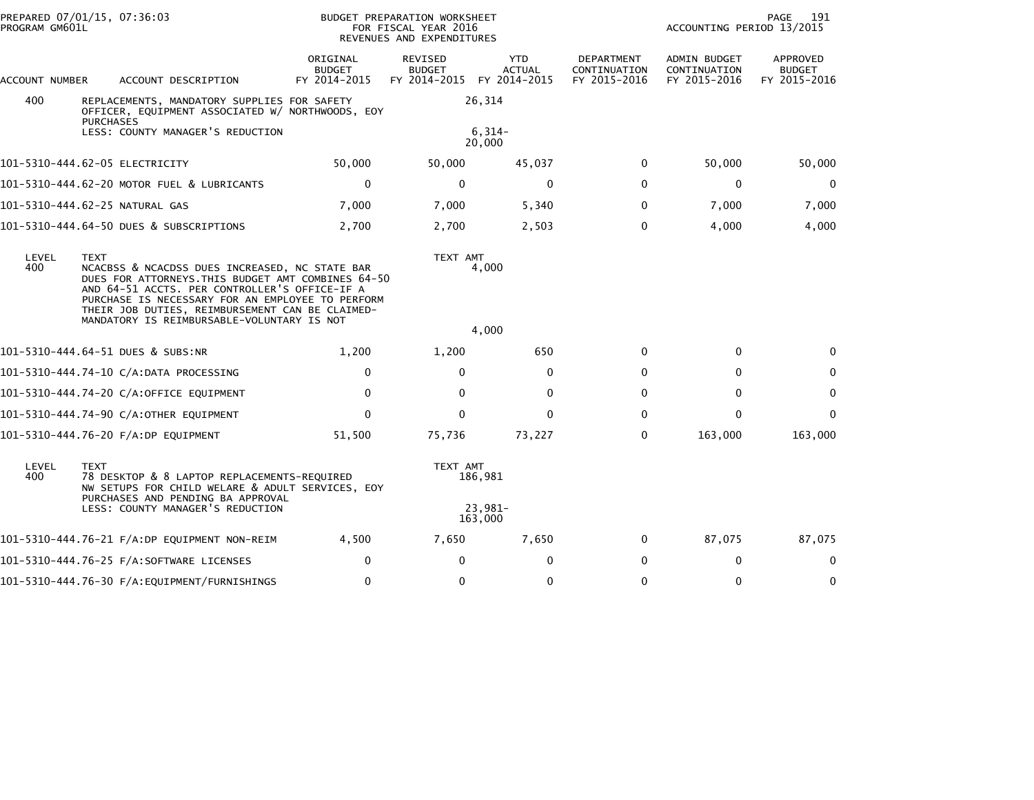PREPARED 07/01/15, 07:36:03
PROGRAM GM601L

BUDGET PREPARATION WORKSHEET
FOR FISCAL YEAR 2016
REVENUES AND EXPENDITURES

ACCOUNTING PERIOD 13/2015

| ACCOUNT NUMBER | ACCOUNT DESCRIPTION | ORIGINAL BUDGET FY 2014-2015 | REVISED BUDGET FY 2014-2015 | YTD ACTUAL FY 2014-2015 | DEPARTMENT CONTINUATION FY 2015-2016 | ADMIN BUDGET CONTINUATION FY 2015-2016 | APPROVED BUDGET FY 2015-2016 |
|---|---|---|---|---|---|---|---|
| 400 | REPLACEMENTS, MANDATORY SUPPLIES FOR SAFETY OFFICER, EQUIPMENT ASSOCIATED W/ NORTHWOODS, EOY PURCHASES | | 26,314 | | | | |
| | LESS: COUNTY MANAGER'S REDUCTION | | 6,314- | | | | |
| | | | 20,000 | | | | |
| 101-5310-444.62-05 | ELECTRICITY | 50,000 | 50,000 | 45,037 | 0 | 50,000 | 50,000 |
| 101-5310-444.62-20 | MOTOR FUEL & LUBRICANTS | 0 | 0 | 0 | 0 | 0 | 0 |
| 101-5310-444.62-25 | NATURAL GAS | 7,000 | 7,000 | 5,340 | 0 | 7,000 | 7,000 |
| 101-5310-444.64-50 | DUES & SUBSCRIPTIONS | 2,700 | 2,700 | 2,503 | 0 | 4,000 | 4,000 |
| LEVEL | TEXT | | TEXT AMT | | | | |
| 400 | NCACBSS & NCACDSS DUES INCREASED, NC STATE BAR DUES FOR ATTORNEYS.THIS BUDGET AMT COMBINES 64-50 AND 64-51 ACCTS. PER CONTROLLER'S OFFICE-IF A PURCHASE IS NECESSARY FOR AN EMPLOYEE TO PERFORM THEIR JOB DUTIES, REIMBURSEMENT CAN BE CLAIMED-MANDATORY IS REIMBURSABLE-VOLUNTARY IS NOT | | 4,000 | | | | |
| | | | 4,000 | | | | |
| 101-5310-444.64-51 | DUES & SUBS:NR | 1,200 | 1,200 | 650 | 0 | 0 | 0 |
| 101-5310-444.74-10 | C/A:DATA PROCESSING | 0 | 0 | 0 | 0 | 0 | 0 |
| 101-5310-444.74-20 | C/A:OFFICE EQUIPMENT | 0 | 0 | 0 | 0 | 0 | 0 |
| 101-5310-444.74-90 | C/A:OTHER EQUIPMENT | 0 | 0 | 0 | 0 | 0 | 0 |
| 101-5310-444.76-20 | F/A:DP EQUIPMENT | 51,500 | 75,736 | 73,227 | 0 | 163,000 | 163,000 |
| LEVEL | TEXT | | TEXT AMT | | | | |
| 400 | 78 DESKTOP & 8 LAPTOP REPLACEMENTS-REQUIRED NW SETUPS FOR CHILD WELARE & ADULT SERVICES, EOY PURCHASES AND PENDING BA APPROVAL | | 186,981 | | | | |
| | LESS: COUNTY MANAGER'S REDUCTION | | 23,981- | | | | |
| | | | 163,000 | | | | |
| 101-5310-444.76-21 | F/A:DP EQUIPMENT NON-REIM | 4,500 | 7,650 | 7,650 | 0 | 87,075 | 87,075 |
| 101-5310-444.76-25 | F/A:SOFTWARE LICENSES | 0 | 0 | 0 | 0 | 0 | 0 |
| 101-5310-444.76-30 | F/A:EQUIPMENT/FURNISHINGS | 0 | 0 | 0 | 0 | 0 | 0 |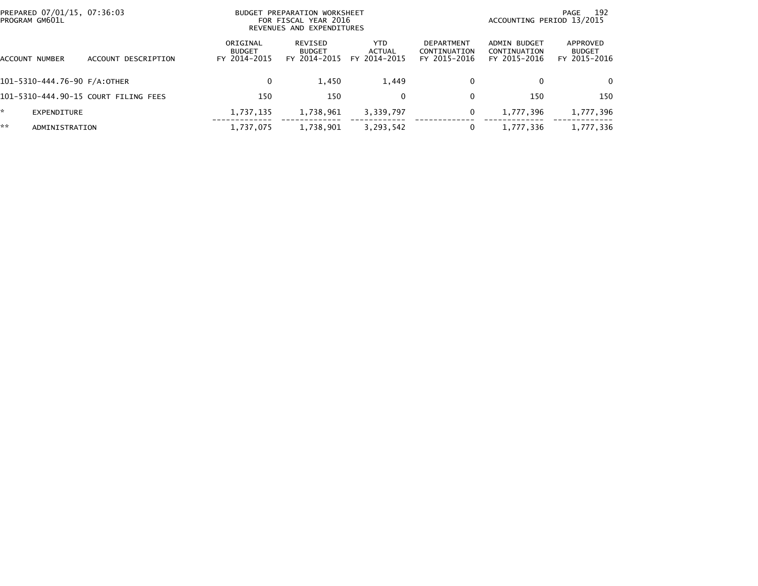PREPARED 07/01/15, 07:36:03
PROGRAM GM601L

BUDGET PREPARATION WORKSHEET
FOR FISCAL YEAR 2016
REVENUES AND EXPENDITURES

ACCOUNTING PERIOD 13/2015

| ACCOUNT NUMBER | ACCOUNT DESCRIPTION | ORIGINAL BUDGET FY 2014-2015 | REVISED BUDGET FY 2014-2015 | YTD ACTUAL FY 2014-2015 | DEPARTMENT CONTINUATION FY 2015-2016 | ADMIN BUDGET CONTINUATION FY 2015-2016 | APPROVED BUDGET FY 2015-2016 |
|---|---|---|---|---|---|---|---|
| 101-5310-444.76-90 | F/A:OTHER | 0 | 1,450 | 1,449 | 0 | 0 | 0 |
| 101-5310-444.90-15 | COURT FILING FEES | 150 | 150 | 0 | 0 | 150 | 150 |
| * | EXPENDITURE | 1,737,135 | 1,738,961 | 3,339,797 | 0 | 1,777,396 | 1,777,396 |
| ** | ADMINISTRATION | 1,737,075 | 1,738,901 | 3,293,542 | 0 | 1,777,336 | 1,777,336 |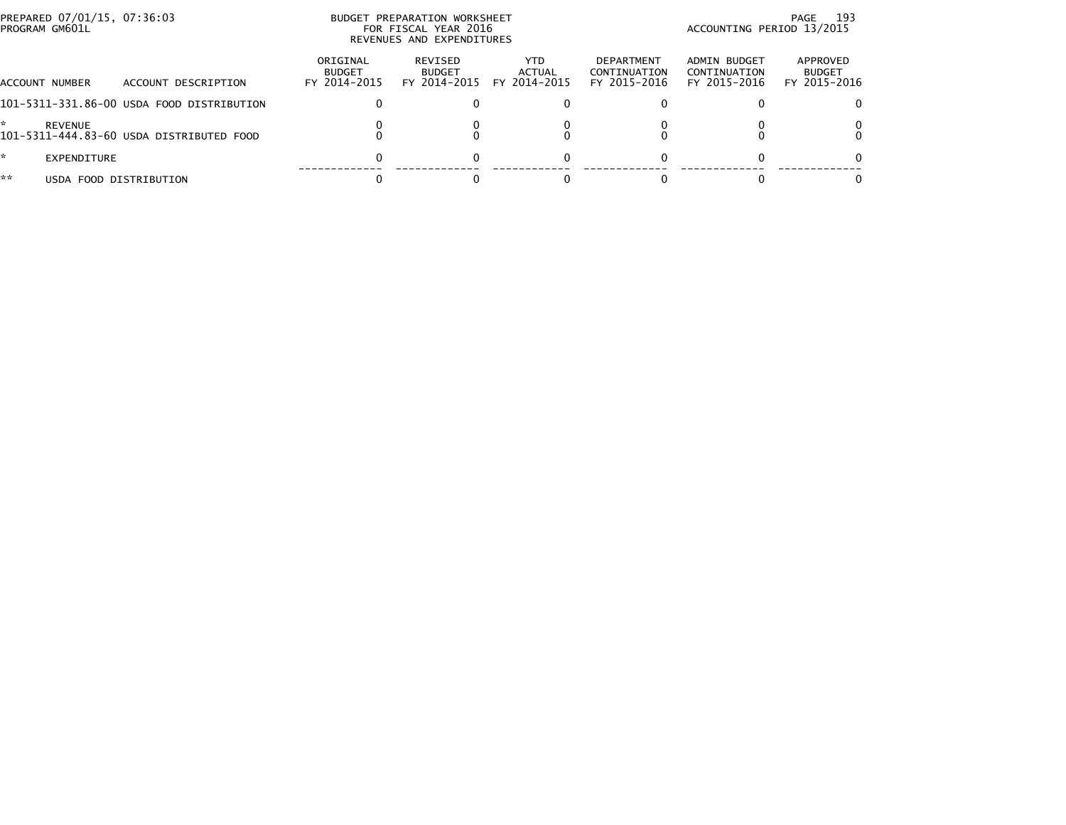PREPARED 07/01/15, 07:36:03
PROGRAM GM601L

BUDGET PREPARATION WORKSHEET
FOR FISCAL YEAR 2016
REVENUES AND EXPENDITURES

ACCOUNTING PERIOD 13/2015

| ACCOUNT NUMBER | ACCOUNT DESCRIPTION | ORIGINAL BUDGET FY 2014-2015 | REVISED BUDGET FY 2014-2015 | YTD ACTUAL FY 2014-2015 | DEPARTMENT CONTINUATION FY 2015-2016 | ADMIN BUDGET CONTINUATION FY 2015-2016 | APPROVED BUDGET FY 2015-2016 |
|---|---|---|---|---|---|---|---|
| 101-5311-331.86-00 | USDA FOOD DISTRIBUTION | 0 | 0 | 0 | 0 | 0 | 0 |
| * | REVENUE | 0 | 0 | 0 | 0 | 0 | 0 |
| 101-5311-444.83-60 | USDA DISTRIBUTED FOOD | 0 | 0 | 0 | 0 | 0 | 0 |
| * | EXPENDITURE | 0 | 0 | 0 | 0 | 0 | 0 |
| ** | USDA FOOD DISTRIBUTION | 0 | 0 | 0 | 0 | 0 | 0 |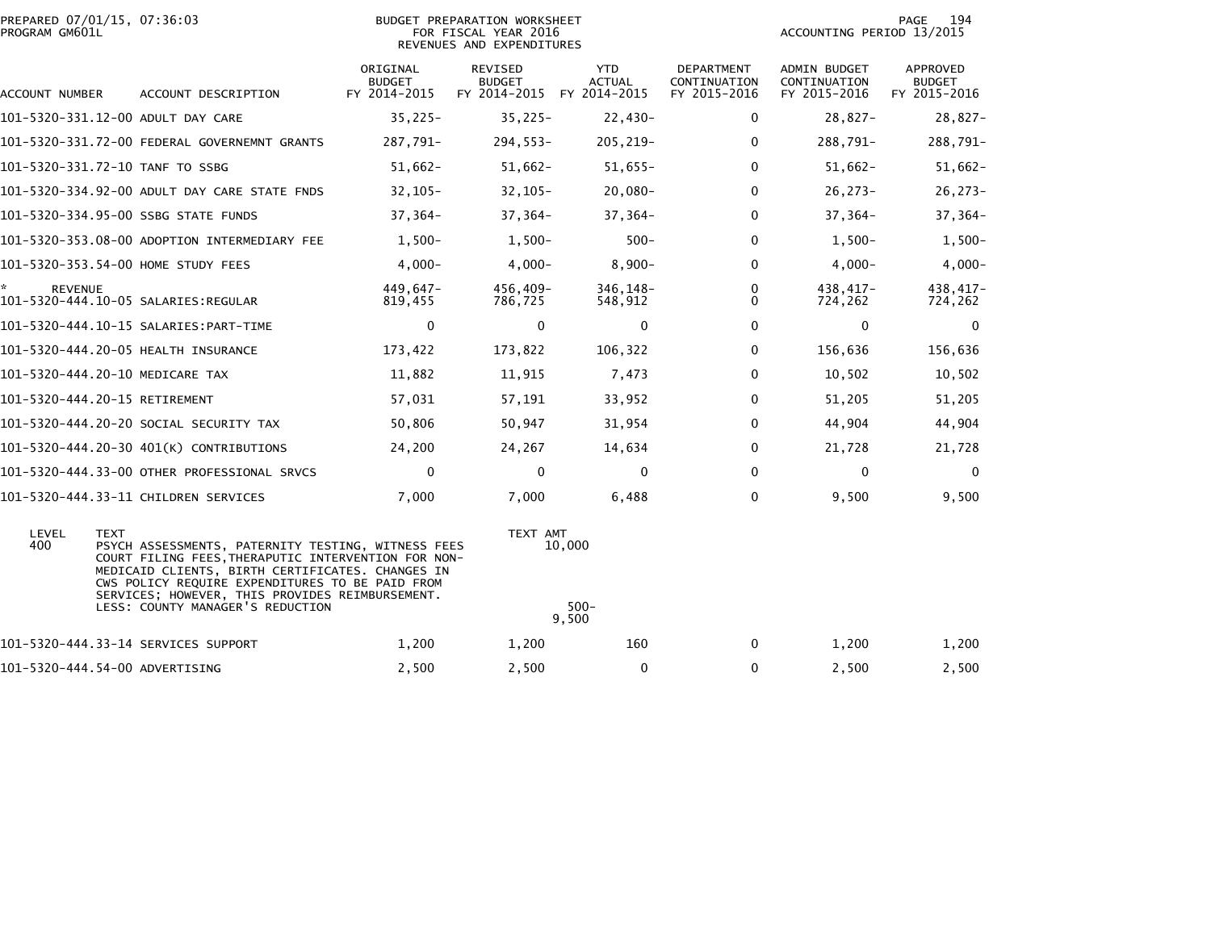PREPARED 07/01/15, 07:36:03
PROGRAM GM601L

BUDGET PREPARATION WORKSHEET
FOR FISCAL YEAR 2016
REVENUES AND EXPENDITURES

ACCOUNTING PERIOD 13/2015

| ACCOUNT NUMBER | ACCOUNT DESCRIPTION | ORIGINAL BUDGET FY 2014-2015 | REVISED BUDGET FY 2014-2015 | YTD ACTUAL FY 2014-2015 | DEPARTMENT CONTINUATION FY 2015-2016 | ADMIN BUDGET CONTINUATION FY 2015-2016 | APPROVED BUDGET FY 2015-2016 |
|---|---|---|---|---|---|---|---|
| 101-5320-331.12-00 | ADULT DAY CARE | 35,225- | 35,225- | 22,430- | 0 | 28,827- | 28,827- |
| 101-5320-331.72-00 | FEDERAL GOVERNEMNT GRANTS | 287,791- | 294,553- | 205,219- | 0 | 288,791- | 288,791- |
| 101-5320-331.72-10 | TANF TO SSBG | 51,662- | 51,662- | 51,655- | 0 | 51,662- | 51,662- |
| 101-5320-334.92-00 | ADULT DAY CARE STATE FNDS | 32,105- | 32,105- | 20,080- | 0 | 26,273- | 26,273- |
| 101-5320-334.95-00 | SSBG STATE FUNDS | 37,364- | 37,364- | 37,364- | 0 | 37,364- | 37,364- |
| 101-5320-353.08-00 | ADOPTION INTERMEDIARY FEE | 1,500- | 1,500- | 500- | 0 | 1,500- | 1,500- |
| 101-5320-353.54-00 | HOME STUDY FEES | 4,000- | 4,000- | 8,900- | 0 | 4,000- | 4,000- |
| * REVENUE | | 449,647- | 456,409- | 346,148- | 0 | 438,417- | 438,417- |
| 101-5320-444.10-05 | SALARIES:REGULAR | 819,455 | 786,725 | 548,912 | 0 | 724,262 | 724,262 |
| 101-5320-444.10-15 | SALARIES:PART-TIME | 0 | 0 | 0 | 0 | 0 | 0 |
| 101-5320-444.20-05 | HEALTH INSURANCE | 173,422 | 173,822 | 106,322 | 0 | 156,636 | 156,636 |
| 101-5320-444.20-10 | MEDICARE TAX | 11,882 | 11,915 | 7,473 | 0 | 10,502 | 10,502 |
| 101-5320-444.20-15 | RETIREMENT | 57,031 | 57,191 | 33,952 | 0 | 51,205 | 51,205 |
| 101-5320-444.20-20 | SOCIAL SECURITY TAX | 50,806 | 50,947 | 31,954 | 0 | 44,904 | 44,904 |
| 101-5320-444.20-30 | 401(K) CONTRIBUTIONS | 24,200 | 24,267 | 14,634 | 0 | 21,728 | 21,728 |
| 101-5320-444.33-00 | OTHER PROFESSIONAL SRVCS | 0 | 0 | 0 | 0 | 0 | 0 |
| 101-5320-444.33-11 | CHILDREN SERVICES | 7,000 | 7,000 | 6,488 | 0 | 9,500 | 9,500 |

| LEVEL | TEXT | TEXT AMT |
|---|---|---|
| 400 | PSYCH ASSESSMENTS, PATERNITY TESTING, WITNESS FEES COURT FILING FEES,THERAPUTIC INTERVENTION FOR NON-MEDICAID CLIENTS, BIRTH CERTIFICATES. CHANGES IN CWS POLICY REQUIRE EXPENDITURES TO BE PAID FROM SERVICES; HOWEVER, THIS PROVIDES REIMBURSEMENT. | 10,000 |
| | LESS: COUNTY MANAGER'S REDUCTION | 500- |
| | | 9,500 |

| ACCOUNT NUMBER | ACCOUNT DESCRIPTION | ORIGINAL BUDGET FY 2014-2015 | REVISED BUDGET FY 2014-2015 | YTD ACTUAL FY 2014-2015 | DEPARTMENT CONTINUATION FY 2015-2016 | ADMIN BUDGET CONTINUATION FY 2015-2016 | APPROVED BUDGET FY 2015-2016 |
|---|---|---|---|---|---|---|---|
| 101-5320-444.33-14 | SERVICES SUPPORT | 1,200 | 1,200 | 160 | 0 | 1,200 | 1,200 |
| 101-5320-444.54-00 | ADVERTISING | 2,500 | 2,500 | 0 | 0 | 2,500 | 2,500 |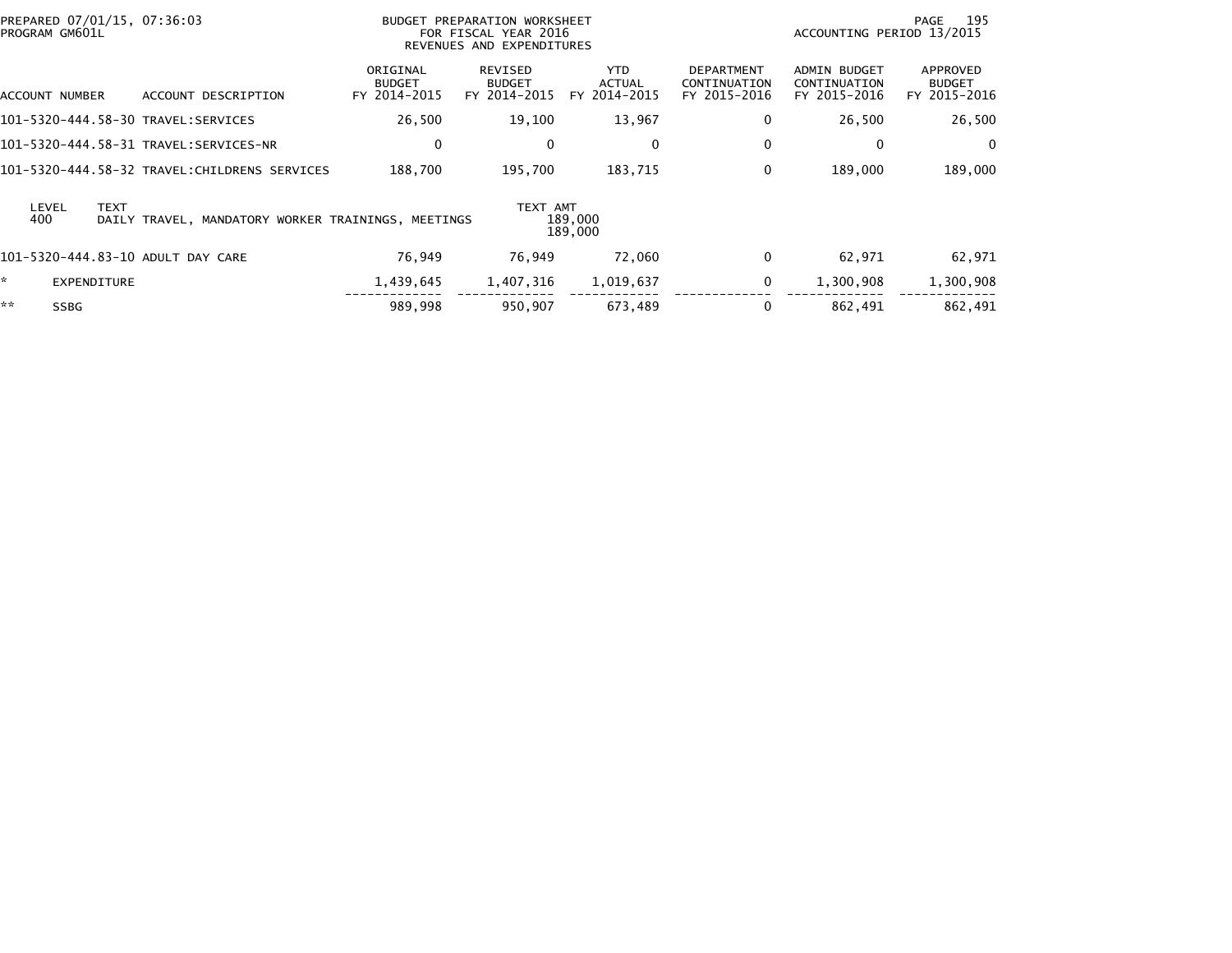BUDGET PREPARATION WORKSHEET
FOR FISCAL YEAR 2016
REVENUES AND EXPENDITURES

PREPARED 07/01/15, 07:36:03
PROGRAM GM601L

ACCOUNTING PERIOD 13/2015

| ACCOUNT NUMBER | ACCOUNT DESCRIPTION | ORIGINAL BUDGET FY 2014-2015 | REVISED BUDGET FY 2014-2015 | YTD ACTUAL FY 2014-2015 | DEPARTMENT CONTINUATION FY 2015-2016 | ADMIN BUDGET CONTINUATION FY 2015-2016 | APPROVED BUDGET FY 2015-2016 |
|---|---|---|---|---|---|---|---|
| 101-5320-444.58-30 | TRAVEL:SERVICES | 26,500 | 19,100 | 13,967 | 0 | 26,500 | 26,500 |
| 101-5320-444.58-31 | TRAVEL:SERVICES-NR | 0 | 0 | 0 | 0 | 0 | 0 |
| 101-5320-444.58-32 | TRAVEL:CHILDRENS SERVICES | 188,700 | 195,700 | 183,715 | 0 | 189,000 | 189,000 |

| LEVEL | TEXT | TEXT AMT |
|---|---|---|
| 400 | DAILY TRAVEL, MANDATORY WORKER TRAININGS, MEETINGS | 189,000 |
| | | 189,000 |

| ACCOUNT NUMBER | ACCOUNT DESCRIPTION | ORIGINAL BUDGET FY 2014-2015 | REVISED BUDGET FY 2014-2015 | YTD ACTUAL FY 2014-2015 | DEPARTMENT CONTINUATION FY 2015-2016 | ADMIN BUDGET CONTINUATION FY 2015-2016 | APPROVED BUDGET FY 2015-2016 |
|---|---|---|---|---|---|---|---|
| 101-5320-444.83-10 | ADULT DAY CARE | 76,949 | 76,949 | 72,060 | 0 | 62,971 | 62,971 |
| * | EXPENDITURE | 1,439,645 | 1,407,316 | 1,019,637 | 0 | 1,300,908 | 1,300,908 |
| ** | SSBG | 989,998 | 950,907 | 673,489 | 0 | 862,491 | 862,491 |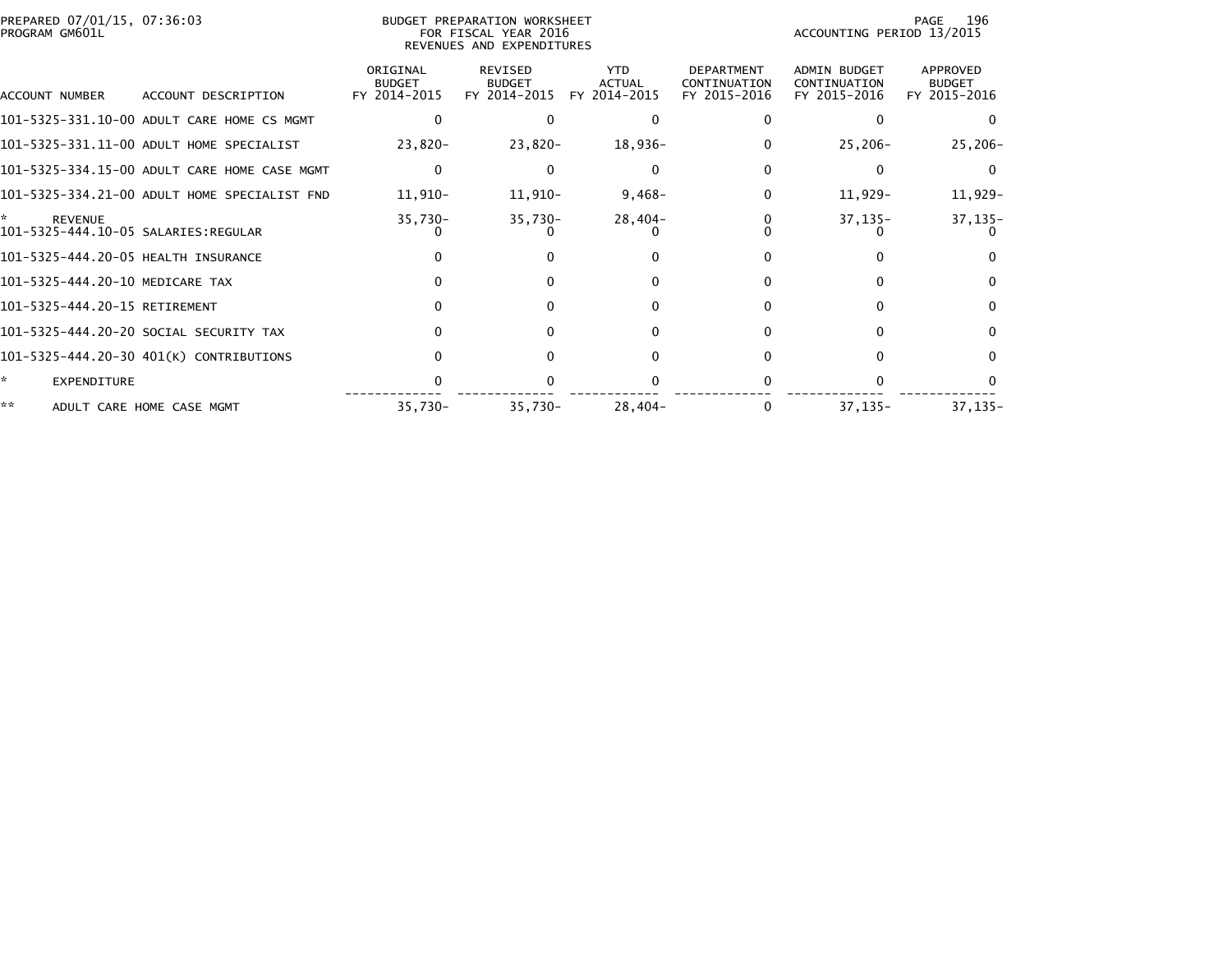PREPARED 07/01/15, 07:36:03
PROGRAM GM601L

BUDGET PREPARATION WORKSHEET
FOR FISCAL YEAR 2016
REVENUES AND EXPENDITURES

ACCOUNTING PERIOD 13/2015

| ACCOUNT NUMBER | ACCOUNT DESCRIPTION | ORIGINAL BUDGET FY 2014-2015 | REVISED BUDGET FY 2014-2015 | YTD ACTUAL FY 2014-2015 | DEPARTMENT CONTINUATION FY 2015-2016 | ADMIN BUDGET CONTINUATION FY 2015-2016 | APPROVED BUDGET FY 2015-2016 |
|---|---|---|---|---|---|---|---|
| 101-5325-331.10-00 | ADULT CARE HOME CS MGMT | 0 | 0 | 0 | 0 | 0 | 0 |
| 101-5325-331.11-00 | ADULT HOME SPECIALIST | 23,820- | 23,820- | 18,936- | 0 | 25,206- | 25,206- |
| 101-5325-334.15-00 | ADULT CARE HOME CASE MGMT | 0 | 0 | 0 | 0 | 0 | 0 |
| 101-5325-334.21-00 | ADULT HOME SPECIALIST FND | 11,910- | 11,910- | 9,468- | 0 | 11,929- | 11,929- |
| * | REVENUE | 35,730- | 35,730- | 28,404- | 0 | 37,135- | 37,135- |
| 101-5325-444.10-05 | SALARIES:REGULAR | 0 | 0 | 0 | 0 | 0 | 0 |
| 101-5325-444.20-05 | HEALTH INSURANCE | 0 | 0 | 0 | 0 | 0 | 0 |
| 101-5325-444.20-10 | MEDICARE TAX | 0 | 0 | 0 | 0 | 0 | 0 |
| 101-5325-444.20-15 | RETIREMENT | 0 | 0 | 0 | 0 | 0 | 0 |
| 101-5325-444.20-20 | SOCIAL SECURITY TAX | 0 | 0 | 0 | 0 | 0 | 0 |
| 101-5325-444.20-30 | 401(K) CONTRIBUTIONS | 0 | 0 | 0 | 0 | 0 | 0 |
| * | EXPENDITURE | 0 | 0 | 0 | 0 | 0 | 0 |
| ** | ADULT CARE HOME CASE MGMT | 35,730- | 35,730- | 28,404- | 0 | 37,135- | 37,135- |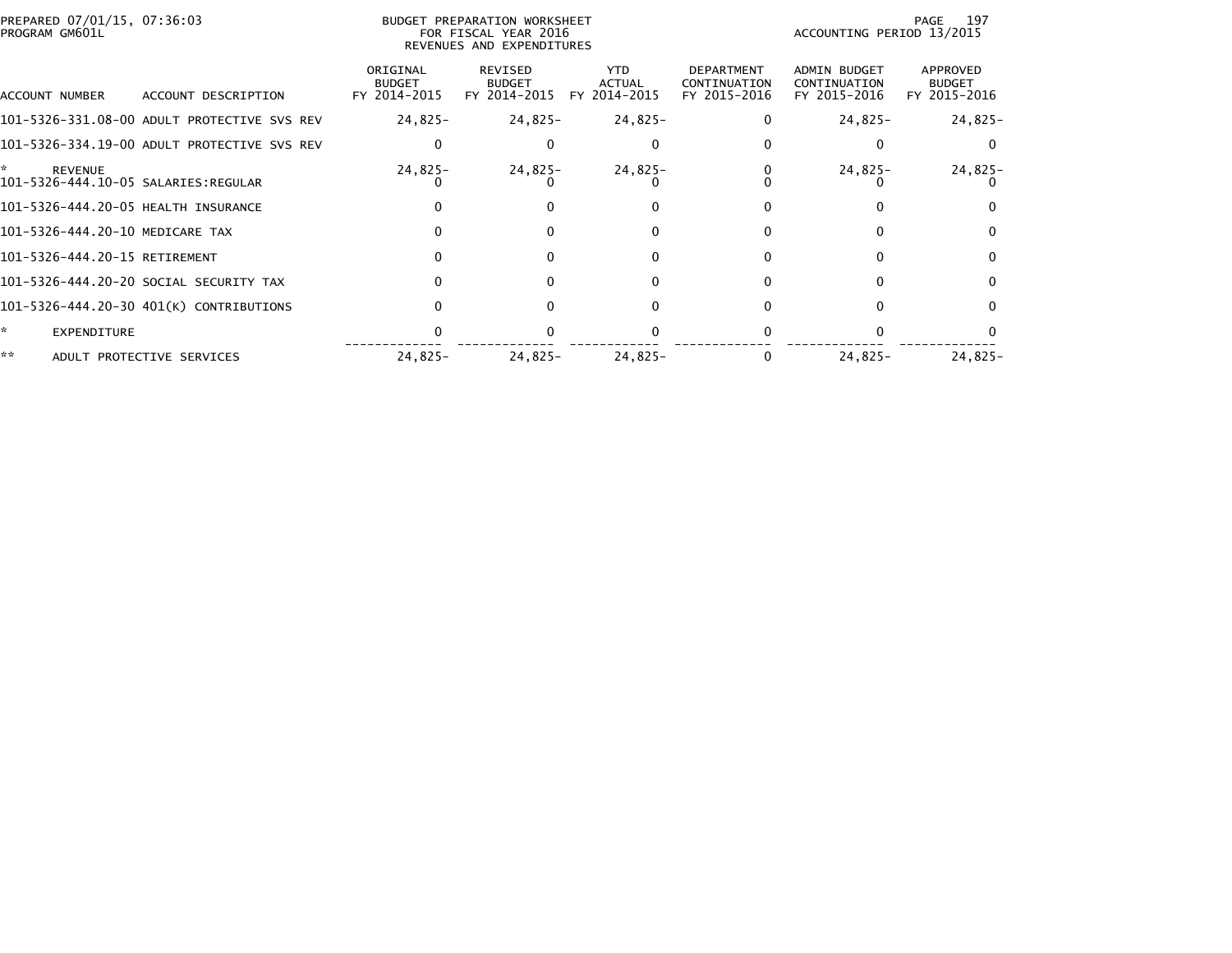PREPARED 07/01/15, 07:36:03
PROGRAM GM601L

BUDGET PREPARATION WORKSHEET
FOR FISCAL YEAR 2016
REVENUES AND EXPENDITURES

ACCOUNTING PERIOD 13/2015

| ACCOUNT NUMBER | ACCOUNT DESCRIPTION | ORIGINAL BUDGET FY 2014-2015 | REVISED BUDGET FY 2014-2015 | YTD ACTUAL FY 2014-2015 | DEPARTMENT CONTINUATION FY 2015-2016 | ADMIN BUDGET CONTINUATION FY 2015-2016 | APPROVED BUDGET FY 2015-2016 |
|---|---|---|---|---|---|---|---|
| 101-5326-331.08-00 | ADULT PROTECTIVE SVS REV | 24,825- | 24,825- | 24,825- | 0 | 24,825- | 24,825- |
| 101-5326-334.19-00 | ADULT PROTECTIVE SVS REV | 0 | 0 | 0 | 0 | 0 | 0 |
| * | REVENUE | 24,825- | 24,825- | 24,825- | 0 | 24,825- | 24,825- |
| 101-5326-444.10-05 | SALARIES:REGULAR | 0 | 0 | 0 | 0 | 0 | 0 |
| 101-5326-444.20-05 | HEALTH INSURANCE | 0 | 0 | 0 | 0 | 0 | 0 |
| 101-5326-444.20-10 | MEDICARE TAX | 0 | 0 | 0 | 0 | 0 | 0 |
| 101-5326-444.20-15 | RETIREMENT | 0 | 0 | 0 | 0 | 0 | 0 |
| 101-5326-444.20-20 | SOCIAL SECURITY TAX | 0 | 0 | 0 | 0 | 0 | 0 |
| 101-5326-444.20-30 | 401(K) CONTRIBUTIONS | 0 | 0 | 0 | 0 | 0 | 0 |
| * | EXPENDITURE | 0 | 0 | 0 | 0 | 0 | 0 |
| ** | ADULT PROTECTIVE SERVICES | 24,825- | 24,825- | 24,825- | 0 | 24,825- | 24,825- |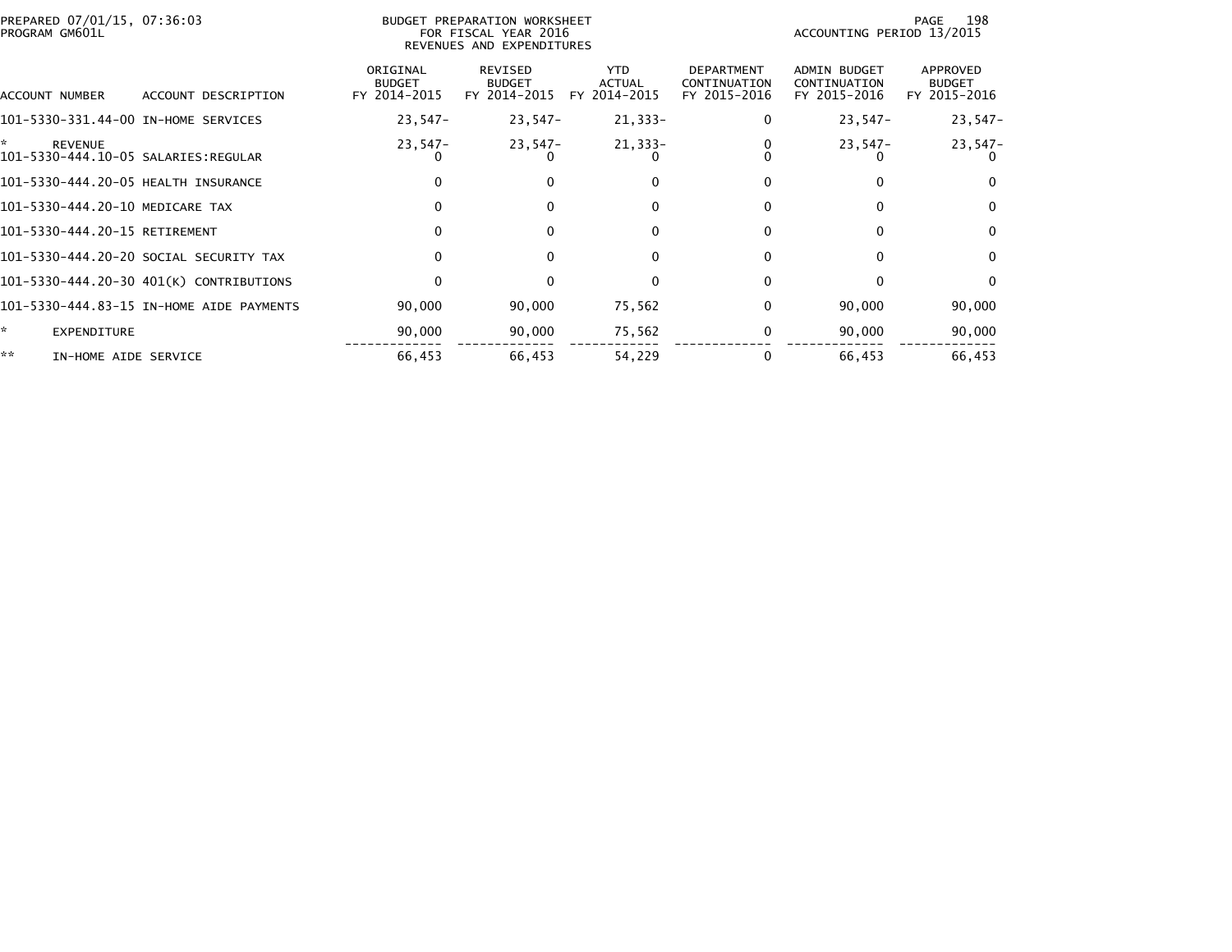PREPARED 07/01/15, 07:36:03
PROGRAM GM601L

BUDGET PREPARATION WORKSHEET
FOR FISCAL YEAR 2016
REVENUES AND EXPENDITURES

ACCOUNTING PERIOD 13/2015

| ACCOUNT NUMBER | ACCOUNT DESCRIPTION | ORIGINAL BUDGET FY 2014-2015 | REVISED BUDGET FY 2014-2015 | YTD ACTUAL FY 2014-2015 | DEPARTMENT CONTINUATION FY 2015-2016 | ADMIN BUDGET CONTINUATION FY 2015-2016 | APPROVED BUDGET FY 2015-2016 |
|---|---|---|---|---|---|---|---|
| 101-5330-331.44-00 | IN-HOME SERVICES | 23,547- | 23,547- | 21,333- | 0 | 23,547- | 23,547- |
| * | REVENUE | 23,547- | 23,547- | 21,333- | 0 | 23,547- | 23,547- |
| 101-5330-444.10-05 | SALARIES:REGULAR | 0 | 0 | 0 | 0 | 0 | 0 |
| 101-5330-444.20-05 | HEALTH INSURANCE | 0 | 0 | 0 | 0 | 0 | 0 |
| 101-5330-444.20-10 | MEDICARE TAX | 0 | 0 | 0 | 0 | 0 | 0 |
| 101-5330-444.20-15 | RETIREMENT | 0 | 0 | 0 | 0 | 0 | 0 |
| 101-5330-444.20-20 | SOCIAL SECURITY TAX | 0 | 0 | 0 | 0 | 0 | 0 |
| 101-5330-444.20-30 | 401(K) CONTRIBUTIONS | 0 | 0 | 0 | 0 | 0 | 0 |
| 101-5330-444.83-15 | IN-HOME AIDE PAYMENTS | 90,000 | 90,000 | 75,562 | 0 | 90,000 | 90,000 |
| * | EXPENDITURE | 90,000 | 90,000 | 75,562 | 0 | 90,000 | 90,000 |
| ** | IN-HOME AIDE SERVICE | 66,453 | 66,453 | 54,229 | 0 | 66,453 | 66,453 |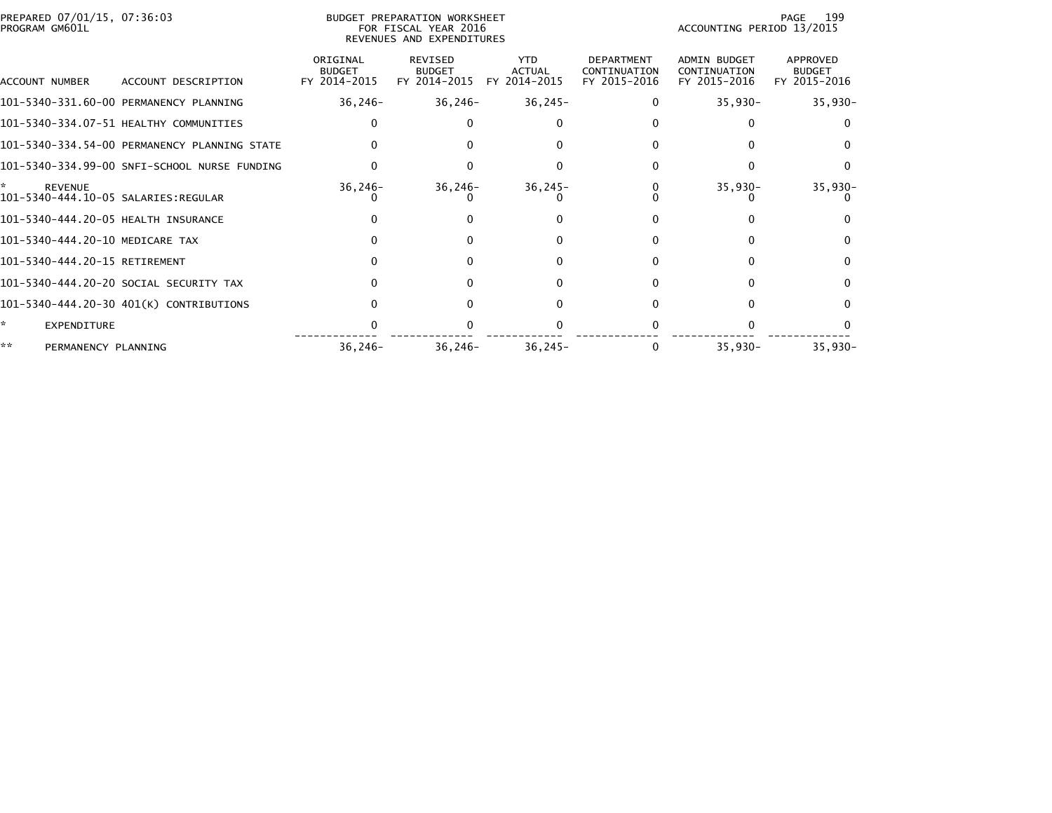PREPARED 07/01/15, 07:36:03
PROGRAM GM601L

BUDGET PREPARATION WORKSHEET
FOR FISCAL YEAR 2016
REVENUES AND EXPENDITURES

ACCOUNTING PERIOD 13/2015

| ACCOUNT NUMBER | ACCOUNT DESCRIPTION | ORIGINAL BUDGET FY 2014-2015 | REVISED BUDGET FY 2014-2015 | YTD ACTUAL FY 2014-2015 | DEPARTMENT CONTINUATION FY 2015-2016 | ADMIN BUDGET CONTINUATION FY 2015-2016 | APPROVED BUDGET FY 2015-2016 |
|---|---|---|---|---|---|---|---|
| 101-5340-331.60-00 | PERMANENCY PLANNING | 36,246- | 36,246- | 36,245- | 0 | 35,930- | 35,930- |
| 101-5340-334.07-51 | HEALTHY COMMUNITIES | 0 | 0 | 0 | 0 | 0 | 0 |
| 101-5340-334.54-00 | PERMANENCY PLANNING STATE | 0 | 0 | 0 | 0 | 0 | 0 |
| 101-5340-334.99-00 | SNFI-SCHOOL NURSE FUNDING | 0 | 0 | 0 | 0 | 0 | 0 |
| * | REVENUE | 36,246- | 36,246- | 36,245- | 0 | 35,930- | 35,930- |
| 101-5340-444.10-05 | SALARIES:REGULAR | 0 | 0 | 0 | 0 | 0 | 0 |
| 101-5340-444.20-05 | HEALTH INSURANCE | 0 | 0 | 0 | 0 | 0 | 0 |
| 101-5340-444.20-10 | MEDICARE TAX | 0 | 0 | 0 | 0 | 0 | 0 |
| 101-5340-444.20-15 | RETIREMENT | 0 | 0 | 0 | 0 | 0 | 0 |
| 101-5340-444.20-20 | SOCIAL SECURITY TAX | 0 | 0 | 0 | 0 | 0 | 0 |
| 101-5340-444.20-30 | 401(K) CONTRIBUTIONS | 0 | 0 | 0 | 0 | 0 | 0 |
| * | EXPENDITURE | 0 | 0 | 0 | 0 | 0 | 0 |
| ** | PERMANENCY PLANNING | 36,246- | 36,246- | 36,245- | 0 | 35,930- | 35,930- |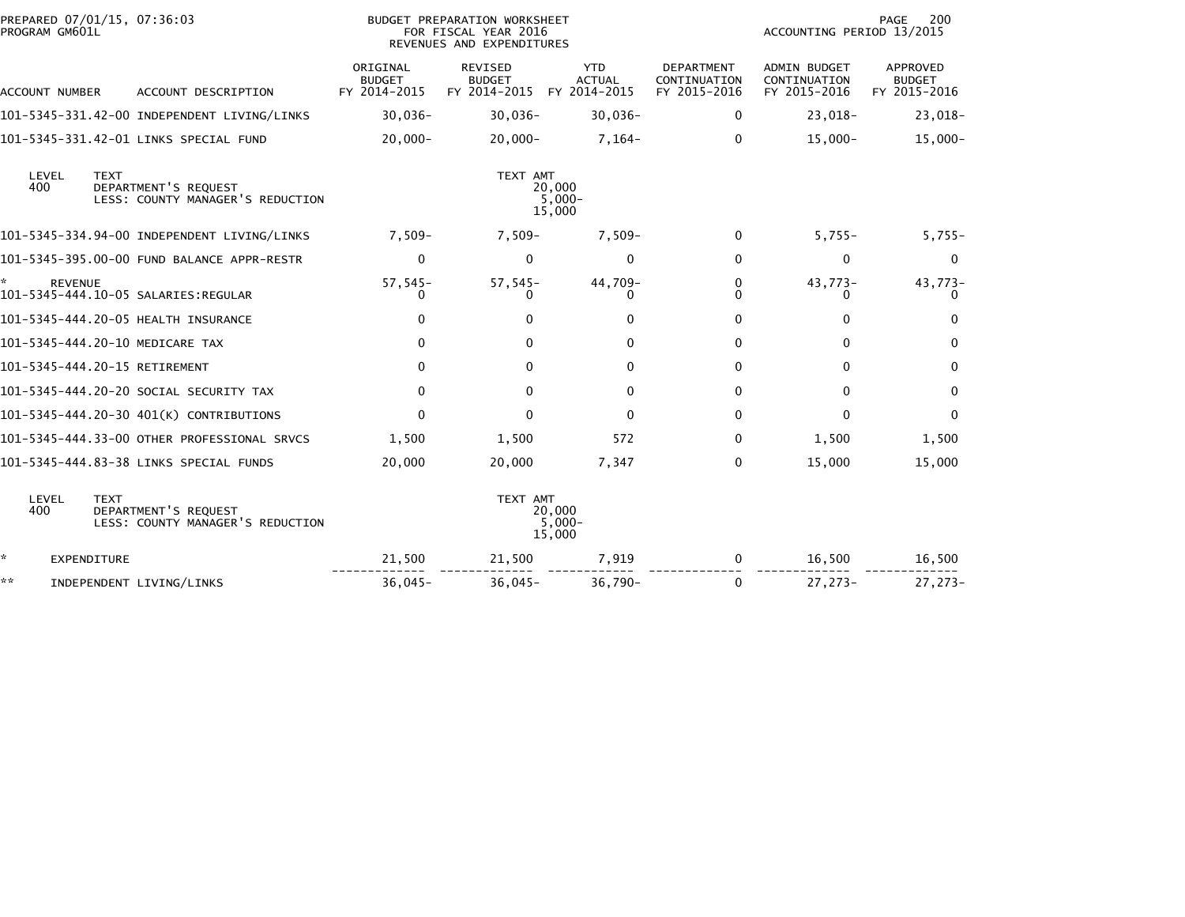BUDGET PREPARATION WORKSHEET
FOR FISCAL YEAR 2016
REVENUES AND EXPENDITURES

PREPARED 07/01/15, 07:36:03
PROGRAM GM601L

ACCOUNTING PERIOD 13/2015

| ACCOUNT NUMBER | ACCOUNT DESCRIPTION | ORIGINAL BUDGET FY 2014-2015 | REVISED BUDGET FY 2014-2015 | YTD ACTUAL FY 2014-2015 | DEPARTMENT CONTINUATION FY 2015-2016 | ADMIN BUDGET CONTINUATION FY 2015-2016 | APPROVED BUDGET FY 2015-2016 |
|---|---|---|---|---|---|---|---|
| 101-5345-331.42-00 | INDEPENDENT LIVING/LINKS | 30,036- | 30,036- | 30,036- | 0 | 23,018- | 23,018- |
| 101-5345-331.42-01 | LINKS SPECIAL FUND | 20,000- | 20,000- | 7,164- | 0 | 15,000- | 15,000- |

| LEVEL | TEXT | TEXT AMT |
|---|---|---|
| 400 | DEPARTMENT'S REQUEST | 20,000 |
| | LESS: COUNTY MANAGER'S REDUCTION | 5,000- |
| | | 15,000 |

| ACCOUNT NUMBER | ACCOUNT DESCRIPTION | ORIGINAL BUDGET FY 2014-2015 | REVISED BUDGET FY 2014-2015 | YTD ACTUAL FY 2014-2015 | DEPARTMENT CONTINUATION FY 2015-2016 | ADMIN BUDGET CONTINUATION FY 2015-2016 | APPROVED BUDGET FY 2015-2016 |
|---|---|---|---|---|---|---|---|
| 101-5345-334.94-00 | INDEPENDENT LIVING/LINKS | 7,509- | 7,509- | 7,509- | 0 | 5,755- | 5,755- |
| 101-5345-395.00-00 | FUND BALANCE APPR-RESTR | 0 | 0 | 0 | 0 | 0 | 0 |
| * | REVENUE | 57,545- | 57,545- | 44,709- | 0 | 43,773- | 43,773- |
| 101-5345-444.10-05 | SALARIES:REGULAR | 0 | 0 | 0 | 0 | 0 | 0 |
| 101-5345-444.20-05 | HEALTH INSURANCE | 0 | 0 | 0 | 0 | 0 | 0 |
| 101-5345-444.20-10 | MEDICARE TAX | 0 | 0 | 0 | 0 | 0 | 0 |
| 101-5345-444.20-15 | RETIREMENT | 0 | 0 | 0 | 0 | 0 | 0 |
| 101-5345-444.20-20 | SOCIAL SECURITY TAX | 0 | 0 | 0 | 0 | 0 | 0 |
| 101-5345-444.20-30 | 401(K) CONTRIBUTIONS | 0 | 0 | 0 | 0 | 0 | 0 |
| 101-5345-444.33-00 | OTHER PROFESSIONAL SRVCS | 1,500 | 1,500 | 572 | 0 | 1,500 | 1,500 |
| 101-5345-444.83-38 | LINKS SPECIAL FUNDS | 20,000 | 20,000 | 7,347 | 0 | 15,000 | 15,000 |

| LEVEL | TEXT | TEXT AMT |
|---|---|---|
| 400 | DEPARTMENT'S REQUEST | 20,000 |
| | LESS: COUNTY MANAGER'S REDUCTION | 5,000- |
| | | 15,000 |

| | | ORIGINAL BUDGET FY 2014-2015 | REVISED BUDGET FY 2014-2015 | YTD ACTUAL FY 2014-2015 | DEPARTMENT CONTINUATION FY 2015-2016 | ADMIN BUDGET CONTINUATION FY 2015-2016 | APPROVED BUDGET FY 2015-2016 |
|---|---|---|---|---|---|---|---|
| * | EXPENDITURE | 21,500 | 21,500 | 7,919 | 0 | 16,500 | 16,500 |
| ** | INDEPENDENT LIVING/LINKS | 36,045- | 36,045- | 36,790- | 0 | 27,273- | 27,273- |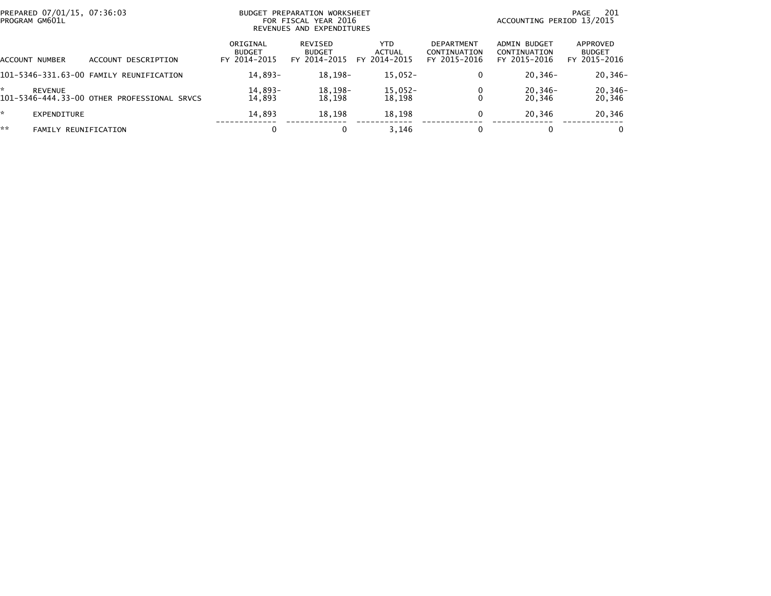BUDGET PREPARATION WORKSHEET
FOR FISCAL YEAR 2016
REVENUES AND EXPENDITURES

PREPARED 07/01/15, 07:36:03
PROGRAM GM601L

ACCOUNTING PERIOD 13/2015

| ACCOUNT NUMBER | ACCOUNT DESCRIPTION | ORIGINAL BUDGET FY 2014-2015 | REVISED BUDGET FY 2014-2015 | YTD ACTUAL FY 2014-2015 | DEPARTMENT CONTINUATION FY 2015-2016 | ADMIN BUDGET CONTINUATION FY 2015-2016 | APPROVED BUDGET FY 2015-2016 |
|---|---|---|---|---|---|---|---|
| 101-5346-331.63-00 | FAMILY REUNIFICATION | 14,893- | 18,198- | 15,052- | 0 | 20,346- | 20,346- |
| * | REVENUE | 14,893- | 18,198- | 15,052- | 0 | 20,346- | 20,346- |
| 101-5346-444.33-00 | OTHER PROFESSIONAL SRVCS | 14,893 | 18,198 | 18,198 | 0 | 20,346 | 20,346 |
| * | EXPENDITURE | 14,893 | 18,198 | 18,198 | 0 | 20,346 | 20,346 |
| ** | FAMILY REUNIFICATION | 0 | 0 | 3,146 | 0 | 0 | 0 |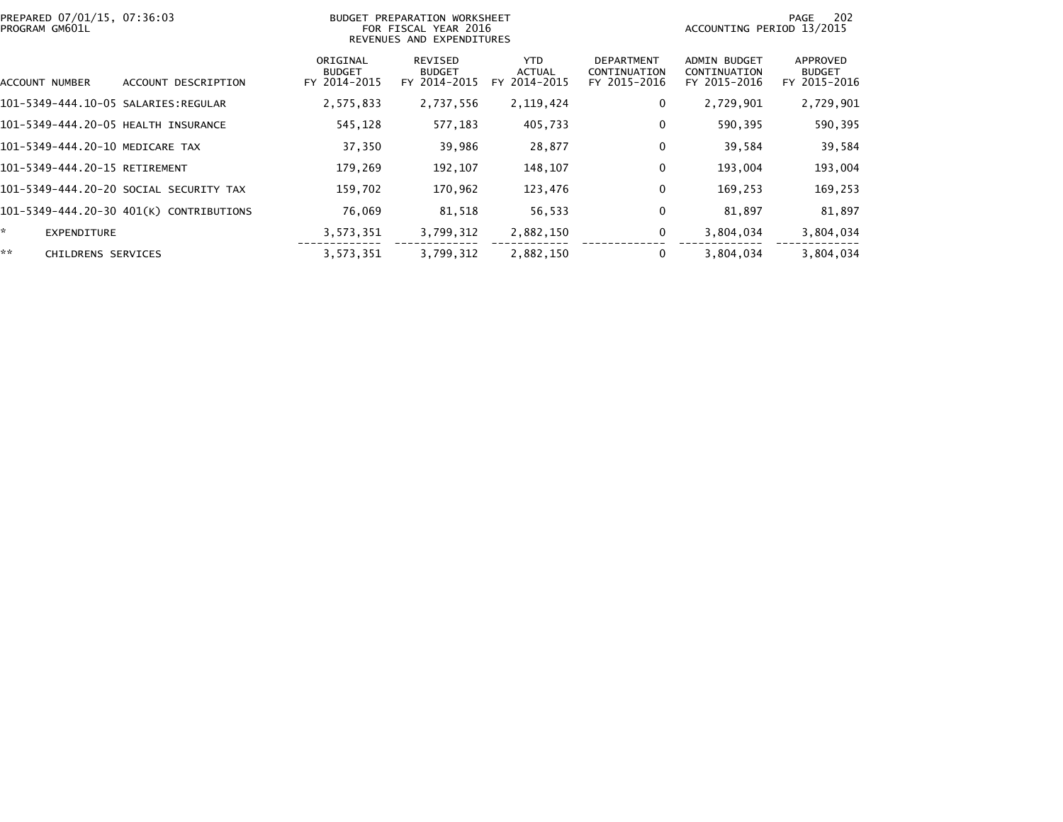PREPARED 07/01/15, 07:36:03
PROGRAM GM601L

BUDGET PREPARATION WORKSHEET
FOR FISCAL YEAR 2016
REVENUES AND EXPENDITURES

ACCOUNTING PERIOD 13/2015

| ACCOUNT NUMBER | ACCOUNT DESCRIPTION | ORIGINAL BUDGET FY 2014-2015 | REVISED BUDGET FY 2014-2015 | YTD ACTUAL FY 2014-2015 | DEPARTMENT CONTINUATION FY 2015-2016 | ADMIN BUDGET CONTINUATION FY 2015-2016 | APPROVED BUDGET FY 2015-2016 |
|---|---|---|---|---|---|---|---|
| 101-5349-444.10-05 | SALARIES:REGULAR | 2,575,833 | 2,737,556 | 2,119,424 | 0 | 2,729,901 | 2,729,901 |
| 101-5349-444.20-05 | HEALTH INSURANCE | 545,128 | 577,183 | 405,733 | 0 | 590,395 | 590,395 |
| 101-5349-444.20-10 | MEDICARE TAX | 37,350 | 39,986 | 28,877 | 0 | 39,584 | 39,584 |
| 101-5349-444.20-15 | RETIREMENT | 179,269 | 192,107 | 148,107 | 0 | 193,004 | 193,004 |
| 101-5349-444.20-20 | SOCIAL SECURITY TAX | 159,702 | 170,962 | 123,476 | 0 | 169,253 | 169,253 |
| 101-5349-444.20-30 | 401(K) CONTRIBUTIONS | 76,069 | 81,518 | 56,533 | 0 | 81,897 | 81,897 |
| * | EXPENDITURE | 3,573,351 | 3,799,312 | 2,882,150 | 0 | 3,804,034 | 3,804,034 |
| ** | CHILDRENS SERVICES | 3,573,351 | 3,799,312 | 2,882,150 | 0 | 3,804,034 | 3,804,034 |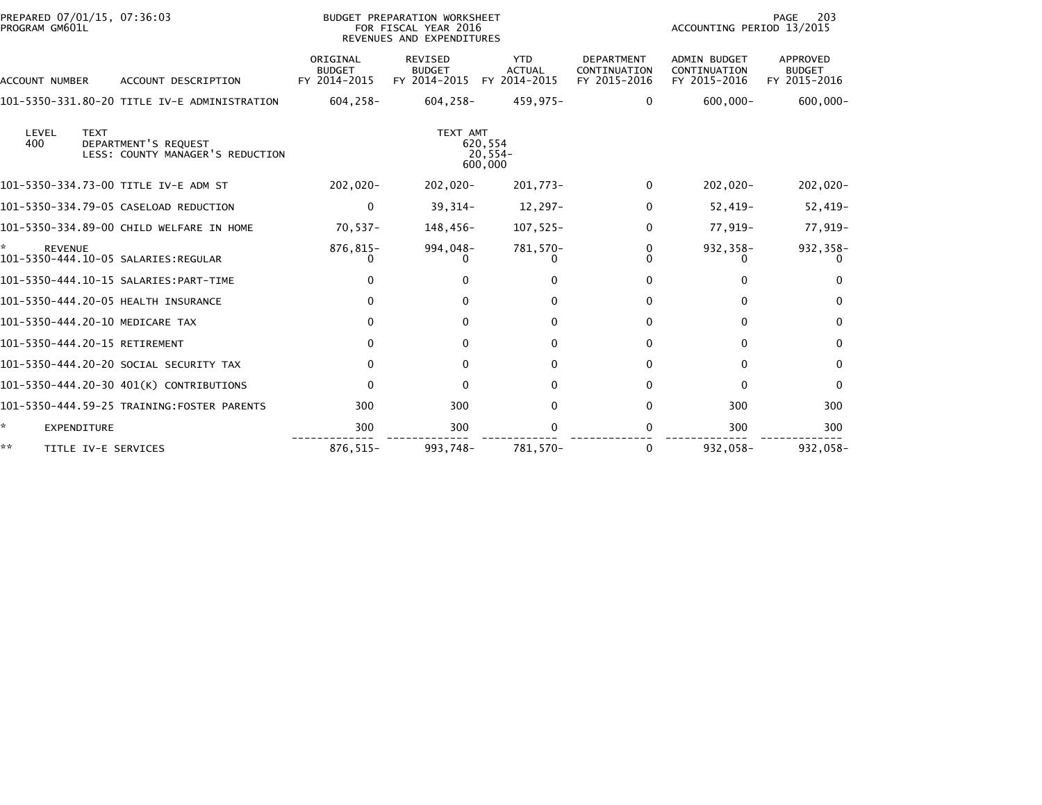PREPARED 07/01/15, 07:36:03
PROGRAM GM601L

BUDGET PREPARATION WORKSHEET
FOR FISCAL YEAR 2016
REVENUES AND EXPENDITURES

ACCOUNTING PERIOD 13/2015

| ACCOUNT NUMBER | ACCOUNT DESCRIPTION | ORIGINAL BUDGET FY 2014-2015 | REVISED BUDGET FY 2014-2015 | YTD ACTUAL FY 2014-2015 | DEPARTMENT CONTINUATION FY 2015-2016 | ADMIN BUDGET CONTINUATION FY 2015-2016 | APPROVED BUDGET FY 2015-2016 |
|---|---|---|---|---|---|---|---|
| 101-5350-331.80-20 | TITLE IV-E ADMINISTRATION | 604,258- | 604,258- | 459,975- | 0 | 600,000- | 600,000- |

| LEVEL | TEXT | TEXT AMT |
|---|---|---|
| 400 | DEPARTMENT'S REQUEST | 620,554 |
| | LESS: COUNTY MANAGER'S REDUCTION | 20,554- |
| | | 600,000 |

| ACCOUNT NUMBER | ACCOUNT DESCRIPTION | ORIGINAL BUDGET FY 2014-2015 | REVISED BUDGET FY 2014-2015 | YTD ACTUAL FY 2014-2015 | DEPARTMENT CONTINUATION FY 2015-2016 | ADMIN BUDGET CONTINUATION FY 2015-2016 | APPROVED BUDGET FY 2015-2016 |
|---|---|---|---|---|---|---|---|
| 101-5350-334.73-00 | TITLE IV-E ADM ST | 202,020- | 202,020- | 201,773- | 0 | 202,020- | 202,020- |
| 101-5350-334.79-05 | CASELOAD REDUCTION | 0 | 39,314- | 12,297- | 0 | 52,419- | 52,419- |
| 101-5350-334.89-00 | CHILD WELFARE IN HOME | 70,537- | 148,456- | 107,525- | 0 | 77,919- | 77,919- |
| * | REVENUE | 876,815- | 994,048- | 781,570- | 0 | 932,358- | 932,358- |
| 101-5350-444.10-05 | SALARIES:REGULAR | 0 | 0 | 0 | 0 | 0 | 0 |
| 101-5350-444.10-15 | SALARIES:PART-TIME | 0 | 0 | 0 | 0 | 0 | 0 |
| 101-5350-444.20-05 | HEALTH INSURANCE | 0 | 0 | 0 | 0 | 0 | 0 |
| 101-5350-444.20-10 | MEDICARE TAX | 0 | 0 | 0 | 0 | 0 | 0 |
| 101-5350-444.20-15 | RETIREMENT | 0 | 0 | 0 | 0 | 0 | 0 |
| 101-5350-444.20-20 | SOCIAL SECURITY TAX | 0 | 0 | 0 | 0 | 0 | 0 |
| 101-5350-444.20-30 | 401(K) CONTRIBUTIONS | 0 | 0 | 0 | 0 | 0 | 0 |
| 101-5350-444.59-25 | TRAINING:FOSTER PARENTS | 300 | 300 | 0 | 0 | 300 | 300 |
| * | EXPENDITURE | 300 | 300 | 0 | 0 | 300 | 300 |
| ** | TITLE IV-E SERVICES | 876,515- | 993,748- | 781,570- | 0 | 932,058- | 932,058- |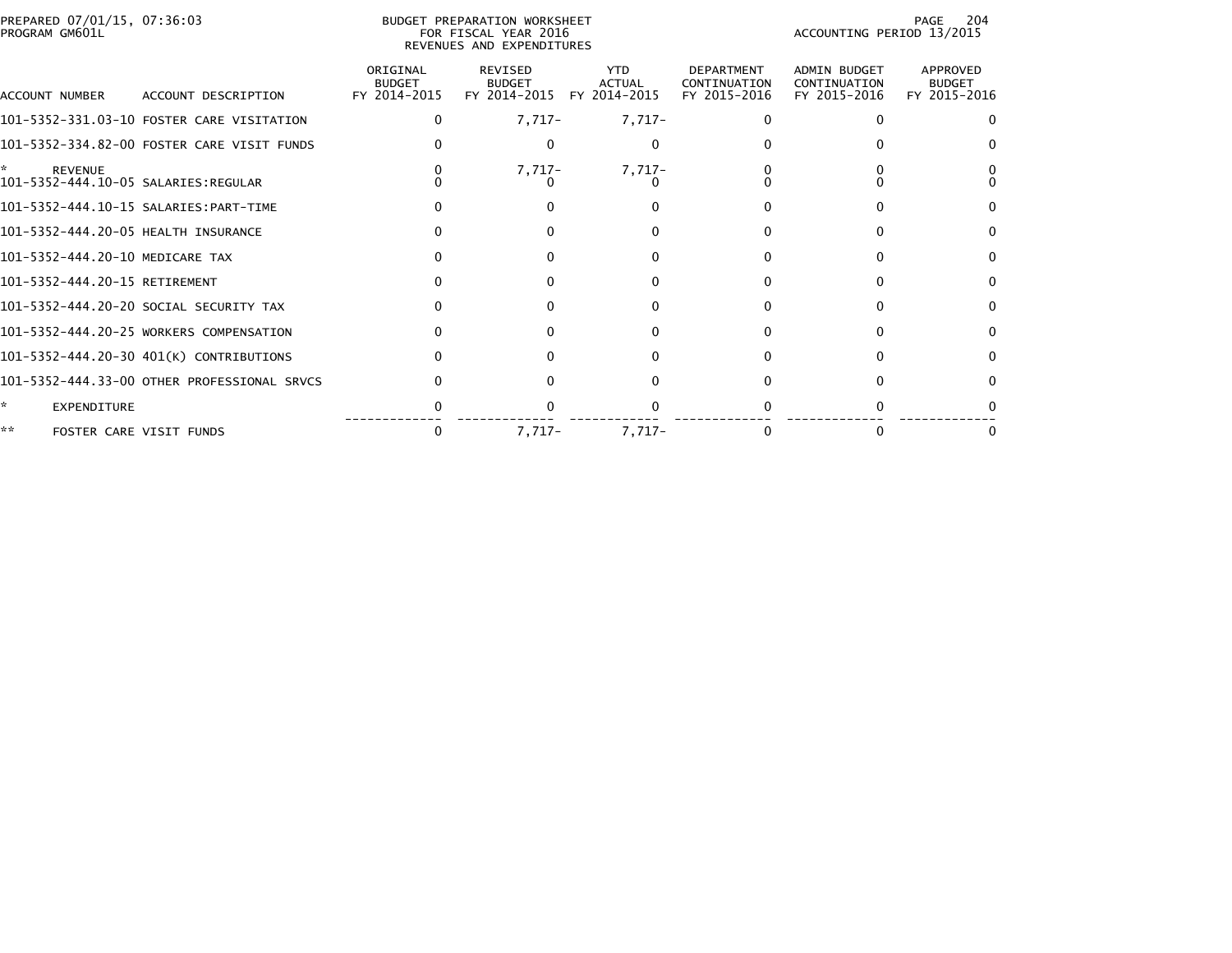PREPARED 07/01/15, 07:36:03
PROGRAM GM601L

BUDGET PREPARATION WORKSHEET
FOR FISCAL YEAR 2016
REVENUES AND EXPENDITURES

ACCOUNTING PERIOD 13/2015

| ACCOUNT NUMBER | ACCOUNT DESCRIPTION | ORIGINAL BUDGET FY 2014-2015 | REVISED BUDGET FY 2014-2015 | YTD ACTUAL FY 2014-2015 | DEPARTMENT CONTINUATION FY 2015-2016 | ADMIN BUDGET CONTINUATION FY 2015-2016 | APPROVED BUDGET FY 2015-2016 |
|---|---|---|---|---|---|---|---|
| 101-5352-331.03-10 | FOSTER CARE VISITATION | 0 | 7,717- | 7,717- | 0 | 0 | 0 |
| 101-5352-334.82-00 | FOSTER CARE VISIT FUNDS | 0 | 0 | 0 | 0 | 0 | 0 |
| * | REVENUE | 0 | 7,717- | 7,717- | 0 | 0 | 0 |
| 101-5352-444.10-05 | SALARIES:REGULAR | 0 | 0 | 0 | 0 | 0 | 0 |
| 101-5352-444.10-15 | SALARIES:PART-TIME | 0 | 0 | 0 | 0 | 0 | 0 |
| 101-5352-444.20-05 | HEALTH INSURANCE | 0 | 0 | 0 | 0 | 0 | 0 |
| 101-5352-444.20-10 | MEDICARE TAX | 0 | 0 | 0 | 0 | 0 | 0 |
| 101-5352-444.20-15 | RETIREMENT | 0 | 0 | 0 | 0 | 0 | 0 |
| 101-5352-444.20-20 | SOCIAL SECURITY TAX | 0 | 0 | 0 | 0 | 0 | 0 |
| 101-5352-444.20-25 | WORKERS COMPENSATION | 0 | 0 | 0 | 0 | 0 | 0 |
| 101-5352-444.20-30 | 401(K) CONTRIBUTIONS | 0 | 0 | 0 | 0 | 0 | 0 |
| 101-5352-444.33-00 | OTHER PROFESSIONAL SRVCS | 0 | 0 | 0 | 0 | 0 | 0 |
| * | EXPENDITURE | 0 | 0 | 0 | 0 | 0 | 0 |
| ** | FOSTER CARE VISIT FUNDS | 0 | 7,717- | 7,717- | 0 | 0 | 0 |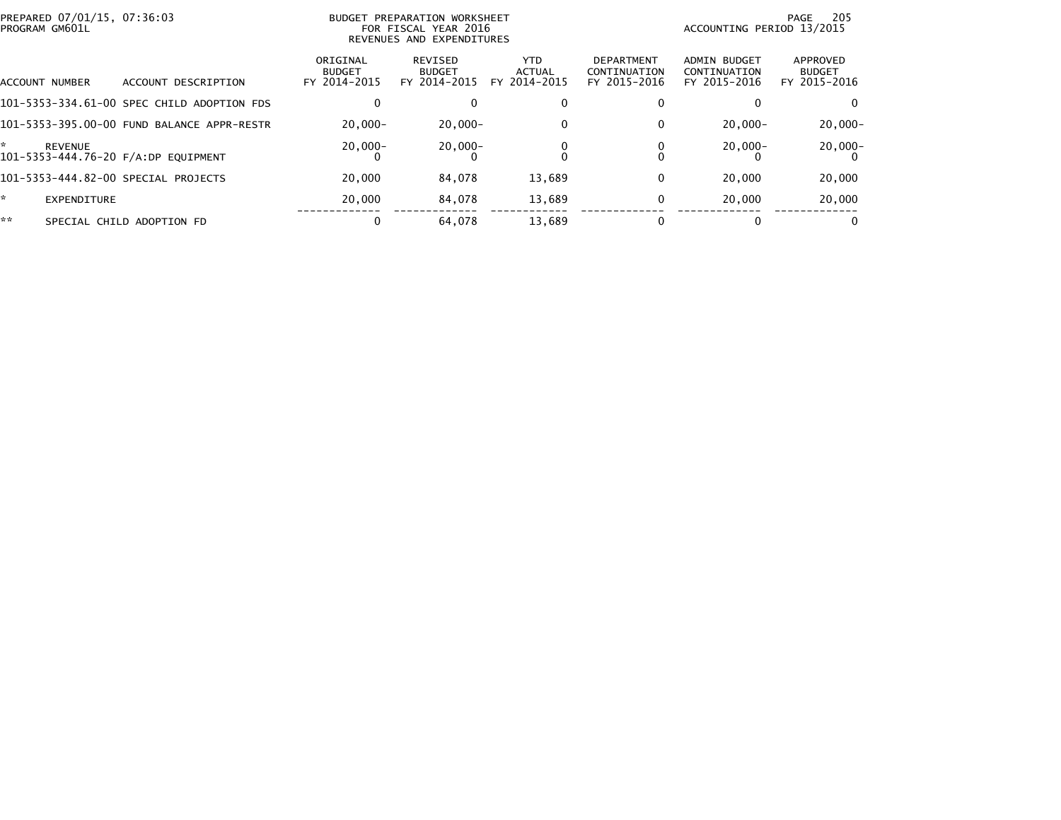PREPARED 07/01/15, 07:36:03
PROGRAM GM601L

BUDGET PREPARATION WORKSHEET
FOR FISCAL YEAR 2016
REVENUES AND EXPENDITURES

ACCOUNTING PERIOD 13/2015

| ACCOUNT NUMBER | ACCOUNT DESCRIPTION | ORIGINAL BUDGET FY 2014-2015 | REVISED BUDGET FY 2014-2015 | YTD ACTUAL FY 2014-2015 | DEPARTMENT CONTINUATION FY 2015-2016 | ADMIN BUDGET CONTINUATION FY 2015-2016 | APPROVED BUDGET FY 2015-2016 |
|---|---|---|---|---|---|---|---|
| 101-5353-334.61-00 | SPEC CHILD ADOPTION FDS | 0 | 0 | 0 | 0 | 0 | 0 |
| 101-5353-395.00-00 | FUND BALANCE APPR-RESTR | 20,000- | 20,000- | 0 | 0 | 20,000- | 20,000- |
| * | REVENUE | 20,000- | 20,000- | 0 | 0 | 20,000- | 20,000- |
| 101-5353-444.76-20 | F/A:DP EQUIPMENT | 0 | 0 | 0 | 0 | 0 | 0 |
| 101-5353-444.82-00 | SPECIAL PROJECTS | 20,000 | 84,078 | 13,689 | 0 | 20,000 | 20,000 |
| * | EXPENDITURE | 20,000 | 84,078 | 13,689 | 0 | 20,000 | 20,000 |
| ** | SPECIAL CHILD ADOPTION FD | 0 | 64,078 | 13,689 | 0 | 0 | 0 |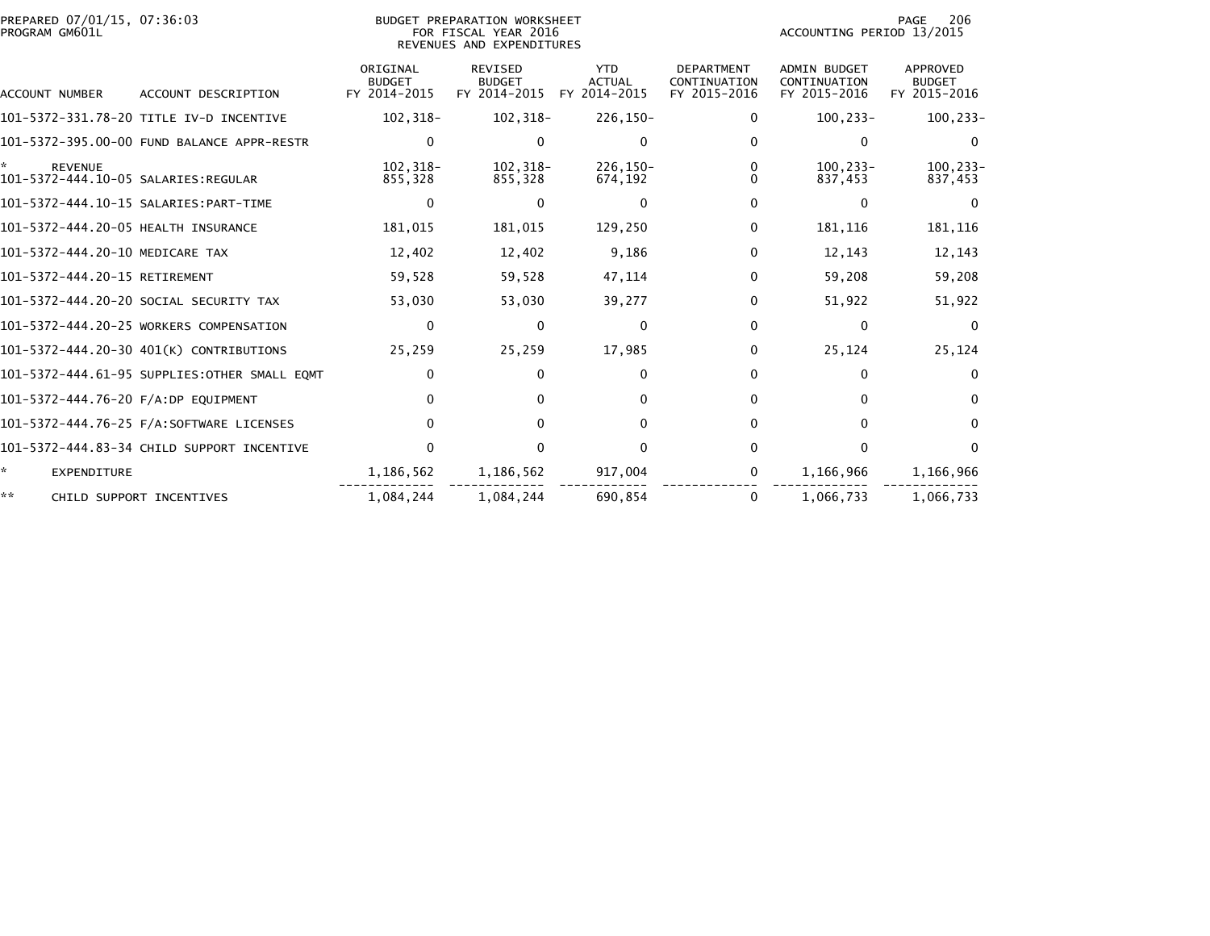PREPARED 07/01/15, 07:36:03
PROGRAM GM601L

BUDGET PREPARATION WORKSHEET
FOR FISCAL YEAR 2016
REVENUES AND EXPENDITURES

ACCOUNTING PERIOD 13/2015

| ACCOUNT NUMBER | ACCOUNT DESCRIPTION | ORIGINAL BUDGET FY 2014-2015 | REVISED BUDGET FY 2014-2015 | YTD ACTUAL FY 2014-2015 | DEPARTMENT CONTINUATION FY 2015-2016 | ADMIN BUDGET CONTINUATION FY 2015-2016 | APPROVED BUDGET FY 2015-2016 |
|---|---|---|---|---|---|---|---|
| 101-5372-331.78-20 | TITLE IV-D INCENTIVE | 102,318- | 102,318- | 226,150- | 0 | 100,233- | 100,233- |
| 101-5372-395.00-00 | FUND BALANCE APPR-RESTR | 0 | 0 | 0 | 0 | 0 | 0 |
| * | REVENUE | 102,318- | 102,318- | 226,150- | 0 | 100,233- | 100,233- |
| 101-5372-444.10-05 | SALARIES:REGULAR | 855,328 | 855,328 | 674,192 | 0 | 837,453 | 837,453 |
| 101-5372-444.10-15 | SALARIES:PART-TIME | 0 | 0 | 0 | 0 | 0 | 0 |
| 101-5372-444.20-05 | HEALTH INSURANCE | 181,015 | 181,015 | 129,250 | 0 | 181,116 | 181,116 |
| 101-5372-444.20-10 | MEDICARE TAX | 12,402 | 12,402 | 9,186 | 0 | 12,143 | 12,143 |
| 101-5372-444.20-15 | RETIREMENT | 59,528 | 59,528 | 47,114 | 0 | 59,208 | 59,208 |
| 101-5372-444.20-20 | SOCIAL SECURITY TAX | 53,030 | 53,030 | 39,277 | 0 | 51,922 | 51,922 |
| 101-5372-444.20-25 | WORKERS COMPENSATION | 0 | 0 | 0 | 0 | 0 | 0 |
| 101-5372-444.20-30 | 401(K) CONTRIBUTIONS | 25,259 | 25,259 | 17,985 | 0 | 25,124 | 25,124 |
| 101-5372-444.61-95 | SUPPLIES:OTHER SMALL EQMT | 0 | 0 | 0 | 0 | 0 | 0 |
| 101-5372-444.76-20 | F/A:DP EQUIPMENT | 0 | 0 | 0 | 0 | 0 | 0 |
| 101-5372-444.76-25 | F/A:SOFTWARE LICENSES | 0 | 0 | 0 | 0 | 0 | 0 |
| 101-5372-444.83-34 | CHILD SUPPORT INCENTIVE | 0 | 0 | 0 | 0 | 0 | 0 |
| * | EXPENDITURE | 1,186,562 | 1,186,562 | 917,004 | 0 | 1,166,966 | 1,166,966 |
| ** | CHILD SUPPORT INCENTIVES | 1,084,244 | 1,084,244 | 690,854 | 0 | 1,066,733 | 1,066,733 |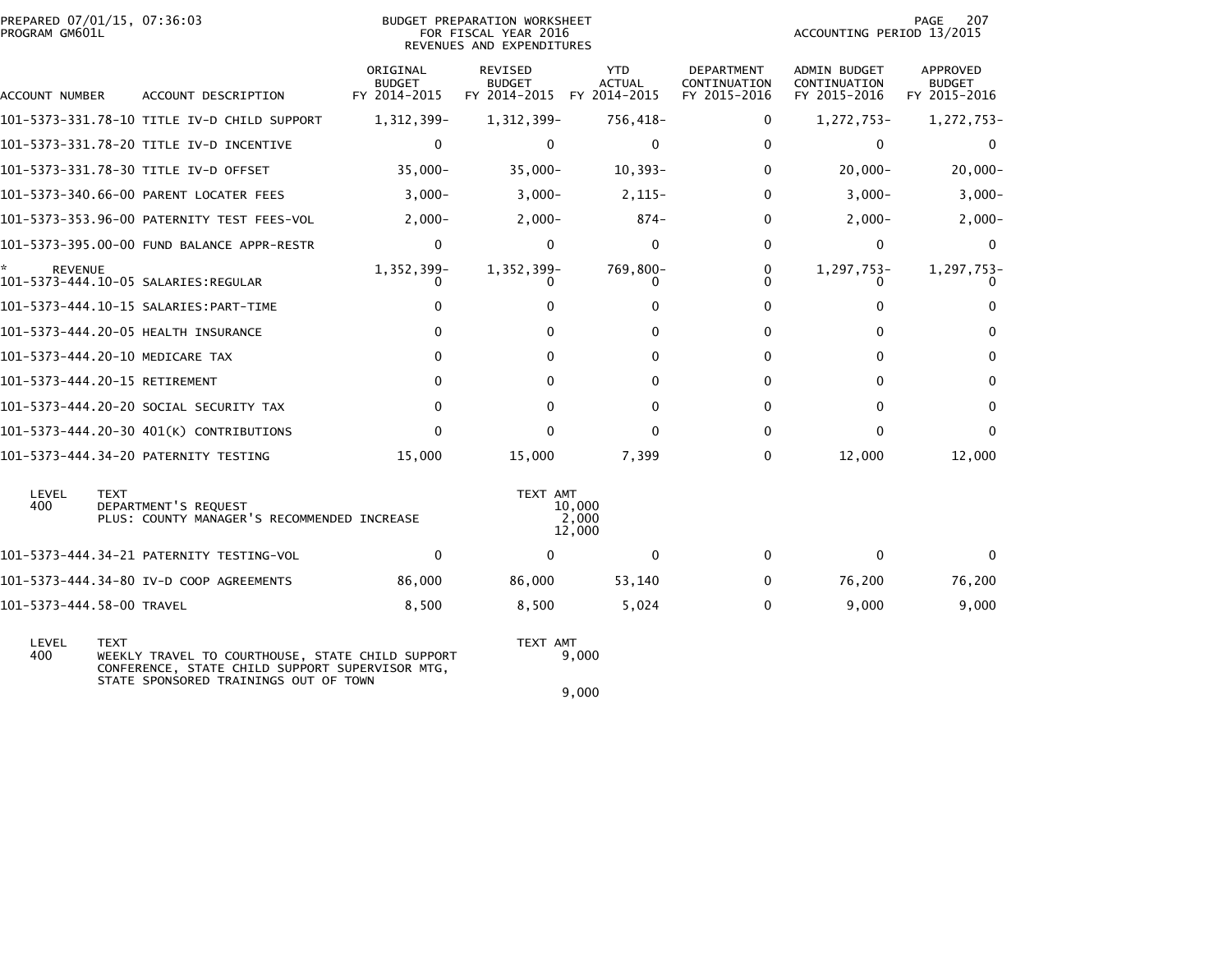BUDGET PREPARATION WORKSHEET
FOR FISCAL YEAR 2016
REVENUES AND EXPENDITURES

PREPARED 07/01/15, 07:36:03
PROGRAM GM601L

ACCOUNTING PERIOD 13/2015

| ACCOUNT NUMBER | ACCOUNT DESCRIPTION | ORIGINAL BUDGET FY 2014-2015 | REVISED BUDGET FY 2014-2015 | YTD ACTUAL FY 2014-2015 | DEPARTMENT CONTINUATION FY 2015-2016 | ADMIN BUDGET CONTINUATION FY 2015-2016 | APPROVED BUDGET FY 2015-2016 |
|---|---|---|---|---|---|---|---|
| 101-5373-331.78-10 | TITLE IV-D CHILD SUPPORT | 1,312,399- | 1,312,399- | 756,418- | 0 | 1,272,753- | 1,272,753- |
| 101-5373-331.78-20 | TITLE IV-D INCENTIVE | 0 | 0 | 0 | 0 | 0 | 0 |
| 101-5373-331.78-30 | TITLE IV-D OFFSET | 35,000- | 35,000- | 10,393- | 0 | 20,000- | 20,000- |
| 101-5373-340.66-00 | PARENT LOCATER FEES | 3,000- | 3,000- | 2,115- | 0 | 3,000- | 3,000- |
| 101-5373-353.96-00 | PATERNITY TEST FEES-VOL | 2,000- | 2,000- | 874- | 0 | 2,000- | 2,000- |
| 101-5373-395.00-00 | FUND BALANCE APPR-RESTR | 0 | 0 | 0 | 0 | 0 | 0 |
| * REVENUE | | 1,352,399- | 1,352,399- | 769,800- | 0 | 1,297,753- | 1,297,753- |
| 101-5373-444.10-05 | SALARIES:REGULAR | 0 | 0 | 0 | 0 | 0 | 0 |
| 101-5373-444.10-15 | SALARIES:PART-TIME | 0 | 0 | 0 | 0 | 0 | 0 |
| 101-5373-444.20-05 | HEALTH INSURANCE | 0 | 0 | 0 | 0 | 0 | 0 |
| 101-5373-444.20-10 | MEDICARE TAX | 0 | 0 | 0 | 0 | 0 | 0 |
| 101-5373-444.20-15 | RETIREMENT | 0 | 0 | 0 | 0 | 0 | 0 |
| 101-5373-444.20-20 | SOCIAL SECURITY TAX | 0 | 0 | 0 | 0 | 0 | 0 |
| 101-5373-444.20-30 | 401(K) CONTRIBUTIONS | 0 | 0 | 0 | 0 | 0 | 0 |
| 101-5373-444.34-20 | PATERNITY TESTING | 15,000 | 15,000 | 7,399 | 0 | 12,000 | 12,000 |

| LEVEL | TEXT | TEXT AMT |
|---|---|---|
| 400 | DEPARTMENT'S REQUEST | 10,000 |
| | PLUS: COUNTY MANAGER'S RECOMMENDED INCREASE | 2,000 |
| | | 12,000 |

| ACCOUNT NUMBER | ACCOUNT DESCRIPTION | ORIGINAL BUDGET FY 2014-2015 | REVISED BUDGET FY 2014-2015 | YTD ACTUAL FY 2014-2015 | DEPARTMENT CONTINUATION FY 2015-2016 | ADMIN BUDGET CONTINUATION FY 2015-2016 | APPROVED BUDGET FY 2015-2016 |
|---|---|---|---|---|---|---|---|
| 101-5373-444.34-21 | PATERNITY TESTING-VOL | 0 | 0 | 0 | 0 | 0 | 0 |
| 101-5373-444.34-80 | IV-D COOP AGREEMENTS | 86,000 | 86,000 | 53,140 | 0 | 76,200 | 76,200 |
| 101-5373-444.58-00 | TRAVEL | 8,500 | 8,500 | 5,024 | 0 | 9,000 | 9,000 |

| LEVEL | TEXT | TEXT AMT |
|---|---|---|
| 400 | WEEKLY TRAVEL TO COURTHOUSE, STATE CHILD SUPPORT CONFERENCE, STATE CHILD SUPPORT SUPERVISOR MTG, STATE SPONSORED TRAININGS OUT OF TOWN | 9,000 |
| | | 9,000 |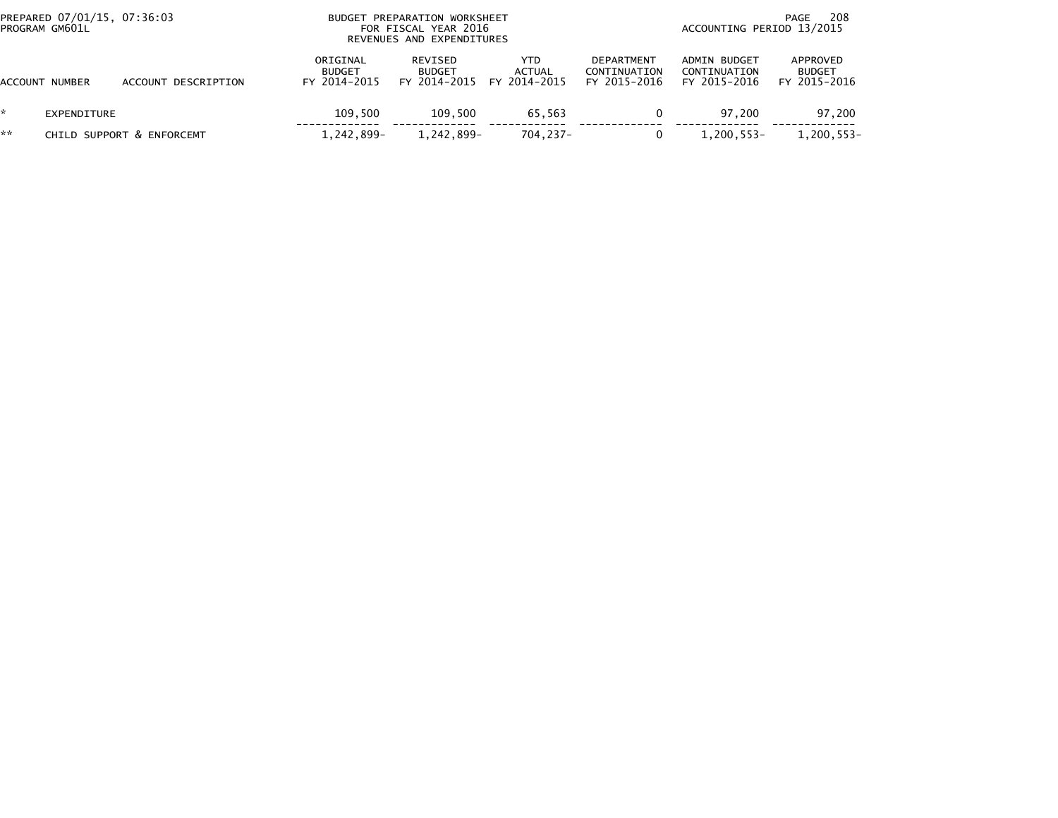PREPARED 07/01/15, 07:36:03
PROGRAM GM601L

BUDGET PREPARATION WORKSHEET
FOR FISCAL YEAR 2016
REVENUES AND EXPENDITURES

ACCOUNTING PERIOD 13/2015

| | ACCOUNT NUMBER | ACCOUNT DESCRIPTION | ORIGINAL BUDGET FY 2014-2015 | REVISED BUDGET FY 2014-2015 | YTD ACTUAL FY 2014-2015 | DEPARTMENT CONTINUATION FY 2015-2016 | ADMIN BUDGET CONTINUATION FY 2015-2016 | APPROVED BUDGET FY 2015-2016 |
|---|---|---|---|---|---|---|---|---|
| * | EXPENDITURE | | 109,500 | 109,500 | 65,563 | 0 | 97,200 | 97,200 |
| ** | CHILD SUPPORT & ENFORCEMT | | 1,242,899- | 1,242,899- | 704,237- | 0 | 1,200,553- | 1,200,553- |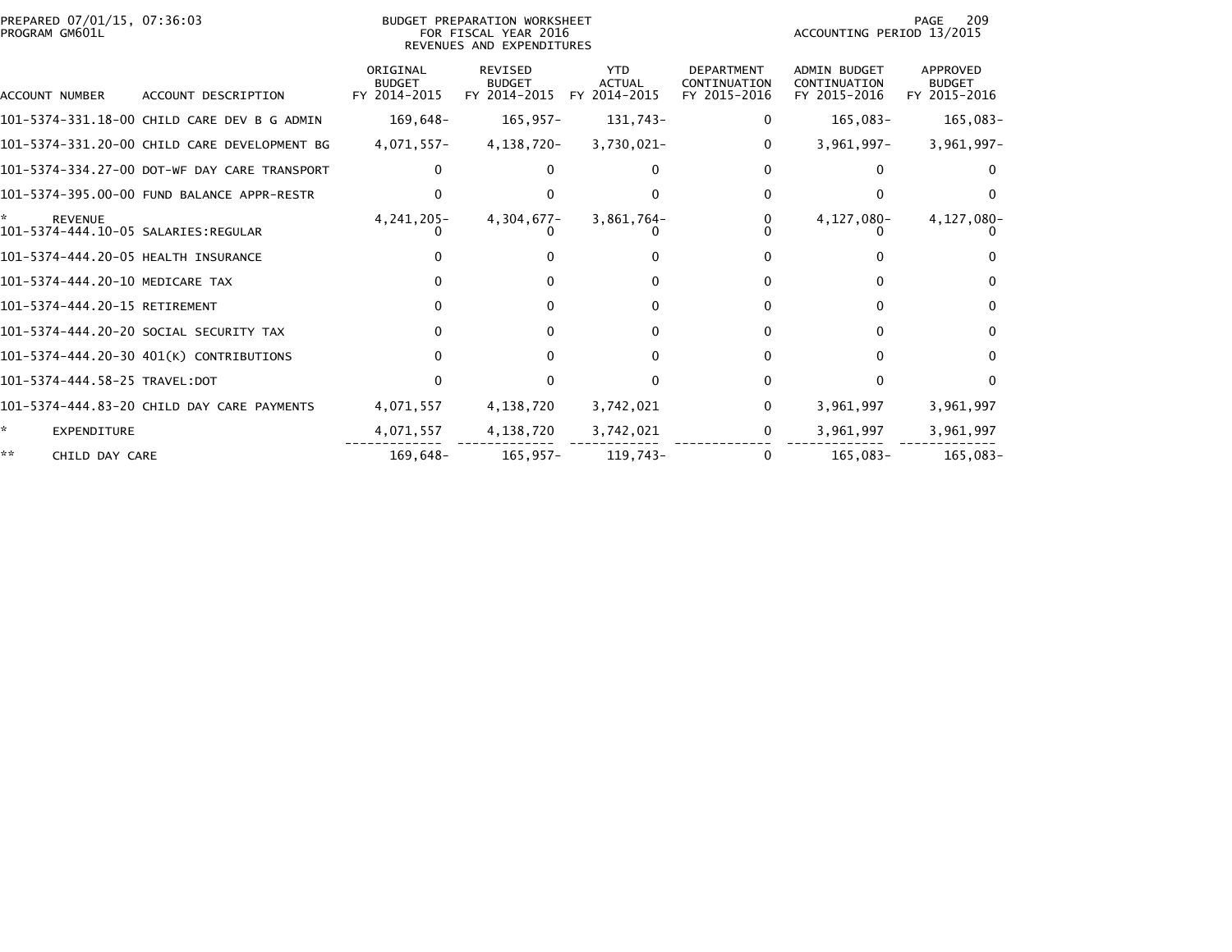PREPARED 07/01/15, 07:36:03
PROGRAM GM601L

BUDGET PREPARATION WORKSHEET
FOR FISCAL YEAR 2016
REVENUES AND EXPENDITURES

ACCOUNTING PERIOD 13/2015

| ACCOUNT NUMBER | ACCOUNT DESCRIPTION | ORIGINAL BUDGET FY 2014-2015 | REVISED BUDGET FY 2014-2015 | YTD ACTUAL FY 2014-2015 | DEPARTMENT CONTINUATION FY 2015-2016 | ADMIN BUDGET CONTINUATION FY 2015-2016 | APPROVED BUDGET FY 2015-2016 |
|---|---|---|---|---|---|---|---|
| 101-5374-331.18-00 | CHILD CARE DEV B G ADMIN | 169,648- | 165,957- | 131,743- | 0 | 165,083- | 165,083- |
| 101-5374-331.20-00 | CHILD CARE DEVELOPMENT BG | 4,071,557- | 4,138,720- | 3,730,021- | 0 | 3,961,997- | 3,961,997- |
| 101-5374-334.27-00 | DOT-WF DAY CARE TRANSPORT | 0 | 0 | 0 | 0 | 0 | 0 |
| 101-5374-395.00-00 | FUND BALANCE APPR-RESTR | 0 | 0 | 0 | 0 | 0 | 0 |
| * | REVENUE | 4,241,205- | 4,304,677- | 3,861,764- | 0 | 4,127,080- | 4,127,080- |
| 101-5374-444.10-05 | SALARIES:REGULAR | 0 | 0 | 0 | 0 | 0 | 0 |
| 101-5374-444.20-05 | HEALTH INSURANCE | 0 | 0 | 0 | 0 | 0 | 0 |
| 101-5374-444.20-10 | MEDICARE TAX | 0 | 0 | 0 | 0 | 0 | 0 |
| 101-5374-444.20-15 | RETIREMENT | 0 | 0 | 0 | 0 | 0 | 0 |
| 101-5374-444.20-20 | SOCIAL SECURITY TAX | 0 | 0 | 0 | 0 | 0 | 0 |
| 101-5374-444.20-30 | 401(K) CONTRIBUTIONS | 0 | 0 | 0 | 0 | 0 | 0 |
| 101-5374-444.58-25 | TRAVEL:DOT | 0 | 0 | 0 | 0 | 0 | 0 |
| 101-5374-444.83-20 | CHILD DAY CARE PAYMENTS | 4,071,557 | 4,138,720 | 3,742,021 | 0 | 3,961,997 | 3,961,997 |
| * | EXPENDITURE | 4,071,557 | 4,138,720 | 3,742,021 | 0 | 3,961,997 | 3,961,997 |
| ** | CHILD DAY CARE | 169,648- | 165,957- | 119,743- | 0 | 165,083- | 165,083- |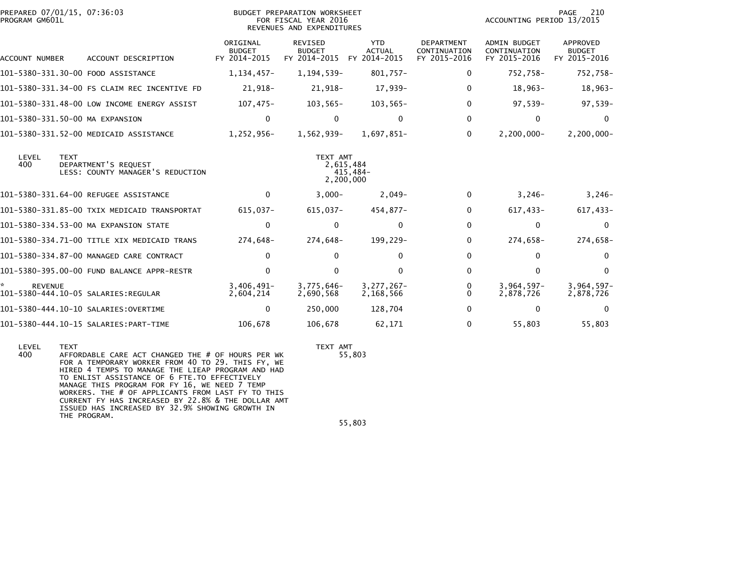PREPARED 07/01/15, 07:36:03
PROGRAM GM601L

BUDGET PREPARATION WORKSHEET
FOR FISCAL YEAR 2016
REVENUES AND EXPENDITURES

ACCOUNTING PERIOD 13/2015

| ACCOUNT NUMBER | ACCOUNT DESCRIPTION | ORIGINAL BUDGET FY 2014-2015 | REVISED BUDGET FY 2014-2015 | YTD ACTUAL FY 2014-2015 | DEPARTMENT CONTINUATION FY 2015-2016 | ADMIN BUDGET CONTINUATION FY 2015-2016 | APPROVED BUDGET FY 2015-2016 |
|---|---|---|---|---|---|---|---|
| 101-5380-331.30-00 | FOOD ASSISTANCE | 1,134,457- | 1,194,539- | 801,757- | 0 | 752,758- | 752,758- |
| 101-5380-331.34-00 | FS CLAIM REC INCENTIVE FD | 21,918- | 21,918- | 17,939- | 0 | 18,963- | 18,963- |
| 101-5380-331.48-00 | LOW INCOME ENERGY ASSIST | 107,475- | 103,565- | 103,565- | 0 | 97,539- | 97,539- |
| 101-5380-331.50-00 | MA EXPANSION | 0 | 0 | 0 | 0 | 0 | 0 |
| 101-5380-331.52-00 | MEDICAID ASSISTANCE | 1,252,956- | 1,562,939- | 1,697,851- | 0 | 2,200,000- | 2,200,000- |

| LEVEL | TEXT | TEXT AMT |
|---|---|---|
| 400 | DEPARTMENT'S REQUEST | 2,615,484 |
| | LESS: COUNTY MANAGER'S REDUCTION | 415,484- |
| | | 2,200,000 |

| ACCOUNT NUMBER | ACCOUNT DESCRIPTION | ORIGINAL BUDGET FY 2014-2015 | REVISED BUDGET FY 2014-2015 | YTD ACTUAL FY 2014-2015 | DEPARTMENT CONTINUATION FY 2015-2016 | ADMIN BUDGET CONTINUATION FY 2015-2016 | APPROVED BUDGET FY 2015-2016 |
|---|---|---|---|---|---|---|---|
| 101-5380-331.64-00 | REFUGEE ASSISTANCE | 0 | 3,000- | 2,049- | 0 | 3,246- | 3,246- |
| 101-5380-331.85-00 | TXIX MEDICAID TRANSPORTAT | 615,037- | 615,037- | 454,877- | 0 | 617,433- | 617,433- |
| 101-5380-334.53-00 | MA EXPANSION STATE | 0 | 0 | 0 | 0 | 0 | 0 |
| 101-5380-334.71-00 | TITLE XIX MEDICAID TRANS | 274,648- | 274,648- | 199,229- | 0 | 274,658- | 274,658- |
| 101-5380-334.87-00 | MANAGED CARE CONTRACT | 0 | 0 | 0 | 0 | 0 | 0 |
| 101-5380-395.00-00 | FUND BALANCE APPR-RESTR | 0 | 0 | 0 | 0 | 0 | 0 |
| * REVENUE | | 3,406,491- | 3,775,646- | 3,277,267- | 0 | 3,964,597- | 3,964,597- |
| 101-5380-444.10-05 | SALARIES:REGULAR | 2,604,214 | 2,690,568 | 2,168,566 | 0 | 2,878,726 | 2,878,726 |
| 101-5380-444.10-10 | SALARIES:OVERTIME | 0 | 250,000 | 128,704 | 0 | 0 | 0 |
| 101-5380-444.10-15 | SALARIES:PART-TIME | 106,678 | 106,678 | 62,171 | 0 | 55,803 | 55,803 |

| LEVEL | TEXT | TEXT AMT |
|---|---|---|
| 400 | AFFORDABLE CARE ACT CHANGED THE # OF HOURS PER WK FOR A TEMPORARY WORKER FROM 40 TO 29. THIS FY, WE HIRED 4 TEMPS TO MANAGE THE LIEAP PROGRAM AND HAD TO ENLIST ASSISTANCE OF 6 FTE.TO EFFECTIVELY MANAGE THIS PROGRAM FOR FY 16, WE NEED 7 TEMP WORKERS. THE # OF APPLICANTS FROM LAST FY TO THIS CURRENT FY HAS INCREASED BY 22.8% & THE DOLLAR AMT ISSUED HAS INCREASED BY 32.9% SHOWING GROWTH IN THE PROGRAM. | 55,803 |
| | | 55,803 |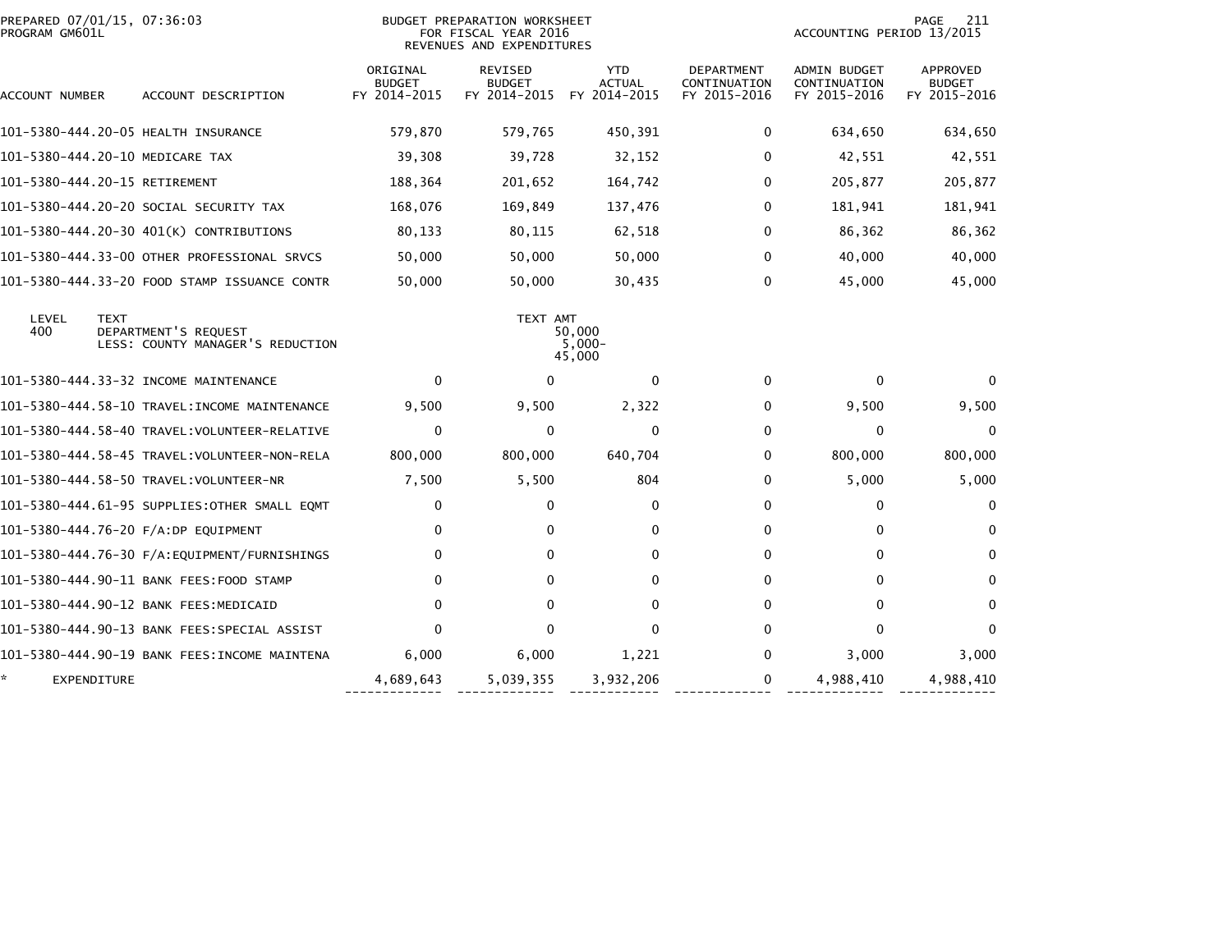| ACCOUNT NUMBER | ACCOUNT DESCRIPTION | ORIGINAL BUDGET FY 2014-2015 | REVISED BUDGET FY 2014-2015 | YTD ACTUAL FY 2014-2015 | DEPARTMENT CONTINUATION FY 2015-2016 | ADMIN BUDGET CONTINUATION FY 2015-2016 | APPROVED BUDGET FY 2015-2016 |
|---|---|---|---|---|---|---|---|
| 101-5380-444.20-05 | HEALTH INSURANCE | 579,870 | 579,765 | 450,391 | 0 | 634,650 | 634,650 |
| 101-5380-444.20-10 | MEDICARE TAX | 39,308 | 39,728 | 32,152 | 0 | 42,551 | 42,551 |
| 101-5380-444.20-15 | RETIREMENT | 188,364 | 201,652 | 164,742 | 0 | 205,877 | 205,877 |
| 101-5380-444.20-20 | SOCIAL SECURITY TAX | 168,076 | 169,849 | 137,476 | 0 | 181,941 | 181,941 |
| 101-5380-444.20-30 | 401(K) CONTRIBUTIONS | 80,133 | 80,115 | 62,518 | 0 | 86,362 | 86,362 |
| 101-5380-444.33-00 | OTHER PROFESSIONAL SRVCS | 50,000 | 50,000 | 50,000 | 0 | 40,000 | 40,000 |
| 101-5380-444.33-20 | FOOD STAMP ISSUANCE CONTR | 50,000 | 50,000 | 30,435 | 0 | 45,000 | 45,000 |

| LEVEL | TEXT | TEXT AMT |
|---|---|---|
| 400 | DEPARTMENT'S REQUEST | 50,000 |
| | LESS: COUNTY MANAGER'S REDUCTION | 5,000- |
| | | 45,000 |

| ACCOUNT NUMBER | ACCOUNT DESCRIPTION | ORIGINAL BUDGET FY 2014-2015 | REVISED BUDGET FY 2014-2015 | YTD ACTUAL FY 2014-2015 | DEPARTMENT CONTINUATION FY 2015-2016 | ADMIN BUDGET CONTINUATION FY 2015-2016 | APPROVED BUDGET FY 2015-2016 |
|---|---|---|---|---|---|---|---|
| 101-5380-444.33-32 | INCOME MAINTENANCE | 0 | 0 | 0 | 0 | 0 | 0 |
| 101-5380-444.58-10 | TRAVEL:INCOME MAINTENANCE | 9,500 | 9,500 | 2,322 | 0 | 9,500 | 9,500 |
| 101-5380-444.58-40 | TRAVEL:VOLUNTEER-RELATIVE | 0 | 0 | 0 | 0 | 0 | 0 |
| 101-5380-444.58-45 | TRAVEL:VOLUNTEER-NON-RELA | 800,000 | 800,000 | 640,704 | 0 | 800,000 | 800,000 |
| 101-5380-444.58-50 | TRAVEL:VOLUNTEER-NR | 7,500 | 5,500 | 804 | 0 | 5,000 | 5,000 |
| 101-5380-444.61-95 | SUPPLIES:OTHER SMALL EQMT | 0 | 0 | 0 | 0 | 0 | 0 |
| 101-5380-444.76-20 | F/A:DP EQUIPMENT | 0 | 0 | 0 | 0 | 0 | 0 |
| 101-5380-444.76-30 | F/A:EQUIPMENT/FURNISHINGS | 0 | 0 | 0 | 0 | 0 | 0 |
| 101-5380-444.90-11 | BANK FEES:FOOD STAMP | 0 | 0 | 0 | 0 | 0 | 0 |
| 101-5380-444.90-12 | BANK FEES:MEDICAID | 0 | 0 | 0 | 0 | 0 | 0 |
| 101-5380-444.90-13 | BANK FEES:SPECIAL ASSIST | 0 | 0 | 0 | 0 | 0 | 0 |
| 101-5380-444.90-19 | BANK FEES:INCOME MAINTENA | 6,000 | 6,000 | 1,221 | 0 | 3,000 | 3,000 |
| * | EXPENDITURE | 4,689,643 | 5,039,355 | 3,932,206 | 0 | 4,988,410 | 4,988,410 |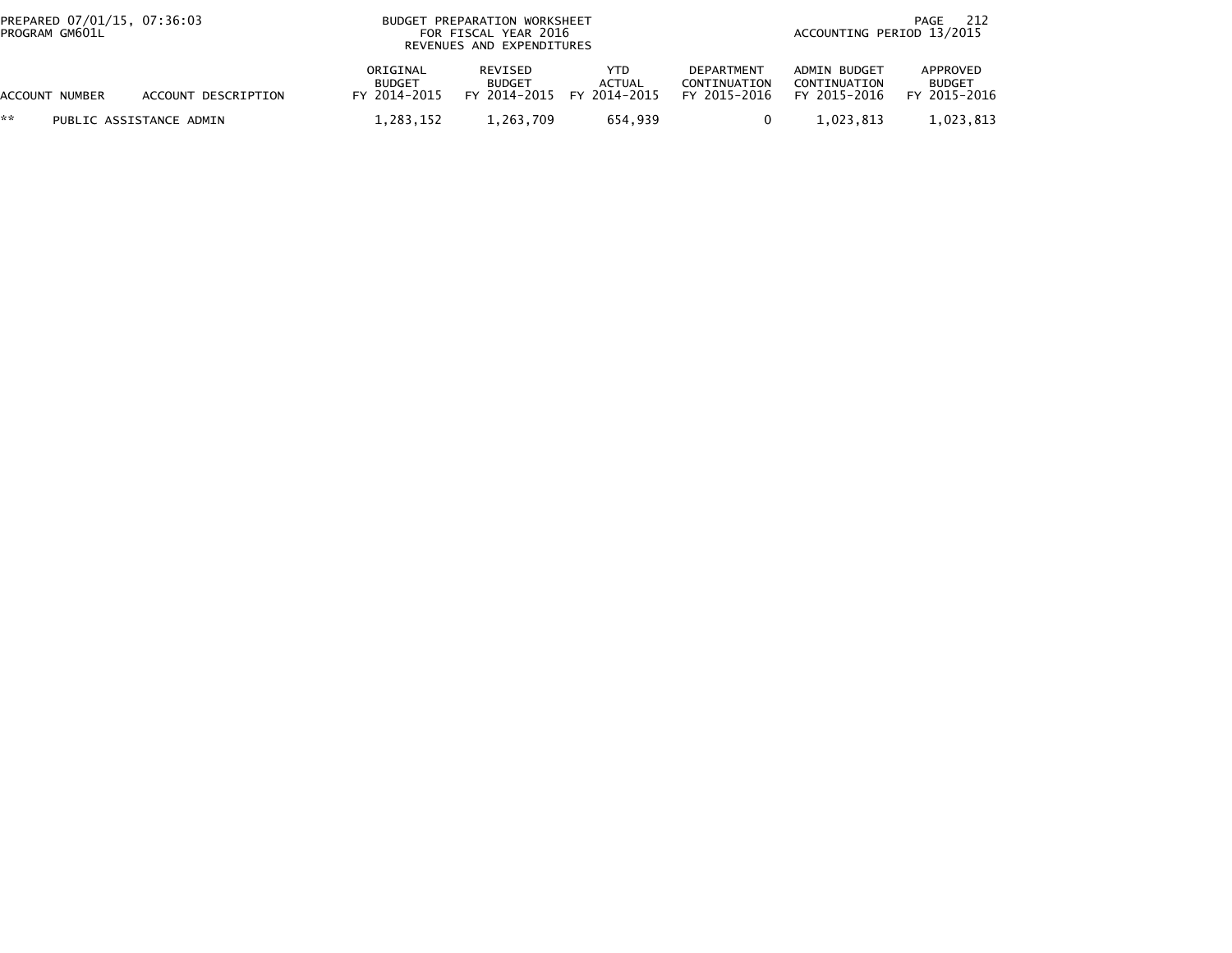BUDGET PREPARATION WORKSHEET
FOR FISCAL YEAR 2016
REVENUES AND EXPENDITURES

PREPARED 07/01/15, 07:36:03
PROGRAM GM601L

ACCOUNTING PERIOD 13/2015

| ACCOUNT NUMBER | ACCOUNT DESCRIPTION | ORIGINAL BUDGET FY 2014-2015 | REVISED BUDGET FY 2014-2015 | YTD ACTUAL FY 2014-2015 | DEPARTMENT CONTINUATION FY 2015-2016 | ADMIN BUDGET CONTINUATION FY 2015-2016 | APPROVED BUDGET FY 2015-2016 |
|---|---|---|---|---|---|---|---|
| ** | PUBLIC ASSISTANCE ADMIN | 1,283,152 | 1,263,709 | 654,939 | 0 | 1,023,813 | 1,023,813 |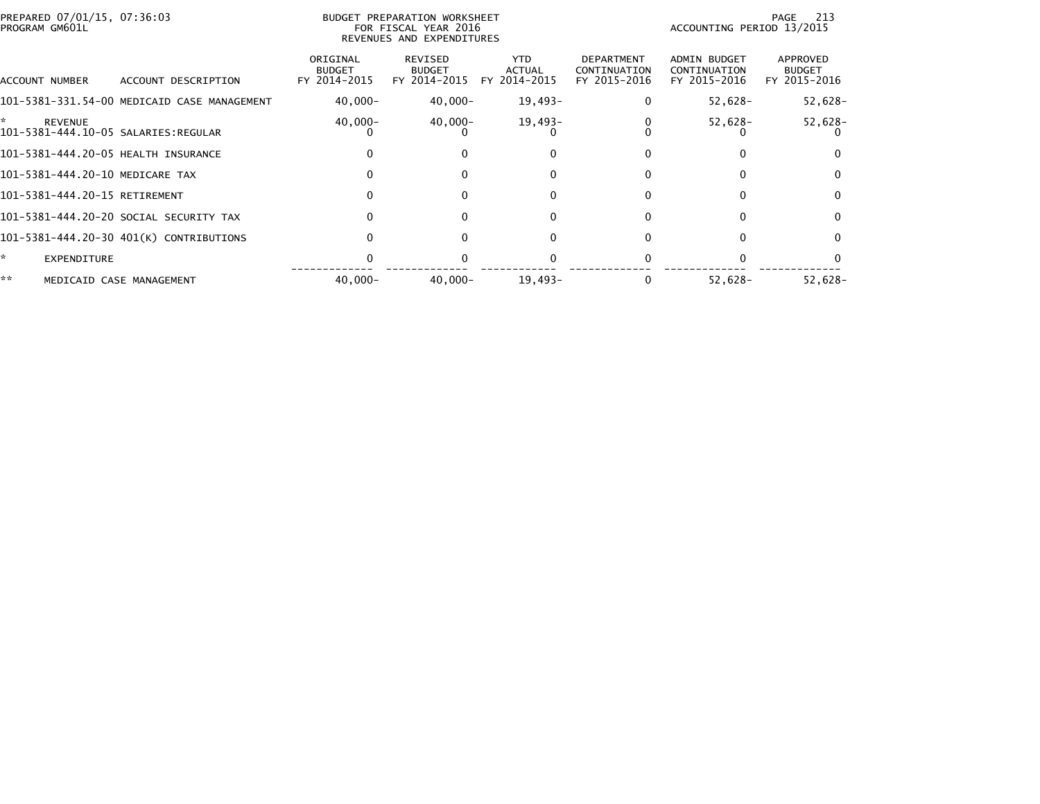PREPARED 07/01/15, 07:36:03
PROGRAM GM601L

BUDGET PREPARATION WORKSHEET
FOR FISCAL YEAR 2016
REVENUES AND EXPENDITURES

ACCOUNTING PERIOD 13/2015

| ACCOUNT NUMBER | ACCOUNT DESCRIPTION | ORIGINAL BUDGET FY 2014-2015 | REVISED BUDGET FY 2014-2015 | YTD ACTUAL FY 2014-2015 | DEPARTMENT CONTINUATION FY 2015-2016 | ADMIN BUDGET CONTINUATION FY 2015-2016 | APPROVED BUDGET FY 2015-2016 |
|---|---|---|---|---|---|---|---|
| 101-5381-331.54-00 | MEDICAID CASE MANAGEMENT | 40,000- | 40,000- | 19,493- | 0 | 52,628- | 52,628- |
| * | REVENUE | 40,000- | 40,000- | 19,493- | 0 | 52,628- | 52,628- |
| 101-5381-444.10-05 | SALARIES:REGULAR | 0 | 0 | 0 | 0 | 0 | 0 |
| 101-5381-444.20-05 | HEALTH INSURANCE | 0 | 0 | 0 | 0 | 0 | 0 |
| 101-5381-444.20-10 | MEDICARE TAX | 0 | 0 | 0 | 0 | 0 | 0 |
| 101-5381-444.20-15 | RETIREMENT | 0 | 0 | 0 | 0 | 0 | 0 |
| 101-5381-444.20-20 | SOCIAL SECURITY TAX | 0 | 0 | 0 | 0 | 0 | 0 |
| 101-5381-444.20-30 | 401(K) CONTRIBUTIONS | 0 | 0 | 0 | 0 | 0 | 0 |
| * | EXPENDITURE | 0 | 0 | 0 | 0 | 0 | 0 |
| ** | MEDICAID CASE MANAGEMENT | 40,000- | 40,000- | 19,493- | 0 | 52,628- | 52,628- |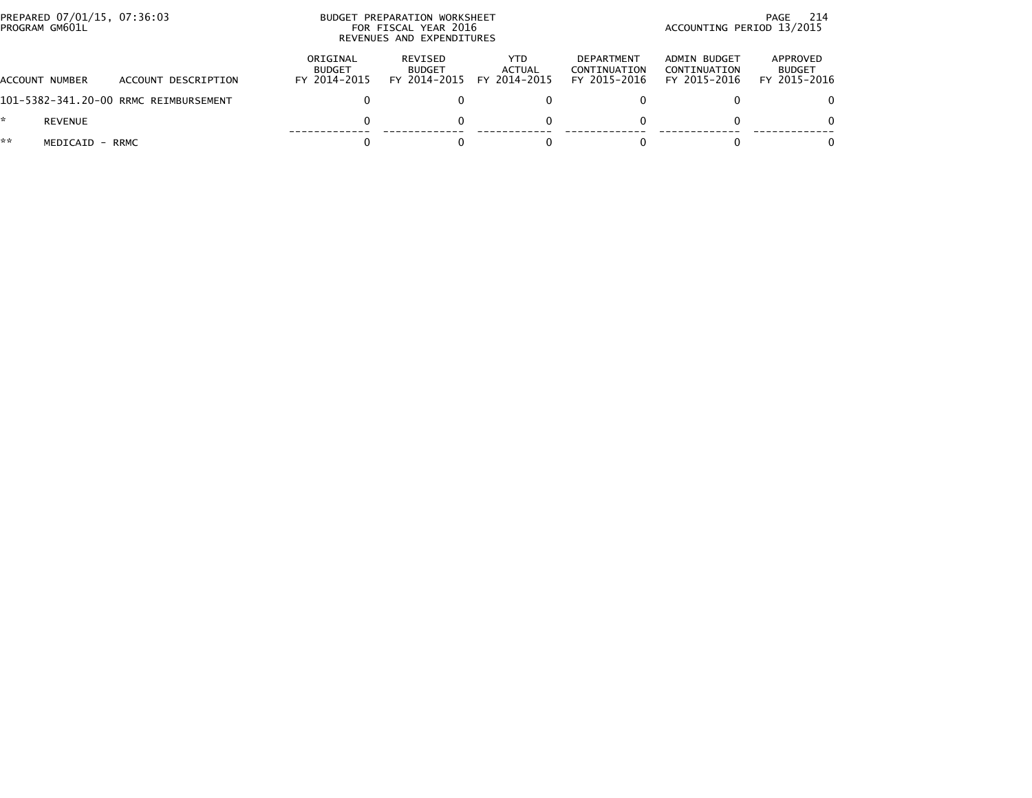PREPARED 07/01/15, 07:36:03
PROGRAM GM601L

BUDGET PREPARATION WORKSHEET
FOR FISCAL YEAR 2016
REVENUES AND EXPENDITURES

ACCOUNTING PERIOD 13/2015

| ACCOUNT NUMBER | ACCOUNT DESCRIPTION | ORIGINAL BUDGET FY 2014-2015 | REVISED BUDGET FY 2014-2015 | YTD ACTUAL FY 2014-2015 | DEPARTMENT CONTINUATION FY 2015-2016 | ADMIN BUDGET CONTINUATION FY 2015-2016 | APPROVED BUDGET FY 2015-2016 |
|---|---|---|---|---|---|---|---|
| 101-5382-341.20-00 | RRMC REIMBURSEMENT | 0 | 0 | 0 | 0 | 0 | 0 |
| * | REVENUE | 0 | 0 | 0 | 0 | 0 | 0 |
| ** | MEDICAID - RRMC | 0 | 0 | 0 | 0 | 0 | 0 |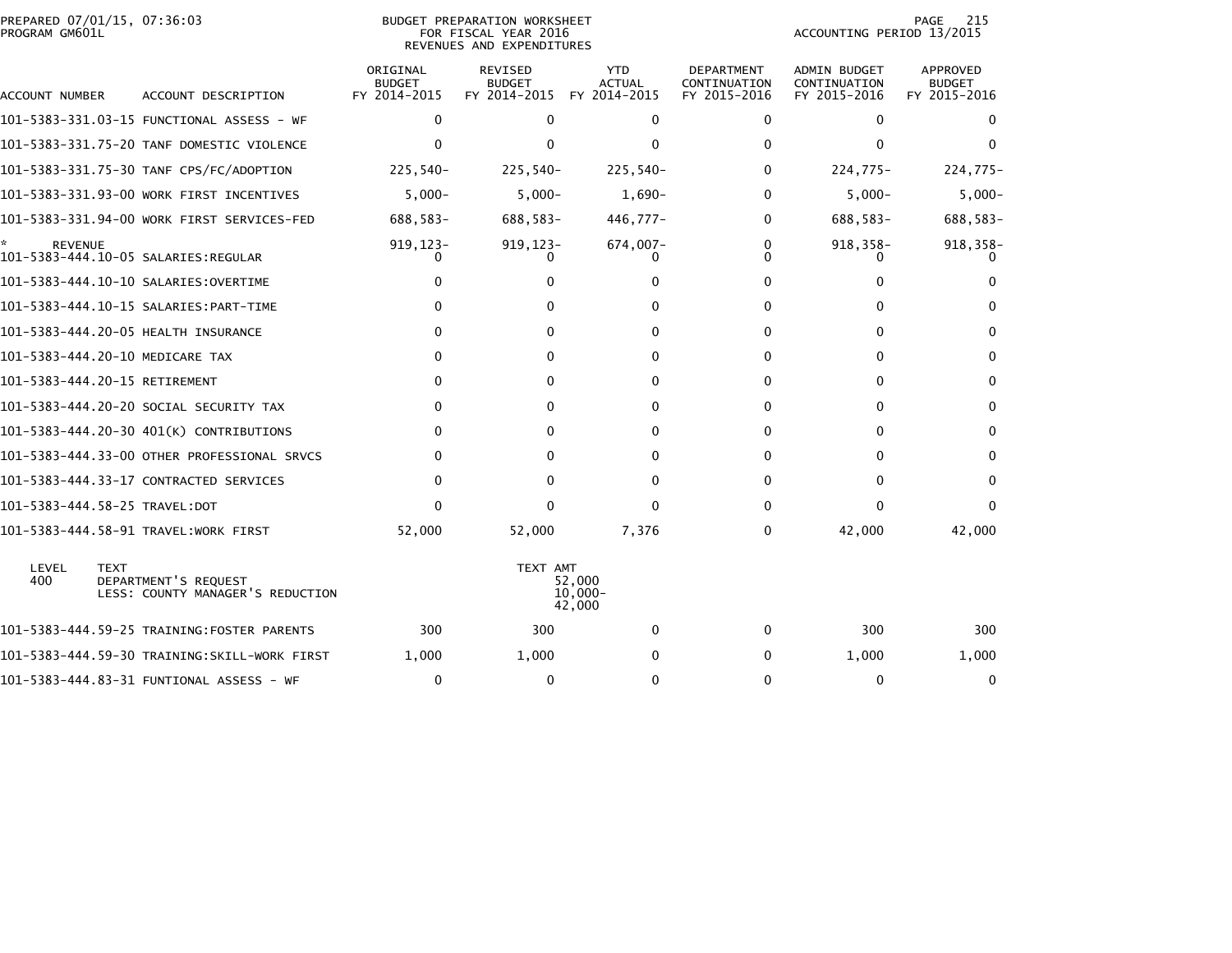PREPARED 07/01/15, 07:36:03
PROGRAM GM601L

BUDGET PREPARATION WORKSHEET
FOR FISCAL YEAR 2016
REVENUES AND EXPENDITURES

ACCOUNTING PERIOD 13/2015

| ACCOUNT NUMBER | ACCOUNT DESCRIPTION | ORIGINAL BUDGET FY 2014-2015 | REVISED BUDGET FY 2014-2015 | YTD ACTUAL FY 2014-2015 | DEPARTMENT CONTINUATION FY 2015-2016 | ADMIN BUDGET CONTINUATION FY 2015-2016 | APPROVED BUDGET FY 2015-2016 |
|---|---|---|---|---|---|---|---|
| 101-5383-331.03-15 | FUNCTIONAL ASSESS - WF | 0 | 0 | 0 | 0 | 0 | 0 |
| 101-5383-331.75-20 | TANF DOMESTIC VIOLENCE | 0 | 0 | 0 | 0 | 0 | 0 |
| 101-5383-331.75-30 | TANF CPS/FC/ADOPTION | 225,540- | 225,540- | 225,540- | 0 | 224,775- | 224,775- |
| 101-5383-331.93-00 | WORK FIRST INCENTIVES | 5,000- | 5,000- | 1,690- | 0 | 5,000- | 5,000- |
| 101-5383-331.94-00 | WORK FIRST SERVICES-FED | 688,583- | 688,583- | 446,777- | 0 | 688,583- | 688,583- |
| * REVENUE | | 919,123- | 919,123- | 674,007- | 0 | 918,358- | 918,358- |
| 101-5383-444.10-05 | SALARIES:REGULAR | 0 | 0 | 0 | 0 | 0 | 0 |
| 101-5383-444.10-10 | SALARIES:OVERTIME | 0 | 0 | 0 | 0 | 0 | 0 |
| 101-5383-444.10-15 | SALARIES:PART-TIME | 0 | 0 | 0 | 0 | 0 | 0 |
| 101-5383-444.20-05 | HEALTH INSURANCE | 0 | 0 | 0 | 0 | 0 | 0 |
| 101-5383-444.20-10 | MEDICARE TAX | 0 | 0 | 0 | 0 | 0 | 0 |
| 101-5383-444.20-15 | RETIREMENT | 0 | 0 | 0 | 0 | 0 | 0 |
| 101-5383-444.20-20 | SOCIAL SECURITY TAX | 0 | 0 | 0 | 0 | 0 | 0 |
| 101-5383-444.20-30 | 401(K) CONTRIBUTIONS | 0 | 0 | 0 | 0 | 0 | 0 |
| 101-5383-444.33-00 | OTHER PROFESSIONAL SRVCS | 0 | 0 | 0 | 0 | 0 | 0 |
| 101-5383-444.33-17 | CONTRACTED SERVICES | 0 | 0 | 0 | 0 | 0 | 0 |
| 101-5383-444.58-25 | TRAVEL:DOT | 0 | 0 | 0 | 0 | 0 | 0 |
| 101-5383-444.58-91 | TRAVEL:WORK FIRST | 52,000 | 52,000 | 7,376 | 0 | 42,000 | 42,000 |

| LEVEL | TEXT | TEXT AMT |
|---|---|---|
| 400 | DEPARTMENT'S REQUEST | 52,000 |
| | LESS: COUNTY MANAGER'S REDUCTION | 10,000- |
| | | 42,000 |

| ACCOUNT NUMBER | ACCOUNT DESCRIPTION | ORIGINAL BUDGET FY 2014-2015 | REVISED BUDGET FY 2014-2015 | YTD ACTUAL FY 2014-2015 | DEPARTMENT CONTINUATION FY 2015-2016 | ADMIN BUDGET CONTINUATION FY 2015-2016 | APPROVED BUDGET FY 2015-2016 |
|---|---|---|---|---|---|---|---|
| 101-5383-444.59-25 | TRAINING:FOSTER PARENTS | 300 | 300 | 0 | 0 | 300 | 300 |
| 101-5383-444.59-30 | TRAINING:SKILL-WORK FIRST | 1,000 | 1,000 | 0 | 0 | 1,000 | 1,000 |
| 101-5383-444.83-31 | FUNTIONAL ASSESS - WF | 0 | 0 | 0 | 0 | 0 | 0 |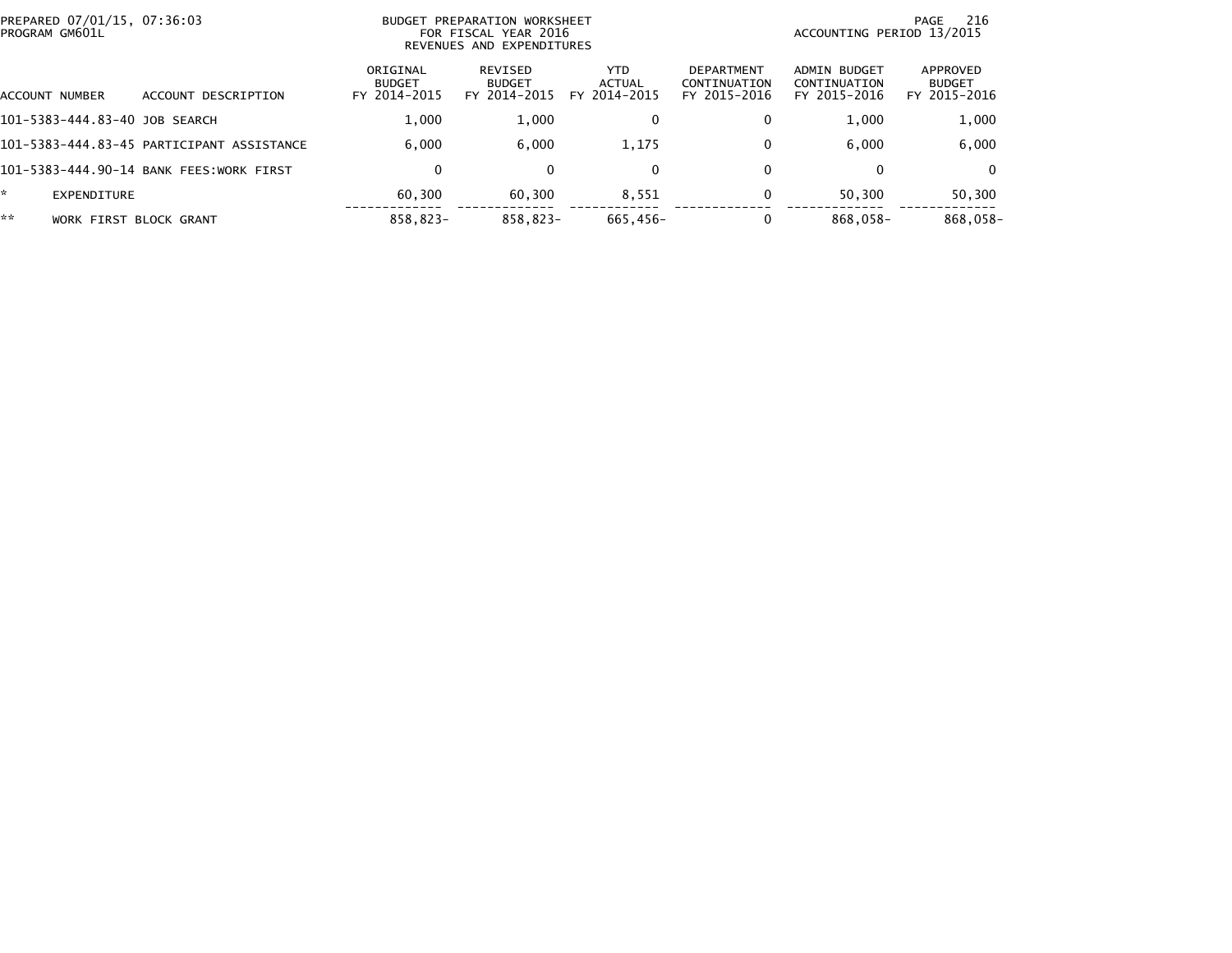BUDGET PREPARATION WORKSHEET
FOR FISCAL YEAR 2016
REVENUES AND EXPENDITURES

PREPARED 07/01/15, 07:36:03
PROGRAM GM601L

ACCOUNTING PERIOD 13/2015

| ACCOUNT NUMBER | ACCOUNT DESCRIPTION | ORIGINAL BUDGET FY 2014-2015 | REVISED BUDGET FY 2014-2015 | YTD ACTUAL FY 2014-2015 | DEPARTMENT CONTINUATION FY 2015-2016 | ADMIN BUDGET CONTINUATION FY 2015-2016 | APPROVED BUDGET FY 2015-2016 |
|---|---|---|---|---|---|---|---|
| 101-5383-444.83-40 | JOB SEARCH | 1,000 | 1,000 | 0 | 0 | 1,000 | 1,000 |
| 101-5383-444.83-45 | PARTICIPANT ASSISTANCE | 6,000 | 6,000 | 1,175 | 0 | 6,000 | 6,000 |
| 101-5383-444.90-14 | BANK FEES:WORK FIRST | 0 | 0 | 0 | 0 | 0 | 0 |
| * | EXPENDITURE | 60,300 | 60,300 | 8,551 | 0 | 50,300 | 50,300 |
| ** | WORK FIRST BLOCK GRANT | 858,823- | 858,823- | 665,456- | 0 | 868,058- | 868,058- |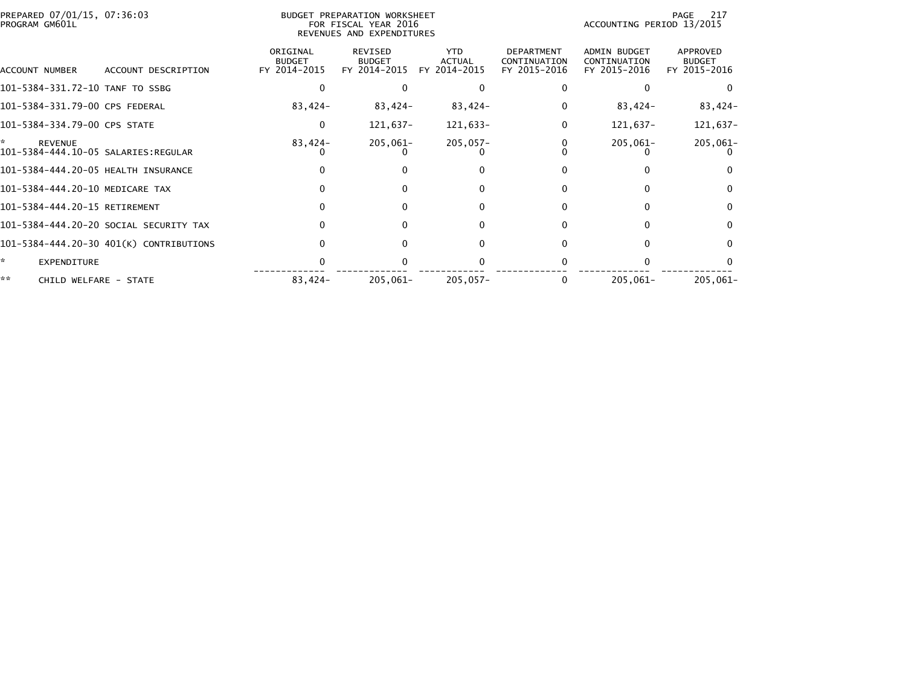PREPARED 07/01/15, 07:36:03
PROGRAM GM601L

BUDGET PREPARATION WORKSHEET
FOR FISCAL YEAR 2016
REVENUES AND EXPENDITURES

ACCOUNTING PERIOD 13/2015

| ACCOUNT NUMBER | ACCOUNT DESCRIPTION | ORIGINAL BUDGET FY 2014-2015 | REVISED BUDGET FY 2014-2015 | YTD ACTUAL FY 2014-2015 | DEPARTMENT CONTINUATION FY 2015-2016 | ADMIN BUDGET CONTINUATION FY 2015-2016 | APPROVED BUDGET FY 2015-2016 |
|---|---|---|---|---|---|---|---|
| 101-5384-331.72-10 | TANF TO SSBG | 0 | 0 | 0 | 0 | 0 | 0 |
| 101-5384-331.79-00 | CPS FEDERAL | 83,424- | 83,424- | 83,424- | 0 | 83,424- | 83,424- |
| 101-5384-334.79-00 | CPS STATE | 0 | 121,637- | 121,633- | 0 | 121,637- | 121,637- |
| * | REVENUE | 83,424- | 205,061- | 205,057- | 0 | 205,061- | 205,061- |
| 101-5384-444.10-05 | SALARIES:REGULAR | 0 | 0 | 0 | 0 | 0 | 0 |
| 101-5384-444.20-05 | HEALTH INSURANCE | 0 | 0 | 0 | 0 | 0 | 0 |
| 101-5384-444.20-10 | MEDICARE TAX | 0 | 0 | 0 | 0 | 0 | 0 |
| 101-5384-444.20-15 | RETIREMENT | 0 | 0 | 0 | 0 | 0 | 0 |
| 101-5384-444.20-20 | SOCIAL SECURITY TAX | 0 | 0 | 0 | 0 | 0 | 0 |
| 101-5384-444.20-30 | 401(K) CONTRIBUTIONS | 0 | 0 | 0 | 0 | 0 | 0 |
| * | EXPENDITURE | 0 | 0 | 0 | 0 | 0 | 0 |
| ** | CHILD WELFARE - STATE | 83,424- | 205,061- | 205,057- | 0 | 205,061- | 205,061- |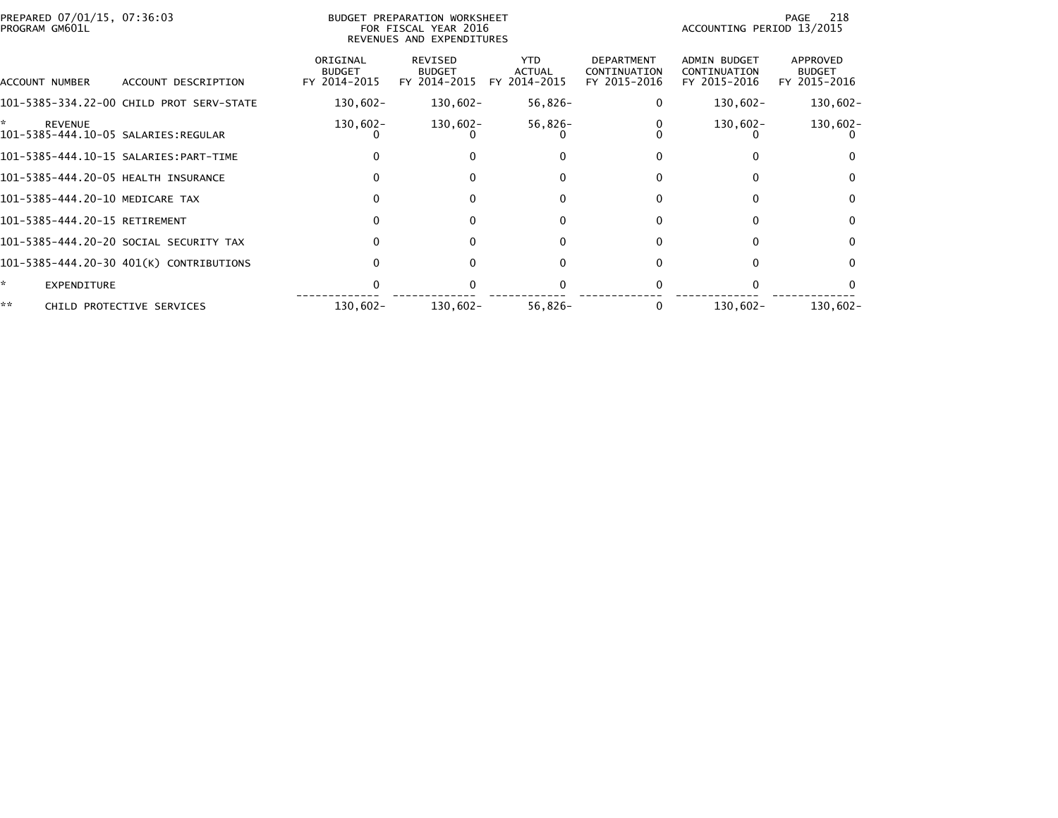BUDGET PREPARATION WORKSHEET
FOR FISCAL YEAR 2016
REVENUES AND EXPENDITURES

PREPARED 07/01/15, 07:36:03
PROGRAM GM601L

ACCOUNTING PERIOD 13/2015

| ACCOUNT NUMBER | ACCOUNT DESCRIPTION | ORIGINAL BUDGET FY 2014-2015 | REVISED BUDGET FY 2014-2015 | YTD ACTUAL FY 2014-2015 | DEPARTMENT CONTINUATION FY 2015-2016 | ADMIN BUDGET CONTINUATION FY 2015-2016 | APPROVED BUDGET FY 2015-2016 |
|---|---|---|---|---|---|---|---|
| 101-5385-334.22-00 | CHILD PROT SERV-STATE | 130,602- | 130,602- | 56,826- | 0 | 130,602- | 130,602- |
| * | REVENUE | 130,602- | 130,602- | 56,826- | 0 | 130,602- | 130,602- |
| 101-5385-444.10-05 | SALARIES:REGULAR | 0 | 0 | 0 | 0 | 0 | 0 |
| 101-5385-444.10-15 | SALARIES:PART-TIME | 0 | 0 | 0 | 0 | 0 | 0 |
| 101-5385-444.20-05 | HEALTH INSURANCE | 0 | 0 | 0 | 0 | 0 | 0 |
| 101-5385-444.20-10 | MEDICARE TAX | 0 | 0 | 0 | 0 | 0 | 0 |
| 101-5385-444.20-15 | RETIREMENT | 0 | 0 | 0 | 0 | 0 | 0 |
| 101-5385-444.20-20 | SOCIAL SECURITY TAX | 0 | 0 | 0 | 0 | 0 | 0 |
| 101-5385-444.20-30 | 401(K) CONTRIBUTIONS | 0 | 0 | 0 | 0 | 0 | 0 |
| * | EXPENDITURE | 0 | 0 | 0 | 0 | 0 | 0 |
| ** | CHILD PROTECTIVE SERVICES | 130,602- | 130,602- | 56,826- | 0 | 130,602- | 130,602- |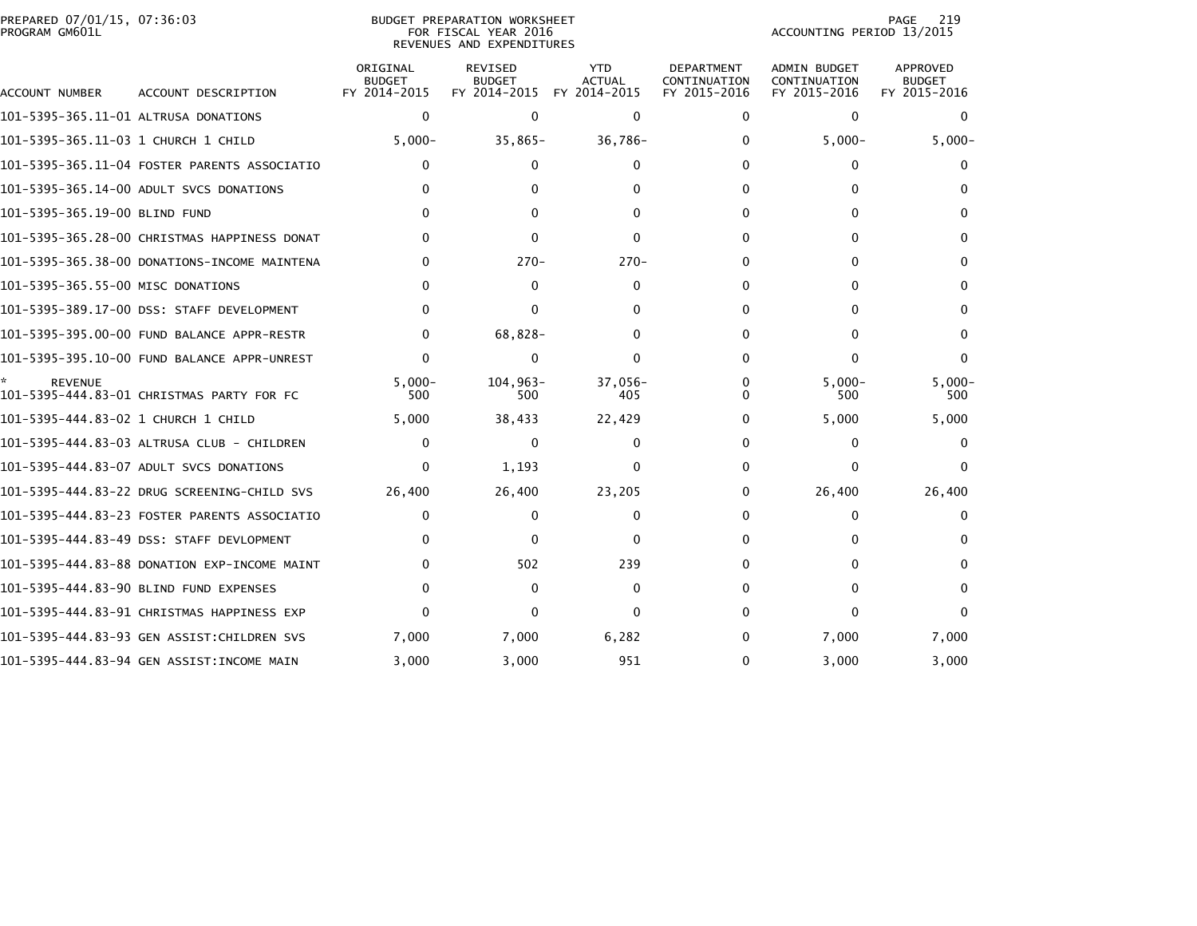PREPARED 07/01/15, 07:36:03
PROGRAM GM601L

BUDGET PREPARATION WORKSHEET
FOR FISCAL YEAR 2016
REVENUES AND EXPENDITURES

ACCOUNTING PERIOD 13/2015

| ACCOUNT NUMBER | ACCOUNT DESCRIPTION | ORIGINAL BUDGET FY 2014-2015 | REVISED BUDGET FY 2014-2015 | YTD ACTUAL FY 2014-2015 | DEPARTMENT CONTINUATION FY 2015-2016 | ADMIN BUDGET CONTINUATION FY 2015-2016 | APPROVED BUDGET FY 2015-2016 |
|---|---|---|---|---|---|---|---|
| 101-5395-365.11-01 | ALTRUSA DONATIONS | 0 | 0 | 0 | 0 | 0 | 0 |
| 101-5395-365.11-03 | 1 CHURCH 1 CHILD | 5,000- | 35,865- | 36,786- | 0 | 5,000- | 5,000- |
| 101-5395-365.11-04 | FOSTER PARENTS ASSOCIATIO | 0 | 0 | 0 | 0 | 0 | 0 |
| 101-5395-365.14-00 | ADULT SVCS DONATIONS | 0 | 0 | 0 | 0 | 0 | 0 |
| 101-5395-365.19-00 | BLIND FUND | 0 | 0 | 0 | 0 | 0 | 0 |
| 101-5395-365.28-00 | CHRISTMAS HAPPINESS DONAT | 0 | 0 | 0 | 0 | 0 | 0 |
| 101-5395-365.38-00 | DONATIONS-INCOME MAINTENA | 0 | 270- | 270- | 0 | 0 | 0 |
| 101-5395-365.55-00 | MISC DONATIONS | 0 | 0 | 0 | 0 | 0 | 0 |
| 101-5395-389.17-00 | DSS: STAFF DEVELOPMENT | 0 | 0 | 0 | 0 | 0 | 0 |
| 101-5395-395.00-00 | FUND BALANCE APPR-RESTR | 0 | 68,828- | 0 | 0 | 0 | 0 |
| 101-5395-395.10-00 | FUND BALANCE APPR-UNREST | 0 | 0 | 0 | 0 | 0 | 0 |
| * REVENUE | | 5,000- | 104,963- | 37,056- | 0 | 5,000- | 5,000- |
| 101-5395-444.83-01 | CHRISTMAS PARTY FOR FC | 500 | 500 | 405 | 0 | 500 | 500 |
| 101-5395-444.83-02 | 1 CHURCH 1 CHILD | 5,000 | 38,433 | 22,429 | 0 | 5,000 | 5,000 |
| 101-5395-444.83-03 | ALTRUSA CLUB - CHILDREN | 0 | 0 | 0 | 0 | 0 | 0 |
| 101-5395-444.83-07 | ADULT SVCS DONATIONS | 0 | 1,193 | 0 | 0 | 0 | 0 |
| 101-5395-444.83-22 | DRUG SCREENING-CHILD SVS | 26,400 | 26,400 | 23,205 | 0 | 26,400 | 26,400 |
| 101-5395-444.83-23 | FOSTER PARENTS ASSOCIATIO | 0 | 0 | 0 | 0 | 0 | 0 |
| 101-5395-444.83-49 | DSS: STAFF DEVLOPMENT | 0 | 0 | 0 | 0 | 0 | 0 |
| 101-5395-444.83-88 | DONATION EXP-INCOME MAINT | 0 | 502 | 239 | 0 | 0 | 0 |
| 101-5395-444.83-90 | BLIND FUND EXPENSES | 0 | 0 | 0 | 0 | 0 | 0 |
| 101-5395-444.83-91 | CHRISTMAS HAPPINESS EXP | 0 | 0 | 0 | 0 | 0 | 0 |
| 101-5395-444.83-93 | GEN ASSIST:CHILDREN SVS | 7,000 | 7,000 | 6,282 | 0 | 7,000 | 7,000 |
| 101-5395-444.83-94 | GEN ASSIST:INCOME MAIN | 3,000 | 3,000 | 951 | 0 | 3,000 | 3,000 |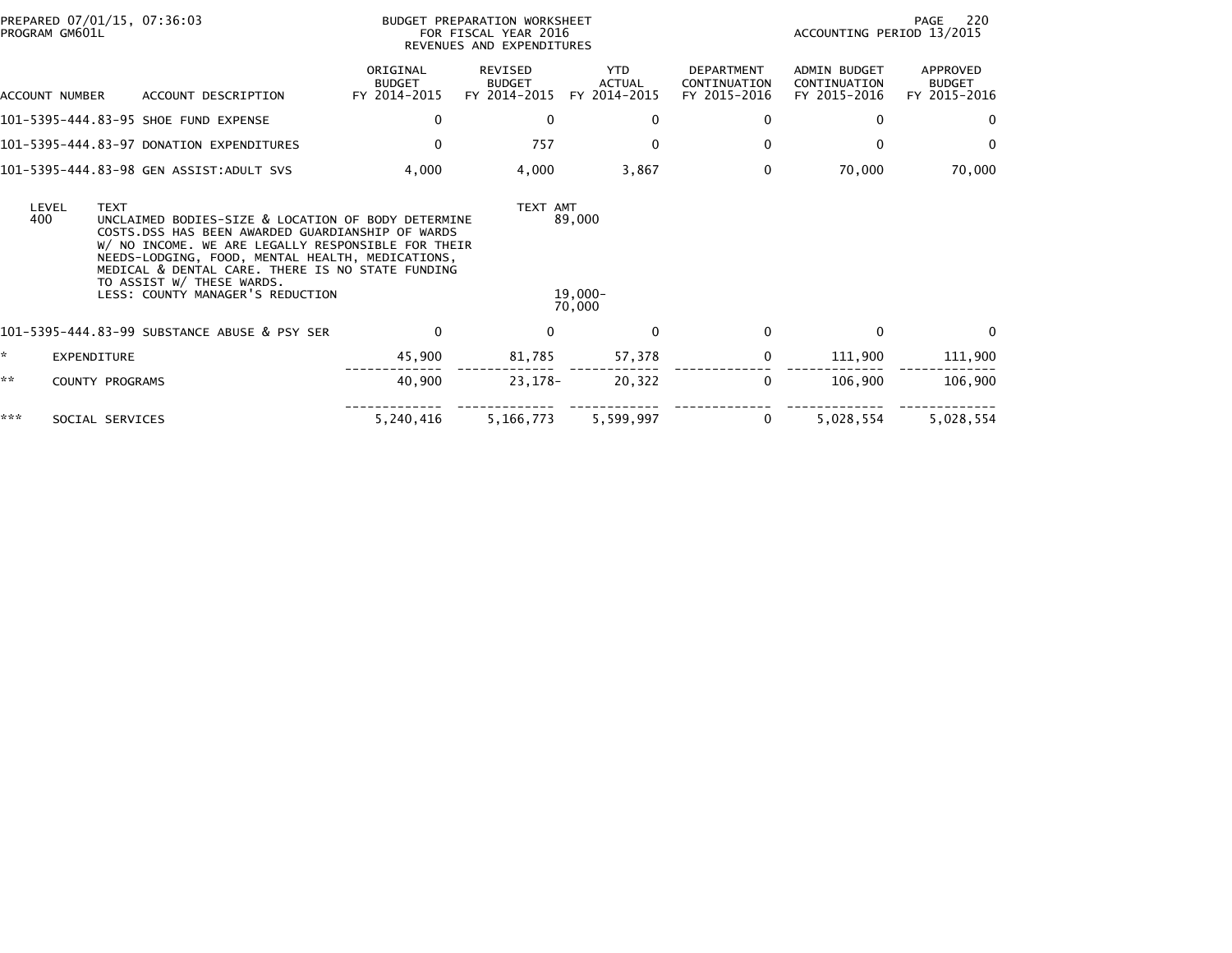PREPARED 07/01/15, 07:36:03
PROGRAM GM601L

BUDGET PREPARATION WORKSHEET
FOR FISCAL YEAR 2016
REVENUES AND EXPENDITURES

ACCOUNTING PERIOD 13/2015

| ACCOUNT NUMBER | ACCOUNT DESCRIPTION | ORIGINAL BUDGET FY 2014-2015 | REVISED BUDGET FY 2014-2015 | YTD ACTUAL FY 2014-2015 | DEPARTMENT CONTINUATION FY 2015-2016 | ADMIN BUDGET CONTINUATION FY 2015-2016 | APPROVED BUDGET FY 2015-2016 |
|---|---|---|---|---|---|---|---|
| 101-5395-444.83-95 | SHOE FUND EXPENSE | 0 | 0 | 0 | 0 | 0 | 0 |
| 101-5395-444.83-97 | DONATION EXPENDITURES | 0 | 757 | 0 | 0 | 0 | 0 |
| 101-5395-444.83-98 | GEN ASSIST:ADULT SVS | 4,000 | 4,000 | 3,867 | 0 | 70,000 | 70,000 |

| LEVEL | TEXT | TEXT AMT |
|---|---|---|
| 400 | UNCLAIMED BODIES-SIZE & LOCATION OF BODY DETERMINE COSTS.DSS HAS BEEN AWARDED GUARDIANSHIP OF WARDS W/ NO INCOME. WE ARE LEGALLY RESPONSIBLE FOR THEIR NEEDS-LODGING, FOOD, MENTAL HEALTH, MEDICATIONS, MEDICAL & DENTAL CARE. THERE IS NO STATE FUNDING TO ASSIST W/ THESE WARDS. | 89,000 |
| | LESS: COUNTY MANAGER'S REDUCTION | 19,000- |
| | | 70,000 |

| ACCOUNT NUMBER | ACCOUNT DESCRIPTION | ORIGINAL BUDGET FY 2014-2015 | REVISED BUDGET FY 2014-2015 | YTD ACTUAL FY 2014-2015 | DEPARTMENT CONTINUATION FY 2015-2016 | ADMIN BUDGET CONTINUATION FY 2015-2016 | APPROVED BUDGET FY 2015-2016 |
|---|---|---|---|---|---|---|---|
| 101-5395-444.83-99 | SUBSTANCE ABUSE & PSY SER | 0 | 0 | 0 | 0 | 0 | 0 |
| * | EXPENDITURE | 45,900 | 81,785 | 57,378 | 0 | 111,900 | 111,900 |
| ** | COUNTY PROGRAMS | 40,900 | 23,178- | 20,322 | 0 | 106,900 | 106,900 |
| *** | SOCIAL SERVICES | 5,240,416 | 5,166,773 | 5,599,997 | 0 | 5,028,554 | 5,028,554 |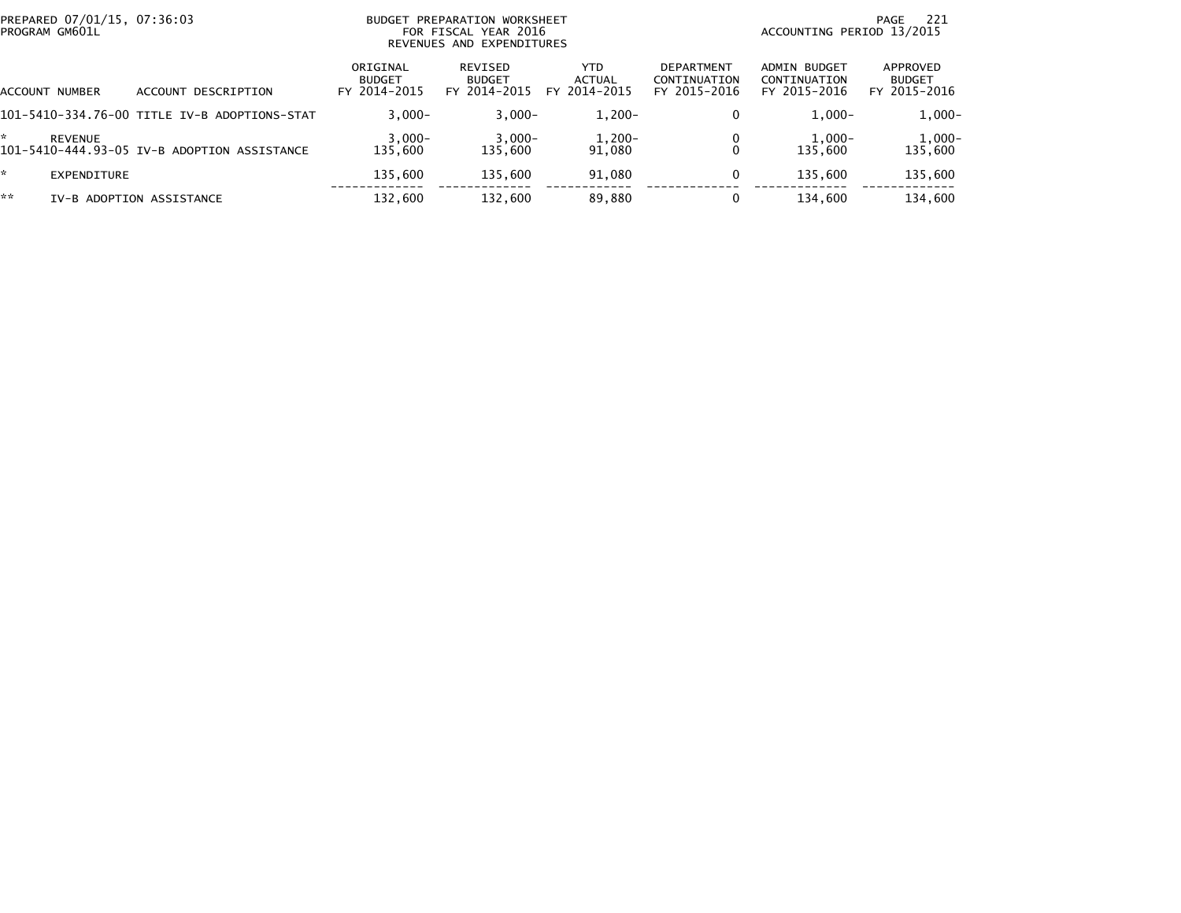BUDGET PREPARATION WORKSHEET
FOR FISCAL YEAR 2016
REVENUES AND EXPENDITURES

PREPARED 07/01/15, 07:36:03
PROGRAM GM601L

ACCOUNTING PERIOD 13/2015

| ACCOUNT NUMBER | ACCOUNT DESCRIPTION | ORIGINAL BUDGET FY 2014-2015 | REVISED BUDGET FY 2014-2015 | YTD ACTUAL FY 2014-2015 | DEPARTMENT CONTINUATION FY 2015-2016 | ADMIN BUDGET CONTINUATION FY 2015-2016 | APPROVED BUDGET FY 2015-2016 |
|---|---|---|---|---|---|---|---|
| 101-5410-334.76-00 | TITLE IV-B ADOPTIONS-STAT | 3,000- | 3,000- | 1,200- | 0 | 1,000- | 1,000- |
| * | REVENUE | 3,000- | 3,000- | 1,200- | 0 | 1,000- | 1,000- |
| 101-5410-444.93-05 | IV-B ADOPTION ASSISTANCE | 135,600 | 135,600 | 91,080 | 0 | 135,600 | 135,600 |
| * | EXPENDITURE | 135,600 | 135,600 | 91,080 | 0 | 135,600 | 135,600 |
| ** | IV-B ADOPTION ASSISTANCE | 132,600 | 132,600 | 89,880 | 0 | 134,600 | 134,600 |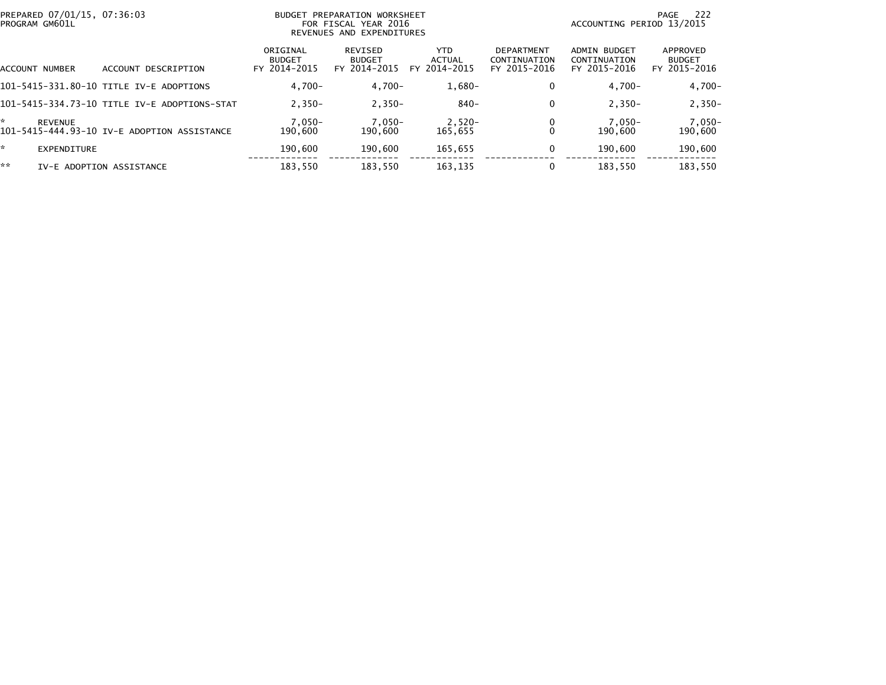PREPARED 07/01/15, 07:36:03
PROGRAM GM601L

BUDGET PREPARATION WORKSHEET
FOR FISCAL YEAR 2016
REVENUES AND EXPENDITURES

ACCOUNTING PERIOD 13/2015

| ACCOUNT NUMBER | ACCOUNT DESCRIPTION | ORIGINAL BUDGET FY 2014-2015 | REVISED BUDGET FY 2014-2015 | YTD ACTUAL FY 2014-2015 | DEPARTMENT CONTINUATION FY 2015-2016 | ADMIN BUDGET CONTINUATION FY 2015-2016 | APPROVED BUDGET FY 2015-2016 |
|---|---|---|---|---|---|---|---|
| 101-5415-331.80-10 | TITLE IV-E ADOPTIONS | 4,700- | 4,700- | 1,680- | 0 | 4,700- | 4,700- |
| 101-5415-334.73-10 | TITLE IV-E ADOPTIONS-STAT | 2,350- | 2,350- | 840- | 0 | 2,350- | 2,350- |
| * | REVENUE | 7,050- | 7,050- | 2,520- | 0 | 7,050- | 7,050- |
| 101-5415-444.93-10 | IV-E ADOPTION ASSISTANCE | 190,600 | 190,600 | 165,655 | 0 | 190,600 | 190,600 |
| * | EXPENDITURE | 190,600 | 190,600 | 165,655 | 0 | 190,600 | 190,600 |
| ** | IV-E ADOPTION ASSISTANCE | 183,550 | 183,550 | 163,135 | 0 | 183,550 | 183,550 |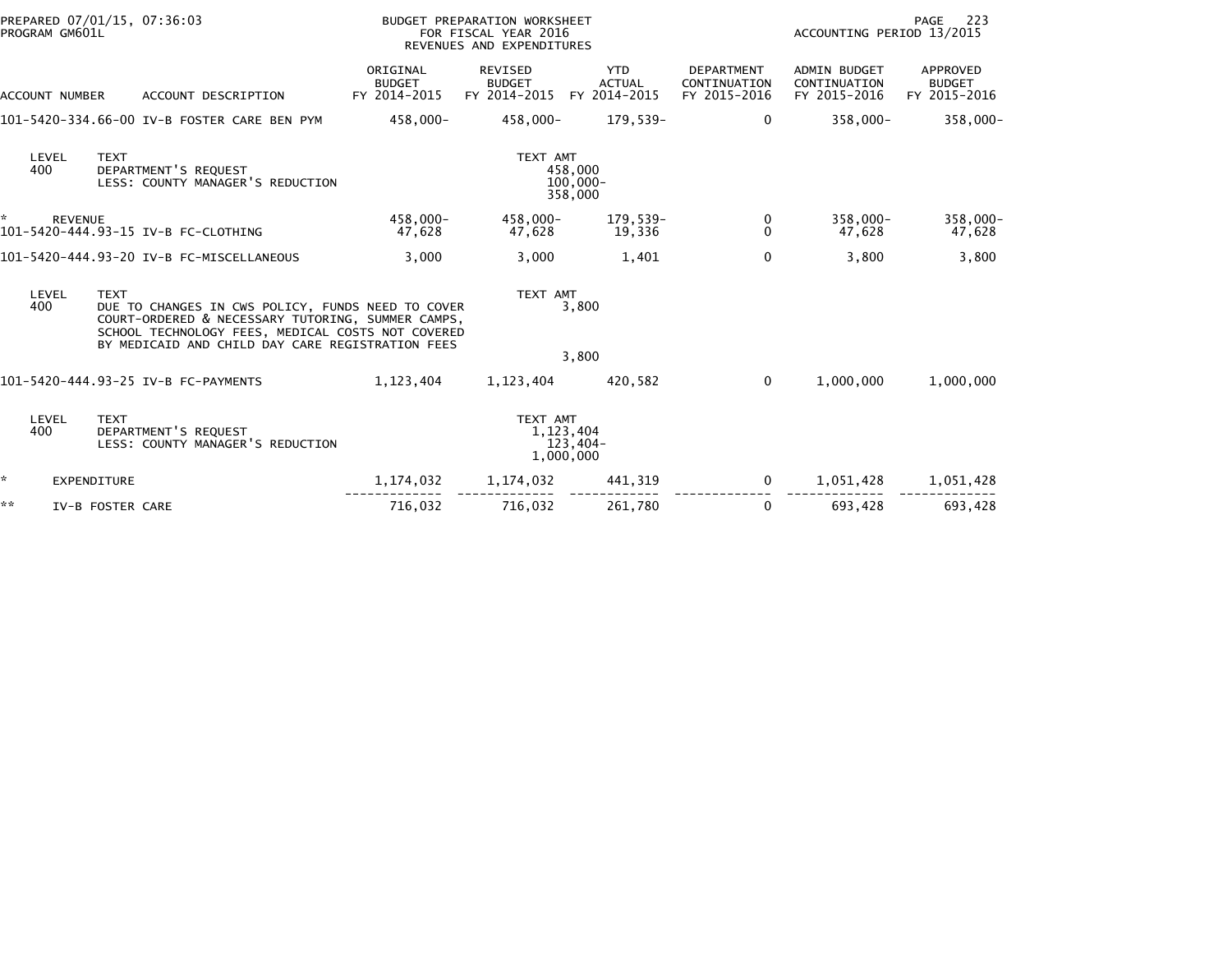PREPARED 07/01/15, 07:36:03
PROGRAM GM601L

BUDGET PREPARATION WORKSHEET
FOR FISCAL YEAR 2016
REVENUES AND EXPENDITURES

ACCOUNTING PERIOD 13/2015

| ACCOUNT NUMBER | ACCOUNT DESCRIPTION | ORIGINAL BUDGET FY 2014-2015 | REVISED BUDGET FY 2014-2015 | YTD ACTUAL FY 2014-2015 | DEPARTMENT CONTINUATION FY 2015-2016 | ADMIN BUDGET CONTINUATION FY 2015-2016 | APPROVED BUDGET FY 2015-2016 |
|---|---|---|---|---|---|---|---|
| 101-5420-334.66-00 | IV-B FOSTER CARE BEN PYM | 458,000- | 458,000- | 179,539- | 0 | 358,000- | 358,000- |

| LEVEL | TEXT | TEXT AMT |
|---|---|---|
| 400 | DEPARTMENT'S REQUEST | 458,000 |
| | LESS: COUNTY MANAGER'S REDUCTION | 100,000- |
| | | 358,000 |

| ACCOUNT NUMBER | ACCOUNT DESCRIPTION | ORIGINAL BUDGET FY 2014-2015 | REVISED BUDGET FY 2014-2015 | YTD ACTUAL FY 2014-2015 | DEPARTMENT CONTINUATION FY 2015-2016 | ADMIN BUDGET CONTINUATION FY 2015-2016 | APPROVED BUDGET FY 2015-2016 |
|---|---|---|---|---|---|---|---|
| * REVENUE | | 458,000- | 458,000- | 179,539- | 0 | 358,000- | 358,000- |
| 101-5420-444.93-15 | IV-B FC-CLOTHING | 47,628 | 47,628 | 19,336 | 0 | 47,628 | 47,628 |
| 101-5420-444.93-20 | IV-B FC-MISCELLANEOUS | 3,000 | 3,000 | 1,401 | 0 | 3,800 | 3,800 |

| LEVEL | TEXT | TEXT AMT |
|---|---|---|
| 400 | DUE TO CHANGES IN CWS POLICY, FUNDS NEED TO COVER COURT-ORDERED & NECESSARY TUTORING, SUMMER CAMPS, SCHOOL TECHNOLOGY FEES, MEDICAL COSTS NOT COVERED BY MEDICAID AND CHILD DAY CARE REGISTRATION FEES | 3,800 |
| | | 3,800 |

| ACCOUNT NUMBER | ACCOUNT DESCRIPTION | ORIGINAL BUDGET FY 2014-2015 | REVISED BUDGET FY 2014-2015 | YTD ACTUAL FY 2014-2015 | DEPARTMENT CONTINUATION FY 2015-2016 | ADMIN BUDGET CONTINUATION FY 2015-2016 | APPROVED BUDGET FY 2015-2016 |
|---|---|---|---|---|---|---|---|
| 101-5420-444.93-25 | IV-B FC-PAYMENTS | 1,123,404 | 1,123,404 | 420,582 | 0 | 1,000,000 | 1,000,000 |

| LEVEL | TEXT | TEXT AMT |
|---|---|---|
| 400 | DEPARTMENT'S REQUEST | 1,123,404 |
| | LESS: COUNTY MANAGER'S REDUCTION | 123,404- |
| | | 1,000,000 |

| ACCOUNT NUMBER | ACCOUNT DESCRIPTION | ORIGINAL BUDGET FY 2014-2015 | REVISED BUDGET FY 2014-2015 | YTD ACTUAL FY 2014-2015 | DEPARTMENT CONTINUATION FY 2015-2016 | ADMIN BUDGET CONTINUATION FY 2015-2016 | APPROVED BUDGET FY 2015-2016 |
|---|---|---|---|---|---|---|---|
| * EXPENDITURE | | 1,174,032 | 1,174,032 | 441,319 | 0 | 1,051,428 | 1,051,428 |
| ** IV-B FOSTER CARE | | 716,032 | 716,032 | 261,780 | 0 | 693,428 | 693,428 |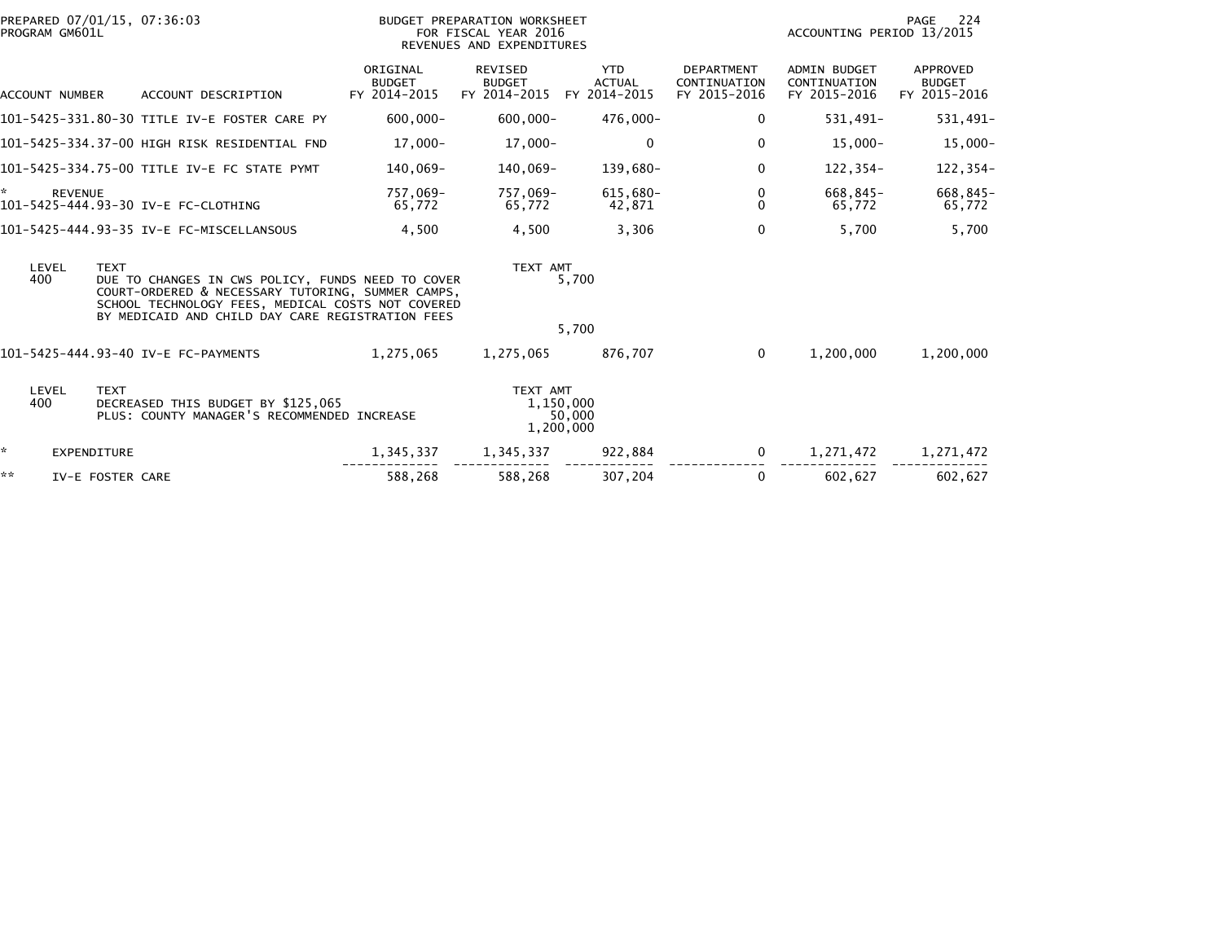PREPARED 07/01/15, 07:36:03
PROGRAM GM601L

BUDGET PREPARATION WORKSHEET
FOR FISCAL YEAR 2016
REVENUES AND EXPENDITURES

ACCOUNTING PERIOD 13/2015

| ACCOUNT NUMBER | ACCOUNT DESCRIPTION | ORIGINAL BUDGET FY 2014-2015 | REVISED BUDGET FY 2014-2015 | YTD ACTUAL FY 2014-2015 | DEPARTMENT CONTINUATION FY 2015-2016 | ADMIN BUDGET CONTINUATION FY 2015-2016 | APPROVED BUDGET FY 2015-2016 |
|---|---|---|---|---|---|---|---|
| 101-5425-331.80-30 | TITLE IV-E FOSTER CARE PY | 600,000- | 600,000- | 476,000- | 0 | 531,491- | 531,491- |
| 101-5425-334.37-00 | HIGH RISK RESIDENTIAL FND | 17,000- | 17,000- | 0 | 0 | 15,000- | 15,000- |
| 101-5425-334.75-00 | TITLE IV-E FC STATE PYMT | 140,069- | 140,069- | 139,680- | 0 | 122,354- | 122,354- |
| * | REVENUE | 757,069- | 757,069- | 615,680- | 0 | 668,845- | 668,845- |
| 101-5425-444.93-30 | IV-E FC-CLOTHING | 65,772 | 65,772 | 42,871 | 0 | 65,772 | 65,772 |
| 101-5425-444.93-35 | IV-E FC-MISCELLANSOUS | 4,500 | 4,500 | 3,306 | 0 | 5,700 | 5,700 |

| LEVEL | TEXT | TEXT AMT |
|---|---|---|
| 400 | DUE TO CHANGES IN CWS POLICY, FUNDS NEED TO COVER COURT-ORDERED & NECESSARY TUTORING, SUMMER CAMPS, SCHOOL TECHNOLOGY FEES, MEDICAL COSTS NOT COVERED BY MEDICAID AND CHILD DAY CARE REGISTRATION FEES | 5,700 |
| | | 5,700 |

| ACCOUNT NUMBER | ACCOUNT DESCRIPTION | ORIGINAL BUDGET FY 2014-2015 | REVISED BUDGET FY 2014-2015 | YTD ACTUAL FY 2014-2015 | DEPARTMENT CONTINUATION FY 2015-2016 | ADMIN BUDGET CONTINUATION FY 2015-2016 | APPROVED BUDGET FY 2015-2016 |
|---|---|---|---|---|---|---|---|
| 101-5425-444.93-40 | IV-E FC-PAYMENTS | 1,275,065 | 1,275,065 | 876,707 | 0 | 1,200,000 | 1,200,000 |

| LEVEL | TEXT | TEXT AMT |
|---|---|---|
| 400 | DECREASED THIS BUDGET BY $125,065 | 1,150,000 |
| | PLUS: COUNTY MANAGER'S RECOMMENDED INCREASE | 50,000 |
| | | 1,200,000 |

| | | ORIGINAL BUDGET FY 2014-2015 | REVISED BUDGET FY 2014-2015 | YTD ACTUAL FY 2014-2015 | DEPARTMENT CONTINUATION FY 2015-2016 | ADMIN BUDGET CONTINUATION FY 2015-2016 | APPROVED BUDGET FY 2015-2016 |
|---|---|---|---|---|---|---|---|
| * | EXPENDITURE | 1,345,337 | 1,345,337 | 922,884 | 0 | 1,271,472 | 1,271,472 |
| ** | IV-E FOSTER CARE | 588,268 | 588,268 | 307,204 | 0 | 602,627 | 602,627 |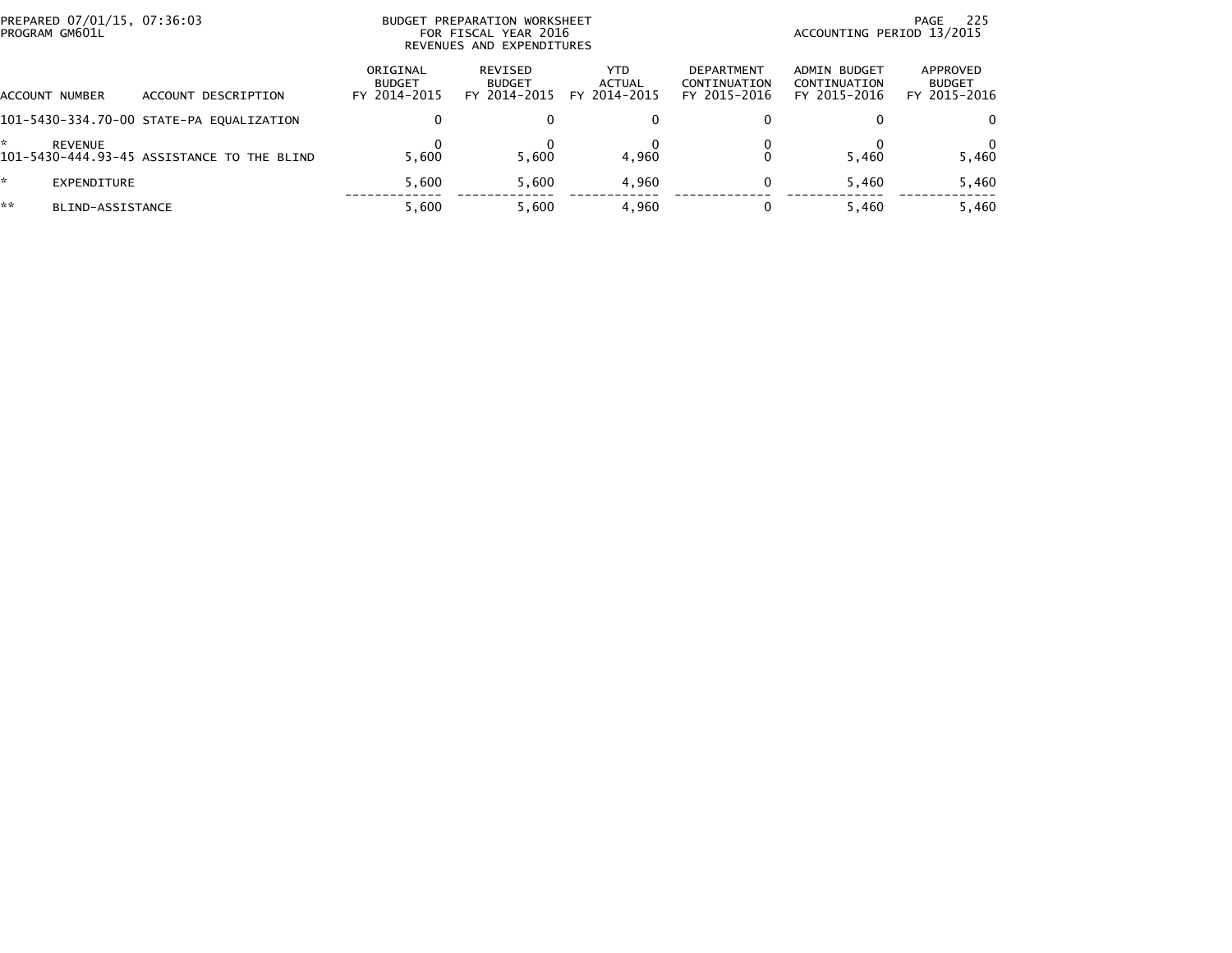PREPARED 07/01/15, 07:36:03
PROGRAM GM601L

BUDGET PREPARATION WORKSHEET
FOR FISCAL YEAR 2016
REVENUES AND EXPENDITURES

ACCOUNTING PERIOD 13/2015

| ACCOUNT NUMBER | ACCOUNT DESCRIPTION | ORIGINAL BUDGET FY 2014-2015 | REVISED BUDGET FY 2014-2015 | YTD ACTUAL FY 2014-2015 | DEPARTMENT CONTINUATION FY 2015-2016 | ADMIN BUDGET CONTINUATION FY 2015-2016 | APPROVED BUDGET FY 2015-2016 |
|---|---|---|---|---|---|---|---|
| 101-5430-334.70-00 | STATE-PA EQUALIZATION | 0 | 0 | 0 | 0 | 0 | 0 |
| * | REVENUE | 0 | 0 | 0 | 0 | 0 | 0 |
| 101-5430-444.93-45 | ASSISTANCE TO THE BLIND | 5,600 | 5,600 | 4,960 | 0 | 5,460 | 5,460 |
| * | EXPENDITURE | 5,600 | 5,600 | 4,960 | 0 | 5,460 | 5,460 |
| ** | BLIND-ASSISTANCE | 5,600 | 5,600 | 4,960 | 0 | 5,460 | 5,460 |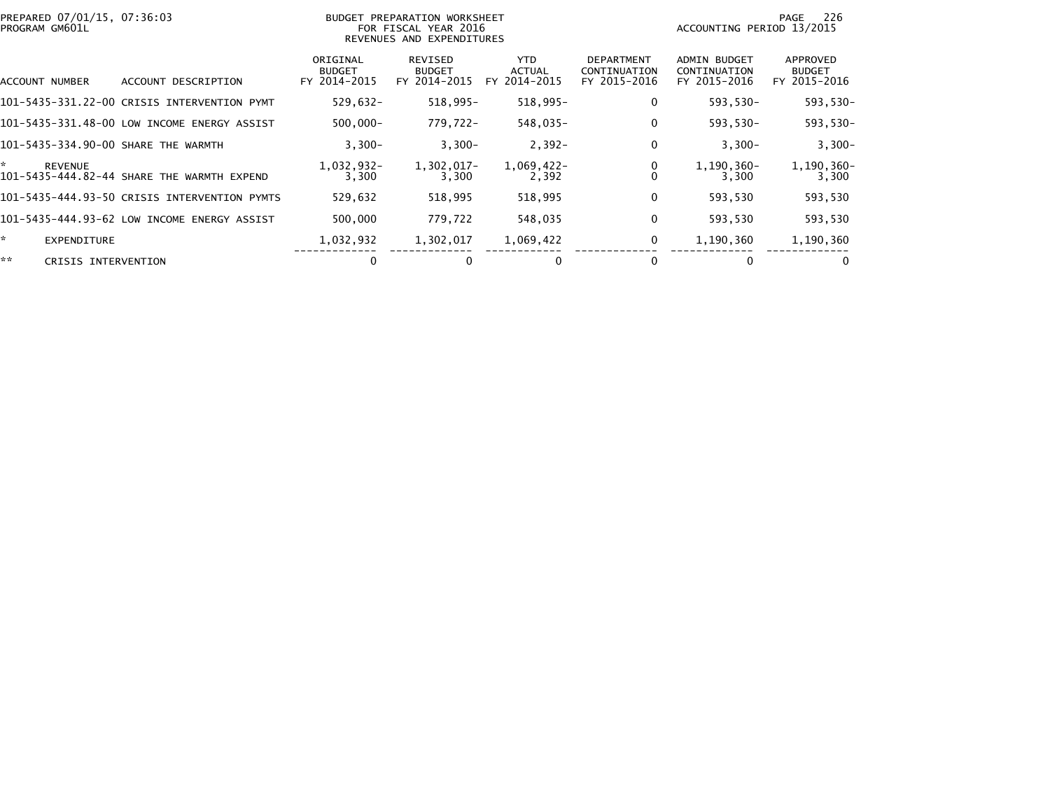PREPARED 07/01/15, 07:36:03
PROGRAM GM601L

BUDGET PREPARATION WORKSHEET
FOR FISCAL YEAR 2016
REVENUES AND EXPENDITURES

ACCOUNTING PERIOD 13/2015

| ACCOUNT NUMBER | ACCOUNT DESCRIPTION | ORIGINAL BUDGET FY 2014-2015 | REVISED BUDGET FY 2014-2015 | YTD ACTUAL FY 2014-2015 | DEPARTMENT CONTINUATION FY 2015-2016 | ADMIN BUDGET CONTINUATION FY 2015-2016 | APPROVED BUDGET FY 2015-2016 |
|---|---|---|---|---|---|---|---|
| 101-5435-331.22-00 | CRISIS INTERVENTION PYMT | 529,632- | 518,995- | 518,995- | 0 | 593,530- | 593,530- |
| 101-5435-331.48-00 | LOW INCOME ENERGY ASSIST | 500,000- | 779,722- | 548,035- | 0 | 593,530- | 593,530- |
| 101-5435-334.90-00 | SHARE THE WARMTH | 3,300- | 3,300- | 2,392- | 0 | 3,300- | 3,300- |
| * | REVENUE | 1,032,932- | 1,302,017- | 1,069,422- | 0 | 1,190,360- | 1,190,360- |
| 101-5435-444.82-44 | SHARE THE WARMTH EXPEND | 3,300 | 3,300 | 2,392 | 0 | 3,300 | 3,300 |
| 101-5435-444.93-50 | CRISIS INTERVENTION PYMTS | 529,632 | 518,995 | 518,995 | 0 | 593,530 | 593,530 |
| 101-5435-444.93-62 | LOW INCOME ENERGY ASSIST | 500,000 | 779,722 | 548,035 | 0 | 593,530 | 593,530 |
| * | EXPENDITURE | 1,032,932 | 1,302,017 | 1,069,422 | 0 | 1,190,360 | 1,190,360 |
| ** | CRISIS INTERVENTION | 0 | 0 | 0 | 0 | 0 | 0 |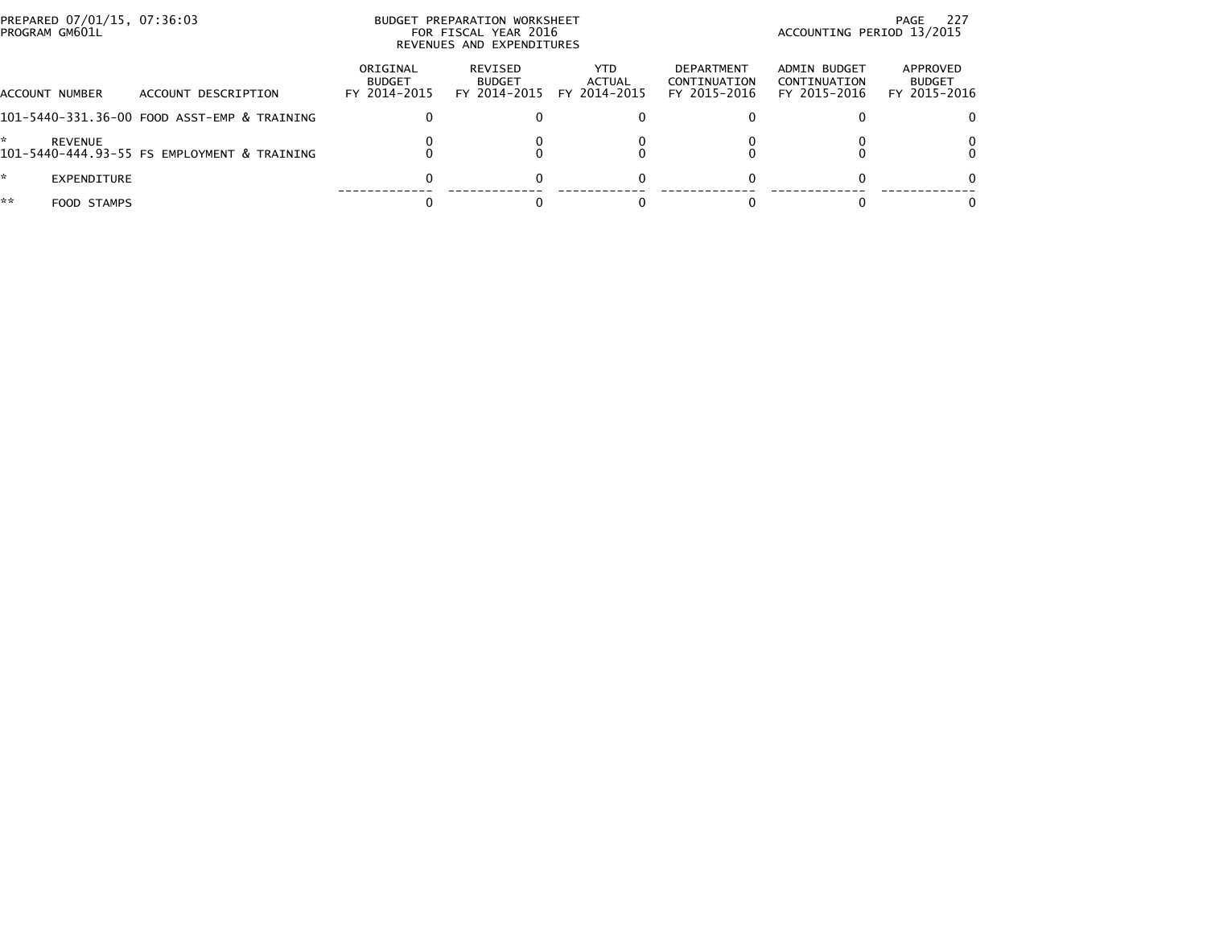BUDGET PREPARATION WORKSHEET
FOR FISCAL YEAR 2016
REVENUES AND EXPENDITURES

PREPARED 07/01/15, 07:36:03
PROGRAM GM601L

ACCOUNTING PERIOD 13/2015

| ACCOUNT NUMBER | ACCOUNT DESCRIPTION | ORIGINAL BUDGET FY 2014-2015 | REVISED BUDGET FY 2014-2015 | YTD ACTUAL FY 2014-2015 | DEPARTMENT CONTINUATION FY 2015-2016 | ADMIN BUDGET CONTINUATION FY 2015-2016 | APPROVED BUDGET FY 2015-2016 |
|---|---|---|---|---|---|---|---|
| 101-5440-331.36-00 | FOOD ASST-EMP & TRAINING | 0 | 0 | 0 | 0 | 0 | 0 |
| * | REVENUE | 0 | 0 | 0 | 0 | 0 | 0 |
| 101-5440-444.93-55 | FS EMPLOYMENT & TRAINING | 0 | 0 | 0 | 0 | 0 | 0 |
| * | EXPENDITURE | 0 | 0 | 0 | 0 | 0 | 0 |
| ** | FOOD STAMPS | 0 | 0 | 0 | 0 | 0 | 0 |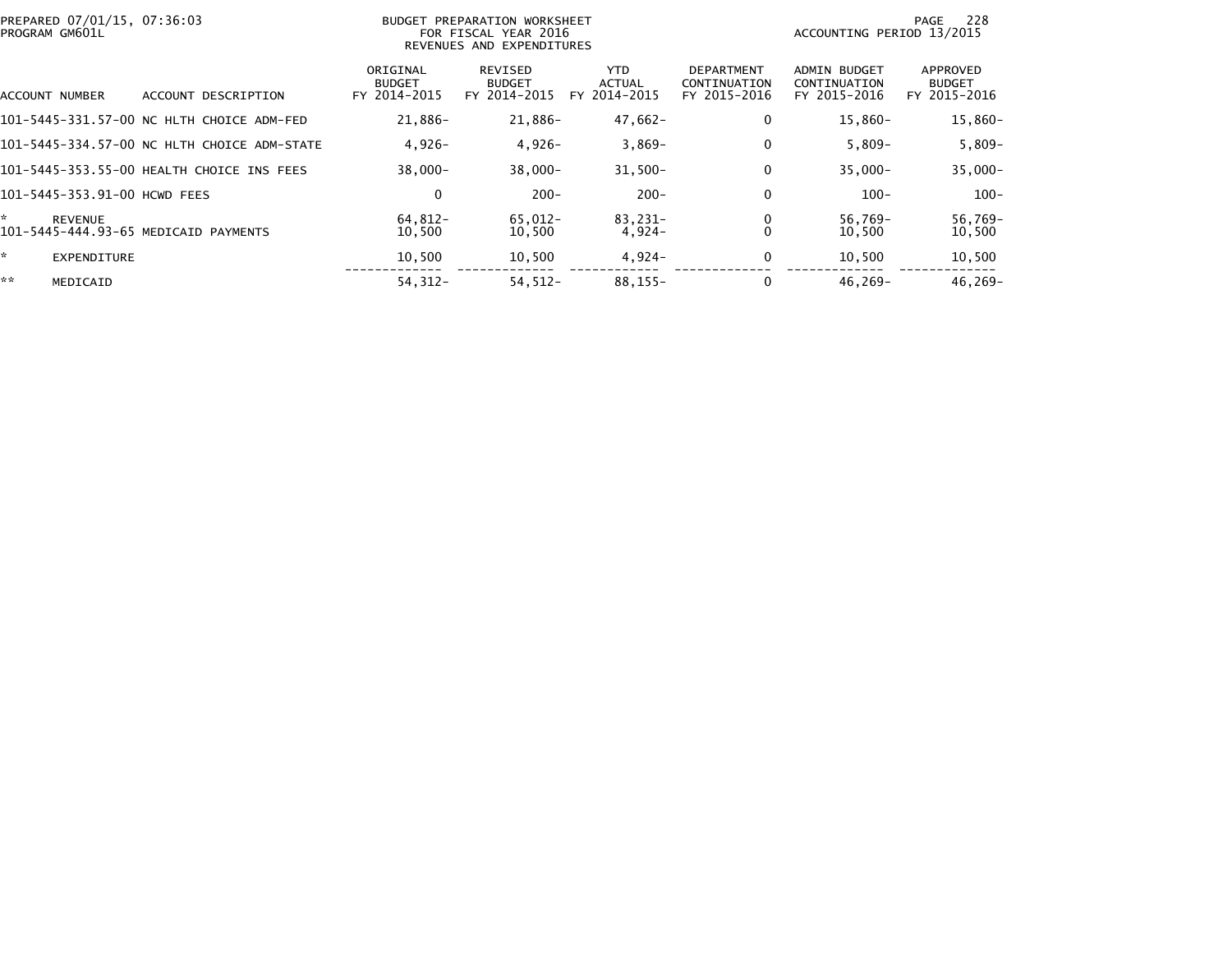PREPARED 07/01/15, 07:36:03
PROGRAM GM601L

BUDGET PREPARATION WORKSHEET
FOR FISCAL YEAR 2016
REVENUES AND EXPENDITURES

ACCOUNTING PERIOD 13/2015

| ACCOUNT NUMBER | ACCOUNT DESCRIPTION | ORIGINAL BUDGET FY 2014-2015 | REVISED BUDGET FY 2014-2015 | YTD ACTUAL FY 2014-2015 | DEPARTMENT CONTINUATION FY 2015-2016 | ADMIN BUDGET CONTINUATION FY 2015-2016 | APPROVED BUDGET FY 2015-2016 |
|---|---|---|---|---|---|---|---|
| 101-5445-331.57-00 | NC HLTH CHOICE ADM-FED | 21,886- | 21,886- | 47,662- | 0 | 15,860- | 15,860- |
| 101-5445-334.57-00 | NC HLTH CHOICE ADM-STATE | 4,926- | 4,926- | 3,869- | 0 | 5,809- | 5,809- |
| 101-5445-353.55-00 | HEALTH CHOICE INS FEES | 38,000- | 38,000- | 31,500- | 0 | 35,000- | 35,000- |
| 101-5445-353.91-00 | HCWD FEES | 0 | 200- | 200- | 0 | 100- | 100- |
| * | REVENUE | 64,812- | 65,012- | 83,231- | 0 | 56,769- | 56,769- |
| 101-5445-444.93-65 | MEDICAID PAYMENTS | 10,500 | 10,500 | 4,924- | 0 | 10,500 | 10,500 |
| * | EXPENDITURE | 10,500 | 10,500 | 4,924- | 0 | 10,500 | 10,500 |
| ** | MEDICAID | 54,312- | 54,512- | 88,155- | 0 | 46,269- | 46,269- |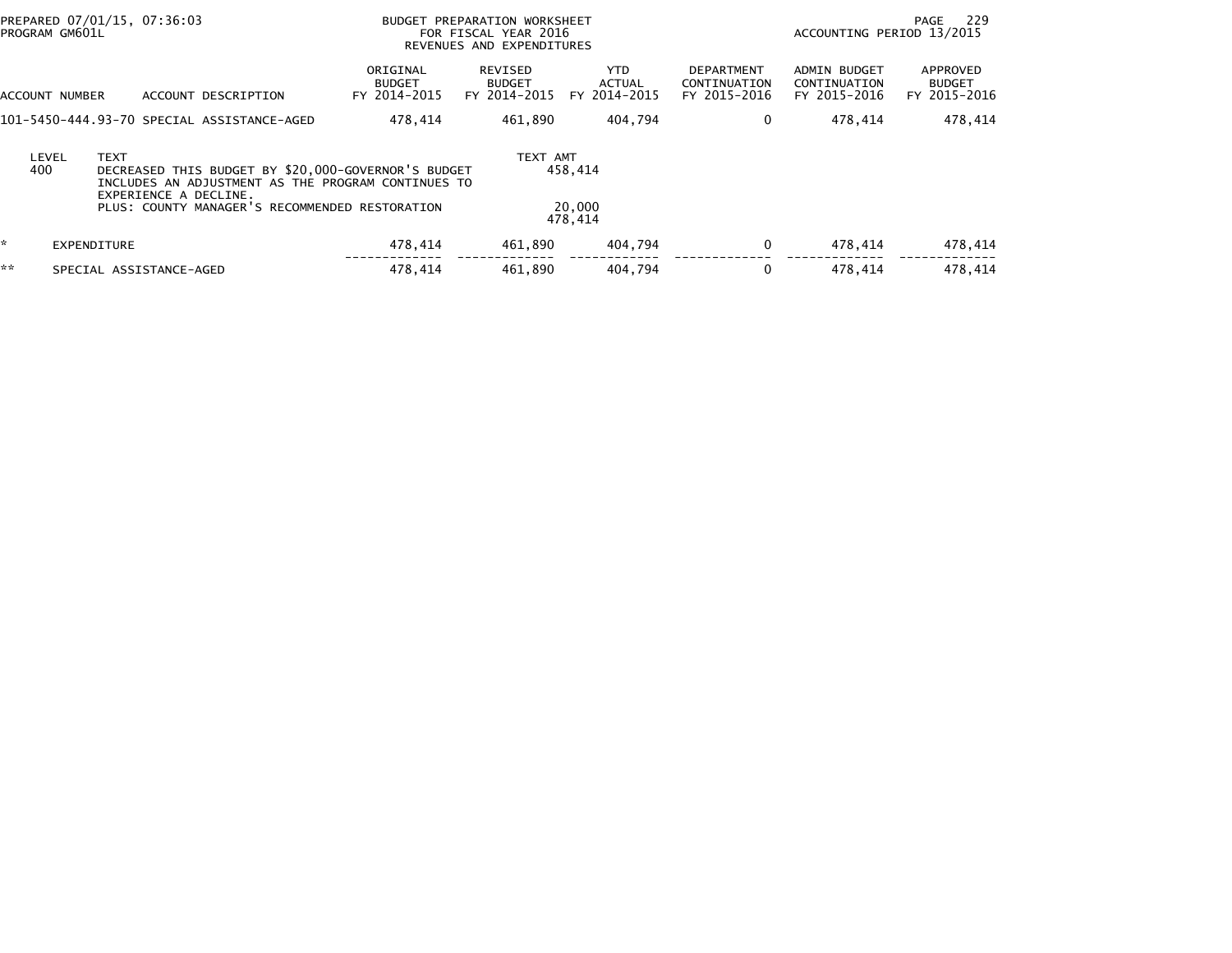PREPARED 07/01/15, 07:36:03
PROGRAM GM601L

BUDGET PREPARATION WORKSHEET
FOR FISCAL YEAR 2016
REVENUES AND EXPENDITURES

ACCOUNTING PERIOD 13/2015

| ACCOUNT NUMBER | ACCOUNT DESCRIPTION | ORIGINAL BUDGET FY 2014-2015 | REVISED BUDGET FY 2014-2015 | YTD ACTUAL FY 2014-2015 | DEPARTMENT CONTINUATION FY 2015-2016 | ADMIN BUDGET CONTINUATION FY 2015-2016 | APPROVED BUDGET FY 2015-2016 |
|---|---|---|---|---|---|---|---|
| 101-5450-444.93-70 | SPECIAL ASSISTANCE-AGED | 478,414 | 461,890 | 404,794 | 0 | 478,414 | 478,414 |

| LEVEL | TEXT | TEXT AMT |
|---|---|---|
| 400 | DECREASED THIS BUDGET BY $20,000-GOVERNOR'S BUDGET INCLUDES AN ADJUSTMENT AS THE PROGRAM CONTINUES TO EXPERIENCE A DECLINE. | 458,414 |
| | PLUS: COUNTY MANAGER'S RECOMMENDED RESTORATION | 20,000 |
| | | 478,414 |

| | | ORIGINAL BUDGET FY 2014-2015 | REVISED BUDGET FY 2014-2015 | YTD ACTUAL FY 2014-2015 | DEPARTMENT CONTINUATION FY 2015-2016 | ADMIN BUDGET CONTINUATION FY 2015-2016 | APPROVED BUDGET FY 2015-2016 |
|---|---|---|---|---|---|---|---|
| * | EXPENDITURE | 478,414 | 461,890 | 404,794 | 0 | 478,414 | 478,414 |
| ** | SPECIAL ASSISTANCE-AGED | 478,414 | 461,890 | 404,794 | 0 | 478,414 | 478,414 |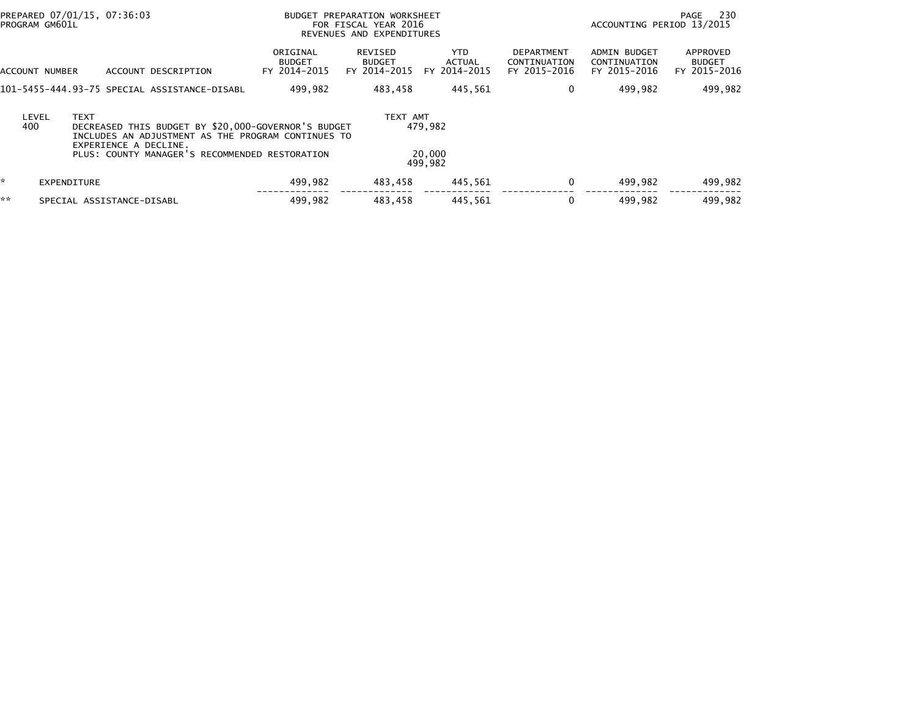PREPARED 07/01/15, 07:36:03
PROGRAM GM601L

BUDGET PREPARATION WORKSHEET
FOR FISCAL YEAR 2016
REVENUES AND EXPENDITURES

ACCOUNTING PERIOD 13/2015

| ACCOUNT NUMBER | ACCOUNT DESCRIPTION | ORIGINAL BUDGET FY 2014-2015 | REVISED BUDGET FY 2014-2015 | YTD ACTUAL FY 2014-2015 | DEPARTMENT CONTINUATION FY 2015-2016 | ADMIN BUDGET CONTINUATION FY 2015-2016 | APPROVED BUDGET FY 2015-2016 |
|---|---|---|---|---|---|---|---|
| 101-5455-444.93-75 | SPECIAL ASSISTANCE-DISABL | 499,982 | 483,458 | 445,561 | 0 | 499,982 | 499,982 |

| LEVEL | TEXT | TEXT AMT |
|---|---|---|
| 400 | DECREASED THIS BUDGET BY $20,000-GOVERNOR'S BUDGET INCLUDES AN ADJUSTMENT AS THE PROGRAM CONTINUES TO EXPERIENCE A DECLINE. | 479,982 |
| | PLUS: COUNTY MANAGER'S RECOMMENDED RESTORATION | 20,000 |
| | | 499,982 |

| | | ORIGINAL BUDGET FY 2014-2015 | REVISED BUDGET FY 2014-2015 | YTD ACTUAL FY 2014-2015 | DEPARTMENT CONTINUATION FY 2015-2016 | ADMIN BUDGET CONTINUATION FY 2015-2016 | APPROVED BUDGET FY 2015-2016 |
|---|---|---|---|---|---|---|---|
| * | EXPENDITURE | 499,982 | 483,458 | 445,561 | 0 | 499,982 | 499,982 |
| ** | SPECIAL ASSISTANCE-DISABL | 499,982 | 483,458 | 445,561 | 0 | 499,982 | 499,982 |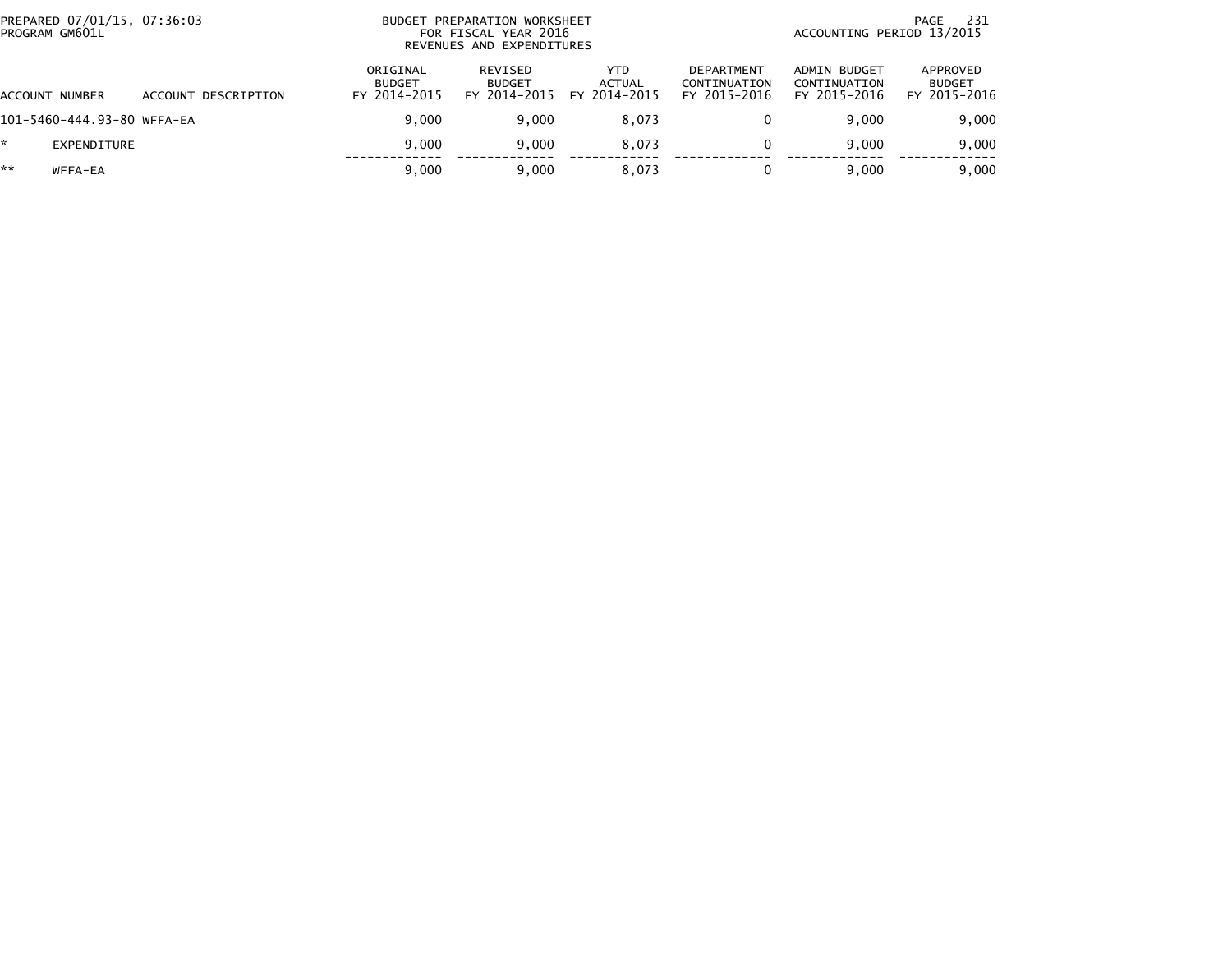PREPARED 07/01/15, 07:36:03
PROGRAM GM601L

BUDGET PREPARATION WORKSHEET
FOR FISCAL YEAR 2016
REVENUES AND EXPENDITURES

ACCOUNTING PERIOD 13/2015

| ACCOUNT NUMBER | ACCOUNT DESCRIPTION | ORIGINAL BUDGET FY 2014-2015 | REVISED BUDGET FY 2014-2015 | YTD ACTUAL FY 2014-2015 | DEPARTMENT CONTINUATION FY 2015-2016 | ADMIN BUDGET CONTINUATION FY 2015-2016 | APPROVED BUDGET FY 2015-2016 |
|---|---|---|---|---|---|---|---|
| 101-5460-444.93-80 | WFFA-EA | 9,000 | 9,000 | 8,073 | 0 | 9,000 | 9,000 |
| * | EXPENDITURE | 9,000 | 9,000 | 8,073 | 0 | 9,000 | 9,000 |
| ** | WFFA-EA | 9,000 | 9,000 | 8,073 | 0 | 9,000 | 9,000 |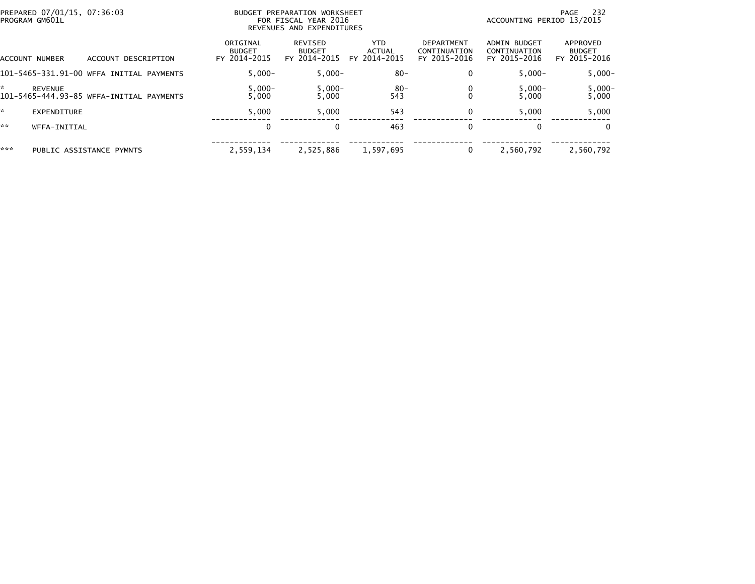PREPARED 07/01/15, 07:36:03
PROGRAM GM601L

BUDGET PREPARATION WORKSHEET
FOR FISCAL YEAR 2016
REVENUES AND EXPENDITURES

ACCOUNTING PERIOD 13/2015

| ACCOUNT NUMBER | ACCOUNT DESCRIPTION | ORIGINAL BUDGET FY 2014-2015 | REVISED BUDGET FY 2014-2015 | YTD ACTUAL FY 2014-2015 | DEPARTMENT CONTINUATION FY 2015-2016 | ADMIN BUDGET CONTINUATION FY 2015-2016 | APPROVED BUDGET FY 2015-2016 |
|---|---|---|---|---|---|---|---|
| 101-5465-331.91-00 | WFFA INITIAL PAYMENTS | 5,000- | 5,000- | 80- | 0 | 5,000- | 5,000- |
| * | REVENUE | 5,000- | 5,000- | 80- | 0 | 5,000- | 5,000- |
| 101-5465-444.93-85 | WFFA-INITIAL PAYMENTS | 5,000 | 5,000 | 543 | 0 | 5,000 | 5,000 |
| * | EXPENDITURE | 5,000 | 5,000 | 543 | 0 | 5,000 | 5,000 |
| ** | WFFA-INITIAL | 0 | 0 | 463 | 0 | 0 | 0 |
| *** | PUBLIC ASSISTANCE PYMNTS | 2,559,134 | 2,525,886 | 1,597,695 | 0 | 2,560,792 | 2,560,792 |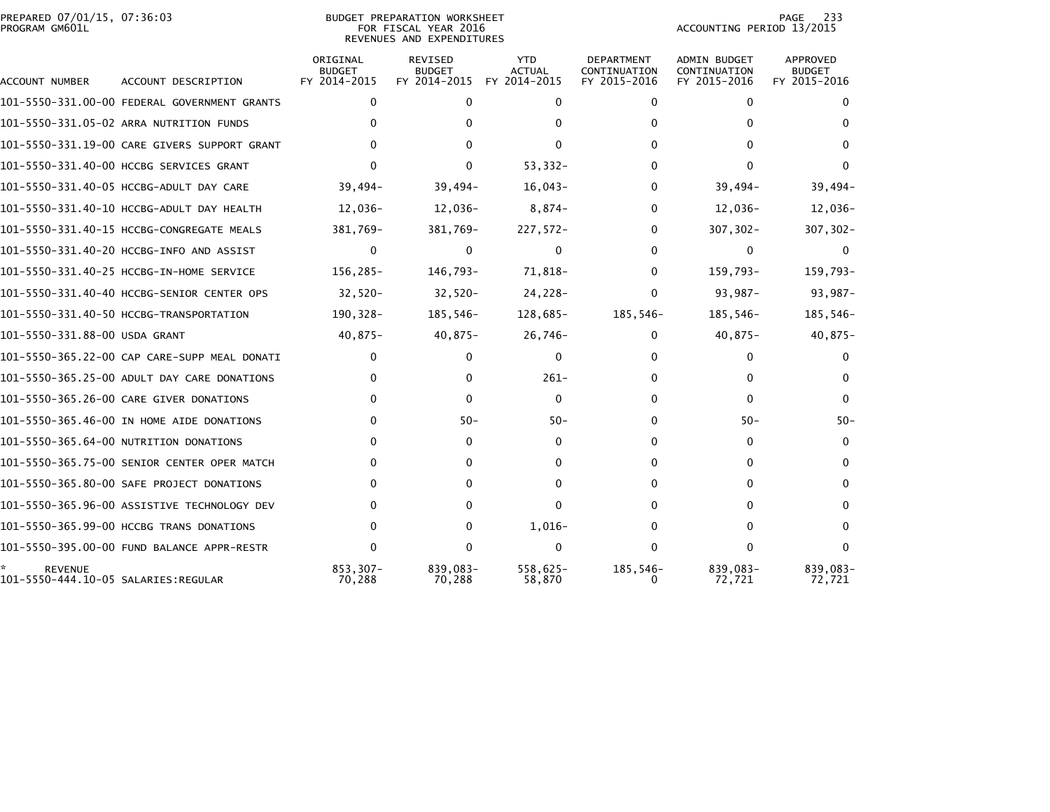BUDGET PREPARATION WORKSHEET
FOR FISCAL YEAR 2016
REVENUES AND EXPENDITURES

PREPARED 07/01/15, 07:36:03
PROGRAM GM601L

ACCOUNTING PERIOD 13/2015

| ACCOUNT NUMBER | ACCOUNT DESCRIPTION | ORIGINAL BUDGET FY 2014-2015 | REVISED BUDGET FY 2014-2015 | YTD ACTUAL FY 2014-2015 | DEPARTMENT CONTINUATION FY 2015-2016 | ADMIN BUDGET CONTINUATION FY 2015-2016 | APPROVED BUDGET FY 2015-2016 |
|---|---|---|---|---|---|---|---|
| 101-5550-331.00-00 | FEDERAL GOVERNMENT GRANTS | 0 | 0 | 0 | 0 | 0 | 0 |
| 101-5550-331.05-02 | ARRA NUTRITION FUNDS | 0 | 0 | 0 | 0 | 0 | 0 |
| 101-5550-331.19-00 | CARE GIVERS SUPPORT GRANT | 0 | 0 | 0 | 0 | 0 | 0 |
| 101-5550-331.40-00 | HCCBG SERVICES GRANT | 0 | 0 | 53,332- | 0 | 0 | 0 |
| 101-5550-331.40-05 | HCCBG-ADULT DAY CARE | 39,494- | 39,494- | 16,043- | 0 | 39,494- | 39,494- |
| 101-5550-331.40-10 | HCCBG-ADULT DAY HEALTH | 12,036- | 12,036- | 8,874- | 0 | 12,036- | 12,036- |
| 101-5550-331.40-15 | HCCBG-CONGREGATE MEALS | 381,769- | 381,769- | 227,572- | 0 | 307,302- | 307,302- |
| 101-5550-331.40-20 | HCCBG-INFO AND ASSIST | 0 | 0 | 0 | 0 | 0 | 0 |
| 101-5550-331.40-25 | HCCBG-IN-HOME SERVICE | 156,285- | 146,793- | 71,818- | 0 | 159,793- | 159,793- |
| 101-5550-331.40-40 | HCCBG-SENIOR CENTER OPS | 32,520- | 32,520- | 24,228- | 0 | 93,987- | 93,987- |
| 101-5550-331.40-50 | HCCBG-TRANSPORTATION | 190,328- | 185,546- | 128,685- | 185,546- | 185,546- | 185,546- |
| 101-5550-331.88-00 | USDA GRANT | 40,875- | 40,875- | 26,746- | 0 | 40,875- | 40,875- |
| 101-5550-365.22-00 | CAP CARE-SUPP MEAL DONATI | 0 | 0 | 0 | 0 | 0 | 0 |
| 101-5550-365.25-00 | ADULT DAY CARE DONATIONS | 0 | 0 | 261- | 0 | 0 | 0 |
| 101-5550-365.26-00 | CARE GIVER DONATIONS | 0 | 0 | 0 | 0 | 0 | 0 |
| 101-5550-365.46-00 | IN HOME AIDE DONATIONS | 0 | 50- | 50- | 0 | 50- | 50- |
| 101-5550-365.64-00 | NUTRITION DONATIONS | 0 | 0 | 0 | 0 | 0 | 0 |
| 101-5550-365.75-00 | SENIOR CENTER OPER MATCH | 0 | 0 | 0 | 0 | 0 | 0 |
| 101-5550-365.80-00 | SAFE PROJECT DONATIONS | 0 | 0 | 0 | 0 | 0 | 0 |
| 101-5550-365.96-00 | ASSISTIVE TECHNOLOGY DEV | 0 | 0 | 0 | 0 | 0 | 0 |
| 101-5550-365.99-00 | HCCBG TRANS DONATIONS | 0 | 0 | 1,016- | 0 | 0 | 0 |
| 101-5550-395.00-00 | FUND BALANCE APPR-RESTR | 0 | 0 | 0 | 0 | 0 | 0 |
| * REVENUE | | 853,307- | 839,083- | 558,625- | 185,546- | 839,083- | 839,083- |
| 101-5550-444.10-05 | SALARIES:REGULAR | 70,288 | 70,288 | 58,870 | 0 | 72,721 | 72,721 |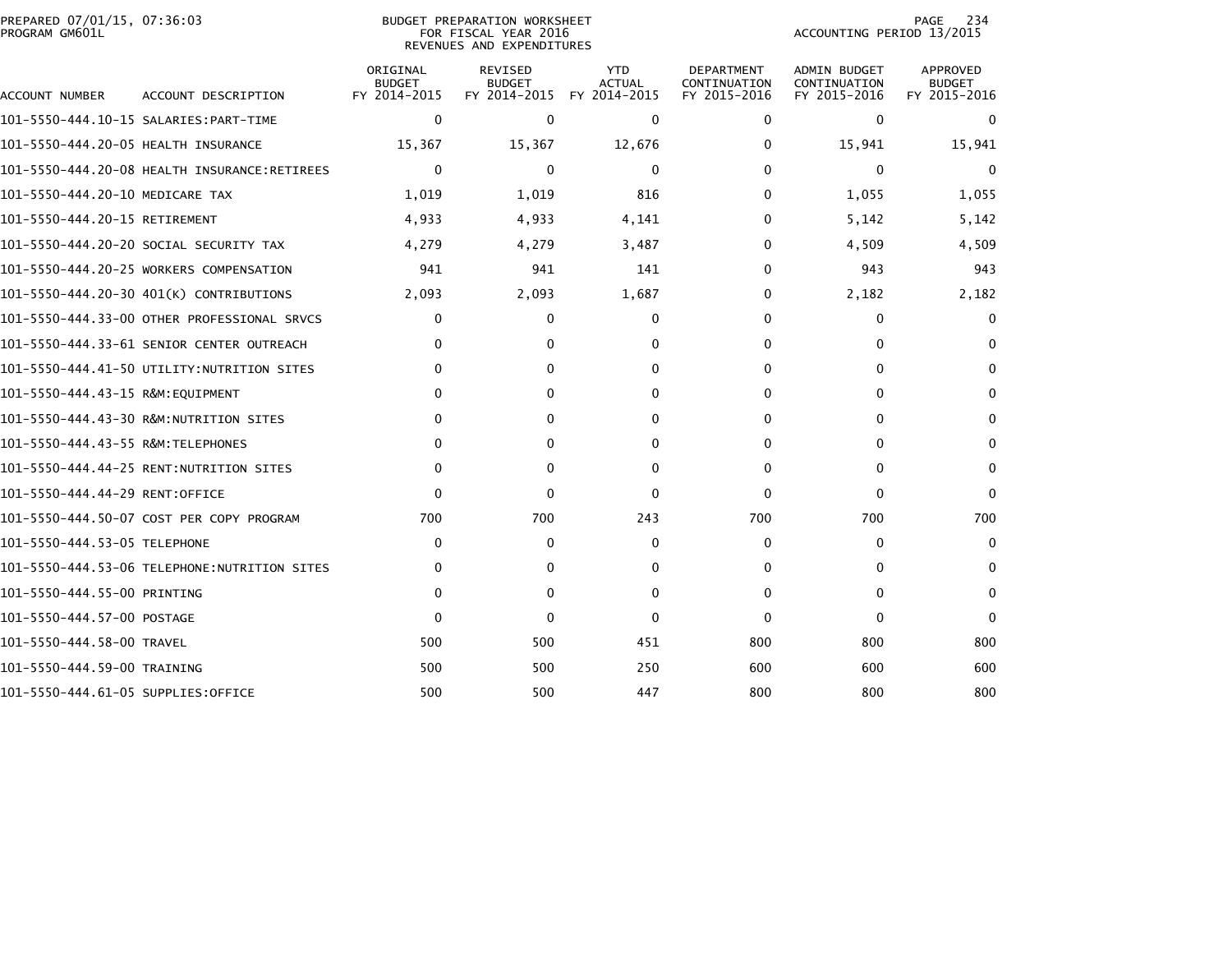PREPARED 07/01/15, 07:36:03
PROGRAM GM601L

BUDGET PREPARATION WORKSHEET
FOR FISCAL YEAR 2016
REVENUES AND EXPENDITURES

ACCOUNTING PERIOD 13/2015

| ACCOUNT NUMBER | ACCOUNT DESCRIPTION | ORIGINAL BUDGET FY 2014-2015 | REVISED BUDGET FY 2014-2015 | YTD ACTUAL FY 2014-2015 | DEPARTMENT CONTINUATION FY 2015-2016 | ADMIN BUDGET CONTINUATION FY 2015-2016 | APPROVED BUDGET FY 2015-2016 |
|---|---|---|---|---|---|---|---|
| 101-5550-444.10-15 | SALARIES:PART-TIME | 0 | 0 | 0 | 0 | 0 | 0 |
| 101-5550-444.20-05 | HEALTH INSURANCE | 15,367 | 15,367 | 12,676 | 0 | 15,941 | 15,941 |
| 101-5550-444.20-08 | HEALTH INSURANCE:RETIREES | 0 | 0 | 0 | 0 | 0 | 0 |
| 101-5550-444.20-10 | MEDICARE TAX | 1,019 | 1,019 | 816 | 0 | 1,055 | 1,055 |
| 101-5550-444.20-15 | RETIREMENT | 4,933 | 4,933 | 4,141 | 0 | 5,142 | 5,142 |
| 101-5550-444.20-20 | SOCIAL SECURITY TAX | 4,279 | 4,279 | 3,487 | 0 | 4,509 | 4,509 |
| 101-5550-444.20-25 | WORKERS COMPENSATION | 941 | 941 | 141 | 0 | 943 | 943 |
| 101-5550-444.20-30 | 401(K) CONTRIBUTIONS | 2,093 | 2,093 | 1,687 | 0 | 2,182 | 2,182 |
| 101-5550-444.33-00 | OTHER PROFESSIONAL SRVCS | 0 | 0 | 0 | 0 | 0 | 0 |
| 101-5550-444.33-61 | SENIOR CENTER OUTREACH | 0 | 0 | 0 | 0 | 0 | 0 |
| 101-5550-444.41-50 | UTILITY:NUTRITION SITES | 0 | 0 | 0 | 0 | 0 | 0 |
| 101-5550-444.43-15 | R&M:EQUIPMENT | 0 | 0 | 0 | 0 | 0 | 0 |
| 101-5550-444.43-30 | R&M:NUTRITION SITES | 0 | 0 | 0 | 0 | 0 | 0 |
| 101-5550-444.43-55 | R&M:TELEPHONES | 0 | 0 | 0 | 0 | 0 | 0 |
| 101-5550-444.44-25 | RENT:NUTRITION SITES | 0 | 0 | 0 | 0 | 0 | 0 |
| 101-5550-444.44-29 | RENT:OFFICE | 0 | 0 | 0 | 0 | 0 | 0 |
| 101-5550-444.50-07 | COST PER COPY PROGRAM | 700 | 700 | 243 | 700 | 700 | 700 |
| 101-5550-444.53-05 | TELEPHONE | 0 | 0 | 0 | 0 | 0 | 0 |
| 101-5550-444.53-06 | TELEPHONE:NUTRITION SITES | 0 | 0 | 0 | 0 | 0 | 0 |
| 101-5550-444.55-00 | PRINTING | 0 | 0 | 0 | 0 | 0 | 0 |
| 101-5550-444.57-00 | POSTAGE | 0 | 0 | 0 | 0 | 0 | 0 |
| 101-5550-444.58-00 | TRAVEL | 500 | 500 | 451 | 800 | 800 | 800 |
| 101-5550-444.59-00 | TRAINING | 500 | 500 | 250 | 600 | 600 | 600 |
| 101-5550-444.61-05 | SUPPLIES:OFFICE | 500 | 500 | 447 | 800 | 800 | 800 |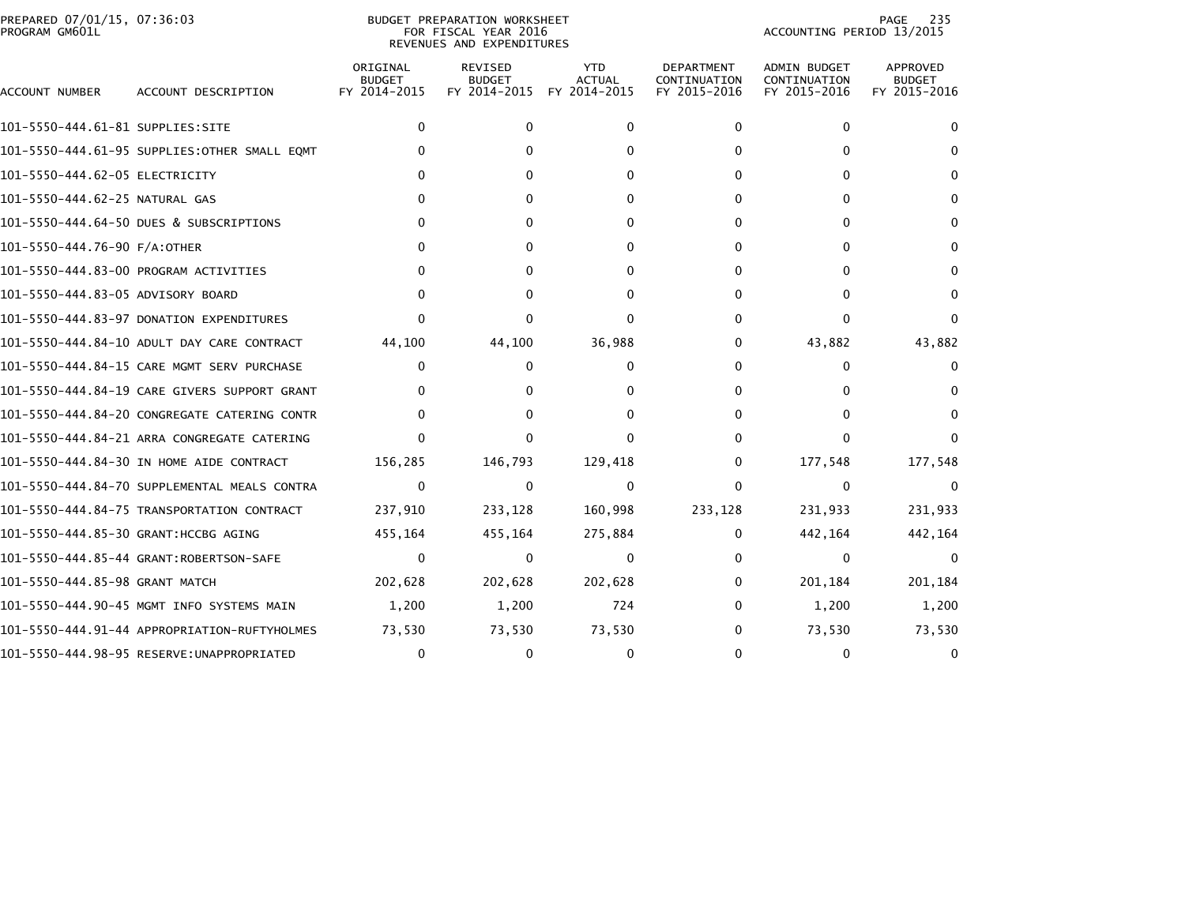PREPARED 07/01/15, 07:36:03
PROGRAM GM601L

BUDGET PREPARATION WORKSHEET
FOR FISCAL YEAR 2016
REVENUES AND EXPENDITURES

ACCOUNTING PERIOD 13/2015

| ACCOUNT NUMBER | ACCOUNT DESCRIPTION | ORIGINAL BUDGET FY 2014-2015 | REVISED BUDGET FY 2014-2015 | YTD ACTUAL FY 2014-2015 | DEPARTMENT CONTINUATION FY 2015-2016 | ADMIN BUDGET CONTINUATION FY 2015-2016 | APPROVED BUDGET FY 2015-2016 |
|---|---|---|---|---|---|---|---|
| 101-5550-444.61-81 | SUPPLIES:SITE | 0 | 0 | 0 | 0 | 0 | 0 |
| 101-5550-444.61-95 | SUPPLIES:OTHER SMALL EQMT | 0 | 0 | 0 | 0 | 0 | 0 |
| 101-5550-444.62-05 | ELECTRICITY | 0 | 0 | 0 | 0 | 0 | 0 |
| 101-5550-444.62-25 | NATURAL GAS | 0 | 0 | 0 | 0 | 0 | 0 |
| 101-5550-444.64-50 | DUES & SUBSCRIPTIONS | 0 | 0 | 0 | 0 | 0 | 0 |
| 101-5550-444.76-90 | F/A:OTHER | 0 | 0 | 0 | 0 | 0 | 0 |
| 101-5550-444.83-00 | PROGRAM ACTIVITIES | 0 | 0 | 0 | 0 | 0 | 0 |
| 101-5550-444.83-05 | ADVISORY BOARD | 0 | 0 | 0 | 0 | 0 | 0 |
| 101-5550-444.83-97 | DONATION EXPENDITURES | 0 | 0 | 0 | 0 | 0 | 0 |
| 101-5550-444.84-10 | ADULT DAY CARE CONTRACT | 44,100 | 44,100 | 36,988 | 0 | 43,882 | 43,882 |
| 101-5550-444.84-15 | CARE MGMT SERV PURCHASE | 0 | 0 | 0 | 0 | 0 | 0 |
| 101-5550-444.84-19 | CARE GIVERS SUPPORT GRANT | 0 | 0 | 0 | 0 | 0 | 0 |
| 101-5550-444.84-20 | CONGREGATE CATERING CONTR | 0 | 0 | 0 | 0 | 0 | 0 |
| 101-5550-444.84-21 | ARRA CONGREGATE CATERING | 0 | 0 | 0 | 0 | 0 | 0 |
| 101-5550-444.84-30 | IN HOME AIDE CONTRACT | 156,285 | 146,793 | 129,418 | 0 | 177,548 | 177,548 |
| 101-5550-444.84-70 | SUPPLEMENTAL MEALS CONTRA | 0 | 0 | 0 | 0 | 0 | 0 |
| 101-5550-444.84-75 | TRANSPORTATION CONTRACT | 237,910 | 233,128 | 160,998 | 233,128 | 231,933 | 231,933 |
| 101-5550-444.85-30 | GRANT:HCCBG AGING | 455,164 | 455,164 | 275,884 | 0 | 442,164 | 442,164 |
| 101-5550-444.85-44 | GRANT:ROBERTSON-SAFE | 0 | 0 | 0 | 0 | 0 | 0 |
| 101-5550-444.85-98 | GRANT MATCH | 202,628 | 202,628 | 202,628 | 0 | 201,184 | 201,184 |
| 101-5550-444.90-45 | MGMT INFO SYSTEMS MAIN | 1,200 | 1,200 | 724 | 0 | 1,200 | 1,200 |
| 101-5550-444.91-44 | APPROPRIATION-RUFTYHOLMES | 73,530 | 73,530 | 73,530 | 0 | 73,530 | 73,530 |
| 101-5550-444.98-95 | RESERVE:UNAPPROPRIATED | 0 | 0 | 0 | 0 | 0 | 0 |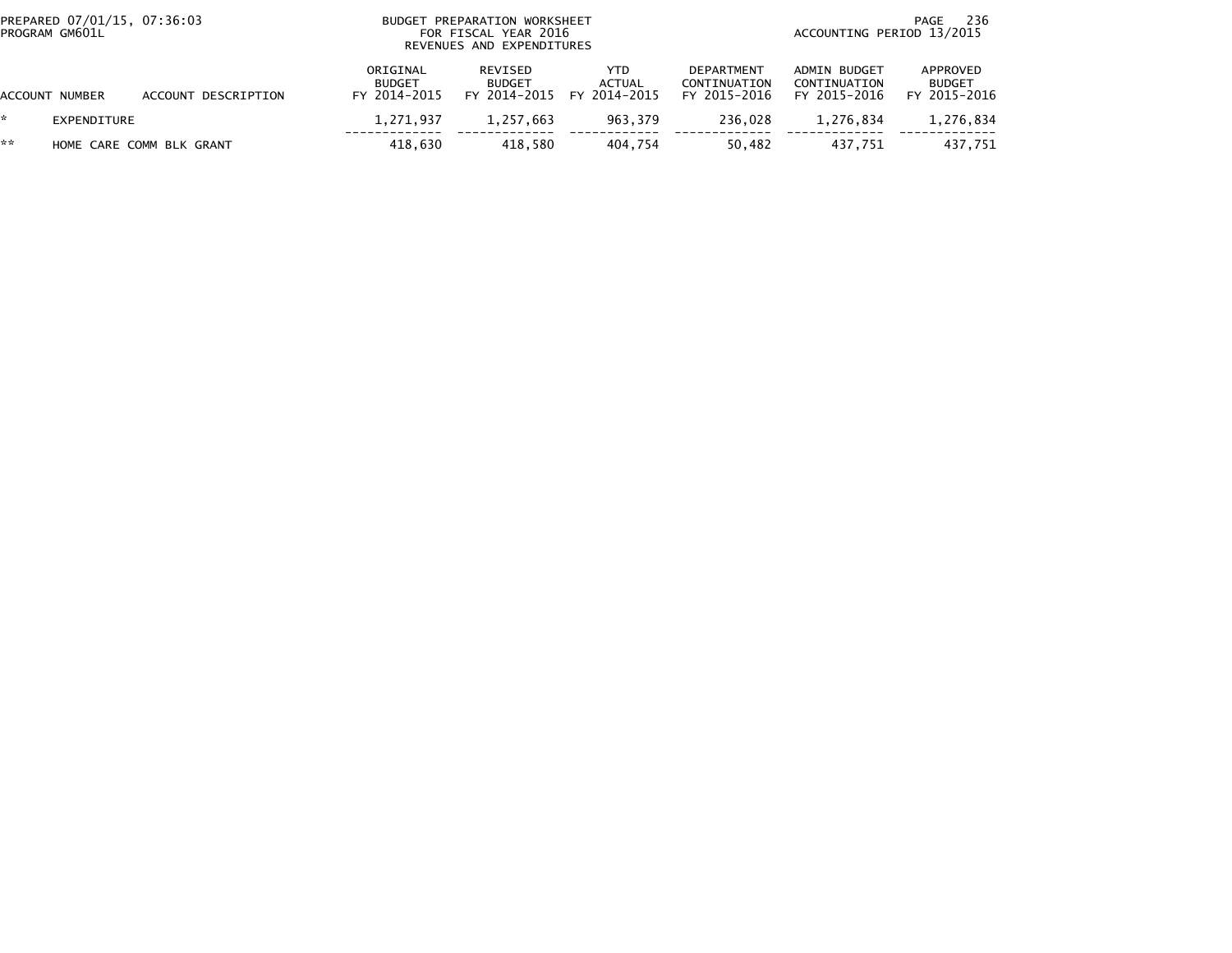BUDGET PREPARATION WORKSHEET
FOR FISCAL YEAR 2016
REVENUES AND EXPENDITURES

PREPARED 07/01/15, 07:36:03
PROGRAM GM601L

ACCOUNTING PERIOD 13/2015

| ACCOUNT NUMBER | ACCOUNT DESCRIPTION | ORIGINAL BUDGET FY 2014-2015 | REVISED BUDGET FY 2014-2015 | YTD ACTUAL FY 2014-2015 | DEPARTMENT CONTINUATION FY 2015-2016 | ADMIN BUDGET CONTINUATION FY 2015-2016 | APPROVED BUDGET FY 2015-2016 |
|---|---|---|---|---|---|---|---|
| * | EXPENDITURE | 1,271,937 | 1,257,663 | 963,379 | 236,028 | 1,276,834 | 1,276,834 |
| ** | HOME CARE COMM BLK GRANT | 418,630 | 418,580 | 404,754 | 50,482 | 437,751 | 437,751 |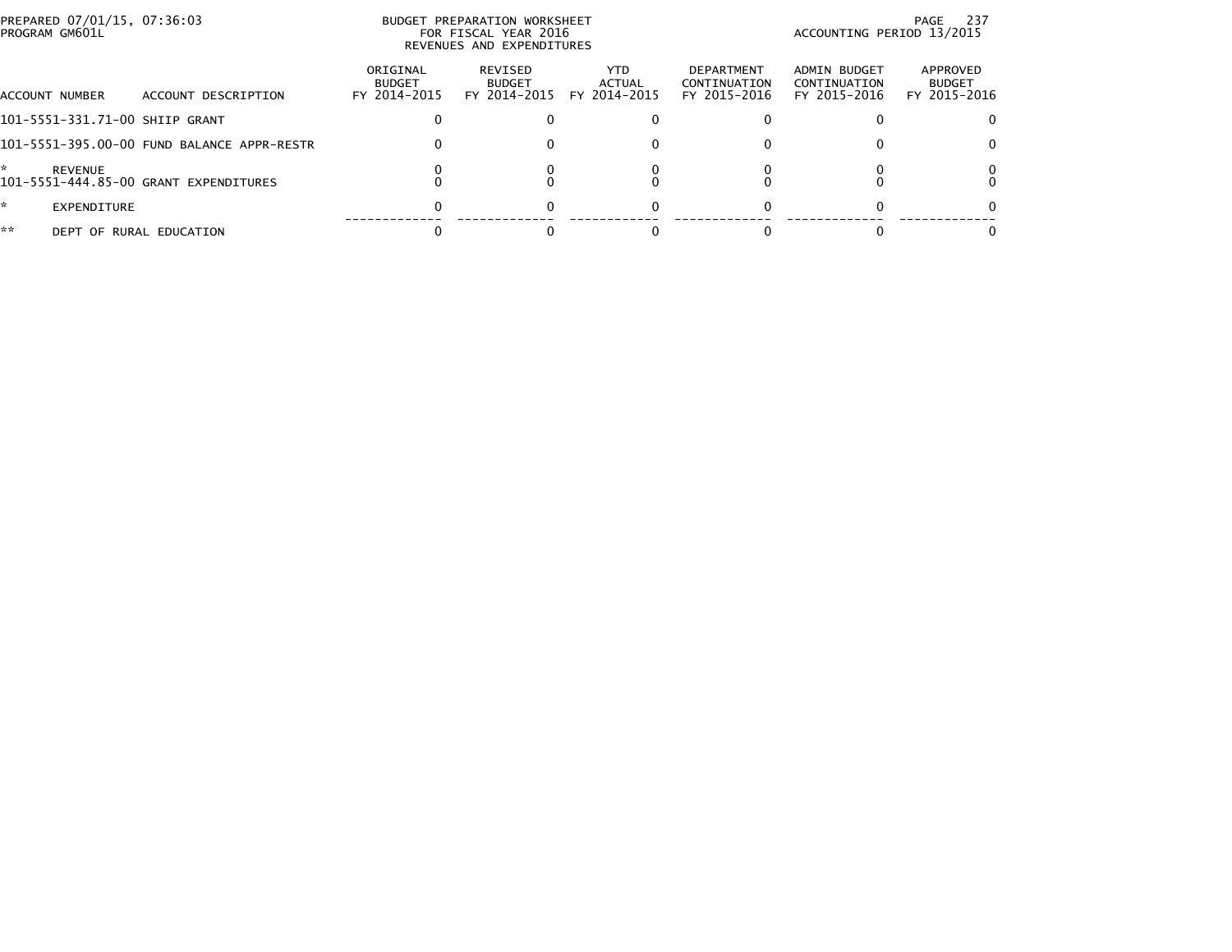PREPARED 07/01/15, 07:36:03
PROGRAM GM601L

BUDGET PREPARATION WORKSHEET
FOR FISCAL YEAR 2016
REVENUES AND EXPENDITURES

ACCOUNTING PERIOD 13/2015

| ACCOUNT NUMBER | ACCOUNT DESCRIPTION | ORIGINAL BUDGET FY 2014-2015 | REVISED BUDGET FY 2014-2015 | YTD ACTUAL FY 2014-2015 | DEPARTMENT CONTINUATION FY 2015-2016 | ADMIN BUDGET CONTINUATION FY 2015-2016 | APPROVED BUDGET FY 2015-2016 |
|---|---|---|---|---|---|---|---|
| 101-5551-331.71-00 | SHIIP GRANT | 0 | 0 | 0 | 0 | 0 | 0 |
| 101-5551-395.00-00 | FUND BALANCE APPR-RESTR | 0 | 0 | 0 | 0 | 0 | 0 |
| * | REVENUE | 0 | 0 | 0 | 0 | 0 | 0 |
| 101-5551-444.85-00 | GRANT EXPENDITURES | 0 | 0 | 0 | 0 | 0 | 0 |
| * | EXPENDITURE | 0 | 0 | 0 | 0 | 0 | 0 |
| ** | DEPT OF RURAL EDUCATION | 0 | 0 | 0 | 0 | 0 | 0 |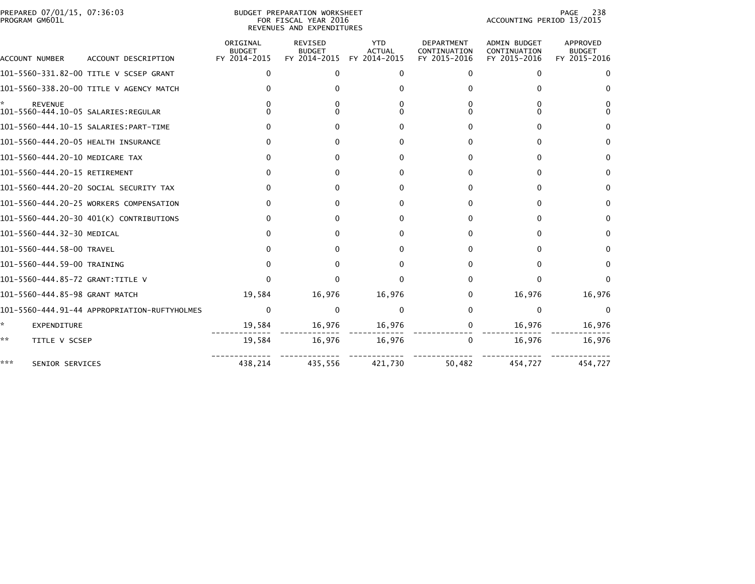PREPARED 07/01/15, 07:36:03
PROGRAM GM601L

BUDGET PREPARATION WORKSHEET
FOR FISCAL YEAR 2016
REVENUES AND EXPENDITURES

ACCOUNTING PERIOD 13/2015

| ACCOUNT NUMBER | ACCOUNT DESCRIPTION | ORIGINAL BUDGET FY 2014-2015 | REVISED BUDGET FY 2014-2015 | YTD ACTUAL FY 2014-2015 | DEPARTMENT CONTINUATION FY 2015-2016 | ADMIN BUDGET CONTINUATION FY 2015-2016 | APPROVED BUDGET FY 2015-2016 |
|---|---|---|---|---|---|---|---|
| 101-5560-331.82-00 | TITLE V SCSEP GRANT | 0 | 0 | 0 | 0 | 0 | 0 |
| 101-5560-338.20-00 | TITLE V AGENCY MATCH | 0 | 0 | 0 | 0 | 0 | 0 |
| * | REVENUE | 0 | 0 | 0 | 0 | 0 | 0 |
| 101-5560-444.10-05 | SALARIES:REGULAR | 0 | 0 | 0 | 0 | 0 | 0 |
| 101-5560-444.10-15 | SALARIES:PART-TIME | 0 | 0 | 0 | 0 | 0 | 0 |
| 101-5560-444.20-05 | HEALTH INSURANCE | 0 | 0 | 0 | 0 | 0 | 0 |
| 101-5560-444.20-10 | MEDICARE TAX | 0 | 0 | 0 | 0 | 0 | 0 |
| 101-5560-444.20-15 | RETIREMENT | 0 | 0 | 0 | 0 | 0 | 0 |
| 101-5560-444.20-20 | SOCIAL SECURITY TAX | 0 | 0 | 0 | 0 | 0 | 0 |
| 101-5560-444.20-25 | WORKERS COMPENSATION | 0 | 0 | 0 | 0 | 0 | 0 |
| 101-5560-444.20-30 | 401(K) CONTRIBUTIONS | 0 | 0 | 0 | 0 | 0 | 0 |
| 101-5560-444.32-30 | MEDICAL | 0 | 0 | 0 | 0 | 0 | 0 |
| 101-5560-444.58-00 | TRAVEL | 0 | 0 | 0 | 0 | 0 | 0 |
| 101-5560-444.59-00 | TRAINING | 0 | 0 | 0 | 0 | 0 | 0 |
| 101-5560-444.85-72 | GRANT:TITLE V | 0 | 0 | 0 | 0 | 0 | 0 |
| 101-5560-444.85-98 | GRANT MATCH | 19,584 | 16,976 | 16,976 | 0 | 16,976 | 16,976 |
| 101-5560-444.91-44 | APPROPRIATION-RUFTYHOLMES | 0 | 0 | 0 | 0 | 0 | 0 |
| * | EXPENDITURE | 19,584 | 16,976 | 16,976 | 0 | 16,976 | 16,976 |
| ** | TITLE V SCSEP | 19,584 | 16,976 | 16,976 | 0 | 16,976 | 16,976 |
| *** | SENIOR SERVICES | 438,214 | 435,556 | 421,730 | 50,482 | 454,727 | 454,727 |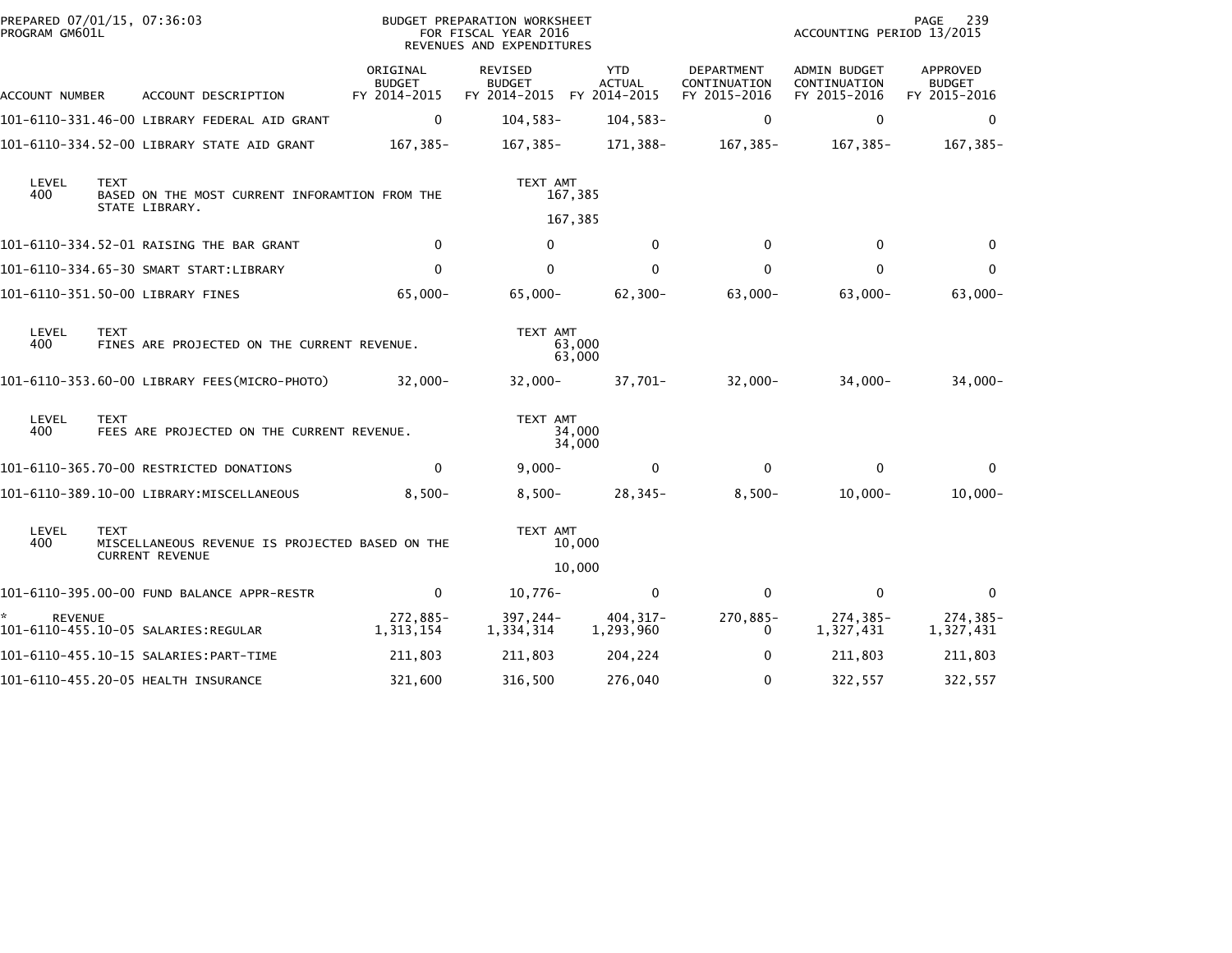PREPARED 07/01/15, 07:36:03
PROGRAM GM601L

BUDGET PREPARATION WORKSHEET
FOR FISCAL YEAR 2016
REVENUES AND EXPENDITURES

ACCOUNTING PERIOD 13/2015

| ACCOUNT NUMBER | ACCOUNT DESCRIPTION | ORIGINAL BUDGET FY 2014-2015 | REVISED BUDGET FY 2014-2015 | YTD ACTUAL FY 2014-2015 | DEPARTMENT CONTINUATION FY 2015-2016 | ADMIN BUDGET CONTINUATION FY 2015-2016 | APPROVED BUDGET FY 2015-2016 |
|---|---|---|---|---|---|---|---|
| 101-6110-331.46-00 | LIBRARY FEDERAL AID GRANT | 0 | 104,583- | 104,583- | 0 | 0 | 0 |
| 101-6110-334.52-00 | LIBRARY STATE AID GRANT | 167,385- | 167,385- | 171,388- | 167,385- | 167,385- | 167,385- |

| LEVEL | TEXT | TEXT AMT |
|---|---|---|
| 400 | BASED ON THE MOST CURRENT INFORAMTION FROM THE STATE LIBRARY. | 167,385 |
| | | 167,385 |

| ACCOUNT NUMBER | ACCOUNT DESCRIPTION | ORIGINAL BUDGET FY 2014-2015 | REVISED BUDGET FY 2014-2015 | YTD ACTUAL FY 2014-2015 | DEPARTMENT CONTINUATION FY 2015-2016 | ADMIN BUDGET CONTINUATION FY 2015-2016 | APPROVED BUDGET FY 2015-2016 |
|---|---|---|---|---|---|---|---|
| 101-6110-334.52-01 | RAISING THE BAR GRANT | 0 | 0 | 0 | 0 | 0 | 0 |
| 101-6110-334.65-30 | SMART START:LIBRARY | 0 | 0 | 0 | 0 | 0 | 0 |
| 101-6110-351.50-00 | LIBRARY FINES | 65,000- | 65,000- | 62,300- | 63,000- | 63,000- | 63,000- |

| LEVEL | TEXT | TEXT AMT |
|---|---|---|
| 400 | FINES ARE PROJECTED ON THE CURRENT REVENUE. | 63,000 |
| | | 63,000 |

| ACCOUNT NUMBER | ACCOUNT DESCRIPTION | ORIGINAL BUDGET FY 2014-2015 | REVISED BUDGET FY 2014-2015 | YTD ACTUAL FY 2014-2015 | DEPARTMENT CONTINUATION FY 2015-2016 | ADMIN BUDGET CONTINUATION FY 2015-2016 | APPROVED BUDGET FY 2015-2016 |
|---|---|---|---|---|---|---|---|
| 101-6110-353.60-00 | LIBRARY FEES(MICRO-PHOTO) | 32,000- | 32,000- | 37,701- | 32,000- | 34,000- | 34,000- |

| LEVEL | TEXT | TEXT AMT |
|---|---|---|
| 400 | FEES ARE PROJECTED ON THE CURRENT REVENUE. | 34,000 |
| | | 34,000 |

| ACCOUNT NUMBER | ACCOUNT DESCRIPTION | ORIGINAL BUDGET FY 2014-2015 | REVISED BUDGET FY 2014-2015 | YTD ACTUAL FY 2014-2015 | DEPARTMENT CONTINUATION FY 2015-2016 | ADMIN BUDGET CONTINUATION FY 2015-2016 | APPROVED BUDGET FY 2015-2016 |
|---|---|---|---|---|---|---|---|
| 101-6110-365.70-00 | RESTRICTED DONATIONS | 0 | 9,000- | 0 | 0 | 0 | 0 |
| 101-6110-389.10-00 | LIBRARY:MISCELLANEOUS | 8,500- | 8,500- | 28,345- | 8,500- | 10,000- | 10,000- |

| LEVEL | TEXT | TEXT AMT |
|---|---|---|
| 400 | MISCELLANEOUS REVENUE IS PROJECTED BASED ON THE CURRENT REVENUE | 10,000 |
| | | 10,000 |

| ACCOUNT NUMBER | ACCOUNT DESCRIPTION | ORIGINAL BUDGET FY 2014-2015 | REVISED BUDGET FY 2014-2015 | YTD ACTUAL FY 2014-2015 | DEPARTMENT CONTINUATION FY 2015-2016 | ADMIN BUDGET CONTINUATION FY 2015-2016 | APPROVED BUDGET FY 2015-2016 |
|---|---|---|---|---|---|---|---|
| 101-6110-395.00-00 | FUND BALANCE APPR-RESTR | 0 | 10,776- | 0 | 0 | 0 | 0 |
| * REVENUE | | 272,885- | 397,244- | 404,317- | 270,885- | 274,385- | 274,385- |
| 101-6110-455.10-05 | SALARIES:REGULAR | 1,313,154 | 1,334,314 | 1,293,960 | 0 | 1,327,431 | 1,327,431 |
| 101-6110-455.10-15 | SALARIES:PART-TIME | 211,803 | 211,803 | 204,224 | 0 | 211,803 | 211,803 |
| 101-6110-455.20-05 | HEALTH INSURANCE | 321,600 | 316,500 | 276,040 | 0 | 322,557 | 322,557 |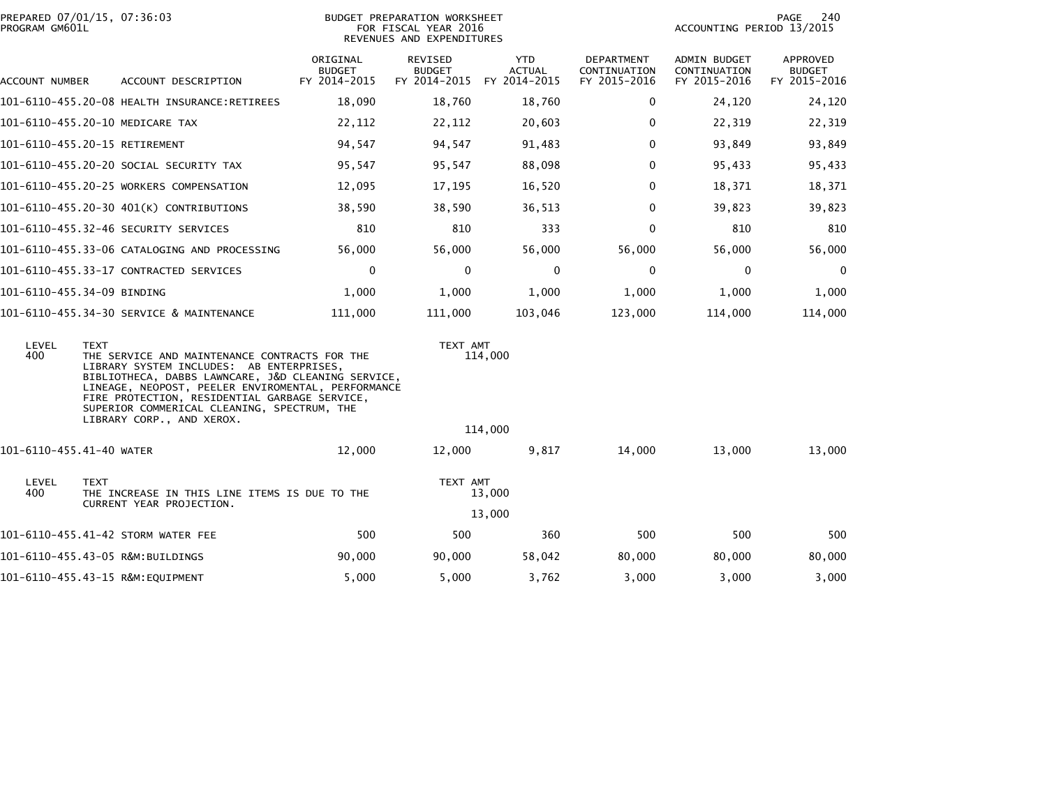PREPARED 07/01/15, 07:36:03
PROGRAM GM601L

BUDGET PREPARATION WORKSHEET
FOR FISCAL YEAR 2016
REVENUES AND EXPENDITURES

ACCOUNTING PERIOD 13/2015

| ACCOUNT NUMBER | ACCOUNT DESCRIPTION | ORIGINAL BUDGET FY 2014-2015 | REVISED BUDGET FY 2014-2015 | YTD ACTUAL FY 2014-2015 | DEPARTMENT CONTINUATION FY 2015-2016 | ADMIN BUDGET CONTINUATION FY 2015-2016 | APPROVED BUDGET FY 2015-2016 |
|---|---|---|---|---|---|---|---|
| 101-6110-455.20-08 | HEALTH INSURANCE:RETIREES | 18,090 | 18,760 | 18,760 | 0 | 24,120 | 24,120 |
| 101-6110-455.20-10 | MEDICARE TAX | 22,112 | 22,112 | 20,603 | 0 | 22,319 | 22,319 |
| 101-6110-455.20-15 | RETIREMENT | 94,547 | 94,547 | 91,483 | 0 | 93,849 | 93,849 |
| 101-6110-455.20-20 | SOCIAL SECURITY TAX | 95,547 | 95,547 | 88,098 | 0 | 95,433 | 95,433 |
| 101-6110-455.20-25 | WORKERS COMPENSATION | 12,095 | 17,195 | 16,520 | 0 | 18,371 | 18,371 |
| 101-6110-455.20-30 | 401(K) CONTRIBUTIONS | 38,590 | 38,590 | 36,513 | 0 | 39,823 | 39,823 |
| 101-6110-455.32-46 | SECURITY SERVICES | 810 | 810 | 333 | 0 | 810 | 810 |
| 101-6110-455.33-06 | CATALOGING AND PROCESSING | 56,000 | 56,000 | 56,000 | 56,000 | 56,000 | 56,000 |
| 101-6110-455.33-17 | CONTRACTED SERVICES | 0 | 0 | 0 | 0 | 0 | 0 |
| 101-6110-455.34-09 | BINDING | 1,000 | 1,000 | 1,000 | 1,000 | 1,000 | 1,000 |
| 101-6110-455.34-30 | SERVICE & MAINTENANCE | 111,000 | 111,000 | 103,046 | 123,000 | 114,000 | 114,000 |

| LEVEL | TEXT | TEXT AMT |
|---|---|---|
| 400 | THE SERVICE AND MAINTENANCE CONTRACTS FOR THE LIBRARY SYSTEM INCLUDES: AB ENTERPRISES, BIBLIOTHECA, DABBS LAWNCARE, J&D CLEANING SERVICE, LINEAGE, NEOPOST, PEELER ENVIROMENTAL, PERFORMANCE FIRE PROTECTION, RESIDENTIAL GARBAGE SERVICE, SUPERIOR COMMERICAL CLEANING, SPECTRUM, THE LIBRARY CORP., AND XEROX. | 114,000 |
| | | 114,000 |

| ACCOUNT NUMBER | ACCOUNT DESCRIPTION | ORIGINAL BUDGET FY 2014-2015 | REVISED BUDGET FY 2014-2015 | YTD ACTUAL FY 2014-2015 | DEPARTMENT CONTINUATION FY 2015-2016 | ADMIN BUDGET CONTINUATION FY 2015-2016 | APPROVED BUDGET FY 2015-2016 |
|---|---|---|---|---|---|---|---|
| 101-6110-455.41-40 | WATER | 12,000 | 12,000 | 9,817 | 14,000 | 13,000 | 13,000 |

| LEVEL | TEXT | TEXT AMT |
|---|---|---|
| 400 | THE INCREASE IN THIS LINE ITEMS IS DUE TO THE CURRENT YEAR PROJECTION. | 13,000 |
| | | 13,000 |

| ACCOUNT NUMBER | ACCOUNT DESCRIPTION | ORIGINAL BUDGET FY 2014-2015 | REVISED BUDGET FY 2014-2015 | YTD ACTUAL FY 2014-2015 | DEPARTMENT CONTINUATION FY 2015-2016 | ADMIN BUDGET CONTINUATION FY 2015-2016 | APPROVED BUDGET FY 2015-2016 |
|---|---|---|---|---|---|---|---|
| 101-6110-455.41-42 | STORM WATER FEE | 500 | 500 | 360 | 500 | 500 | 500 |
| 101-6110-455.43-05 | R&M:BUILDINGS | 90,000 | 90,000 | 58,042 | 80,000 | 80,000 | 80,000 |
| 101-6110-455.43-15 | R&M:EQUIPMENT | 5,000 | 5,000 | 3,762 | 3,000 | 3,000 | 3,000 |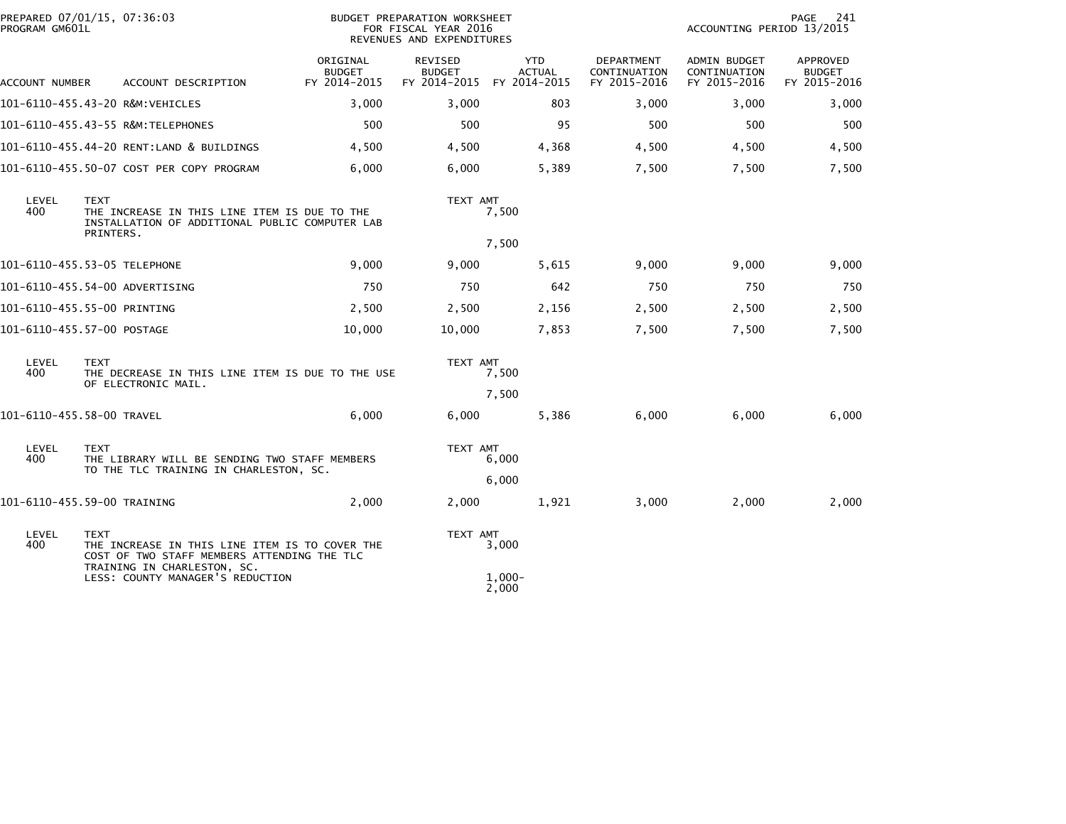PREPARED 07/01/15, 07:36:03
PROGRAM GM601L

BUDGET PREPARATION WORKSHEET
FOR FISCAL YEAR 2016
REVENUES AND EXPENDITURES

ACCOUNTING PERIOD 13/2015

| ACCOUNT NUMBER | ACCOUNT DESCRIPTION | ORIGINAL BUDGET FY 2014-2015 | REVISED BUDGET FY 2014-2015 | YTD ACTUAL FY 2014-2015 | DEPARTMENT CONTINUATION FY 2015-2016 | ADMIN BUDGET CONTINUATION FY 2015-2016 | APPROVED BUDGET FY 2015-2016 |
|---|---|---|---|---|---|---|---|
| 101-6110-455.43-20 | R&M:VEHICLES | 3,000 | 3,000 | 803 | 3,000 | 3,000 | 3,000 |
| 101-6110-455.43-55 | R&M:TELEPHONES | 500 | 500 | 95 | 500 | 500 | 500 |
| 101-6110-455.44-20 | RENT:LAND & BUILDINGS | 4,500 | 4,500 | 4,368 | 4,500 | 4,500 | 4,500 |
| 101-6110-455.50-07 | COST PER COPY PROGRAM | 6,000 | 6,000 | 5,389 | 7,500 | 7,500 | 7,500 |

| LEVEL | TEXT | TEXT AMT |
|---|---|---|
| 400 | THE INCREASE IN THIS LINE ITEM IS DUE TO THE INSTALLATION OF ADDITIONAL PUBLIC COMPUTER LAB PRINTERS. | 7,500 |
| | | 7,500 |

| ACCOUNT NUMBER | ACCOUNT DESCRIPTION | ORIGINAL BUDGET FY 2014-2015 | REVISED BUDGET FY 2014-2015 | YTD ACTUAL FY 2014-2015 | DEPARTMENT CONTINUATION FY 2015-2016 | ADMIN BUDGET CONTINUATION FY 2015-2016 | APPROVED BUDGET FY 2015-2016 |
|---|---|---|---|---|---|---|---|
| 101-6110-455.53-05 | TELEPHONE | 9,000 | 9,000 | 5,615 | 9,000 | 9,000 | 9,000 |
| 101-6110-455.54-00 | ADVERTISING | 750 | 750 | 642 | 750 | 750 | 750 |
| 101-6110-455.55-00 | PRINTING | 2,500 | 2,500 | 2,156 | 2,500 | 2,500 | 2,500 |
| 101-6110-455.57-00 | POSTAGE | 10,000 | 10,000 | 7,853 | 7,500 | 7,500 | 7,500 |

| LEVEL | TEXT | TEXT AMT |
|---|---|---|
| 400 | THE DECREASE IN THIS LINE ITEM IS DUE TO THE USE OF ELECTRONIC MAIL. | 7,500 |
| | | 7,500 |

| ACCOUNT NUMBER | ACCOUNT DESCRIPTION | ORIGINAL BUDGET FY 2014-2015 | REVISED BUDGET FY 2014-2015 | YTD ACTUAL FY 2014-2015 | DEPARTMENT CONTINUATION FY 2015-2016 | ADMIN BUDGET CONTINUATION FY 2015-2016 | APPROVED BUDGET FY 2015-2016 |
|---|---|---|---|---|---|---|---|
| 101-6110-455.58-00 | TRAVEL | 6,000 | 6,000 | 5,386 | 6,000 | 6,000 | 6,000 |

| LEVEL | TEXT | TEXT AMT |
|---|---|---|
| 400 | THE LIBRARY WILL BE SENDING TWO STAFF MEMBERS TO THE TLC TRAINING IN CHARLESTON, SC. | 6,000 |
| | | 6,000 |

| ACCOUNT NUMBER | ACCOUNT DESCRIPTION | ORIGINAL BUDGET FY 2014-2015 | REVISED BUDGET FY 2014-2015 | YTD ACTUAL FY 2014-2015 | DEPARTMENT CONTINUATION FY 2015-2016 | ADMIN BUDGET CONTINUATION FY 2015-2016 | APPROVED BUDGET FY 2015-2016 |
|---|---|---|---|---|---|---|---|
| 101-6110-455.59-00 | TRAINING | 2,000 | 2,000 | 1,921 | 3,000 | 2,000 | 2,000 |

| LEVEL | TEXT | TEXT AMT |
|---|---|---|
| 400 | THE INCREASE IN THIS LINE ITEM IS TO COVER THE COST OF TWO STAFF MEMBERS ATTENDING THE TLC TRAINING IN CHARLESTON, SC. | 3,000 |
| | LESS: COUNTY MANAGER'S REDUCTION | 1,000- |
| | | 2,000 |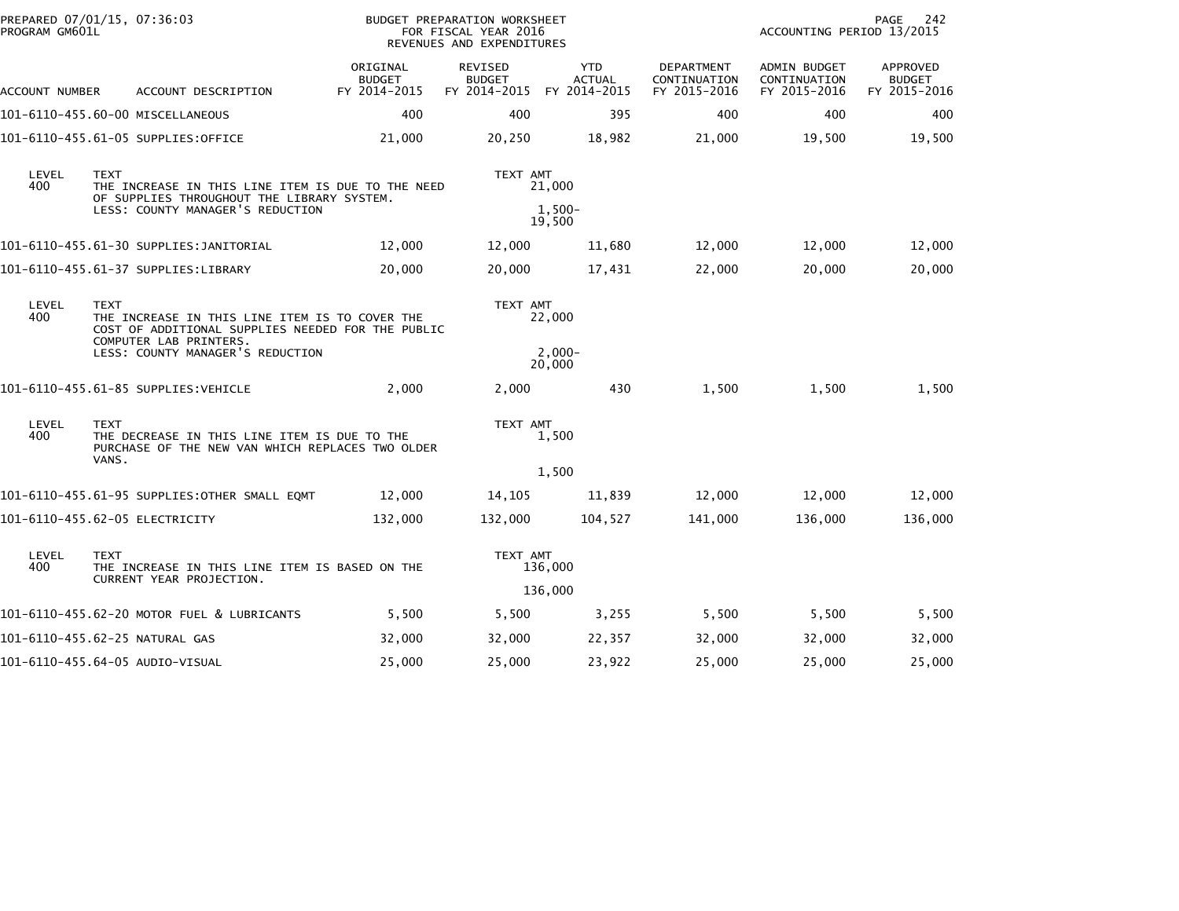BUDGET PREPARATION WORKSHEET
FOR FISCAL YEAR 2016
REVENUES AND EXPENDITURES

PREPARED 07/01/15, 07:36:03
PROGRAM GM601L

ACCOUNTING PERIOD 13/2015

| ACCOUNT NUMBER | ACCOUNT DESCRIPTION | ORIGINAL BUDGET FY 2014-2015 | REVISED BUDGET FY 2014-2015 | YTD ACTUAL FY 2014-2015 | DEPARTMENT CONTINUATION FY 2015-2016 | ADMIN BUDGET CONTINUATION FY 2015-2016 | APPROVED BUDGET FY 2015-2016 |
|---|---|---|---|---|---|---|---|
| 101-6110-455.60-00 | MISCELLANEOUS | 400 | 400 | 395 | 400 | 400 | 400 |
| 101-6110-455.61-05 | SUPPLIES:OFFICE | 21,000 | 20,250 | 18,982 | 21,000 | 19,500 | 19,500 |

| LEVEL | TEXT | TEXT AMT |
|---|---|---|
| 400 | THE INCREASE IN THIS LINE ITEM IS DUE TO THE NEED OF SUPPLIES THROUGHOUT THE LIBRARY SYSTEM. | 21,000 |
| | LESS: COUNTY MANAGER'S REDUCTION | 1,500- |
| | | 19,500 |

| ACCOUNT NUMBER | ACCOUNT DESCRIPTION | ORIGINAL BUDGET FY 2014-2015 | REVISED BUDGET FY 2014-2015 | YTD ACTUAL FY 2014-2015 | DEPARTMENT CONTINUATION FY 2015-2016 | ADMIN BUDGET CONTINUATION FY 2015-2016 | APPROVED BUDGET FY 2015-2016 |
|---|---|---|---|---|---|---|---|
| 101-6110-455.61-30 | SUPPLIES:JANITORIAL | 12,000 | 12,000 | 11,680 | 12,000 | 12,000 | 12,000 |
| 101-6110-455.61-37 | SUPPLIES:LIBRARY | 20,000 | 20,000 | 17,431 | 22,000 | 20,000 | 20,000 |

| LEVEL | TEXT | TEXT AMT |
|---|---|---|
| 400 | THE INCREASE IN THIS LINE ITEM IS TO COVER THE COST OF ADDITIONAL SUPPLIES NEEDED FOR THE PUBLIC COMPUTER LAB PRINTERS. | 22,000 |
| | LESS: COUNTY MANAGER'S REDUCTION | 2,000- |
| | | 20,000 |

| ACCOUNT NUMBER | ACCOUNT DESCRIPTION | ORIGINAL BUDGET FY 2014-2015 | REVISED BUDGET FY 2014-2015 | YTD ACTUAL FY 2014-2015 | DEPARTMENT CONTINUATION FY 2015-2016 | ADMIN BUDGET CONTINUATION FY 2015-2016 | APPROVED BUDGET FY 2015-2016 |
|---|---|---|---|---|---|---|---|
| 101-6110-455.61-85 | SUPPLIES:VEHICLE | 2,000 | 2,000 | 430 | 1,500 | 1,500 | 1,500 |

| LEVEL | TEXT | TEXT AMT |
|---|---|---|
| 400 | THE DECREASE IN THIS LINE ITEM IS DUE TO THE PURCHASE OF THE NEW VAN WHICH REPLACES TWO OLDER VANS. | 1,500 |
| | | 1,500 |

| ACCOUNT NUMBER | ACCOUNT DESCRIPTION | ORIGINAL BUDGET FY 2014-2015 | REVISED BUDGET FY 2014-2015 | YTD ACTUAL FY 2014-2015 | DEPARTMENT CONTINUATION FY 2015-2016 | ADMIN BUDGET CONTINUATION FY 2015-2016 | APPROVED BUDGET FY 2015-2016 |
|---|---|---|---|---|---|---|---|
| 101-6110-455.61-95 | SUPPLIES:OTHER SMALL EQMT | 12,000 | 14,105 | 11,839 | 12,000 | 12,000 | 12,000 |
| 101-6110-455.62-05 | ELECTRICITY | 132,000 | 132,000 | 104,527 | 141,000 | 136,000 | 136,000 |

| LEVEL | TEXT | TEXT AMT |
|---|---|---|
| 400 | THE INCREASE IN THIS LINE ITEM IS BASED ON THE CURRENT YEAR PROJECTION. | 136,000 |
| | | 136,000 |

| ACCOUNT NUMBER | ACCOUNT DESCRIPTION | ORIGINAL BUDGET FY 2014-2015 | REVISED BUDGET FY 2014-2015 | YTD ACTUAL FY 2014-2015 | DEPARTMENT CONTINUATION FY 2015-2016 | ADMIN BUDGET CONTINUATION FY 2015-2016 | APPROVED BUDGET FY 2015-2016 |
|---|---|---|---|---|---|---|---|
| 101-6110-455.62-20 | MOTOR FUEL & LUBRICANTS | 5,500 | 5,500 | 3,255 | 5,500 | 5,500 | 5,500 |
| 101-6110-455.62-25 | NATURAL GAS | 32,000 | 32,000 | 22,357 | 32,000 | 32,000 | 32,000 |
| 101-6110-455.64-05 | AUDIO-VISUAL | 25,000 | 25,000 | 23,922 | 25,000 | 25,000 | 25,000 |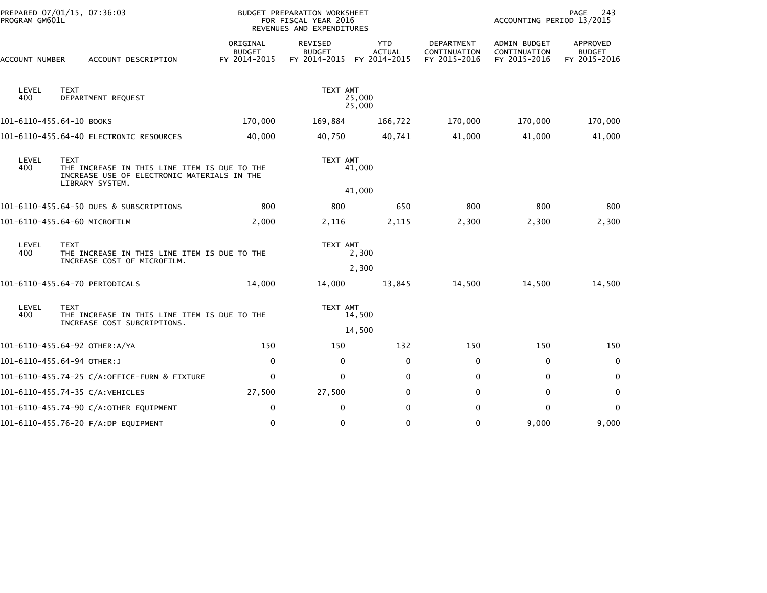BUDGET PREPARATION WORKSHEET
FOR FISCAL YEAR 2016
REVENUES AND EXPENDITURES

PREPARED 07/01/15, 07:36:03
PROGRAM GM601L

ACCOUNTING PERIOD 13/2015

| ACCOUNT NUMBER | ACCOUNT DESCRIPTION | ORIGINAL BUDGET FY 2014-2015 | REVISED BUDGET FY 2014-2015 | YTD ACTUAL FY 2014-2015 | DEPARTMENT CONTINUATION FY 2015-2016 | ADMIN BUDGET CONTINUATION FY 2015-2016 | APPROVED BUDGET FY 2015-2016 |
|---|---|---|---|---|---|---|---|
| LEVEL 400 | TEXT DEPARTMENT REQUEST | | TEXT AMT 25,000 25,000 | | | | |
| 101-6110-455.64-10 | BOOKS | 170,000 | 169,884 | 166,722 | 170,000 | 170,000 | 170,000 |
| 101-6110-455.64-40 | ELECTRONIC RESOURCES | 40,000 | 40,750 | 40,741 | 41,000 | 41,000 | 41,000 |
| LEVEL 400 | TEXT THE INCREASE IN THIS LINE ITEM IS DUE TO THE INCREASE USE OF ELECTRONIC MATERIALS IN THE LIBRARY SYSTEM. | | TEXT AMT 41,000 41,000 | | | | |
| 101-6110-455.64-50 | DUES & SUBSCRIPTIONS | 800 | 800 | 650 | 800 | 800 | 800 |
| 101-6110-455.64-60 | MICROFILM | 2,000 | 2,116 | 2,115 | 2,300 | 2,300 | 2,300 |
| LEVEL 400 | TEXT THE INCREASE IN THIS LINE ITEM IS DUE TO THE INCREASE COST OF MICROFILM. | | TEXT AMT 2,300 2,300 | | | | |
| 101-6110-455.64-70 | PERIODICALS | 14,000 | 14,000 | 13,845 | 14,500 | 14,500 | 14,500 |
| LEVEL 400 | TEXT THE INCREASE IN THIS LINE ITEM IS DUE TO THE INCREASE COST SUBCRIPTIONS. | | TEXT AMT 14,500 14,500 | | | | |
| 101-6110-455.64-92 | OTHER:A/YA | 150 | 150 | 132 | 150 | 150 | 150 |
| 101-6110-455.64-94 | OTHER:J | 0 | 0 | 0 | 0 | 0 | 0 |
| 101-6110-455.74-25 | C/A:OFFICE-FURN & FIXTURE | 0 | 0 | 0 | 0 | 0 | 0 |
| 101-6110-455.74-35 | C/A:VEHICLES | 27,500 | 27,500 | 0 | 0 | 0 | 0 |
| 101-6110-455.74-90 | C/A:OTHER EQUIPMENT | 0 | 0 | 0 | 0 | 0 | 0 |
| 101-6110-455.76-20 | F/A:DP EQUIPMENT | 0 | 0 | 0 | 0 | 9,000 | 9,000 |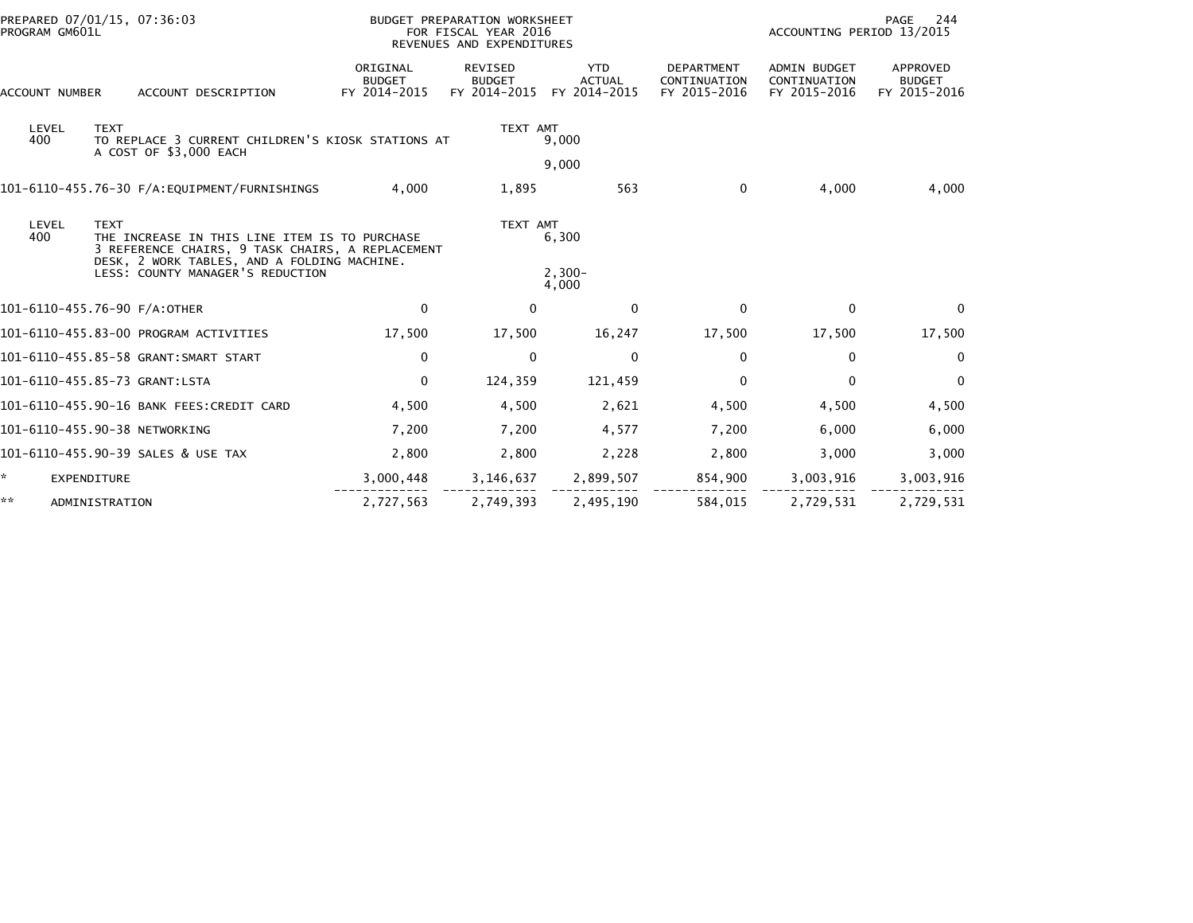PREPARED 07/01/15, 07:36:03
PROGRAM GM601L

BUDGET PREPARATION WORKSHEET
FOR FISCAL YEAR 2016
REVENUES AND EXPENDITURES

ACCOUNTING PERIOD 13/2015

| ACCOUNT NUMBER | ACCOUNT DESCRIPTION | ORIGINAL BUDGET FY 2014-2015 | REVISED BUDGET FY 2014-2015 | YTD ACTUAL FY 2014-2015 | DEPARTMENT CONTINUATION FY 2015-2016 | ADMIN BUDGET CONTINUATION FY 2015-2016 | APPROVED BUDGET FY 2015-2016 |
|---|---|---|---|---|---|---|---|

| LEVEL | TEXT | TEXT AMT |
|---|---|---|
| 400 | TO REPLACE 3 CURRENT CHILDREN'S KIOSK STATIONS AT A COST OF $3,000 EACH | 9,000 |
| | | 9,000 |

| ACCOUNT NUMBER | ACCOUNT DESCRIPTION | ORIGINAL BUDGET FY 2014-2015 | REVISED BUDGET FY 2014-2015 | YTD ACTUAL FY 2014-2015 | DEPARTMENT CONTINUATION FY 2015-2016 | ADMIN BUDGET CONTINUATION FY 2015-2016 | APPROVED BUDGET FY 2015-2016 |
|---|---|---|---|---|---|---|---|
| 101-6110-455.76-30 | F/A:EQUIPMENT/FURNISHINGS | 4,000 | 1,895 | 563 | 0 | 4,000 | 4,000 |

| LEVEL | TEXT | TEXT AMT |
|---|---|---|
| 400 | THE INCREASE IN THIS LINE ITEM IS TO PURCHASE 3 REFERENCE CHAIRS, 9 TASK CHAIRS, A REPLACEMENT DESK, 2 WORK TABLES, AND A FOLDING MACHINE. | 6,300 |
| | LESS: COUNTY MANAGER'S REDUCTION | 2,300- |
| | | 4,000 |

| ACCOUNT NUMBER | ACCOUNT DESCRIPTION | ORIGINAL BUDGET FY 2014-2015 | REVISED BUDGET FY 2014-2015 | YTD ACTUAL FY 2014-2015 | DEPARTMENT CONTINUATION FY 2015-2016 | ADMIN BUDGET CONTINUATION FY 2015-2016 | APPROVED BUDGET FY 2015-2016 |
|---|---|---|---|---|---|---|---|
| 101-6110-455.76-90 | F/A:OTHER | 0 | 0 | 0 | 0 | 0 | 0 |
| 101-6110-455.83-00 | PROGRAM ACTIVITIES | 17,500 | 17,500 | 16,247 | 17,500 | 17,500 | 17,500 |
| 101-6110-455.85-58 | GRANT:SMART START | 0 | 0 | 0 | 0 | 0 | 0 |
| 101-6110-455.85-73 | GRANT:LSTA | 0 | 124,359 | 121,459 | 0 | 0 | 0 |
| 101-6110-455.90-16 | BANK FEES:CREDIT CARD | 4,500 | 4,500 | 2,621 | 4,500 | 4,500 | 4,500 |
| 101-6110-455.90-38 | NETWORKING | 7,200 | 7,200 | 4,577 | 7,200 | 6,000 | 6,000 |
| 101-6110-455.90-39 | SALES & USE TAX | 2,800 | 2,800 | 2,228 | 2,800 | 3,000 | 3,000 |
| * | EXPENDITURE | 3,000,448 | 3,146,637 | 2,899,507 | 854,900 | 3,003,916 | 3,003,916 |
| ** | ADMINISTRATION | 2,727,563 | 2,749,393 | 2,495,190 | 584,015 | 2,729,531 | 2,729,531 |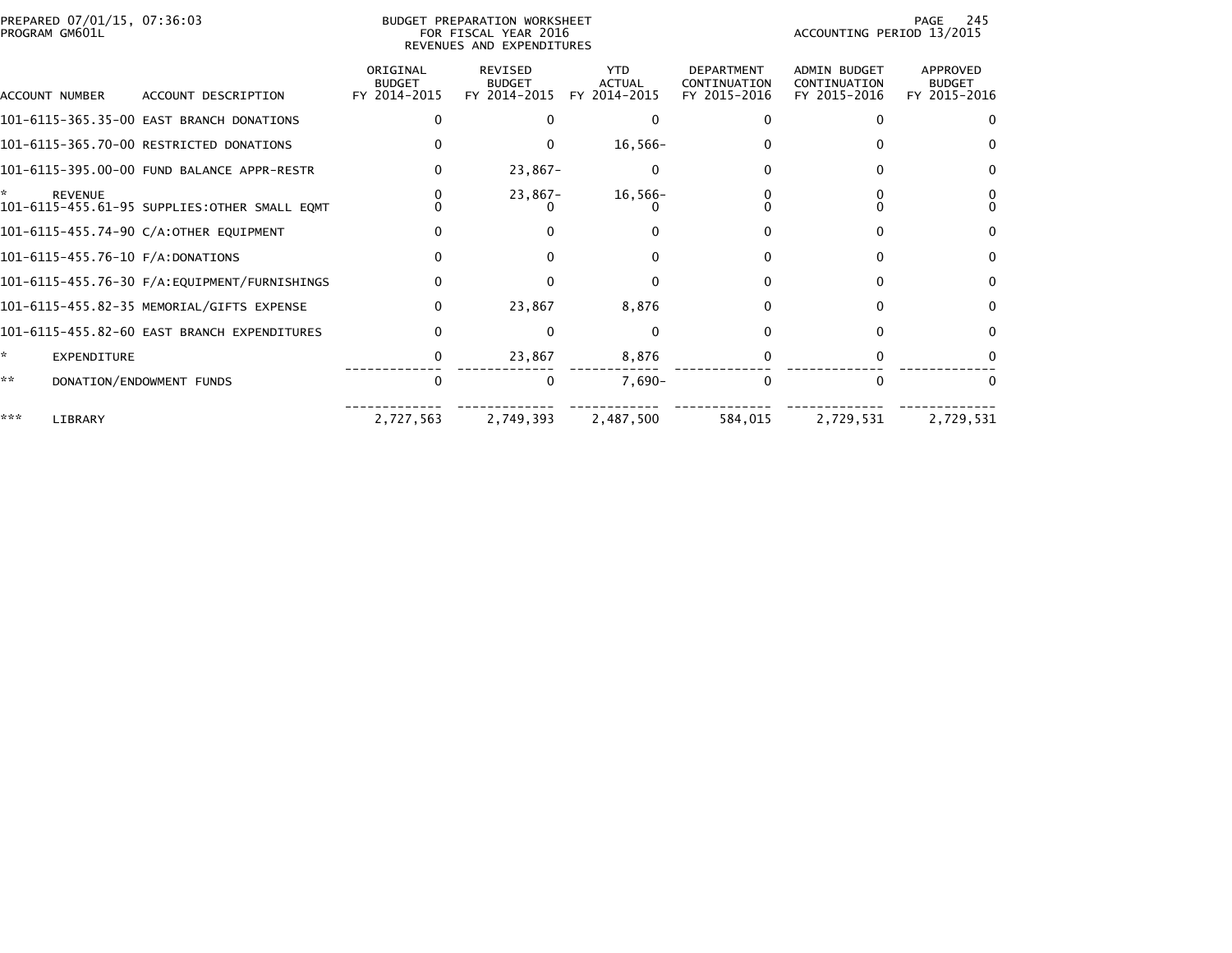PREPARED 07/01/15, 07:36:03
PROGRAM GM601L

BUDGET PREPARATION WORKSHEET
FOR FISCAL YEAR 2016
REVENUES AND EXPENDITURES

ACCOUNTING PERIOD 13/2015

| ACCOUNT NUMBER | ACCOUNT DESCRIPTION | ORIGINAL BUDGET FY 2014-2015 | REVISED BUDGET FY 2014-2015 | YTD ACTUAL FY 2014-2015 | DEPARTMENT CONTINUATION FY 2015-2016 | ADMIN BUDGET CONTINUATION FY 2015-2016 | APPROVED BUDGET FY 2015-2016 |
|---|---|---|---|---|---|---|---|
| 101-6115-365.35-00 | EAST BRANCH DONATIONS | 0 | 0 | 0 | 0 | 0 | 0 |
| 101-6115-365.70-00 | RESTRICTED DONATIONS | 0 | 0 | 16,566- | 0 | 0 | 0 |
| 101-6115-395.00-00 | FUND BALANCE APPR-RESTR | 0 | 23,867- | 0 | 0 | 0 | 0 |
| * | REVENUE | 0 | 23,867- | 16,566- | 0 | 0 | 0 |
| 101-6115-455.61-95 | SUPPLIES:OTHER SMALL EQMT | 0 | 0 | 0 | 0 | 0 | 0 |
| 101-6115-455.74-90 | C/A:OTHER EQUIPMENT | 0 | 0 | 0 | 0 | 0 | 0 |
| 101-6115-455.76-10 | F/A:DONATIONS | 0 | 0 | 0 | 0 | 0 | 0 |
| 101-6115-455.76-30 | F/A:EQUIPMENT/FURNISHINGS | 0 | 0 | 0 | 0 | 0 | 0 |
| 101-6115-455.82-35 | MEMORIAL/GIFTS EXPENSE | 0 | 23,867 | 8,876 | 0 | 0 | 0 |
| 101-6115-455.82-60 | EAST BRANCH EXPENDITURES | 0 | 0 | 0 | 0 | 0 | 0 |
| * | EXPENDITURE | 0 | 23,867 | 8,876 | 0 | 0 | 0 |
| ** | DONATION/ENDOWMENT FUNDS | 0 | 0 | 7,690- | 0 | 0 | 0 |
| *** | LIBRARY | 2,727,563 | 2,749,393 | 2,487,500 | 584,015 | 2,729,531 | 2,729,531 |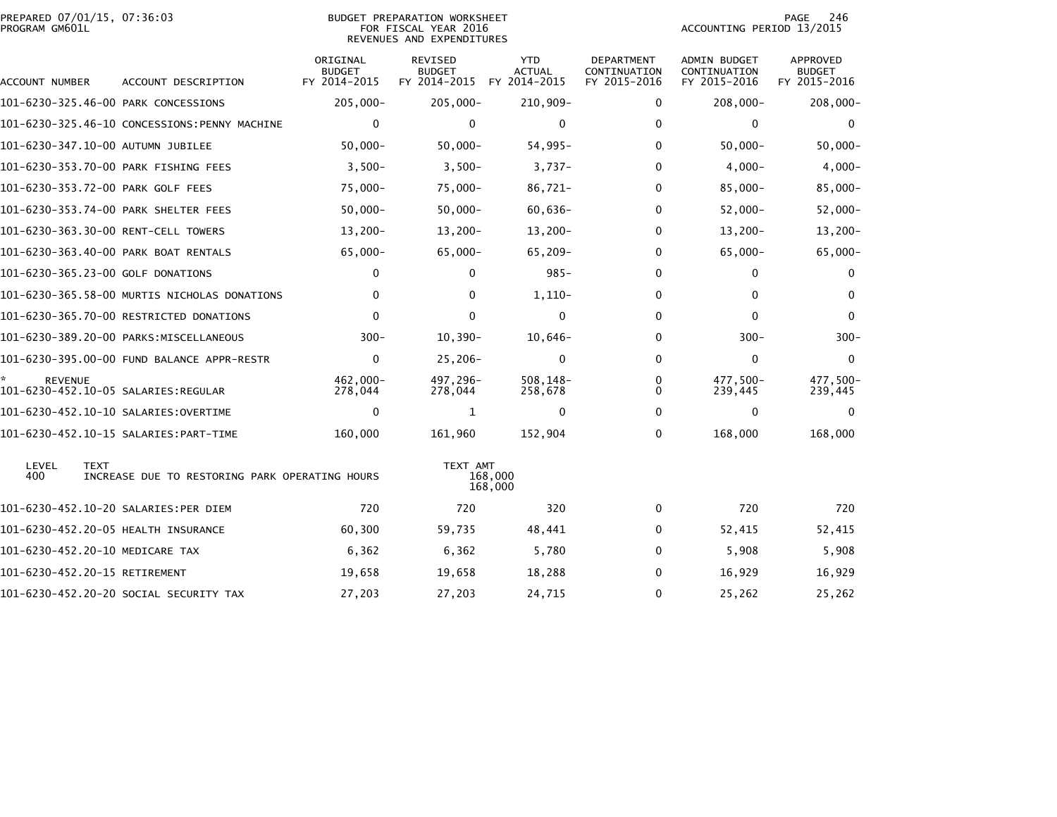PREPARED 07/01/15, 07:36:03
PROGRAM GM601L

BUDGET PREPARATION WORKSHEET
FOR FISCAL YEAR 2016
REVENUES AND EXPENDITURES

ACCOUNTING PERIOD 13/2015

| ACCOUNT NUMBER | ACCOUNT DESCRIPTION | ORIGINAL BUDGET FY 2014-2015 | REVISED BUDGET FY 2014-2015 | YTD ACTUAL FY 2014-2015 | DEPARTMENT CONTINUATION FY 2015-2016 | ADMIN BUDGET CONTINUATION FY 2015-2016 | APPROVED BUDGET FY 2015-2016 |
|---|---|---|---|---|---|---|---|
| 101-6230-325.46-00 | PARK CONCESSIONS | 205,000- | 205,000- | 210,909- | 0 | 208,000- | 208,000- |
| 101-6230-325.46-10 | CONCESSIONS:PENNY MACHINE | 0 | 0 | 0 | 0 | 0 | 0 |
| 101-6230-347.10-00 | AUTUMN JUBILEE | 50,000- | 50,000- | 54,995- | 0 | 50,000- | 50,000- |
| 101-6230-353.70-00 | PARK FISHING FEES | 3,500- | 3,500- | 3,737- | 0 | 4,000- | 4,000- |
| 101-6230-353.72-00 | PARK GOLF FEES | 75,000- | 75,000- | 86,721- | 0 | 85,000- | 85,000- |
| 101-6230-353.74-00 | PARK SHELTER FEES | 50,000- | 50,000- | 60,636- | 0 | 52,000- | 52,000- |
| 101-6230-363.30-00 | RENT-CELL TOWERS | 13,200- | 13,200- | 13,200- | 0 | 13,200- | 13,200- |
| 101-6230-363.40-00 | PARK BOAT RENTALS | 65,000- | 65,000- | 65,209- | 0 | 65,000- | 65,000- |
| 101-6230-365.23-00 | GOLF DONATIONS | 0 | 0 | 985- | 0 | 0 | 0 |
| 101-6230-365.58-00 | MURTIS NICHOLAS DONATIONS | 0 | 0 | 1,110- | 0 | 0 | 0 |
| 101-6230-365.70-00 | RESTRICTED DONATIONS | 0 | 0 | 0 | 0 | 0 | 0 |
| 101-6230-389.20-00 | PARKS:MISCELLANEOUS | 300- | 10,390- | 10,646- | 0 | 300- | 300- |
| 101-6230-395.00-00 | FUND BALANCE APPR-RESTR | 0 | 25,206- | 0 | 0 | 0 | 0 |
| * REVENUE | | 462,000- | 497,296- | 508,148- | 0 | 477,500- | 477,500- |
| 101-6230-452.10-05 | SALARIES:REGULAR | 278,044 | 278,044 | 258,678 | 0 | 239,445 | 239,445 |
| 101-6230-452.10-10 | SALARIES:OVERTIME | 0 | 1 | 0 | 0 | 0 | 0 |
| 101-6230-452.10-15 | SALARIES:PART-TIME | 160,000 | 161,960 | 152,904 | 0 | 168,000 | 168,000 |

| LEVEL | TEXT | TEXT AMT |
|---|---|---|
| 400 | INCREASE DUE TO RESTORING PARK OPERATING HOURS | 168,000 |
| | | 168,000 |

| ACCOUNT NUMBER | ACCOUNT DESCRIPTION | ORIGINAL BUDGET FY 2014-2015 | REVISED BUDGET FY 2014-2015 | YTD ACTUAL FY 2014-2015 | DEPARTMENT CONTINUATION FY 2015-2016 | ADMIN BUDGET CONTINUATION FY 2015-2016 | APPROVED BUDGET FY 2015-2016 |
|---|---|---|---|---|---|---|---|
| 101-6230-452.10-20 | SALARIES:PER DIEM | 720 | 720 | 320 | 0 | 720 | 720 |
| 101-6230-452.20-05 | HEALTH INSURANCE | 60,300 | 59,735 | 48,441 | 0 | 52,415 | 52,415 |
| 101-6230-452.20-10 | MEDICARE TAX | 6,362 | 6,362 | 5,780 | 0 | 5,908 | 5,908 |
| 101-6230-452.20-15 | RETIREMENT | 19,658 | 19,658 | 18,288 | 0 | 16,929 | 16,929 |
| 101-6230-452.20-20 | SOCIAL SECURITY TAX | 27,203 | 27,203 | 24,715 | 0 | 25,262 | 25,262 |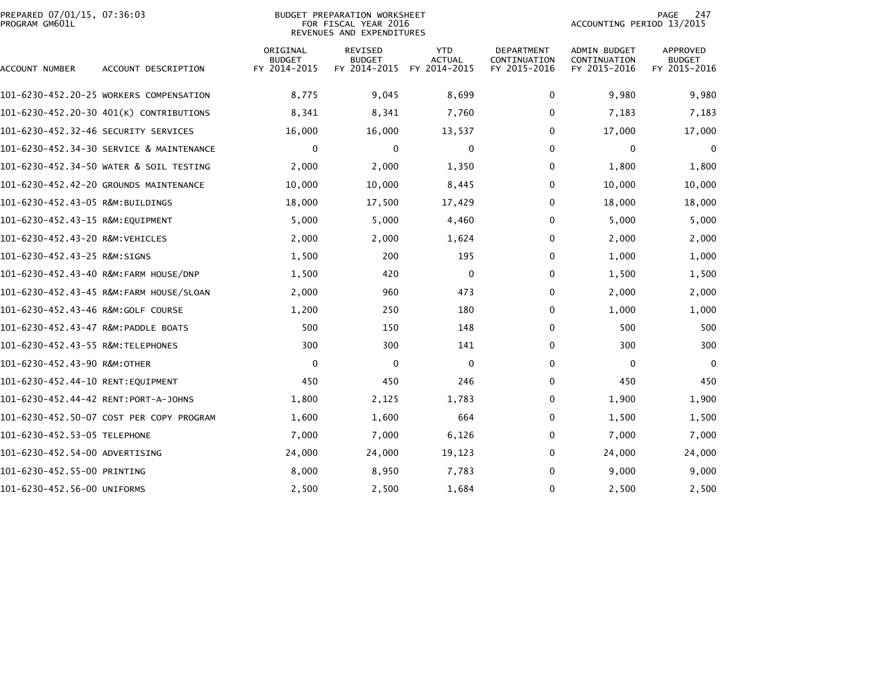PREPARED 07/01/15, 07:36:03
PROGRAM GM601L

BUDGET PREPARATION WORKSHEET
FOR FISCAL YEAR 2016
REVENUES AND EXPENDITURES

ACCOUNTING PERIOD 13/2015

| ACCOUNT NUMBER | ACCOUNT DESCRIPTION | ORIGINAL BUDGET FY 2014-2015 | REVISED BUDGET FY 2014-2015 | YTD ACTUAL FY 2014-2015 | DEPARTMENT CONTINUATION FY 2015-2016 | ADMIN BUDGET CONTINUATION FY 2015-2016 | APPROVED BUDGET FY 2015-2016 |
|---|---|---|---|---|---|---|---|
| 101-6230-452.20-25 | WORKERS COMPENSATION | 8,775 | 9,045 | 8,699 | 0 | 9,980 | 9,980 |
| 101-6230-452.20-30 | 401(K) CONTRIBUTIONS | 8,341 | 8,341 | 7,760 | 0 | 7,183 | 7,183 |
| 101-6230-452.32-46 | SECURITY SERVICES | 16,000 | 16,000 | 13,537 | 0 | 17,000 | 17,000 |
| 101-6230-452.34-30 | SERVICE & MAINTENANCE | 0 | 0 | 0 | 0 | 0 | 0 |
| 101-6230-452.34-50 | WATER & SOIL TESTING | 2,000 | 2,000 | 1,350 | 0 | 1,800 | 1,800 |
| 101-6230-452.42-20 | GROUNDS MAINTENANCE | 10,000 | 10,000 | 8,445 | 0 | 10,000 | 10,000 |
| 101-6230-452.43-05 | R&M:BUILDINGS | 18,000 | 17,500 | 17,429 | 0 | 18,000 | 18,000 |
| 101-6230-452.43-15 | R&M:EQUIPMENT | 5,000 | 5,000 | 4,460 | 0 | 5,000 | 5,000 |
| 101-6230-452.43-20 | R&M:VEHICLES | 2,000 | 2,000 | 1,624 | 0 | 2,000 | 2,000 |
| 101-6230-452.43-25 | R&M:SIGNS | 1,500 | 200 | 195 | 0 | 1,000 | 1,000 |
| 101-6230-452.43-40 | R&M:FARM HOUSE/DNP | 1,500 | 420 | 0 | 0 | 1,500 | 1,500 |
| 101-6230-452.43-45 | R&M:FARM HOUSE/SLOAN | 2,000 | 960 | 473 | 0 | 2,000 | 2,000 |
| 101-6230-452.43-46 | R&M:GOLF COURSE | 1,200 | 250 | 180 | 0 | 1,000 | 1,000 |
| 101-6230-452.43-47 | R&M:PADDLE BOATS | 500 | 150 | 148 | 0 | 500 | 500 |
| 101-6230-452.43-55 | R&M:TELEPHONES | 300 | 300 | 141 | 0 | 300 | 300 |
| 101-6230-452.43-90 | R&M:OTHER | 0 | 0 | 0 | 0 | 0 | 0 |
| 101-6230-452.44-10 | RENT:EQUIPMENT | 450 | 450 | 246 | 0 | 450 | 450 |
| 101-6230-452.44-42 | RENT:PORT-A-JOHNS | 1,800 | 2,125 | 1,783 | 0 | 1,900 | 1,900 |
| 101-6230-452.50-07 | COST PER COPY PROGRAM | 1,600 | 1,600 | 664 | 0 | 1,500 | 1,500 |
| 101-6230-452.53-05 | TELEPHONE | 7,000 | 7,000 | 6,126 | 0 | 7,000 | 7,000 |
| 101-6230-452.54-00 | ADVERTISING | 24,000 | 24,000 | 19,123 | 0 | 24,000 | 24,000 |
| 101-6230-452.55-00 | PRINTING | 8,000 | 8,950 | 7,783 | 0 | 9,000 | 9,000 |
| 101-6230-452.56-00 | UNIFORMS | 2,500 | 2,500 | 1,684 | 0 | 2,500 | 2,500 |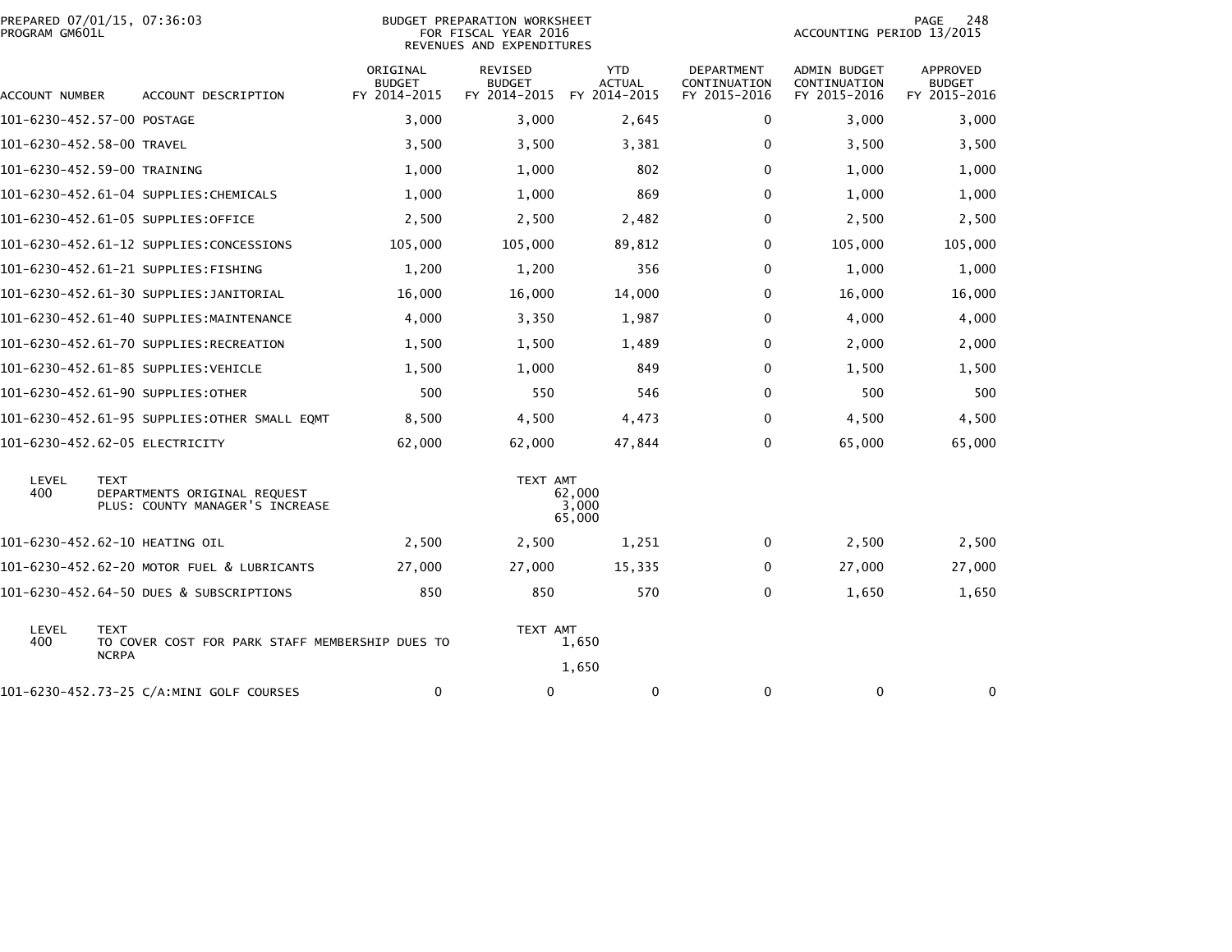PREPARED 07/01/15, 07:36:03
PROGRAM GM601L

BUDGET PREPARATION WORKSHEET
FOR FISCAL YEAR 2016
REVENUES AND EXPENDITURES

ACCOUNTING PERIOD 13/2015

| ACCOUNT NUMBER | ACCOUNT DESCRIPTION | ORIGINAL BUDGET FY 2014-2015 | REVISED BUDGET FY 2014-2015 | YTD ACTUAL FY 2014-2015 | DEPARTMENT CONTINUATION FY 2015-2016 | ADMIN BUDGET CONTINUATION FY 2015-2016 | APPROVED BUDGET FY 2015-2016 |
|---|---|---|---|---|---|---|---|
| 101-6230-452.57-00 | POSTAGE | 3,000 | 3,000 | 2,645 | 0 | 3,000 | 3,000 |
| 101-6230-452.58-00 | TRAVEL | 3,500 | 3,500 | 3,381 | 0 | 3,500 | 3,500 |
| 101-6230-452.59-00 | TRAINING | 1,000 | 1,000 | 802 | 0 | 1,000 | 1,000 |
| 101-6230-452.61-04 | SUPPLIES:CHEMICALS | 1,000 | 1,000 | 869 | 0 | 1,000 | 1,000 |
| 101-6230-452.61-05 | SUPPLIES:OFFICE | 2,500 | 2,500 | 2,482 | 0 | 2,500 | 2,500 |
| 101-6230-452.61-12 | SUPPLIES:CONCESSIONS | 105,000 | 105,000 | 89,812 | 0 | 105,000 | 105,000 |
| 101-6230-452.61-21 | SUPPLIES:FISHING | 1,200 | 1,200 | 356 | 0 | 1,000 | 1,000 |
| 101-6230-452.61-30 | SUPPLIES:JANITORIAL | 16,000 | 16,000 | 14,000 | 0 | 16,000 | 16,000 |
| 101-6230-452.61-40 | SUPPLIES:MAINTENANCE | 4,000 | 3,350 | 1,987 | 0 | 4,000 | 4,000 |
| 101-6230-452.61-70 | SUPPLIES:RECREATION | 1,500 | 1,500 | 1,489 | 0 | 2,000 | 2,000 |
| 101-6230-452.61-85 | SUPPLIES:VEHICLE | 1,500 | 1,000 | 849 | 0 | 1,500 | 1,500 |
| 101-6230-452.61-90 | SUPPLIES:OTHER | 500 | 550 | 546 | 0 | 500 | 500 |
| 101-6230-452.61-95 | SUPPLIES:OTHER SMALL EQMT | 8,500 | 4,500 | 4,473 | 0 | 4,500 | 4,500 |
| 101-6230-452.62-05 | ELECTRICITY | 62,000 | 62,000 | 47,844 | 0 | 65,000 | 65,000 |

| LEVEL | TEXT | TEXT AMT |
|---|---|---|
| 400 | DEPARTMENTS ORIGINAL REQUEST | 62,000 |
| | PLUS: COUNTY MANAGER'S INCREASE | 3,000 |
| | | 65,000 |

| ACCOUNT NUMBER | ACCOUNT DESCRIPTION | ORIGINAL BUDGET FY 2014-2015 | REVISED BUDGET FY 2014-2015 | YTD ACTUAL FY 2014-2015 | DEPARTMENT CONTINUATION FY 2015-2016 | ADMIN BUDGET CONTINUATION FY 2015-2016 | APPROVED BUDGET FY 2015-2016 |
|---|---|---|---|---|---|---|---|
| 101-6230-452.62-10 | HEATING OIL | 2,500 | 2,500 | 1,251 | 0 | 2,500 | 2,500 |
| 101-6230-452.62-20 | MOTOR FUEL & LUBRICANTS | 27,000 | 27,000 | 15,335 | 0 | 27,000 | 27,000 |
| 101-6230-452.64-50 | DUES & SUBSCRIPTIONS | 850 | 850 | 570 | 0 | 1,650 | 1,650 |

| LEVEL | TEXT | TEXT AMT |
|---|---|---|
| 400 | TO COVER COST FOR PARK STAFF MEMBERSHIP DUES TO NCRPA | 1,650 |
| | | 1,650 |

| ACCOUNT NUMBER | ACCOUNT DESCRIPTION | ORIGINAL BUDGET FY 2014-2015 | REVISED BUDGET FY 2014-2015 | YTD ACTUAL FY 2014-2015 | DEPARTMENT CONTINUATION FY 2015-2016 | ADMIN BUDGET CONTINUATION FY 2015-2016 | APPROVED BUDGET FY 2015-2016 |
|---|---|---|---|---|---|---|---|
| 101-6230-452.73-25 | C/A:MINI GOLF COURSES | 0 | 0 | 0 | 0 | 0 | 0 |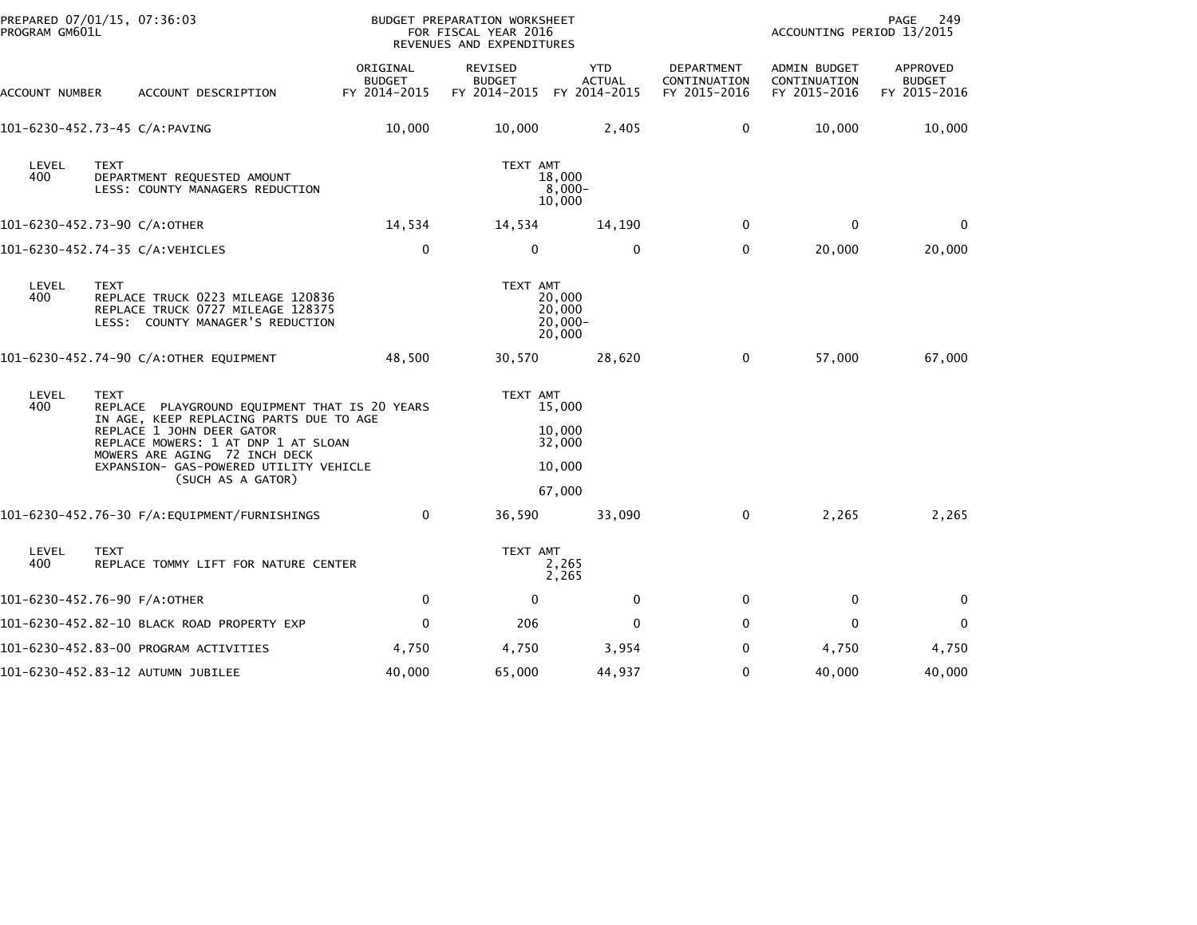PREPARED 07/01/15, 07:36:03
PROGRAM GM601L

BUDGET PREPARATION WORKSHEET
FOR FISCAL YEAR 2016
REVENUES AND EXPENDITURES

ACCOUNTING PERIOD 13/2015

| ACCOUNT NUMBER | ACCOUNT DESCRIPTION | ORIGINAL BUDGET FY 2014-2015 | REVISED BUDGET FY 2014-2015 | YTD ACTUAL FY 2014-2015 | DEPARTMENT CONTINUATION FY 2015-2016 | ADMIN BUDGET CONTINUATION FY 2015-2016 | APPROVED BUDGET FY 2015-2016 |
|---|---|---|---|---|---|---|---|
| 101-6230-452.73-45 | C/A:PAVING | 10,000 | 10,000 | 2,405 | 0 | 10,000 | 10,000 |

| LEVEL | TEXT | TEXT AMT |
|---|---|---|
| 400 | DEPARTMENT REQUESTED AMOUNT | 18,000 |
| | LESS: COUNTY MANAGERS REDUCTION | 8,000- |
| | | 10,000 |

| ACCOUNT NUMBER | ACCOUNT DESCRIPTION | ORIGINAL BUDGET FY 2014-2015 | REVISED BUDGET FY 2014-2015 | YTD ACTUAL FY 2014-2015 | DEPARTMENT CONTINUATION FY 2015-2016 | ADMIN BUDGET CONTINUATION FY 2015-2016 | APPROVED BUDGET FY 2015-2016 |
|---|---|---|---|---|---|---|---|
| 101-6230-452.73-90 | C/A:OTHER | 14,534 | 14,534 | 14,190 | 0 | 0 | 0 |
| 101-6230-452.74-35 | C/A:VEHICLES | 0 | 0 | 0 | 0 | 20,000 | 20,000 |

| LEVEL | TEXT | TEXT AMT |
|---|---|---|
| 400 | REPLACE TRUCK 0223 MILEAGE 120836 | 20,000 |
| | REPLACE TRUCK 0727 MILEAGE 128375 | 20,000 |
| | LESS: COUNTY MANAGER'S REDUCTION | 20,000- |
| | | 20,000 |

| ACCOUNT NUMBER | ACCOUNT DESCRIPTION | ORIGINAL BUDGET FY 2014-2015 | REVISED BUDGET FY 2014-2015 | YTD ACTUAL FY 2014-2015 | DEPARTMENT CONTINUATION FY 2015-2016 | ADMIN BUDGET CONTINUATION FY 2015-2016 | APPROVED BUDGET FY 2015-2016 |
|---|---|---|---|---|---|---|---|
| 101-6230-452.74-90 | C/A:OTHER EQUIPMENT | 48,500 | 30,570 | 28,620 | 0 | 57,000 | 67,000 |

| LEVEL | TEXT | TEXT AMT |
|---|---|---|
| 400 | REPLACE PLAYGROUND EQUIPMENT THAT IS 20 YEARS IN AGE, KEEP REPLACING PARTS DUE TO AGE | 15,000 |
| | REPLACE 1 JOHN DEER GATOR | 10,000 |
| | REPLACE MOWERS: 1 AT DNP 1 AT SLOAN MOWERS ARE AGING 72 INCH DECK | 32,000 |
| | EXPANSION- GAS-POWERED UTILITY VEHICLE (SUCH AS A GATOR) | 10,000 |
| | | 67,000 |

| ACCOUNT NUMBER | ACCOUNT DESCRIPTION | ORIGINAL BUDGET FY 2014-2015 | REVISED BUDGET FY 2014-2015 | YTD ACTUAL FY 2014-2015 | DEPARTMENT CONTINUATION FY 2015-2016 | ADMIN BUDGET CONTINUATION FY 2015-2016 | APPROVED BUDGET FY 2015-2016 |
|---|---|---|---|---|---|---|---|
| 101-6230-452.76-30 | F/A:EQUIPMENT/FURNISHINGS | 0 | 36,590 | 33,090 | 0 | 2,265 | 2,265 |

| LEVEL | TEXT | TEXT AMT |
|---|---|---|
| 400 | REPLACE TOMMY LIFT FOR NATURE CENTER | 2,265 |
| | | 2,265 |

| ACCOUNT NUMBER | ACCOUNT DESCRIPTION | ORIGINAL BUDGET FY 2014-2015 | REVISED BUDGET FY 2014-2015 | YTD ACTUAL FY 2014-2015 | DEPARTMENT CONTINUATION FY 2015-2016 | ADMIN BUDGET CONTINUATION FY 2015-2016 | APPROVED BUDGET FY 2015-2016 |
|---|---|---|---|---|---|---|---|
| 101-6230-452.76-90 | F/A:OTHER | 0 | 0 | 0 | 0 | 0 | 0 |
| 101-6230-452.82-10 | BLACK ROAD PROPERTY EXP | 0 | 206 | 0 | 0 | 0 | 0 |
| 101-6230-452.83-00 | PROGRAM ACTIVITIES | 4,750 | 4,750 | 3,954 | 0 | 4,750 | 4,750 |
| 101-6230-452.83-12 | AUTUMN JUBILEE | 40,000 | 65,000 | 44,937 | 0 | 40,000 | 40,000 |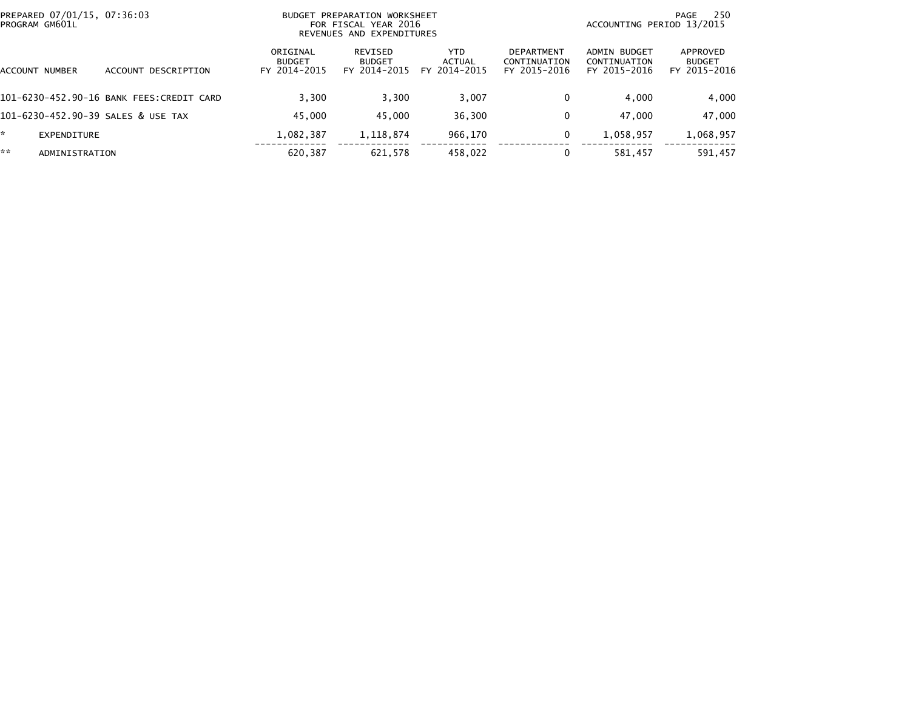PREPARED 07/01/15, 07:36:03
PROGRAM GM601L

BUDGET PREPARATION WORKSHEET
FOR FISCAL YEAR 2016
REVENUES AND EXPENDITURES

ACCOUNTING PERIOD 13/2015

| ACCOUNT NUMBER | ACCOUNT DESCRIPTION | ORIGINAL BUDGET FY 2014-2015 | REVISED BUDGET FY 2014-2015 | YTD ACTUAL FY 2014-2015 | DEPARTMENT CONTINUATION FY 2015-2016 | ADMIN BUDGET CONTINUATION FY 2015-2016 | APPROVED BUDGET FY 2015-2016 |
|---|---|---|---|---|---|---|---|
| 101-6230-452.90-16 | BANK FEES:CREDIT CARD | 3,300 | 3,300 | 3,007 | 0 | 4,000 | 4,000 |
| 101-6230-452.90-39 | SALES & USE TAX | 45,000 | 45,000 | 36,300 | 0 | 47,000 | 47,000 |
| * | EXPENDITURE | 1,082,387 | 1,118,874 | 966,170 | 0 | 1,058,957 | 1,068,957 |
| ** | ADMINISTRATION | 620,387 | 621,578 | 458,022 | 0 | 581,457 | 591,457 |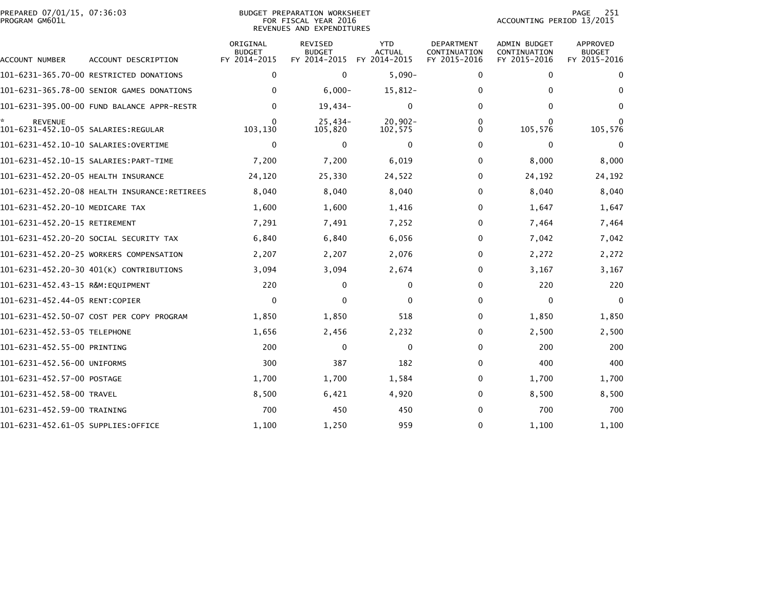BUDGET PREPARATION WORKSHEET
FOR FISCAL YEAR 2016
REVENUES AND EXPENDITURES

PREPARED 07/01/15, 07:36:03
PROGRAM GM601L

ACCOUNTING PERIOD 13/2015

| ACCOUNT NUMBER | ACCOUNT DESCRIPTION | ORIGINAL BUDGET FY 2014-2015 | REVISED BUDGET FY 2014-2015 | YTD ACTUAL FY 2014-2015 | DEPARTMENT CONTINUATION FY 2015-2016 | ADMIN BUDGET CONTINUATION FY 2015-2016 | APPROVED BUDGET FY 2015-2016 |
|---|---|---|---|---|---|---|---|
| 101-6231-365.70-00 | RESTRICTED DONATIONS | 0 | 0 | 5,090- | 0 | 0 | 0 |
| 101-6231-365.78-00 | SENIOR GAMES DONATIONS | 0 | 6,000- | 15,812- | 0 | 0 | 0 |
| 101-6231-395.00-00 | FUND BALANCE APPR-RESTR | 0 | 19,434- | 0 | 0 | 0 | 0 |
| * REVENUE | | 0 | 25,434- | 20,902- | 0 | 0 | 0 |
| 101-6231-452.10-05 | SALARIES:REGULAR | 103,130 | 105,820 | 102,575 | 0 | 105,576 | 105,576 |
| 101-6231-452.10-10 | SALARIES:OVERTIME | 0 | 0 | 0 | 0 | 0 | 0 |
| 101-6231-452.10-15 | SALARIES:PART-TIME | 7,200 | 7,200 | 6,019 | 0 | 8,000 | 8,000 |
| 101-6231-452.20-05 | HEALTH INSURANCE | 24,120 | 25,330 | 24,522 | 0 | 24,192 | 24,192 |
| 101-6231-452.20-08 | HEALTH INSURANCE:RETIREES | 8,040 | 8,040 | 8,040 | 0 | 8,040 | 8,040 |
| 101-6231-452.20-10 | MEDICARE TAX | 1,600 | 1,600 | 1,416 | 0 | 1,647 | 1,647 |
| 101-6231-452.20-15 | RETIREMENT | 7,291 | 7,491 | 7,252 | 0 | 7,464 | 7,464 |
| 101-6231-452.20-20 | SOCIAL SECURITY TAX | 6,840 | 6,840 | 6,056 | 0 | 7,042 | 7,042 |
| 101-6231-452.20-25 | WORKERS COMPENSATION | 2,207 | 2,207 | 2,076 | 0 | 2,272 | 2,272 |
| 101-6231-452.20-30 | 401(K) CONTRIBUTIONS | 3,094 | 3,094 | 2,674 | 0 | 3,167 | 3,167 |
| 101-6231-452.43-15 | R&M:EQUIPMENT | 220 | 0 | 0 | 0 | 220 | 220 |
| 101-6231-452.44-05 | RENT:COPIER | 0 | 0 | 0 | 0 | 0 | 0 |
| 101-6231-452.50-07 | COST PER COPY PROGRAM | 1,850 | 1,850 | 518 | 0 | 1,850 | 1,850 |
| 101-6231-452.53-05 | TELEPHONE | 1,656 | 2,456 | 2,232 | 0 | 2,500 | 2,500 |
| 101-6231-452.55-00 | PRINTING | 200 | 0 | 0 | 0 | 200 | 200 |
| 101-6231-452.56-00 | UNIFORMS | 300 | 387 | 182 | 0 | 400 | 400 |
| 101-6231-452.57-00 | POSTAGE | 1,700 | 1,700 | 1,584 | 0 | 1,700 | 1,700 |
| 101-6231-452.58-00 | TRAVEL | 8,500 | 6,421 | 4,920 | 0 | 8,500 | 8,500 |
| 101-6231-452.59-00 | TRAINING | 700 | 450 | 450 | 0 | 700 | 700 |
| 101-6231-452.61-05 | SUPPLIES:OFFICE | 1,100 | 1,250 | 959 | 0 | 1,100 | 1,100 |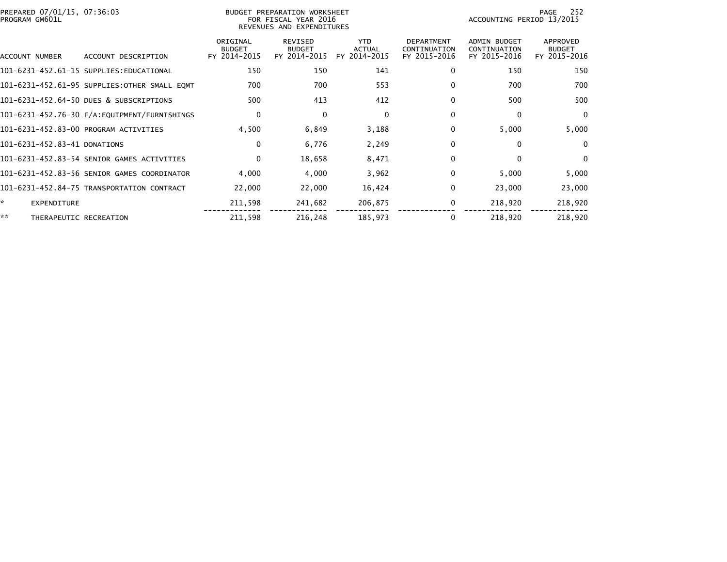PREPARED 07/01/15, 07:36:03
PROGRAM GM601L

BUDGET PREPARATION WORKSHEET
FOR FISCAL YEAR 2016
REVENUES AND EXPENDITURES

ACCOUNTING PERIOD 13/2015

| ACCOUNT NUMBER | ACCOUNT DESCRIPTION | ORIGINAL BUDGET FY 2014-2015 | REVISED BUDGET FY 2014-2015 | YTD ACTUAL FY 2014-2015 | DEPARTMENT CONTINUATION FY 2015-2016 | ADMIN BUDGET CONTINUATION FY 2015-2016 | APPROVED BUDGET FY 2015-2016 |
|---|---|---|---|---|---|---|---|
| 101-6231-452.61-15 | SUPPLIES:EDUCATIONAL | 150 | 150 | 141 | 0 | 150 | 150 |
| 101-6231-452.61-95 | SUPPLIES:OTHER SMALL EQMT | 700 | 700 | 553 | 0 | 700 | 700 |
| 101-6231-452.64-50 | DUES & SUBSCRIPTIONS | 500 | 413 | 412 | 0 | 500 | 500 |
| 101-6231-452.76-30 | F/A:EQUIPMENT/FURNISHINGS | 0 | 0 | 0 | 0 | 0 | 0 |
| 101-6231-452.83-00 | PROGRAM ACTIVITIES | 4,500 | 6,849 | 3,188 | 0 | 5,000 | 5,000 |
| 101-6231-452.83-41 | DONATIONS | 0 | 6,776 | 2,249 | 0 | 0 | 0 |
| 101-6231-452.83-54 | SENIOR GAMES ACTIVITIES | 0 | 18,658 | 8,471 | 0 | 0 | 0 |
| 101-6231-452.83-56 | SENIOR GAMES COORDINATOR | 4,000 | 4,000 | 3,962 | 0 | 5,000 | 5,000 |
| 101-6231-452.84-75 | TRANSPORTATION CONTRACT | 22,000 | 22,000 | 16,424 | 0 | 23,000 | 23,000 |
| * | EXPENDITURE | 211,598 | 241,682 | 206,875 | 0 | 218,920 | 218,920 |
| ** | THERAPEUTIC RECREATION | 211,598 | 216,248 | 185,973 | 0 | 218,920 | 218,920 |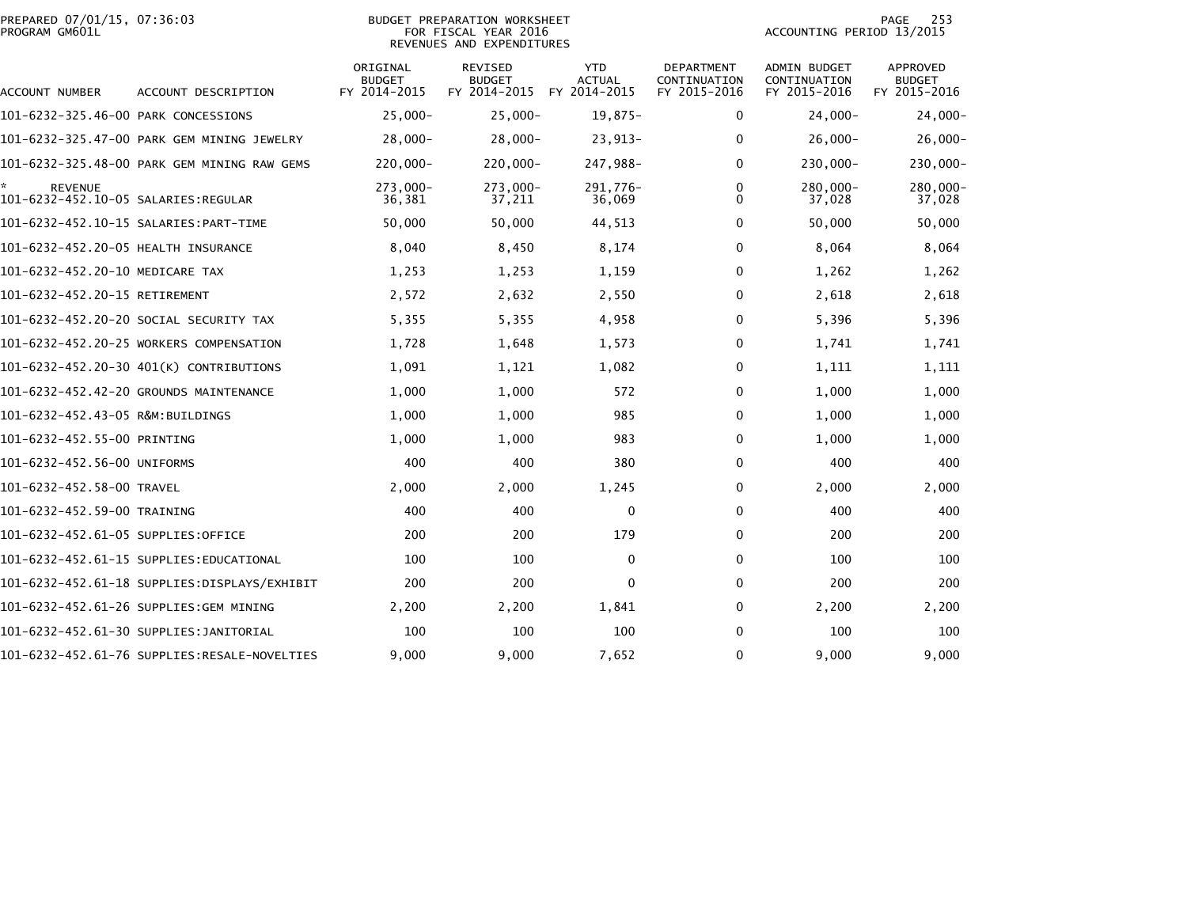PREPARED 07/01/15, 07:36:03
PROGRAM GM601L

BUDGET PREPARATION WORKSHEET
FOR FISCAL YEAR 2016
REVENUES AND EXPENDITURES

ACCOUNTING PERIOD 13/2015

| ACCOUNT NUMBER | ACCOUNT DESCRIPTION | ORIGINAL BUDGET FY 2014-2015 | REVISED BUDGET FY 2014-2015 | YTD ACTUAL FY 2014-2015 | DEPARTMENT CONTINUATION FY 2015-2016 | ADMIN BUDGET CONTINUATION FY 2015-2016 | APPROVED BUDGET FY 2015-2016 |
|---|---|---|---|---|---|---|---|
| 101-6232-325.46-00 | PARK CONCESSIONS | 25,000- | 25,000- | 19,875- | 0 | 24,000- | 24,000- |
| 101-6232-325.47-00 | PARK GEM MINING JEWELRY | 28,000- | 28,000- | 23,913- | 0 | 26,000- | 26,000- |
| 101-6232-325.48-00 | PARK GEM MINING RAW GEMS | 220,000- | 220,000- | 247,988- | 0 | 230,000- | 230,000- |
| * | REVENUE | 273,000- | 273,000- | 291,776- | 0 | 280,000- | 280,000- |
| 101-6232-452.10-05 | SALARIES:REGULAR | 36,381 | 37,211 | 36,069 | 0 | 37,028 | 37,028 |
| 101-6232-452.10-15 | SALARIES:PART-TIME | 50,000 | 50,000 | 44,513 | 0 | 50,000 | 50,000 |
| 101-6232-452.20-05 | HEALTH INSURANCE | 8,040 | 8,450 | 8,174 | 0 | 8,064 | 8,064 |
| 101-6232-452.20-10 | MEDICARE TAX | 1,253 | 1,253 | 1,159 | 0 | 1,262 | 1,262 |
| 101-6232-452.20-15 | RETIREMENT | 2,572 | 2,632 | 2,550 | 0 | 2,618 | 2,618 |
| 101-6232-452.20-20 | SOCIAL SECURITY TAX | 5,355 | 5,355 | 4,958 | 0 | 5,396 | 5,396 |
| 101-6232-452.20-25 | WORKERS COMPENSATION | 1,728 | 1,648 | 1,573 | 0 | 1,741 | 1,741 |
| 101-6232-452.20-30 | 401(K) CONTRIBUTIONS | 1,091 | 1,121 | 1,082 | 0 | 1,111 | 1,111 |
| 101-6232-452.42-20 | GROUNDS MAINTENANCE | 1,000 | 1,000 | 572 | 0 | 1,000 | 1,000 |
| 101-6232-452.43-05 | R&M:BUILDINGS | 1,000 | 1,000 | 985 | 0 | 1,000 | 1,000 |
| 101-6232-452.55-00 | PRINTING | 1,000 | 1,000 | 983 | 0 | 1,000 | 1,000 |
| 101-6232-452.56-00 | UNIFORMS | 400 | 400 | 380 | 0 | 400 | 400 |
| 101-6232-452.58-00 | TRAVEL | 2,000 | 2,000 | 1,245 | 0 | 2,000 | 2,000 |
| 101-6232-452.59-00 | TRAINING | 400 | 400 | 0 | 0 | 400 | 400 |
| 101-6232-452.61-05 | SUPPLIES:OFFICE | 200 | 200 | 179 | 0 | 200 | 200 |
| 101-6232-452.61-15 | SUPPLIES:EDUCATIONAL | 100 | 100 | 0 | 0 | 100 | 100 |
| 101-6232-452.61-18 | SUPPLIES:DISPLAYS/EXHIBIT | 200 | 200 | 0 | 0 | 200 | 200 |
| 101-6232-452.61-26 | SUPPLIES:GEM MINING | 2,200 | 2,200 | 1,841 | 0 | 2,200 | 2,200 |
| 101-6232-452.61-30 | SUPPLIES:JANITORIAL | 100 | 100 | 100 | 0 | 100 | 100 |
| 101-6232-452.61-76 | SUPPLIES:RESALE-NOVELTIES | 9,000 | 9,000 | 7,652 | 0 | 9,000 | 9,000 |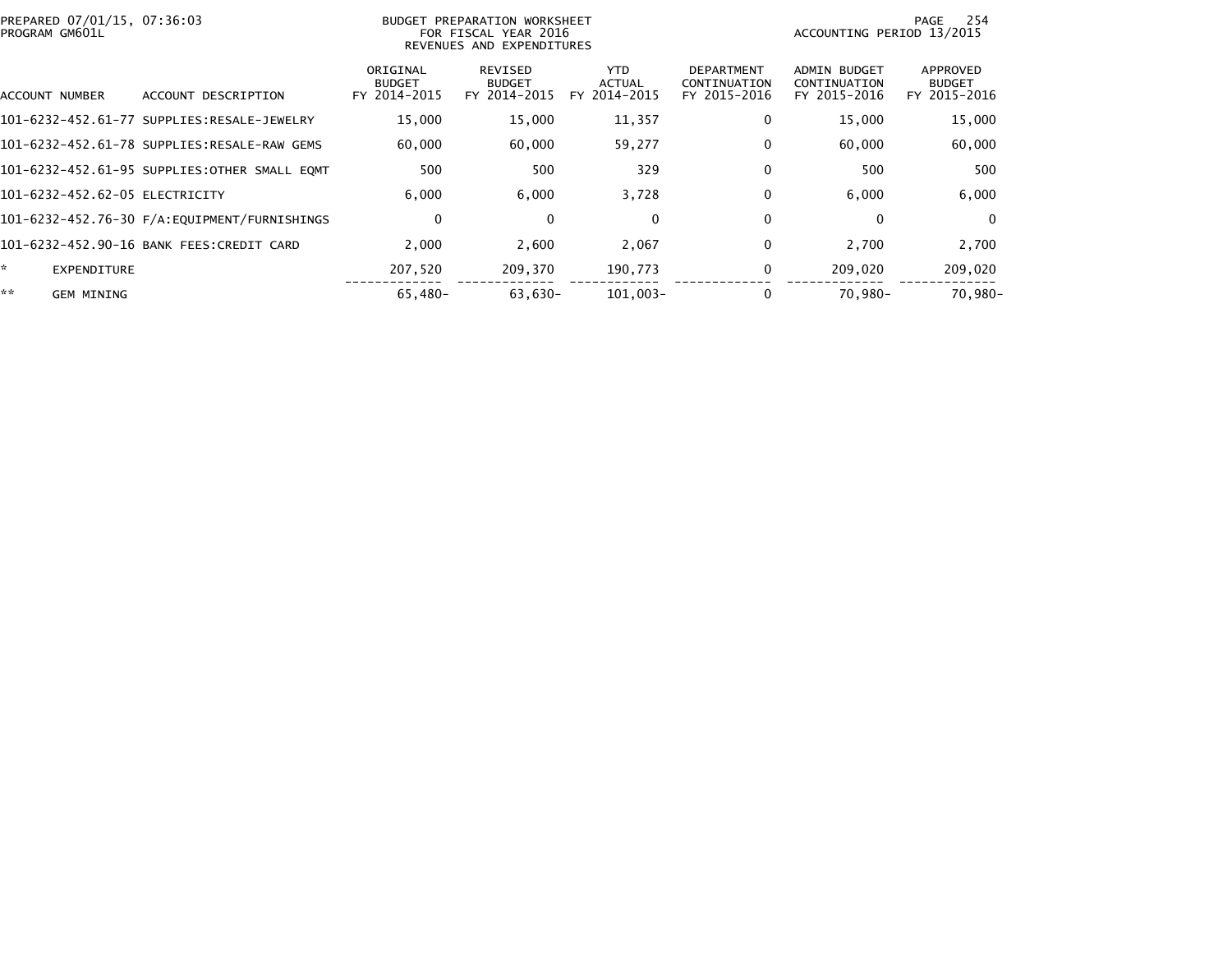PREPARED 07/01/15, 07:36:03
PROGRAM GM601L

BUDGET PREPARATION WORKSHEET
FOR FISCAL YEAR 2016
REVENUES AND EXPENDITURES

ACCOUNTING PERIOD 13/2015

| ACCOUNT NUMBER | ACCOUNT DESCRIPTION | ORIGINAL BUDGET FY 2014-2015 | REVISED BUDGET FY 2014-2015 | YTD ACTUAL FY 2014-2015 | DEPARTMENT CONTINUATION FY 2015-2016 | ADMIN BUDGET CONTINUATION FY 2015-2016 | APPROVED BUDGET FY 2015-2016 |
|---|---|---|---|---|---|---|---|
| 101-6232-452.61-77 | SUPPLIES:RESALE-JEWELRY | 15,000 | 15,000 | 11,357 | 0 | 15,000 | 15,000 |
| 101-6232-452.61-78 | SUPPLIES:RESALE-RAW GEMS | 60,000 | 60,000 | 59,277 | 0 | 60,000 | 60,000 |
| 101-6232-452.61-95 | SUPPLIES:OTHER SMALL EQMT | 500 | 500 | 329 | 0 | 500 | 500 |
| 101-6232-452.62-05 | ELECTRICITY | 6,000 | 6,000 | 3,728 | 0 | 6,000 | 6,000 |
| 101-6232-452.76-30 | F/A:EQUIPMENT/FURNISHINGS | 0 | 0 | 0 | 0 | 0 | 0 |
| 101-6232-452.90-16 | BANK FEES:CREDIT CARD | 2,000 | 2,600 | 2,067 | 0 | 2,700 | 2,700 |
| * | EXPENDITURE | 207,520 | 209,370 | 190,773 | 0 | 209,020 | 209,020 |
| ** | GEM MINING | 65,480- | 63,630- | 101,003- | 0 | 70,980- | 70,980- |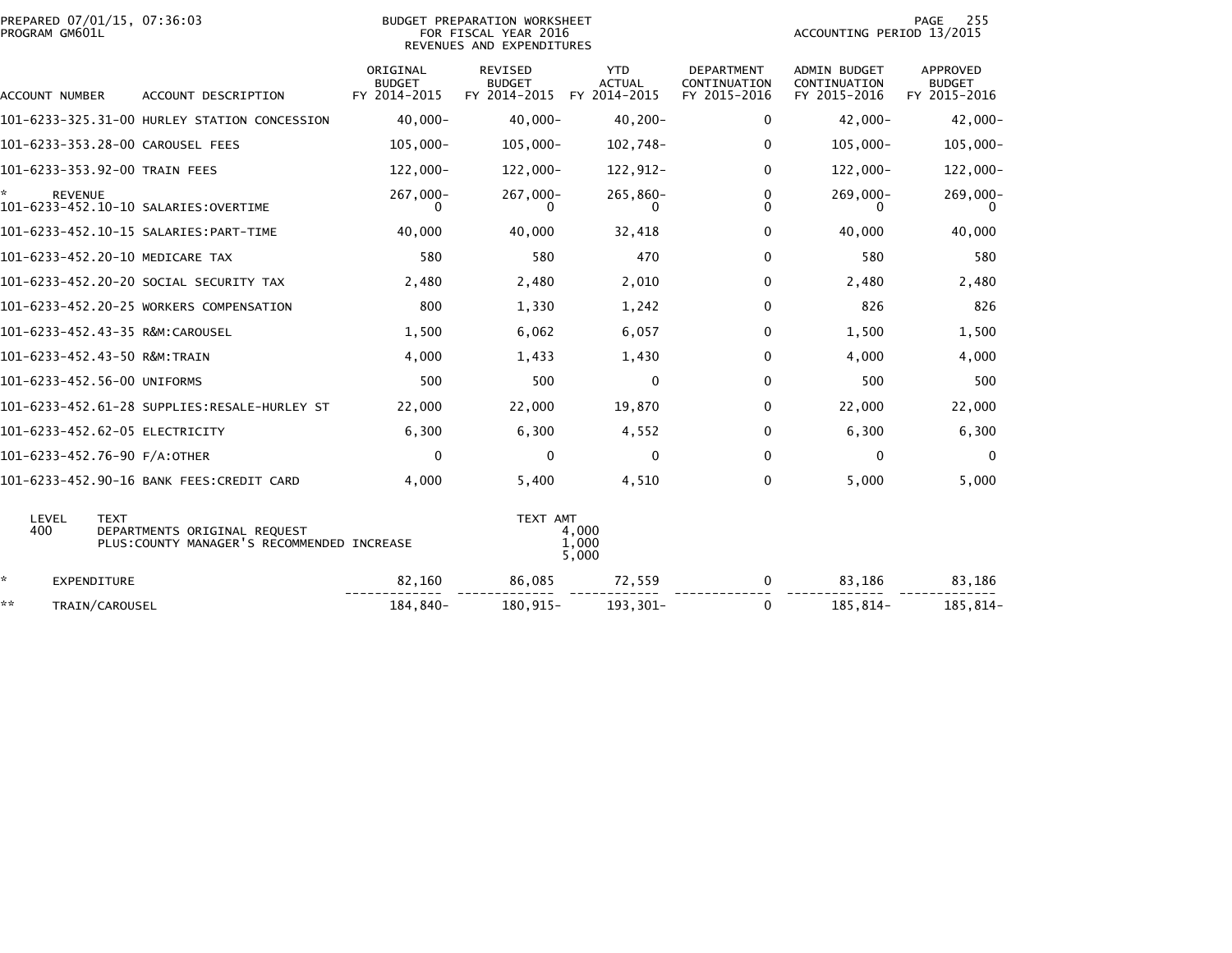PREPARED 07/01/15, 07:36:03
PROGRAM GM601L

BUDGET PREPARATION WORKSHEET
FOR FISCAL YEAR 2016
REVENUES AND EXPENDITURES

ACCOUNTING PERIOD 13/2015

| ACCOUNT NUMBER | ACCOUNT DESCRIPTION | ORIGINAL BUDGET FY 2014-2015 | REVISED BUDGET FY 2014-2015 | YTD ACTUAL FY 2014-2015 | DEPARTMENT CONTINUATION FY 2015-2016 | ADMIN BUDGET CONTINUATION FY 2015-2016 | APPROVED BUDGET FY 2015-2016 |
|---|---|---|---|---|---|---|---|
| 101-6233-325.31-00 | HURLEY STATION CONCESSION | 40,000- | 40,000- | 40,200- | 0 | 42,000- | 42,000- |
| 101-6233-353.28-00 | CAROUSEL FEES | 105,000- | 105,000- | 102,748- | 0 | 105,000- | 105,000- |
| 101-6233-353.92-00 | TRAIN FEES | 122,000- | 122,000- | 122,912- | 0 | 122,000- | 122,000- |
| * | REVENUE | 267,000- | 267,000- | 265,860- | 0 | 269,000- | 269,000- |
| 101-6233-452.10-10 | SALARIES:OVERTIME | 0 | 0 | 0 | 0 | 0 | 0 |
| 101-6233-452.10-15 | SALARIES:PART-TIME | 40,000 | 40,000 | 32,418 | 0 | 40,000 | 40,000 |
| 101-6233-452.20-10 | MEDICARE TAX | 580 | 580 | 470 | 0 | 580 | 580 |
| 101-6233-452.20-20 | SOCIAL SECURITY TAX | 2,480 | 2,480 | 2,010 | 0 | 2,480 | 2,480 |
| 101-6233-452.20-25 | WORKERS COMPENSATION | 800 | 1,330 | 1,242 | 0 | 826 | 826 |
| 101-6233-452.43-35 | R&M:CAROUSEL | 1,500 | 6,062 | 6,057 | 0 | 1,500 | 1,500 |
| 101-6233-452.43-50 | R&M:TRAIN | 4,000 | 1,433 | 1,430 | 0 | 4,000 | 4,000 |
| 101-6233-452.56-00 | UNIFORMS | 500 | 500 | 0 | 0 | 500 | 500 |
| 101-6233-452.61-28 | SUPPLIES:RESALE-HURLEY ST | 22,000 | 22,000 | 19,870 | 0 | 22,000 | 22,000 |
| 101-6233-452.62-05 | ELECTRICITY | 6,300 | 6,300 | 4,552 | 0 | 6,300 | 6,300 |
| 101-6233-452.76-90 | F/A:OTHER | 0 | 0 | 0 | 0 | 0 | 0 |
| 101-6233-452.90-16 | BANK FEES:CREDIT CARD | 4,000 | 5,400 | 4,510 | 0 | 5,000 | 5,000 |

| LEVEL | TEXT | TEXT AMT |
|---|---|---|
| 400 | DEPARTMENTS ORIGINAL REQUEST | 4,000 |
| | PLUS:COUNTY MANAGER'S RECOMMENDED INCREASE | 1,000 |
| | | 5,000 |

| | | ORIGINAL BUDGET FY 2014-2015 | REVISED BUDGET FY 2014-2015 | YTD ACTUAL FY 2014-2015 | DEPARTMENT CONTINUATION FY 2015-2016 | ADMIN BUDGET CONTINUATION FY 2015-2016 | APPROVED BUDGET FY 2015-2016 |
|---|---|---|---|---|---|---|---|
| * | EXPENDITURE | 82,160 | 86,085 | 72,559 | 0 | 83,186 | 83,186 |
| ** | TRAIN/CAROUSEL | 184,840- | 180,915- | 193,301- | 0 | 185,814- | 185,814- |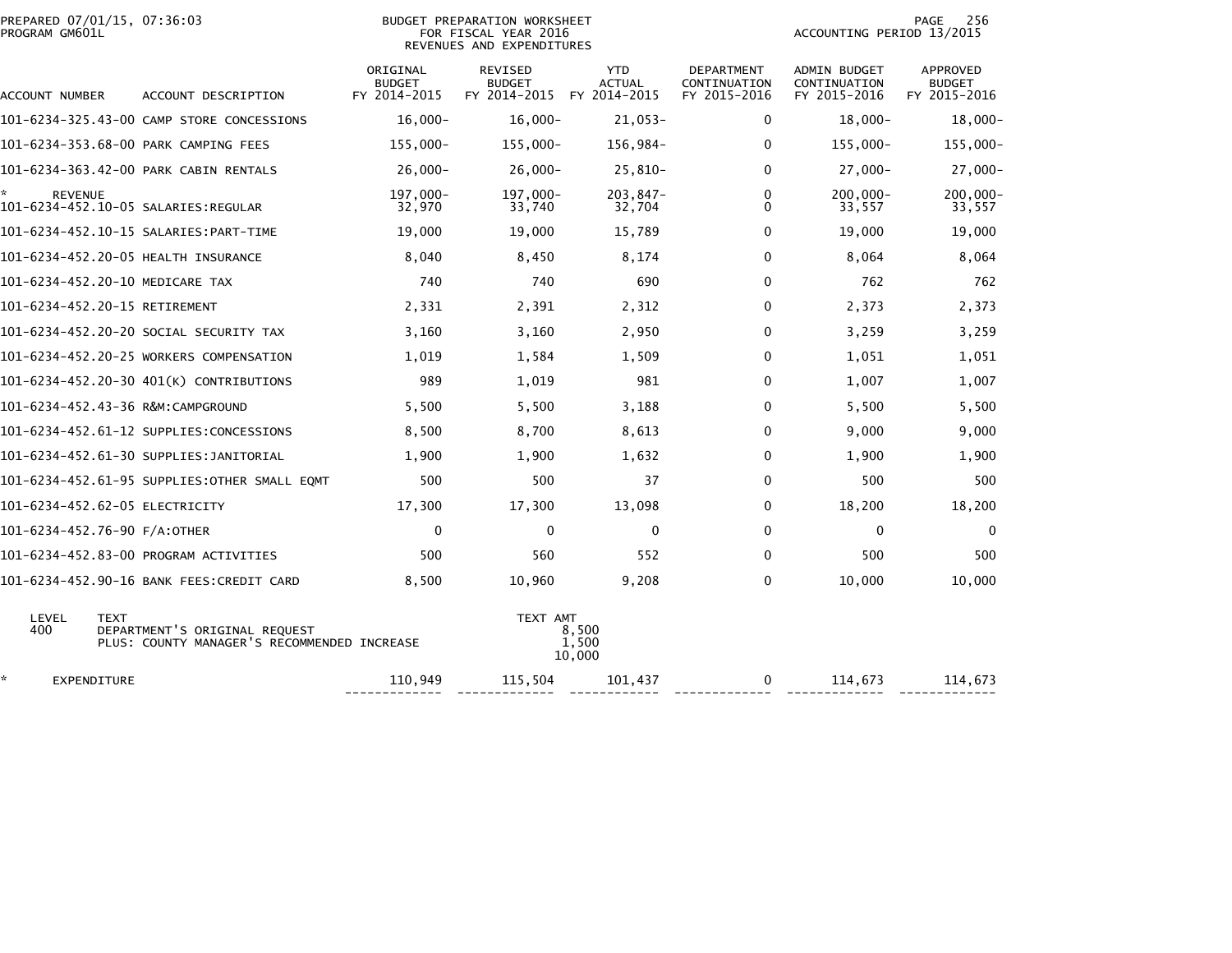PREPARED 07/01/15, 07:36:03
PROGRAM GM601L

BUDGET PREPARATION WORKSHEET
FOR FISCAL YEAR 2016
REVENUES AND EXPENDITURES

ACCOUNTING PERIOD 13/2015

| ACCOUNT NUMBER | ACCOUNT DESCRIPTION | ORIGINAL BUDGET FY 2014-2015 | REVISED BUDGET FY 2014-2015 | YTD ACTUAL FY 2014-2015 | DEPARTMENT CONTINUATION FY 2015-2016 | ADMIN BUDGET CONTINUATION FY 2015-2016 | APPROVED BUDGET FY 2015-2016 |
|---|---|---|---|---|---|---|---|
| 101-6234-325.43-00 | CAMP STORE CONCESSIONS | 16,000- | 16,000- | 21,053- | 0 | 18,000- | 18,000- |
| 101-6234-353.68-00 | PARK CAMPING FEES | 155,000- | 155,000- | 156,984- | 0 | 155,000- | 155,000- |
| 101-6234-363.42-00 | PARK CABIN RENTALS | 26,000- | 26,000- | 25,810- | 0 | 27,000- | 27,000- |
| * REVENUE | | 197,000- | 197,000- | 203,847- | 0 | 200,000- | 200,000- |
| 101-6234-452.10-05 | SALARIES:REGULAR | 32,970 | 33,740 | 32,704 | 0 | 33,557 | 33,557 |
| 101-6234-452.10-15 | SALARIES:PART-TIME | 19,000 | 19,000 | 15,789 | 0 | 19,000 | 19,000 |
| 101-6234-452.20-05 | HEALTH INSURANCE | 8,040 | 8,450 | 8,174 | 0 | 8,064 | 8,064 |
| 101-6234-452.20-10 | MEDICARE TAX | 740 | 740 | 690 | 0 | 762 | 762 |
| 101-6234-452.20-15 | RETIREMENT | 2,331 | 2,391 | 2,312 | 0 | 2,373 | 2,373 |
| 101-6234-452.20-20 | SOCIAL SECURITY TAX | 3,160 | 3,160 | 2,950 | 0 | 3,259 | 3,259 |
| 101-6234-452.20-25 | WORKERS COMPENSATION | 1,019 | 1,584 | 1,509 | 0 | 1,051 | 1,051 |
| 101-6234-452.20-30 | 401(K) CONTRIBUTIONS | 989 | 1,019 | 981 | 0 | 1,007 | 1,007 |
| 101-6234-452.43-36 | R&M:CAMPGROUND | 5,500 | 5,500 | 3,188 | 0 | 5,500 | 5,500 |
| 101-6234-452.61-12 | SUPPLIES:CONCESSIONS | 8,500 | 8,700 | 8,613 | 0 | 9,000 | 9,000 |
| 101-6234-452.61-30 | SUPPLIES:JANITORIAL | 1,900 | 1,900 | 1,632 | 0 | 1,900 | 1,900 |
| 101-6234-452.61-95 | SUPPLIES:OTHER SMALL EQMT | 500 | 500 | 37 | 0 | 500 | 500 |
| 101-6234-452.62-05 | ELECTRICITY | 17,300 | 17,300 | 13,098 | 0 | 18,200 | 18,200 |
| 101-6234-452.76-90 | F/A:OTHER | 0 | 0 | 0 | 0 | 0 | 0 |
| 101-6234-452.83-00 | PROGRAM ACTIVITIES | 500 | 560 | 552 | 0 | 500 | 500 |
| 101-6234-452.90-16 | BANK FEES:CREDIT CARD | 8,500 | 10,960 | 9,208 | 0 | 10,000 | 10,000 |

| LEVEL | TEXT | TEXT AMT |
|---|---|---|
| 400 | DEPARTMENT'S ORIGINAL REQUEST | 8,500 |
| | PLUS: COUNTY MANAGER'S RECOMMENDED INCREASE | 1,500 |
| | | 10,000 |

| | ORIGINAL BUDGET FY 2014-2015 | REVISED BUDGET FY 2014-2015 | YTD ACTUAL FY 2014-2015 | DEPARTMENT CONTINUATION FY 2015-2016 | ADMIN BUDGET CONTINUATION FY 2015-2016 | APPROVED BUDGET FY 2015-2016 |
|---|---|---|---|---|---|---|
| * EXPENDITURE | 110,949 | 115,504 | 101,437 | 0 | 114,673 | 114,673 |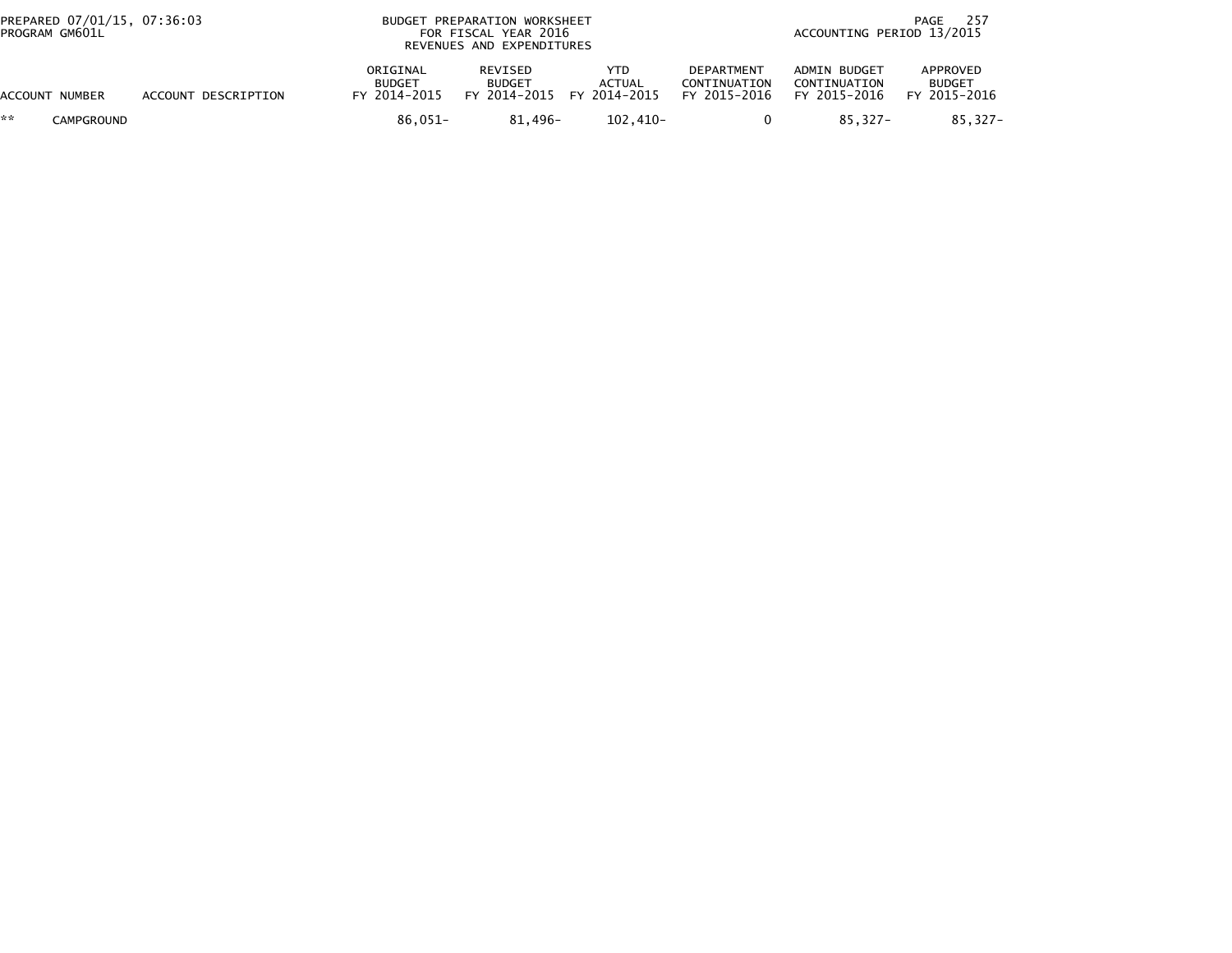| ACCOUNT NUMBER | ACCOUNT DESCRIPTION | ORIGINAL BUDGET FY 2014-2015 | REVISED BUDGET FY 2014-2015 | YTD ACTUAL FY 2014-2015 | DEPARTMENT CONTINUATION FY 2015-2016 | ADMIN BUDGET CONTINUATION FY 2015-2016 | APPROVED BUDGET FY 2015-2016 |
|---|---|---|---|---|---|---|---|
| ** | CAMPGROUND | 86,051- | 81,496- | 102,410- | 0 | 85,327- | 85,327- |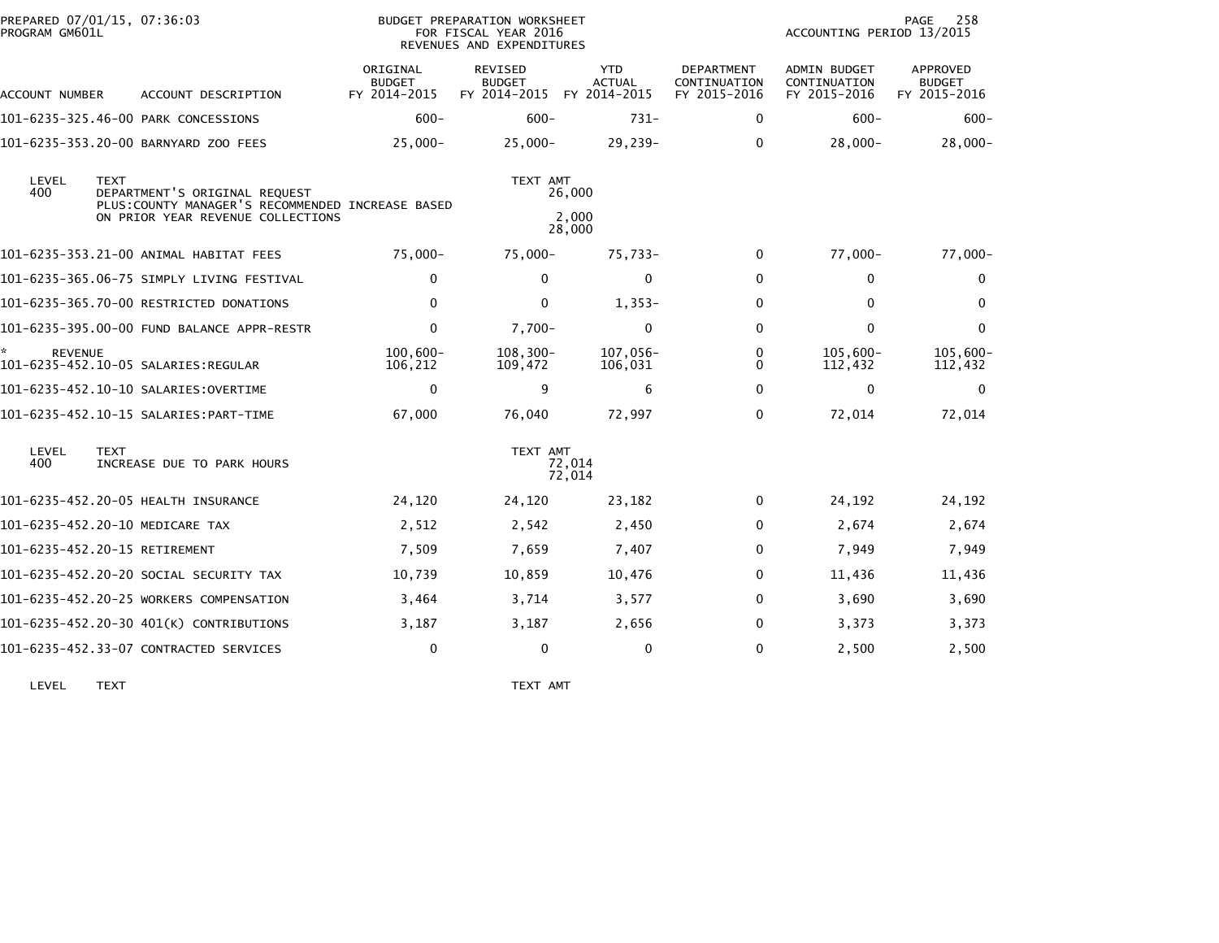PREPARED 07/01/15, 07:36:03
PROGRAM GM601L

BUDGET PREPARATION WORKSHEET
FOR FISCAL YEAR 2016
REVENUES AND EXPENDITURES

ACCOUNTING PERIOD 13/2015

| ACCOUNT NUMBER | ACCOUNT DESCRIPTION | ORIGINAL BUDGET FY 2014-2015 | REVISED BUDGET FY 2014-2015 | YTD ACTUAL FY 2014-2015 | DEPARTMENT CONTINUATION FY 2015-2016 | ADMIN BUDGET CONTINUATION FY 2015-2016 | APPROVED BUDGET FY 2015-2016 |
|---|---|---|---|---|---|---|---|
| 101-6235-325.46-00 | PARK CONCESSIONS | 600- | 600- | 731- | 0 | 600- | 600- |
| 101-6235-353.20-00 | BARNYARD ZOO FEES | 25,000- | 25,000- | 29,239- | 0 | 28,000- | 28,000- |

| LEVEL | TEXT | TEXT AMT |
|---|---|---|
| 400 | DEPARTMENT'S ORIGINAL REQUEST | 26,000 |
| | PLUS:COUNTY MANAGER'S RECOMMENDED INCREASE BASED ON PRIOR YEAR REVENUE COLLECTIONS | 2,000 |
| | | 28,000 |

| ACCOUNT NUMBER | ACCOUNT DESCRIPTION | ORIGINAL BUDGET FY 2014-2015 | REVISED BUDGET FY 2014-2015 | YTD ACTUAL FY 2014-2015 | DEPARTMENT CONTINUATION FY 2015-2016 | ADMIN BUDGET CONTINUATION FY 2015-2016 | APPROVED BUDGET FY 2015-2016 |
|---|---|---|---|---|---|---|---|
| 101-6235-353.21-00 | ANIMAL HABITAT FEES | 75,000- | 75,000- | 75,733- | 0 | 77,000- | 77,000- |
| 101-6235-365.06-75 | SIMPLY LIVING FESTIVAL | 0 | 0 | 0 | 0 | 0 | 0 |
| 101-6235-365.70-00 | RESTRICTED DONATIONS | 0 | 0 | 1,353- | 0 | 0 | 0 |
| 101-6235-395.00-00 | FUND BALANCE APPR-RESTR | 0 | 7,700- | 0 | 0 | 0 | 0 |
| * REVENUE | | 100,600- | 108,300- | 107,056- | 0 | 105,600- | 105,600- |
| 101-6235-452.10-05 | SALARIES:REGULAR | 106,212 | 109,472 | 106,031 | 0 | 112,432 | 112,432 |
| 101-6235-452.10-10 | SALARIES:OVERTIME | 0 | 9 | 6 | 0 | 0 | 0 |
| 101-6235-452.10-15 | SALARIES:PART-TIME | 67,000 | 76,040 | 72,997 | 0 | 72,014 | 72,014 |

| LEVEL | TEXT | TEXT AMT |
|---|---|---|
| 400 | INCREASE DUE TO PARK HOURS | 72,014 |
| | | 72,014 |

| ACCOUNT NUMBER | ACCOUNT DESCRIPTION | ORIGINAL BUDGET FY 2014-2015 | REVISED BUDGET FY 2014-2015 | YTD ACTUAL FY 2014-2015 | DEPARTMENT CONTINUATION FY 2015-2016 | ADMIN BUDGET CONTINUATION FY 2015-2016 | APPROVED BUDGET FY 2015-2016 |
|---|---|---|---|---|---|---|---|
| 101-6235-452.20-05 | HEALTH INSURANCE | 24,120 | 24,120 | 23,182 | 0 | 24,192 | 24,192 |
| 101-6235-452.20-10 | MEDICARE TAX | 2,512 | 2,542 | 2,450 | 0 | 2,674 | 2,674 |
| 101-6235-452.20-15 | RETIREMENT | 7,509 | 7,659 | 7,407 | 0 | 7,949 | 7,949 |
| 101-6235-452.20-20 | SOCIAL SECURITY TAX | 10,739 | 10,859 | 10,476 | 0 | 11,436 | 11,436 |
| 101-6235-452.20-25 | WORKERS COMPENSATION | 3,464 | 3,714 | 3,577 | 0 | 3,690 | 3,690 |
| 101-6235-452.20-30 | 401(K) CONTRIBUTIONS | 3,187 | 3,187 | 2,656 | 0 | 3,373 | 3,373 |
| 101-6235-452.33-07 | CONTRACTED SERVICES | 0 | 0 | 0 | 0 | 2,500 | 2,500 |

| LEVEL | TEXT | TEXT AMT |
|---|---|---|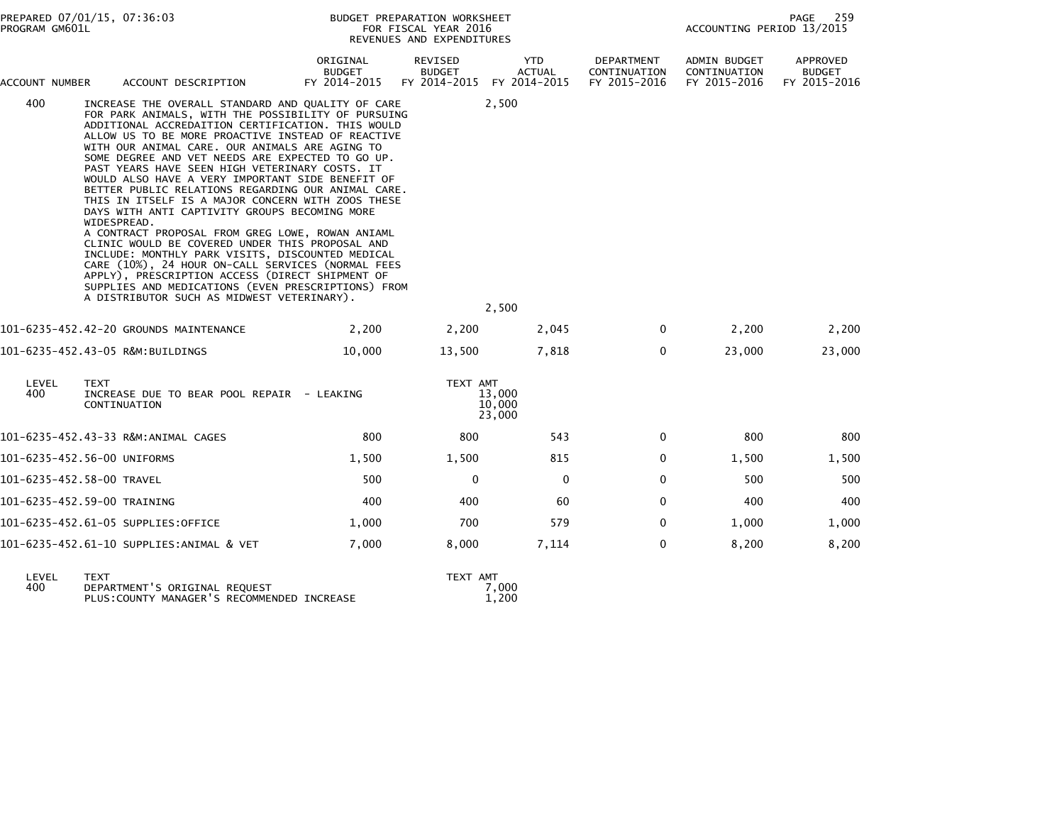PREPARED 07/01/15, 07:36:03
PROGRAM GM601L

BUDGET PREPARATION WORKSHEET
FOR FISCAL YEAR 2016
REVENUES AND EXPENDITURES

ACCOUNTING PERIOD 13/2015

| ACCOUNT NUMBER | ACCOUNT DESCRIPTION | ORIGINAL BUDGET FY 2014-2015 | REVISED BUDGET FY 2014-2015 | YTD ACTUAL FY 2014-2015 | DEPARTMENT CONTINUATION FY 2015-2016 | ADMIN BUDGET CONTINUATION FY 2015-2016 | APPROVED BUDGET FY 2015-2016 |
|---|---|---|---|---|---|---|---|
| 400 | INCREASE THE OVERALL STANDARD AND QUALITY OF CARE FOR PARK ANIMALS, WITH THE POSSIBILITY OF PURSUING ADDITIONAL ACCREDAITION CERTIFICATION. THIS WOULD ALLOW US TO BE MORE PROACTIVE INSTEAD OF REACTIVE WITH OUR ANIMAL CARE. OUR ANIMALS ARE AGING TO SOME DEGREE AND VET NEEDS ARE EXPECTED TO GO UP. PAST YEARS HAVE SEEN HIGH VETERINARY COSTS. IT WOULD ALSO HAVE A VERY IMPORTANT SIDE BENEFIT OF BETTER PUBLIC RELATIONS REGARDING OUR ANIMAL CARE. THIS IN ITSELF IS A MAJOR CONCERN WITH ZOOS THESE DAYS WITH ANTI CAPTIVITY GROUPS BECOMING MORE WIDESPREAD. A CONTRACT PROPOSAL FROM GREG LOWE, ROWAN ANIAML CLINIC WOULD BE COVERED UNDER THIS PROPOSAL AND INCLUDE: MONTHLY PARK VISITS, DISCOUNTED MEDICAL CARE (10%), 24 HOUR ON-CALL SERVICES (NORMAL FEES APPLY), PRESCRIPTION ACCESS (DIRECT SHIPMENT OF SUPPLIES AND MEDICATIONS (EVEN PRESCRIPTIONS) FROM A DISTRIBUTOR SUCH AS MIDWEST VETERINARY). | | | 2,500 | | | |
| | | | | 2,500 | | | |
| 101-6235-452.42-20 | GROUNDS MAINTENANCE | 2,200 | 2,200 | 2,045 | 0 | 2,200 | 2,200 |
| 101-6235-452.43-05 | R&M:BUILDINGS | 10,000 | 13,500 | 7,818 | 0 | 23,000 | 23,000 |

| LEVEL | TEXT | TEXT AMT |
|---|---|---|
| 400 | INCREASE DUE TO BEAR POOL REPAIR - LEAKING | 13,000 |
| | CONTINUATION | 10,000 |
| | | 23,000 |

| ACCOUNT NUMBER | ACCOUNT DESCRIPTION | ORIGINAL BUDGET FY 2014-2015 | REVISED BUDGET FY 2014-2015 | YTD ACTUAL FY 2014-2015 | DEPARTMENT CONTINUATION FY 2015-2016 | ADMIN BUDGET CONTINUATION FY 2015-2016 | APPROVED BUDGET FY 2015-2016 |
|---|---|---|---|---|---|---|---|
| 101-6235-452.43-33 | R&M:ANIMAL CAGES | 800 | 800 | 543 | 0 | 800 | 800 |
| 101-6235-452.56-00 | UNIFORMS | 1,500 | 1,500 | 815 | 0 | 1,500 | 1,500 |
| 101-6235-452.58-00 | TRAVEL | 500 | 0 | 0 | 0 | 500 | 500 |
| 101-6235-452.59-00 | TRAINING | 400 | 400 | 60 | 0 | 400 | 400 |
| 101-6235-452.61-05 | SUPPLIES:OFFICE | 1,000 | 700 | 579 | 0 | 1,000 | 1,000 |
| 101-6235-452.61-10 | SUPPLIES:ANIMAL & VET | 7,000 | 8,000 | 7,114 | 0 | 8,200 | 8,200 |

| LEVEL | TEXT | TEXT AMT |
|---|---|---|
| 400 | DEPARTMENT'S ORIGINAL REQUEST | 7,000 |
| | PLUS:COUNTY MANAGER'S RECOMMENDED INCREASE | 1,200 |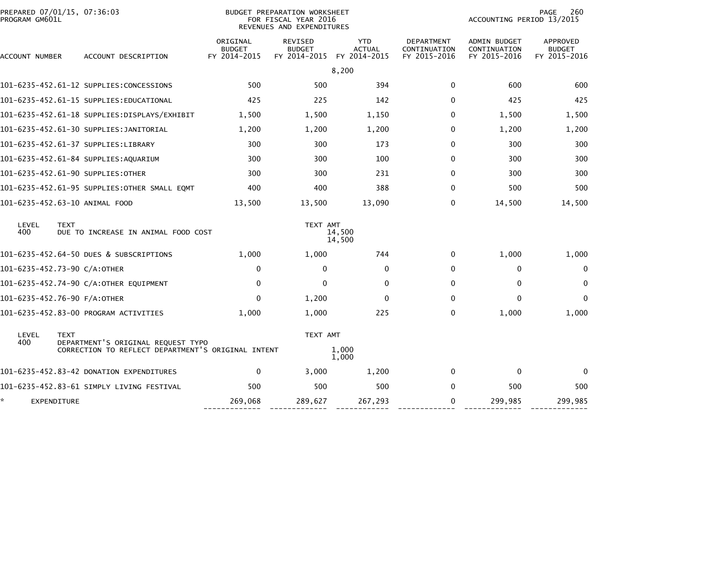PREPARED 07/01/15, 07:36:03
PROGRAM GM601L

BUDGET PREPARATION WORKSHEET
FOR FISCAL YEAR 2016
REVENUES AND EXPENDITURES

ACCOUNTING PERIOD 13/2015

| ACCOUNT NUMBER | ACCOUNT DESCRIPTION | ORIGINAL BUDGET FY 2014-2015 | REVISED BUDGET FY 2014-2015 | YTD ACTUAL FY 2014-2015 | DEPARTMENT CONTINUATION FY 2015-2016 | ADMIN BUDGET CONTINUATION FY 2015-2016 | APPROVED BUDGET FY 2015-2016 |
|---|---|---|---|---|---|---|---|
| | | | | 8,200 | | | |
| 101-6235-452.61-12 | SUPPLIES:CONCESSIONS | 500 | 500 | 394 | 0 | 600 | 600 |
| 101-6235-452.61-15 | SUPPLIES:EDUCATIONAL | 425 | 225 | 142 | 0 | 425 | 425 |
| 101-6235-452.61-18 | SUPPLIES:DISPLAYS/EXHIBIT | 1,500 | 1,500 | 1,150 | 0 | 1,500 | 1,500 |
| 101-6235-452.61-30 | SUPPLIES:JANITORIAL | 1,200 | 1,200 | 1,200 | 0 | 1,200 | 1,200 |
| 101-6235-452.61-37 | SUPPLIES:LIBRARY | 300 | 300 | 173 | 0 | 300 | 300 |
| 101-6235-452.61-84 | SUPPLIES:AQUARIUM | 300 | 300 | 100 | 0 | 300 | 300 |
| 101-6235-452.61-90 | SUPPLIES:OTHER | 300 | 300 | 231 | 0 | 300 | 300 |
| 101-6235-452.61-95 | SUPPLIES:OTHER SMALL EQMT | 400 | 400 | 388 | 0 | 500 | 500 |
| 101-6235-452.63-10 | ANIMAL FOOD | 13,500 | 13,500 | 13,090 | 0 | 14,500 | 14,500 |
| LEVEL 400 | TEXT: DUE TO INCREASE IN ANIMAL FOOD COST | | TEXT AMT | 14,500<br>14,500 | | | |
| 101-6235-452.64-50 | DUES & SUBSCRIPTIONS | 1,000 | 1,000 | 744 | 0 | 1,000 | 1,000 |
| 101-6235-452.73-90 | C/A:OTHER | 0 | 0 | 0 | 0 | 0 | 0 |
| 101-6235-452.74-90 | C/A:OTHER EQUIPMENT | 0 | 0 | 0 | 0 | 0 | 0 |
| 101-6235-452.76-90 | F/A:OTHER | 0 | 1,200 | 0 | 0 | 0 | 0 |
| 101-6235-452.83-00 | PROGRAM ACTIVITIES | 1,000 | 1,000 | 225 | 0 | 1,000 | 1,000 |
| LEVEL 400 | TEXT: DEPARTMENT'S ORIGINAL REQUEST TYPO CORRECTION TO REFLECT DEPARTMENT'S ORIGINAL INTENT | | TEXT AMT | 1,000<br>1,000 | | | |
| 101-6235-452.83-42 | DONATION EXPENDITURES | 0 | 3,000 | 1,200 | 0 | 0 | 0 |
| 101-6235-452.83-61 | SIMPLY LIVING FESTIVAL | 500 | 500 | 500 | 0 | 500 | 500 |
| * | EXPENDITURE | 269,068 | 289,627 | 267,293 | 0 | 299,985 | 299,985 |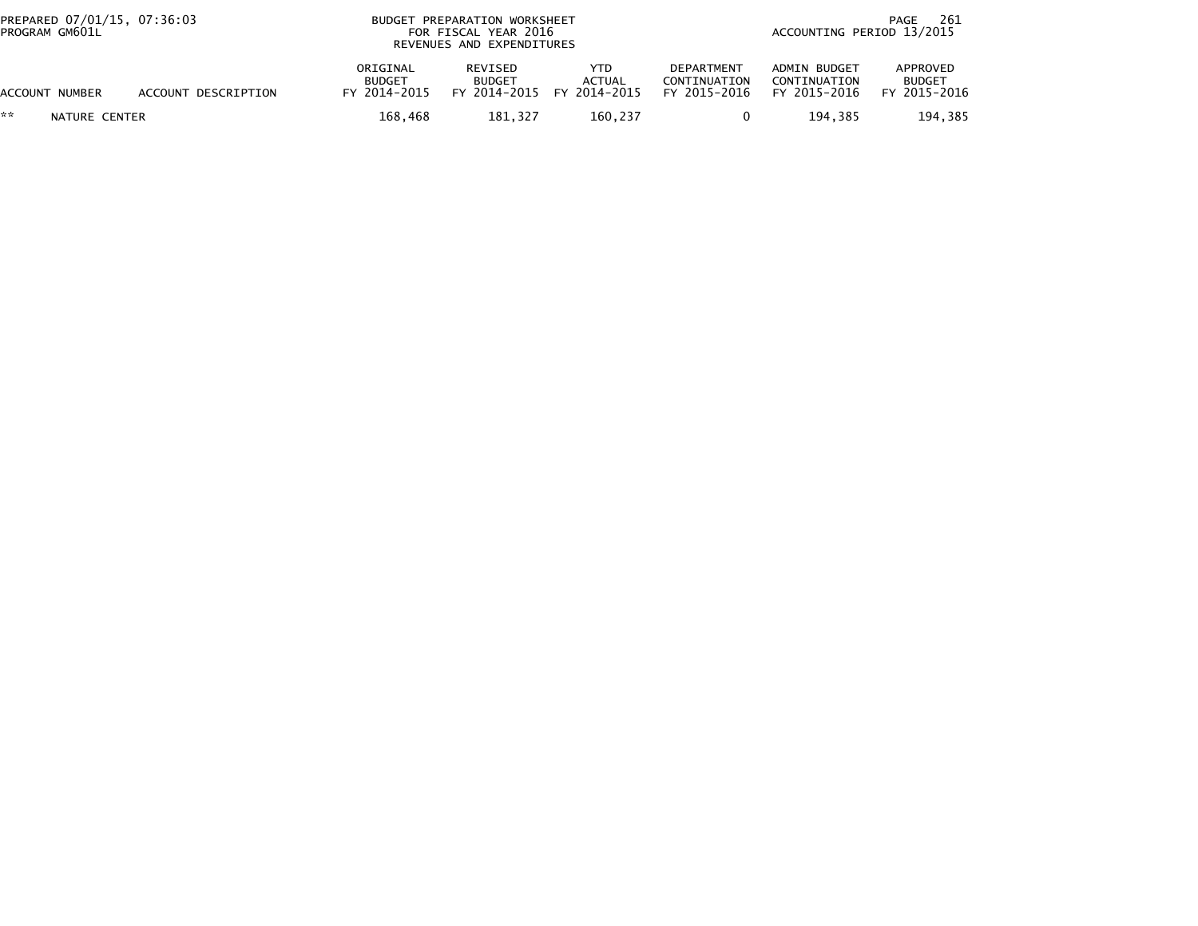| ACCOUNT NUMBER | ACCOUNT DESCRIPTION | ORIGINAL BUDGET FY 2014-2015 | REVISED BUDGET FY 2014-2015 | YTD ACTUAL FY 2014-2015 | DEPARTMENT CONTINUATION FY 2015-2016 | ADMIN BUDGET CONTINUATION FY 2015-2016 | APPROVED BUDGET FY 2015-2016 |
|---|---|---|---|---|---|---|---|
| ** | NATURE CENTER | 168,468 | 181,327 | 160,237 | 0 | 194,385 | 194,385 |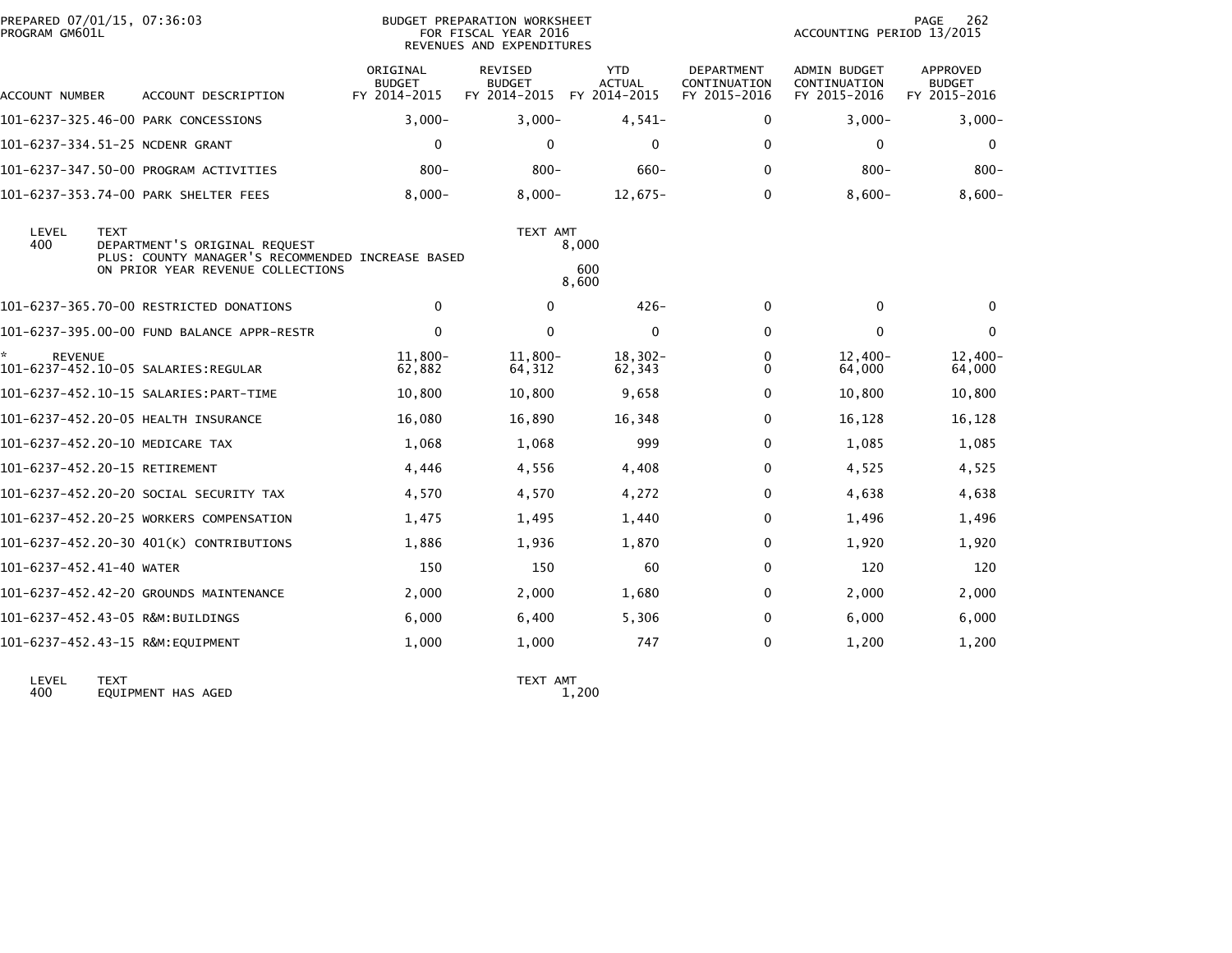PREPARED 07/01/15, 07:36:03 PROGRAM GM601L

BUDGET PREPARATION WORKSHEET FOR FISCAL YEAR 2016 REVENUES AND EXPENDITURES

ACCOUNTING PERIOD 13/2015

| ACCOUNT NUMBER | ACCOUNT DESCRIPTION | ORIGINAL BUDGET FY 2014-2015 | REVISED BUDGET FY 2014-2015 | YTD ACTUAL FY 2014-2015 | DEPARTMENT CONTINUATION FY 2015-2016 | ADMIN BUDGET CONTINUATION FY 2015-2016 | APPROVED BUDGET FY 2015-2016 |
|---|---|---|---|---|---|---|---|
| 101-6237-325.46-00 | PARK CONCESSIONS | 3,000- | 3,000- | 4,541- | 0 | 3,000- | 3,000- |
| 101-6237-334.51-25 | NCDENR GRANT | 0 | 0 | 0 | 0 | 0 | 0 |
| 101-6237-347.50-00 | PROGRAM ACTIVITIES | 800- | 800- | 660- | 0 | 800- | 800- |
| 101-6237-353.74-00 | PARK SHELTER FEES | 8,000- | 8,000- | 12,675- | 0 | 8,600- | 8,600- |

| LEVEL | TEXT | TEXT AMT |
|---|---|---|
| 400 | DEPARTMENT'S ORIGINAL REQUEST | 8,000 |
| | PLUS: COUNTY MANAGER'S RECOMMENDED INCREASE BASED ON PRIOR YEAR REVENUE COLLECTIONS | 600 |
| | | 8,600 |

| ACCOUNT NUMBER | ACCOUNT DESCRIPTION | ORIGINAL BUDGET FY 2014-2015 | REVISED BUDGET FY 2014-2015 | YTD ACTUAL FY 2014-2015 | DEPARTMENT CONTINUATION FY 2015-2016 | ADMIN BUDGET CONTINUATION FY 2015-2016 | APPROVED BUDGET FY 2015-2016 |
|---|---|---|---|---|---|---|---|
| 101-6237-365.70-00 | RESTRICTED DONATIONS | 0 | 0 | 426- | 0 | 0 | 0 |
| 101-6237-395.00-00 | FUND BALANCE APPR-RESTR | 0 | 0 | 0 | 0 | 0 | 0 |
| * | REVENUE | 11,800- | 11,800- | 18,302- | 0 | 12,400- | 12,400- |
| 101-6237-452.10-05 | SALARIES:REGULAR | 62,882 | 64,312 | 62,343 | 0 | 64,000 | 64,000 |
| 101-6237-452.10-15 | SALARIES:PART-TIME | 10,800 | 10,800 | 9,658 | 0 | 10,800 | 10,800 |
| 101-6237-452.20-05 | HEALTH INSURANCE | 16,080 | 16,890 | 16,348 | 0 | 16,128 | 16,128 |
| 101-6237-452.20-10 | MEDICARE TAX | 1,068 | 1,068 | 999 | 0 | 1,085 | 1,085 |
| 101-6237-452.20-15 | RETIREMENT | 4,446 | 4,556 | 4,408 | 0 | 4,525 | 4,525 |
| 101-6237-452.20-20 | SOCIAL SECURITY TAX | 4,570 | 4,570 | 4,272 | 0 | 4,638 | 4,638 |
| 101-6237-452.20-25 | WORKERS COMPENSATION | 1,475 | 1,495 | 1,440 | 0 | 1,496 | 1,496 |
| 101-6237-452.20-30 | 401(K) CONTRIBUTIONS | 1,886 | 1,936 | 1,870 | 0 | 1,920 | 1,920 |
| 101-6237-452.41-40 | WATER | 150 | 150 | 60 | 0 | 120 | 120 |
| 101-6237-452.42-20 | GROUNDS MAINTENANCE | 2,000 | 2,000 | 1,680 | 0 | 2,000 | 2,000 |
| 101-6237-452.43-05 | R&M:BUILDINGS | 6,000 | 6,400 | 5,306 | 0 | 6,000 | 6,000 |
| 101-6237-452.43-15 | R&M:EQUIPMENT | 1,000 | 1,000 | 747 | 0 | 1,200 | 1,200 |

| LEVEL | TEXT | TEXT AMT |
|---|---|---|
| 400 | EQUIPMENT HAS AGED | 1,200 |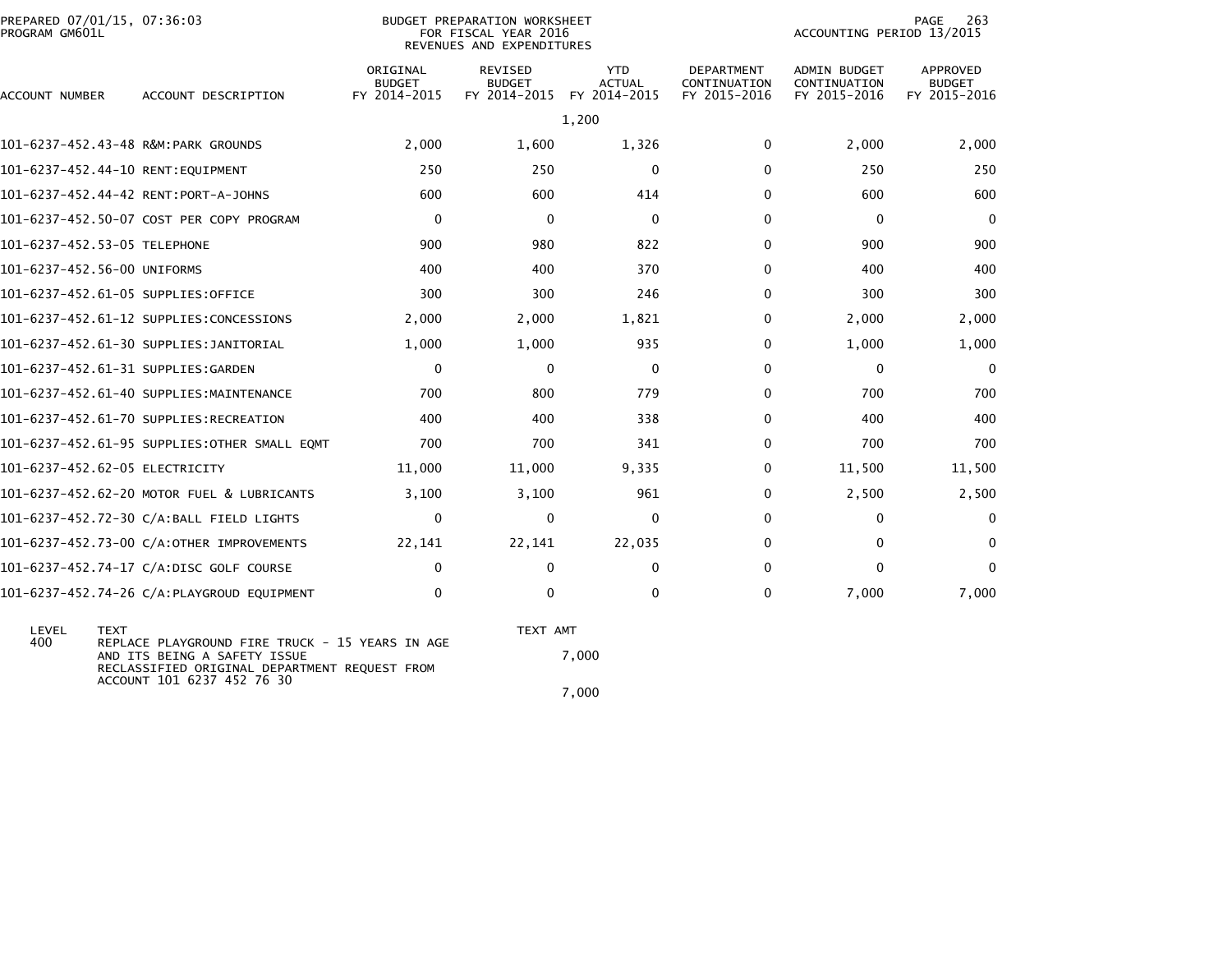BUDGET PREPARATION WORKSHEET
FOR FISCAL YEAR 2016
REVENUES AND EXPENDITURES

PREPARED 07/01/15, 07:36:03
PROGRAM GM601L

ACCOUNTING PERIOD 13/2015

| ACCOUNT NUMBER | ACCOUNT DESCRIPTION | ORIGINAL BUDGET FY 2014-2015 | REVISED BUDGET FY 2014-2015 | YTD ACTUAL FY 2014-2015 | DEPARTMENT CONTINUATION FY 2015-2016 | ADMIN BUDGET CONTINUATION FY 2015-2016 | APPROVED BUDGET FY 2015-2016 |
|---|---|---|---|---|---|---|---|
| | | | | 1,200 | | | |
| 101-6237-452.43-48 | R&M:PARK GROUNDS | 2,000 | 1,600 | 1,326 | 0 | 2,000 | 2,000 |
| 101-6237-452.44-10 | RENT:EQUIPMENT | 250 | 250 | 0 | 0 | 250 | 250 |
| 101-6237-452.44-42 | RENT:PORT-A-JOHNS | 600 | 600 | 414 | 0 | 600 | 600 |
| 101-6237-452.50-07 | COST PER COPY PROGRAM | 0 | 0 | 0 | 0 | 0 | 0 |
| 101-6237-452.53-05 | TELEPHONE | 900 | 980 | 822 | 0 | 900 | 900 |
| 101-6237-452.56-00 | UNIFORMS | 400 | 400 | 370 | 0 | 400 | 400 |
| 101-6237-452.61-05 | SUPPLIES:OFFICE | 300 | 300 | 246 | 0 | 300 | 300 |
| 101-6237-452.61-12 | SUPPLIES:CONCESSIONS | 2,000 | 2,000 | 1,821 | 0 | 2,000 | 2,000 |
| 101-6237-452.61-30 | SUPPLIES:JANITORIAL | 1,000 | 1,000 | 935 | 0 | 1,000 | 1,000 |
| 101-6237-452.61-31 | SUPPLIES:GARDEN | 0 | 0 | 0 | 0 | 0 | 0 |
| 101-6237-452.61-40 | SUPPLIES:MAINTENANCE | 700 | 800 | 779 | 0 | 700 | 700 |
| 101-6237-452.61-70 | SUPPLIES:RECREATION | 400 | 400 | 338 | 0 | 400 | 400 |
| 101-6237-452.61-95 | SUPPLIES:OTHER SMALL EQMT | 700 | 700 | 341 | 0 | 700 | 700 |
| 101-6237-452.62-05 | ELECTRICITY | 11,000 | 11,000 | 9,335 | 0 | 11,500 | 11,500 |
| 101-6237-452.62-20 | MOTOR FUEL & LUBRICANTS | 3,100 | 3,100 | 961 | 0 | 2,500 | 2,500 |
| 101-6237-452.72-30 | C/A:BALL FIELD LIGHTS | 0 | 0 | 0 | 0 | 0 | 0 |
| 101-6237-452.73-00 | C/A:OTHER IMPROVEMENTS | 22,141 | 22,141 | 22,035 | 0 | 0 | 0 |
| 101-6237-452.74-17 | C/A:DISC GOLF COURSE | 0 | 0 | 0 | 0 | 0 | 0 |
| 101-6237-452.74-26 | C/A:PLAYGROUD EQUIPMENT | 0 | 0 | 0 | 0 | 7,000 | 7,000 |

| LEVEL | TEXT | TEXT AMT |
|---|---|---|
| 400 | REPLACE PLAYGROUND FIRE TRUCK - 15 YEARS IN AGE AND ITS BEING A SAFETY ISSUE | 7,000 |
| | RECLASSIFIED ORIGINAL DEPARTMENT REQUEST FROM ACCOUNT 101 6237 452 76 30 | |
| | | 7,000 |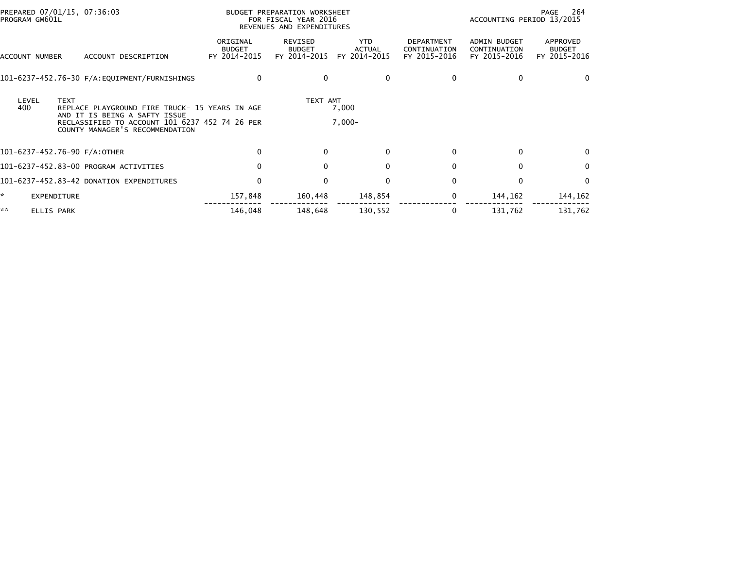BUDGET PREPARATION WORKSHEET
FOR FISCAL YEAR 2016
REVENUES AND EXPENDITURES

PREPARED 07/01/15, 07:36:03
PROGRAM GM601L

ACCOUNTING PERIOD 13/2015

| ACCOUNT NUMBER | ACCOUNT DESCRIPTION | ORIGINAL BUDGET FY 2014-2015 | REVISED BUDGET FY 2014-2015 | YTD ACTUAL FY 2014-2015 | DEPARTMENT CONTINUATION FY 2015-2016 | ADMIN BUDGET CONTINUATION FY 2015-2016 | APPROVED BUDGET FY 2015-2016 |
|---|---|---|---|---|---|---|---|
| 101-6237-452.76-30 | F/A:EQUIPMENT/FURNISHINGS | 0 | 0 | 0 | 0 | 0 | 0 |

| LEVEL | TEXT | TEXT AMT |
|---|---|---|
| 400 | REPLACE PLAYGROUND FIRE TRUCK- 15 YEARS IN AGE AND IT IS BEING A SAFTY ISSUE | 7,000 |
| | RECLASSIFIED TO ACCOUNT 101 6237 452 74 26 PER COUNTY MANAGER'S RECOMMENDATION | 7,000- |

| ACCOUNT NUMBER | ACCOUNT DESCRIPTION | ORIGINAL BUDGET FY 2014-2015 | REVISED BUDGET FY 2014-2015 | YTD ACTUAL FY 2014-2015 | DEPARTMENT CONTINUATION FY 2015-2016 | ADMIN BUDGET CONTINUATION FY 2015-2016 | APPROVED BUDGET FY 2015-2016 |
|---|---|---|---|---|---|---|---|
| 101-6237-452.76-90 | F/A:OTHER | 0 | 0 | 0 | 0 | 0 | 0 |
| 101-6237-452.83-00 | PROGRAM ACTIVITIES | 0 | 0 | 0 | 0 | 0 | 0 |
| 101-6237-452.83-42 | DONATION EXPENDITURES | 0 | 0 | 0 | 0 | 0 | 0 |
| * | EXPENDITURE | 157,848 | 160,448 | 148,854 | 0 | 144,162 | 144,162 |
| ** | ELLIS PARK | 146,048 | 148,648 | 130,552 | 0 | 131,762 | 131,762 |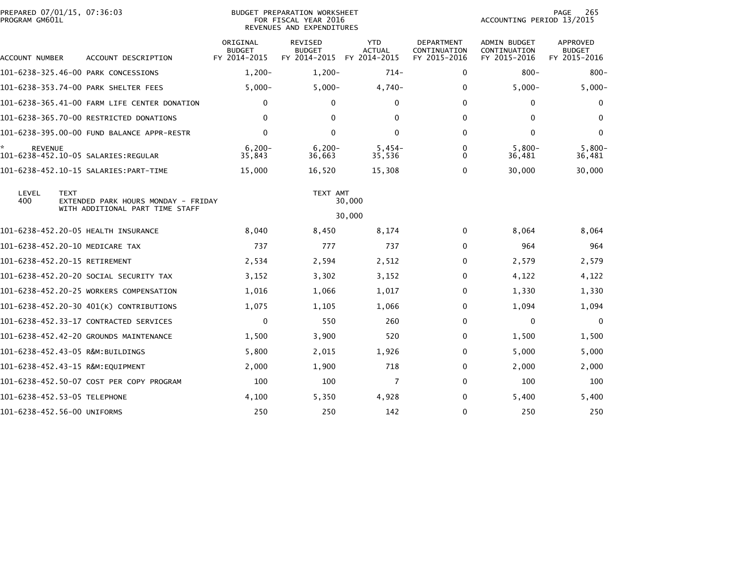PREPARED 07/01/15, 07:36:03
PROGRAM GM601L

BUDGET PREPARATION WORKSHEET
FOR FISCAL YEAR 2016
REVENUES AND EXPENDITURES

ACCOUNTING PERIOD 13/2015

| ACCOUNT NUMBER | ACCOUNT DESCRIPTION | ORIGINAL BUDGET FY 2014-2015 | REVISED BUDGET FY 2014-2015 | YTD ACTUAL FY 2014-2015 | DEPARTMENT CONTINUATION FY 2015-2016 | ADMIN BUDGET CONTINUATION FY 2015-2016 | APPROVED BUDGET FY 2015-2016 |
|---|---|---|---|---|---|---|---|
| 101-6238-325.46-00 | PARK CONCESSIONS | 1,200- | 1,200- | 714- | 0 | 800- | 800- |
| 101-6238-353.74-00 | PARK SHELTER FEES | 5,000- | 5,000- | 4,740- | 0 | 5,000- | 5,000- |
| 101-6238-365.41-00 | FARM LIFE CENTER DONATION | 0 | 0 | 0 | 0 | 0 | 0 |
| 101-6238-365.70-00 | RESTRICTED DONATIONS | 0 | 0 | 0 | 0 | 0 | 0 |
| 101-6238-395.00-00 | FUND BALANCE APPR-RESTR | 0 | 0 | 0 | 0 | 0 | 0 |
| * REVENUE | | 6,200- | 6,200- | 5,454- | 0 | 5,800- | 5,800- |
| 101-6238-452.10-05 | SALARIES:REGULAR | 35,843 | 36,663 | 35,536 | 0 | 36,481 | 36,481 |
| 101-6238-452.10-15 | SALARIES:PART-TIME | 15,000 | 16,520 | 15,308 | 0 | 30,000 | 30,000 |

| LEVEL | TEXT | TEXT AMT |
|---|---|---|
| 400 | EXTENDED PARK HOURS MONDAY - FRIDAY WITH ADDITIONAL PART TIME STAFF | 30,000 |
| | | 30,000 |

| ACCOUNT NUMBER | ACCOUNT DESCRIPTION | ORIGINAL BUDGET FY 2014-2015 | REVISED BUDGET FY 2014-2015 | YTD ACTUAL FY 2014-2015 | DEPARTMENT CONTINUATION FY 2015-2016 | ADMIN BUDGET CONTINUATION FY 2015-2016 | APPROVED BUDGET FY 2015-2016 |
|---|---|---|---|---|---|---|---|
| 101-6238-452.20-05 | HEALTH INSURANCE | 8,040 | 8,450 | 8,174 | 0 | 8,064 | 8,064 |
| 101-6238-452.20-10 | MEDICARE TAX | 737 | 777 | 737 | 0 | 964 | 964 |
| 101-6238-452.20-15 | RETIREMENT | 2,534 | 2,594 | 2,512 | 0 | 2,579 | 2,579 |
| 101-6238-452.20-20 | SOCIAL SECURITY TAX | 3,152 | 3,302 | 3,152 | 0 | 4,122 | 4,122 |
| 101-6238-452.20-25 | WORKERS COMPENSATION | 1,016 | 1,066 | 1,017 | 0 | 1,330 | 1,330 |
| 101-6238-452.20-30 | 401(K) CONTRIBUTIONS | 1,075 | 1,105 | 1,066 | 0 | 1,094 | 1,094 |
| 101-6238-452.33-17 | CONTRACTED SERVICES | 0 | 550 | 260 | 0 | 0 | 0 |
| 101-6238-452.42-20 | GROUNDS MAINTENANCE | 1,500 | 3,900 | 520 | 0 | 1,500 | 1,500 |
| 101-6238-452.43-05 | R&M:BUILDINGS | 5,800 | 2,015 | 1,926 | 0 | 5,000 | 5,000 |
| 101-6238-452.43-15 | R&M:EQUIPMENT | 2,000 | 1,900 | 718 | 0 | 2,000 | 2,000 |
| 101-6238-452.50-07 | COST PER COPY PROGRAM | 100 | 100 | 7 | 0 | 100 | 100 |
| 101-6238-452.53-05 | TELEPHONE | 4,100 | 5,350 | 4,928 | 0 | 5,400 | 5,400 |
| 101-6238-452.56-00 | UNIFORMS | 250 | 250 | 142 | 0 | 250 | 250 |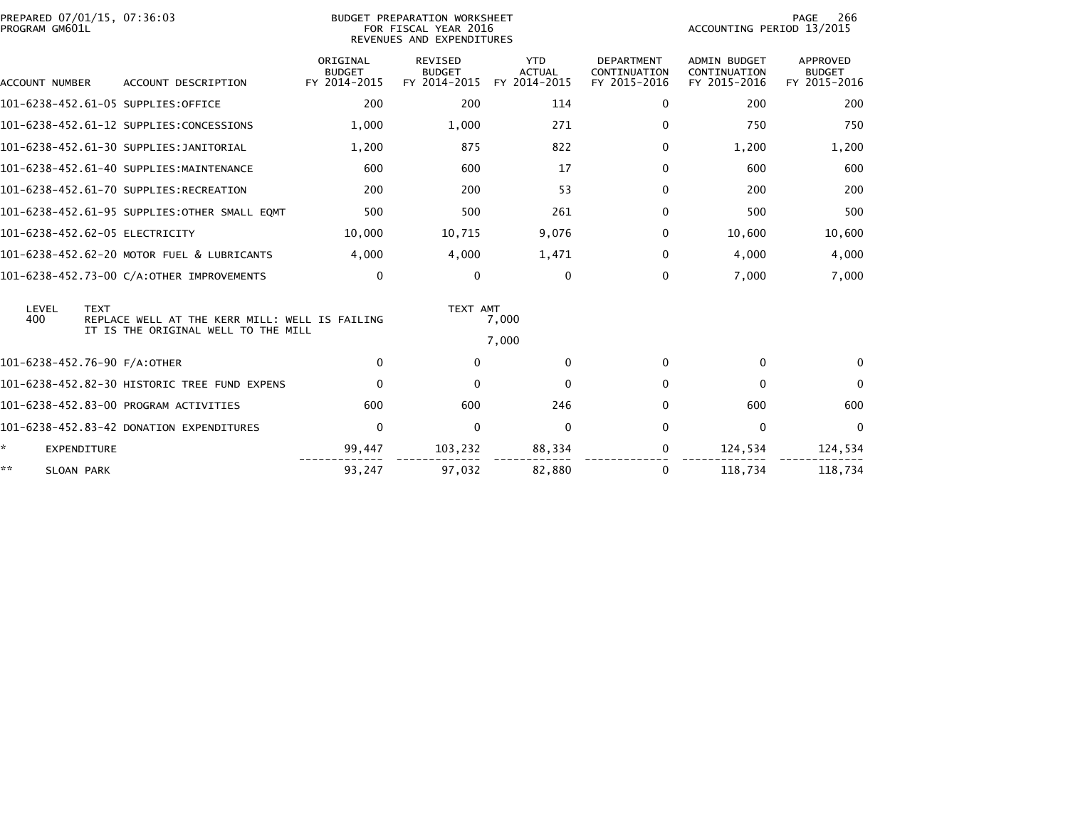PREPARED 07/01/15, 07:36:03
PROGRAM GM601L

BUDGET PREPARATION WORKSHEET
FOR FISCAL YEAR 2016
REVENUES AND EXPENDITURES

ACCOUNTING PERIOD 13/2015

| ACCOUNT NUMBER | ACCOUNT DESCRIPTION | ORIGINAL BUDGET FY 2014-2015 | REVISED BUDGET FY 2014-2015 | YTD ACTUAL FY 2014-2015 | DEPARTMENT CONTINUATION FY 2015-2016 | ADMIN BUDGET CONTINUATION FY 2015-2016 | APPROVED BUDGET FY 2015-2016 |
|---|---|---|---|---|---|---|---|
| 101-6238-452.61-05 | SUPPLIES:OFFICE | 200 | 200 | 114 | 0 | 200 | 200 |
| 101-6238-452.61-12 | SUPPLIES:CONCESSIONS | 1,000 | 1,000 | 271 | 0 | 750 | 750 |
| 101-6238-452.61-30 | SUPPLIES:JANITORIAL | 1,200 | 875 | 822 | 0 | 1,200 | 1,200 |
| 101-6238-452.61-40 | SUPPLIES:MAINTENANCE | 600 | 600 | 17 | 0 | 600 | 600 |
| 101-6238-452.61-70 | SUPPLIES:RECREATION | 200 | 200 | 53 | 0 | 200 | 200 |
| 101-6238-452.61-95 | SUPPLIES:OTHER SMALL EQMT | 500 | 500 | 261 | 0 | 500 | 500 |
| 101-6238-452.62-05 | ELECTRICITY | 10,000 | 10,715 | 9,076 | 0 | 10,600 | 10,600 |
| 101-6238-452.62-20 | MOTOR FUEL & LUBRICANTS | 4,000 | 4,000 | 1,471 | 0 | 4,000 | 4,000 |
| 101-6238-452.73-00 | C/A:OTHER IMPROVEMENTS | 0 | 0 | 0 | 0 | 7,000 | 7,000 |

| LEVEL | TEXT | TEXT AMT |
|---|---|---|
| 400 | REPLACE WELL AT THE KERR MILL: WELL IS FAILING IT IS THE ORIGINAL WELL TO THE MILL | 7,000 |
| | | 7,000 |

| ACCOUNT NUMBER | ACCOUNT DESCRIPTION | ORIGINAL BUDGET FY 2014-2015 | REVISED BUDGET FY 2014-2015 | YTD ACTUAL FY 2014-2015 | DEPARTMENT CONTINUATION FY 2015-2016 | ADMIN BUDGET CONTINUATION FY 2015-2016 | APPROVED BUDGET FY 2015-2016 |
|---|---|---|---|---|---|---|---|
| 101-6238-452.76-90 | F/A:OTHER | 0 | 0 | 0 | 0 | 0 | 0 |
| 101-6238-452.82-30 | HISTORIC TREE FUND EXPENS | 0 | 0 | 0 | 0 | 0 | 0 |
| 101-6238-452.83-00 | PROGRAM ACTIVITIES | 600 | 600 | 246 | 0 | 600 | 600 |
| 101-6238-452.83-42 | DONATION EXPENDITURES | 0 | 0 | 0 | 0 | 0 | 0 |
| * | EXPENDITURE | 99,447 | 103,232 | 88,334 | 0 | 124,534 | 124,534 |
| ** | SLOAN PARK | 93,247 | 97,032 | 82,880 | 0 | 118,734 | 118,734 |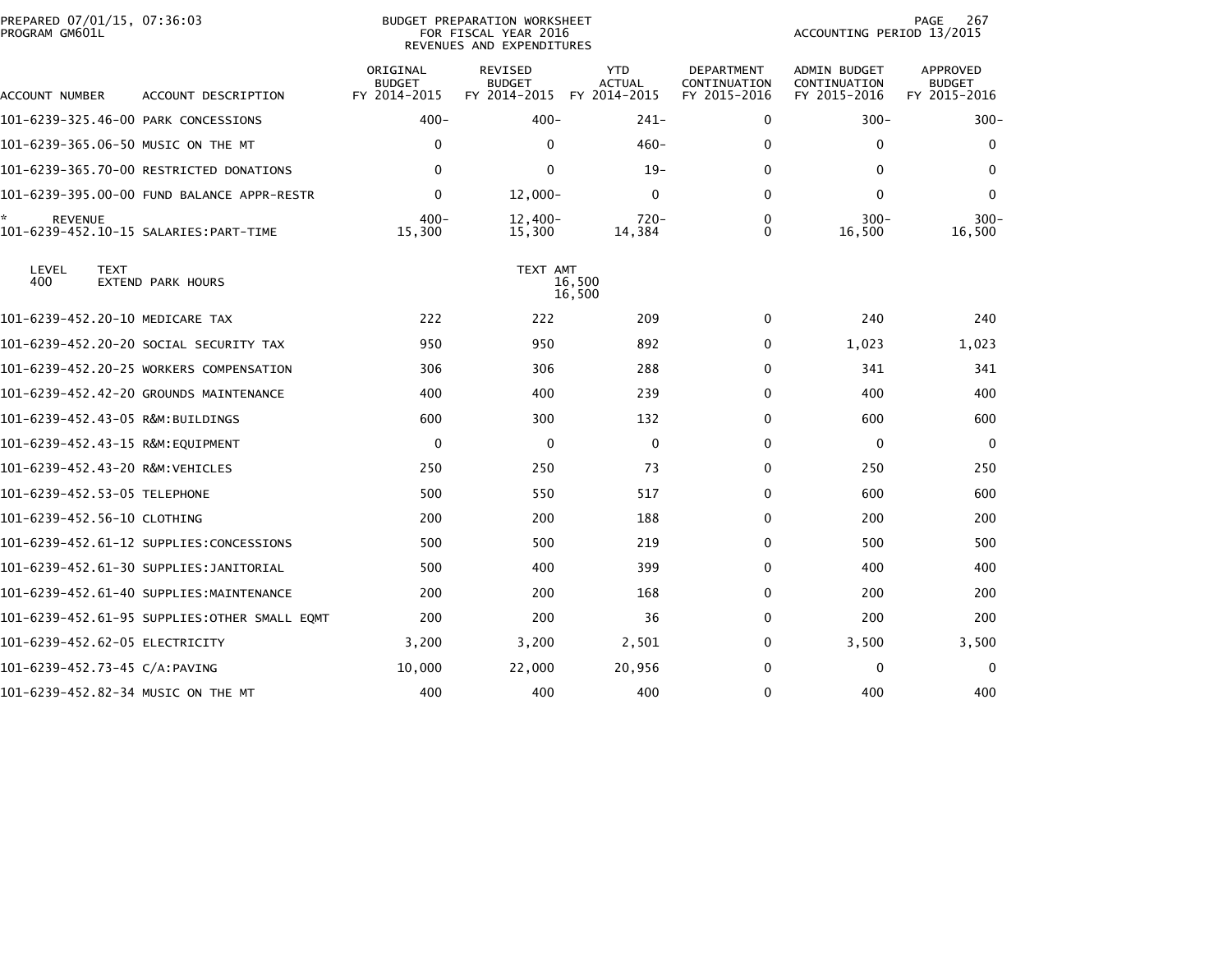PREPARED 07/01/15, 07:36:03 PROGRAM GM601L

BUDGET PREPARATION WORKSHEET
FOR FISCAL YEAR 2016
REVENUES AND EXPENDITURES

ACCOUNTING PERIOD 13/2015

| ACCOUNT NUMBER | ACCOUNT DESCRIPTION | ORIGINAL BUDGET FY 2014-2015 | REVISED BUDGET FY 2014-2015 | YTD ACTUAL FY 2014-2015 | DEPARTMENT CONTINUATION FY 2015-2016 | ADMIN BUDGET CONTINUATION FY 2015-2016 | APPROVED BUDGET FY 2015-2016 |
|---|---|---|---|---|---|---|---|
| 101-6239-325.46-00 | PARK CONCESSIONS | 400- | 400- | 241- | 0 | 300- | 300- |
| 101-6239-365.06-50 | MUSIC ON THE MT | 0 | 0 | 460- | 0 | 0 | 0 |
| 101-6239-365.70-00 | RESTRICTED DONATIONS | 0 | 0 | 19- | 0 | 0 | 0 |
| 101-6239-395.00-00 | FUND BALANCE APPR-RESTR | 0 | 12,000- | 0 | 0 | 0 | 0 |
| * REVENUE | | 400- | 12,400- | 720- | 0 | 300- | 300- |
| 101-6239-452.10-15 | SALARIES:PART-TIME | 15,300 | 15,300 | 14,384 | 0 | 16,500 | 16,500 |

| LEVEL | TEXT | TEXT AMT |
|---|---|---|
| 400 | EXTEND PARK HOURS | 16,500 |
| | | 16,500 |

| ACCOUNT NUMBER | ACCOUNT DESCRIPTION | ORIGINAL BUDGET FY 2014-2015 | REVISED BUDGET FY 2014-2015 | YTD ACTUAL FY 2014-2015 | DEPARTMENT CONTINUATION FY 2015-2016 | ADMIN BUDGET CONTINUATION FY 2015-2016 | APPROVED BUDGET FY 2015-2016 |
|---|---|---|---|---|---|---|---|
| 101-6239-452.20-10 | MEDICARE TAX | 222 | 222 | 209 | 0 | 240 | 240 |
| 101-6239-452.20-20 | SOCIAL SECURITY TAX | 950 | 950 | 892 | 0 | 1,023 | 1,023 |
| 101-6239-452.20-25 | WORKERS COMPENSATION | 306 | 306 | 288 | 0 | 341 | 341 |
| 101-6239-452.42-20 | GROUNDS MAINTENANCE | 400 | 400 | 239 | 0 | 400 | 400 |
| 101-6239-452.43-05 | R&M:BUILDINGS | 600 | 300 | 132 | 0 | 600 | 600 |
| 101-6239-452.43-15 | R&M:EQUIPMENT | 0 | 0 | 0 | 0 | 0 | 0 |
| 101-6239-452.43-20 | R&M:VEHICLES | 250 | 250 | 73 | 0 | 250 | 250 |
| 101-6239-452.53-05 | TELEPHONE | 500 | 550 | 517 | 0 | 600 | 600 |
| 101-6239-452.56-10 | CLOTHING | 200 | 200 | 188 | 0 | 200 | 200 |
| 101-6239-452.61-12 | SUPPLIES:CONCESSIONS | 500 | 500 | 219 | 0 | 500 | 500 |
| 101-6239-452.61-30 | SUPPLIES:JANITORIAL | 500 | 400 | 399 | 0 | 400 | 400 |
| 101-6239-452.61-40 | SUPPLIES:MAINTENANCE | 200 | 200 | 168 | 0 | 200 | 200 |
| 101-6239-452.61-95 | SUPPLIES:OTHER SMALL EQMT | 200 | 200 | 36 | 0 | 200 | 200 |
| 101-6239-452.62-05 | ELECTRICITY | 3,200 | 3,200 | 2,501 | 0 | 3,500 | 3,500 |
| 101-6239-452.73-45 | C/A:PAVING | 10,000 | 22,000 | 20,956 | 0 | 0 | 0 |
| 101-6239-452.82-34 | MUSIC ON THE MT | 400 | 400 | 400 | 0 | 400 | 400 |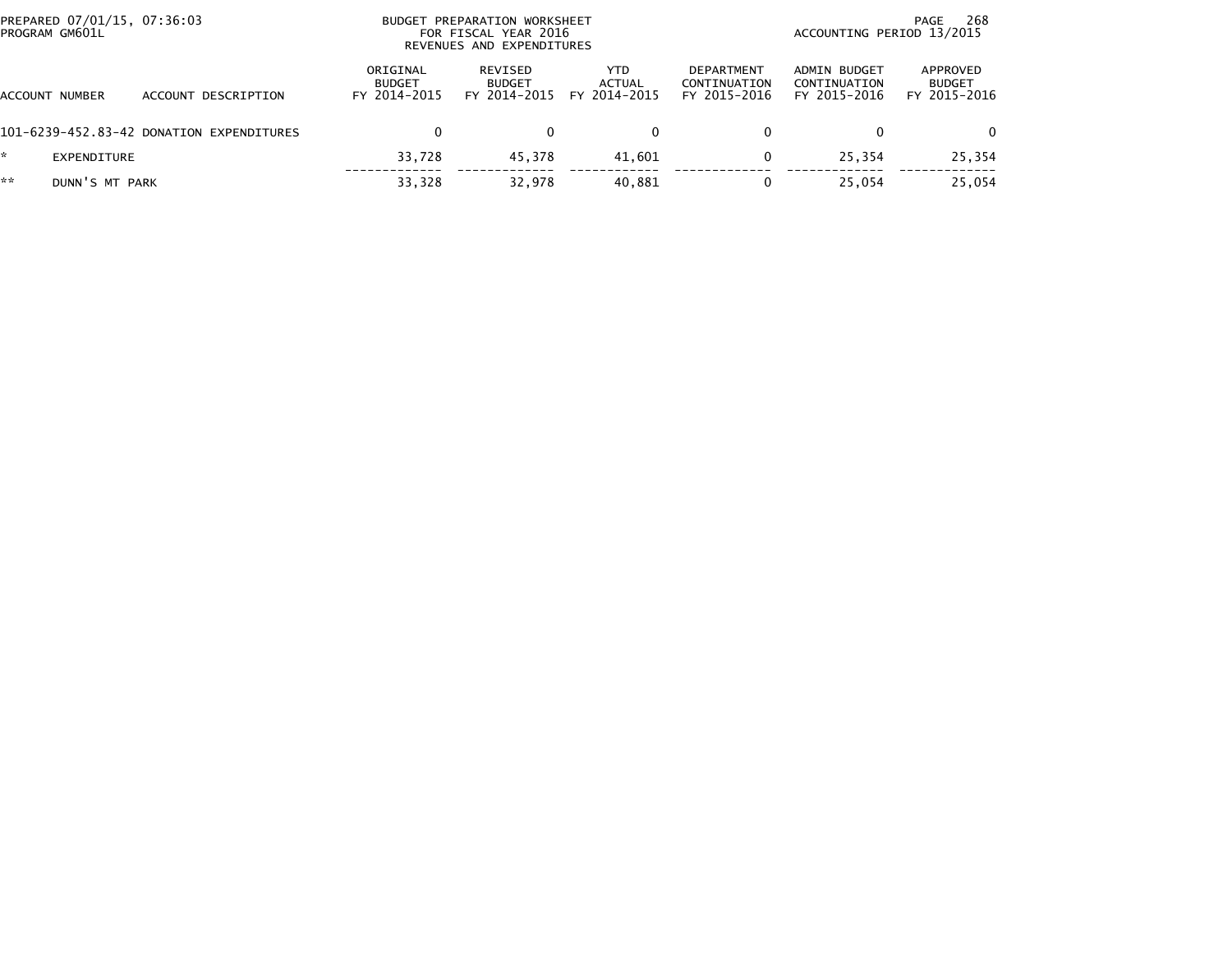PREPARED 07/01/15, 07:36:03
PROGRAM GM601L

BUDGET PREPARATION WORKSHEET
FOR FISCAL YEAR 2016
REVENUES AND EXPENDITURES

ACCOUNTING PERIOD 13/2015

| ACCOUNT NUMBER | ACCOUNT DESCRIPTION | ORIGINAL BUDGET FY 2014-2015 | REVISED BUDGET FY 2014-2015 | YTD ACTUAL FY 2014-2015 | DEPARTMENT CONTINUATION FY 2015-2016 | ADMIN BUDGET CONTINUATION FY 2015-2016 | APPROVED BUDGET FY 2015-2016 |
|---|---|---|---|---|---|---|---|
| 101-6239-452.83-42 | DONATION EXPENDITURES | 0 | 0 | 0 | 0 | 0 | 0 |
| * | EXPENDITURE | 33,728 | 45,378 | 41,601 | 0 | 25,354 | 25,354 |
| ** | DUNN'S MT PARK | 33,328 | 32,978 | 40,881 | 0 | 25,054 | 25,054 |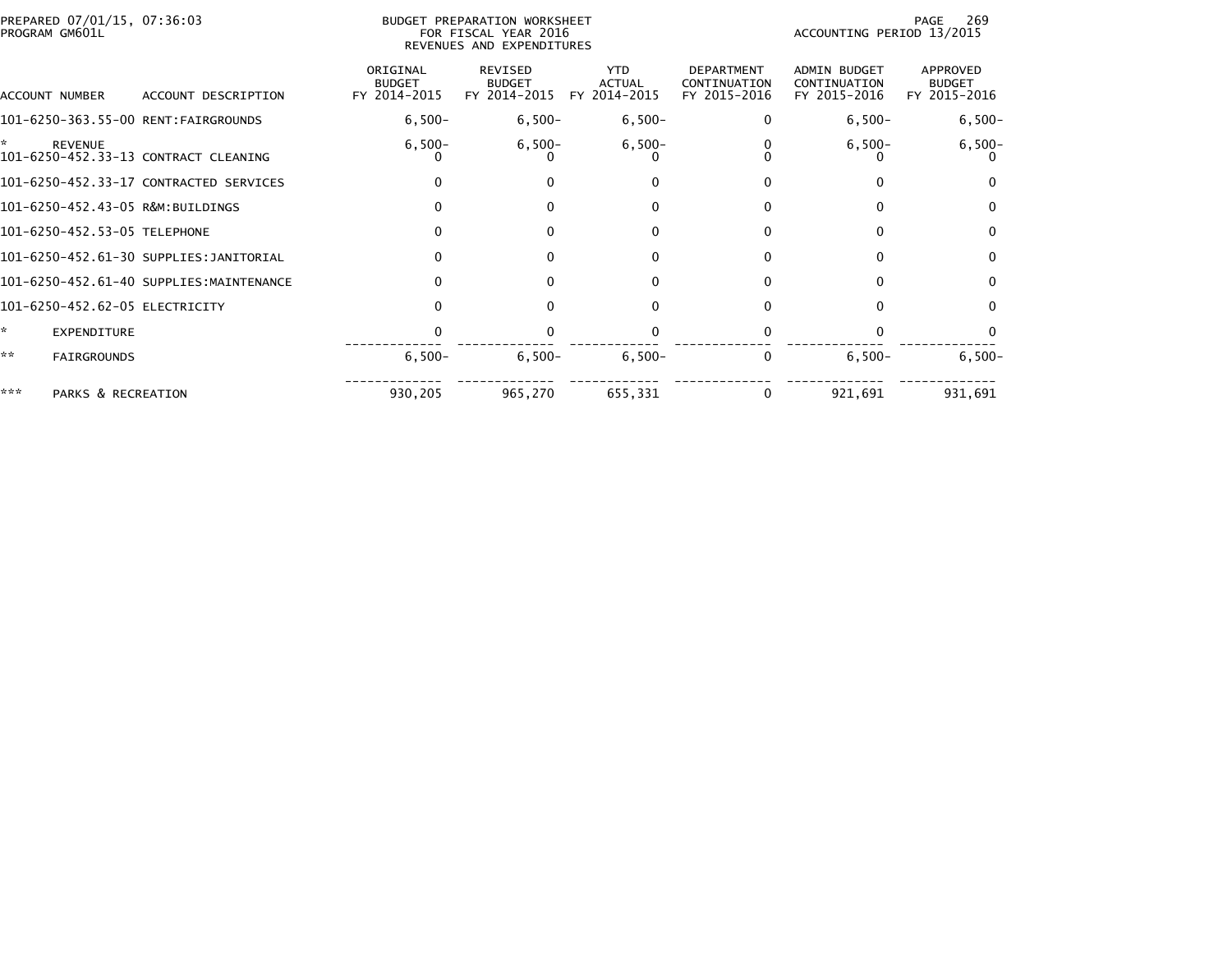PREPARED 07/01/15, 07:36:03
PROGRAM GM601L

BUDGET PREPARATION WORKSHEET
FOR FISCAL YEAR 2016
REVENUES AND EXPENDITURES

ACCOUNTING PERIOD 13/2015

| ACCOUNT NUMBER | ACCOUNT DESCRIPTION | ORIGINAL BUDGET FY 2014-2015 | REVISED BUDGET FY 2014-2015 | YTD ACTUAL FY 2014-2015 | DEPARTMENT CONTINUATION FY 2015-2016 | ADMIN BUDGET CONTINUATION FY 2015-2016 | APPROVED BUDGET FY 2015-2016 |
|---|---|---|---|---|---|---|---|
| 101-6250-363.55-00 | RENT:FAIRGROUNDS | 6,500- | 6,500- | 6,500- | 0 | 6,500- | 6,500- |
| * | REVENUE | 6,500- | 6,500- | 6,500- | 0 | 6,500- | 6,500- |
| 101-6250-452.33-13 | CONTRACT CLEANING | 0 | 0 | 0 | 0 | 0 | 0 |
| 101-6250-452.33-17 | CONTRACTED SERVICES | 0 | 0 | 0 | 0 | 0 | 0 |
| 101-6250-452.43-05 | R&M:BUILDINGS | 0 | 0 | 0 | 0 | 0 | 0 |
| 101-6250-452.53-05 | TELEPHONE | 0 | 0 | 0 | 0 | 0 | 0 |
| 101-6250-452.61-30 | SUPPLIES:JANITORIAL | 0 | 0 | 0 | 0 | 0 | 0 |
| 101-6250-452.61-40 | SUPPLIES:MAINTENANCE | 0 | 0 | 0 | 0 | 0 | 0 |
| 101-6250-452.62-05 | ELECTRICITY | 0 | 0 | 0 | 0 | 0 | 0 |
| * | EXPENDITURE | 0 | 0 | 0 | 0 | 0 | 0 |
| ** | FAIRGROUNDS | 6,500- | 6,500- | 6,500- | 0 | 6,500- | 6,500- |
| *** | PARKS & RECREATION | 930,205 | 965,270 | 655,331 | 0 | 921,691 | 931,691 |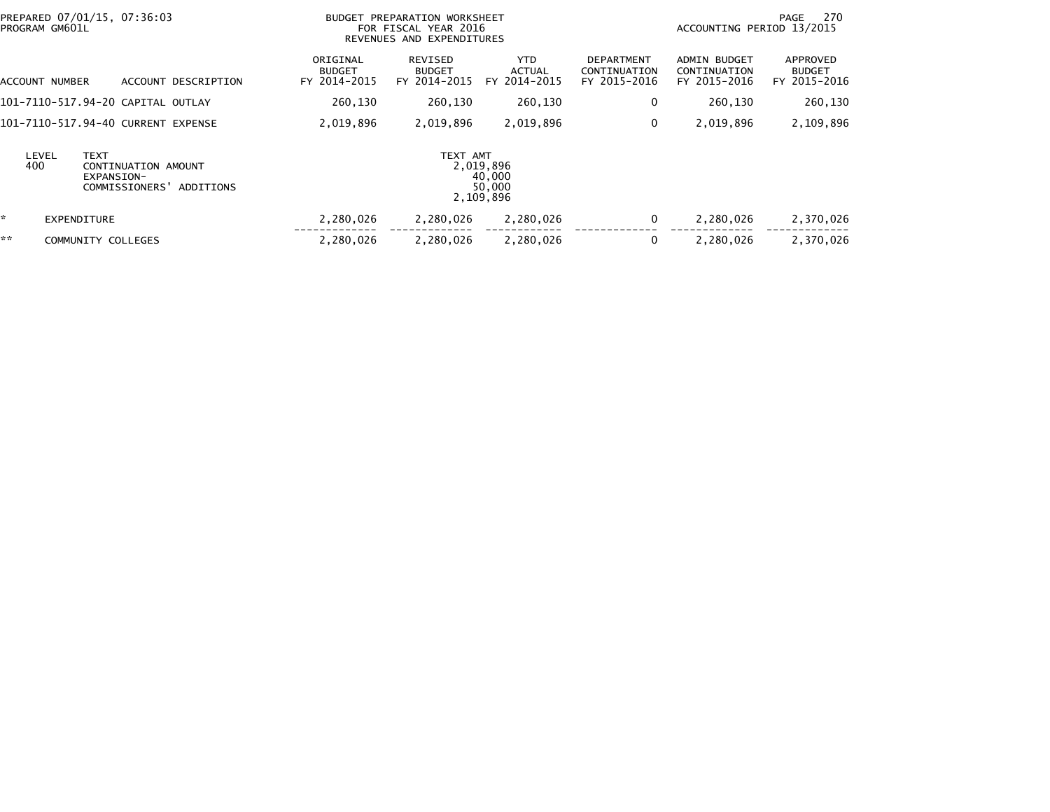BUDGET PREPARATION WORKSHEET
FOR FISCAL YEAR 2016
REVENUES AND EXPENDITURES

PREPARED 07/01/15, 07:36:03
PROGRAM GM601L

ACCOUNTING PERIOD 13/2015

| ACCOUNT NUMBER | ACCOUNT DESCRIPTION | ORIGINAL BUDGET FY 2014-2015 | REVISED BUDGET FY 2014-2015 | YTD ACTUAL FY 2014-2015 | DEPARTMENT CONTINUATION FY 2015-2016 | ADMIN BUDGET CONTINUATION FY 2015-2016 | APPROVED BUDGET FY 2015-2016 |
|---|---|---|---|---|---|---|---|
| 101-7110-517.94-20 | CAPITAL OUTLAY | 260,130 | 260,130 | 260,130 | 0 | 260,130 | 260,130 |
| 101-7110-517.94-40 | CURRENT EXPENSE | 2,019,896 | 2,019,896 | 2,019,896 | 0 | 2,019,896 | 2,109,896 |

| LEVEL | TEXT | TEXT AMT |
|---|---|---|
| 400 | CONTINUATION AMOUNT | 2,019,896 |
| | EXPANSION- | 40,000 |
| | COMMISSIONERS' ADDITIONS | 50,000 |
| | | 2,109,896 |

| | | ORIGINAL BUDGET FY 2014-2015 | REVISED BUDGET FY 2014-2015 | YTD ACTUAL FY 2014-2015 | DEPARTMENT CONTINUATION FY 2015-2016 | ADMIN BUDGET CONTINUATION FY 2015-2016 | APPROVED BUDGET FY 2015-2016 |
|---|---|---|---|---|---|---|---|
| * | EXPENDITURE | 2,280,026 | 2,280,026 | 2,280,026 | 0 | 2,280,026 | 2,370,026 |
| ** | COMMUNITY COLLEGES | 2,280,026 | 2,280,026 | 2,280,026 | 0 | 2,280,026 | 2,370,026 |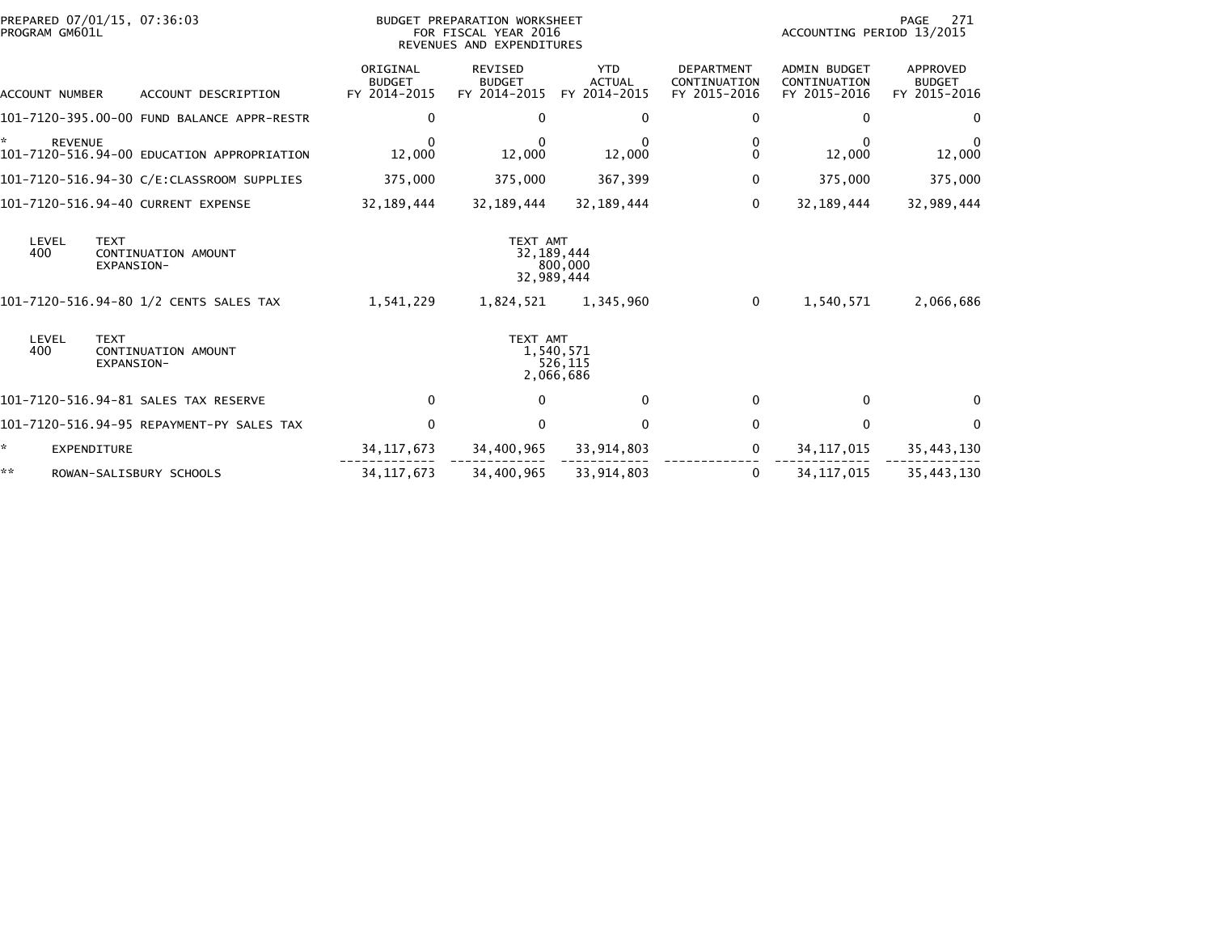PREPARED 07/01/15, 07:36:03
PROGRAM GM601L

BUDGET PREPARATION WORKSHEET
FOR FISCAL YEAR 2016
REVENUES AND EXPENDITURES

ACCOUNTING PERIOD 13/2015

| ACCOUNT NUMBER | ACCOUNT DESCRIPTION | ORIGINAL BUDGET FY 2014-2015 | REVISED BUDGET FY 2014-2015 | YTD ACTUAL FY 2014-2015 | DEPARTMENT CONTINUATION FY 2015-2016 | ADMIN BUDGET CONTINUATION FY 2015-2016 | APPROVED BUDGET FY 2015-2016 |
|---|---|---|---|---|---|---|---|
| 101-7120-395.00-00 | FUND BALANCE APPR-RESTR | 0 | 0 | 0 | 0 | 0 | 0 |
| * | REVENUE | 0 | 0 | 0 | 0 | 0 | 0 |
| 101-7120-516.94-00 | EDUCATION APPROPRIATION | 12,000 | 12,000 | 12,000 | 0 | 12,000 | 12,000 |
| 101-7120-516.94-30 | C/E:CLASSROOM SUPPLIES | 375,000 | 375,000 | 367,399 | 0 | 375,000 | 375,000 |
| 101-7120-516.94-40 | CURRENT EXPENSE | 32,189,444 | 32,189,444 | 32,189,444 | 0 | 32,189,444 | 32,989,444 |

| LEVEL | TEXT | TEXT AMT |
|---|---|---|
| 400 | CONTINUATION AMOUNT | 32,189,444 |
| | EXPANSION- | 800,000 |
| | | 32,989,444 |

| ACCOUNT NUMBER | ACCOUNT DESCRIPTION | ORIGINAL BUDGET FY 2014-2015 | REVISED BUDGET FY 2014-2015 | YTD ACTUAL FY 2014-2015 | DEPARTMENT CONTINUATION FY 2015-2016 | ADMIN BUDGET CONTINUATION FY 2015-2016 | APPROVED BUDGET FY 2015-2016 |
|---|---|---|---|---|---|---|---|
| 101-7120-516.94-80 | 1/2 CENTS SALES TAX | 1,541,229 | 1,824,521 | 1,345,960 | 0 | 1,540,571 | 2,066,686 |

| LEVEL | TEXT | TEXT AMT |
|---|---|---|
| 400 | CONTINUATION AMOUNT | 1,540,571 |
| | EXPANSION- | 526,115 |
| | | 2,066,686 |

| ACCOUNT NUMBER | ACCOUNT DESCRIPTION | ORIGINAL BUDGET FY 2014-2015 | REVISED BUDGET FY 2014-2015 | YTD ACTUAL FY 2014-2015 | DEPARTMENT CONTINUATION FY 2015-2016 | ADMIN BUDGET CONTINUATION FY 2015-2016 | APPROVED BUDGET FY 2015-2016 |
|---|---|---|---|---|---|---|---|
| 101-7120-516.94-81 | SALES TAX RESERVE | 0 | 0 | 0 | 0 | 0 | 0 |
| 101-7120-516.94-95 | REPAYMENT-PY SALES TAX | 0 | 0 | 0 | 0 | 0 | 0 |
| * | EXPENDITURE | 34,117,673 | 34,400,965 | 33,914,803 | 0 | 34,117,015 | 35,443,130 |
| ** | ROWAN-SALISBURY SCHOOLS | 34,117,673 | 34,400,965 | 33,914,803 | 0 | 34,117,015 | 35,443,130 |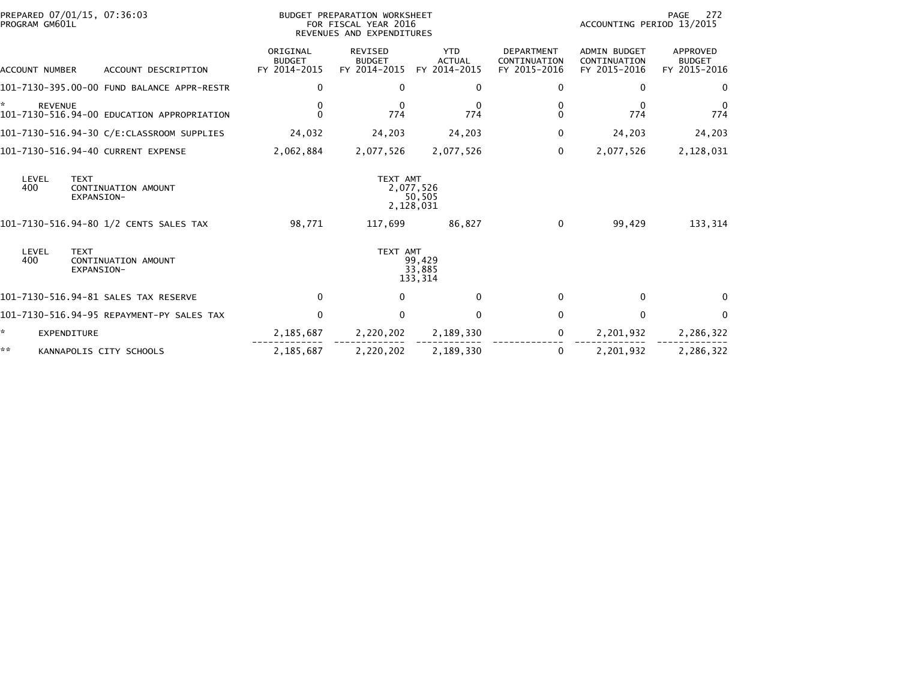PREPARED 07/01/15, 07:36:03
PROGRAM GM601L

BUDGET PREPARATION WORKSHEET
FOR FISCAL YEAR 2016
REVENUES AND EXPENDITURES

ACCOUNTING PERIOD 13/2015

| ACCOUNT NUMBER | ACCOUNT DESCRIPTION | ORIGINAL BUDGET FY 2014-2015 | REVISED BUDGET FY 2014-2015 | YTD ACTUAL FY 2014-2015 | DEPARTMENT CONTINUATION FY 2015-2016 | ADMIN BUDGET CONTINUATION FY 2015-2016 | APPROVED BUDGET FY 2015-2016 |
|---|---|---|---|---|---|---|---|
| 101-7130-395.00-00 | FUND BALANCE APPR-RESTR | 0 | 0 | 0 | 0 | 0 | 0 |
| * | REVENUE | 0 | 0 | 0 | 0 | 0 | 0 |
| 101-7130-516.94-00 | EDUCATION APPROPRIATION | 0 | 774 | 774 | 0 | 774 | 774 |
| 101-7130-516.94-30 | C/E:CLASSROOM SUPPLIES | 24,032 | 24,203 | 24,203 | 0 | 24,203 | 24,203 |
| 101-7130-516.94-40 | CURRENT EXPENSE | 2,062,884 | 2,077,526 | 2,077,526 | 0 | 2,077,526 | 2,128,031 |

| LEVEL | TEXT | TEXT AMT |
|---|---|---|
| 400 | CONTINUATION AMOUNT | 2,077,526 |
| | EXPANSION- | 50,505 |
| | | 2,128,031 |

| ACCOUNT NUMBER | ACCOUNT DESCRIPTION | ORIGINAL BUDGET FY 2014-2015 | REVISED BUDGET FY 2014-2015 | YTD ACTUAL FY 2014-2015 | DEPARTMENT CONTINUATION FY 2015-2016 | ADMIN BUDGET CONTINUATION FY 2015-2016 | APPROVED BUDGET FY 2015-2016 |
|---|---|---|---|---|---|---|---|
| 101-7130-516.94-80 | 1/2 CENTS SALES TAX | 98,771 | 117,699 | 86,827 | 0 | 99,429 | 133,314 |

| LEVEL | TEXT | TEXT AMT |
|---|---|---|
| 400 | CONTINUATION AMOUNT | 99,429 |
| | EXPANSION- | 33,885 |
| | | 133,314 |

| ACCOUNT NUMBER | ACCOUNT DESCRIPTION | ORIGINAL BUDGET FY 2014-2015 | REVISED BUDGET FY 2014-2015 | YTD ACTUAL FY 2014-2015 | DEPARTMENT CONTINUATION FY 2015-2016 | ADMIN BUDGET CONTINUATION FY 2015-2016 | APPROVED BUDGET FY 2015-2016 |
|---|---|---|---|---|---|---|---|
| 101-7130-516.94-81 | SALES TAX RESERVE | 0 | 0 | 0 | 0 | 0 | 0 |
| 101-7130-516.94-95 | REPAYMENT-PY SALES TAX | 0 | 0 | 0 | 0 | 0 | 0 |
| * | EXPENDITURE | 2,185,687 | 2,220,202 | 2,189,330 | 0 | 2,201,932 | 2,286,322 |
| ** | KANNAPOLIS CITY SCHOOLS | 2,185,687 | 2,220,202 | 2,189,330 | 0 | 2,201,932 | 2,286,322 |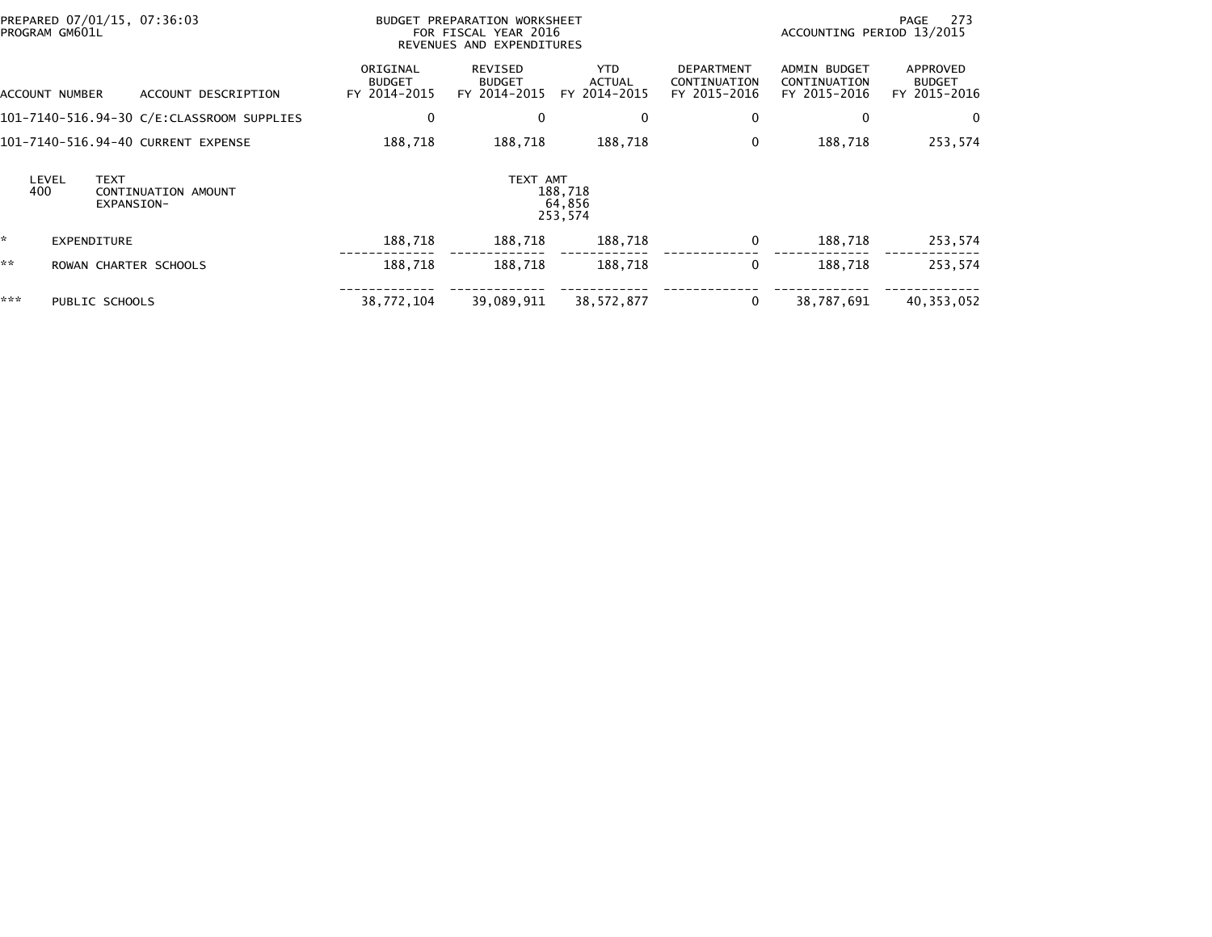BUDGET PREPARATION WORKSHEET
FOR FISCAL YEAR 2016
REVENUES AND EXPENDITURES

PREPARED 07/01/15, 07:36:03
PROGRAM GM601L

ACCOUNTING PERIOD 13/2015

| ACCOUNT NUMBER | ACCOUNT DESCRIPTION | ORIGINAL BUDGET FY 2014-2015 | REVISED BUDGET FY 2014-2015 | YTD ACTUAL FY 2014-2015 | DEPARTMENT CONTINUATION FY 2015-2016 | ADMIN BUDGET CONTINUATION FY 2015-2016 | APPROVED BUDGET FY 2015-2016 |
|---|---|---|---|---|---|---|---|
| 101-7140-516.94-30 | C/E:CLASSROOM SUPPLIES | 0 | 0 | 0 | 0 | 0 | 0 |
| 101-7140-516.94-40 | CURRENT EXPENSE | 188,718 | 188,718 | 188,718 | 0 | 188,718 | 253,574 |

| LEVEL | TEXT | TEXT AMT |
|---|---|---|
| 400 | CONTINUATION AMOUNT | 188,718 |
| | EXPANSION- | 64,856 |
| | | 253,574 |

| | | ORIGINAL BUDGET FY 2014-2015 | REVISED BUDGET FY 2014-2015 | YTD ACTUAL FY 2014-2015 | DEPARTMENT CONTINUATION FY 2015-2016 | ADMIN BUDGET CONTINUATION FY 2015-2016 | APPROVED BUDGET FY 2015-2016 |
|---|---|---|---|---|---|---|---|
| * | EXPENDITURE | 188,718 | 188,718 | 188,718 | 0 | 188,718 | 253,574 |
| ** | ROWAN CHARTER SCHOOLS | 188,718 | 188,718 | 188,718 | 0 | 188,718 | 253,574 |
| *** | PUBLIC SCHOOLS | 38,772,104 | 39,089,911 | 38,572,877 | 0 | 38,787,691 | 40,353,052 |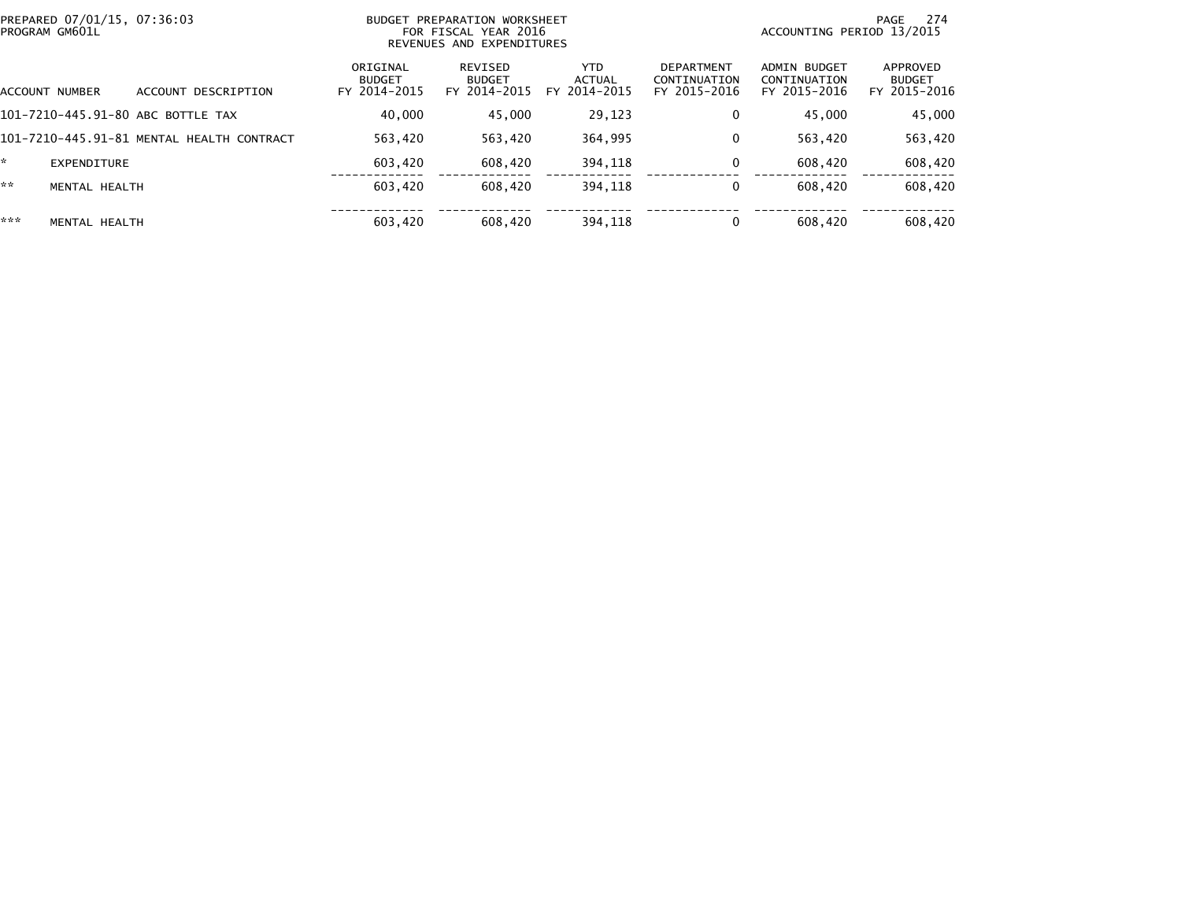PREPARED 07/01/15, 07:36:03
PROGRAM GM601L

BUDGET PREPARATION WORKSHEET
FOR FISCAL YEAR 2016
REVENUES AND EXPENDITURES

ACCOUNTING PERIOD 13/2015

| ACCOUNT NUMBER | ACCOUNT DESCRIPTION | ORIGINAL BUDGET FY 2014-2015 | REVISED BUDGET FY 2014-2015 | YTD ACTUAL FY 2014-2015 | DEPARTMENT CONTINUATION FY 2015-2016 | ADMIN BUDGET CONTINUATION FY 2015-2016 | APPROVED BUDGET FY 2015-2016 |
|---|---|---|---|---|---|---|---|
| 101-7210-445.91-80 | ABC BOTTLE TAX | 40,000 | 45,000 | 29,123 | 0 | 45,000 | 45,000 |
| 101-7210-445.91-81 | MENTAL HEALTH CONTRACT | 563,420 | 563,420 | 364,995 | 0 | 563,420 | 563,420 |
| * | EXPENDITURE | 603,420 | 608,420 | 394,118 | 0 | 608,420 | 608,420 |
| ** | MENTAL HEALTH | 603,420 | 608,420 | 394,118 | 0 | 608,420 | 608,420 |
| *** | MENTAL HEALTH | 603,420 | 608,420 | 394,118 | 0 | 608,420 | 608,420 |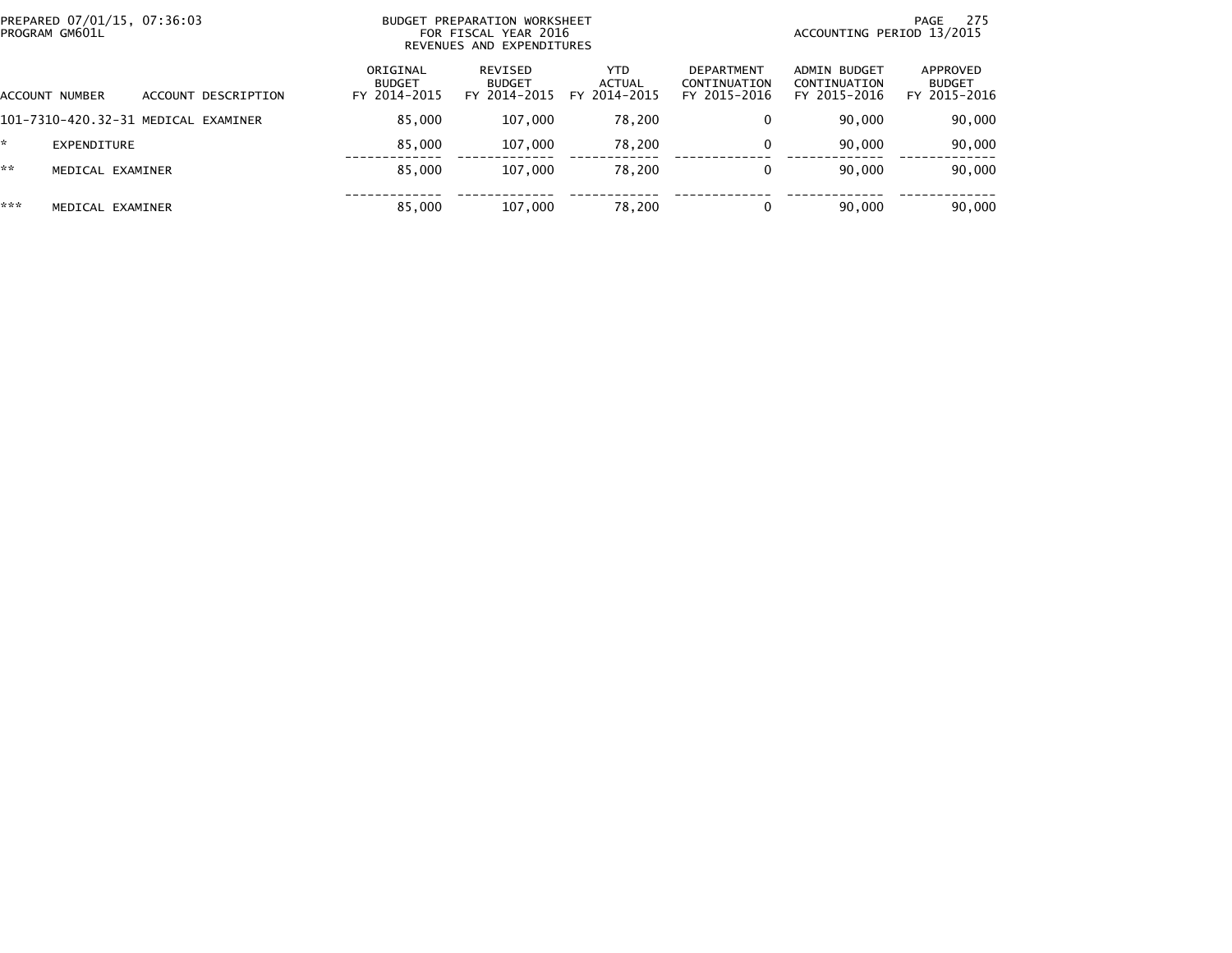PREPARED 07/01/15, 07:36:03
PROGRAM GM601L

BUDGET PREPARATION WORKSHEET
FOR FISCAL YEAR 2016
REVENUES AND EXPENDITURES

ACCOUNTING PERIOD 13/2015

| ACCOUNT NUMBER | ACCOUNT DESCRIPTION | ORIGINAL BUDGET FY 2014-2015 | REVISED BUDGET FY 2014-2015 | YTD ACTUAL FY 2014-2015 | DEPARTMENT CONTINUATION FY 2015-2016 | ADMIN BUDGET CONTINUATION FY 2015-2016 | APPROVED BUDGET FY 2015-2016 |
|---|---|---|---|---|---|---|---|
| 101-7310-420.32-31 | MEDICAL EXAMINER | 85,000 | 107,000 | 78,200 | 0 | 90,000 | 90,000 |
| * | EXPENDITURE | 85,000 | 107,000 | 78,200 | 0 | 90,000 | 90,000 |
| ** | MEDICAL EXAMINER | 85,000 | 107,000 | 78,200 | 0 | 90,000 | 90,000 |
| *** | MEDICAL EXAMINER | 85,000 | 107,000 | 78,200 | 0 | 90,000 | 90,000 |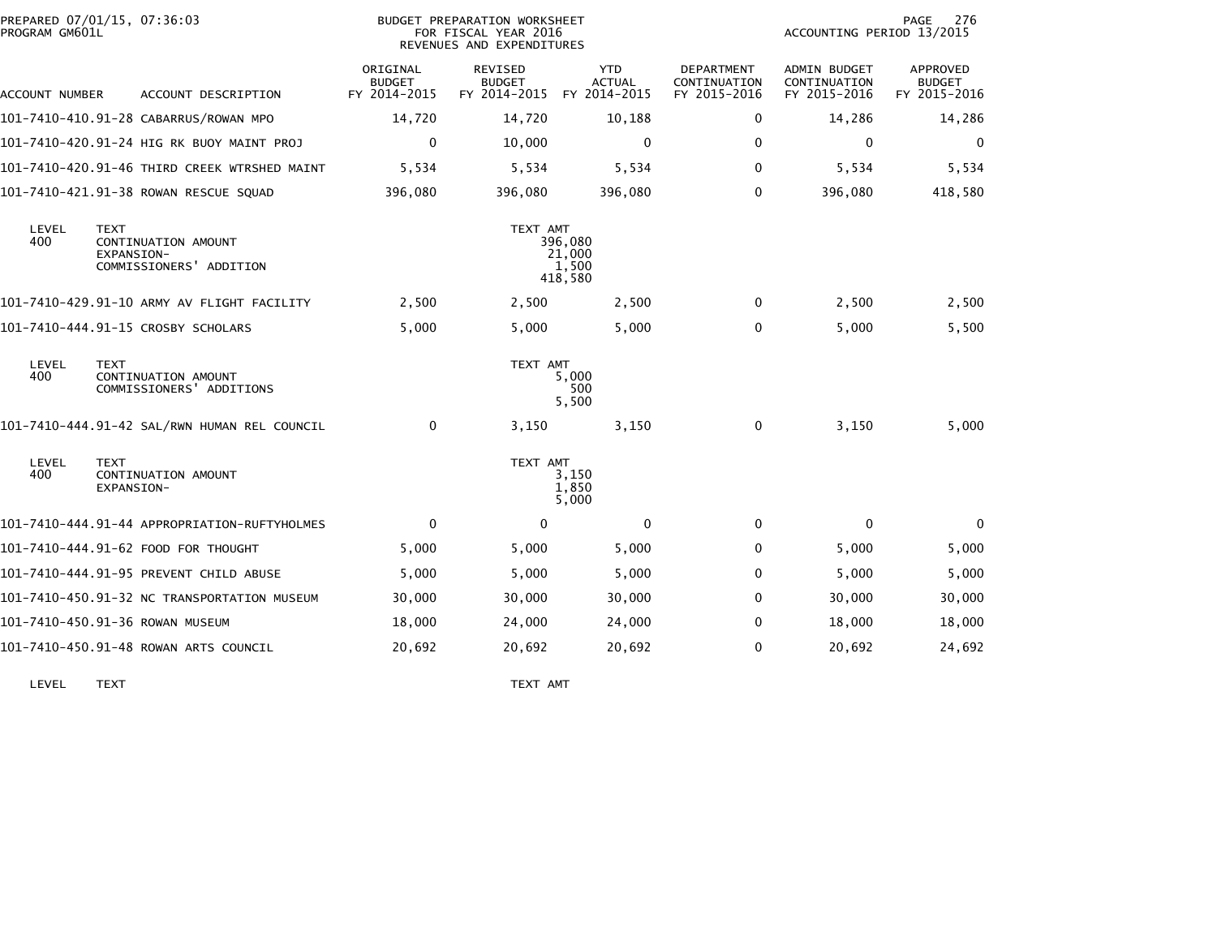PREPARED 07/01/15, 07:36:03 PROGRAM GM601L

BUDGET PREPARATION WORKSHEET FOR FISCAL YEAR 2016 REVENUES AND EXPENDITURES

ACCOUNTING PERIOD 13/2015

| ACCOUNT NUMBER | ACCOUNT DESCRIPTION | ORIGINAL BUDGET FY 2014-2015 | REVISED BUDGET FY 2014-2015 | YTD ACTUAL FY 2014-2015 | DEPARTMENT CONTINUATION FY 2015-2016 | ADMIN BUDGET CONTINUATION FY 2015-2016 | APPROVED BUDGET FY 2015-2016 |
|---|---|---|---|---|---|---|---|
| 101-7410-410.91-28 | CABARRUS/ROWAN MPO | 14,720 | 14,720 | 10,188 | 0 | 14,286 | 14,286 |
| 101-7410-420.91-24 | HIG RK BUOY MAINT PROJ | 0 | 10,000 | 0 | 0 | 0 | 0 |
| 101-7410-420.91-46 | THIRD CREEK WTRSHED MAINT | 5,534 | 5,534 | 5,534 | 0 | 5,534 | 5,534 |
| 101-7410-421.91-38 | ROWAN RESCUE SQUAD | 396,080 | 396,080 | 396,080 | 0 | 396,080 | 418,580 |

| LEVEL | TEXT | TEXT AMT |
|---|---|---|
| 400 | CONTINUATION AMOUNT | 396,080 |
| | EXPANSION- | 21,000 |
| | COMMISSIONERS' ADDITION | 1,500 |
| | | 418,580 |

| ACCOUNT NUMBER | ACCOUNT DESCRIPTION | ORIGINAL BUDGET FY 2014-2015 | REVISED BUDGET FY 2014-2015 | YTD ACTUAL FY 2014-2015 | DEPARTMENT CONTINUATION FY 2015-2016 | ADMIN BUDGET CONTINUATION FY 2015-2016 | APPROVED BUDGET FY 2015-2016 |
|---|---|---|---|---|---|---|---|
| 101-7410-429.91-10 | ARMY AV FLIGHT FACILITY | 2,500 | 2,500 | 2,500 | 0 | 2,500 | 2,500 |
| 101-7410-444.91-15 | CROSBY SCHOLARS | 5,000 | 5,000 | 5,000 | 0 | 5,000 | 5,500 |

| LEVEL | TEXT | TEXT AMT |
|---|---|---|
| 400 | CONTINUATION AMOUNT | 5,000 |
| | COMMISSIONERS' ADDITIONS | 500 |
| | | 5,500 |

| ACCOUNT NUMBER | ACCOUNT DESCRIPTION | ORIGINAL BUDGET FY 2014-2015 | REVISED BUDGET FY 2014-2015 | YTD ACTUAL FY 2014-2015 | DEPARTMENT CONTINUATION FY 2015-2016 | ADMIN BUDGET CONTINUATION FY 2015-2016 | APPROVED BUDGET FY 2015-2016 |
|---|---|---|---|---|---|---|---|
| 101-7410-444.91-42 | SAL/RWN HUMAN REL COUNCIL | 0 | 3,150 | 3,150 | 0 | 3,150 | 5,000 |

| LEVEL | TEXT | TEXT AMT |
|---|---|---|
| 400 | CONTINUATION AMOUNT | 3,150 |
| | EXPANSION- | 1,850 |
| | | 5,000 |

| ACCOUNT NUMBER | ACCOUNT DESCRIPTION | ORIGINAL BUDGET FY 2014-2015 | REVISED BUDGET FY 2014-2015 | YTD ACTUAL FY 2014-2015 | DEPARTMENT CONTINUATION FY 2015-2016 | ADMIN BUDGET CONTINUATION FY 2015-2016 | APPROVED BUDGET FY 2015-2016 |
|---|---|---|---|---|---|---|---|
| 101-7410-444.91-44 | APPROPRIATION-RUFTYHOLMES | 0 | 0 | 0 | 0 | 0 | 0 |
| 101-7410-444.91-62 | FOOD FOR THOUGHT | 5,000 | 5,000 | 5,000 | 0 | 5,000 | 5,000 |
| 101-7410-444.91-95 | PREVENT CHILD ABUSE | 5,000 | 5,000 | 5,000 | 0 | 5,000 | 5,000 |
| 101-7410-450.91-32 | NC TRANSPORTATION MUSEUM | 30,000 | 30,000 | 30,000 | 0 | 30,000 | 30,000 |
| 101-7410-450.91-36 | ROWAN MUSEUM | 18,000 | 24,000 | 24,000 | 0 | 18,000 | 18,000 |
| 101-7410-450.91-48 | ROWAN ARTS COUNCIL | 20,692 | 20,692 | 20,692 | 0 | 20,692 | 24,692 |

| LEVEL | TEXT | TEXT AMT |
|---|---|---|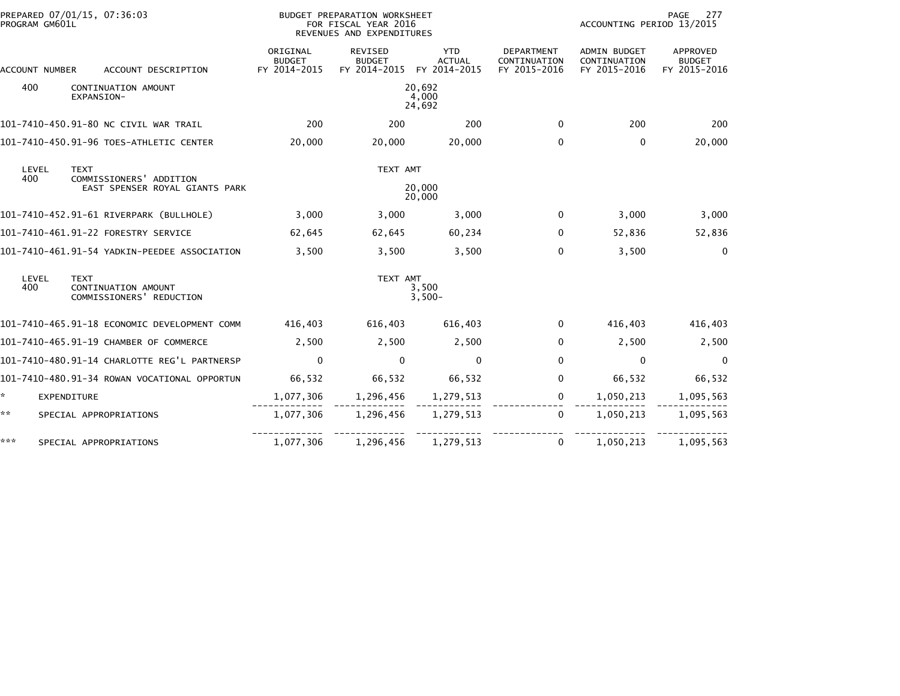PREPARED 07/01/15, 07:36:03 PROGRAM GM601L

BUDGET PREPARATION WORKSHEET FOR FISCAL YEAR 2016 REVENUES AND EXPENDITURES

ACCOUNTING PERIOD 13/2015

| ACCOUNT NUMBER | ACCOUNT DESCRIPTION | ORIGINAL BUDGET FY 2014-2015 | REVISED BUDGET FY 2014-2015 | YTD ACTUAL FY 2014-2015 | DEPARTMENT CONTINUATION FY 2015-2016 | ADMIN BUDGET CONTINUATION FY 2015-2016 | APPROVED BUDGET FY 2015-2016 |
|---|---|---|---|---|---|---|---|
| 400 | CONTINUATION AMOUNT | | | 20,692 | | | |
| | EXPANSION- | | | 4,000 | | | |
| | | | | 24,692 | | | |
| 101-7410-450.91-80 | NC CIVIL WAR TRAIL | 200 | 200 | 200 | 0 | 200 | 200 |
| 101-7410-450.91-96 | TOES-ATHLETIC CENTER | 20,000 | 20,000 | 20,000 | 0 | 0 | 20,000 |
| LEVEL | TEXT | | TEXT AMT | | | | |
| 400 | COMMISSIONERS' ADDITION | | | | | | |
| | EAST SPENSER ROYAL GIANTS PARK | | | 20,000 | | | |
| | | | | 20,000 | | | |
| 101-7410-452.91-61 | RIVERPARK (BULLHOLE) | 3,000 | 3,000 | 3,000 | 0 | 3,000 | 3,000 |
| 101-7410-461.91-22 | FORESTRY SERVICE | 62,645 | 62,645 | 60,234 | 0 | 52,836 | 52,836 |
| 101-7410-461.91-54 | YADKIN-PEEDEE ASSOCIATION | 3,500 | 3,500 | 3,500 | 0 | 3,500 | 0 |
| LEVEL | TEXT | | TEXT AMT | | | | |
| 400 | CONTINUATION AMOUNT | | | 3,500 | | | |
| | COMMISSIONERS' REDUCTION | | | 3,500- | | | |
| 101-7410-465.91-18 | ECONOMIC DEVELOPMENT COMM | 416,403 | 616,403 | 616,403 | 0 | 416,403 | 416,403 |
| 101-7410-465.91-19 | CHAMBER OF COMMERCE | 2,500 | 2,500 | 2,500 | 0 | 2,500 | 2,500 |
| 101-7410-480.91-14 | CHARLOTTE REG'L PARTNERSP | 0 | 0 | 0 | 0 | 0 | 0 |
| 101-7410-480.91-34 | ROWAN VOCATIONAL OPPORTUN | 66,532 | 66,532 | 66,532 | 0 | 66,532 | 66,532 |
| * | EXPENDITURE | 1,077,306 | 1,296,456 | 1,279,513 | 0 | 1,050,213 | 1,095,563 |
| ** | SPECIAL APPROPRIATIONS | 1,077,306 | 1,296,456 | 1,279,513 | 0 | 1,050,213 | 1,095,563 |
| *** | SPECIAL APPROPRIATIONS | 1,077,306 | 1,296,456 | 1,279,513 | 0 | 1,050,213 | 1,095,563 |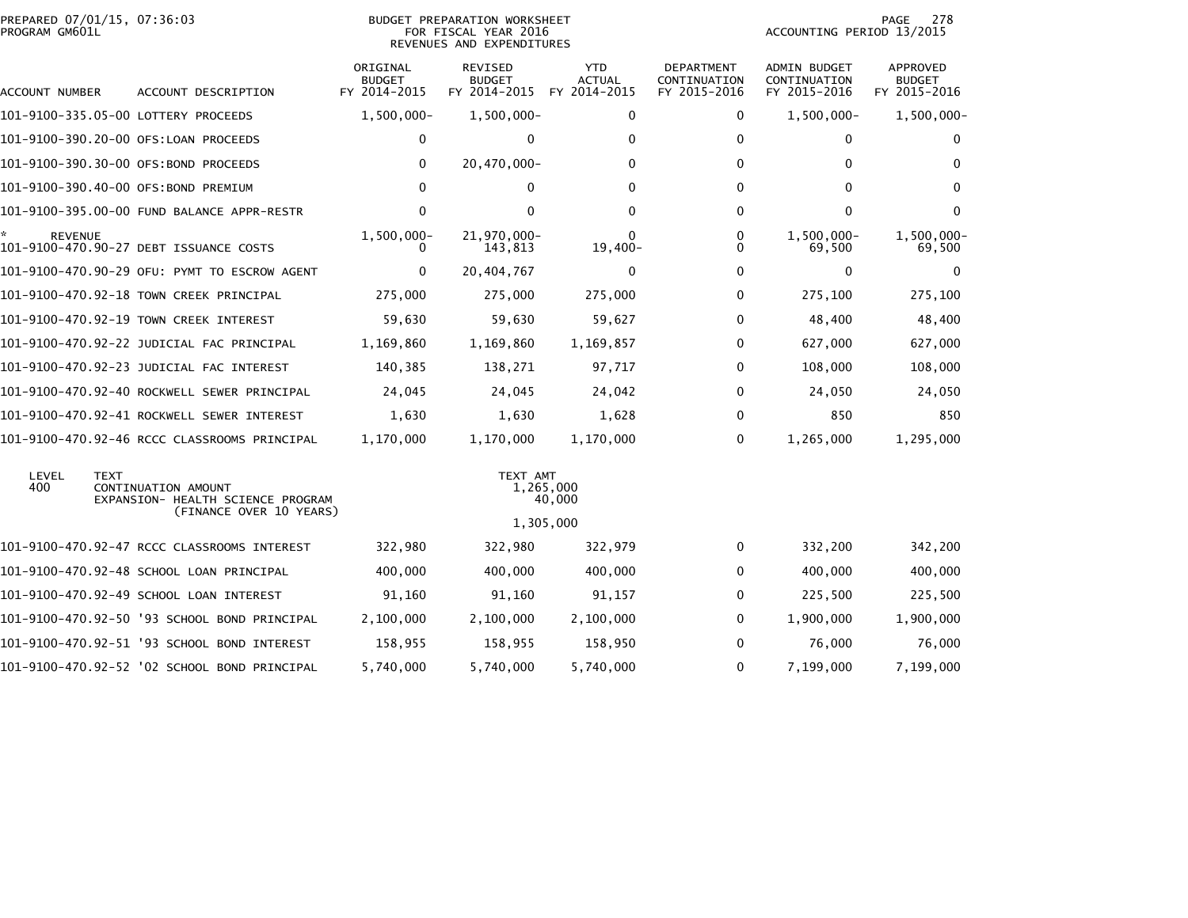PREPARED 07/01/15, 07:36:03
PROGRAM GM601L

BUDGET PREPARATION WORKSHEET
FOR FISCAL YEAR 2016
REVENUES AND EXPENDITURES

ACCOUNTING PERIOD 13/2015

| ACCOUNT NUMBER | ACCOUNT DESCRIPTION | ORIGINAL BUDGET FY 2014-2015 | REVISED BUDGET FY 2014-2015 | YTD ACTUAL FY 2014-2015 | DEPARTMENT CONTINUATION FY 2015-2016 | ADMIN BUDGET CONTINUATION FY 2015-2016 | APPROVED BUDGET FY 2015-2016 |
|---|---|---|---|---|---|---|---|
| 101-9100-335.05-00 | LOTTERY PROCEEDS | 1,500,000- | 1,500,000- | 0 | 0 | 1,500,000- | 1,500,000- |
| 101-9100-390.20-00 | OFS:LOAN PROCEEDS | 0 | 0 | 0 | 0 | 0 | 0 |
| 101-9100-390.30-00 | OFS:BOND PROCEEDS | 0 | 20,470,000- | 0 | 0 | 0 | 0 |
| 101-9100-390.40-00 | OFS:BOND PREMIUM | 0 | 0 | 0 | 0 | 0 | 0 |
| 101-9100-395.00-00 | FUND BALANCE APPR-RESTR | 0 | 0 | 0 | 0 | 0 | 0 |
| * REVENUE | | 1,500,000- | 21,970,000- | 0 | 0 | 1,500,000- | 1,500,000- |
| 101-9100-470.90-27 | DEBT ISSUANCE COSTS | 0 | 143,813 | 19,400- | 0 | 69,500 | 69,500 |
| 101-9100-470.90-29 | OFU: PYMT TO ESCROW AGENT | 0 | 20,404,767 | 0 | 0 | 0 | 0 |
| 101-9100-470.92-18 | TOWN CREEK PRINCIPAL | 275,000 | 275,000 | 275,000 | 0 | 275,100 | 275,100 |
| 101-9100-470.92-19 | TOWN CREEK INTEREST | 59,630 | 59,630 | 59,627 | 0 | 48,400 | 48,400 |
| 101-9100-470.92-22 | JUDICIAL FAC PRINCIPAL | 1,169,860 | 1,169,860 | 1,169,857 | 0 | 627,000 | 627,000 |
| 101-9100-470.92-23 | JUDICIAL FAC INTEREST | 140,385 | 138,271 | 97,717 | 0 | 108,000 | 108,000 |
| 101-9100-470.92-40 | ROCKWELL SEWER PRINCIPAL | 24,045 | 24,045 | 24,042 | 0 | 24,050 | 24,050 |
| 101-9100-470.92-41 | ROCKWELL SEWER INTEREST | 1,630 | 1,630 | 1,628 | 0 | 850 | 850 |
| 101-9100-470.92-46 | RCCC CLASSROOMS PRINCIPAL | 1,170,000 | 1,170,000 | 1,170,000 | 0 | 1,265,000 | 1,295,000 |

| LEVEL | TEXT | TEXT AMT |
|---|---|---|
| 400 | CONTINUATION AMOUNT | 1,265,000 |
| | EXPANSION- HEALTH SCIENCE PROGRAM (FINANCE OVER 10 YEARS) | 40,000 |
| | | 1,305,000 |

| ACCOUNT NUMBER | ACCOUNT DESCRIPTION | ORIGINAL BUDGET FY 2014-2015 | REVISED BUDGET FY 2014-2015 | YTD ACTUAL FY 2014-2015 | DEPARTMENT CONTINUATION FY 2015-2016 | ADMIN BUDGET CONTINUATION FY 2015-2016 | APPROVED BUDGET FY 2015-2016 |
|---|---|---|---|---|---|---|---|
| 101-9100-470.92-47 | RCCC CLASSROOMS INTEREST | 322,980 | 322,980 | 322,979 | 0 | 332,200 | 342,200 |
| 101-9100-470.92-48 | SCHOOL LOAN PRINCIPAL | 400,000 | 400,000 | 400,000 | 0 | 400,000 | 400,000 |
| 101-9100-470.92-49 | SCHOOL LOAN INTEREST | 91,160 | 91,160 | 91,157 | 0 | 225,500 | 225,500 |
| 101-9100-470.92-50 | '93 SCHOOL BOND PRINCIPAL | 2,100,000 | 2,100,000 | 2,100,000 | 0 | 1,900,000 | 1,900,000 |
| 101-9100-470.92-51 | '93 SCHOOL BOND INTEREST | 158,955 | 158,955 | 158,950 | 0 | 76,000 | 76,000 |
| 101-9100-470.92-52 | '02 SCHOOL BOND PRINCIPAL | 5,740,000 | 5,740,000 | 5,740,000 | 0 | 7,199,000 | 7,199,000 |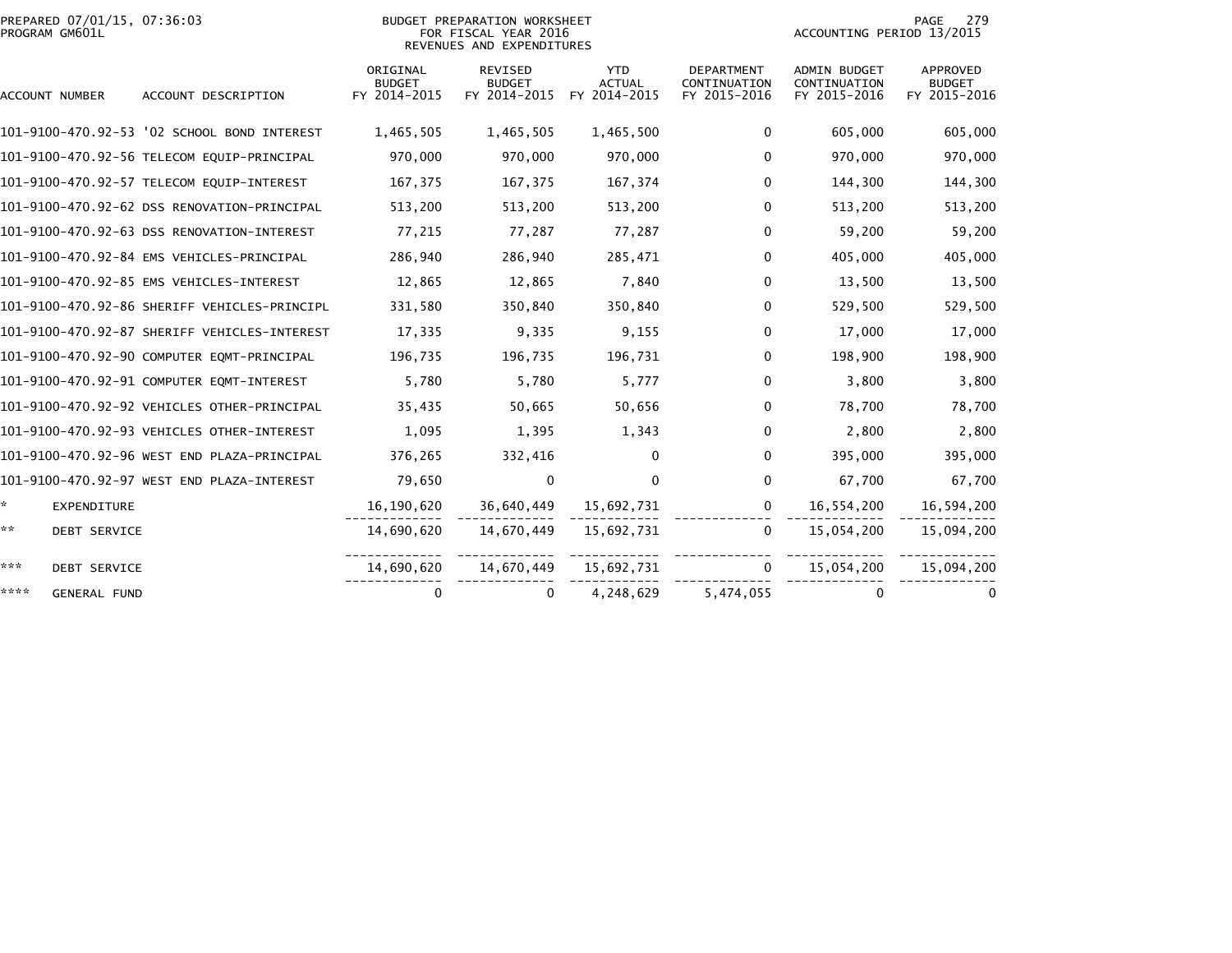PREPARED 07/01/15, 07:36:03
PROGRAM GM601L

BUDGET PREPARATION WORKSHEET
FOR FISCAL YEAR 2016
REVENUES AND EXPENDITURES

ACCOUNTING PERIOD 13/2015

| ACCOUNT NUMBER | ACCOUNT DESCRIPTION | ORIGINAL BUDGET FY 2014-2015 | REVISED BUDGET FY 2014-2015 | YTD ACTUAL FY 2014-2015 | DEPARTMENT CONTINUATION FY 2015-2016 | ADMIN BUDGET CONTINUATION FY 2015-2016 | APPROVED BUDGET FY 2015-2016 |
|---|---|---|---|---|---|---|---|
| 101-9100-470.92-53 | '02 SCHOOL BOND INTEREST | 1,465,505 | 1,465,505 | 1,465,500 | 0 | 605,000 | 605,000 |
| 101-9100-470.92-56 | TELECOM EQUIP-PRINCIPAL | 970,000 | 970,000 | 970,000 | 0 | 970,000 | 970,000 |
| 101-9100-470.92-57 | TELECOM EQUIP-INTEREST | 167,375 | 167,375 | 167,374 | 0 | 144,300 | 144,300 |
| 101-9100-470.92-62 | DSS RENOVATION-PRINCIPAL | 513,200 | 513,200 | 513,200 | 0 | 513,200 | 513,200 |
| 101-9100-470.92-63 | DSS RENOVATION-INTEREST | 77,215 | 77,287 | 77,287 | 0 | 59,200 | 59,200 |
| 101-9100-470.92-84 | EMS VEHICLES-PRINCIPAL | 286,940 | 286,940 | 285,471 | 0 | 405,000 | 405,000 |
| 101-9100-470.92-85 | EMS VEHICLES-INTEREST | 12,865 | 12,865 | 7,840 | 0 | 13,500 | 13,500 |
| 101-9100-470.92-86 | SHERIFF VEHICLES-PRINCIPL | 331,580 | 350,840 | 350,840 | 0 | 529,500 | 529,500 |
| 101-9100-470.92-87 | SHERIFF VEHICLES-INTEREST | 17,335 | 9,335 | 9,155 | 0 | 17,000 | 17,000 |
| 101-9100-470.92-90 | COMPUTER EQMT-PRINCIPAL | 196,735 | 196,735 | 196,731 | 0 | 198,900 | 198,900 |
| 101-9100-470.92-91 | COMPUTER EQMT-INTEREST | 5,780 | 5,780 | 5,777 | 0 | 3,800 | 3,800 |
| 101-9100-470.92-92 | VEHICLES OTHER-PRINCIPAL | 35,435 | 50,665 | 50,656 | 0 | 78,700 | 78,700 |
| 101-9100-470.92-93 | VEHICLES OTHER-INTEREST | 1,095 | 1,395 | 1,343 | 0 | 2,800 | 2,800 |
| 101-9100-470.92-96 | WEST END PLAZA-PRINCIPAL | 376,265 | 332,416 | 0 | 0 | 395,000 | 395,000 |
| 101-9100-470.92-97 | WEST END PLAZA-INTEREST | 79,650 | 0 | 0 | 0 | 67,700 | 67,700 |
| * | EXPENDITURE | 16,190,620 | 36,640,449 | 15,692,731 | 0 | 16,554,200 | 16,594,200 |
| ** | DEBT SERVICE | 14,690,620 | 14,670,449 | 15,692,731 | 0 | 15,054,200 | 15,094,200 |
| *** | DEBT SERVICE | 14,690,620 | 14,670,449 | 15,692,731 | 0 | 15,054,200 | 15,094,200 |
| **** | GENERAL FUND | 0 | 0 | 4,248,629 | 5,474,055 | 0 | 0 |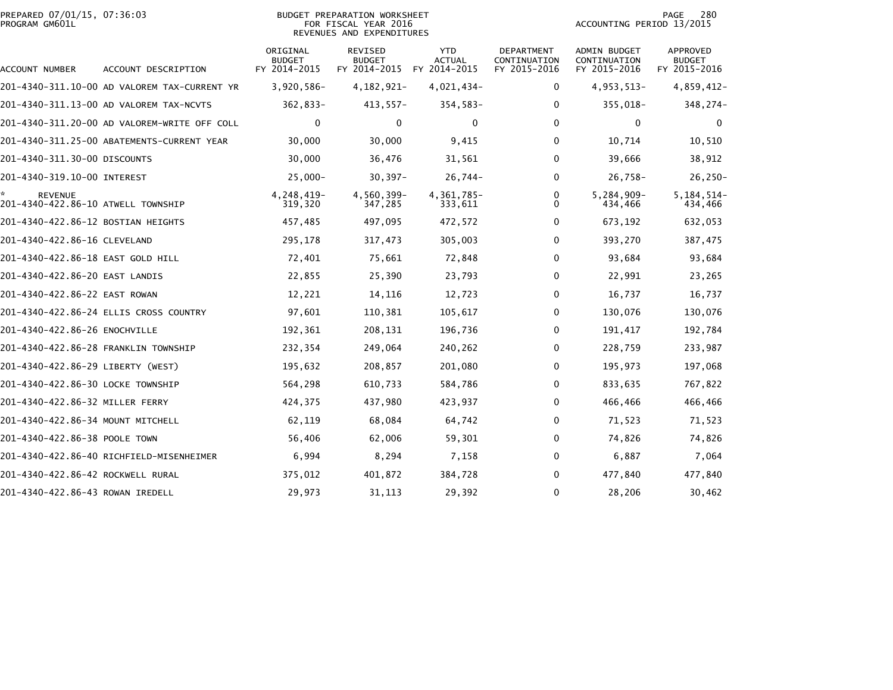PREPARED 07/01/15, 07:36:03
PROGRAM GM601L

BUDGET PREPARATION WORKSHEET
FOR FISCAL YEAR 2016
REVENUES AND EXPENDITURES

ACCOUNTING PERIOD 13/2015

| ACCOUNT NUMBER | ACCOUNT DESCRIPTION | ORIGINAL BUDGET FY 2014-2015 | REVISED BUDGET FY 2014-2015 | YTD ACTUAL FY 2014-2015 | DEPARTMENT CONTINUATION FY 2015-2016 | ADMIN BUDGET CONTINUATION FY 2015-2016 | APPROVED BUDGET FY 2015-2016 |
|---|---|---|---|---|---|---|---|
| 201-4340-311.10-00 | AD VALOREM TAX-CURRENT YR | 3,920,586- | 4,182,921- | 4,021,434- | 0 | 4,953,513- | 4,859,412- |
| 201-4340-311.13-00 | AD VALOREM TAX-NCVTS | 362,833- | 413,557- | 354,583- | 0 | 355,018- | 348,274- |
| 201-4340-311.20-00 | AD VALOREM-WRITE OFF COLL | 0 | 0 | 0 | 0 | 0 | 0 |
| 201-4340-311.25-00 | ABATEMENTS-CURRENT YEAR | 30,000 | 30,000 | 9,415 | 0 | 10,714 | 10,510 |
| 201-4340-311.30-00 | DISCOUNTS | 30,000 | 36,476 | 31,561 | 0 | 39,666 | 38,912 |
| 201-4340-319.10-00 | INTEREST | 25,000- | 30,397- | 26,744- | 0 | 26,758- | 26,250- |
| * | REVENUE | 4,248,419- | 4,560,399- | 4,361,785- | 0 | 5,284,909- | 5,184,514- |
| 201-4340-422.86-10 | ATWELL TOWNSHIP | 319,320 | 347,285 | 333,611 | 0 | 434,466 | 434,466 |
| 201-4340-422.86-12 | BOSTIAN HEIGHTS | 457,485 | 497,095 | 472,572 | 0 | 673,192 | 632,053 |
| 201-4340-422.86-16 | CLEVELAND | 295,178 | 317,473 | 305,003 | 0 | 393,270 | 387,475 |
| 201-4340-422.86-18 | EAST GOLD HILL | 72,401 | 75,661 | 72,848 | 0 | 93,684 | 93,684 |
| 201-4340-422.86-20 | EAST LANDIS | 22,855 | 25,390 | 23,793 | 0 | 22,991 | 23,265 |
| 201-4340-422.86-22 | EAST ROWAN | 12,221 | 14,116 | 12,723 | 0 | 16,737 | 16,737 |
| 201-4340-422.86-24 | ELLIS CROSS COUNTRY | 97,601 | 110,381 | 105,617 | 0 | 130,076 | 130,076 |
| 201-4340-422.86-26 | ENOCHVILLE | 192,361 | 208,131 | 196,736 | 0 | 191,417 | 192,784 |
| 201-4340-422.86-28 | FRANKLIN TOWNSHIP | 232,354 | 249,064 | 240,262 | 0 | 228,759 | 233,987 |
| 201-4340-422.86-29 | LIBERTY (WEST) | 195,632 | 208,857 | 201,080 | 0 | 195,973 | 197,068 |
| 201-4340-422.86-30 | LOCKE TOWNSHIP | 564,298 | 610,733 | 584,786 | 0 | 833,635 | 767,822 |
| 201-4340-422.86-32 | MILLER FERRY | 424,375 | 437,980 | 423,937 | 0 | 466,466 | 466,466 |
| 201-4340-422.86-34 | MOUNT MITCHELL | 62,119 | 68,084 | 64,742 | 0 | 71,523 | 71,523 |
| 201-4340-422.86-38 | POOLE TOWN | 56,406 | 62,006 | 59,301 | 0 | 74,826 | 74,826 |
| 201-4340-422.86-40 | RICHFIELD-MISENHEIMER | 6,994 | 8,294 | 7,158 | 0 | 6,887 | 7,064 |
| 201-4340-422.86-42 | ROCKWELL RURAL | 375,012 | 401,872 | 384,728 | 0 | 477,840 | 477,840 |
| 201-4340-422.86-43 | ROWAN IREDELL | 29,973 | 31,113 | 29,392 | 0 | 28,206 | 30,462 |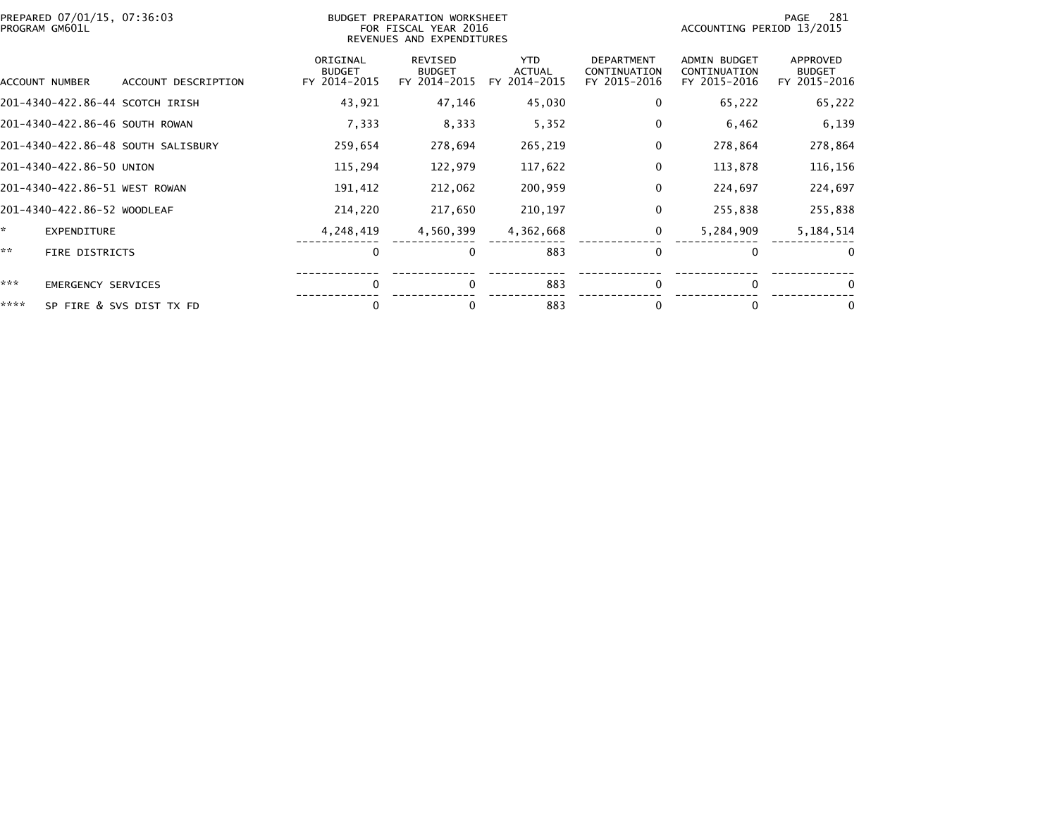PREPARED 07/01/15, 07:36:03
PROGRAM GM601L

BUDGET PREPARATION WORKSHEET
FOR FISCAL YEAR 2016
REVENUES AND EXPENDITURES

ACCOUNTING PERIOD 13/2015

| ACCOUNT NUMBER | ACCOUNT DESCRIPTION | ORIGINAL BUDGET FY 2014-2015 | REVISED BUDGET FY 2014-2015 | YTD ACTUAL FY 2014-2015 | DEPARTMENT CONTINUATION FY 2015-2016 | ADMIN BUDGET CONTINUATION FY 2015-2016 | APPROVED BUDGET FY 2015-2016 |
|---|---|---|---|---|---|---|---|
| 201-4340-422.86-44 | SCOTCH IRISH | 43,921 | 47,146 | 45,030 | 0 | 65,222 | 65,222 |
| 201-4340-422.86-46 | SOUTH ROWAN | 7,333 | 8,333 | 5,352 | 0 | 6,462 | 6,139 |
| 201-4340-422.86-48 | SOUTH SALISBURY | 259,654 | 278,694 | 265,219 | 0 | 278,864 | 278,864 |
| 201-4340-422.86-50 | UNION | 115,294 | 122,979 | 117,622 | 0 | 113,878 | 116,156 |
| 201-4340-422.86-51 | WEST ROWAN | 191,412 | 212,062 | 200,959 | 0 | 224,697 | 224,697 |
| 201-4340-422.86-52 | WOODLEAF | 214,220 | 217,650 | 210,197 | 0 | 255,838 | 255,838 |
| * | EXPENDITURE | 4,248,419 | 4,560,399 | 4,362,668 | 0 | 5,284,909 | 5,184,514 |
| ** | FIRE DISTRICTS | 0 | 0 | 883 | 0 | 0 | 0 |
| *** | EMERGENCY SERVICES | 0 | 0 | 883 | 0 | 0 | 0 |
| **** | SP FIRE & SVS DIST TX FD | 0 | 0 | 883 | 0 | 0 | 0 |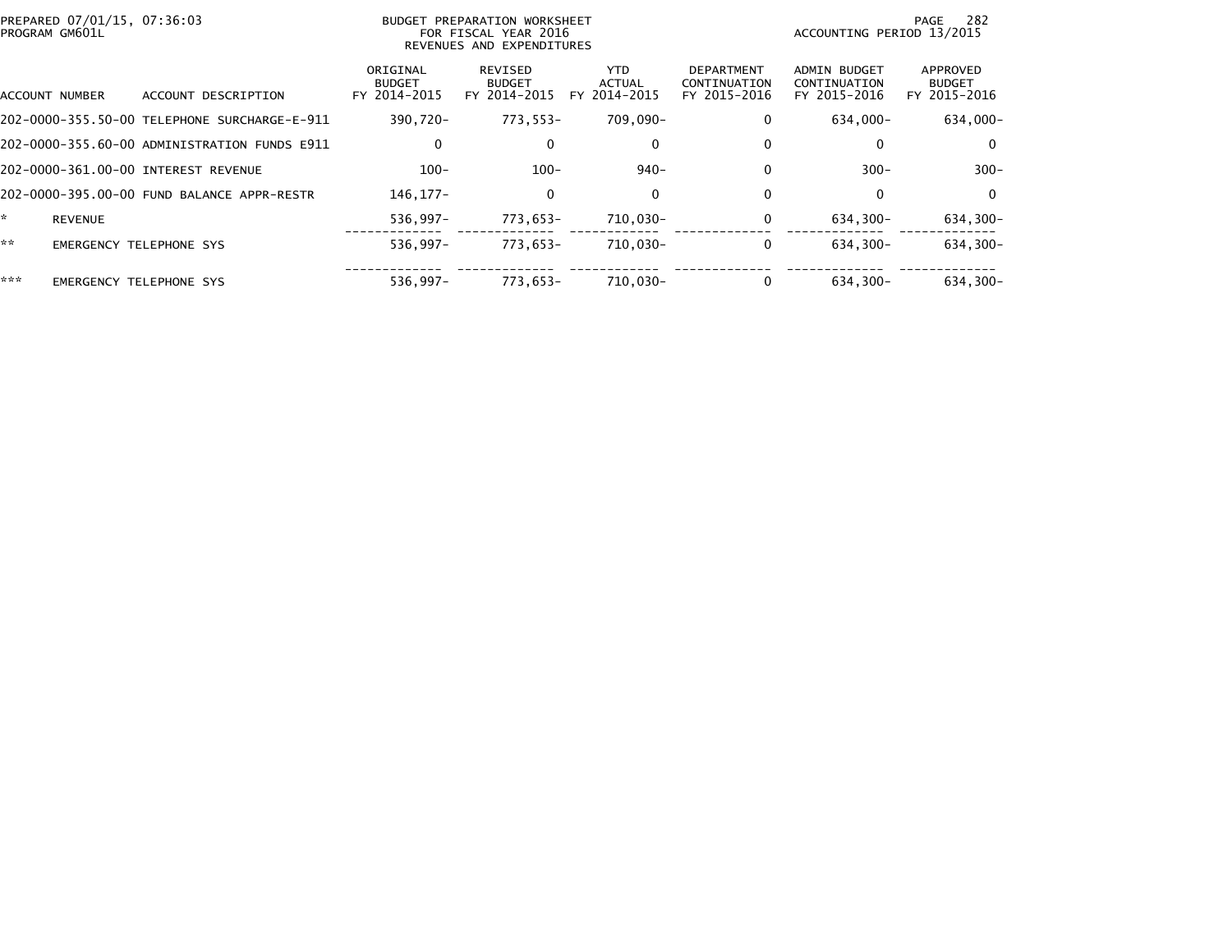PREPARED 07/01/15, 07:36:03
PROGRAM GM601L

BUDGET PREPARATION WORKSHEET
FOR FISCAL YEAR 2016
REVENUES AND EXPENDITURES

ACCOUNTING PERIOD 13/2015

| ACCOUNT NUMBER | ACCOUNT DESCRIPTION | ORIGINAL BUDGET FY 2014-2015 | REVISED BUDGET FY 2014-2015 | YTD ACTUAL FY 2014-2015 | DEPARTMENT CONTINUATION FY 2015-2016 | ADMIN BUDGET CONTINUATION FY 2015-2016 | APPROVED BUDGET FY 2015-2016 |
|---|---|---|---|---|---|---|---|
| 202-0000-355.50-00 | TELEPHONE SURCHARGE-E-911 | 390,720- | 773,553- | 709,090- | 0 | 634,000- | 634,000- |
| 202-0000-355.60-00 | ADMINISTRATION FUNDS E911 | 0 | 0 | 0 | 0 | 0 | 0 |
| 202-0000-361.00-00 | INTEREST REVENUE | 100- | 100- | 940- | 0 | 300- | 300- |
| 202-0000-395.00-00 | FUND BALANCE APPR-RESTR | 146,177- | 0 | 0 | 0 | 0 | 0 |
| * | REVENUE | 536,997- | 773,653- | 710,030- | 0 | 634,300- | 634,300- |
| ** | EMERGENCY TELEPHONE SYS | 536,997- | 773,653- | 710,030- | 0 | 634,300- | 634,300- |
| *** | EMERGENCY TELEPHONE SYS | 536,997- | 773,653- | 710,030- | 0 | 634,300- | 634,300- |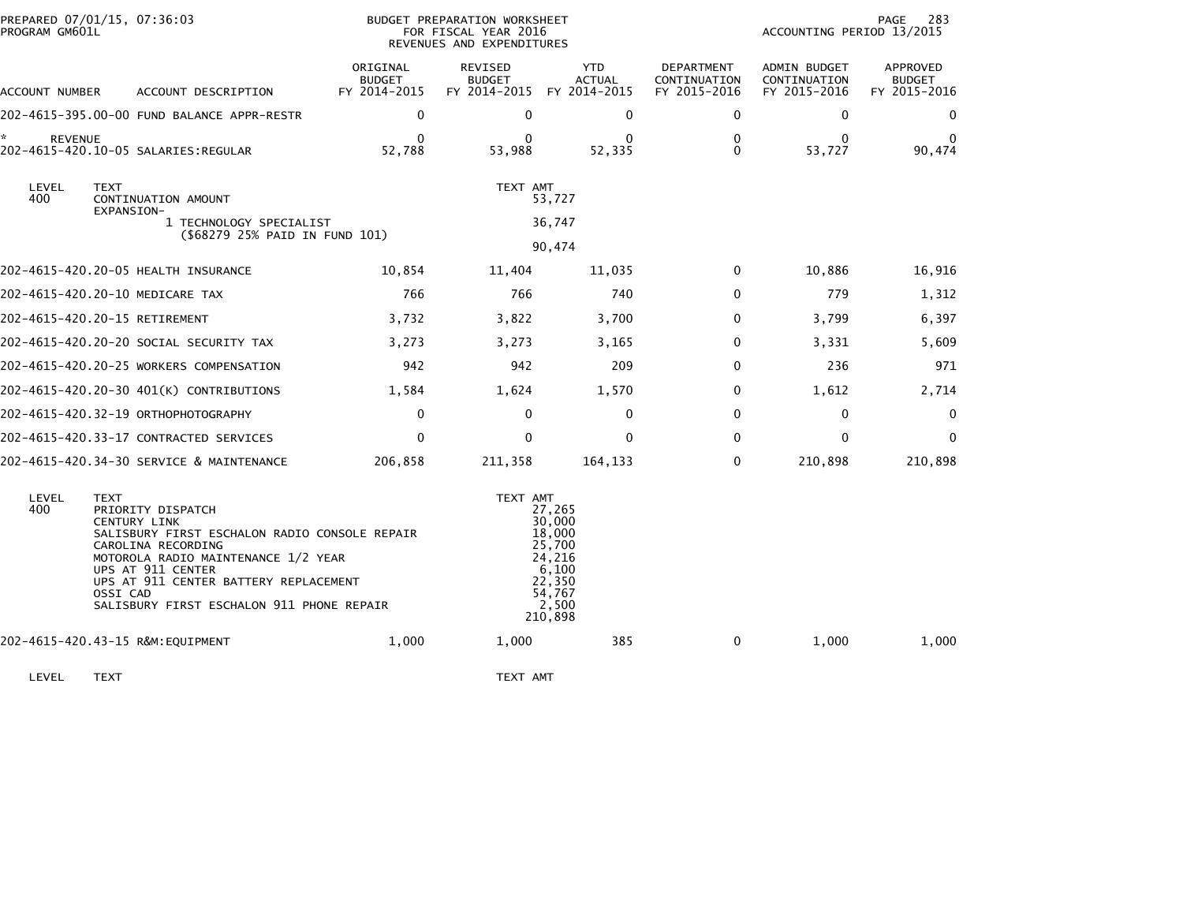PREPARED 07/01/15, 07:36:03 BUDGET PREPARATION WORKSHEET
PROGRAM GM601L FOR FISCAL YEAR 2016 ACCOUNTING PERIOD 13/2015
REVENUES AND EXPENDITURES

| ACCOUNT NUMBER | ACCOUNT DESCRIPTION | ORIGINAL BUDGET FY 2014-2015 | REVISED BUDGET FY 2014-2015 | YTD ACTUAL FY 2014-2015 | DEPARTMENT CONTINUATION FY 2015-2016 | ADMIN BUDGET CONTINUATION FY 2015-2016 | APPROVED BUDGET FY 2015-2016 |
|---|---|---|---|---|---|---|---|
| 202-4615-395.00-00 | FUND BALANCE APPR-RESTR | 0 | 0 | 0 | 0 | 0 | 0 |
| * REVENUE | | 0 | 0 | 0 | 0 | 0 | 0 |
| 202-4615-420.10-05 | SALARIES:REGULAR | 52,788 | 53,988 | 52,335 | 0 | 53,727 | 90,474 |

| LEVEL | TEXT | TEXT AMT |
|---|---|---|
| 400 | CONTINUATION AMOUNT | 53,727 |
| | EXPANSION- | |
| | 1 TECHNOLOGY SPECIALIST ($68279 25% PAID IN FUND 101) | 36,747 |
| | | 90,474 |

| ACCOUNT NUMBER | ACCOUNT DESCRIPTION | ORIGINAL BUDGET FY 2014-2015 | REVISED BUDGET FY 2014-2015 | YTD ACTUAL FY 2014-2015 | DEPARTMENT CONTINUATION FY 2015-2016 | ADMIN BUDGET CONTINUATION FY 2015-2016 | APPROVED BUDGET FY 2015-2016 |
|---|---|---|---|---|---|---|---|
| 202-4615-420.20-05 | HEALTH INSURANCE | 10,854 | 11,404 | 11,035 | 0 | 10,886 | 16,916 |
| 202-4615-420.20-10 | MEDICARE TAX | 766 | 766 | 740 | 0 | 779 | 1,312 |
| 202-4615-420.20-15 | RETIREMENT | 3,732 | 3,822 | 3,700 | 0 | 3,799 | 6,397 |
| 202-4615-420.20-20 | SOCIAL SECURITY TAX | 3,273 | 3,273 | 3,165 | 0 | 3,331 | 5,609 |
| 202-4615-420.20-25 | WORKERS COMPENSATION | 942 | 942 | 209 | 0 | 236 | 971 |
| 202-4615-420.20-30 | 401(K) CONTRIBUTIONS | 1,584 | 1,624 | 1,570 | 0 | 1,612 | 2,714 |
| 202-4615-420.32-19 | ORTHOPHOTOGRAPHY | 0 | 0 | 0 | 0 | 0 | 0 |
| 202-4615-420.33-17 | CONTRACTED SERVICES | 0 | 0 | 0 | 0 | 0 | 0 |
| 202-4615-420.34-30 | SERVICE & MAINTENANCE | 206,858 | 211,358 | 164,133 | 0 | 210,898 | 210,898 |

| LEVEL | TEXT | TEXT AMT |
|---|---|---|
| 400 | PRIORITY DISPATCH | 27,265 |
| | CENTURY LINK | 30,000 |
| | SALISBURY FIRST ESCHALON RADIO CONSOLE REPAIR | 18,000 |
| | CAROLINA RECORDING | 25,700 |
| | MOTOROLA RADIO MAINTENANCE 1/2 YEAR | 24,216 |
| | UPS AT 911 CENTER | 6,100 |
| | UPS AT 911 CENTER BATTERY REPLACEMENT | 22,350 |
| | OSSI CAD | 54,767 |
| | SALISBURY FIRST ESCHALON 911 PHONE REPAIR | 2,500 |
| | | 210,898 |

| ACCOUNT NUMBER | ACCOUNT DESCRIPTION | ORIGINAL BUDGET FY 2014-2015 | REVISED BUDGET FY 2014-2015 | YTD ACTUAL FY 2014-2015 | DEPARTMENT CONTINUATION FY 2015-2016 | ADMIN BUDGET CONTINUATION FY 2015-2016 | APPROVED BUDGET FY 2015-2016 |
|---|---|---|---|---|---|---|---|
| 202-4615-420.43-15 | R&M:EQUIPMENT | 1,000 | 1,000 | 385 | 0 | 1,000 | 1,000 |

| LEVEL | TEXT | TEXT AMT |
|---|---|---|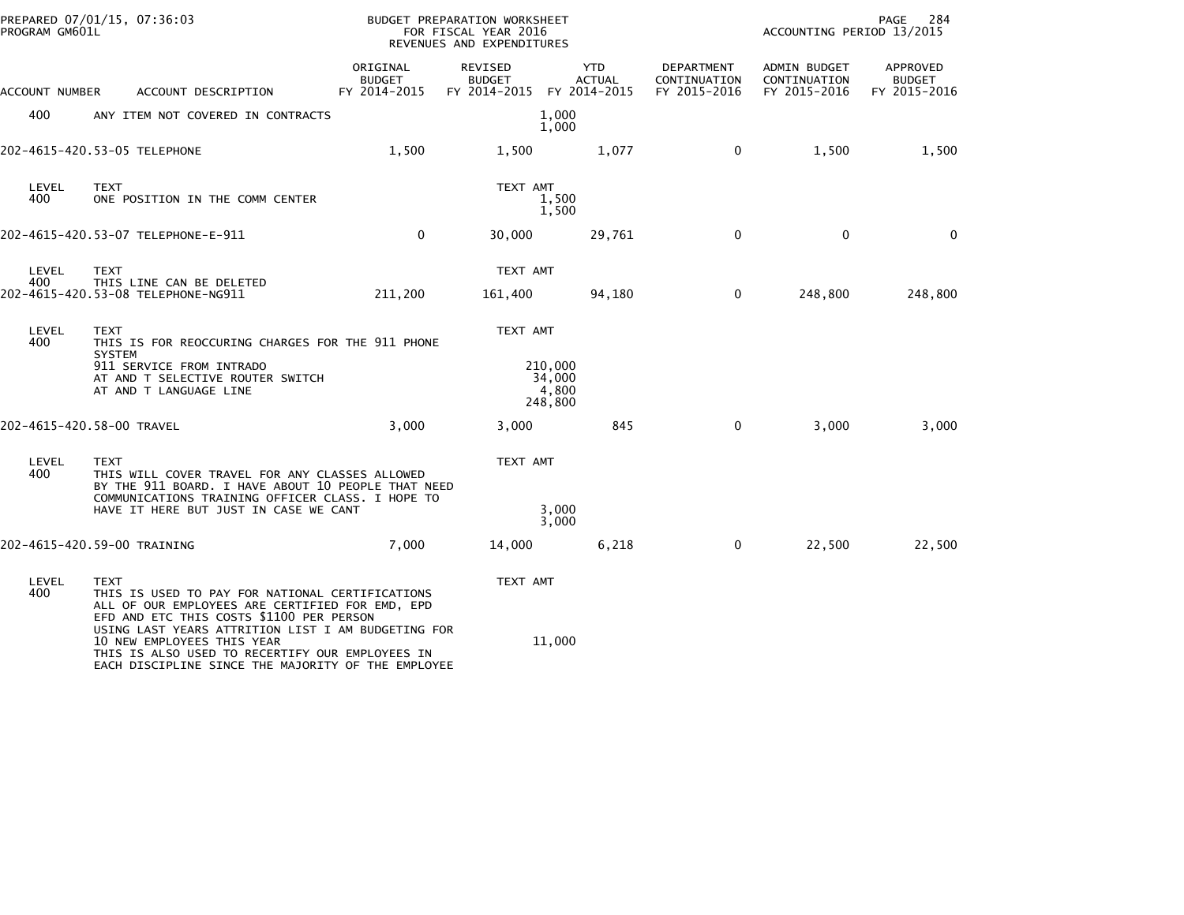| ACCOUNT NUMBER | ACCOUNT DESCRIPTION | ORIGINAL BUDGET FY 2014-2015 | REVISED BUDGET FY 2014-2015 | YTD ACTUAL FY 2014-2015 | DEPARTMENT CONTINUATION FY 2015-2016 | ADMIN BUDGET CONTINUATION FY 2015-2016 | APPROVED BUDGET FY 2015-2016 |
|---|---|---|---|---|---|---|---|
| 400 | ANY ITEM NOT COVERED IN CONTRACTS | | | 1,000<br>1,000 | | | |
| 202-4615-420.53-05 | TELEPHONE | 1,500 | 1,500 | 1,077 | 0 | 1,500 | 1,500 |
| LEVEL | TEXT | | TEXT AMT | | | | |
| 400 | ONE POSITION IN THE COMM CENTER | | | 1,500<br>1,500 | | | |
| 202-4615-420.53-07 | TELEPHONE-E-911 | 0 | 30,000 | 29,761 | 0 | 0 | 0 |
| LEVEL | TEXT | | TEXT AMT | | | | |
| 400 | THIS LINE CAN BE DELETED | | | | | | |
| 202-4615-420.53-08 | TELEPHONE-NG911 | 211,200 | 161,400 | 94,180 | 0 | 248,800 | 248,800 |
| LEVEL | TEXT | | TEXT AMT | | | | |
| 400 | THIS IS FOR REOCCURING CHARGES FOR THE 911 PHONE SYSTEM | | | | | | |
| | 911 SERVICE FROM INTRADO | | | 210,000 | | | |
| | AT AND T SELECTIVE ROUTER SWITCH | | | 34,000 | | | |
| | AT AND T LANGUAGE LINE | | | 4,800<br>248,800 | | | |
| 202-4615-420.58-00 | TRAVEL | 3,000 | 3,000 | 845 | 0 | 3,000 | 3,000 |
| LEVEL | TEXT | | TEXT AMT | | | | |
| 400 | THIS WILL COVER TRAVEL FOR ANY CLASSES ALLOWED BY THE 911 BOARD. I HAVE ABOUT 10 PEOPLE THAT NEED COMMUNICATIONS TRAINING OFFICER CLASS. I HOPE TO HAVE IT HERE BUT JUST IN CASE WE CANT | | | 3,000<br>3,000 | | | |
| 202-4615-420.59-00 | TRAINING | 7,000 | 14,000 | 6,218 | 0 | 22,500 | 22,500 |
| LEVEL | TEXT | | TEXT AMT | | | | |
| 400 | THIS IS USED TO PAY FOR NATIONAL CERTIFICATIONS ALL OF OUR EMPLOYEES ARE CERTIFIED FOR EMD, EPD EFD AND ETC THIS COSTS $1100 PER PERSON USING LAST YEARS ATTRITION LIST I AM BUDGETING FOR 10 NEW EMPLOYEES THIS YEAR | | | 11,000 | | | |
| | THIS IS ALSO USED TO RECERTIFY OUR EMPLOYEES IN EACH DISCIPLINE SINCE THE MAJORITY OF THE EMPLOYEE | | | | | | |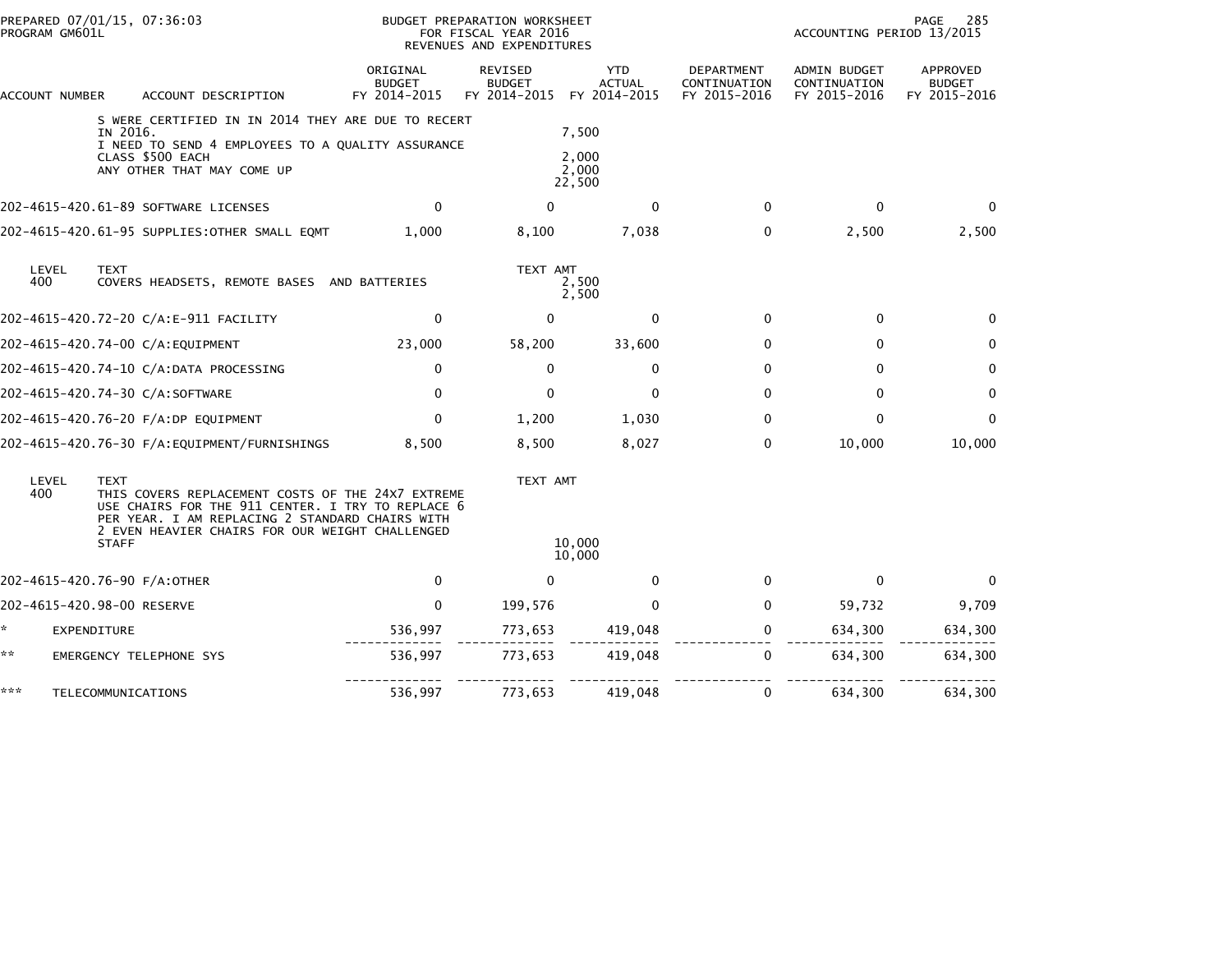PREPARED 07/01/15, 07:36:03
PROGRAM GM601L

BUDGET PREPARATION WORKSHEET
FOR FISCAL YEAR 2016
REVENUES AND EXPENDITURES

ACCOUNTING PERIOD 13/2015

| ACCOUNT NUMBER | ACCOUNT DESCRIPTION | ORIGINAL BUDGET FY 2014-2015 | REVISED BUDGET FY 2014-2015 | YTD ACTUAL FY 2014-2015 | DEPARTMENT CONTINUATION FY 2015-2016 | ADMIN BUDGET CONTINUATION FY 2015-2016 | APPROVED BUDGET FY 2015-2016 |
|---|---|---|---|---|---|---|---|
| | S WERE CERTIFIED IN IN 2014 THEY ARE DUE TO RECERT IN 2016. | | | 7,500 | | | |
| | I NEED TO SEND 4 EMPLOYEES TO A QUALITY ASSURANCE CLASS $500 EACH | | | 2,000 | | | |
| | ANY OTHER THAT MAY COME UP | | | 2,000 | | | |
| | | | | 22,500 | | | |
| 202-4615-420.61-89 | SOFTWARE LICENSES | 0 | 0 | 0 | 0 | 0 | 0 |
| 202-4615-420.61-95 | SUPPLIES:OTHER SMALL EQMT | 1,000 | 8,100 | 7,038 | 0 | 2,500 | 2,500 |
| LEVEL 400 | TEXT: COVERS HEADSETS, REMOTE BASES AND BATTERIES | | TEXT AMT | 2,500 | | | |
| | | | | 2,500 | | | |
| 202-4615-420.72-20 | C/A:E-911 FACILITY | 0 | 0 | 0 | 0 | 0 | 0 |
| 202-4615-420.74-00 | C/A:EQUIPMENT | 23,000 | 58,200 | 33,600 | 0 | 0 | 0 |
| 202-4615-420.74-10 | C/A:DATA PROCESSING | 0 | 0 | 0 | 0 | 0 | 0 |
| 202-4615-420.74-30 | C/A:SOFTWARE | 0 | 0 | 0 | 0 | 0 | 0 |
| 202-4615-420.76-20 | F/A:DP EQUIPMENT | 0 | 1,200 | 1,030 | 0 | 0 | 0 |
| 202-4615-420.76-30 | F/A:EQUIPMENT/FURNISHINGS | 8,500 | 8,500 | 8,027 | 0 | 10,000 | 10,000 |
| LEVEL 400 | TEXT: THIS COVERS REPLACEMENT COSTS OF THE 24X7 EXTREME USE CHAIRS FOR THE 911 CENTER. I TRY TO REPLACE 6 PER YEAR. I AM REPLACING 2 STANDARD CHAIRS WITH 2 EVEN HEAVIER CHAIRS FOR OUR WEIGHT CHALLENGED STAFF | | TEXT AMT | 10,000 | | | |
| | | | | 10,000 | | | |
| 202-4615-420.76-90 | F/A:OTHER | 0 | 0 | 0 | 0 | 0 | 0 |
| 202-4615-420.98-00 | RESERVE | 0 | 199,576 | 0 | 0 | 59,732 | 9,709 |
| * | EXPENDITURE | 536,997 | 773,653 | 419,048 | 0 | 634,300 | 634,300 |
| ** | EMERGENCY TELEPHONE SYS | 536,997 | 773,653 | 419,048 | 0 | 634,300 | 634,300 |
| *** | TELECOMMUNICATIONS | 536,997 | 773,653 | 419,048 | 0 | 634,300 | 634,300 |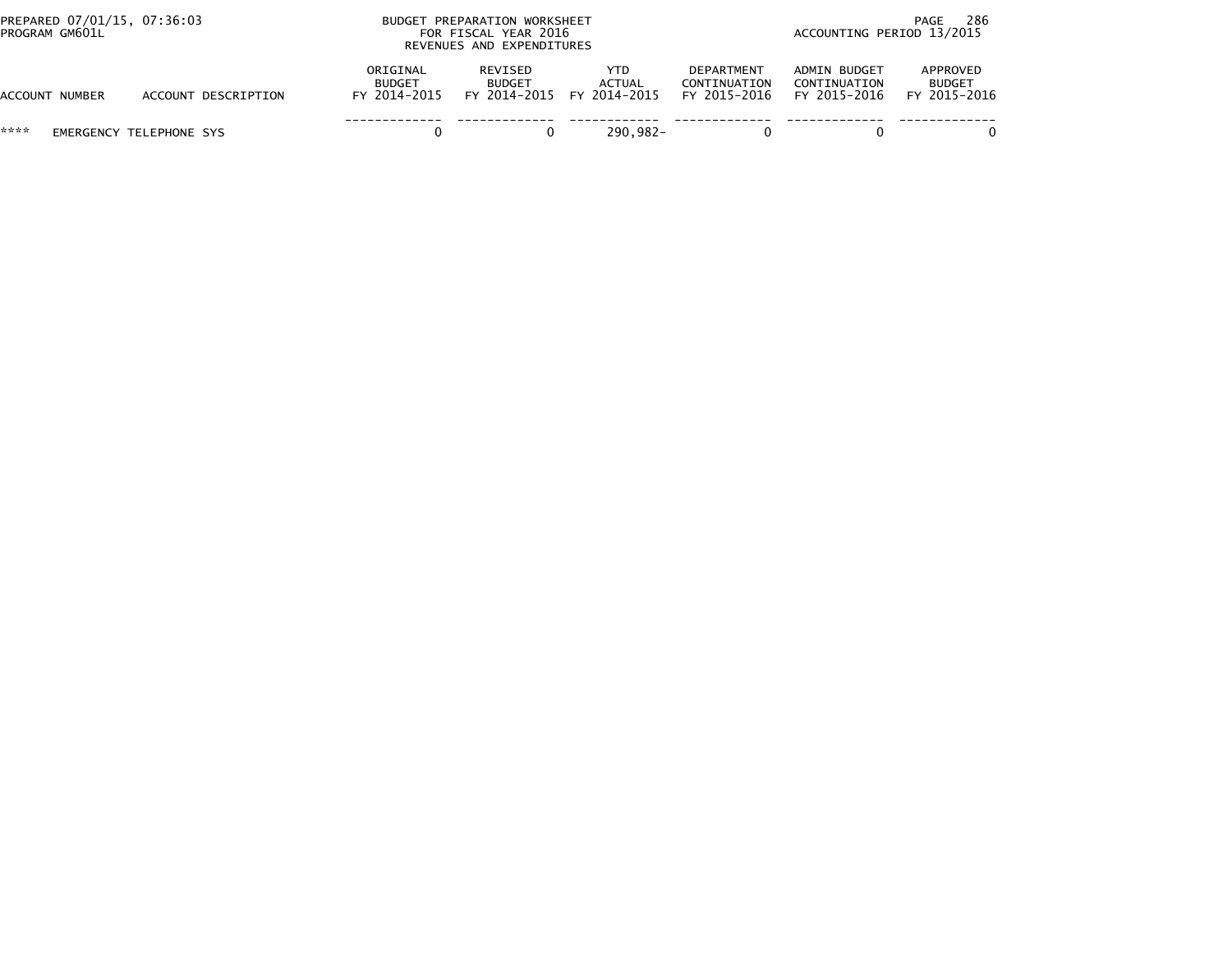PREPARED 07/01/15, 07:36:03
PROGRAM GM601L

BUDGET PREPARATION WORKSHEET
FOR FISCAL YEAR 2016
REVENUES AND EXPENDITURES

ACCOUNTING PERIOD 13/2015

| ACCOUNT NUMBER | ACCOUNT DESCRIPTION | ORIGINAL BUDGET FY 2014-2015 | REVISED BUDGET FY 2014-2015 | YTD ACTUAL FY 2014-2015 | DEPARTMENT CONTINUATION FY 2015-2016 | ADMIN BUDGET CONTINUATION FY 2015-2016 | APPROVED BUDGET FY 2015-2016 |
|---|---|---|---|---|---|---|---|
| **** | EMERGENCY TELEPHONE SYS | 0 | 0 | 290,982- | 0 | 0 | 0 |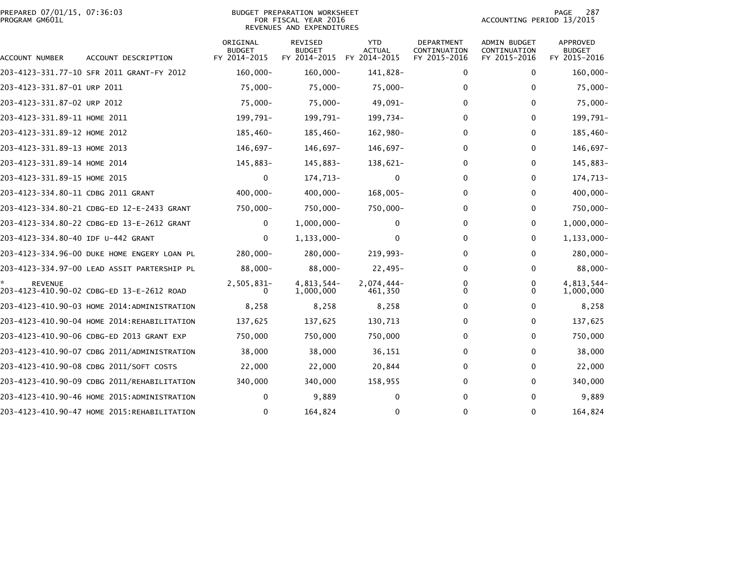PREPARED 07/01/15, 07:36:03
PROGRAM GM601L

BUDGET PREPARATION WORKSHEET
FOR FISCAL YEAR 2016
REVENUES AND EXPENDITURES

ACCOUNTING PERIOD 13/2015

| ACCOUNT NUMBER | ACCOUNT DESCRIPTION | ORIGINAL BUDGET FY 2014-2015 | REVISED BUDGET FY 2014-2015 | YTD ACTUAL FY 2014-2015 | DEPARTMENT CONTINUATION FY 2015-2016 | ADMIN BUDGET CONTINUATION FY 2015-2016 | APPROVED BUDGET FY 2015-2016 |
|---|---|---|---|---|---|---|---|
| 203-4123-331.77-10 | SFR 2011 GRANT-FY 2012 | 160,000- | 160,000- | 141,828- | 0 | 0 | 160,000- |
| 203-4123-331.87-01 | URP 2011 | 75,000- | 75,000- | 75,000- | 0 | 0 | 75,000- |
| 203-4123-331.87-02 | URP 2012 | 75,000- | 75,000- | 49,091- | 0 | 0 | 75,000- |
| 203-4123-331.89-11 | HOME 2011 | 199,791- | 199,791- | 199,734- | 0 | 0 | 199,791- |
| 203-4123-331.89-12 | HOME 2012 | 185,460- | 185,460- | 162,980- | 0 | 0 | 185,460- |
| 203-4123-331.89-13 | HOME 2013 | 146,697- | 146,697- | 146,697- | 0 | 0 | 146,697- |
| 203-4123-331.89-14 | HOME 2014 | 145,883- | 145,883- | 138,621- | 0 | 0 | 145,883- |
| 203-4123-331.89-15 | HOME 2015 | 0 | 174,713- | 0 | 0 | 0 | 174,713- |
| 203-4123-334.80-11 | CDBG 2011 GRANT | 400,000- | 400,000- | 168,005- | 0 | 0 | 400,000- |
| 203-4123-334.80-21 | CDBG-ED 12-E-2433 GRANT | 750,000- | 750,000- | 750,000- | 0 | 0 | 750,000- |
| 203-4123-334.80-22 | CDBG-ED 13-E-2612 GRANT | 0 | 1,000,000- | 0 | 0 | 0 | 1,000,000- |
| 203-4123-334.80-40 | IDF U-442 GRANT | 0 | 1,133,000- | 0 | 0 | 0 | 1,133,000- |
| 203-4123-334.96-00 | DUKE HOME ENGERY LOAN PL | 280,000- | 280,000- | 219,993- | 0 | 0 | 280,000- |
| 203-4123-334.97-00 | LEAD ASSIT PARTERSHIP PL | 88,000- | 88,000- | 22,495- | 0 | 0 | 88,000- |
| * REVENUE | | 2,505,831- | 4,813,544- | 2,074,444- | 0 | 0 | 4,813,544- |
| 203-4123-410.90-02 | CDBG-ED 13-E-2612 ROAD | 0 | 1,000,000 | 461,350 | 0 | 0 | 1,000,000 |
| 203-4123-410.90-03 | HOME 2014:ADMINISTRATION | 8,258 | 8,258 | 8,258 | 0 | 0 | 8,258 |
| 203-4123-410.90-04 | HOME 2014:REHABILITATION | 137,625 | 137,625 | 130,713 | 0 | 0 | 137,625 |
| 203-4123-410.90-06 | CDBG-ED 2013 GRANT EXP | 750,000 | 750,000 | 750,000 | 0 | 0 | 750,000 |
| 203-4123-410.90-07 | CDBG 2011/ADMINISTRATION | 38,000 | 38,000 | 36,151 | 0 | 0 | 38,000 |
| 203-4123-410.90-08 | CDBG 2011/SOFT COSTS | 22,000 | 22,000 | 20,844 | 0 | 0 | 22,000 |
| 203-4123-410.90-09 | CDBG 2011/REHABILITATION | 340,000 | 340,000 | 158,955 | 0 | 0 | 340,000 |
| 203-4123-410.90-46 | HOME 2015:ADMINISTRATION | 0 | 9,889 | 0 | 0 | 0 | 9,889 |
| 203-4123-410.90-47 | HOME 2015:REHABILITATION | 0 | 164,824 | 0 | 0 | 0 | 164,824 |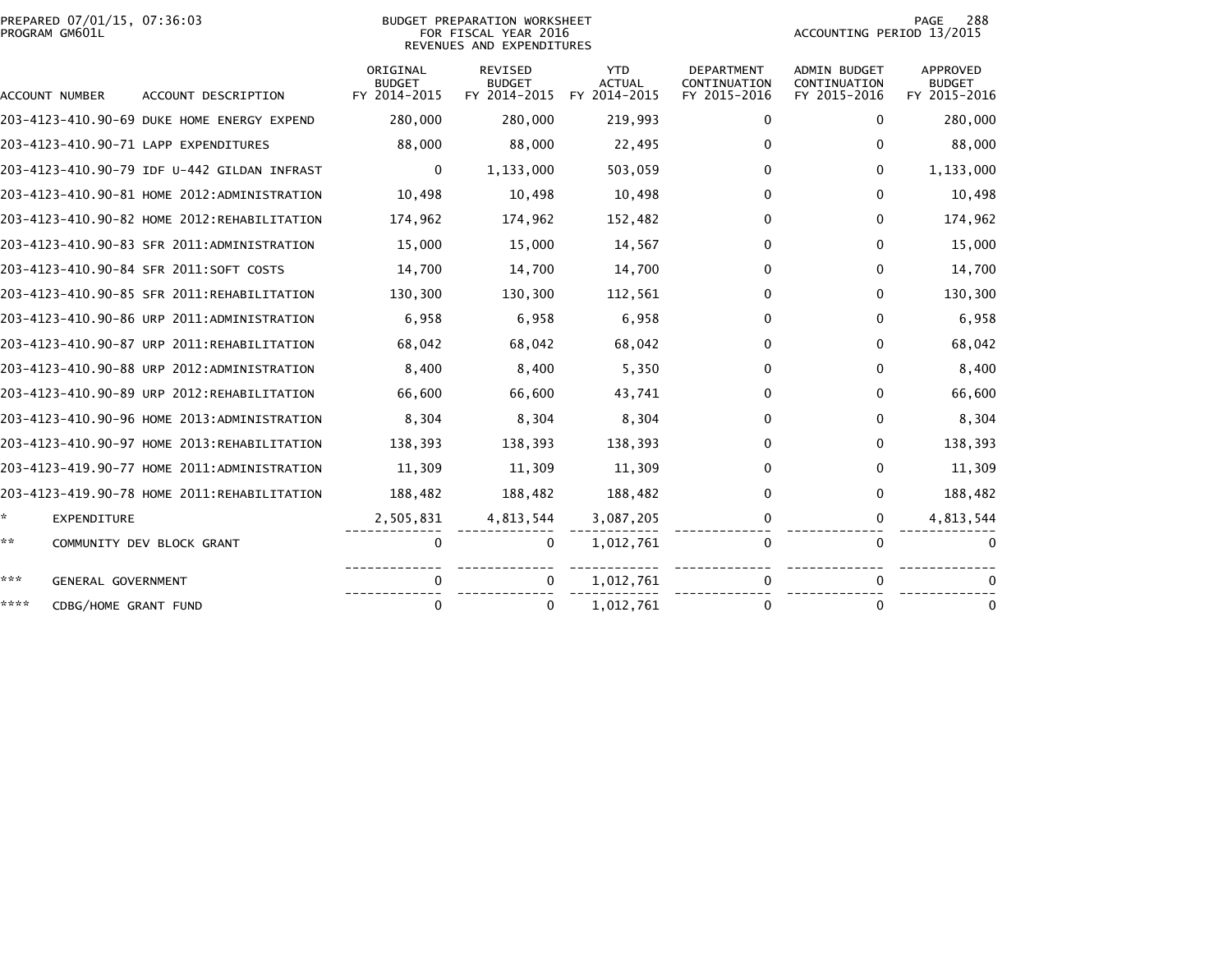BUDGET PREPARATION WORKSHEET
FOR FISCAL YEAR 2016
REVENUES AND EXPENDITURES

PREPARED 07/01/15, 07:36:03
PROGRAM GM601L

ACCOUNTING PERIOD 13/2015

| ACCOUNT NUMBER | ACCOUNT DESCRIPTION | ORIGINAL BUDGET FY 2014-2015 | REVISED BUDGET FY 2014-2015 | YTD ACTUAL FY 2014-2015 | DEPARTMENT CONTINUATION FY 2015-2016 | ADMIN BUDGET CONTINUATION FY 2015-2016 | APPROVED BUDGET FY 2015-2016 |
|---|---|---|---|---|---|---|---|
| 203-4123-410.90-69 | DUKE HOME ENERGY EXPEND | 280,000 | 280,000 | 219,993 | 0 | 0 | 280,000 |
| 203-4123-410.90-71 | LAPP EXPENDITURES | 88,000 | 88,000 | 22,495 | 0 | 0 | 88,000 |
| 203-4123-410.90-79 | IDF U-442 GILDAN INFRAST | 0 | 1,133,000 | 503,059 | 0 | 0 | 1,133,000 |
| 203-4123-410.90-81 | HOME 2012:ADMINISTRATION | 10,498 | 10,498 | 10,498 | 0 | 0 | 10,498 |
| 203-4123-410.90-82 | HOME 2012:REHABILITATION | 174,962 | 174,962 | 152,482 | 0 | 0 | 174,962 |
| 203-4123-410.90-83 | SFR 2011:ADMINISTRATION | 15,000 | 15,000 | 14,567 | 0 | 0 | 15,000 |
| 203-4123-410.90-84 | SFR 2011:SOFT COSTS | 14,700 | 14,700 | 14,700 | 0 | 0 | 14,700 |
| 203-4123-410.90-85 | SFR 2011:REHABILITATION | 130,300 | 130,300 | 112,561 | 0 | 0 | 130,300 |
| 203-4123-410.90-86 | URP 2011:ADMINISTRATION | 6,958 | 6,958 | 6,958 | 0 | 0 | 6,958 |
| 203-4123-410.90-87 | URP 2011:REHABILITATION | 68,042 | 68,042 | 68,042 | 0 | 0 | 68,042 |
| 203-4123-410.90-88 | URP 2012:ADMINISTRATION | 8,400 | 8,400 | 5,350 | 0 | 0 | 8,400 |
| 203-4123-410.90-89 | URP 2012:REHABILITATION | 66,600 | 66,600 | 43,741 | 0 | 0 | 66,600 |
| 203-4123-410.90-96 | HOME 2013:ADMINISTRATION | 8,304 | 8,304 | 8,304 | 0 | 0 | 8,304 |
| 203-4123-410.90-97 | HOME 2013:REHABILITATION | 138,393 | 138,393 | 138,393 | 0 | 0 | 138,393 |
| 203-4123-419.90-77 | HOME 2011:ADMINISTRATION | 11,309 | 11,309 | 11,309 | 0 | 0 | 11,309 |
| 203-4123-419.90-78 | HOME 2011:REHABILITATION | 188,482 | 188,482 | 188,482 | 0 | 0 | 188,482 |
| * | EXPENDITURE | 2,505,831 | 4,813,544 | 3,087,205 | 0 | 0 | 4,813,544 |
| ** | COMMUNITY DEV BLOCK GRANT | 0 | 0 | 1,012,761 | 0 | 0 | 0 |
| *** | GENERAL GOVERNMENT | 0 | 0 | 1,012,761 | 0 | 0 | 0 |
| **** | CDBG/HOME GRANT FUND | 0 | 0 | 1,012,761 | 0 | 0 | 0 |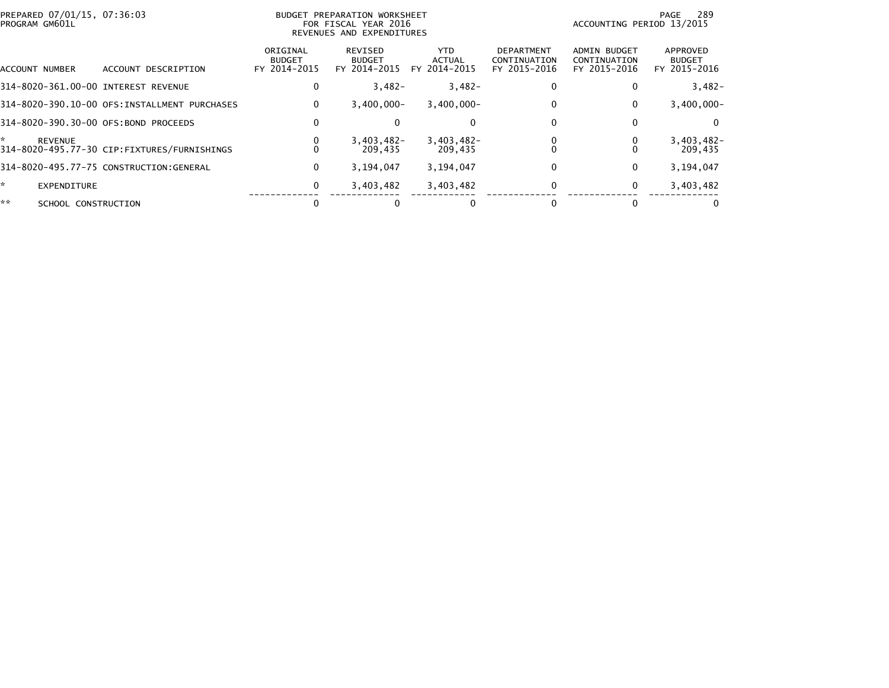PREPARED 07/01/15, 07:36:03
PROGRAM GM601L

BUDGET PREPARATION WORKSHEET
FOR FISCAL YEAR 2016
REVENUES AND EXPENDITURES

ACCOUNTING PERIOD 13/2015

| ACCOUNT NUMBER | ACCOUNT DESCRIPTION | ORIGINAL BUDGET FY 2014-2015 | REVISED BUDGET FY 2014-2015 | YTD ACTUAL FY 2014-2015 | DEPARTMENT CONTINUATION FY 2015-2016 | ADMIN BUDGET CONTINUATION FY 2015-2016 | APPROVED BUDGET FY 2015-2016 |
|---|---|---|---|---|---|---|---|
| 314-8020-361.00-00 | INTEREST REVENUE | 0 | 3,482- | 3,482- | 0 | 0 | 3,482- |
| 314-8020-390.10-00 | OFS:INSTALLMENT PURCHASES | 0 | 3,400,000- | 3,400,000- | 0 | 0 | 3,400,000- |
| 314-8020-390.30-00 | OFS:BOND PROCEEDS | 0 | 0 | 0 | 0 | 0 | 0 |
| * | REVENUE | 0 | 3,403,482- | 3,403,482- | 0 | 0 | 3,403,482- |
| 314-8020-495.77-30 | CIP:FIXTURES/FURNISHINGS | 0 | 209,435 | 209,435 | 0 | 0 | 209,435 |
| 314-8020-495.77-75 | CONSTRUCTION:GENERAL | 0 | 3,194,047 | 3,194,047 | 0 | 0 | 3,194,047 |
| * | EXPENDITURE | 0 | 3,403,482 | 3,403,482 | 0 | 0 | 3,403,482 |
| ** | SCHOOL CONSTRUCTION | 0 | 0 | 0 | 0 | 0 | 0 |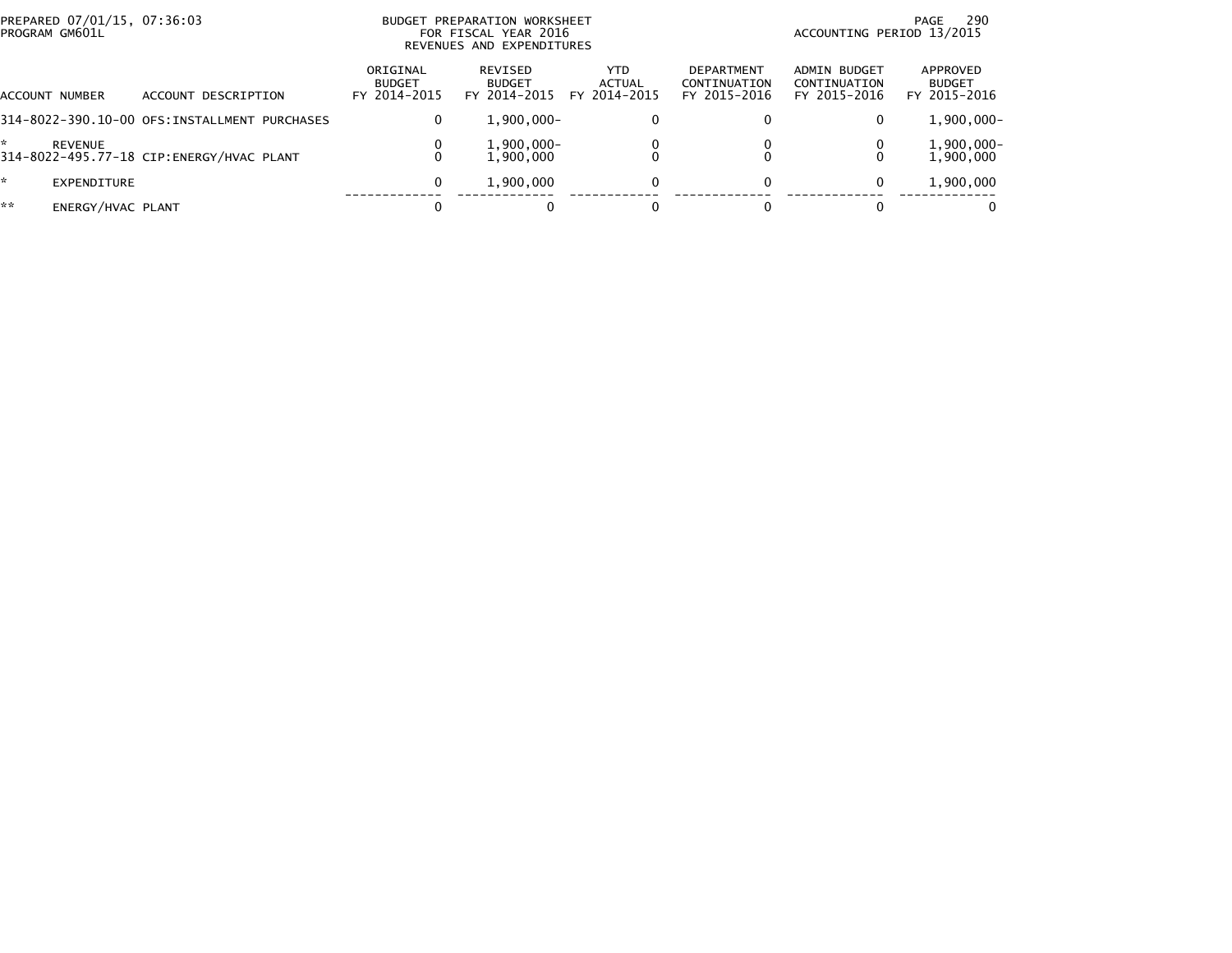PREPARED 07/01/15, 07:36:03
PROGRAM GM601L

BUDGET PREPARATION WORKSHEET
FOR FISCAL YEAR 2016
REVENUES AND EXPENDITURES

ACCOUNTING PERIOD 13/2015

| ACCOUNT NUMBER | ACCOUNT DESCRIPTION | ORIGINAL BUDGET FY 2014-2015 | REVISED BUDGET FY 2014-2015 | YTD ACTUAL FY 2014-2015 | DEPARTMENT CONTINUATION FY 2015-2016 | ADMIN BUDGET CONTINUATION FY 2015-2016 | APPROVED BUDGET FY 2015-2016 |
|---|---|---|---|---|---|---|---|
| 314-8022-390.10-00 | OFS:INSTALLMENT PURCHASES | 0 | 1,900,000- | 0 | 0 | 0 | 1,900,000- |
| * | REVENUE | 0 | 1,900,000- | 0 | 0 | 0 | 1,900,000- |
| 314-8022-495.77-18 | CIP:ENERGY/HVAC PLANT | 0 | 1,900,000 | 0 | 0 | 0 | 1,900,000 |
| * | EXPENDITURE | 0 | 1,900,000 | 0 | 0 | 0 | 1,900,000 |
| ** | ENERGY/HVAC PLANT | 0 | 0 | 0 | 0 | 0 | 0 |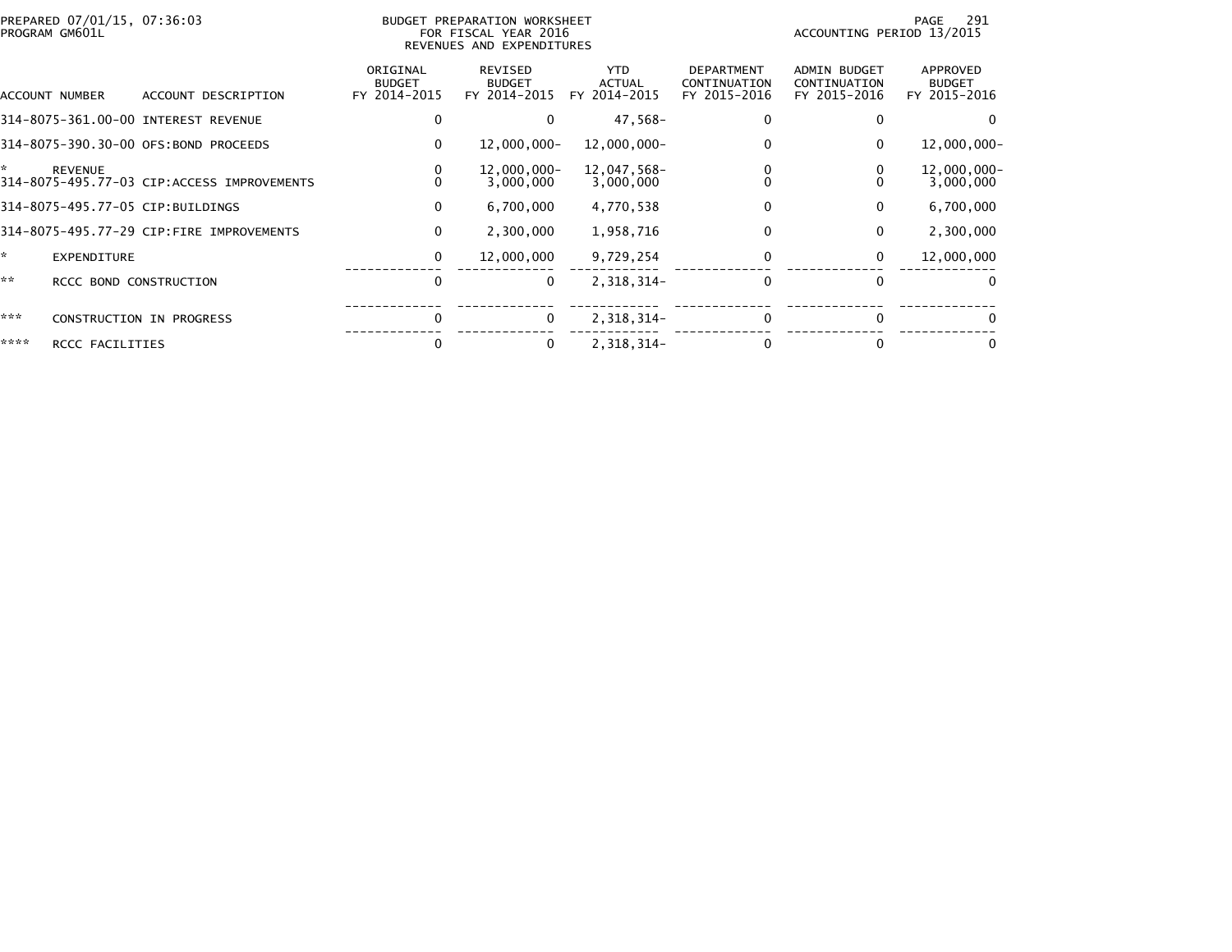| ACCOUNT NUMBER | ACCOUNT DESCRIPTION | ORIGINAL BUDGET FY 2014-2015 | REVISED BUDGET FY 2014-2015 | YTD ACTUAL FY 2014-2015 | DEPARTMENT CONTINUATION FY 2015-2016 | ADMIN BUDGET CONTINUATION FY 2015-2016 | APPROVED BUDGET FY 2015-2016 |
|---|---|---|---|---|---|---|---|
| 314-8075-361.00-00 | INTEREST REVENUE | 0 | 0 | 47,568- | 0 | 0 | 0 |
| 314-8075-390.30-00 | OFS:BOND PROCEEDS | 0 | 12,000,000- | 12,000,000- | 0 | 0 | 12,000,000- |
| * | REVENUE | 0 | 12,000,000- | 12,047,568- | 0 | 0 | 12,000,000- |
| 314-8075-495.77-03 | CIP:ACCESS IMPROVEMENTS | 0 | 3,000,000 | 3,000,000 | 0 | 0 | 3,000,000 |
| 314-8075-495.77-05 | CIP:BUILDINGS | 0 | 6,700,000 | 4,770,538 | 0 | 0 | 6,700,000 |
| 314-8075-495.77-29 | CIP:FIRE IMPROVEMENTS | 0 | 2,300,000 | 1,958,716 | 0 | 0 | 2,300,000 |
| * | EXPENDITURE | 0 | 12,000,000 | 9,729,254 | 0 | 0 | 12,000,000 |
| ** | RCCC BOND CONSTRUCTION | 0 | 0 | 2,318,314- | 0 | 0 | 0 |
| *** | CONSTRUCTION IN PROGRESS | 0 | 0 | 2,318,314- | 0 | 0 | 0 |
| **** | RCCC FACILITIES | 0 | 0 | 2,318,314- | 0 | 0 | 0 |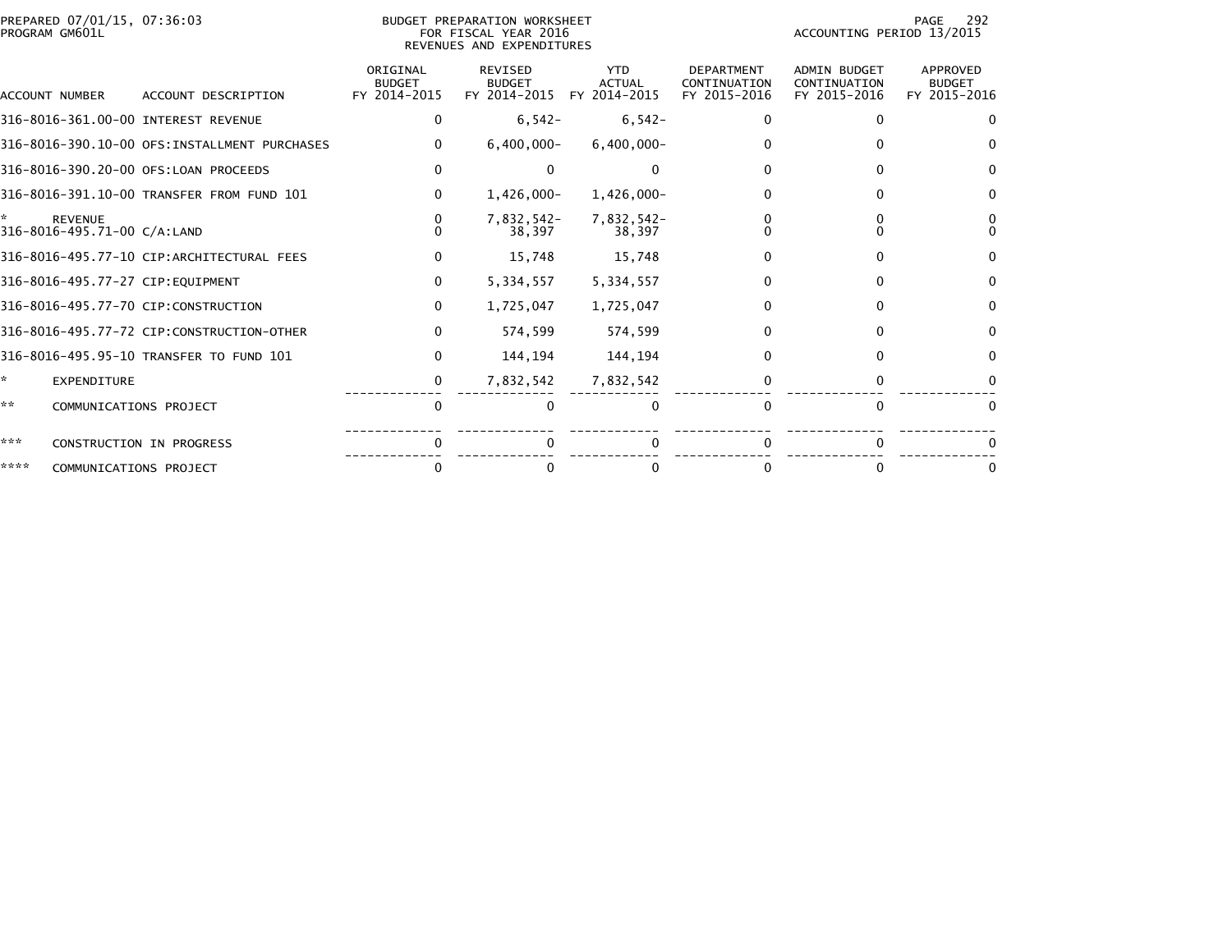PREPARED 07/01/15, 07:36:03
PROGRAM GM601L

BUDGET PREPARATION WORKSHEET
FOR FISCAL YEAR 2016
REVENUES AND EXPENDITURES

ACCOUNTING PERIOD 13/2015

| ACCOUNT NUMBER | ACCOUNT DESCRIPTION | ORIGINAL BUDGET FY 2014-2015 | REVISED BUDGET FY 2014-2015 | YTD ACTUAL FY 2014-2015 | DEPARTMENT CONTINUATION FY 2015-2016 | ADMIN BUDGET CONTINUATION FY 2015-2016 | APPROVED BUDGET FY 2015-2016 |
|---|---|---|---|---|---|---|---|
| 316-8016-361.00-00 | INTEREST REVENUE | 0 | 6,542- | 6,542- | 0 | 0 | 0 |
| 316-8016-390.10-00 | OFS:INSTALLMENT PURCHASES | 0 | 6,400,000- | 6,400,000- | 0 | 0 | 0 |
| 316-8016-390.20-00 | OFS:LOAN PROCEEDS | 0 | 0 | 0 | 0 | 0 | 0 |
| 316-8016-391.10-00 | TRANSFER FROM FUND 101 | 0 | 1,426,000- | 1,426,000- | 0 | 0 | 0 |
| * | REVENUE | 0 | 7,832,542- | 7,832,542- | 0 | 0 | 0 |
| 316-8016-495.71-00 | C/A:LAND | 0 | 38,397 | 38,397 | 0 | 0 | 0 |
| 316-8016-495.77-10 | CIP:ARCHITECTURAL FEES | 0 | 15,748 | 15,748 | 0 | 0 | 0 |
| 316-8016-495.77-27 | CIP:EQUIPMENT | 0 | 5,334,557 | 5,334,557 | 0 | 0 | 0 |
| 316-8016-495.77-70 | CIP:CONSTRUCTION | 0 | 1,725,047 | 1,725,047 | 0 | 0 | 0 |
| 316-8016-495.77-72 | CIP:CONSTRUCTION-OTHER | 0 | 574,599 | 574,599 | 0 | 0 | 0 |
| 316-8016-495.95-10 | TRANSFER TO FUND 101 | 0 | 144,194 | 144,194 | 0 | 0 | 0 |
| * | EXPENDITURE | 0 | 7,832,542 | 7,832,542 | 0 | 0 | 0 |
| ** | COMMUNICATIONS PROJECT | 0 | 0 | 0 | 0 | 0 | 0 |
| *** | CONSTRUCTION IN PROGRESS | 0 | 0 | 0 | 0 | 0 | 0 |
| **** | COMMUNICATIONS PROJECT | 0 | 0 | 0 | 0 | 0 | 0 |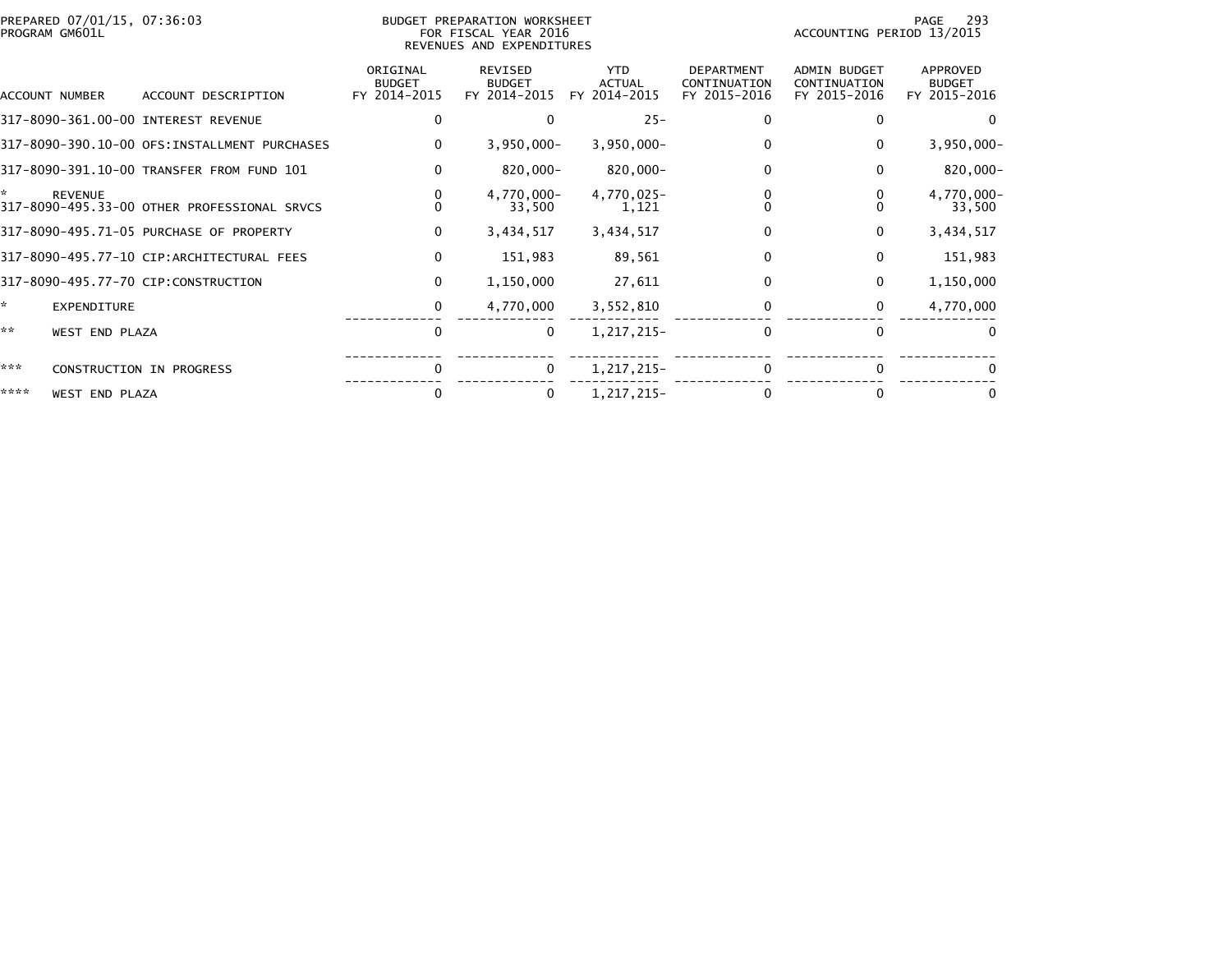PREPARED 07/01/15, 07:36:03 BUDGET PREPARATION WORKSHEET
PROGRAM GM601L FOR FISCAL YEAR 2016 ACCOUNTING PERIOD 13/2015
REVENUES AND EXPENDITURES

| ACCOUNT NUMBER | ACCOUNT DESCRIPTION | ORIGINAL BUDGET FY 2014-2015 | REVISED BUDGET FY 2014-2015 | YTD ACTUAL FY 2014-2015 | DEPARTMENT CONTINUATION FY 2015-2016 | ADMIN BUDGET CONTINUATION FY 2015-2016 | APPROVED BUDGET FY 2015-2016 |
|---|---|---|---|---|---|---|---|
| 317-8090-361.00-00 | INTEREST REVENUE | 0 | 0 | 25- | 0 | 0 | 0 |
| 317-8090-390.10-00 | OFS:INSTALLMENT PURCHASES | 0 | 3,950,000- | 3,950,000- | 0 | 0 | 3,950,000- |
| 317-8090-391.10-00 | TRANSFER FROM FUND 101 | 0 | 820,000- | 820,000- | 0 | 0 | 820,000- |
| * | REVENUE | 0 | 4,770,000- | 4,770,025- | 0 | 0 | 4,770,000- |
| 317-8090-495.33-00 | OTHER PROFESSIONAL SRVCS | 0 | 33,500 | 1,121 | 0 | 0 | 33,500 |
| 317-8090-495.71-05 | PURCHASE OF PROPERTY | 0 | 3,434,517 | 3,434,517 | 0 | 0 | 3,434,517 |
| 317-8090-495.77-10 | CIP:ARCHITECTURAL FEES | 0 | 151,983 | 89,561 | 0 | 0 | 151,983 |
| 317-8090-495.77-70 | CIP:CONSTRUCTION | 0 | 1,150,000 | 27,611 | 0 | 0 | 1,150,000 |
| * | EXPENDITURE | 0 | 4,770,000 | 3,552,810 | 0 | 0 | 4,770,000 |
| ** | WEST END PLAZA | 0 | 0 | 1,217,215- | 0 | 0 | 0 |
| *** | CONSTRUCTION IN PROGRESS | 0 | 0 | 1,217,215- | 0 | 0 | 0 |
| **** | WEST END PLAZA | 0 | 0 | 1,217,215- | 0 | 0 | 0 |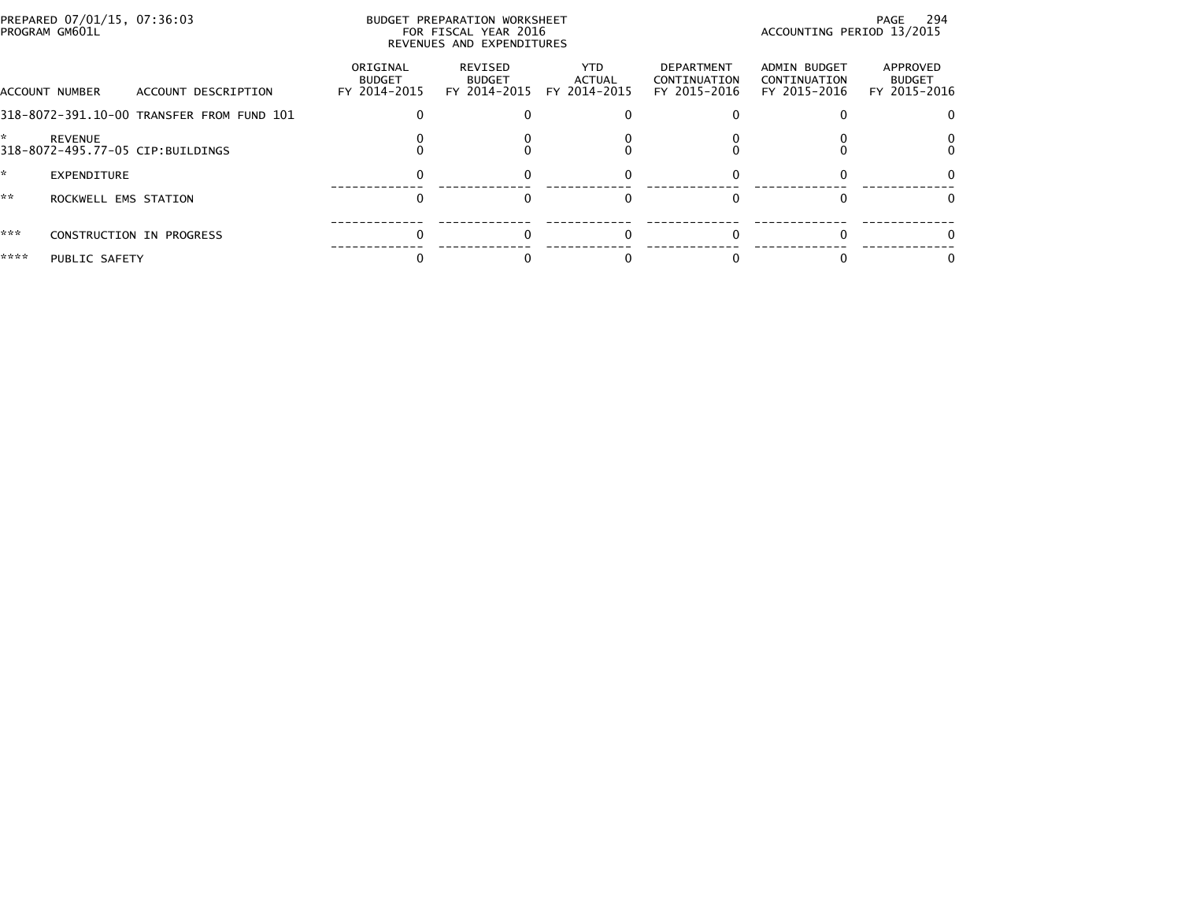PREPARED 07/01/15, 07:36:03
PROGRAM GM601L

BUDGET PREPARATION WORKSHEET
FOR FISCAL YEAR 2016
REVENUES AND EXPENDITURES

ACCOUNTING PERIOD 13/2015

| ACCOUNT NUMBER | ACCOUNT DESCRIPTION | ORIGINAL BUDGET FY 2014-2015 | REVISED BUDGET FY 2014-2015 | YTD ACTUAL FY 2014-2015 | DEPARTMENT CONTINUATION FY 2015-2016 | ADMIN BUDGET CONTINUATION FY 2015-2016 | APPROVED BUDGET FY 2015-2016 |
|---|---|---|---|---|---|---|---|
| 318-8072-391.10-00 | TRANSFER FROM FUND 101 | 0 | 0 | 0 | 0 | 0 | 0 |
| * | REVENUE | 0 | 0 | 0 | 0 | 0 | 0 |
| 318-8072-495.77-05 | CIP:BUILDINGS | 0 | 0 | 0 | 0 | 0 | 0 |
| * | EXPENDITURE | 0 | 0 | 0 | 0 | 0 | 0 |
| ** | ROCKWELL EMS STATION | 0 | 0 | 0 | 0 | 0 | 0 |
| *** | CONSTRUCTION IN PROGRESS | 0 | 0 | 0 | 0 | 0 | 0 |
| **** | PUBLIC SAFETY | 0 | 0 | 0 | 0 | 0 | 0 |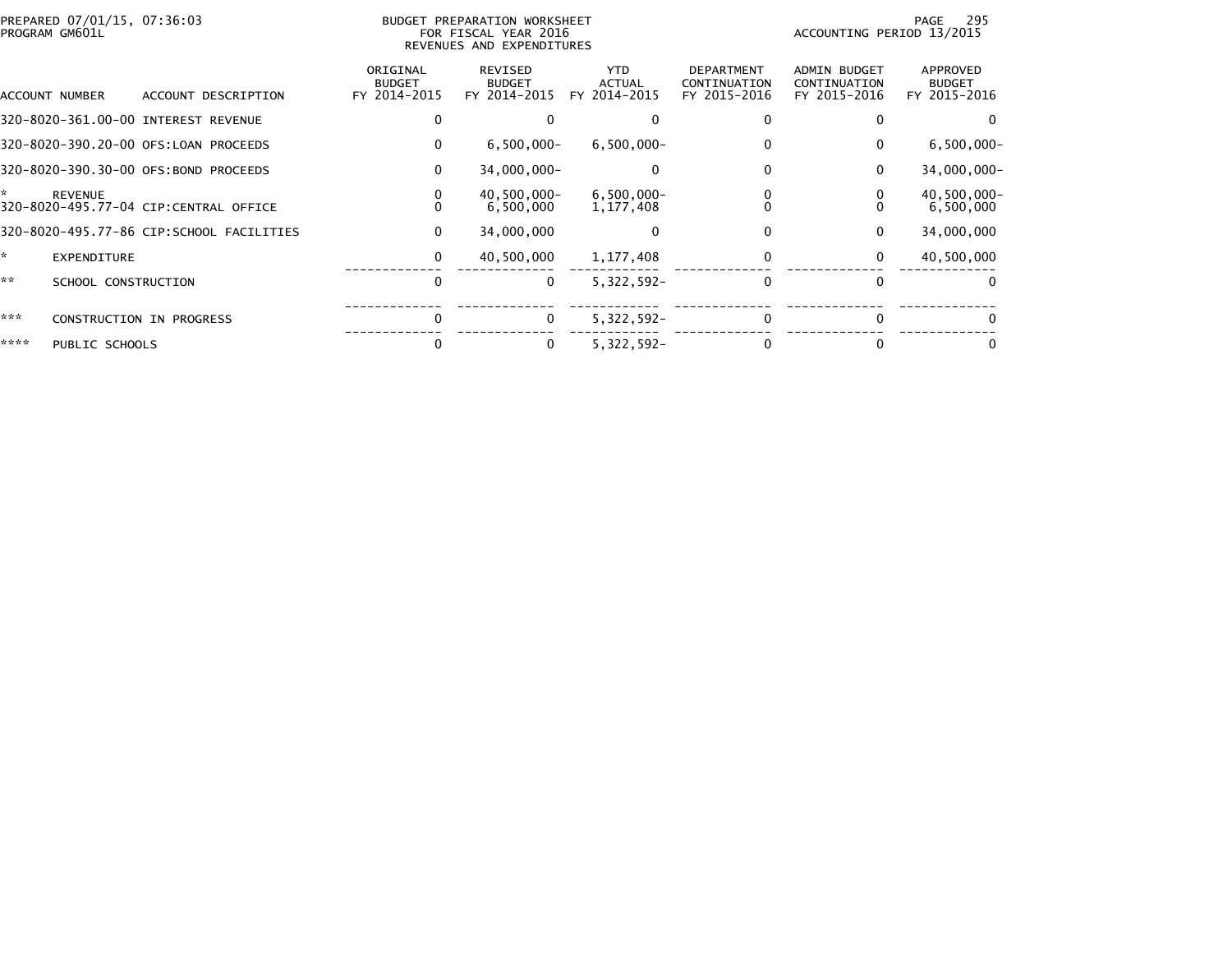PREPARED 07/01/15, 07:36:03
PROGRAM GM601L

BUDGET PREPARATION WORKSHEET
FOR FISCAL YEAR 2016
REVENUES AND EXPENDITURES

ACCOUNTING PERIOD 13/2015

| ACCOUNT NUMBER | ACCOUNT DESCRIPTION | ORIGINAL BUDGET FY 2014-2015 | REVISED BUDGET FY 2014-2015 | YTD ACTUAL FY 2014-2015 | DEPARTMENT CONTINUATION FY 2015-2016 | ADMIN BUDGET CONTINUATION FY 2015-2016 | APPROVED BUDGET FY 2015-2016 |
|---|---|---|---|---|---|---|---|
| 320-8020-361.00-00 | INTEREST REVENUE | 0 | 0 | 0 | 0 | 0 | 0 |
| 320-8020-390.20-00 | OFS:LOAN PROCEEDS | 0 | 6,500,000- | 6,500,000- | 0 | 0 | 6,500,000- |
| 320-8020-390.30-00 | OFS:BOND PROCEEDS | 0 | 34,000,000- | 0 | 0 | 0 | 34,000,000- |
| * | REVENUE | 0 | 40,500,000- | 6,500,000- | 0 | 0 | 40,500,000- |
| 320-8020-495.77-04 | CIP:CENTRAL OFFICE | 0 | 6,500,000 | 1,177,408 | 0 | 0 | 6,500,000 |
| 320-8020-495.77-86 | CIP:SCHOOL FACILITIES | 0 | 34,000,000 | 0 | 0 | 0 | 34,000,000 |
| * | EXPENDITURE | 0 | 40,500,000 | 1,177,408 | 0 | 0 | 40,500,000 |
| ** | SCHOOL CONSTRUCTION | 0 | 0 | 5,322,592- | 0 | 0 | 0 |
| *** | CONSTRUCTION IN PROGRESS | 0 | 0 | 5,322,592- | 0 | 0 | 0 |
| **** | PUBLIC SCHOOLS | 0 | 0 | 5,322,592- | 0 | 0 | 0 |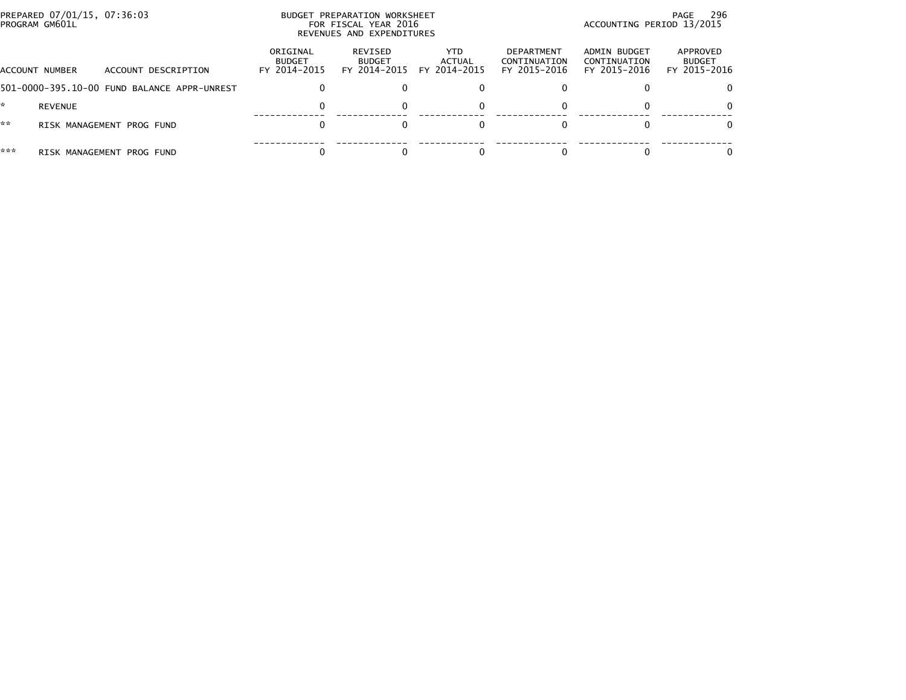PREPARED 07/01/15, 07:36:03
PROGRAM GM601L

BUDGET PREPARATION WORKSHEET
FOR FISCAL YEAR 2016
REVENUES AND EXPENDITURES

ACCOUNTING PERIOD 13/2015

| ACCOUNT NUMBER | ACCOUNT DESCRIPTION | ORIGINAL BUDGET FY 2014-2015 | REVISED BUDGET FY 2014-2015 | YTD ACTUAL FY 2014-2015 | DEPARTMENT CONTINUATION FY 2015-2016 | ADMIN BUDGET CONTINUATION FY 2015-2016 | APPROVED BUDGET FY 2015-2016 |
|---|---|---|---|---|---|---|---|
| 501-0000-395.10-00 | FUND BALANCE APPR-UNREST | 0 | 0 | 0 | 0 | 0 | 0 |
| * | REVENUE | 0 | 0 | 0 | 0 | 0 | 0 |
| ** | RISK MANAGEMENT PROG FUND | 0 | 0 | 0 | 0 | 0 | 0 |
| *** | RISK MANAGEMENT PROG FUND | 0 | 0 | 0 | 0 | 0 | 0 |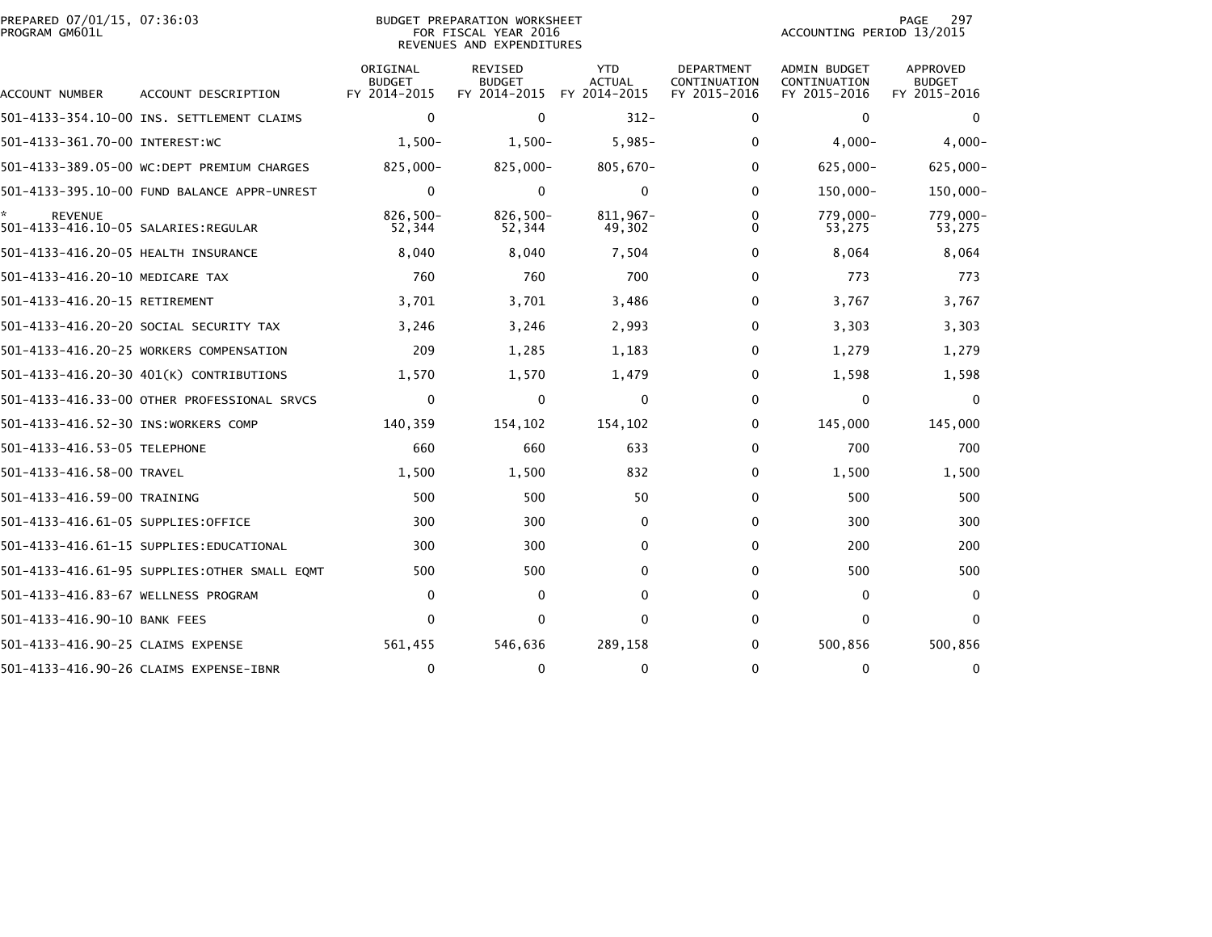PREPARED 07/01/15, 07:36:03
PROGRAM GM601L

BUDGET PREPARATION WORKSHEET
FOR FISCAL YEAR 2016
REVENUES AND EXPENDITURES

ACCOUNTING PERIOD 13/2015

| ACCOUNT NUMBER | ACCOUNT DESCRIPTION | ORIGINAL BUDGET FY 2014-2015 | REVISED BUDGET FY 2014-2015 | YTD ACTUAL FY 2014-2015 | DEPARTMENT CONTINUATION FY 2015-2016 | ADMIN BUDGET CONTINUATION FY 2015-2016 | APPROVED BUDGET FY 2015-2016 |
|---|---|---|---|---|---|---|---|
| 501-4133-354.10-00 | INS. SETTLEMENT CLAIMS | 0 | 0 | 312- | 0 | 0 | 0 |
| 501-4133-361.70-00 | INTEREST:WC | 1,500- | 1,500- | 5,985- | 0 | 4,000- | 4,000- |
| 501-4133-389.05-00 | WC:DEPT PREMIUM CHARGES | 825,000- | 825,000- | 805,670- | 0 | 625,000- | 625,000- |
| 501-4133-395.10-00 | FUND BALANCE APPR-UNREST | 0 | 0 | 0 | 0 | 150,000- | 150,000- |
| * | REVENUE | 826,500- | 826,500- | 811,967- | 0 | 779,000- | 779,000- |
| 501-4133-416.10-05 | SALARIES:REGULAR | 52,344 | 52,344 | 49,302 | 0 | 53,275 | 53,275 |
| 501-4133-416.20-05 | HEALTH INSURANCE | 8,040 | 8,040 | 7,504 | 0 | 8,064 | 8,064 |
| 501-4133-416.20-10 | MEDICARE TAX | 760 | 760 | 700 | 0 | 773 | 773 |
| 501-4133-416.20-15 | RETIREMENT | 3,701 | 3,701 | 3,486 | 0 | 3,767 | 3,767 |
| 501-4133-416.20-20 | SOCIAL SECURITY TAX | 3,246 | 3,246 | 2,993 | 0 | 3,303 | 3,303 |
| 501-4133-416.20-25 | WORKERS COMPENSATION | 209 | 1,285 | 1,183 | 0 | 1,279 | 1,279 |
| 501-4133-416.20-30 | 401(K) CONTRIBUTIONS | 1,570 | 1,570 | 1,479 | 0 | 1,598 | 1,598 |
| 501-4133-416.33-00 | OTHER PROFESSIONAL SRVCS | 0 | 0 | 0 | 0 | 0 | 0 |
| 501-4133-416.52-30 | INS:WORKERS COMP | 140,359 | 154,102 | 154,102 | 0 | 145,000 | 145,000 |
| 501-4133-416.53-05 | TELEPHONE | 660 | 660 | 633 | 0 | 700 | 700 |
| 501-4133-416.58-00 | TRAVEL | 1,500 | 1,500 | 832 | 0 | 1,500 | 1,500 |
| 501-4133-416.59-00 | TRAINING | 500 | 500 | 50 | 0 | 500 | 500 |
| 501-4133-416.61-05 | SUPPLIES:OFFICE | 300 | 300 | 0 | 0 | 300 | 300 |
| 501-4133-416.61-15 | SUPPLIES:EDUCATIONAL | 300 | 300 | 0 | 0 | 200 | 200 |
| 501-4133-416.61-95 | SUPPLIES:OTHER SMALL EQMT | 500 | 500 | 0 | 0 | 500 | 500 |
| 501-4133-416.83-67 | WELLNESS PROGRAM | 0 | 0 | 0 | 0 | 0 | 0 |
| 501-4133-416.90-10 | BANK FEES | 0 | 0 | 0 | 0 | 0 | 0 |
| 501-4133-416.90-25 | CLAIMS EXPENSE | 561,455 | 546,636 | 289,158 | 0 | 500,856 | 500,856 |
| 501-4133-416.90-26 | CLAIMS EXPENSE-IBNR | 0 | 0 | 0 | 0 | 0 | 0 |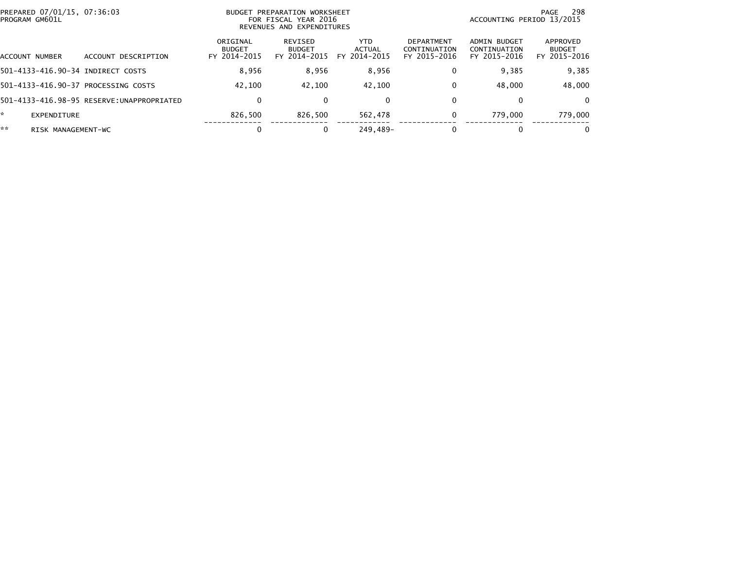PREPARED 07/01/15, 07:36:03
PROGRAM GM601L

BUDGET PREPARATION WORKSHEET
FOR FISCAL YEAR 2016
REVENUES AND EXPENDITURES

ACCOUNTING PERIOD 13/2015

| ACCOUNT NUMBER | ACCOUNT DESCRIPTION | ORIGINAL BUDGET FY 2014-2015 | REVISED BUDGET FY 2014-2015 | YTD ACTUAL FY 2014-2015 | DEPARTMENT CONTINUATION FY 2015-2016 | ADMIN BUDGET CONTINUATION FY 2015-2016 | APPROVED BUDGET FY 2015-2016 |
|---|---|---|---|---|---|---|---|
| 501-4133-416.90-34 | INDIRECT COSTS | 8,956 | 8,956 | 8,956 | 0 | 9,385 | 9,385 |
| 501-4133-416.90-37 | PROCESSING COSTS | 42,100 | 42,100 | 42,100 | 0 | 48,000 | 48,000 |
| 501-4133-416.98-95 | RESERVE:UNAPPROPRIATED | 0 | 0 | 0 | 0 | 0 | 0 |
| * | EXPENDITURE | 826,500 | 826,500 | 562,478 | 0 | 779,000 | 779,000 |
| ** | RISK MANAGEMENT-WC | 0 | 0 | 249,489- | 0 | 0 | 0 |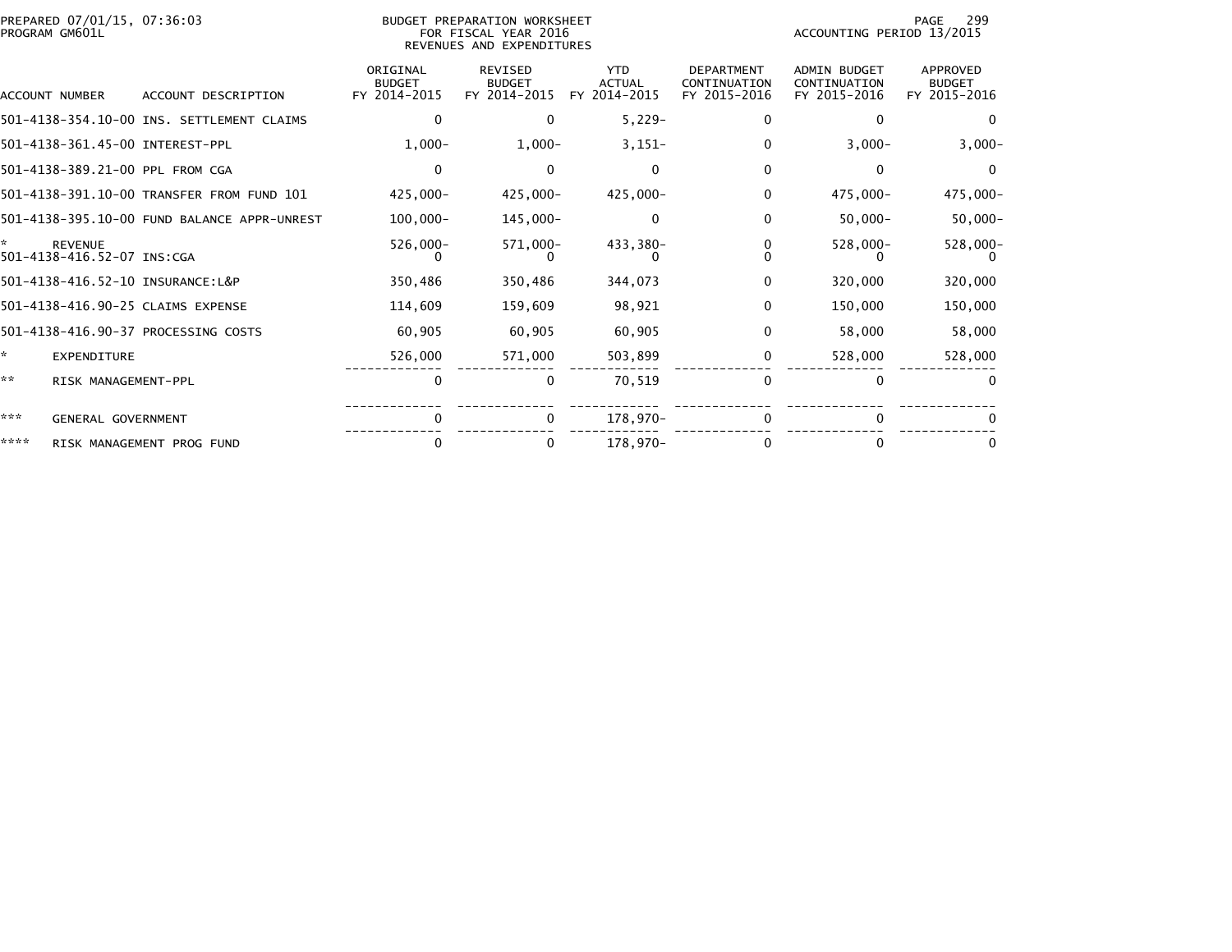PREPARED 07/01/15, 07:36:03
PROGRAM GM601L

BUDGET PREPARATION WORKSHEET
FOR FISCAL YEAR 2016
REVENUES AND EXPENDITURES

ACCOUNTING PERIOD 13/2015

| ACCOUNT NUMBER | ACCOUNT DESCRIPTION | ORIGINAL BUDGET FY 2014-2015 | REVISED BUDGET FY 2014-2015 | YTD ACTUAL FY 2014-2015 | DEPARTMENT CONTINUATION FY 2015-2016 | ADMIN BUDGET CONTINUATION FY 2015-2016 | APPROVED BUDGET FY 2015-2016 |
|---|---|---|---|---|---|---|---|
| 501-4138-354.10-00 | INS. SETTLEMENT CLAIMS | 0 | 0 | 5,229- | 0 | 0 | 0 |
| 501-4138-361.45-00 | INTEREST-PPL | 1,000- | 1,000- | 3,151- | 0 | 3,000- | 3,000- |
| 501-4138-389.21-00 | PPL FROM CGA | 0 | 0 | 0 | 0 | 0 | 0 |
| 501-4138-391.10-00 | TRANSFER FROM FUND 101 | 425,000- | 425,000- | 425,000- | 0 | 475,000- | 475,000- |
| 501-4138-395.10-00 | FUND BALANCE APPR-UNREST | 100,000- | 145,000- | 0 | 0 | 50,000- | 50,000- |
| * | REVENUE | 526,000- | 571,000- | 433,380- | 0 | 528,000- | 528,000- |
| 501-4138-416.52-07 | INS:CGA | 0 | 0 | 0 | 0 | 0 | 0 |
| 501-4138-416.52-10 | INSURANCE:L&P | 350,486 | 350,486 | 344,073 | 0 | 320,000 | 320,000 |
| 501-4138-416.90-25 | CLAIMS EXPENSE | 114,609 | 159,609 | 98,921 | 0 | 150,000 | 150,000 |
| 501-4138-416.90-37 | PROCESSING COSTS | 60,905 | 60,905 | 60,905 | 0 | 58,000 | 58,000 |
| * | EXPENDITURE | 526,000 | 571,000 | 503,899 | 0 | 528,000 | 528,000 |
| ** | RISK MANAGEMENT-PPL | 0 | 0 | 70,519 | 0 | 0 | 0 |
| *** | GENERAL GOVERNMENT | 0 | 0 | 178,970- | 0 | 0 | 0 |
| **** | RISK MANAGEMENT PROG FUND | 0 | 0 | 178,970- | 0 | 0 | 0 |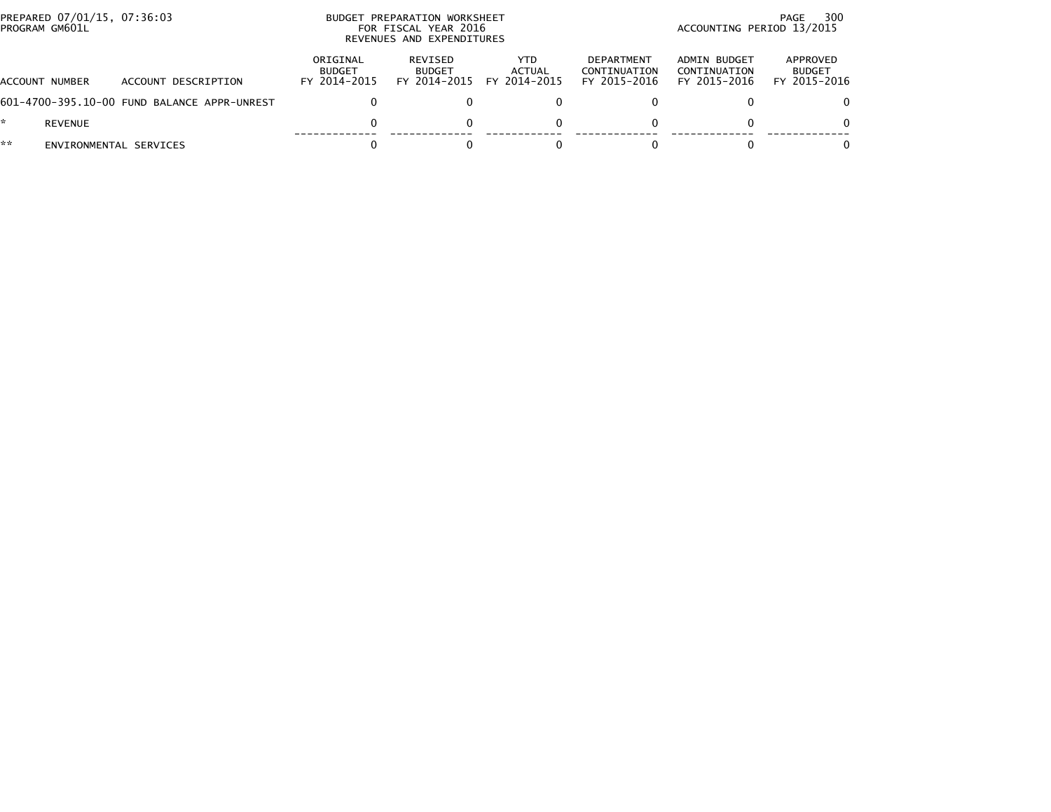PREPARED 07/01/15, 07:36:03
PROGRAM GM601L

BUDGET PREPARATION WORKSHEET
FOR FISCAL YEAR 2016
REVENUES AND EXPENDITURES

ACCOUNTING PERIOD 13/2015

| ACCOUNT NUMBER | ACCOUNT DESCRIPTION | ORIGINAL BUDGET FY 2014-2015 | REVISED BUDGET FY 2014-2015 | YTD ACTUAL FY 2014-2015 | DEPARTMENT CONTINUATION FY 2015-2016 | ADMIN BUDGET CONTINUATION FY 2015-2016 | APPROVED BUDGET FY 2015-2016 |
|---|---|---|---|---|---|---|---|
| 601-4700-395.10-00 | FUND BALANCE APPR-UNREST | 0 | 0 | 0 | 0 | 0 | 0 |
| * | REVENUE | 0 | 0 | 0 | 0 | 0 | 0 |
| ** | ENVIRONMENTAL SERVICES | 0 | 0 | 0 | 0 | 0 | 0 |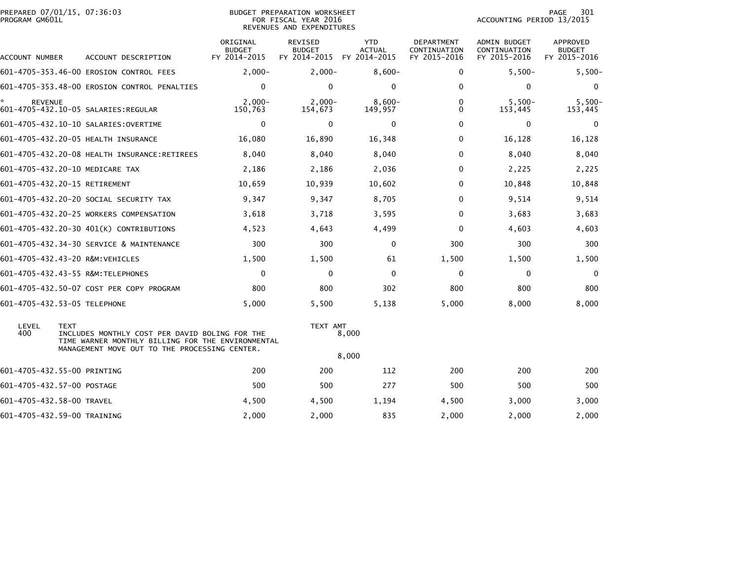PREPARED 07/01/15, 07:36:03
PROGRAM GM601L

BUDGET PREPARATION WORKSHEET
FOR FISCAL YEAR 2016
REVENUES AND EXPENDITURES

ACCOUNTING PERIOD 13/2015

| ACCOUNT NUMBER | ACCOUNT DESCRIPTION | ORIGINAL BUDGET FY 2014-2015 | REVISED BUDGET FY 2014-2015 | YTD ACTUAL FY 2014-2015 | DEPARTMENT CONTINUATION FY 2015-2016 | ADMIN BUDGET CONTINUATION FY 2015-2016 | APPROVED BUDGET FY 2015-2016 |
|---|---|---|---|---|---|---|---|
| 601-4705-353.46-00 | EROSION CONTROL FEES | 2,000- | 2,000- | 8,600- | 0 | 5,500- | 5,500- |
| 601-4705-353.48-00 | EROSION CONTROL PENALTIES | 0 | 0 | 0 | 0 | 0 | 0 |
| * REVENUE | | 2,000- | 2,000- | 8,600- | 0 | 5,500- | 5,500- |
| 601-4705-432.10-05 | SALARIES:REGULAR | 150,763 | 154,673 | 149,957 | 0 | 153,445 | 153,445 |
| 601-4705-432.10-10 | SALARIES:OVERTIME | 0 | 0 | 0 | 0 | 0 | 0 |
| 601-4705-432.20-05 | HEALTH INSURANCE | 16,080 | 16,890 | 16,348 | 0 | 16,128 | 16,128 |
| 601-4705-432.20-08 | HEALTH INSURANCE:RETIREES | 8,040 | 8,040 | 8,040 | 0 | 8,040 | 8,040 |
| 601-4705-432.20-10 | MEDICARE TAX | 2,186 | 2,186 | 2,036 | 0 | 2,225 | 2,225 |
| 601-4705-432.20-15 | RETIREMENT | 10,659 | 10,939 | 10,602 | 0 | 10,848 | 10,848 |
| 601-4705-432.20-20 | SOCIAL SECURITY TAX | 9,347 | 9,347 | 8,705 | 0 | 9,514 | 9,514 |
| 601-4705-432.20-25 | WORKERS COMPENSATION | 3,618 | 3,718 | 3,595 | 0 | 3,683 | 3,683 |
| 601-4705-432.20-30 | 401(K) CONTRIBUTIONS | 4,523 | 4,643 | 4,499 | 0 | 4,603 | 4,603 |
| 601-4705-432.34-30 | SERVICE & MAINTENANCE | 300 | 300 | 0 | 300 | 300 | 300 |
| 601-4705-432.43-20 | R&M:VEHICLES | 1,500 | 1,500 | 61 | 1,500 | 1,500 | 1,500 |
| 601-4705-432.43-55 | R&M:TELEPHONES | 0 | 0 | 0 | 0 | 0 | 0 |
| 601-4705-432.50-07 | COST PER COPY PROGRAM | 800 | 800 | 302 | 800 | 800 | 800 |
| 601-4705-432.53-05 | TELEPHONE | 5,000 | 5,500 | 5,138 | 5,000 | 8,000 | 8,000 |

| LEVEL | TEXT | TEXT AMT |
|---|---|---|
| 400 | INCLUDES MONTHLY COST PER DAVID BOLING FOR THE TIME WARNER MONTHLY BILLING FOR THE ENVIRONMENTAL MANAGEMENT MOVE OUT TO THE PROCESSING CENTER. | 8,000 |
| | | 8,000 |

| ACCOUNT NUMBER | ACCOUNT DESCRIPTION | ORIGINAL BUDGET FY 2014-2015 | REVISED BUDGET FY 2014-2015 | YTD ACTUAL FY 2014-2015 | DEPARTMENT CONTINUATION FY 2015-2016 | ADMIN BUDGET CONTINUATION FY 2015-2016 | APPROVED BUDGET FY 2015-2016 |
|---|---|---|---|---|---|---|---|
| 601-4705-432.55-00 | PRINTING | 200 | 200 | 112 | 200 | 200 | 200 |
| 601-4705-432.57-00 | POSTAGE | 500 | 500 | 277 | 500 | 500 | 500 |
| 601-4705-432.58-00 | TRAVEL | 4,500 | 4,500 | 1,194 | 4,500 | 3,000 | 3,000 |
| 601-4705-432.59-00 | TRAINING | 2,000 | 2,000 | 835 | 2,000 | 2,000 | 2,000 |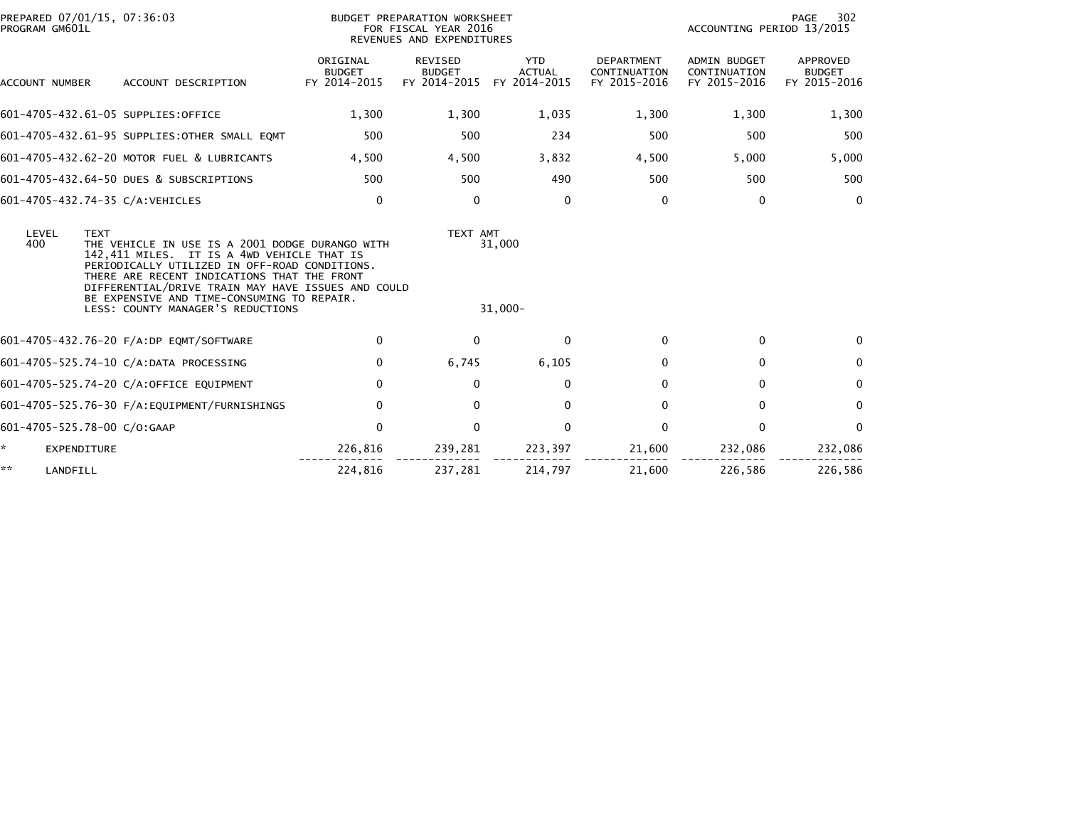PREPARED 07/01/15, 07:36:03
PROGRAM GM601L

BUDGET PREPARATION WORKSHEET
FOR FISCAL YEAR 2016
REVENUES AND EXPENDITURES

ACCOUNTING PERIOD 13/2015

| ACCOUNT NUMBER | ACCOUNT DESCRIPTION | ORIGINAL BUDGET FY 2014-2015 | REVISED BUDGET FY 2014-2015 | YTD ACTUAL FY 2014-2015 | DEPARTMENT CONTINUATION FY 2015-2016 | ADMIN BUDGET CONTINUATION FY 2015-2016 | APPROVED BUDGET FY 2015-2016 |
|---|---|---|---|---|---|---|---|
| 601-4705-432.61-05 | SUPPLIES:OFFICE | 1,300 | 1,300 | 1,035 | 1,300 | 1,300 | 1,300 |
| 601-4705-432.61-95 | SUPPLIES:OTHER SMALL EQMT | 500 | 500 | 234 | 500 | 500 | 500 |
| 601-4705-432.62-20 | MOTOR FUEL & LUBRICANTS | 4,500 | 4,500 | 3,832 | 4,500 | 5,000 | 5,000 |
| 601-4705-432.64-50 | DUES & SUBSCRIPTIONS | 500 | 500 | 490 | 500 | 500 | 500 |
| 601-4705-432.74-35 | C/A:VEHICLES | 0 | 0 | 0 | 0 | 0 | 0 |

| LEVEL | TEXT | TEXT AMT |
|---|---|---|
| 400 | THE VEHICLE IN USE IS A 2001 DODGE DURANGO WITH 142,411 MILES. IT IS A 4WD VEHICLE THAT IS PERIODICALLY UTILIZED IN OFF-ROAD CONDITIONS. THERE ARE RECENT INDICATIONS THAT THE FRONT DIFFERENTIAL/DRIVE TRAIN MAY HAVE ISSUES AND COULD BE EXPENSIVE AND TIME-CONSUMING TO REPAIR. | 31,000 |
| | LESS: COUNTY MANAGER'S REDUCTIONS | 31,000- |

| ACCOUNT NUMBER | ACCOUNT DESCRIPTION | ORIGINAL BUDGET FY 2014-2015 | REVISED BUDGET FY 2014-2015 | YTD ACTUAL FY 2014-2015 | DEPARTMENT CONTINUATION FY 2015-2016 | ADMIN BUDGET CONTINUATION FY 2015-2016 | APPROVED BUDGET FY 2015-2016 |
|---|---|---|---|---|---|---|---|
| 601-4705-432.76-20 | F/A:DP EQMT/SOFTWARE | 0 | 0 | 0 | 0 | 0 | 0 |
| 601-4705-525.74-10 | C/A:DATA PROCESSING | 0 | 6,745 | 6,105 | 0 | 0 | 0 |
| 601-4705-525.74-20 | C/A:OFFICE EQUIPMENT | 0 | 0 | 0 | 0 | 0 | 0 |
| 601-4705-525.76-30 | F/A:EQUIPMENT/FURNISHINGS | 0 | 0 | 0 | 0 | 0 | 0 |
| 601-4705-525.78-00 | C/O:GAAP | 0 | 0 | 0 | 0 | 0 | 0 |
| * | EXPENDITURE | 226,816 | 239,281 | 223,397 | 21,600 | 232,086 | 232,086 |
| ** | LANDFILL | 224,816 | 237,281 | 214,797 | 21,600 | 226,586 | 226,586 |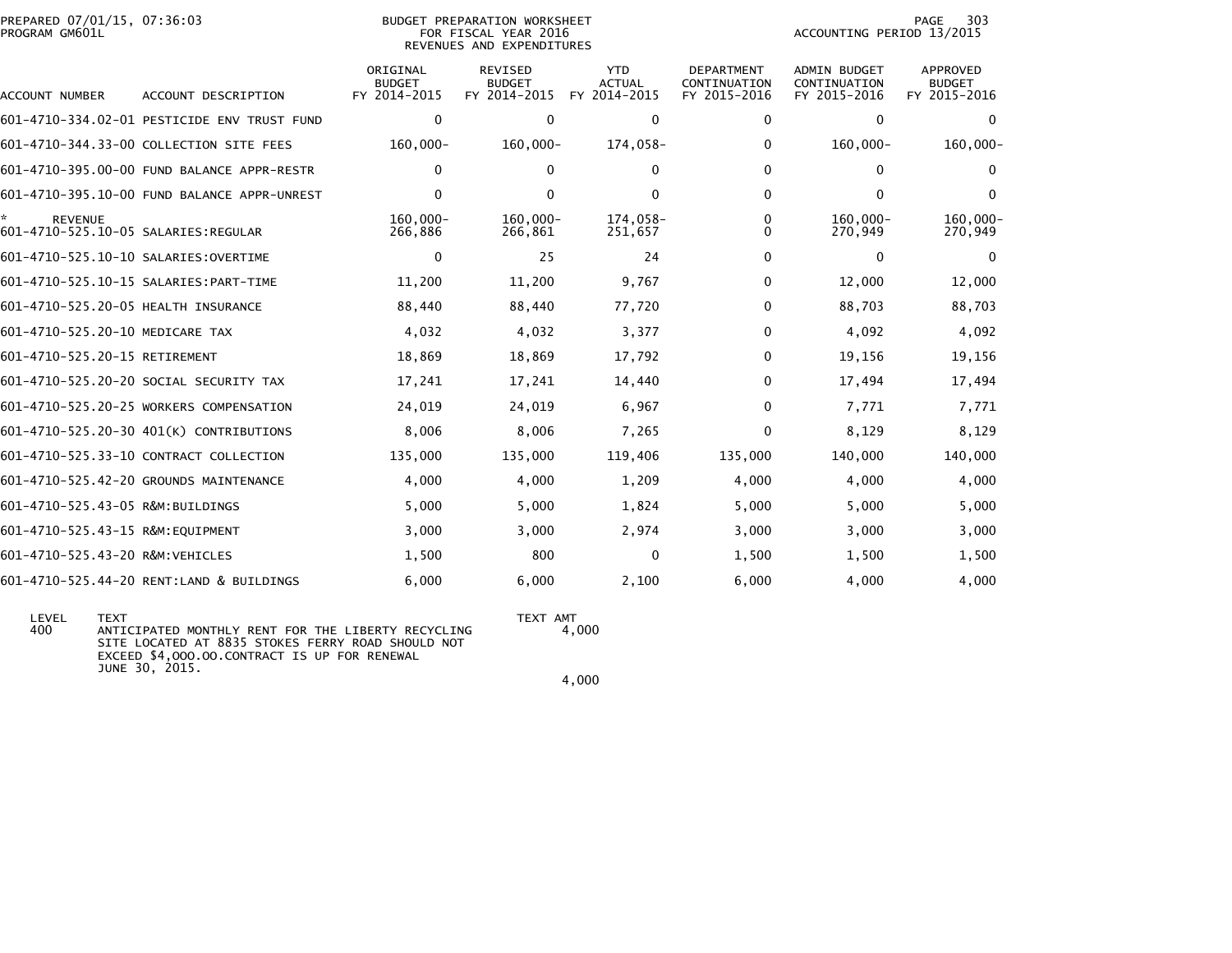PREPARED 07/01/15, 07:36:03
PROGRAM GM601L

BUDGET PREPARATION WORKSHEET
FOR FISCAL YEAR 2016
REVENUES AND EXPENDITURES

ACCOUNTING PERIOD 13/2015

| ACCOUNT NUMBER | ACCOUNT DESCRIPTION | ORIGINAL BUDGET FY 2014-2015 | REVISED BUDGET FY 2014-2015 | YTD ACTUAL FY 2014-2015 | DEPARTMENT CONTINUATION FY 2015-2016 | ADMIN BUDGET CONTINUATION FY 2015-2016 | APPROVED BUDGET FY 2015-2016 |
|---|---|---|---|---|---|---|---|
| 601-4710-334.02-01 | PESTICIDE ENV TRUST FUND | 0 | 0 | 0 | 0 | 0 | 0 |
| 601-4710-344.33-00 | COLLECTION SITE FEES | 160,000- | 160,000- | 174,058- | 0 | 160,000- | 160,000- |
| 601-4710-395.00-00 | FUND BALANCE APPR-RESTR | 0 | 0 | 0 | 0 | 0 | 0 |
| 601-4710-395.10-00 | FUND BALANCE APPR-UNREST | 0 | 0 | 0 | 0 | 0 | 0 |
| * REVENUE | | 160,000- | 160,000- | 174,058- | 0 | 160,000- | 160,000- |
| 601-4710-525.10-05 | SALARIES:REGULAR | 266,886 | 266,861 | 251,657 | 0 | 270,949 | 270,949 |
| 601-4710-525.10-10 | SALARIES:OVERTIME | 0 | 25 | 24 | 0 | 0 | 0 |
| 601-4710-525.10-15 | SALARIES:PART-TIME | 11,200 | 11,200 | 9,767 | 0 | 12,000 | 12,000 |
| 601-4710-525.20-05 | HEALTH INSURANCE | 88,440 | 88,440 | 77,720 | 0 | 88,703 | 88,703 |
| 601-4710-525.20-10 | MEDICARE TAX | 4,032 | 4,032 | 3,377 | 0 | 4,092 | 4,092 |
| 601-4710-525.20-15 | RETIREMENT | 18,869 | 18,869 | 17,792 | 0 | 19,156 | 19,156 |
| 601-4710-525.20-20 | SOCIAL SECURITY TAX | 17,241 | 17,241 | 14,440 | 0 | 17,494 | 17,494 |
| 601-4710-525.20-25 | WORKERS COMPENSATION | 24,019 | 24,019 | 6,967 | 0 | 7,771 | 7,771 |
| 601-4710-525.20-30 | 401(K) CONTRIBUTIONS | 8,006 | 8,006 | 7,265 | 0 | 8,129 | 8,129 |
| 601-4710-525.33-10 | CONTRACT COLLECTION | 135,000 | 135,000 | 119,406 | 135,000 | 140,000 | 140,000 |
| 601-4710-525.42-20 | GROUNDS MAINTENANCE | 4,000 | 4,000 | 1,209 | 4,000 | 4,000 | 4,000 |
| 601-4710-525.43-05 | R&M:BUILDINGS | 5,000 | 5,000 | 1,824 | 5,000 | 5,000 | 5,000 |
| 601-4710-525.43-15 | R&M:EQUIPMENT | 3,000 | 3,000 | 2,974 | 3,000 | 3,000 | 3,000 |
| 601-4710-525.43-20 | R&M:VEHICLES | 1,500 | 800 | 0 | 1,500 | 1,500 | 1,500 |
| 601-4710-525.44-20 | RENT:LAND & BUILDINGS | 6,000 | 6,000 | 2,100 | 6,000 | 4,000 | 4,000 |

| LEVEL | TEXT | TEXT AMT |
|---|---|---|
| 400 | ANTICIPATED MONTHLY RENT FOR THE LIBERTY RECYCLING SITE LOCATED AT 8835 STOKES FERRY ROAD SHOULD NOT EXCEED $4,OOO.OO.CONTRACT IS UP FOR RENEWAL JUNE 30, 2015. | 4,000 |
| | | 4,000 |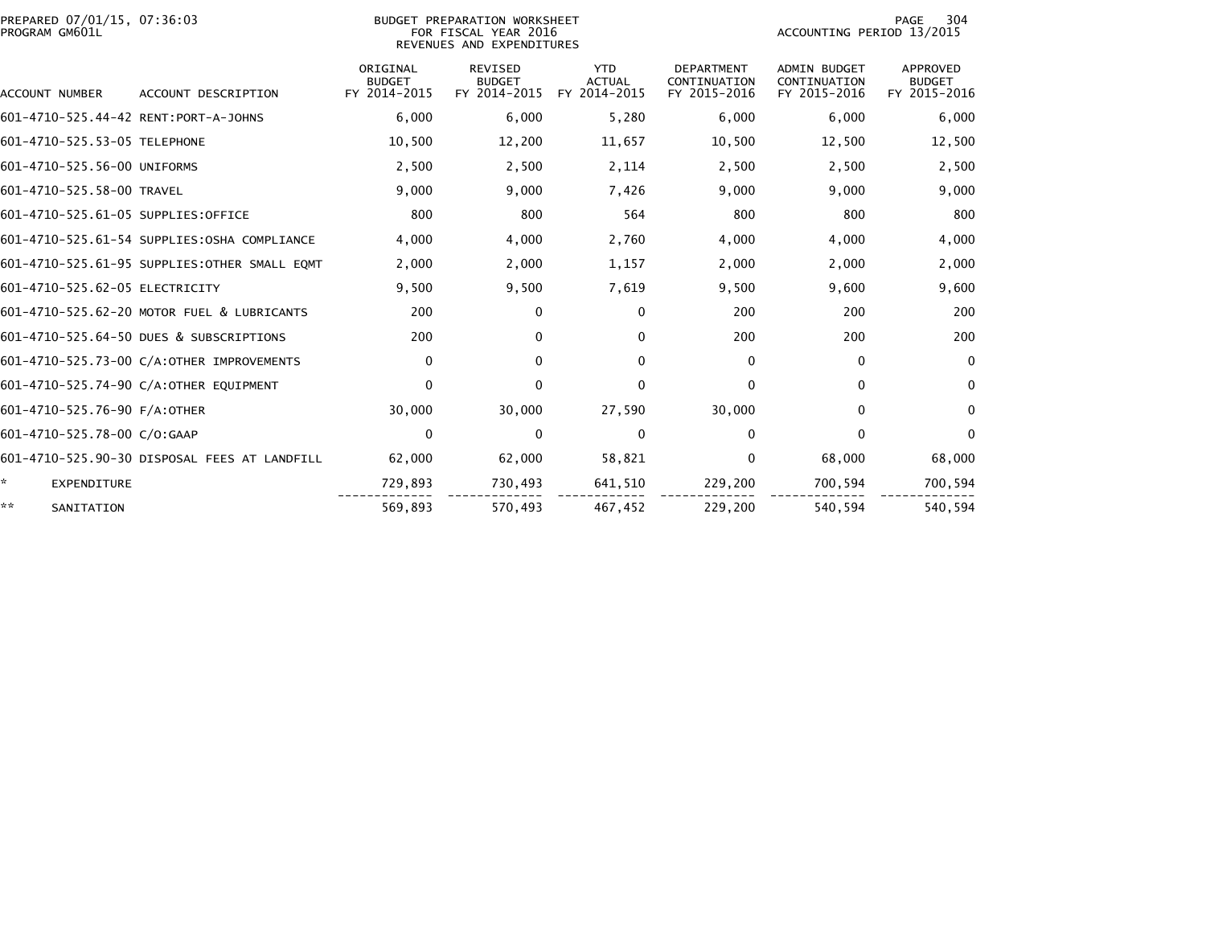PREPARED 07/01/15, 07:36:03
PROGRAM GM601L

BUDGET PREPARATION WORKSHEET
FOR FISCAL YEAR 2016
REVENUES AND EXPENDITURES

ACCOUNTING PERIOD 13/2015

| ACCOUNT NUMBER | ACCOUNT DESCRIPTION | ORIGINAL BUDGET FY 2014-2015 | REVISED BUDGET FY 2014-2015 | YTD ACTUAL FY 2014-2015 | DEPARTMENT CONTINUATION FY 2015-2016 | ADMIN BUDGET CONTINUATION FY 2015-2016 | APPROVED BUDGET FY 2015-2016 |
|---|---|---|---|---|---|---|---|
| 601-4710-525.44-42 | RENT:PORT-A-JOHNS | 6,000 | 6,000 | 5,280 | 6,000 | 6,000 | 6,000 |
| 601-4710-525.53-05 | TELEPHONE | 10,500 | 12,200 | 11,657 | 10,500 | 12,500 | 12,500 |
| 601-4710-525.56-00 | UNIFORMS | 2,500 | 2,500 | 2,114 | 2,500 | 2,500 | 2,500 |
| 601-4710-525.58-00 | TRAVEL | 9,000 | 9,000 | 7,426 | 9,000 | 9,000 | 9,000 |
| 601-4710-525.61-05 | SUPPLIES:OFFICE | 800 | 800 | 564 | 800 | 800 | 800 |
| 601-4710-525.61-54 | SUPPLIES:OSHA COMPLIANCE | 4,000 | 4,000 | 2,760 | 4,000 | 4,000 | 4,000 |
| 601-4710-525.61-95 | SUPPLIES:OTHER SMALL EQMT | 2,000 | 2,000 | 1,157 | 2,000 | 2,000 | 2,000 |
| 601-4710-525.62-05 | ELECTRICITY | 9,500 | 9,500 | 7,619 | 9,500 | 9,600 | 9,600 |
| 601-4710-525.62-20 | MOTOR FUEL & LUBRICANTS | 200 | 0 | 0 | 200 | 200 | 200 |
| 601-4710-525.64-50 | DUES & SUBSCRIPTIONS | 200 | 0 | 0 | 200 | 200 | 200 |
| 601-4710-525.73-00 | C/A:OTHER IMPROVEMENTS | 0 | 0 | 0 | 0 | 0 | 0 |
| 601-4710-525.74-90 | C/A:OTHER EQUIPMENT | 0 | 0 | 0 | 0 | 0 | 0 |
| 601-4710-525.76-90 | F/A:OTHER | 30,000 | 30,000 | 27,590 | 30,000 | 0 | 0 |
| 601-4710-525.78-00 | C/O:GAAP | 0 | 0 | 0 | 0 | 0 | 0 |
| 601-4710-525.90-30 | DISPOSAL FEES AT LANDFILL | 62,000 | 62,000 | 58,821 | 0 | 68,000 | 68,000 |
| * | EXPENDITURE | 729,893 | 730,493 | 641,510 | 229,200 | 700,594 | 700,594 |
| ** | SANITATION | 569,893 | 570,493 | 467,452 | 229,200 | 540,594 | 540,594 |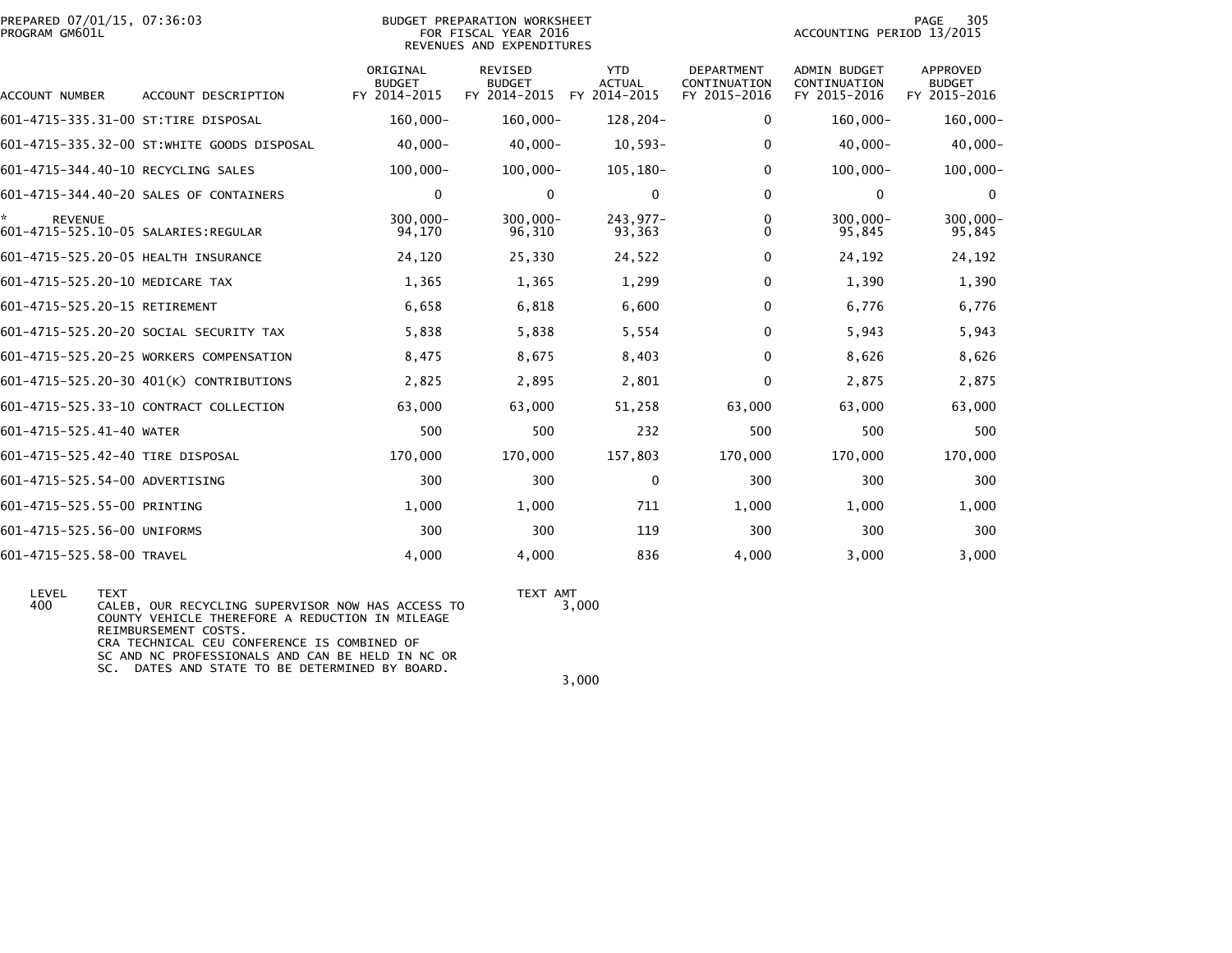PREPARED 07/01/15, 07:36:03
PROGRAM GM601L

BUDGET PREPARATION WORKSHEET
FOR FISCAL YEAR 2016
REVENUES AND EXPENDITURES

ACCOUNTING PERIOD 13/2015

| ACCOUNT NUMBER | ACCOUNT DESCRIPTION | ORIGINAL BUDGET FY 2014-2015 | REVISED BUDGET FY 2014-2015 | YTD ACTUAL FY 2014-2015 | DEPARTMENT CONTINUATION FY 2015-2016 | ADMIN BUDGET CONTINUATION FY 2015-2016 | APPROVED BUDGET FY 2015-2016 |
|---|---|---|---|---|---|---|---|
| 601-4715-335.31-00 | ST:TIRE DISPOSAL | 160,000- | 160,000- | 128,204- | 0 | 160,000- | 160,000- |
| 601-4715-335.32-00 | ST:WHITE GOODS DISPOSAL | 40,000- | 40,000- | 10,593- | 0 | 40,000- | 40,000- |
| 601-4715-344.40-10 | RECYCLING SALES | 100,000- | 100,000- | 105,180- | 0 | 100,000- | 100,000- |
| 601-4715-344.40-20 | SALES OF CONTAINERS | 0 | 0 | 0 | 0 | 0 | 0 |
| * REVENUE | | 300,000- | 300,000- | 243,977- | 0 | 300,000- | 300,000- |
| 601-4715-525.10-05 | SALARIES:REGULAR | 94,170 | 96,310 | 93,363 | 0 | 95,845 | 95,845 |
| 601-4715-525.20-05 | HEALTH INSURANCE | 24,120 | 25,330 | 24,522 | 0 | 24,192 | 24,192 |
| 601-4715-525.20-10 | MEDICARE TAX | 1,365 | 1,365 | 1,299 | 0 | 1,390 | 1,390 |
| 601-4715-525.20-15 | RETIREMENT | 6,658 | 6,818 | 6,600 | 0 | 6,776 | 6,776 |
| 601-4715-525.20-20 | SOCIAL SECURITY TAX | 5,838 | 5,838 | 5,554 | 0 | 5,943 | 5,943 |
| 601-4715-525.20-25 | WORKERS COMPENSATION | 8,475 | 8,675 | 8,403 | 0 | 8,626 | 8,626 |
| 601-4715-525.20-30 | 401(K) CONTRIBUTIONS | 2,825 | 2,895 | 2,801 | 0 | 2,875 | 2,875 |
| 601-4715-525.33-10 | CONTRACT COLLECTION | 63,000 | 63,000 | 51,258 | 63,000 | 63,000 | 63,000 |
| 601-4715-525.41-40 | WATER | 500 | 500 | 232 | 500 | 500 | 500 |
| 601-4715-525.42-40 | TIRE DISPOSAL | 170,000 | 170,000 | 157,803 | 170,000 | 170,000 | 170,000 |
| 601-4715-525.54-00 | ADVERTISING | 300 | 300 | 0 | 300 | 300 | 300 |
| 601-4715-525.55-00 | PRINTING | 1,000 | 1,000 | 711 | 1,000 | 1,000 | 1,000 |
| 601-4715-525.56-00 | UNIFORMS | 300 | 300 | 119 | 300 | 300 | 300 |
| 601-4715-525.58-00 | TRAVEL | 4,000 | 4,000 | 836 | 4,000 | 3,000 | 3,000 |

| LEVEL | TEXT | TEXT AMT |
|---|---|---|
| 400 | CALEB, OUR RECYCLING SUPERVISOR NOW HAS ACCESS TO COUNTY VEHICLE THEREFORE A REDUCTION IN MILEAGE REIMBURSEMENT COSTS. CRA TECHNICAL CEU CONFERENCE IS COMBINED OF SC AND NC PROFESSIONALS AND CAN BE HELD IN NC OR SC. DATES AND STATE TO BE DETERMINED BY BOARD. | 3,000 |
| | | 3,000 |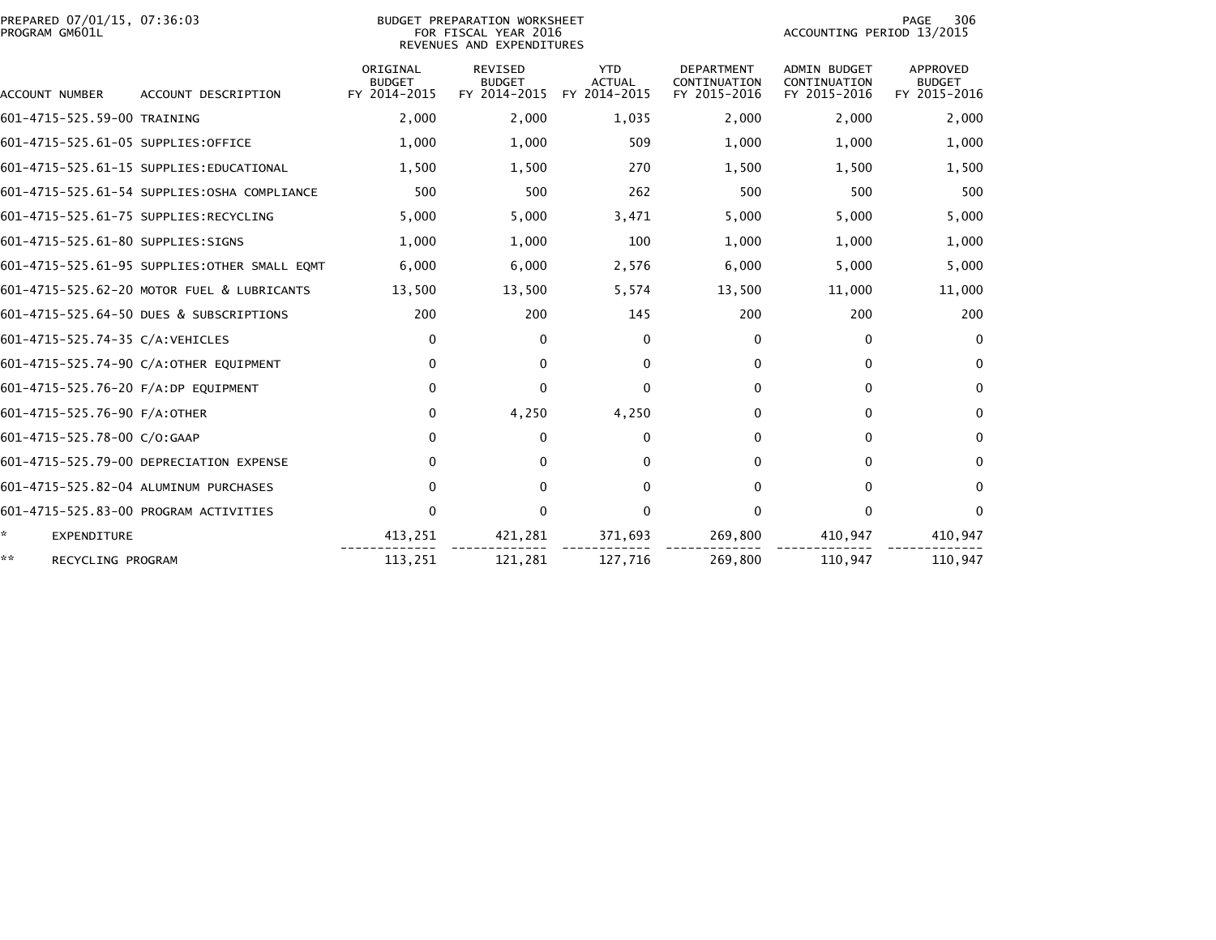| ACCOUNT NUMBER | ACCOUNT DESCRIPTION | ORIGINAL BUDGET FY 2014-2015 | REVISED BUDGET FY 2014-2015 | YTD ACTUAL FY 2014-2015 | DEPARTMENT CONTINUATION FY 2015-2016 | ADMIN BUDGET CONTINUATION FY 2015-2016 | APPROVED BUDGET FY 2015-2016 |
|---|---|---|---|---|---|---|---|
| 601-4715-525.59-00 | TRAINING | 2,000 | 2,000 | 1,035 | 2,000 | 2,000 | 2,000 |
| 601-4715-525.61-05 | SUPPLIES:OFFICE | 1,000 | 1,000 | 509 | 1,000 | 1,000 | 1,000 |
| 601-4715-525.61-15 | SUPPLIES:EDUCATIONAL | 1,500 | 1,500 | 270 | 1,500 | 1,500 | 1,500 |
| 601-4715-525.61-54 | SUPPLIES:OSHA COMPLIANCE | 500 | 500 | 262 | 500 | 500 | 500 |
| 601-4715-525.61-75 | SUPPLIES:RECYCLING | 5,000 | 5,000 | 3,471 | 5,000 | 5,000 | 5,000 |
| 601-4715-525.61-80 | SUPPLIES:SIGNS | 1,000 | 1,000 | 100 | 1,000 | 1,000 | 1,000 |
| 601-4715-525.61-95 | SUPPLIES:OTHER SMALL EQMT | 6,000 | 6,000 | 2,576 | 6,000 | 5,000 | 5,000 |
| 601-4715-525.62-20 | MOTOR FUEL & LUBRICANTS | 13,500 | 13,500 | 5,574 | 13,500 | 11,000 | 11,000 |
| 601-4715-525.64-50 | DUES & SUBSCRIPTIONS | 200 | 200 | 145 | 200 | 200 | 200 |
| 601-4715-525.74-35 | C/A:VEHICLES | 0 | 0 | 0 | 0 | 0 | 0 |
| 601-4715-525.74-90 | C/A:OTHER EQUIPMENT | 0 | 0 | 0 | 0 | 0 | 0 |
| 601-4715-525.76-20 | F/A:DP EQUIPMENT | 0 | 0 | 0 | 0 | 0 | 0 |
| 601-4715-525.76-90 | F/A:OTHER | 0 | 4,250 | 4,250 | 0 | 0 | 0 |
| 601-4715-525.78-00 | C/O:GAAP | 0 | 0 | 0 | 0 | 0 | 0 |
| 601-4715-525.79-00 | DEPRECIATION EXPENSE | 0 | 0 | 0 | 0 | 0 | 0 |
| 601-4715-525.82-04 | ALUMINUM PURCHASES | 0 | 0 | 0 | 0 | 0 | 0 |
| 601-4715-525.83-00 | PROGRAM ACTIVITIES | 0 | 0 | 0 | 0 | 0 | 0 |
| * | EXPENDITURE | 413,251 | 421,281 | 371,693 | 269,800 | 410,947 | 410,947 |
| ** | RECYCLING PROGRAM | 113,251 | 121,281 | 127,716 | 269,800 | 110,947 | 110,947 |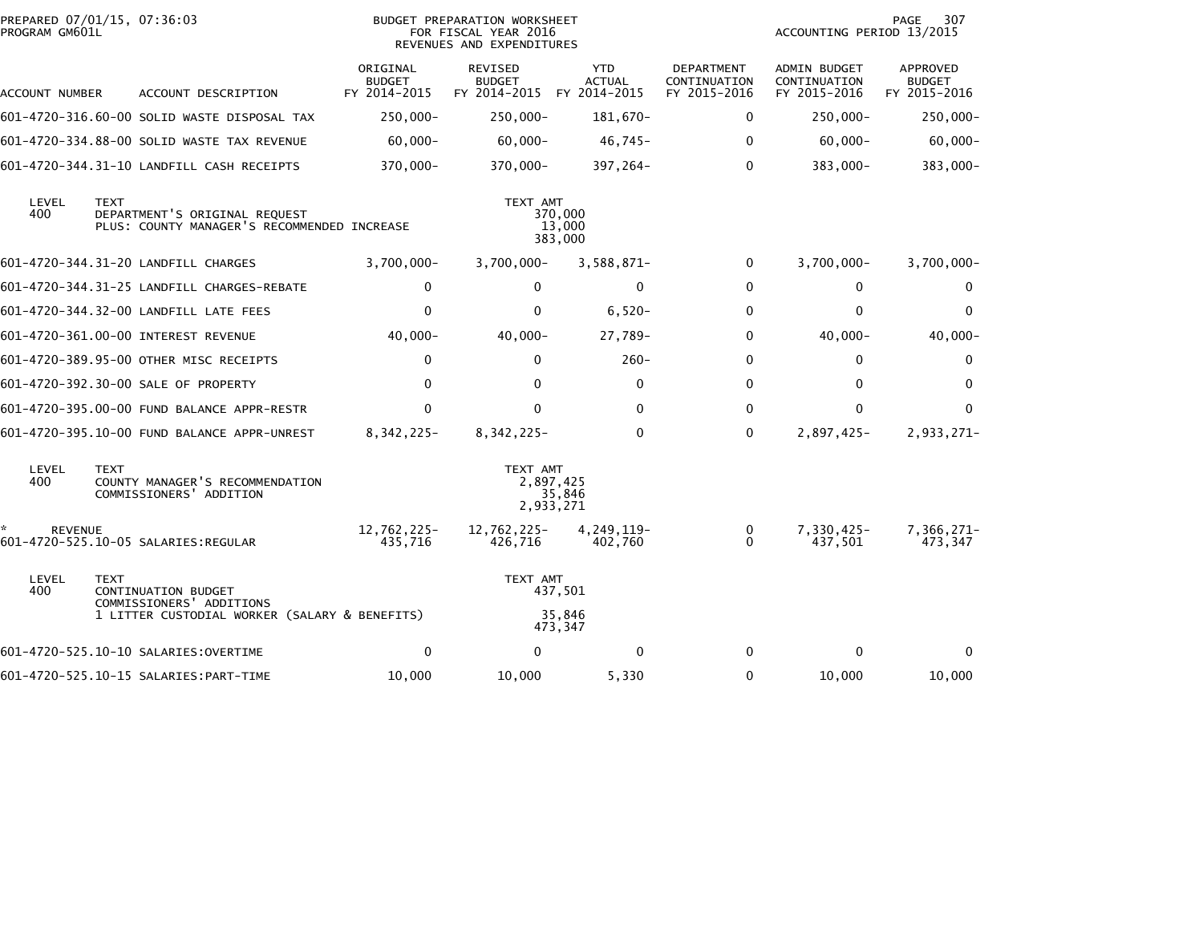BUDGET PREPARATION WORKSHEET
FOR FISCAL YEAR 2016
REVENUES AND EXPENDITURES

PREPARED 07/01/15, 07:36:03
PROGRAM GM601L

ACCOUNTING PERIOD 13/2015

| ACCOUNT NUMBER | ACCOUNT DESCRIPTION | ORIGINAL BUDGET FY 2014-2015 | REVISED BUDGET FY 2014-2015 | YTD ACTUAL FY 2014-2015 | DEPARTMENT CONTINUATION FY 2015-2016 | ADMIN BUDGET CONTINUATION FY 2015-2016 | APPROVED BUDGET FY 2015-2016 |
|---|---|---|---|---|---|---|---|
| 601-4720-316.60-00 | SOLID WASTE DISPOSAL TAX | 250,000- | 250,000- | 181,670- | 0 | 250,000- | 250,000- |
| 601-4720-334.88-00 | SOLID WASTE TAX REVENUE | 60,000- | 60,000- | 46,745- | 0 | 60,000- | 60,000- |
| 601-4720-344.31-10 | LANDFILL CASH RECEIPTS | 370,000- | 370,000- | 397,264- | 0 | 383,000- | 383,000- |

| LEVEL | TEXT | TEXT AMT |
|---|---|---|
| 400 | DEPARTMENT'S ORIGINAL REQUEST | 370,000 |
| | PLUS: COUNTY MANAGER'S RECOMMENDED INCREASE | 13,000 |
| | | 383,000 |

| ACCOUNT NUMBER | ACCOUNT DESCRIPTION | ORIGINAL BUDGET FY 2014-2015 | REVISED BUDGET FY 2014-2015 | YTD ACTUAL FY 2014-2015 | DEPARTMENT CONTINUATION FY 2015-2016 | ADMIN BUDGET CONTINUATION FY 2015-2016 | APPROVED BUDGET FY 2015-2016 |
|---|---|---|---|---|---|---|---|
| 601-4720-344.31-20 | LANDFILL CHARGES | 3,700,000- | 3,700,000- | 3,588,871- | 0 | 3,700,000- | 3,700,000- |
| 601-4720-344.31-25 | LANDFILL CHARGES-REBATE | 0 | 0 | 0 | 0 | 0 | 0 |
| 601-4720-344.32-00 | LANDFILL LATE FEES | 0 | 0 | 6,520- | 0 | 0 | 0 |
| 601-4720-361.00-00 | INTEREST REVENUE | 40,000- | 40,000- | 27,789- | 0 | 40,000- | 40,000- |
| 601-4720-389.95-00 | OTHER MISC RECEIPTS | 0 | 0 | 260- | 0 | 0 | 0 |
| 601-4720-392.30-00 | SALE OF PROPERTY | 0 | 0 | 0 | 0 | 0 | 0 |
| 601-4720-395.00-00 | FUND BALANCE APPR-RESTR | 0 | 0 | 0 | 0 | 0 | 0 |
| 601-4720-395.10-00 | FUND BALANCE APPR-UNREST | 8,342,225- | 8,342,225- | 0 | 0 | 2,897,425- | 2,933,271- |

| LEVEL | TEXT | TEXT AMT |
|---|---|---|
| 400 | COUNTY MANAGER'S RECOMMENDATION | 2,897,425 |
| | COMMISSIONERS' ADDITION | 35,846 |
| | | 2,933,271 |

| ACCOUNT NUMBER | ACCOUNT DESCRIPTION | ORIGINAL BUDGET FY 2014-2015 | REVISED BUDGET FY 2014-2015 | YTD ACTUAL FY 2014-2015 | DEPARTMENT CONTINUATION FY 2015-2016 | ADMIN BUDGET CONTINUATION FY 2015-2016 | APPROVED BUDGET FY 2015-2016 |
|---|---|---|---|---|---|---|---|
| * REVENUE | | 12,762,225- | 12,762,225- | 4,249,119- | 0 | 7,330,425- | 7,366,271- |
| 601-4720-525.10-05 | SALARIES:REGULAR | 435,716 | 426,716 | 402,760 | 0 | 437,501 | 473,347 |

| LEVEL | TEXT | TEXT AMT |
|---|---|---|
| 400 | CONTINUATION BUDGET | 437,501 |
| | COMMISSIONERS' ADDITIONS | |
| | 1 LITTER CUSTODIAL WORKER (SALARY & BENEFITS) | 35,846 |
| | | 473,347 |

| ACCOUNT NUMBER | ACCOUNT DESCRIPTION | ORIGINAL BUDGET FY 2014-2015 | REVISED BUDGET FY 2014-2015 | YTD ACTUAL FY 2014-2015 | DEPARTMENT CONTINUATION FY 2015-2016 | ADMIN BUDGET CONTINUATION FY 2015-2016 | APPROVED BUDGET FY 2015-2016 |
|---|---|---|---|---|---|---|---|
| 601-4720-525.10-10 | SALARIES:OVERTIME | 0 | 0 | 0 | 0 | 0 | 0 |
| 601-4720-525.10-15 | SALARIES:PART-TIME | 10,000 | 10,000 | 5,330 | 0 | 10,000 | 10,000 |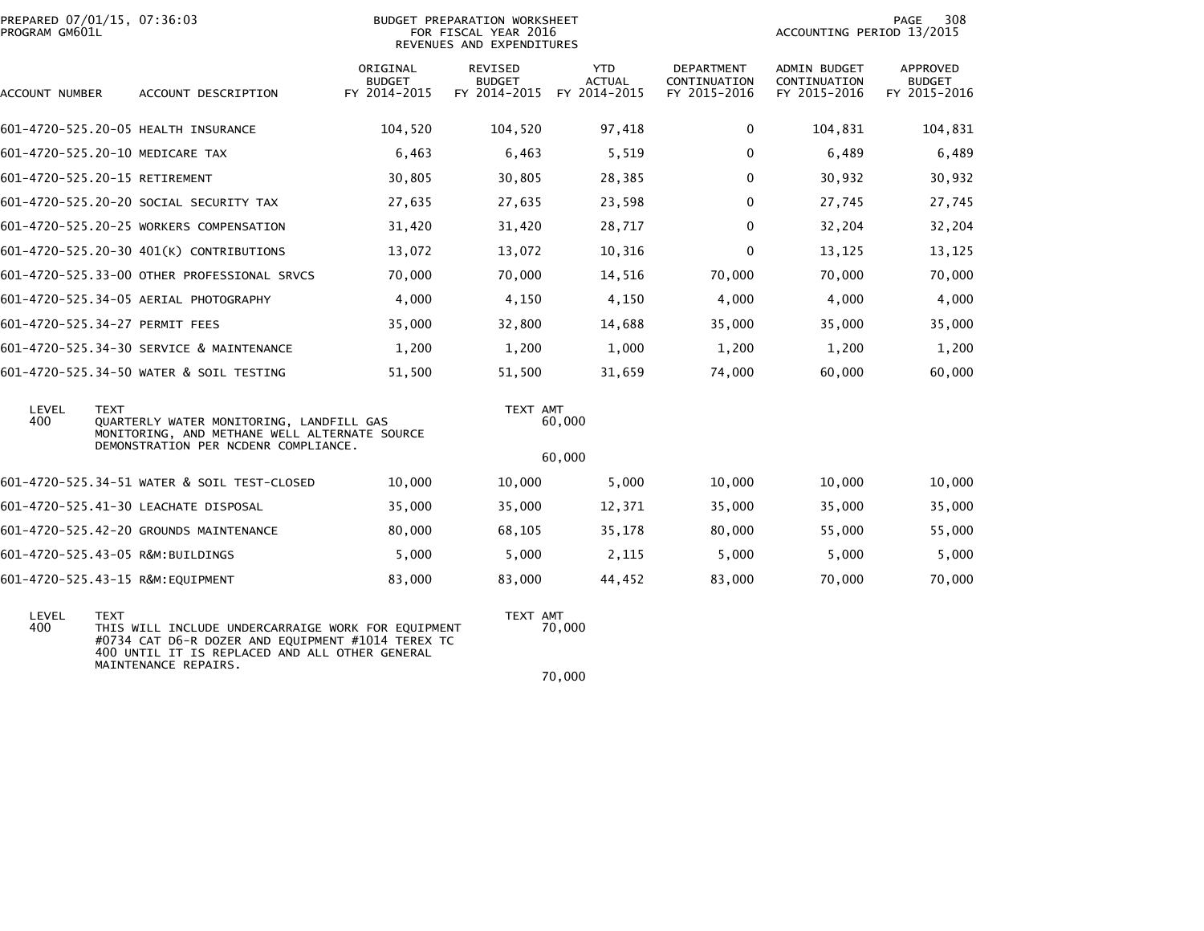PREPARED 07/01/15, 07:36:03 PROGRAM GM601L

BUDGET PREPARATION WORKSHEET FOR FISCAL YEAR 2016 REVENUES AND EXPENDITURES

ACCOUNTING PERIOD 13/2015

| ACCOUNT NUMBER | ACCOUNT DESCRIPTION | ORIGINAL BUDGET FY 2014-2015 | REVISED BUDGET FY 2014-2015 | YTD ACTUAL FY 2014-2015 | DEPARTMENT CONTINUATION FY 2015-2016 | ADMIN BUDGET CONTINUATION FY 2015-2016 | APPROVED BUDGET FY 2015-2016 |
|---|---|---|---|---|---|---|---|
| 601-4720-525.20-05 | HEALTH INSURANCE | 104,520 | 104,520 | 97,418 | 0 | 104,831 | 104,831 |
| 601-4720-525.20-10 | MEDICARE TAX | 6,463 | 6,463 | 5,519 | 0 | 6,489 | 6,489 |
| 601-4720-525.20-15 | RETIREMENT | 30,805 | 30,805 | 28,385 | 0 | 30,932 | 30,932 |
| 601-4720-525.20-20 | SOCIAL SECURITY TAX | 27,635 | 27,635 | 23,598 | 0 | 27,745 | 27,745 |
| 601-4720-525.20-25 | WORKERS COMPENSATION | 31,420 | 31,420 | 28,717 | 0 | 32,204 | 32,204 |
| 601-4720-525.20-30 | 401(K) CONTRIBUTIONS | 13,072 | 13,072 | 10,316 | 0 | 13,125 | 13,125 |
| 601-4720-525.33-00 | OTHER PROFESSIONAL SRVCS | 70,000 | 70,000 | 14,516 | 70,000 | 70,000 | 70,000 |
| 601-4720-525.34-05 | AERIAL PHOTOGRAPHY | 4,000 | 4,150 | 4,150 | 4,000 | 4,000 | 4,000 |
| 601-4720-525.34-27 | PERMIT FEES | 35,000 | 32,800 | 14,688 | 35,000 | 35,000 | 35,000 |
| 601-4720-525.34-30 | SERVICE & MAINTENANCE | 1,200 | 1,200 | 1,000 | 1,200 | 1,200 | 1,200 |
| 601-4720-525.34-50 | WATER & SOIL TESTING | 51,500 | 51,500 | 31,659 | 74,000 | 60,000 | 60,000 |

| LEVEL | TEXT | TEXT AMT |
|---|---|---|
| 400 | QUARTERLY WATER MONITORING, LANDFILL GAS MONITORING, AND METHANE WELL ALTERNATE SOURCE DEMONSTRATION PER NCDENR COMPLIANCE. | 60,000 |
| | | 60,000 |

| ACCOUNT NUMBER | ACCOUNT DESCRIPTION | ORIGINAL BUDGET FY 2014-2015 | REVISED BUDGET FY 2014-2015 | YTD ACTUAL FY 2014-2015 | DEPARTMENT CONTINUATION FY 2015-2016 | ADMIN BUDGET CONTINUATION FY 2015-2016 | APPROVED BUDGET FY 2015-2016 |
|---|---|---|---|---|---|---|---|
| 601-4720-525.34-51 | WATER & SOIL TEST-CLOSED | 10,000 | 10,000 | 5,000 | 10,000 | 10,000 | 10,000 |
| 601-4720-525.41-30 | LEACHATE DISPOSAL | 35,000 | 35,000 | 12,371 | 35,000 | 35,000 | 35,000 |
| 601-4720-525.42-20 | GROUNDS MAINTENANCE | 80,000 | 68,105 | 35,178 | 80,000 | 55,000 | 55,000 |
| 601-4720-525.43-05 | R&M:BUILDINGS | 5,000 | 5,000 | 2,115 | 5,000 | 5,000 | 5,000 |
| 601-4720-525.43-15 | R&M:EQUIPMENT | 83,000 | 83,000 | 44,452 | 83,000 | 70,000 | 70,000 |

| LEVEL | TEXT | TEXT AMT |
|---|---|---|
| 400 | THIS WILL INCLUDE UNDERCARRAIGE WORK FOR EQUIPMENT #0734 CAT D6-R DOZER AND EQUIPMENT #1014 TEREX TC 400 UNTIL IT IS REPLACED AND ALL OTHER GENERAL MAINTENANCE REPAIRS. | 70,000 |
| | | 70,000 |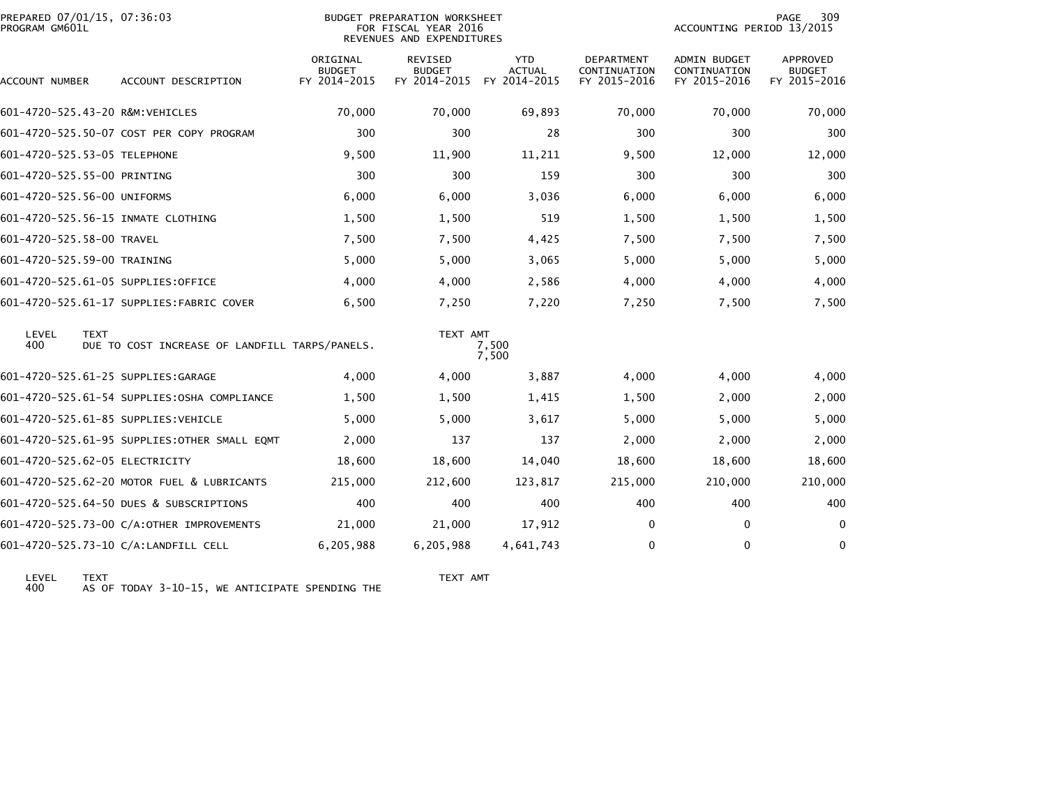PREPARED 07/01/15, 07:36:03
PROGRAM GM601L

BUDGET PREPARATION WORKSHEET
FOR FISCAL YEAR 2016
REVENUES AND EXPENDITURES

ACCOUNTING PERIOD 13/2015

| ACCOUNT NUMBER | ACCOUNT DESCRIPTION | ORIGINAL BUDGET FY 2014-2015 | REVISED BUDGET FY 2014-2015 | YTD ACTUAL FY 2014-2015 | DEPARTMENT CONTINUATION FY 2015-2016 | ADMIN BUDGET CONTINUATION FY 2015-2016 | APPROVED BUDGET FY 2015-2016 |
|---|---|---|---|---|---|---|---|
| 601-4720-525.43-20 | R&M:VEHICLES | 70,000 | 70,000 | 69,893 | 70,000 | 70,000 | 70,000 |
| 601-4720-525.50-07 | COST PER COPY PROGRAM | 300 | 300 | 28 | 300 | 300 | 300 |
| 601-4720-525.53-05 | TELEPHONE | 9,500 | 11,900 | 11,211 | 9,500 | 12,000 | 12,000 |
| 601-4720-525.55-00 | PRINTING | 300 | 300 | 159 | 300 | 300 | 300 |
| 601-4720-525.56-00 | UNIFORMS | 6,000 | 6,000 | 3,036 | 6,000 | 6,000 | 6,000 |
| 601-4720-525.56-15 | INMATE CLOTHING | 1,500 | 1,500 | 519 | 1,500 | 1,500 | 1,500 |
| 601-4720-525.58-00 | TRAVEL | 7,500 | 7,500 | 4,425 | 7,500 | 7,500 | 7,500 |
| 601-4720-525.59-00 | TRAINING | 5,000 | 5,000 | 3,065 | 5,000 | 5,000 | 5,000 |
| 601-4720-525.61-05 | SUPPLIES:OFFICE | 4,000 | 4,000 | 2,586 | 4,000 | 4,000 | 4,000 |
| 601-4720-525.61-17 | SUPPLIES:FABRIC COVER | 6,500 | 7,250 | 7,220 | 7,250 | 7,500 | 7,500 |

| LEVEL | TEXT | TEXT AMT |
|---|---|---|
| 400 | DUE TO COST INCREASE OF LANDFILL TARPS/PANELS. | 7,500 |
| | | 7,500 |

| ACCOUNT NUMBER | ACCOUNT DESCRIPTION | ORIGINAL BUDGET FY 2014-2015 | REVISED BUDGET FY 2014-2015 | YTD ACTUAL FY 2014-2015 | DEPARTMENT CONTINUATION FY 2015-2016 | ADMIN BUDGET CONTINUATION FY 2015-2016 | APPROVED BUDGET FY 2015-2016 |
|---|---|---|---|---|---|---|---|
| 601-4720-525.61-25 | SUPPLIES:GARAGE | 4,000 | 4,000 | 3,887 | 4,000 | 4,000 | 4,000 |
| 601-4720-525.61-54 | SUPPLIES:OSHA COMPLIANCE | 1,500 | 1,500 | 1,415 | 1,500 | 2,000 | 2,000 |
| 601-4720-525.61-85 | SUPPLIES:VEHICLE | 5,000 | 5,000 | 3,617 | 5,000 | 5,000 | 5,000 |
| 601-4720-525.61-95 | SUPPLIES:OTHER SMALL EQMT | 2,000 | 137 | 137 | 2,000 | 2,000 | 2,000 |
| 601-4720-525.62-05 | ELECTRICITY | 18,600 | 18,600 | 14,040 | 18,600 | 18,600 | 18,600 |
| 601-4720-525.62-20 | MOTOR FUEL & LUBRICANTS | 215,000 | 212,600 | 123,817 | 215,000 | 210,000 | 210,000 |
| 601-4720-525.64-50 | DUES & SUBSCRIPTIONS | 400 | 400 | 400 | 400 | 400 | 400 |
| 601-4720-525.73-00 | C/A:OTHER IMPROVEMENTS | 21,000 | 21,000 | 17,912 | 0 | 0 | 0 |
| 601-4720-525.73-10 | C/A:LANDFILL CELL | 6,205,988 | 6,205,988 | 4,641,743 | 0 | 0 | 0 |

| LEVEL | TEXT | TEXT AMT |
|---|---|---|
| 400 | AS OF TODAY 3-10-15, WE ANTICIPATE SPENDING THE | |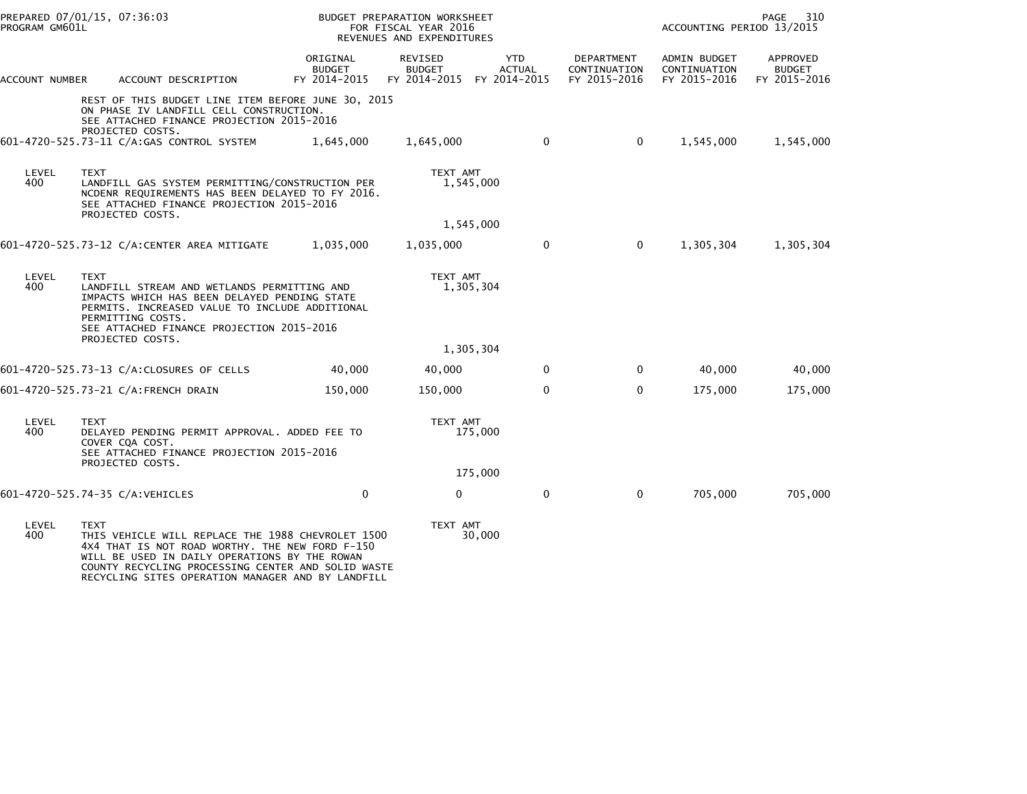PREPARED 07/01/15, 07:36:03 BUDGET PREPARATION WORKSHEET
PROGRAM GM601L FOR FISCAL YEAR 2016 ACCOUNTING PERIOD 13/2015
REVENUES AND EXPENDITURES

| ACCOUNT NUMBER | ACCOUNT DESCRIPTION | ORIGINAL BUDGET FY 2014-2015 | REVISED BUDGET FY 2014-2015 | YTD ACTUAL FY 2014-2015 | DEPARTMENT CONTINUATION FY 2015-2016 | ADMIN BUDGET CONTINUATION FY 2015-2016 | APPROVED BUDGET FY 2015-2016 |
|---|---|---|---|---|---|---|---|
| | REST OF THIS BUDGET LINE ITEM BEFORE JUNE 30, 2015 ON PHASE IV LANDFILL CELL CONSTRUCTION. SEE ATTACHED FINANCE PROJECTION 2015-2016 PROJECTED COSTS. | | | | | | |
| 601-4720-525.73-11 | C/A:GAS CONTROL SYSTEM | 1,645,000 | 1,645,000 | 0 | 0 | 1,545,000 | 1,545,000 |

| LEVEL | TEXT | TEXT AMT |
|---|---|---|
| 400 | LANDFILL GAS SYSTEM PERMITTING/CONSTRUCTION PER NCDENR REQUIREMENTS HAS BEEN DELAYED TO FY 2016. SEE ATTACHED FINANCE PROJECTION 2015-2016 PROJECTED COSTS. | 1,545,000 |
| | | 1,545,000 |

| ACCOUNT NUMBER | ACCOUNT DESCRIPTION | ORIGINAL BUDGET FY 2014-2015 | REVISED BUDGET FY 2014-2015 | YTD ACTUAL FY 2014-2015 | DEPARTMENT CONTINUATION FY 2015-2016 | ADMIN BUDGET CONTINUATION FY 2015-2016 | APPROVED BUDGET FY 2015-2016 |
|---|---|---|---|---|---|---|---|
| 601-4720-525.73-12 | C/A:CENTER AREA MITIGATE | 1,035,000 | 1,035,000 | 0 | 0 | 1,305,304 | 1,305,304 |

| LEVEL | TEXT | TEXT AMT |
|---|---|---|
| 400 | LANDFILL STREAM AND WETLANDS PERMITTING AND IMPACTS WHICH HAS BEEN DELAYED PENDING STATE PERMITS. INCREASED VALUE TO INCLUDE ADDITIONAL PERMITTING COSTS. SEE ATTACHED FINANCE PROJECTION 2015-2016 PROJECTED COSTS. | 1,305,304 |
| | | 1,305,304 |

| ACCOUNT NUMBER | ACCOUNT DESCRIPTION | ORIGINAL BUDGET FY 2014-2015 | REVISED BUDGET FY 2014-2015 | YTD ACTUAL FY 2014-2015 | DEPARTMENT CONTINUATION FY 2015-2016 | ADMIN BUDGET CONTINUATION FY 2015-2016 | APPROVED BUDGET FY 2015-2016 |
|---|---|---|---|---|---|---|---|
| 601-4720-525.73-13 | C/A:CLOSURES OF CELLS | 40,000 | 40,000 | 0 | 0 | 40,000 | 40,000 |
| 601-4720-525.73-21 | C/A:FRENCH DRAIN | 150,000 | 150,000 | 0 | 0 | 175,000 | 175,000 |

| LEVEL | TEXT | TEXT AMT |
|---|---|---|
| 400 | DELAYED PENDING PERMIT APPROVAL. ADDED FEE TO COVER CQA COST. SEE ATTACHED FINANCE PROJECTION 2015-2016 PROJECTED COSTS. | 175,000 |
| | | 175,000 |

| ACCOUNT NUMBER | ACCOUNT DESCRIPTION | ORIGINAL BUDGET FY 2014-2015 | REVISED BUDGET FY 2014-2015 | YTD ACTUAL FY 2014-2015 | DEPARTMENT CONTINUATION FY 2015-2016 | ADMIN BUDGET CONTINUATION FY 2015-2016 | APPROVED BUDGET FY 2015-2016 |
|---|---|---|---|---|---|---|---|
| 601-4720-525.74-35 | C/A:VEHICLES | 0 | 0 | 0 | 0 | 705,000 | 705,000 |

| LEVEL | TEXT | TEXT AMT |
|---|---|---|
| 400 | THIS VEHICLE WILL REPLACE THE 1988 CHEVROLET 1500 4X4 THAT IS NOT ROAD WORTHY. THE NEW FORD F-150 WILL BE USED IN DAILY OPERATIONS BY THE ROWAN COUNTY RECYCLING PROCESSING CENTER AND SOLID WASTE RECYCLING SITES OPERATION MANAGER AND BY LANDFILL | 30,000 |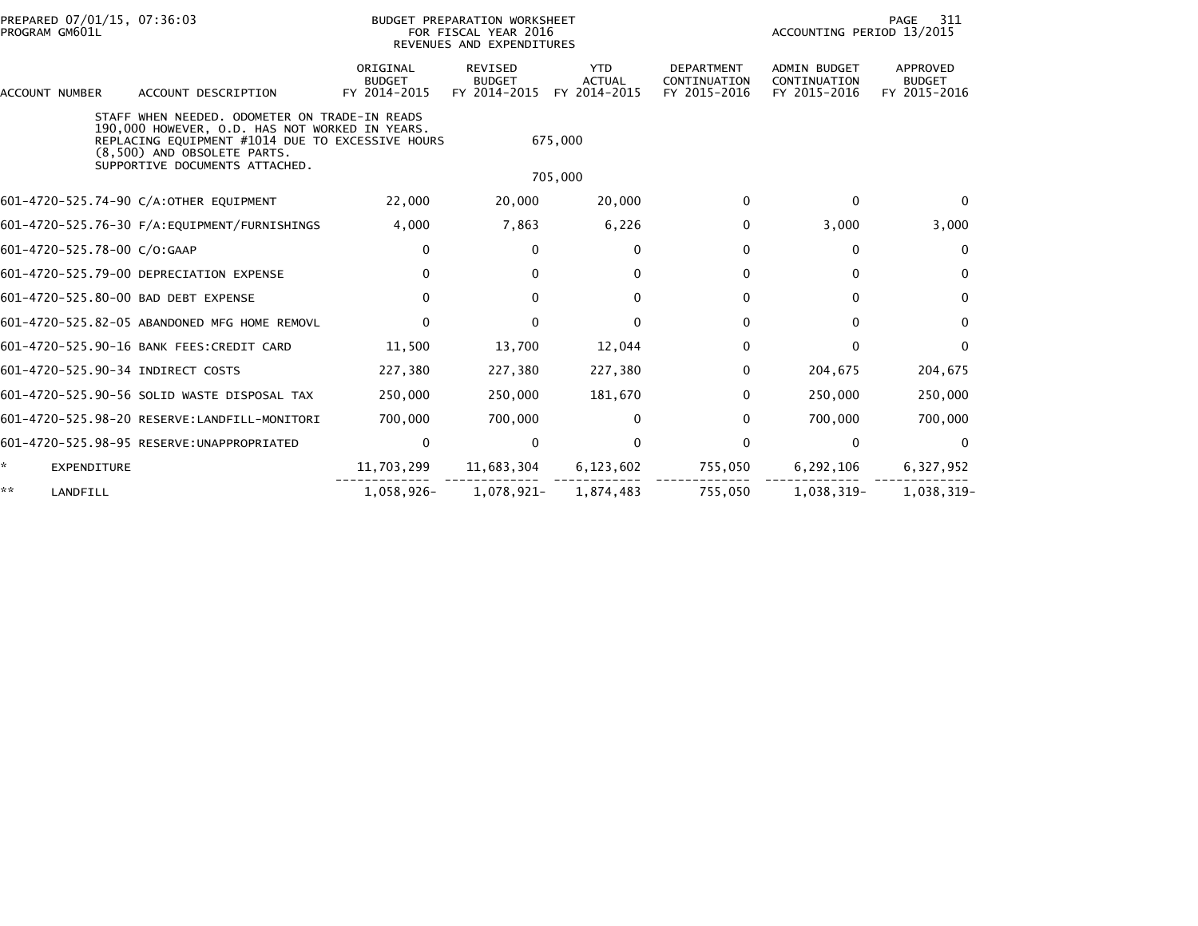BUDGET PREPARATION WORKSHEET
FOR FISCAL YEAR 2016
REVENUES AND EXPENDITURES

PREPARED 07/01/15, 07:36:03
PROGRAM GM601L

ACCOUNTING PERIOD 13/2015

| ACCOUNT NUMBER | ACCOUNT DESCRIPTION | ORIGINAL BUDGET FY 2014-2015 | REVISED BUDGET FY 2014-2015 | YTD ACTUAL FY 2014-2015 | DEPARTMENT CONTINUATION FY 2015-2016 | ADMIN BUDGET CONTINUATION FY 2015-2016 | APPROVED BUDGET FY 2015-2016 |
|---|---|---|---|---|---|---|---|
| | STAFF WHEN NEEDED. ODOMETER ON TRADE-IN READS 190,000 HOWEVER, O.D. HAS NOT WORKED IN YEARS. REPLACING EQUIPMENT #1014 DUE TO EXCESSIVE HOURS (8,500) AND OBSOLETE PARTS. | | 675,000 | | | | |
| | SUPPORTIVE DOCUMENTS ATTACHED. | | 705,000 | | | | |
| 601-4720-525.74-90 | C/A:OTHER EQUIPMENT | 22,000 | 20,000 | 20,000 | 0 | 0 | 0 |
| 601-4720-525.76-30 | F/A:EQUIPMENT/FURNISHINGS | 4,000 | 7,863 | 6,226 | 0 | 3,000 | 3,000 |
| 601-4720-525.78-00 | C/O:GAAP | 0 | 0 | 0 | 0 | 0 | 0 |
| 601-4720-525.79-00 | DEPRECIATION EXPENSE | 0 | 0 | 0 | 0 | 0 | 0 |
| 601-4720-525.80-00 | BAD DEBT EXPENSE | 0 | 0 | 0 | 0 | 0 | 0 |
| 601-4720-525.82-05 | ABANDONED MFG HOME REMOVL | 0 | 0 | 0 | 0 | 0 | 0 |
| 601-4720-525.90-16 | BANK FEES:CREDIT CARD | 11,500 | 13,700 | 12,044 | 0 | 0 | 0 |
| 601-4720-525.90-34 | INDIRECT COSTS | 227,380 | 227,380 | 227,380 | 0 | 204,675 | 204,675 |
| 601-4720-525.90-56 | SOLID WASTE DISPOSAL TAX | 250,000 | 250,000 | 181,670 | 0 | 250,000 | 250,000 |
| 601-4720-525.98-20 | RESERVE:LANDFILL-MONITORI | 700,000 | 700,000 | 0 | 0 | 700,000 | 700,000 |
| 601-4720-525.98-95 | RESERVE:UNAPPROPRIATED | 0 | 0 | 0 | 0 | 0 | 0 |
| * | EXPENDITURE | 11,703,299 | 11,683,304 | 6,123,602 | 755,050 | 6,292,106 | 6,327,952 |
| ** | LANDFILL | 1,058,926- | 1,078,921- | 1,874,483 | 755,050 | 1,038,319- | 1,038,319- |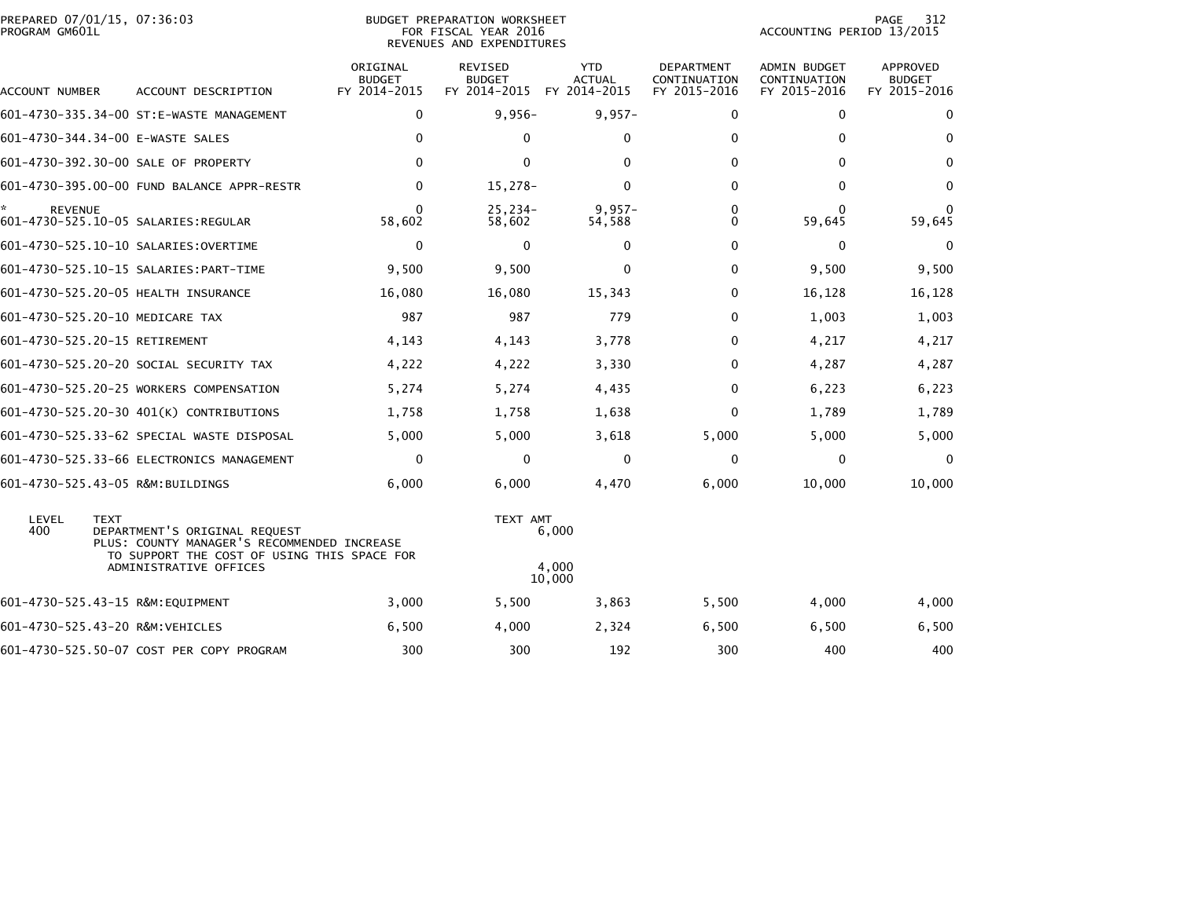PREPARED 07/01/15, 07:36:03
PROGRAM GM601L

BUDGET PREPARATION WORKSHEET
FOR FISCAL YEAR 2016
REVENUES AND EXPENDITURES

ACCOUNTING PERIOD 13/2015

| ACCOUNT NUMBER | ACCOUNT DESCRIPTION | ORIGINAL BUDGET FY 2014-2015 | REVISED BUDGET FY 2014-2015 | YTD ACTUAL FY 2014-2015 | DEPARTMENT CONTINUATION FY 2015-2016 | ADMIN BUDGET CONTINUATION FY 2015-2016 | APPROVED BUDGET FY 2015-2016 |
|---|---|---|---|---|---|---|---|
| 601-4730-335.34-00 | ST:E-WASTE MANAGEMENT | 0 | 9,956- | 9,957- | 0 | 0 | 0 |
| 601-4730-344.34-00 | E-WASTE SALES | 0 | 0 | 0 | 0 | 0 | 0 |
| 601-4730-392.30-00 | SALE OF PROPERTY | 0 | 0 | 0 | 0 | 0 | 0 |
| 601-4730-395.00-00 | FUND BALANCE APPR-RESTR | 0 | 15,278- | 0 | 0 | 0 | 0 |
| * REVENUE | | 0 | 25,234- | 9,957- | 0 | 0 | 0 |
| 601-4730-525.10-05 | SALARIES:REGULAR | 58,602 | 58,602 | 54,588 | 0 | 59,645 | 59,645 |
| 601-4730-525.10-10 | SALARIES:OVERTIME | 0 | 0 | 0 | 0 | 0 | 0 |
| 601-4730-525.10-15 | SALARIES:PART-TIME | 9,500 | 9,500 | 0 | 0 | 9,500 | 9,500 |
| 601-4730-525.20-05 | HEALTH INSURANCE | 16,080 | 16,080 | 15,343 | 0 | 16,128 | 16,128 |
| 601-4730-525.20-10 | MEDICARE TAX | 987 | 987 | 779 | 0 | 1,003 | 1,003 |
| 601-4730-525.20-15 | RETIREMENT | 4,143 | 4,143 | 3,778 | 0 | 4,217 | 4,217 |
| 601-4730-525.20-20 | SOCIAL SECURITY TAX | 4,222 | 4,222 | 3,330 | 0 | 4,287 | 4,287 |
| 601-4730-525.20-25 | WORKERS COMPENSATION | 5,274 | 5,274 | 4,435 | 0 | 6,223 | 6,223 |
| 601-4730-525.20-30 | 401(K) CONTRIBUTIONS | 1,758 | 1,758 | 1,638 | 0 | 1,789 | 1,789 |
| 601-4730-525.33-62 | SPECIAL WASTE DISPOSAL | 5,000 | 5,000 | 3,618 | 5,000 | 5,000 | 5,000 |
| 601-4730-525.33-66 | ELECTRONICS MANAGEMENT | 0 | 0 | 0 | 0 | 0 | 0 |
| 601-4730-525.43-05 | R&M:BUILDINGS | 6,000 | 6,000 | 4,470 | 6,000 | 10,000 | 10,000 |

| LEVEL | TEXT | TEXT AMT |
|---|---|---|
| 400 | DEPARTMENT'S ORIGINAL REQUEST | 6,000 |
| | PLUS: COUNTY MANAGER'S RECOMMENDED INCREASE TO SUPPORT THE COST OF USING THIS SPACE FOR ADMINISTRATIVE OFFICES | 4,000 |
| | | 10,000 |

| ACCOUNT NUMBER | ACCOUNT DESCRIPTION | ORIGINAL BUDGET FY 2014-2015 | REVISED BUDGET FY 2014-2015 | YTD ACTUAL FY 2014-2015 | DEPARTMENT CONTINUATION FY 2015-2016 | ADMIN BUDGET CONTINUATION FY 2015-2016 | APPROVED BUDGET FY 2015-2016 |
|---|---|---|---|---|---|---|---|
| 601-4730-525.43-15 | R&M:EQUIPMENT | 3,000 | 5,500 | 3,863 | 5,500 | 4,000 | 4,000 |
| 601-4730-525.43-20 | R&M:VEHICLES | 6,500 | 4,000 | 2,324 | 6,500 | 6,500 | 6,500 |
| 601-4730-525.50-07 | COST PER COPY PROGRAM | 300 | 300 | 192 | 300 | 400 | 400 |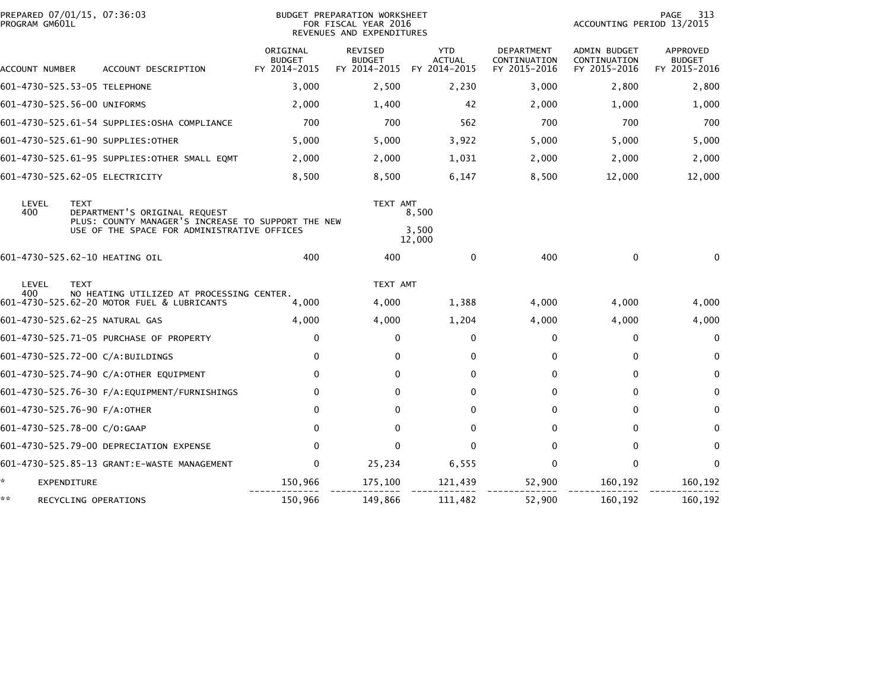PREPARED 07/01/15, 07:36:03
PROGRAM GM601L

BUDGET PREPARATION WORKSHEET
FOR FISCAL YEAR 2016
REVENUES AND EXPENDITURES

ACCOUNTING PERIOD 13/2015

| ACCOUNT NUMBER | ACCOUNT DESCRIPTION | ORIGINAL BUDGET FY 2014-2015 | REVISED BUDGET FY 2014-2015 | YTD ACTUAL FY 2014-2015 | DEPARTMENT CONTINUATION FY 2015-2016 | ADMIN BUDGET CONTINUATION FY 2015-2016 | APPROVED BUDGET FY 2015-2016 |
|---|---|---|---|---|---|---|---|
| 601-4730-525.53-05 | TELEPHONE | 3,000 | 2,500 | 2,230 | 3,000 | 2,800 | 2,800 |
| 601-4730-525.56-00 | UNIFORMS | 2,000 | 1,400 | 42 | 2,000 | 1,000 | 1,000 |
| 601-4730-525.61-54 | SUPPLIES:OSHA COMPLIANCE | 700 | 700 | 562 | 700 | 700 | 700 |
| 601-4730-525.61-90 | SUPPLIES:OTHER | 5,000 | 5,000 | 3,922 | 5,000 | 5,000 | 5,000 |
| 601-4730-525.61-95 | SUPPLIES:OTHER SMALL EQMT | 2,000 | 2,000 | 1,031 | 2,000 | 2,000 | 2,000 |
| 601-4730-525.62-05 | ELECTRICITY | 8,500 | 8,500 | 6,147 | 8,500 | 12,000 | 12,000 |

| LEVEL | TEXT | TEXT AMT |
|---|---|---|
| 400 | DEPARTMENT'S ORIGINAL REQUEST | 8,500 |
| | PLUS: COUNTY MANAGER'S INCREASE TO SUPPORT THE NEW USE OF THE SPACE FOR ADMINISTRATIVE OFFICES | 3,500 |
| | | 12,000 |

| ACCOUNT NUMBER | ACCOUNT DESCRIPTION | ORIGINAL BUDGET FY 2014-2015 | REVISED BUDGET FY 2014-2015 | YTD ACTUAL FY 2014-2015 | DEPARTMENT CONTINUATION FY 2015-2016 | ADMIN BUDGET CONTINUATION FY 2015-2016 | APPROVED BUDGET FY 2015-2016 |
|---|---|---|---|---|---|---|---|
| 601-4730-525.62-10 | HEATING OIL | 400 | 400 | 0 | 400 | 0 | 0 |

| LEVEL | TEXT | TEXT AMT |
|---|---|---|
| 400 | NO HEATING UTILIZED AT PROCESSING CENTER. | |

| ACCOUNT NUMBER | ACCOUNT DESCRIPTION | ORIGINAL BUDGET FY 2014-2015 | REVISED BUDGET FY 2014-2015 | YTD ACTUAL FY 2014-2015 | DEPARTMENT CONTINUATION FY 2015-2016 | ADMIN BUDGET CONTINUATION FY 2015-2016 | APPROVED BUDGET FY 2015-2016 |
|---|---|---|---|---|---|---|---|
| 601-4730-525.62-20 | MOTOR FUEL & LUBRICANTS | 4,000 | 4,000 | 1,388 | 4,000 | 4,000 | 4,000 |
| 601-4730-525.62-25 | NATURAL GAS | 4,000 | 4,000 | 1,204 | 4,000 | 4,000 | 4,000 |
| 601-4730-525.71-05 | PURCHASE OF PROPERTY | 0 | 0 | 0 | 0 | 0 | 0 |
| 601-4730-525.72-00 | C/A:BUILDINGS | 0 | 0 | 0 | 0 | 0 | 0 |
| 601-4730-525.74-90 | C/A:OTHER EQUIPMENT | 0 | 0 | 0 | 0 | 0 | 0 |
| 601-4730-525.76-30 | F/A:EQUIPMENT/FURNISHINGS | 0 | 0 | 0 | 0 | 0 | 0 |
| 601-4730-525.76-90 | F/A:OTHER | 0 | 0 | 0 | 0 | 0 | 0 |
| 601-4730-525.78-00 | C/O:GAAP | 0 | 0 | 0 | 0 | 0 | 0 |
| 601-4730-525.79-00 | DEPRECIATION EXPENSE | 0 | 0 | 0 | 0 | 0 | 0 |
| 601-4730-525.85-13 | GRANT:E-WASTE MANAGEMENT | 0 | 25,234 | 6,555 | 0 | 0 | 0 |
| * | EXPENDITURE | 150,966 | 175,100 | 121,439 | 52,900 | 160,192 | 160,192 |
| ** | RECYCLING OPERATIONS | 150,966 | 149,866 | 111,482 | 52,900 | 160,192 | 160,192 |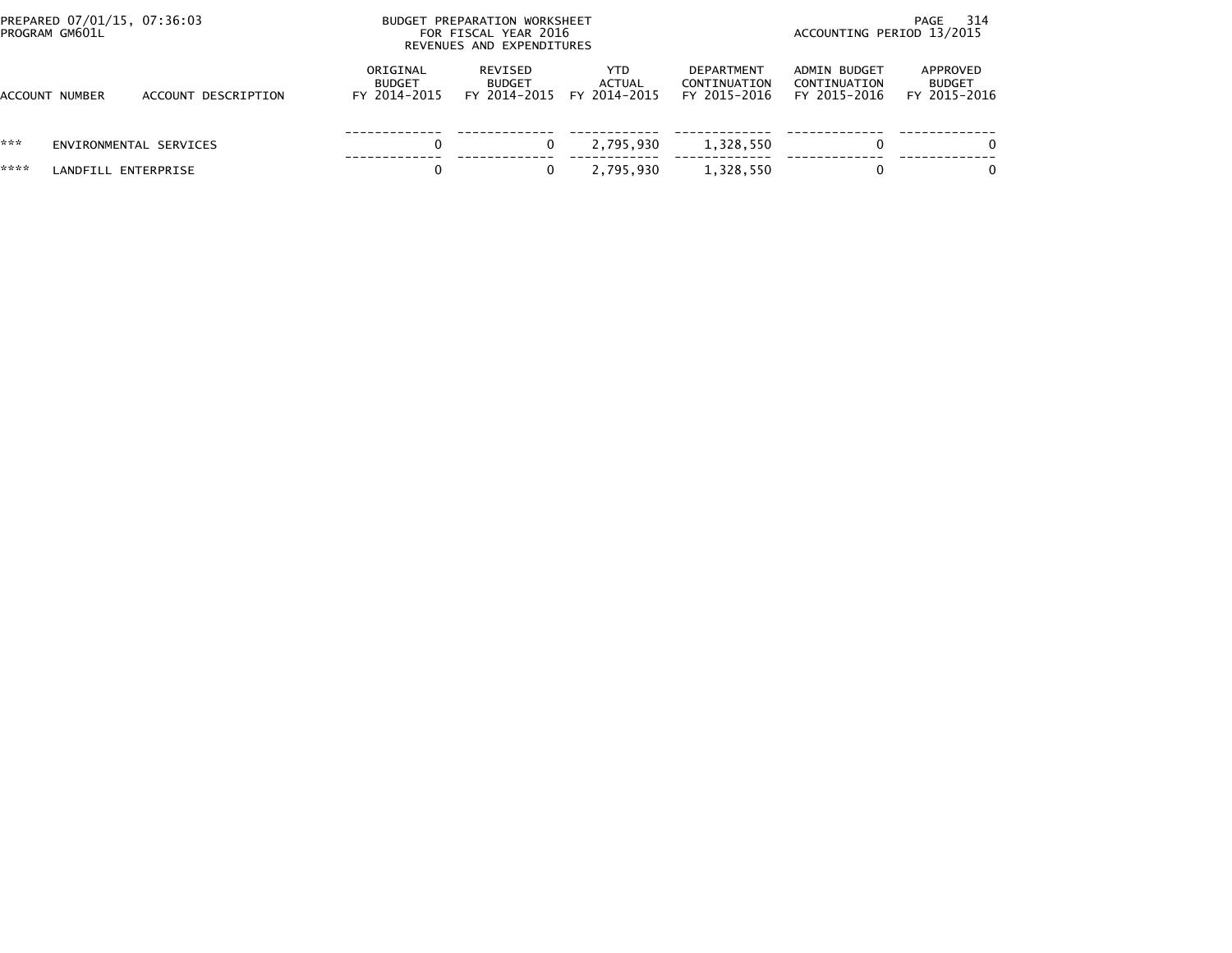| ACCOUNT NUMBER | ACCOUNT DESCRIPTION | ORIGINAL BUDGET FY 2014-2015 | REVISED BUDGET FY 2014-2015 | YTD ACTUAL FY 2014-2015 | DEPARTMENT CONTINUATION FY 2015-2016 | ADMIN BUDGET CONTINUATION FY 2015-2016 | APPROVED BUDGET FY 2015-2016 |
|---|---|---|---|---|---|---|---|
| *** | ENVIRONMENTAL SERVICES | 0 | 0 | 2,795,930 | 1,328,550 | 0 | 0 |
| **** | LANDFILL ENTERPRISE | 0 | 0 | 2,795,930 | 1,328,550 | 0 | 0 |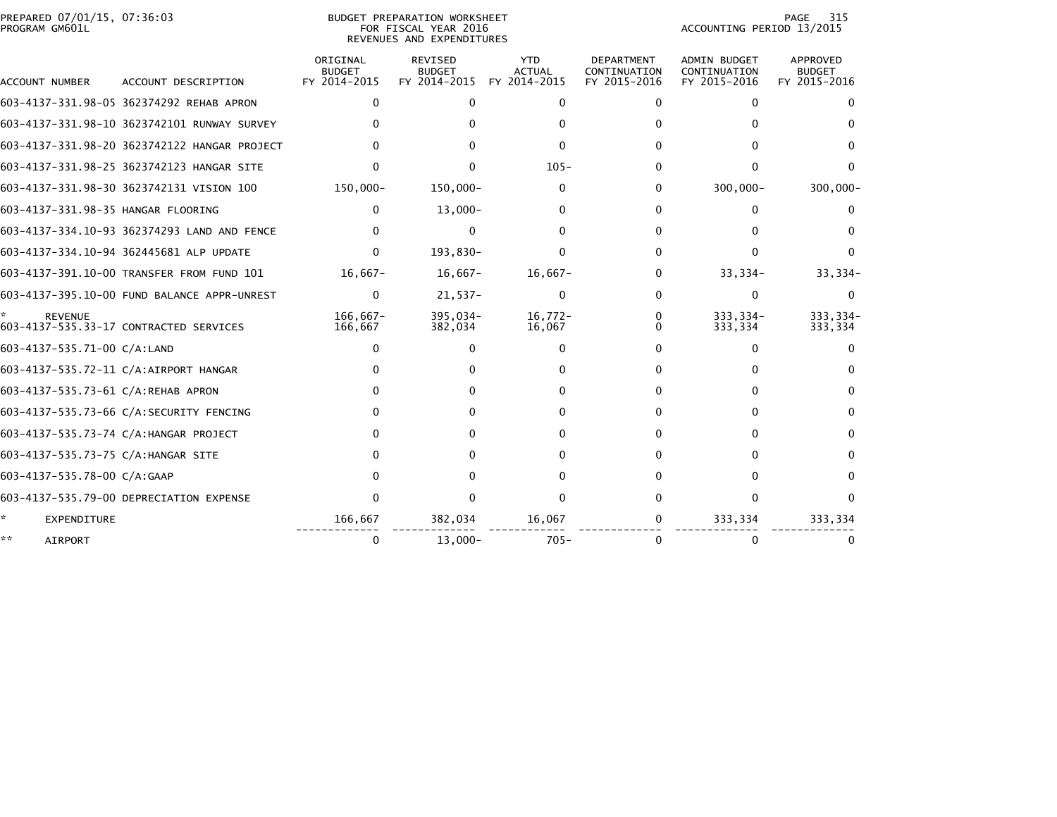PREPARED 07/01/15, 07:36:03
PROGRAM GM601L

BUDGET PREPARATION WORKSHEET
FOR FISCAL YEAR 2016
REVENUES AND EXPENDITURES

ACCOUNTING PERIOD 13/2015

| ACCOUNT NUMBER | ACCOUNT DESCRIPTION | ORIGINAL BUDGET FY 2014-2015 | REVISED BUDGET FY 2014-2015 | YTD ACTUAL FY 2014-2015 | DEPARTMENT CONTINUATION FY 2015-2016 | ADMIN BUDGET CONTINUATION FY 2015-2016 | APPROVED BUDGET FY 2015-2016 |
|---|---|---|---|---|---|---|---|
| 603-4137-331.98-05 | 362374292 REHAB APRON | 0 | 0 | 0 | 0 | 0 | 0 |
| 603-4137-331.98-10 | 3623742101 RUNWAY SURVEY | 0 | 0 | 0 | 0 | 0 | 0 |
| 603-4137-331.98-20 | 3623742122 HANGAR PROJECT | 0 | 0 | 0 | 0 | 0 | 0 |
| 603-4137-331.98-25 | 3623742123 HANGAR SITE | 0 | 0 | 105- | 0 | 0 | 0 |
| 603-4137-331.98-30 | 3623742131 VISION 100 | 150,000- | 150,000- | 0 | 0 | 300,000- | 300,000- |
| 603-4137-331.98-35 | HANGAR FLOORING | 0 | 13,000- | 0 | 0 | 0 | 0 |
| 603-4137-334.10-93 | 362374293 LAND AND FENCE | 0 | 0 | 0 | 0 | 0 | 0 |
| 603-4137-334.10-94 | 362445681 ALP UPDATE | 0 | 193,830- | 0 | 0 | 0 | 0 |
| 603-4137-391.10-00 | TRANSFER FROM FUND 101 | 16,667- | 16,667- | 16,667- | 0 | 33,334- | 33,334- |
| 603-4137-395.10-00 | FUND BALANCE APPR-UNREST | 0 | 21,537- | 0 | 0 | 0 | 0 |
| * | REVENUE | 166,667- | 395,034- | 16,772- | 0 | 333,334- | 333,334- |
| 603-4137-535.33-17 | CONTRACTED SERVICES | 166,667 | 382,034 | 16,067 | 0 | 333,334 | 333,334 |
| 603-4137-535.71-00 | C/A:LAND | 0 | 0 | 0 | 0 | 0 | 0 |
| 603-4137-535.72-11 | C/A:AIRPORT HANGAR | 0 | 0 | 0 | 0 | 0 | 0 |
| 603-4137-535.73-61 | C/A:REHAB APRON | 0 | 0 | 0 | 0 | 0 | 0 |
| 603-4137-535.73-66 | C/A:SECURITY FENCING | 0 | 0 | 0 | 0 | 0 | 0 |
| 603-4137-535.73-74 | C/A:HANGAR PROJECT | 0 | 0 | 0 | 0 | 0 | 0 |
| 603-4137-535.73-75 | C/A:HANGAR SITE | 0 | 0 | 0 | 0 | 0 | 0 |
| 603-4137-535.78-00 | C/A:GAAP | 0 | 0 | 0 | 0 | 0 | 0 |
| 603-4137-535.79-00 | DEPRECIATION EXPENSE | 0 | 0 | 0 | 0 | 0 | 0 |
| * | EXPENDITURE | 166,667 | 382,034 | 16,067 | 0 | 333,334 | 333,334 |
| ** | AIRPORT | 0 | 13,000- | 705- | 0 | 0 | 0 |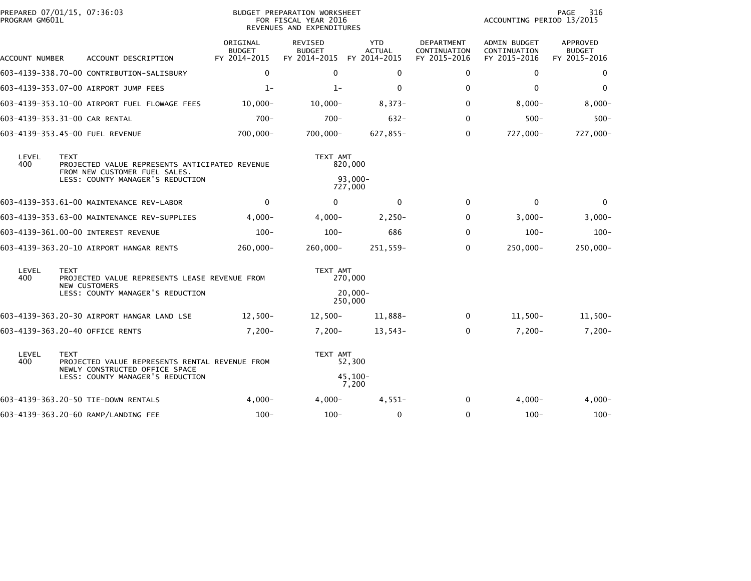PREPARED 07/01/15, 07:36:03 
PROGRAM GM601L

BUDGET PREPARATION WORKSHEET
FOR FISCAL YEAR 2016
REVENUES AND EXPENDITURES

ACCOUNTING PERIOD 13/2015

| ACCOUNT NUMBER | ACCOUNT DESCRIPTION | ORIGINAL BUDGET FY 2014-2015 | REVISED BUDGET FY 2014-2015 | YTD ACTUAL FY 2014-2015 | DEPARTMENT CONTINUATION FY 2015-2016 | ADMIN BUDGET CONTINUATION FY 2015-2016 | APPROVED BUDGET FY 2015-2016 |
|---|---|---|---|---|---|---|---|
| 603-4139-338.70-00 | CONTRIBUTION-SALISBURY | 0 | 0 | 0 | 0 | 0 | 0 |
| 603-4139-353.07-00 | AIRPORT JUMP FEES | 1- | 1- | 0 | 0 | 0 | 0 |
| 603-4139-353.10-00 | AIRPORT FUEL FLOWAGE FEES | 10,000- | 10,000- | 8,373- | 0 | 8,000- | 8,000- |
| 603-4139-353.31-00 | CAR RENTAL | 700- | 700- | 632- | 0 | 500- | 500- |
| 603-4139-353.45-00 | FUEL REVENUE | 700,000- | 700,000- | 627,855- | 0 | 727,000- | 727,000- |

| LEVEL | TEXT | TEXT AMT |
|---|---|---|
| 400 | PROJECTED VALUE REPRESENTS ANTICIPATED REVENUE FROM NEW CUSTOMER FUEL SALES. | 820,000 |
| | LESS: COUNTY MANAGER'S REDUCTION | 93,000- |
| | | 727,000 |

| ACCOUNT NUMBER | ACCOUNT DESCRIPTION | ORIGINAL BUDGET FY 2014-2015 | REVISED BUDGET FY 2014-2015 | YTD ACTUAL FY 2014-2015 | DEPARTMENT CONTINUATION FY 2015-2016 | ADMIN BUDGET CONTINUATION FY 2015-2016 | APPROVED BUDGET FY 2015-2016 |
|---|---|---|---|---|---|---|---|
| 603-4139-353.61-00 | MAINTENANCE REV-LABOR | 0 | 0 | 0 | 0 | 0 | 0 |
| 603-4139-353.63-00 | MAINTENANCE REV-SUPPLIES | 4,000- | 4,000- | 2,250- | 0 | 3,000- | 3,000- |
| 603-4139-361.00-00 | INTEREST REVENUE | 100- | 100- | 686 | 0 | 100- | 100- |
| 603-4139-363.20-10 | AIRPORT HANGAR RENTS | 260,000- | 260,000- | 251,559- | 0 | 250,000- | 250,000- |

| LEVEL | TEXT | TEXT AMT |
|---|---|---|
| 400 | PROJECTED VALUE REPRESENTS LEASE REVENUE FROM NEW CUSTOMERS | 270,000 |
| | LESS: COUNTY MANAGER'S REDUCTION | 20,000- |
| | | 250,000 |

| ACCOUNT NUMBER | ACCOUNT DESCRIPTION | ORIGINAL BUDGET FY 2014-2015 | REVISED BUDGET FY 2014-2015 | YTD ACTUAL FY 2014-2015 | DEPARTMENT CONTINUATION FY 2015-2016 | ADMIN BUDGET CONTINUATION FY 2015-2016 | APPROVED BUDGET FY 2015-2016 |
|---|---|---|---|---|---|---|---|
| 603-4139-363.20-30 | AIRPORT HANGAR LAND LSE | 12,500- | 12,500- | 11,888- | 0 | 11,500- | 11,500- |
| 603-4139-363.20-40 | OFFICE RENTS | 7,200- | 7,200- | 13,543- | 0 | 7,200- | 7,200- |

| LEVEL | TEXT | TEXT AMT |
|---|---|---|
| 400 | PROJECTED VALUE REPRESENTS RENTAL REVENUE FROM NEWLY CONSTRUCTED OFFICE SPACE | 52,300 |
| | LESS: COUNTY MANAGER'S REDUCTION | 45,100- |
| | | 7,200 |

| ACCOUNT NUMBER | ACCOUNT DESCRIPTION | ORIGINAL BUDGET FY 2014-2015 | REVISED BUDGET FY 2014-2015 | YTD ACTUAL FY 2014-2015 | DEPARTMENT CONTINUATION FY 2015-2016 | ADMIN BUDGET CONTINUATION FY 2015-2016 | APPROVED BUDGET FY 2015-2016 |
|---|---|---|---|---|---|---|---|
| 603-4139-363.20-50 | TIE-DOWN RENTALS | 4,000- | 4,000- | 4,551- | 0 | 4,000- | 4,000- |
| 603-4139-363.20-60 | RAMP/LANDING FEE | 100- | 100- | 0 | 0 | 100- | 100- |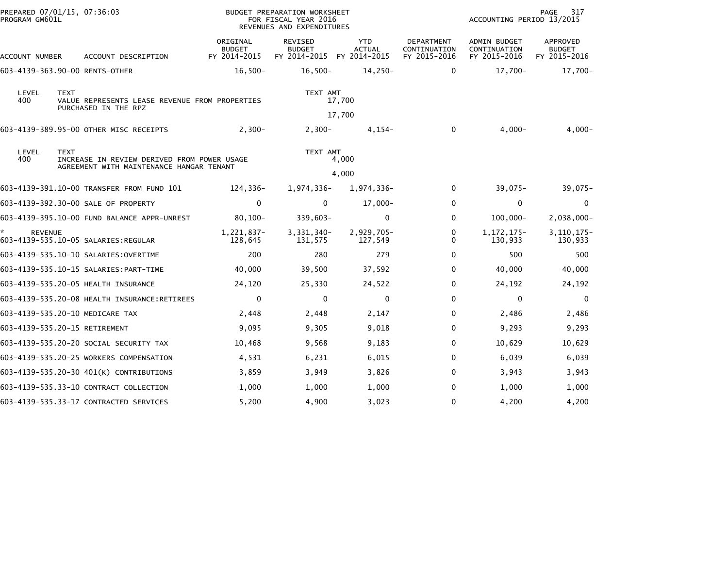PREPARED 07/01/15, 07:36:03
PROGRAM GM601L

BUDGET PREPARATION WORKSHEET
FOR FISCAL YEAR 2016
REVENUES AND EXPENDITURES

ACCOUNTING PERIOD 13/2015

| ACCOUNT NUMBER | ACCOUNT DESCRIPTION | ORIGINAL BUDGET FY 2014-2015 | REVISED BUDGET FY 2014-2015 | YTD ACTUAL FY 2014-2015 | DEPARTMENT CONTINUATION FY 2015-2016 | ADMIN BUDGET CONTINUATION FY 2015-2016 | APPROVED BUDGET FY 2015-2016 |
|---|---|---|---|---|---|---|---|
| 603-4139-363.90-00 | RENTS-OTHER | 16,500- | 16,500- | 14,250- | 0 | 17,700- | 17,700- |
| LEVEL 400 | TEXT: VALUE REPRESENTS LEASE REVENUE FROM PROPERTIES PURCHASED IN THE RPZ | | TEXT AMT | 17,700 | | | |
| | | | | 17,700 | | | |
| 603-4139-389.95-00 | OTHER MISC RECEIPTS | 2,300- | 2,300- | 4,154- | 0 | 4,000- | 4,000- |
| LEVEL 400 | TEXT: INCREASE IN REVIEW DERIVED FROM POWER USAGE AGREEMENT WITH MAINTENANCE HANGAR TENANT | | TEXT AMT | 4,000 | | | |
| | | | | 4,000 | | | |
| 603-4139-391.10-00 | TRANSFER FROM FUND 101 | 124,336- | 1,974,336- | 1,974,336- | 0 | 39,075- | 39,075- |
| 603-4139-392.30-00 | SALE OF PROPERTY | 0 | 0 | 17,000- | 0 | 0 | 0 |
| 603-4139-395.10-00 | FUND BALANCE APPR-UNREST | 80,100- | 339,603- | 0 | 0 | 100,000- | 2,038,000- |
| * | REVENUE | 1,221,837- | 3,331,340- | 2,929,705- | 0 | 1,172,175- | 3,110,175- |
| 603-4139-535.10-05 | SALARIES:REGULAR | 128,645 | 131,575 | 127,549 | 0 | 130,933 | 130,933 |
| 603-4139-535.10-10 | SALARIES:OVERTIME | 200 | 280 | 279 | 0 | 500 | 500 |
| 603-4139-535.10-15 | SALARIES:PART-TIME | 40,000 | 39,500 | 37,592 | 0 | 40,000 | 40,000 |
| 603-4139-535.20-05 | HEALTH INSURANCE | 24,120 | 25,330 | 24,522 | 0 | 24,192 | 24,192 |
| 603-4139-535.20-08 | HEALTH INSURANCE:RETIREES | 0 | 0 | 0 | 0 | 0 | 0 |
| 603-4139-535.20-10 | MEDICARE TAX | 2,448 | 2,448 | 2,147 | 0 | 2,486 | 2,486 |
| 603-4139-535.20-15 | RETIREMENT | 9,095 | 9,305 | 9,018 | 0 | 9,293 | 9,293 |
| 603-4139-535.20-20 | SOCIAL SECURITY TAX | 10,468 | 9,568 | 9,183 | 0 | 10,629 | 10,629 |
| 603-4139-535.20-25 | WORKERS COMPENSATION | 4,531 | 6,231 | 6,015 | 0 | 6,039 | 6,039 |
| 603-4139-535.20-30 | 401(K) CONTRIBUTIONS | 3,859 | 3,949 | 3,826 | 0 | 3,943 | 3,943 |
| 603-4139-535.33-10 | CONTRACT COLLECTION | 1,000 | 1,000 | 1,000 | 0 | 1,000 | 1,000 |
| 603-4139-535.33-17 | CONTRACTED SERVICES | 5,200 | 4,900 | 3,023 | 0 | 4,200 | 4,200 |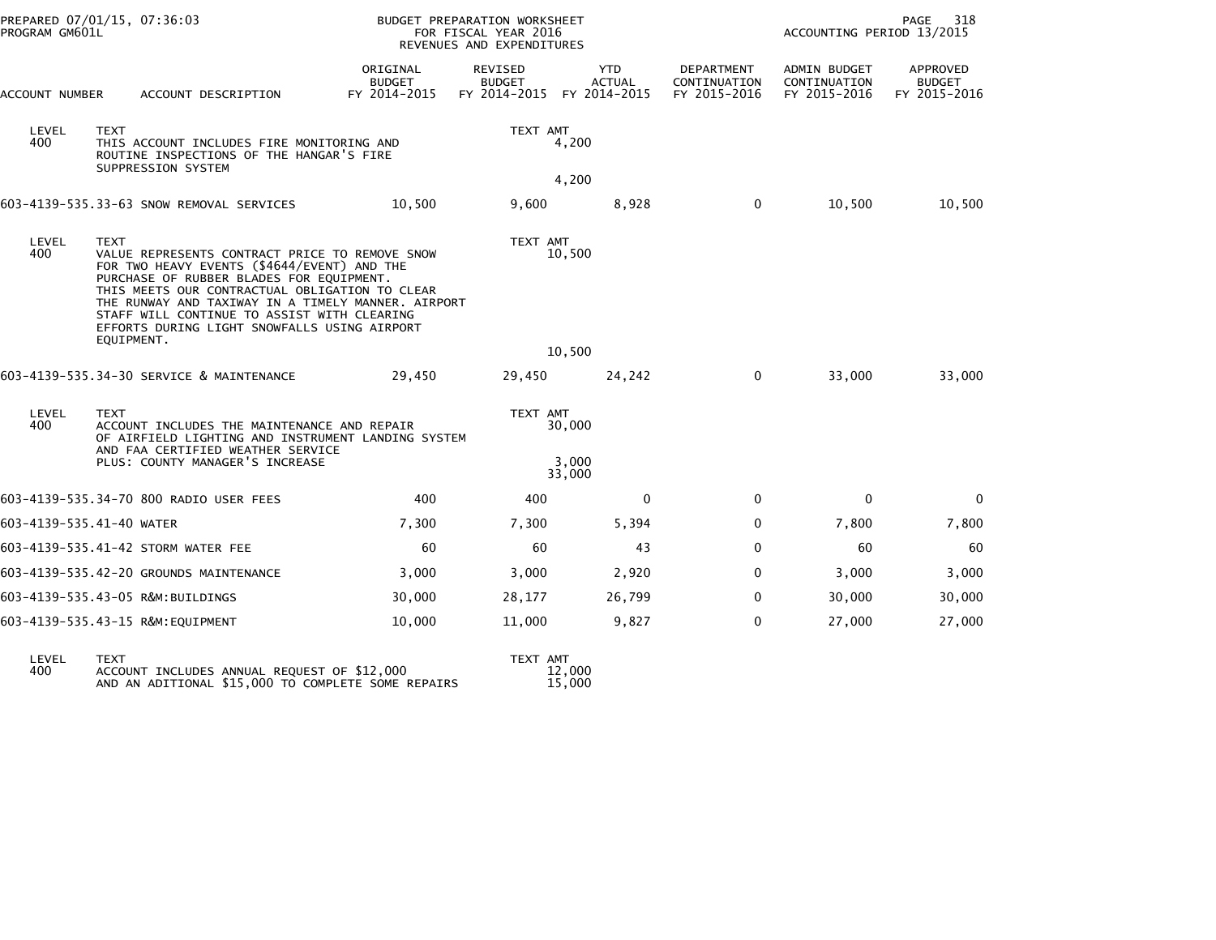| ACCOUNT NUMBER | ACCOUNT DESCRIPTION | ORIGINAL BUDGET FY 2014-2015 | REVISED BUDGET FY 2014-2015 | YTD ACTUAL FY 2014-2015 | DEPARTMENT CONTINUATION FY 2015-2016 | ADMIN BUDGET CONTINUATION FY 2015-2016 | APPROVED BUDGET FY 2015-2016 |
|---|---|---|---|---|---|---|---|
| LEVEL 400 | TEXT THIS ACCOUNT INCLUDES FIRE MONITORING AND ROUTINE INSPECTIONS OF THE HANGAR'S FIRE SUPPRESSION SYSTEM | | TEXT AMT 4,200 | | | | |
| | | | 4,200 | | | | |
| 603-4139-535.33-63 | SNOW REMOVAL SERVICES | 10,500 | 9,600 | 8,928 | 0 | 10,500 | 10,500 |
| LEVEL 400 | TEXT VALUE REPRESENTS CONTRACT PRICE TO REMOVE SNOW FOR TWO HEAVY EVENTS ($4644/EVENT) AND THE PURCHASE OF RUBBER BLADES FOR EQUIPMENT. THIS MEETS OUR CONTRACTUAL OBLIGATION TO CLEAR THE RUNWAY AND TAXIWAY IN A TIMELY MANNER. AIRPORT STAFF WILL CONTINUE TO ASSIST WITH CLEARING EFFORTS DURING LIGHT SNOWFALLS USING AIRPORT EQUIPMENT. | | TEXT AMT 10,500 | | | | |
| | | | 10,500 | | | | |
| 603-4139-535.34-30 | SERVICE & MAINTENANCE | 29,450 | 29,450 | 24,242 | 0 | 33,000 | 33,000 |
| LEVEL 400 | TEXT ACCOUNT INCLUDES THE MAINTENANCE AND REPAIR OF AIRFIELD LIGHTING AND INSTRUMENT LANDING SYSTEM AND FAA CERTIFIED WEATHER SERVICE | | TEXT AMT 30,000 | | | | |
| | PLUS: COUNTY MANAGER'S INCREASE | | 3,000 | | | | |
| | | | 33,000 | | | | |
| 603-4139-535.34-70 | 800 RADIO USER FEES | 400 | 400 | 0 | 0 | 0 | 0 |
| 603-4139-535.41-40 | WATER | 7,300 | 7,300 | 5,394 | 0 | 7,800 | 7,800 |
| 603-4139-535.41-42 | STORM WATER FEE | 60 | 60 | 43 | 0 | 60 | 60 |
| 603-4139-535.42-20 | GROUNDS MAINTENANCE | 3,000 | 3,000 | 2,920 | 0 | 3,000 | 3,000 |
| 603-4139-535.43-05 | R&M:BUILDINGS | 30,000 | 28,177 | 26,799 | 0 | 30,000 | 30,000 |
| 603-4139-535.43-15 | R&M:EQUIPMENT | 10,000 | 11,000 | 9,827 | 0 | 27,000 | 27,000 |
| LEVEL 400 | TEXT ACCOUNT INCLUDES ANNUAL REQUEST OF $12,000 | | TEXT AMT 12,000 | | | | |
| | AND AN ADITIONAL $15,000 TO COMPLETE SOME REPAIRS | | 15,000 | | | | |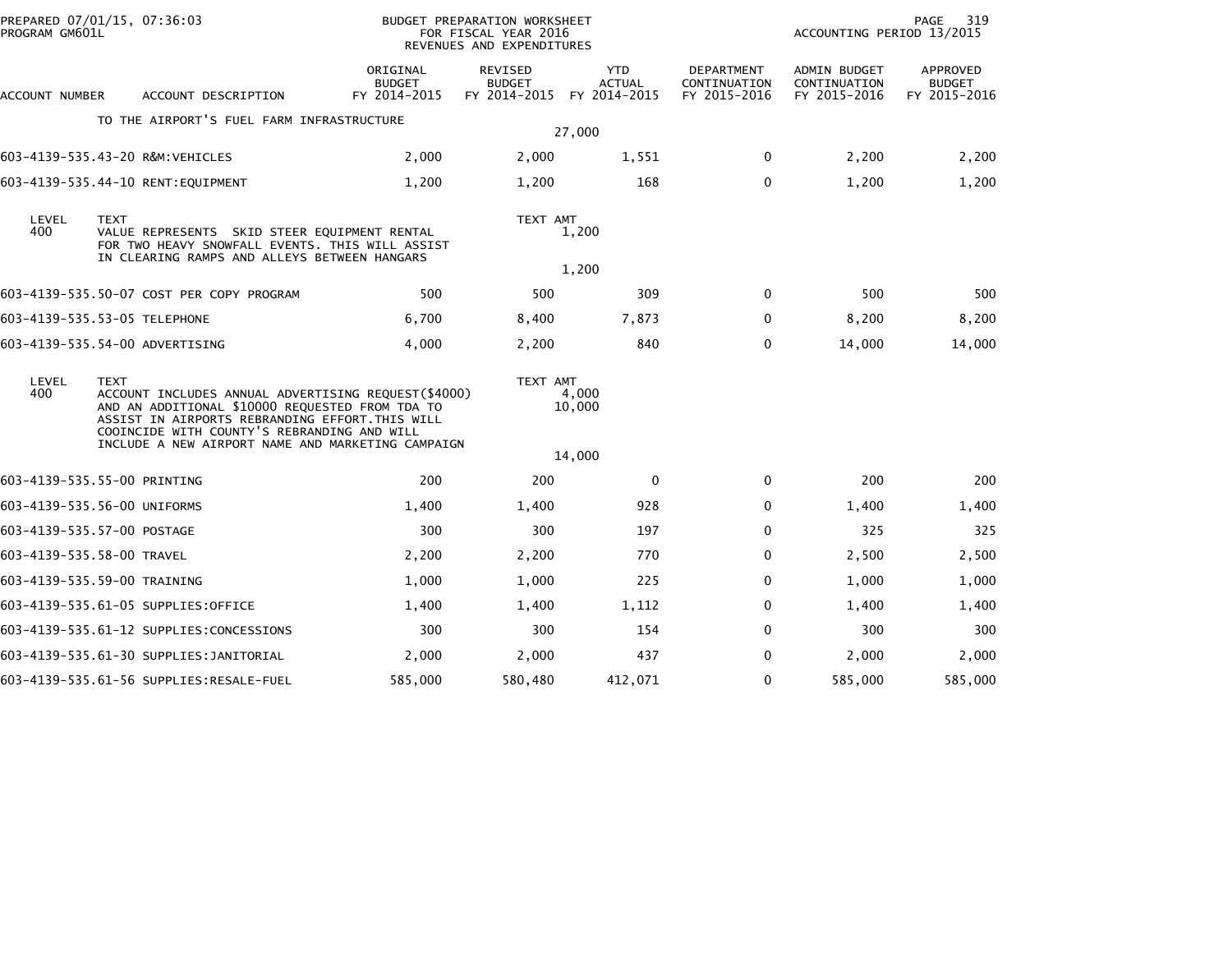PREPARED 07/01/15, 07:36:03
PROGRAM GM601L

BUDGET PREPARATION WORKSHEET
FOR FISCAL YEAR 2016
REVENUES AND EXPENDITURES

ACCOUNTING PERIOD 13/2015

| ACCOUNT NUMBER | ACCOUNT DESCRIPTION | ORIGINAL BUDGET FY 2014-2015 | REVISED BUDGET FY 2014-2015 | YTD ACTUAL FY 2014-2015 | DEPARTMENT CONTINUATION FY 2015-2016 | ADMIN BUDGET CONTINUATION FY 2015-2016 | APPROVED BUDGET FY 2015-2016 |
|---|---|---|---|---|---|---|---|
| | TO THE AIRPORT'S FUEL FARM INFRASTRUCTURE | | | | | | |
| | | | 27,000 | | | | |
| 603-4139-535.43-20 | R&M:VEHICLES | 2,000 | 2,000 | 1,551 | 0 | 2,200 | 2,200 |
| 603-4139-535.44-10 | RENT:EQUIPMENT | 1,200 | 1,200 | 168 | 0 | 1,200 | 1,200 |

| LEVEL | TEXT | TEXT AMT |
|---|---|---|
| 400 | VALUE REPRESENTS SKID STEER EQUIPMENT RENTAL FOR TWO HEAVY SNOWFALL EVENTS. THIS WILL ASSIST IN CLEARING RAMPS AND ALLEYS BETWEEN HANGARS | 1,200 |
| | | 1,200 |

| ACCOUNT NUMBER | ACCOUNT DESCRIPTION | ORIGINAL BUDGET FY 2014-2015 | REVISED BUDGET FY 2014-2015 | YTD ACTUAL FY 2014-2015 | DEPARTMENT CONTINUATION FY 2015-2016 | ADMIN BUDGET CONTINUATION FY 2015-2016 | APPROVED BUDGET FY 2015-2016 |
|---|---|---|---|---|---|---|---|
| 603-4139-535.50-07 | COST PER COPY PROGRAM | 500 | 500 | 309 | 0 | 500 | 500 |
| 603-4139-535.53-05 | TELEPHONE | 6,700 | 8,400 | 7,873 | 0 | 8,200 | 8,200 |
| 603-4139-535.54-00 | ADVERTISING | 4,000 | 2,200 | 840 | 0 | 14,000 | 14,000 |

| LEVEL | TEXT | TEXT AMT |
|---|---|---|
| 400 | ACCOUNT INCLUDES ANNUAL ADVERTISING REQUEST($4000) AND AN ADDITIONAL $10000 REQUESTED FROM TDA TO ASSIST IN AIRPORTS REBRANDING EFFORT.THIS WILL COOINCIDE WITH COUNTY'S REBRANDING AND WILL INCLUDE A NEW AIRPORT NAME AND MARKETING CAMPAIGN | 4,000<br>10,000 |
| | | 14,000 |

| ACCOUNT NUMBER | ACCOUNT DESCRIPTION | ORIGINAL BUDGET FY 2014-2015 | REVISED BUDGET FY 2014-2015 | YTD ACTUAL FY 2014-2015 | DEPARTMENT CONTINUATION FY 2015-2016 | ADMIN BUDGET CONTINUATION FY 2015-2016 | APPROVED BUDGET FY 2015-2016 |
|---|---|---|---|---|---|---|---|
| 603-4139-535.55-00 | PRINTING | 200 | 200 | 0 | 0 | 200 | 200 |
| 603-4139-535.56-00 | UNIFORMS | 1,400 | 1,400 | 928 | 0 | 1,400 | 1,400 |
| 603-4139-535.57-00 | POSTAGE | 300 | 300 | 197 | 0 | 325 | 325 |
| 603-4139-535.58-00 | TRAVEL | 2,200 | 2,200 | 770 | 0 | 2,500 | 2,500 |
| 603-4139-535.59-00 | TRAINING | 1,000 | 1,000 | 225 | 0 | 1,000 | 1,000 |
| 603-4139-535.61-05 | SUPPLIES:OFFICE | 1,400 | 1,400 | 1,112 | 0 | 1,400 | 1,400 |
| 603-4139-535.61-12 | SUPPLIES:CONCESSIONS | 300 | 300 | 154 | 0 | 300 | 300 |
| 603-4139-535.61-30 | SUPPLIES:JANITORIAL | 2,000 | 2,000 | 437 | 0 | 2,000 | 2,000 |
| 603-4139-535.61-56 | SUPPLIES:RESALE-FUEL | 585,000 | 580,480 | 412,071 | 0 | 585,000 | 585,000 |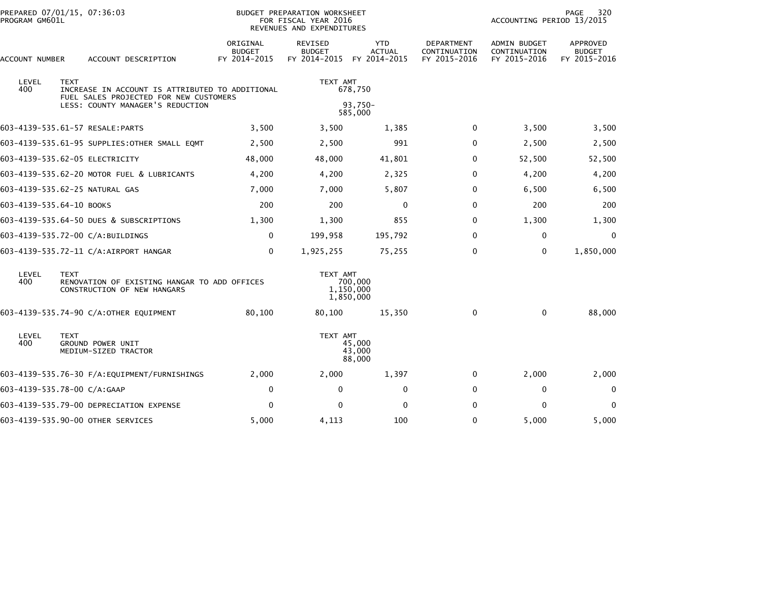PREPARED 07/01/15, 07:36:03
PROGRAM GM601L

BUDGET PREPARATION WORKSHEET
FOR FISCAL YEAR 2016
REVENUES AND EXPENDITURES

ACCOUNTING PERIOD 13/2015

| ACCOUNT NUMBER | ACCOUNT DESCRIPTION | ORIGINAL BUDGET FY 2014-2015 | REVISED BUDGET FY 2014-2015 | YTD ACTUAL FY 2014-2015 | DEPARTMENT CONTINUATION FY 2015-2016 | ADMIN BUDGET CONTINUATION FY 2015-2016 | APPROVED BUDGET FY 2015-2016 |
|---|---|---|---|---|---|---|---|
| LEVEL 400 | TEXT: INCREASE IN ACCOUNT IS ATTRIBUTED TO ADDITIONAL FUEL SALES PROJECTED FOR NEW CUSTOMERS | | TEXT AMT 678,750 | | | | |
| | LESS: COUNTY MANAGER'S REDUCTION | | 93,750- | | | | |
| | | | 585,000 | | | | |
| 603-4139-535.61-57 | RESALE:PARTS | 3,500 | 3,500 | 1,385 | 0 | 3,500 | 3,500 |
| 603-4139-535.61-95 | SUPPLIES:OTHER SMALL EQMT | 2,500 | 2,500 | 991 | 0 | 2,500 | 2,500 |
| 603-4139-535.62-05 | ELECTRICITY | 48,000 | 48,000 | 41,801 | 0 | 52,500 | 52,500 |
| 603-4139-535.62-20 | MOTOR FUEL & LUBRICANTS | 4,200 | 4,200 | 2,325 | 0 | 4,200 | 4,200 |
| 603-4139-535.62-25 | NATURAL GAS | 7,000 | 7,000 | 5,807 | 0 | 6,500 | 6,500 |
| 603-4139-535.64-10 | BOOKS | 200 | 200 | 0 | 0 | 200 | 200 |
| 603-4139-535.64-50 | DUES & SUBSCRIPTIONS | 1,300 | 1,300 | 855 | 0 | 1,300 | 1,300 |
| 603-4139-535.72-00 | C/A:BUILDINGS | 0 | 199,958 | 195,792 | 0 | 0 | 0 |
| 603-4139-535.72-11 | C/A:AIRPORT HANGAR | 0 | 1,925,255 | 75,255 | 0 | 0 | 1,850,000 |
| LEVEL 400 | TEXT: RENOVATION OF EXISTING HANGAR TO ADD OFFICES | | TEXT AMT 700,000 | | | | |
| | CONSTRUCTION OF NEW HANGARS | | 1,150,000 | | | | |
| | | | 1,850,000 | | | | |
| 603-4139-535.74-90 | C/A:OTHER EQUIPMENT | 80,100 | 80,100 | 15,350 | 0 | 0 | 88,000 |
| LEVEL 400 | TEXT: GROUND POWER UNIT | | TEXT AMT 45,000 | | | | |
| | MEDIUM-SIZED TRACTOR | | 43,000 | | | | |
| | | | 88,000 | | | | |
| 603-4139-535.76-30 | F/A:EQUIPMENT/FURNISHINGS | 2,000 | 2,000 | 1,397 | 0 | 2,000 | 2,000 |
| 603-4139-535.78-00 | C/A:GAAP | 0 | 0 | 0 | 0 | 0 | 0 |
| 603-4139-535.79-00 | DEPRECIATION EXPENSE | 0 | 0 | 0 | 0 | 0 | 0 |
| 603-4139-535.90-00 | OTHER SERVICES | 5,000 | 4,113 | 100 | 0 | 5,000 | 5,000 |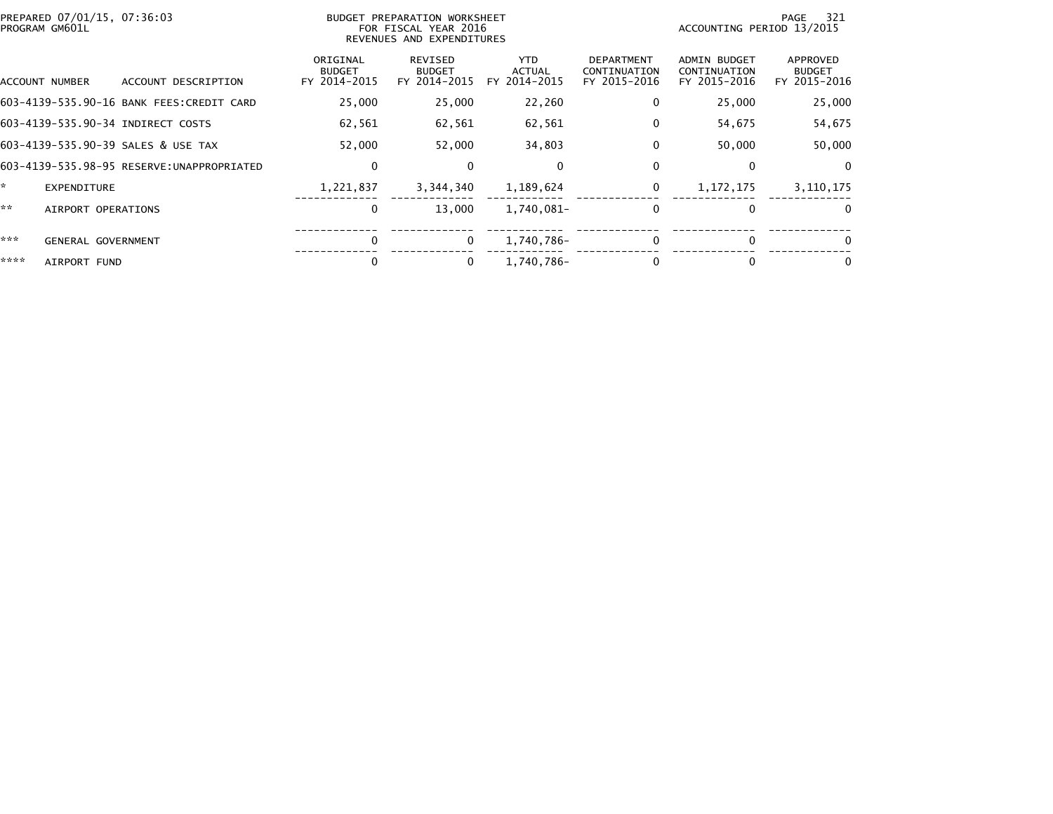BUDGET PREPARATION WORKSHEET
FOR FISCAL YEAR 2016
REVENUES AND EXPENDITURES

PREPARED 07/01/15, 07:36:03
PROGRAM GM601L

ACCOUNTING PERIOD 13/2015

| ACCOUNT NUMBER | ACCOUNT DESCRIPTION | ORIGINAL BUDGET FY 2014-2015 | REVISED BUDGET FY 2014-2015 | YTD ACTUAL FY 2014-2015 | DEPARTMENT CONTINUATION FY 2015-2016 | ADMIN BUDGET CONTINUATION FY 2015-2016 | APPROVED BUDGET FY 2015-2016 |
|---|---|---|---|---|---|---|---|
| 603-4139-535.90-16 | BANK FEES:CREDIT CARD | 25,000 | 25,000 | 22,260 | 0 | 25,000 | 25,000 |
| 603-4139-535.90-34 | INDIRECT COSTS | 62,561 | 62,561 | 62,561 | 0 | 54,675 | 54,675 |
| 603-4139-535.90-39 | SALES & USE TAX | 52,000 | 52,000 | 34,803 | 0 | 50,000 | 50,000 |
| 603-4139-535.98-95 | RESERVE:UNAPPROPRIATED | 0 | 0 | 0 | 0 | 0 | 0 |
| * | EXPENDITURE | 1,221,837 | 3,344,340 | 1,189,624 | 0 | 1,172,175 | 3,110,175 |
| ** | AIRPORT OPERATIONS | 0 | 13,000 | 1,740,081- | 0 | 0 | 0 |
| *** | GENERAL GOVERNMENT | 0 | 0 | 1,740,786- | 0 | 0 | 0 |
| **** | AIRPORT FUND | 0 | 0 | 1,740,786- | 0 | 0 | 0 |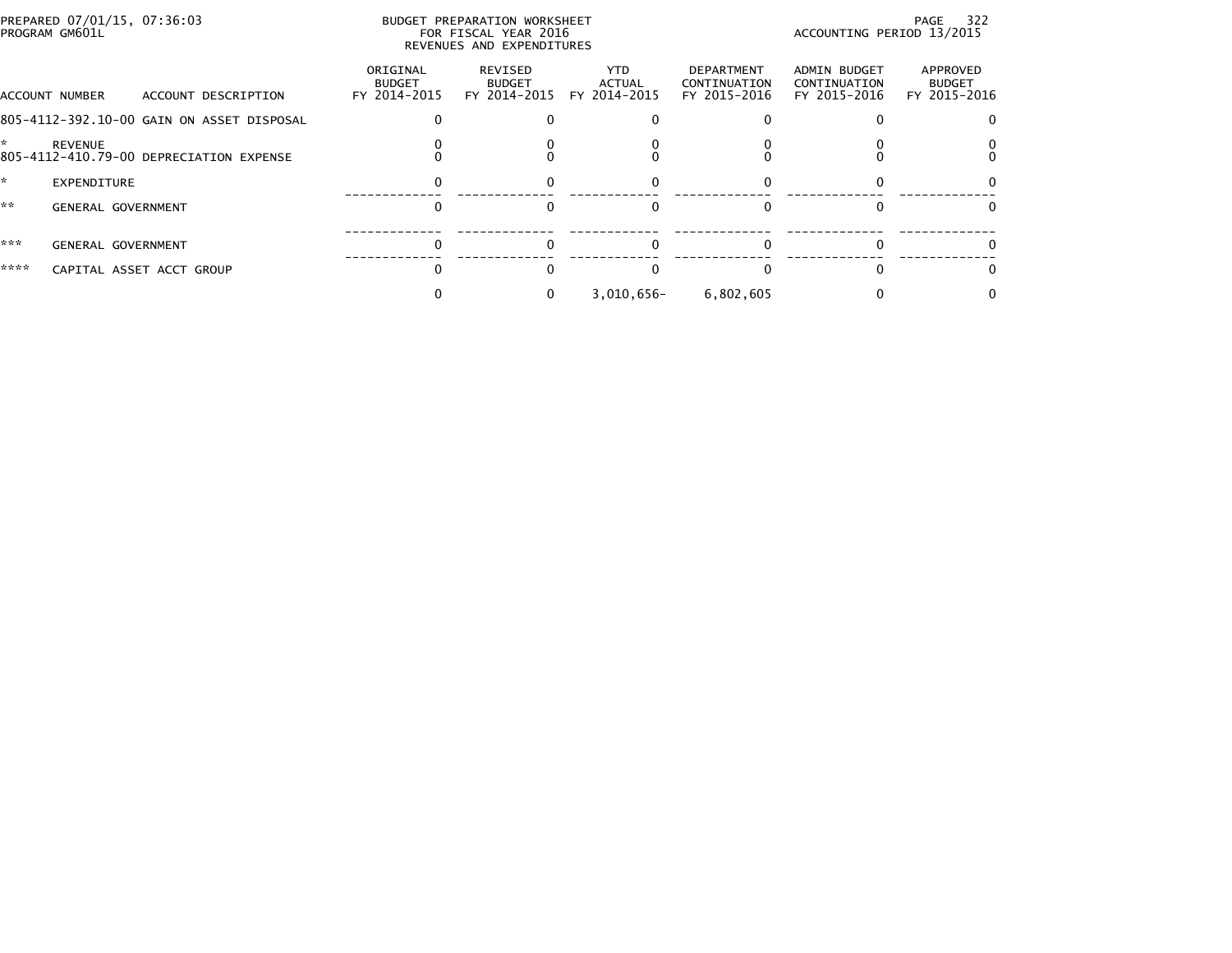PREPARED 07/01/15, 07:36:03
PROGRAM GM601L

BUDGET PREPARATION WORKSHEET
FOR FISCAL YEAR 2016
REVENUES AND EXPENDITURES

ACCOUNTING PERIOD 13/2015

| ACCOUNT NUMBER | ACCOUNT DESCRIPTION | ORIGINAL BUDGET FY 2014-2015 | REVISED BUDGET FY 2014-2015 | YTD ACTUAL FY 2014-2015 | DEPARTMENT CONTINUATION FY 2015-2016 | ADMIN BUDGET CONTINUATION FY 2015-2016 | APPROVED BUDGET FY 2015-2016 |
|---|---|---|---|---|---|---|---|
| 805-4112-392.10-00 | GAIN ON ASSET DISPOSAL | 0 | 0 | 0 | 0 | 0 | 0 |
| * | REVENUE | 0 | 0 | 0 | 0 | 0 | 0 |
| 805-4112-410.79-00 | DEPRECIATION EXPENSE | 0 | 0 | 0 | 0 | 0 | 0 |
| * | EXPENDITURE | 0 | 0 | 0 | 0 | 0 | 0 |
| ** | GENERAL GOVERNMENT | 0 | 0 | 0 | 0 | 0 | 0 |
| *** | GENERAL GOVERNMENT | 0 | 0 | 0 | 0 | 0 | 0 |
| **** | CAPITAL ASSET ACCT GROUP | 0 | 0 | 0 | 0 | 0 | 0 |
| | | 0 | 0 | 3,010,656- | 6,802,605 | 0 | 0 |